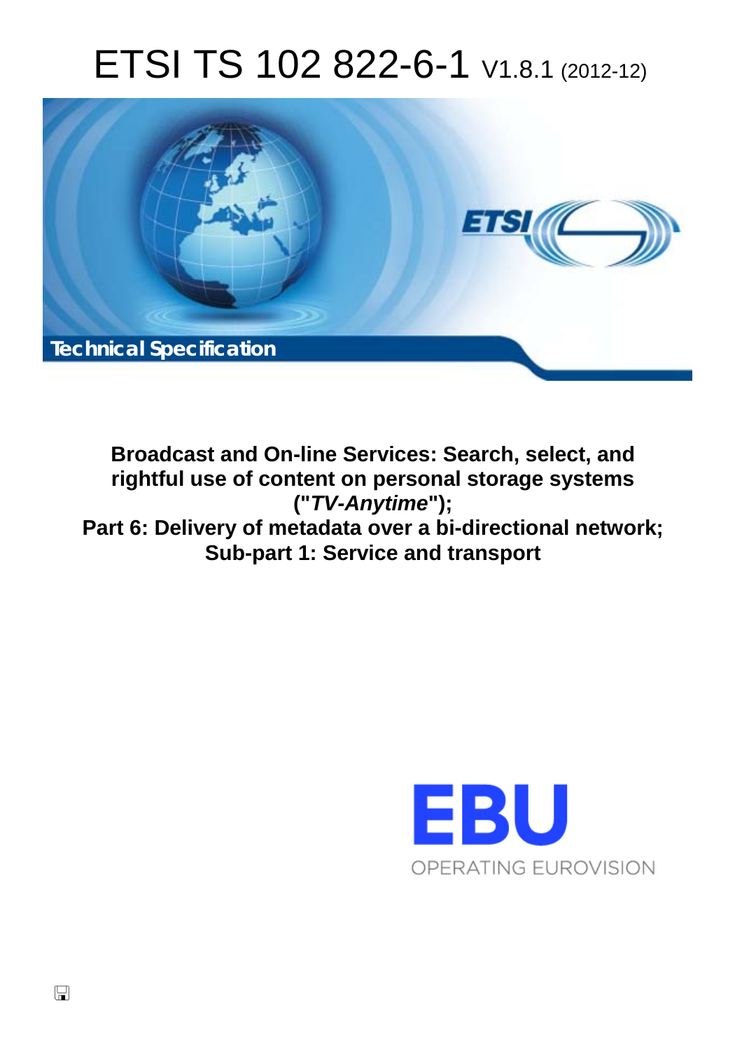# ETSI TS 102 822-6-1 V1.8.1 (2012-12)

Technical Specification

**Broadcast and On-line Services: Search, select, and rightful use of content on personal storage systems ("*TV-Anytime*"); Part 6: Delivery of metadata over a bi-directional network; Sub-part 1: Service and transport**

EBU

OPERATING EUROVISION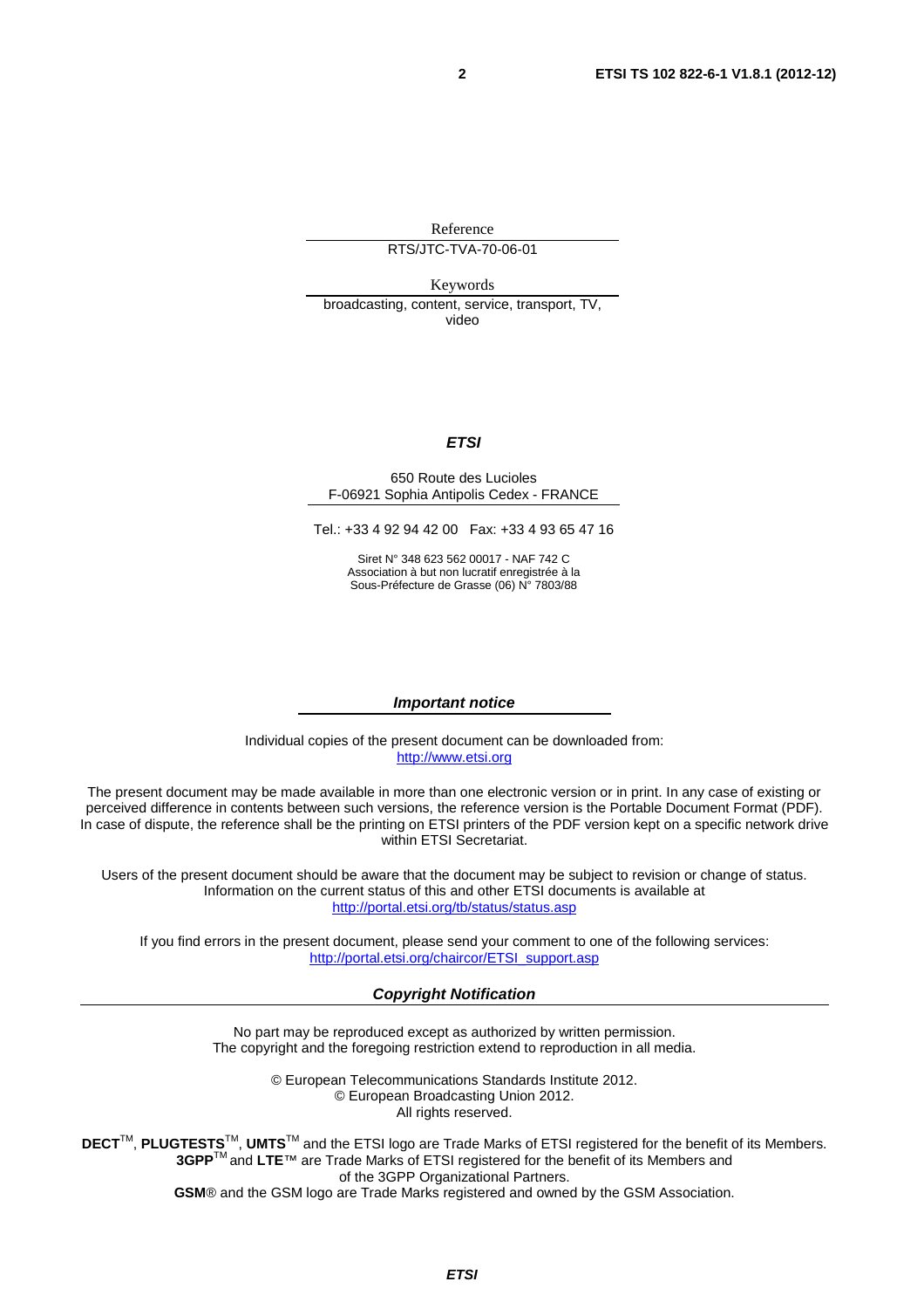Reference

RTS/JTC-TVA-70-06-01

Keywords

broadcasting, content, service, transport, TV, video

***ETSI***

650 Route des Lucioles
F-06921 Sophia Antipolis Cedex - FRANCE

Tel.: +33 4 92 94 42 00 Fax: +33 4 93 65 47 16

Siret N° 348 623 562 00017 - NAF 742 C
Association à but non lucratif enregistrée à la
Sous-Préfecture de Grasse (06) N° 7803/88

***Important notice***

Individual copies of the present document can be downloaded from:
http://www.etsi.org

The present document may be made available in more than one electronic version or in print. In any case of existing or perceived difference in contents between such versions, the reference version is the Portable Document Format (PDF). In case of dispute, the reference shall be the printing on ETSI printers of the PDF version kept on a specific network drive within ETSI Secretariat.

Users of the present document should be aware that the document may be subject to revision or change of status. Information on the current status of this and other ETSI documents is available at
http://portal.etsi.org/tb/status/status.asp

If you find errors in the present document, please send your comment to one of the following services:
http://portal.etsi.org/chaircor/ETSI_support.asp

***Copyright Notification***

No part may be reproduced except as authorized by written permission.
The copyright and the foregoing restriction extend to reproduction in all media.

© European Telecommunications Standards Institute 2012.
© European Broadcasting Union 2012.
All rights reserved.

**DECT**™, **PLUGTESTS**™, **UMTS**™ and the ETSI logo are Trade Marks of ETSI registered for the benefit of its Members.
**3GPP**™ and **LTE**™ are Trade Marks of ETSI registered for the benefit of its Members and of the 3GPP Organizational Partners.
**GSM**® and the GSM logo are Trade Marks registered and owned by the GSM Association.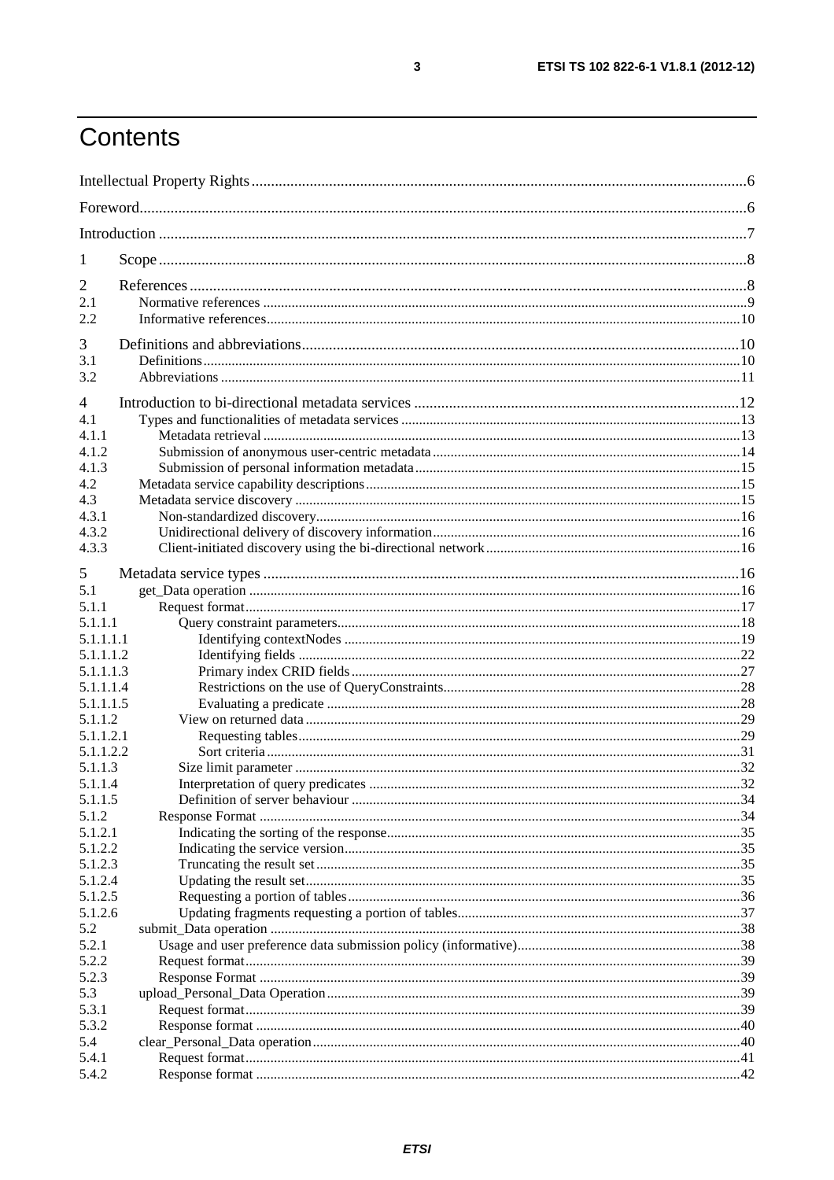# Contents

Intellectual Property Rights ........................................................................................................................ 6

Foreword ..................................................................................................................................................... 6

Introduction ................................................................................................................................................ 7

1 Scope ....................................................................................................................................................... 8

2 References ............................................................................................................................................... 8
2.1 Normative references ............................................................................................................................. 9
2.2 Informative references ......................................................................................................................... 10

3 Definitions and abbreviations ................................................................................................................ 10
3.1 Definitions ........................................................................................................................................... 10
3.2 Abbreviations ...................................................................................................................................... 11

4 Introduction to bi-directional metadata services ................................................................................... 12
4.1 Types and functionalities of metadata services ................................................................................... 13
4.1.1 Metadata retrieval ............................................................................................................................. 13
4.1.2 Submission of anonymous user-centric metadata ............................................................................. 14
4.1.3 Submission of personal information metadata .................................................................................. 15
4.2 Metadata service capability descriptions ............................................................................................. 15
4.3 Metadata service discovery ................................................................................................................. 15
4.3.1 Non-standardized discovery .............................................................................................................. 16
4.3.2 Unidirectional delivery of discovery information ............................................................................. 16
4.3.3 Client-initiated discovery using the bi-directional network ............................................................... 16

5 Metadata service types .......................................................................................................................... 16
5.1 get_Data operation ............................................................................................................................... 16
5.1.1 Request format ................................................................................................................................... 17
5.1.1.1 Query constraint parameters ............................................................................................................ 18
5.1.1.1.1 Identifying contextNodes ............................................................................................................. 19
5.1.1.1.2 Identifying fields .......................................................................................................................... 22
5.1.1.1.3 Primary index CRID fields ........................................................................................................... 27
5.1.1.1.4 Restrictions on the use of QueryConstraints ................................................................................. 28
5.1.1.1.5 Evaluating a predicate .................................................................................................................. 28
5.1.1.2 View on returned data ..................................................................................................................... 29
5.1.1.2.1 Requesting tables .......................................................................................................................... 29
5.1.1.2.2 Sort criteria ................................................................................................................................... 31
5.1.1.3 Size limit parameter ........................................................................................................................ 32
5.1.1.4 Interpretation of query predicates ................................................................................................... 32
5.1.1.5 Definition of server behaviour ........................................................................................................ 34
5.1.2 Response Format ............................................................................................................................... 34
5.1.2.1 Indicating the sorting of the response .............................................................................................. 35
5.1.2.2 Indicating the service version .......................................................................................................... 35
5.1.2.3 Truncating the result set .................................................................................................................. 35
5.1.2.4 Updating the result set ..................................................................................................................... 35
5.1.2.5 Requesting a portion of tables ......................................................................................................... 36
5.1.2.6 Updating fragments requesting a portion of tables .......................................................................... 37
5.2 submit_Data operation ......................................................................................................................... 38
5.2.1 Usage and user preference data submission policy (informative) ..................................................... 38
5.2.2 Request format ................................................................................................................................... 39
5.2.3 Response Format ............................................................................................................................... 39
5.3 upload_Personal_Data Operation ......................................................................................................... 39
5.3.1 Request format ................................................................................................................................... 39
5.3.2 Response format ................................................................................................................................ 40
5.4 clear_Personal_Data operation ............................................................................................................. 40
5.4.1 Request format ................................................................................................................................... 41
5.4.2 Response format ................................................................................................................................ 42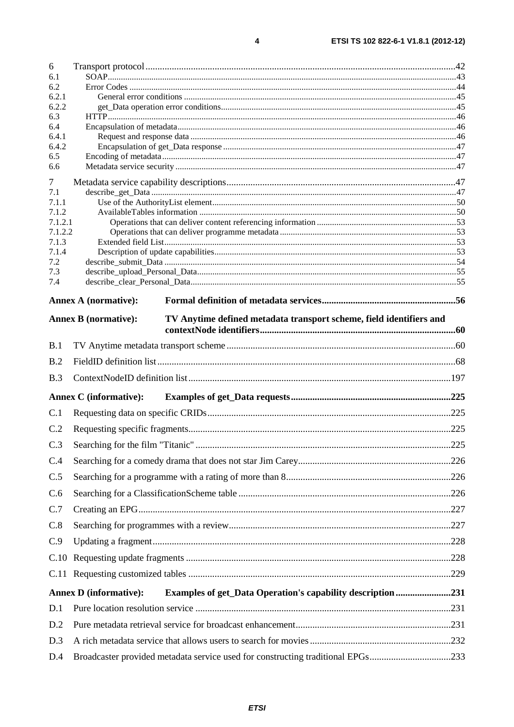6 Transport protocol.......................................................................................................................................42
6.1 SOAP.......................................................................................................................................................43
6.2 Error Codes ............................................................................................................................................44
6.2.1 General error conditions ...................................................................................................................45
6.2.2 get_Data operation error conditions..................................................................................................45
6.3 HTTP.......................................................................................................................................................46
6.4 Encapsulation of metadata......................................................................................................................46
6.4.1 Request and response data ................................................................................................................46
6.4.2 Encapsulation of get_Data response ..................................................................................................47
6.5 Encoding of metadata.............................................................................................................................47
6.6 Metadata service security .......................................................................................................................47

7 Metadata service capability descriptions.....................................................................................................47
7.1 describe_get_Data ..................................................................................................................................47
7.1.1 Use of the AuthorityList element.......................................................................................................50
7.1.2 AvailableTables information .............................................................................................................50
7.1.2.1 Operations that can deliver content referencing information .......................................................53
7.1.2.2 Operations that can deliver programme metadata .......................................................................53
7.1.3 Extended field List.............................................................................................................................53
7.1.4 Description of update capabilities.....................................................................................................53
7.2 describe_submit_Data ............................................................................................................................54
7.3 describe_upload_Personal_Data.............................................................................................................55
7.4 describe_clear_Personal_Data................................................................................................................55

**Annex A (normative): Formal definition of metadata services........................................................56**

**Annex B (normative): TV Anytime defined metadata transport scheme, field identifiers and contextNode identifiers..................................................................................60**

B.1 TV Anytime metadata transport scheme...............................................................................................60

B.2 FieldID definition list...........................................................................................................................68

B.3 ContextNodeID definition list.............................................................................................................197

**Annex C (informative): Examples of get_Data requests...................................................................225**

C.1 Requesting data on specific CRIDs....................................................................................................225

C.2 Requesting specific fragments............................................................................................................225

C.3 Searching for the film "Titanic" ..........................................................................................................225

C.4 Searching for a comedy drama that does not star Jim Carey................................................................226

C.5 Searching for a programme with a rating of more than 8.....................................................................226

C.6 Searching for a ClassificationScheme table ........................................................................................226

C.7 Creating an EPG.................................................................................................................................227

C.8 Searching for programmes with a review............................................................................................227

C.9 Updating a fragment...........................................................................................................................228

C.10 Requesting update fragments .............................................................................................................228

C.11 Requesting customized tables .............................................................................................................229

**Annex D (informative): Examples of get_Data Operation's capability description.......................231**

D.1 Pure location resolution service ..........................................................................................................231

D.2 Pure metadata retrieval service for broadcast enhancement................................................................231

D.3 A rich metadata service that allows users to search for movies...........................................................232

D.4 Broadcaster provided metadata service used for constructing traditional EPGs..................................233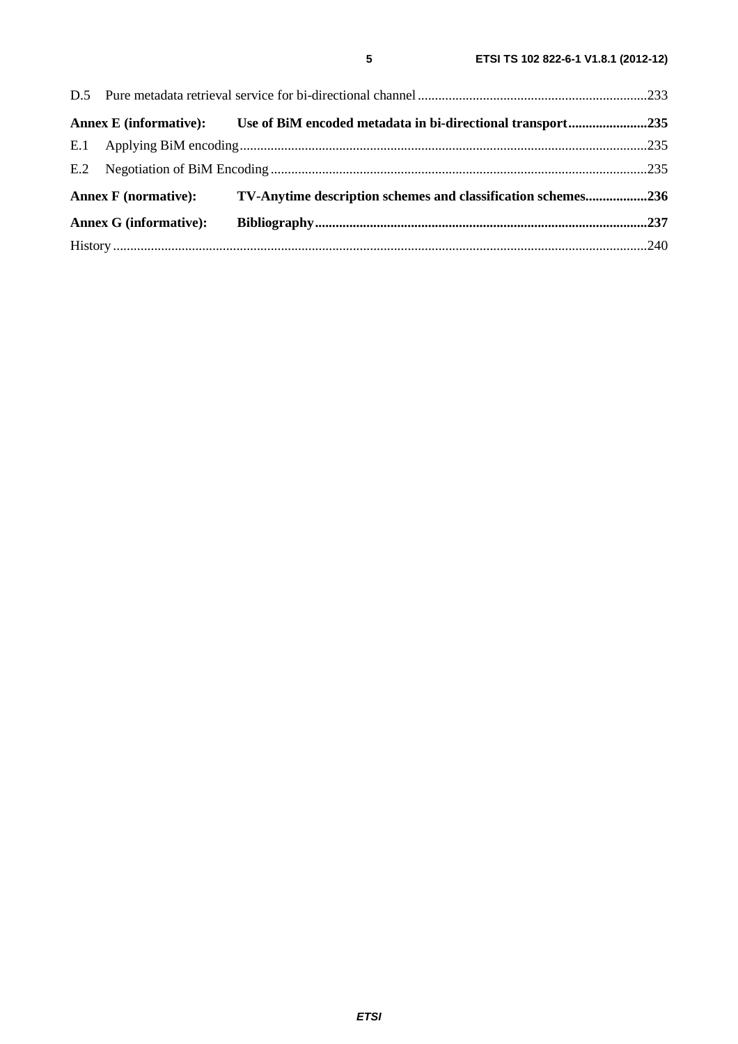D.5 Pure metadata retrieval service for bi-directional channel ..................................................................233

**Annex E (informative): Use of BiM encoded metadata in bi-directional transport.......................235**

E.1 Applying BiM encoding......................................................................................................................235

E.2 Negotiation of BiM Encoding .............................................................................................................235

**Annex F (normative): TV-Anytime description schemes and classification schemes..................236**

**Annex G (informative): Bibliography................................................................................................237**

History ..........................................................................................................................................................240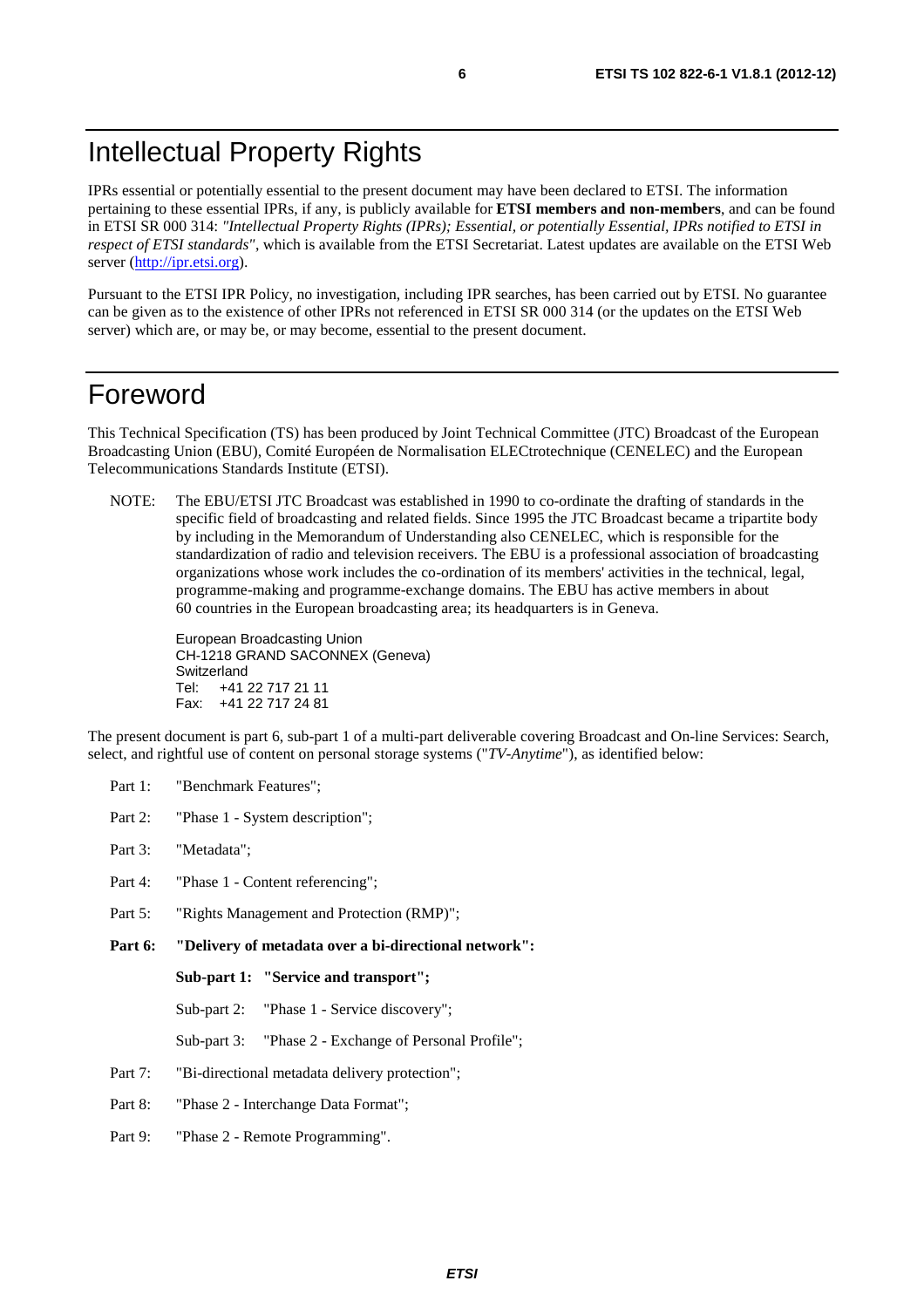# Intellectual Property Rights

IPRs essential or potentially essential to the present document may have been declared to ETSI. The information pertaining to these essential IPRs, if any, is publicly available for **ETSI members and non-members**, and can be found in ETSI SR 000 314: *"Intellectual Property Rights (IPRs); Essential, or potentially Essential, IPRs notified to ETSI in respect of ETSI standards"*, which is available from the ETSI Secretariat. Latest updates are available on the ETSI Web server (http://ipr.etsi.org).

Pursuant to the ETSI IPR Policy, no investigation, including IPR searches, has been carried out by ETSI. No guarantee can be given as to the existence of other IPRs not referenced in ETSI SR 000 314 (or the updates on the ETSI Web server) which are, or may be, or may become, essential to the present document.

# Foreword

This Technical Specification (TS) has been produced by Joint Technical Committee (JTC) Broadcast of the European Broadcasting Union (EBU), Comité Européen de Normalisation ELECtrotechnique (CENELEC) and the European Telecommunications Standards Institute (ETSI).

NOTE: The EBU/ETSI JTC Broadcast was established in 1990 to co-ordinate the drafting of standards in the specific field of broadcasting and related fields. Since 1995 the JTC Broadcast became a tripartite body by including in the Memorandum of Understanding also CENELEC, which is responsible for the standardization of radio and television receivers. The EBU is a professional association of broadcasting organizations whose work includes the co-ordination of its members' activities in the technical, legal, programme-making and programme-exchange domains. The EBU has active members in about 60 countries in the European broadcasting area; its headquarters is in Geneva.

European Broadcasting Union
CH-1218 GRAND SACONNEX (Geneva)
Switzerland
Tel: +41 22 717 21 11
Fax: +41 22 717 24 81

The present document is part 6, sub-part 1 of a multi-part deliverable covering Broadcast and On-line Services: Search, select, and rightful use of content on personal storage systems ("*TV-Anytime*"), as identified below:

Part 1: "Benchmark Features";

Part 2: "Phase 1 - System description";

Part 3: "Metadata";

Part 4: "Phase 1 - Content referencing";

Part 5: "Rights Management and Protection (RMP)";

**Part 6: "Delivery of metadata over a bi-directional network":**

- **Sub-part 1: "Service and transport";**
- Sub-part 2: "Phase 1 - Service discovery";
- Sub-part 3: "Phase 2 - Exchange of Personal Profile";

Part 7: "Bi-directional metadata delivery protection";

Part 8: "Phase 2 - Interchange Data Format";

Part 9: "Phase 2 - Remote Programming".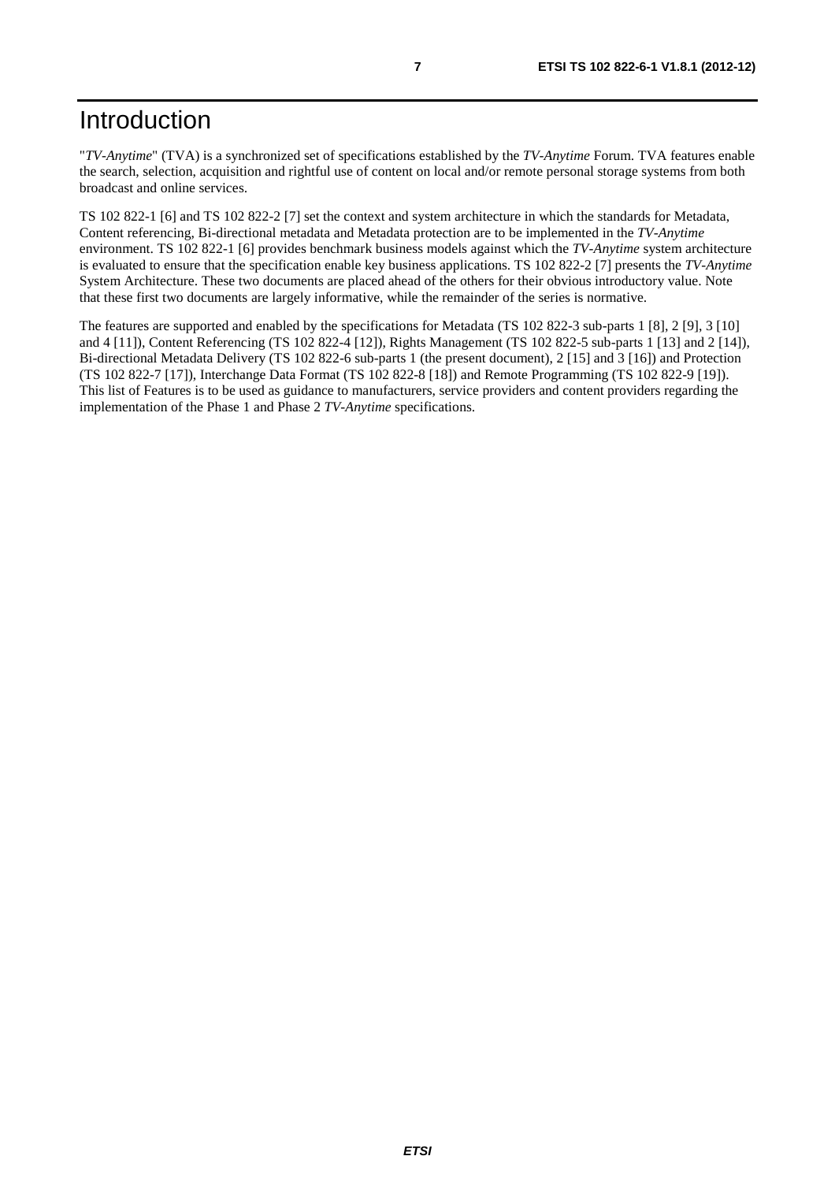# Introduction

"*TV-Anytime*" (TVA) is a synchronized set of specifications established by the *TV-Anytime* Forum. TVA features enable the search, selection, acquisition and rightful use of content on local and/or remote personal storage systems from both broadcast and online services.

TS 102 822-1 [6] and TS 102 822-2 [7] set the context and system architecture in which the standards for Metadata, Content referencing, Bi-directional metadata and Metadata protection are to be implemented in the *TV-Anytime* environment. TS 102 822-1 [6] provides benchmark business models against which the *TV-Anytime* system architecture is evaluated to ensure that the specification enable key business applications. TS 102 822-2 [7] presents the *TV-Anytime* System Architecture. These two documents are placed ahead of the others for their obvious introductory value. Note that these first two documents are largely informative, while the remainder of the series is normative.

The features are supported and enabled by the specifications for Metadata (TS 102 822-3 sub-parts 1 [8], 2 [9], 3 [10] and 4 [11]), Content Referencing (TS 102 822-4 [12]), Rights Management (TS 102 822-5 sub-parts 1 [13] and 2 [14]), Bi-directional Metadata Delivery (TS 102 822-6 sub-parts 1 (the present document), 2 [15] and 3 [16]) and Protection (TS 102 822-7 [17]), Interchange Data Format (TS 102 822-8 [18]) and Remote Programming (TS 102 822-9 [19]). This list of Features is to be used as guidance to manufacturers, service providers and content providers regarding the implementation of the Phase 1 and Phase 2 *TV-Anytime* specifications.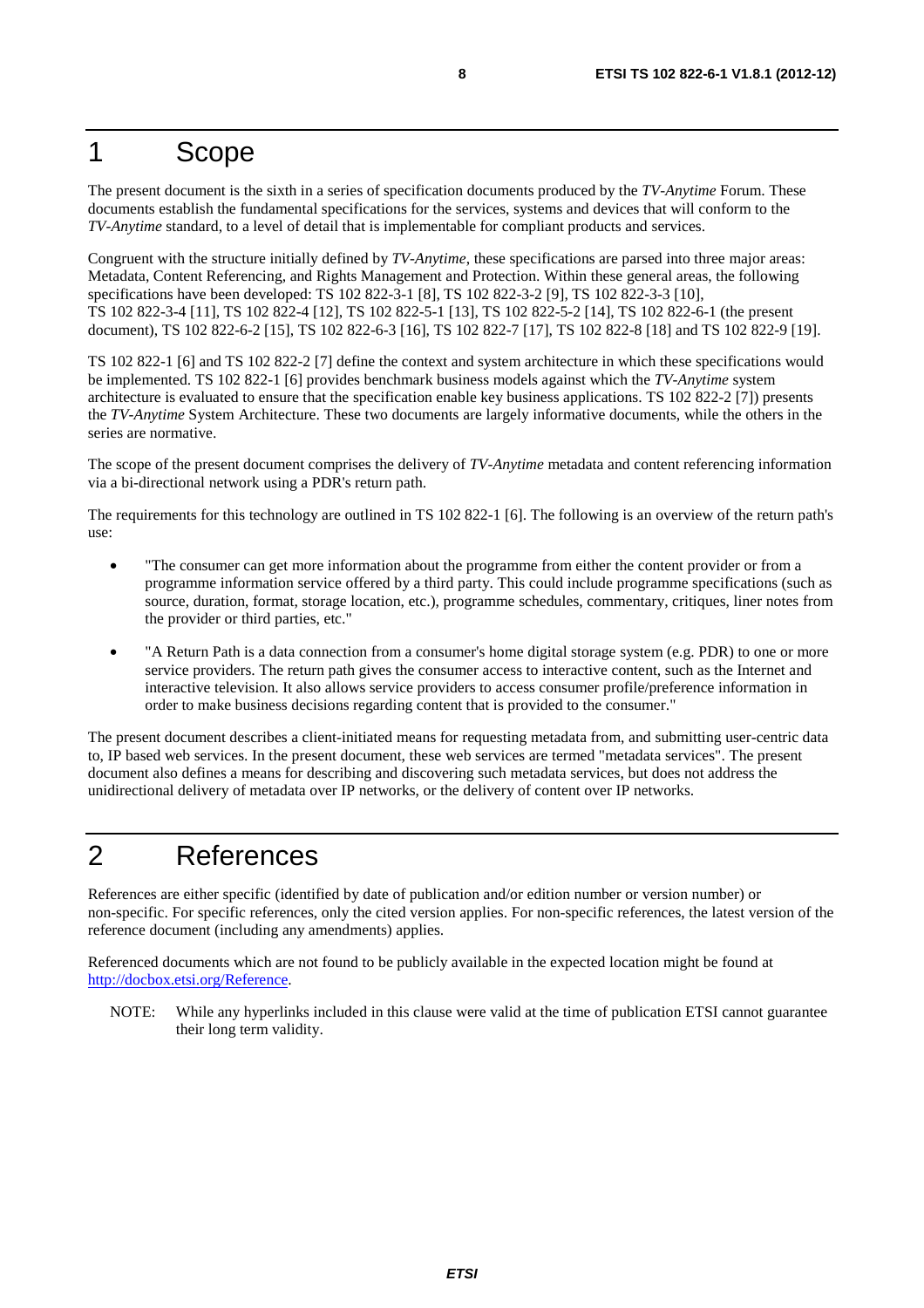# 1 Scope

The present document is the sixth in a series of specification documents produced by the *TV-Anytime* Forum. These documents establish the fundamental specifications for the services, systems and devices that will conform to the *TV-Anytime* standard, to a level of detail that is implementable for compliant products and services.

Congruent with the structure initially defined by *TV-Anytime*, these specifications are parsed into three major areas: Metadata, Content Referencing, and Rights Management and Protection. Within these general areas, the following specifications have been developed: TS 102 822-3-1 [8], TS 102 822-3-2 [9], TS 102 822-3-3 [10], TS 102 822-3-4 [11], TS 102 822-4 [12], TS 102 822-5-1 [13], TS 102 822-5-2 [14], TS 102 822-6-1 (the present document), TS 102 822-6-2 [15], TS 102 822-6-3 [16], TS 102 822-7 [17], TS 102 822-8 [18] and TS 102 822-9 [19].

TS 102 822-1 [6] and TS 102 822-2 [7] define the context and system architecture in which these specifications would be implemented. TS 102 822-1 [6] provides benchmark business models against which the *TV-Anytime* system architecture is evaluated to ensure that the specification enable key business applications. TS 102 822-2 [7]) presents the *TV-Anytime* System Architecture. These two documents are largely informative documents, while the others in the series are normative.

The scope of the present document comprises the delivery of *TV-Anytime* metadata and content referencing information via a bi-directional network using a PDR's return path.

The requirements for this technology are outlined in TS 102 822-1 [6]. The following is an overview of the return path's use:

- "The consumer can get more information about the programme from either the content provider or from a programme information service offered by a third party. This could include programme specifications (such as source, duration, format, storage location, etc.), programme schedules, commentary, critiques, liner notes from the provider or third parties, etc."
- "A Return Path is a data connection from a consumer's home digital storage system (e.g. PDR) to one or more service providers. The return path gives the consumer access to interactive content, such as the Internet and interactive television. It also allows service providers to access consumer profile/preference information in order to make business decisions regarding content that is provided to the consumer."

The present document describes a client-initiated means for requesting metadata from, and submitting user-centric data to, IP based web services. In the present document, these web services are termed "metadata services". The present document also defines a means for describing and discovering such metadata services, but does not address the unidirectional delivery of metadata over IP networks, or the delivery of content over IP networks.

# 2 References

References are either specific (identified by date of publication and/or edition number or version number) or non-specific. For specific references, only the cited version applies. For non-specific references, the latest version of the reference document (including any amendments) applies.

Referenced documents which are not found to be publicly available in the expected location might be found at http://docbox.etsi.org/Reference.

NOTE: While any hyperlinks included in this clause were valid at the time of publication ETSI cannot guarantee their long term validity.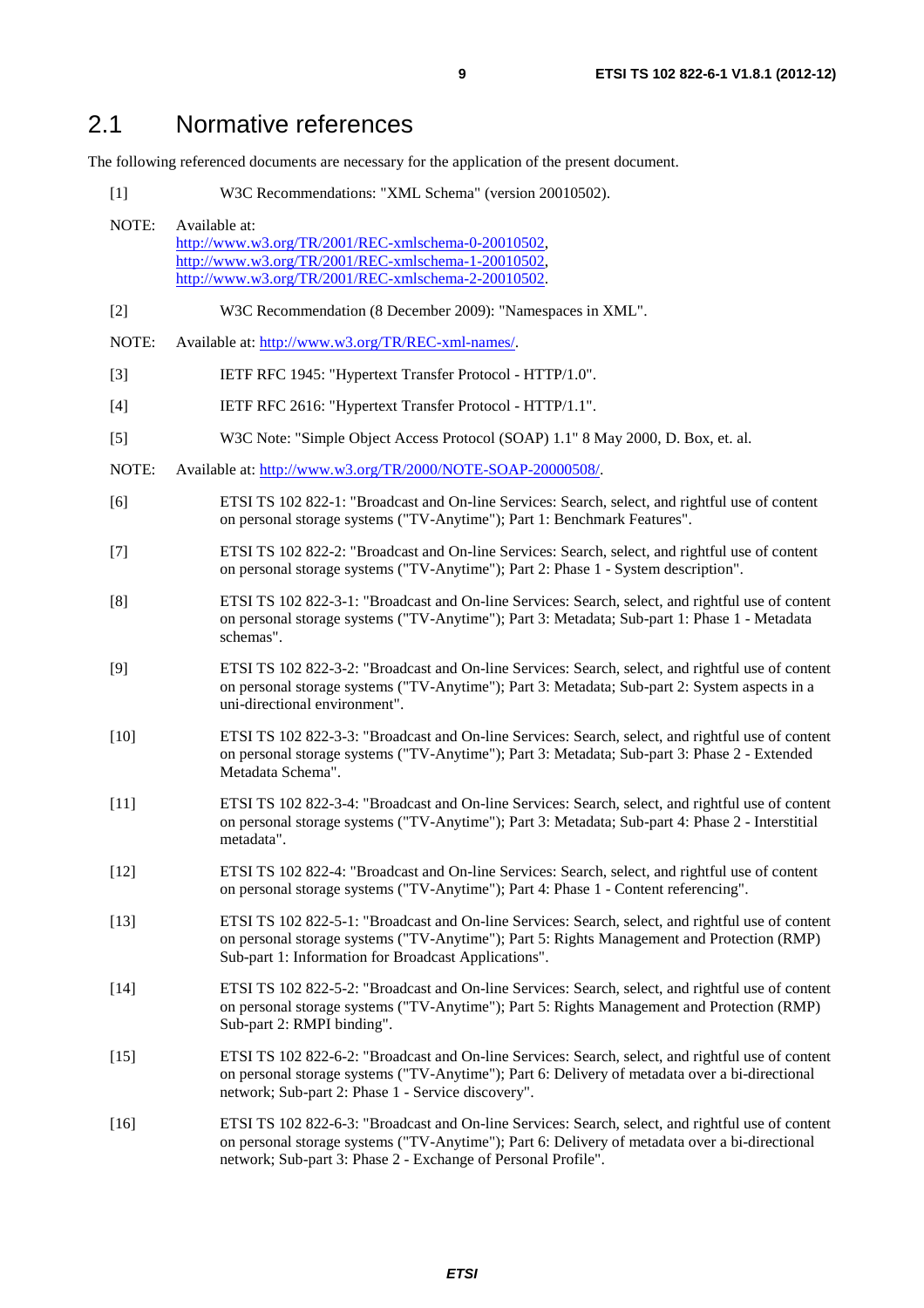## 2.1 Normative references

The following referenced documents are necessary for the application of the present document.

[1] W3C Recommendations: "XML Schema" (version 20010502).

NOTE: Available at:
http://www.w3.org/TR/2001/REC-xmlschema-0-20010502,
http://www.w3.org/TR/2001/REC-xmlschema-1-20010502,
http://www.w3.org/TR/2001/REC-xmlschema-2-20010502.

[2] W3C Recommendation (8 December 2009): "Namespaces in XML".

NOTE: Available at: http://www.w3.org/TR/REC-xml-names/.

[3] IETF RFC 1945: "Hypertext Transfer Protocol - HTTP/1.0".

[4] IETF RFC 2616: "Hypertext Transfer Protocol - HTTP/1.1".

[5] W3C Note: "Simple Object Access Protocol (SOAP) 1.1" 8 May 2000, D. Box, et. al.

NOTE: Available at: http://www.w3.org/TR/2000/NOTE-SOAP-20000508/.

[6] ETSI TS 102 822-1: "Broadcast and On-line Services: Search, select, and rightful use of content on personal storage systems ("TV-Anytime"); Part 1: Benchmark Features".

[7] ETSI TS 102 822-2: "Broadcast and On-line Services: Search, select, and rightful use of content on personal storage systems ("TV-Anytime"); Part 2: Phase 1 - System description".

[8] ETSI TS 102 822-3-1: "Broadcast and On-line Services: Search, select, and rightful use of content on personal storage systems ("TV-Anytime"); Part 3: Metadata; Sub-part 1: Phase 1 - Metadata schemas".

[9] ETSI TS 102 822-3-2: "Broadcast and On-line Services: Search, select, and rightful use of content on personal storage systems ("TV-Anytime"); Part 3: Metadata; Sub-part 2: System aspects in a uni-directional environment".

[10] ETSI TS 102 822-3-3: "Broadcast and On-line Services: Search, select, and rightful use of content on personal storage systems ("TV-Anytime"); Part 3: Metadata; Sub-part 3: Phase 2 - Extended Metadata Schema".

[11] ETSI TS 102 822-3-4: "Broadcast and On-line Services: Search, select, and rightful use of content on personal storage systems ("TV-Anytime"); Part 3: Metadata; Sub-part 4: Phase 2 - Interstitial metadata".

[12] ETSI TS 102 822-4: "Broadcast and On-line Services: Search, select, and rightful use of content on personal storage systems ("TV-Anytime"); Part 4: Phase 1 - Content referencing".

[13] ETSI TS 102 822-5-1: "Broadcast and On-line Services: Search, select, and rightful use of content on personal storage systems ("TV-Anytime"); Part 5: Rights Management and Protection (RMP) Sub-part 1: Information for Broadcast Applications".

[14] ETSI TS 102 822-5-2: "Broadcast and On-line Services: Search, select, and rightful use of content on personal storage systems ("TV-Anytime"); Part 5: Rights Management and Protection (RMP) Sub-part 2: RMPI binding".

[15] ETSI TS 102 822-6-2: "Broadcast and On-line Services: Search, select, and rightful use of content on personal storage systems ("TV-Anytime"); Part 6: Delivery of metadata over a bi-directional network; Sub-part 2: Phase 1 - Service discovery".

[16] ETSI TS 102 822-6-3: "Broadcast and On-line Services: Search, select, and rightful use of content on personal storage systems ("TV-Anytime"); Part 6: Delivery of metadata over a bi-directional network; Sub-part 3: Phase 2 - Exchange of Personal Profile".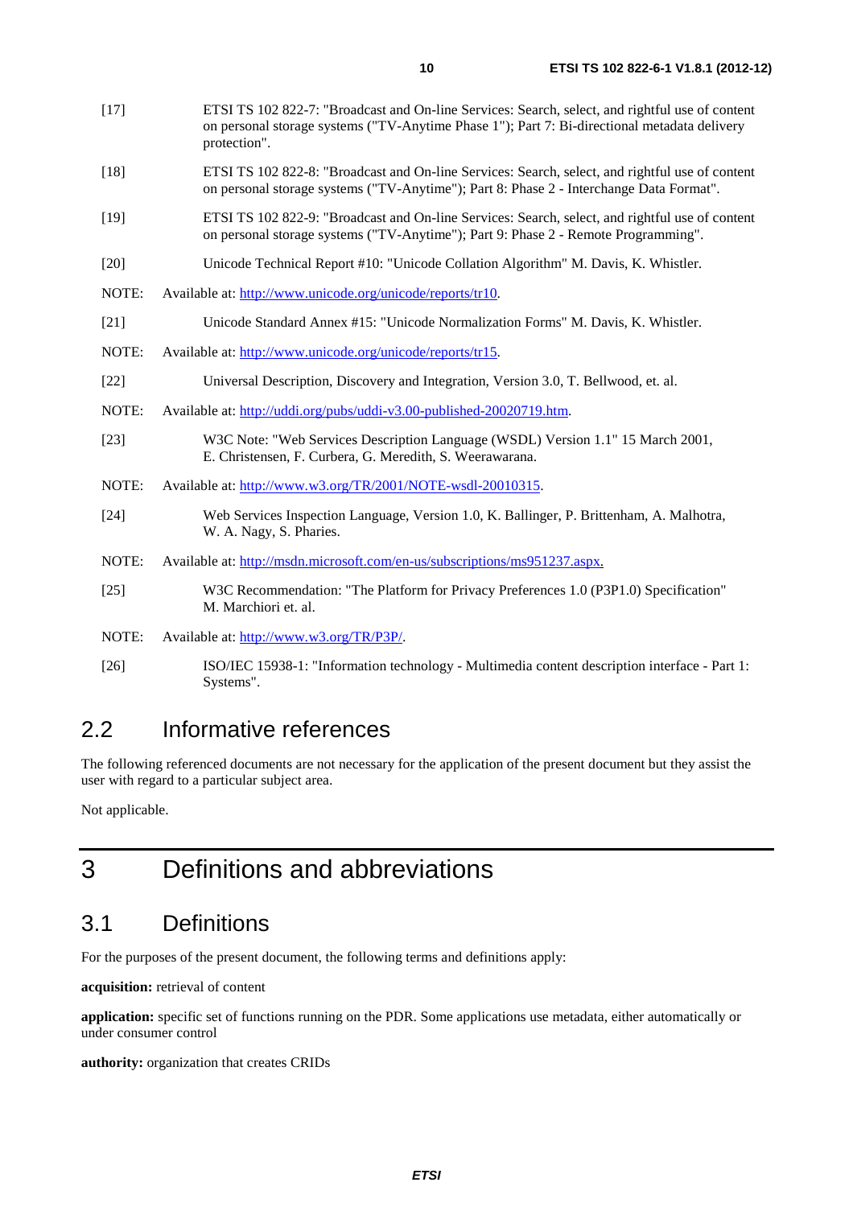[17] ETSI TS 102 822-7: "Broadcast and On-line Services: Search, select, and rightful use of content on personal storage systems ("TV-Anytime Phase 1"); Part 7: Bi-directional metadata delivery protection".

[18] ETSI TS 102 822-8: "Broadcast and On-line Services: Search, select, and rightful use of content on personal storage systems ("TV-Anytime"); Part 8: Phase 2 - Interchange Data Format".

[19] ETSI TS 102 822-9: "Broadcast and On-line Services: Search, select, and rightful use of content on personal storage systems ("TV-Anytime"); Part 9: Phase 2 - Remote Programming".

[20] Unicode Technical Report #10: "Unicode Collation Algorithm" M. Davis, K. Whistler.

NOTE: Available at: http://www.unicode.org/unicode/reports/tr10.

[21] Unicode Standard Annex #15: "Unicode Normalization Forms" M. Davis, K. Whistler.

NOTE: Available at: http://www.unicode.org/unicode/reports/tr15.

[22] Universal Description, Discovery and Integration, Version 3.0, T. Bellwood, et. al.

NOTE: Available at: http://uddi.org/pubs/uddi-v3.00-published-20020719.htm.

[23] W3C Note: "Web Services Description Language (WSDL) Version 1.1" 15 March 2001, E. Christensen, F. Curbera, G. Meredith, S. Weerawarana.

NOTE: Available at: http://www.w3.org/TR/2001/NOTE-wsdl-20010315.

[24] Web Services Inspection Language, Version 1.0, K. Ballinger, P. Brittenham, A. Malhotra, W. A. Nagy, S. Pharies.

NOTE: Available at: http://msdn.microsoft.com/en-us/subscriptions/ms951237.aspx.

[25] W3C Recommendation: "The Platform for Privacy Preferences 1.0 (P3P1.0) Specification" M. Marchiori et. al.

NOTE: Available at: http://www.w3.org/TR/P3P/.

[26] ISO/IEC 15938-1: "Information technology - Multimedia content description interface - Part 1: Systems".

## 2.2 Informative references

The following referenced documents are not necessary for the application of the present document but they assist the user with regard to a particular subject area.

Not applicable.

# 3 Definitions and abbreviations

## 3.1 Definitions

For the purposes of the present document, the following terms and definitions apply:

**acquisition:** retrieval of content

**application:** specific set of functions running on the PDR. Some applications use metadata, either automatically or under consumer control

**authority:** organization that creates CRIDs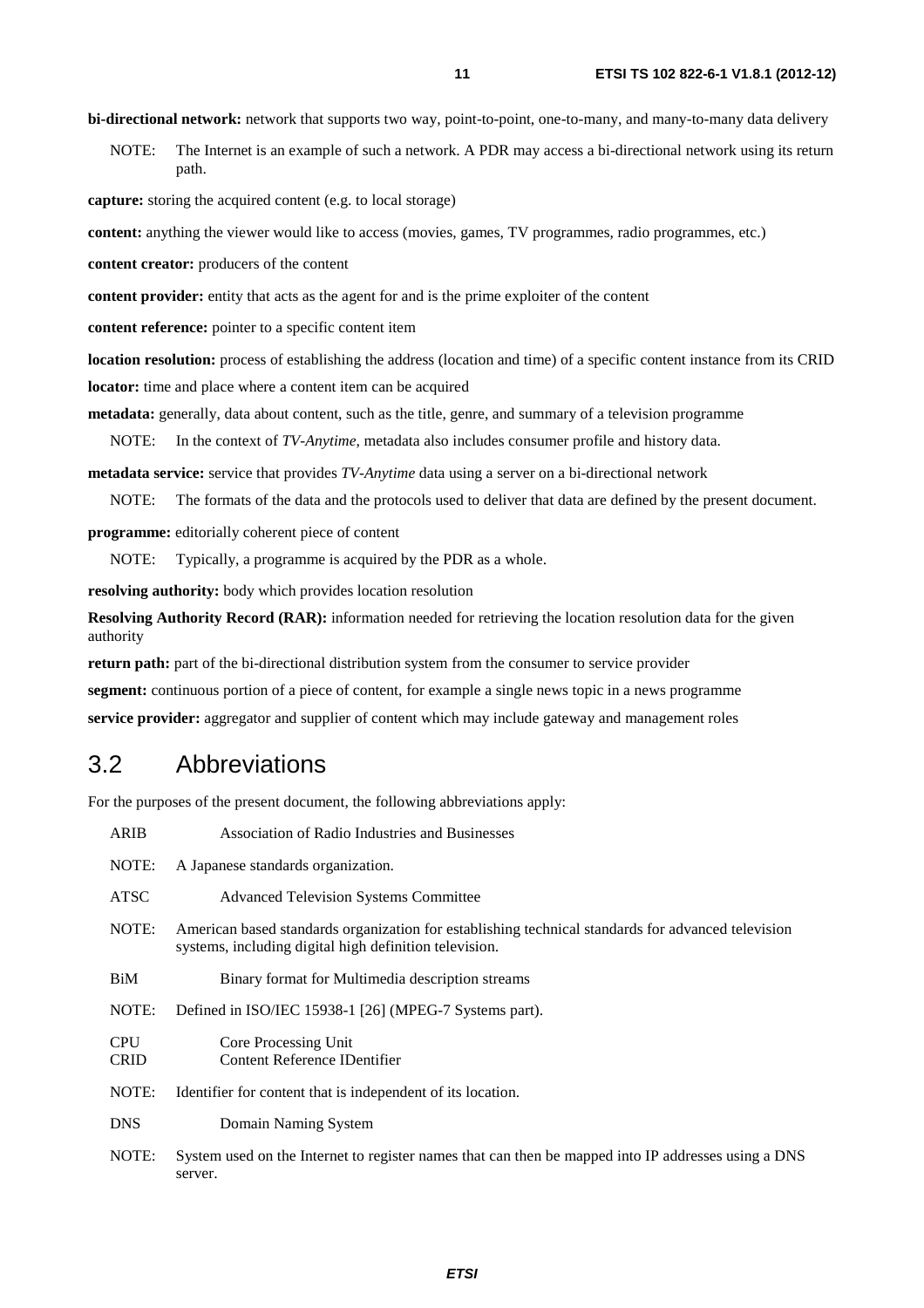**bi-directional network:** network that supports two way, point-to-point, one-to-many, and many-to-many data delivery

NOTE: The Internet is an example of such a network. A PDR may access a bi-directional network using its return path.

**capture:** storing the acquired content (e.g. to local storage)

**content:** anything the viewer would like to access (movies, games, TV programmes, radio programmes, etc.)

**content creator:** producers of the content

**content provider:** entity that acts as the agent for and is the prime exploiter of the content

**content reference:** pointer to a specific content item

**location resolution:** process of establishing the address (location and time) of a specific content instance from its CRID

**locator:** time and place where a content item can be acquired

**metadata:** generally, data about content, such as the title, genre, and summary of a television programme

NOTE: In the context of *TV-Anytime*, metadata also includes consumer profile and history data.

**metadata service:** service that provides *TV-Anytime* data using a server on a bi-directional network

NOTE: The formats of the data and the protocols used to deliver that data are defined by the present document.

**programme:** editorially coherent piece of content

NOTE: Typically, a programme is acquired by the PDR as a whole.

**resolving authority:** body which provides location resolution

**Resolving Authority Record (RAR):** information needed for retrieving the location resolution data for the given authority

**return path:** part of the bi-directional distribution system from the consumer to service provider

**segment:** continuous portion of a piece of content, for example a single news topic in a news programme

**service provider:** aggregator and supplier of content which may include gateway and management roles

## 3.2 Abbreviations

For the purposes of the present document, the following abbreviations apply:

ARIB Association of Radio Industries and Businesses

NOTE: A Japanese standards organization.

ATSC Advanced Television Systems Committee

NOTE: American based standards organization for establishing technical standards for advanced television systems, including digital high definition television.

BiM Binary format for Multimedia description streams

NOTE: Defined in ISO/IEC 15938-1 [26] (MPEG-7 Systems part).

CPU Core Processing Unit
CRID Content Reference IDentifier

NOTE: Identifier for content that is independent of its location.

DNS Domain Naming System

NOTE: System used on the Internet to register names that can then be mapped into IP addresses using a DNS server.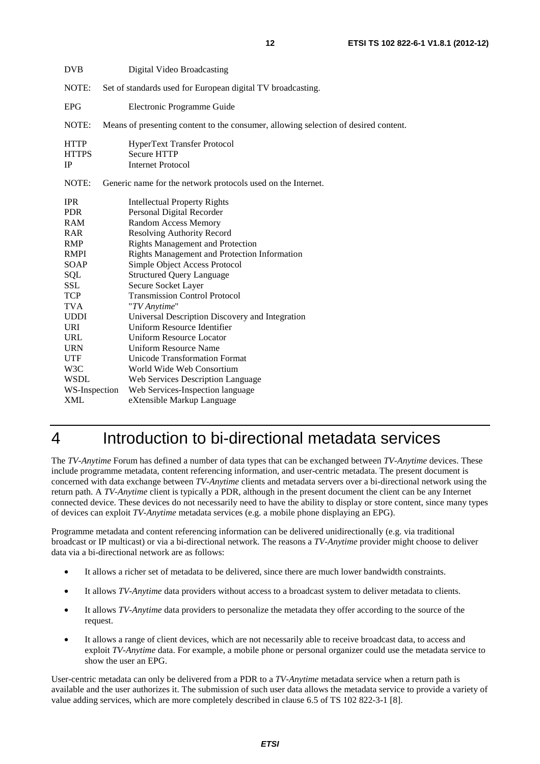DVB Digital Video Broadcasting

NOTE: Set of standards used for European digital TV broadcasting.

EPG Electronic Programme Guide

NOTE: Means of presenting content to the consumer, allowing selection of desired content.

HTTP HyperText Transfer Protocol
HTTPS Secure HTTP
IP Internet Protocol

NOTE: Generic name for the network protocols used on the Internet.

IPR Intellectual Property Rights
PDR Personal Digital Recorder
RAM Random Access Memory
RAR Resolving Authority Record
RMP Rights Management and Protection
RMPI Rights Management and Protection Information
SOAP Simple Object Access Protocol
SQL Structured Query Language
SSL Secure Socket Layer
TCP Transmission Control Protocol
TVA "*TV Anytime*"
UDDI Universal Description Discovery and Integration
URI Uniform Resource Identifier
URL Uniform Resource Locator
URN Uniform Resource Name
UTF Unicode Transformation Format
W3C World Wide Web Consortium
WSDL Web Services Description Language
WS-Inspection Web Services-Inspection language
XML eXtensible Markup Language

# 4 Introduction to bi-directional metadata services

The *TV-Anytime* Forum has defined a number of data types that can be exchanged between *TV-Anytime* devices. These include programme metadata, content referencing information, and user-centric metadata. The present document is concerned with data exchange between *TV-Anytime* clients and metadata servers over a bi-directional network using the return path. A *TV-Anytime* client is typically a PDR, although in the present document the client can be any Internet connected device. These devices do not necessarily need to have the ability to display or store content, since many types of devices can exploit *TV-Anytime* metadata services (e.g. a mobile phone displaying an EPG).

Programme metadata and content referencing information can be delivered unidirectionally (e.g. via traditional broadcast or IP multicast) or via a bi-directional network. The reasons a *TV-Anytime* provider might choose to deliver data via a bi-directional network are as follows:

- It allows a richer set of metadata to be delivered, since there are much lower bandwidth constraints.
- It allows *TV-Anytime* data providers without access to a broadcast system to deliver metadata to clients.
- It allows *TV-Anytime* data providers to personalize the metadata they offer according to the source of the request.
- It allows a range of client devices, which are not necessarily able to receive broadcast data, to access and exploit *TV-Anytime* data. For example, a mobile phone or personal organizer could use the metadata service to show the user an EPG.

User-centric metadata can only be delivered from a PDR to a *TV-Anytime* metadata service when a return path is available and the user authorizes it. The submission of such user data allows the metadata service to provide a variety of value adding services, which are more completely described in clause 6.5 of TS 102 822-3-1 [8].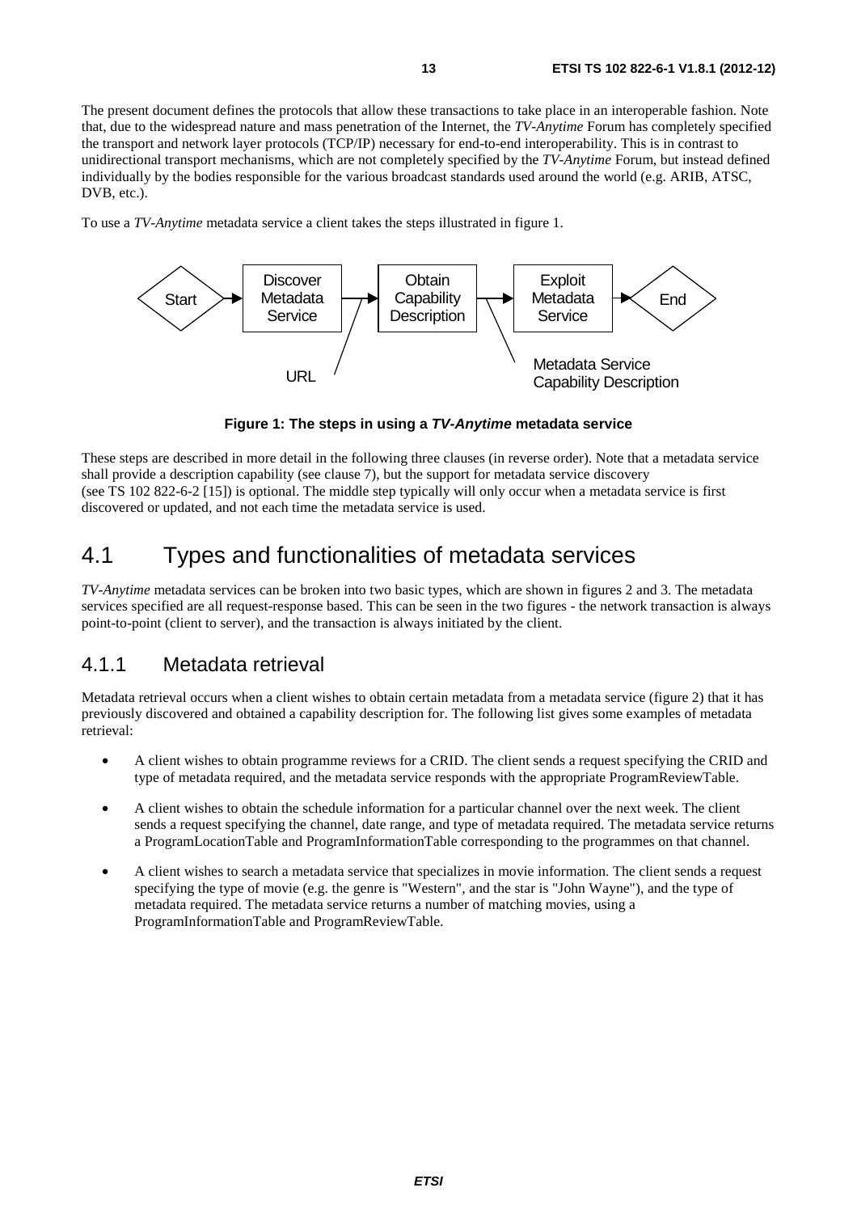The present document defines the protocols that allow these transactions to take place in an interoperable fashion. Note that, due to the widespread nature and mass penetration of the Internet, the *TV-Anytime* Forum has completely specified the transport and network layer protocols (TCP/IP) necessary for end-to-end interoperability. This is in contrast to unidirectional transport mechanisms, which are not completely specified by the *TV-Anytime* Forum, but instead defined individually by the bodies responsible for the various broadcast standards used around the world (e.g. ARIB, ATSC, DVB, etc.).

To use a *TV-Anytime* metadata service a client takes the steps illustrated in figure 1.

Start → Discover Metadata Service → Obtain Capability Description → Exploit Metadata Service → End

URL

Metadata Service Capability Description

**Figure 1: The steps in using a *TV-Anytime* metadata service**

These steps are described in more detail in the following three clauses (in reverse order). Note that a metadata service shall provide a description capability (see clause 7), but the support for metadata service discovery (see TS 102 822-6-2 [15]) is optional. The middle step typically will only occur when a metadata service is first discovered or updated, and not each time the metadata service is used.

# 4.1 Types and functionalities of metadata services

*TV-Anytime* metadata services can be broken into two basic types, which are shown in figures 2 and 3. The metadata services specified are all request-response based. This can be seen in the two figures - the network transaction is always point-to-point (client to server), and the transaction is always initiated by the client.

## 4.1.1 Metadata retrieval

Metadata retrieval occurs when a client wishes to obtain certain metadata from a metadata service (figure 2) that it has previously discovered and obtained a capability description for. The following list gives some examples of metadata retrieval:

- A client wishes to obtain programme reviews for a CRID. The client sends a request specifying the CRID and type of metadata required, and the metadata service responds with the appropriate ProgramReviewTable.
- A client wishes to obtain the schedule information for a particular channel over the next week. The client sends a request specifying the channel, date range, and type of metadata required. The metadata service returns a ProgramLocationTable and ProgramInformationTable corresponding to the programmes on that channel.
- A client wishes to search a metadata service that specializes in movie information. The client sends a request specifying the type of movie (e.g. the genre is "Western", and the star is "John Wayne"), and the type of metadata required. The metadata service returns a number of matching movies, using a ProgramInformationTable and ProgramReviewTable.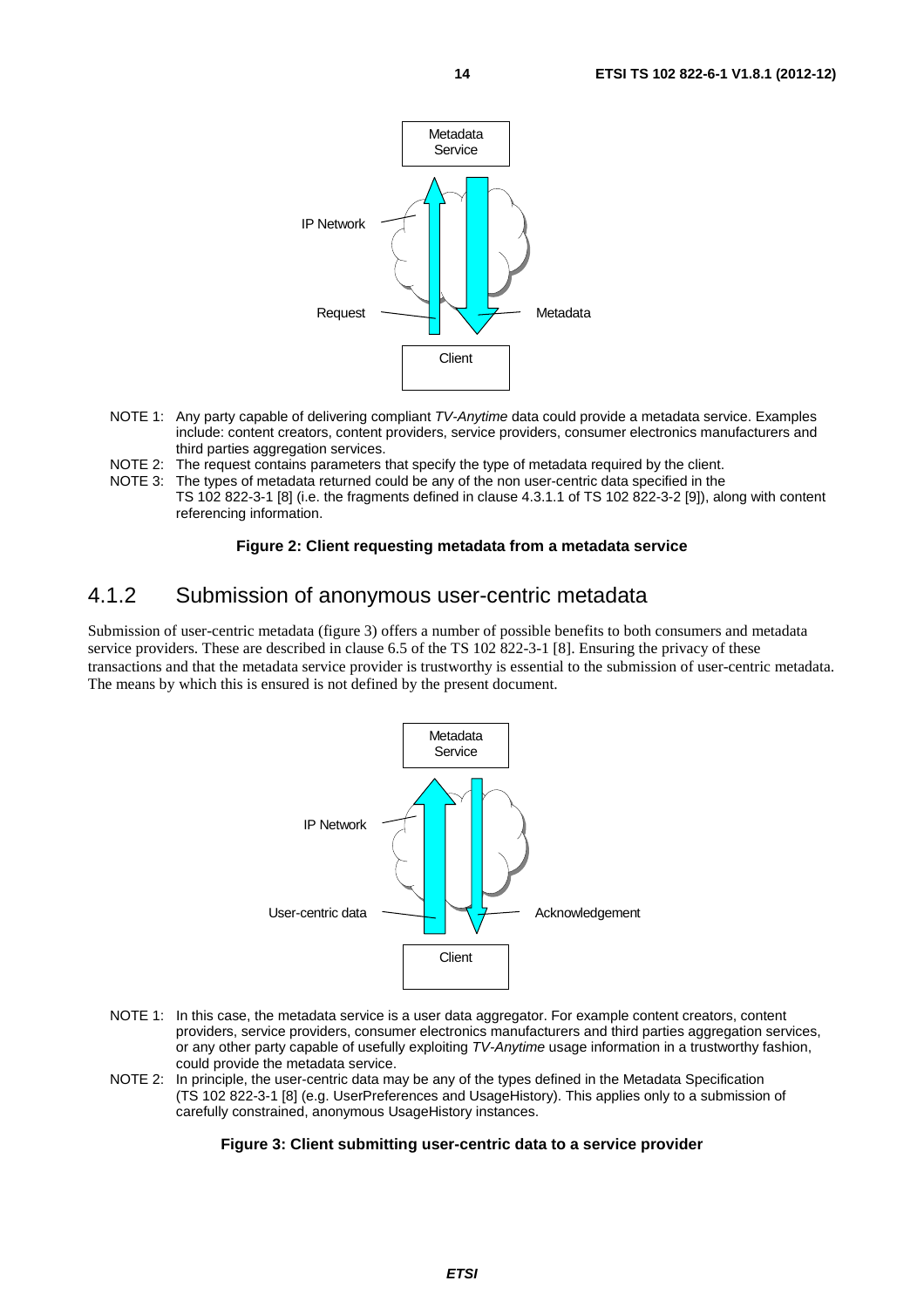NOTE 1: Any party capable of delivering compliant *TV-Anytime* data could provide a metadata service. Examples include: content creators, content providers, service providers, consumer electronics manufacturers and third parties aggregation services.

NOTE 2: The request contains parameters that specify the type of metadata required by the client.

NOTE 3: The types of metadata returned could be any of the non user-centric data specified in the TS 102 822-3-1 [8] (i.e. the fragments defined in clause 4.3.1.1 of TS 102 822-3-2 [9]), along with content referencing information.

**Figure 2: Client requesting metadata from a metadata service**

## 4.1.2 Submission of anonymous user-centric metadata

Submission of user-centric metadata (figure 3) offers a number of possible benefits to both consumers and metadata service providers. These are described in clause 6.5 of the TS 102 822-3-1 [8]. Ensuring the privacy of these transactions and that the metadata service provider is trustworthy is essential to the submission of user-centric metadata. The means by which this is ensured is not defined by the present document.

NOTE 1: In this case, the metadata service is a user data aggregator. For example content creators, content providers, service providers, consumer electronics manufacturers and third parties aggregation services, or any other party capable of usefully exploiting *TV-Anytime* usage information in a trustworthy fashion, could provide the metadata service.

NOTE 2: In principle, the user-centric data may be any of the types defined in the Metadata Specification (TS 102 822-3-1 [8] (e.g. UserPreferences and UsageHistory). This applies only to a submission of carefully constrained, anonymous UsageHistory instances.

**Figure 3: Client submitting user-centric data to a service provider**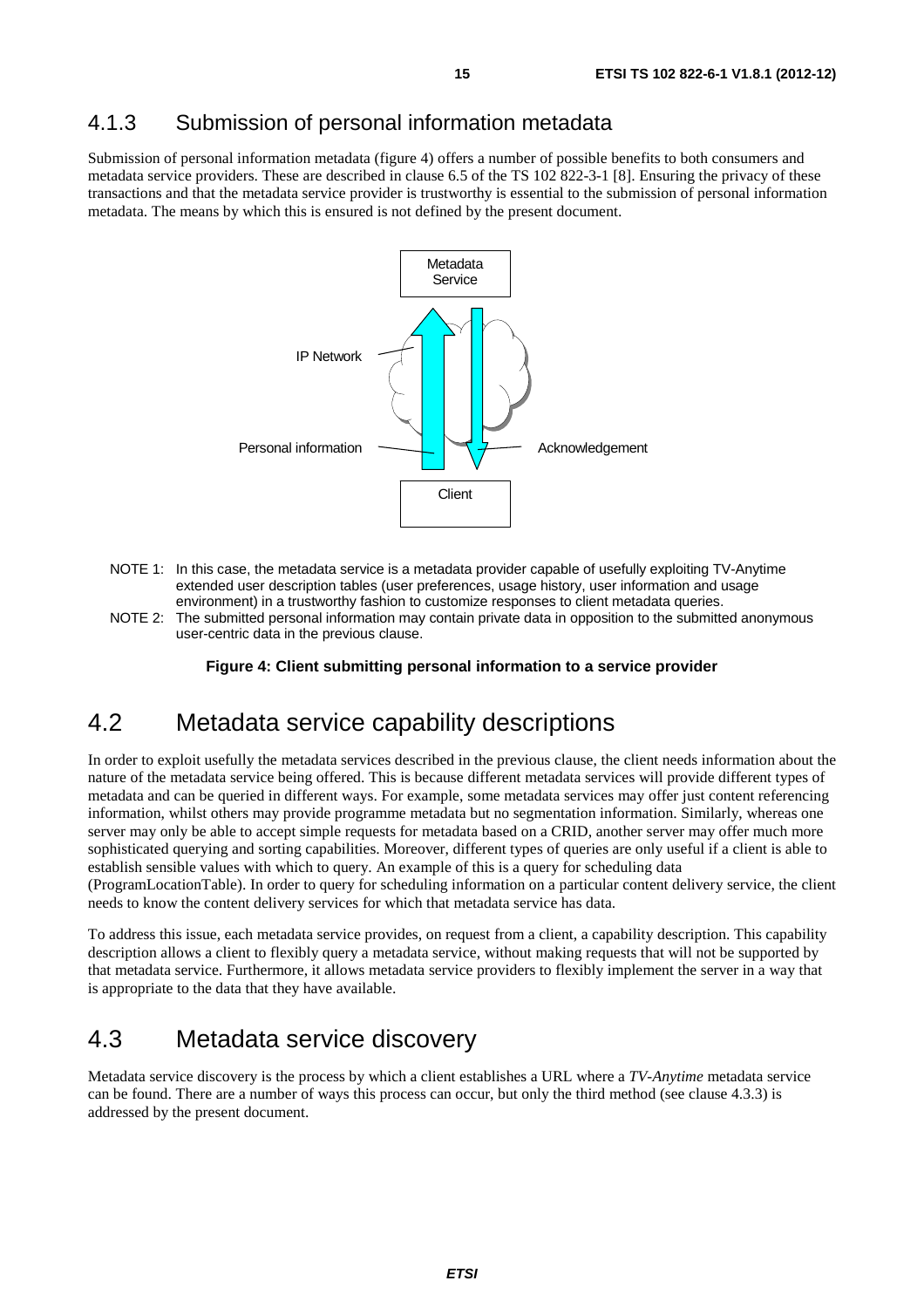### 4.1.3 Submission of personal information metadata

Submission of personal information metadata (figure 4) offers a number of possible benefits to both consumers and metadata service providers. These are described in clause 6.5 of the TS 102 822-3-1 [8]. Ensuring the privacy of these transactions and that the metadata service provider is trustworthy is essential to the submission of personal information metadata. The means by which this is ensured is not defined by the present document.

Metadata Service

IP Network

Personal information

Acknowledgement

Client

NOTE 1: In this case, the metadata service is a metadata provider capable of usefully exploiting TV-Anytime extended user description tables (user preferences, usage history, user information and usage environment) in a trustworthy fashion to customize responses to client metadata queries.

NOTE 2: The submitted personal information may contain private data in opposition to the submitted anonymous user-centric data in the previous clause.

**Figure 4: Client submitting personal information to a service provider**

## 4.2 Metadata service capability descriptions

In order to exploit usefully the metadata services described in the previous clause, the client needs information about the nature of the metadata service being offered. This is because different metadata services will provide different types of metadata and can be queried in different ways. For example, some metadata services may offer just content referencing information, whilst others may provide programme metadata but no segmentation information. Similarly, whereas one server may only be able to accept simple requests for metadata based on a CRID, another server may offer much more sophisticated querying and sorting capabilities. Moreover, different types of queries are only useful if a client is able to establish sensible values with which to query. An example of this is a query for scheduling data (ProgramLocationTable). In order to query for scheduling information on a particular content delivery service, the client needs to know the content delivery services for which that metadata service has data.

To address this issue, each metadata service provides, on request from a client, a capability description. This capability description allows a client to flexibly query a metadata service, without making requests that will not be supported by that metadata service. Furthermore, it allows metadata service providers to flexibly implement the server in a way that is appropriate to the data that they have available.

## 4.3 Metadata service discovery

Metadata service discovery is the process by which a client establishes a URL where a *TV-Anytime* metadata service can be found. There are a number of ways this process can occur, but only the third method (see clause 4.3.3) is addressed by the present document.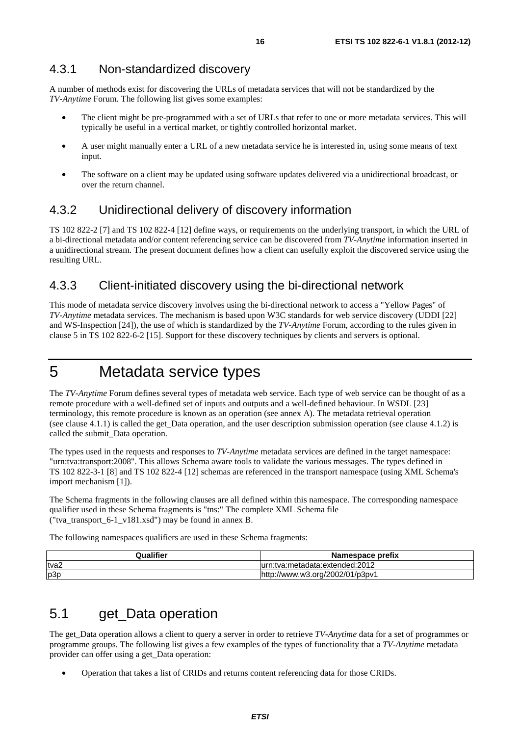### 4.3.1 Non-standardized discovery

A number of methods exist for discovering the URLs of metadata services that will not be standardized by the *TV-Anytime* Forum. The following list gives some examples:

- The client might be pre-programmed with a set of URLs that refer to one or more metadata services. This will typically be useful in a vertical market, or tightly controlled horizontal market.
- A user might manually enter a URL of a new metadata service he is interested in, using some means of text input.
- The software on a client may be updated using software updates delivered via a unidirectional broadcast, or over the return channel.

### 4.3.2 Unidirectional delivery of discovery information

TS 102 822-2 [7] and TS 102 822-4 [12] define ways, or requirements on the underlying transport, in which the URL of a bi-directional metadata and/or content referencing service can be discovered from *TV-Anytime* information inserted in a unidirectional stream. The present document defines how a client can usefully exploit the discovered service using the resulting URL.

### 4.3.3 Client-initiated discovery using the bi-directional network

This mode of metadata service discovery involves using the bi-directional network to access a "Yellow Pages" of *TV-Anytime* metadata services. The mechanism is based upon W3C standards for web service discovery (UDDI [22] and WS-Inspection [24]), the use of which is standardized by the *TV-Anytime* Forum, according to the rules given in clause 5 in TS 102 822-6-2 [15]. Support for these discovery techniques by clients and servers is optional.

# 5 Metadata service types

The *TV-Anytime* Forum defines several types of metadata web service. Each type of web service can be thought of as a remote procedure with a well-defined set of inputs and outputs and a well-defined behaviour. In WSDL [23] terminology, this remote procedure is known as an operation (see annex A). The metadata retrieval operation (see clause 4.1.1) is called the get_Data operation, and the user description submission operation (see clause 4.1.2) is called the submit_Data operation.

The types used in the requests and responses to *TV-Anytime* metadata services are defined in the target namespace: "urn:tva:transport:2008". This allows Schema aware tools to validate the various messages. The types defined in TS 102 822-3-1 [8] and TS 102 822-4 [12] schemas are referenced in the transport namespace (using XML Schema's import mechanism [1]).

The Schema fragments in the following clauses are all defined within this namespace. The corresponding namespace qualifier used in these Schema fragments is "tns:" The complete XML Schema file ("tva_transport_6-1_v181.xsd") may be found in annex B.

The following namespaces qualifiers are used in these Schema fragments:

| Qualifier | Namespace prefix |
|---|---|
| tva2 | urn:tva:metadata:extended:2012 |
| p3p | http://www.w3.org/2002/01/p3pv1 |

## 5.1 get_Data operation

The get_Data operation allows a client to query a server in order to retrieve *TV-Anytime* data for a set of programmes or programme groups. The following list gives a few examples of the types of functionality that a *TV-Anytime* metadata provider can offer using a get_Data operation:

- Operation that takes a list of CRIDs and returns content referencing data for those CRIDs.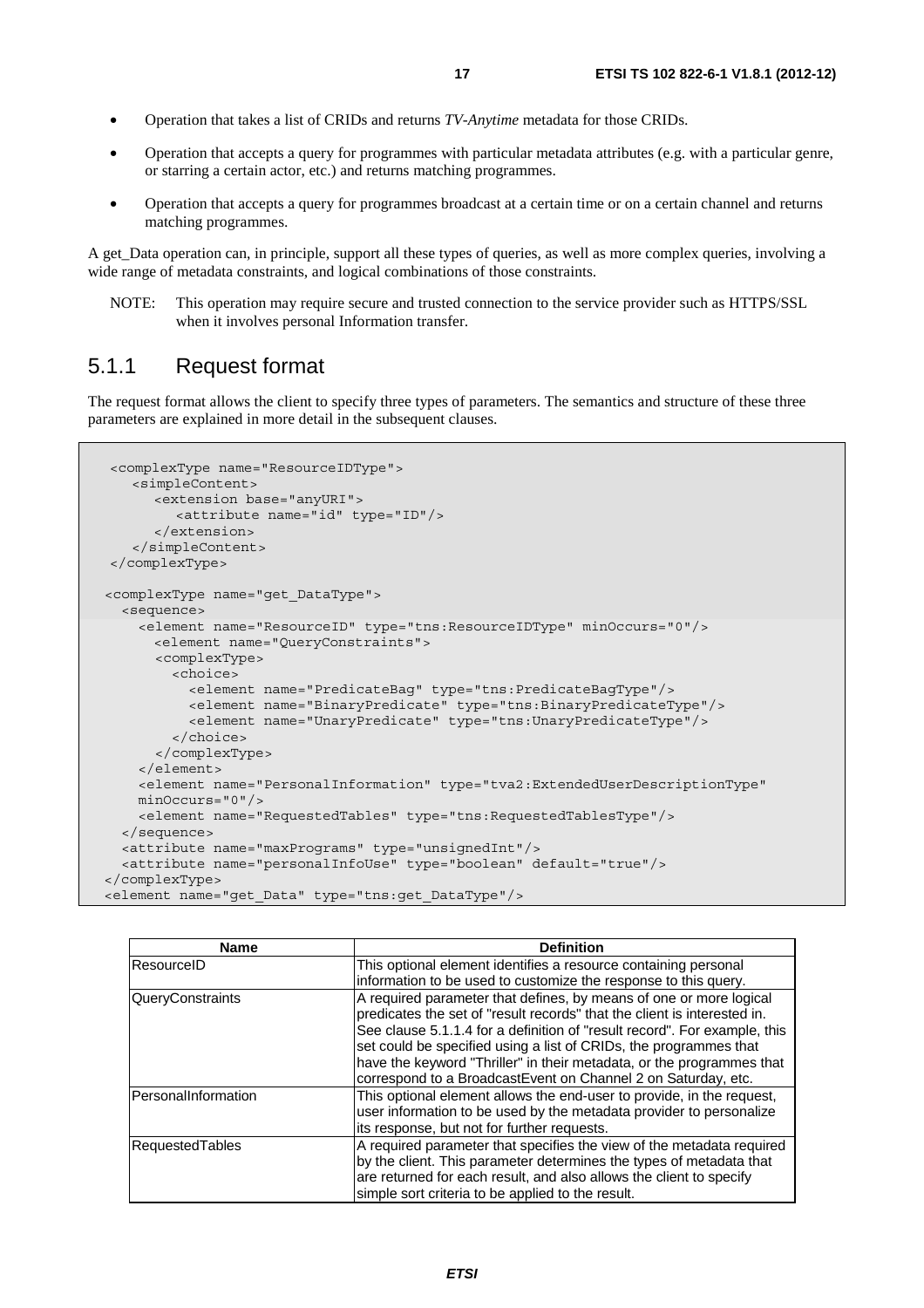- Operation that takes a list of CRIDs and returns *TV-Anytime* metadata for those CRIDs.
- Operation that accepts a query for programmes with particular metadata attributes (e.g. with a particular genre, or starring a certain actor, etc.) and returns matching programmes.
- Operation that accepts a query for programmes broadcast at a certain time or on a certain channel and returns matching programmes.

A get_Data operation can, in principle, support all these types of queries, as well as more complex queries, involving a wide range of metadata constraints, and logical combinations of those constraints.

NOTE: This operation may require secure and trusted connection to the service provider such as HTTPS/SSL when it involves personal Information transfer.

### 5.1.1 Request format

The request format allows the client to specify three types of parameters. The semantics and structure of these three parameters are explained in more detail in the subsequent clauses.

```
 <complexType name="ResourceIDType">
    <simpleContent>
       <extension base="anyURI">
          <attribute name="id" type="ID"/>
       </extension>
    </simpleContent>
 </complexType>

<complexType name="get_DataType">
  <sequence>
    <element name="ResourceID" type="tns:ResourceIDType" minOccurs="0"/>
      <element name="QueryConstraints">
      <complexType>
        <choice>
          <element name="PredicateBag" type="tns:PredicateBagType"/>
          <element name="BinaryPredicate" type="tns:BinaryPredicateType"/>
          <element name="UnaryPredicate" type="tns:UnaryPredicateType"/>
        </choice>
      </complexType>
    </element>
    <element name="PersonalInformation" type="tva2:ExtendedUserDescriptionType"
    minOccurs="0"/>
    <element name="RequestedTables" type="tns:RequestedTablesType"/>
  </sequence>
  <attribute name="maxPrograms" type="unsignedInt"/>
  <attribute name="personalInfoUse" type="boolean" default="true"/>
</complexType>
<element name="get_Data" type="tns:get_DataType"/>
```

| Name | Definition |
|---|---|
| ResourceID | This optional element identifies a resource containing personal information to be used to customize the response to this query. |
| QueryConstraints | A required parameter that defines, by means of one or more logical predicates the set of "result records" that the client is interested in. See clause 5.1.1.4 for a definition of "result record". For example, this set could be specified using a list of CRIDs, the programmes that have the keyword "Thriller" in their metadata, or the programmes that correspond to a BroadcastEvent on Channel 2 on Saturday, etc. |
| PersonalInformation | This optional element allows the end-user to provide, in the request, user information to be used by the metadata provider to personalize its response, but not for further requests. |
| RequestedTables | A required parameter that specifies the view of the metadata required by the client. This parameter determines the types of metadata that are returned for each result, and also allows the client to specify simple sort criteria to be applied to the result. |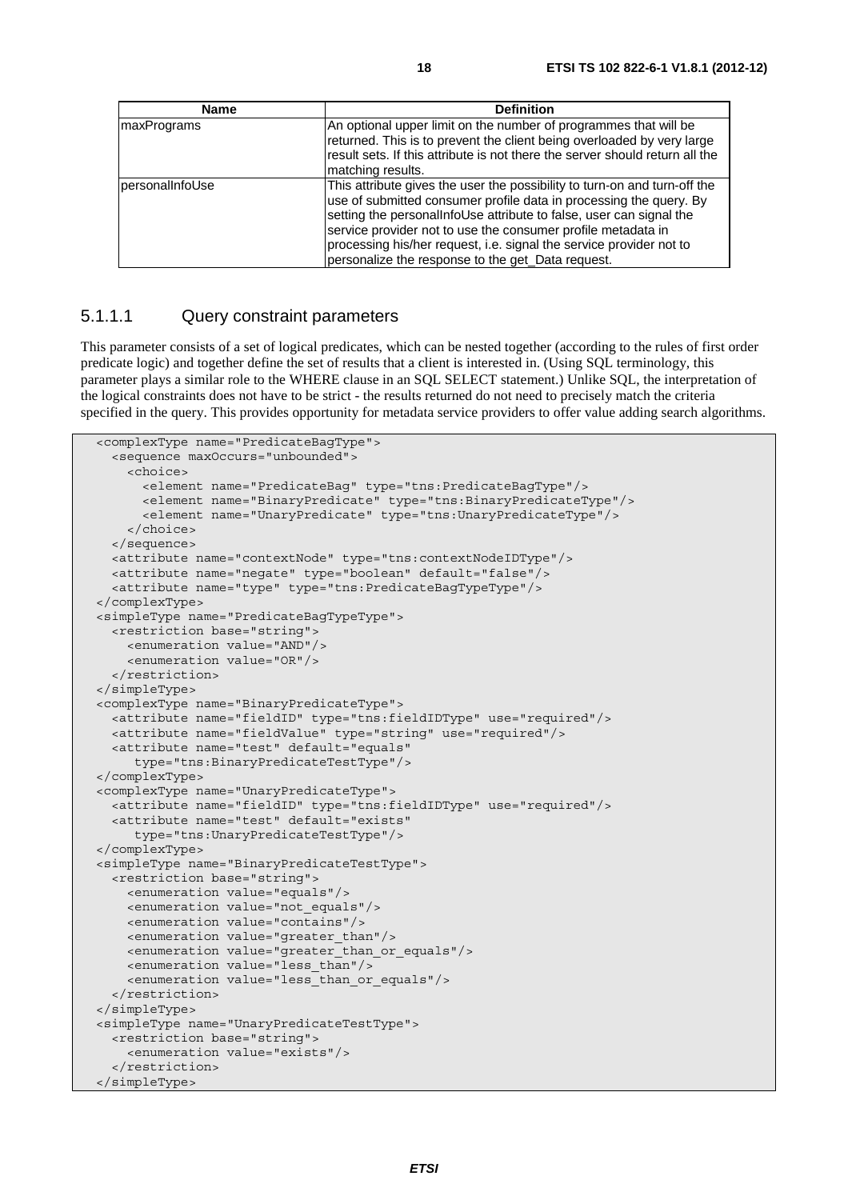| Name | Definition |
| --- | --- |
| maxPrograms | An optional upper limit on the number of programmes that will be returned. This is to prevent the client being overloaded by very large result sets. If this attribute is not there the server should return all the matching results. |
| personalInfoUse | This attribute gives the user the possibility to turn-on and turn-off the use of submitted consumer profile data in processing the query. By setting the personalInfoUse attribute to false, user can signal the service provider not to use the consumer profile metadata in processing his/her request, i.e. signal the service provider not to personalize the response to the get_Data request. |

#### 5.1.1.1 Query constraint parameters

This parameter consists of a set of logical predicates, which can be nested together (according to the rules of first order predicate logic) and together define the set of results that a client is interested in. (Using SQL terminology, this parameter plays a similar role to the WHERE clause in an SQL SELECT statement.) Unlike SQL, the interpretation of the logical constraints does not have to be strict - the results returned do not need to precisely match the criteria specified in the query. This provides opportunity for metadata service providers to offer value adding search algorithms.

```
<complexType name="PredicateBagType">
  <sequence maxOccurs="unbounded">
    <choice>
      <element name="PredicateBag" type="tns:PredicateBagType"/>
      <element name="BinaryPredicate" type="tns:BinaryPredicateType"/>
      <element name="UnaryPredicate" type="tns:UnaryPredicateType"/>
    </choice>
  </sequence>
  <attribute name="contextNode" type="tns:contextNodeIDType"/>
  <attribute name="negate" type="boolean" default="false"/>
  <attribute name="type" type="tns:PredicateBagTypeType"/>
</complexType>
<simpleType name="PredicateBagTypeType">
  <restriction base="string">
    <enumeration value="AND"/>
    <enumeration value="OR"/>
  </restriction>
</simpleType>
<complexType name="BinaryPredicateType">
  <attribute name="fieldID" type="tns:fieldIDType" use="required"/>
  <attribute name="fieldValue" type="string" use="required"/>
  <attribute name="test" default="equals"
     type="tns:BinaryPredicateTestType"/>
</complexType>
<complexType name="UnaryPredicateType">
  <attribute name="fieldID" type="tns:fieldIDType" use="required"/>
  <attribute name="test" default="exists"
     type="tns:UnaryPredicateTestType"/>
</complexType>
<simpleType name="BinaryPredicateTestType">
  <restriction base="string">
    <enumeration value="equals"/>
    <enumeration value="not_equals"/>
    <enumeration value="contains"/>
    <enumeration value="greater_than"/>
    <enumeration value="greater_than_or_equals"/>
    <enumeration value="less_than"/>
    <enumeration value="less_than_or_equals"/>
  </restriction>
</simpleType>
<simpleType name="UnaryPredicateTestType">
  <restriction base="string">
    <enumeration value="exists"/>
  </restriction>
</simpleType>
```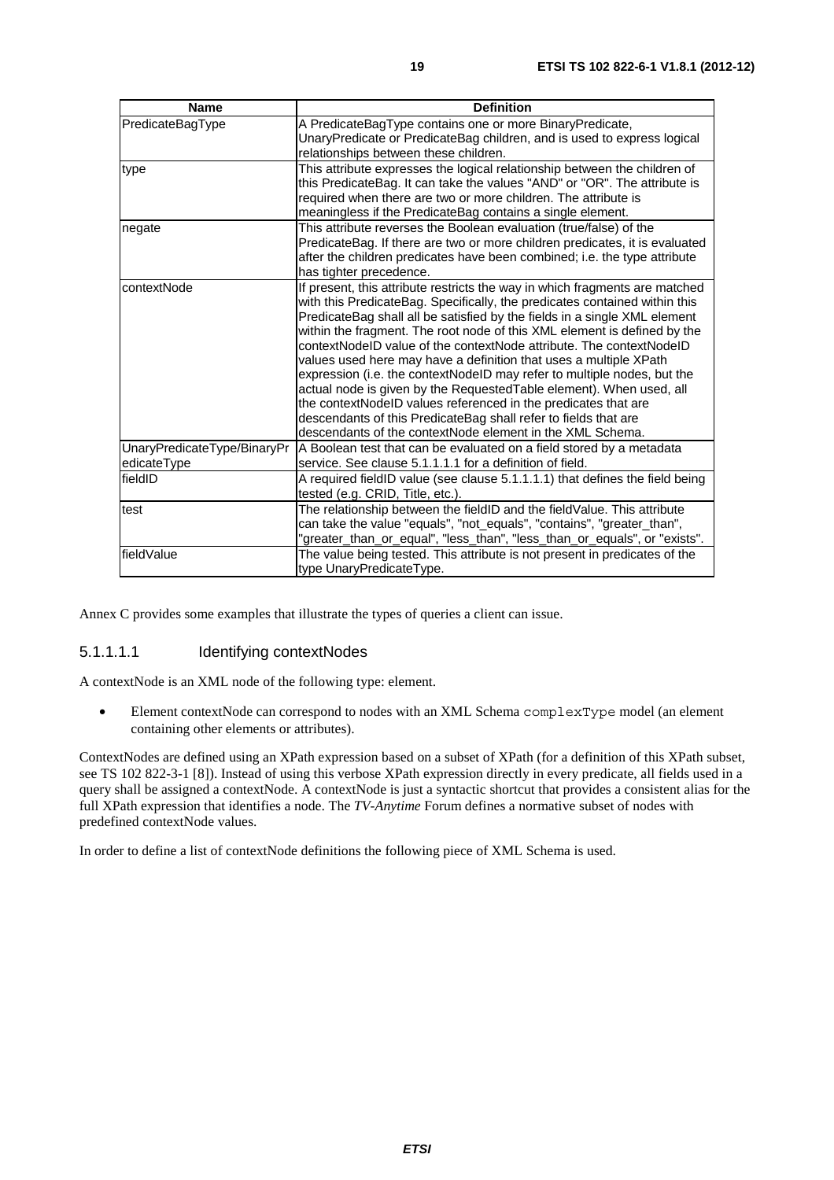| Name | Definition |
| --- | --- |
| PredicateBagType | A PredicateBagType contains one or more BinaryPredicate, UnaryPredicate or PredicateBag children, and is used to express logical relationships between these children. |
| type | This attribute expresses the logical relationship between the children of this PredicateBag. It can take the values "AND" or "OR". The attribute is required when there are two or more children. The attribute is meaningless if the PredicateBag contains a single element. |
| negate | This attribute reverses the Boolean evaluation (true/false) of the PredicateBag. If there are two or more children predicates, it is evaluated after the children predicates have been combined; i.e. the type attribute has tighter precedence. |
| contextNode | If present, this attribute restricts the way in which fragments are matched with this PredicateBag. Specifically, the predicates contained within this PredicateBag shall all be satisfied by the fields in a single XML element within the fragment. The root node of this XML element is defined by the contextNodeID value of the contextNode attribute. The contextNodeID values used here may have a definition that uses a multiple XPath expression (i.e. the contextNodeID may refer to multiple nodes, but the actual node is given by the RequestedTable element). When used, all the contextNodeID values referenced in the predicates that are descendants of this PredicateBag shall refer to fields that are descendants of the contextNode element in the XML Schema. |
| UnaryPredicateType/BinaryPredicateType | A Boolean test that can be evaluated on a field stored by a metadata service. See clause 5.1.1.1.1 for a definition of field. |
| fieldID | A required fieldID value (see clause 5.1.1.1.1) that defines the field being tested (e.g. CRID, Title, etc.). |
| test | The relationship between the fieldID and the fieldValue. This attribute can take the value "equals", "not_equals", "contains", "greater_than", "greater_than_or_equal", "less_than", "less_than_or_equals", or "exists". |
| fieldValue | The value being tested. This attribute is not present in predicates of the type UnaryPredicateType. |

Annex C provides some examples that illustrate the types of queries a client can issue.

#### 5.1.1.1.1 Identifying contextNodes

A contextNode is an XML node of the following type: element.

- Element contextNode can correspond to nodes with an XML Schema `complexType` model (an element containing other elements or attributes).

ContextNodes are defined using an XPath expression based on a subset of XPath (for a definition of this XPath subset, see TS 102 822-3-1 [8]). Instead of using this verbose XPath expression directly in every predicate, all fields used in a query shall be assigned a contextNode. A contextNode is just a syntactic shortcut that provides a consistent alias for the full XPath expression that identifies a node. The *TV-Anytime* Forum defines a normative subset of nodes with predefined contextNode values.

In order to define a list of contextNode definitions the following piece of XML Schema is used.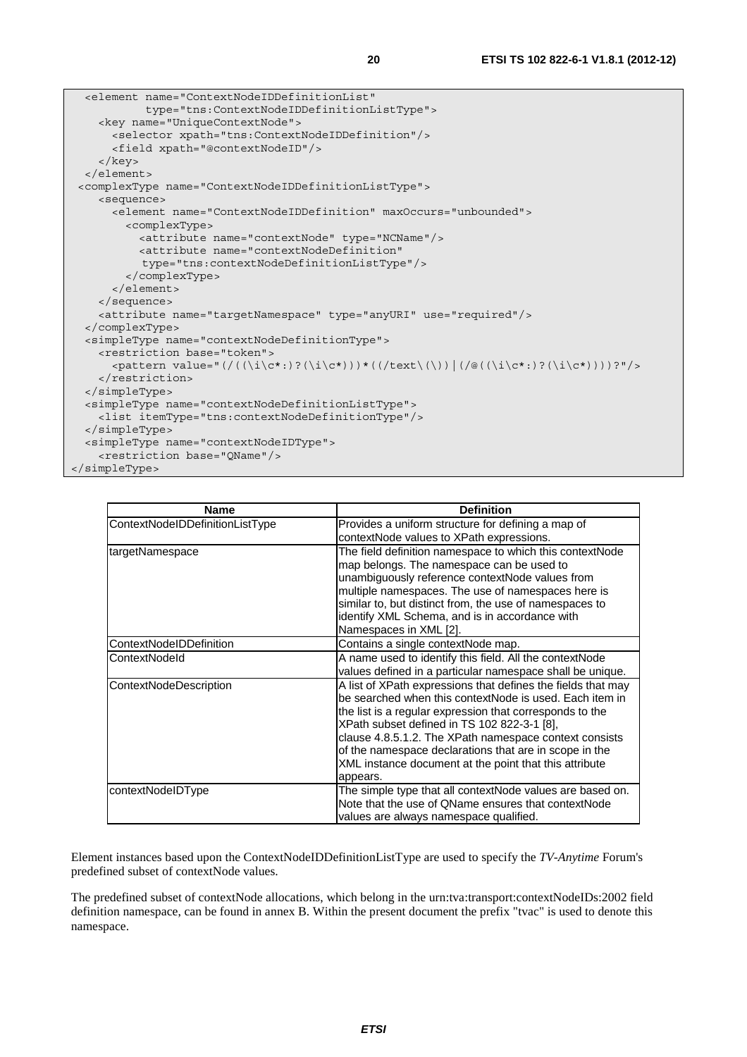```
  <element name="ContextNodeIDDefinitionList"
           type="tns:ContextNodeIDDefinitionListType">
    <key name="UniqueContextNode">
      <selector xpath="tns:ContextNodeIDDefinition"/>
      <field xpath="@contextNodeID"/>
    </key>
  </element>
 <complexType name="ContextNodeIDDefinitionListType">
    <sequence>
      <element name="ContextNodeIDDefinition" maxOccurs="unbounded">
        <complexType>
          <attribute name="contextNode" type="NCName"/>
          <attribute name="contextNodeDefinition"
           type="tns:contextNodeDefinitionListType"/>
        </complexType>
      </element>
    </sequence>
    <attribute name="targetNamespace" type="anyURI" use="required"/>
  </complexType>
  <simpleType name="contextNodeDefinitionType">
    <restriction base="token">
      <pattern value="(/((\i\c*:)?(\i\c*)))*((/text\(\))|(/@((\i\c*:)?(\i\c*))))?"/>
    </restriction>
  </simpleType>
  <simpleType name="contextNodeDefinitionListType">
    <list itemType="tns:contextNodeDefinitionType"/>
  </simpleType>
  <simpleType name="contextNodeIDType">
    <restriction base="QName"/>
</simpleType>
```

| Name | Definition |
|---|---|
| ContextNodeIDDefinitionListType | Provides a uniform structure for defining a map of contextNode values to XPath expressions. |
| targetNamespace | The field definition namespace to which this contextNode map belongs. The namespace can be used to unambiguously reference contextNode values from multiple namespaces. The use of namespaces here is similar to, but distinct from, the use of namespaces to identify XML Schema, and is in accordance with Namespaces in XML [2]. |
| ContextNodeIDDefinition | Contains a single contextNode map. |
| ContextNodeId | A name used to identify this field. All the contextNode values defined in a particular namespace shall be unique. |
| ContextNodeDescription | A list of XPath expressions that defines the fields that may be searched when this contextNode is used. Each item in the list is a regular expression that corresponds to the XPath subset defined in TS 102 822-3-1 [8], clause 4.8.5.1.2. The XPath namespace context consists of the namespace declarations that are in scope in the XML instance document at the point that this attribute appears. |
| contextNodeIDType | The simple type that all contextNode values are based on. Note that the use of QName ensures that contextNode values are always namespace qualified. |

Element instances based upon the ContextNodeIDDefinitionListType are used to specify the *TV-Anytime* Forum's predefined subset of contextNode values.

The predefined subset of contextNode allocations, which belong in the urn:tva:transport:contextNodeIDs:2002 field definition namespace, can be found in annex B. Within the present document the prefix "tvac" is used to denote this namespace.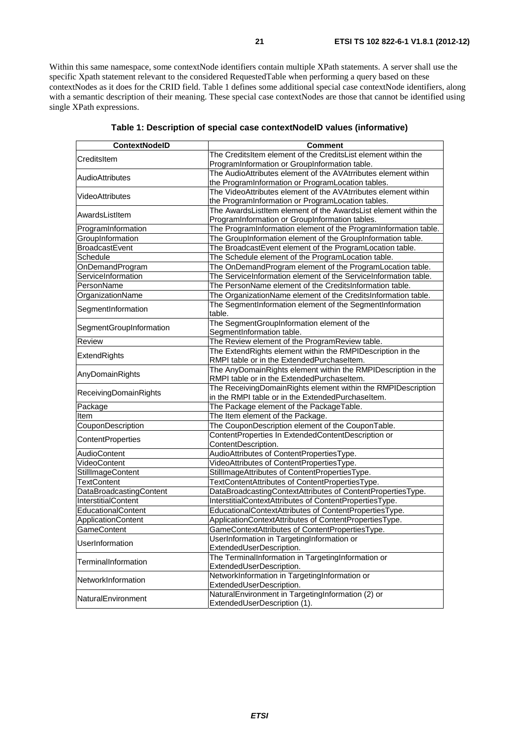Within this same namespace, some contextNode identifiers contain multiple XPath statements. A server shall use the specific Xpath statement relevant to the considered RequestedTable when performing a query based on these contextNodes as it does for the CRID field. Table 1 defines some additional special case contextNode identifiers, along with a semantic description of their meaning. These special case contextNodes are those that cannot be identified using single XPath expressions.

**Table 1: Description of special case contextNodeID values (informative)**

| ContextNodeID | Comment |
|---|---|
| CreditsItem | The CreditsItem element of the CreditsList element within the ProgramInformation or GroupInformation table. |
| AudioAttributes | The AudioAttributes element of the AVAtrributes element within the ProgramInformation or ProgramLocation tables. |
| VideoAttributes | The VideoAttributes element of the AVAtrributes element within the ProgramInformation or ProgramLocation tables. |
| AwardsListItem | The AwardsListItem element of the AwardsList element within the ProgramInformation or GroupInformation tables. |
| ProgramInformation | The ProgramInformation element of the ProgramInformation table. |
| GroupInformation | The GroupInformation element of the GroupInformation table. |
| BroadcastEvent | The BroadcastEvent element of the ProgramLocation table. |
| Schedule | The Schedule element of the ProgramLocation table. |
| OnDemandProgram | The OnDemandProgram element of the ProgramLocation table. |
| ServiceInformation | The ServiceInformation element of the ServiceInformation table. |
| PersonName | The PersonName element of the CreditsInformation table. |
| OrganizationName | The OrganizationName element of the CreditsInformation table. |
| SegmentInformation | The SegmentInformation element of the SegmentInformation table. |
| SegmentGroupInformation | The SegmentGroupInformation element of the SegmentInformation table. |
| Review | The Review element of the ProgramReview table. |
| ExtendRights | The ExtendRights element within the RMPIDescription in the RMPI table or in the ExtendedPurchaseItem. |
| AnyDomainRights | The AnyDomainRights element within the RMPIDescription in the RMPI table or in the ExtendedPurchaseItem. |
| ReceivingDomainRights | The ReceivingDomainRights element within the RMPIDescription in the RMPI table or in the ExtendedPurchaseItem. |
| Package | The Package element of the PackageTable. |
| Item | The Item element of the Package. |
| CouponDescription | The CouponDescription element of the CouponTable. |
| ContentProperties | ContentProperties In ExtendedContentDescription or ContentDescription. |
| AudioContent | AudioAttributes of ContentPropertiesType. |
| VideoContent | VideoAttributes of ContentPropertiesType. |
| StillImageContent | StillImageAttributes of ContentPropertiesType. |
| TextContent | TextContentAttributes of ContentPropertiesType. |
| DataBroadcastingContent | DataBroadcastingContextAttributes of ContentPropertiesType. |
| InterstitialContent | InterstitialContextAttributes of ContentPropertiesType. |
| EducationalContent | EducationalContextAttributes of ContentPropertiesType. |
| ApplicationContent | ApplicationContextAttributes of ContentPropertiesType. |
| GameContent | GameContextAttributes of ContentPropertiesType. |
| UserInformation | UserInformation in TargetingInformation or ExtendedUserDescription. |
| TerminalInformation | The TerminalInformation in TargetingInformation or ExtendedUserDescription. |
| NetworkInformation | NetworkInformation in TargetingInformation or ExtendedUserDescription. |
| NaturalEnvironment | NaturalEnvironment in TargetingInformation (2) or ExtendedUserDescription (1). |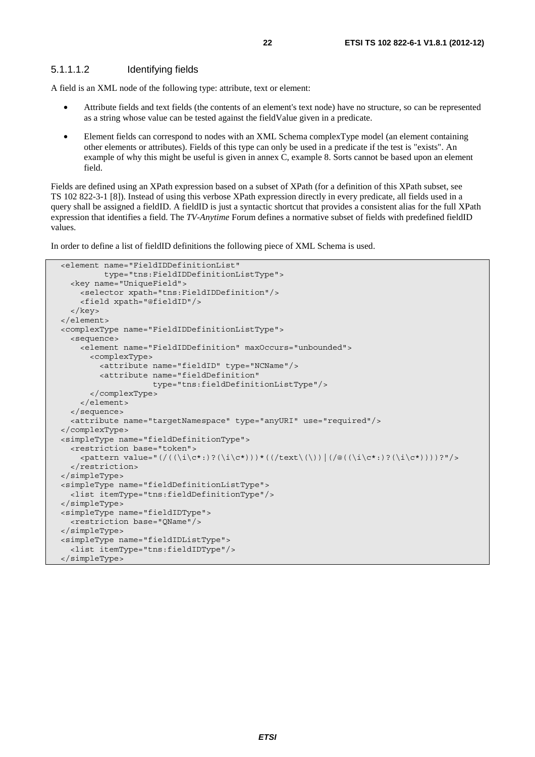#### 5.1.1.1.2 Identifying fields

A field is an XML node of the following type: attribute, text or element:

- Attribute fields and text fields (the contents of an element's text node) have no structure, so can be represented as a string whose value can be tested against the fieldValue given in a predicate.
- Element fields can correspond to nodes with an XML Schema complexType model (an element containing other elements or attributes). Fields of this type can only be used in a predicate if the test is "exists". An example of why this might be useful is given in annex C, example 8. Sorts cannot be based upon an element field.

Fields are defined using an XPath expression based on a subset of XPath (for a definition of this XPath subset, see TS 102 822-3-1 [8]). Instead of using this verbose XPath expression directly in every predicate, all fields used in a query shall be assigned a fieldID. A fieldID is just a syntactic shortcut that provides a consistent alias for the full XPath expression that identifies a field. The *TV-Anytime* Forum defines a normative subset of fields with predefined fieldID values.

In order to define a list of fieldID definitions the following piece of XML Schema is used.

```
<element name="FieldIDDefinitionList"
         type="tns:FieldIDDefinitionListType">
  <key name="UniqueField">
    <selector xpath="tns:FieldIDDefinition"/>
    <field xpath="@fieldID"/>
  </key>
</element>
<complexType name="FieldIDDefinitionListType">
  <sequence>
    <element name="FieldIDDefinition" maxOccurs="unbounded">
      <complexType>
        <attribute name="fieldID" type="NCName"/>
        <attribute name="fieldDefinition"
                   type="tns:fieldDefinitionListType"/>
      </complexType>
    </element>
  </sequence>
  <attribute name="targetNamespace" type="anyURI" use="required"/>
</complexType>
<simpleType name="fieldDefinitionType">
  <restriction base="token">
    <pattern value="(/((\i\c*:)?(\i\c*)))*((/text\(\))|(/@((\i\c*:)?(\i\c*))))?"/>
  </restriction>
</simpleType>
<simpleType name="fieldDefinitionListType">
  <list itemType="tns:fieldDefinitionType"/>
</simpleType>
<simpleType name="fieldIDType">
  <restriction base="QName"/>
</simpleType>
<simpleType name="fieldIDListType">
  <list itemType="tns:fieldIDType"/>
</simpleType>
```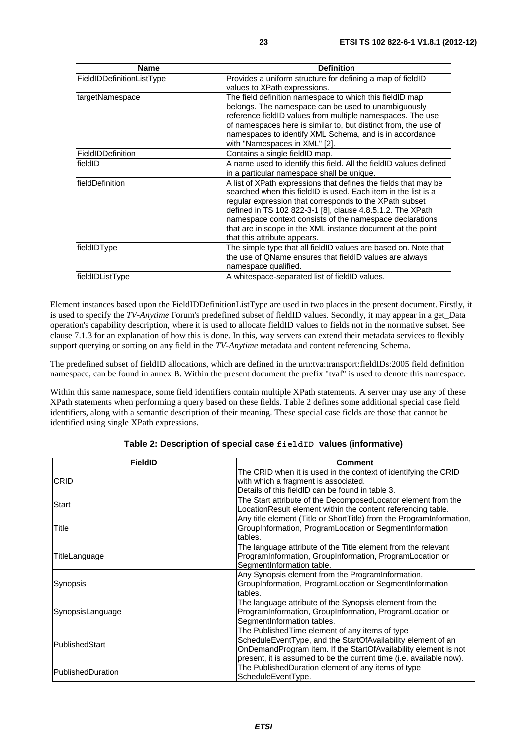| Name | Definition |
| --- | --- |
| FieldIDDefinitionListType | Provides a uniform structure for defining a map of fieldID values to XPath expressions. |
| targetNamespace | The field definition namespace to which this fieldID map belongs. The namespace can be used to unambiguously reference fieldID values from multiple namespaces. The use of namespaces here is similar to, but distinct from, the use of namespaces to identify XML Schema, and is in accordance with "Namespaces in XML" [2]. |
| FieldIDDefinition | Contains a single fieldID map. |
| fieldID | A name used to identify this field. All the fieldID values defined in a particular namespace shall be unique. |
| fieldDefinition | A list of XPath expressions that defines the fields that may be searched when this fieldID is used. Each item in the list is a regular expression that corresponds to the XPath subset defined in TS 102 822-3-1 [8], clause 4.8.5.1.2. The XPath namespace context consists of the namespace declarations that are in scope in the XML instance document at the point that this attribute appears. |
| fieldIDType | The simple type that all fieldID values are based on. Note that the use of QName ensures that fieldID values are always namespace qualified. |
| fieldIDListType | A whitespace-separated list of fieldID values. |

Element instances based upon the FieldIDDefinitionListType are used in two places in the present document. Firstly, it is used to specify the *TV-Anytime* Forum's predefined subset of fieldID values. Secondly, it may appear in a get_Data operation's capability description, where it is used to allocate fieldID values to fields not in the normative subset. See clause 7.1.3 for an explanation of how this is done. In this, way servers can extend their metadata services to flexibly support querying or sorting on any field in the *TV-Anytime* metadata and content referencing Schema.

The predefined subset of fieldID allocations, which are defined in the urn:tva:transport:fieldIDs:2005 field definition namespace, can be found in annex B. Within the present document the prefix "tvaf" is used to denote this namespace.

Within this same namespace, some field identifiers contain multiple XPath statements. A server may use any of these XPath statements when performing a query based on these fields. Table 2 defines some additional special case field identifiers, along with a semantic description of their meaning. These special case fields are those that cannot be identified using single XPath expressions.

**Table 2: Description of special case `fieldID` values (informative)**

| FieldID | Comment |
| --- | --- |
| CRID | The CRID when it is used in the context of identifying the CRID with which a fragment is associated. Details of this fieldID can be found in table 3. |
| Start | The Start attribute of the DecomposedLocator element from the LocationResult element within the content referencing table. |
| Title | Any title element (Title or ShortTitle) from the ProgramInformation, GroupInformation, ProgramLocation or SegmentInformation tables. |
| TitleLanguage | The language attribute of the Title element from the relevant ProgramInformation, GroupInformation, ProgramLocation or SegmentInformation table. |
| Synopsis | Any Synopsis element from the ProgramInformation, GroupInformation, ProgramLocation or SegmentInformation tables. |
| SynopsisLanguage | The language attribute of the Synopsis element from the ProgramInformation, GroupInformation, ProgramLocation or SegmentInformation tables. |
| PublishedStart | The PublishedTime element of any items of type ScheduleEventType, and the StartOfAvailability element of an OnDemandProgram item. If the StartOfAvailability element is not present, it is assumed to be the current time (i.e. available now). |
| PublishedDuration | The PublishedDuration element of any items of type ScheduleEventType. |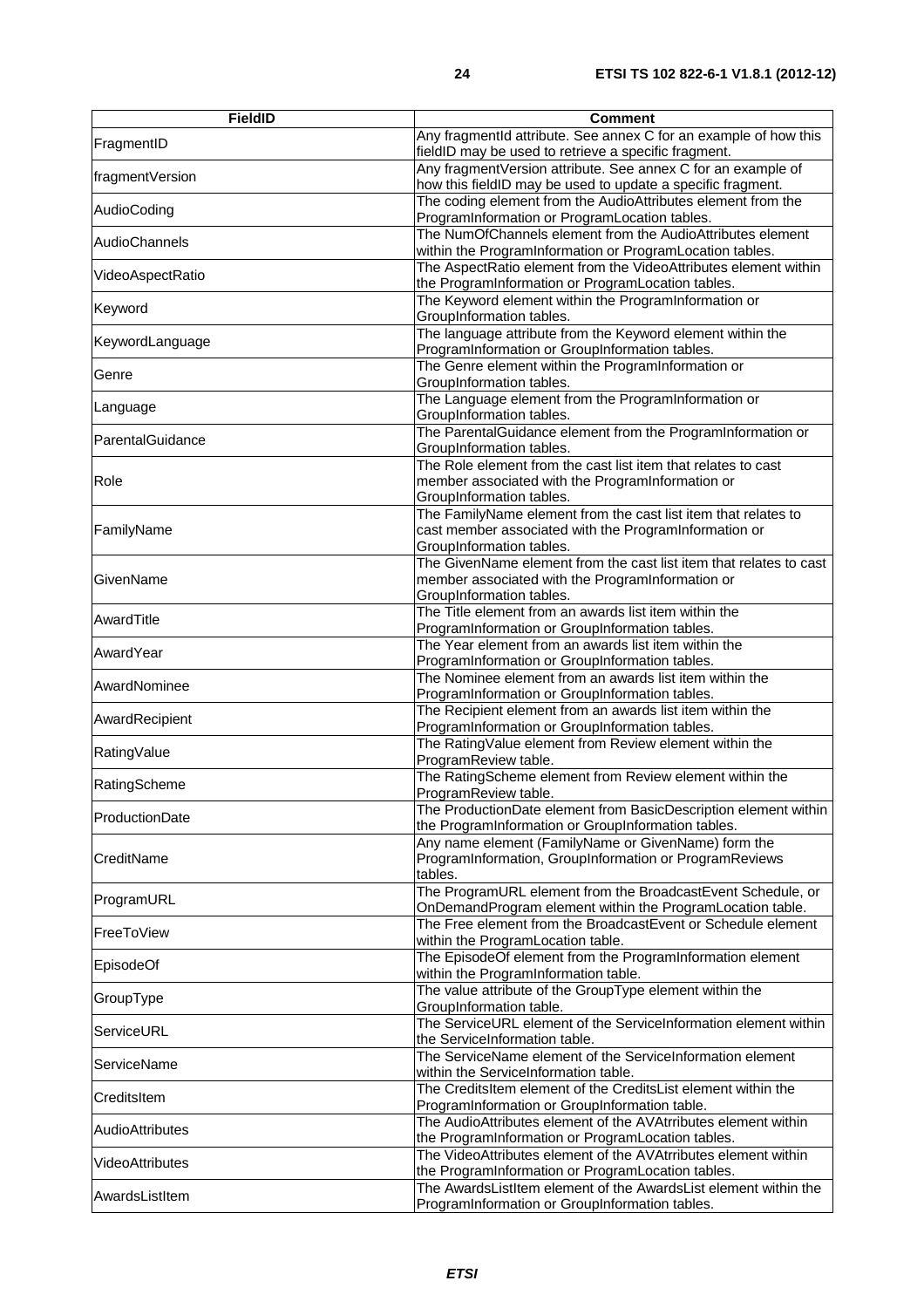| FieldID | Comment |
|---|---|
| FragmentID | Any fragmentId attribute. See annex C for an example of how this fieldID may be used to retrieve a specific fragment. |
| fragmentVersion | Any fragmentVersion attribute. See annex C for an example of how this fieldID may be used to update a specific fragment. |
| AudioCoding | The coding element from the AudioAttributes element from the ProgramInformation or ProgramLocation tables. |
| AudioChannels | The NumOfChannels element from the AudioAttributes element within the ProgramInformation or ProgramLocation tables. |
| VideoAspectRatio | The AspectRatio element from the VideoAttributes element within the ProgramInformation or ProgramLocation tables. |
| Keyword | The Keyword element within the ProgramInformation or GroupInformation tables. |
| KeywordLanguage | The language attribute from the Keyword element within the ProgramInformation or GroupInformation tables. |
| Genre | The Genre element within the ProgramInformation or GroupInformation tables. |
| Language | The Language element from the ProgramInformation or GroupInformation tables. |
| ParentalGuidance | The ParentalGuidance element from the ProgramInformation or GroupInformation tables. |
| Role | The Role element from the cast list item that relates to cast member associated with the ProgramInformation or GroupInformation tables. |
| FamilyName | The FamilyName element from the cast list item that relates to cast member associated with the ProgramInformation or GroupInformation tables. |
| GivenName | The GivenName element from the cast list item that relates to cast member associated with the ProgramInformation or GroupInformation tables. |
| AwardTitle | The Title element from an awards list item within the ProgramInformation or GroupInformation tables. |
| AwardYear | The Year element from an awards list item within the ProgramInformation or GroupInformation tables. |
| AwardNominee | The Nominee element from an awards list item within the ProgramInformation or GroupInformation tables. |
| AwardRecipient | The Recipient element from an awards list item within the ProgramInformation or GroupInformation tables. |
| RatingValue | The RatingValue element from Review element within the ProgramReview table. |
| RatingScheme | The RatingScheme element from Review element within the ProgramReview table. |
| ProductionDate | The ProductionDate element from BasicDescription element within the ProgramInformation or GroupInformation tables. |
| CreditName | Any name element (FamilyName or GivenName) form the ProgramInformation, GroupInformation or ProgramReviews tables. |
| ProgramURL | The ProgramURL element from the BroadcastEvent Schedule, or OnDemandProgram element within the ProgramLocation table. |
| FreeToView | The Free element from the BroadcastEvent or Schedule element within the ProgramLocation table. |
| EpisodeOf | The EpisodeOf element from the ProgramInformation element within the ProgramInformation table. |
| GroupType | The value attribute of the GroupType element within the GroupInformation table. |
| ServiceURL | The ServiceURL element of the ServiceInformation element within the ServiceInformation table. |
| ServiceName | The ServiceName element of the ServiceInformation element within the ServiceInformation table. |
| CreditsItem | The CreditsItem element of the CreditsList element within the ProgramInformation or GroupInformation table. |
| AudioAttributes | The AudioAttributes element of the AVAtrributes element within the ProgramInformation or ProgramLocation tables. |
| VideoAttributes | The VideoAttributes element of the AVAtrributes element within the ProgramInformation or ProgramLocation tables. |
| AwardsListItem | The AwardsListItem element of the AwardsList element within the ProgramInformation or GroupInformation tables. |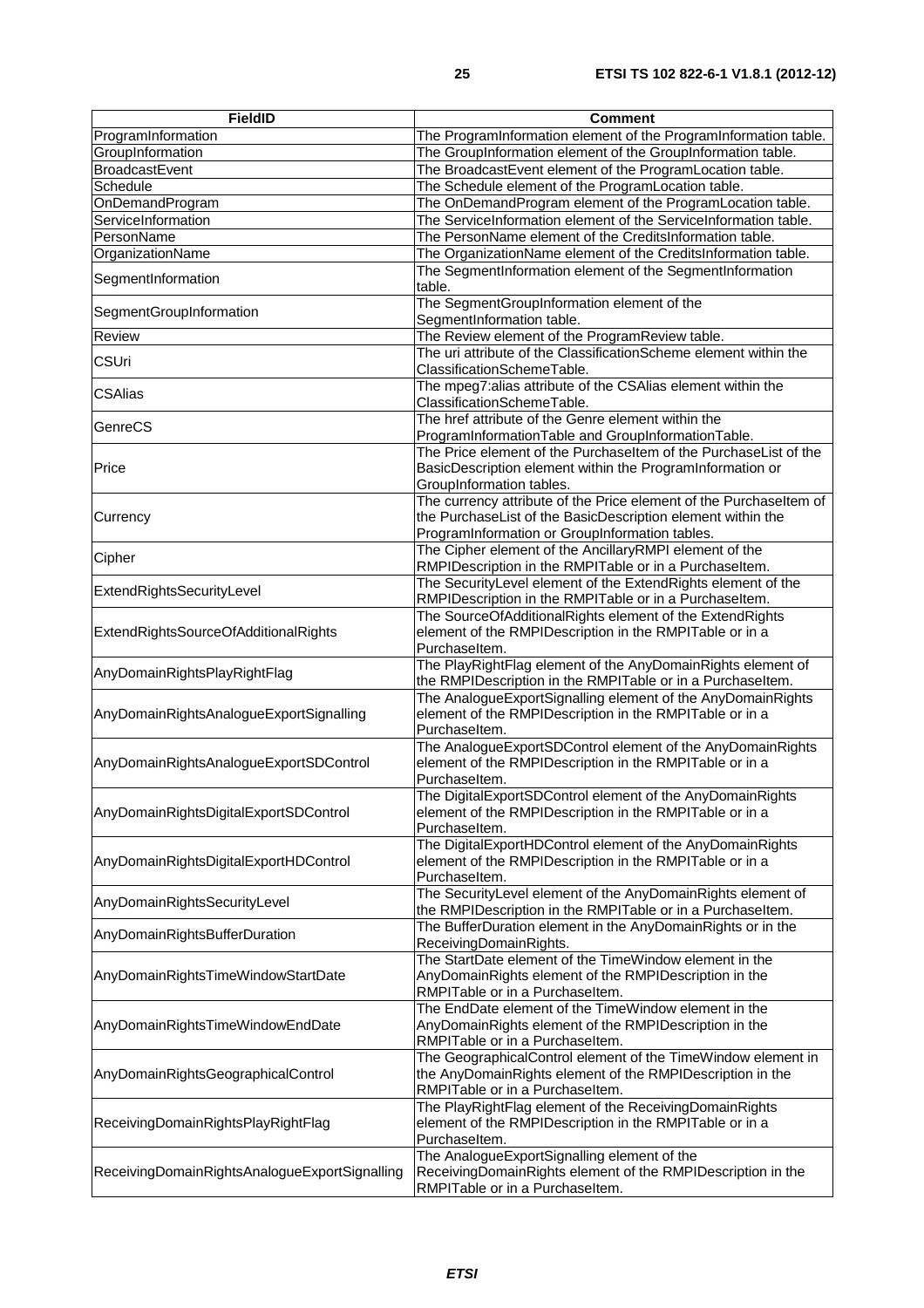| FieldID | Comment |
| --- | --- |
| ProgramInformation | The ProgramInformation element of the ProgramInformation table. |
| GroupInformation | The GroupInformation element of the GroupInformation table. |
| BroadcastEvent | The BroadcastEvent element of the ProgramLocation table. |
| Schedule | The Schedule element of the ProgramLocation table. |
| OnDemandProgram | The OnDemandProgram element of the ProgramLocation table. |
| ServiceInformation | The ServiceInformation element of the ServiceInformation table. |
| PersonName | The PersonName element of the CreditsInformation table. |
| OrganizationName | The OrganizationName element of the CreditsInformation table. |
| SegmentInformation | The SegmentInformation element of the SegmentInformation table. |
| SegmentGroupInformation | The SegmentGroupInformation element of the SegmentInformation table. |
| Review | The Review element of the ProgramReview table. |
| CSUri | The uri attribute of the ClassificationScheme element within the ClassificationSchemeTable. |
| CSAlias | The mpeg7:alias attribute of the CSAlias element within the ClassificationSchemeTable. |
| GenreCS | The href attribute of the Genre element within the ProgramInformationTable and GroupInformationTable. |
| Price | The Price element of the PurchaseItem of the PurchaseList of the BasicDescription element within the ProgramInformation or GroupInformation tables. |
| Currency | The currency attribute of the Price element of the PurchaseItem of the PurchaseList of the BasicDescription element within the ProgramInformation or GroupInformation tables. |
| Cipher | The Cipher element of the AncillaryRMPI element of the RMPIDescription in the RMPITable or in a PurchaseItem. |
| ExtendRightsSecurityLevel | The SecurityLevel element of the ExtendRights element of the RMPIDescription in the RMPITable or in a PurchaseItem. |
| ExtendRightsSourceOfAdditionalRights | The SourceOfAdditionalRights element of the ExtendRights element of the RMPIDescription in the RMPITable or in a PurchaseItem. |
| AnyDomainRightsPlayRightFlag | The PlayRightFlag element of the AnyDomainRights element of the RMPIDescription in the RMPITable or in a PurchaseItem. |
| AnyDomainRightsAnalogueExportSignalling | The AnalogueExportSignalling element of the AnyDomainRights element of the RMPIDescription in the RMPITable or in a PurchaseItem. |
| AnyDomainRightsAnalogueExportSDControl | The AnalogueExportSDControl element of the AnyDomainRights element of the RMPIDescription in the RMPITable or in a PurchaseItem. |
| AnyDomainRightsDigitalExportSDControl | The DigitalExportSDControl element of the AnyDomainRights element of the RMPIDescription in the RMPITable or in a PurchaseItem. |
| AnyDomainRightsDigitalExportHDControl | The DigitalExportHDControl element of the AnyDomainRights element of the RMPIDescription in the RMPITable or in a PurchaseItem. |
| AnyDomainRightsSecurityLevel | The SecurityLevel element of the AnyDomainRights element of the RMPIDescription in the RMPITable or in a PurchaseItem. |
| AnyDomainRightsBufferDuration | The BufferDuration element in the AnyDomainRights or in the ReceivingDomainRights. |
| AnyDomainRightsTimeWindowStartDate | The StartDate element of the TimeWindow element in the AnyDomainRights element of the RMPIDescription in the RMPITable or in a PurchaseItem. |
| AnyDomainRightsTimeWindowEndDate | The EndDate element of the TimeWindow element in the AnyDomainRights element of the RMPIDescription in the RMPITable or in a PurchaseItem. |
| AnyDomainRightsGeographicalControl | The GeographicalControl element of the TimeWindow element in the AnyDomainRights element of the RMPIDescription in the RMPITable or in a PurchaseItem. |
| ReceivingDomainRightsPlayRightFlag | The PlayRightFlag element of the ReceivingDomainRights element of the RMPIDescription in the RMPITable or in a PurchaseItem. |
| ReceivingDomainRightsAnalogueExportSignalling | The AnalogueExportSignalling element of the ReceivingDomainRights element of the RMPIDescription in the RMPITable or in a PurchaseItem. |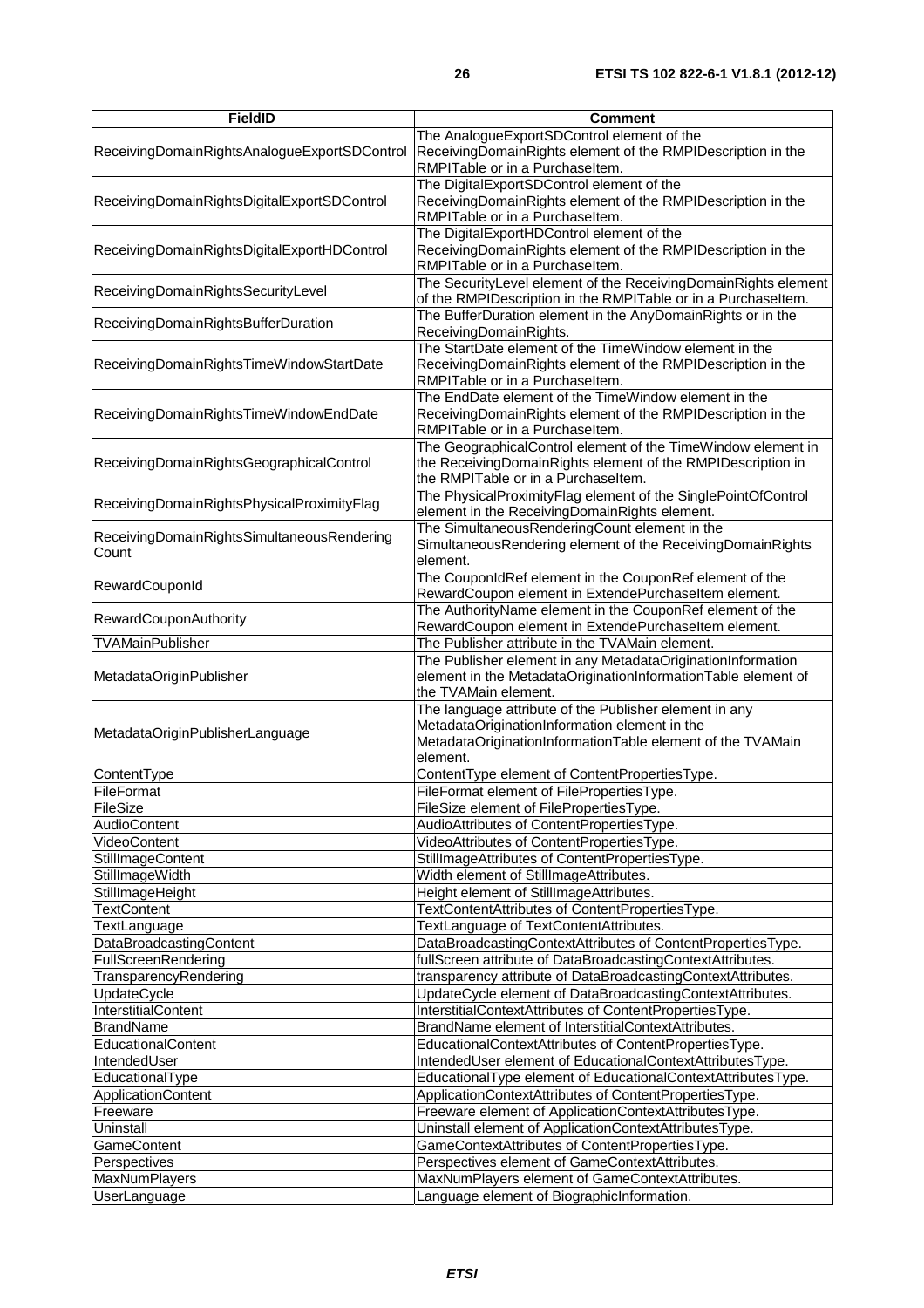| FieldID | Comment |
|---|---|
| ReceivingDomainRightsAnalogueExportSDControl | The AnalogueExportSDControl element of the ReceivingDomainRights element of the RMPIDescription in the RMPITable or in a PurchaseItem. |
| ReceivingDomainRightsDigitalExportSDControl | The DigitalExportSDControl element of the ReceivingDomainRights element of the RMPIDescription in the RMPITable or in a PurchaseItem. |
| ReceivingDomainRightsDigitalExportHDControl | The DigitalExportHDControl element of the ReceivingDomainRights element of the RMPIDescription in the RMPITable or in a PurchaseItem. |
| ReceivingDomainRightsSecurityLevel | The SecurityLevel element of the ReceivingDomainRights element of the RMPIDescription in the RMPITable or in a PurchaseItem. |
| ReceivingDomainRightsBufferDuration | The BufferDuration element in the AnyDomainRights or in the ReceivingDomainRights. |
| ReceivingDomainRightsTimeWindowStartDate | The StartDate element of the TimeWindow element in the ReceivingDomainRights element of the RMPIDescription in the RMPITable or in a PurchaseItem. |
| ReceivingDomainRightsTimeWindowEndDate | The EndDate element of the TimeWindow element in the ReceivingDomainRights element of the RMPIDescription in the RMPITable or in a PurchaseItem. |
| ReceivingDomainRightsGeographicalControl | The GeographicalControl element of the TimeWindow element in the ReceivingDomainRights element of the RMPIDescription in the RMPITable or in a PurchaseItem. |
| ReceivingDomainRightsPhysicalProximityFlag | The PhysicalProximityFlag element of the SinglePointOfControl element in the ReceivingDomainRights element. |
| ReceivingDomainRightsSimultaneousRendering Count | The SimultaneousRenderingCount element in the SimultaneousRendering element of the ReceivingDomainRights element. |
| RewardCouponId | The CouponIdRef element in the CouponRef element of the RewardCoupon element in ExtendePurchaseItem element. |
| RewardCouponAuthority | The AuthorityName element in the CouponRef element of the RewardCoupon element in ExtendePurchaseItem element. |
| TVAMainPublisher | The Publisher attribute in the TVAMain element. |
| MetadataOriginPublisher | The Publisher element in any MetadataOriginationInformation element in the MetadataOriginationInformationTable element of the TVAMain element. |
| MetadataOriginPublisherLanguage | The language attribute of the Publisher element in any MetadataOriginationInformation element in the MetadataOriginationInformationTable element of the TVAMain element. |
| ContentType | ContentType element of ContentPropertiesType. |
| FileFormat | FileFormat element of FilePropertiesType. |
| FileSize | FileSize element of FilePropertiesType. |
| AudioContent | AudioAttributes of ContentPropertiesType. |
| VideoContent | VideoAttributes of ContentPropertiesType. |
| StillImageContent | StillImageAttributes of ContentPropertiesType. |
| StillImageWidth | Width element of StillImageAttributes. |
| StillImageHeight | Height element of StillImageAttributes. |
| TextContent | TextContentAttributes of ContentPropertiesType. |
| TextLanguage | TextLanguage of TextContentAttributes. |
| DataBroadcastingContent | DataBroadcastingContextAttributes of ContentPropertiesType. |
| FullScreenRendering | fullScreen attribute of DataBroadcastingContextAttributes. |
| TransparencyRendering | transparency attribute of DataBroadcastingContextAttributes. |
| UpdateCycle | UpdateCycle element of DataBroadcastingContextAttributes. |
| InterstitialContent | InterstitialContextAttributes of ContentPropertiesType. |
| BrandName | BrandName element of InterstitialContextAttributes. |
| EducationalContent | EducationalContextAttributes of ContentPropertiesType. |
| IntendedUser | IntendedUser element of EducationalContextAttributesType. |
| EducationalType | EducationalType element of EducationalContextAttributesType. |
| ApplicationContent | ApplicationContextAttributes of ContentPropertiesType. |
| Freeware | Freeware element of ApplicationContextAttributesType. |
| Uninstall | Uninstall element of ApplicationContextAttributesType. |
| GameContent | GameContextAttributes of ContentPropertiesType. |
| Perspectives | Perspectives element of GameContextAttributes. |
| MaxNumPlayers | MaxNumPlayers element of GameContextAttributes. |
| UserLanguage | Language element of BiographicInformation. |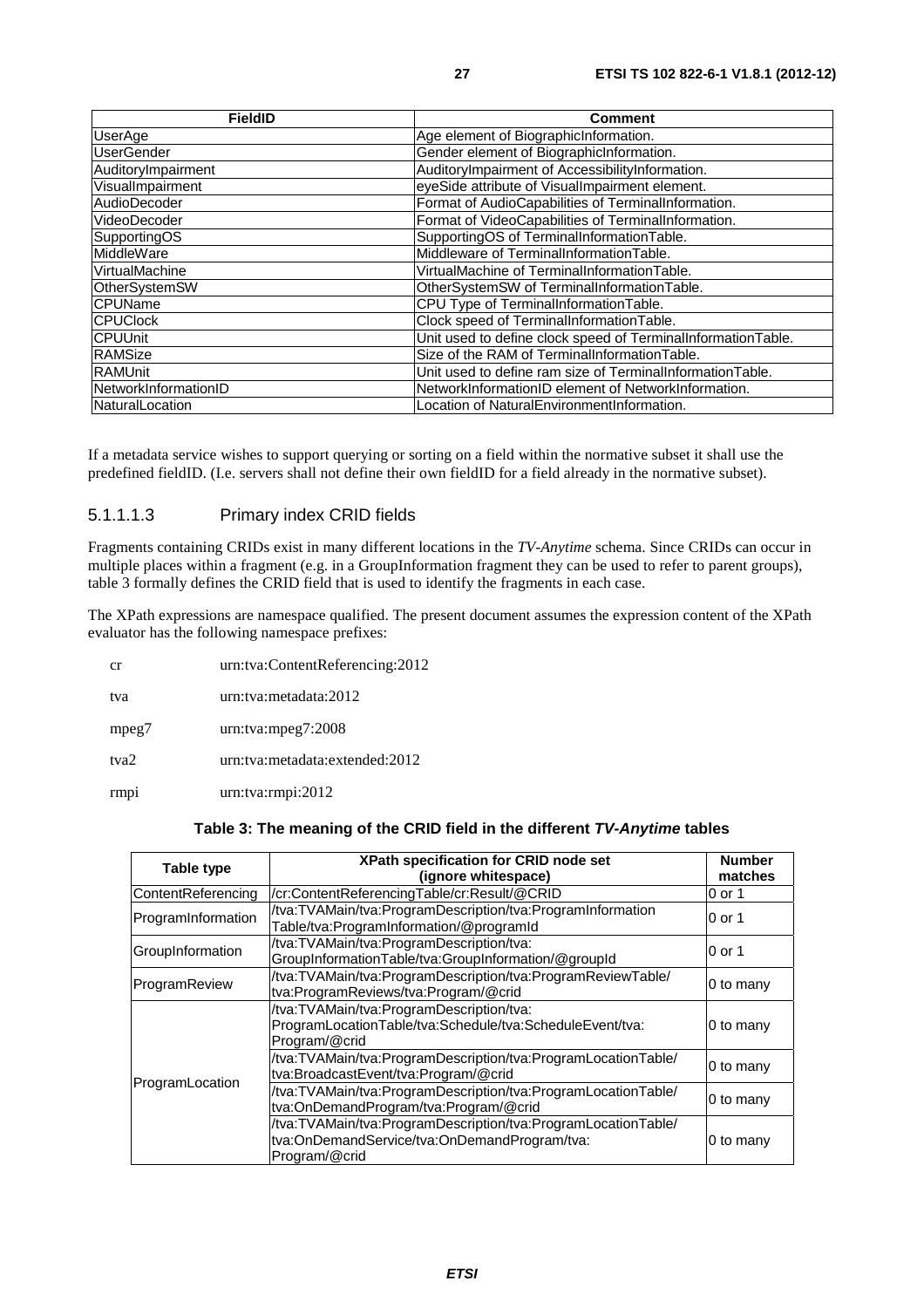| FieldID | Comment |
|---|---|
| UserAge | Age element of BiographicInformation. |
| UserGender | Gender element of BiographicInformation. |
| AuditoryImpairment | AuditoryImpairment of AccessibilityInformation. |
| VisualImpairment | eyeSide attribute of VisualImpairment element. |
| AudioDecoder | Format of AudioCapabilities of TerminalInformation. |
| VideoDecoder | Format of VideoCapabilities of TerminalInformation. |
| SupportingOS | SupportingOS of TerminalInformationTable. |
| MiddleWare | Middleware of TerminalInformationTable. |
| VirtualMachine | VirtualMachine of TerminalInformationTable. |
| OtherSystemSW | OtherSystemSW of TerminalInformationTable. |
| CPUName | CPU Type of TerminalInformationTable. |
| CPUClock | Clock speed of TerminalInformationTable. |
| CPUUnit | Unit used to define clock speed of TerminalInformationTable. |
| RAMSize | Size of the RAM of TerminalInformationTable. |
| RAMUnit | Unit used to define ram size of TerminalInformationTable. |
| NetworkInformationID | NetworkInformationID element of NetworkInformation. |
| NaturalLocation | Location of NaturalEnvironmentInformation. |

If a metadata service wishes to support querying or sorting on a field within the normative subset it shall use the predefined fieldID. (I.e. servers shall not define their own fieldID for a field already in the normative subset).

#### 5.1.1.1.3 Primary index CRID fields

Fragments containing CRIDs exist in many different locations in the *TV-Anytime* schema. Since CRIDs can occur in multiple places within a fragment (e.g. in a GroupInformation fragment they can be used to refer to parent groups), table 3 formally defines the CRID field that is used to identify the fragments in each case.

The XPath expressions are namespace qualified. The present document assumes the expression content of the XPath evaluator has the following namespace prefixes:

cr urn:tva:ContentReferencing:2012

tva urn:tva:metadata:2012

mpeg7 urn:tva:mpeg7:2008

tva2 urn:tva:metadata:extended:2012

rmpi urn:tva:rmpi:2012

**Table 3: The meaning of the CRID field in the different *TV-Anytime* tables**

| Table type | XPath specification for CRID node set (ignore whitespace) | Number matches |
|---|---|---|
| ContentReferencing | /cr:ContentReferencingTable/cr:Result/@CRID | 0 or 1 |
| ProgramInformation | /tva:TVAMain/tva:ProgramDescription/tva:ProgramInformation Table/tva:ProgramInformation/@programId | 0 or 1 |
| GroupInformation | /tva:TVAMain/tva:ProgramDescription/tva: GroupInformationTable/tva:GroupInformation/@groupId | 0 or 1 |
| ProgramReview | /tva:TVAMain/tva:ProgramDescription/tva:ProgramReviewTable/ tva:ProgramReviews/tva:Program/@crid | 0 to many |
| ProgramLocation | /tva:TVAMain/tva:ProgramDescription/tva: ProgramLocationTable/tva:Schedule/tva:ScheduleEvent/tva: Program/@crid | 0 to many |
| | /tva:TVAMain/tva:ProgramDescription/tva:ProgramLocationTable/ tva:BroadcastEvent/tva:Program/@crid | 0 to many |
| | /tva:TVAMain/tva:ProgramDescription/tva:ProgramLocationTable/ tva:OnDemandProgram/tva:Program/@crid | 0 to many |
| | /tva:TVAMain/tva:ProgramDescription/tva:ProgramLocationTable/ tva:OnDemandService/tva:OnDemandProgram/tva: Program/@crid | 0 to many |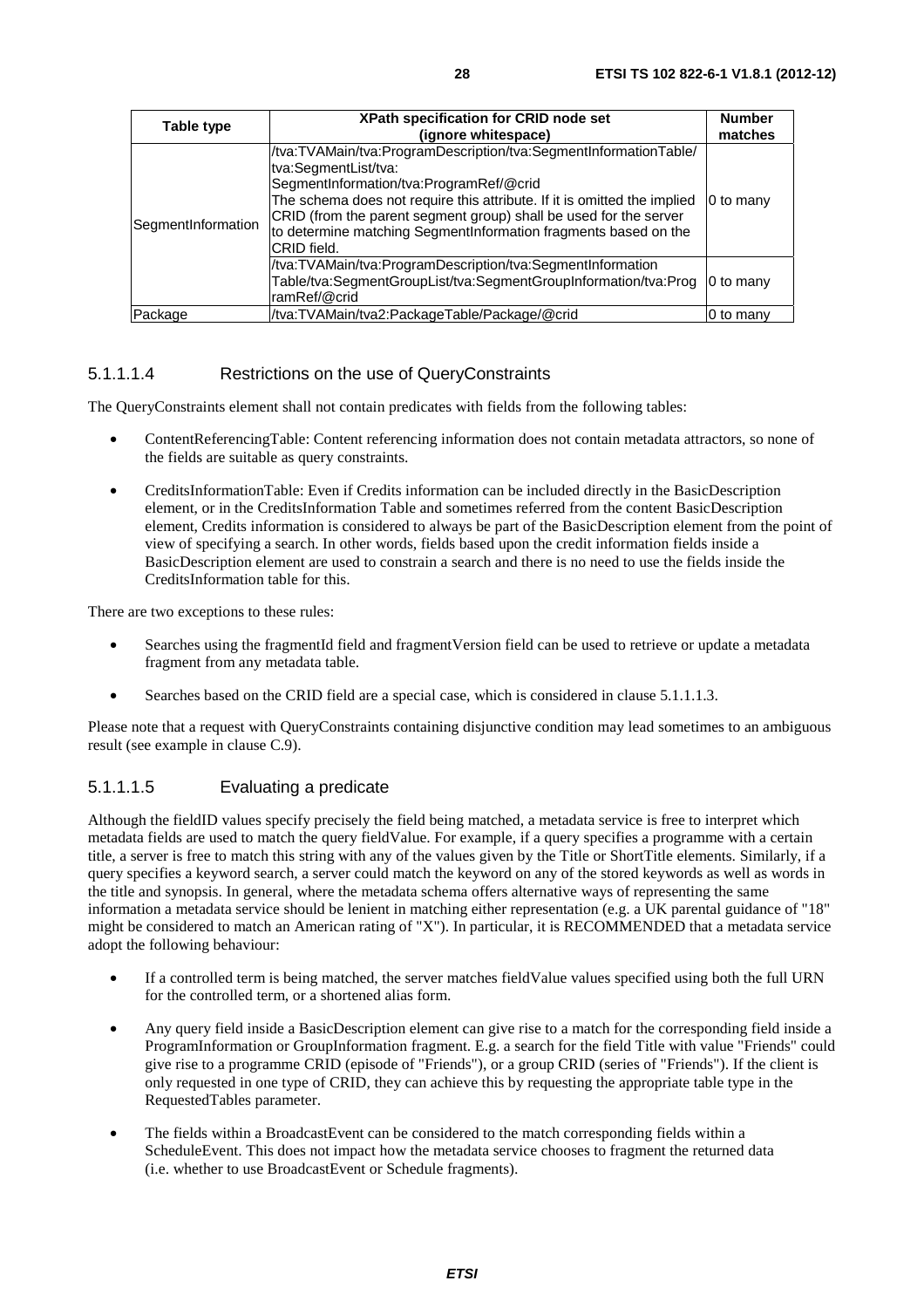| Table type | XPath specification for CRID node set (ignore whitespace) | Number matches |
|---|---|---|
| SegmentInformation | /tva:TVAMain/tva:ProgramDescription/tva:SegmentInformationTable/ tva:SegmentList/tva: SegmentInformation/tva:ProgramRef/@crid The schema does not require this attribute. If it is omitted the implied CRID (from the parent segment group) shall be used for the server to determine matching SegmentInformation fragments based on the CRID field. | 0 to many |
| | /tva:TVAMain/tva:ProgramDescription/tva:SegmentInformation Table/tva:SegmentGroupList/tva:SegmentGroupInformation/tva:ProgramRef/@crid | 0 to many |
| Package | /tva:TVAMain/tva2:PackageTable/Package/@crid | 0 to many |

#### 5.1.1.1.4 Restrictions on the use of QueryConstraints

The QueryConstraints element shall not contain predicates with fields from the following tables:

- ContentReferencingTable: Content referencing information does not contain metadata attractors, so none of the fields are suitable as query constraints.
- CreditsInformationTable: Even if Credits information can be included directly in the BasicDescription element, or in the CreditsInformation Table and sometimes referred from the content BasicDescription element, Credits information is considered to always be part of the BasicDescription element from the point of view of specifying a search. In other words, fields based upon the credit information fields inside a BasicDescription element are used to constrain a search and there is no need to use the fields inside the CreditsInformation table for this.

There are two exceptions to these rules:

- Searches using the fragmentId field and fragmentVersion field can be used to retrieve or update a metadata fragment from any metadata table.
- Searches based on the CRID field are a special case, which is considered in clause 5.1.1.1.3.

Please note that a request with QueryConstraints containing disjunctive condition may lead sometimes to an ambiguous result (see example in clause C.9).

#### 5.1.1.1.5 Evaluating a predicate

Although the fieldID values specify precisely the field being matched, a metadata service is free to interpret which metadata fields are used to match the query fieldValue. For example, if a query specifies a programme with a certain title, a server is free to match this string with any of the values given by the Title or ShortTitle elements. Similarly, if a query specifies a keyword search, a server could match the keyword on any of the stored keywords as well as words in the title and synopsis. In general, where the metadata schema offers alternative ways of representing the same information a metadata service should be lenient in matching either representation (e.g. a UK parental guidance of "18" might be considered to match an American rating of "X"). In particular, it is RECOMMENDED that a metadata service adopt the following behaviour:

- If a controlled term is being matched, the server matches fieldValue values specified using both the full URN for the controlled term, or a shortened alias form.
- Any query field inside a BasicDescription element can give rise to a match for the corresponding field inside a ProgramInformation or GroupInformation fragment. E.g. a search for the field Title with value "Friends" could give rise to a programme CRID (episode of "Friends"), or a group CRID (series of "Friends"). If the client is only requested in one type of CRID, they can achieve this by requesting the appropriate table type in the RequestedTables parameter.
- The fields within a BroadcastEvent can be considered to the match corresponding fields within a ScheduleEvent. This does not impact how the metadata service chooses to fragment the returned data (i.e. whether to use BroadcastEvent or Schedule fragments).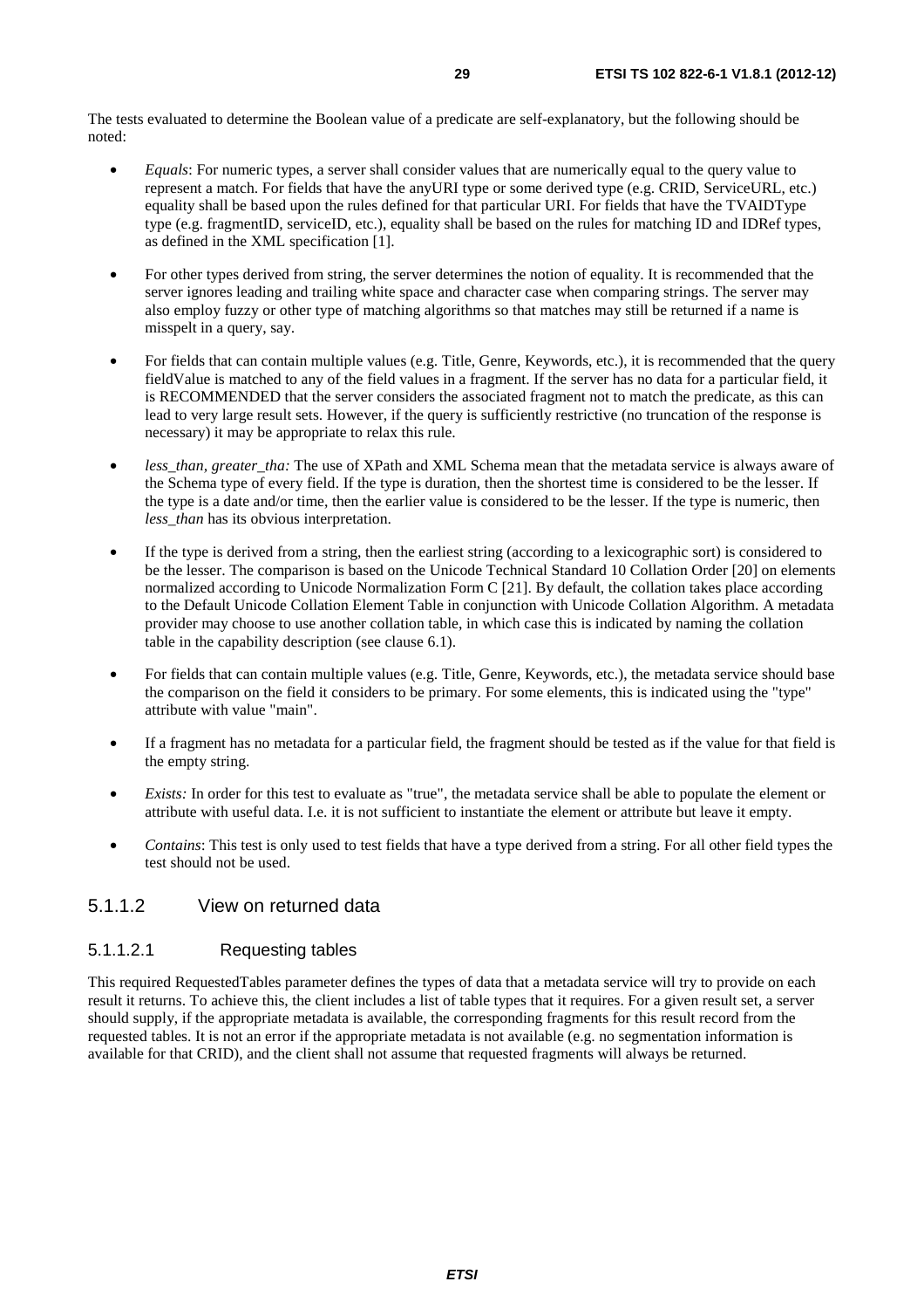The tests evaluated to determine the Boolean value of a predicate are self-explanatory, but the following should be noted:

- *Equals*: For numeric types, a server shall consider values that are numerically equal to the query value to represent a match. For fields that have the anyURI type or some derived type (e.g. CRID, ServiceURL, etc.) equality shall be based upon the rules defined for that particular URI. For fields that have the TVAIDType type (e.g. fragmentID, serviceID, etc.), equality shall be based on the rules for matching ID and IDRef types, as defined in the XML specification [1].
- For other types derived from string, the server determines the notion of equality. It is recommended that the server ignores leading and trailing white space and character case when comparing strings. The server may also employ fuzzy or other type of matching algorithms so that matches may still be returned if a name is misspelt in a query, say.
- For fields that can contain multiple values (e.g. Title, Genre, Keywords, etc.), it is recommended that the query fieldValue is matched to any of the field values in a fragment. If the server has no data for a particular field, it is RECOMMENDED that the server considers the associated fragment not to match the predicate, as this can lead to very large result sets. However, if the query is sufficiently restrictive (no truncation of the response is necessary) it may be appropriate to relax this rule.
- *less_than, greater_tha:* The use of XPath and XML Schema mean that the metadata service is always aware of the Schema type of every field. If the type is duration, then the shortest time is considered to be the lesser. If the type is a date and/or time, then the earlier value is considered to be the lesser. If the type is numeric, then *less_than* has its obvious interpretation.
- If the type is derived from a string, then the earliest string (according to a lexicographic sort) is considered to be the lesser. The comparison is based on the Unicode Technical Standard 10 Collation Order [20] on elements normalized according to Unicode Normalization Form C [21]. By default, the collation takes place according to the Default Unicode Collation Element Table in conjunction with Unicode Collation Algorithm. A metadata provider may choose to use another collation table, in which case this is indicated by naming the collation table in the capability description (see clause 6.1).
- For fields that can contain multiple values (e.g. Title, Genre, Keywords, etc.), the metadata service should base the comparison on the field it considers to be primary. For some elements, this is indicated using the "type" attribute with value "main".
- If a fragment has no metadata for a particular field, the fragment should be tested as if the value for that field is the empty string.
- *Exists:* In order for this test to evaluate as "true", the metadata service shall be able to populate the element or attribute with useful data. I.e. it is not sufficient to instantiate the element or attribute but leave it empty.
- *Contains*: This test is only used to test fields that have a type derived from a string. For all other field types the test should not be used.

#### 5.1.1.2 View on returned data

##### 5.1.1.2.1 Requesting tables

This required RequestedTables parameter defines the types of data that a metadata service will try to provide on each result it returns. To achieve this, the client includes a list of table types that it requires. For a given result set, a server should supply, if the appropriate metadata is available, the corresponding fragments for this result record from the requested tables. It is not an error if the appropriate metadata is not available (e.g. no segmentation information is available for that CRID), and the client shall not assume that requested fragments will always be returned.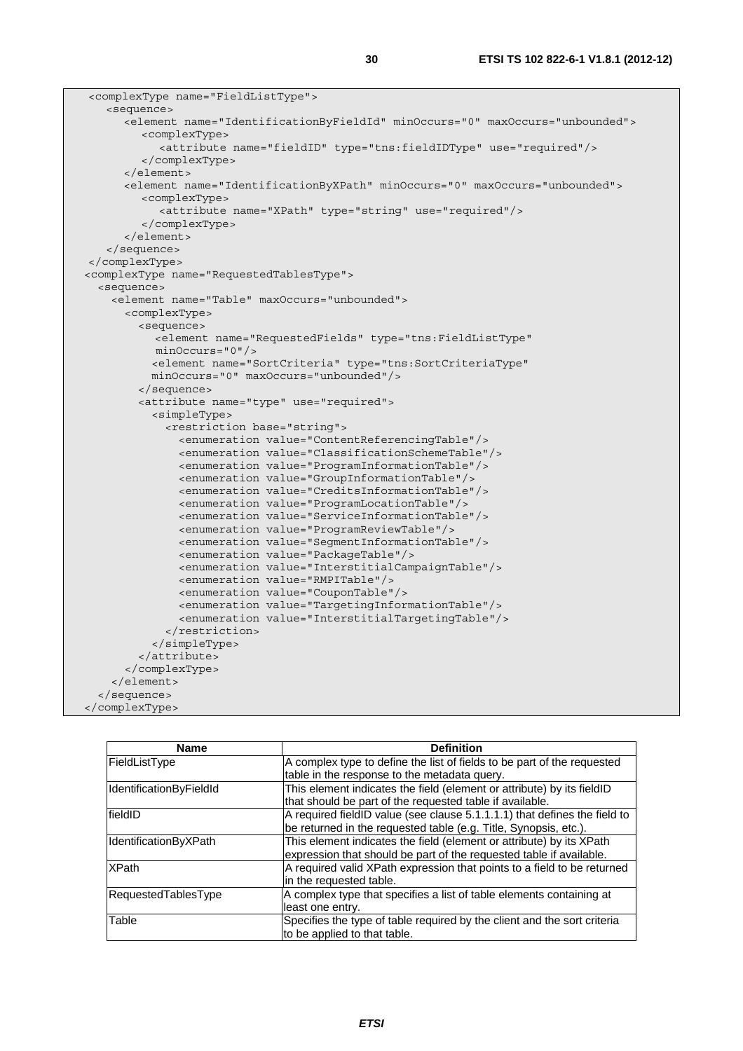```
<complexType name="FieldListType">
   <sequence>
      <element name="IdentificationByFieldId" minOccurs="0" maxOccurs="unbounded">
         <complexType>
            <attribute name="fieldID" type="tns:fieldIDType" use="required"/>
         </complexType>
      </element>
      <element name="IdentificationByXPath" minOccurs="0" maxOccurs="unbounded">
         <complexType>
            <attribute name="XPath" type="string" use="required"/>
         </complexType>
      </element>
   </sequence>
</complexType>
<complexType name="RequestedTablesType">
  <sequence>
    <element name="Table" maxOccurs="unbounded">
      <complexType>
        <sequence>
           <element name="RequestedFields" type="tns:FieldListType"
           minOccurs="0"/>
          <element name="SortCriteria" type="tns:SortCriteriaType"
          minOccurs="0" maxOccurs="unbounded"/>
        </sequence>
        <attribute name="type" use="required">
          <simpleType>
            <restriction base="string">
              <enumeration value="ContentReferencingTable"/>
              <enumeration value="ClassificationSchemeTable"/>
              <enumeration value="ProgramInformationTable"/>
              <enumeration value="GroupInformationTable"/>
              <enumeration value="CreditsInformationTable"/>
              <enumeration value="ProgramLocationTable"/>
              <enumeration value="ServiceInformationTable"/>
              <enumeration value="ProgramReviewTable"/>
              <enumeration value="SegmentInformationTable"/>
              <enumeration value="PackageTable"/>
              <enumeration value="InterstitialCampaignTable"/>
              <enumeration value="RMPITable"/>
              <enumeration value="CouponTable"/>
              <enumeration value="TargetingInformationTable"/>
              <enumeration value="InterstitialTargetingTable"/>
            </restriction>
          </simpleType>
        </attribute>
      </complexType>
    </element>
  </sequence>
</complexType>
```

| Name | Definition |
|---|---|
| FieldListType | A complex type to define the list of fields to be part of the requested table in the response to the metadata query. |
| IdentificationByFieldId | This element indicates the field (element or attribute) by its fieldID that should be part of the requested table if available. |
| fieldID | A required fieldID value (see clause 5.1.1.1.1) that defines the field to be returned in the requested table (e.g. Title, Synopsis, etc.). |
| IdentificationByXPath | This element indicates the field (element or attribute) by its XPath expression that should be part of the requested table if available. |
| XPath | A required valid XPath expression that points to a field to be returned in the requested table. |
| RequestedTablesType | A complex type that specifies a list of table elements containing at least one entry. |
| Table | Specifies the type of table required by the client and the sort criteria to be applied to that table. |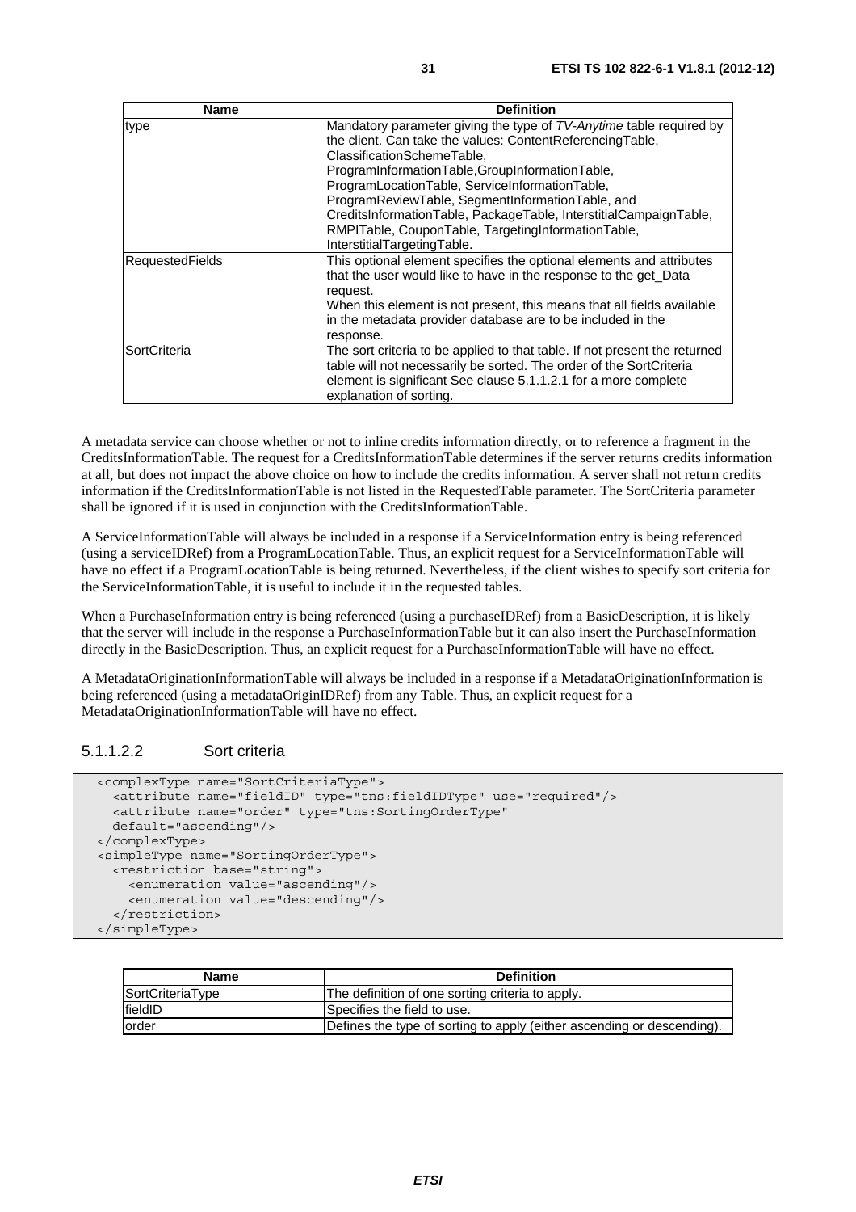| Name | Definition |
| --- | --- |
| type | Mandatory parameter giving the type of *TV-Anytime* table required by the client. Can take the values: ContentReferencingTable, ClassificationSchemeTable, ProgramInformationTable,GroupInformationTable, ProgramLocationTable, ServiceInformationTable, ProgramReviewTable, SegmentInformationTable, and CreditsInformationTable, PackageTable, InterstitialCampaignTable, RMPITable, CouponTable, TargetingInformationTable, InterstitialTargetingTable. |
| RequestedFields | This optional element specifies the optional elements and attributes that the user would like to have in the response to the get_Data request.<br>When this element is not present, this means that all fields available in the metadata provider database are to be included in the response. |
| SortCriteria | The sort criteria to be applied to that table. If not present the returned table will not necessarily be sorted. The order of the SortCriteria element is significant See clause 5.1.1.2.1 for a more complete explanation of sorting. |

A metadata service can choose whether or not to inline credits information directly, or to reference a fragment in the CreditsInformationTable. The request for a CreditsInformationTable determines if the server returns credits information at all, but does not impact the above choice on how to include the credits information. A server shall not return credits information if the CreditsInformationTable is not listed in the RequestedTable parameter. The SortCriteria parameter shall be ignored if it is used in conjunction with the CreditsInformationTable.

A ServiceInformationTable will always be included in a response if a ServiceInformation entry is being referenced (using a serviceIDRef) from a ProgramLocationTable. Thus, an explicit request for a ServiceInformationTable will have no effect if a ProgramLocationTable is being returned. Nevertheless, if the client wishes to specify sort criteria for the ServiceInformationTable, it is useful to include it in the requested tables.

When a PurchaseInformation entry is being referenced (using a purchaseIDRef) from a BasicDescription, it is likely that the server will include in the response a PurchaseInformationTable but it can also insert the PurchaseInformation directly in the BasicDescription. Thus, an explicit request for a PurchaseInformationTable will have no effect.

A MetadataOriginationInformationTable will always be included in a response if a MetadataOriginationInformation is being referenced (using a metadataOriginIDRef) from any Table. Thus, an explicit request for a MetadataOriginationInformationTable will have no effect.

#### 5.1.1.2.2 Sort criteria

```
<complexType name="SortCriteriaType">
  <attribute name="fieldID" type="tns:fieldIDType" use="required"/>
  <attribute name="order" type="tns:SortingOrderType"
  default="ascending"/>
</complexType>
<simpleType name="SortingOrderType">
  <restriction base="string">
    <enumeration value="ascending"/>
    <enumeration value="descending"/>
  </restriction>
</simpleType>
```

| Name | Definition |
| --- | --- |
| SortCriteriaType | The definition of one sorting criteria to apply. |
| fieldID | Specifies the field to use. |
| order | Defines the type of sorting to apply (either ascending or descending). |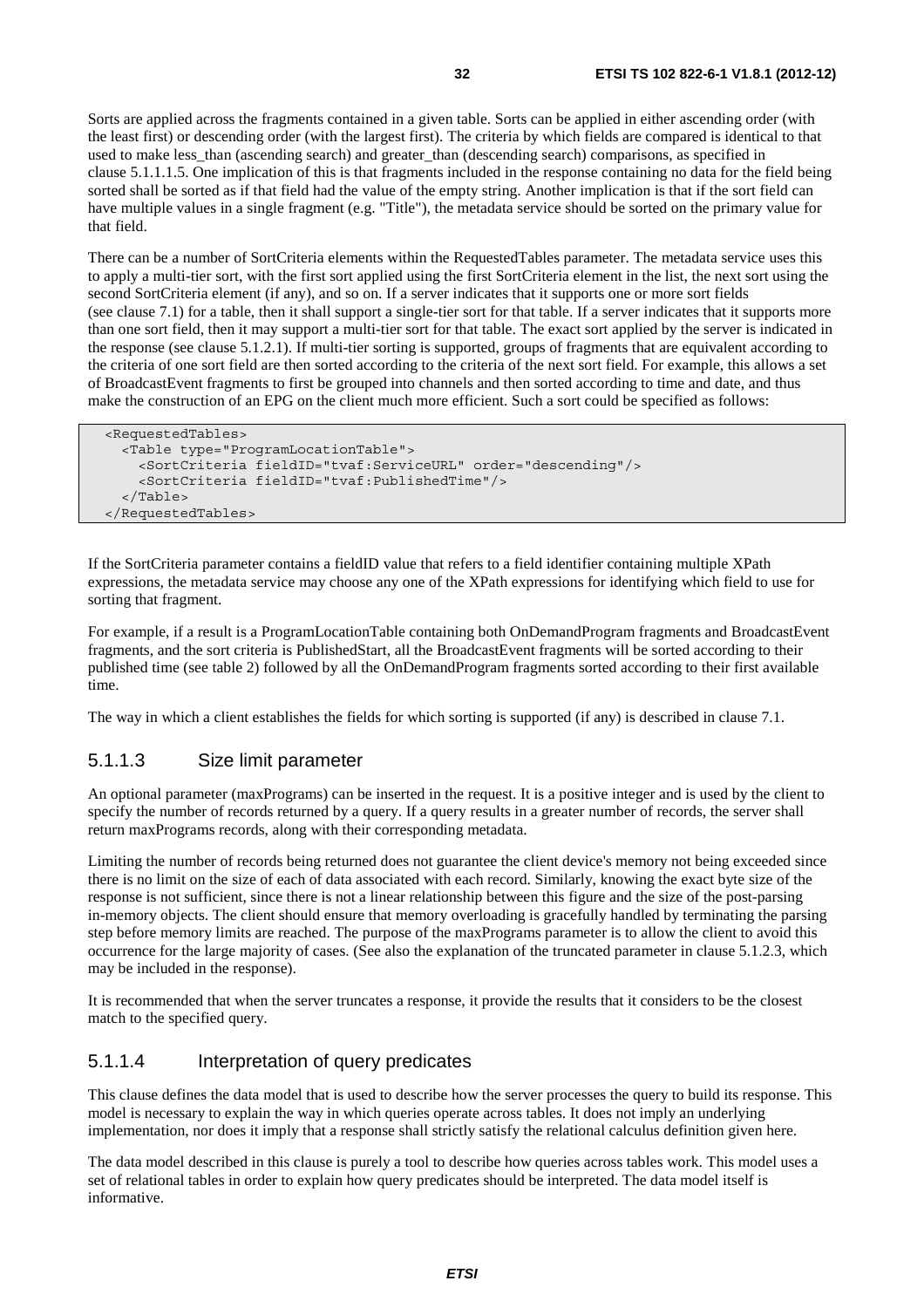Sorts are applied across the fragments contained in a given table. Sorts can be applied in either ascending order (with the least first) or descending order (with the largest first). The criteria by which fields are compared is identical to that used to make less_than (ascending search) and greater_than (descending search) comparisons, as specified in clause 5.1.1.1.5. One implication of this is that fragments included in the response containing no data for the field being sorted shall be sorted as if that field had the value of the empty string. Another implication is that if the sort field can have multiple values in a single fragment (e.g. "Title"), the metadata service should be sorted on the primary value for that field.

There can be a number of SortCriteria elements within the RequestedTables parameter. The metadata service uses this to apply a multi-tier sort, with the first sort applied using the first SortCriteria element in the list, the next sort using the second SortCriteria element (if any), and so on. If a server indicates that it supports one or more sort fields (see clause 7.1) for a table, then it shall support a single-tier sort for that table. If a server indicates that it supports more than one sort field, then it may support a multi-tier sort for that table. The exact sort applied by the server is indicated in the response (see clause 5.1.2.1). If multi-tier sorting is supported, groups of fragments that are equivalent according to the criteria of one sort field are then sorted according to the criteria of the next sort field. For example, this allows a set of BroadcastEvent fragments to first be grouped into channels and then sorted according to time and date, and thus make the construction of an EPG on the client much more efficient. Such a sort could be specified as follows:

```
<RequestedTables>
  <Table type="ProgramLocationTable">
    <SortCriteria fieldID="tvaf:ServiceURL" order="descending"/>
    <SortCriteria fieldID="tvaf:PublishedTime"/>
  </Table>
</RequestedTables>
```

If the SortCriteria parameter contains a fieldID value that refers to a field identifier containing multiple XPath expressions, the metadata service may choose any one of the XPath expressions for identifying which field to use for sorting that fragment.

For example, if a result is a ProgramLocationTable containing both OnDemandProgram fragments and BroadcastEvent fragments, and the sort criteria is PublishedStart, all the BroadcastEvent fragments will be sorted according to their published time (see table 2) followed by all the OnDemandProgram fragments sorted according to their first available time.

The way in which a client establishes the fields for which sorting is supported (if any) is described in clause 7.1.

### 5.1.1.3 Size limit parameter

An optional parameter (maxPrograms) can be inserted in the request. It is a positive integer and is used by the client to specify the number of records returned by a query. If a query results in a greater number of records, the server shall return maxPrograms records, along with their corresponding metadata.

Limiting the number of records being returned does not guarantee the client device's memory not being exceeded since there is no limit on the size of each of data associated with each record. Similarly, knowing the exact byte size of the response is not sufficient, since there is not a linear relationship between this figure and the size of the post-parsing in-memory objects. The client should ensure that memory overloading is gracefully handled by terminating the parsing step before memory limits are reached. The purpose of the maxPrograms parameter is to allow the client to avoid this occurrence for the large majority of cases. (See also the explanation of the truncated parameter in clause 5.1.2.3, which may be included in the response).

It is recommended that when the server truncates a response, it provide the results that it considers to be the closest match to the specified query.

### 5.1.1.4 Interpretation of query predicates

This clause defines the data model that is used to describe how the server processes the query to build its response. This model is necessary to explain the way in which queries operate across tables. It does not imply an underlying implementation, nor does it imply that a response shall strictly satisfy the relational calculus definition given here.

The data model described in this clause is purely a tool to describe how queries across tables work. This model uses a set of relational tables in order to explain how query predicates should be interpreted. The data model itself is informative.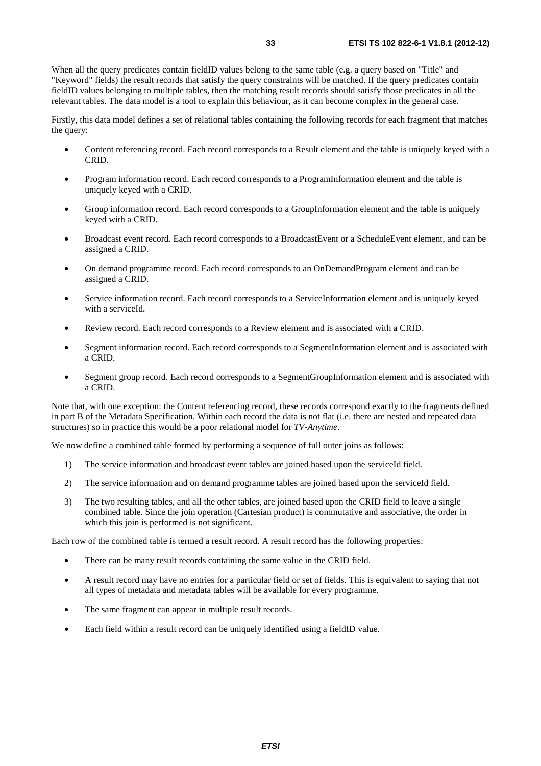When all the query predicates contain fieldID values belong to the same table (e.g. a query based on "Title" and "Keyword" fields) the result records that satisfy the query constraints will be matched. If the query predicates contain fieldID values belonging to multiple tables, then the matching result records should satisfy those predicates in all the relevant tables. The data model is a tool to explain this behaviour, as it can become complex in the general case.

Firstly, this data model defines a set of relational tables containing the following records for each fragment that matches the query:

- Content referencing record. Each record corresponds to a Result element and the table is uniquely keyed with a CRID.
- Program information record. Each record corresponds to a ProgramInformation element and the table is uniquely keyed with a CRID.
- Group information record. Each record corresponds to a GroupInformation element and the table is uniquely keyed with a CRID.
- Broadcast event record. Each record corresponds to a BroadcastEvent or a ScheduleEvent element, and can be assigned a CRID.
- On demand programme record. Each record corresponds to an OnDemandProgram element and can be assigned a CRID.
- Service information record. Each record corresponds to a ServiceInformation element and is uniquely keyed with a serviceId.
- Review record. Each record corresponds to a Review element and is associated with a CRID.
- Segment information record. Each record corresponds to a SegmentInformation element and is associated with a CRID.
- Segment group record. Each record corresponds to a SegmentGroupInformation element and is associated with a CRID.

Note that, with one exception: the Content referencing record, these records correspond exactly to the fragments defined in part B of the Metadata Specification. Within each record the data is not flat (i.e. there are nested and repeated data structures) so in practice this would be a poor relational model for *TV-Anytime*.

We now define a combined table formed by performing a sequence of full outer joins as follows:

1) The service information and broadcast event tables are joined based upon the serviceId field.
2) The service information and on demand programme tables are joined based upon the serviceId field.
3) The two resulting tables, and all the other tables, are joined based upon the CRID field to leave a single combined table. Since the join operation (Cartesian product) is commutative and associative, the order in which this join is performed is not significant.

Each row of the combined table is termed a result record. A result record has the following properties:

- There can be many result records containing the same value in the CRID field.
- A result record may have no entries for a particular field or set of fields. This is equivalent to saying that not all types of metadata and metadata tables will be available for every programme.
- The same fragment can appear in multiple result records.
- Each field within a result record can be uniquely identified using a fieldID value.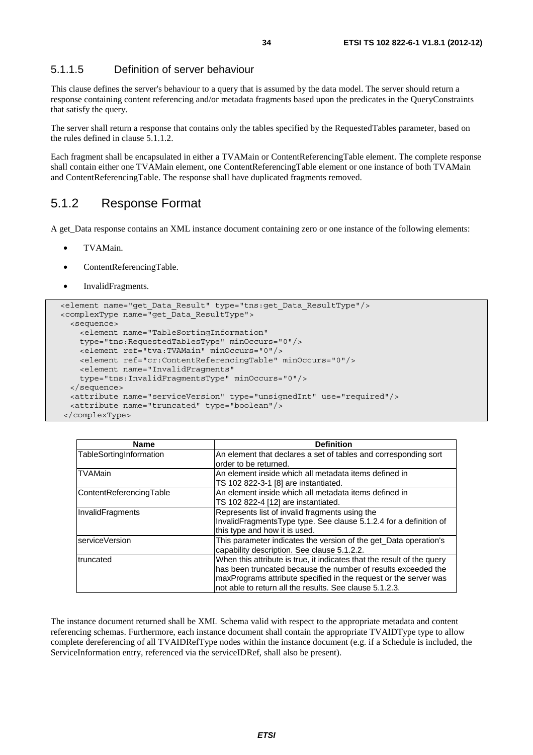#### 5.1.1.5 Definition of server behaviour

This clause defines the server's behaviour to a query that is assumed by the data model. The server should return a response containing content referencing and/or metadata fragments based upon the predicates in the QueryConstraints that satisfy the query.

The server shall return a response that contains only the tables specified by the RequestedTables parameter, based on the rules defined in clause 5.1.1.2.

Each fragment shall be encapsulated in either a TVAMain or ContentReferencingTable element. The complete response shall contain either one TVAMain element, one ContentReferencingTable element or one instance of both TVAMain and ContentReferencingTable. The response shall have duplicated fragments removed.

### 5.1.2 Response Format

A get_Data response contains an XML instance document containing zero or one instance of the following elements:

- TVAMain.
- ContentReferencingTable.
- InvalidFragments.

```
<element name="get_Data_Result" type="tns:get_Data_ResultType"/>
<complexType name="get_Data_ResultType">
  <sequence>
    <element name="TableSortingInformation"
    type="tns:RequestedTablesType" minOccurs="0"/>
    <element ref="tva:TVAMain" minOccurs="0"/>
    <element ref="cr:ContentReferencingTable" minOccurs="0"/>
    <element name="InvalidFragments"
    type="tns:InvalidFragmentsType" minOccurs="0"/>
  </sequence>
  <attribute name="serviceVersion" type="unsignedInt" use="required"/>
  <attribute name="truncated" type="boolean"/>
 </complexType>
```

| Name | Definition |
|---|---|
| TableSortingInformation | An element that declares a set of tables and corresponding sort order to be returned. |
| TVAMain | An element inside which all metadata items defined in TS 102 822-3-1 [8] are instantiated. |
| ContentReferencingTable | An element inside which all metadata items defined in TS 102 822-4 [12] are instantiated. |
| InvalidFragments | Represents list of invalid fragments using the InvalidFragmentsType type. See clause 5.1.2.4 for a definition of this type and how it is used. |
| serviceVersion | This parameter indicates the version of the get_Data operation's capability description. See clause 5.1.2.2. |
| truncated | When this attribute is true, it indicates that the result of the query has been truncated because the number of results exceeded the maxPrograms attribute specified in the request or the server was not able to return all the results. See clause 5.1.2.3. |

The instance document returned shall be XML Schema valid with respect to the appropriate metadata and content referencing schemas. Furthermore, each instance document shall contain the appropriate TVAIDType type to allow complete dereferencing of all TVAIDRefType nodes within the instance document (e.g. if a Schedule is included, the ServiceInformation entry, referenced via the serviceIDRef, shall also be present).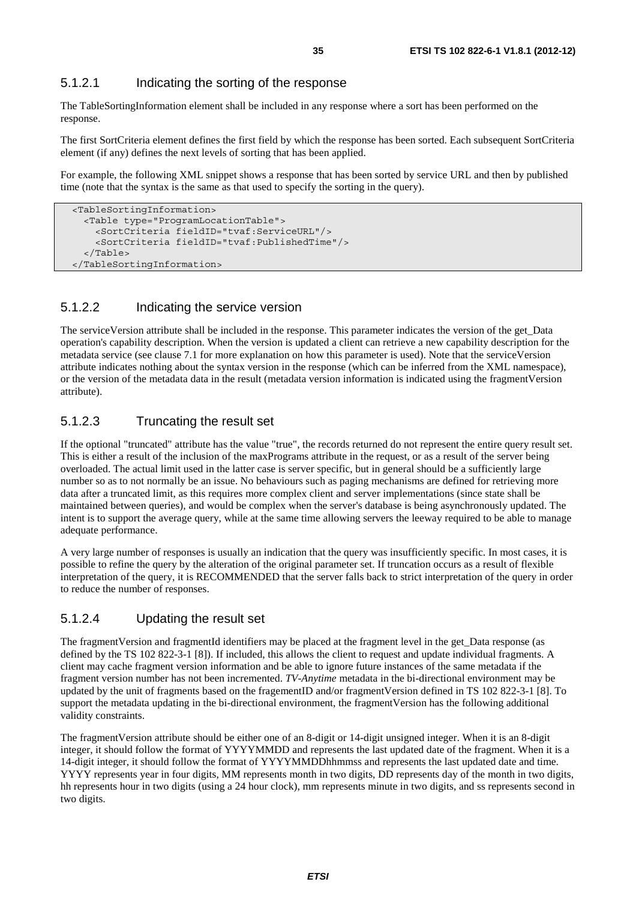#### 5.1.2.1 Indicating the sorting of the response

The TableSortingInformation element shall be included in any response where a sort has been performed on the response.

The first SortCriteria element defines the first field by which the response has been sorted. Each subsequent SortCriteria element (if any) defines the next levels of sorting that has been applied.

For example, the following XML snippet shows a response that has been sorted by service URL and then by published time (note that the syntax is the same as that used to specify the sorting in the query).

```
<TableSortingInformation>
  <Table type="ProgramLocationTable">
    <SortCriteria fieldID="tvaf:ServiceURL"/>
    <SortCriteria fieldID="tvaf:PublishedTime"/>
  </Table>
</TableSortingInformation>
```

#### 5.1.2.2 Indicating the service version

The serviceVersion attribute shall be included in the response. This parameter indicates the version of the get_Data operation's capability description. When the version is updated a client can retrieve a new capability description for the metadata service (see clause 7.1 for more explanation on how this parameter is used). Note that the serviceVersion attribute indicates nothing about the syntax version in the response (which can be inferred from the XML namespace), or the version of the metadata data in the result (metadata version information is indicated using the fragmentVersion attribute).

#### 5.1.2.3 Truncating the result set

If the optional "truncated" attribute has the value "true", the records returned do not represent the entire query result set. This is either a result of the inclusion of the maxPrograms attribute in the request, or as a result of the server being overloaded. The actual limit used in the latter case is server specific, but in general should be a sufficiently large number so as to not normally be an issue. No behaviours such as paging mechanisms are defined for retrieving more data after a truncated limit, as this requires more complex client and server implementations (since state shall be maintained between queries), and would be complex when the server's database is being asynchronously updated. The intent is to support the average query, while at the same time allowing servers the leeway required to be able to manage adequate performance.

A very large number of responses is usually an indication that the query was insufficiently specific. In most cases, it is possible to refine the query by the alteration of the original parameter set. If truncation occurs as a result of flexible interpretation of the query, it is RECOMMENDED that the server falls back to strict interpretation of the query in order to reduce the number of responses.

#### 5.1.2.4 Updating the result set

The fragmentVersion and fragmentId identifiers may be placed at the fragment level in the get_Data response (as defined by the TS 102 822-3-1 [8]). If included, this allows the client to request and update individual fragments. A client may cache fragment version information and be able to ignore future instances of the same metadata if the fragment version number has not been incremented. *TV-Anytime* metadata in the bi-directional environment may be updated by the unit of fragments based on the fragementID and/or fragmentVersion defined in TS 102 822-3-1 [8]. To support the metadata updating in the bi-directional environment, the fragmentVersion has the following additional validity constraints.

The fragmentVersion attribute should be either one of an 8-digit or 14-digit unsigned integer. When it is an 8-digit integer, it should follow the format of YYYYMMDD and represents the last updated date of the fragment. When it is a 14-digit integer, it should follow the format of YYYYMMDDhhmmss and represents the last updated date and time. YYYY represents year in four digits, MM represents month in two digits, DD represents day of the month in two digits, hh represents hour in two digits (using a 24 hour clock), mm represents minute in two digits, and ss represents second in two digits.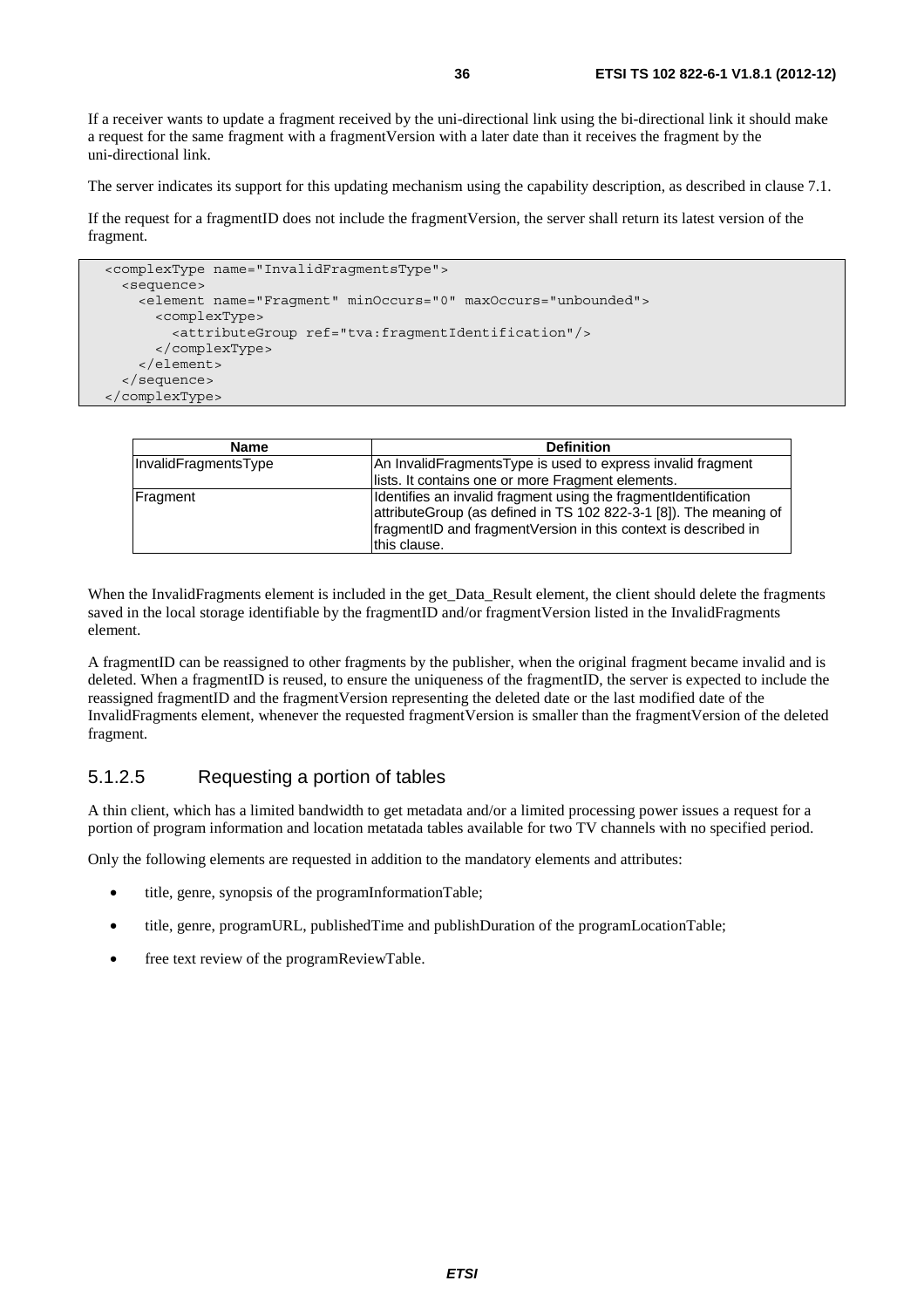If a receiver wants to update a fragment received by the uni-directional link using the bi-directional link it should make a request for the same fragment with a fragmentVersion with a later date than it receives the fragment by the uni-directional link.

The server indicates its support for this updating mechanism using the capability description, as described in clause 7.1.

If the request for a fragmentID does not include the fragmentVersion, the server shall return its latest version of the fragment.

```
<complexType name="InvalidFragmentsType">
  <sequence>
    <element name="Fragment" minOccurs="0" maxOccurs="unbounded">
      <complexType>
        <attributeGroup ref="tva:fragmentIdentification"/>
      </complexType>
    </element>
  </sequence>
</complexType>
```

| Name | Definition |
|---|---|
| InvalidFragmentsType | An InvalidFragmentsType is used to express invalid fragment lists. It contains one or more Fragment elements. |
| Fragment | Identifies an invalid fragment using the fragmentIdentification attributeGroup (as defined in TS 102 822-3-1 [8]). The meaning of fragmentID and fragmentVersion in this context is described in this clause. |

When the InvalidFragments element is included in the get_Data_Result element, the client should delete the fragments saved in the local storage identifiable by the fragmentID and/or fragmentVersion listed in the InvalidFragments element.

A fragmentID can be reassigned to other fragments by the publisher, when the original fragment became invalid and is deleted. When a fragmentID is reused, to ensure the uniqueness of the fragmentID, the server is expected to include the reassigned fragmentID and the fragmentVersion representing the deleted date or the last modified date of the InvalidFragments element, whenever the requested fragmentVersion is smaller than the fragmentVersion of the deleted fragment.

### 5.1.2.5 Requesting a portion of tables

A thin client, which has a limited bandwidth to get metadata and/or a limited processing power issues a request for a portion of program information and location metatada tables available for two TV channels with no specified period.

Only the following elements are requested in addition to the mandatory elements and attributes:

- title, genre, synopsis of the programInformationTable;
- title, genre, programURL, publishedTime and publishDuration of the programLocationTable;
- free text review of the programReviewTable.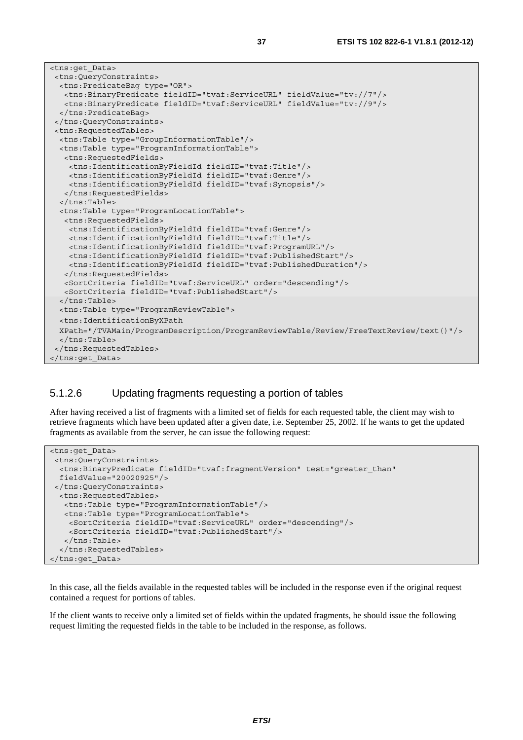```
<tns:get_Data>
 <tns:QueryConstraints>
  <tns:PredicateBag type="OR">
   <tns:BinaryPredicate fieldID="tvaf:ServiceURL" fieldValue="tv://7"/>
   <tns:BinaryPredicate fieldID="tvaf:ServiceURL" fieldValue="tv://9"/>
  </tns:PredicateBag>
 </tns:QueryConstraints>
 <tns:RequestedTables>
  <tns:Table type="GroupInformationTable"/>
  <tns:Table type="ProgramInformationTable">
   <tns:RequestedFields>
    <tns:IdentificationByFieldId fieldID="tvaf:Title"/>
    <tns:IdentificationByFieldId fieldID="tvaf:Genre"/>
    <tns:IdentificationByFieldId fieldID="tvaf:Synopsis"/>
   </tns:RequestedFields>
  </tns:Table>
  <tns:Table type="ProgramLocationTable">
   <tns:RequestedFields>
    <tns:IdentificationByFieldId fieldID="tvaf:Genre"/>
    <tns:IdentificationByFieldId fieldID="tvaf:Title"/>
    <tns:IdentificationByFieldId fieldID="tvaf:ProgramURL"/>
    <tns:IdentificationByFieldId fieldID="tvaf:PublishedStart"/>
    <tns:IdentificationByFieldId fieldID="tvaf:PublishedDuration"/>
   </tns:RequestedFields>
   <SortCriteria fieldID="tvaf:ServiceURL" order="descending"/>
   <SortCriteria fieldID="tvaf:PublishedStart"/>
  </tns:Table>
  <tns:Table type="ProgramReviewTable">
  <tns:IdentificationByXPath
  XPath="/TVAMain/ProgramDescription/ProgramReviewTable/Review/FreeTextReview/text()"/>
  </tns:Table>
 </tns:RequestedTables>
</tns:get_Data>
```

### 5.1.2.6 Updating fragments requesting a portion of tables

After having received a list of fragments with a limited set of fields for each requested table, the client may wish to retrieve fragments which have been updated after a given date, i.e. September 25, 2002. If he wants to get the updated fragments as available from the server, he can issue the following request:

```
<tns:get_Data>
 <tns:QueryConstraints>
  <tns:BinaryPredicate fieldID="tvaf:fragmentVersion" test="greater_than"
  fieldValue="20020925"/>
 </tns:QueryConstraints>
  <tns:RequestedTables>
   <tns:Table type="ProgramInformationTable"/>
   <tns:Table type="ProgramLocationTable">
    <SortCriteria fieldID="tvaf:ServiceURL" order="descending"/>
    <SortCriteria fieldID="tvaf:PublishedStart"/>
   </tns:Table>
  </tns:RequestedTables>
</tns:get_Data>
```

In this case, all the fields available in the requested tables will be included in the response even if the original request contained a request for portions of tables.

If the client wants to receive only a limited set of fields within the updated fragments, he should issue the following request limiting the requested fields in the table to be included in the response, as follows.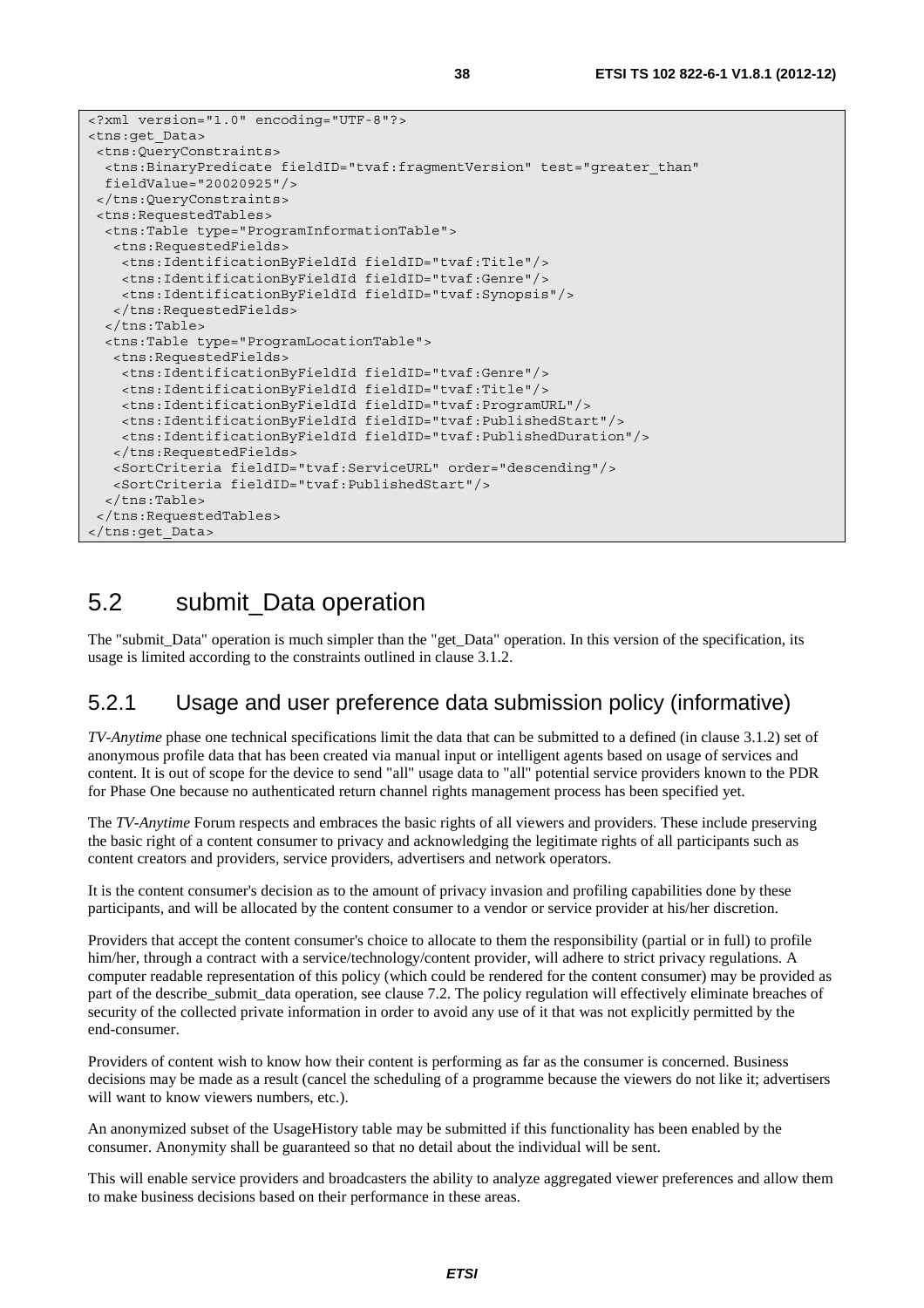```xml
<?xml version="1.0" encoding="UTF-8"?>
<tns:get_Data>
 <tns:QueryConstraints>
  <tns:BinaryPredicate fieldID="tvaf:fragmentVersion" test="greater_than"
  fieldValue="20020925"/>
 </tns:QueryConstraints>
 <tns:RequestedTables>
  <tns:Table type="ProgramInformationTable">
   <tns:RequestedFields>
    <tns:IdentificationByFieldId fieldID="tvaf:Title"/>
    <tns:IdentificationByFieldId fieldID="tvaf:Genre"/>
    <tns:IdentificationByFieldId fieldID="tvaf:Synopsis"/>
   </tns:RequestedFields>
  </tns:Table>
  <tns:Table type="ProgramLocationTable">
   <tns:RequestedFields>
    <tns:IdentificationByFieldId fieldID="tvaf:Genre"/>
    <tns:IdentificationByFieldId fieldID="tvaf:Title"/>
    <tns:IdentificationByFieldId fieldID="tvaf:ProgramURL"/>
    <tns:IdentificationByFieldId fieldID="tvaf:PublishedStart"/>
    <tns:IdentificationByFieldId fieldID="tvaf:PublishedDuration"/>
   </tns:RequestedFields>
   <SortCriteria fieldID="tvaf:ServiceURL" order="descending"/>
   <SortCriteria fieldID="tvaf:PublishedStart"/>
  </tns:Table>
 </tns:RequestedTables>
</tns:get_Data>
```

## 5.2 submit_Data operation

The "submit_Data" operation is much simpler than the "get_Data" operation. In this version of the specification, its usage is limited according to the constraints outlined in clause 3.1.2.

### 5.2.1 Usage and user preference data submission policy (informative)

*TV-Anytime* phase one technical specifications limit the data that can be submitted to a defined (in clause 3.1.2) set of anonymous profile data that has been created via manual input or intelligent agents based on usage of services and content. It is out of scope for the device to send "all" usage data to "all" potential service providers known to the PDR for Phase One because no authenticated return channel rights management process has been specified yet.

The *TV-Anytime* Forum respects and embraces the basic rights of all viewers and providers. These include preserving the basic right of a content consumer to privacy and acknowledging the legitimate rights of all participants such as content creators and providers, service providers, advertisers and network operators.

It is the content consumer's decision as to the amount of privacy invasion and profiling capabilities done by these participants, and will be allocated by the content consumer to a vendor or service provider at his/her discretion.

Providers that accept the content consumer's choice to allocate to them the responsibility (partial or in full) to profile him/her, through a contract with a service/technology/content provider, will adhere to strict privacy regulations. A computer readable representation of this policy (which could be rendered for the content consumer) may be provided as part of the describe_submit_data operation, see clause 7.2. The policy regulation will effectively eliminate breaches of security of the collected private information in order to avoid any use of it that was not explicitly permitted by the end-consumer.

Providers of content wish to know how their content is performing as far as the consumer is concerned. Business decisions may be made as a result (cancel the scheduling of a programme because the viewers do not like it; advertisers will want to know viewers numbers, etc.).

An anonymized subset of the UsageHistory table may be submitted if this functionality has been enabled by the consumer. Anonymity shall be guaranteed so that no detail about the individual will be sent.

This will enable service providers and broadcasters the ability to analyze aggregated viewer preferences and allow them to make business decisions based on their performance in these areas.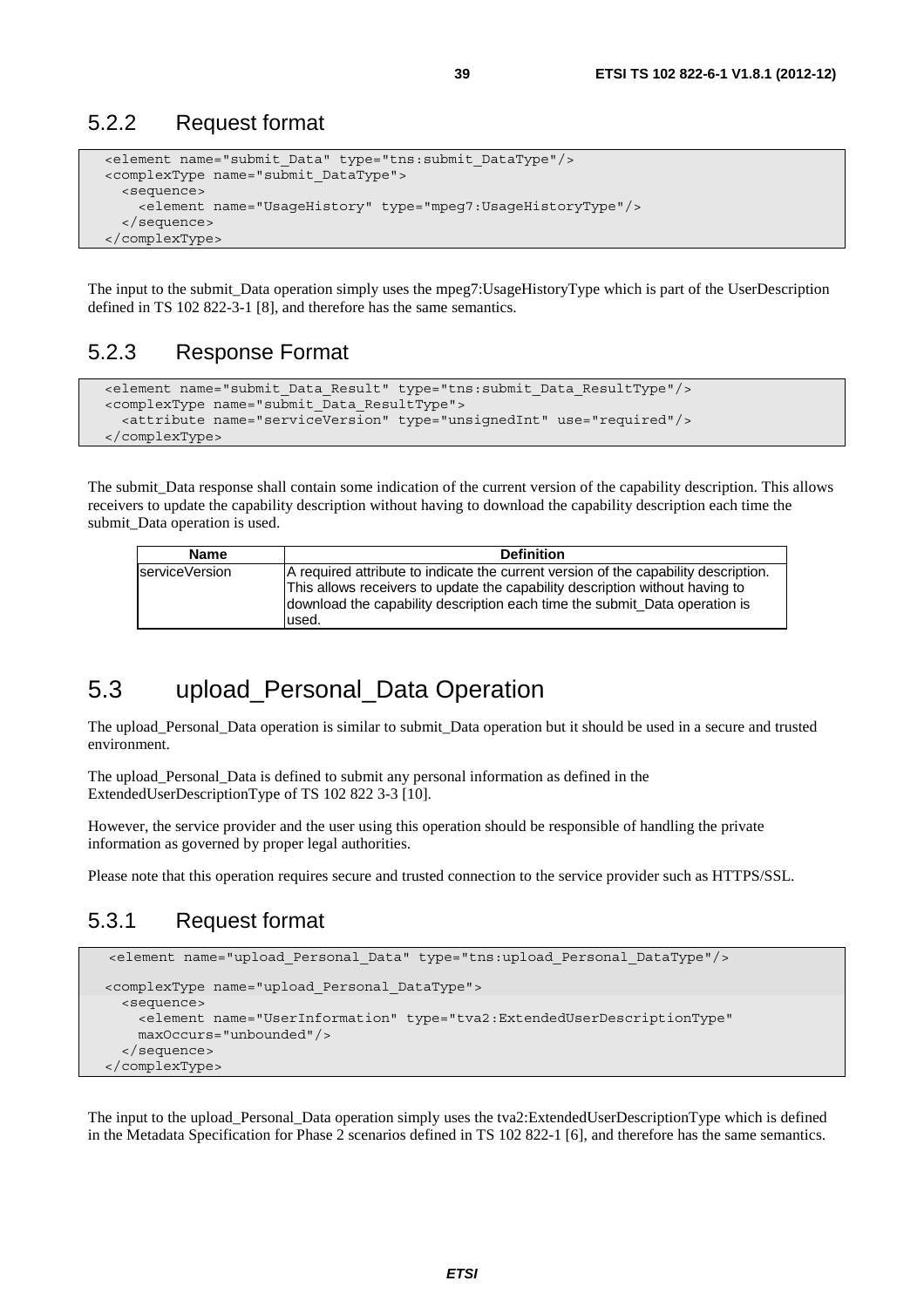### 5.2.2 Request format

```
<element name="submit_Data" type="tns:submit_DataType"/>
<complexType name="submit_DataType">
  <sequence>
    <element name="UsageHistory" type="mpeg7:UsageHistoryType"/>
  </sequence>
</complexType>
```

The input to the submit_Data operation simply uses the mpeg7:UsageHistoryType which is part of the UserDescription defined in TS 102 822-3-1 [8], and therefore has the same semantics.

### 5.2.3 Response Format

```
<element name="submit_Data_Result" type="tns:submit_Data_ResultType"/>
<complexType name="submit_Data_ResultType">
  <attribute name="serviceVersion" type="unsignedInt" use="required"/>
</complexType>
```

The submit_Data response shall contain some indication of the current version of the capability description. This allows receivers to update the capability description without having to download the capability description each time the submit_Data operation is used.

| Name | Definition |
|---|---|
| serviceVersion | A required attribute to indicate the current version of the capability description. This allows receivers to update the capability description without having to download the capability description each time the submit_Data operation is used. |

## 5.3 upload_Personal_Data Operation

The upload_Personal_Data operation is similar to submit_Data operation but it should be used in a secure and trusted environment.

The upload_Personal_Data is defined to submit any personal information as defined in the ExtendedUserDescriptionType of TS 102 822 3-3 [10].

However, the service provider and the user using this operation should be responsible of handling the private information as governed by proper legal authorities.

Please note that this operation requires secure and trusted connection to the service provider such as HTTPS/SSL.

### 5.3.1 Request format

```
<element name="upload_Personal_Data" type="tns:upload_Personal_DataType"/>

<complexType name="upload_Personal_DataType">
  <sequence>
    <element name="UserInformation" type="tva2:ExtendedUserDescriptionType"
    maxOccurs="unbounded"/>
  </sequence>
</complexType>
```

The input to the upload_Personal_Data operation simply uses the tva2:ExtendedUserDescriptionType which is defined in the Metadata Specification for Phase 2 scenarios defined in TS 102 822-1 [6], and therefore has the same semantics.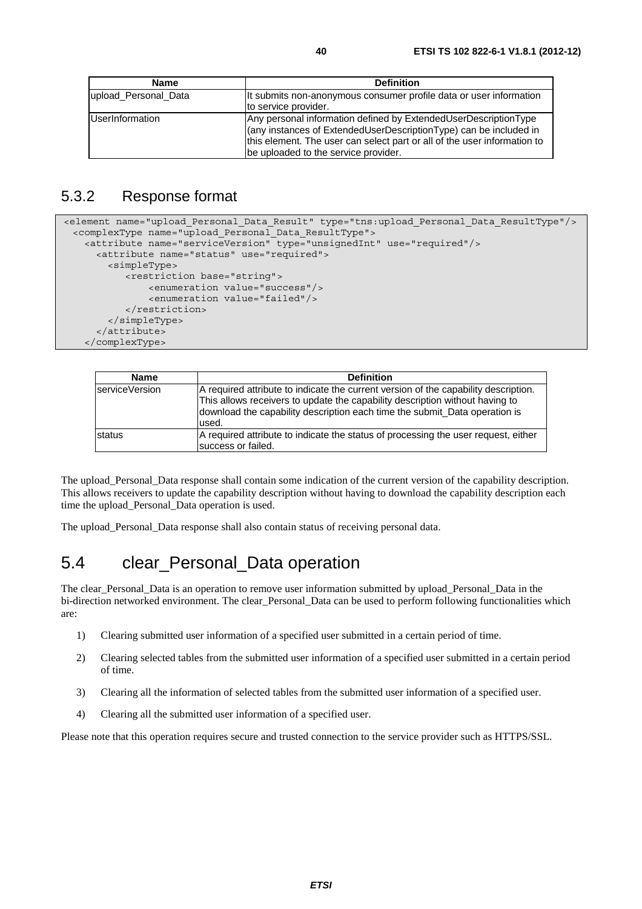| Name | Definition |
| --- | --- |
| upload_Personal_Data | It submits non-anonymous consumer profile data or user information to service provider. |
| UserInformation | Any personal information defined by ExtendedUserDescriptionType (any instances of ExtendedUserDescriptionType) can be included in this element. The user can select part or all of the user information to be uploaded to the service provider. |

## 5.3.2 Response format

```
<element name="upload_Personal_Data_Result" type="tns:upload_Personal_Data_ResultType"/>
  <complexType name="upload_Personal_Data_ResultType">
    <attribute name="serviceVersion" type="unsignedInt" use="required"/>
      <attribute name="status" use="required">
        <simpleType>
           <restriction base="string">
               <enumeration value="success"/>
               <enumeration value="failed"/>
           </restriction>
        </simpleType>
      </attribute>
    </complexType>
```

| Name | Definition |
| --- | --- |
| serviceVersion | A required attribute to indicate the current version of the capability description. This allows receivers to update the capability description without having to download the capability description each time the submit_Data operation is used. |
| status | A required attribute to indicate the status of processing the user request, either success or failed. |

The upload_Personal_Data response shall contain some indication of the current version of the capability description. This allows receivers to update the capability description without having to download the capability description each time the upload_Personal_Data operation is used.

The upload_Personal_Data response shall also contain status of receiving personal data.

# 5.4 clear_Personal_Data operation

The clear_Personal_Data is an operation to remove user information submitted by upload_Personal_Data in the bi-direction networked environment. The clear_Personal_Data can be used to perform following functionalities which are:

1) Clearing submitted user information of a specified user submitted in a certain period of time.
2) Clearing selected tables from the submitted user information of a specified user submitted in a certain period of time.
3) Clearing all the information of selected tables from the submitted user information of a specified user.
4) Clearing all the submitted user information of a specified user.

Please note that this operation requires secure and trusted connection to the service provider such as HTTPS/SSL.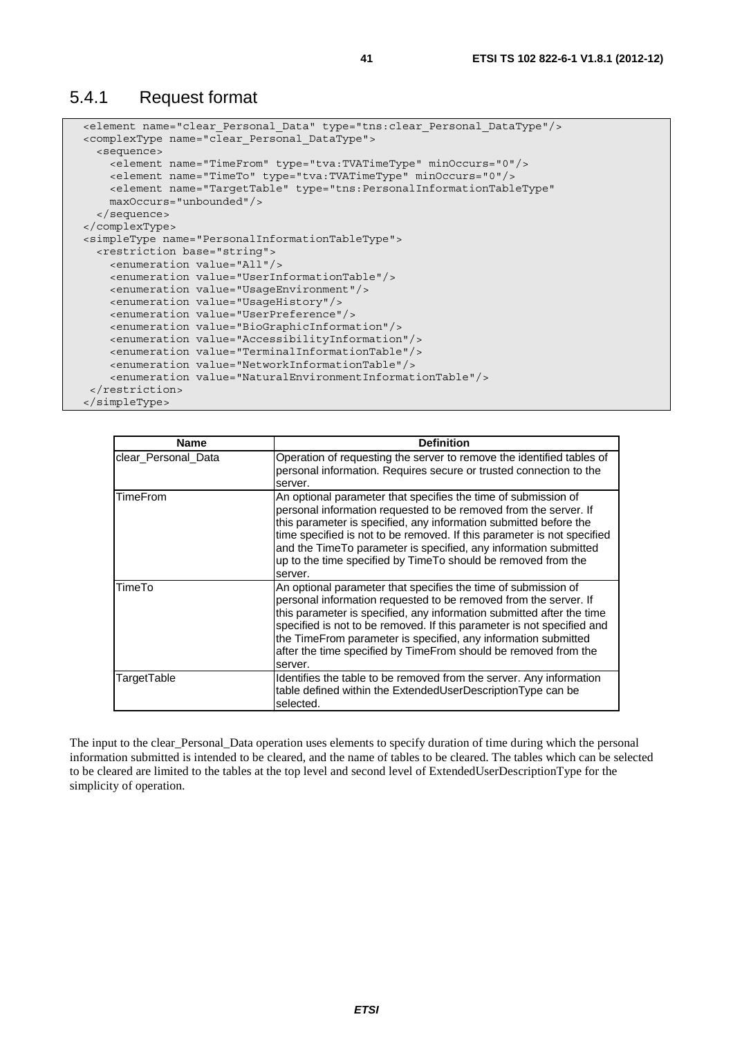### 5.4.1 Request format

```
<element name="clear_Personal_Data" type="tns:clear_Personal_DataType"/>
<complexType name="clear_Personal_DataType">
  <sequence>
    <element name="TimeFrom" type="tva:TVATimeType" minOccurs="0"/>
    <element name="TimeTo" type="tva:TVATimeType" minOccurs="0"/>
    <element name="TargetTable" type="tns:PersonalInformationTableType"
    maxOccurs="unbounded"/>
  </sequence>
</complexType>
<simpleType name="PersonalInformationTableType">
  <restriction base="string">
    <enumeration value="All"/>
    <enumeration value="UserInformationTable"/>
    <enumeration value="UsageEnvironment"/>
    <enumeration value="UsageHistory"/>
    <enumeration value="UserPreference"/>
    <enumeration value="BioGraphicInformation"/>
    <enumeration value="AccessibilityInformation"/>
    <enumeration value="TerminalInformationTable"/>
    <enumeration value="NetworkInformationTable"/>
    <enumeration value="NaturalEnvironmentInformationTable"/>
 </restriction>
</simpleType>
```

| Name | Definition |
|---|---|
| clear_Personal_Data | Operation of requesting the server to remove the identified tables of personal information. Requires secure or trusted connection to the server. |
| TimeFrom | An optional parameter that specifies the time of submission of personal information requested to be removed from the server. If this parameter is specified, any information submitted before the time specified is not to be removed. If this parameter is not specified and the TimeTo parameter is specified, any information submitted up to the time specified by TimeTo should be removed from the server. |
| TimeTo | An optional parameter that specifies the time of submission of personal information requested to be removed from the server. If this parameter is specified, any information submitted after the time specified is not to be removed. If this parameter is not specified and the TimeFrom parameter is specified, any information submitted after the time specified by TimeFrom should be removed from the server. |
| TargetTable | Identifies the table to be removed from the server. Any information table defined within the ExtendedUserDescriptionType can be selected. |

The input to the clear_Personal_Data operation uses elements to specify duration of time during which the personal information submitted is intended to be cleared, and the name of tables to be cleared. The tables which can be selected to be cleared are limited to the tables at the top level and second level of ExtendedUserDescriptionType for the simplicity of operation.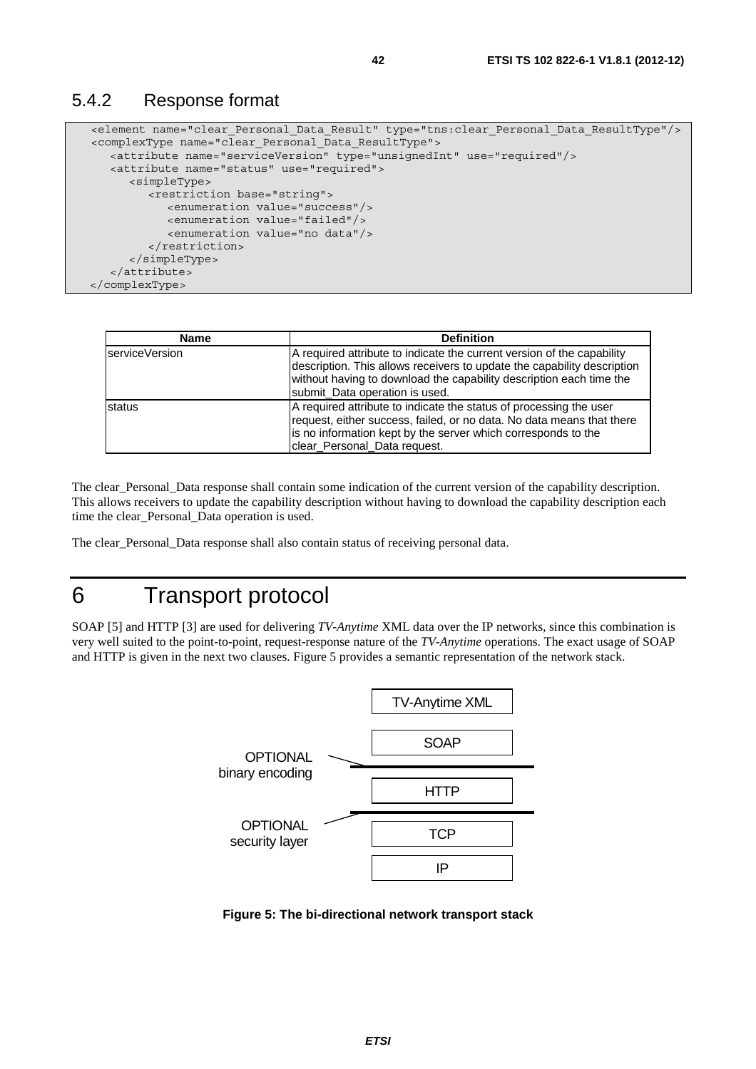### 5.4.2 Response format

```
<element name="clear_Personal_Data_Result" type="tns:clear_Personal_Data_ResultType"/>
<complexType name="clear_Personal_Data_ResultType">
   <attribute name="serviceVersion" type="unsignedInt" use="required"/>
   <attribute name="status" use="required">
      <simpleType>
         <restriction base="string">
            <enumeration value="success"/>
            <enumeration value="failed"/>
            <enumeration value="no data"/>
         </restriction>
      </simpleType>
   </attribute>
</complexType>
```

| Name | Definition |
|---|---|
| serviceVersion | A required attribute to indicate the current version of the capability description. This allows receivers to update the capability description without having to download the capability description each time the submit_Data operation is used. |
| status | A required attribute to indicate the status of processing the user request, either success, failed, or no data. No data means that there is no information kept by the server which corresponds to the clear_Personal_Data request. |

The clear_Personal_Data response shall contain some indication of the current version of the capability description. This allows receivers to update the capability description without having to download the capability description each time the clear_Personal_Data operation is used.

The clear_Personal_Data response shall also contain status of receiving personal data.

# 6 Transport protocol

SOAP [5] and HTTP [3] are used for delivering *TV-Anytime* XML data over the IP networks, since this combination is very well suited to the point-to-point, request-response nature of the *TV-Anytime* operations. The exact usage of SOAP and HTTP is given in the next two clauses. Figure 5 provides a semantic representation of the network stack.

TV-Anytime XML

SOAP

OPTIONAL binary encoding

HTTP

OPTIONAL security layer

TCP

IP

**Figure 5: The bi-directional network transport stack**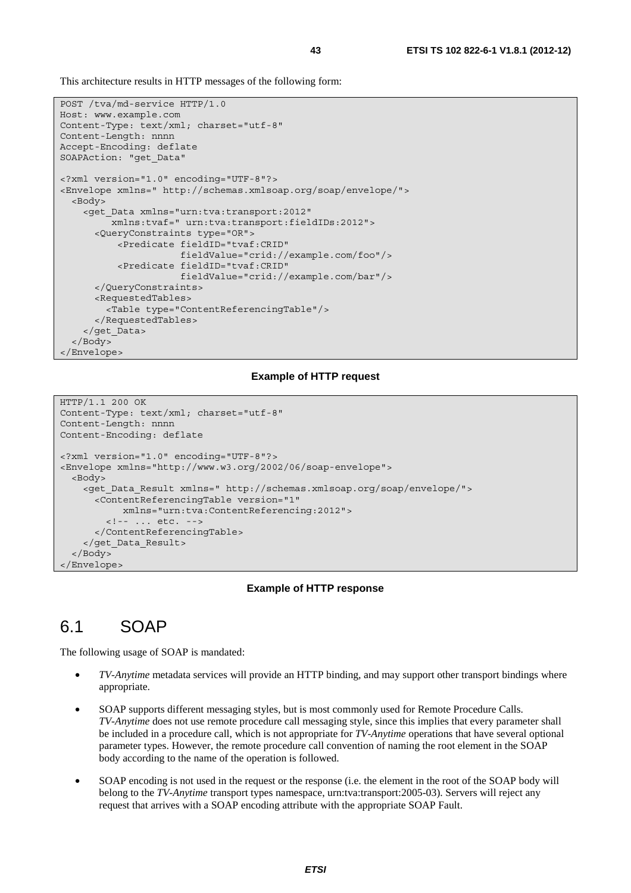This architecture results in HTTP messages of the following form:

```
POST /tva/md-service HTTP/1.0
Host: www.example.com
Content-Type: text/xml; charset="utf-8"
Content-Length: nnnn
Accept-Encoding: deflate
SOAPAction: "get_Data"

<?xml version="1.0" encoding="UTF-8"?>
<Envelope xmlns=" http://schemas.xmlsoap.org/soap/envelope/">
  <Body>
    <get_Data xmlns="urn:tva:transport:2012"
         xmlns:tvaf=" urn:tva:transport:fieldIDs:2012">
      <QueryConstraints type="OR">
          <Predicate fieldID="tvaf:CRID"
                      fieldValue="crid://example.com/foo"/>
          <Predicate fieldID="tvaf:CRID"
                      fieldValue="crid://example.com/bar"/>
      </QueryConstraints>
      <RequestedTables>
        <Table type="ContentReferencingTable"/>
      </RequestedTables>
    </get_Data>
  </Body>
</Envelope>
```

**Example of HTTP request**

```
HTTP/1.1 200 OK
Content-Type: text/xml; charset="utf-8"
Content-Length: nnnn
Content-Encoding: deflate

<?xml version="1.0" encoding="UTF-8"?>
<Envelope xmlns="http://www.w3.org/2002/06/soap-envelope">
  <Body>
    <get_Data_Result xmlns=" http://schemas.xmlsoap.org/soap/envelope/">
      <ContentReferencingTable version="1"
           xmlns="urn:tva:ContentReferencing:2012">
        <!-- ... etc. -->
      </ContentReferencingTable>
    </get_Data_Result>
  </Body>
</Envelope>
```

**Example of HTTP response**

# 6.1 SOAP

The following usage of SOAP is mandated:

- *TV-Anytime* metadata services will provide an HTTP binding, and may support other transport bindings where appropriate.
- SOAP supports different messaging styles, but is most commonly used for Remote Procedure Calls. *TV-Anytime* does not use remote procedure call messaging style, since this implies that every parameter shall be included in a procedure call, which is not appropriate for *TV-Anytime* operations that have several optional parameter types. However, the remote procedure call convention of naming the root element in the SOAP body according to the name of the operation is followed.
- SOAP encoding is not used in the request or the response (i.e. the element in the root of the SOAP body will belong to the *TV-Anytime* transport types namespace, urn:tva:transport:2005-03). Servers will reject any request that arrives with a SOAP encoding attribute with the appropriate SOAP Fault.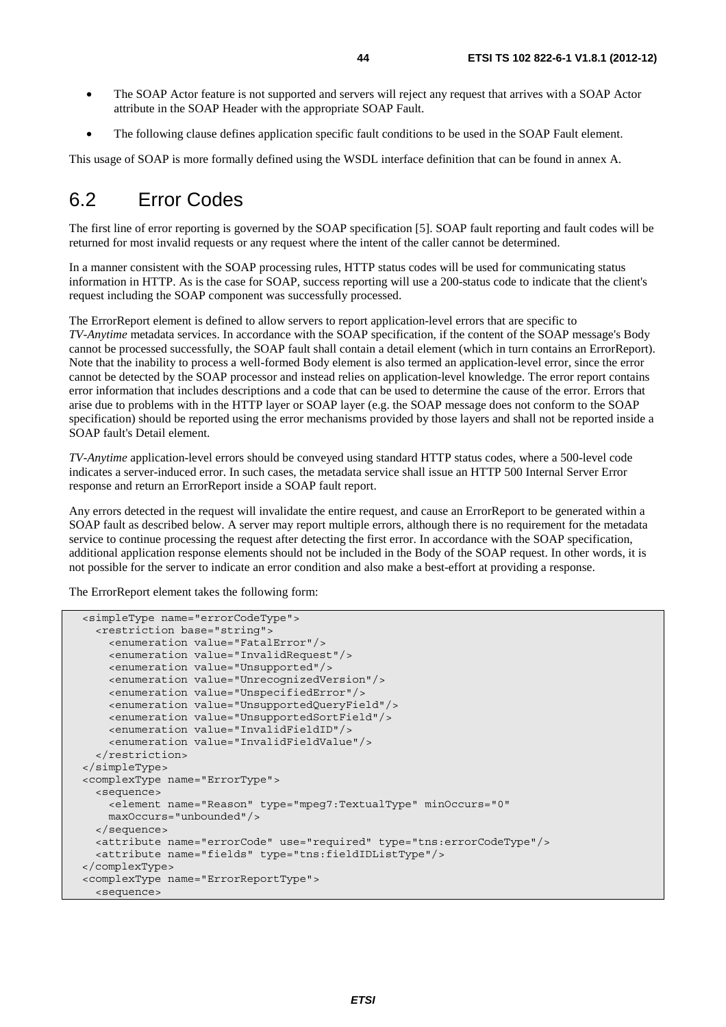- The SOAP Actor feature is not supported and servers will reject any request that arrives with a SOAP Actor attribute in the SOAP Header with the appropriate SOAP Fault.
- The following clause defines application specific fault conditions to be used in the SOAP Fault element.

This usage of SOAP is more formally defined using the WSDL interface definition that can be found in annex A.

## 6.2 Error Codes

The first line of error reporting is governed by the SOAP specification [5]. SOAP fault reporting and fault codes will be returned for most invalid requests or any request where the intent of the caller cannot be determined.

In a manner consistent with the SOAP processing rules, HTTP status codes will be used for communicating status information in HTTP. As is the case for SOAP, success reporting will use a 200-status code to indicate that the client's request including the SOAP component was successfully processed.

The ErrorReport element is defined to allow servers to report application-level errors that are specific to *TV-Anytime* metadata services. In accordance with the SOAP specification, if the content of the SOAP message's Body cannot be processed successfully, the SOAP fault shall contain a detail element (which in turn contains an ErrorReport). Note that the inability to process a well-formed Body element is also termed an application-level error, since the error cannot be detected by the SOAP processor and instead relies on application-level knowledge. The error report contains error information that includes descriptions and a code that can be used to determine the cause of the error. Errors that arise due to problems with in the HTTP layer or SOAP layer (e.g. the SOAP message does not conform to the SOAP specification) should be reported using the error mechanisms provided by those layers and shall not be reported inside a SOAP fault's Detail element.

*TV-Anytime* application-level errors should be conveyed using standard HTTP status codes, where a 500-level code indicates a server-induced error. In such cases, the metadata service shall issue an HTTP 500 Internal Server Error response and return an ErrorReport inside a SOAP fault report.

Any errors detected in the request will invalidate the entire request, and cause an ErrorReport to be generated within a SOAP fault as described below. A server may report multiple errors, although there is no requirement for the metadata service to continue processing the request after detecting the first error. In accordance with the SOAP specification, additional application response elements should not be included in the Body of the SOAP request. In other words, it is not possible for the server to indicate an error condition and also make a best-effort at providing a response.

The ErrorReport element takes the following form:

```
<simpleType name="errorCodeType">
  <restriction base="string">
    <enumeration value="FatalError"/>
    <enumeration value="InvalidRequest"/>
    <enumeration value="Unsupported"/>
    <enumeration value="UnrecognizedVersion"/>
    <enumeration value="UnspecifiedError"/>
    <enumeration value="UnsupportedQueryField"/>
    <enumeration value="UnsupportedSortField"/>
    <enumeration value="InvalidFieldID"/>
    <enumeration value="InvalidFieldValue"/>
  </restriction>
</simpleType>
<complexType name="ErrorType">
  <sequence>
    <element name="Reason" type="mpeg7:TextualType" minOccurs="0"
    maxOccurs="unbounded"/>
  </sequence>
  <attribute name="errorCode" use="required" type="tns:errorCodeType"/>
  <attribute name="fields" type="tns:fieldIDListType"/>
</complexType>
<complexType name="ErrorReportType">
  <sequence>
```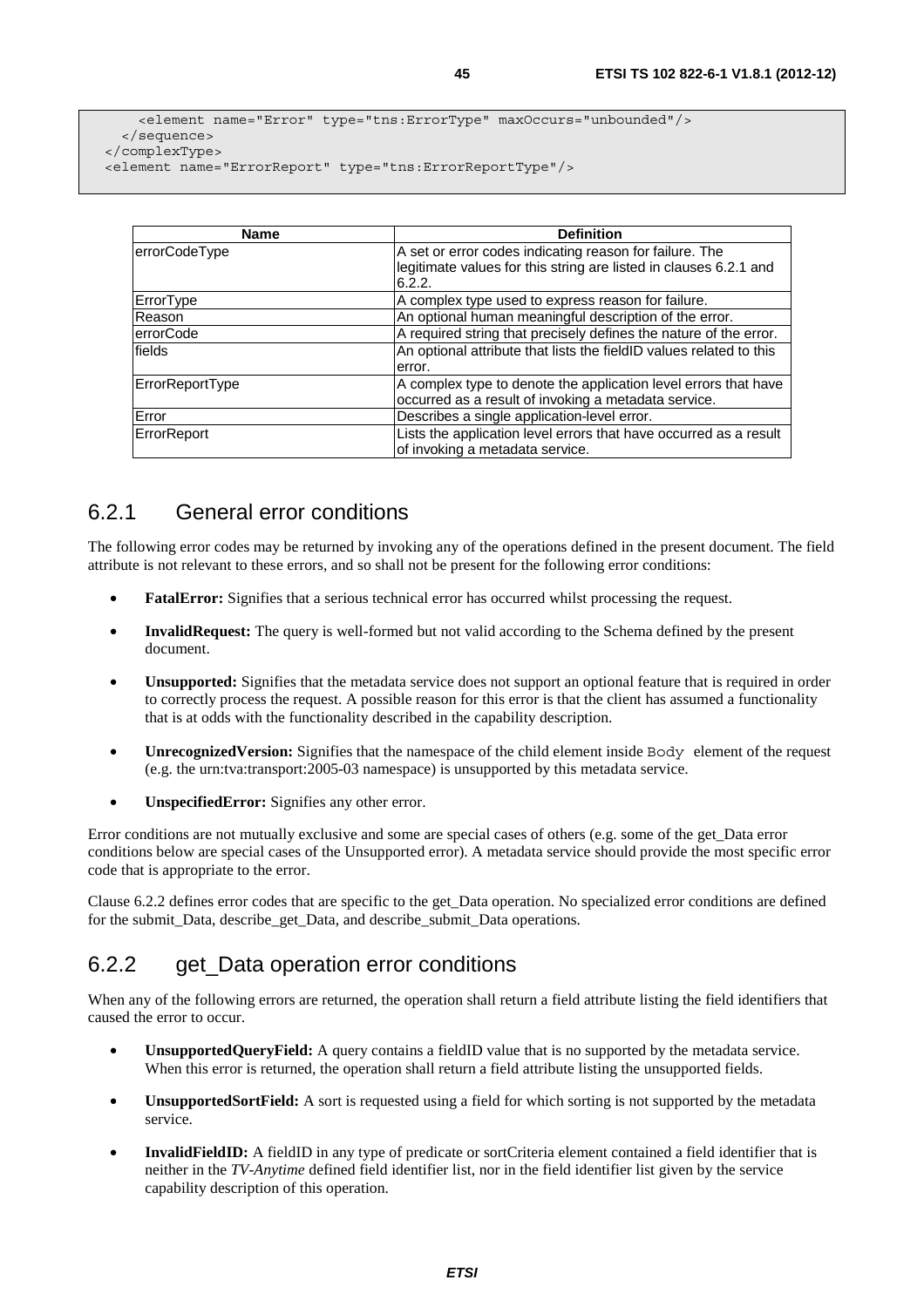```
      <element name="Error" type="tns:ErrorType" maxOccurs="unbounded"/>
    </sequence>
  </complexType>
  <element name="ErrorReport" type="tns:ErrorReportType"/>
```

| Name | Definition |
|---|---|
| errorCodeType | A set or error codes indicating reason for failure. The legitimate values for this string are listed in clauses 6.2.1 and 6.2.2. |
| ErrorType | A complex type used to express reason for failure. |
| Reason | An optional human meaningful description of the error. |
| errorCode | A required string that precisely defines the nature of the error. |
| fields | An optional attribute that lists the fieldID values related to this error. |
| ErrorReportType | A complex type to denote the application level errors that have occurred as a result of invoking a metadata service. |
| Error | Describes a single application-level error. |
| ErrorReport | Lists the application level errors that have occurred as a result of invoking a metadata service. |

### 6.2.1 General error conditions

The following error codes may be returned by invoking any of the operations defined in the present document. The field attribute is not relevant to these errors, and so shall not be present for the following error conditions:

- **FatalError:** Signifies that a serious technical error has occurred whilst processing the request.
- **InvalidRequest:** The query is well-formed but not valid according to the Schema defined by the present document.
- **Unsupported:** Signifies that the metadata service does not support an optional feature that is required in order to correctly process the request. A possible reason for this error is that the client has assumed a functionality that is at odds with the functionality described in the capability description.
- **UnrecognizedVersion:** Signifies that the namespace of the child element inside `Body` element of the request (e.g. the urn:tva:transport:2005-03 namespace) is unsupported by this metadata service.
- **UnspecifiedError:** Signifies any other error.

Error conditions are not mutually exclusive and some are special cases of others (e.g. some of the get_Data error conditions below are special cases of the Unsupported error). A metadata service should provide the most specific error code that is appropriate to the error.

Clause 6.2.2 defines error codes that are specific to the get_Data operation. No specialized error conditions are defined for the submit_Data, describe_get_Data, and describe_submit_Data operations.

### 6.2.2 get_Data operation error conditions

When any of the following errors are returned, the operation shall return a field attribute listing the field identifiers that caused the error to occur.

- **UnsupportedQueryField:** A query contains a fieldID value that is no supported by the metadata service. When this error is returned, the operation shall return a field attribute listing the unsupported fields.
- **UnsupportedSortField:** A sort is requested using a field for which sorting is not supported by the metadata service.
- **InvalidFieldID:** A fieldID in any type of predicate or sortCriteria element contained a field identifier that is neither in the *TV-Anytime* defined field identifier list, nor in the field identifier list given by the service capability description of this operation.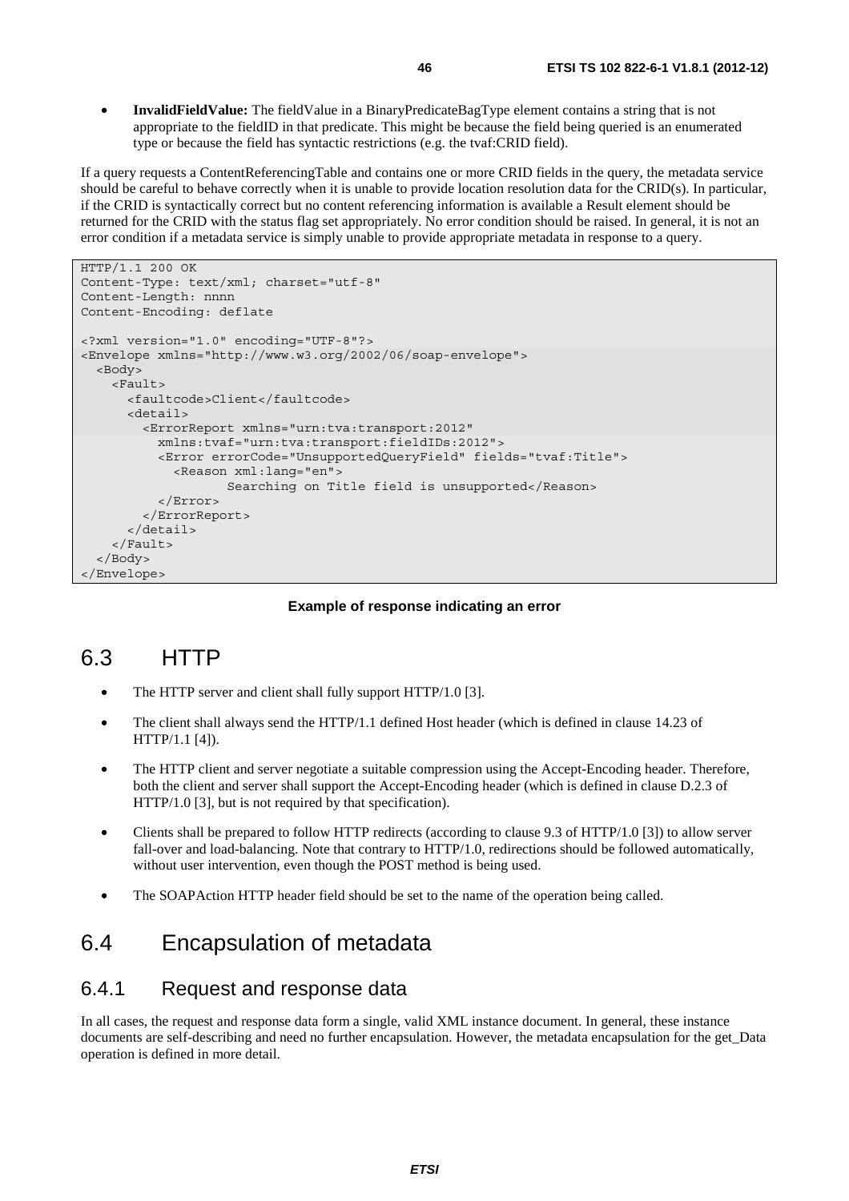- **InvalidFieldValue:** The fieldValue in a BinaryPredicateBagType element contains a string that is not appropriate to the fieldID in that predicate. This might be because the field being queried is an enumerated type or because the field has syntactic restrictions (e.g. the tvaf:CRID field).

If a query requests a ContentReferencingTable and contains one or more CRID fields in the query, the metadata service should be careful to behave correctly when it is unable to provide location resolution data for the CRID(s). In particular, if the CRID is syntactically correct but no content referencing information is available a Result element should be returned for the CRID with the status flag set appropriately. No error condition should be raised. In general, it is not an error condition if a metadata service is simply unable to provide appropriate metadata in response to a query.

```
HTTP/1.1 200 OK
Content-Type: text/xml; charset="utf-8"
Content-Length: nnnn
Content-Encoding: deflate

<?xml version="1.0" encoding="UTF-8"?>
<Envelope xmlns="http://www.w3.org/2002/06/soap-envelope">
  <Body>
    <Fault>
      <faultcode>Client</faultcode>
      <detail>
        <ErrorReport xmlns="urn:tva:transport:2012"
          xmlns:tvaf="urn:tva:transport:fieldIDs:2012">
          <Error errorCode="UnsupportedQueryField" fields="tvaf:Title">
            <Reason xml:lang="en">
                   Searching on Title field is unsupported</Reason>
          </Error>
        </ErrorReport>
      </detail>
    </Fault>
  </Body>
</Envelope>
```

**Example of response indicating an error**

## 6.3 HTTP

- The HTTP server and client shall fully support HTTP/1.0 [3].
- The client shall always send the HTTP/1.1 defined Host header (which is defined in clause 14.23 of HTTP/1.1 [4]).
- The HTTP client and server negotiate a suitable compression using the Accept-Encoding header. Therefore, both the client and server shall support the Accept-Encoding header (which is defined in clause D.2.3 of HTTP/1.0 [3], but is not required by that specification).
- Clients shall be prepared to follow HTTP redirects (according to clause 9.3 of HTTP/1.0 [3]) to allow server fall-over and load-balancing. Note that contrary to HTTP/1.0, redirections should be followed automatically, without user intervention, even though the POST method is being used.
- The SOAPAction HTTP header field should be set to the name of the operation being called.

## 6.4 Encapsulation of metadata

### 6.4.1 Request and response data

In all cases, the request and response data form a single, valid XML instance document. In general, these instance documents are self-describing and need no further encapsulation. However, the metadata encapsulation for the get_Data operation is defined in more detail.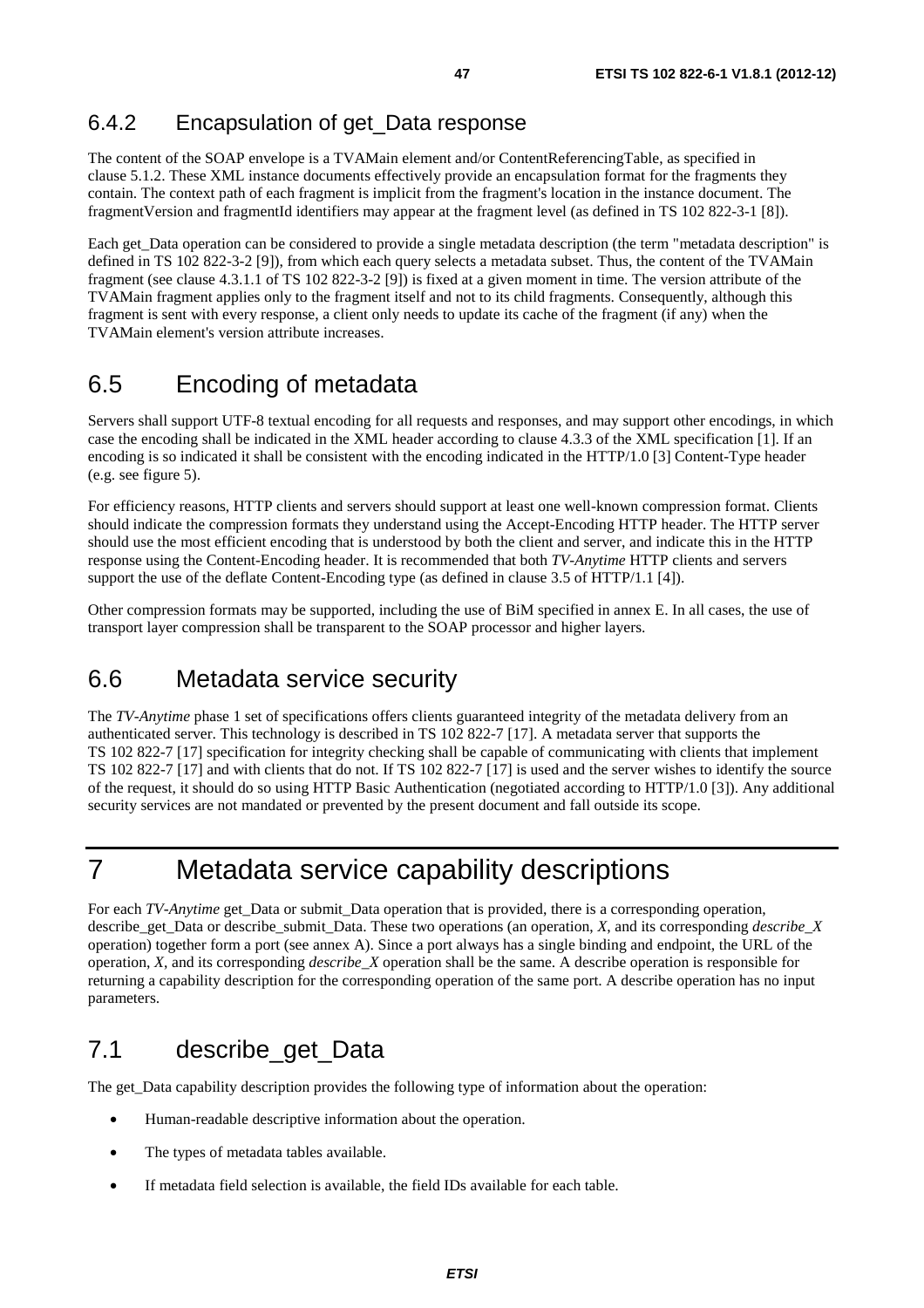### 6.4.2 Encapsulation of get_Data response

The content of the SOAP envelope is a TVAMain element and/or ContentReferencingTable, as specified in clause 5.1.2. These XML instance documents effectively provide an encapsulation format for the fragments they contain. The context path of each fragment is implicit from the fragment's location in the instance document. The fragmentVersion and fragmentId identifiers may appear at the fragment level (as defined in TS 102 822-3-1 [8]).

Each get_Data operation can be considered to provide a single metadata description (the term "metadata description" is defined in TS 102 822-3-2 [9]), from which each query selects a metadata subset. Thus, the content of the TVAMain fragment (see clause 4.3.1.1 of TS 102 822-3-2 [9]) is fixed at a given moment in time. The version attribute of the TVAMain fragment applies only to the fragment itself and not to its child fragments. Consequently, although this fragment is sent with every response, a client only needs to update its cache of the fragment (if any) when the TVAMain element's version attribute increases.

## 6.5 Encoding of metadata

Servers shall support UTF-8 textual encoding for all requests and responses, and may support other encodings, in which case the encoding shall be indicated in the XML header according to clause 4.3.3 of the XML specification [1]. If an encoding is so indicated it shall be consistent with the encoding indicated in the HTTP/1.0 [3] Content-Type header (e.g. see figure 5).

For efficiency reasons, HTTP clients and servers should support at least one well-known compression format. Clients should indicate the compression formats they understand using the Accept-Encoding HTTP header. The HTTP server should use the most efficient encoding that is understood by both the client and server, and indicate this in the HTTP response using the Content-Encoding header. It is recommended that both *TV-Anytime* HTTP clients and servers support the use of the deflate Content-Encoding type (as defined in clause 3.5 of HTTP/1.1 [4]).

Other compression formats may be supported, including the use of BiM specified in annex E. In all cases, the use of transport layer compression shall be transparent to the SOAP processor and higher layers.

## 6.6 Metadata service security

The *TV-Anytime* phase 1 set of specifications offers clients guaranteed integrity of the metadata delivery from an authenticated server. This technology is described in TS 102 822-7 [17]. A metadata server that supports the TS 102 822-7 [17] specification for integrity checking shall be capable of communicating with clients that implement TS 102 822-7 [17] and with clients that do not. If TS 102 822-7 [17] is used and the server wishes to identify the source of the request, it should do so using HTTP Basic Authentication (negotiated according to HTTP/1.0 [3]). Any additional security services are not mandated or prevented by the present document and fall outside its scope.

# 7 Metadata service capability descriptions

For each *TV-Anytime* get_Data or submit_Data operation that is provided, there is a corresponding operation, describe_get_Data or describe_submit_Data. These two operations (an operation, *X*, and its corresponding *describe_X* operation) together form a port (see annex A). Since a port always has a single binding and endpoint, the URL of the operation, *X*, and its corresponding *describe_X* operation shall be the same. A describe operation is responsible for returning a capability description for the corresponding operation of the same port. A describe operation has no input parameters.

## 7.1 describe_get_Data

The get_Data capability description provides the following type of information about the operation:

- Human-readable descriptive information about the operation.
- The types of metadata tables available.
- If metadata field selection is available, the field IDs available for each table.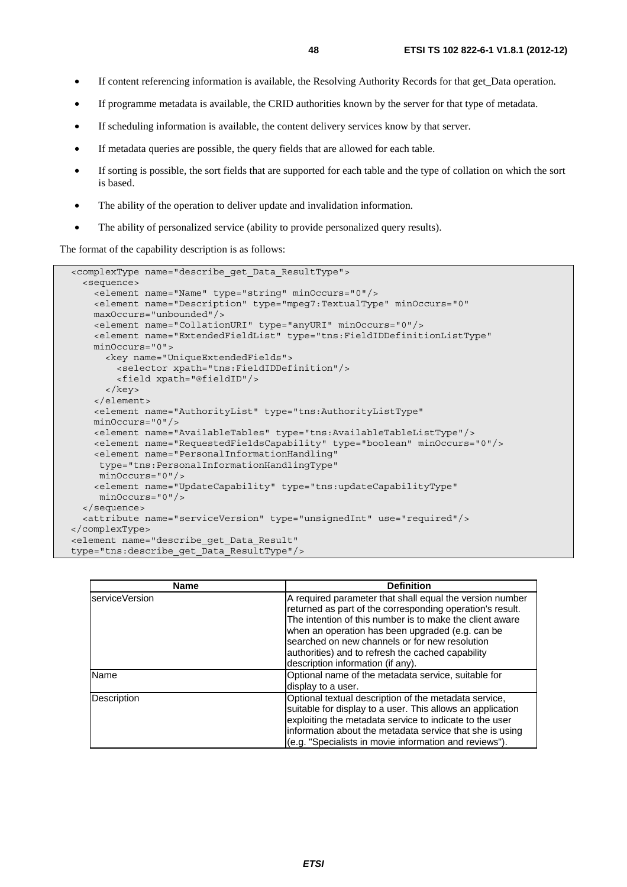- If content referencing information is available, the Resolving Authority Records for that get_Data operation.
- If programme metadata is available, the CRID authorities known by the server for that type of metadata.
- If scheduling information is available, the content delivery services know by that server.
- If metadata queries are possible, the query fields that are allowed for each table.
- If sorting is possible, the sort fields that are supported for each table and the type of collation on which the sort is based.
- The ability of the operation to deliver update and invalidation information.
- The ability of personalized service (ability to provide personalized query results).

The format of the capability description is as follows:

```
<complexType name="describe_get_Data_ResultType">
  <sequence>
    <element name="Name" type="string" minOccurs="0"/>
    <element name="Description" type="mpeg7:TextualType" minOccurs="0"
    maxOccurs="unbounded"/>
    <element name="CollationURI" type="anyURI" minOccurs="0"/>
    <element name="ExtendedFieldList" type="tns:FieldIDDefinitionListType"
    minOccurs="0">
      <key name="UniqueExtendedFields">
        <selector xpath="tns:FieldIDDefinition"/>
        <field xpath="@fieldID"/>
      </key>
    </element>
    <element name="AuthorityList" type="tns:AuthorityListType"
    minOccurs="0"/>
    <element name="AvailableTables" type="tns:AvailableTableListType"/>
    <element name="RequestedFieldsCapability" type="boolean" minOccurs="0"/>
    <element name="PersonalInformationHandling"
     type="tns:PersonalInformationHandlingType"
     minOccurs="0"/>
    <element name="UpdateCapability" type="tns:updateCapabilityType"
     minOccurs="0"/>
  </sequence>
  <attribute name="serviceVersion" type="unsignedInt" use="required"/>
</complexType>
<element name="describe_get_Data_Result"
type="tns:describe_get_Data_ResultType"/>
```

| Name | Definition |
|---|---|
| serviceVersion | A required parameter that shall equal the version number returned as part of the corresponding operation's result. The intention of this number is to make the client aware when an operation has been upgraded (e.g. can be searched on new channels or for new resolution authorities) and to refresh the cached capability description information (if any). |
| Name | Optional name of the metadata service, suitable for display to a user. |
| Description | Optional textual description of the metadata service, suitable for display to a user. This allows an application exploiting the metadata service to indicate to the user information about the metadata service that she is using (e.g. "Specialists in movie information and reviews"). |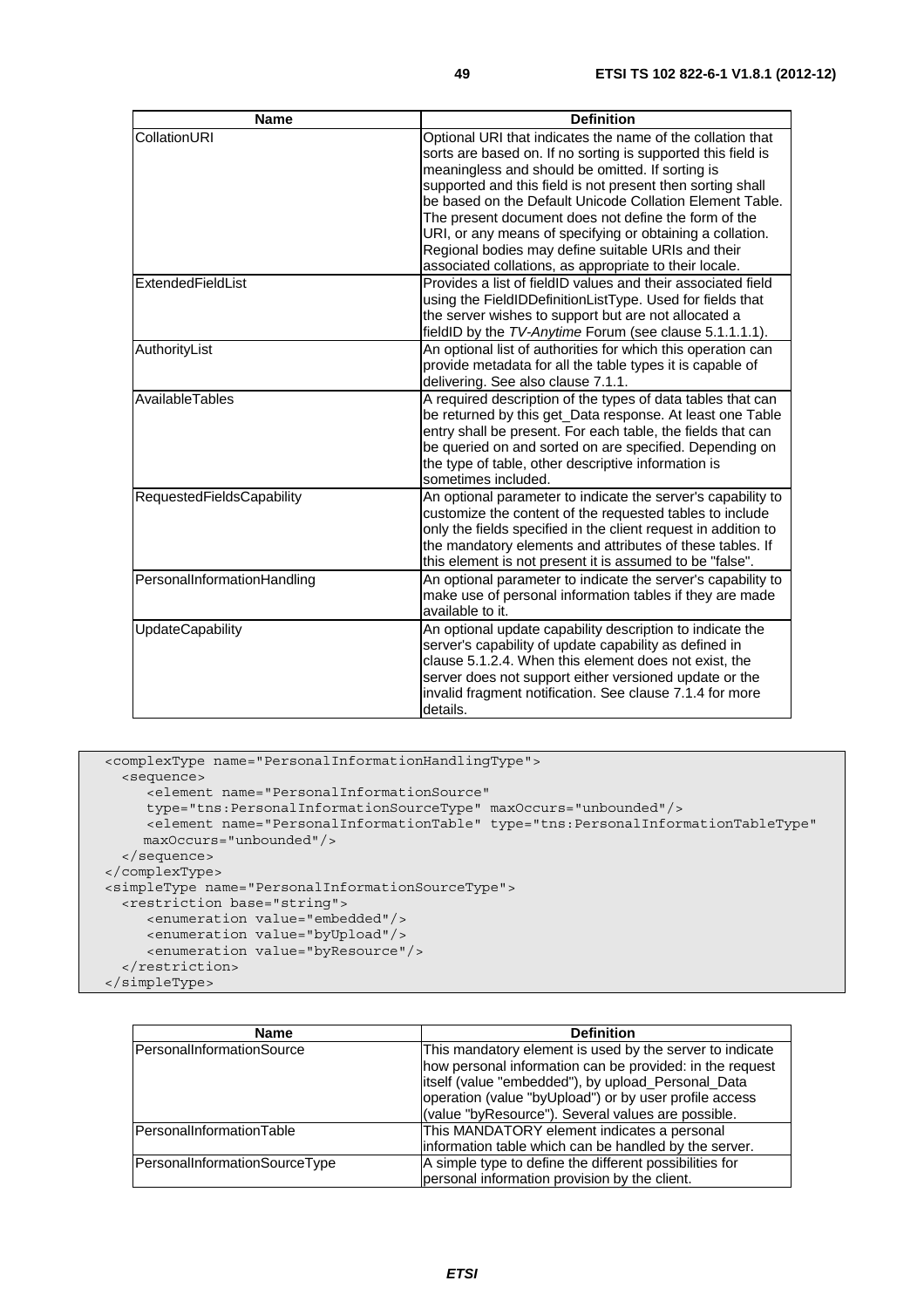| Name | Definition |
| --- | --- |
| CollationURI | Optional URI that indicates the name of the collation that sorts are based on. If no sorting is supported this field is meaningless and should be omitted. If sorting is supported and this field is not present then sorting shall be based on the Default Unicode Collation Element Table. The present document does not define the form of the URI, or any means of specifying or obtaining a collation. Regional bodies may define suitable URIs and their associated collations, as appropriate to their locale. |
| ExtendedFieldList | Provides a list of fieldID values and their associated field using the FieldIDDefinitionListType. Used for fields that the server wishes to support but are not allocated a fieldID by the *TV-Anytime* Forum (see clause 5.1.1.1.1). |
| AuthorityList | An optional list of authorities for which this operation can provide metadata for all the table types it is capable of delivering. See also clause 7.1.1. |
| AvailableTables | A required description of the types of data tables that can be returned by this get_Data response. At least one Table entry shall be present. For each table, the fields that can be queried on and sorted on are specified. Depending on the type of table, other descriptive information is sometimes included. |
| RequestedFieldsCapability | An optional parameter to indicate the server's capability to customize the content of the requested tables to include only the fields specified in the client request in addition to the mandatory elements and attributes of these tables. If this element is not present it is assumed to be "false". |
| PersonalInformationHandling | An optional parameter to indicate the server's capability to make use of personal information tables if they are made available to it. |
| UpdateCapability | An optional update capability description to indicate the server's capability of update capability as defined in clause 5.1.2.4. When this element does not exist, the server does not support either versioned update or the invalid fragment notification. See clause 7.1.4 for more details. |

```
<complexType name="PersonalInformationHandlingType">
  <sequence>
     <element name="PersonalInformationSource"
     type="tns:PersonalInformationSourceType" maxOccurs="unbounded"/>
     <element name="PersonalInformationTable" type="tns:PersonalInformationTableType"
    maxOccurs="unbounded"/>
  </sequence>
</complexType>
<simpleType name="PersonalInformationSourceType">
  <restriction base="string">
     <enumeration value="embedded"/>
     <enumeration value="byUpload"/>
     <enumeration value="byResource"/>
  </restriction>
</simpleType>
```

| Name | Definition |
| --- | --- |
| PersonalInformationSource | This mandatory element is used by the server to indicate how personal information can be provided: in the request itself (value "embedded"), by upload_Personal_Data operation (value "byUpload") or by user profile access (value "byResource"). Several values are possible. |
| PersonalInformationTable | This MANDATORY element indicates a personal information table which can be handled by the server. |
| PersonalInformationSourceType | A simple type to define the different possibilities for personal information provision by the client. |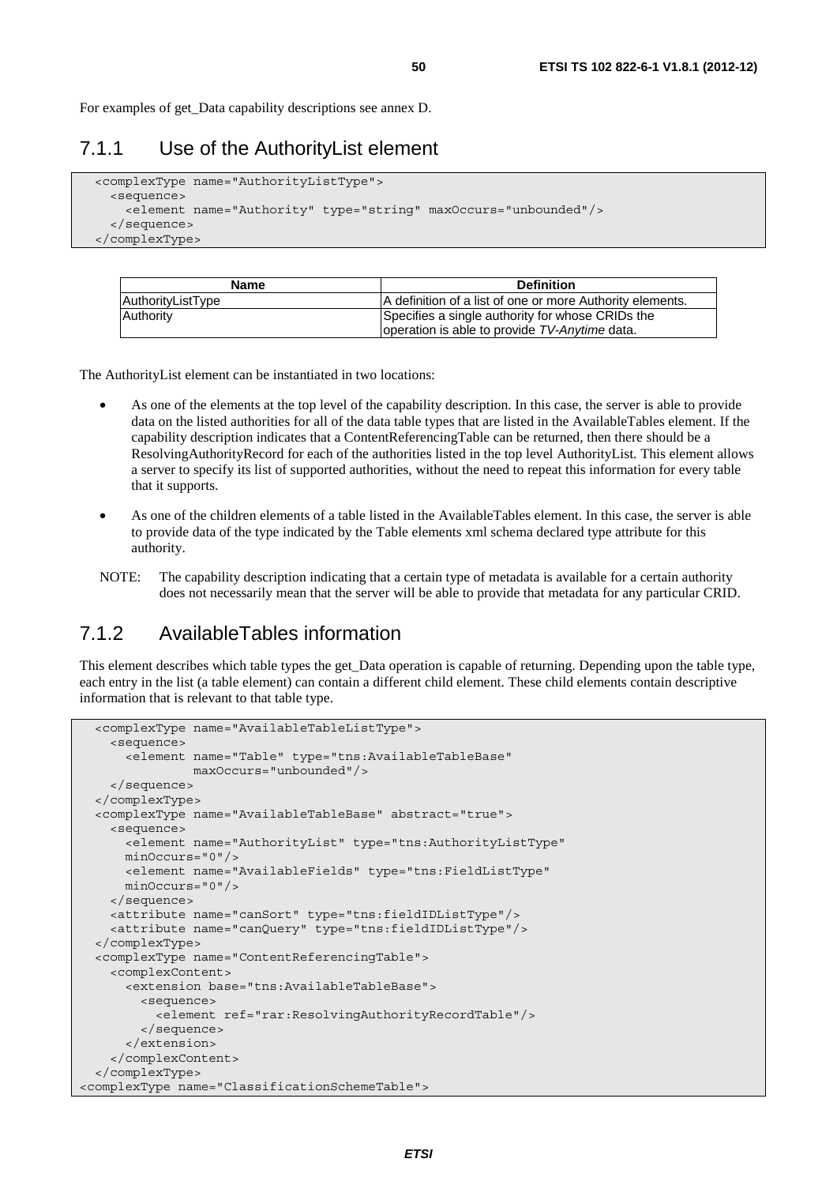For examples of get_Data capability descriptions see annex D.

### 7.1.1 Use of the AuthorityList element

```
<complexType name="AuthorityListType">
  <sequence>
    <element name="Authority" type="string" maxOccurs="unbounded"/>
  </sequence>
</complexType>
```

| Name | Definition |
|---|---|
| AuthorityListType | A definition of a list of one or more Authority elements. |
| Authority | Specifies a single authority for whose CRIDs the operation is able to provide *TV-Anytime* data. |

The AuthorityList element can be instantiated in two locations:

- As one of the elements at the top level of the capability description. In this case, the server is able to provide data on the listed authorities for all of the data table types that are listed in the AvailableTables element. If the capability description indicates that a ContentReferencingTable can be returned, then there should be a ResolvingAuthorityRecord for each of the authorities listed in the top level AuthorityList. This element allows a server to specify its list of supported authorities, without the need to repeat this information for every table that it supports.
- As one of the children elements of a table listed in the AvailableTables element. In this case, the server is able to provide data of the type indicated by the Table elements xml schema declared type attribute for this authority.

NOTE: The capability description indicating that a certain type of metadata is available for a certain authority does not necessarily mean that the server will be able to provide that metadata for any particular CRID.

### 7.1.2 AvailableTables information

This element describes which table types the get_Data operation is capable of returning. Depending upon the table type, each entry in the list (a table element) can contain a different child element. These child elements contain descriptive information that is relevant to that table type.

```
<complexType name="AvailableTableListType">
  <sequence>
    <element name="Table" type="tns:AvailableTableBase"
             maxOccurs="unbounded"/>
  </sequence>
</complexType>
<complexType name="AvailableTableBase" abstract="true">
  <sequence>
    <element name="AuthorityList" type="tns:AuthorityListType"
    minOccurs="0"/>
    <element name="AvailableFields" type="tns:FieldListType"
    minOccurs="0"/>
  </sequence>
  <attribute name="canSort" type="tns:fieldIDListType"/>
  <attribute name="canQuery" type="tns:fieldIDListType"/>
</complexType>
<complexType name="ContentReferencingTable">
  <complexContent>
    <extension base="tns:AvailableTableBase">
      <sequence>
        <element ref="rar:ResolvingAuthorityRecordTable"/>
      </sequence>
    </extension>
  </complexContent>
</complexType>
<complexType name="ClassificationSchemeTable">
```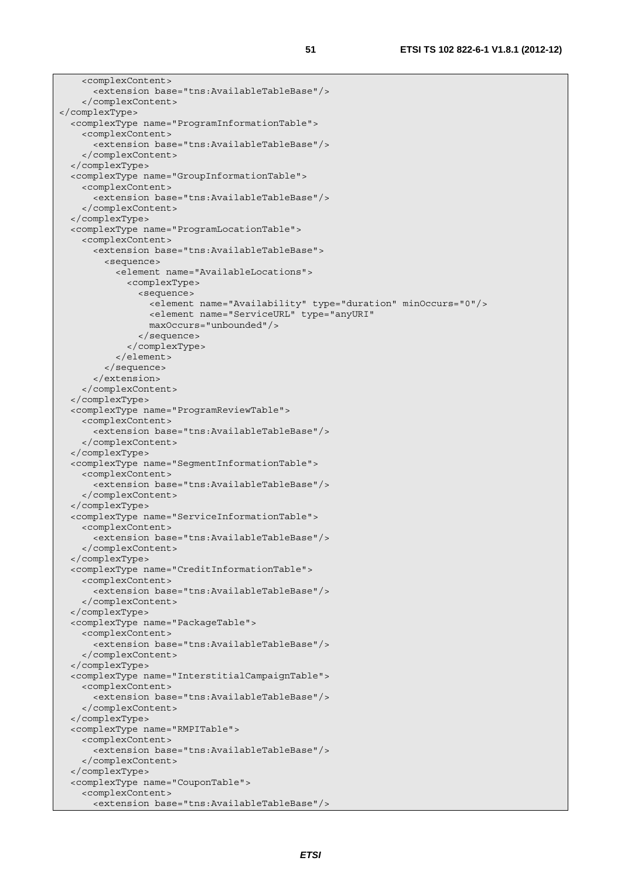```
    <complexContent>
      <extension base="tns:AvailableTableBase"/>
    </complexContent>
</complexType>
  <complexType name="ProgramInformationTable">
    <complexContent>
      <extension base="tns:AvailableTableBase"/>
    </complexContent>
  </complexType>
  <complexType name="GroupInformationTable">
    <complexContent>
      <extension base="tns:AvailableTableBase"/>
    </complexContent>
  </complexType>
  <complexType name="ProgramLocationTable">
    <complexContent>
      <extension base="tns:AvailableTableBase">
        <sequence>
          <element name="AvailableLocations">
            <complexType>
              <sequence>
                <element name="Availability" type="duration" minOccurs="0"/>
                <element name="ServiceURL" type="anyURI"
                maxOccurs="unbounded"/>
              </sequence>
            </complexType>
          </element>
        </sequence>
      </extension>
    </complexContent>
  </complexType>
  <complexType name="ProgramReviewTable">
    <complexContent>
      <extension base="tns:AvailableTableBase"/>
    </complexContent>
  </complexType>
  <complexType name="SegmentInformationTable">
    <complexContent>
      <extension base="tns:AvailableTableBase"/>
    </complexContent>
  </complexType>
  <complexType name="ServiceInformationTable">
    <complexContent>
      <extension base="tns:AvailableTableBase"/>
    </complexContent>
  </complexType>
  <complexType name="CreditInformationTable">
    <complexContent>
      <extension base="tns:AvailableTableBase"/>
    </complexContent>
  </complexType>
  <complexType name="PackageTable">
    <complexContent>
      <extension base="tns:AvailableTableBase"/>
    </complexContent>
  </complexType>
  <complexType name="InterstitialCampaignTable">
    <complexContent>
      <extension base="tns:AvailableTableBase"/>
    </complexContent>
  </complexType>
  <complexType name="RMPITable">
    <complexContent>
      <extension base="tns:AvailableTableBase"/>
    </complexContent>
  </complexType>
  <complexType name="CouponTable">
    <complexContent>
      <extension base="tns:AvailableTableBase"/>
```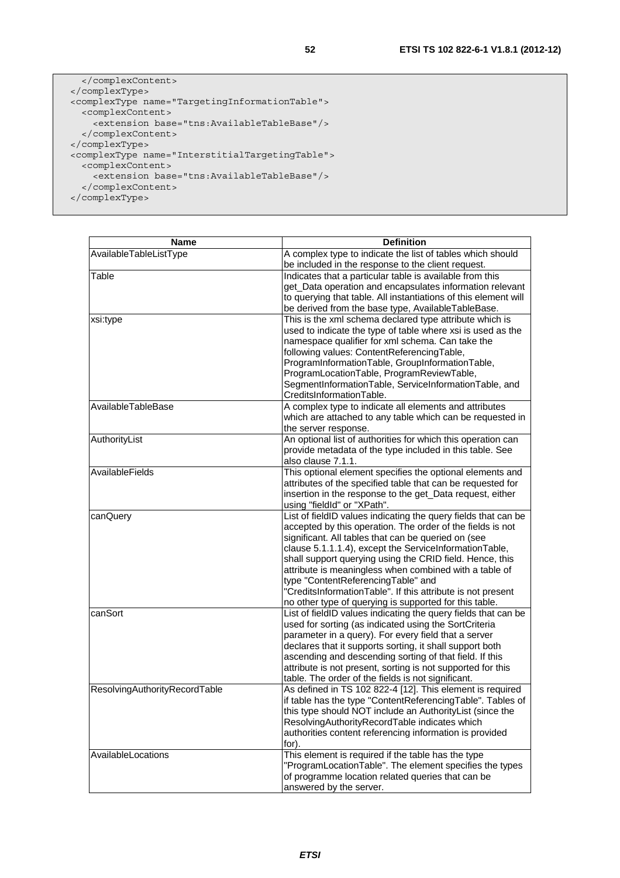```
    </complexContent>
  </complexType>
  <complexType name="TargetingInformationTable">
    <complexContent>
      <extension base="tns:AvailableTableBase"/>
    </complexContent>
  </complexType>
  <complexType name="InterstitialTargetingTable">
    <complexContent>
      <extension base="tns:AvailableTableBase"/>
    </complexContent>
  </complexType>
```

| Name | Definition |
| --- | --- |
| AvailableTableListType | A complex type to indicate the list of tables which should be included in the response to the client request. |
| Table | Indicates that a particular table is available from this get_Data operation and encapsulates information relevant to querying that table. All instantiations of this element will be derived from the base type, AvailableTableBase. |
| xsi:type | This is the xml schema declared type attribute which is used to indicate the type of table where xsi is used as the namespace qualifier for xml schema. Can take the following values: ContentReferencingTable, ProgramInformationTable, GroupInformationTable, ProgramLocationTable, ProgramReviewTable, SegmentInformationTable, ServiceInformationTable, and CreditsInformationTable. |
| AvailableTableBase | A complex type to indicate all elements and attributes which are attached to any table which can be requested in the server response. |
| AuthorityList | An optional list of authorities for which this operation can provide metadata of the type included in this table. See also clause 7.1.1. |
| AvailableFields | This optional element specifies the optional elements and attributes of the specified table that can be requested for insertion in the response to the get_Data request, either using "fieldId" or "XPath". |
| canQuery | List of fieldID values indicating the query fields that can be accepted by this operation. The order of the fields is not significant. All tables that can be queried on (see clause 5.1.1.1.4), except the ServiceInformationTable, shall support querying using the CRID field. Hence, this attribute is meaningless when combined with a table of type "ContentReferencingTable" and "CreditsInformationTable". If this attribute is not present no other type of querying is supported for this table. |
| canSort | List of fieldID values indicating the query fields that can be used for sorting (as indicated using the SortCriteria parameter in a query). For every field that a server declares that it supports sorting, it shall support both ascending and descending sorting of that field. If this attribute is not present, sorting is not supported for this table. The order of the fields is not significant. |
| ResolvingAuthorityRecordTable | As defined in TS 102 822-4 [12]. This element is required if table has the type "ContentReferencingTable". Tables of this type should NOT include an AuthorityList (since the ResolvingAuthorityRecordTable indicates which authorities content referencing information is provided for). |
| AvailableLocations | This element is required if the table has the type "ProgramLocationTable". The element specifies the types of programme location related queries that can be answered by the server. |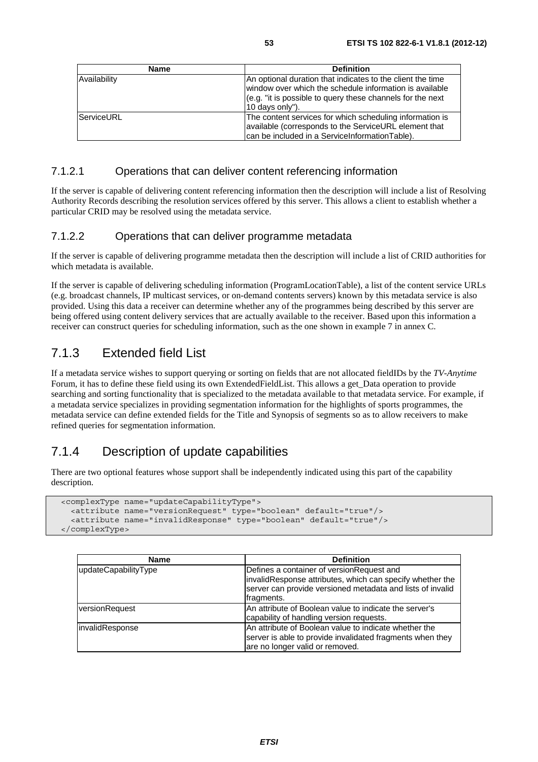| Name | Definition |
| --- | --- |
| Availability | An optional duration that indicates to the client the time window over which the schedule information is available (e.g. "it is possible to query these channels for the next 10 days only"). |
| ServiceURL | The content services for which scheduling information is available (corresponds to the ServiceURL element that can be included in a ServiceInformationTable). |

#### 7.1.2.1 Operations that can deliver content referencing information

If the server is capable of delivering content referencing information then the description will include a list of Resolving Authority Records describing the resolution services offered by this server. This allows a client to establish whether a particular CRID may be resolved using the metadata service.

#### 7.1.2.2 Operations that can deliver programme metadata

If the server is capable of delivering programme metadata then the description will include a list of CRID authorities for which metadata is available.

If the server is capable of delivering scheduling information (ProgramLocationTable), a list of the content service URLs (e.g. broadcast channels, IP multicast services, or on-demand contents servers) known by this metadata service is also provided. Using this data a receiver can determine whether any of the programmes being described by this server are being offered using content delivery services that are actually available to the receiver. Based upon this information a receiver can construct queries for scheduling information, such as the one shown in example 7 in annex C.

### 7.1.3 Extended field List

If a metadata service wishes to support querying or sorting on fields that are not allocated fieldIDs by the *TV-Anytime* Forum, it has to define these field using its own ExtendedFieldList. This allows a get_Data operation to provide searching and sorting functionality that is specialized to the metadata available to that metadata service. For example, if a metadata service specializes in providing segmentation information for the highlights of sports programmes, the metadata service can define extended fields for the Title and Synopsis of segments so as to allow receivers to make refined queries for segmentation information.

### 7.1.4 Description of update capabilities

There are two optional features whose support shall be independently indicated using this part of the capability description.

```
<complexType name="updateCapabilityType">
  <attribute name="versionRequest" type="boolean" default="true"/>
  <attribute name="invalidResponse" type="boolean" default="true"/>
</complexType>
```

| Name | Definition |
| --- | --- |
| updateCapabilityType | Defines a container of versionRequest and invalidResponse attributes, which can specify whether the server can provide versioned metadata and lists of invalid fragments. |
| versionRequest | An attribute of Boolean value to indicate the server's capability of handling version requests. |
| invalidResponse | An attribute of Boolean value to indicate whether the server is able to provide invalidated fragments when they are no longer valid or removed. |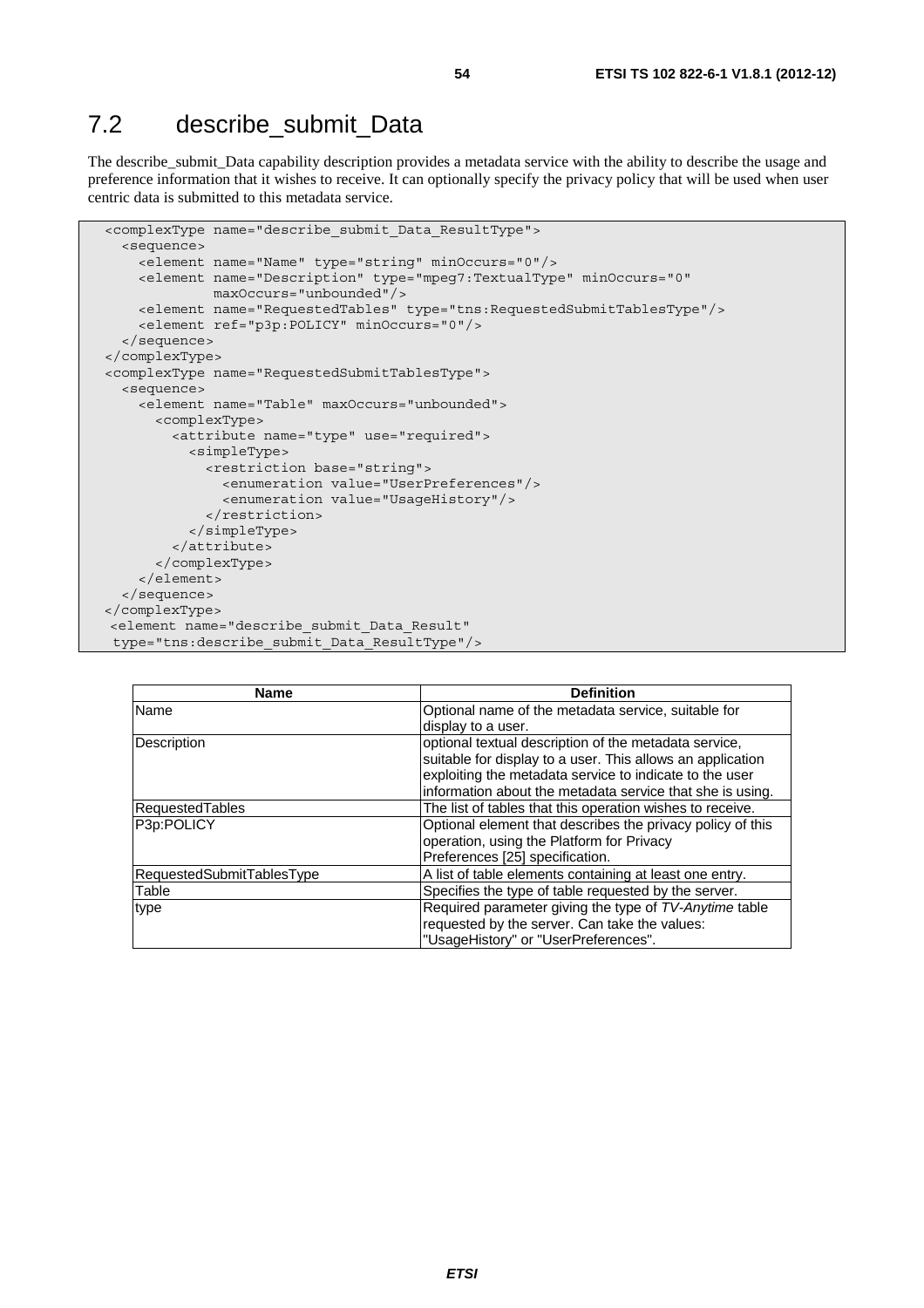## 7.2 describe_submit_Data

The describe_submit_Data capability description provides a metadata service with the ability to describe the usage and preference information that it wishes to receive. It can optionally specify the privacy policy that will be used when user centric data is submitted to this metadata service.

```
<complexType name="describe_submit_Data_ResultType">
  <sequence>
    <element name="Name" type="string" minOccurs="0"/>
    <element name="Description" type="mpeg7:TextualType" minOccurs="0"
             maxOccurs="unbounded"/>
    <element name="RequestedTables" type="tns:RequestedSubmitTablesType"/>
    <element ref="p3p:POLICY" minOccurs="0"/>
  </sequence>
</complexType>
<complexType name="RequestedSubmitTablesType">
  <sequence>
    <element name="Table" maxOccurs="unbounded">
      <complexType>
        <attribute name="type" use="required">
          <simpleType>
            <restriction base="string">
              <enumeration value="UserPreferences"/>
              <enumeration value="UsageHistory"/>
            </restriction>
          </simpleType>
        </attribute>
      </complexType>
    </element>
  </sequence>
</complexType>
 <element name="describe_submit_Data_Result"
 type="tns:describe_submit_Data_ResultType"/>
```

| Name | Definition |
|---|---|
| Name | Optional name of the metadata service, suitable for display to a user. |
| Description | optional textual description of the metadata service, suitable for display to a user. This allows an application exploiting the metadata service to indicate to the user information about the metadata service that she is using. |
| RequestedTables | The list of tables that this operation wishes to receive. |
| P3p:POLICY | Optional element that describes the privacy policy of this operation, using the Platform for Privacy Preferences [25] specification. |
| RequestedSubmitTablesType | A list of table elements containing at least one entry. |
| Table | Specifies the type of table requested by the server. |
| type | Required parameter giving the type of *TV-Anytime* table requested by the server. Can take the values: "UsageHistory" or "UserPreferences". |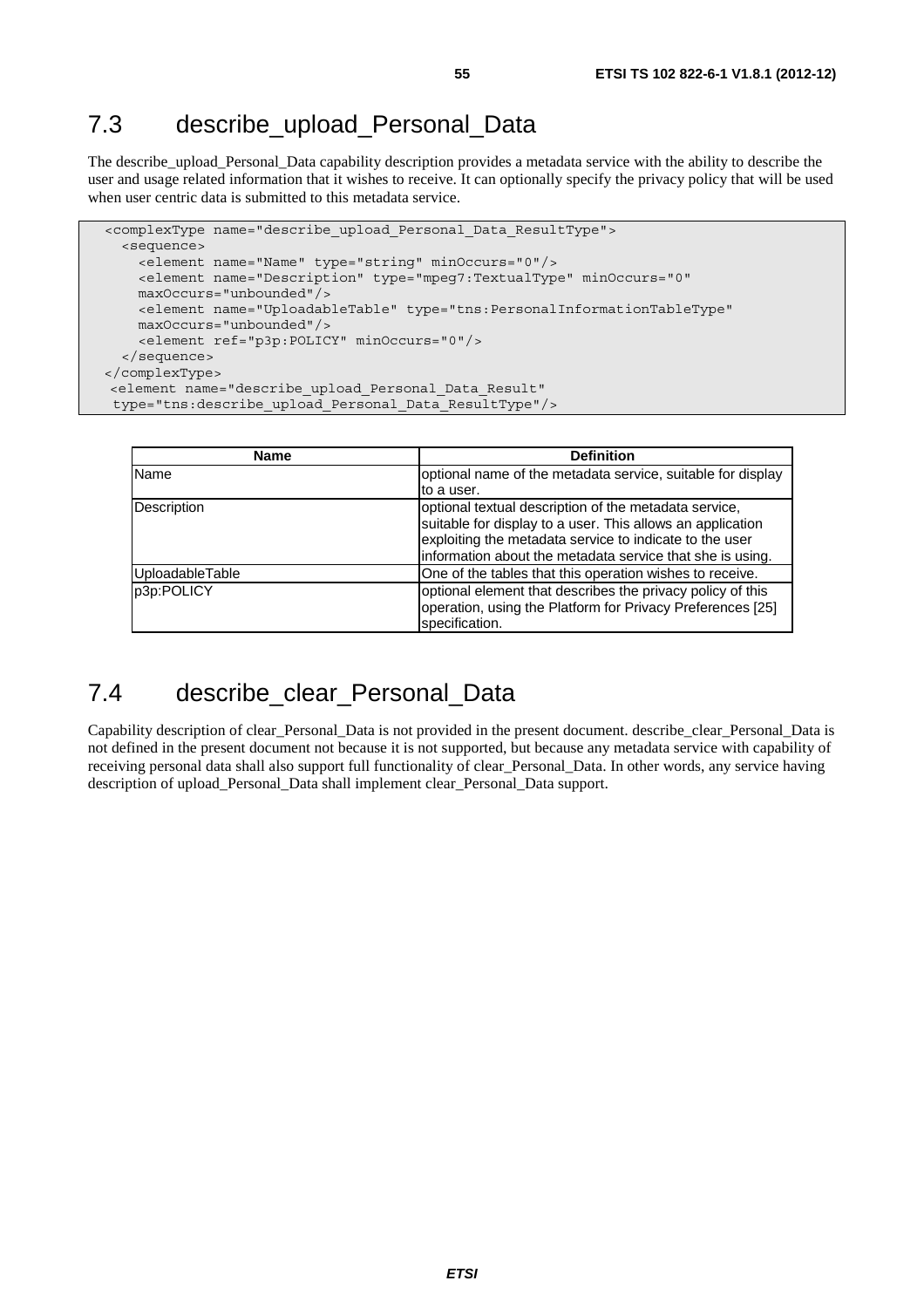## 7.3 describe_upload_Personal_Data

The describe_upload_Personal_Data capability description provides a metadata service with the ability to describe the user and usage related information that it wishes to receive. It can optionally specify the privacy policy that will be used when user centric data is submitted to this metadata service.

```
<complexType name="describe_upload_Personal_Data_ResultType">
  <sequence>
    <element name="Name" type="string" minOccurs="0"/>
    <element name="Description" type="mpeg7:TextualType" minOccurs="0"
    maxOccurs="unbounded"/>
    <element name="UploadableTable" type="tns:PersonalInformationTableType"
    maxOccurs="unbounded"/>
    <element ref="p3p:POLICY" minOccurs="0"/>
  </sequence>
</complexType>
 <element name="describe_upload_Personal_Data_Result"
 type="tns:describe_upload_Personal_Data_ResultType"/>
```

| Name | Definition |
|---|---|
| Name | optional name of the metadata service, suitable for display to a user. |
| Description | optional textual description of the metadata service, suitable for display to a user. This allows an application exploiting the metadata service to indicate to the user information about the metadata service that she is using. |
| UploadableTable | One of the tables that this operation wishes to receive. |
| p3p:POLICY | optional element that describes the privacy policy of this operation, using the Platform for Privacy Preferences [25] specification. |

## 7.4 describe_clear_Personal_Data

Capability description of clear_Personal_Data is not provided in the present document. describe_clear_Personal_Data is not defined in the present document not because it is not supported, but because any metadata service with capability of receiving personal data shall also support full functionality of clear_Personal_Data. In other words, any service having description of upload_Personal_Data shall implement clear_Personal_Data support.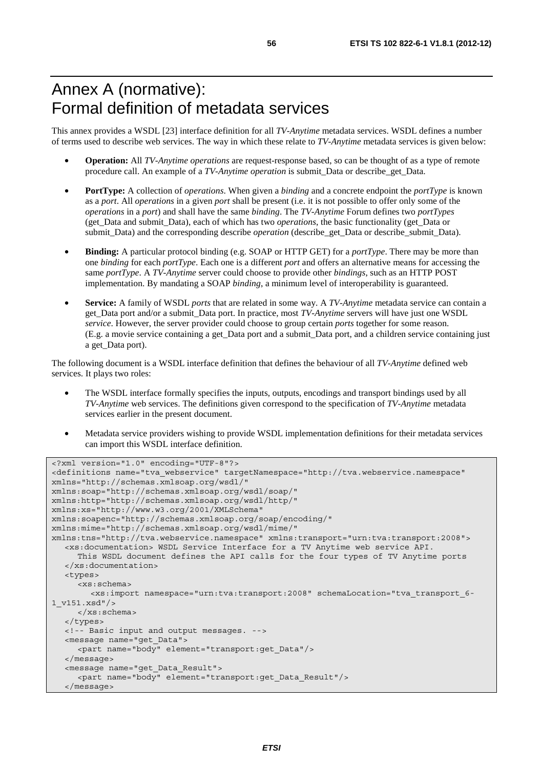# Annex A (normative): Formal definition of metadata services

This annex provides a WSDL [23] interface definition for all *TV-Anytime* metadata services. WSDL defines a number of terms used to describe web services. The way in which these relate to *TV-Anytime* metadata services is given below:

- **Operation:** All *TV-Anytime operations* are request-response based, so can be thought of as a type of remote procedure call. An example of a *TV-Anytime operation* is submit_Data or describe_get_Data.
- **PortType:** A collection of *operations*. When given a *binding* and a concrete endpoint the *portType* is known as a *port*. All *operations* in a given *port* shall be present (i.e. it is not possible to offer only some of the *operations* in a *port*) and shall have the same *binding*. The *TV-Anytime* Forum defines two *portTypes* (get_Data and submit_Data), each of which has two *operations*, the basic functionality (get_Data or submit_Data) and the corresponding describe *operation* (describe_get_Data or describe_submit_Data).
- **Binding:** A particular protocol binding (e.g. SOAP or HTTP GET) for a *portType*. There may be more than one *binding* for each *portType*. Each one is a different *port* and offers an alternative means for accessing the same *portType*. A *TV-Anytime* server could choose to provide other *bindings*, such as an HTTP POST implementation. By mandating a SOAP *binding*, a minimum level of interoperability is guaranteed.
- **Service:** A family of WSDL *ports* that are related in some way. A *TV-Anytime* metadata service can contain a get_Data port and/or a submit_Data port. In practice, most *TV-Anytime* servers will have just one WSDL *service*. However, the server provider could choose to group certain *ports* together for some reason. (E.g. a movie service containing a get_Data port and a submit_Data port, and a children service containing just a get_Data port).

The following document is a WSDL interface definition that defines the behaviour of all *TV-Anytime* defined web services. It plays two roles:

- The WSDL interface formally specifies the inputs, outputs, encodings and transport bindings used by all *TV-Anytime* web services. The definitions given correspond to the specification of *TV-Anytime* metadata services earlier in the present document.
- Metadata service providers wishing to provide WSDL implementation definitions for their metadata services can import this WSDL interface definition.

```
<?xml version="1.0" encoding="UTF-8"?>
<definitions name="tva_webservice" targetNamespace="http://tva.webservice.namespace"
xmlns="http://schemas.xmlsoap.org/wsdl/"
xmlns:soap="http://schemas.xmlsoap.org/wsdl/soap/"
xmlns:http="http://schemas.xmlsoap.org/wsdl/http/"
xmlns:xs="http://www.w3.org/2001/XMLSchema"
xmlns:soapenc="http://schemas.xmlsoap.org/soap/encoding/"
xmlns:mime="http://schemas.xmlsoap.org/wsdl/mime/"
xmlns:tns="http://tva.webservice.namespace" xmlns:transport="urn:tva:transport:2008">
   <xs:documentation> WSDL Service Interface for a TV Anytime web service API.
      This WSDL document defines the API calls for the four types of TV Anytime ports
   </xs:documentation>
   <types>
      <xs:schema>
         <xs:import namespace="urn:tva:transport:2008" schemaLocation="tva_transport_6-
1_v151.xsd"/>
      </xs:schema>
   </types>
   <!-- Basic input and output messages. -->
   <message name="get_Data">
      <part name="body" element="transport:get_Data"/>
   </message>
   <message name="get_Data_Result">
      <part name="body" element="transport:get_Data_Result"/>
   </message>
```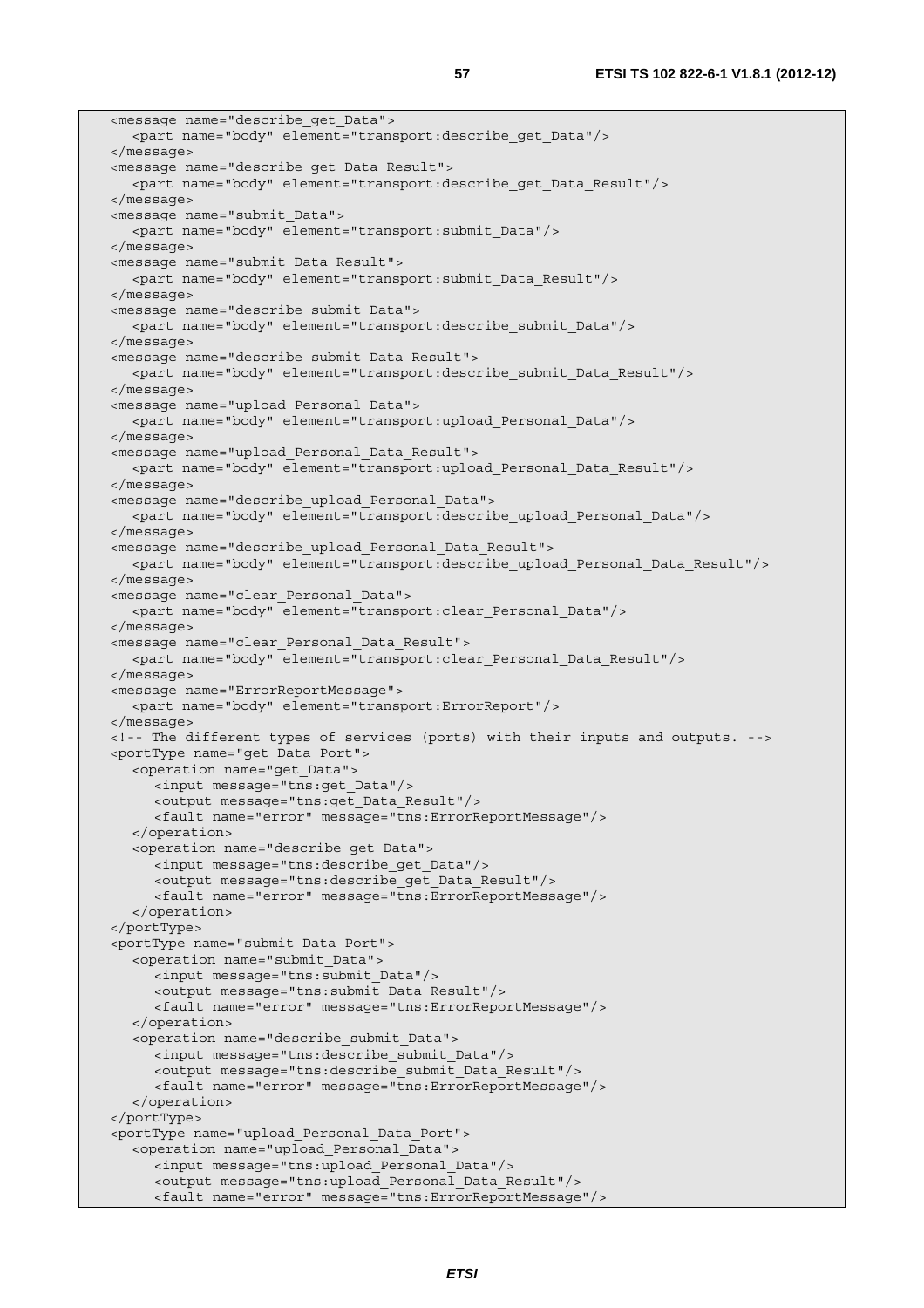```
<message name="describe_get_Data">
   <part name="body" element="transport:describe_get_Data"/>
</message>
<message name="describe_get_Data_Result">
   <part name="body" element="transport:describe_get_Data_Result"/>
</message>
<message name="submit_Data">
   <part name="body" element="transport:submit_Data"/>
</message>
<message name="submit_Data_Result">
   <part name="body" element="transport:submit_Data_Result"/>
</message>
<message name="describe_submit_Data">
   <part name="body" element="transport:describe_submit_Data"/>
</message>
<message name="describe_submit_Data_Result">
   <part name="body" element="transport:describe_submit_Data_Result"/>
</message>
<message name="upload_Personal_Data">
   <part name="body" element="transport:upload_Personal_Data"/>
</message>
<message name="upload_Personal_Data_Result">
   <part name="body" element="transport:upload_Personal_Data_Result"/>
</message>
<message name="describe_upload_Personal_Data">
   <part name="body" element="transport:describe_upload_Personal_Data"/>
</message>
<message name="describe_upload_Personal_Data_Result">
   <part name="body" element="transport:describe_upload_Personal_Data_Result"/>
</message>
<message name="clear_Personal_Data">
   <part name="body" element="transport:clear_Personal_Data"/>
</message>
<message name="clear_Personal_Data_Result">
   <part name="body" element="transport:clear_Personal_Data_Result"/>
</message>
<message name="ErrorReportMessage">
   <part name="body" element="transport:ErrorReport"/>
</message>
<!-- The different types of services (ports) with their inputs and outputs. -->
<portType name="get_Data_Port">
   <operation name="get_Data">
      <input message="tns:get_Data"/>
      <output message="tns:get_Data_Result"/>
      <fault name="error" message="tns:ErrorReportMessage"/>
   </operation>
   <operation name="describe_get_Data">
      <input message="tns:describe_get_Data"/>
      <output message="tns:describe_get_Data_Result"/>
      <fault name="error" message="tns:ErrorReportMessage"/>
   </operation>
</portType>
<portType name="submit_Data_Port">
   <operation name="submit_Data">
      <input message="tns:submit_Data"/>
      <output message="tns:submit_Data_Result"/>
      <fault name="error" message="tns:ErrorReportMessage"/>
   </operation>
   <operation name="describe_submit_Data">
      <input message="tns:describe_submit_Data"/>
      <output message="tns:describe_submit_Data_Result"/>
      <fault name="error" message="tns:ErrorReportMessage"/>
   </operation>
</portType>
<portType name="upload_Personal_Data_Port">
   <operation name="upload_Personal_Data">
      <input message="tns:upload_Personal_Data"/>
      <output message="tns:upload_Personal_Data_Result"/>
      <fault name="error" message="tns:ErrorReportMessage"/>
```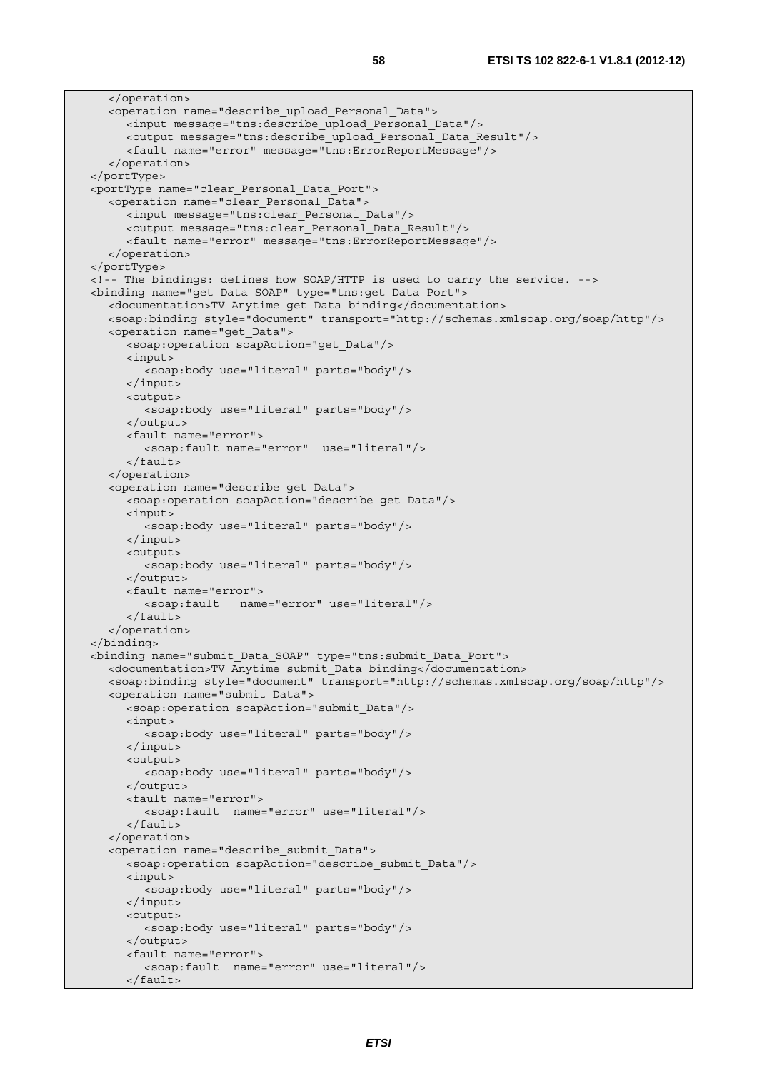```
    </operation>
    <operation name="describe_upload_Personal_Data">
      <input message="tns:describe_upload_Personal_Data"/>
      <output message="tns:describe_upload_Personal_Data_Result"/>
      <fault name="error" message="tns:ErrorReportMessage"/>
    </operation>
  </portType>
  <portType name="clear_Personal_Data_Port">
    <operation name="clear_Personal_Data">
      <input message="tns:clear_Personal_Data"/>
      <output message="tns:clear_Personal_Data_Result"/>
      <fault name="error" message="tns:ErrorReportMessage"/>
    </operation>
  </portType>
  <!-- The bindings: defines how SOAP/HTTP is used to carry the service. -->
  <binding name="get_Data_SOAP" type="tns:get_Data_Port">
    <documentation>TV Anytime get_Data binding</documentation>
    <soap:binding style="document" transport="http://schemas.xmlsoap.org/soap/http"/>
    <operation name="get_Data">
      <soap:operation soapAction="get_Data"/>
      <input>
        <soap:body use="literal" parts="body"/>
      </input>
      <output>
        <soap:body use="literal" parts="body"/>
      </output>
      <fault name="error">
        <soap:fault name="error"  use="literal"/>
      </fault>
    </operation>
    <operation name="describe_get_Data">
      <soap:operation soapAction="describe_get_Data"/>
      <input>
        <soap:body use="literal" parts="body"/>
      </input>
      <output>
        <soap:body use="literal" parts="body"/>
      </output>
      <fault name="error">
        <soap:fault   name="error" use="literal"/>
      </fault>
    </operation>
  </binding>
  <binding name="submit_Data_SOAP" type="tns:submit_Data_Port">
    <documentation>TV Anytime submit_Data binding</documentation>
    <soap:binding style="document" transport="http://schemas.xmlsoap.org/soap/http"/>
    <operation name="submit_Data">
      <soap:operation soapAction="submit_Data"/>
      <input>
        <soap:body use="literal" parts="body"/>
      </input>
      <output>
        <soap:body use="literal" parts="body"/>
      </output>
      <fault name="error">
        <soap:fault  name="error" use="literal"/>
      </fault>
    </operation>
    <operation name="describe_submit_Data">
      <soap:operation soapAction="describe_submit_Data"/>
      <input>
        <soap:body use="literal" parts="body"/>
      </input>
      <output>
        <soap:body use="literal" parts="body"/>
      </output>
      <fault name="error">
        <soap:fault  name="error" use="literal"/>
      </fault>
```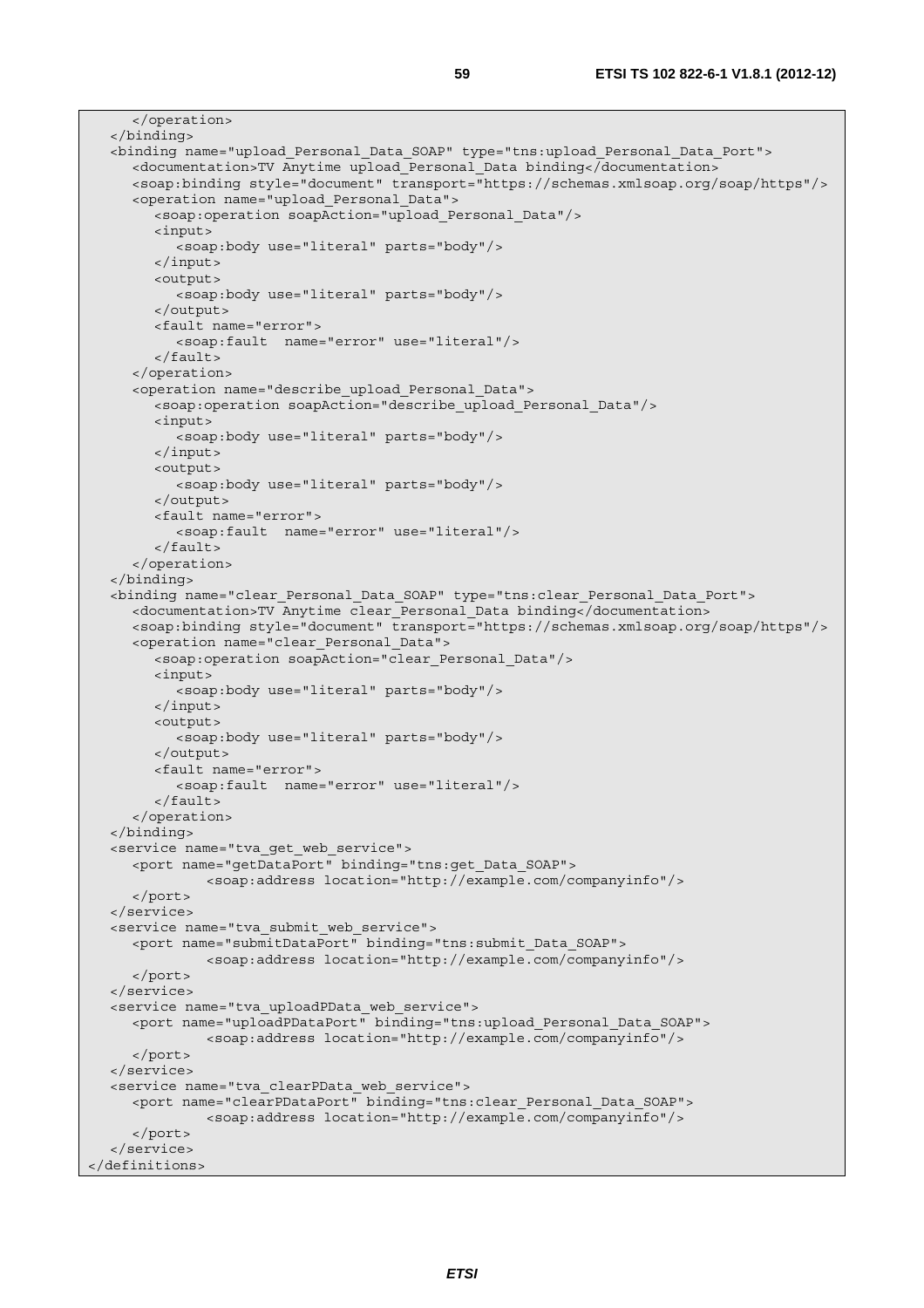```
      </operation>
   </binding>
   <binding name="upload_Personal_Data_SOAP" type="tns:upload_Personal_Data_Port">
      <documentation>TV Anytime upload_Personal_Data binding</documentation>
      <soap:binding style="document" transport="https://schemas.xmlsoap.org/soap/https"/>
      <operation name="upload_Personal_Data">
         <soap:operation soapAction="upload_Personal_Data"/>
         <input>
            <soap:body use="literal" parts="body"/>
         </input>
         <output>
            <soap:body use="literal" parts="body"/>
         </output>
         <fault name="error">
            <soap:fault  name="error" use="literal"/>
         </fault>
      </operation>
      <operation name="describe_upload_Personal_Data">
         <soap:operation soapAction="describe_upload_Personal_Data"/>
         <input>
            <soap:body use="literal" parts="body"/>
         </input>
         <output>
            <soap:body use="literal" parts="body"/>
         </output>
         <fault name="error">
            <soap:fault  name="error" use="literal"/>
         </fault>
      </operation>
   </binding>
   <binding name="clear_Personal_Data_SOAP" type="tns:clear_Personal_Data_Port">
      <documentation>TV Anytime clear_Personal_Data binding</documentation>
      <soap:binding style="document" transport="https://schemas.xmlsoap.org/soap/https"/>
      <operation name="clear_Personal_Data">
         <soap:operation soapAction="clear_Personal_Data"/>
         <input>
            <soap:body use="literal" parts="body"/>
         </input>
         <output>
            <soap:body use="literal" parts="body"/>
         </output>
         <fault name="error">
            <soap:fault  name="error" use="literal"/>
         </fault>
      </operation>
   </binding>
   <service name="tva_get_web_service">
      <port name="getDataPort" binding="tns:get_Data_SOAP">
            <soap:address location="http://example.com/companyinfo"/>
      </port>
   </service>
   <service name="tva_submit_web_service">
      <port name="submitDataPort" binding="tns:submit_Data_SOAP">
            <soap:address location="http://example.com/companyinfo"/>
      </port>
   </service>
   <service name="tva_uploadPData_web_service">
      <port name="uploadPDataPort" binding="tns:upload_Personal_Data_SOAP">
            <soap:address location="http://example.com/companyinfo"/>
      </port>
   </service>
   <service name="tva_clearPData_web_service">
      <port name="clearPDataPort" binding="tns:clear_Personal_Data_SOAP">
            <soap:address location="http://example.com/companyinfo"/>
      </port>
   </service>
</definitions>
```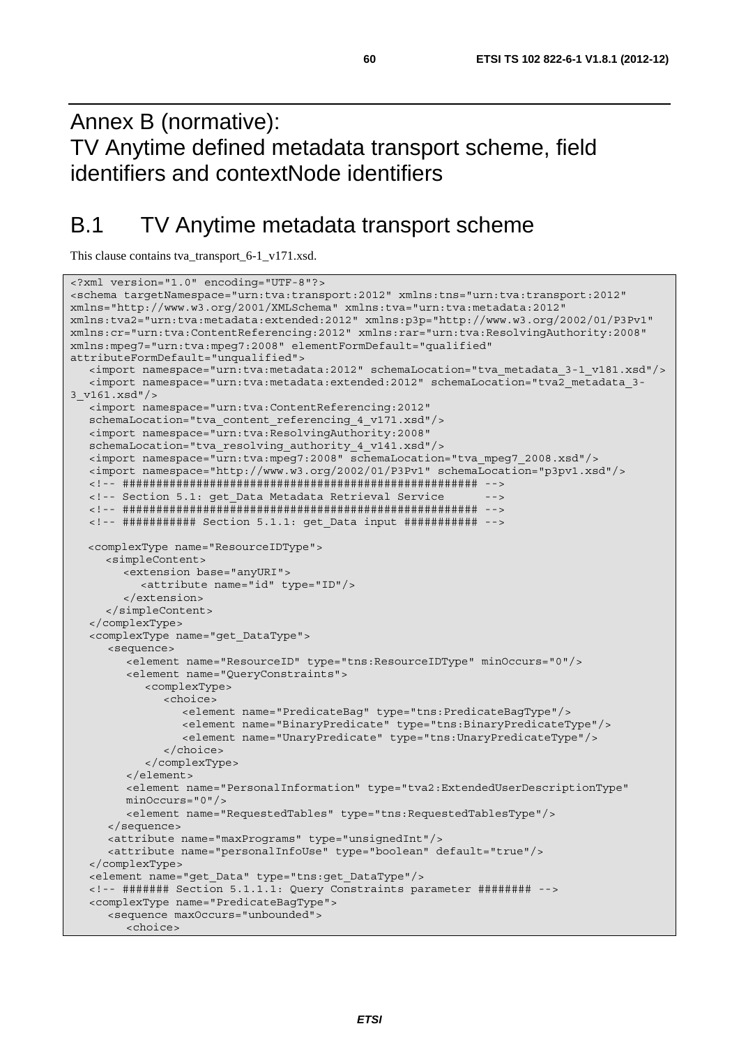# Annex B (normative): TV Anytime defined metadata transport scheme, field identifiers and contextNode identifiers

## B.1 TV Anytime metadata transport scheme

This clause contains tva_transport_6-1_v171.xsd.

```
<?xml version="1.0" encoding="UTF-8"?>
<schema targetNamespace="urn:tva:transport:2012" xmlns:tns="urn:tva:transport:2012"
xmlns="http://www.w3.org/2001/XMLSchema" xmlns:tva="urn:tva:metadata:2012"
xmlns:tva2="urn:tva:metadata:extended:2012" xmlns:p3p="http://www.w3.org/2002/01/P3Pv1"
xmlns:cr="urn:tva:ContentReferencing:2012" xmlns:rar="urn:tva:ResolvingAuthority:2008"
xmlns:mpeg7="urn:tva:mpeg7:2008" elementFormDefault="qualified"
attributeFormDefault="unqualified">
   <import namespace="urn:tva:metadata:2012" schemaLocation="tva_metadata_3-1_v181.xsd"/>
   <import namespace="urn:tva:metadata:extended:2012" schemaLocation="tva2_metadata_3-
3_v161.xsd"/>
   <import namespace="urn:tva:ContentReferencing:2012"
   schemaLocation="tva_content_referencing_4_v171.xsd"/>
   <import namespace="urn:tva:ResolvingAuthority:2008"
   schemaLocation="tva_resolving_authority_4_v141.xsd"/>
   <import namespace="urn:tva:mpeg7:2008" schemaLocation="tva_mpeg7_2008.xsd"/>
   <import namespace="http://www.w3.org/2002/01/P3Pv1" schemaLocation="p3pv1.xsd"/>
   <!-- #################################################### -->
   <!-- Section 5.1: get_Data Metadata Retrieval Service      -->
   <!-- #################################################### -->
   <!-- ########### Section 5.1.1: get_Data input ########### -->

   <complexType name="ResourceIDType">
      <simpleContent>
         <extension base="anyURI">
            <attribute name="id" type="ID"/>
         </extension>
      </simpleContent>
   </complexType>
   <complexType name="get_DataType">
      <sequence>
         <element name="ResourceID" type="tns:ResourceIDType" minOccurs="0"/>
         <element name="QueryConstraints">
            <complexType>
               <choice>
                  <element name="PredicateBag" type="tns:PredicateBagType"/>
                  <element name="BinaryPredicate" type="tns:BinaryPredicateType"/>
                  <element name="UnaryPredicate" type="tns:UnaryPredicateType"/>
               </choice>
            </complexType>
         </element>
         <element name="PersonalInformation" type="tva2:ExtendedUserDescriptionType"
         minOccurs="0"/>
         <element name="RequestedTables" type="tns:RequestedTablesType"/>
      </sequence>
      <attribute name="maxPrograms" type="unsignedInt"/>
      <attribute name="personalInfoUse" type="boolean" default="true"/>
   </complexType>
   <element name="get_Data" type="tns:get_DataType"/>
   <!-- ####### Section 5.1.1.1: Query Constraints parameter ######## -->
   <complexType name="PredicateBagType">
      <sequence maxOccurs="unbounded">
         <choice>
```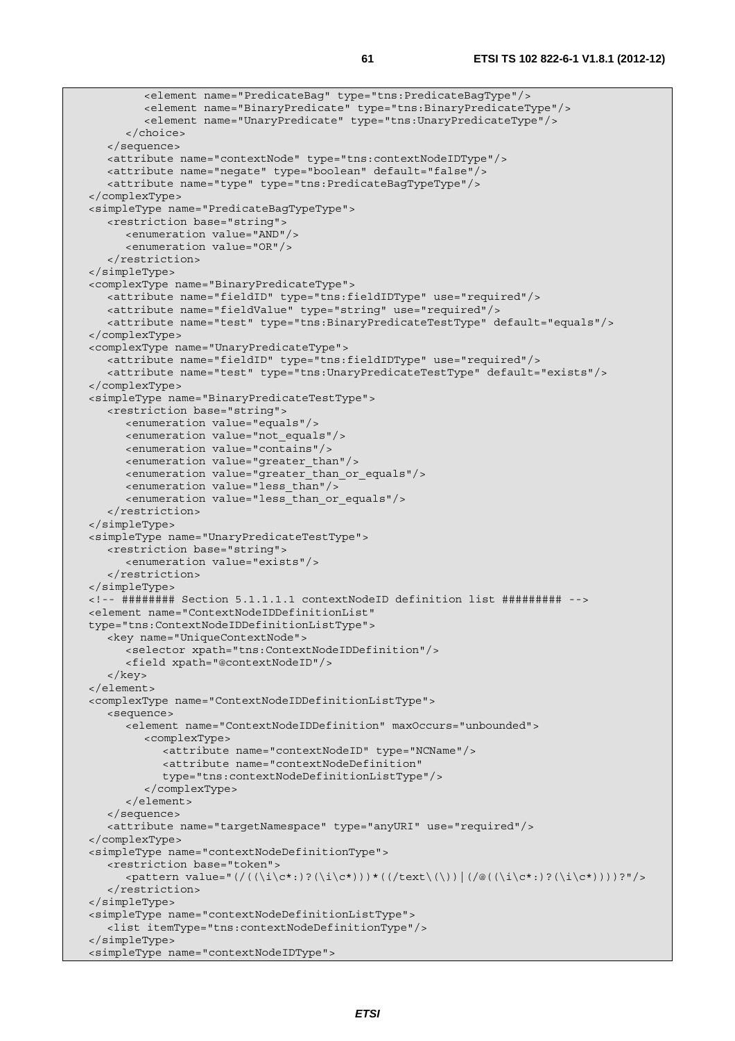```
         <element name="PredicateBag" type="tns:PredicateBagType"/>
         <element name="BinaryPredicate" type="tns:BinaryPredicateType"/>
         <element name="UnaryPredicate" type="tns:UnaryPredicateType"/>
      </choice>
   </sequence>
   <attribute name="contextNode" type="tns:contextNodeIDType"/>
   <attribute name="negate" type="boolean" default="false"/>
   <attribute name="type" type="tns:PredicateBagTypeType"/>
</complexType>
<simpleType name="PredicateBagTypeType">
   <restriction base="string">
      <enumeration value="AND"/>
      <enumeration value="OR"/>
   </restriction>
</simpleType>
<complexType name="BinaryPredicateType">
   <attribute name="fieldID" type="tns:fieldIDType" use="required"/>
   <attribute name="fieldValue" type="string" use="required"/>
   <attribute name="test" type="tns:BinaryPredicateTestType" default="equals"/>
</complexType>
<complexType name="UnaryPredicateType">
   <attribute name="fieldID" type="tns:fieldIDType" use="required"/>
   <attribute name="test" type="tns:UnaryPredicateTestType" default="exists"/>
</complexType>
<simpleType name="BinaryPredicateTestType">
   <restriction base="string">
      <enumeration value="equals"/>
      <enumeration value="not_equals"/>
      <enumeration value="contains"/>
      <enumeration value="greater_than"/>
      <enumeration value="greater_than_or_equals"/>
      <enumeration value="less_than"/>
      <enumeration value="less_than_or_equals"/>
   </restriction>
</simpleType>
<simpleType name="UnaryPredicateTestType">
   <restriction base="string">
      <enumeration value="exists"/>
   </restriction>
</simpleType>
<!-- ######## Section 5.1.1.1.1 contextNodeID definition list ######### -->
<element name="ContextNodeIDDefinitionList"
type="tns:ContextNodeIDDefinitionListType">
   <key name="UniqueContextNode">
      <selector xpath="tns:ContextNodeIDDefinition"/>
      <field xpath="@contextNodeID"/>
   </key>
</element>
<complexType name="ContextNodeIDDefinitionListType">
   <sequence>
      <element name="ContextNodeIDDefinition" maxOccurs="unbounded">
         <complexType>
            <attribute name="contextNodeID" type="NCName"/>
            <attribute name="contextNodeDefinition"
            type="tns:contextNodeDefinitionListType"/>
         </complexType>
      </element>
   </sequence>
   <attribute name="targetNamespace" type="anyURI" use="required"/>
</complexType>
<simpleType name="contextNodeDefinitionType">
   <restriction base="token">
      <pattern value="(/((\i\c*:)?(\i\c*)))*((/text\(\))|(/@((\i\c*:)?(\i\c*))))?"/>
   </restriction>
</simpleType>
<simpleType name="contextNodeDefinitionListType">
   <list itemType="tns:contextNodeDefinitionType"/>
</simpleType>
<simpleType name="contextNodeIDType">
```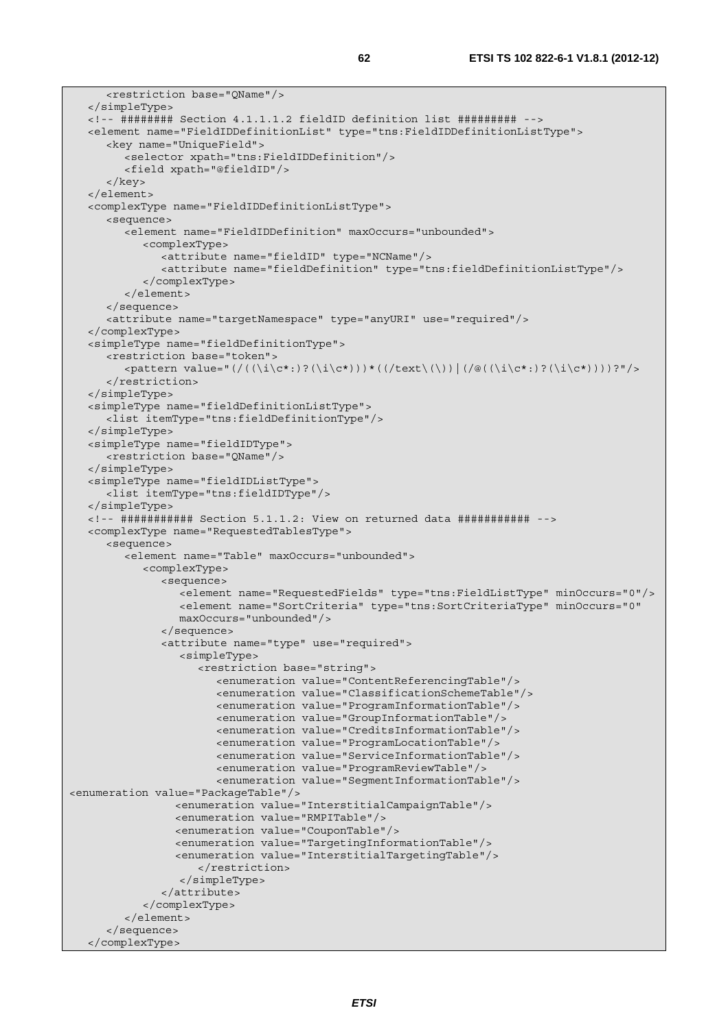```
      <restriction base="QName"/>
   </simpleType>
   <!-- ######## Section 4.1.1.1.2 fieldID definition list ######### -->
   <element name="FieldIDDefinitionList" type="tns:FieldIDDefinitionListType">
      <key name="UniqueField">
         <selector xpath="tns:FieldIDDefinition"/>
         <field xpath="@fieldID"/>
      </key>
   </element>
   <complexType name="FieldIDDefinitionListType">
      <sequence>
         <element name="FieldIDDefinition" maxOccurs="unbounded">
            <complexType>
               <attribute name="fieldID" type="NCName"/>
               <attribute name="fieldDefinition" type="tns:fieldDefinitionListType"/>
            </complexType>
         </element>
      </sequence>
      <attribute name="targetNamespace" type="anyURI" use="required"/>
   </complexType>
   <simpleType name="fieldDefinitionType">
      <restriction base="token">
         <pattern value="(/((\i\c*:)?(\i\c*)))*((/text\(\))|(/@((\i\c*:)?(\i\c*))))?"/>
      </restriction>
   </simpleType>
   <simpleType name="fieldDefinitionListType">
      <list itemType="tns:fieldDefinitionType"/>
   </simpleType>
   <simpleType name="fieldIDType">
      <restriction base="QName"/>
   </simpleType>
   <simpleType name="fieldIDListType">
      <list itemType="tns:fieldIDType"/>
   </simpleType>
   <!-- ########### Section 5.1.1.2: View on returned data ########### -->
   <complexType name="RequestedTablesType">
      <sequence>
         <element name="Table" maxOccurs="unbounded">
            <complexType>
               <sequence>
                  <element name="RequestedFields" type="tns:FieldListType" minOccurs="0"/>
                  <element name="SortCriteria" type="tns:SortCriteriaType" minOccurs="0"
                  maxOccurs="unbounded"/>
               </sequence>
               <attribute name="type" use="required">
                  <simpleType>
                     <restriction base="string">
                        <enumeration value="ContentReferencingTable"/>
                        <enumeration value="ClassificationSchemeTable"/>
                        <enumeration value="ProgramInformationTable"/>
                        <enumeration value="GroupInformationTable"/>
                        <enumeration value="CreditsInformationTable"/>
                        <enumeration value="ProgramLocationTable"/>
                        <enumeration value="ServiceInformationTable"/>
                        <enumeration value="ProgramReviewTable"/>
                        <enumeration value="SegmentInformationTable"/>
<enumeration value="PackageTable"/>
                  <enumeration value="InterstitialCampaignTable"/>
                  <enumeration value="RMPITable"/>
                  <enumeration value="CouponTable"/>
                  <enumeration value="TargetingInformationTable"/>
                  <enumeration value="InterstitialTargetingTable"/>
                     </restriction>
                  </simpleType>
               </attribute>
            </complexType>
         </element>
      </sequence>
   </complexType>
```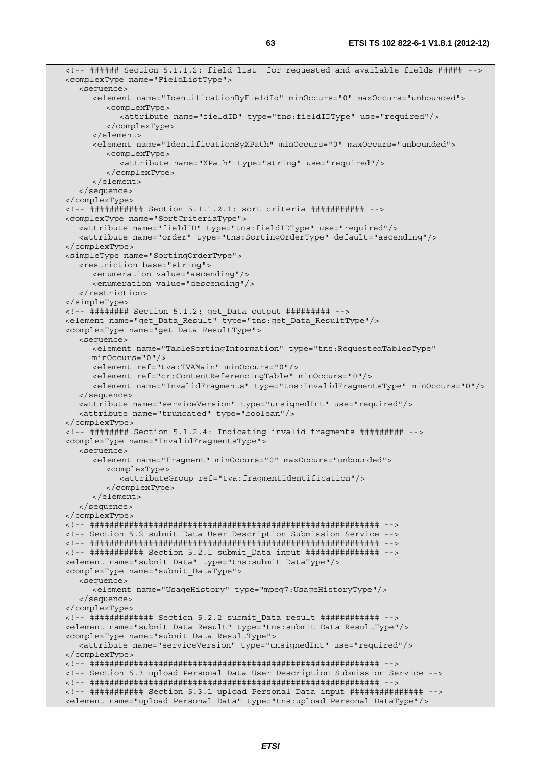```xml
<!-- ###### Section 5.1.1.2: field list  for requested and available fields ##### -->
<complexType name="FieldListType">
   <sequence>
      <element name="IdentificationByFieldId" minOccurs="0" maxOccurs="unbounded">
         <complexType>
            <attribute name="fieldID" type="tns:fieldIDType" use="required"/>
         </complexType>
      </element>
      <element name="IdentificationByXPath" minOccurs="0" maxOccurs="unbounded">
         <complexType>
            <attribute name="XPath" type="string" use="required"/>
         </complexType>
      </element>
   </sequence>
</complexType>
<!-- ########### Section 5.1.1.2.1: sort criteria ########### -->
<complexType name="SortCriteriaType">
   <attribute name="fieldID" type="tns:fieldIDType" use="required"/>
   <attribute name="order" type="tns:SortingOrderType" default="ascending"/>
</complexType>
<simpleType name="SortingOrderType">
   <restriction base="string">
      <enumeration value="ascending"/>
      <enumeration value="descending"/>
   </restriction>
</simpleType>
<!-- ######## Section 5.1.2: get_Data output ######### -->
<element name="get_Data_Result" type="tns:get_Data_ResultType"/>
<complexType name="get_Data_ResultType">
   <sequence>
      <element name="TableSortingInformation" type="tns:RequestedTablesType"
      minOccurs="0"/>
      <element ref="tva:TVAMain" minOccurs="0"/>
      <element ref="cr:ContentReferencingTable" minOccurs="0"/>
      <element name="InvalidFragments" type="tns:InvalidFragmentsType" minOccurs="0"/>
   </sequence>
   <attribute name="serviceVersion" type="unsignedInt" use="required"/>
   <attribute name="truncated" type="boolean"/>
</complexType>
<!-- ######## Section 5.1.2.4: Indicating invalid fragments ######### -->
<complexType name="InvalidFragmentsType">
   <sequence>
      <element name="Fragment" minOccurs="0" maxOccurs="unbounded">
         <complexType>
            <attributeGroup ref="tva:fragmentIdentification"/>
         </complexType>
      </element>
   </sequence>
</complexType>
<!-- ########################################################### -->
<!-- Section 5.2 submit_Data User Description Submission Service -->
<!-- ########################################################### -->
<!-- ########### Section 5.2.1 submit_Data input ############### -->
<element name="submit_Data" type="tns:submit_DataType"/>
<complexType name="submit_DataType">
   <sequence>
      <element name="UsageHistory" type="mpeg7:UsageHistoryType"/>
   </sequence>
</complexType>
<!-- ############# Section 5.2.2 submit_Data result ############ -->
<element name="submit_Data_Result" type="tns:submit_Data_ResultType"/>
<complexType name="submit_Data_ResultType">
   <attribute name="serviceVersion" type="unsignedInt" use="required"/>
</complexType>
<!-- ########################################################### -->
<!-- Section 5.3 upload_Personal_Data User Description Submission Service -->
<!-- ########################################################### -->
<!-- ########### Section 5.3.1 upload_Personal_Data input ############### -->
<element name="upload_Personal_Data" type="tns:upload_Personal_DataType"/>
```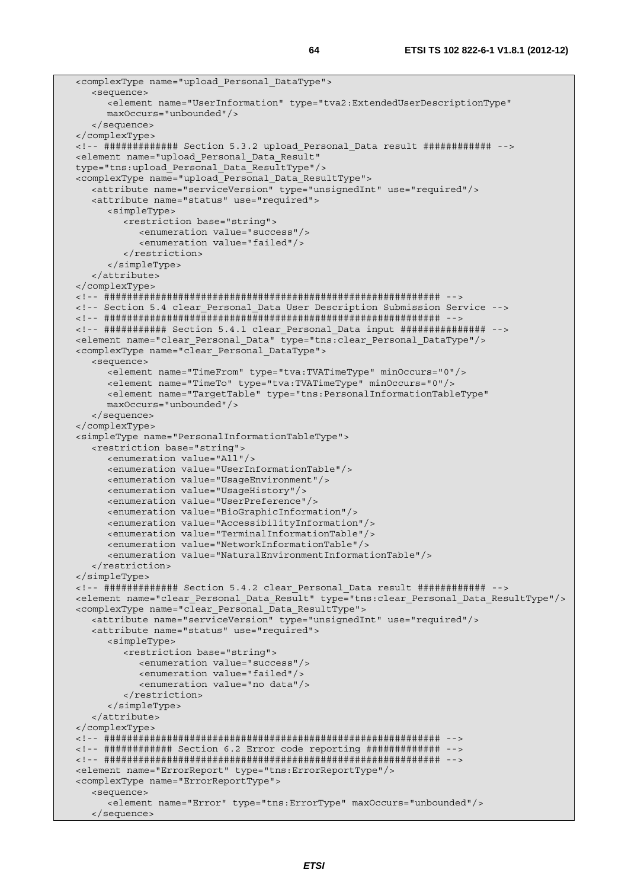```
<complexType name="upload_Personal_DataType">
   <sequence>
      <element name="UserInformation" type="tva2:ExtendedUserDescriptionType"
      maxOccurs="unbounded"/>
   </sequence>
</complexType>
<!-- ############ Section 5.3.2 upload_Personal_Data result ########### -->
<element name="upload_Personal_Data_Result"
type="tns:upload_Personal_Data_ResultType"/>
<complexType name="upload_Personal_Data_ResultType">
   <attribute name="serviceVersion" type="unsignedInt" use="required"/>
   <attribute name="status" use="required">
      <simpleType>
         <restriction base="string">
            <enumeration value="success"/>
            <enumeration value="failed"/>
         </restriction>
      </simpleType>
   </attribute>
</complexType>
<!-- ########################################################## -->
<!-- Section 5.4 clear_Personal_Data User Description Submission Service -->
<!-- ########################################################## -->
<!-- ########### Section 5.4.1 clear_Personal_Data input ############## -->
<element name="clear_Personal_Data" type="tns:clear_Personal_DataType"/>
<complexType name="clear_Personal_DataType">
   <sequence>
      <element name="TimeFrom" type="tva:TVATimeType" minOccurs="0"/>
      <element name="TimeTo" type="tva:TVATimeType" minOccurs="0"/>
      <element name="TargetTable" type="tns:PersonalInformationTableType"
      maxOccurs="unbounded"/>
   </sequence>
</complexType>
<simpleType name="PersonalInformationTableType">
   <restriction base="string">
      <enumeration value="All"/>
      <enumeration value="UserInformationTable"/>
      <enumeration value="UsageEnvironment"/>
      <enumeration value="UsageHistory"/>
      <enumeration value="UserPreference"/>
      <enumeration value="BioGraphicInformation"/>
      <enumeration value="AccessibilityInformation"/>
      <enumeration value="TerminalInformationTable"/>
      <enumeration value="NetworkInformationTable"/>
      <enumeration value="NaturalEnvironmentInformationTable"/>
   </restriction>
</simpleType>
<!-- ############ Section 5.4.2 clear_Personal_Data result ########### -->
<element name="clear_Personal_Data_Result" type="tns:clear_Personal_Data_ResultType"/>
<complexType name="clear_Personal_Data_ResultType">
   <attribute name="serviceVersion" type="unsignedInt" use="required"/>
   <attribute name="status" use="required">
      <simpleType>
         <restriction base="string">
            <enumeration value="success"/>
            <enumeration value="failed"/>
            <enumeration value="no data"/>
         </restriction>
      </simpleType>
   </attribute>
</complexType>
<!-- ########################################################## -->
<!-- ########### Section 6.2 Error code reporting ############ -->
<!-- ########################################################## -->
<element name="ErrorReport" type="tns:ErrorReportType"/>
<complexType name="ErrorReportType">
   <sequence>
      <element name="Error" type="tns:ErrorType" maxOccurs="unbounded"/>
   </sequence>
```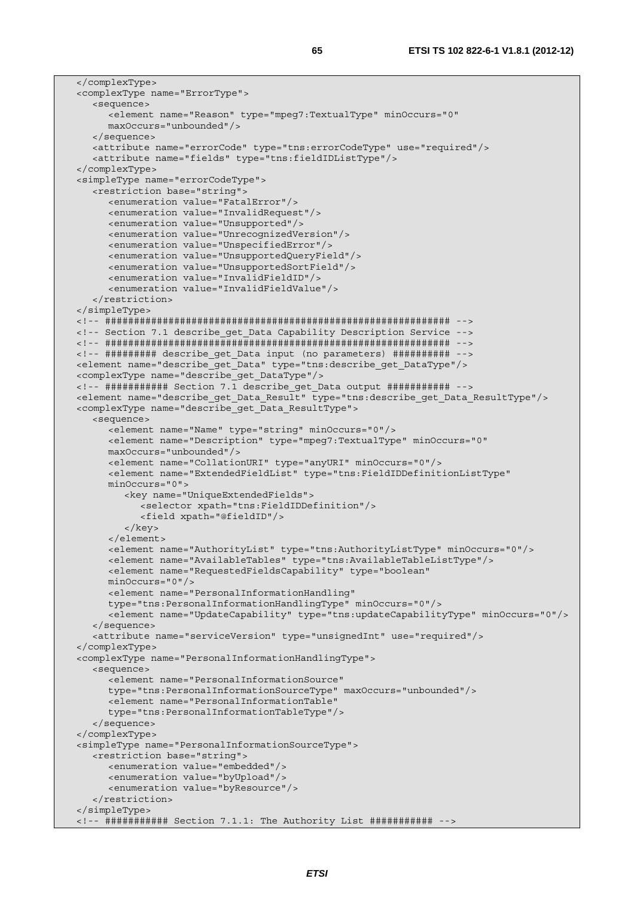```
</complexType>
<complexType name="ErrorType">
   <sequence>
      <element name="Reason" type="mpeg7:TextualType" minOccurs="0"
      maxOccurs="unbounded"/>
   </sequence>
   <attribute name="errorCode" type="tns:errorCodeType" use="required"/>
   <attribute name="fields" type="tns:fieldIDListType"/>
</complexType>
<simpleType name="errorCodeType">
   <restriction base="string">
      <enumeration value="FatalError"/>
      <enumeration value="InvalidRequest"/>
      <enumeration value="Unsupported"/>
      <enumeration value="UnrecognizedVersion"/>
      <enumeration value="UnspecifiedError"/>
      <enumeration value="UnsupportedQueryField"/>
      <enumeration value="UnsupportedSortField"/>
      <enumeration value="InvalidFieldID"/>
      <enumeration value="InvalidFieldValue"/>
   </restriction>
</simpleType>
<!-- ########################################################### -->
<!-- Section 7.1 describe_get_Data Capability Description Service -->
<!-- ########################################################### -->
<!-- ######### describe_get_Data input (no parameters) ########## -->
<element name="describe_get_Data" type="tns:describe_get_DataType"/>
<complexType name="describe_get_DataType"/>
<!-- ########### Section 7.1 describe_get_Data output ########### -->
<element name="describe_get_Data_Result" type="tns:describe_get_Data_ResultType"/>
<complexType name="describe_get_Data_ResultType">
   <sequence>
      <element name="Name" type="string" minOccurs="0"/>
      <element name="Description" type="mpeg7:TextualType" minOccurs="0"
      maxOccurs="unbounded"/>
      <element name="CollationURI" type="anyURI" minOccurs="0"/>
      <element name="ExtendedFieldList" type="tns:FieldIDDefinitionListType"
      minOccurs="0">
         <key name="UniqueExtendedFields">
            <selector xpath="tns:FieldIDDefinition"/>
            <field xpath="@fieldID"/>
         </key>
      </element>
      <element name="AuthorityList" type="tns:AuthorityListType" minOccurs="0"/>
      <element name="AvailableTables" type="tns:AvailableTableListType"/>
      <element name="RequestedFieldsCapability" type="boolean"
      minOccurs="0"/>
      <element name="PersonalInformationHandling"
      type="tns:PersonalInformationHandlingType" minOccurs="0"/>
      <element name="UpdateCapability" type="tns:updateCapabilityType" minOccurs="0"/>
   </sequence>
   <attribute name="serviceVersion" type="unsignedInt" use="required"/>
</complexType>
<complexType name="PersonalInformationHandlingType">
   <sequence>
      <element name="PersonalInformationSource"
      type="tns:PersonalInformationSourceType" maxOccurs="unbounded"/>
      <element name="PersonalInformationTable"
      type="tns:PersonalInformationTableType"/>
   </sequence>
</complexType>
<simpleType name="PersonalInformationSourceType">
   <restriction base="string">
      <enumeration value="embedded"/>
      <enumeration value="byUpload"/>
      <enumeration value="byResource"/>
   </restriction>
</simpleType>
<!-- ########### Section 7.1.1: The Authority List ########### -->
```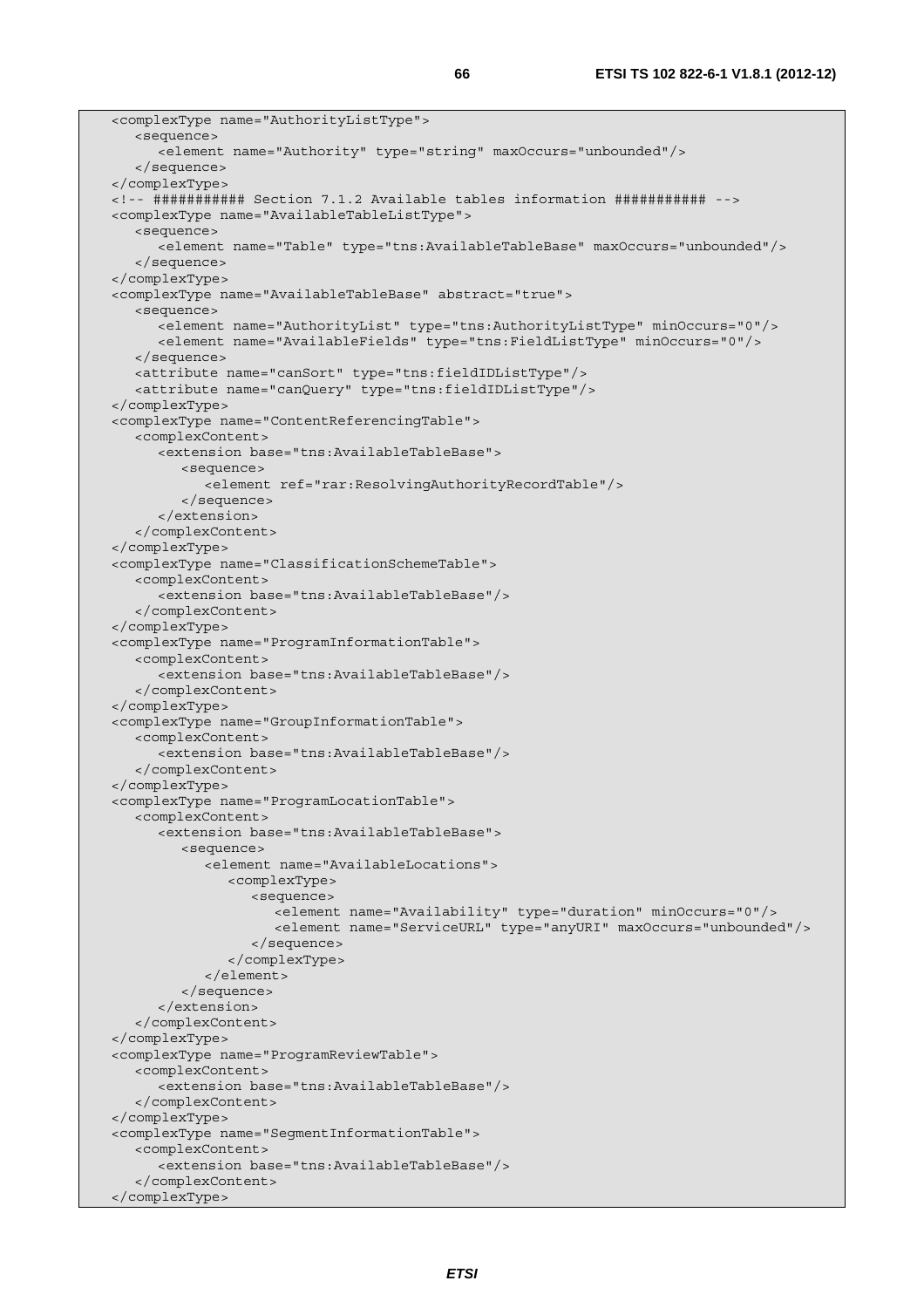```
<complexType name="AuthorityListType">
   <sequence>
      <element name="Authority" type="string" maxOccurs="unbounded"/>
   </sequence>
</complexType>
<!-- ########### Section 7.1.2 Available tables information ########### -->
<complexType name="AvailableTableListType">
   <sequence>
      <element name="Table" type="tns:AvailableTableBase" maxOccurs="unbounded"/>
   </sequence>
</complexType>
<complexType name="AvailableTableBase" abstract="true">
   <sequence>
      <element name="AuthorityList" type="tns:AuthorityListType" minOccurs="0"/>
      <element name="AvailableFields" type="tns:FieldListType" minOccurs="0"/>
   </sequence>
   <attribute name="canSort" type="tns:fieldIDListType"/>
   <attribute name="canQuery" type="tns:fieldIDListType"/>
</complexType>
<complexType name="ContentReferencingTable">
   <complexContent>
      <extension base="tns:AvailableTableBase">
         <sequence>
            <element ref="rar:ResolvingAuthorityRecordTable"/>
         </sequence>
      </extension>
   </complexContent>
</complexType>
<complexType name="ClassificationSchemeTable">
   <complexContent>
      <extension base="tns:AvailableTableBase"/>
   </complexContent>
</complexType>
<complexType name="ProgramInformationTable">
   <complexContent>
      <extension base="tns:AvailableTableBase"/>
   </complexContent>
</complexType>
<complexType name="GroupInformationTable">
   <complexContent>
      <extension base="tns:AvailableTableBase"/>
   </complexContent>
</complexType>
<complexType name="ProgramLocationTable">
   <complexContent>
      <extension base="tns:AvailableTableBase">
         <sequence>
            <element name="AvailableLocations">
               <complexType>
                  <sequence>
                     <element name="Availability" type="duration" minOccurs="0"/>
                     <element name="ServiceURL" type="anyURI" maxOccurs="unbounded"/>
                  </sequence>
               </complexType>
            </element>
         </sequence>
      </extension>
   </complexContent>
</complexType>
<complexType name="ProgramReviewTable">
   <complexContent>
      <extension base="tns:AvailableTableBase"/>
   </complexContent>
</complexType>
<complexType name="SegmentInformationTable">
   <complexContent>
      <extension base="tns:AvailableTableBase"/>
   </complexContent>
</complexType>
```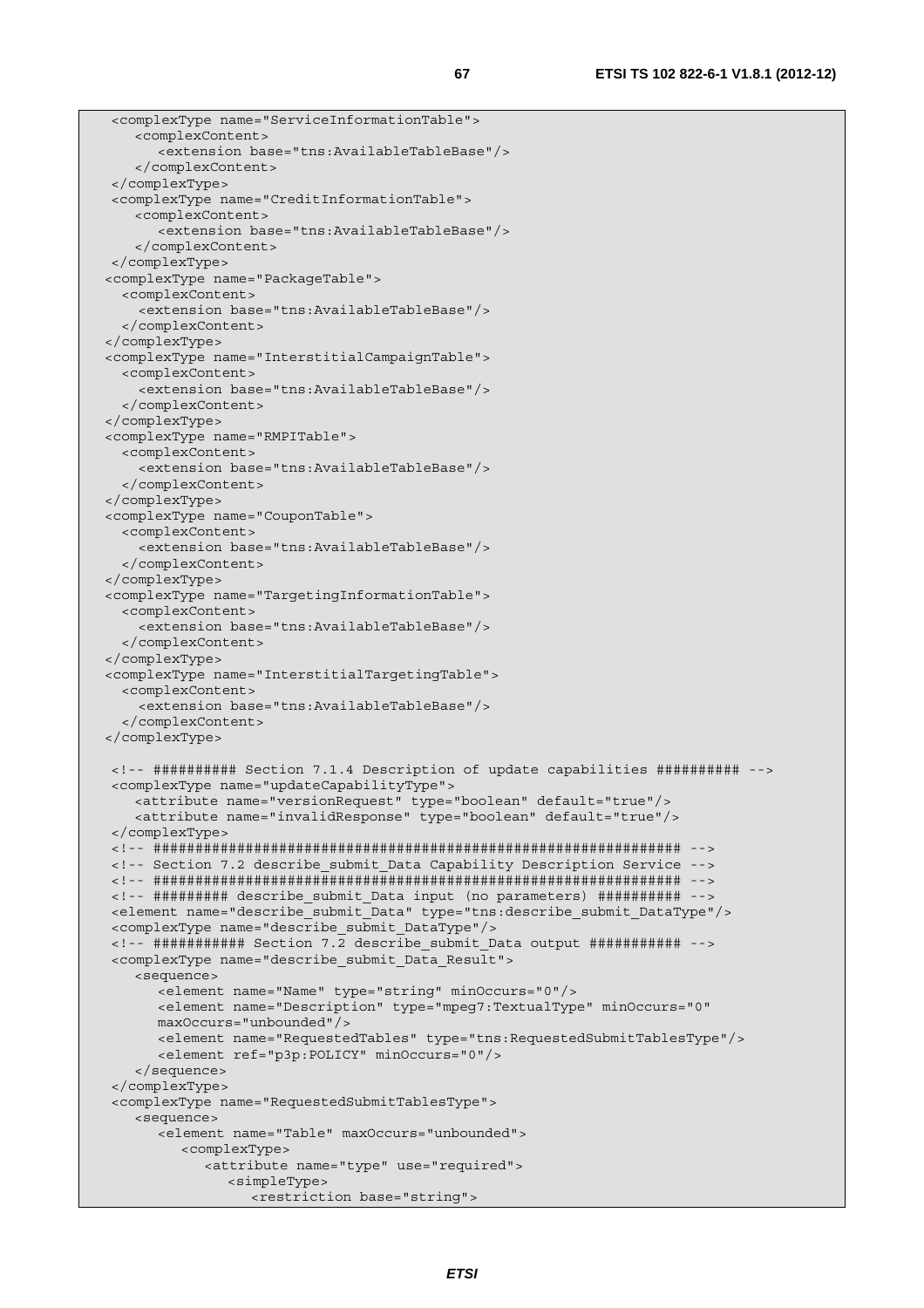```
<complexType name="ServiceInformationTable">
   <complexContent>
      <extension base="tns:AvailableTableBase"/>
   </complexContent>
</complexType>
<complexType name="CreditInformationTable">
   <complexContent>
      <extension base="tns:AvailableTableBase"/>
   </complexContent>
</complexType>
<complexType name="PackageTable">
  <complexContent>
    <extension base="tns:AvailableTableBase"/>
  </complexContent>
</complexType>
<complexType name="InterstitialCampaignTable">
  <complexContent>
    <extension base="tns:AvailableTableBase"/>
  </complexContent>
</complexType>
<complexType name="RMPITable">
  <complexContent>
    <extension base="tns:AvailableTableBase"/>
  </complexContent>
</complexType>
<complexType name="CouponTable">
  <complexContent>
    <extension base="tns:AvailableTableBase"/>
  </complexContent>
</complexType>
<complexType name="TargetingInformationTable">
  <complexContent>
    <extension base="tns:AvailableTableBase"/>
  </complexContent>
</complexType>
<complexType name="InterstitialTargetingTable">
  <complexContent>
    <extension base="tns:AvailableTableBase"/>
  </complexContent>
</complexType>

<!-- ########## Section 7.1.4 Description of update capabilities ########## -->
<complexType name="updateCapabilityType">
   <attribute name="versionRequest" type="boolean" default="true"/>
   <attribute name="invalidResponse" type="boolean" default="true"/>
</complexType>
<!-- ################################################################ -->
<!-- Section 7.2 describe_submit_Data Capability Description Service -->
<!-- ################################################################ -->
<!-- ######### describe_submit_Data input (no parameters) ########## -->
<element name="describe_submit_Data" type="tns:describe_submit_DataType"/>
<complexType name="describe_submit_DataType"/>
<!-- ########### Section 7.2 describe_submit_Data output ########### -->
<complexType name="describe_submit_Data_Result">
   <sequence>
      <element name="Name" type="string" minOccurs="0"/>
      <element name="Description" type="mpeg7:TextualType" minOccurs="0"
      maxOccurs="unbounded"/>
      <element name="RequestedTables" type="tns:RequestedSubmitTablesType"/>
      <element ref="p3p:POLICY" minOccurs="0"/>
   </sequence>
</complexType>
<complexType name="RequestedSubmitTablesType">
   <sequence>
      <element name="Table" maxOccurs="unbounded">
         <complexType>
            <attribute name="type" use="required">
               <simpleType>
                  <restriction base="string">
```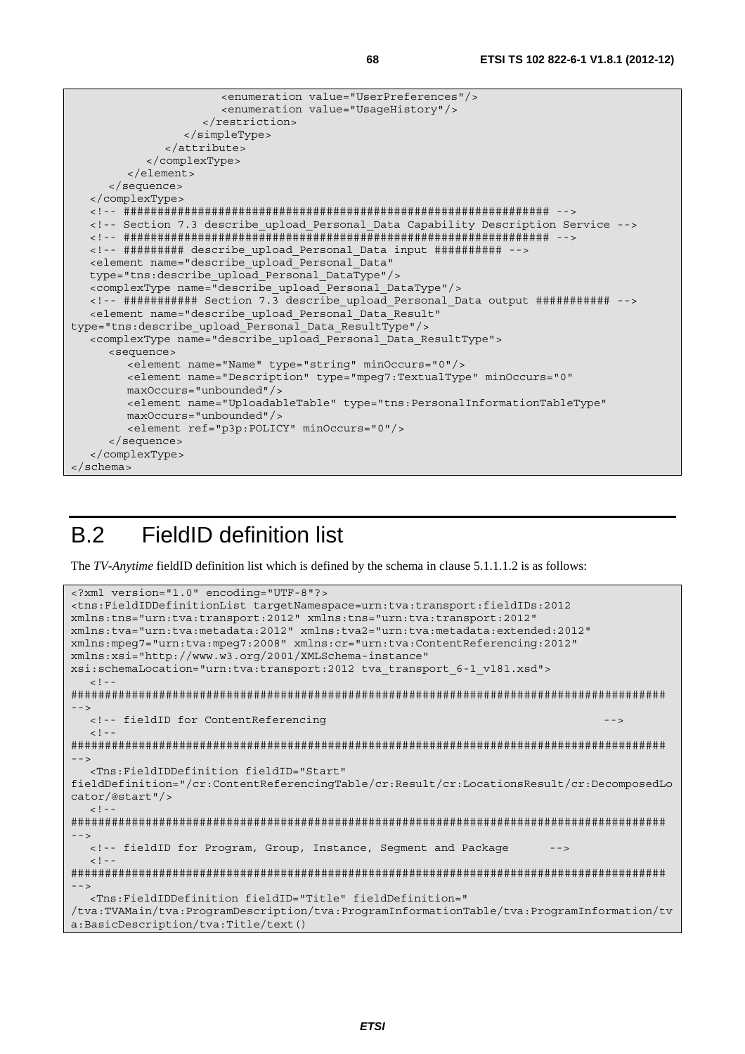```
                    <enumeration value="UserPreferences"/>
                    <enumeration value="UsageHistory"/>
                  </restriction>
                </simpleType>
              </attribute>
            </complexType>
          </element>
        </sequence>
    </complexType>
    <!-- ################################################################ -->
    <!-- Section 7.3 describe_upload_Personal_Data Capability Description Service -->
    <!-- ################################################################ -->
    <!-- ######### describe_upload_Personal_Data input ########## -->
    <element name="describe_upload_Personal_Data"
    type="tns:describe_upload_Personal_DataType"/>
    <complexType name="describe_upload_Personal_DataType"/>
    <!-- ########### Section 7.3 describe_upload_Personal_Data output ########### -->
    <element name="describe_upload_Personal_Data_Result"
type="tns:describe_upload_Personal_Data_ResultType"/>
    <complexType name="describe_upload_Personal_Data_ResultType">
        <sequence>
            <element name="Name" type="string" minOccurs="0"/>
            <element name="Description" type="mpeg7:TextualType" minOccurs="0"
            maxOccurs="unbounded"/>
            <element name="UploadableTable" type="tns:PersonalInformationTableType"
            maxOccurs="unbounded"/>
            <element ref="p3p:POLICY" minOccurs="0"/>
        </sequence>
    </complexType>
</schema>
```

# B.2 FieldID definition list

The *TV-Anytime* fieldID definition list which is defined by the schema in clause 5.1.1.1.2 is as follows:

```
<?xml version="1.0" encoding="UTF-8"?>
<tns:FieldIDDefinitionList targetNamespace=urn:tva:transport:fieldIDs:2012
xmlns:tns="urn:tva:transport:2012" xmlns:tns="urn:tva:transport:2012"
xmlns:tva="urn:tva:metadata:2012" xmlns:tva2="urn:tva:metadata:extended:2012"
xmlns:mpeg7="urn:tva:mpeg7:2008" xmlns:cr="urn:tva:ContentReferencing:2012"
xmlns:xsi="http://www.w3.org/2001/XMLSchema-instance"
xsi:schemaLocation="urn:tva:transport:2012 tva_transport_6-1_v181.xsd">
    <!--
########################################################################################
-->
    <!-- fieldID for ContentReferencing                                              -->
    <!--
########################################################################################
-->
    <Tns:FieldIDDefinition fieldID="Start"
fieldDefinition="/cr:ContentReferencingTable/cr:Result/cr:LocationsResult/cr:DecomposedLo
cator/@start"/>
    <!--
########################################################################################
-->
    <!-- fieldID for Program, Group, Instance, Segment and Package      -->
    <!--
########################################################################################
-->
    <Tns:FieldIDDefinition fieldID="Title" fieldDefinition="
/tva:TVAMain/tva:ProgramDescription/tva:ProgramInformationTable/tva:ProgramInformation/tv
a:BasicDescription/tva:Title/text()
```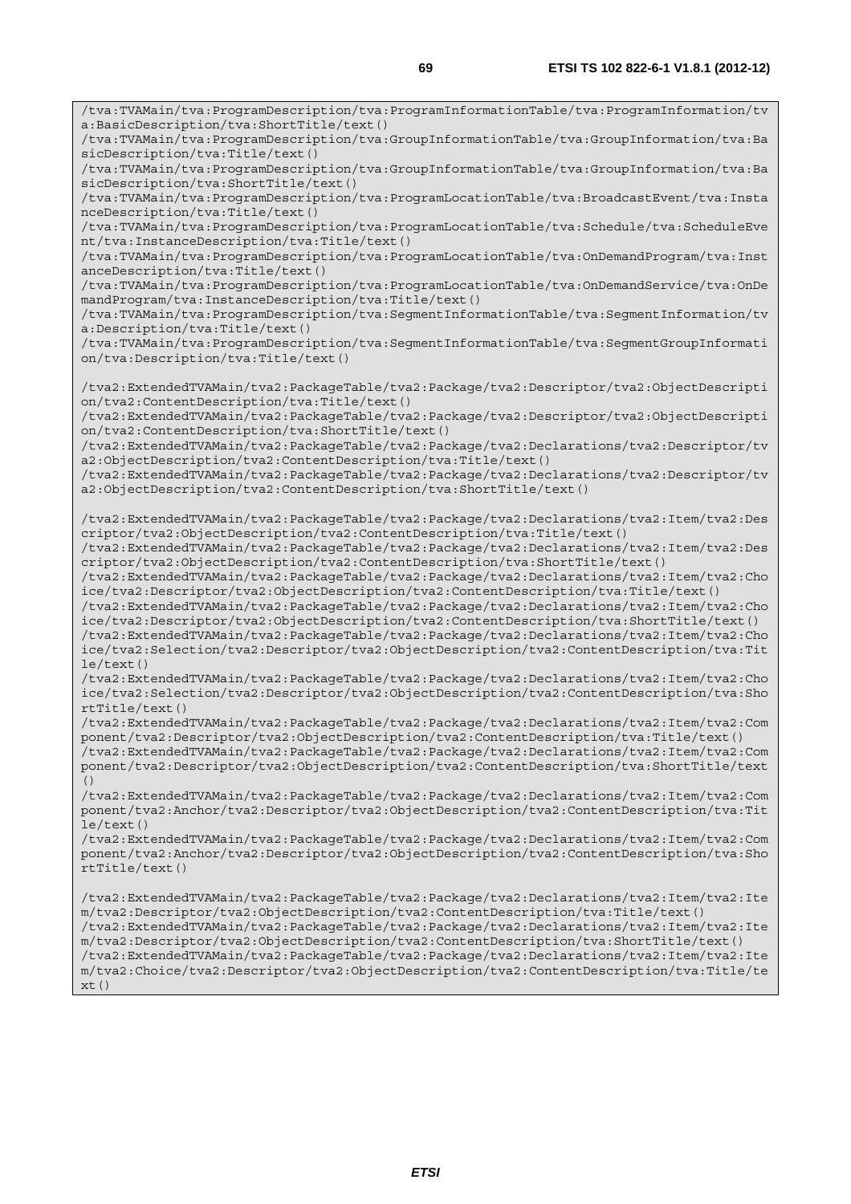```
/tva:TVAMain/tva:ProgramDescription/tva:ProgramInformationTable/tva:ProgramInformation/tva:BasicDescription/tva:ShortTitle/text()
/tva:TVAMain/tva:ProgramDescription/tva:GroupInformationTable/tva:GroupInformation/tva:BasicDescription/tva:Title/text()
/tva:TVAMain/tva:ProgramDescription/tva:GroupInformationTable/tva:GroupInformation/tva:BasicDescription/tva:ShortTitle/text()
/tva:TVAMain/tva:ProgramDescription/tva:ProgramLocationTable/tva:BroadcastEvent/tva:InstanceDescription/tva:Title/text()
/tva:TVAMain/tva:ProgramDescription/tva:ProgramLocationTable/tva:Schedule/tva:ScheduleEvent/tva:InstanceDescription/tva:Title/text()
/tva:TVAMain/tva:ProgramDescription/tva:ProgramLocationTable/tva:OnDemandProgram/tva:InstanceDescription/tva:Title/text()
/tva:TVAMain/tva:ProgramDescription/tva:ProgramLocationTable/tva:OnDemandService/tva:OnDemandProgram/tva:InstanceDescription/tva:Title/text()
/tva:TVAMain/tva:ProgramDescription/tva:SegmentInformationTable/tva:SegmentInformation/tva:Description/tva:Title/text()
/tva:TVAMain/tva:ProgramDescription/tva:SegmentInformationTable/tva:SegmentGroupInformation/tva:Description/tva:Title/text()

/tva2:ExtendedTVAMain/tva2:PackageTable/tva2:Package/tva2:Descriptor/tva2:ObjectDescription/tva2:ContentDescription/tva:Title/text()
/tva2:ExtendedTVAMain/tva2:PackageTable/tva2:Package/tva2:Descriptor/tva2:ObjectDescription/tva2:ContentDescription/tva:ShortTitle/text()
/tva2:ExtendedTVAMain/tva2:PackageTable/tva2:Package/tva2:Declarations/tva2:Descriptor/tva2:ObjectDescription/tva2:ContentDescription/tva:Title/text()
/tva2:ExtendedTVAMain/tva2:PackageTable/tva2:Package/tva2:Declarations/tva2:Descriptor/tva2:ObjectDescription/tva2:ContentDescription/tva:ShortTitle/text()

/tva2:ExtendedTVAMain/tva2:PackageTable/tva2:Package/tva2:Declarations/tva2:Item/tva2:Descriptor/tva2:ObjectDescription/tva2:ContentDescription/tva:Title/text()
/tva2:ExtendedTVAMain/tva2:PackageTable/tva2:Package/tva2:Declarations/tva2:Item/tva2:Descriptor/tva2:ObjectDescription/tva2:ContentDescription/tva:ShortTitle/text()
/tva2:ExtendedTVAMain/tva2:PackageTable/tva2:Package/tva2:Declarations/tva2:Item/tva2:Choice/tva2:Descriptor/tva2:ObjectDescription/tva2:ContentDescription/tva:Title/text()
/tva2:ExtendedTVAMain/tva2:PackageTable/tva2:Package/tva2:Declarations/tva2:Item/tva2:Choice/tva2:Descriptor/tva2:ObjectDescription/tva2:ContentDescription/tva:ShortTitle/text()
/tva2:ExtendedTVAMain/tva2:PackageTable/tva2:Package/tva2:Declarations/tva2:Item/tva2:Choice/tva2:Selection/tva2:Descriptor/tva2:ObjectDescription/tva2:ContentDescription/tva:Title/text()
/tva2:ExtendedTVAMain/tva2:PackageTable/tva2:Package/tva2:Declarations/tva2:Item/tva2:Choice/tva2:Selection/tva2:Descriptor/tva2:ObjectDescription/tva2:ContentDescription/tva:ShortTitle/text()
/tva2:ExtendedTVAMain/tva2:PackageTable/tva2:Package/tva2:Declarations/tva2:Item/tva2:Component/tva2:Descriptor/tva2:ObjectDescription/tva2:ContentDescription/tva:Title/text()
/tva2:ExtendedTVAMain/tva2:PackageTable/tva2:Package/tva2:Declarations/tva2:Item/tva2:Component/tva2:Descriptor/tva2:ObjectDescription/tva2:ContentDescription/tva:ShortTitle/text()
/tva2:ExtendedTVAMain/tva2:PackageTable/tva2:Package/tva2:Declarations/tva2:Item/tva2:Component/tva2:Anchor/tva2:Descriptor/tva2:ObjectDescription/tva2:ContentDescription/tva:Title/text()
/tva2:ExtendedTVAMain/tva2:PackageTable/tva2:Package/tva2:Declarations/tva2:Item/tva2:Component/tva2:Anchor/tva2:Descriptor/tva2:ObjectDescription/tva2:ContentDescription/tva:ShortTitle/text()

/tva2:ExtendedTVAMain/tva2:PackageTable/tva2:Package/tva2:Declarations/tva2:Item/tva2:Item/tva2:Descriptor/tva2:ObjectDescription/tva2:ContentDescription/tva:Title/text()
/tva2:ExtendedTVAMain/tva2:PackageTable/tva2:Package/tva2:Declarations/tva2:Item/tva2:Item/tva2:Descriptor/tva2:ObjectDescription/tva2:ContentDescription/tva:ShortTitle/text()
/tva2:ExtendedTVAMain/tva2:PackageTable/tva2:Package/tva2:Declarations/tva2:Item/tva2:Item/tva2:Choice/tva2:Descriptor/tva2:ObjectDescription/tva2:ContentDescription/tva:Title/text()
```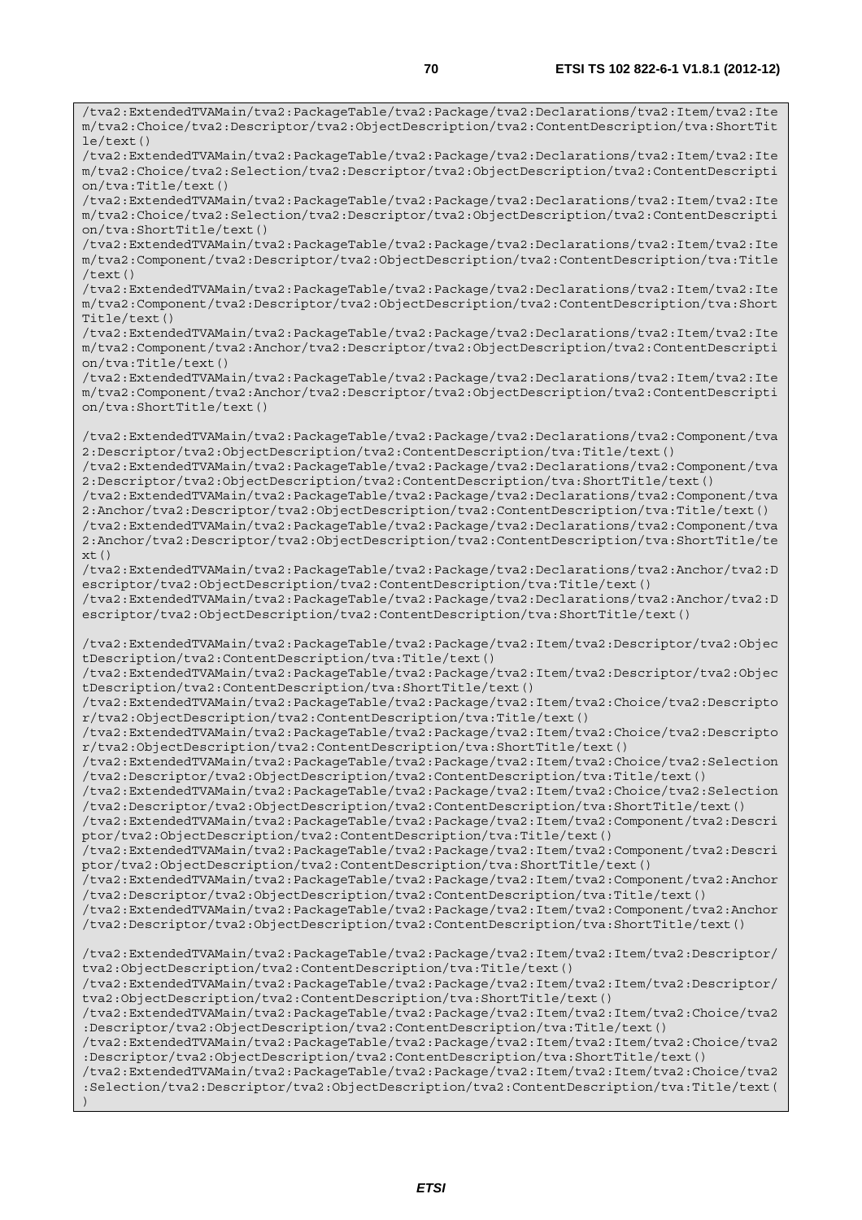```
/tva2:ExtendedTVAMain/tva2:PackageTable/tva2:Package/tva2:Declarations/tva2:Item/tva2:Item/tva2:Choice/tva2:Descriptor/tva2:ObjectDescription/tva2:ContentDescription/tva:ShortTitle/text()
/tva2:ExtendedTVAMain/tva2:PackageTable/tva2:Package/tva2:Declarations/tva2:Item/tva2:Item/tva2:Choice/tva2:Selection/tva2:Descriptor/tva2:ObjectDescription/tva2:ContentDescription/tva:Title/text()
/tva2:ExtendedTVAMain/tva2:PackageTable/tva2:Package/tva2:Declarations/tva2:Item/tva2:Item/tva2:Choice/tva2:Selection/tva2:Descriptor/tva2:ObjectDescription/tva2:ContentDescription/tva:ShortTitle/text()
/tva2:ExtendedTVAMain/tva2:PackageTable/tva2:Package/tva2:Declarations/tva2:Item/tva2:Item/tva2:Component/tva2:Descriptor/tva2:ObjectDescription/tva2:ContentDescription/tva:Title/text()
/tva2:ExtendedTVAMain/tva2:PackageTable/tva2:Package/tva2:Declarations/tva2:Item/tva2:Item/tva2:Component/tva2:Descriptor/tva2:ObjectDescription/tva2:ContentDescription/tva:ShortTitle/text()
/tva2:ExtendedTVAMain/tva2:PackageTable/tva2:Package/tva2:Declarations/tva2:Item/tva2:Item/tva2:Component/tva2:Anchor/tva2:Descriptor/tva2:ObjectDescription/tva2:ContentDescription/tva:Title/text()
/tva2:ExtendedTVAMain/tva2:PackageTable/tva2:Package/tva2:Declarations/tva2:Item/tva2:Item/tva2:Component/tva2:Anchor/tva2:Descriptor/tva2:ObjectDescription/tva2:ContentDescription/tva:ShortTitle/text()

/tva2:ExtendedTVAMain/tva2:PackageTable/tva2:Package/tva2:Declarations/tva2:Component/tva2:Descriptor/tva2:ObjectDescription/tva2:ContentDescription/tva:Title/text()
/tva2:ExtendedTVAMain/tva2:PackageTable/tva2:Package/tva2:Declarations/tva2:Component/tva2:Descriptor/tva2:ObjectDescription/tva2:ContentDescription/tva:ShortTitle/text()
/tva2:ExtendedTVAMain/tva2:PackageTable/tva2:Package/tva2:Declarations/tva2:Component/tva2:Anchor/tva2:Descriptor/tva2:ObjectDescription/tva2:ContentDescription/tva:Title/text()
/tva2:ExtendedTVAMain/tva2:PackageTable/tva2:Package/tva2:Declarations/tva2:Component/tva2:Anchor/tva2:Descriptor/tva2:ObjectDescription/tva2:ContentDescription/tva:ShortTitle/text()
/tva2:ExtendedTVAMain/tva2:PackageTable/tva2:Package/tva2:Declarations/tva2:Anchor/tva2:Descriptor/tva2:ObjectDescription/tva2:ContentDescription/tva:Title/text()
/tva2:ExtendedTVAMain/tva2:PackageTable/tva2:Package/tva2:Declarations/tva2:Anchor/tva2:Descriptor/tva2:ObjectDescription/tva2:ContentDescription/tva:ShortTitle/text()

/tva2:ExtendedTVAMain/tva2:PackageTable/tva2:Package/tva2:Item/tva2:Descriptor/tva2:ObjectDescription/tva2:ContentDescription/tva:Title/text()
/tva2:ExtendedTVAMain/tva2:PackageTable/tva2:Package/tva2:Item/tva2:Descriptor/tva2:ObjectDescription/tva2:ContentDescription/tva:ShortTitle/text()
/tva2:ExtendedTVAMain/tva2:PackageTable/tva2:Package/tva2:Item/tva2:Choice/tva2:Descriptor/tva2:ObjectDescription/tva2:ContentDescription/tva:Title/text()
/tva2:ExtendedTVAMain/tva2:PackageTable/tva2:Package/tva2:Item/tva2:Choice/tva2:Descriptor/tva2:ObjectDescription/tva2:ContentDescription/tva:ShortTitle/text()
/tva2:ExtendedTVAMain/tva2:PackageTable/tva2:Package/tva2:Item/tva2:Choice/tva2:Selection/tva2:Descriptor/tva2:ObjectDescription/tva2:ContentDescription/tva:Title/text()
/tva2:ExtendedTVAMain/tva2:PackageTable/tva2:Package/tva2:Item/tva2:Choice/tva2:Selection/tva2:Descriptor/tva2:ObjectDescription/tva2:ContentDescription/tva:ShortTitle/text()
/tva2:ExtendedTVAMain/tva2:PackageTable/tva2:Package/tva2:Item/tva2:Component/tva2:Descriptor/tva2:ObjectDescription/tva2:ContentDescription/tva:Title/text()
/tva2:ExtendedTVAMain/tva2:PackageTable/tva2:Package/tva2:Item/tva2:Component/tva2:Descriptor/tva2:ObjectDescription/tva2:ContentDescription/tva:ShortTitle/text()
/tva2:ExtendedTVAMain/tva2:PackageTable/tva2:Package/tva2:Item/tva2:Component/tva2:Anchor/tva2:Descriptor/tva2:ObjectDescription/tva2:ContentDescription/tva:Title/text()
/tva2:ExtendedTVAMain/tva2:PackageTable/tva2:Package/tva2:Item/tva2:Component/tva2:Anchor/tva2:Descriptor/tva2:ObjectDescription/tva2:ContentDescription/tva:ShortTitle/text()

/tva2:ExtendedTVAMain/tva2:PackageTable/tva2:Package/tva2:Item/tva2:Item/tva2:Descriptor/tva2:ObjectDescription/tva2:ContentDescription/tva:Title/text()
/tva2:ExtendedTVAMain/tva2:PackageTable/tva2:Package/tva2:Item/tva2:Item/tva2:Descriptor/tva2:ObjectDescription/tva2:ContentDescription/tva:ShortTitle/text()
/tva2:ExtendedTVAMain/tva2:PackageTable/tva2:Package/tva2:Item/tva2:Item/tva2:Choice/tva2:Descriptor/tva2:ObjectDescription/tva2:ContentDescription/tva:Title/text()
/tva2:ExtendedTVAMain/tva2:PackageTable/tva2:Package/tva2:Item/tva2:Item/tva2:Choice/tva2:Descriptor/tva2:ObjectDescription/tva2:ContentDescription/tva:ShortTitle/text()
/tva2:ExtendedTVAMain/tva2:PackageTable/tva2:Package/tva2:Item/tva2:Item/tva2:Choice/tva2:Selection/tva2:Descriptor/tva2:ObjectDescription/tva2:ContentDescription/tva:Title/text()
```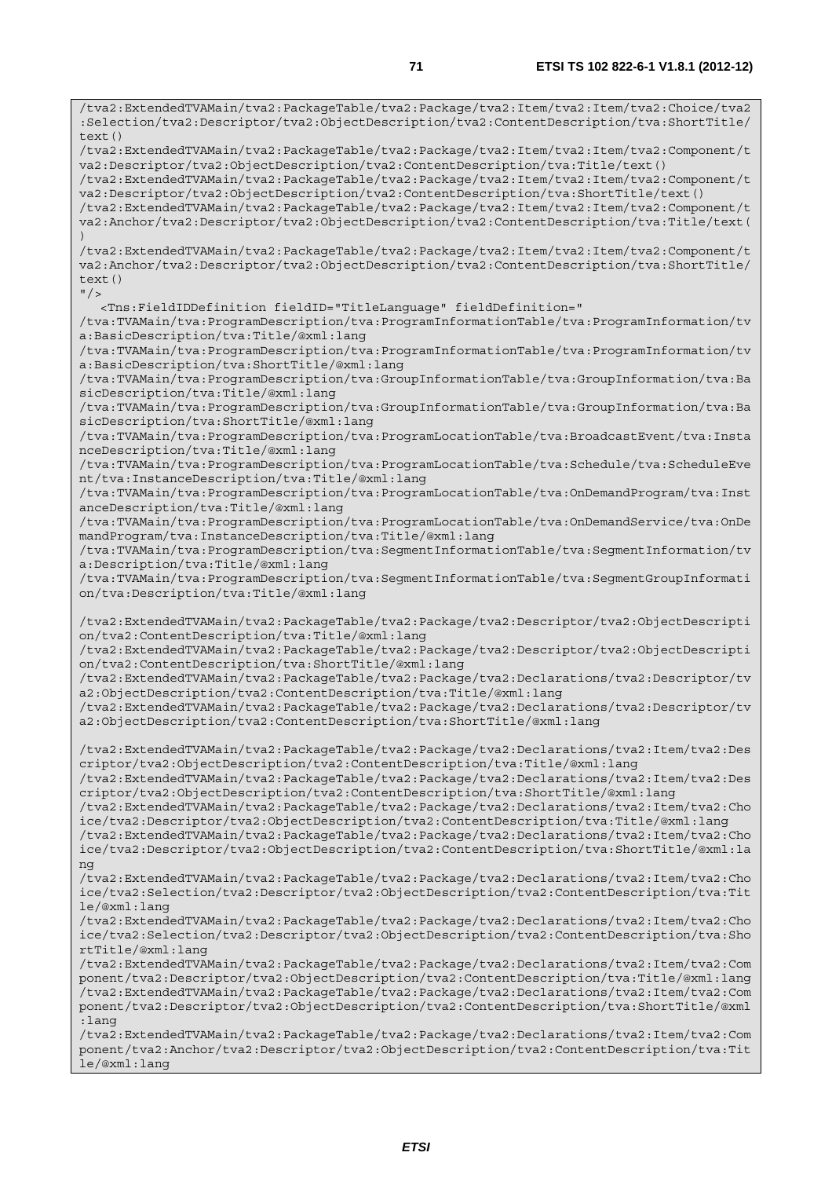```
/tva2:ExtendedTVAMain/tva2:PackageTable/tva2:Package/tva2:Item/tva2:Item/tva2:Choice/tva2:Selection/tva2:Descriptor/tva2:ObjectDescription/tva2:ContentDescription/tva:ShortTitle/text()
/tva2:ExtendedTVAMain/tva2:PackageTable/tva2:Package/tva2:Item/tva2:Item/tva2:Component/tva2:Descriptor/tva2:ObjectDescription/tva2:ContentDescription/tva:Title/text()
/tva2:ExtendedTVAMain/tva2:PackageTable/tva2:Package/tva2:Item/tva2:Item/tva2:Component/tva2:Descriptor/tva2:ObjectDescription/tva2:ContentDescription/tva:ShortTitle/text()
/tva2:ExtendedTVAMain/tva2:PackageTable/tva2:Package/tva2:Item/tva2:Item/tva2:Component/tva2:Anchor/tva2:Descriptor/tva2:ObjectDescription/tva2:ContentDescription/tva:Title/text()
/tva2:ExtendedTVAMain/tva2:PackageTable/tva2:Package/tva2:Item/tva2:Item/tva2:Component/tva2:Anchor/tva2:Descriptor/tva2:ObjectDescription/tva2:ContentDescription/tva:ShortTitle/text()
"/>
   <Tns:FieldIDDefinition fieldID="TitleLanguage" fieldDefinition="
/tva:TVAMain/tva:ProgramDescription/tva:ProgramInformationTable/tva:ProgramInformation/tva:BasicDescription/tva:Title/@xml:lang
/tva:TVAMain/tva:ProgramDescription/tva:ProgramInformationTable/tva:ProgramInformation/tva:BasicDescription/tva:ShortTitle/@xml:lang
/tva:TVAMain/tva:ProgramDescription/tva:GroupInformationTable/tva:GroupInformation/tva:BasicDescription/tva:Title/@xml:lang
/tva:TVAMain/tva:ProgramDescription/tva:GroupInformationTable/tva:GroupInformation/tva:BasicDescription/tva:ShortTitle/@xml:lang
/tva:TVAMain/tva:ProgramDescription/tva:ProgramLocationTable/tva:BroadcastEvent/tva:InstanceDescription/tva:Title/@xml:lang
/tva:TVAMain/tva:ProgramDescription/tva:ProgramLocationTable/tva:Schedule/tva:ScheduleEvent/tva:InstanceDescription/tva:Title/@xml:lang
/tva:TVAMain/tva:ProgramDescription/tva:ProgramLocationTable/tva:OnDemandProgram/tva:InstanceDescription/tva:Title/@xml:lang
/tva:TVAMain/tva:ProgramDescription/tva:ProgramLocationTable/tva:OnDemandService/tva:OnDemandProgram/tva:InstanceDescription/tva:Title/@xml:lang
/tva:TVAMain/tva:ProgramDescription/tva:SegmentInformationTable/tva:SegmentInformation/tva:Description/tva:Title/@xml:lang
/tva:TVAMain/tva:ProgramDescription/tva:SegmentInformationTable/tva:SegmentGroupInformation/tva:Description/tva:Title/@xml:lang

/tva2:ExtendedTVAMain/tva2:PackageTable/tva2:Package/tva2:Descriptor/tva2:ObjectDescription/tva2:ContentDescription/tva:Title/@xml:lang
/tva2:ExtendedTVAMain/tva2:PackageTable/tva2:Package/tva2:Descriptor/tva2:ObjectDescription/tva2:ContentDescription/tva:ShortTitle/@xml:lang
/tva2:ExtendedTVAMain/tva2:PackageTable/tva2:Package/tva2:Declarations/tva2:Descriptor/tva2:ObjectDescription/tva2:ContentDescription/tva:Title/@xml:lang
/tva2:ExtendedTVAMain/tva2:PackageTable/tva2:Package/tva2:Declarations/tva2:Descriptor/tva2:ObjectDescription/tva2:ContentDescription/tva:ShortTitle/@xml:lang

/tva2:ExtendedTVAMain/tva2:PackageTable/tva2:Package/tva2:Declarations/tva2:Item/tva2:Descriptor/tva2:ObjectDescription/tva2:ContentDescription/tva:Title/@xml:lang
/tva2:ExtendedTVAMain/tva2:PackageTable/tva2:Package/tva2:Declarations/tva2:Item/tva2:Descriptor/tva2:ObjectDescription/tva2:ContentDescription/tva:ShortTitle/@xml:lang
/tva2:ExtendedTVAMain/tva2:PackageTable/tva2:Package/tva2:Declarations/tva2:Item/tva2:Choice/tva2:Descriptor/tva2:ObjectDescription/tva2:ContentDescription/tva:Title/@xml:lang
/tva2:ExtendedTVAMain/tva2:PackageTable/tva2:Package/tva2:Declarations/tva2:Item/tva2:Choice/tva2:Descriptor/tva2:ObjectDescription/tva2:ContentDescription/tva:ShortTitle/@xml:lang
/tva2:ExtendedTVAMain/tva2:PackageTable/tva2:Package/tva2:Declarations/tva2:Item/tva2:Choice/tva2:Selection/tva2:Descriptor/tva2:ObjectDescription/tva2:ContentDescription/tva:Title/@xml:lang
/tva2:ExtendedTVAMain/tva2:PackageTable/tva2:Package/tva2:Declarations/tva2:Item/tva2:Choice/tva2:Selection/tva2:Descriptor/tva2:ObjectDescription/tva2:ContentDescription/tva:ShortTitle/@xml:lang
/tva2:ExtendedTVAMain/tva2:PackageTable/tva2:Package/tva2:Declarations/tva2:Item/tva2:Component/tva2:Descriptor/tva2:ObjectDescription/tva2:ContentDescription/tva:Title/@xml:lang
/tva2:ExtendedTVAMain/tva2:PackageTable/tva2:Package/tva2:Declarations/tva2:Item/tva2:Component/tva2:Descriptor/tva2:ObjectDescription/tva2:ContentDescription/tva:ShortTitle/@xml:lang
/tva2:ExtendedTVAMain/tva2:PackageTable/tva2:Package/tva2:Declarations/tva2:Item/tva2:Component/tva2:Anchor/tva2:Descriptor/tva2:ObjectDescription/tva2:ContentDescription/tva:Title/@xml:lang
```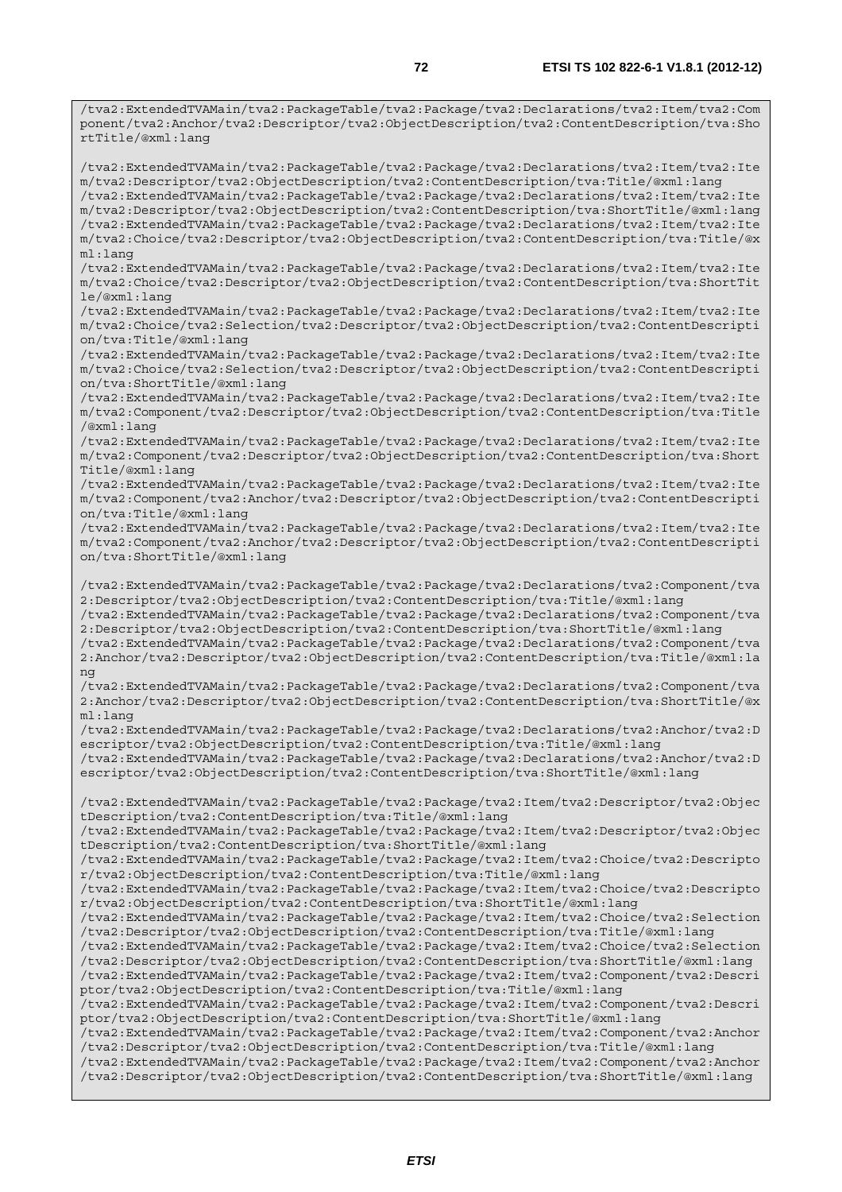```
/tva2:ExtendedTVAMain/tva2:PackageTable/tva2:Package/tva2:Declarations/tva2:Item/tva2:Component/tva2:Anchor/tva2:Descriptor/tva2:ObjectDescription/tva2:ContentDescription/tva:ShortTitle/@xml:lang

/tva2:ExtendedTVAMain/tva2:PackageTable/tva2:Package/tva2:Declarations/tva2:Item/tva2:Item/tva2:Descriptor/tva2:ObjectDescription/tva2:ContentDescription/tva:Title/@xml:lang
/tva2:ExtendedTVAMain/tva2:PackageTable/tva2:Package/tva2:Declarations/tva2:Item/tva2:Item/tva2:Descriptor/tva2:ObjectDescription/tva2:ContentDescription/tva:ShortTitle/@xml:lang
/tva2:ExtendedTVAMain/tva2:PackageTable/tva2:Package/tva2:Declarations/tva2:Item/tva2:Item/tva2:Choice/tva2:Descriptor/tva2:ObjectDescription/tva2:ContentDescription/tva:Title/@xml:lang
/tva2:ExtendedTVAMain/tva2:PackageTable/tva2:Package/tva2:Declarations/tva2:Item/tva2:Item/tva2:Choice/tva2:Descriptor/tva2:ObjectDescription/tva2:ContentDescription/tva:ShortTitle/@xml:lang
/tva2:ExtendedTVAMain/tva2:PackageTable/tva2:Package/tva2:Declarations/tva2:Item/tva2:Item/tva2:Choice/tva2:Selection/tva2:Descriptor/tva2:ObjectDescription/tva2:ContentDescription/tva:Title/@xml:lang
/tva2:ExtendedTVAMain/tva2:PackageTable/tva2:Package/tva2:Declarations/tva2:Item/tva2:Item/tva2:Choice/tva2:Selection/tva2:Descriptor/tva2:ObjectDescription/tva2:ContentDescription/tva:ShortTitle/@xml:lang
/tva2:ExtendedTVAMain/tva2:PackageTable/tva2:Package/tva2:Declarations/tva2:Item/tva2:Item/tva2:Component/tva2:Descriptor/tva2:ObjectDescription/tva2:ContentDescription/tva:Title/@xml:lang
/tva2:ExtendedTVAMain/tva2:PackageTable/tva2:Package/tva2:Declarations/tva2:Item/tva2:Item/tva2:Component/tva2:Descriptor/tva2:ObjectDescription/tva2:ContentDescription/tva:ShortTitle/@xml:lang
/tva2:ExtendedTVAMain/tva2:PackageTable/tva2:Package/tva2:Declarations/tva2:Item/tva2:Item/tva2:Component/tva2:Anchor/tva2:Descriptor/tva2:ObjectDescription/tva2:ContentDescription/tva:Title/@xml:lang
/tva2:ExtendedTVAMain/tva2:PackageTable/tva2:Package/tva2:Declarations/tva2:Item/tva2:Item/tva2:Component/tva2:Anchor/tva2:Descriptor/tva2:ObjectDescription/tva2:ContentDescription/tva:ShortTitle/@xml:lang

/tva2:ExtendedTVAMain/tva2:PackageTable/tva2:Package/tva2:Declarations/tva2:Component/tva2:Descriptor/tva2:ObjectDescription/tva2:ContentDescription/tva:Title/@xml:lang
/tva2:ExtendedTVAMain/tva2:PackageTable/tva2:Package/tva2:Declarations/tva2:Component/tva2:Descriptor/tva2:ObjectDescription/tva2:ContentDescription/tva:ShortTitle/@xml:lang
/tva2:ExtendedTVAMain/tva2:PackageTable/tva2:Package/tva2:Declarations/tva2:Component/tva2:Anchor/tva2:Descriptor/tva2:ObjectDescription/tva2:ContentDescription/tva:Title/@xml:lang
/tva2:ExtendedTVAMain/tva2:PackageTable/tva2:Package/tva2:Declarations/tva2:Component/tva2:Anchor/tva2:Descriptor/tva2:ObjectDescription/tva2:ContentDescription/tva:ShortTitle/@xml:lang
/tva2:ExtendedTVAMain/tva2:PackageTable/tva2:Package/tva2:Declarations/tva2:Anchor/tva2:Descriptor/tva2:ObjectDescription/tva2:ContentDescription/tva:Title/@xml:lang
/tva2:ExtendedTVAMain/tva2:PackageTable/tva2:Package/tva2:Declarations/tva2:Anchor/tva2:Descriptor/tva2:ObjectDescription/tva2:ContentDescription/tva:ShortTitle/@xml:lang

/tva2:ExtendedTVAMain/tva2:PackageTable/tva2:Package/tva2:Item/tva2:Descriptor/tva2:ObjectDescription/tva2:ContentDescription/tva:Title/@xml:lang
/tva2:ExtendedTVAMain/tva2:PackageTable/tva2:Package/tva2:Item/tva2:Descriptor/tva2:ObjectDescription/tva2:ContentDescription/tva:ShortTitle/@xml:lang
/tva2:ExtendedTVAMain/tva2:PackageTable/tva2:Package/tva2:Item/tva2:Choice/tva2:Descriptor/tva2:ObjectDescription/tva2:ContentDescription/tva:Title/@xml:lang
/tva2:ExtendedTVAMain/tva2:PackageTable/tva2:Package/tva2:Item/tva2:Choice/tva2:Descriptor/tva2:ObjectDescription/tva2:ContentDescription/tva:ShortTitle/@xml:lang
/tva2:ExtendedTVAMain/tva2:PackageTable/tva2:Package/tva2:Item/tva2:Choice/tva2:Selection/tva2:Descriptor/tva2:ObjectDescription/tva2:ContentDescription/tva:Title/@xml:lang
/tva2:ExtendedTVAMain/tva2:PackageTable/tva2:Package/tva2:Item/tva2:Choice/tva2:Selection/tva2:Descriptor/tva2:ObjectDescription/tva2:ContentDescription/tva:ShortTitle/@xml:lang
/tva2:ExtendedTVAMain/tva2:PackageTable/tva2:Package/tva2:Item/tva2:Component/tva2:Descriptor/tva2:ObjectDescription/tva2:ContentDescription/tva:Title/@xml:lang
/tva2:ExtendedTVAMain/tva2:PackageTable/tva2:Package/tva2:Item/tva2:Component/tva2:Descriptor/tva2:ObjectDescription/tva2:ContentDescription/tva:ShortTitle/@xml:lang
/tva2:ExtendedTVAMain/tva2:PackageTable/tva2:Package/tva2:Item/tva2:Component/tva2:Anchor/tva2:Descriptor/tva2:ObjectDescription/tva2:ContentDescription/tva:Title/@xml:lang
/tva2:ExtendedTVAMain/tva2:PackageTable/tva2:Package/tva2:Item/tva2:Component/tva2:Anchor/tva2:Descriptor/tva2:ObjectDescription/tva2:ContentDescription/tva:ShortTitle/@xml:lang
```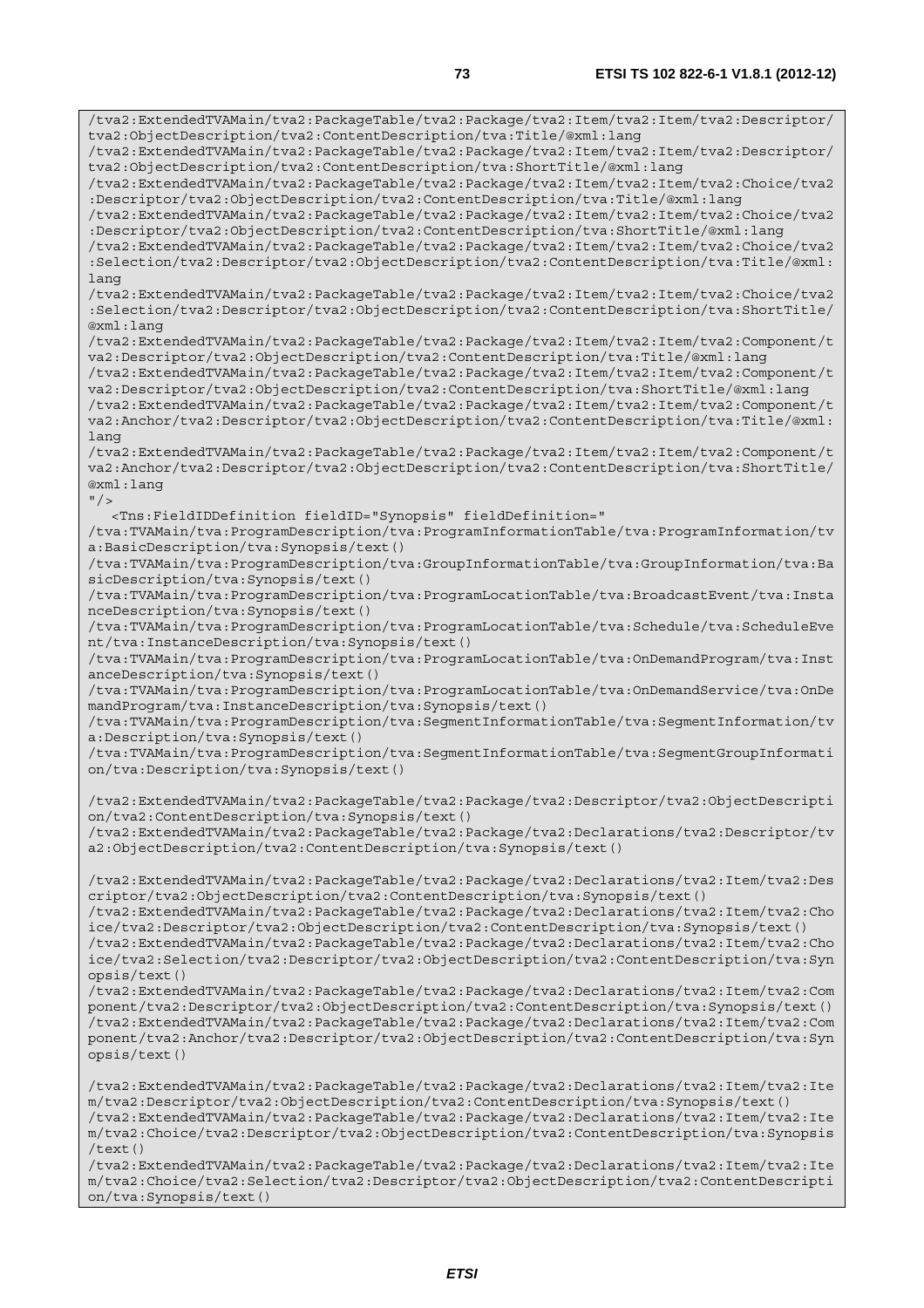```
/tva2:ExtendedTVAMain/tva2:PackageTable/tva2:Package/tva2:Item/tva2:Item/tva2:Descriptor/
tva2:ObjectDescription/tva2:ContentDescription/tva:Title/@xml:lang
/tva2:ExtendedTVAMain/tva2:PackageTable/tva2:Package/tva2:Item/tva2:Item/tva2:Descriptor/
tva2:ObjectDescription/tva2:ContentDescription/tva:ShortTitle/@xml:lang
/tva2:ExtendedTVAMain/tva2:PackageTable/tva2:Package/tva2:Item/tva2:Item/tva2:Choice/tva2
:Descriptor/tva2:ObjectDescription/tva2:ContentDescription/tva:Title/@xml:lang
/tva2:ExtendedTVAMain/tva2:PackageTable/tva2:Package/tva2:Item/tva2:Item/tva2:Choice/tva2
:Descriptor/tva2:ObjectDescription/tva2:ContentDescription/tva:ShortTitle/@xml:lang
/tva2:ExtendedTVAMain/tva2:PackageTable/tva2:Package/tva2:Item/tva2:Item/tva2:Choice/tva2
:Selection/tva2:Descriptor/tva2:ObjectDescription/tva2:ContentDescription/tva:Title/@xml:
lang
/tva2:ExtendedTVAMain/tva2:PackageTable/tva2:Package/tva2:Item/tva2:Item/tva2:Choice/tva2
:Selection/tva2:Descriptor/tva2:ObjectDescription/tva2:ContentDescription/tva:ShortTitle/
@xml:lang
/tva2:ExtendedTVAMain/tva2:PackageTable/tva2:Package/tva2:Item/tva2:Item/tva2:Component/t
va2:Descriptor/tva2:ObjectDescription/tva2:ContentDescription/tva:Title/@xml:lang
/tva2:ExtendedTVAMain/tva2:PackageTable/tva2:Package/tva2:Item/tva2:Item/tva2:Component/t
va2:Descriptor/tva2:ObjectDescription/tva2:ContentDescription/tva:ShortTitle/@xml:lang
/tva2:ExtendedTVAMain/tva2:PackageTable/tva2:Package/tva2:Item/tva2:Item/tva2:Component/t
va2:Anchor/tva2:Descriptor/tva2:ObjectDescription/tva2:ContentDescription/tva:Title/@xml:
lang
/tva2:ExtendedTVAMain/tva2:PackageTable/tva2:Package/tva2:Item/tva2:Item/tva2:Component/t
va2:Anchor/tva2:Descriptor/tva2:ObjectDescription/tva2:ContentDescription/tva:ShortTitle/
@xml:lang
"/>
   <Tns:FieldIDDefinition fieldID="Synopsis" fieldDefinition="
/tva:TVAMain/tva:ProgramDescription/tva:ProgramInformationTable/tva:ProgramInformation/tv
a:BasicDescription/tva:Synopsis/text()
/tva:TVAMain/tva:ProgramDescription/tva:GroupInformationTable/tva:GroupInformation/tva:Ba
sicDescription/tva:Synopsis/text()
/tva:TVAMain/tva:ProgramDescription/tva:ProgramLocationTable/tva:BroadcastEvent/tva:Insta
nceDescription/tva:Synopsis/text()
/tva:TVAMain/tva:ProgramDescription/tva:ProgramLocationTable/tva:Schedule/tva:ScheduleEve
nt/tva:InstanceDescription/tva:Synopsis/text()
/tva:TVAMain/tva:ProgramDescription/tva:ProgramLocationTable/tva:OnDemandProgram/tva:Inst
anceDescription/tva:Synopsis/text()
/tva:TVAMain/tva:ProgramDescription/tva:ProgramLocationTable/tva:OnDemandService/tva:OnDe
mandProgram/tva:InstanceDescription/tva:Synopsis/text()
/tva:TVAMain/tva:ProgramDescription/tva:SegmentInformationTable/tva:SegmentInformation/tv
a:Description/tva:Synopsis/text()
/tva:TVAMain/tva:ProgramDescription/tva:SegmentInformationTable/tva:SegmentGroupInformati
on/tva:Description/tva:Synopsis/text()

/tva2:ExtendedTVAMain/tva2:PackageTable/tva2:Package/tva2:Descriptor/tva2:ObjectDescripti
on/tva2:ContentDescription/tva:Synopsis/text()
/tva2:ExtendedTVAMain/tva2:PackageTable/tva2:Package/tva2:Declarations/tva2:Descriptor/tv
a2:ObjectDescription/tva2:ContentDescription/tva:Synopsis/text()

/tva2:ExtendedTVAMain/tva2:PackageTable/tva2:Package/tva2:Declarations/tva2:Item/tva2:Des
criptor/tva2:ObjectDescription/tva2:ContentDescription/tva:Synopsis/text()
/tva2:ExtendedTVAMain/tva2:PackageTable/tva2:Package/tva2:Declarations/tva2:Item/tva2:Cho
ice/tva2:Descriptor/tva2:ObjectDescription/tva2:ContentDescription/tva:Synopsis/text()
/tva2:ExtendedTVAMain/tva2:PackageTable/tva2:Package/tva2:Declarations/tva2:Item/tva2:Cho
ice/tva2:Selection/tva2:Descriptor/tva2:ObjectDescription/tva2:ContentDescription/tva:Syn
opsis/text()
/tva2:ExtendedTVAMain/tva2:PackageTable/tva2:Package/tva2:Declarations/tva2:Item/tva2:Com
ponent/tva2:Descriptor/tva2:ObjectDescription/tva2:ContentDescription/tva:Synopsis/text()
/tva2:ExtendedTVAMain/tva2:PackageTable/tva2:Package/tva2:Declarations/tva2:Item/tva2:Com
ponent/tva2:Anchor/tva2:Descriptor/tva2:ObjectDescription/tva2:ContentDescription/tva:Syn
opsis/text()

/tva2:ExtendedTVAMain/tva2:PackageTable/tva2:Package/tva2:Declarations/tva2:Item/tva2:Ite
m/tva2:Descriptor/tva2:ObjectDescription/tva2:ContentDescription/tva:Synopsis/text()
/tva2:ExtendedTVAMain/tva2:PackageTable/tva2:Package/tva2:Declarations/tva2:Item/tva2:Ite
m/tva2:Choice/tva2:Descriptor/tva2:ObjectDescription/tva2:ContentDescription/tva:Synopsis
/text()
/tva2:ExtendedTVAMain/tva2:PackageTable/tva2:Package/tva2:Declarations/tva2:Item/tva2:Ite
m/tva2:Choice/tva2:Selection/tva2:Descriptor/tva2:ObjectDescription/tva2:ContentDescripti
on/tva:Synopsis/text()
```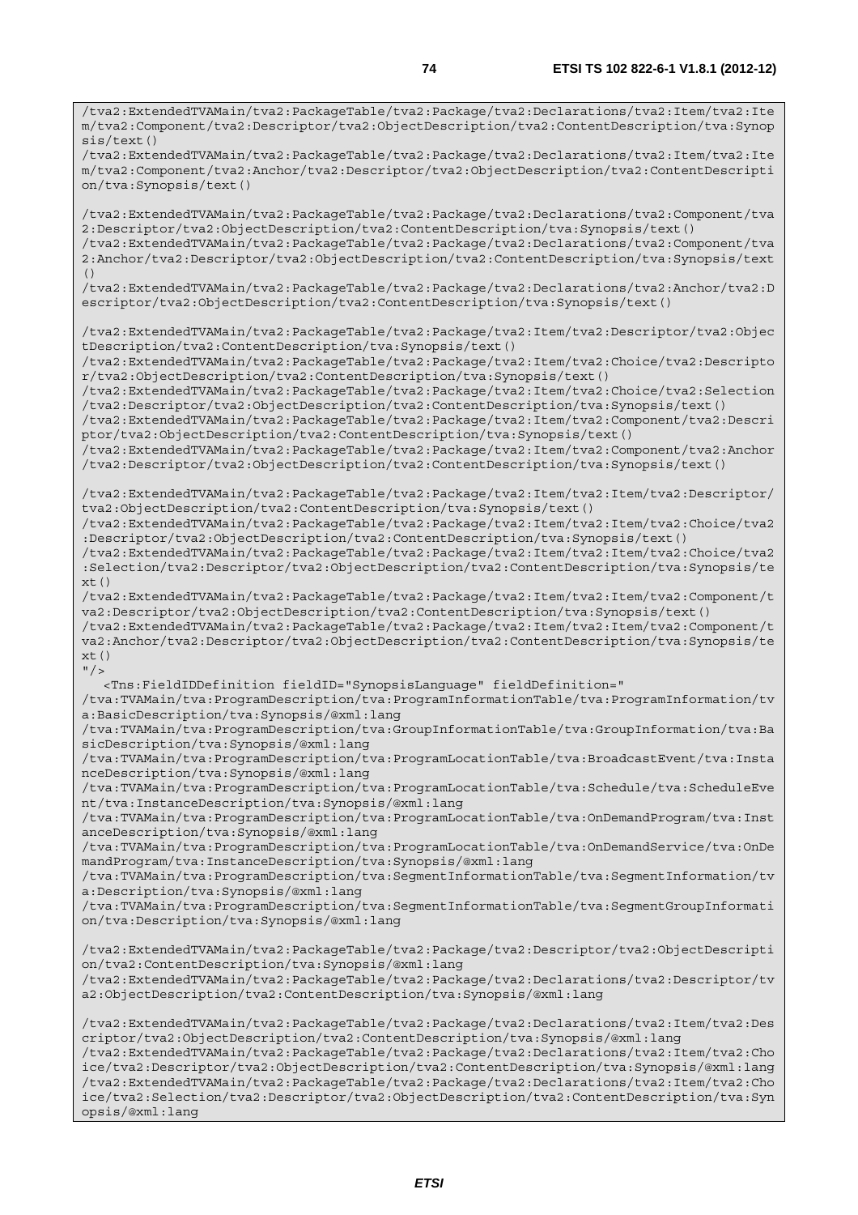```
/tva2:ExtendedTVAMain/tva2:PackageTable/tva2:Package/tva2:Declarations/tva2:Item/tva2:Item/tva2:Component/tva2:Descriptor/tva2:ObjectDescription/tva2:ContentDescription/tva:Synopsis/text()
/tva2:ExtendedTVAMain/tva2:PackageTable/tva2:Package/tva2:Declarations/tva2:Item/tva2:Item/tva2:Component/tva2:Anchor/tva2:Descriptor/tva2:ObjectDescription/tva2:ContentDescription/tva:Synopsis/text()

/tva2:ExtendedTVAMain/tva2:PackageTable/tva2:Package/tva2:Declarations/tva2:Component/tva2:Descriptor/tva2:ObjectDescription/tva2:ContentDescription/tva:Synopsis/text()
/tva2:ExtendedTVAMain/tva2:PackageTable/tva2:Package/tva2:Declarations/tva2:Component/tva2:Anchor/tva2:Descriptor/tva2:ObjectDescription/tva2:ContentDescription/tva:Synopsis/text()
/tva2:ExtendedTVAMain/tva2:PackageTable/tva2:Package/tva2:Declarations/tva2:Anchor/tva2:Descriptor/tva2:ObjectDescription/tva2:ContentDescription/tva:Synopsis/text()

/tva2:ExtendedTVAMain/tva2:PackageTable/tva2:Package/tva2:Item/tva2:Descriptor/tva2:ObjectDescription/tva2:ContentDescription/tva:Synopsis/text()
/tva2:ExtendedTVAMain/tva2:PackageTable/tva2:Package/tva2:Item/tva2:Choice/tva2:Descriptor/tva2:ObjectDescription/tva2:ContentDescription/tva:Synopsis/text()
/tva2:ExtendedTVAMain/tva2:PackageTable/tva2:Package/tva2:Item/tva2:Choice/tva2:Selection/tva2:Descriptor/tva2:ObjectDescription/tva2:ContentDescription/tva:Synopsis/text()
/tva2:ExtendedTVAMain/tva2:PackageTable/tva2:Package/tva2:Item/tva2:Component/tva2:Descriptor/tva2:ObjectDescription/tva2:ContentDescription/tva:Synopsis/text()
/tva2:ExtendedTVAMain/tva2:PackageTable/tva2:Package/tva2:Item/tva2:Component/tva2:Anchor/tva2:Descriptor/tva2:ObjectDescription/tva2:ContentDescription/tva:Synopsis/text()

/tva2:ExtendedTVAMain/tva2:PackageTable/tva2:Package/tva2:Item/tva2:Item/tva2:Descriptor/tva2:ObjectDescription/tva2:ContentDescription/tva:Synopsis/text()
/tva2:ExtendedTVAMain/tva2:PackageTable/tva2:Package/tva2:Item/tva2:Item/tva2:Choice/tva2:Descriptor/tva2:ObjectDescription/tva2:ContentDescription/tva:Synopsis/text()
/tva2:ExtendedTVAMain/tva2:PackageTable/tva2:Package/tva2:Item/tva2:Item/tva2:Choice/tva2:Selection/tva2:Descriptor/tva2:ObjectDescription/tva2:ContentDescription/tva:Synopsis/text()
/tva2:ExtendedTVAMain/tva2:PackageTable/tva2:Package/tva2:Item/tva2:Item/tva2:Component/tva2:Descriptor/tva2:ObjectDescription/tva2:ContentDescription/tva:Synopsis/text()
/tva2:ExtendedTVAMain/tva2:PackageTable/tva2:Package/tva2:Item/tva2:Item/tva2:Component/tva2:Anchor/tva2:Descriptor/tva2:ObjectDescription/tva2:ContentDescription/tva:Synopsis/text()
"/>
   <Tns:FieldIDDefinition fieldID="SynopsisLanguage" fieldDefinition="
/tva:TVAMain/tva:ProgramDescription/tva:ProgramInformationTable/tva:ProgramInformation/tva:BasicDescription/tva:Synopsis/@xml:lang
/tva:TVAMain/tva:ProgramDescription/tva:GroupInformationTable/tva:GroupInformation/tva:BasicDescription/tva:Synopsis/@xml:lang
/tva:TVAMain/tva:ProgramDescription/tva:ProgramLocationTable/tva:BroadcastEvent/tva:InstanceDescription/tva:Synopsis/@xml:lang
/tva:TVAMain/tva:ProgramDescription/tva:ProgramLocationTable/tva:Schedule/tva:ScheduleEvent/tva:InstanceDescription/tva:Synopsis/@xml:lang
/tva:TVAMain/tva:ProgramDescription/tva:ProgramLocationTable/tva:OnDemandProgram/tva:InstanceDescription/tva:Synopsis/@xml:lang
/tva:TVAMain/tva:ProgramDescription/tva:ProgramLocationTable/tva:OnDemandService/tva:OnDemandProgram/tva:InstanceDescription/tva:Synopsis/@xml:lang
/tva:TVAMain/tva:ProgramDescription/tva:SegmentInformationTable/tva:SegmentInformation/tva:Description/tva:Synopsis/@xml:lang
/tva:TVAMain/tva:ProgramDescription/tva:SegmentInformationTable/tva:SegmentGroupInformation/tva:Description/tva:Synopsis/@xml:lang

/tva2:ExtendedTVAMain/tva2:PackageTable/tva2:Package/tva2:Descriptor/tva2:ObjectDescription/tva2:ContentDescription/tva:Synopsis/@xml:lang
/tva2:ExtendedTVAMain/tva2:PackageTable/tva2:Package/tva2:Declarations/tva2:Descriptor/tva2:ObjectDescription/tva2:ContentDescription/tva:Synopsis/@xml:lang

/tva2:ExtendedTVAMain/tva2:PackageTable/tva2:Package/tva2:Declarations/tva2:Item/tva2:Descriptor/tva2:ObjectDescription/tva2:ContentDescription/tva:Synopsis/@xml:lang
/tva2:ExtendedTVAMain/tva2:PackageTable/tva2:Package/tva2:Declarations/tva2:Item/tva2:Choice/tva2:Descriptor/tva2:ObjectDescription/tva2:ContentDescription/tva:Synopsis/@xml:lang
/tva2:ExtendedTVAMain/tva2:PackageTable/tva2:Package/tva2:Declarations/tva2:Item/tva2:Choice/tva2:Selection/tva2:Descriptor/tva2:ObjectDescription/tva2:ContentDescription/tva:Synopsis/@xml:lang
```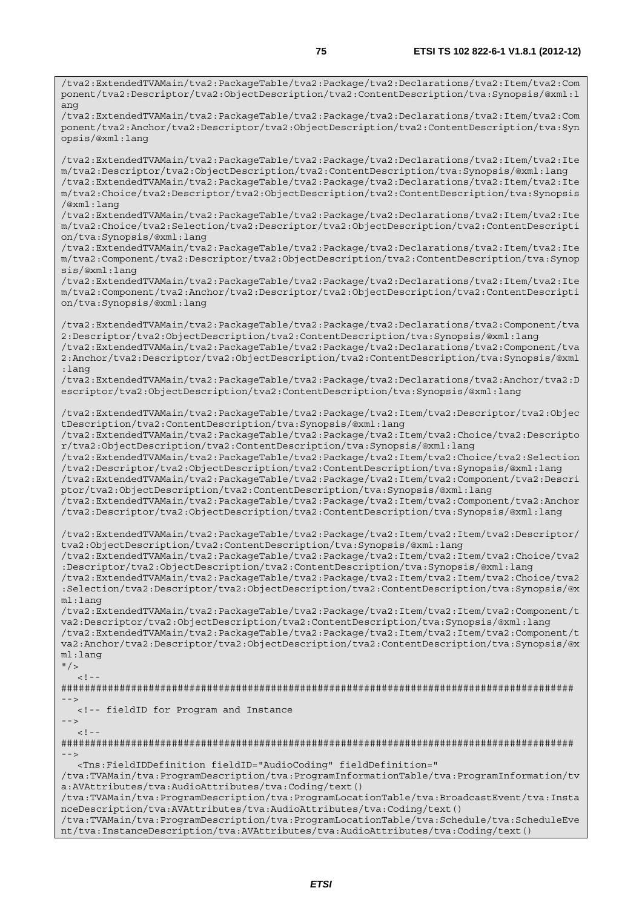```
/tva2:ExtendedTVAMain/tva2:PackageTable/tva2:Package/tva2:Declarations/tva2:Item/tva2:Component/tva2:Descriptor/tva2:ObjectDescription/tva2:ContentDescription/tva:Synopsis/@xml:lang
/tva2:ExtendedTVAMain/tva2:PackageTable/tva2:Package/tva2:Declarations/tva2:Item/tva2:Component/tva2:Anchor/tva2:Descriptor/tva2:ObjectDescription/tva2:ContentDescription/tva:Synopsis/@xml:lang

/tva2:ExtendedTVAMain/tva2:PackageTable/tva2:Package/tva2:Declarations/tva2:Item/tva2:Item/tva2:Descriptor/tva2:ObjectDescription/tva2:ContentDescription/tva:Synopsis/@xml:lang
/tva2:ExtendedTVAMain/tva2:PackageTable/tva2:Package/tva2:Declarations/tva2:Item/tva2:Item/tva2:Choice/tva2:Descriptor/tva2:ObjectDescription/tva2:ContentDescription/tva:Synopsis/@xml:lang
/tva2:ExtendedTVAMain/tva2:PackageTable/tva2:Package/tva2:Declarations/tva2:Item/tva2:Item/tva2:Choice/tva2:Selection/tva2:Descriptor/tva2:ObjectDescription/tva2:ContentDescription/tva:Synopsis/@xml:lang
/tva2:ExtendedTVAMain/tva2:PackageTable/tva2:Package/tva2:Declarations/tva2:Item/tva2:Item/tva2:Component/tva2:Descriptor/tva2:ObjectDescription/tva2:ContentDescription/tva:Synopsis/@xml:lang
/tva2:ExtendedTVAMain/tva2:PackageTable/tva2:Package/tva2:Declarations/tva2:Item/tva2:Item/tva2:Component/tva2:Anchor/tva2:Descriptor/tva2:ObjectDescription/tva2:ContentDescription/tva:Synopsis/@xml:lang

/tva2:ExtendedTVAMain/tva2:PackageTable/tva2:Package/tva2:Declarations/tva2:Component/tva2:Descriptor/tva2:ObjectDescription/tva2:ContentDescription/tva:Synopsis/@xml:lang
/tva2:ExtendedTVAMain/tva2:PackageTable/tva2:Package/tva2:Declarations/tva2:Component/tva2:Anchor/tva2:Descriptor/tva2:ObjectDescription/tva2:ContentDescription/tva:Synopsis/@xml:lang
/tva2:ExtendedTVAMain/tva2:PackageTable/tva2:Package/tva2:Declarations/tva2:Anchor/tva2:Descriptor/tva2:ObjectDescription/tva2:ContentDescription/tva:Synopsis/@xml:lang

/tva2:ExtendedTVAMain/tva2:PackageTable/tva2:Package/tva2:Item/tva2:Descriptor/tva2:ObjectDescription/tva2:ContentDescription/tva:Synopsis/@xml:lang
/tva2:ExtendedTVAMain/tva2:PackageTable/tva2:Package/tva2:Item/tva2:Choice/tva2:Descriptor/tva2:ObjectDescription/tva2:ContentDescription/tva:Synopsis/@xml:lang
/tva2:ExtendedTVAMain/tva2:PackageTable/tva2:Package/tva2:Item/tva2:Choice/tva2:Selection/tva2:Descriptor/tva2:ObjectDescription/tva2:ContentDescription/tva:Synopsis/@xml:lang
/tva2:ExtendedTVAMain/tva2:PackageTable/tva2:Package/tva2:Item/tva2:Component/tva2:Descriptor/tva2:ObjectDescription/tva2:ContentDescription/tva:Synopsis/@xml:lang
/tva2:ExtendedTVAMain/tva2:PackageTable/tva2:Package/tva2:Item/tva2:Component/tva2:Anchor/tva2:Descriptor/tva2:ObjectDescription/tva2:ContentDescription/tva:Synopsis/@xml:lang

/tva2:ExtendedTVAMain/tva2:PackageTable/tva2:Package/tva2:Item/tva2:Item/tva2:Descriptor/tva2:ObjectDescription/tva2:ContentDescription/tva:Synopsis/@xml:lang
/tva2:ExtendedTVAMain/tva2:PackageTable/tva2:Package/tva2:Item/tva2:Item/tva2:Choice/tva2:Descriptor/tva2:ObjectDescription/tva2:ContentDescription/tva:Synopsis/@xml:lang
/tva2:ExtendedTVAMain/tva2:PackageTable/tva2:Package/tva2:Item/tva2:Item/tva2:Choice/tva2:Selection/tva2:Descriptor/tva2:ObjectDescription/tva2:ContentDescription/tva:Synopsis/@xml:lang
/tva2:ExtendedTVAMain/tva2:PackageTable/tva2:Package/tva2:Item/tva2:Item/tva2:Component/tva2:Descriptor/tva2:ObjectDescription/tva2:ContentDescription/tva:Synopsis/@xml:lang
/tva2:ExtendedTVAMain/tva2:PackageTable/tva2:Package/tva2:Item/tva2:Item/tva2:Component/tva2:Anchor/tva2:Descriptor/tva2:ObjectDescription/tva2:ContentDescription/tva:Synopsis/@xml:lang
"/>
   <!--
########################################################################################
-->
   <!-- fieldID for Program and Instance
-->
   <!--
########################################################################################
-->
   <Tns:FieldIDDefinition fieldID="AudioCoding" fieldDefinition="
/tva:TVAMain/tva:ProgramDescription/tva:ProgramInformationTable/tva:ProgramInformation/tva:AVAttributes/tva:AudioAttributes/tva:Coding/text()
/tva:TVAMain/tva:ProgramDescription/tva:ProgramLocationTable/tva:BroadcastEvent/tva:InstanceDescription/tva:AVAttributes/tva:AudioAttributes/tva:Coding/text()
/tva:TVAMain/tva:ProgramDescription/tva:ProgramLocationTable/tva:Schedule/tva:ScheduleEvent/tva:InstanceDescription/tva:AVAttributes/tva:AudioAttributes/tva:Coding/text()
```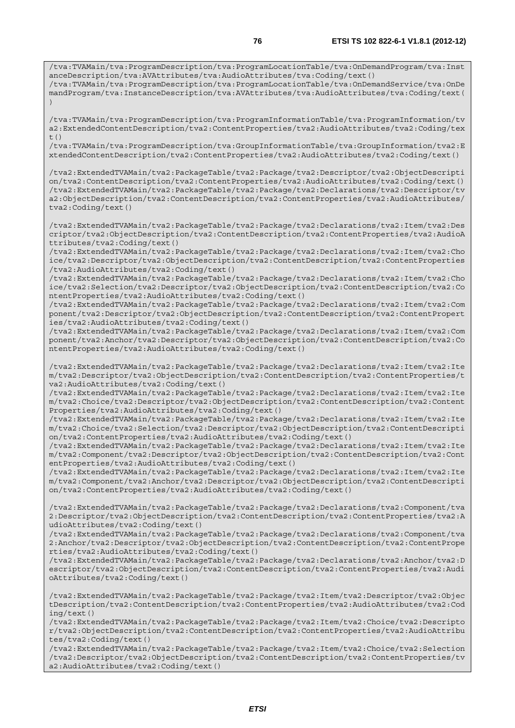```
/tva:TVAMain/tva:ProgramDescription/tva:ProgramLocationTable/tva:OnDemandProgram/tva:InstanceDescription/tva:AVAttributes/tva:AudioAttributes/tva:Coding/text()
/tva:TVAMain/tva:ProgramDescription/tva:ProgramLocationTable/tva:OnDemandService/tva:OnDemandProgram/tva:InstanceDescription/tva:AVAttributes/tva:AudioAttributes/tva:Coding/text()

/tva:TVAMain/tva:ProgramDescription/tva:ProgramInformationTable/tva:ProgramInformation/tva2:ExtendedContentDescription/tva2:ContentProperties/tva2:AudioAttributes/tva2:Coding/text()
/tva:TVAMain/tva:ProgramDescription/tva:GroupInformationTable/tva:GroupInformation/tva2:ExtendedContentDescription/tva2:ContentProperties/tva2:AudioAttributes/tva2:Coding/text()

/tva2:ExtendedTVAMain/tva2:PackageTable/tva2:Package/tva2:Descriptor/tva2:ObjectDescription/tva2:ContentDescription/tva2:ContentProperties/tva2:AudioAttributes/tva2:Coding/text()
/tva2:ExtendedTVAMain/tva2:PackageTable/tva2:Package/tva2:Declarations/tva2:Descriptor/tva2:ObjectDescription/tva2:ContentDescription/tva2:ContentProperties/tva2:AudioAttributes/tva2:Coding/text()

/tva2:ExtendedTVAMain/tva2:PackageTable/tva2:Package/tva2:Declarations/tva2:Item/tva2:Descriptor/tva2:ObjectDescription/tva2:ContentDescription/tva2:ContentProperties/tva2:AudioAttributes/tva2:Coding/text()
/tva2:ExtendedTVAMain/tva2:PackageTable/tva2:Package/tva2:Declarations/tva2:Item/tva2:Choice/tva2:Descriptor/tva2:ObjectDescription/tva2:ContentDescription/tva2:ContentProperties/tva2:AudioAttributes/tva2:Coding/text()
/tva2:ExtendedTVAMain/tva2:PackageTable/tva2:Package/tva2:Declarations/tva2:Item/tva2:Choice/tva2:Selection/tva2:Descriptor/tva2:ObjectDescription/tva2:ContentDescription/tva2:ContentProperties/tva2:AudioAttributes/tva2:Coding/text()
/tva2:ExtendedTVAMain/tva2:PackageTable/tva2:Package/tva2:Declarations/tva2:Item/tva2:Component/tva2:Descriptor/tva2:ObjectDescription/tva2:ContentDescription/tva2:ContentProperties/tva2:AudioAttributes/tva2:Coding/text()
/tva2:ExtendedTVAMain/tva2:PackageTable/tva2:Package/tva2:Declarations/tva2:Item/tva2:Component/tva2:Anchor/tva2:Descriptor/tva2:ObjectDescription/tva2:ContentDescription/tva2:ContentProperties/tva2:AudioAttributes/tva2:Coding/text()

/tva2:ExtendedTVAMain/tva2:PackageTable/tva2:Package/tva2:Declarations/tva2:Item/tva2:Item/tva2:Descriptor/tva2:ObjectDescription/tva2:ContentDescription/tva2:ContentProperties/tva2:AudioAttributes/tva2:Coding/text()
/tva2:ExtendedTVAMain/tva2:PackageTable/tva2:Package/tva2:Declarations/tva2:Item/tva2:Item/tva2:Choice/tva2:Descriptor/tva2:ObjectDescription/tva2:ContentDescription/tva2:ContentProperties/tva2:AudioAttributes/tva2:Coding/text()
/tva2:ExtendedTVAMain/tva2:PackageTable/tva2:Package/tva2:Declarations/tva2:Item/tva2:Item/tva2:Choice/tva2:Selection/tva2:Descriptor/tva2:ObjectDescription/tva2:ContentDescription/tva2:ContentProperties/tva2:AudioAttributes/tva2:Coding/text()
/tva2:ExtendedTVAMain/tva2:PackageTable/tva2:Package/tva2:Declarations/tva2:Item/tva2:Item/tva2:Component/tva2:Descriptor/tva2:ObjectDescription/tva2:ContentDescription/tva2:ContentProperties/tva2:AudioAttributes/tva2:Coding/text()
/tva2:ExtendedTVAMain/tva2:PackageTable/tva2:Package/tva2:Declarations/tva2:Item/tva2:Item/tva2:Component/tva2:Anchor/tva2:Descriptor/tva2:ObjectDescription/tva2:ContentDescription/tva2:ContentProperties/tva2:AudioAttributes/tva2:Coding/text()

/tva2:ExtendedTVAMain/tva2:PackageTable/tva2:Package/tva2:Declarations/tva2:Component/tva2:Descriptor/tva2:ObjectDescription/tva2:ContentDescription/tva2:ContentProperties/tva2:AudioAttributes/tva2:Coding/text()
/tva2:ExtendedTVAMain/tva2:PackageTable/tva2:Package/tva2:Declarations/tva2:Component/tva2:Anchor/tva2:Descriptor/tva2:ObjectDescription/tva2:ContentDescription/tva2:ContentProperties/tva2:AudioAttributes/tva2:Coding/text()
/tva2:ExtendedTVAMain/tva2:PackageTable/tva2:Package/tva2:Declarations/tva2:Anchor/tva2:Descriptor/tva2:ObjectDescription/tva2:ContentDescription/tva2:ContentProperties/tva2:AudioAttributes/tva2:Coding/text()

/tva2:ExtendedTVAMain/tva2:PackageTable/tva2:Package/tva2:Item/tva2:Descriptor/tva2:ObjectDescription/tva2:ContentDescription/tva2:ContentProperties/tva2:AudioAttributes/tva2:Coding/text()
/tva2:ExtendedTVAMain/tva2:PackageTable/tva2:Package/tva2:Item/tva2:Choice/tva2:Descriptor/tva2:ObjectDescription/tva2:ContentDescription/tva2:ContentProperties/tva2:AudioAttributes/tva2:Coding/text()
/tva2:ExtendedTVAMain/tva2:PackageTable/tva2:Package/tva2:Item/tva2:Choice/tva2:Selection/tva2:Descriptor/tva2:ObjectDescription/tva2:ContentDescription/tva2:ContentProperties/tva2:AudioAttributes/tva2:Coding/text()
```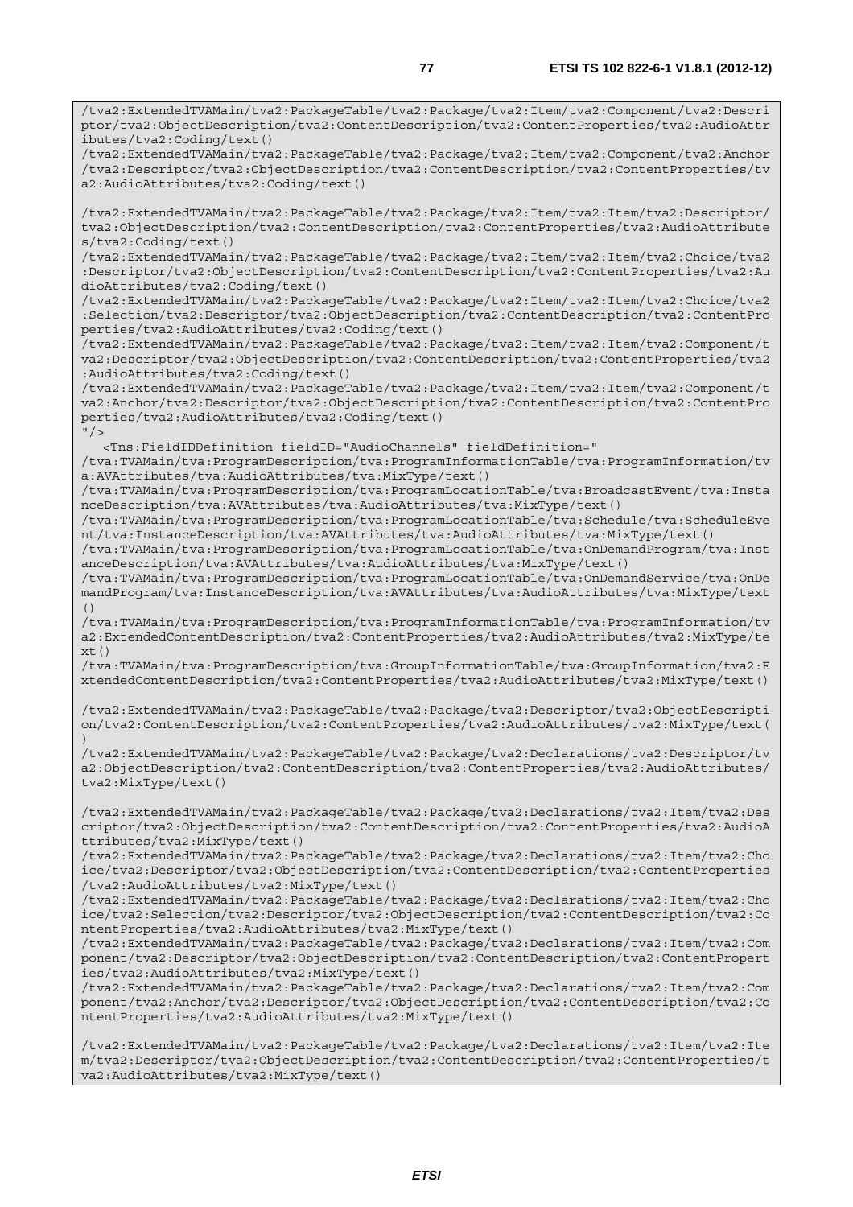```
/tva2:ExtendedTVAMain/tva2:PackageTable/tva2:Package/tva2:Item/tva2:Component/tva2:Descri
ptor/tva2:ObjectDescription/tva2:ContentDescription/tva2:ContentProperties/tva2:AudioAttr
ibutes/tva2:Coding/text()
/tva2:ExtendedTVAMain/tva2:PackageTable/tva2:Package/tva2:Item/tva2:Component/tva2:Anchor
/tva2:Descriptor/tva2:ObjectDescription/tva2:ContentDescription/tva2:ContentProperties/tv
a2:AudioAttributes/tva2:Coding/text()

/tva2:ExtendedTVAMain/tva2:PackageTable/tva2:Package/tva2:Item/tva2:Item/tva2:Descriptor/
tva2:ObjectDescription/tva2:ContentDescription/tva2:ContentProperties/tva2:AudioAttribute
s/tva2:Coding/text()
/tva2:ExtendedTVAMain/tva2:PackageTable/tva2:Package/tva2:Item/tva2:Item/tva2:Choice/tva2
:Descriptor/tva2:ObjectDescription/tva2:ContentDescription/tva2:ContentProperties/tva2:Au
dioAttributes/tva2:Coding/text()
/tva2:ExtendedTVAMain/tva2:PackageTable/tva2:Package/tva2:Item/tva2:Item/tva2:Choice/tva2
:Selection/tva2:Descriptor/tva2:ObjectDescription/tva2:ContentDescription/tva2:ContentPro
perties/tva2:AudioAttributes/tva2:Coding/text()
/tva2:ExtendedTVAMain/tva2:PackageTable/tva2:Package/tva2:Item/tva2:Item/tva2:Component/t
va2:Descriptor/tva2:ObjectDescription/tva2:ContentDescription/tva2:ContentProperties/tva2
:AudioAttributes/tva2:Coding/text()
/tva2:ExtendedTVAMain/tva2:PackageTable/tva2:Package/tva2:Item/tva2:Item/tva2:Component/t
va2:Anchor/tva2:Descriptor/tva2:ObjectDescription/tva2:ContentDescription/tva2:ContentPro
perties/tva2:AudioAttributes/tva2:Coding/text()
"/>
   <Tns:FieldIDDefinition fieldID="AudioChannels" fieldDefinition="
/tva:TVAMain/tva:ProgramDescription/tva:ProgramInformationTable/tva:ProgramInformation/tv
a:AVAttributes/tva:AudioAttributes/tva:MixType/text()
/tva:TVAMain/tva:ProgramDescription/tva:ProgramLocationTable/tva:BroadcastEvent/tva:Insta
nceDescription/tva:AVAttributes/tva:AudioAttributes/tva:MixType/text()
/tva:TVAMain/tva:ProgramDescription/tva:ProgramLocationTable/tva:Schedule/tva:ScheduleEve
nt/tva:InstanceDescription/tva:AVAttributes/tva:AudioAttributes/tva:MixType/text()
/tva:TVAMain/tva:ProgramDescription/tva:ProgramLocationTable/tva:OnDemandProgram/tva:Inst
anceDescription/tva:AVAttributes/tva:AudioAttributes/tva:MixType/text()
/tva:TVAMain/tva:ProgramDescription/tva:ProgramLocationTable/tva:OnDemandService/tva:OnDe
mandProgram/tva:InstanceDescription/tva:AVAttributes/tva:AudioAttributes/tva:MixType/text
()
/tva:TVAMain/tva:ProgramDescription/tva:ProgramInformationTable/tva:ProgramInformation/tv
a2:ExtendedContentDescription/tva2:ContentProperties/tva2:AudioAttributes/tva2:MixType/te
xt()
/tva:TVAMain/tva:ProgramDescription/tva:GroupInformationTable/tva:GroupInformation/tva2:E
xtendedContentDescription/tva2:ContentProperties/tva2:AudioAttributes/tva2:MixType/text()

/tva2:ExtendedTVAMain/tva2:PackageTable/tva2:Package/tva2:Descriptor/tva2:ObjectDescripti
on/tva2:ContentDescription/tva2:ContentProperties/tva2:AudioAttributes/tva2:MixType/text(
)
/tva2:ExtendedTVAMain/tva2:PackageTable/tva2:Package/tva2:Declarations/tva2:Descriptor/tv
a2:ObjectDescription/tva2:ContentDescription/tva2:ContentProperties/tva2:AudioAttributes/
tva2:MixType/text()

/tva2:ExtendedTVAMain/tva2:PackageTable/tva2:Package/tva2:Declarations/tva2:Item/tva2:Des
criptor/tva2:ObjectDescription/tva2:ContentDescription/tva2:ContentProperties/tva2:AudioA
ttributes/tva2:MixType/text()
/tva2:ExtendedTVAMain/tva2:PackageTable/tva2:Package/tva2:Declarations/tva2:Item/tva2:Cho
ice/tva2:Descriptor/tva2:ObjectDescription/tva2:ContentDescription/tva2:ContentProperties
/tva2:AudioAttributes/tva2:MixType/text()
/tva2:ExtendedTVAMain/tva2:PackageTable/tva2:Package/tva2:Declarations/tva2:Item/tva2:Cho
ice/tva2:Selection/tva2:Descriptor/tva2:ObjectDescription/tva2:ContentDescription/tva2:Co
ntentProperties/tva2:AudioAttributes/tva2:MixType/text()
/tva2:ExtendedTVAMain/tva2:PackageTable/tva2:Package/tva2:Declarations/tva2:Item/tva2:Com
ponent/tva2:Descriptor/tva2:ObjectDescription/tva2:ContentDescription/tva2:ContentPropert
ies/tva2:AudioAttributes/tva2:MixType/text()
/tva2:ExtendedTVAMain/tva2:PackageTable/tva2:Package/tva2:Declarations/tva2:Item/tva2:Com
ponent/tva2:Anchor/tva2:Descriptor/tva2:ObjectDescription/tva2:ContentDescription/tva2:Co
ntentProperties/tva2:AudioAttributes/tva2:MixType/text()

/tva2:ExtendedTVAMain/tva2:PackageTable/tva2:Package/tva2:Declarations/tva2:Item/tva2:Ite
m/tva2:Descriptor/tva2:ObjectDescription/tva2:ContentDescription/tva2:ContentProperties/t
va2:AudioAttributes/tva2:MixType/text()
```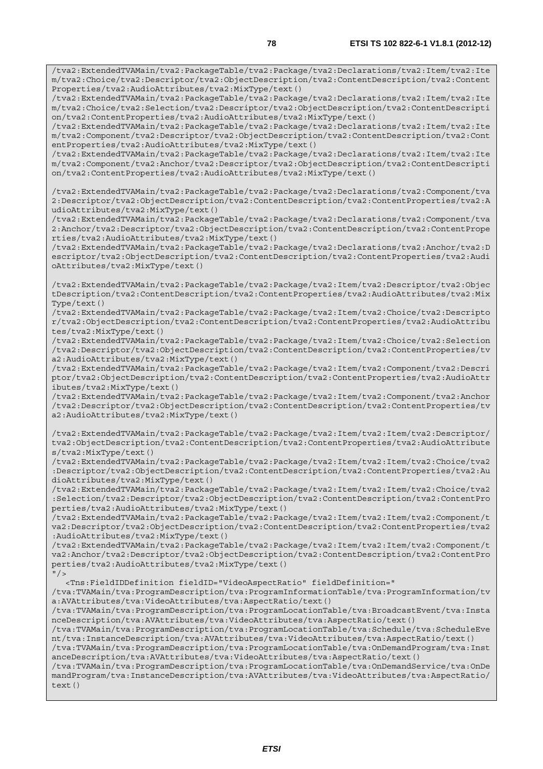```
/tva2:ExtendedTVAMain/tva2:PackageTable/tva2:Package/tva2:Declarations/tva2:Item/tva2:Item/tva2:Choice/tva2:Descriptor/tva2:ObjectDescription/tva2:ContentDescription/tva2:ContentProperties/tva2:AudioAttributes/tva2:MixType/text()
/tva2:ExtendedTVAMain/tva2:PackageTable/tva2:Package/tva2:Declarations/tva2:Item/tva2:Item/tva2:Choice/tva2:Selection/tva2:Descriptor/tva2:ObjectDescription/tva2:ContentDescription/tva2:ContentProperties/tva2:AudioAttributes/tva2:MixType/text()
/tva2:ExtendedTVAMain/tva2:PackageTable/tva2:Package/tva2:Declarations/tva2:Item/tva2:Item/tva2:Component/tva2:Descriptor/tva2:ObjectDescription/tva2:ContentDescription/tva2:ContentProperties/tva2:AudioAttributes/tva2:MixType/text()
/tva2:ExtendedTVAMain/tva2:PackageTable/tva2:Package/tva2:Declarations/tva2:Item/tva2:Item/tva2:Component/tva2:Anchor/tva2:Descriptor/tva2:ObjectDescription/tva2:ContentDescription/tva2:ContentProperties/tva2:AudioAttributes/tva2:MixType/text()

/tva2:ExtendedTVAMain/tva2:PackageTable/tva2:Package/tva2:Declarations/tva2:Component/tva2:Descriptor/tva2:ObjectDescription/tva2:ContentDescription/tva2:ContentProperties/tva2:AudioAttributes/tva2:MixType/text()
/tva2:ExtendedTVAMain/tva2:PackageTable/tva2:Package/tva2:Declarations/tva2:Component/tva2:Anchor/tva2:Descriptor/tva2:ObjectDescription/tva2:ContentDescription/tva2:ContentProperties/tva2:AudioAttributes/tva2:MixType/text()
/tva2:ExtendedTVAMain/tva2:PackageTable/tva2:Package/tva2:Declarations/tva2:Anchor/tva2:Descriptor/tva2:ObjectDescription/tva2:ContentDescription/tva2:ContentProperties/tva2:AudioAttributes/tva2:MixType/text()

/tva2:ExtendedTVAMain/tva2:PackageTable/tva2:Package/tva2:Item/tva2:Descriptor/tva2:ObjectDescription/tva2:ContentDescription/tva2:ContentProperties/tva2:AudioAttributes/tva2:MixType/text()
/tva2:ExtendedTVAMain/tva2:PackageTable/tva2:Package/tva2:Item/tva2:Choice/tva2:Descriptor/tva2:ObjectDescription/tva2:ContentDescription/tva2:ContentProperties/tva2:AudioAttributes/tva2:MixType/text()
/tva2:ExtendedTVAMain/tva2:PackageTable/tva2:Package/tva2:Item/tva2:Choice/tva2:Selection/tva2:Descriptor/tva2:ObjectDescription/tva2:ContentDescription/tva2:ContentProperties/tva2:AudioAttributes/tva2:MixType/text()
/tva2:ExtendedTVAMain/tva2:PackageTable/tva2:Package/tva2:Item/tva2:Component/tva2:Descriptor/tva2:ObjectDescription/tva2:ContentDescription/tva2:ContentProperties/tva2:AudioAttributes/tva2:MixType/text()
/tva2:ExtendedTVAMain/tva2:PackageTable/tva2:Package/tva2:Item/tva2:Component/tva2:Anchor/tva2:Descriptor/tva2:ObjectDescription/tva2:ContentDescription/tva2:ContentProperties/tva2:AudioAttributes/tva2:MixType/text()

/tva2:ExtendedTVAMain/tva2:PackageTable/tva2:Package/tva2:Item/tva2:Item/tva2:Descriptor/tva2:ObjectDescription/tva2:ContentDescription/tva2:ContentProperties/tva2:AudioAttributes/tva2:MixType/text()
/tva2:ExtendedTVAMain/tva2:PackageTable/tva2:Package/tva2:Item/tva2:Item/tva2:Choice/tva2:Descriptor/tva2:ObjectDescription/tva2:ContentDescription/tva2:ContentProperties/tva2:AudioAttributes/tva2:MixType/text()
/tva2:ExtendedTVAMain/tva2:PackageTable/tva2:Package/tva2:Item/tva2:Item/tva2:Choice/tva2:Selection/tva2:Descriptor/tva2:ObjectDescription/tva2:ContentDescription/tva2:ContentProperties/tva2:AudioAttributes/tva2:MixType/text()
/tva2:ExtendedTVAMain/tva2:PackageTable/tva2:Package/tva2:Item/tva2:Item/tva2:Component/tva2:Descriptor/tva2:ObjectDescription/tva2:ContentDescription/tva2:ContentProperties/tva2:AudioAttributes/tva2:MixType/text()
/tva2:ExtendedTVAMain/tva2:PackageTable/tva2:Package/tva2:Item/tva2:Item/tva2:Component/tva2:Anchor/tva2:Descriptor/tva2:ObjectDescription/tva2:ContentDescription/tva2:ContentProperties/tva2:AudioAttributes/tva2:MixType/text()
"/>
   <Tns:FieldIDDefinition fieldID="VideoAspectRatio" fieldDefinition="
/tva:TVAMain/tva:ProgramDescription/tva:ProgramInformationTable/tva:ProgramInformation/tva:AVAttributes/tva:VideoAttributes/tva:AspectRatio/text()
/tva:TVAMain/tva:ProgramDescription/tva:ProgramLocationTable/tva:BroadcastEvent/tva:InstanceDescription/tva:AVAttributes/tva:VideoAttributes/tva:AspectRatio/text()
/tva:TVAMain/tva:ProgramDescription/tva:ProgramLocationTable/tva:Schedule/tva:ScheduleEvent/tva:InstanceDescription/tva:AVAttributes/tva:VideoAttributes/tva:AspectRatio/text()
/tva:TVAMain/tva:ProgramDescription/tva:ProgramLocationTable/tva:OnDemandProgram/tva:InstanceDescription/tva:AVAttributes/tva:VideoAttributes/tva:AspectRatio/text()
/tva:TVAMain/tva:ProgramDescription/tva:ProgramLocationTable/tva:OnDemandService/tva:OnDemandProgram/tva:InstanceDescription/tva:AVAttributes/tva:VideoAttributes/tva:AspectRatio/text()
```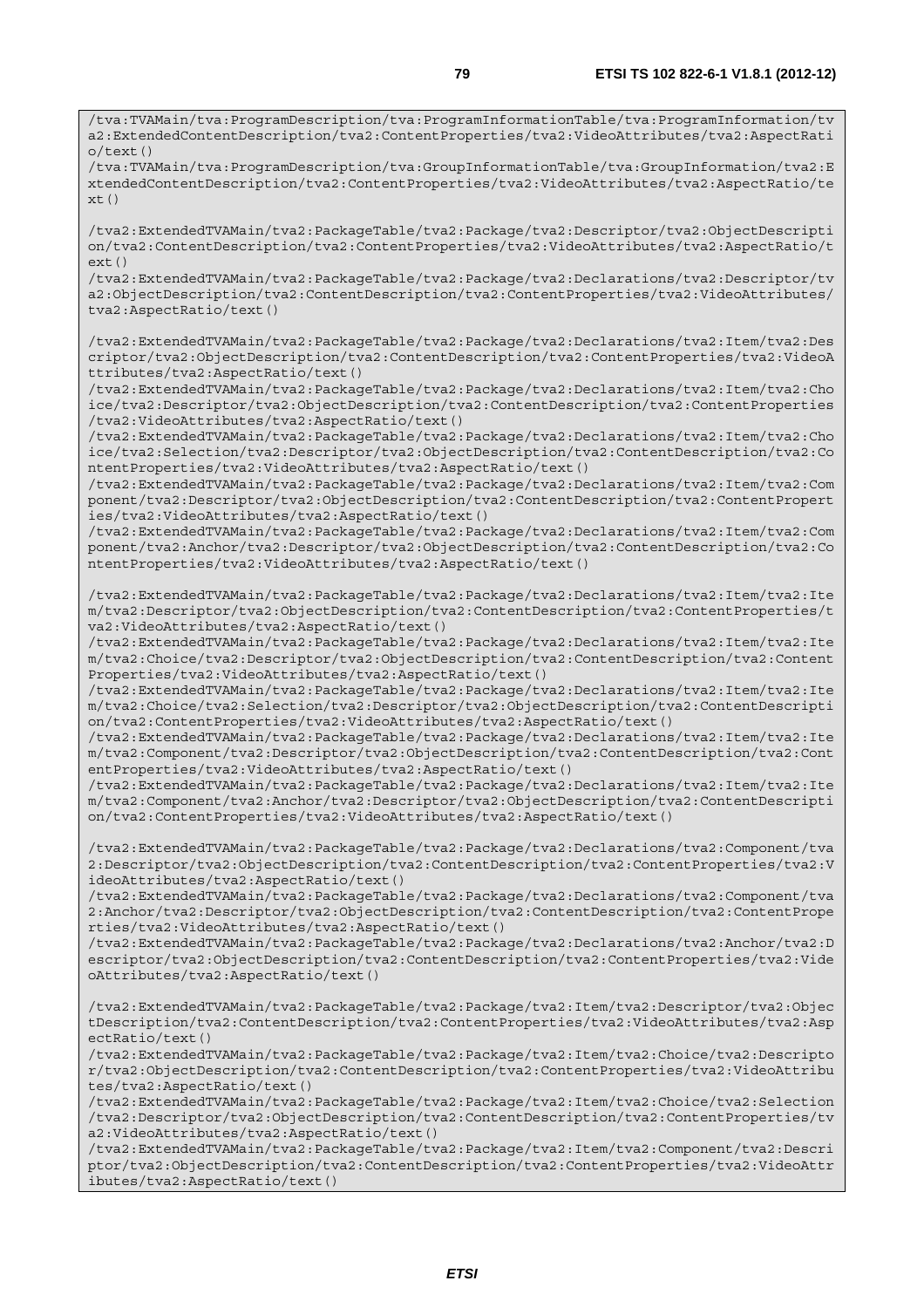```
/tva:TVAMain/tva:ProgramDescription/tva:ProgramInformationTable/tva:ProgramInformation/tva2:ExtendedContentDescription/tva2:ContentProperties/tva2:VideoAttributes/tva2:AspectRatio/text()
/tva:TVAMain/tva:ProgramDescription/tva:GroupInformationTable/tva:GroupInformation/tva2:ExtendedContentDescription/tva2:ContentProperties/tva2:VideoAttributes/tva2:AspectRatio/text()

/tva2:ExtendedTVAMain/tva2:PackageTable/tva2:Package/tva2:Descriptor/tva2:ObjectDescription/tva2:ContentDescription/tva2:ContentProperties/tva2:VideoAttributes/tva2:AspectRatio/text()
/tva2:ExtendedTVAMain/tva2:PackageTable/tva2:Package/tva2:Declarations/tva2:Descriptor/tva2:ObjectDescription/tva2:ContentDescription/tva2:ContentProperties/tva2:VideoAttributes/tva2:AspectRatio/text()

/tva2:ExtendedTVAMain/tva2:PackageTable/tva2:Package/tva2:Declarations/tva2:Item/tva2:Descriptor/tva2:ObjectDescription/tva2:ContentDescription/tva2:ContentProperties/tva2:VideoAttributes/tva2:AspectRatio/text()
/tva2:ExtendedTVAMain/tva2:PackageTable/tva2:Package/tva2:Declarations/tva2:Item/tva2:Choice/tva2:Descriptor/tva2:ObjectDescription/tva2:ContentDescription/tva2:ContentProperties/tva2:VideoAttributes/tva2:AspectRatio/text()
/tva2:ExtendedTVAMain/tva2:PackageTable/tva2:Package/tva2:Declarations/tva2:Item/tva2:Choice/tva2:Selection/tva2:Descriptor/tva2:ObjectDescription/tva2:ContentDescription/tva2:ContentProperties/tva2:VideoAttributes/tva2:AspectRatio/text()
/tva2:ExtendedTVAMain/tva2:PackageTable/tva2:Package/tva2:Declarations/tva2:Item/tva2:Component/tva2:Descriptor/tva2:ObjectDescription/tva2:ContentDescription/tva2:ContentProperties/tva2:VideoAttributes/tva2:AspectRatio/text()
/tva2:ExtendedTVAMain/tva2:PackageTable/tva2:Package/tva2:Declarations/tva2:Item/tva2:Component/tva2:Anchor/tva2:Descriptor/tva2:ObjectDescription/tva2:ContentDescription/tva2:ContentProperties/tva2:VideoAttributes/tva2:AspectRatio/text()

/tva2:ExtendedTVAMain/tva2:PackageTable/tva2:Package/tva2:Declarations/tva2:Item/tva2:Item/tva2:Descriptor/tva2:ObjectDescription/tva2:ContentDescription/tva2:ContentProperties/tva2:VideoAttributes/tva2:AspectRatio/text()
/tva2:ExtendedTVAMain/tva2:PackageTable/tva2:Package/tva2:Declarations/tva2:Item/tva2:Item/tva2:Choice/tva2:Descriptor/tva2:ObjectDescription/tva2:ContentDescription/tva2:ContentProperties/tva2:VideoAttributes/tva2:AspectRatio/text()
/tva2:ExtendedTVAMain/tva2:PackageTable/tva2:Package/tva2:Declarations/tva2:Item/tva2:Item/tva2:Choice/tva2:Selection/tva2:Descriptor/tva2:ObjectDescription/tva2:ContentDescription/tva2:ContentProperties/tva2:VideoAttributes/tva2:AspectRatio/text()
/tva2:ExtendedTVAMain/tva2:PackageTable/tva2:Package/tva2:Declarations/tva2:Item/tva2:Item/tva2:Component/tva2:Descriptor/tva2:ObjectDescription/tva2:ContentDescription/tva2:ContentProperties/tva2:VideoAttributes/tva2:AspectRatio/text()
/tva2:ExtendedTVAMain/tva2:PackageTable/tva2:Package/tva2:Declarations/tva2:Item/tva2:Item/tva2:Component/tva2:Anchor/tva2:Descriptor/tva2:ObjectDescription/tva2:ContentDescription/tva2:ContentProperties/tva2:VideoAttributes/tva2:AspectRatio/text()

/tva2:ExtendedTVAMain/tva2:PackageTable/tva2:Package/tva2:Declarations/tva2:Component/tva2:Descriptor/tva2:ObjectDescription/tva2:ContentDescription/tva2:ContentProperties/tva2:VideoAttributes/tva2:AspectRatio/text()
/tva2:ExtendedTVAMain/tva2:PackageTable/tva2:Package/tva2:Declarations/tva2:Component/tva2:Anchor/tva2:Descriptor/tva2:ObjectDescription/tva2:ContentDescription/tva2:ContentProperties/tva2:VideoAttributes/tva2:AspectRatio/text()
/tva2:ExtendedTVAMain/tva2:PackageTable/tva2:Package/tva2:Declarations/tva2:Anchor/tva2:Descriptor/tva2:ObjectDescription/tva2:ContentDescription/tva2:ContentProperties/tva2:VideoAttributes/tva2:AspectRatio/text()

/tva2:ExtendedTVAMain/tva2:PackageTable/tva2:Package/tva2:Item/tva2:Descriptor/tva2:ObjectDescription/tva2:ContentDescription/tva2:ContentProperties/tva2:VideoAttributes/tva2:AspectRatio/text()
/tva2:ExtendedTVAMain/tva2:PackageTable/tva2:Package/tva2:Item/tva2:Choice/tva2:Descriptor/tva2:ObjectDescription/tva2:ContentDescription/tva2:ContentProperties/tva2:VideoAttributes/tva2:AspectRatio/text()
/tva2:ExtendedTVAMain/tva2:PackageTable/tva2:Package/tva2:Item/tva2:Choice/tva2:Selection/tva2:Descriptor/tva2:ObjectDescription/tva2:ContentDescription/tva2:ContentProperties/tva2:VideoAttributes/tva2:AspectRatio/text()
/tva2:ExtendedTVAMain/tva2:PackageTable/tva2:Package/tva2:Item/tva2:Component/tva2:Descriptor/tva2:ObjectDescription/tva2:ContentDescription/tva2:ContentProperties/tva2:VideoAttributes/tva2:AspectRatio/text()
```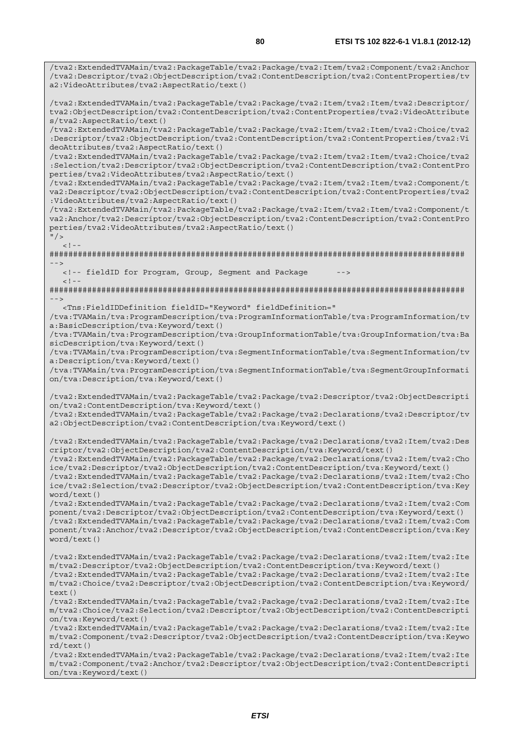```
/tva2:ExtendedTVAMain/tva2:PackageTable/tva2:Package/tva2:Item/tva2:Component/tva2:Anchor
/tva2:Descriptor/tva2:ObjectDescription/tva2:ContentDescription/tva2:ContentProperties/tv
a2:VideoAttributes/tva2:AspectRatio/text()

/tva2:ExtendedTVAMain/tva2:PackageTable/tva2:Package/tva2:Item/tva2:Item/tva2:Descriptor/
tva2:ObjectDescription/tva2:ContentDescription/tva2:ContentProperties/tva2:VideoAttribute
s/tva2:AspectRatio/text()
/tva2:ExtendedTVAMain/tva2:PackageTable/tva2:Package/tva2:Item/tva2:Item/tva2:Choice/tva2
:Descriptor/tva2:ObjectDescription/tva2:ContentDescription/tva2:ContentProperties/tva2:Vi
deoAttributes/tva2:AspectRatio/text()
/tva2:ExtendedTVAMain/tva2:PackageTable/tva2:Package/tva2:Item/tva2:Item/tva2:Choice/tva2
:Selection/tva2:Descriptor/tva2:ObjectDescription/tva2:ContentDescription/tva2:ContentPro
perties/tva2:VideoAttributes/tva2:AspectRatio/text()
/tva2:ExtendedTVAMain/tva2:PackageTable/tva2:Package/tva2:Item/tva2:Item/tva2:Component/t
va2:Descriptor/tva2:ObjectDescription/tva2:ContentDescription/tva2:ContentProperties/tva2
:VideoAttributes/tva2:AspectRatio/text()
/tva2:ExtendedTVAMain/tva2:PackageTable/tva2:Package/tva2:Item/tva2:Item/tva2:Component/t
va2:Anchor/tva2:Descriptor/tva2:ObjectDescription/tva2:ContentDescription/tva2:ContentPro
perties/tva2:VideoAttributes/tva2:AspectRatio/text()
"/>
   <!--
########################################################################################
-->
   <!-- fieldID for Program, Group, Segment and Package      -->
   <!--
########################################################################################
-->
   <Tns:FieldIDDefinition fieldID="Keyword" fieldDefinition="
/tva:TVAMain/tva:ProgramDescription/tva:ProgramInformationTable/tva:ProgramInformation/tv
a:BasicDescription/tva:Keyword/text()
/tva:TVAMain/tva:ProgramDescription/tva:GroupInformationTable/tva:GroupInformation/tva:Ba
sicDescription/tva:Keyword/text()
/tva:TVAMain/tva:ProgramDescription/tva:SegmentInformationTable/tva:SegmentInformation/tv
a:Description/tva:Keyword/text()
/tva:TVAMain/tva:ProgramDescription/tva:SegmentInformationTable/tva:SegmentGroupInformati
on/tva:Description/tva:Keyword/text()

/tva2:ExtendedTVAMain/tva2:PackageTable/tva2:Package/tva2:Descriptor/tva2:ObjectDescripti
on/tva2:ContentDescription/tva:Keyword/text()
/tva2:ExtendedTVAMain/tva2:PackageTable/tva2:Package/tva2:Declarations/tva2:Descriptor/tv
a2:ObjectDescription/tva2:ContentDescription/tva:Keyword/text()

/tva2:ExtendedTVAMain/tva2:PackageTable/tva2:Package/tva2:Declarations/tva2:Item/tva2:Des
criptor/tva2:ObjectDescription/tva2:ContentDescription/tva:Keyword/text()
/tva2:ExtendedTVAMain/tva2:PackageTable/tva2:Package/tva2:Declarations/tva2:Item/tva2:Cho
ice/tva2:Descriptor/tva2:ObjectDescription/tva2:ContentDescription/tva:Keyword/text()
/tva2:ExtendedTVAMain/tva2:PackageTable/tva2:Package/tva2:Declarations/tva2:Item/tva2:Cho
ice/tva2:Selection/tva2:Descriptor/tva2:ObjectDescription/tva2:ContentDescription/tva:Key
word/text()
/tva2:ExtendedTVAMain/tva2:PackageTable/tva2:Package/tva2:Declarations/tva2:Item/tva2:Com
ponent/tva2:Descriptor/tva2:ObjectDescription/tva2:ContentDescription/tva:Keyword/text()
/tva2:ExtendedTVAMain/tva2:PackageTable/tva2:Package/tva2:Declarations/tva2:Item/tva2:Com
ponent/tva2:Anchor/tva2:Descriptor/tva2:ObjectDescription/tva2:ContentDescription/tva:Key
word/text()

/tva2:ExtendedTVAMain/tva2:PackageTable/tva2:Package/tva2:Declarations/tva2:Item/tva2:Ite
m/tva2:Descriptor/tva2:ObjectDescription/tva2:ContentDescription/tva:Keyword/text()
/tva2:ExtendedTVAMain/tva2:PackageTable/tva2:Package/tva2:Declarations/tva2:Item/tva2:Ite
m/tva2:Choice/tva2:Descriptor/tva2:ObjectDescription/tva2:ContentDescription/tva:Keyword/
text()
/tva2:ExtendedTVAMain/tva2:PackageTable/tva2:Package/tva2:Declarations/tva2:Item/tva2:Ite
m/tva2:Choice/tva2:Selection/tva2:Descriptor/tva2:ObjectDescription/tva2:ContentDescripti
on/tva:Keyword/text()
/tva2:ExtendedTVAMain/tva2:PackageTable/tva2:Package/tva2:Declarations/tva2:Item/tva2:Ite
m/tva2:Component/tva2:Descriptor/tva2:ObjectDescription/tva2:ContentDescription/tva:Keywo
rd/text()
/tva2:ExtendedTVAMain/tva2:PackageTable/tva2:Package/tva2:Declarations/tva2:Item/tva2:Ite
m/tva2:Component/tva2:Anchor/tva2:Descriptor/tva2:ObjectDescription/tva2:ContentDescripti
on/tva:Keyword/text()
```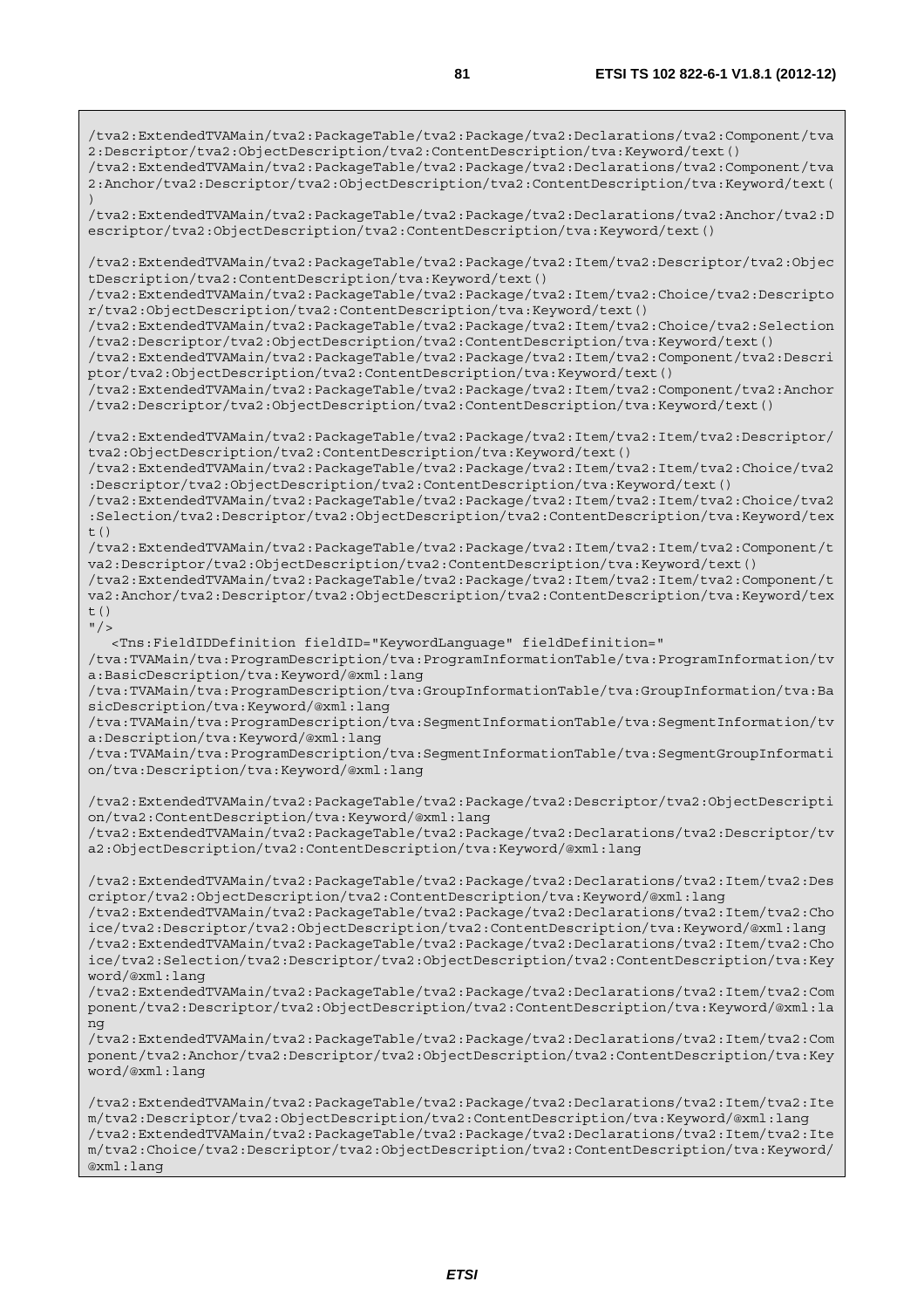```
/tva2:ExtendedTVAMain/tva2:PackageTable/tva2:Package/tva2:Declarations/tva2:Component/tva2:Descriptor/tva2:ObjectDescription/tva2:ContentDescription/tva:Keyword/text()
/tva2:ExtendedTVAMain/tva2:PackageTable/tva2:Package/tva2:Declarations/tva2:Component/tva2:Anchor/tva2:Descriptor/tva2:ObjectDescription/tva2:ContentDescription/tva:Keyword/text()
/tva2:ExtendedTVAMain/tva2:PackageTable/tva2:Package/tva2:Declarations/tva2:Anchor/tva2:Descriptor/tva2:ObjectDescription/tva2:ContentDescription/tva:Keyword/text()

/tva2:ExtendedTVAMain/tva2:PackageTable/tva2:Package/tva2:Item/tva2:Descriptor/tva2:ObjectDescription/tva2:ContentDescription/tva:Keyword/text()
/tva2:ExtendedTVAMain/tva2:PackageTable/tva2:Package/tva2:Item/tva2:Choice/tva2:Descriptor/tva2:ObjectDescription/tva2:ContentDescription/tva:Keyword/text()
/tva2:ExtendedTVAMain/tva2:PackageTable/tva2:Package/tva2:Item/tva2:Choice/tva2:Selection/tva2:Descriptor/tva2:ObjectDescription/tva2:ContentDescription/tva:Keyword/text()
/tva2:ExtendedTVAMain/tva2:PackageTable/tva2:Package/tva2:Item/tva2:Component/tva2:Descriptor/tva2:ObjectDescription/tva2:ContentDescription/tva:Keyword/text()
/tva2:ExtendedTVAMain/tva2:PackageTable/tva2:Package/tva2:Item/tva2:Component/tva2:Anchor/tva2:Descriptor/tva2:ObjectDescription/tva2:ContentDescription/tva:Keyword/text()

/tva2:ExtendedTVAMain/tva2:PackageTable/tva2:Package/tva2:Item/tva2:Item/tva2:Descriptor/tva2:ObjectDescription/tva2:ContentDescription/tva:Keyword/text()
/tva2:ExtendedTVAMain/tva2:PackageTable/tva2:Package/tva2:Item/tva2:Item/tva2:Choice/tva2:Descriptor/tva2:ObjectDescription/tva2:ContentDescription/tva:Keyword/text()
/tva2:ExtendedTVAMain/tva2:PackageTable/tva2:Package/tva2:Item/tva2:Item/tva2:Choice/tva2:Selection/tva2:Descriptor/tva2:ObjectDescription/tva2:ContentDescription/tva:Keyword/text()
/tva2:ExtendedTVAMain/tva2:PackageTable/tva2:Package/tva2:Item/tva2:Item/tva2:Component/tva2:Descriptor/tva2:ObjectDescription/tva2:ContentDescription/tva:Keyword/text()
/tva2:ExtendedTVAMain/tva2:PackageTable/tva2:Package/tva2:Item/tva2:Item/tva2:Component/tva2:Anchor/tva2:Descriptor/tva2:ObjectDescription/tva2:ContentDescription/tva:Keyword/text()
"/>
   <Tns:FieldIDDefinition fieldID="KeywordLanguage" fieldDefinition="
/tva:TVAMain/tva:ProgramDescription/tva:ProgramInformationTable/tva:ProgramInformation/tva:BasicDescription/tva:Keyword/@xml:lang
/tva:TVAMain/tva:ProgramDescription/tva:GroupInformationTable/tva:GroupInformation/tva:BasicDescription/tva:Keyword/@xml:lang
/tva:TVAMain/tva:ProgramDescription/tva:SegmentInformationTable/tva:SegmentInformation/tva:Description/tva:Keyword/@xml:lang
/tva:TVAMain/tva:ProgramDescription/tva:SegmentInformationTable/tva:SegmentGroupInformation/tva:Description/tva:Keyword/@xml:lang

/tva2:ExtendedTVAMain/tva2:PackageTable/tva2:Package/tva2:Descriptor/tva2:ObjectDescription/tva2:ContentDescription/tva:Keyword/@xml:lang
/tva2:ExtendedTVAMain/tva2:PackageTable/tva2:Package/tva2:Declarations/tva2:Descriptor/tva2:ObjectDescription/tva2:ContentDescription/tva:Keyword/@xml:lang

/tva2:ExtendedTVAMain/tva2:PackageTable/tva2:Package/tva2:Declarations/tva2:Item/tva2:Descriptor/tva2:ObjectDescription/tva2:ContentDescription/tva:Keyword/@xml:lang
/tva2:ExtendedTVAMain/tva2:PackageTable/tva2:Package/tva2:Declarations/tva2:Item/tva2:Choice/tva2:Descriptor/tva2:ObjectDescription/tva2:ContentDescription/tva:Keyword/@xml:lang
/tva2:ExtendedTVAMain/tva2:PackageTable/tva2:Package/tva2:Declarations/tva2:Item/tva2:Choice/tva2:Selection/tva2:Descriptor/tva2:ObjectDescription/tva2:ContentDescription/tva:Keyword/@xml:lang
/tva2:ExtendedTVAMain/tva2:PackageTable/tva2:Package/tva2:Declarations/tva2:Item/tva2:Component/tva2:Descriptor/tva2:ObjectDescription/tva2:ContentDescription/tva:Keyword/@xml:lang
/tva2:ExtendedTVAMain/tva2:PackageTable/tva2:Package/tva2:Declarations/tva2:Item/tva2:Component/tva2:Anchor/tva2:Descriptor/tva2:ObjectDescription/tva2:ContentDescription/tva:Keyword/@xml:lang

/tva2:ExtendedTVAMain/tva2:PackageTable/tva2:Package/tva2:Declarations/tva2:Item/tva2:Item/tva2:Descriptor/tva2:ObjectDescription/tva2:ContentDescription/tva:Keyword/@xml:lang
/tva2:ExtendedTVAMain/tva2:PackageTable/tva2:Package/tva2:Declarations/tva2:Item/tva2:Item/tva2:Choice/tva2:Descriptor/tva2:ObjectDescription/tva2:ContentDescription/tva:Keyword/@xml:lang
```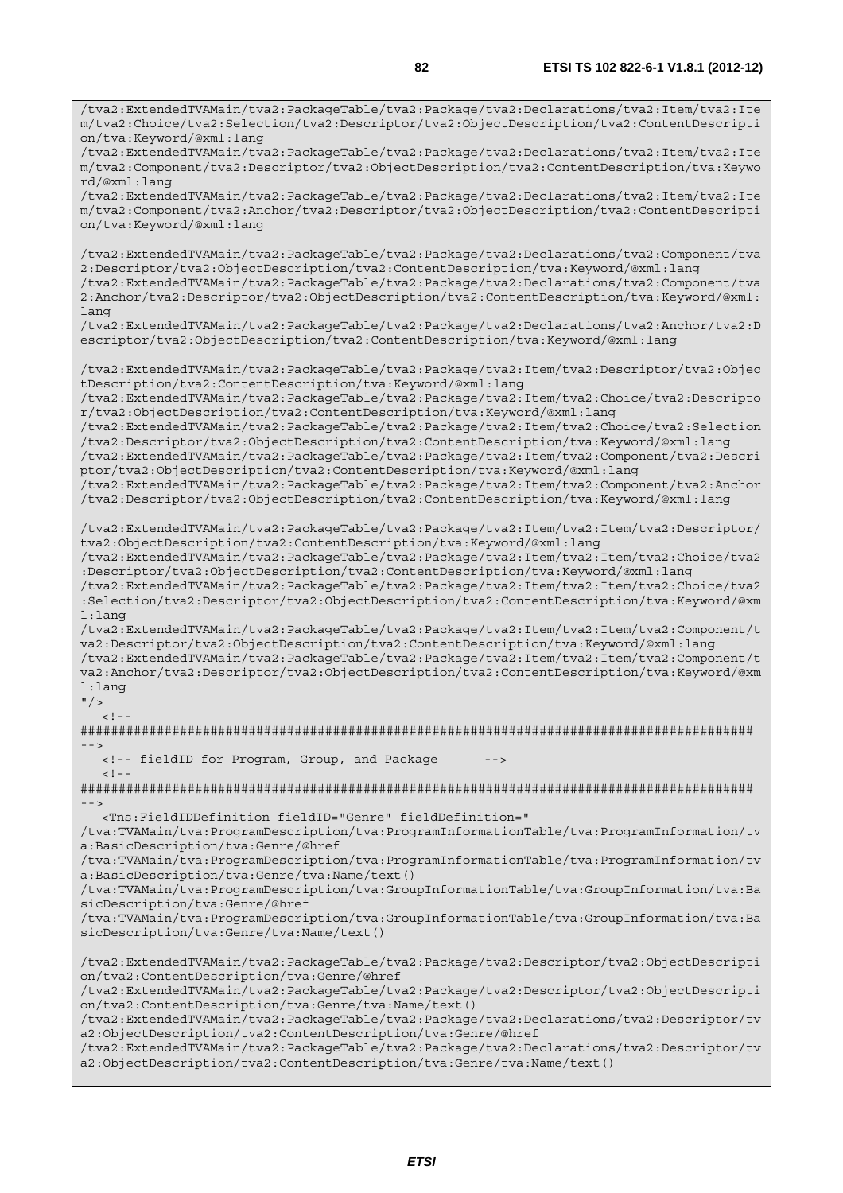```
/tva2:ExtendedTVAMain/tva2:PackageTable/tva2:Package/tva2:Declarations/tva2:Item/tva2:Item/tva2:Choice/tva2:Selection/tva2:Descriptor/tva2:ObjectDescription/tva2:ContentDescription/tva:Keyword/@xml:lang
/tva2:ExtendedTVAMain/tva2:PackageTable/tva2:Package/tva2:Declarations/tva2:Item/tva2:Item/tva2:Component/tva2:Descriptor/tva2:ObjectDescription/tva2:ContentDescription/tva:Keyword/@xml:lang
/tva2:ExtendedTVAMain/tva2:PackageTable/tva2:Package/tva2:Declarations/tva2:Item/tva2:Item/tva2:Component/tva2:Anchor/tva2:Descriptor/tva2:ObjectDescription/tva2:ContentDescription/tva:Keyword/@xml:lang

/tva2:ExtendedTVAMain/tva2:PackageTable/tva2:Package/tva2:Declarations/tva2:Component/tva2:Descriptor/tva2:ObjectDescription/tva2:ContentDescription/tva:Keyword/@xml:lang
/tva2:ExtendedTVAMain/tva2:PackageTable/tva2:Package/tva2:Declarations/tva2:Component/tva2:Anchor/tva2:Descriptor/tva2:ObjectDescription/tva2:ContentDescription/tva:Keyword/@xml:lang
/tva2:ExtendedTVAMain/tva2:PackageTable/tva2:Package/tva2:Declarations/tva2:Anchor/tva2:Descriptor/tva2:ObjectDescription/tva2:ContentDescription/tva:Keyword/@xml:lang

/tva2:ExtendedTVAMain/tva2:PackageTable/tva2:Package/tva2:Item/tva2:Descriptor/tva2:ObjectDescription/tva2:ContentDescription/tva:Keyword/@xml:lang
/tva2:ExtendedTVAMain/tva2:PackageTable/tva2:Package/tva2:Item/tva2:Choice/tva2:Descriptor/tva2:ObjectDescription/tva2:ContentDescription/tva:Keyword/@xml:lang
/tva2:ExtendedTVAMain/tva2:PackageTable/tva2:Package/tva2:Item/tva2:Choice/tva2:Selection/tva2:Descriptor/tva2:ObjectDescription/tva2:ContentDescription/tva:Keyword/@xml:lang
/tva2:ExtendedTVAMain/tva2:PackageTable/tva2:Package/tva2:Item/tva2:Component/tva2:Descriptor/tva2:ObjectDescription/tva2:ContentDescription/tva:Keyword/@xml:lang
/tva2:ExtendedTVAMain/tva2:PackageTable/tva2:Package/tva2:Item/tva2:Component/tva2:Anchor/tva2:Descriptor/tva2:ObjectDescription/tva2:ContentDescription/tva:Keyword/@xml:lang

/tva2:ExtendedTVAMain/tva2:PackageTable/tva2:Package/tva2:Item/tva2:Item/tva2:Descriptor/tva2:ObjectDescription/tva2:ContentDescription/tva:Keyword/@xml:lang
/tva2:ExtendedTVAMain/tva2:PackageTable/tva2:Package/tva2:Item/tva2:Item/tva2:Choice/tva2:Descriptor/tva2:ObjectDescription/tva2:ContentDescription/tva:Keyword/@xml:lang
/tva2:ExtendedTVAMain/tva2:PackageTable/tva2:Package/tva2:Item/tva2:Item/tva2:Choice/tva2:Selection/tva2:Descriptor/tva2:ObjectDescription/tva2:ContentDescription/tva:Keyword/@xml:lang
/tva2:ExtendedTVAMain/tva2:PackageTable/tva2:Package/tva2:Item/tva2:Item/tva2:Component/tva2:Descriptor/tva2:ObjectDescription/tva2:ContentDescription/tva:Keyword/@xml:lang
/tva2:ExtendedTVAMain/tva2:PackageTable/tva2:Package/tva2:Item/tva2:Item/tva2:Component/tva2:Anchor/tva2:Descriptor/tva2:ObjectDescription/tva2:ContentDescription/tva:Keyword/@xml:lang
"/>
   <!--
########################################################################################
-->
   <!-- fieldID for Program, Group, and Package      -->
   <!--
########################################################################################
-->
   <Tns:FieldIDDefinition fieldID="Genre" fieldDefinition="
/tva:TVAMain/tva:ProgramDescription/tva:ProgramInformationTable/tva:ProgramInformation/tva:BasicDescription/tva:Genre/@href
/tva:TVAMain/tva:ProgramDescription/tva:ProgramInformationTable/tva:ProgramInformation/tva:BasicDescription/tva:Genre/tva:Name/text()
/tva:TVAMain/tva:ProgramDescription/tva:GroupInformationTable/tva:GroupInformation/tva:BasicDescription/tva:Genre/@href
/tva:TVAMain/tva:ProgramDescription/tva:GroupInformationTable/tva:GroupInformation/tva:BasicDescription/tva:Genre/tva:Name/text()

/tva2:ExtendedTVAMain/tva2:PackageTable/tva2:Package/tva2:Descriptor/tva2:ObjectDescription/tva2:ContentDescription/tva:Genre/@href
/tva2:ExtendedTVAMain/tva2:PackageTable/tva2:Package/tva2:Descriptor/tva2:ObjectDescription/tva2:ContentDescription/tva:Genre/tva:Name/text()
/tva2:ExtendedTVAMain/tva2:PackageTable/tva2:Package/tva2:Declarations/tva2:Descriptor/tva2:ObjectDescription/tva2:ContentDescription/tva:Genre/@href
/tva2:ExtendedTVAMain/tva2:PackageTable/tva2:Package/tva2:Declarations/tva2:Descriptor/tva2:ObjectDescription/tva2:ContentDescription/tva:Genre/tva:Name/text()
```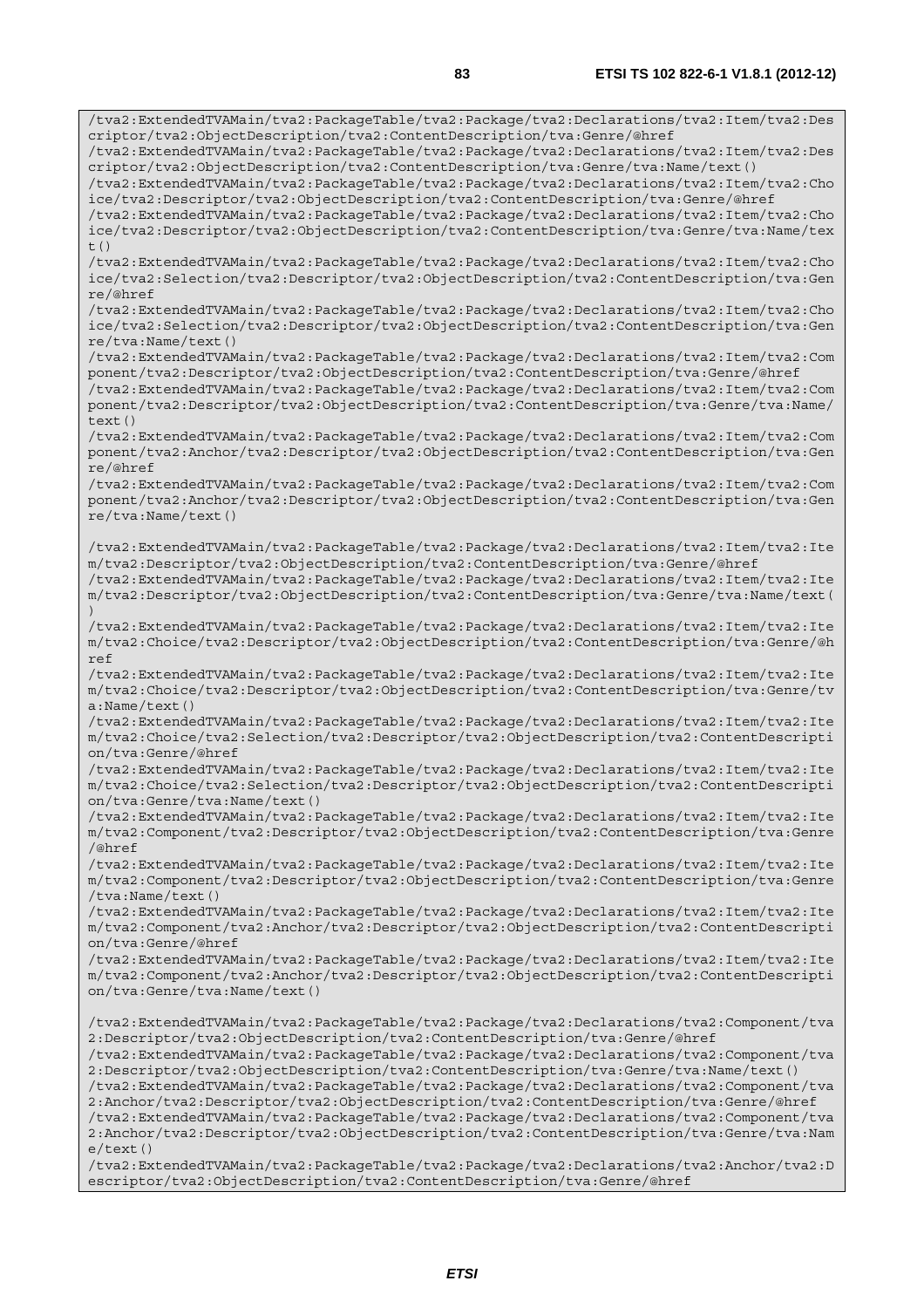```
/tva2:ExtendedTVAMain/tva2:PackageTable/tva2:Package/tva2:Declarations/tva2:Item/tva2:Descriptor/tva2:ObjectDescription/tva2:ContentDescription/tva:Genre/@href
/tva2:ExtendedTVAMain/tva2:PackageTable/tva2:Package/tva2:Declarations/tva2:Item/tva2:Descriptor/tva2:ObjectDescription/tva2:ContentDescription/tva:Genre/tva:Name/text()
/tva2:ExtendedTVAMain/tva2:PackageTable/tva2:Package/tva2:Declarations/tva2:Item/tva2:Choice/tva2:Descriptor/tva2:ObjectDescription/tva2:ContentDescription/tva:Genre/@href
/tva2:ExtendedTVAMain/tva2:PackageTable/tva2:Package/tva2:Declarations/tva2:Item/tva2:Choice/tva2:Descriptor/tva2:ObjectDescription/tva2:ContentDescription/tva:Genre/tva:Name/text()
/tva2:ExtendedTVAMain/tva2:PackageTable/tva2:Package/tva2:Declarations/tva2:Item/tva2:Choice/tva2:Selection/tva2:Descriptor/tva2:ObjectDescription/tva2:ContentDescription/tva:Genre/@href
/tva2:ExtendedTVAMain/tva2:PackageTable/tva2:Package/tva2:Declarations/tva2:Item/tva2:Choice/tva2:Selection/tva2:Descriptor/tva2:ObjectDescription/tva2:ContentDescription/tva:Genre/tva:Name/text()
/tva2:ExtendedTVAMain/tva2:PackageTable/tva2:Package/tva2:Declarations/tva2:Item/tva2:Component/tva2:Descriptor/tva2:ObjectDescription/tva2:ContentDescription/tva:Genre/@href
/tva2:ExtendedTVAMain/tva2:PackageTable/tva2:Package/tva2:Declarations/tva2:Item/tva2:Component/tva2:Descriptor/tva2:ObjectDescription/tva2:ContentDescription/tva:Genre/tva:Name/text()
/tva2:ExtendedTVAMain/tva2:PackageTable/tva2:Package/tva2:Declarations/tva2:Item/tva2:Component/tva2:Anchor/tva2:Descriptor/tva2:ObjectDescription/tva2:ContentDescription/tva:Genre/@href
/tva2:ExtendedTVAMain/tva2:PackageTable/tva2:Package/tva2:Declarations/tva2:Item/tva2:Component/tva2:Anchor/tva2:Descriptor/tva2:ObjectDescription/tva2:ContentDescription/tva:Genre/tva:Name/text()

/tva2:ExtendedTVAMain/tva2:PackageTable/tva2:Package/tva2:Declarations/tva2:Item/tva2:Item/tva2:Descriptor/tva2:ObjectDescription/tva2:ContentDescription/tva:Genre/@href
/tva2:ExtendedTVAMain/tva2:PackageTable/tva2:Package/tva2:Declarations/tva2:Item/tva2:Item/tva2:Descriptor/tva2:ObjectDescription/tva2:ContentDescription/tva:Genre/tva:Name/text()
/tva2:ExtendedTVAMain/tva2:PackageTable/tva2:Package/tva2:Declarations/tva2:Item/tva2:Item/tva2:Choice/tva2:Descriptor/tva2:ObjectDescription/tva2:ContentDescription/tva:Genre/@href
/tva2:ExtendedTVAMain/tva2:PackageTable/tva2:Package/tva2:Declarations/tva2:Item/tva2:Item/tva2:Choice/tva2:Descriptor/tva2:ObjectDescription/tva2:ContentDescription/tva:Genre/tva:Name/text()
/tva2:ExtendedTVAMain/tva2:PackageTable/tva2:Package/tva2:Declarations/tva2:Item/tva2:Item/tva2:Choice/tva2:Selection/tva2:Descriptor/tva2:ObjectDescription/tva2:ContentDescription/tva:Genre/@href
/tva2:ExtendedTVAMain/tva2:PackageTable/tva2:Package/tva2:Declarations/tva2:Item/tva2:Item/tva2:Choice/tva2:Selection/tva2:Descriptor/tva2:ObjectDescription/tva2:ContentDescription/tva:Genre/tva:Name/text()
/tva2:ExtendedTVAMain/tva2:PackageTable/tva2:Package/tva2:Declarations/tva2:Item/tva2:Item/tva2:Component/tva2:Descriptor/tva2:ObjectDescription/tva2:ContentDescription/tva:Genre/@href
/tva2:ExtendedTVAMain/tva2:PackageTable/tva2:Package/tva2:Declarations/tva2:Item/tva2:Item/tva2:Component/tva2:Descriptor/tva2:ObjectDescription/tva2:ContentDescription/tva:Genre/tva:Name/text()
/tva2:ExtendedTVAMain/tva2:PackageTable/tva2:Package/tva2:Declarations/tva2:Item/tva2:Item/tva2:Component/tva2:Anchor/tva2:Descriptor/tva2:ObjectDescription/tva2:ContentDescription/tva:Genre/@href
/tva2:ExtendedTVAMain/tva2:PackageTable/tva2:Package/tva2:Declarations/tva2:Item/tva2:Item/tva2:Component/tva2:Anchor/tva2:Descriptor/tva2:ObjectDescription/tva2:ContentDescription/tva:Genre/tva:Name/text()

/tva2:ExtendedTVAMain/tva2:PackageTable/tva2:Package/tva2:Declarations/tva2:Component/tva2:Descriptor/tva2:ObjectDescription/tva2:ContentDescription/tva:Genre/@href
/tva2:ExtendedTVAMain/tva2:PackageTable/tva2:Package/tva2:Declarations/tva2:Component/tva2:Descriptor/tva2:ObjectDescription/tva2:ContentDescription/tva:Genre/tva:Name/text()
/tva2:ExtendedTVAMain/tva2:PackageTable/tva2:Package/tva2:Declarations/tva2:Component/tva2:Anchor/tva2:Descriptor/tva2:ObjectDescription/tva2:ContentDescription/tva:Genre/@href
/tva2:ExtendedTVAMain/tva2:PackageTable/tva2:Package/tva2:Declarations/tva2:Component/tva2:Anchor/tva2:Descriptor/tva2:ObjectDescription/tva2:ContentDescription/tva:Genre/tva:Name/text()
/tva2:ExtendedTVAMain/tva2:PackageTable/tva2:Package/tva2:Declarations/tva2:Anchor/tva2:Descriptor/tva2:ObjectDescription/tva2:ContentDescription/tva:Genre/@href
```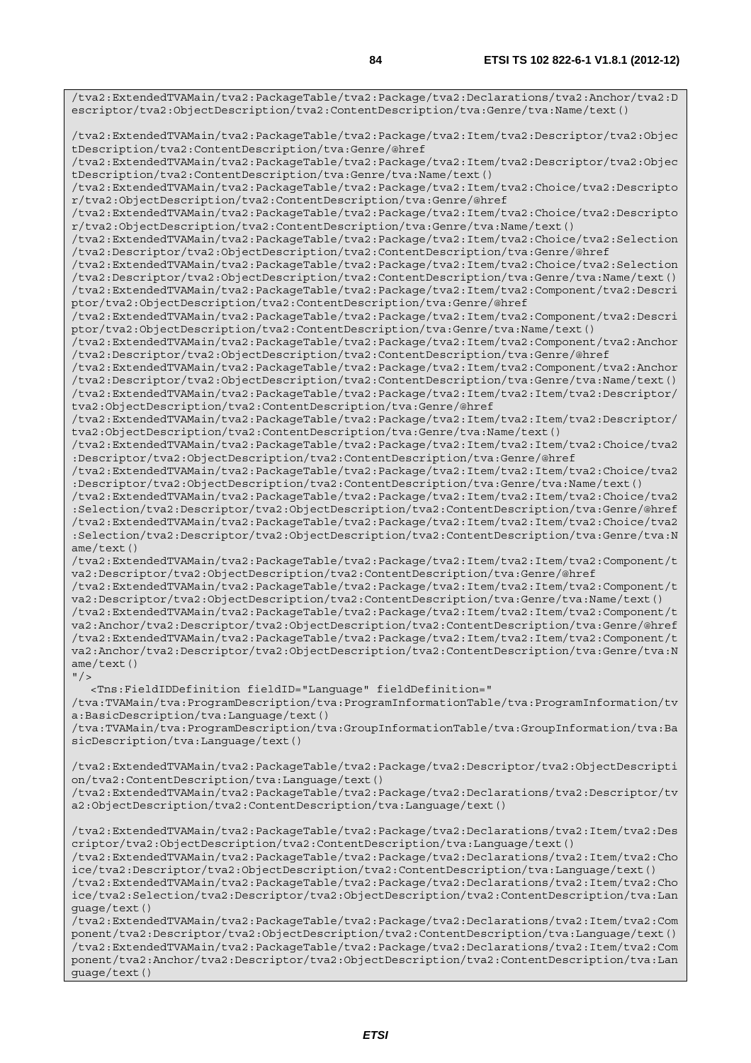```
/tva2:ExtendedTVAMain/tva2:PackageTable/tva2:Package/tva2:Declarations/tva2:Anchor/tva2:D
escriptor/tva2:ObjectDescription/tva2:ContentDescription/tva:Genre/tva:Name/text()

/tva2:ExtendedTVAMain/tva2:PackageTable/tva2:Package/tva2:Item/tva2:Descriptor/tva2:Objec
tDescription/tva2:ContentDescription/tva:Genre/@href
/tva2:ExtendedTVAMain/tva2:PackageTable/tva2:Package/tva2:Item/tva2:Descriptor/tva2:Objec
tDescription/tva2:ContentDescription/tva:Genre/tva:Name/text()
/tva2:ExtendedTVAMain/tva2:PackageTable/tva2:Package/tva2:Item/tva2:Choice/tva2:Descripto
r/tva2:ObjectDescription/tva2:ContentDescription/tva:Genre/@href
/tva2:ExtendedTVAMain/tva2:PackageTable/tva2:Package/tva2:Item/tva2:Choice/tva2:Descripto
r/tva2:ObjectDescription/tva2:ContentDescription/tva:Genre/tva:Name/text()
/tva2:ExtendedTVAMain/tva2:PackageTable/tva2:Package/tva2:Item/tva2:Choice/tva2:Selection
/tva2:Descriptor/tva2:ObjectDescription/tva2:ContentDescription/tva:Genre/@href
/tva2:ExtendedTVAMain/tva2:PackageTable/tva2:Package/tva2:Item/tva2:Choice/tva2:Selection
/tva2:Descriptor/tva2:ObjectDescription/tva2:ContentDescription/tva:Genre/tva:Name/text()
/tva2:ExtendedTVAMain/tva2:PackageTable/tva2:Package/tva2:Item/tva2:Component/tva2:Descri
ptor/tva2:ObjectDescription/tva2:ContentDescription/tva:Genre/@href
/tva2:ExtendedTVAMain/tva2:PackageTable/tva2:Package/tva2:Item/tva2:Component/tva2:Descri
ptor/tva2:ObjectDescription/tva2:ContentDescription/tva:Genre/tva:Name/text()
/tva2:ExtendedTVAMain/tva2:PackageTable/tva2:Package/tva2:Item/tva2:Component/tva2:Anchor
/tva2:Descriptor/tva2:ObjectDescription/tva2:ContentDescription/tva:Genre/@href
/tva2:ExtendedTVAMain/tva2:PackageTable/tva2:Package/tva2:Item/tva2:Component/tva2:Anchor
/tva2:Descriptor/tva2:ObjectDescription/tva2:ContentDescription/tva:Genre/tva:Name/text()
/tva2:ExtendedTVAMain/tva2:PackageTable/tva2:Package/tva2:Item/tva2:Item/tva2:Descriptor/
tva2:ObjectDescription/tva2:ContentDescription/tva:Genre/@href
/tva2:ExtendedTVAMain/tva2:PackageTable/tva2:Package/tva2:Item/tva2:Item/tva2:Descriptor/
tva2:ObjectDescription/tva2:ContentDescription/tva:Genre/tva:Name/text()
/tva2:ExtendedTVAMain/tva2:PackageTable/tva2:Package/tva2:Item/tva2:Item/tva2:Choice/tva2
:Descriptor/tva2:ObjectDescription/tva2:ContentDescription/tva:Genre/@href
/tva2:ExtendedTVAMain/tva2:PackageTable/tva2:Package/tva2:Item/tva2:Item/tva2:Choice/tva2
:Descriptor/tva2:ObjectDescription/tva2:ContentDescription/tva:Genre/tva:Name/text()
/tva2:ExtendedTVAMain/tva2:PackageTable/tva2:Package/tva2:Item/tva2:Item/tva2:Choice/tva2
:Selection/tva2:Descriptor/tva2:ObjectDescription/tva2:ContentDescription/tva:Genre/@href
/tva2:ExtendedTVAMain/tva2:PackageTable/tva2:Package/tva2:Item/tva2:Item/tva2:Choice/tva2
:Selection/tva2:Descriptor/tva2:ObjectDescription/tva2:ContentDescription/tva:Genre/tva:N
ame/text()
/tva2:ExtendedTVAMain/tva2:PackageTable/tva2:Package/tva2:Item/tva2:Item/tva2:Component/t
va2:Descriptor/tva2:ObjectDescription/tva2:ContentDescription/tva:Genre/@href
/tva2:ExtendedTVAMain/tva2:PackageTable/tva2:Package/tva2:Item/tva2:Item/tva2:Component/t
va2:Descriptor/tva2:ObjectDescription/tva2:ContentDescription/tva:Genre/tva:Name/text()
/tva2:ExtendedTVAMain/tva2:PackageTable/tva2:Package/tva2:Item/tva2:Item/tva2:Component/t
va2:Anchor/tva2:Descriptor/tva2:ObjectDescription/tva2:ContentDescription/tva:Genre/@href
/tva2:ExtendedTVAMain/tva2:PackageTable/tva2:Package/tva2:Item/tva2:Item/tva2:Component/t
va2:Anchor/tva2:Descriptor/tva2:ObjectDescription/tva2:ContentDescription/tva:Genre/tva:N
ame/text()
"/>
   <Tns:FieldIDDefinition fieldID="Language" fieldDefinition="
/tva:TVAMain/tva:ProgramDescription/tva:ProgramInformationTable/tva:ProgramInformation/tv
a:BasicDescription/tva:Language/text()
/tva:TVAMain/tva:ProgramDescription/tva:GroupInformationTable/tva:GroupInformation/tva:Ba
sicDescription/tva:Language/text()

/tva2:ExtendedTVAMain/tva2:PackageTable/tva2:Package/tva2:Descriptor/tva2:ObjectDescripti
on/tva2:ContentDescription/tva:Language/text()
/tva2:ExtendedTVAMain/tva2:PackageTable/tva2:Package/tva2:Declarations/tva2:Descriptor/tv
a2:ObjectDescription/tva2:ContentDescription/tva:Language/text()

/tva2:ExtendedTVAMain/tva2:PackageTable/tva2:Package/tva2:Declarations/tva2:Item/tva2:Des
criptor/tva2:ObjectDescription/tva2:ContentDescription/tva:Language/text()
/tva2:ExtendedTVAMain/tva2:PackageTable/tva2:Package/tva2:Declarations/tva2:Item/tva2:Cho
ice/tva2:Descriptor/tva2:ObjectDescription/tva2:ContentDescription/tva:Language/text()
/tva2:ExtendedTVAMain/tva2:PackageTable/tva2:Package/tva2:Declarations/tva2:Item/tva2:Cho
ice/tva2:Selection/tva2:Descriptor/tva2:ObjectDescription/tva2:ContentDescription/tva:Lan
guage/text()
/tva2:ExtendedTVAMain/tva2:PackageTable/tva2:Package/tva2:Declarations/tva2:Item/tva2:Com
ponent/tva2:Descriptor/tva2:ObjectDescription/tva2:ContentDescription/tva:Language/text()
/tva2:ExtendedTVAMain/tva2:PackageTable/tva2:Package/tva2:Declarations/tva2:Item/tva2:Com
ponent/tva2:Anchor/tva2:Descriptor/tva2:ObjectDescription/tva2:ContentDescription/tva:Lan
guage/text()
```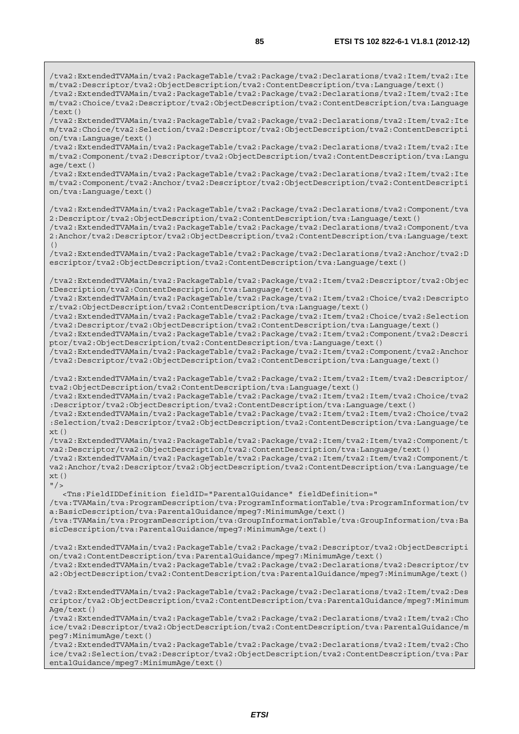```
/tva2:ExtendedTVAMain/tva2:PackageTable/tva2:Package/tva2:Declarations/tva2:Item/tva2:Ite
m/tva2:Descriptor/tva2:ObjectDescription/tva2:ContentDescription/tva:Language/text()
/tva2:ExtendedTVAMain/tva2:PackageTable/tva2:Package/tva2:Declarations/tva2:Item/tva2:Ite
m/tva2:Choice/tva2:Descriptor/tva2:ObjectDescription/tva2:ContentDescription/tva:Language
/text()
/tva2:ExtendedTVAMain/tva2:PackageTable/tva2:Package/tva2:Declarations/tva2:Item/tva2:Ite
m/tva2:Choice/tva2:Selection/tva2:Descriptor/tva2:ObjectDescription/tva2:ContentDescripti
on/tva:Language/text()
/tva2:ExtendedTVAMain/tva2:PackageTable/tva2:Package/tva2:Declarations/tva2:Item/tva2:Ite
m/tva2:Component/tva2:Descriptor/tva2:ObjectDescription/tva2:ContentDescription/tva:Langu
age/text()
/tva2:ExtendedTVAMain/tva2:PackageTable/tva2:Package/tva2:Declarations/tva2:Item/tva2:Ite
m/tva2:Component/tva2:Anchor/tva2:Descriptor/tva2:ObjectDescription/tva2:ContentDescripti
on/tva:Language/text()

/tva2:ExtendedTVAMain/tva2:PackageTable/tva2:Package/tva2:Declarations/tva2:Component/tva
2:Descriptor/tva2:ObjectDescription/tva2:ContentDescription/tva:Language/text()
/tva2:ExtendedTVAMain/tva2:PackageTable/tva2:Package/tva2:Declarations/tva2:Component/tva
2:Anchor/tva2:Descriptor/tva2:ObjectDescription/tva2:ContentDescription/tva:Language/text
()
/tva2:ExtendedTVAMain/tva2:PackageTable/tva2:Package/tva2:Declarations/tva2:Anchor/tva2:D
escriptor/tva2:ObjectDescription/tva2:ContentDescription/tva:Language/text()

/tva2:ExtendedTVAMain/tva2:PackageTable/tva2:Package/tva2:Item/tva2:Descriptor/tva2:Objec
tDescription/tva2:ContentDescription/tva:Language/text()
/tva2:ExtendedTVAMain/tva2:PackageTable/tva2:Package/tva2:Item/tva2:Choice/tva2:Descripto
r/tva2:ObjectDescription/tva2:ContentDescription/tva:Language/text()
/tva2:ExtendedTVAMain/tva2:PackageTable/tva2:Package/tva2:Item/tva2:Choice/tva2:Selection
/tva2:Descriptor/tva2:ObjectDescription/tva2:ContentDescription/tva:Language/text()
/tva2:ExtendedTVAMain/tva2:PackageTable/tva2:Package/tva2:Item/tva2:Component/tva2:Descri
ptor/tva2:ObjectDescription/tva2:ContentDescription/tva:Language/text()
/tva2:ExtendedTVAMain/tva2:PackageTable/tva2:Package/tva2:Item/tva2:Component/tva2:Anchor
/tva2:Descriptor/tva2:ObjectDescription/tva2:ContentDescription/tva:Language/text()

/tva2:ExtendedTVAMain/tva2:PackageTable/tva2:Package/tva2:Item/tva2:Item/tva2:Descriptor/
tva2:ObjectDescription/tva2:ContentDescription/tva:Language/text()
/tva2:ExtendedTVAMain/tva2:PackageTable/tva2:Package/tva2:Item/tva2:Item/tva2:Choice/tva2
:Descriptor/tva2:ObjectDescription/tva2:ContentDescription/tva:Language/text()
/tva2:ExtendedTVAMain/tva2:PackageTable/tva2:Package/tva2:Item/tva2:Item/tva2:Choice/tva2
:Selection/tva2:Descriptor/tva2:ObjectDescription/tva2:ContentDescription/tva:Language/te
xt()
/tva2:ExtendedTVAMain/tva2:PackageTable/tva2:Package/tva2:Item/tva2:Item/tva2:Component/t
va2:Descriptor/tva2:ObjectDescription/tva2:ContentDescription/tva:Language/text()
/tva2:ExtendedTVAMain/tva2:PackageTable/tva2:Package/tva2:Item/tva2:Item/tva2:Component/t
va2:Anchor/tva2:Descriptor/tva2:ObjectDescription/tva2:ContentDescription/tva:Language/te
xt()
"/>
   <Tns:FieldIDDefinition fieldID="ParentalGuidance" fieldDefinition="
/tva:TVAMain/tva:ProgramDescription/tva:ProgramInformationTable/tva:ProgramInformation/tv
a:BasicDescription/tva:ParentalGuidance/mpeg7:MinimumAge/text()
/tva:TVAMain/tva:ProgramDescription/tva:GroupInformationTable/tva:GroupInformation/tva:Ba
sicDescription/tva:ParentalGuidance/mpeg7:MinimumAge/text()

/tva2:ExtendedTVAMain/tva2:PackageTable/tva2:Package/tva2:Descriptor/tva2:ObjectDescripti
on/tva2:ContentDescription/tva:ParentalGuidance/mpeg7:MinimumAge/text()
/tva2:ExtendedTVAMain/tva2:PackageTable/tva2:Package/tva2:Declarations/tva2:Descriptor/tv
a2:ObjectDescription/tva2:ContentDescription/tva:ParentalGuidance/mpeg7:MinimumAge/text()

/tva2:ExtendedTVAMain/tva2:PackageTable/tva2:Package/tva2:Declarations/tva2:Item/tva2:Des
criptor/tva2:ObjectDescription/tva2:ContentDescription/tva:ParentalGuidance/mpeg7:Minimum
Age/text()
/tva2:ExtendedTVAMain/tva2:PackageTable/tva2:Package/tva2:Declarations/tva2:Item/tva2:Cho
ice/tva2:Descriptor/tva2:ObjectDescription/tva2:ContentDescription/tva:ParentalGuidance/m
peg7:MinimumAge/text()
/tva2:ExtendedTVAMain/tva2:PackageTable/tva2:Package/tva2:Declarations/tva2:Item/tva2:Cho
ice/tva2:Selection/tva2:Descriptor/tva2:ObjectDescription/tva2:ContentDescription/tva:Par
entalGuidance/mpeg7:MinimumAge/text()
```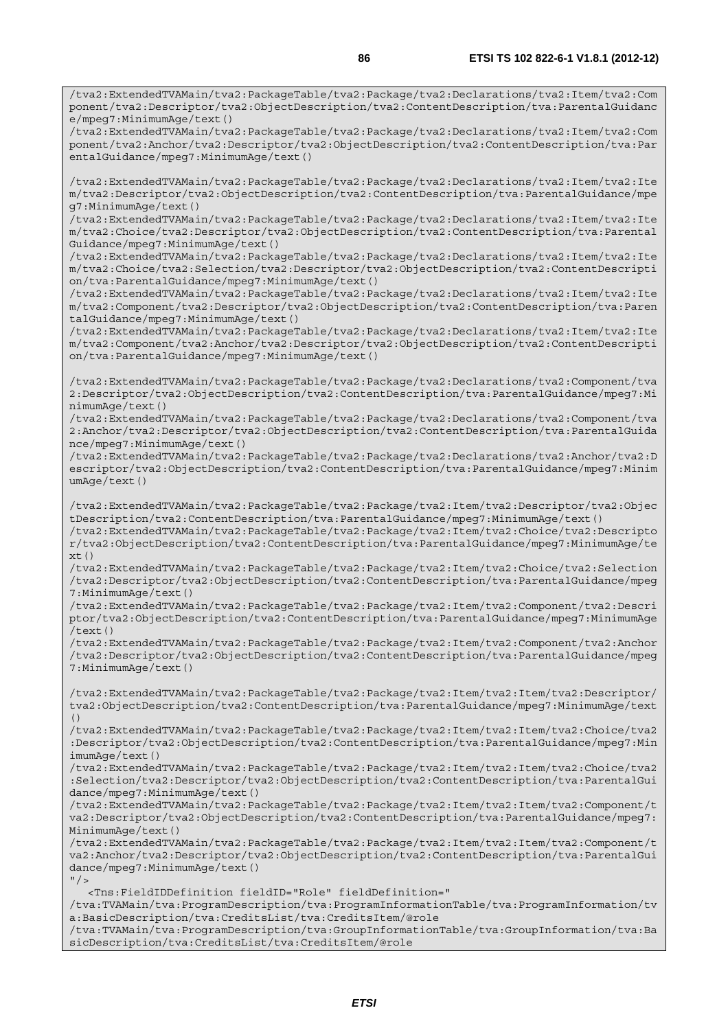```
/tva2:ExtendedTVAMain/tva2:PackageTable/tva2:Package/tva2:Declarations/tva2:Item/tva2:Component/tva2:Descriptor/tva2:ObjectDescription/tva2:ContentDescription/tva:ParentalGuidance/mpeg7:MinimumAge/text()
/tva2:ExtendedTVAMain/tva2:PackageTable/tva2:Package/tva2:Declarations/tva2:Item/tva2:Component/tva2:Anchor/tva2:Descriptor/tva2:ObjectDescription/tva2:ContentDescription/tva:ParentalGuidance/mpeg7:MinimumAge/text()

/tva2:ExtendedTVAMain/tva2:PackageTable/tva2:Package/tva2:Declarations/tva2:Item/tva2:Item/tva2:Descriptor/tva2:ObjectDescription/tva2:ContentDescription/tva:ParentalGuidance/mpeg7:MinimumAge/text()
/tva2:ExtendedTVAMain/tva2:PackageTable/tva2:Package/tva2:Declarations/tva2:Item/tva2:Item/tva2:Choice/tva2:Descriptor/tva2:ObjectDescription/tva2:ContentDescription/tva:ParentalGuidance/mpeg7:MinimumAge/text()
/tva2:ExtendedTVAMain/tva2:PackageTable/tva2:Package/tva2:Declarations/tva2:Item/tva2:Item/tva2:Choice/tva2:Selection/tva2:Descriptor/tva2:ObjectDescription/tva2:ContentDescription/tva:ParentalGuidance/mpeg7:MinimumAge/text()
/tva2:ExtendedTVAMain/tva2:PackageTable/tva2:Package/tva2:Declarations/tva2:Item/tva2:Item/tva2:Component/tva2:Descriptor/tva2:ObjectDescription/tva2:ContentDescription/tva:ParentalGuidance/mpeg7:MinimumAge/text()
/tva2:ExtendedTVAMain/tva2:PackageTable/tva2:Package/tva2:Declarations/tva2:Item/tva2:Item/tva2:Component/tva2:Anchor/tva2:Descriptor/tva2:ObjectDescription/tva2:ContentDescription/tva:ParentalGuidance/mpeg7:MinimumAge/text()

/tva2:ExtendedTVAMain/tva2:PackageTable/tva2:Package/tva2:Declarations/tva2:Component/tva2:Descriptor/tva2:ObjectDescription/tva2:ContentDescription/tva:ParentalGuidance/mpeg7:MinimumAge/text()
/tva2:ExtendedTVAMain/tva2:PackageTable/tva2:Package/tva2:Declarations/tva2:Component/tva2:Anchor/tva2:Descriptor/tva2:ObjectDescription/tva2:ContentDescription/tva:ParentalGuidance/mpeg7:MinimumAge/text()
/tva2:ExtendedTVAMain/tva2:PackageTable/tva2:Package/tva2:Declarations/tva2:Anchor/tva2:Descriptor/tva2:ObjectDescription/tva2:ContentDescription/tva:ParentalGuidance/mpeg7:MinimumAge/text()

/tva2:ExtendedTVAMain/tva2:PackageTable/tva2:Package/tva2:Item/tva2:Descriptor/tva2:ObjectDescription/tva2:ContentDescription/tva:ParentalGuidance/mpeg7:MinimumAge/text()
/tva2:ExtendedTVAMain/tva2:PackageTable/tva2:Package/tva2:Item/tva2:Choice/tva2:Descriptor/tva2:ObjectDescription/tva2:ContentDescription/tva:ParentalGuidance/mpeg7:MinimumAge/text()
/tva2:ExtendedTVAMain/tva2:PackageTable/tva2:Package/tva2:Item/tva2:Choice/tva2:Selection/tva2:Descriptor/tva2:ObjectDescription/tva2:ContentDescription/tva:ParentalGuidance/mpeg7:MinimumAge/text()
/tva2:ExtendedTVAMain/tva2:PackageTable/tva2:Package/tva2:Item/tva2:Component/tva2:Descriptor/tva2:ObjectDescription/tva2:ContentDescription/tva:ParentalGuidance/mpeg7:MinimumAge/text()
/tva2:ExtendedTVAMain/tva2:PackageTable/tva2:Package/tva2:Item/tva2:Component/tva2:Anchor/tva2:Descriptor/tva2:ObjectDescription/tva2:ContentDescription/tva:ParentalGuidance/mpeg7:MinimumAge/text()

/tva2:ExtendedTVAMain/tva2:PackageTable/tva2:Package/tva2:Item/tva2:Item/tva2:Descriptor/tva2:ObjectDescription/tva2:ContentDescription/tva:ParentalGuidance/mpeg7:MinimumAge/text()
/tva2:ExtendedTVAMain/tva2:PackageTable/tva2:Package/tva2:Item/tva2:Item/tva2:Choice/tva2:Descriptor/tva2:ObjectDescription/tva2:ContentDescription/tva:ParentalGuidance/mpeg7:MinimumAge/text()
/tva2:ExtendedTVAMain/tva2:PackageTable/tva2:Package/tva2:Item/tva2:Item/tva2:Choice/tva2:Selection/tva2:Descriptor/tva2:ObjectDescription/tva2:ContentDescription/tva:ParentalGuidance/mpeg7:MinimumAge/text()
/tva2:ExtendedTVAMain/tva2:PackageTable/tva2:Package/tva2:Item/tva2:Item/tva2:Component/tva2:Descriptor/tva2:ObjectDescription/tva2:ContentDescription/tva:ParentalGuidance/mpeg7:MinimumAge/text()
/tva2:ExtendedTVAMain/tva2:PackageTable/tva2:Package/tva2:Item/tva2:Item/tva2:Component/tva2:Anchor/tva2:Descriptor/tva2:ObjectDescription/tva2:ContentDescription/tva:ParentalGuidance/mpeg7:MinimumAge/text()
"/>
   <Tns:FieldIDDefinition fieldID="Role" fieldDefinition="
/tva:TVAMain/tva:ProgramDescription/tva:ProgramInformationTable/tva:ProgramInformation/tva:BasicDescription/tva:CreditsList/tva:CreditsItem/@role
/tva:TVAMain/tva:ProgramDescription/tva:GroupInformationTable/tva:GroupInformation/tva:BasicDescription/tva:CreditsList/tva:CreditsItem/@role
```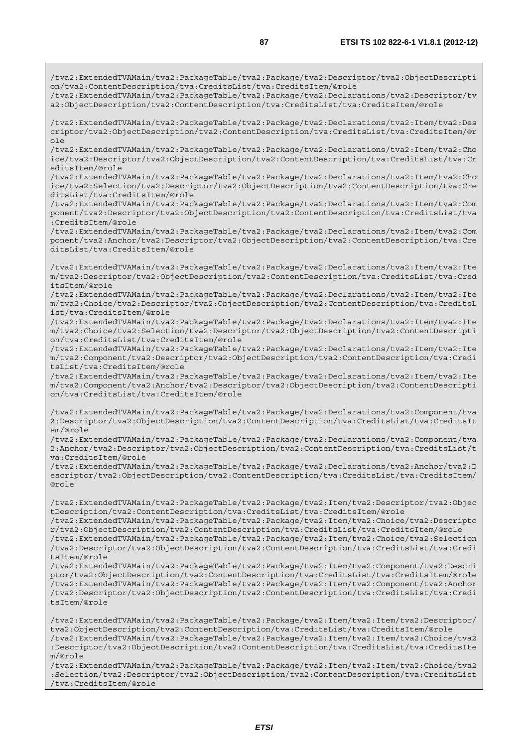```
/tva2:ExtendedTVAMain/tva2:PackageTable/tva2:Package/tva2:Descriptor/tva2:ObjectDescription/tva2:ContentDescription/tva:CreditsList/tva:CreditsItem/@role
/tva2:ExtendedTVAMain/tva2:PackageTable/tva2:Package/tva2:Declarations/tva2:Descriptor/tva2:ObjectDescription/tva2:ContentDescription/tva:CreditsList/tva:CreditsItem/@role

/tva2:ExtendedTVAMain/tva2:PackageTable/tva2:Package/tva2:Declarations/tva2:Item/tva2:Descriptor/tva2:ObjectDescription/tva2:ContentDescription/tva:CreditsList/tva:CreditsItem/@role
/tva2:ExtendedTVAMain/tva2:PackageTable/tva2:Package/tva2:Declarations/tva2:Item/tva2:Choice/tva2:Descriptor/tva2:ObjectDescription/tva2:ContentDescription/tva:CreditsList/tva:CreditsItem/@role
/tva2:ExtendedTVAMain/tva2:PackageTable/tva2:Package/tva2:Declarations/tva2:Item/tva2:Choice/tva2:Selection/tva2:Descriptor/tva2:ObjectDescription/tva2:ContentDescription/tva:CreditsList/tva:CreditsItem/@role
/tva2:ExtendedTVAMain/tva2:PackageTable/tva2:Package/tva2:Declarations/tva2:Item/tva2:Component/tva2:Descriptor/tva2:ObjectDescription/tva2:ContentDescription/tva:CreditsList/tva:CreditsItem/@role
/tva2:ExtendedTVAMain/tva2:PackageTable/tva2:Package/tva2:Declarations/tva2:Item/tva2:Component/tva2:Anchor/tva2:Descriptor/tva2:ObjectDescription/tva2:ContentDescription/tva:CreditsList/tva:CreditsItem/@role

/tva2:ExtendedTVAMain/tva2:PackageTable/tva2:Package/tva2:Declarations/tva2:Item/tva2:Item/tva2:Descriptor/tva2:ObjectDescription/tva2:ContentDescription/tva:CreditsList/tva:CreditsItem/@role
/tva2:ExtendedTVAMain/tva2:PackageTable/tva2:Package/tva2:Declarations/tva2:Item/tva2:Item/tva2:Choice/tva2:Descriptor/tva2:ObjectDescription/tva2:ContentDescription/tva:CreditsList/tva:CreditsItem/@role
/tva2:ExtendedTVAMain/tva2:PackageTable/tva2:Package/tva2:Declarations/tva2:Item/tva2:Item/tva2:Choice/tva2:Selection/tva2:Descriptor/tva2:ObjectDescription/tva2:ContentDescription/tva:CreditsList/tva:CreditsItem/@role
/tva2:ExtendedTVAMain/tva2:PackageTable/tva2:Package/tva2:Declarations/tva2:Item/tva2:Item/tva2:Component/tva2:Descriptor/tva2:ObjectDescription/tva2:ContentDescription/tva:CreditsList/tva:CreditsItem/@role
/tva2:ExtendedTVAMain/tva2:PackageTable/tva2:Package/tva2:Declarations/tva2:Item/tva2:Item/tva2:Component/tva2:Anchor/tva2:Descriptor/tva2:ObjectDescription/tva2:ContentDescription/tva:CreditsList/tva:CreditsItem/@role

/tva2:ExtendedTVAMain/tva2:PackageTable/tva2:Package/tva2:Declarations/tva2:Component/tva2:Descriptor/tva2:ObjectDescription/tva2:ContentDescription/tva:CreditsList/tva:CreditsItem/@role
/tva2:ExtendedTVAMain/tva2:PackageTable/tva2:Package/tva2:Declarations/tva2:Component/tva2:Anchor/tva2:Descriptor/tva2:ObjectDescription/tva2:ContentDescription/tva:CreditsList/tva:CreditsItem/@role
/tva2:ExtendedTVAMain/tva2:PackageTable/tva2:Package/tva2:Declarations/tva2:Anchor/tva2:Descriptor/tva2:ObjectDescription/tva2:ContentDescription/tva:CreditsList/tva:CreditsItem/@role

/tva2:ExtendedTVAMain/tva2:PackageTable/tva2:Package/tva2:Item/tva2:Descriptor/tva2:ObjectDescription/tva2:ContentDescription/tva:CreditsList/tva:CreditsItem/@role
/tva2:ExtendedTVAMain/tva2:PackageTable/tva2:Package/tva2:Item/tva2:Choice/tva2:Descriptor/tva2:ObjectDescription/tva2:ContentDescription/tva:CreditsList/tva:CreditsItem/@role
/tva2:ExtendedTVAMain/tva2:PackageTable/tva2:Package/tva2:Item/tva2:Choice/tva2:Selection/tva2:Descriptor/tva2:ObjectDescription/tva2:ContentDescription/tva:CreditsList/tva:CreditsItem/@role
/tva2:ExtendedTVAMain/tva2:PackageTable/tva2:Package/tva2:Item/tva2:Component/tva2:Descriptor/tva2:ObjectDescription/tva2:ContentDescription/tva:CreditsList/tva:CreditsItem/@role
/tva2:ExtendedTVAMain/tva2:PackageTable/tva2:Package/tva2:Item/tva2:Component/tva2:Anchor/tva2:Descriptor/tva2:ObjectDescription/tva2:ContentDescription/tva:CreditsList/tva:CreditsItem/@role

/tva2:ExtendedTVAMain/tva2:PackageTable/tva2:Package/tva2:Item/tva2:Item/tva2:Descriptor/tva2:ObjectDescription/tva2:ContentDescription/tva:CreditsList/tva:CreditsItem/@role
/tva2:ExtendedTVAMain/tva2:PackageTable/tva2:Package/tva2:Item/tva2:Item/tva2:Choice/tva2:Descriptor/tva2:ObjectDescription/tva2:ContentDescription/tva:CreditsList/tva:CreditsItem/@role
/tva2:ExtendedTVAMain/tva2:PackageTable/tva2:Package/tva2:Item/tva2:Item/tva2:Choice/tva2:Selection/tva2:Descriptor/tva2:ObjectDescription/tva2:ContentDescription/tva:CreditsList/tva:CreditsItem/@role
```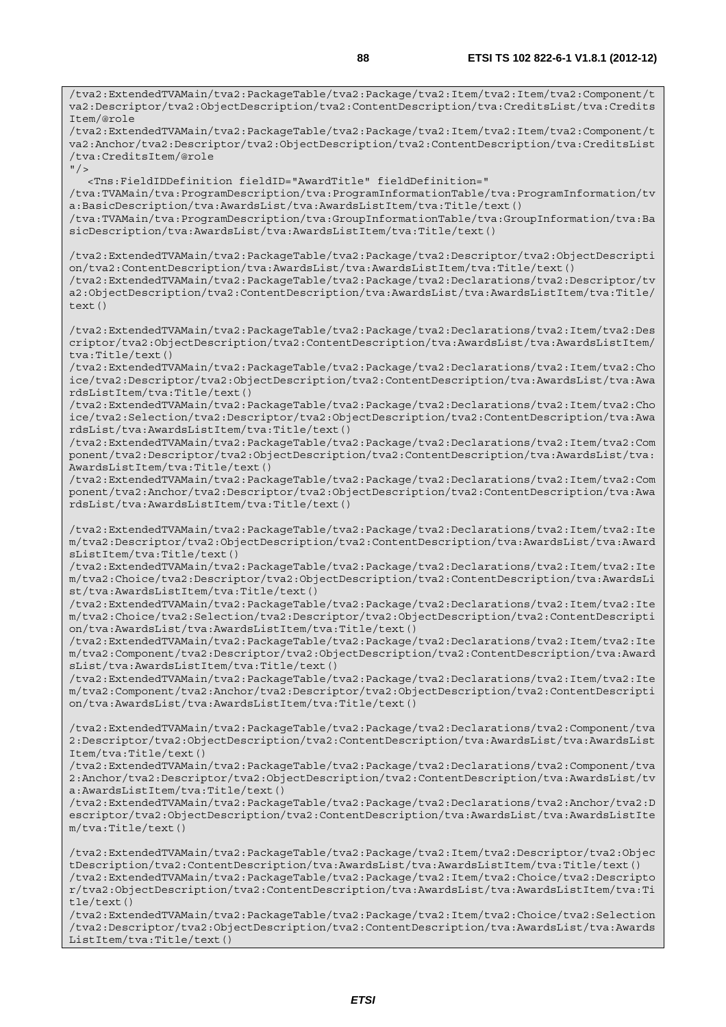```
/tva2:ExtendedTVAMain/tva2:PackageTable/tva2:Package/tva2:Item/tva2:Item/tva2:Component/tva2:Descriptor/tva2:ObjectDescription/tva2:ContentDescription/tva:CreditsList/tva:CreditsItem/@role
/tva2:ExtendedTVAMain/tva2:PackageTable/tva2:Package/tva2:Item/tva2:Item/tva2:Component/tva2:Anchor/tva2:Descriptor/tva2:ObjectDescription/tva2:ContentDescription/tva:CreditsList/tva:CreditsItem/@role
"/>
   <Tns:FieldIDDefinition fieldID="AwardTitle" fieldDefinition="
/tva:TVAMain/tva:ProgramDescription/tva:ProgramInformationTable/tva:ProgramInformation/tva:BasicDescription/tva:AwardsList/tva:AwardsListItem/tva:Title/text()
/tva:TVAMain/tva:ProgramDescription/tva:GroupInformationTable/tva:GroupInformation/tva:BasicDescription/tva:AwardsList/tva:AwardsListItem/tva:Title/text()

/tva2:ExtendedTVAMain/tva2:PackageTable/tva2:Package/tva2:Descriptor/tva2:ObjectDescription/tva2:ContentDescription/tva:AwardsList/tva:AwardsListItem/tva:Title/text()
/tva2:ExtendedTVAMain/tva2:PackageTable/tva2:Package/tva2:Declarations/tva2:Descriptor/tva2:ObjectDescription/tva2:ContentDescription/tva:AwardsList/tva:AwardsListItem/tva:Title/text()

/tva2:ExtendedTVAMain/tva2:PackageTable/tva2:Package/tva2:Declarations/tva2:Item/tva2:Descriptor/tva2:ObjectDescription/tva2:ContentDescription/tva:AwardsList/tva:AwardsListItem/tva:Title/text()
/tva2:ExtendedTVAMain/tva2:PackageTable/tva2:Package/tva2:Declarations/tva2:Item/tva2:Choice/tva2:Descriptor/tva2:ObjectDescription/tva2:ContentDescription/tva:AwardsList/tva:AwardsListItem/tva:Title/text()
/tva2:ExtendedTVAMain/tva2:PackageTable/tva2:Package/tva2:Declarations/tva2:Item/tva2:Choice/tva2:Selection/tva2:Descriptor/tva2:ObjectDescription/tva2:ContentDescription/tva:AwardsList/tva:AwardsListItem/tva:Title/text()
/tva2:ExtendedTVAMain/tva2:PackageTable/tva2:Package/tva2:Declarations/tva2:Item/tva2:Component/tva2:Descriptor/tva2:ObjectDescription/tva2:ContentDescription/tva:AwardsList/tva:AwardsListItem/tva:Title/text()
/tva2:ExtendedTVAMain/tva2:PackageTable/tva2:Package/tva2:Declarations/tva2:Item/tva2:Component/tva2:Anchor/tva2:Descriptor/tva2:ObjectDescription/tva2:ContentDescription/tva:AwardsList/tva:AwardsListItem/tva:Title/text()

/tva2:ExtendedTVAMain/tva2:PackageTable/tva2:Package/tva2:Declarations/tva2:Item/tva2:Item/tva2:Descriptor/tva2:ObjectDescription/tva2:ContentDescription/tva:AwardsList/tva:AwardsListItem/tva:Title/text()
/tva2:ExtendedTVAMain/tva2:PackageTable/tva2:Package/tva2:Declarations/tva2:Item/tva2:Item/tva2:Choice/tva2:Descriptor/tva2:ObjectDescription/tva2:ContentDescription/tva:AwardsList/tva:AwardsListItem/tva:Title/text()
/tva2:ExtendedTVAMain/tva2:PackageTable/tva2:Package/tva2:Declarations/tva2:Item/tva2:Item/tva2:Choice/tva2:Selection/tva2:Descriptor/tva2:ObjectDescription/tva2:ContentDescription/tva:AwardsList/tva:AwardsListItem/tva:Title/text()
/tva2:ExtendedTVAMain/tva2:PackageTable/tva2:Package/tva2:Declarations/tva2:Item/tva2:Item/tva2:Component/tva2:Descriptor/tva2:ObjectDescription/tva2:ContentDescription/tva:AwardsList/tva:AwardsListItem/tva:Title/text()
/tva2:ExtendedTVAMain/tva2:PackageTable/tva2:Package/tva2:Declarations/tva2:Item/tva2:Item/tva2:Component/tva2:Anchor/tva2:Descriptor/tva2:ObjectDescription/tva2:ContentDescription/tva:AwardsList/tva:AwardsListItem/tva:Title/text()

/tva2:ExtendedTVAMain/tva2:PackageTable/tva2:Package/tva2:Declarations/tva2:Component/tva2:Descriptor/tva2:ObjectDescription/tva2:ContentDescription/tva:AwardsList/tva:AwardsListItem/tva:Title/text()
/tva2:ExtendedTVAMain/tva2:PackageTable/tva2:Package/tva2:Declarations/tva2:Component/tva2:Anchor/tva2:Descriptor/tva2:ObjectDescription/tva2:ContentDescription/tva:AwardsList/tva:AwardsListItem/tva:Title/text()
/tva2:ExtendedTVAMain/tva2:PackageTable/tva2:Package/tva2:Declarations/tva2:Anchor/tva2:Descriptor/tva2:ObjectDescription/tva2:ContentDescription/tva:AwardsList/tva:AwardsListItem/tva:Title/text()

/tva2:ExtendedTVAMain/tva2:PackageTable/tva2:Package/tva2:Item/tva2:Descriptor/tva2:ObjectDescription/tva2:ContentDescription/tva:AwardsList/tva:AwardsListItem/tva:Title/text()
/tva2:ExtendedTVAMain/tva2:PackageTable/tva2:Package/tva2:Item/tva2:Choice/tva2:Descriptor/tva2:ObjectDescription/tva2:ContentDescription/tva:AwardsList/tva:AwardsListItem/tva:Title/text()
/tva2:ExtendedTVAMain/tva2:PackageTable/tva2:Package/tva2:Item/tva2:Choice/tva2:Selection/tva2:Descriptor/tva2:ObjectDescription/tva2:ContentDescription/tva:AwardsList/tva:AwardsListItem/tva:Title/text()
```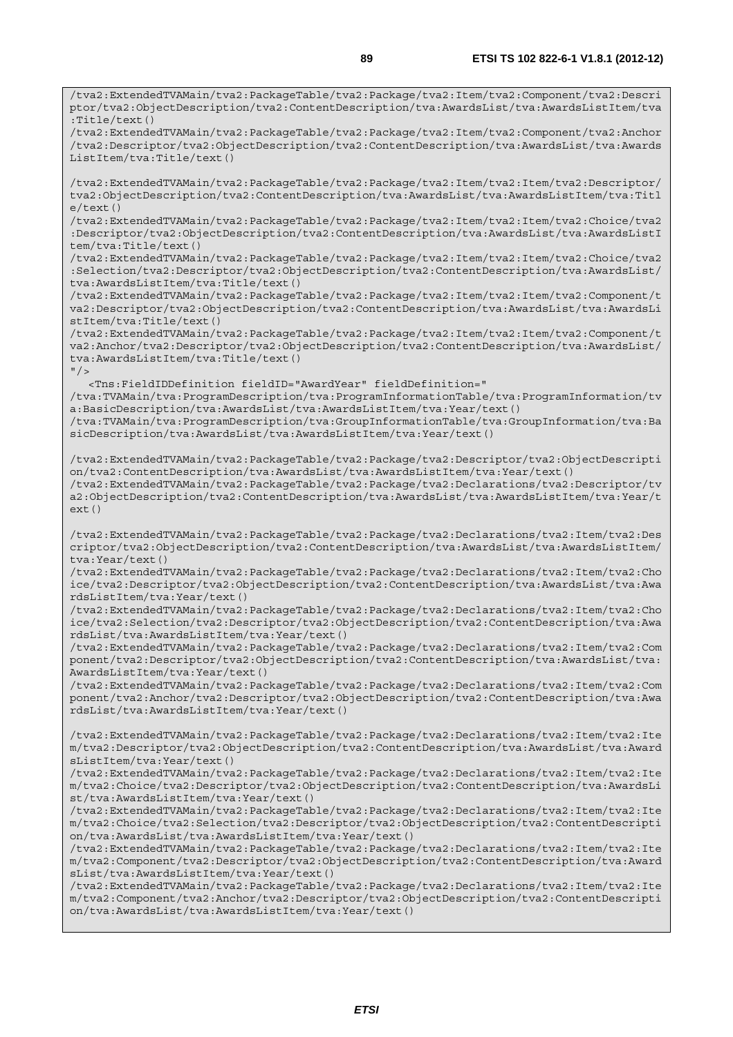```
/tva2:ExtendedTVAMain/tva2:PackageTable/tva2:Package/tva2:Item/tva2:Component/tva2:Descriptor/tva2:ObjectDescription/tva2:ContentDescription/tva:AwardsList/tva:AwardsListItem/tva:Title/text()
/tva2:ExtendedTVAMain/tva2:PackageTable/tva2:Package/tva2:Item/tva2:Component/tva2:Anchor/tva2:Descriptor/tva2:ObjectDescription/tva2:ContentDescription/tva:AwardsList/tva:AwardsListItem/tva:Title/text()

/tva2:ExtendedTVAMain/tva2:PackageTable/tva2:Package/tva2:Item/tva2:Item/tva2:Descriptor/tva2:ObjectDescription/tva2:ContentDescription/tva:AwardsList/tva:AwardsListItem/tva:Title/text()
/tva2:ExtendedTVAMain/tva2:PackageTable/tva2:Package/tva2:Item/tva2:Item/tva2:Choice/tva2:Descriptor/tva2:ObjectDescription/tva2:ContentDescription/tva:AwardsList/tva:AwardsListItem/tva:Title/text()
/tva2:ExtendedTVAMain/tva2:PackageTable/tva2:Package/tva2:Item/tva2:Item/tva2:Choice/tva2:Selection/tva2:Descriptor/tva2:ObjectDescription/tva2:ContentDescription/tva:AwardsList/tva:AwardsListItem/tva:Title/text()
/tva2:ExtendedTVAMain/tva2:PackageTable/tva2:Package/tva2:Item/tva2:Item/tva2:Component/tva2:Descriptor/tva2:ObjectDescription/tva2:ContentDescription/tva:AwardsList/tva:AwardsListItem/tva:Title/text()
/tva2:ExtendedTVAMain/tva2:PackageTable/tva2:Package/tva2:Item/tva2:Item/tva2:Component/tva2:Anchor/tva2:Descriptor/tva2:ObjectDescription/tva2:ContentDescription/tva:AwardsList/tva:AwardsListItem/tva:Title/text()
"/>
   <Tns:FieldIDDefinition fieldID="AwardYear" fieldDefinition="
/tva:TVAMain/tva:ProgramDescription/tva:ProgramInformationTable/tva:ProgramInformation/tva:BasicDescription/tva:AwardsList/tva:AwardsListItem/tva:Year/text()
/tva:TVAMain/tva:ProgramDescription/tva:GroupInformationTable/tva:GroupInformation/tva:BasicDescription/tva:AwardsList/tva:AwardsListItem/tva:Year/text()

/tva2:ExtendedTVAMain/tva2:PackageTable/tva2:Package/tva2:Descriptor/tva2:ObjectDescription/tva2:ContentDescription/tva:AwardsList/tva:AwardsListItem/tva:Year/text()
/tva2:ExtendedTVAMain/tva2:PackageTable/tva2:Package/tva2:Declarations/tva2:Descriptor/tva2:ObjectDescription/tva2:ContentDescription/tva:AwardsList/tva:AwardsListItem/tva:Year/text()

/tva2:ExtendedTVAMain/tva2:PackageTable/tva2:Package/tva2:Declarations/tva2:Item/tva2:Descriptor/tva2:ObjectDescription/tva2:ContentDescription/tva:AwardsList/tva:AwardsListItem/tva:Year/text()
/tva2:ExtendedTVAMain/tva2:PackageTable/tva2:Package/tva2:Declarations/tva2:Item/tva2:Choice/tva2:Descriptor/tva2:ObjectDescription/tva2:ContentDescription/tva:AwardsList/tva:AwardsListItem/tva:Year/text()
/tva2:ExtendedTVAMain/tva2:PackageTable/tva2:Package/tva2:Declarations/tva2:Item/tva2:Choice/tva2:Selection/tva2:Descriptor/tva2:ObjectDescription/tva2:ContentDescription/tva:AwardsList/tva:AwardsListItem/tva:Year/text()
/tva2:ExtendedTVAMain/tva2:PackageTable/tva2:Package/tva2:Declarations/tva2:Item/tva2:Component/tva2:Descriptor/tva2:ObjectDescription/tva2:ContentDescription/tva:AwardsList/tva:AwardsListItem/tva:Year/text()
/tva2:ExtendedTVAMain/tva2:PackageTable/tva2:Package/tva2:Declarations/tva2:Item/tva2:Component/tva2:Anchor/tva2:Descriptor/tva2:ObjectDescription/tva2:ContentDescription/tva:AwardsList/tva:AwardsListItem/tva:Year/text()

/tva2:ExtendedTVAMain/tva2:PackageTable/tva2:Package/tva2:Declarations/tva2:Item/tva2:Item/tva2:Descriptor/tva2:ObjectDescription/tva2:ContentDescription/tva:AwardsList/tva:AwardsListItem/tva:Year/text()
/tva2:ExtendedTVAMain/tva2:PackageTable/tva2:Package/tva2:Declarations/tva2:Item/tva2:Item/tva2:Choice/tva2:Descriptor/tva2:ObjectDescription/tva2:ContentDescription/tva:AwardsList/tva:AwardsListItem/tva:Year/text()
/tva2:ExtendedTVAMain/tva2:PackageTable/tva2:Package/tva2:Declarations/tva2:Item/tva2:Item/tva2:Choice/tva2:Selection/tva2:Descriptor/tva2:ObjectDescription/tva2:ContentDescription/tva:AwardsList/tva:AwardsListItem/tva:Year/text()
/tva2:ExtendedTVAMain/tva2:PackageTable/tva2:Package/tva2:Declarations/tva2:Item/tva2:Item/tva2:Component/tva2:Descriptor/tva2:ObjectDescription/tva2:ContentDescription/tva:AwardsList/tva:AwardsListItem/tva:Year/text()
/tva2:ExtendedTVAMain/tva2:PackageTable/tva2:Package/tva2:Declarations/tva2:Item/tva2:Item/tva2:Component/tva2:Anchor/tva2:Descriptor/tva2:ObjectDescription/tva2:ContentDescription/tva:AwardsList/tva:AwardsListItem/tva:Year/text()
```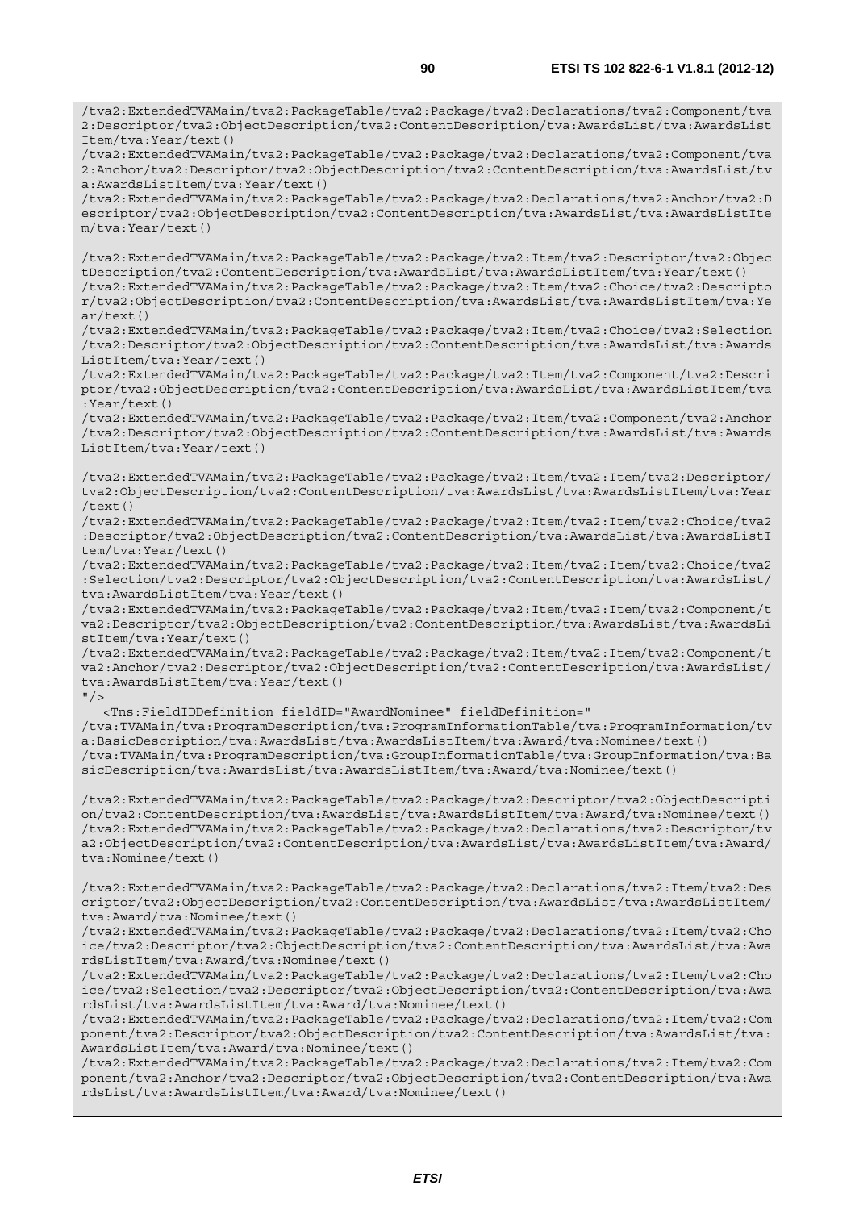```
/tva2:ExtendedTVAMain/tva2:PackageTable/tva2:Package/tva2:Declarations/tva2:Component/tva2:Descriptor/tva2:ObjectDescription/tva2:ContentDescription/tva:AwardsList/tva:AwardsListItem/tva:Year/text()
/tva2:ExtendedTVAMain/tva2:PackageTable/tva2:Package/tva2:Declarations/tva2:Component/tva2:Anchor/tva2:Descriptor/tva2:ObjectDescription/tva2:ContentDescription/tva:AwardsList/tva:AwardsListItem/tva:Year/text()
/tva2:ExtendedTVAMain/tva2:PackageTable/tva2:Package/tva2:Declarations/tva2:Anchor/tva2:Descriptor/tva2:ObjectDescription/tva2:ContentDescription/tva:AwardsList/tva:AwardsListItem/tva:Year/text()

/tva2:ExtendedTVAMain/tva2:PackageTable/tva2:Package/tva2:Item/tva2:Descriptor/tva2:ObjectDescription/tva2:ContentDescription/tva:AwardsList/tva:AwardsListItem/tva:Year/text()
/tva2:ExtendedTVAMain/tva2:PackageTable/tva2:Package/tva2:Item/tva2:Choice/tva2:Descriptor/tva2:ObjectDescription/tva2:ContentDescription/tva:AwardsList/tva:AwardsListItem/tva:Year/text()
/tva2:ExtendedTVAMain/tva2:PackageTable/tva2:Package/tva2:Item/tva2:Choice/tva2:Selection/tva2:Descriptor/tva2:ObjectDescription/tva2:ContentDescription/tva:AwardsList/tva:AwardsListItem/tva:Year/text()
/tva2:ExtendedTVAMain/tva2:PackageTable/tva2:Package/tva2:Item/tva2:Component/tva2:Descriptor/tva2:ObjectDescription/tva2:ContentDescription/tva:AwardsList/tva:AwardsListItem/tva:Year/text()
/tva2:ExtendedTVAMain/tva2:PackageTable/tva2:Package/tva2:Item/tva2:Component/tva2:Anchor/tva2:Descriptor/tva2:ObjectDescription/tva2:ContentDescription/tva:AwardsList/tva:AwardsListItem/tva:Year/text()

/tva2:ExtendedTVAMain/tva2:PackageTable/tva2:Package/tva2:Item/tva2:Item/tva2:Descriptor/tva2:ObjectDescription/tva2:ContentDescription/tva:AwardsList/tva:AwardsListItem/tva:Year/text()
/tva2:ExtendedTVAMain/tva2:PackageTable/tva2:Package/tva2:Item/tva2:Item/tva2:Choice/tva2:Descriptor/tva2:ObjectDescription/tva2:ContentDescription/tva:AwardsList/tva:AwardsListItem/tva:Year/text()
/tva2:ExtendedTVAMain/tva2:PackageTable/tva2:Package/tva2:Item/tva2:Item/tva2:Choice/tva2:Selection/tva2:Descriptor/tva2:ObjectDescription/tva2:ContentDescription/tva:AwardsList/tva:AwardsListItem/tva:Year/text()
/tva2:ExtendedTVAMain/tva2:PackageTable/tva2:Package/tva2:Item/tva2:Item/tva2:Component/tva2:Descriptor/tva2:ObjectDescription/tva2:ContentDescription/tva:AwardsList/tva:AwardsListItem/tva:Year/text()
/tva2:ExtendedTVAMain/tva2:PackageTable/tva2:Package/tva2:Item/tva2:Item/tva2:Component/tva2:Anchor/tva2:Descriptor/tva2:ObjectDescription/tva2:ContentDescription/tva:AwardsList/tva:AwardsListItem/tva:Year/text()
"/>
   <Tns:FieldIDDefinition fieldID="AwardNominee" fieldDefinition="
/tva:TVAMain/tva:ProgramDescription/tva:ProgramInformationTable/tva:ProgramInformation/tva:BasicDescription/tva:AwardsList/tva:AwardsListItem/tva:Award/tva:Nominee/text()
/tva:TVAMain/tva:ProgramDescription/tva:GroupInformationTable/tva:GroupInformation/tva:BasicDescription/tva:AwardsList/tva:AwardsListItem/tva:Award/tva:Nominee/text()

/tva2:ExtendedTVAMain/tva2:PackageTable/tva2:Package/tva2:Descriptor/tva2:ObjectDescription/tva2:ContentDescription/tva:AwardsList/tva:AwardsListItem/tva:Award/tva:Nominee/text()
/tva2:ExtendedTVAMain/tva2:PackageTable/tva2:Package/tva2:Declarations/tva2:Descriptor/tva2:ObjectDescription/tva2:ContentDescription/tva:AwardsList/tva:AwardsListItem/tva:Award/tva:Nominee/text()

/tva2:ExtendedTVAMain/tva2:PackageTable/tva2:Package/tva2:Declarations/tva2:Item/tva2:Descriptor/tva2:ObjectDescription/tva2:ContentDescription/tva:AwardsList/tva:AwardsListItem/tva:Award/tva:Nominee/text()
/tva2:ExtendedTVAMain/tva2:PackageTable/tva2:Package/tva2:Declarations/tva2:Item/tva2:Choice/tva2:Descriptor/tva2:ObjectDescription/tva2:ContentDescription/tva:AwardsList/tva:AwardsListItem/tva:Award/tva:Nominee/text()
/tva2:ExtendedTVAMain/tva2:PackageTable/tva2:Package/tva2:Declarations/tva2:Item/tva2:Choice/tva2:Selection/tva2:Descriptor/tva2:ObjectDescription/tva2:ContentDescription/tva:AwardsList/tva:AwardsListItem/tva:Award/tva:Nominee/text()
/tva2:ExtendedTVAMain/tva2:PackageTable/tva2:Package/tva2:Declarations/tva2:Item/tva2:Component/tva2:Descriptor/tva2:ObjectDescription/tva2:ContentDescription/tva:AwardsList/tva:AwardsListItem/tva:Award/tva:Nominee/text()
/tva2:ExtendedTVAMain/tva2:PackageTable/tva2:Package/tva2:Declarations/tva2:Item/tva2:Component/tva2:Anchor/tva2:Descriptor/tva2:ObjectDescription/tva2:ContentDescription/tva:AwardsList/tva:AwardsListItem/tva:Award/tva:Nominee/text()
```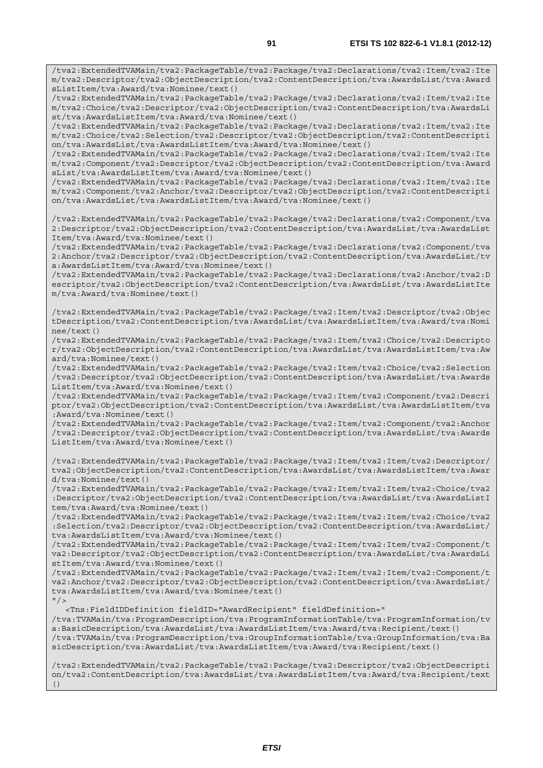```
/tva2:ExtendedTVAMain/tva2:PackageTable/tva2:Package/tva2:Declarations/tva2:Item/tva2:Item/tva2:Descriptor/tva2:ObjectDescription/tva2:ContentDescription/tva:AwardsList/tva:AwardsListItem/tva:Award/tva:Nominee/text()
/tva2:ExtendedTVAMain/tva2:PackageTable/tva2:Package/tva2:Declarations/tva2:Item/tva2:Item/tva2:Choice/tva2:Descriptor/tva2:ObjectDescription/tva2:ContentDescription/tva:AwardsList/tva:AwardsListItem/tva:Award/tva:Nominee/text()
/tva2:ExtendedTVAMain/tva2:PackageTable/tva2:Package/tva2:Declarations/tva2:Item/tva2:Item/tva2:Choice/tva2:Selection/tva2:Descriptor/tva2:ObjectDescription/tva2:ContentDescription/tva:AwardsList/tva:AwardsListItem/tva:Award/tva:Nominee/text()
/tva2:ExtendedTVAMain/tva2:PackageTable/tva2:Package/tva2:Declarations/tva2:Item/tva2:Item/tva2:Component/tva2:Descriptor/tva2:ObjectDescription/tva2:ContentDescription/tva:AwardsList/tva:AwardsListItem/tva:Award/tva:Nominee/text()
/tva2:ExtendedTVAMain/tva2:PackageTable/tva2:Package/tva2:Declarations/tva2:Item/tva2:Item/tva2:Component/tva2:Anchor/tva2:Descriptor/tva2:ObjectDescription/tva2:ContentDescription/tva:AwardsList/tva:AwardsListItem/tva:Award/tva:Nominee/text()

/tva2:ExtendedTVAMain/tva2:PackageTable/tva2:Package/tva2:Declarations/tva2:Component/tva2:Descriptor/tva2:ObjectDescription/tva2:ContentDescription/tva:AwardsList/tva:AwardsListItem/tva:Award/tva:Nominee/text()
/tva2:ExtendedTVAMain/tva2:PackageTable/tva2:Package/tva2:Declarations/tva2:Component/tva2:Anchor/tva2:Descriptor/tva2:ObjectDescription/tva2:ContentDescription/tva:AwardsList/tva:AwardsListItem/tva:Award/tva:Nominee/text()
/tva2:ExtendedTVAMain/tva2:PackageTable/tva2:Package/tva2:Declarations/tva2:Anchor/tva2:Descriptor/tva2:ObjectDescription/tva2:ContentDescription/tva:AwardsList/tva:AwardsListItem/tva:Award/tva:Nominee/text()

/tva2:ExtendedTVAMain/tva2:PackageTable/tva2:Package/tva2:Item/tva2:Descriptor/tva2:ObjectDescription/tva2:ContentDescription/tva:AwardsList/tva:AwardsListItem/tva:Award/tva:Nominee/text()
/tva2:ExtendedTVAMain/tva2:PackageTable/tva2:Package/tva2:Item/tva2:Choice/tva2:Descriptor/tva2:ObjectDescription/tva2:ContentDescription/tva:AwardsList/tva:AwardsListItem/tva:Award/tva:Nominee/text()
/tva2:ExtendedTVAMain/tva2:PackageTable/tva2:Package/tva2:Item/tva2:Choice/tva2:Selection/tva2:Descriptor/tva2:ObjectDescription/tva2:ContentDescription/tva:AwardsList/tva:AwardsListItem/tva:Award/tva:Nominee/text()
/tva2:ExtendedTVAMain/tva2:PackageTable/tva2:Package/tva2:Item/tva2:Component/tva2:Descriptor/tva2:ObjectDescription/tva2:ContentDescription/tva:AwardsList/tva:AwardsListItem/tva:Award/tva:Nominee/text()
/tva2:ExtendedTVAMain/tva2:PackageTable/tva2:Package/tva2:Item/tva2:Component/tva2:Anchor/tva2:Descriptor/tva2:ObjectDescription/tva2:ContentDescription/tva:AwardsList/tva:AwardsListItem/tva:Award/tva:Nominee/text()

/tva2:ExtendedTVAMain/tva2:PackageTable/tva2:Package/tva2:Item/tva2:Item/tva2:Descriptor/tva2:ObjectDescription/tva2:ContentDescription/tva:AwardsList/tva:AwardsListItem/tva:Award/tva:Nominee/text()
/tva2:ExtendedTVAMain/tva2:PackageTable/tva2:Package/tva2:Item/tva2:Item/tva2:Choice/tva2:Descriptor/tva2:ObjectDescription/tva2:ContentDescription/tva:AwardsList/tva:AwardsListItem/tva:Award/tva:Nominee/text()
/tva2:ExtendedTVAMain/tva2:PackageTable/tva2:Package/tva2:Item/tva2:Item/tva2:Choice/tva2:Selection/tva2:Descriptor/tva2:ObjectDescription/tva2:ContentDescription/tva:AwardsList/tva:AwardsListItem/tva:Award/tva:Nominee/text()
/tva2:ExtendedTVAMain/tva2:PackageTable/tva2:Package/tva2:Item/tva2:Item/tva2:Component/tva2:Descriptor/tva2:ObjectDescription/tva2:ContentDescription/tva:AwardsList/tva:AwardsListItem/tva:Award/tva:Nominee/text()
/tva2:ExtendedTVAMain/tva2:PackageTable/tva2:Package/tva2:Item/tva2:Item/tva2:Component/tva2:Anchor/tva2:Descriptor/tva2:ObjectDescription/tva2:ContentDescription/tva:AwardsList/tva:AwardsListItem/tva:Award/tva:Nominee/text()
"/>
   <Tns:FieldIDDefinition fieldID="AwardRecipient" fieldDefinition="
/tva:TVAMain/tva:ProgramDescription/tva:ProgramInformationTable/tva:ProgramInformation/tva:BasicDescription/tva:AwardsList/tva:AwardsListItem/tva:Award/tva:Recipient/text()
/tva:TVAMain/tva:ProgramDescription/tva:GroupInformationTable/tva:GroupInformation/tva:BasicDescription/tva:AwardsList/tva:AwardsListItem/tva:Award/tva:Recipient/text()

/tva2:ExtendedTVAMain/tva2:PackageTable/tva2:Package/tva2:Descriptor/tva2:ObjectDescription/tva2:ContentDescription/tva:AwardsList/tva:AwardsListItem/tva:Award/tva:Recipient/text()
```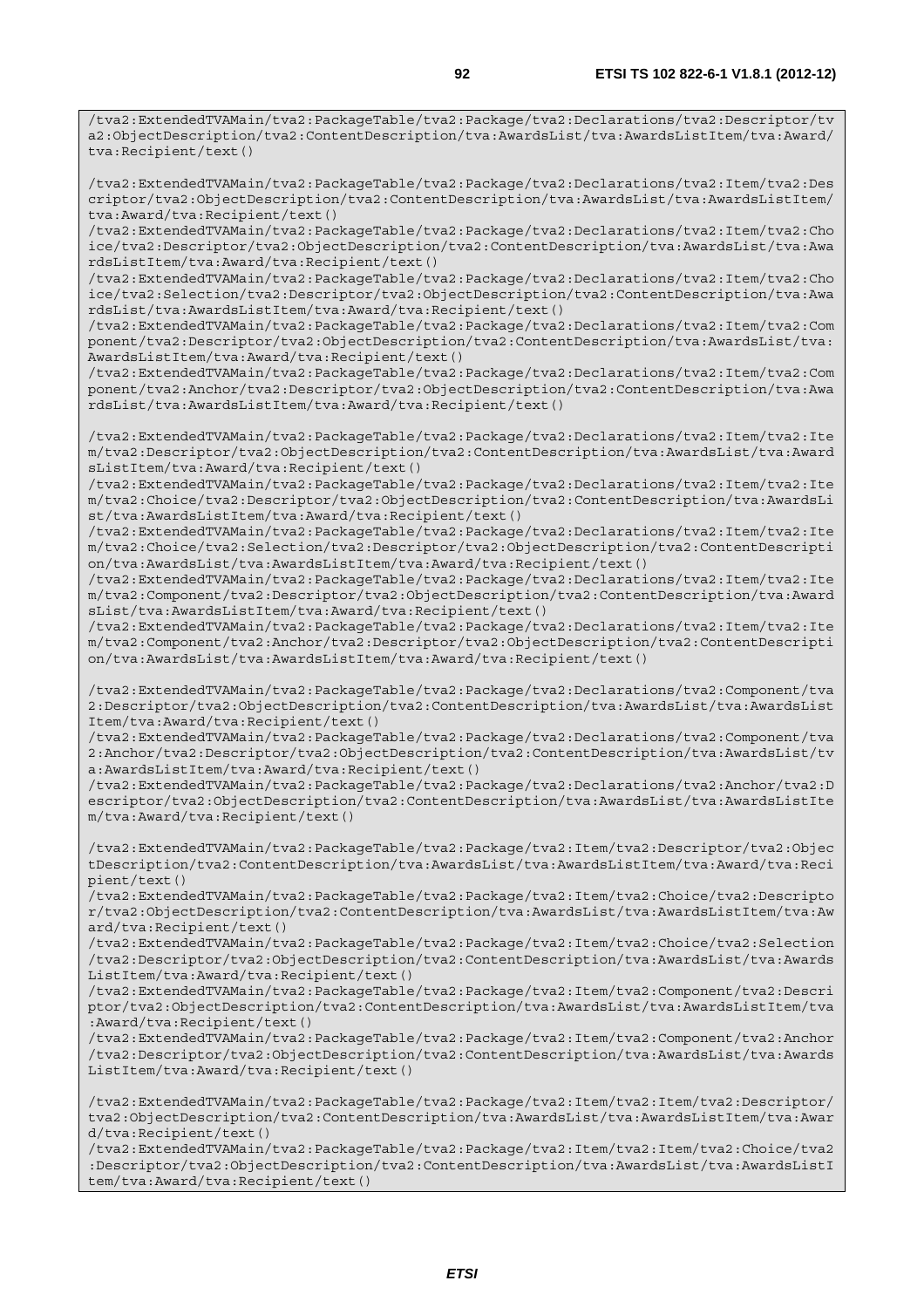```
/tva2:ExtendedTVAMain/tva2:PackageTable/tva2:Package/tva2:Declarations/tva2:Descriptor/tva2:ObjectDescription/tva2:ContentDescription/tva:AwardsList/tva:AwardsListItem/tva:Award/tva:Recipient/text()

/tva2:ExtendedTVAMain/tva2:PackageTable/tva2:Package/tva2:Declarations/tva2:Item/tva2:Descriptor/tva2:ObjectDescription/tva2:ContentDescription/tva:AwardsList/tva:AwardsListItem/tva:Award/tva:Recipient/text()
/tva2:ExtendedTVAMain/tva2:PackageTable/tva2:Package/tva2:Declarations/tva2:Item/tva2:Choice/tva2:Descriptor/tva2:ObjectDescription/tva2:ContentDescription/tva:AwardsList/tva:AwardsListItem/tva:Award/tva:Recipient/text()
/tva2:ExtendedTVAMain/tva2:PackageTable/tva2:Package/tva2:Declarations/tva2:Item/tva2:Choice/tva2:Selection/tva2:Descriptor/tva2:ObjectDescription/tva2:ContentDescription/tva:AwardsList/tva:AwardsListItem/tva:Award/tva:Recipient/text()
/tva2:ExtendedTVAMain/tva2:PackageTable/tva2:Package/tva2:Declarations/tva2:Item/tva2:Component/tva2:Descriptor/tva2:ObjectDescription/tva2:ContentDescription/tva:AwardsList/tva:AwardsListItem/tva:Award/tva:Recipient/text()
/tva2:ExtendedTVAMain/tva2:PackageTable/tva2:Package/tva2:Declarations/tva2:Item/tva2:Component/tva2:Anchor/tva2:Descriptor/tva2:ObjectDescription/tva2:ContentDescription/tva:AwardsList/tva:AwardsListItem/tva:Award/tva:Recipient/text()

/tva2:ExtendedTVAMain/tva2:PackageTable/tva2:Package/tva2:Declarations/tva2:Item/tva2:Item/tva2:Descriptor/tva2:ObjectDescription/tva2:ContentDescription/tva:AwardsList/tva:AwardsListItem/tva:Award/tva:Recipient/text()
/tva2:ExtendedTVAMain/tva2:PackageTable/tva2:Package/tva2:Declarations/tva2:Item/tva2:Item/tva2:Choice/tva2:Descriptor/tva2:ObjectDescription/tva2:ContentDescription/tva:AwardsList/tva:AwardsListItem/tva:Award/tva:Recipient/text()
/tva2:ExtendedTVAMain/tva2:PackageTable/tva2:Package/tva2:Declarations/tva2:Item/tva2:Item/tva2:Choice/tva2:Selection/tva2:Descriptor/tva2:ObjectDescription/tva2:ContentDescription/tva:AwardsList/tva:AwardsListItem/tva:Award/tva:Recipient/text()
/tva2:ExtendedTVAMain/tva2:PackageTable/tva2:Package/tva2:Declarations/tva2:Item/tva2:Item/tva2:Component/tva2:Descriptor/tva2:ObjectDescription/tva2:ContentDescription/tva:AwardsList/tva:AwardsListItem/tva:Award/tva:Recipient/text()
/tva2:ExtendedTVAMain/tva2:PackageTable/tva2:Package/tva2:Declarations/tva2:Item/tva2:Item/tva2:Component/tva2:Anchor/tva2:Descriptor/tva2:ObjectDescription/tva2:ContentDescription/tva:AwardsList/tva:AwardsListItem/tva:Award/tva:Recipient/text()

/tva2:ExtendedTVAMain/tva2:PackageTable/tva2:Package/tva2:Declarations/tva2:Component/tva2:Descriptor/tva2:ObjectDescription/tva2:ContentDescription/tva:AwardsList/tva:AwardsListItem/tva:Award/tva:Recipient/text()
/tva2:ExtendedTVAMain/tva2:PackageTable/tva2:Package/tva2:Declarations/tva2:Component/tva2:Anchor/tva2:Descriptor/tva2:ObjectDescription/tva2:ContentDescription/tva:AwardsList/tva:AwardsListItem/tva:Award/tva:Recipient/text()
/tva2:ExtendedTVAMain/tva2:PackageTable/tva2:Package/tva2:Declarations/tva2:Anchor/tva2:Descriptor/tva2:ObjectDescription/tva2:ContentDescription/tva:AwardsList/tva:AwardsListItem/tva:Award/tva:Recipient/text()

/tva2:ExtendedTVAMain/tva2:PackageTable/tva2:Package/tva2:Item/tva2:Descriptor/tva2:ObjectDescription/tva2:ContentDescription/tva:AwardsList/tva:AwardsListItem/tva:Award/tva:Recipient/text()
/tva2:ExtendedTVAMain/tva2:PackageTable/tva2:Package/tva2:Item/tva2:Choice/tva2:Descriptor/tva2:ObjectDescription/tva2:ContentDescription/tva:AwardsList/tva:AwardsListItem/tva:Award/tva:Recipient/text()
/tva2:ExtendedTVAMain/tva2:PackageTable/tva2:Package/tva2:Item/tva2:Choice/tva2:Selection/tva2:Descriptor/tva2:ObjectDescription/tva2:ContentDescription/tva:AwardsList/tva:AwardsListItem/tva:Award/tva:Recipient/text()
/tva2:ExtendedTVAMain/tva2:PackageTable/tva2:Package/tva2:Item/tva2:Component/tva2:Descriptor/tva2:ObjectDescription/tva2:ContentDescription/tva:AwardsList/tva:AwardsListItem/tva:Award/tva:Recipient/text()
/tva2:ExtendedTVAMain/tva2:PackageTable/tva2:Package/tva2:Item/tva2:Component/tva2:Anchor/tva2:Descriptor/tva2:ObjectDescription/tva2:ContentDescription/tva:AwardsList/tva:AwardsListItem/tva:Award/tva:Recipient/text()

/tva2:ExtendedTVAMain/tva2:PackageTable/tva2:Package/tva2:Item/tva2:Item/tva2:Descriptor/tva2:ObjectDescription/tva2:ContentDescription/tva:AwardsList/tva:AwardsListItem/tva:Award/tva:Recipient/text()
/tva2:ExtendedTVAMain/tva2:PackageTable/tva2:Package/tva2:Item/tva2:Item/tva2:Choice/tva2:Descriptor/tva2:ObjectDescription/tva2:ContentDescription/tva:AwardsList/tva:AwardsListItem/tva:Award/tva:Recipient/text()
```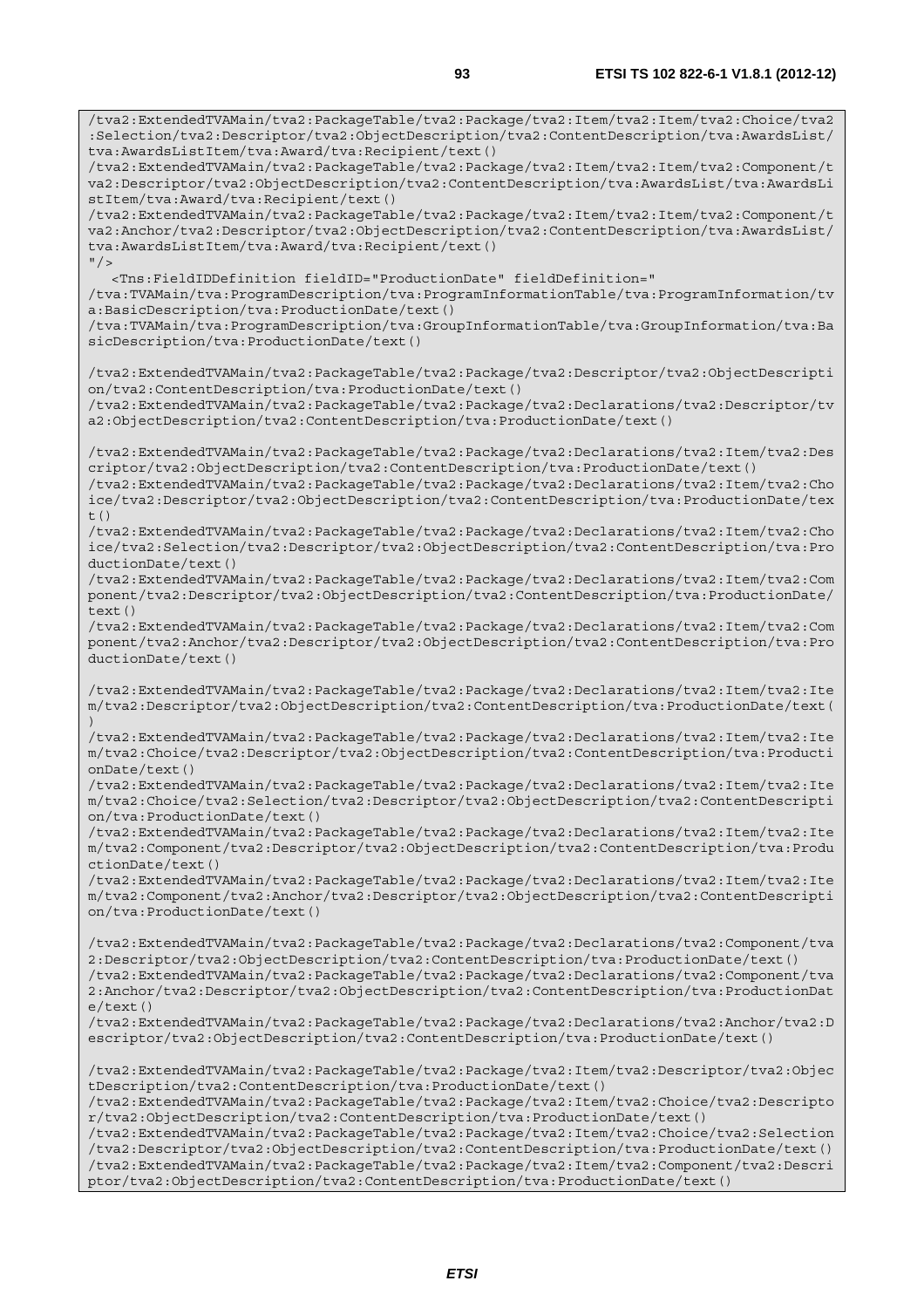```
/tva2:ExtendedTVAMain/tva2:PackageTable/tva2:Package/tva2:Item/tva2:Item/tva2:Choice/tva2
:Selection/tva2:Descriptor/tva2:ObjectDescription/tva2:ContentDescription/tva:AwardsList/
tva:AwardsListItem/tva:Award/tva:Recipient/text()
/tva2:ExtendedTVAMain/tva2:PackageTable/tva2:Package/tva2:Item/tva2:Item/tva2:Component/t
va2:Descriptor/tva2:ObjectDescription/tva2:ContentDescription/tva:AwardsList/tva:AwardsLi
stItem/tva:Award/tva:Recipient/text()
/tva2:ExtendedTVAMain/tva2:PackageTable/tva2:Package/tva2:Item/tva2:Item/tva2:Component/t
va2:Anchor/tva2:Descriptor/tva2:ObjectDescription/tva2:ContentDescription/tva:AwardsList/
tva:AwardsListItem/tva:Award/tva:Recipient/text()
"/>
   <Tns:FieldIDDefinition fieldID="ProductionDate" fieldDefinition="
/tva:TVAMain/tva:ProgramDescription/tva:ProgramInformationTable/tva:ProgramInformation/tv
a:BasicDescription/tva:ProductionDate/text()
/tva:TVAMain/tva:ProgramDescription/tva:GroupInformationTable/tva:GroupInformation/tva:Ba
sicDescription/tva:ProductionDate/text()

/tva2:ExtendedTVAMain/tva2:PackageTable/tva2:Package/tva2:Descriptor/tva2:ObjectDescripti
on/tva2:ContentDescription/tva:ProductionDate/text()
/tva2:ExtendedTVAMain/tva2:PackageTable/tva2:Package/tva2:Declarations/tva2:Descriptor/tv
a2:ObjectDescription/tva2:ContentDescription/tva:ProductionDate/text()

/tva2:ExtendedTVAMain/tva2:PackageTable/tva2:Package/tva2:Declarations/tva2:Item/tva2:Des
criptor/tva2:ObjectDescription/tva2:ContentDescription/tva:ProductionDate/text()
/tva2:ExtendedTVAMain/tva2:PackageTable/tva2:Package/tva2:Declarations/tva2:Item/tva2:Cho
ice/tva2:Descriptor/tva2:ObjectDescription/tva2:ContentDescription/tva:ProductionDate/tex
t()
/tva2:ExtendedTVAMain/tva2:PackageTable/tva2:Package/tva2:Declarations/tva2:Item/tva2:Cho
ice/tva2:Selection/tva2:Descriptor/tva2:ObjectDescription/tva2:ContentDescription/tva:Pro
ductionDate/text()
/tva2:ExtendedTVAMain/tva2:PackageTable/tva2:Package/tva2:Declarations/tva2:Item/tva2:Com
ponent/tva2:Descriptor/tva2:ObjectDescription/tva2:ContentDescription/tva:ProductionDate/
text()
/tva2:ExtendedTVAMain/tva2:PackageTable/tva2:Package/tva2:Declarations/tva2:Item/tva2:Com
ponent/tva2:Anchor/tva2:Descriptor/tva2:ObjectDescription/tva2:ContentDescription/tva:Pro
ductionDate/text()

/tva2:ExtendedTVAMain/tva2:PackageTable/tva2:Package/tva2:Declarations/tva2:Item/tva2:Ite
m/tva2:Descriptor/tva2:ObjectDescription/tva2:ContentDescription/tva:ProductionDate/text(
)
/tva2:ExtendedTVAMain/tva2:PackageTable/tva2:Package/tva2:Declarations/tva2:Item/tva2:Ite
m/tva2:Choice/tva2:Descriptor/tva2:ObjectDescription/tva2:ContentDescription/tva:Producti
onDate/text()
/tva2:ExtendedTVAMain/tva2:PackageTable/tva2:Package/tva2:Declarations/tva2:Item/tva2:Ite
m/tva2:Choice/tva2:Selection/tva2:Descriptor/tva2:ObjectDescription/tva2:ContentDescripti
on/tva:ProductionDate/text()
/tva2:ExtendedTVAMain/tva2:PackageTable/tva2:Package/tva2:Declarations/tva2:Item/tva2:Ite
m/tva2:Component/tva2:Descriptor/tva2:ObjectDescription/tva2:ContentDescription/tva:Produ
ctionDate/text()
/tva2:ExtendedTVAMain/tva2:PackageTable/tva2:Package/tva2:Declarations/tva2:Item/tva2:Ite
m/tva2:Component/tva2:Anchor/tva2:Descriptor/tva2:ObjectDescription/tva2:ContentDescripti
on/tva:ProductionDate/text()

/tva2:ExtendedTVAMain/tva2:PackageTable/tva2:Package/tva2:Declarations/tva2:Component/tva
2:Descriptor/tva2:ObjectDescription/tva2:ContentDescription/tva:ProductionDate/text()
/tva2:ExtendedTVAMain/tva2:PackageTable/tva2:Package/tva2:Declarations/tva2:Component/tva
2:Anchor/tva2:Descriptor/tva2:ObjectDescription/tva2:ContentDescription/tva:ProductionDat
e/text()
/tva2:ExtendedTVAMain/tva2:PackageTable/tva2:Package/tva2:Declarations/tva2:Anchor/tva2:D
escriptor/tva2:ObjectDescription/tva2:ContentDescription/tva:ProductionDate/text()

/tva2:ExtendedTVAMain/tva2:PackageTable/tva2:Package/tva2:Item/tva2:Descriptor/tva2:Objec
tDescription/tva2:ContentDescription/tva:ProductionDate/text()
/tva2:ExtendedTVAMain/tva2:PackageTable/tva2:Package/tva2:Item/tva2:Choice/tva2:Descripto
r/tva2:ObjectDescription/tva2:ContentDescription/tva:ProductionDate/text()
/tva2:ExtendedTVAMain/tva2:PackageTable/tva2:Package/tva2:Item/tva2:Choice/tva2:Selection
/tva2:Descriptor/tva2:ObjectDescription/tva2:ContentDescription/tva:ProductionDate/text()
/tva2:ExtendedTVAMain/tva2:PackageTable/tva2:Package/tva2:Item/tva2:Component/tva2:Descri
ptor/tva2:ObjectDescription/tva2:ContentDescription/tva:ProductionDate/text()
```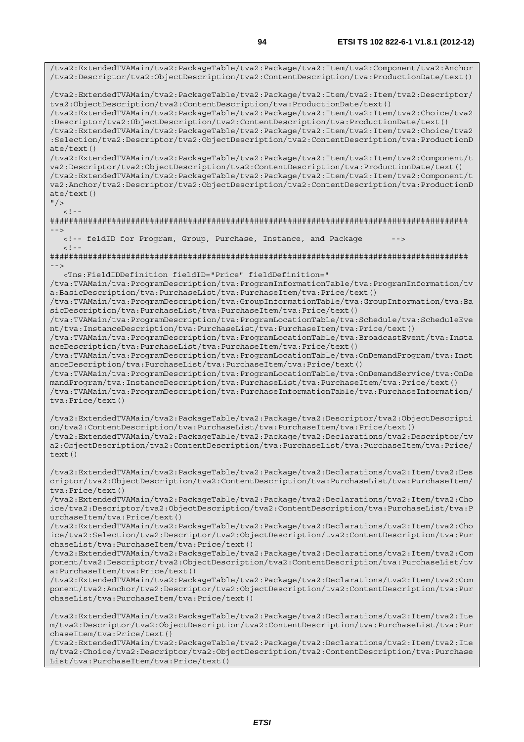```
/tva2:ExtendedTVAMain/tva2:PackageTable/tva2:Package/tva2:Item/tva2:Component/tva2:Anchor
/tva2:Descriptor/tva2:ObjectDescription/tva2:ContentDescription/tva:ProductionDate/text()

/tva2:ExtendedTVAMain/tva2:PackageTable/tva2:Package/tva2:Item/tva2:Item/tva2:Descriptor/
tva2:ObjectDescription/tva2:ContentDescription/tva:ProductionDate/text()
/tva2:ExtendedTVAMain/tva2:PackageTable/tva2:Package/tva2:Item/tva2:Item/tva2:Choice/tva2
:Descriptor/tva2:ObjectDescription/tva2:ContentDescription/tva:ProductionDate/text()
/tva2:ExtendedTVAMain/tva2:PackageTable/tva2:Package/tva2:Item/tva2:Item/tva2:Choice/tva2
:Selection/tva2:Descriptor/tva2:ObjectDescription/tva2:ContentDescription/tva:ProductionD
ate/text()
/tva2:ExtendedTVAMain/tva2:PackageTable/tva2:Package/tva2:Item/tva2:Item/tva2:Component/t
va2:Descriptor/tva2:ObjectDescription/tva2:ContentDescription/tva:ProductionDate/text()
/tva2:ExtendedTVAMain/tva2:PackageTable/tva2:Package/tva2:Item/tva2:Item/tva2:Component/t
va2:Anchor/tva2:Descriptor/tva2:ObjectDescription/tva2:ContentDescription/tva:ProductionD
ate/text()
"/>
   <!--
########################################################################################
-->
   <!-- feldID for Program, Group, Purchase, Instance, and Package      -->
   <!--
########################################################################################
-->
   <Tns:FieldIDDefinition fieldID="Price" fieldDefinition="
/tva:TVAMain/tva:ProgramDescription/tva:ProgramInformationTable/tva:ProgramInformation/tv
a:BasicDescription/tva:PurchaseList/tva:PurchaseItem/tva:Price/text()
/tva:TVAMain/tva:ProgramDescription/tva:GroupInformationTable/tva:GroupInformation/tva:Ba
sicDescription/tva:PurchaseList/tva:PurchaseItem/tva:Price/text()
/tva:TVAMain/tva:ProgramDescription/tva:ProgramLocationTable/tva:Schedule/tva:ScheduleEve
nt/tva:InstanceDescription/tva:PurchaseList/tva:PurchaseItem/tva:Price/text()
/tva:TVAMain/tva:ProgramDescription/tva:ProgramLocationTable/tva:BroadcastEvent/tva:Insta
nceDescription/tva:PurchaseList/tva:PurchaseItem/tva:Price/text()
/tva:TVAMain/tva:ProgramDescription/tva:ProgramLocationTable/tva:OnDemandProgram/tva:Inst
anceDescription/tva:PurchaseList/tva:PurchaseItem/tva:Price/text()
/tva:TVAMain/tva:ProgramDescription/tva:ProgramLocationTable/tva:OnDemandService/tva:OnDe
mandProgram/tva:InstanceDescription/tva:PurchaseList/tva:PurchaseItem/tva:Price/text()
/tva:TVAMain/tva:ProgramDescription/tva:PurchaseInformationTable/tva:PurchaseInformation/
tva:Price/text()

/tva2:ExtendedTVAMain/tva2:PackageTable/tva2:Package/tva2:Descriptor/tva2:ObjectDescripti
on/tva2:ContentDescription/tva:PurchaseList/tva:PurchaseItem/tva:Price/text()
/tva2:ExtendedTVAMain/tva2:PackageTable/tva2:Package/tva2:Declarations/tva2:Descriptor/tv
a2:ObjectDescription/tva2:ContentDescription/tva:PurchaseList/tva:PurchaseItem/tva:Price/
text()

/tva2:ExtendedTVAMain/tva2:PackageTable/tva2:Package/tva2:Declarations/tva2:Item/tva2:Des
criptor/tva2:ObjectDescription/tva2:ContentDescription/tva:PurchaseList/tva:PurchaseItem/
tva:Price/text()
/tva2:ExtendedTVAMain/tva2:PackageTable/tva2:Package/tva2:Declarations/tva2:Item/tva2:Cho
ice/tva2:Descriptor/tva2:ObjectDescription/tva2:ContentDescription/tva:PurchaseList/tva:P
urchaseItem/tva:Price/text()
/tva2:ExtendedTVAMain/tva2:PackageTable/tva2:Package/tva2:Declarations/tva2:Item/tva2:Cho
ice/tva2:Selection/tva2:Descriptor/tva2:ObjectDescription/tva2:ContentDescription/tva:Pur
chaseList/tva:PurchaseItem/tva:Price/text()
/tva2:ExtendedTVAMain/tva2:PackageTable/tva2:Package/tva2:Declarations/tva2:Item/tva2:Com
ponent/tva2:Descriptor/tva2:ObjectDescription/tva2:ContentDescription/tva:PurchaseList/tv
a:PurchaseItem/tva:Price/text()
/tva2:ExtendedTVAMain/tva2:PackageTable/tva2:Package/tva2:Declarations/tva2:Item/tva2:Com
ponent/tva2:Anchor/tva2:Descriptor/tva2:ObjectDescription/tva2:ContentDescription/tva:Pur
chaseList/tva:PurchaseItem/tva:Price/text()

/tva2:ExtendedTVAMain/tva2:PackageTable/tva2:Package/tva2:Declarations/tva2:Item/tva2:Ite
m/tva2:Descriptor/tva2:ObjectDescription/tva2:ContentDescription/tva:PurchaseList/tva:Pur
chaseItem/tva:Price/text()
/tva2:ExtendedTVAMain/tva2:PackageTable/tva2:Package/tva2:Declarations/tva2:Item/tva2:Ite
m/tva2:Choice/tva2:Descriptor/tva2:ObjectDescription/tva2:ContentDescription/tva:Purchase
List/tva:PurchaseItem/tva:Price/text()
```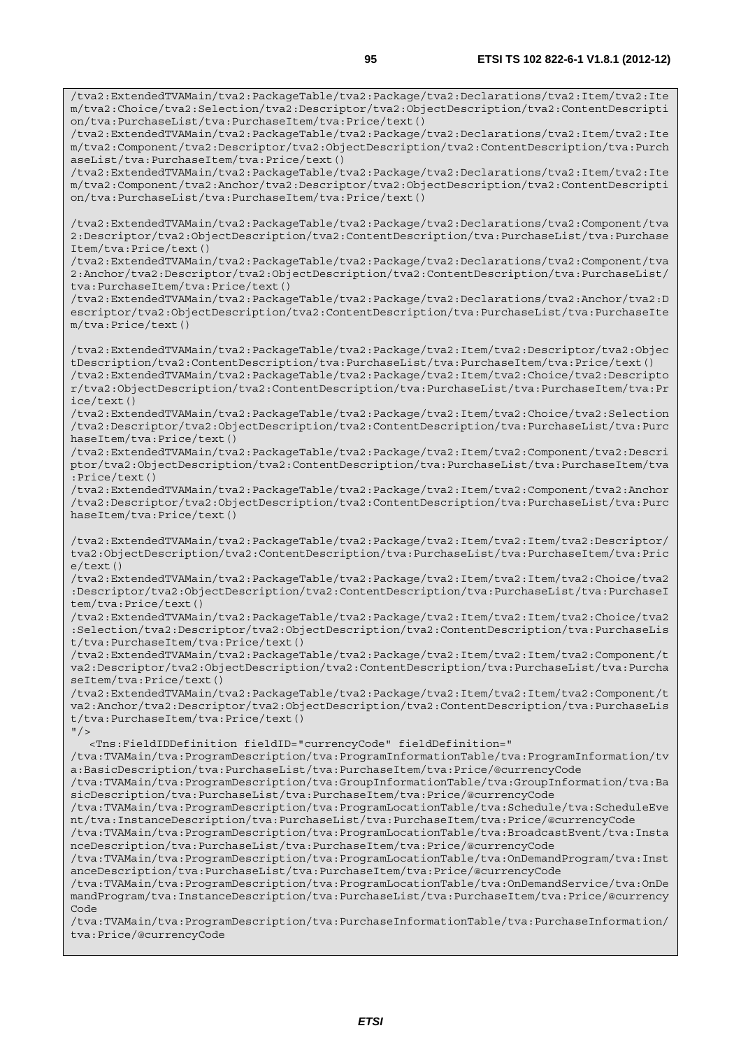```
/tva2:ExtendedTVAMain/tva2:PackageTable/tva2:Package/tva2:Declarations/tva2:Item/tva2:Item/tva2:Choice/tva2:Selection/tva2:Descriptor/tva2:ObjectDescription/tva2:ContentDescription/tva:PurchaseList/tva:PurchaseItem/tva:Price/text()
/tva2:ExtendedTVAMain/tva2:PackageTable/tva2:Package/tva2:Declarations/tva2:Item/tva2:Item/tva2:Component/tva2:Descriptor/tva2:ObjectDescription/tva2:ContentDescription/tva:PurchaseList/tva:PurchaseItem/tva:Price/text()
/tva2:ExtendedTVAMain/tva2:PackageTable/tva2:Package/tva2:Declarations/tva2:Item/tva2:Item/tva2:Component/tva2:Anchor/tva2:Descriptor/tva2:ObjectDescription/tva2:ContentDescription/tva:PurchaseList/tva:PurchaseItem/tva:Price/text()

/tva2:ExtendedTVAMain/tva2:PackageTable/tva2:Package/tva2:Declarations/tva2:Component/tva2:Descriptor/tva2:ObjectDescription/tva2:ContentDescription/tva:PurchaseList/tva:PurchaseItem/tva:Price/text()
/tva2:ExtendedTVAMain/tva2:PackageTable/tva2:Package/tva2:Declarations/tva2:Component/tva2:Anchor/tva2:Descriptor/tva2:ObjectDescription/tva2:ContentDescription/tva:PurchaseList/tva:PurchaseItem/tva:Price/text()
/tva2:ExtendedTVAMain/tva2:PackageTable/tva2:Package/tva2:Declarations/tva2:Anchor/tva2:Descriptor/tva2:ObjectDescription/tva2:ContentDescription/tva:PurchaseList/tva:PurchaseItem/tva:Price/text()

/tva2:ExtendedTVAMain/tva2:PackageTable/tva2:Package/tva2:Item/tva2:Descriptor/tva2:ObjectDescription/tva2:ContentDescription/tva:PurchaseList/tva:PurchaseItem/tva:Price/text()
/tva2:ExtendedTVAMain/tva2:PackageTable/tva2:Package/tva2:Item/tva2:Choice/tva2:Descriptor/tva2:ObjectDescription/tva2:ContentDescription/tva:PurchaseList/tva:PurchaseItem/tva:Price/text()
/tva2:ExtendedTVAMain/tva2:PackageTable/tva2:Package/tva2:Item/tva2:Choice/tva2:Selection/tva2:Descriptor/tva2:ObjectDescription/tva2:ContentDescription/tva:PurchaseList/tva:PurchaseItem/tva:Price/text()
/tva2:ExtendedTVAMain/tva2:PackageTable/tva2:Package/tva2:Item/tva2:Component/tva2:Descriptor/tva2:ObjectDescription/tva2:ContentDescription/tva:PurchaseList/tva:PurchaseItem/tva:Price/text()
/tva2:ExtendedTVAMain/tva2:PackageTable/tva2:Package/tva2:Item/tva2:Component/tva2:Anchor/tva2:Descriptor/tva2:ObjectDescription/tva2:ContentDescription/tva:PurchaseList/tva:PurchaseItem/tva:Price/text()

/tva2:ExtendedTVAMain/tva2:PackageTable/tva2:Package/tva2:Item/tva2:Item/tva2:Descriptor/tva2:ObjectDescription/tva2:ContentDescription/tva:PurchaseList/tva:PurchaseItem/tva:Price/text()
/tva2:ExtendedTVAMain/tva2:PackageTable/tva2:Package/tva2:Item/tva2:Item/tva2:Choice/tva2:Descriptor/tva2:ObjectDescription/tva2:ContentDescription/tva:PurchaseList/tva:PurchaseItem/tva:Price/text()
/tva2:ExtendedTVAMain/tva2:PackageTable/tva2:Package/tva2:Item/tva2:Item/tva2:Choice/tva2:Selection/tva2:Descriptor/tva2:ObjectDescription/tva2:ContentDescription/tva:PurchaseList/tva:PurchaseItem/tva:Price/text()
/tva2:ExtendedTVAMain/tva2:PackageTable/tva2:Package/tva2:Item/tva2:Item/tva2:Component/tva2:Descriptor/tva2:ObjectDescription/tva2:ContentDescription/tva:PurchaseList/tva:PurchaseItem/tva:Price/text()
/tva2:ExtendedTVAMain/tva2:PackageTable/tva2:Package/tva2:Item/tva2:Item/tva2:Component/tva2:Anchor/tva2:Descriptor/tva2:ObjectDescription/tva2:ContentDescription/tva:PurchaseList/tva:PurchaseItem/tva:Price/text()
"/>
   <Tns:FieldIDDefinition fieldID="currencyCode" fieldDefinition="
/tva:TVAMain/tva:ProgramDescription/tva:ProgramInformationTable/tva:ProgramInformation/tva:BasicDescription/tva:PurchaseList/tva:PurchaseItem/tva:Price/@currencyCode
/tva:TVAMain/tva:ProgramDescription/tva:GroupInformationTable/tva:GroupInformation/tva:BasicDescription/tva:PurchaseList/tva:PurchaseItem/tva:Price/@currencyCode
/tva:TVAMain/tva:ProgramDescription/tva:ProgramLocationTable/tva:Schedule/tva:ScheduleEvent/tva:InstanceDescription/tva:PurchaseList/tva:PurchaseItem/tva:Price/@currencyCode
/tva:TVAMain/tva:ProgramDescription/tva:ProgramLocationTable/tva:BroadcastEvent/tva:InstanceDescription/tva:PurchaseList/tva:PurchaseItem/tva:Price/@currencyCode
/tva:TVAMain/tva:ProgramDescription/tva:ProgramLocationTable/tva:OnDemandProgram/tva:InstanceDescription/tva:PurchaseList/tva:PurchaseItem/tva:Price/@currencyCode
/tva:TVAMain/tva:ProgramDescription/tva:ProgramLocationTable/tva:OnDemandService/tva:OnDemandProgram/tva:InstanceDescription/tva:PurchaseList/tva:PurchaseItem/tva:Price/@currencyCode
/tva:TVAMain/tva:ProgramDescription/tva:PurchaseInformationTable/tva:PurchaseInformation/tva:Price/@currencyCode
```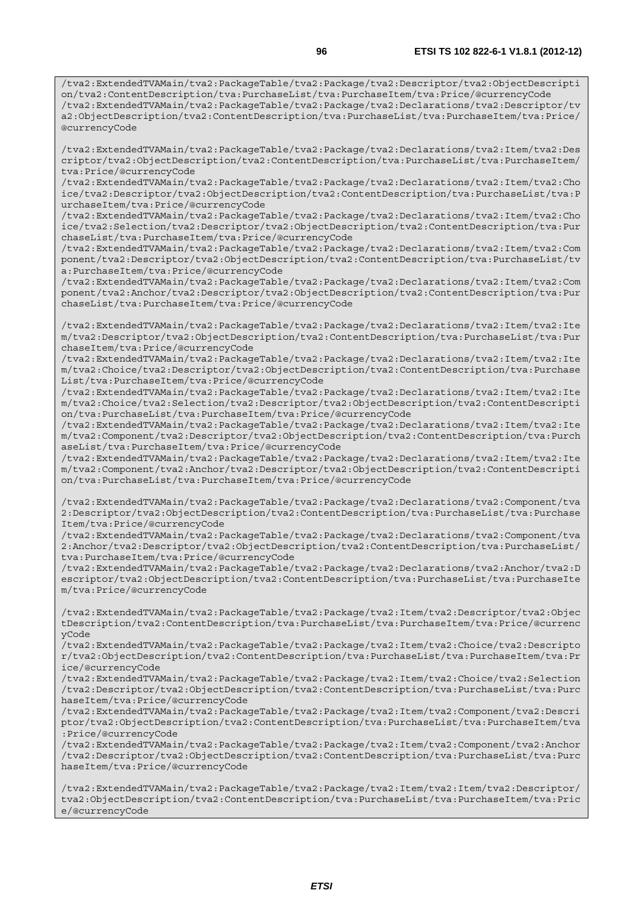```
/tva2:ExtendedTVAMain/tva2:PackageTable/tva2:Package/tva2:Descriptor/tva2:ObjectDescription/tva2:ContentDescription/tva:PurchaseList/tva:PurchaseItem/tva:Price/@currencyCode
/tva2:ExtendedTVAMain/tva2:PackageTable/tva2:Package/tva2:Declarations/tva2:Descriptor/tva2:ObjectDescription/tva2:ContentDescription/tva:PurchaseList/tva:PurchaseItem/tva:Price/@currencyCode

/tva2:ExtendedTVAMain/tva2:PackageTable/tva2:Package/tva2:Declarations/tva2:Item/tva2:Descriptor/tva2:ObjectDescription/tva2:ContentDescription/tva:PurchaseList/tva:PurchaseItem/tva:Price/@currencyCode
/tva2:ExtendedTVAMain/tva2:PackageTable/tva2:Package/tva2:Declarations/tva2:Item/tva2:Choice/tva2:Descriptor/tva2:ObjectDescription/tva2:ContentDescription/tva:PurchaseList/tva:PurchaseItem/tva:Price/@currencyCode
/tva2:ExtendedTVAMain/tva2:PackageTable/tva2:Package/tva2:Declarations/tva2:Item/tva2:Choice/tva2:Selection/tva2:Descriptor/tva2:ObjectDescription/tva2:ContentDescription/tva:PurchaseList/tva:PurchaseItem/tva:Price/@currencyCode
/tva2:ExtendedTVAMain/tva2:PackageTable/tva2:Package/tva2:Declarations/tva2:Item/tva2:Component/tva2:Descriptor/tva2:ObjectDescription/tva2:ContentDescription/tva:PurchaseList/tva:PurchaseItem/tva:Price/@currencyCode
/tva2:ExtendedTVAMain/tva2:PackageTable/tva2:Package/tva2:Declarations/tva2:Item/tva2:Component/tva2:Anchor/tva2:Descriptor/tva2:ObjectDescription/tva2:ContentDescription/tva:PurchaseList/tva:PurchaseItem/tva:Price/@currencyCode

/tva2:ExtendedTVAMain/tva2:PackageTable/tva2:Package/tva2:Declarations/tva2:Item/tva2:Item/tva2:Descriptor/tva2:ObjectDescription/tva2:ContentDescription/tva:PurchaseList/tva:PurchaseItem/tva:Price/@currencyCode
/tva2:ExtendedTVAMain/tva2:PackageTable/tva2:Package/tva2:Declarations/tva2:Item/tva2:Item/tva2:Choice/tva2:Descriptor/tva2:ObjectDescription/tva2:ContentDescription/tva:PurchaseList/tva:PurchaseItem/tva:Price/@currencyCode
/tva2:ExtendedTVAMain/tva2:PackageTable/tva2:Package/tva2:Declarations/tva2:Item/tva2:Item/tva2:Choice/tva2:Selection/tva2:Descriptor/tva2:ObjectDescription/tva2:ContentDescription/tva:PurchaseList/tva:PurchaseItem/tva:Price/@currencyCode
/tva2:ExtendedTVAMain/tva2:PackageTable/tva2:Package/tva2:Declarations/tva2:Item/tva2:Item/tva2:Component/tva2:Descriptor/tva2:ObjectDescription/tva2:ContentDescription/tva:PurchaseList/tva:PurchaseItem/tva:Price/@currencyCode
/tva2:ExtendedTVAMain/tva2:PackageTable/tva2:Package/tva2:Declarations/tva2:Item/tva2:Item/tva2:Component/tva2:Anchor/tva2:Descriptor/tva2:ObjectDescription/tva2:ContentDescription/tva:PurchaseList/tva:PurchaseItem/tva:Price/@currencyCode

/tva2:ExtendedTVAMain/tva2:PackageTable/tva2:Package/tva2:Declarations/tva2:Component/tva2:Descriptor/tva2:ObjectDescription/tva2:ContentDescription/tva:PurchaseList/tva:PurchaseItem/tva:Price/@currencyCode
/tva2:ExtendedTVAMain/tva2:PackageTable/tva2:Package/tva2:Declarations/tva2:Component/tva2:Anchor/tva2:Descriptor/tva2:ObjectDescription/tva2:ContentDescription/tva:PurchaseList/tva:PurchaseItem/tva:Price/@currencyCode
/tva2:ExtendedTVAMain/tva2:PackageTable/tva2:Package/tva2:Declarations/tva2:Anchor/tva2:Descriptor/tva2:ObjectDescription/tva2:ContentDescription/tva:PurchaseList/tva:PurchaseItem/tva:Price/@currencyCode

/tva2:ExtendedTVAMain/tva2:PackageTable/tva2:Package/tva2:Item/tva2:Descriptor/tva2:ObjectDescription/tva2:ContentDescription/tva:PurchaseList/tva:PurchaseItem/tva:Price/@currencyCode
/tva2:ExtendedTVAMain/tva2:PackageTable/tva2:Package/tva2:Item/tva2:Choice/tva2:Descriptor/tva2:ObjectDescription/tva2:ContentDescription/tva:PurchaseList/tva:PurchaseItem/tva:Price/@currencyCode
/tva2:ExtendedTVAMain/tva2:PackageTable/tva2:Package/tva2:Item/tva2:Choice/tva2:Selection/tva2:Descriptor/tva2:ObjectDescription/tva2:ContentDescription/tva:PurchaseList/tva:PurchaseItem/tva:Price/@currencyCode
/tva2:ExtendedTVAMain/tva2:PackageTable/tva2:Package/tva2:Item/tva2:Component/tva2:Descriptor/tva2:ObjectDescription/tva2:ContentDescription/tva:PurchaseList/tva:PurchaseItem/tva:Price/@currencyCode
/tva2:ExtendedTVAMain/tva2:PackageTable/tva2:Package/tva2:Item/tva2:Component/tva2:Anchor/tva2:Descriptor/tva2:ObjectDescription/tva2:ContentDescription/tva:PurchaseList/tva:PurchaseItem/tva:Price/@currencyCode

/tva2:ExtendedTVAMain/tva2:PackageTable/tva2:Package/tva2:Item/tva2:Item/tva2:Descriptor/tva2:ObjectDescription/tva2:ContentDescription/tva:PurchaseList/tva:PurchaseItem/tva:Price/@currencyCode
```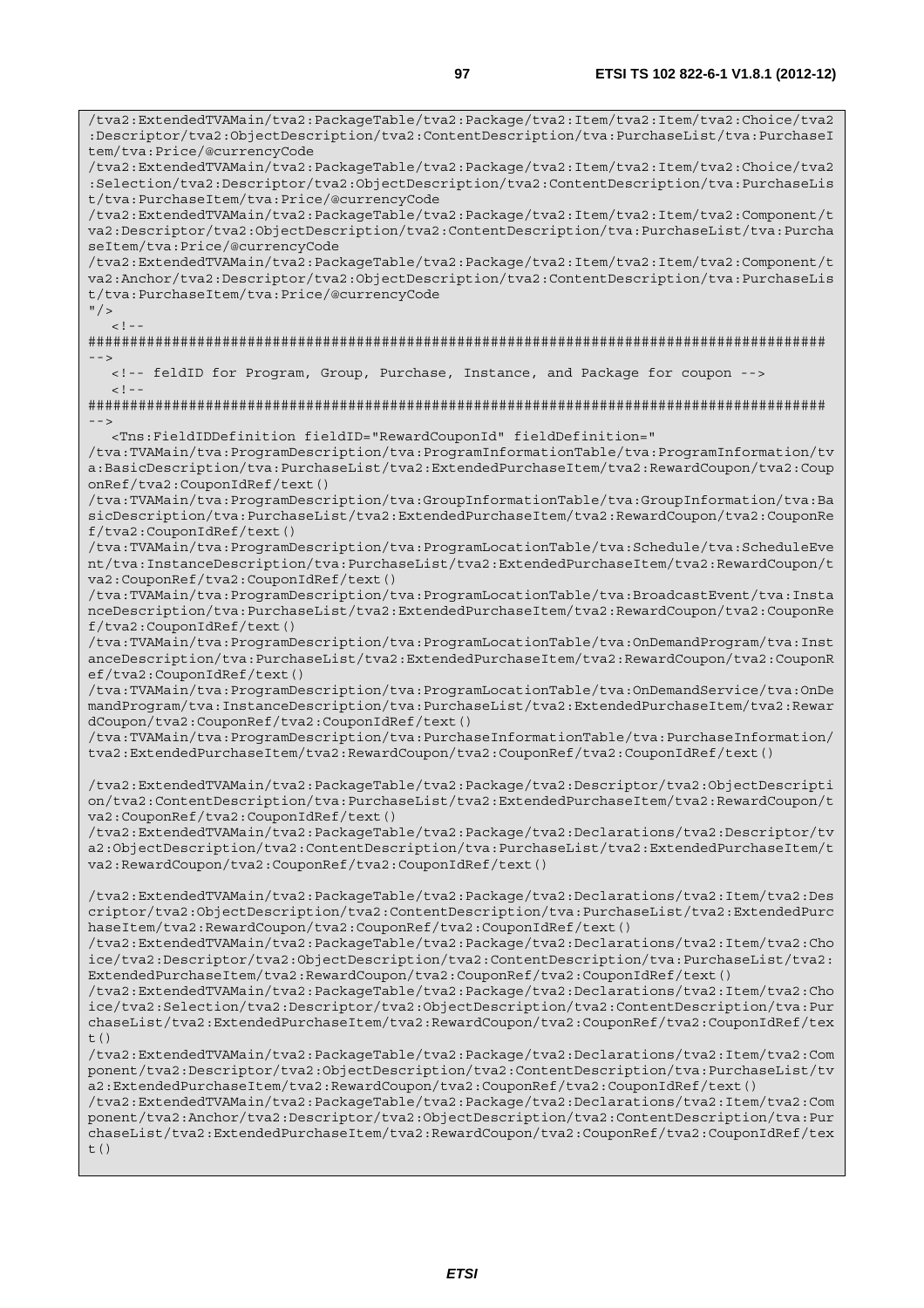```
/tva2:ExtendedTVAMain/tva2:PackageTable/tva2:Package/tva2:Item/tva2:Item/tva2:Choice/tva2
:Descriptor/tva2:ObjectDescription/tva2:ContentDescription/tva:PurchaseList/tva:PurchaseI
tem/tva:Price/@currencyCode
/tva2:ExtendedTVAMain/tva2:PackageTable/tva2:Package/tva2:Item/tva2:Item/tva2:Choice/tva2
:Selection/tva2:Descriptor/tva2:ObjectDescription/tva2:ContentDescription/tva:PurchaseLis
t/tva:PurchaseItem/tva:Price/@currencyCode
/tva2:ExtendedTVAMain/tva2:PackageTable/tva2:Package/tva2:Item/tva2:Item/tva2:Component/t
va2:Descriptor/tva2:ObjectDescription/tva2:ContentDescription/tva:PurchaseList/tva:Purcha
seItem/tva:Price/@currencyCode
/tva2:ExtendedTVAMain/tva2:PackageTable/tva2:Package/tva2:Item/tva2:Item/tva2:Component/t
va2:Anchor/tva2:Descriptor/tva2:ObjectDescription/tva2:ContentDescription/tva:PurchaseLis
t/tva:PurchaseItem/tva:Price/@currencyCode
"/>
   <!--
########################################################################################
-->
   <!-- feldID for Program, Group, Purchase, Instance, and Package for coupon -->
   <!--
########################################################################################
-->
   <Tns:FieldIDDefinition fieldID="RewardCouponId" fieldDefinition="
/tva:TVAMain/tva:ProgramDescription/tva:ProgramInformationTable/tva:ProgramInformation/tv
a:BasicDescription/tva:PurchaseList/tva2:ExtendedPurchaseItem/tva2:RewardCoupon/tva2:Coup
onRef/tva2:CouponIdRef/text()
/tva:TVAMain/tva:ProgramDescription/tva:GroupInformationTable/tva:GroupInformation/tva:Ba
sicDescription/tva:PurchaseList/tva2:ExtendedPurchaseItem/tva2:RewardCoupon/tva2:CouponRe
f/tva2:CouponIdRef/text()
/tva:TVAMain/tva:ProgramDescription/tva:ProgramLocationTable/tva:Schedule/tva:ScheduleEve
nt/tva:InstanceDescription/tva:PurchaseList/tva2:ExtendedPurchaseItem/tva2:RewardCoupon/t
va2:CouponRef/tva2:CouponIdRef/text()
/tva:TVAMain/tva:ProgramDescription/tva:ProgramLocationTable/tva:BroadcastEvent/tva:Insta
nceDescription/tva:PurchaseList/tva2:ExtendedPurchaseItem/tva2:RewardCoupon/tva2:CouponRe
f/tva2:CouponIdRef/text()
/tva:TVAMain/tva:ProgramDescription/tva:ProgramLocationTable/tva:OnDemandProgram/tva:Inst
anceDescription/tva:PurchaseList/tva2:ExtendedPurchaseItem/tva2:RewardCoupon/tva2:CouponR
ef/tva2:CouponIdRef/text()
/tva:TVAMain/tva:ProgramDescription/tva:ProgramLocationTable/tva:OnDemandService/tva:OnDe
mandProgram/tva:InstanceDescription/tva:PurchaseList/tva2:ExtendedPurchaseItem/tva2:Rewar
dCoupon/tva2:CouponRef/tva2:CouponIdRef/text()
/tva:TVAMain/tva:ProgramDescription/tva:PurchaseInformationTable/tva:PurchaseInformation/
tva2:ExtendedPurchaseItem/tva2:RewardCoupon/tva2:CouponRef/tva2:CouponIdRef/text()

/tva2:ExtendedTVAMain/tva2:PackageTable/tva2:Package/tva2:Descriptor/tva2:ObjectDescripti
on/tva2:ContentDescription/tva:PurchaseList/tva2:ExtendedPurchaseItem/tva2:RewardCoupon/t
va2:CouponRef/tva2:CouponIdRef/text()
/tva2:ExtendedTVAMain/tva2:PackageTable/tva2:Package/tva2:Declarations/tva2:Descriptor/tv
a2:ObjectDescription/tva2:ContentDescription/tva:PurchaseList/tva2:ExtendedPurchaseItem/t
va2:RewardCoupon/tva2:CouponRef/tva2:CouponIdRef/text()

/tva2:ExtendedTVAMain/tva2:PackageTable/tva2:Package/tva2:Declarations/tva2:Item/tva2:Des
criptor/tva2:ObjectDescription/tva2:ContentDescription/tva:PurchaseList/tva2:ExtendedPurc
haseItem/tva2:RewardCoupon/tva2:CouponRef/tva2:CouponIdRef/text()
/tva2:ExtendedTVAMain/tva2:PackageTable/tva2:Package/tva2:Declarations/tva2:Item/tva2:Cho
ice/tva2:Descriptor/tva2:ObjectDescription/tva2:ContentDescription/tva:PurchaseList/tva2:
ExtendedPurchaseItem/tva2:RewardCoupon/tva2:CouponRef/tva2:CouponIdRef/text()
/tva2:ExtendedTVAMain/tva2:PackageTable/tva2:Package/tva2:Declarations/tva2:Item/tva2:Cho
ice/tva2:Selection/tva2:Descriptor/tva2:ObjectDescription/tva2:ContentDescription/tva:Pur
chaseList/tva2:ExtendedPurchaseItem/tva2:RewardCoupon/tva2:CouponRef/tva2:CouponIdRef/tex
t()
/tva2:ExtendedTVAMain/tva2:PackageTable/tva2:Package/tva2:Declarations/tva2:Item/tva2:Com
ponent/tva2:Descriptor/tva2:ObjectDescription/tva2:ContentDescription/tva:PurchaseList/tv
a2:ExtendedPurchaseItem/tva2:RewardCoupon/tva2:CouponRef/tva2:CouponIdRef/text()
/tva2:ExtendedTVAMain/tva2:PackageTable/tva2:Package/tva2:Declarations/tva2:Item/tva2:Com
ponent/tva2:Anchor/tva2:Descriptor/tva2:ObjectDescription/tva2:ContentDescription/tva:Pur
chaseList/tva2:ExtendedPurchaseItem/tva2:RewardCoupon/tva2:CouponRef/tva2:CouponIdRef/tex
t()
```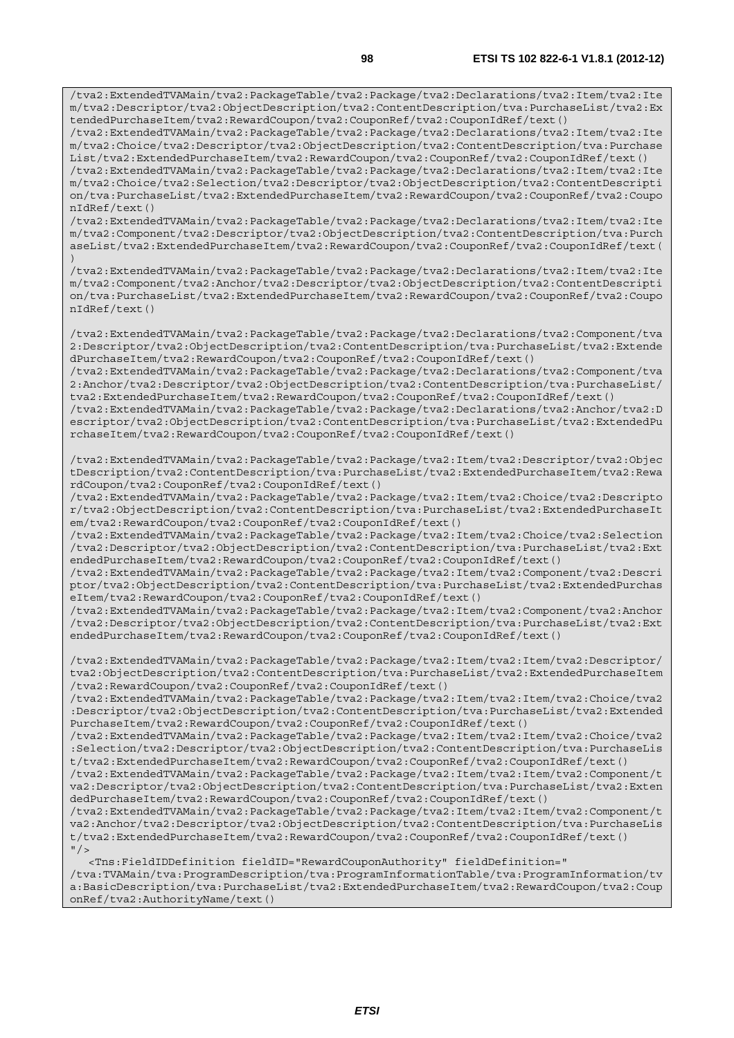```
/tva2:ExtendedTVAMain/tva2:PackageTable/tva2:Package/tva2:Declarations/tva2:Item/tva2:Item/tva2:Descriptor/tva2:ObjectDescription/tva2:ContentDescription/tva:PurchaseList/tva2:ExtendedPurchaseItem/tva2:RewardCoupon/tva2:CouponRef/tva2:CouponIdRef/text()
/tva2:ExtendedTVAMain/tva2:PackageTable/tva2:Package/tva2:Declarations/tva2:Item/tva2:Item/tva2:Choice/tva2:Descriptor/tva2:ObjectDescription/tva2:ContentDescription/tva:PurchaseList/tva2:ExtendedPurchaseItem/tva2:RewardCoupon/tva2:CouponRef/tva2:CouponIdRef/text()
/tva2:ExtendedTVAMain/tva2:PackageTable/tva2:Package/tva2:Declarations/tva2:Item/tva2:Item/tva2:Choice/tva2:Selection/tva2:Descriptor/tva2:ObjectDescription/tva2:ContentDescription/tva:PurchaseList/tva2:ExtendedPurchaseItem/tva2:RewardCoupon/tva2:CouponRef/tva2:CouponIdRef/text()
/tva2:ExtendedTVAMain/tva2:PackageTable/tva2:Package/tva2:Declarations/tva2:Item/tva2:Item/tva2:Component/tva2:Descriptor/tva2:ObjectDescription/tva2:ContentDescription/tva:PurchaseList/tva2:ExtendedPurchaseItem/tva2:RewardCoupon/tva2:CouponRef/tva2:CouponIdRef/text()
/tva2:ExtendedTVAMain/tva2:PackageTable/tva2:Package/tva2:Declarations/tva2:Item/tva2:Item/tva2:Component/tva2:Anchor/tva2:Descriptor/tva2:ObjectDescription/tva2:ContentDescription/tva:PurchaseList/tva2:ExtendedPurchaseItem/tva2:RewardCoupon/tva2:CouponRef/tva2:CouponIdRef/text()

/tva2:ExtendedTVAMain/tva2:PackageTable/tva2:Package/tva2:Declarations/tva2:Component/tva2:Descriptor/tva2:ObjectDescription/tva2:ContentDescription/tva:PurchaseList/tva2:ExtendedPurchaseItem/tva2:RewardCoupon/tva2:CouponRef/tva2:CouponIdRef/text()
/tva2:ExtendedTVAMain/tva2:PackageTable/tva2:Package/tva2:Declarations/tva2:Component/tva2:Anchor/tva2:Descriptor/tva2:ObjectDescription/tva2:ContentDescription/tva:PurchaseList/tva2:ExtendedPurchaseItem/tva2:RewardCoupon/tva2:CouponRef/tva2:CouponIdRef/text()
/tva2:ExtendedTVAMain/tva2:PackageTable/tva2:Package/tva2:Declarations/tva2:Anchor/tva2:Descriptor/tva2:ObjectDescription/tva2:ContentDescription/tva:PurchaseList/tva2:ExtendedPurchaseItem/tva2:RewardCoupon/tva2:CouponRef/tva2:CouponIdRef/text()

/tva2:ExtendedTVAMain/tva2:PackageTable/tva2:Package/tva2:Item/tva2:Descriptor/tva2:ObjectDescription/tva2:ContentDescription/tva:PurchaseList/tva2:ExtendedPurchaseItem/tva2:RewardCoupon/tva2:CouponRef/tva2:CouponIdRef/text()
/tva2:ExtendedTVAMain/tva2:PackageTable/tva2:Package/tva2:Item/tva2:Choice/tva2:Descriptor/tva2:ObjectDescription/tva2:ContentDescription/tva:PurchaseList/tva2:ExtendedPurchaseItem/tva2:RewardCoupon/tva2:CouponRef/tva2:CouponIdRef/text()
/tva2:ExtendedTVAMain/tva2:PackageTable/tva2:Package/tva2:Item/tva2:Choice/tva2:Selection/tva2:Descriptor/tva2:ObjectDescription/tva2:ContentDescription/tva:PurchaseList/tva2:ExtendedPurchaseItem/tva2:RewardCoupon/tva2:CouponRef/tva2:CouponIdRef/text()
/tva2:ExtendedTVAMain/tva2:PackageTable/tva2:Package/tva2:Item/tva2:Component/tva2:Descriptor/tva2:ObjectDescription/tva2:ContentDescription/tva:PurchaseList/tva2:ExtendedPurchaseItem/tva2:RewardCoupon/tva2:CouponRef/tva2:CouponIdRef/text()
/tva2:ExtendedTVAMain/tva2:PackageTable/tva2:Package/tva2:Item/tva2:Component/tva2:Anchor/tva2:Descriptor/tva2:ObjectDescription/tva2:ContentDescription/tva:PurchaseList/tva2:ExtendedPurchaseItem/tva2:RewardCoupon/tva2:CouponRef/tva2:CouponIdRef/text()

/tva2:ExtendedTVAMain/tva2:PackageTable/tva2:Package/tva2:Item/tva2:Item/tva2:Descriptor/tva2:ObjectDescription/tva2:ContentDescription/tva:PurchaseList/tva2:ExtendedPurchaseItem/tva2:RewardCoupon/tva2:CouponRef/tva2:CouponIdRef/text()
/tva2:ExtendedTVAMain/tva2:PackageTable/tva2:Package/tva2:Item/tva2:Item/tva2:Choice/tva2:Descriptor/tva2:ObjectDescription/tva2:ContentDescription/tva:PurchaseList/tva2:ExtendedPurchaseItem/tva2:RewardCoupon/tva2:CouponRef/tva2:CouponIdRef/text()
/tva2:ExtendedTVAMain/tva2:PackageTable/tva2:Package/tva2:Item/tva2:Item/tva2:Choice/tva2:Selection/tva2:Descriptor/tva2:ObjectDescription/tva2:ContentDescription/tva:PurchaseList/tva2:ExtendedPurchaseItem/tva2:RewardCoupon/tva2:CouponRef/tva2:CouponIdRef/text()
/tva2:ExtendedTVAMain/tva2:PackageTable/tva2:Package/tva2:Item/tva2:Item/tva2:Component/tva2:Descriptor/tva2:ObjectDescription/tva2:ContentDescription/tva:PurchaseList/tva2:ExtendedPurchaseItem/tva2:RewardCoupon/tva2:CouponRef/tva2:CouponIdRef/text()
/tva2:ExtendedTVAMain/tva2:PackageTable/tva2:Package/tva2:Item/tva2:Item/tva2:Component/tva2:Anchor/tva2:Descriptor/tva2:ObjectDescription/tva2:ContentDescription/tva:PurchaseList/tva2:ExtendedPurchaseItem/tva2:RewardCoupon/tva2:CouponRef/tva2:CouponIdRef/text()
"/>
   <Tns:FieldIDDefinition fieldID="RewardCouponAuthority" fieldDefinition="
/tva:TVAMain/tva:ProgramDescription/tva:ProgramInformationTable/tva:ProgramInformation/tva:BasicDescription/tva:PurchaseList/tva2:ExtendedPurchaseItem/tva2:RewardCoupon/tva2:CouponRef/tva2:AuthorityName/text()
```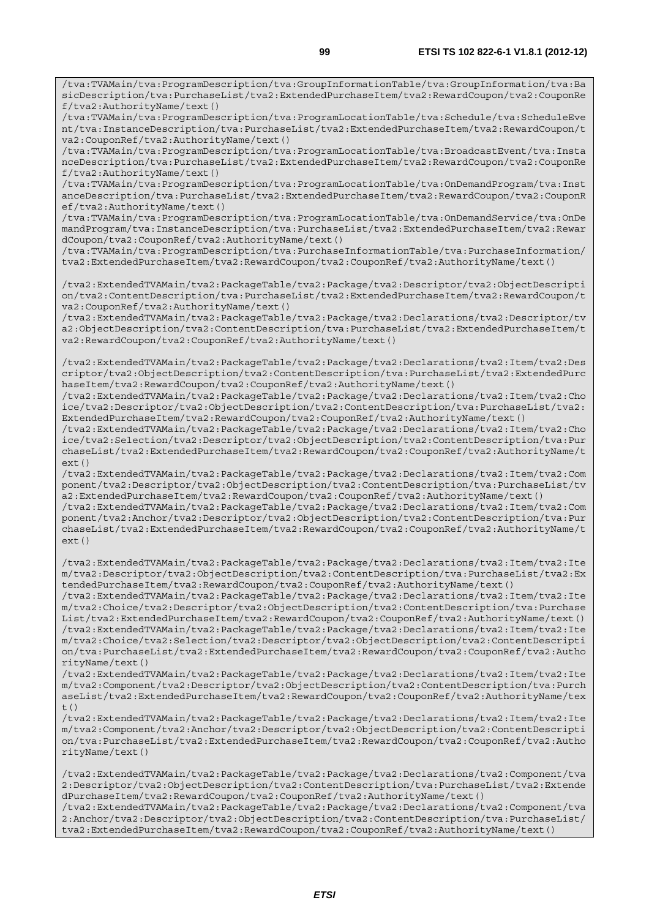```
/tva:TVAMain/tva:ProgramDescription/tva:GroupInformationTable/tva:GroupInformation/tva:BasicDescription/tva:PurchaseList/tva2:ExtendedPurchaseItem/tva2:RewardCoupon/tva2:CouponRef/tva2:AuthorityName/text()
/tva:TVAMain/tva:ProgramDescription/tva:ProgramLocationTable/tva:Schedule/tva:ScheduleEvent/tva:InstanceDescription/tva:PurchaseList/tva2:ExtendedPurchaseItem/tva2:RewardCoupon/tva2:CouponRef/tva2:AuthorityName/text()
/tva:TVAMain/tva:ProgramDescription/tva:ProgramLocationTable/tva:BroadcastEvent/tva:InstanceDescription/tva:PurchaseList/tva2:ExtendedPurchaseItem/tva2:RewardCoupon/tva2:CouponRef/tva2:AuthorityName/text()
/tva:TVAMain/tva:ProgramDescription/tva:ProgramLocationTable/tva:OnDemandProgram/tva:InstanceDescription/tva:PurchaseList/tva2:ExtendedPurchaseItem/tva2:RewardCoupon/tva2:CouponRef/tva2:AuthorityName/text()
/tva:TVAMain/tva:ProgramDescription/tva:ProgramLocationTable/tva:OnDemandService/tva:OnDemandProgram/tva:InstanceDescription/tva:PurchaseList/tva2:ExtendedPurchaseItem/tva2:RewardCoupon/tva2:CouponRef/tva2:AuthorityName/text()
/tva:TVAMain/tva:ProgramDescription/tva:PurchaseInformationTable/tva:PurchaseInformation/tva2:ExtendedPurchaseItem/tva2:RewardCoupon/tva2:CouponRef/tva2:AuthorityName/text()

/tva2:ExtendedTVAMain/tva2:PackageTable/tva2:Package/tva2:Descriptor/tva2:ObjectDescription/tva2:ContentDescription/tva:PurchaseList/tva2:ExtendedPurchaseItem/tva2:RewardCoupon/tva2:CouponRef/tva2:AuthorityName/text()
/tva2:ExtendedTVAMain/tva2:PackageTable/tva2:Package/tva2:Declarations/tva2:Descriptor/tva2:ObjectDescription/tva2:ContentDescription/tva:PurchaseList/tva2:ExtendedPurchaseItem/tva2:RewardCoupon/tva2:CouponRef/tva2:AuthorityName/text()

/tva2:ExtendedTVAMain/tva2:PackageTable/tva2:Package/tva2:Declarations/tva2:Item/tva2:Descriptor/tva2:ObjectDescription/tva2:ContentDescription/tva:PurchaseList/tva2:ExtendedPurchaseItem/tva2:RewardCoupon/tva2:CouponRef/tva2:AuthorityName/text()
/tva2:ExtendedTVAMain/tva2:PackageTable/tva2:Package/tva2:Declarations/tva2:Item/tva2:Choice/tva2:Descriptor/tva2:ObjectDescription/tva2:ContentDescription/tva:PurchaseList/tva2:ExtendedPurchaseItem/tva2:RewardCoupon/tva2:CouponRef/tva2:AuthorityName/text()
/tva2:ExtendedTVAMain/tva2:PackageTable/tva2:Package/tva2:Declarations/tva2:Item/tva2:Choice/tva2:Selection/tva2:Descriptor/tva2:ObjectDescription/tva2:ContentDescription/tva:PurchaseList/tva2:ExtendedPurchaseItem/tva2:RewardCoupon/tva2:CouponRef/tva2:AuthorityName/text()
/tva2:ExtendedTVAMain/tva2:PackageTable/tva2:Package/tva2:Declarations/tva2:Item/tva2:Component/tva2:Descriptor/tva2:ObjectDescription/tva2:ContentDescription/tva:PurchaseList/tva2:ExtendedPurchaseItem/tva2:RewardCoupon/tva2:CouponRef/tva2:AuthorityName/text()
/tva2:ExtendedTVAMain/tva2:PackageTable/tva2:Package/tva2:Declarations/tva2:Item/tva2:Component/tva2:Anchor/tva2:Descriptor/tva2:ObjectDescription/tva2:ContentDescription/tva:PurchaseList/tva2:ExtendedPurchaseItem/tva2:RewardCoupon/tva2:CouponRef/tva2:AuthorityName/text()

/tva2:ExtendedTVAMain/tva2:PackageTable/tva2:Package/tva2:Declarations/tva2:Item/tva2:Item/tva2:Descriptor/tva2:ObjectDescription/tva2:ContentDescription/tva:PurchaseList/tva2:ExtendedPurchaseItem/tva2:RewardCoupon/tva2:CouponRef/tva2:AuthorityName/text()
/tva2:ExtendedTVAMain/tva2:PackageTable/tva2:Package/tva2:Declarations/tva2:Item/tva2:Item/tva2:Choice/tva2:Descriptor/tva2:ObjectDescription/tva2:ContentDescription/tva:PurchaseList/tva2:ExtendedPurchaseItem/tva2:RewardCoupon/tva2:CouponRef/tva2:AuthorityName/text()
/tva2:ExtendedTVAMain/tva2:PackageTable/tva2:Package/tva2:Declarations/tva2:Item/tva2:Item/tva2:Choice/tva2:Selection/tva2:Descriptor/tva2:ObjectDescription/tva2:ContentDescription/tva:PurchaseList/tva2:ExtendedPurchaseItem/tva2:RewardCoupon/tva2:CouponRef/tva2:AuthorityName/text()
/tva2:ExtendedTVAMain/tva2:PackageTable/tva2:Package/tva2:Declarations/tva2:Item/tva2:Item/tva2:Component/tva2:Descriptor/tva2:ObjectDescription/tva2:ContentDescription/tva:PurchaseList/tva2:ExtendedPurchaseItem/tva2:RewardCoupon/tva2:CouponRef/tva2:AuthorityName/text()
/tva2:ExtendedTVAMain/tva2:PackageTable/tva2:Package/tva2:Declarations/tva2:Item/tva2:Item/tva2:Component/tva2:Anchor/tva2:Descriptor/tva2:ObjectDescription/tva2:ContentDescription/tva:PurchaseList/tva2:ExtendedPurchaseItem/tva2:RewardCoupon/tva2:CouponRef/tva2:AuthorityName/text()

/tva2:ExtendedTVAMain/tva2:PackageTable/tva2:Package/tva2:Declarations/tva2:Component/tva2:Descriptor/tva2:ObjectDescription/tva2:ContentDescription/tva:PurchaseList/tva2:ExtendedPurchaseItem/tva2:RewardCoupon/tva2:CouponRef/tva2:AuthorityName/text()
/tva2:ExtendedTVAMain/tva2:PackageTable/tva2:Package/tva2:Declarations/tva2:Component/tva2:Anchor/tva2:Descriptor/tva2:ObjectDescription/tva2:ContentDescription/tva:PurchaseList/tva2:ExtendedPurchaseItem/tva2:RewardCoupon/tva2:CouponRef/tva2:AuthorityName/text()
```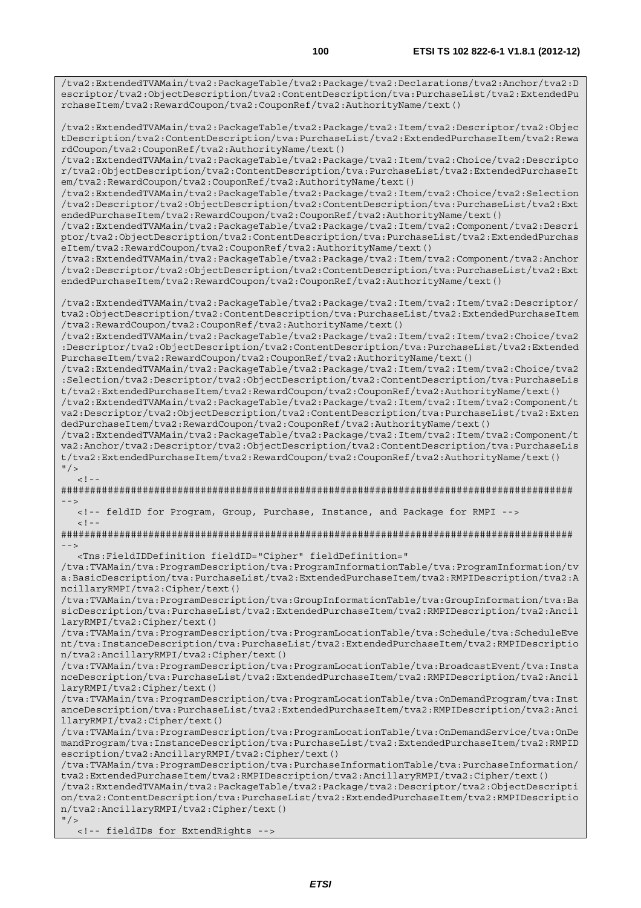```
/tva2:ExtendedTVAMain/tva2:PackageTable/tva2:Package/tva2:Declarations/tva2:Anchor/tva2:Descriptor/tva2:ObjectDescription/tva2:ContentDescription/tva:PurchaseList/tva2:ExtendedPurchaseItem/tva2:RewardCoupon/tva2:CouponRef/tva2:AuthorityName/text()

/tva2:ExtendedTVAMain/tva2:PackageTable/tva2:Package/tva2:Item/tva2:Descriptor/tva2:ObjectDescription/tva2:ContentDescription/tva:PurchaseList/tva2:ExtendedPurchaseItem/tva2:RewardCoupon/tva2:CouponRef/tva2:AuthorityName/text()
/tva2:ExtendedTVAMain/tva2:PackageTable/tva2:Package/tva2:Item/tva2:Choice/tva2:Descriptor/tva2:ObjectDescription/tva2:ContentDescription/tva:PurchaseList/tva2:ExtendedPurchaseItem/tva2:RewardCoupon/tva2:CouponRef/tva2:AuthorityName/text()
/tva2:ExtendedTVAMain/tva2:PackageTable/tva2:Package/tva2:Item/tva2:Choice/tva2:Selection/tva2:Descriptor/tva2:ObjectDescription/tva2:ContentDescription/tva:PurchaseList/tva2:ExtendedPurchaseItem/tva2:RewardCoupon/tva2:CouponRef/tva2:AuthorityName/text()
/tva2:ExtendedTVAMain/tva2:PackageTable/tva2:Package/tva2:Item/tva2:Component/tva2:Descriptor/tva2:ObjectDescription/tva2:ContentDescription/tva:PurchaseList/tva2:ExtendedPurchaseItem/tva2:RewardCoupon/tva2:CouponRef/tva2:AuthorityName/text()
/tva2:ExtendedTVAMain/tva2:PackageTable/tva2:Package/tva2:Item/tva2:Component/tva2:Anchor/tva2:Descriptor/tva2:ObjectDescription/tva2:ContentDescription/tva:PurchaseList/tva2:ExtendedPurchaseItem/tva2:RewardCoupon/tva2:CouponRef/tva2:AuthorityName/text()

/tva2:ExtendedTVAMain/tva2:PackageTable/tva2:Package/tva2:Item/tva2:Item/tva2:Descriptor/tva2:ObjectDescription/tva2:ContentDescription/tva:PurchaseList/tva2:ExtendedPurchaseItem/tva2:RewardCoupon/tva2:CouponRef/tva2:AuthorityName/text()
/tva2:ExtendedTVAMain/tva2:PackageTable/tva2:Package/tva2:Item/tva2:Item/tva2:Choice/tva2:Descriptor/tva2:ObjectDescription/tva2:ContentDescription/tva:PurchaseList/tva2:ExtendedPurchaseItem/tva2:RewardCoupon/tva2:CouponRef/tva2:AuthorityName/text()
/tva2:ExtendedTVAMain/tva2:PackageTable/tva2:Package/tva2:Item/tva2:Item/tva2:Choice/tva2:Selection/tva2:Descriptor/tva2:ObjectDescription/tva2:ContentDescription/tva:PurchaseList/tva2:ExtendedPurchaseItem/tva2:RewardCoupon/tva2:CouponRef/tva2:AuthorityName/text()
/tva2:ExtendedTVAMain/tva2:PackageTable/tva2:Package/tva2:Item/tva2:Item/tva2:Component/tva2:Descriptor/tva2:ObjectDescription/tva2:ContentDescription/tva:PurchaseList/tva2:ExtendedPurchaseItem/tva2:RewardCoupon/tva2:CouponRef/tva2:AuthorityName/text()
/tva2:ExtendedTVAMain/tva2:PackageTable/tva2:Package/tva2:Item/tva2:Item/tva2:Component/tva2:Anchor/tva2:Descriptor/tva2:ObjectDescription/tva2:ContentDescription/tva:PurchaseList/tva2:ExtendedPurchaseItem/tva2:RewardCoupon/tva2:CouponRef/tva2:AuthorityName/text()
"/>
   <!--
#########################################################################################
-->
   <!-- feldID for Program, Group, Purchase, Instance, and Package for RMPI -->
   <!--
#########################################################################################
-->
   <Tns:FieldIDDefinition fieldID="Cipher" fieldDefinition="
/tva:TVAMain/tva:ProgramDescription/tva:ProgramInformationTable/tva:ProgramInformation/tva:BasicDescription/tva:PurchaseList/tva2:ExtendedPurchaseItem/tva2:RMPIDescription/tva2:AncillaryRMPI/tva2:Cipher/text()
/tva:TVAMain/tva:ProgramDescription/tva:GroupInformationTable/tva:GroupInformation/tva:BasicDescription/tva:PurchaseList/tva2:ExtendedPurchaseItem/tva2:RMPIDescription/tva2:AncillaryRMPI/tva2:Cipher/text()
/tva:TVAMain/tva:ProgramDescription/tva:ProgramLocationTable/tva:Schedule/tva:ScheduleEvent/tva:InstanceDescription/tva:PurchaseList/tva2:ExtendedPurchaseItem/tva2:RMPIDescription/tva2:AncillaryRMPI/tva2:Cipher/text()
/tva:TVAMain/tva:ProgramDescription/tva:ProgramLocationTable/tva:BroadcastEvent/tva:InstanceDescription/tva:PurchaseList/tva2:ExtendedPurchaseItem/tva2:RMPIDescription/tva2:AncillaryRMPI/tva2:Cipher/text()
/tva:TVAMain/tva:ProgramDescription/tva:ProgramLocationTable/tva:OnDemandProgram/tva:InstanceDescription/tva:PurchaseList/tva2:ExtendedPurchaseItem/tva2:RMPIDescription/tva2:AncillaryRMPI/tva2:Cipher/text()
/tva:TVAMain/tva:ProgramDescription/tva:ProgramLocationTable/tva:OnDemandService/tva:OnDemandProgram/tva:InstanceDescription/tva:PurchaseList/tva2:ExtendedPurchaseItem/tva2:RMPIDescription/tva2:AncillaryRMPI/tva2:Cipher/text()
/tva:TVAMain/tva:ProgramDescription/tva:PurchaseInformationTable/tva:PurchaseInformation/tva2:ExtendedPurchaseItem/tva2:RMPIDescription/tva2:AncillaryRMPI/tva2:Cipher/text()
/tva2:ExtendedTVAMain/tva2:PackageTable/tva2:Package/tva2:Descriptor/tva2:ObjectDescription/tva2:ContentDescription/tva:PurchaseList/tva2:ExtendedPurchaseItem/tva2:RMPIDescription/tva2:AncillaryRMPI/tva2:Cipher/text()
"/>
   <!-- fieldIDs for ExtendRights -->
```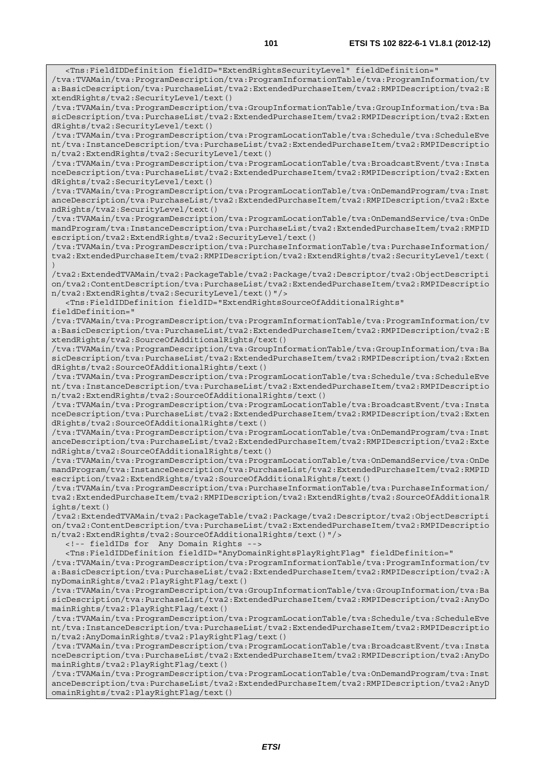```
   <Tns:FieldIDDefinition fieldID="ExtendRightsSecurityLevel" fieldDefinition="
/tva:TVAMain/tva:ProgramDescription/tva:ProgramInformationTable/tva:ProgramInformation/tv
a:BasicDescription/tva:PurchaseList/tva2:ExtendedPurchaseItem/tva2:RMPIDescription/tva2:E
xtendRights/tva2:SecurityLevel/text()
/tva:TVAMain/tva:ProgramDescription/tva:GroupInformationTable/tva:GroupInformation/tva:Ba
sicDescription/tva:PurchaseList/tva2:ExtendedPurchaseItem/tva2:RMPIDescription/tva2:Exten
dRights/tva2:SecurityLevel/text()
/tva:TVAMain/tva:ProgramDescription/tva:ProgramLocationTable/tva:Schedule/tva:ScheduleEve
nt/tva:InstanceDescription/tva:PurchaseList/tva2:ExtendedPurchaseItem/tva2:RMPIDescriptio
n/tva2:ExtendRights/tva2:SecurityLevel/text()
/tva:TVAMain/tva:ProgramDescription/tva:ProgramLocationTable/tva:BroadcastEvent/tva:Insta
nceDescription/tva:PurchaseList/tva2:ExtendedPurchaseItem/tva2:RMPIDescription/tva2:Exten
dRights/tva2:SecurityLevel/text()
/tva:TVAMain/tva:ProgramDescription/tva:ProgramLocationTable/tva:OnDemandProgram/tva:Inst
anceDescription/tva:PurchaseList/tva2:ExtendedPurchaseItem/tva2:RMPIDescription/tva2:Exte
ndRights/tva2:SecurityLevel/text()
/tva:TVAMain/tva:ProgramDescription/tva:ProgramLocationTable/tva:OnDemandService/tva:OnDe
mandProgram/tva:InstanceDescription/tva:PurchaseList/tva2:ExtendedPurchaseItem/tva2:RMPID
escription/tva2:ExtendRights/tva2:SecurityLevel/text()
/tva:TVAMain/tva:ProgramDescription/tva:PurchaseInformationTable/tva:PurchaseInformation/
tva2:ExtendedPurchaseItem/tva2:RMPIDescription/tva2:ExtendRights/tva2:SecurityLevel/text(
)
/tva2:ExtendedTVAMain/tva2:PackageTable/tva2:Package/tva2:Descriptor/tva2:ObjectDescripti
on/tva2:ContentDescription/tva:PurchaseList/tva2:ExtendedPurchaseItem/tva2:RMPIDescriptio
n/tva2:ExtendRights/tva2:SecurityLevel/text()"/>
   <Tns:FieldIDDefinition fieldID="ExtendRightsSourceOfAdditionalRights"
fieldDefinition="
/tva:TVAMain/tva:ProgramDescription/tva:ProgramInformationTable/tva:ProgramInformation/tv
a:BasicDescription/tva:PurchaseList/tva2:ExtendedPurchaseItem/tva2:RMPIDescription/tva2:E
xtendRights/tva2:SourceOfAdditionalRights/text()
/tva:TVAMain/tva:ProgramDescription/tva:GroupInformationTable/tva:GroupInformation/tva:Ba
sicDescription/tva:PurchaseList/tva2:ExtendedPurchaseItem/tva2:RMPIDescription/tva2:Exten
dRights/tva2:SourceOfAdditionalRights/text()
/tva:TVAMain/tva:ProgramDescription/tva:ProgramLocationTable/tva:Schedule/tva:ScheduleEve
nt/tva:InstanceDescription/tva:PurchaseList/tva2:ExtendedPurchaseItem/tva2:RMPIDescriptio
n/tva2:ExtendRights/tva2:SourceOfAdditionalRights/text()
/tva:TVAMain/tva:ProgramDescription/tva:ProgramLocationTable/tva:BroadcastEvent/tva:Insta
nceDescription/tva:PurchaseList/tva2:ExtendedPurchaseItem/tva2:RMPIDescription/tva2:Exten
dRights/tva2:SourceOfAdditionalRights/text()
/tva:TVAMain/tva:ProgramDescription/tva:ProgramLocationTable/tva:OnDemandProgram/tva:Inst
anceDescription/tva:PurchaseList/tva2:ExtendedPurchaseItem/tva2:RMPIDescription/tva2:Exte
ndRights/tva2:SourceOfAdditionalRights/text()
/tva:TVAMain/tva:ProgramDescription/tva:ProgramLocationTable/tva:OnDemandService/tva:OnDe
mandProgram/tva:InstanceDescription/tva:PurchaseList/tva2:ExtendedPurchaseItem/tva2:RMPID
escription/tva2:ExtendRights/tva2:SourceOfAdditionalRights/text()
/tva:TVAMain/tva:ProgramDescription/tva:PurchaseInformationTable/tva:PurchaseInformation/
tva2:ExtendedPurchaseItem/tva2:RMPIDescription/tva2:ExtendRights/tva2:SourceOfAdditionalR
ights/text()
/tva2:ExtendedTVAMain/tva2:PackageTable/tva2:Package/tva2:Descriptor/tva2:ObjectDescripti
on/tva2:ContentDescription/tva:PurchaseList/tva2:ExtendedPurchaseItem/tva2:RMPIDescriptio
n/tva2:ExtendRights/tva2:SourceOfAdditionalRights/text()"/>
   <!-- fieldIDs for  Any Domain Rights -->
   <Tns:FieldIDDefinition fieldID="AnyDomainRightsPlayRightFlag" fieldDefinition="
/tva:TVAMain/tva:ProgramDescription/tva:ProgramInformationTable/tva:ProgramInformation/tv
a:BasicDescription/tva:PurchaseList/tva2:ExtendedPurchaseItem/tva2:RMPIDescription/tva2:A
nyDomainRights/tva2:PlayRightFlag/text()
/tva:TVAMain/tva:ProgramDescription/tva:GroupInformationTable/tva:GroupInformation/tva:Ba
sicDescription/tva:PurchaseList/tva2:ExtendedPurchaseItem/tva2:RMPIDescription/tva2:AnyDo
mainRights/tva2:PlayRightFlag/text()
/tva:TVAMain/tva:ProgramDescription/tva:ProgramLocationTable/tva:Schedule/tva:ScheduleEve
nt/tva:InstanceDescription/tva:PurchaseList/tva2:ExtendedPurchaseItem/tva2:RMPIDescriptio
n/tva2:AnyDomainRights/tva2:PlayRightFlag/text()
/tva:TVAMain/tva:ProgramDescription/tva:ProgramLocationTable/tva:BroadcastEvent/tva:Insta
nceDescription/tva:PurchaseList/tva2:ExtendedPurchaseItem/tva2:RMPIDescription/tva2:AnyDo
mainRights/tva2:PlayRightFlag/text()
/tva:TVAMain/tva:ProgramDescription/tva:ProgramLocationTable/tva:OnDemandProgram/tva:Inst
anceDescription/tva:PurchaseList/tva2:ExtendedPurchaseItem/tva2:RMPIDescription/tva2:AnyD
omainRights/tva2:PlayRightFlag/text()
```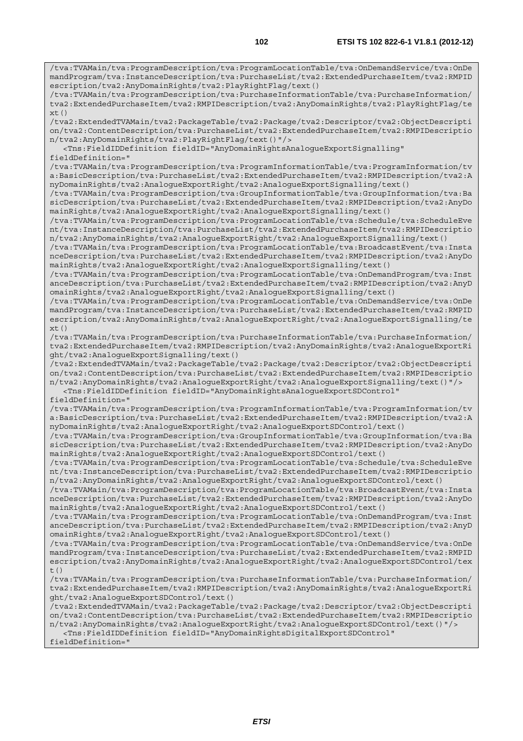```
/tva:TVAMain/tva:ProgramDescription/tva:ProgramLocationTable/tva:OnDemandService/tva:OnDemandProgram/tva:InstanceDescription/tva:PurchaseList/tva2:ExtendedPurchaseItem/tva2:RMPIDescription/tva2:AnyDomainRights/tva2:PlayRightFlag/text()
/tva:TVAMain/tva:ProgramDescription/tva:PurchaseInformationTable/tva:PurchaseInformation/tva2:ExtendedPurchaseItem/tva2:RMPIDescription/tva2:AnyDomainRights/tva2:PlayRightFlag/text()
/tva2:ExtendedTVAMain/tva2:PackageTable/tva2:Package/tva2:Descriptor/tva2:ObjectDescription/tva2:ContentDescription/tva:PurchaseList/tva2:ExtendedPurchaseItem/tva2:RMPIDescription/tva2:AnyDomainRights/tva2:PlayRightFlag/text()"/>
   <Tns:FieldIDDefinition fieldID="AnyDomainRightsAnalogueExportSignalling"
fieldDefinition="
/tva:TVAMain/tva:ProgramDescription/tva:ProgramInformationTable/tva:ProgramInformation/tva:BasicDescription/tva:PurchaseList/tva2:ExtendedPurchaseItem/tva2:RMPIDescription/tva2:AnyDomainRights/tva2:AnalogueExportRight/tva2:AnalogueExportSignalling/text()
/tva:TVAMain/tva:ProgramDescription/tva:GroupInformationTable/tva:GroupInformation/tva:BasicDescription/tva:PurchaseList/tva2:ExtendedPurchaseItem/tva2:RMPIDescription/tva2:AnyDomainRights/tva2:AnalogueExportRight/tva2:AnalogueExportSignalling/text()
/tva:TVAMain/tva:ProgramDescription/tva:ProgramLocationTable/tva:Schedule/tva:ScheduleEvent/tva:InstanceDescription/tva:PurchaseList/tva2:ExtendedPurchaseItem/tva2:RMPIDescription/tva2:AnyDomainRights/tva2:AnalogueExportRight/tva2:AnalogueExportSignalling/text()
/tva:TVAMain/tva:ProgramDescription/tva:ProgramLocationTable/tva:BroadcastEvent/tva:InstanceDescription/tva:PurchaseList/tva2:ExtendedPurchaseItem/tva2:RMPIDescription/tva2:AnyDomainRights/tva2:AnalogueExportRight/tva2:AnalogueExportSignalling/text()
/tva:TVAMain/tva:ProgramDescription/tva:ProgramLocationTable/tva:OnDemandProgram/tva:InstanceDescription/tva:PurchaseList/tva2:ExtendedPurchaseItem/tva2:RMPIDescription/tva2:AnyDomainRights/tva2:AnalogueExportRight/tva2:AnalogueExportSignalling/text()
/tva:TVAMain/tva:ProgramDescription/tva:ProgramLocationTable/tva:OnDemandService/tva:OnDemandProgram/tva:InstanceDescription/tva:PurchaseList/tva2:ExtendedPurchaseItem/tva2:RMPIDescription/tva2:AnyDomainRights/tva2:AnalogueExportRight/tva2:AnalogueExportSignalling/text()
/tva:TVAMain/tva:ProgramDescription/tva:PurchaseInformationTable/tva:PurchaseInformation/tva2:ExtendedPurchaseItem/tva2:RMPIDescription/tva2:AnyDomainRights/tva2:AnalogueExportRight/tva2:AnalogueExportSignalling/text()
/tva2:ExtendedTVAMain/tva2:PackageTable/tva2:Package/tva2:Descriptor/tva2:ObjectDescription/tva2:ContentDescription/tva:PurchaseList/tva2:ExtendedPurchaseItem/tva2:RMPIDescription/tva2:AnyDomainRights/tva2:AnalogueExportRight/tva2:AnalogueExportSignalling/text()"/>
   <Tns:FieldIDDefinition fieldID="AnyDomainRightsAnalogueExportSDControl"
fieldDefinition="
/tva:TVAMain/tva:ProgramDescription/tva:ProgramInformationTable/tva:ProgramInformation/tva:BasicDescription/tva:PurchaseList/tva2:ExtendedPurchaseItem/tva2:RMPIDescription/tva2:AnyDomainRights/tva2:AnalogueExportRight/tva2:AnalogueExportSDControl/text()
/tva:TVAMain/tva:ProgramDescription/tva:GroupInformationTable/tva:GroupInformation/tva:BasicDescription/tva:PurchaseList/tva2:ExtendedPurchaseItem/tva2:RMPIDescription/tva2:AnyDomainRights/tva2:AnalogueExportRight/tva2:AnalogueExportSDControl/text()
/tva:TVAMain/tva:ProgramDescription/tva:ProgramLocationTable/tva:Schedule/tva:ScheduleEvent/tva:InstanceDescription/tva:PurchaseList/tva2:ExtendedPurchaseItem/tva2:RMPIDescription/tva2:AnyDomainRights/tva2:AnalogueExportRight/tva2:AnalogueExportSDControl/text()
/tva:TVAMain/tva:ProgramDescription/tva:ProgramLocationTable/tva:BroadcastEvent/tva:InstanceDescription/tva:PurchaseList/tva2:ExtendedPurchaseItem/tva2:RMPIDescription/tva2:AnyDomainRights/tva2:AnalogueExportRight/tva2:AnalogueExportSDControl/text()
/tva:TVAMain/tva:ProgramDescription/tva:ProgramLocationTable/tva:OnDemandProgram/tva:InstanceDescription/tva:PurchaseList/tva2:ExtendedPurchaseItem/tva2:RMPIDescription/tva2:AnyDomainRights/tva2:AnalogueExportRight/tva2:AnalogueExportSDControl/text()
/tva:TVAMain/tva:ProgramDescription/tva:ProgramLocationTable/tva:OnDemandService/tva:OnDemandProgram/tva:InstanceDescription/tva:PurchaseList/tva2:ExtendedPurchaseItem/tva2:RMPIDescription/tva2:AnyDomainRights/tva2:AnalogueExportRight/tva2:AnalogueExportSDControl/text()
/tva:TVAMain/tva:ProgramDescription/tva:PurchaseInformationTable/tva:PurchaseInformation/tva2:ExtendedPurchaseItem/tva2:RMPIDescription/tva2:AnyDomainRights/tva2:AnalogueExportRight/tva2:AnalogueExportSDControl/text()
/tva2:ExtendedTVAMain/tva2:PackageTable/tva2:Package/tva2:Descriptor/tva2:ObjectDescription/tva2:ContentDescription/tva:PurchaseList/tva2:ExtendedPurchaseItem/tva2:RMPIDescription/tva2:AnyDomainRights/tva2:AnalogueExportRight/tva2:AnalogueExportSDControl/text()"/>
   <Tns:FieldIDDefinition fieldID="AnyDomainRightsDigitalExportSDControl"
fieldDefinition="
```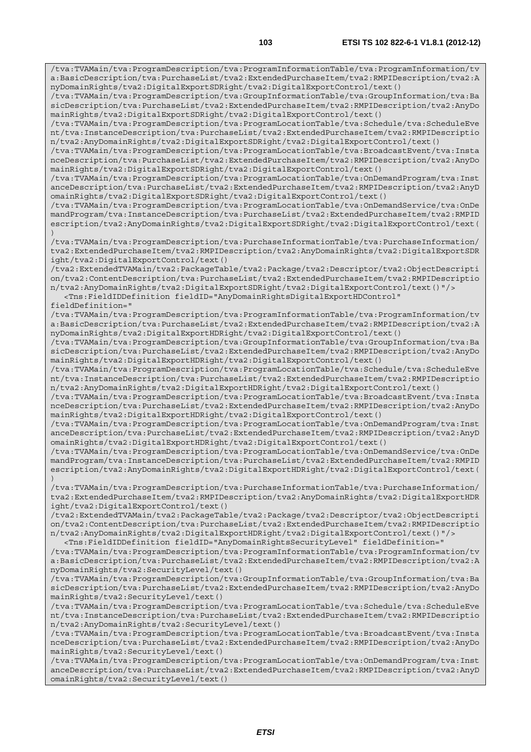```
/tva:TVAMain/tva:ProgramDescription/tva:ProgramInformationTable/tva:ProgramInformation/tv
a:BasicDescription/tva:PurchaseList/tva2:ExtendedPurchaseItem/tva2:RMPIDescription/tva2:A
nyDomainRights/tva2:DigitalExportSDRight/tva2:DigitalExportControl/text()
/tva:TVAMain/tva:ProgramDescription/tva:GroupInformationTable/tva:GroupInformation/tva:Ba
sicDescription/tva:PurchaseList/tva2:ExtendedPurchaseItem/tva2:RMPIDescription/tva2:AnyDo
mainRights/tva2:DigitalExportSDRight/tva2:DigitalExportControl/text()
/tva:TVAMain/tva:ProgramDescription/tva:ProgramLocationTable/tva:Schedule/tva:ScheduleEve
nt/tva:InstanceDescription/tva:PurchaseList/tva2:ExtendedPurchaseItem/tva2:RMPIDescriptio
n/tva2:AnyDomainRights/tva2:DigitalExportSDRight/tva2:DigitalExportControl/text()
/tva:TVAMain/tva:ProgramDescription/tva:ProgramLocationTable/tva:BroadcastEvent/tva:Insta
nceDescription/tva:PurchaseList/tva2:ExtendedPurchaseItem/tva2:RMPIDescription/tva2:AnyDo
mainRights/tva2:DigitalExportSDRight/tva2:DigitalExportControl/text()
/tva:TVAMain/tva:ProgramDescription/tva:ProgramLocationTable/tva:OnDemandProgram/tva:Inst
anceDescription/tva:PurchaseList/tva2:ExtendedPurchaseItem/tva2:RMPIDescription/tva2:AnyD
omainRights/tva2:DigitalExportSDRight/tva2:DigitalExportControl/text()
/tva:TVAMain/tva:ProgramDescription/tva:ProgramLocationTable/tva:OnDemandService/tva:OnDe
mandProgram/tva:InstanceDescription/tva:PurchaseList/tva2:ExtendedPurchaseItem/tva2:RMPID
escription/tva2:AnyDomainRights/tva2:DigitalExportSDRight/tva2:DigitalExportControl/text(
)
/tva:TVAMain/tva:ProgramDescription/tva:PurchaseInformationTable/tva:PurchaseInformation/
tva2:ExtendedPurchaseItem/tva2:RMPIDescription/tva2:AnyDomainRights/tva2:DigitalExportSDR
ight/tva2:DigitalExportControl/text()
/tva2:ExtendedTVAMain/tva2:PackageTable/tva2:Package/tva2:Descriptor/tva2:ObjectDescripti
on/tva2:ContentDescription/tva:PurchaseList/tva2:ExtendedPurchaseItem/tva2:RMPIDescriptio
n/tva2:AnyDomainRights/tva2:DigitalExportSDRight/tva2:DigitalExportControl/text()"/>
   <Tns:FieldIDDefinition fieldID="AnyDomainRightsDigitalExportHDControl"
fieldDefinition="
/tva:TVAMain/tva:ProgramDescription/tva:ProgramInformationTable/tva:ProgramInformation/tv
a:BasicDescription/tva:PurchaseList/tva2:ExtendedPurchaseItem/tva2:RMPIDescription/tva2:A
nyDomainRights/tva2:DigitalExportHDRight/tva2:DigitalExportControl/text()
/tva:TVAMain/tva:ProgramDescription/tva:GroupInformationTable/tva:GroupInformation/tva:Ba
sicDescription/tva:PurchaseList/tva2:ExtendedPurchaseItem/tva2:RMPIDescription/tva2:AnyDo
mainRights/tva2:DigitalExportHDRight/tva2:DigitalExportControl/text()
/tva:TVAMain/tva:ProgramDescription/tva:ProgramLocationTable/tva:Schedule/tva:ScheduleEve
nt/tva:InstanceDescription/tva:PurchaseList/tva2:ExtendedPurchaseItem/tva2:RMPIDescriptio
n/tva2:AnyDomainRights/tva2:DigitalExportHDRight/tva2:DigitalExportControl/text()
/tva:TVAMain/tva:ProgramDescription/tva:ProgramLocationTable/tva:BroadcastEvent/tva:Insta
nceDescription/tva:PurchaseList/tva2:ExtendedPurchaseItem/tva2:RMPIDescription/tva2:AnyDo
mainRights/tva2:DigitalExportHDRight/tva2:DigitalExportControl/text()
/tva:TVAMain/tva:ProgramDescription/tva:ProgramLocationTable/tva:OnDemandProgram/tva:Inst
anceDescription/tva:PurchaseList/tva2:ExtendedPurchaseItem/tva2:RMPIDescription/tva2:AnyD
omainRights/tva2:DigitalExportHDRight/tva2:DigitalExportControl/text()
/tva:TVAMain/tva:ProgramDescription/tva:ProgramLocationTable/tva:OnDemandService/tva:OnDe
mandProgram/tva:InstanceDescription/tva:PurchaseList/tva2:ExtendedPurchaseItem/tva2:RMPID
escription/tva2:AnyDomainRights/tva2:DigitalExportHDRight/tva2:DigitalExportControl/text(
)
/tva:TVAMain/tva:ProgramDescription/tva:PurchaseInformationTable/tva:PurchaseInformation/
tva2:ExtendedPurchaseItem/tva2:RMPIDescription/tva2:AnyDomainRights/tva2:DigitalExportHDR
ight/tva2:DigitalExportControl/text()
/tva2:ExtendedTVAMain/tva2:PackageTable/tva2:Package/tva2:Descriptor/tva2:ObjectDescripti
on/tva2:ContentDescription/tva:PurchaseList/tva2:ExtendedPurchaseItem/tva2:RMPIDescriptio
n/tva2:AnyDomainRights/tva2:DigitalExportHDRight/tva2:DigitalExportControl/text()"/>
   <Tns:FieldIDDefinition fieldID="AnyDomainRightsSecurityLevel" fieldDefinition="
/tva:TVAMain/tva:ProgramDescription/tva:ProgramInformationTable/tva:ProgramInformation/tv
a:BasicDescription/tva:PurchaseList/tva2:ExtendedPurchaseItem/tva2:RMPIDescription/tva2:A
nyDomainRights/tva2:SecurityLevel/text()
/tva:TVAMain/tva:ProgramDescription/tva:GroupInformationTable/tva:GroupInformation/tva:Ba
sicDescription/tva:PurchaseList/tva2:ExtendedPurchaseItem/tva2:RMPIDescription/tva2:AnyDo
mainRights/tva2:SecurityLevel/text()
/tva:TVAMain/tva:ProgramDescription/tva:ProgramLocationTable/tva:Schedule/tva:ScheduleEve
nt/tva:InstanceDescription/tva:PurchaseList/tva2:ExtendedPurchaseItem/tva2:RMPIDescriptio
n/tva2:AnyDomainRights/tva2:SecurityLevel/text()
/tva:TVAMain/tva:ProgramDescription/tva:ProgramLocationTable/tva:BroadcastEvent/tva:Insta
nceDescription/tva:PurchaseList/tva2:ExtendedPurchaseItem/tva2:RMPIDescription/tva2:AnyDo
mainRights/tva2:SecurityLevel/text()
/tva:TVAMain/tva:ProgramDescription/tva:ProgramLocationTable/tva:OnDemandProgram/tva:Inst
anceDescription/tva:PurchaseList/tva2:ExtendedPurchaseItem/tva2:RMPIDescription/tva2:AnyD
omainRights/tva2:SecurityLevel/text()
```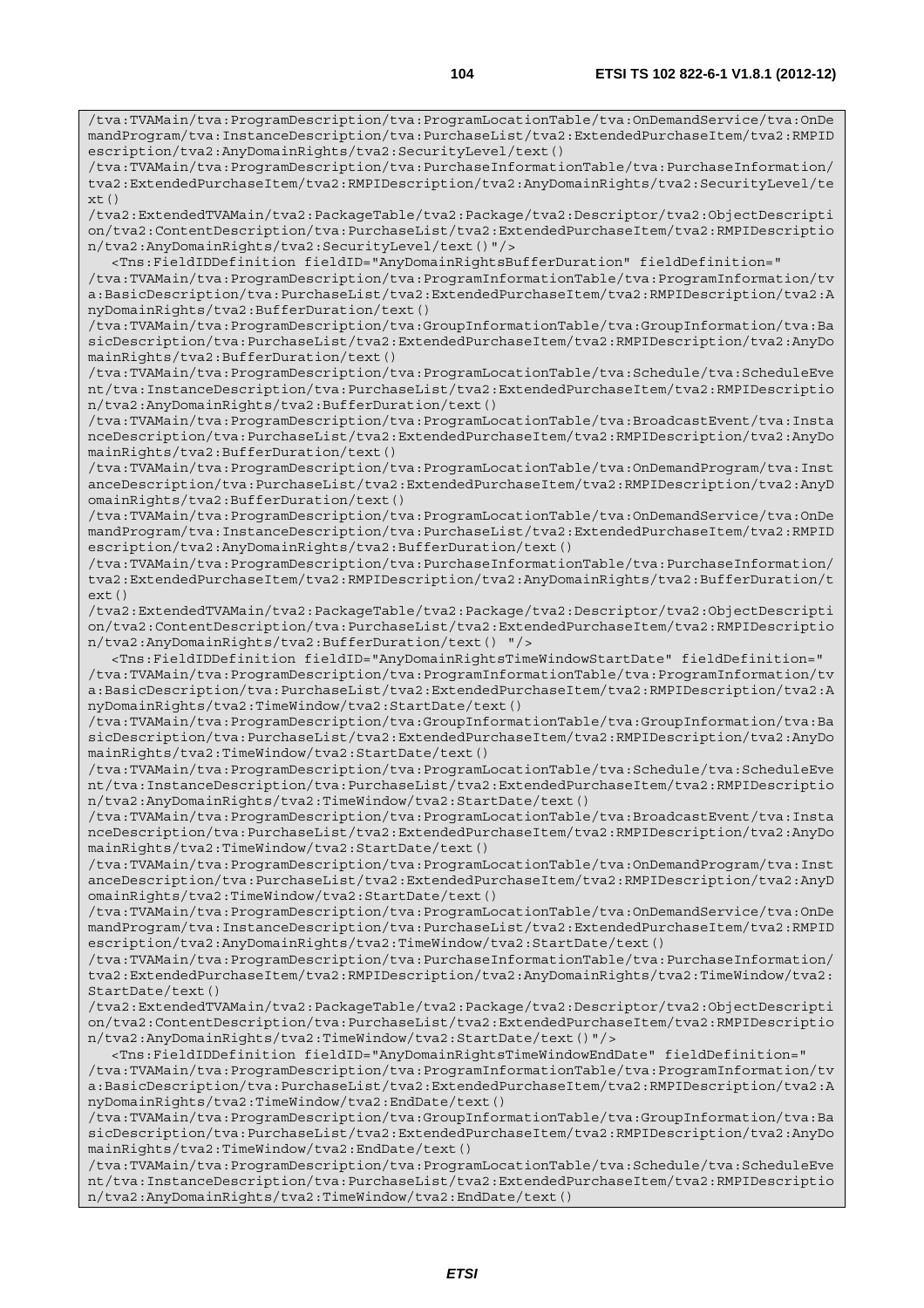```
/tva:TVAMain/tva:ProgramDescription/tva:ProgramLocationTable/tva:OnDemandService/tva:OnDemandProgram/tva:InstanceDescription/tva:PurchaseList/tva2:ExtendedPurchaseItem/tva2:RMPIDescription/tva2:AnyDomainRights/tva2:SecurityLevel/text()
/tva:TVAMain/tva:ProgramDescription/tva:PurchaseInformationTable/tva:PurchaseInformation/tva2:ExtendedPurchaseItem/tva2:RMPIDescription/tva2:AnyDomainRights/tva2:SecurityLevel/text()
/tva2:ExtendedTVAMain/tva2:PackageTable/tva2:Package/tva2:Descriptor/tva2:ObjectDescription/tva2:ContentDescription/tva:PurchaseList/tva2:ExtendedPurchaseItem/tva2:RMPIDescription/tva2:AnyDomainRights/tva2:SecurityLevel/text()"/>
   <Tns:FieldIDDefinition fieldID="AnyDomainRightsBufferDuration" fieldDefinition="
/tva:TVAMain/tva:ProgramDescription/tva:ProgramInformationTable/tva:ProgramInformation/tva:BasicDescription/tva:PurchaseList/tva2:ExtendedPurchaseItem/tva2:RMPIDescription/tva2:AnyDomainRights/tva2:BufferDuration/text()
/tva:TVAMain/tva:ProgramDescription/tva:GroupInformationTable/tva:GroupInformation/tva:BasicDescription/tva:PurchaseList/tva2:ExtendedPurchaseItem/tva2:RMPIDescription/tva2:AnyDomainRights/tva2:BufferDuration/text()
/tva:TVAMain/tva:ProgramDescription/tva:ProgramLocationTable/tva:Schedule/tva:ScheduleEvent/tva:InstanceDescription/tva:PurchaseList/tva2:ExtendedPurchaseItem/tva2:RMPIDescription/tva2:AnyDomainRights/tva2:BufferDuration/text()
/tva:TVAMain/tva:ProgramDescription/tva:ProgramLocationTable/tva:BroadcastEvent/tva:InstanceDescription/tva:PurchaseList/tva2:ExtendedPurchaseItem/tva2:RMPIDescription/tva2:AnyDomainRights/tva2:BufferDuration/text()
/tva:TVAMain/tva:ProgramDescription/tva:ProgramLocationTable/tva:OnDemandProgram/tva:InstanceDescription/tva:PurchaseList/tva2:ExtendedPurchaseItem/tva2:RMPIDescription/tva2:AnyDomainRights/tva2:BufferDuration/text()
/tva:TVAMain/tva:ProgramDescription/tva:ProgramLocationTable/tva:OnDemandService/tva:OnDemandProgram/tva:InstanceDescription/tva:PurchaseList/tva2:ExtendedPurchaseItem/tva2:RMPIDescription/tva2:AnyDomainRights/tva2:BufferDuration/text()
/tva:TVAMain/tva:ProgramDescription/tva:PurchaseInformationTable/tva:PurchaseInformation/tva2:ExtendedPurchaseItem/tva2:RMPIDescription/tva2:AnyDomainRights/tva2:BufferDuration/text()
/tva2:ExtendedTVAMain/tva2:PackageTable/tva2:Package/tva2:Descriptor/tva2:ObjectDescription/tva2:ContentDescription/tva:PurchaseList/tva2:ExtendedPurchaseItem/tva2:RMPIDescription/tva2:AnyDomainRights/tva2:BufferDuration/text() "/>
   <Tns:FieldIDDefinition fieldID="AnyDomainRightsTimeWindowStartDate" fieldDefinition="
/tva:TVAMain/tva:ProgramDescription/tva:ProgramInformationTable/tva:ProgramInformation/tva:BasicDescription/tva:PurchaseList/tva2:ExtendedPurchaseItem/tva2:RMPIDescription/tva2:AnyDomainRights/tva2:TimeWindow/tva2:StartDate/text()
/tva:TVAMain/tva:ProgramDescription/tva:GroupInformationTable/tva:GroupInformation/tva:BasicDescription/tva:PurchaseList/tva2:ExtendedPurchaseItem/tva2:RMPIDescription/tva2:AnyDomainRights/tva2:TimeWindow/tva2:StartDate/text()
/tva:TVAMain/tva:ProgramDescription/tva:ProgramLocationTable/tva:Schedule/tva:ScheduleEvent/tva:InstanceDescription/tva:PurchaseList/tva2:ExtendedPurchaseItem/tva2:RMPIDescription/tva2:AnyDomainRights/tva2:TimeWindow/tva2:StartDate/text()
/tva:TVAMain/tva:ProgramDescription/tva:ProgramLocationTable/tva:BroadcastEvent/tva:InstanceDescription/tva:PurchaseList/tva2:ExtendedPurchaseItem/tva2:RMPIDescription/tva2:AnyDomainRights/tva2:TimeWindow/tva2:StartDate/text()
/tva:TVAMain/tva:ProgramDescription/tva:ProgramLocationTable/tva:OnDemandProgram/tva:InstanceDescription/tva:PurchaseList/tva2:ExtendedPurchaseItem/tva2:RMPIDescription/tva2:AnyDomainRights/tva2:TimeWindow/tva2:StartDate/text()
/tva:TVAMain/tva:ProgramDescription/tva:ProgramLocationTable/tva:OnDemandService/tva:OnDemandProgram/tva:InstanceDescription/tva:PurchaseList/tva2:ExtendedPurchaseItem/tva2:RMPIDescription/tva2:AnyDomainRights/tva2:TimeWindow/tva2:StartDate/text()
/tva:TVAMain/tva:ProgramDescription/tva:PurchaseInformationTable/tva:PurchaseInformation/tva2:ExtendedPurchaseItem/tva2:RMPIDescription/tva2:AnyDomainRights/tva2:TimeWindow/tva2:StartDate/text()
/tva2:ExtendedTVAMain/tva2:PackageTable/tva2:Package/tva2:Descriptor/tva2:ObjectDescription/tva2:ContentDescription/tva:PurchaseList/tva2:ExtendedPurchaseItem/tva2:RMPIDescription/tva2:AnyDomainRights/tva2:TimeWindow/tva2:StartDate/text()"/>
   <Tns:FieldIDDefinition fieldID="AnyDomainRightsTimeWindowEndDate" fieldDefinition="
/tva:TVAMain/tva:ProgramDescription/tva:ProgramInformationTable/tva:ProgramInformation/tva:BasicDescription/tva:PurchaseList/tva2:ExtendedPurchaseItem/tva2:RMPIDescription/tva2:AnyDomainRights/tva2:TimeWindow/tva2:EndDate/text()
/tva:TVAMain/tva:ProgramDescription/tva:GroupInformationTable/tva:GroupInformation/tva:BasicDescription/tva:PurchaseList/tva2:ExtendedPurchaseItem/tva2:RMPIDescription/tva2:AnyDomainRights/tva2:TimeWindow/tva2:EndDate/text()
/tva:TVAMain/tva:ProgramDescription/tva:ProgramLocationTable/tva:Schedule/tva:ScheduleEvent/tva:InstanceDescription/tva:PurchaseList/tva2:ExtendedPurchaseItem/tva2:RMPIDescription/tva2:AnyDomainRights/tva2:TimeWindow/tva2:EndDate/text()
```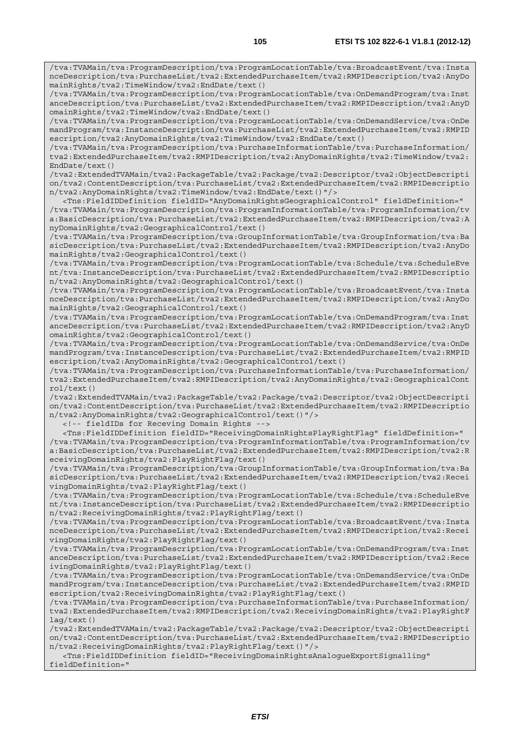```
/tva:TVAMain/tva:ProgramDescription/tva:ProgramLocationTable/tva:BroadcastEvent/tva:InstanceDescription/tva:PurchaseList/tva2:ExtendedPurchaseItem/tva2:RMPIDescription/tva2:AnyDomainRights/tva2:TimeWindow/tva2:EndDate/text()
/tva:TVAMain/tva:ProgramDescription/tva:ProgramLocationTable/tva:OnDemandProgram/tva:InstanceDescription/tva:PurchaseList/tva2:ExtendedPurchaseItem/tva2:RMPIDescription/tva2:AnyDomainRights/tva2:TimeWindow/tva2:EndDate/text()
/tva:TVAMain/tva:ProgramDescription/tva:ProgramLocationTable/tva:OnDemandService/tva:OnDemandProgram/tva:InstanceDescription/tva:PurchaseList/tva2:ExtendedPurchaseItem/tva2:RMPIDescription/tva2:AnyDomainRights/tva2:TimeWindow/tva2:EndDate/text()
/tva:TVAMain/tva:ProgramDescription/tva:PurchaseInformationTable/tva:PurchaseInformation/tva2:ExtendedPurchaseItem/tva2:RMPIDescription/tva2:AnyDomainRights/tva2:TimeWindow/tva2:EndDate/text()
/tva2:ExtendedTVAMain/tva2:PackageTable/tva2:Package/tva2:Descriptor/tva2:ObjectDescription/tva2:ContentDescription/tva:PurchaseList/tva2:ExtendedPurchaseItem/tva2:RMPIDescription/tva2:AnyDomainRights/tva2:TimeWindow/tva2:EndDate/text()"/>
   <Tns:FieldIDDefinition fieldID="AnyDomainRightsGeographicalControl" fieldDefinition="
/tva:TVAMain/tva:ProgramDescription/tva:ProgramInformationTable/tva:ProgramInformation/tva:BasicDescription/tva:PurchaseList/tva2:ExtendedPurchaseItem/tva2:RMPIDescription/tva2:AnyDomainRights/tva2:GeographicalControl/text()
/tva:TVAMain/tva:ProgramDescription/tva:GroupInformationTable/tva:GroupInformation/tva:BasicDescription/tva:PurchaseList/tva2:ExtendedPurchaseItem/tva2:RMPIDescription/tva2:AnyDomainRights/tva2:GeographicalControl/text()
/tva:TVAMain/tva:ProgramDescription/tva:ProgramLocationTable/tva:Schedule/tva:ScheduleEvent/tva:InstanceDescription/tva:PurchaseList/tva2:ExtendedPurchaseItem/tva2:RMPIDescription/tva2:AnyDomainRights/tva2:GeographicalControl/text()
/tva:TVAMain/tva:ProgramDescription/tva:ProgramLocationTable/tva:BroadcastEvent/tva:InstanceDescription/tva:PurchaseList/tva2:ExtendedPurchaseItem/tva2:RMPIDescription/tva2:AnyDomainRights/tva2:GeographicalControl/text()
/tva:TVAMain/tva:ProgramDescription/tva:ProgramLocationTable/tva:OnDemandProgram/tva:InstanceDescription/tva:PurchaseList/tva2:ExtendedPurchaseItem/tva2:RMPIDescription/tva2:AnyDomainRights/tva2:GeographicalControl/text()
/tva:TVAMain/tva:ProgramDescription/tva:ProgramLocationTable/tva:OnDemandService/tva:OnDemandProgram/tva:InstanceDescription/tva:PurchaseList/tva2:ExtendedPurchaseItem/tva2:RMPIDescription/tva2:AnyDomainRights/tva2:GeographicalControl/text()
/tva:TVAMain/tva:ProgramDescription/tva:PurchaseInformationTable/tva:PurchaseInformation/tva2:ExtendedPurchaseItem/tva2:RMPIDescription/tva2:AnyDomainRights/tva2:GeographicalControl/text()
/tva2:ExtendedTVAMain/tva2:PackageTable/tva2:Package/tva2:Descriptor/tva2:ObjectDescription/tva2:ContentDescription/tva:PurchaseList/tva2:ExtendedPurchaseItem/tva2:RMPIDescription/tva2:AnyDomainRights/tva2:GeographicalControl/text()"/>
   <!-- fieldIDs for Receving Domain Rights -->
   <Tns:FieldIDDefinition fieldID="ReceivingDomainRightsPlayRightFlag" fieldDefinition="
/tva:TVAMain/tva:ProgramDescription/tva:ProgramInformationTable/tva:ProgramInformation/tva:BasicDescription/tva:PurchaseList/tva2:ExtendedPurchaseItem/tva2:RMPIDescription/tva2:ReceivingDomainRights/tva2:PlayRightFlag/text()
/tva:TVAMain/tva:ProgramDescription/tva:GroupInformationTable/tva:GroupInformation/tva:BasicDescription/tva:PurchaseList/tva2:ExtendedPurchaseItem/tva2:RMPIDescription/tva2:ReceivingDomainRights/tva2:PlayRightFlag/text()
/tva:TVAMain/tva:ProgramDescription/tva:ProgramLocationTable/tva:Schedule/tva:ScheduleEvent/tva:InstanceDescription/tva:PurchaseList/tva2:ExtendedPurchaseItem/tva2:RMPIDescription/tva2:ReceivingDomainRights/tva2:PlayRightFlag/text()
/tva:TVAMain/tva:ProgramDescription/tva:ProgramLocationTable/tva:BroadcastEvent/tva:InstanceDescription/tva:PurchaseList/tva2:ExtendedPurchaseItem/tva2:RMPIDescription/tva2:ReceivingDomainRights/tva2:PlayRightFlag/text()
/tva:TVAMain/tva:ProgramDescription/tva:ProgramLocationTable/tva:OnDemandProgram/tva:InstanceDescription/tva:PurchaseList/tva2:ExtendedPurchaseItem/tva2:RMPIDescription/tva2:ReceivingDomainRights/tva2:PlayRightFlag/text()
/tva:TVAMain/tva:ProgramDescription/tva:ProgramLocationTable/tva:OnDemandService/tva:OnDemandProgram/tva:InstanceDescription/tva:PurchaseList/tva2:ExtendedPurchaseItem/tva2:RMPIDescription/tva2:ReceivingDomainRights/tva2:PlayRightFlag/text()
/tva:TVAMain/tva:ProgramDescription/tva:PurchaseInformationTable/tva:PurchaseInformation/tva2:ExtendedPurchaseItem/tva2:RMPIDescription/tva2:ReceivingDomainRights/tva2:PlayRightFlag/text()
/tva2:ExtendedTVAMain/tva2:PackageTable/tva2:Package/tva2:Descriptor/tva2:ObjectDescription/tva2:ContentDescription/tva:PurchaseList/tva2:ExtendedPurchaseItem/tva2:RMPIDescription/tva2:ReceivingDomainRights/tva2:PlayRightFlag/text()"/>
   <Tns:FieldIDDefinition fieldID="ReceivingDomainRightsAnalogueExportSignalling"
fieldDefinition="
```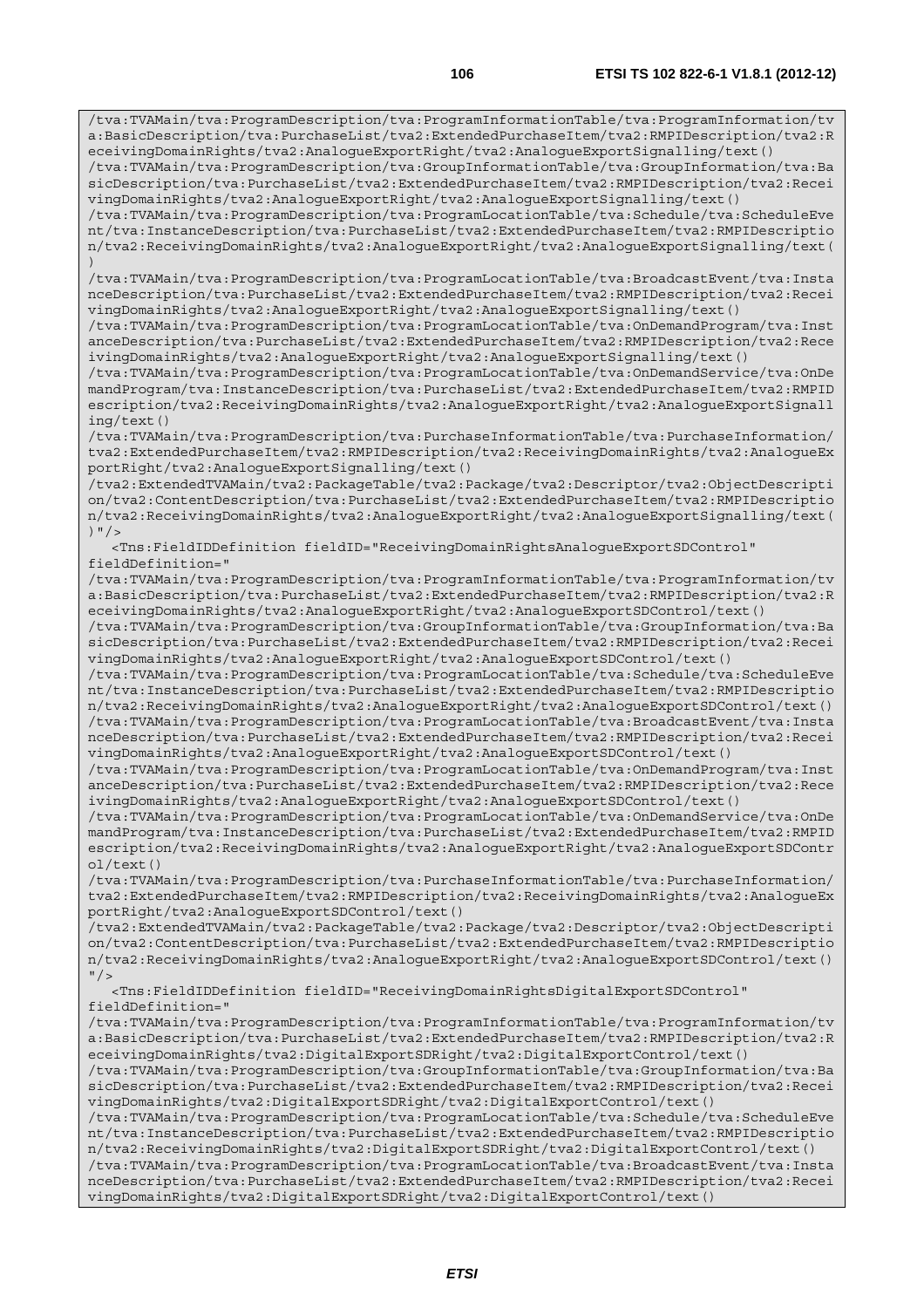```
/tva:TVAMain/tva:ProgramDescription/tva:ProgramInformationTable/tva:ProgramInformation/tv
a:BasicDescription/tva:PurchaseList/tva2:ExtendedPurchaseItem/tva2:RMPIDescription/tva2:R
eceivingDomainRights/tva2:AnalogueExportRight/tva2:AnalogueExportSignalling/text()
/tva:TVAMain/tva:ProgramDescription/tva:GroupInformationTable/tva:GroupInformation/tva:Ba
sicDescription/tva:PurchaseList/tva2:ExtendedPurchaseItem/tva2:RMPIDescription/tva2:Recei
vingDomainRights/tva2:AnalogueExportRight/tva2:AnalogueExportSignalling/text()
/tva:TVAMain/tva:ProgramDescription/tva:ProgramLocationTable/tva:Schedule/tva:ScheduleEve
nt/tva:InstanceDescription/tva:PurchaseList/tva2:ExtendedPurchaseItem/tva2:RMPIDescriptio
n/tva2:ReceivingDomainRights/tva2:AnalogueExportRight/tva2:AnalogueExportSignalling/text(
)
/tva:TVAMain/tva:ProgramDescription/tva:ProgramLocationTable/tva:BroadcastEvent/tva:Insta
nceDescription/tva:PurchaseList/tva2:ExtendedPurchaseItem/tva2:RMPIDescription/tva2:Recei
vingDomainRights/tva2:AnalogueExportRight/tva2:AnalogueExportSignalling/text()
/tva:TVAMain/tva:ProgramDescription/tva:ProgramLocationTable/tva:OnDemandProgram/tva:Inst
anceDescription/tva:PurchaseList/tva2:ExtendedPurchaseItem/tva2:RMPIDescription/tva2:Rece
ivingDomainRights/tva2:AnalogueExportRight/tva2:AnalogueExportSignalling/text()
/tva:TVAMain/tva:ProgramDescription/tva:ProgramLocationTable/tva:OnDemandService/tva:OnDe
mandProgram/tva:InstanceDescription/tva:PurchaseList/tva2:ExtendedPurchaseItem/tva2:RMPID
escription/tva2:ReceivingDomainRights/tva2:AnalogueExportRight/tva2:AnalogueExportSignall
ing/text()
/tva:TVAMain/tva:ProgramDescription/tva:PurchaseInformationTable/tva:PurchaseInformation/
tva2:ExtendedPurchaseItem/tva2:RMPIDescription/tva2:ReceivingDomainRights/tva2:AnalogueEx
portRight/tva2:AnalogueExportSignalling/text()
/tva2:ExtendedTVAMain/tva2:PackageTable/tva2:Package/tva2:Descriptor/tva2:ObjectDescripti
on/tva2:ContentDescription/tva:PurchaseList/tva2:ExtendedPurchaseItem/tva2:RMPIDescriptio
n/tva2:ReceivingDomainRights/tva2:AnalogueExportRight/tva2:AnalogueExportSignalling/text(
)"/>
   <Tns:FieldIDDefinition fieldID="ReceivingDomainRightsAnalogueExportSDControl"
fieldDefinition="
/tva:TVAMain/tva:ProgramDescription/tva:ProgramInformationTable/tva:ProgramInformation/tv
a:BasicDescription/tva:PurchaseList/tva2:ExtendedPurchaseItem/tva2:RMPIDescription/tva2:R
eceivingDomainRights/tva2:AnalogueExportRight/tva2:AnalogueExportSDControl/text()
/tva:TVAMain/tva:ProgramDescription/tva:GroupInformationTable/tva:GroupInformation/tva:Ba
sicDescription/tva:PurchaseList/tva2:ExtendedPurchaseItem/tva2:RMPIDescription/tva2:Recei
vingDomainRights/tva2:AnalogueExportRight/tva2:AnalogueExportSDControl/text()
/tva:TVAMain/tva:ProgramDescription/tva:ProgramLocationTable/tva:Schedule/tva:ScheduleEve
nt/tva:InstanceDescription/tva:PurchaseList/tva2:ExtendedPurchaseItem/tva2:RMPIDescriptio
n/tva2:ReceivingDomainRights/tva2:AnalogueExportRight/tva2:AnalogueExportSDControl/text()
/tva:TVAMain/tva:ProgramDescription/tva:ProgramLocationTable/tva:BroadcastEvent/tva:Insta
nceDescription/tva:PurchaseList/tva2:ExtendedPurchaseItem/tva2:RMPIDescription/tva2:Recei
vingDomainRights/tva2:AnalogueExportRight/tva2:AnalogueExportSDControl/text()
/tva:TVAMain/tva:ProgramDescription/tva:ProgramLocationTable/tva:OnDemandProgram/tva:Inst
anceDescription/tva:PurchaseList/tva2:ExtendedPurchaseItem/tva2:RMPIDescription/tva2:Rece
ivingDomainRights/tva2:AnalogueExportRight/tva2:AnalogueExportSDControl/text()
/tva:TVAMain/tva:ProgramDescription/tva:ProgramLocationTable/tva:OnDemandService/tva:OnDe
mandProgram/tva:InstanceDescription/tva:PurchaseList/tva2:ExtendedPurchaseItem/tva2:RMPID
escription/tva2:ReceivingDomainRights/tva2:AnalogueExportRight/tva2:AnalogueExportSDContr
ol/text()
/tva:TVAMain/tva:ProgramDescription/tva:PurchaseInformationTable/tva:PurchaseInformation/
tva2:ExtendedPurchaseItem/tva2:RMPIDescription/tva2:ReceivingDomainRights/tva2:AnalogueEx
portRight/tva2:AnalogueExportSDControl/text()
/tva2:ExtendedTVAMain/tva2:PackageTable/tva2:Package/tva2:Descriptor/tva2:ObjectDescripti
on/tva2:ContentDescription/tva:PurchaseList/tva2:ExtendedPurchaseItem/tva2:RMPIDescriptio
n/tva2:ReceivingDomainRights/tva2:AnalogueExportRight/tva2:AnalogueExportSDControl/text()
"/>
   <Tns:FieldIDDefinition fieldID="ReceivingDomainRightsDigitalExportSDControl"
fieldDefinition="
/tva:TVAMain/tva:ProgramDescription/tva:ProgramInformationTable/tva:ProgramInformation/tv
a:BasicDescription/tva:PurchaseList/tva2:ExtendedPurchaseItem/tva2:RMPIDescription/tva2:R
eceivingDomainRights/tva2:DigitalExportSDRight/tva2:DigitalExportControl/text()
/tva:TVAMain/tva:ProgramDescription/tva:GroupInformationTable/tva:GroupInformation/tva:Ba
sicDescription/tva:PurchaseList/tva2:ExtendedPurchaseItem/tva2:RMPIDescription/tva2:Recei
vingDomainRights/tva2:DigitalExportSDRight/tva2:DigitalExportControl/text()
/tva:TVAMain/tva:ProgramDescription/tva:ProgramLocationTable/tva:Schedule/tva:ScheduleEve
nt/tva:InstanceDescription/tva:PurchaseList/tva2:ExtendedPurchaseItem/tva2:RMPIDescriptio
n/tva2:ReceivingDomainRights/tva2:DigitalExportSDRight/tva2:DigitalExportControl/text()
/tva:TVAMain/tva:ProgramDescription/tva:ProgramLocationTable/tva:BroadcastEvent/tva:Insta
nceDescription/tva:PurchaseList/tva2:ExtendedPurchaseItem/tva2:RMPIDescription/tva2:Recei
vingDomainRights/tva2:DigitalExportSDRight/tva2:DigitalExportControl/text()
```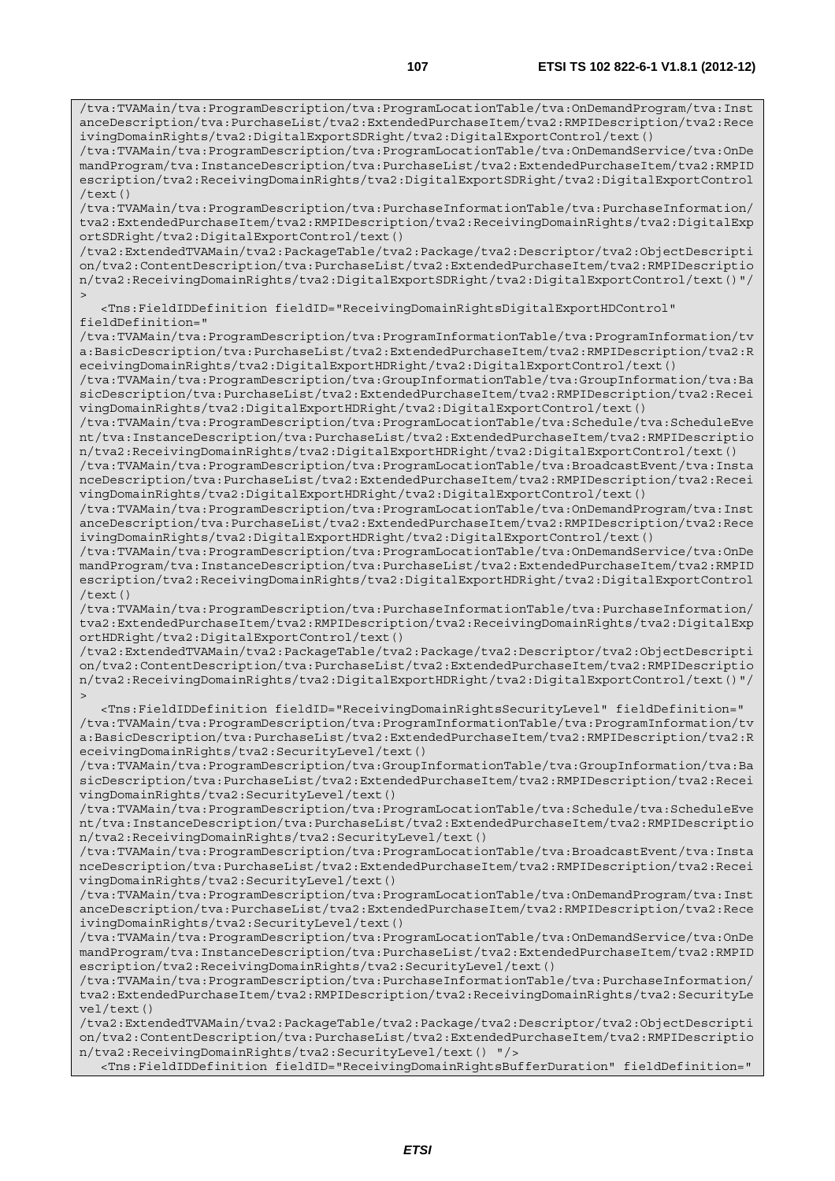```
/tva:TVAMain/tva:ProgramDescription/tva:ProgramLocationTable/tva:OnDemandProgram/tva:InstanceDescription/tva:PurchaseList/tva2:ExtendedPurchaseItem/tva2:RMPIDescription/tva2:ReceivingDomainRights/tva2:DigitalExportSDRight/tva2:DigitalExportControl/text()
/tva:TVAMain/tva:ProgramDescription/tva:ProgramLocationTable/tva:OnDemandService/tva:OnDemandProgram/tva:InstanceDescription/tva:PurchaseList/tva2:ExtendedPurchaseItem/tva2:RMPIDescription/tva2:ReceivingDomainRights/tva2:DigitalExportSDRight/tva2:DigitalExportControl/text()
/tva:TVAMain/tva:ProgramDescription/tva:PurchaseInformationTable/tva:PurchaseInformation/tva2:ExtendedPurchaseItem/tva2:RMPIDescription/tva2:ReceivingDomainRights/tva2:DigitalExportSDRight/tva2:DigitalExportControl/text()
/tva2:ExtendedTVAMain/tva2:PackageTable/tva2:Package/tva2:Descriptor/tva2:ObjectDescription/tva2:ContentDescription/tva:PurchaseList/tva2:ExtendedPurchaseItem/tva2:RMPIDescription/tva2:ReceivingDomainRights/tva2:DigitalExportSDRight/tva2:DigitalExportControl/text()"/>
   <Tns:FieldIDDefinition fieldID="ReceivingDomainRightsDigitalExportHDControl" fieldDefinition="
/tva:TVAMain/tva:ProgramDescription/tva:ProgramInformationTable/tva:ProgramInformation/tva:BasicDescription/tva:PurchaseList/tva2:ExtendedPurchaseItem/tva2:RMPIDescription/tva2:ReceivingDomainRights/tva2:DigitalExportHDRight/tva2:DigitalExportControl/text()
/tva:TVAMain/tva:ProgramDescription/tva:GroupInformationTable/tva:GroupInformation/tva:BasicDescription/tva:PurchaseList/tva2:ExtendedPurchaseItem/tva2:RMPIDescription/tva2:ReceivingDomainRights/tva2:DigitalExportHDRight/tva2:DigitalExportControl/text()
/tva:TVAMain/tva:ProgramDescription/tva:ProgramLocationTable/tva:Schedule/tva:ScheduleEvent/tva:InstanceDescription/tva:PurchaseList/tva2:ExtendedPurchaseItem/tva2:RMPIDescription/tva2:ReceivingDomainRights/tva2:DigitalExportHDRight/tva2:DigitalExportControl/text()
/tva:TVAMain/tva:ProgramDescription/tva:ProgramLocationTable/tva:BroadcastEvent/tva:InstanceDescription/tva:PurchaseList/tva2:ExtendedPurchaseItem/tva2:RMPIDescription/tva2:ReceivingDomainRights/tva2:DigitalExportHDRight/tva2:DigitalExportControl/text()
/tva:TVAMain/tva:ProgramDescription/tva:ProgramLocationTable/tva:OnDemandProgram/tva:InstanceDescription/tva:PurchaseList/tva2:ExtendedPurchaseItem/tva2:RMPIDescription/tva2:ReceivingDomainRights/tva2:DigitalExportHDRight/tva2:DigitalExportControl/text()
/tva:TVAMain/tva:ProgramDescription/tva:ProgramLocationTable/tva:OnDemandService/tva:OnDemandProgram/tva:InstanceDescription/tva:PurchaseList/tva2:ExtendedPurchaseItem/tva2:RMPIDescription/tva2:ReceivingDomainRights/tva2:DigitalExportHDRight/tva2:DigitalExportControl/text()
/tva:TVAMain/tva:ProgramDescription/tva:PurchaseInformationTable/tva:PurchaseInformation/tva2:ExtendedPurchaseItem/tva2:RMPIDescription/tva2:ReceivingDomainRights/tva2:DigitalExportHDRight/tva2:DigitalExportControl/text()
/tva2:ExtendedTVAMain/tva2:PackageTable/tva2:Package/tva2:Descriptor/tva2:ObjectDescription/tva2:ContentDescription/tva:PurchaseList/tva2:ExtendedPurchaseItem/tva2:RMPIDescription/tva2:ReceivingDomainRights/tva2:DigitalExportHDRight/tva2:DigitalExportControl/text()"/>
   <Tns:FieldIDDefinition fieldID="ReceivingDomainRightsSecurityLevel" fieldDefinition="
/tva:TVAMain/tva:ProgramDescription/tva:ProgramInformationTable/tva:ProgramInformation/tva:BasicDescription/tva:PurchaseList/tva2:ExtendedPurchaseItem/tva2:RMPIDescription/tva2:ReceivingDomainRights/tva2:SecurityLevel/text()
/tva:TVAMain/tva:ProgramDescription/tva:GroupInformationTable/tva:GroupInformation/tva:BasicDescription/tva:PurchaseList/tva2:ExtendedPurchaseItem/tva2:RMPIDescription/tva2:ReceivingDomainRights/tva2:SecurityLevel/text()
/tva:TVAMain/tva:ProgramDescription/tva:ProgramLocationTable/tva:Schedule/tva:ScheduleEvent/tva:InstanceDescription/tva:PurchaseList/tva2:ExtendedPurchaseItem/tva2:RMPIDescription/tva2:ReceivingDomainRights/tva2:SecurityLevel/text()
/tva:TVAMain/tva:ProgramDescription/tva:ProgramLocationTable/tva:BroadcastEvent/tva:InstanceDescription/tva:PurchaseList/tva2:ExtendedPurchaseItem/tva2:RMPIDescription/tva2:ReceivingDomainRights/tva2:SecurityLevel/text()
/tva:TVAMain/tva:ProgramDescription/tva:ProgramLocationTable/tva:OnDemandProgram/tva:InstanceDescription/tva:PurchaseList/tva2:ExtendedPurchaseItem/tva2:RMPIDescription/tva2:ReceivingDomainRights/tva2:SecurityLevel/text()
/tva:TVAMain/tva:ProgramDescription/tva:ProgramLocationTable/tva:OnDemandService/tva:OnDemandProgram/tva:InstanceDescription/tva:PurchaseList/tva2:ExtendedPurchaseItem/tva2:RMPIDescription/tva2:ReceivingDomainRights/tva2:SecurityLevel/text()
/tva:TVAMain/tva:ProgramDescription/tva:PurchaseInformationTable/tva:PurchaseInformation/tva2:ExtendedPurchaseItem/tva2:RMPIDescription/tva2:ReceivingDomainRights/tva2:SecurityLevel/text()
/tva2:ExtendedTVAMain/tva2:PackageTable/tva2:Package/tva2:Descriptor/tva2:ObjectDescription/tva2:ContentDescription/tva:PurchaseList/tva2:ExtendedPurchaseItem/tva2:RMPIDescription/tva2:ReceivingDomainRights/tva2:SecurityLevel/text() "/>
   <Tns:FieldIDDefinition fieldID="ReceivingDomainRightsBufferDuration" fieldDefinition="
```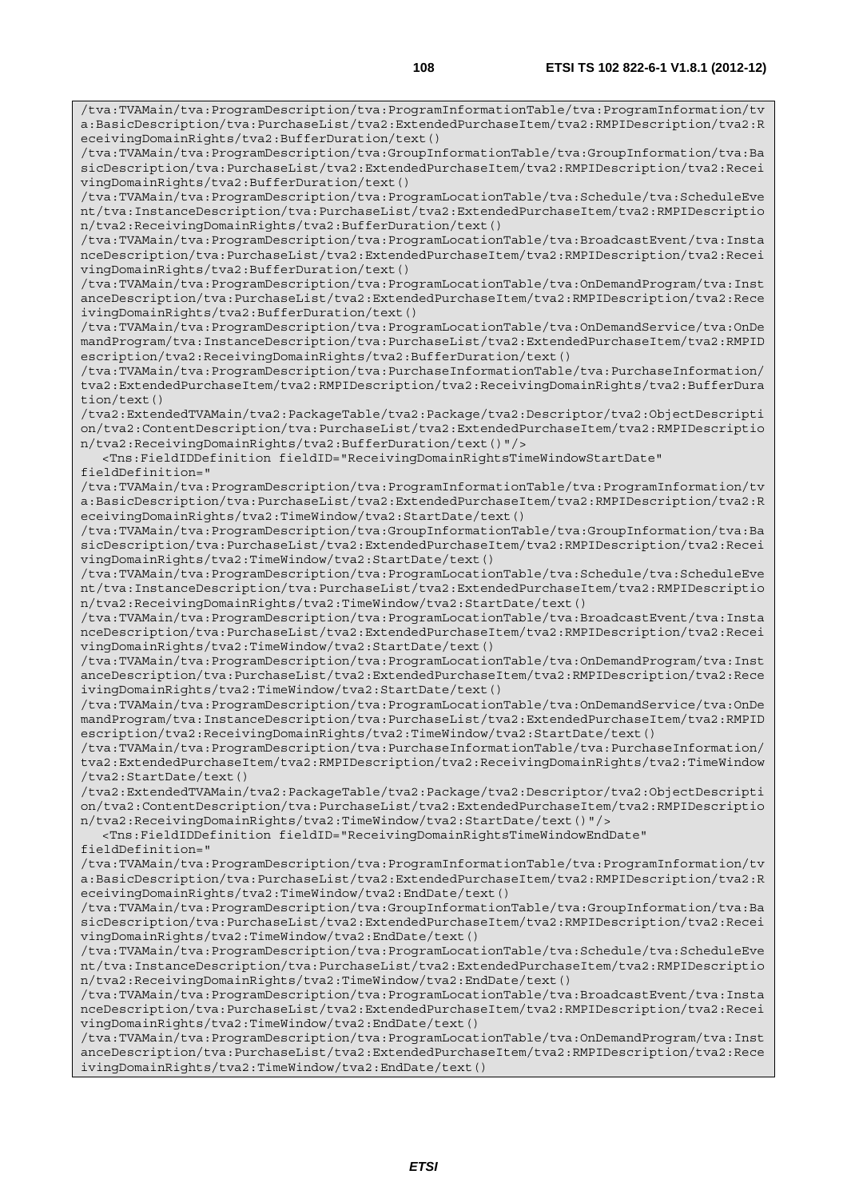```
/tva:TVAMain/tva:ProgramDescription/tva:ProgramInformationTable/tva:ProgramInformation/tv
a:BasicDescription/tva:PurchaseList/tva2:ExtendedPurchaseItem/tva2:RMPIDescription/tva2:R
eceivingDomainRights/tva2:BufferDuration/text()
/tva:TVAMain/tva:ProgramDescription/tva:GroupInformationTable/tva:GroupInformation/tva:Ba
sicDescription/tva:PurchaseList/tva2:ExtendedPurchaseItem/tva2:RMPIDescription/tva2:Recei
vingDomainRights/tva2:BufferDuration/text()
/tva:TVAMain/tva:ProgramDescription/tva:ProgramLocationTable/tva:Schedule/tva:ScheduleEve
nt/tva:InstanceDescription/tva:PurchaseList/tva2:ExtendedPurchaseItem/tva2:RMPIDescriptio
n/tva2:ReceivingDomainRights/tva2:BufferDuration/text()
/tva:TVAMain/tva:ProgramDescription/tva:ProgramLocationTable/tva:BroadcastEvent/tva:Insta
nceDescription/tva:PurchaseList/tva2:ExtendedPurchaseItem/tva2:RMPIDescription/tva2:Recei
vingDomainRights/tva2:BufferDuration/text()
/tva:TVAMain/tva:ProgramDescription/tva:ProgramLocationTable/tva:OnDemandProgram/tva:Inst
anceDescription/tva:PurchaseList/tva2:ExtendedPurchaseItem/tva2:RMPIDescription/tva2:Rece
ivingDomainRights/tva2:BufferDuration/text()
/tva:TVAMain/tva:ProgramDescription/tva:ProgramLocationTable/tva:OnDemandService/tva:OnDe
mandProgram/tva:InstanceDescription/tva:PurchaseList/tva2:ExtendedPurchaseItem/tva2:RMPID
escription/tva2:ReceivingDomainRights/tva2:BufferDuration/text()
/tva:TVAMain/tva:ProgramDescription/tva:PurchaseInformationTable/tva:PurchaseInformation/
tva2:ExtendedPurchaseItem/tva2:RMPIDescription/tva2:ReceivingDomainRights/tva2:BufferDura
tion/text()
/tva2:ExtendedTVAMain/tva2:PackageTable/tva2:Package/tva2:Descriptor/tva2:ObjectDescripti
on/tva2:ContentDescription/tva:PurchaseList/tva2:ExtendedPurchaseItem/tva2:RMPIDescriptio
n/tva2:ReceivingDomainRights/tva2:BufferDuration/text()"/>
   <Tns:FieldIDDefinition fieldID="ReceivingDomainRightsTimeWindowStartDate"
fieldDefinition="
/tva:TVAMain/tva:ProgramDescription/tva:ProgramInformationTable/tva:ProgramInformation/tv
a:BasicDescription/tva:PurchaseList/tva2:ExtendedPurchaseItem/tva2:RMPIDescription/tva2:R
eceivingDomainRights/tva2:TimeWindow/tva2:StartDate/text()
/tva:TVAMain/tva:ProgramDescription/tva:GroupInformationTable/tva:GroupInformation/tva:Ba
sicDescription/tva:PurchaseList/tva2:ExtendedPurchaseItem/tva2:RMPIDescription/tva2:Recei
vingDomainRights/tva2:TimeWindow/tva2:StartDate/text()
/tva:TVAMain/tva:ProgramDescription/tva:ProgramLocationTable/tva:Schedule/tva:ScheduleEve
nt/tva:InstanceDescription/tva:PurchaseList/tva2:ExtendedPurchaseItem/tva2:RMPIDescriptio
n/tva2:ReceivingDomainRights/tva2:TimeWindow/tva2:StartDate/text()
/tva:TVAMain/tva:ProgramDescription/tva:ProgramLocationTable/tva:BroadcastEvent/tva:Insta
nceDescription/tva:PurchaseList/tva2:ExtendedPurchaseItem/tva2:RMPIDescription/tva2:Recei
vingDomainRights/tva2:TimeWindow/tva2:StartDate/text()
/tva:TVAMain/tva:ProgramDescription/tva:ProgramLocationTable/tva:OnDemandProgram/tva:Inst
anceDescription/tva:PurchaseList/tva2:ExtendedPurchaseItem/tva2:RMPIDescription/tva2:Rece
ivingDomainRights/tva2:TimeWindow/tva2:StartDate/text()
/tva:TVAMain/tva:ProgramDescription/tva:ProgramLocationTable/tva:OnDemandService/tva:OnDe
mandProgram/tva:InstanceDescription/tva:PurchaseList/tva2:ExtendedPurchaseItem/tva2:RMPID
escription/tva2:ReceivingDomainRights/tva2:TimeWindow/tva2:StartDate/text()
/tva:TVAMain/tva:ProgramDescription/tva:PurchaseInformationTable/tva:PurchaseInformation/
tva2:ExtendedPurchaseItem/tva2:RMPIDescription/tva2:ReceivingDomainRights/tva2:TimeWindow
/tva2:StartDate/text()
/tva2:ExtendedTVAMain/tva2:PackageTable/tva2:Package/tva2:Descriptor/tva2:ObjectDescripti
on/tva2:ContentDescription/tva:PurchaseList/tva2:ExtendedPurchaseItem/tva2:RMPIDescriptio
n/tva2:ReceivingDomainRights/tva2:TimeWindow/tva2:StartDate/text()"/>
   <Tns:FieldIDDefinition fieldID="ReceivingDomainRightsTimeWindowEndDate"
fieldDefinition="
/tva:TVAMain/tva:ProgramDescription/tva:ProgramInformationTable/tva:ProgramInformation/tv
a:BasicDescription/tva:PurchaseList/tva2:ExtendedPurchaseItem/tva2:RMPIDescription/tva2:R
eceivingDomainRights/tva2:TimeWindow/tva2:EndDate/text()
/tva:TVAMain/tva:ProgramDescription/tva:GroupInformationTable/tva:GroupInformation/tva:Ba
sicDescription/tva:PurchaseList/tva2:ExtendedPurchaseItem/tva2:RMPIDescription/tva2:Recei
vingDomainRights/tva2:TimeWindow/tva2:EndDate/text()
/tva:TVAMain/tva:ProgramDescription/tva:ProgramLocationTable/tva:Schedule/tva:ScheduleEve
nt/tva:InstanceDescription/tva:PurchaseList/tva2:ExtendedPurchaseItem/tva2:RMPIDescriptio
n/tva2:ReceivingDomainRights/tva2:TimeWindow/tva2:EndDate/text()
/tva:TVAMain/tva:ProgramDescription/tva:ProgramLocationTable/tva:BroadcastEvent/tva:Insta
nceDescription/tva:PurchaseList/tva2:ExtendedPurchaseItem/tva2:RMPIDescription/tva2:Recei
vingDomainRights/tva2:TimeWindow/tva2:EndDate/text()
/tva:TVAMain/tva:ProgramDescription/tva:ProgramLocationTable/tva:OnDemandProgram/tva:Inst
anceDescription/tva:PurchaseList/tva2:ExtendedPurchaseItem/tva2:RMPIDescription/tva2:Rece
ivingDomainRights/tva2:TimeWindow/tva2:EndDate/text()
```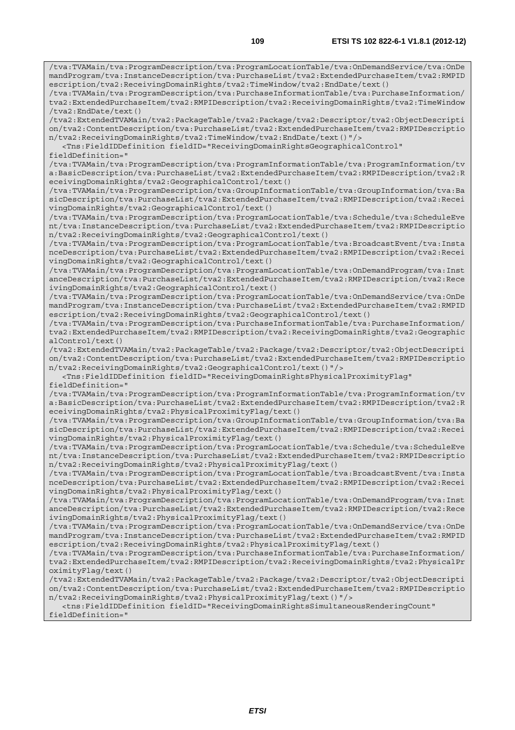```
/tva:TVAMain/tva:ProgramDescription/tva:ProgramLocationTable/tva:OnDemandService/tva:OnDe
mandProgram/tva:InstanceDescription/tva:PurchaseList/tva2:ExtendedPurchaseItem/tva2:RMPID
escription/tva2:ReceivingDomainRights/tva2:TimeWindow/tva2:EndDate/text()
/tva:TVAMain/tva:ProgramDescription/tva:PurchaseInformationTable/tva:PurchaseInformation/
tva2:ExtendedPurchaseItem/tva2:RMPIDescription/tva2:ReceivingDomainRights/tva2:TimeWindow
/tva2:EndDate/text()
/tva2:ExtendedTVAMain/tva2:PackageTable/tva2:Package/tva2:Descriptor/tva2:ObjectDescripti
on/tva2:ContentDescription/tva:PurchaseList/tva2:ExtendedPurchaseItem/tva2:RMPIDescriptio
n/tva2:ReceivingDomainRights/tva2:TimeWindow/tva2:EndDate/text()"/>
   <Tns:FieldIDDefinition fieldID="ReceivingDomainRightsGeographicalControl"
fieldDefinition="
/tva:TVAMain/tva:ProgramDescription/tva:ProgramInformationTable/tva:ProgramInformation/tv
a:BasicDescription/tva:PurchaseList/tva2:ExtendedPurchaseItem/tva2:RMPIDescription/tva2:R
eceivingDomainRights/tva2:GeographicalControl/text()
/tva:TVAMain/tva:ProgramDescription/tva:GroupInformationTable/tva:GroupInformation/tva:Ba
sicDescription/tva:PurchaseList/tva2:ExtendedPurchaseItem/tva2:RMPIDescription/tva2:Recei
vingDomainRights/tva2:GeographicalControl/text()
/tva:TVAMain/tva:ProgramDescription/tva:ProgramLocationTable/tva:Schedule/tva:ScheduleEve
nt/tva:InstanceDescription/tva:PurchaseList/tva2:ExtendedPurchaseItem/tva2:RMPIDescriptio
n/tva2:ReceivingDomainRights/tva2:GeographicalControl/text()
/tva:TVAMain/tva:ProgramDescription/tva:ProgramLocationTable/tva:BroadcastEvent/tva:Insta
nceDescription/tva:PurchaseList/tva2:ExtendedPurchaseItem/tva2:RMPIDescription/tva2:Recei
vingDomainRights/tva2:GeographicalControl/text()
/tva:TVAMain/tva:ProgramDescription/tva:ProgramLocationTable/tva:OnDemandProgram/tva:Inst
anceDescription/tva:PurchaseList/tva2:ExtendedPurchaseItem/tva2:RMPIDescription/tva2:Rece
ivingDomainRights/tva2:GeographicalControl/text()
/tva:TVAMain/tva:ProgramDescription/tva:ProgramLocationTable/tva:OnDemandService/tva:OnDe
mandProgram/tva:InstanceDescription/tva:PurchaseList/tva2:ExtendedPurchaseItem/tva2:RMPID
escription/tva2:ReceivingDomainRights/tva2:GeographicalControl/text()
/tva:TVAMain/tva:ProgramDescription/tva:PurchaseInformationTable/tva:PurchaseInformation/
tva2:ExtendedPurchaseItem/tva2:RMPIDescription/tva2:ReceivingDomainRights/tva2:Geographic
alControl/text()
/tva2:ExtendedTVAMain/tva2:PackageTable/tva2:Package/tva2:Descriptor/tva2:ObjectDescripti
on/tva2:ContentDescription/tva:PurchaseList/tva2:ExtendedPurchaseItem/tva2:RMPIDescriptio
n/tva2:ReceivingDomainRights/tva2:GeographicalControl/text()"/>
   <Tns:FieldIDDefinition fieldID="ReceivingDomainRightsPhysicalProximityFlag"
fieldDefinition="
/tva:TVAMain/tva:ProgramDescription/tva:ProgramInformationTable/tva:ProgramInformation/tv
a:BasicDescription/tva:PurchaseList/tva2:ExtendedPurchaseItem/tva2:RMPIDescription/tva2:R
eceivingDomainRights/tva2:PhysicalProximityFlag/text()
/tva:TVAMain/tva:ProgramDescription/tva:GroupInformationTable/tva:GroupInformation/tva:Ba
sicDescription/tva:PurchaseList/tva2:ExtendedPurchaseItem/tva2:RMPIDescription/tva2:Recei
vingDomainRights/tva2:PhysicalProximityFlag/text()
/tva:TVAMain/tva:ProgramDescription/tva:ProgramLocationTable/tva:Schedule/tva:ScheduleEve
nt/tva:InstanceDescription/tva:PurchaseList/tva2:ExtendedPurchaseItem/tva2:RMPIDescriptio
n/tva2:ReceivingDomainRights/tva2:PhysicalProximityFlag/text()
/tva:TVAMain/tva:ProgramDescription/tva:ProgramLocationTable/tva:BroadcastEvent/tva:Insta
nceDescription/tva:PurchaseList/tva2:ExtendedPurchaseItem/tva2:RMPIDescription/tva2:Recei
vingDomainRights/tva2:PhysicalProximityFlag/text()
/tva:TVAMain/tva:ProgramDescription/tva:ProgramLocationTable/tva:OnDemandProgram/tva:Inst
anceDescription/tva:PurchaseList/tva2:ExtendedPurchaseItem/tva2:RMPIDescription/tva2:Rece
ivingDomainRights/tva2:PhysicalProximityFlag/text()
/tva:TVAMain/tva:ProgramDescription/tva:ProgramLocationTable/tva:OnDemandService/tva:OnDe
mandProgram/tva:InstanceDescription/tva:PurchaseList/tva2:ExtendedPurchaseItem/tva2:RMPID
escription/tva2:ReceivingDomainRights/tva2:PhysicalProximityFlag/text()
/tva:TVAMain/tva:ProgramDescription/tva:PurchaseInformationTable/tva:PurchaseInformation/
tva2:ExtendedPurchaseItem/tva2:RMPIDescription/tva2:ReceivingDomainRights/tva2:PhysicalPr
oximityFlag/text()
/tva2:ExtendedTVAMain/tva2:PackageTable/tva2:Package/tva2:Descriptor/tva2:ObjectDescripti
on/tva2:ContentDescription/tva:PurchaseList/tva2:ExtendedPurchaseItem/tva2:RMPIDescriptio
n/tva2:ReceivingDomainRights/tva2:PhysicalProximityFlag/text()"/>
   <tns:FieldIDDefinition fieldID="ReceivingDomainRightsSimultaneousRenderingCount"
fieldDefinition="
```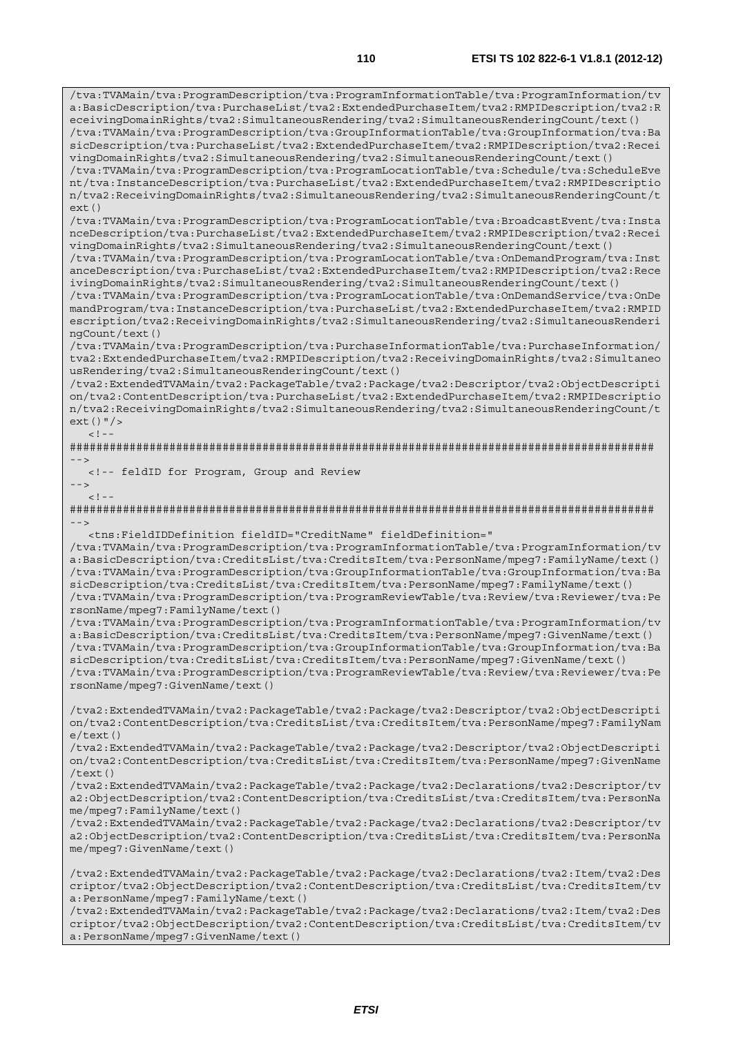```
/tva:TVAMain/tva:ProgramDescription/tva:ProgramInformationTable/tva:ProgramInformation/tv
a:BasicDescription/tva:PurchaseList/tva2:ExtendedPurchaseItem/tva2:RMPIDescription/tva2:R
eceivingDomainRights/tva2:SimultaneousRendering/tva2:SimultaneousRenderingCount/text()
/tva:TVAMain/tva:ProgramDescription/tva:GroupInformationTable/tva:GroupInformation/tva:Ba
sicDescription/tva:PurchaseList/tva2:ExtendedPurchaseItem/tva2:RMPIDescription/tva2:Recei
vingDomainRights/tva2:SimultaneousRendering/tva2:SimultaneousRenderingCount/text()
/tva:TVAMain/tva:ProgramDescription/tva:ProgramLocationTable/tva:Schedule/tva:ScheduleEve
nt/tva:InstanceDescription/tva:PurchaseList/tva2:ExtendedPurchaseItem/tva2:RMPIDescriptio
n/tva2:ReceivingDomainRights/tva2:SimultaneousRendering/tva2:SimultaneousRenderingCount/t
ext()
/tva:TVAMain/tva:ProgramDescription/tva:ProgramLocationTable/tva:BroadcastEvent/tva:Insta
nceDescription/tva:PurchaseList/tva2:ExtendedPurchaseItem/tva2:RMPIDescription/tva2:Recei
vingDomainRights/tva2:SimultaneousRendering/tva2:SimultaneousRenderingCount/text()
/tva:TVAMain/tva:ProgramDescription/tva:ProgramLocationTable/tva:OnDemandProgram/tva:Inst
anceDescription/tva:PurchaseList/tva2:ExtendedPurchaseItem/tva2:RMPIDescription/tva2:Rece
ivingDomainRights/tva2:SimultaneousRendering/tva2:SimultaneousRenderingCount/text()
/tva:TVAMain/tva:ProgramDescription/tva:ProgramLocationTable/tva:OnDemandService/tva:OnDe
mandProgram/tva:InstanceDescription/tva:PurchaseList/tva2:ExtendedPurchaseItem/tva2:RMPID
escription/tva2:ReceivingDomainRights/tva2:SimultaneousRendering/tva2:SimultaneousRenderi
ngCount/text()
/tva:TVAMain/tva:ProgramDescription/tva:PurchaseInformationTable/tva:PurchaseInformation/
tva2:ExtendedPurchaseItem/tva2:RMPIDescription/tva2:ReceivingDomainRights/tva2:Simultaneo
usRendering/tva2:SimultaneousRenderingCount/text()
/tva2:ExtendedTVAMain/tva2:PackageTable/tva2:Package/tva2:Descriptor/tva2:ObjectDescripti
on/tva2:ContentDescription/tva:PurchaseList/tva2:ExtendedPurchaseItem/tva2:RMPIDescriptio
n/tva2:ReceivingDomainRights/tva2:SimultaneousRendering/tva2:SimultaneousRenderingCount/t
ext()"/>
   <!--
########################################################################################
-->
   <!-- feldID for Program, Group and Review
-->
   <!--
########################################################################################
-->
   <tns:FieldIDDefinition fieldID="CreditName" fieldDefinition="
/tva:TVAMain/tva:ProgramDescription/tva:ProgramInformationTable/tva:ProgramInformation/tv
a:BasicDescription/tva:CreditsList/tva:CreditsItem/tva:PersonName/mpeg7:FamilyName/text()
/tva:TVAMain/tva:ProgramDescription/tva:GroupInformationTable/tva:GroupInformation/tva:Ba
sicDescription/tva:CreditsList/tva:CreditsItem/tva:PersonName/mpeg7:FamilyName/text()
/tva:TVAMain/tva:ProgramDescription/tva:ProgramReviewTable/tva:Review/tva:Reviewer/tva:Pe
rsonName/mpeg7:FamilyName/text()
/tva:TVAMain/tva:ProgramDescription/tva:ProgramInformationTable/tva:ProgramInformation/tv
a:BasicDescription/tva:CreditsList/tva:CreditsItem/tva:PersonName/mpeg7:GivenName/text()
/tva:TVAMain/tva:ProgramDescription/tva:GroupInformationTable/tva:GroupInformation/tva:Ba
sicDescription/tva:CreditsList/tva:CreditsItem/tva:PersonName/mpeg7:GivenName/text()
/tva:TVAMain/tva:ProgramDescription/tva:ProgramReviewTable/tva:Review/tva:Reviewer/tva:Pe
rsonName/mpeg7:GivenName/text()

/tva2:ExtendedTVAMain/tva2:PackageTable/tva2:Package/tva2:Descriptor/tva2:ObjectDescripti
on/tva2:ContentDescription/tva:CreditsList/tva:CreditsItem/tva:PersonName/mpeg7:FamilyNam
e/text()
/tva2:ExtendedTVAMain/tva2:PackageTable/tva2:Package/tva2:Descriptor/tva2:ObjectDescripti
on/tva2:ContentDescription/tva:CreditsList/tva:CreditsItem/tva:PersonName/mpeg7:GivenName
/text()
/tva2:ExtendedTVAMain/tva2:PackageTable/tva2:Package/tva2:Declarations/tva2:Descriptor/tv
a2:ObjectDescription/tva2:ContentDescription/tva:CreditsList/tva:CreditsItem/tva:PersonNa
me/mpeg7:FamilyName/text()
/tva2:ExtendedTVAMain/tva2:PackageTable/tva2:Package/tva2:Declarations/tva2:Descriptor/tv
a2:ObjectDescription/tva2:ContentDescription/tva:CreditsList/tva:CreditsItem/tva:PersonNa
me/mpeg7:GivenName/text()

/tva2:ExtendedTVAMain/tva2:PackageTable/tva2:Package/tva2:Declarations/tva2:Item/tva2:Des
criptor/tva2:ObjectDescription/tva2:ContentDescription/tva:CreditsList/tva:CreditsItem/tv
a:PersonName/mpeg7:FamilyName/text()
/tva2:ExtendedTVAMain/tva2:PackageTable/tva2:Package/tva2:Declarations/tva2:Item/tva2:Des
criptor/tva2:ObjectDescription/tva2:ContentDescription/tva:CreditsList/tva:CreditsItem/tv
a:PersonName/mpeg7:GivenName/text()
```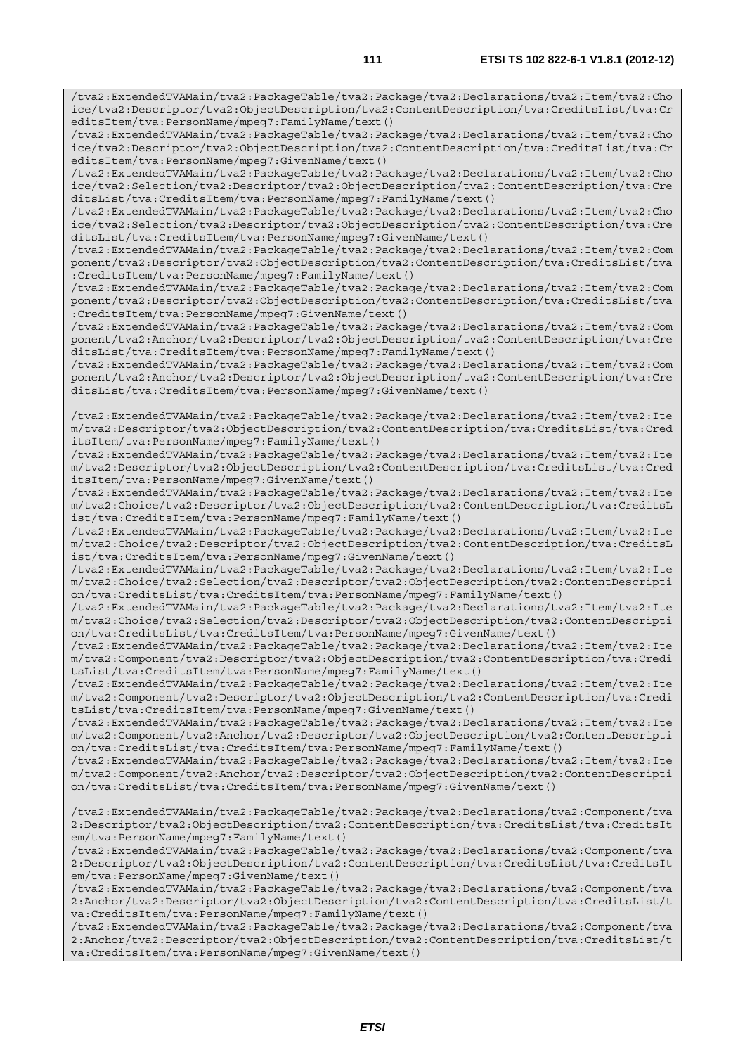```
/tva2:ExtendedTVAMain/tva2:PackageTable/tva2:Package/tva2:Declarations/tva2:Item/tva2:Choice/tva2:Descriptor/tva2:ObjectDescription/tva2:ContentDescription/tva:CreditsList/tva:CreditsItem/tva:PersonName/mpeg7:FamilyName/text()
/tva2:ExtendedTVAMain/tva2:PackageTable/tva2:Package/tva2:Declarations/tva2:Item/tva2:Choice/tva2:Descriptor/tva2:ObjectDescription/tva2:ContentDescription/tva:CreditsList/tva:CreditsItem/tva:PersonName/mpeg7:GivenName/text()
/tva2:ExtendedTVAMain/tva2:PackageTable/tva2:Package/tva2:Declarations/tva2:Item/tva2:Choice/tva2:Selection/tva2:Descriptor/tva2:ObjectDescription/tva2:ContentDescription/tva:CreditsList/tva:CreditsItem/tva:PersonName/mpeg7:FamilyName/text()
/tva2:ExtendedTVAMain/tva2:PackageTable/tva2:Package/tva2:Declarations/tva2:Item/tva2:Choice/tva2:Selection/tva2:Descriptor/tva2:ObjectDescription/tva2:ContentDescription/tva:CreditsList/tva:CreditsItem/tva:PersonName/mpeg7:GivenName/text()
/tva2:ExtendedTVAMain/tva2:PackageTable/tva2:Package/tva2:Declarations/tva2:Item/tva2:Component/tva2:Descriptor/tva2:ObjectDescription/tva2:ContentDescription/tva:CreditsList/tva:CreditsItem/tva:PersonName/mpeg7:FamilyName/text()
/tva2:ExtendedTVAMain/tva2:PackageTable/tva2:Package/tva2:Declarations/tva2:Item/tva2:Component/tva2:Descriptor/tva2:ObjectDescription/tva2:ContentDescription/tva:CreditsList/tva:CreditsItem/tva:PersonName/mpeg7:GivenName/text()
/tva2:ExtendedTVAMain/tva2:PackageTable/tva2:Package/tva2:Declarations/tva2:Item/tva2:Component/tva2:Anchor/tva2:Descriptor/tva2:ObjectDescription/tva2:ContentDescription/tva:CreditsList/tva:CreditsItem/tva:PersonName/mpeg7:FamilyName/text()
/tva2:ExtendedTVAMain/tva2:PackageTable/tva2:Package/tva2:Declarations/tva2:Item/tva2:Component/tva2:Anchor/tva2:Descriptor/tva2:ObjectDescription/tva2:ContentDescription/tva:CreditsList/tva:CreditsItem/tva:PersonName/mpeg7:GivenName/text()

/tva2:ExtendedTVAMain/tva2:PackageTable/tva2:Package/tva2:Declarations/tva2:Item/tva2:Item/tva2:Descriptor/tva2:ObjectDescription/tva2:ContentDescription/tva:CreditsList/tva:CreditsItem/tva:PersonName/mpeg7:FamilyName/text()
/tva2:ExtendedTVAMain/tva2:PackageTable/tva2:Package/tva2:Declarations/tva2:Item/tva2:Item/tva2:Descriptor/tva2:ObjectDescription/tva2:ContentDescription/tva:CreditsList/tva:CreditsItem/tva:PersonName/mpeg7:GivenName/text()
/tva2:ExtendedTVAMain/tva2:PackageTable/tva2:Package/tva2:Declarations/tva2:Item/tva2:Item/tva2:Choice/tva2:Descriptor/tva2:ObjectDescription/tva2:ContentDescription/tva:CreditsList/tva:CreditsItem/tva:PersonName/mpeg7:FamilyName/text()
/tva2:ExtendedTVAMain/tva2:PackageTable/tva2:Package/tva2:Declarations/tva2:Item/tva2:Item/tva2:Choice/tva2:Descriptor/tva2:ObjectDescription/tva2:ContentDescription/tva:CreditsList/tva:CreditsItem/tva:PersonName/mpeg7:GivenName/text()
/tva2:ExtendedTVAMain/tva2:PackageTable/tva2:Package/tva2:Declarations/tva2:Item/tva2:Item/tva2:Choice/tva2:Selection/tva2:Descriptor/tva2:ObjectDescription/tva2:ContentDescription/tva:CreditsList/tva:CreditsItem/tva:PersonName/mpeg7:FamilyName/text()
/tva2:ExtendedTVAMain/tva2:PackageTable/tva2:Package/tva2:Declarations/tva2:Item/tva2:Item/tva2:Choice/tva2:Selection/tva2:Descriptor/tva2:ObjectDescription/tva2:ContentDescription/tva:CreditsList/tva:CreditsItem/tva:PersonName/mpeg7:GivenName/text()
/tva2:ExtendedTVAMain/tva2:PackageTable/tva2:Package/tva2:Declarations/tva2:Item/tva2:Item/tva2:Component/tva2:Descriptor/tva2:ObjectDescription/tva2:ContentDescription/tva:CreditsList/tva:CreditsItem/tva:PersonName/mpeg7:FamilyName/text()
/tva2:ExtendedTVAMain/tva2:PackageTable/tva2:Package/tva2:Declarations/tva2:Item/tva2:Item/tva2:Component/tva2:Descriptor/tva2:ObjectDescription/tva2:ContentDescription/tva:CreditsList/tva:CreditsItem/tva:PersonName/mpeg7:GivenName/text()
/tva2:ExtendedTVAMain/tva2:PackageTable/tva2:Package/tva2:Declarations/tva2:Item/tva2:Item/tva2:Component/tva2:Anchor/tva2:Descriptor/tva2:ObjectDescription/tva2:ContentDescription/tva:CreditsList/tva:CreditsItem/tva:PersonName/mpeg7:FamilyName/text()
/tva2:ExtendedTVAMain/tva2:PackageTable/tva2:Package/tva2:Declarations/tva2:Item/tva2:Item/tva2:Component/tva2:Anchor/tva2:Descriptor/tva2:ObjectDescription/tva2:ContentDescription/tva:CreditsList/tva:CreditsItem/tva:PersonName/mpeg7:GivenName/text()

/tva2:ExtendedTVAMain/tva2:PackageTable/tva2:Package/tva2:Declarations/tva2:Component/tva2:Descriptor/tva2:ObjectDescription/tva2:ContentDescription/tva:CreditsList/tva:CreditsItem/tva:PersonName/mpeg7:FamilyName/text()
/tva2:ExtendedTVAMain/tva2:PackageTable/tva2:Package/tva2:Declarations/tva2:Component/tva2:Descriptor/tva2:ObjectDescription/tva2:ContentDescription/tva:CreditsList/tva:CreditsItem/tva:PersonName/mpeg7:GivenName/text()
/tva2:ExtendedTVAMain/tva2:PackageTable/tva2:Package/tva2:Declarations/tva2:Component/tva2:Anchor/tva2:Descriptor/tva2:ObjectDescription/tva2:ContentDescription/tva:CreditsList/tva:CreditsItem/tva:PersonName/mpeg7:FamilyName/text()
/tva2:ExtendedTVAMain/tva2:PackageTable/tva2:Package/tva2:Declarations/tva2:Component/tva2:Anchor/tva2:Descriptor/tva2:ObjectDescription/tva2:ContentDescription/tva:CreditsList/tva:CreditsItem/tva:PersonName/mpeg7:GivenName/text()
```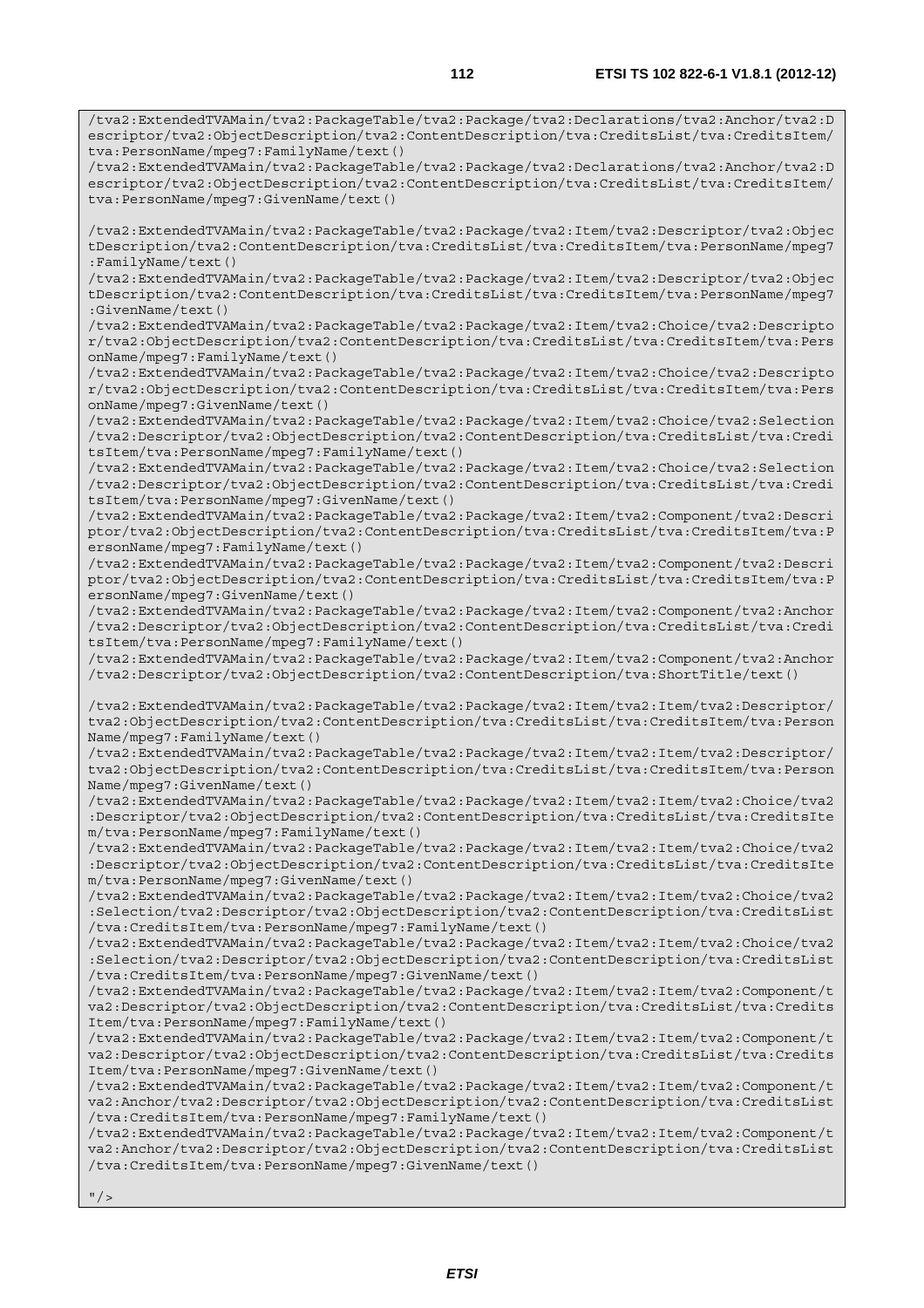```
/tva2:ExtendedTVAMain/tva2:PackageTable/tva2:Package/tva2:Declarations/tva2:Anchor/tva2:Descriptor/tva2:ObjectDescription/tva2:ContentDescription/tva:CreditsList/tva:CreditsItem/tva:PersonName/mpeg7:FamilyName/text()
/tva2:ExtendedTVAMain/tva2:PackageTable/tva2:Package/tva2:Declarations/tva2:Anchor/tva2:Descriptor/tva2:ObjectDescription/tva2:ContentDescription/tva:CreditsList/tva:CreditsItem/tva:PersonName/mpeg7:GivenName/text()

/tva2:ExtendedTVAMain/tva2:PackageTable/tva2:Package/tva2:Item/tva2:Descriptor/tva2:ObjectDescription/tva2:ContentDescription/tva:CreditsList/tva:CreditsItem/tva:PersonName/mpeg7:FamilyName/text()
/tva2:ExtendedTVAMain/tva2:PackageTable/tva2:Package/tva2:Item/tva2:Descriptor/tva2:ObjectDescription/tva2:ContentDescription/tva:CreditsList/tva:CreditsItem/tva:PersonName/mpeg7:GivenName/text()
/tva2:ExtendedTVAMain/tva2:PackageTable/tva2:Package/tva2:Item/tva2:Choice/tva2:Descriptor/tva2:ObjectDescription/tva2:ContentDescription/tva:CreditsList/tva:CreditsItem/tva:PersonName/mpeg7:FamilyName/text()
/tva2:ExtendedTVAMain/tva2:PackageTable/tva2:Package/tva2:Item/tva2:Choice/tva2:Descriptor/tva2:ObjectDescription/tva2:ContentDescription/tva:CreditsList/tva:CreditsItem/tva:PersonName/mpeg7:GivenName/text()
/tva2:ExtendedTVAMain/tva2:PackageTable/tva2:Package/tva2:Item/tva2:Choice/tva2:Selection/tva2:Descriptor/tva2:ObjectDescription/tva2:ContentDescription/tva:CreditsList/tva:CreditsItem/tva:PersonName/mpeg7:FamilyName/text()
/tva2:ExtendedTVAMain/tva2:PackageTable/tva2:Package/tva2:Item/tva2:Choice/tva2:Selection/tva2:Descriptor/tva2:ObjectDescription/tva2:ContentDescription/tva:CreditsList/tva:CreditsItem/tva:PersonName/mpeg7:GivenName/text()
/tva2:ExtendedTVAMain/tva2:PackageTable/tva2:Package/tva2:Item/tva2:Component/tva2:Descriptor/tva2:ObjectDescription/tva2:ContentDescription/tva:CreditsList/tva:CreditsItem/tva:PersonName/mpeg7:FamilyName/text()
/tva2:ExtendedTVAMain/tva2:PackageTable/tva2:Package/tva2:Item/tva2:Component/tva2:Descriptor/tva2:ObjectDescription/tva2:ContentDescription/tva:CreditsList/tva:CreditsItem/tva:PersonName/mpeg7:GivenName/text()
/tva2:ExtendedTVAMain/tva2:PackageTable/tva2:Package/tva2:Item/tva2:Component/tva2:Anchor/tva2:Descriptor/tva2:ObjectDescription/tva2:ContentDescription/tva:CreditsList/tva:CreditsItem/tva:PersonName/mpeg7:FamilyName/text()
/tva2:ExtendedTVAMain/tva2:PackageTable/tva2:Package/tva2:Item/tva2:Component/tva2:Anchor/tva2:Descriptor/tva2:ObjectDescription/tva2:ContentDescription/tva:ShortTitle/text()

/tva2:ExtendedTVAMain/tva2:PackageTable/tva2:Package/tva2:Item/tva2:Item/tva2:Descriptor/tva2:ObjectDescription/tva2:ContentDescription/tva:CreditsList/tva:CreditsItem/tva:PersonName/mpeg7:FamilyName/text()
/tva2:ExtendedTVAMain/tva2:PackageTable/tva2:Package/tva2:Item/tva2:Item/tva2:Descriptor/tva2:ObjectDescription/tva2:ContentDescription/tva:CreditsList/tva:CreditsItem/tva:PersonName/mpeg7:GivenName/text()
/tva2:ExtendedTVAMain/tva2:PackageTable/tva2:Package/tva2:Item/tva2:Item/tva2:Choice/tva2:Descriptor/tva2:ObjectDescription/tva2:ContentDescription/tva:CreditsList/tva:CreditsItem/tva:PersonName/mpeg7:FamilyName/text()
/tva2:ExtendedTVAMain/tva2:PackageTable/tva2:Package/tva2:Item/tva2:Item/tva2:Choice/tva2:Descriptor/tva2:ObjectDescription/tva2:ContentDescription/tva:CreditsList/tva:CreditsItem/tva:PersonName/mpeg7:GivenName/text()
/tva2:ExtendedTVAMain/tva2:PackageTable/tva2:Package/tva2:Item/tva2:Item/tva2:Choice/tva2:Selection/tva2:Descriptor/tva2:ObjectDescription/tva2:ContentDescription/tva:CreditsList/tva:CreditsItem/tva:PersonName/mpeg7:FamilyName/text()
/tva2:ExtendedTVAMain/tva2:PackageTable/tva2:Package/tva2:Item/tva2:Item/tva2:Choice/tva2:Selection/tva2:Descriptor/tva2:ObjectDescription/tva2:ContentDescription/tva:CreditsList/tva:CreditsItem/tva:PersonName/mpeg7:GivenName/text()
/tva2:ExtendedTVAMain/tva2:PackageTable/tva2:Package/tva2:Item/tva2:Item/tva2:Component/tva2:Descriptor/tva2:ObjectDescription/tva2:ContentDescription/tva:CreditsList/tva:CreditsItem/tva:PersonName/mpeg7:FamilyName/text()
/tva2:ExtendedTVAMain/tva2:PackageTable/tva2:Package/tva2:Item/tva2:Item/tva2:Component/tva2:Descriptor/tva2:ObjectDescription/tva2:ContentDescription/tva:CreditsList/tva:CreditsItem/tva:PersonName/mpeg7:GivenName/text()
/tva2:ExtendedTVAMain/tva2:PackageTable/tva2:Package/tva2:Item/tva2:Item/tva2:Component/tva2:Anchor/tva2:Descriptor/tva2:ObjectDescription/tva2:ContentDescription/tva:CreditsList/tva:CreditsItem/tva:PersonName/mpeg7:FamilyName/text()
/tva2:ExtendedTVAMain/tva2:PackageTable/tva2:Package/tva2:Item/tva2:Item/tva2:Component/tva2:Anchor/tva2:Descriptor/tva2:ObjectDescription/tva2:ContentDescription/tva:CreditsList/tva:CreditsItem/tva:PersonName/mpeg7:GivenName/text()

"/>
```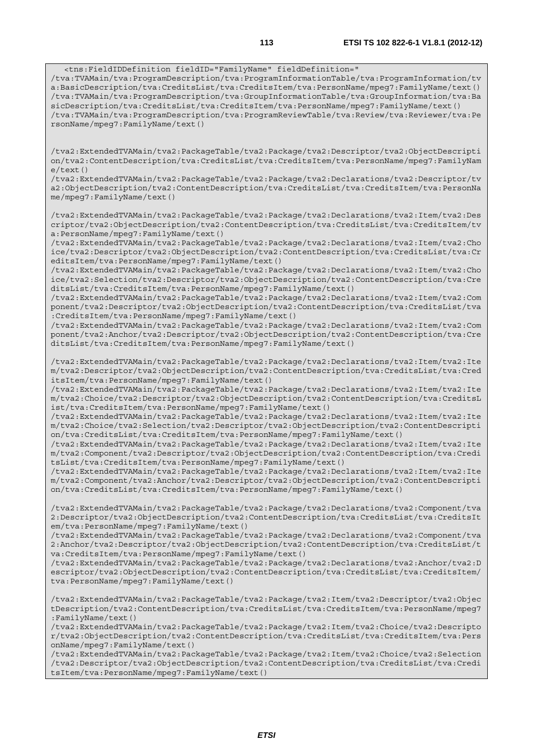```
   <tns:FieldIDDefinition fieldID="FamilyName" fieldDefinition="
/tva:TVAMain/tva:ProgramDescription/tva:ProgramInformationTable/tva:ProgramInformation/tva:BasicDescription/tva:CreditsList/tva:CreditsItem/tva:PersonName/mpeg7:FamilyName/text()
/tva:TVAMain/tva:ProgramDescription/tva:GroupInformationTable/tva:GroupInformation/tva:BasicDescription/tva:CreditsList/tva:CreditsItem/tva:PersonName/mpeg7:FamilyName/text()
/tva:TVAMain/tva:ProgramDescription/tva:ProgramReviewTable/tva:Review/tva:Reviewer/tva:PersonName/mpeg7:FamilyName/text()


/tva2:ExtendedTVAMain/tva2:PackageTable/tva2:Package/tva2:Descriptor/tva2:ObjectDescription/tva2:ContentDescription/tva:CreditsList/tva:CreditsItem/tva:PersonName/mpeg7:FamilyName/text()
/tva2:ExtendedTVAMain/tva2:PackageTable/tva2:Package/tva2:Declarations/tva2:Descriptor/tva2:ObjectDescription/tva2:ContentDescription/tva:CreditsList/tva:CreditsItem/tva:PersonName/mpeg7:FamilyName/text()

/tva2:ExtendedTVAMain/tva2:PackageTable/tva2:Package/tva2:Declarations/tva2:Item/tva2:Descriptor/tva2:ObjectDescription/tva2:ContentDescription/tva:CreditsList/tva:CreditsItem/tva:PersonName/mpeg7:FamilyName/text()
/tva2:ExtendedTVAMain/tva2:PackageTable/tva2:Package/tva2:Declarations/tva2:Item/tva2:Choice/tva2:Descriptor/tva2:ObjectDescription/tva2:ContentDescription/tva:CreditsList/tva:CreditsItem/tva:PersonName/mpeg7:FamilyName/text()
/tva2:ExtendedTVAMain/tva2:PackageTable/tva2:Package/tva2:Declarations/tva2:Item/tva2:Choice/tva2:Selection/tva2:Descriptor/tva2:ObjectDescription/tva2:ContentDescription/tva:CreditsList/tva:CreditsItem/tva:PersonName/mpeg7:FamilyName/text()
/tva2:ExtendedTVAMain/tva2:PackageTable/tva2:Package/tva2:Declarations/tva2:Item/tva2:Component/tva2:Descriptor/tva2:ObjectDescription/tva2:ContentDescription/tva:CreditsList/tva:CreditsItem/tva:PersonName/mpeg7:FamilyName/text()
/tva2:ExtendedTVAMain/tva2:PackageTable/tva2:Package/tva2:Declarations/tva2:Item/tva2:Component/tva2:Anchor/tva2:Descriptor/tva2:ObjectDescription/tva2:ContentDescription/tva:CreditsList/tva:CreditsItem/tva:PersonName/mpeg7:FamilyName/text()

/tva2:ExtendedTVAMain/tva2:PackageTable/tva2:Package/tva2:Declarations/tva2:Item/tva2:Item/tva2:Descriptor/tva2:ObjectDescription/tva2:ContentDescription/tva:CreditsList/tva:CreditsItem/tva:PersonName/mpeg7:FamilyName/text()
/tva2:ExtendedTVAMain/tva2:PackageTable/tva2:Package/tva2:Declarations/tva2:Item/tva2:Item/tva2:Choice/tva2:Descriptor/tva2:ObjectDescription/tva2:ContentDescription/tva:CreditsList/tva:CreditsItem/tva:PersonName/mpeg7:FamilyName/text()
/tva2:ExtendedTVAMain/tva2:PackageTable/tva2:Package/tva2:Declarations/tva2:Item/tva2:Item/tva2:Choice/tva2:Selection/tva2:Descriptor/tva2:ObjectDescription/tva2:ContentDescription/tva:CreditsList/tva:CreditsItem/tva:PersonName/mpeg7:FamilyName/text()
/tva2:ExtendedTVAMain/tva2:PackageTable/tva2:Package/tva2:Declarations/tva2:Item/tva2:Item/tva2:Component/tva2:Descriptor/tva2:ObjectDescription/tva2:ContentDescription/tva:CreditsList/tva:CreditsItem/tva:PersonName/mpeg7:FamilyName/text()
/tva2:ExtendedTVAMain/tva2:PackageTable/tva2:Package/tva2:Declarations/tva2:Item/tva2:Item/tva2:Component/tva2:Anchor/tva2:Descriptor/tva2:ObjectDescription/tva2:ContentDescription/tva:CreditsList/tva:CreditsItem/tva:PersonName/mpeg7:FamilyName/text()

/tva2:ExtendedTVAMain/tva2:PackageTable/tva2:Package/tva2:Declarations/tva2:Component/tva2:Descriptor/tva2:ObjectDescription/tva2:ContentDescription/tva:CreditsList/tva:CreditsItem/tva:PersonName/mpeg7:FamilyName/text()
/tva2:ExtendedTVAMain/tva2:PackageTable/tva2:Package/tva2:Declarations/tva2:Component/tva2:Anchor/tva2:Descriptor/tva2:ObjectDescription/tva2:ContentDescription/tva:CreditsList/tva:CreditsItem/tva:PersonName/mpeg7:FamilyName/text()
/tva2:ExtendedTVAMain/tva2:PackageTable/tva2:Package/tva2:Declarations/tva2:Anchor/tva2:Descriptor/tva2:ObjectDescription/tva2:ContentDescription/tva:CreditsList/tva:CreditsItem/tva:PersonName/mpeg7:FamilyName/text()

/tva2:ExtendedTVAMain/tva2:PackageTable/tva2:Package/tva2:Item/tva2:Descriptor/tva2:ObjectDescription/tva2:ContentDescription/tva:CreditsList/tva:CreditsItem/tva:PersonName/mpeg7:FamilyName/text()
/tva2:ExtendedTVAMain/tva2:PackageTable/tva2:Package/tva2:Item/tva2:Choice/tva2:Descriptor/tva2:ObjectDescription/tva2:ContentDescription/tva:CreditsList/tva:CreditsItem/tva:PersonName/mpeg7:FamilyName/text()
/tva2:ExtendedTVAMain/tva2:PackageTable/tva2:Package/tva2:Item/tva2:Choice/tva2:Selection/tva2:Descriptor/tva2:ObjectDescription/tva2:ContentDescription/tva:CreditsList/tva:CreditsItem/tva:PersonName/mpeg7:FamilyName/text()
```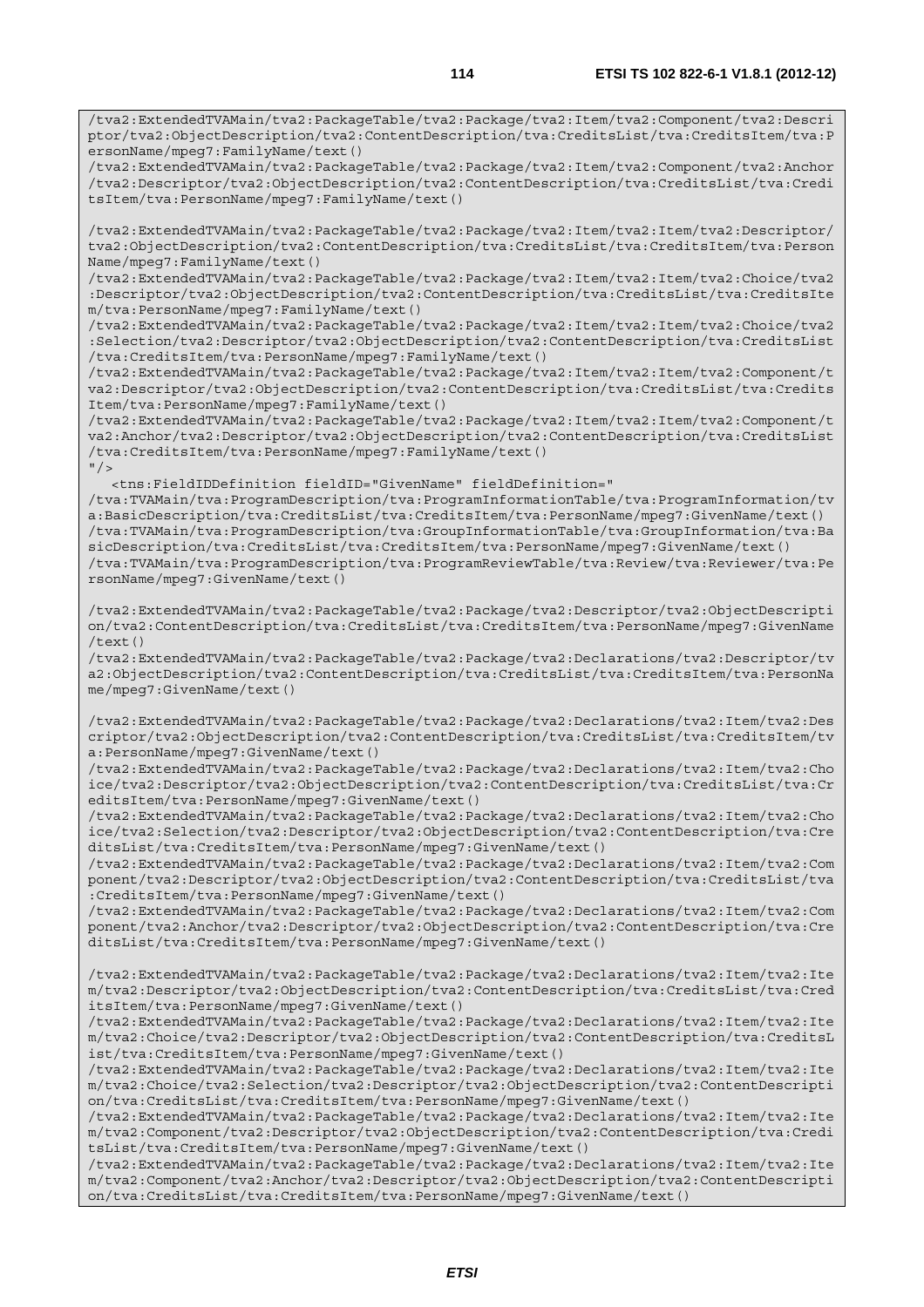```
/tva2:ExtendedTVAMain/tva2:PackageTable/tva2:Package/tva2:Item/tva2:Component/tva2:Descriptor/tva2:ObjectDescription/tva2:ContentDescription/tva:CreditsList/tva:CreditsItem/tva:PersonName/mpeg7:FamilyName/text()
/tva2:ExtendedTVAMain/tva2:PackageTable/tva2:Package/tva2:Item/tva2:Component/tva2:Anchor/tva2:Descriptor/tva2:ObjectDescription/tva2:ContentDescription/tva:CreditsList/tva:CreditsItem/tva:PersonName/mpeg7:FamilyName/text()

/tva2:ExtendedTVAMain/tva2:PackageTable/tva2:Package/tva2:Item/tva2:Item/tva2:Descriptor/tva2:ObjectDescription/tva2:ContentDescription/tva:CreditsList/tva:CreditsItem/tva:PersonName/mpeg7:FamilyName/text()
/tva2:ExtendedTVAMain/tva2:PackageTable/tva2:Package/tva2:Item/tva2:Item/tva2:Choice/tva2:Descriptor/tva2:ObjectDescription/tva2:ContentDescription/tva:CreditsList/tva:CreditsItem/tva:PersonName/mpeg7:FamilyName/text()
/tva2:ExtendedTVAMain/tva2:PackageTable/tva2:Package/tva2:Item/tva2:Item/tva2:Choice/tva2:Selection/tva2:Descriptor/tva2:ObjectDescription/tva2:ContentDescription/tva:CreditsList/tva:CreditsItem/tva:PersonName/mpeg7:FamilyName/text()
/tva2:ExtendedTVAMain/tva2:PackageTable/tva2:Package/tva2:Item/tva2:Item/tva2:Component/tva2:Descriptor/tva2:ObjectDescription/tva2:ContentDescription/tva:CreditsList/tva:CreditsItem/tva:PersonName/mpeg7:FamilyName/text()
/tva2:ExtendedTVAMain/tva2:PackageTable/tva2:Package/tva2:Item/tva2:Item/tva2:Component/tva2:Anchor/tva2:Descriptor/tva2:ObjectDescription/tva2:ContentDescription/tva:CreditsList/tva:CreditsItem/tva:PersonName/mpeg7:FamilyName/text()
"/>
   <tns:FieldIDDefinition fieldID="GivenName" fieldDefinition="
/tva:TVAMain/tva:ProgramDescription/tva:ProgramInformationTable/tva:ProgramInformation/tva:BasicDescription/tva:CreditsList/tva:CreditsItem/tva:PersonName/mpeg7:GivenName/text()
/tva:TVAMain/tva:ProgramDescription/tva:GroupInformationTable/tva:GroupInformation/tva:BasicDescription/tva:CreditsList/tva:CreditsItem/tva:PersonName/mpeg7:GivenName/text()
/tva:TVAMain/tva:ProgramDescription/tva:ProgramReviewTable/tva:Review/tva:Reviewer/tva:PersonName/mpeg7:GivenName/text()

/tva2:ExtendedTVAMain/tva2:PackageTable/tva2:Package/tva2:Descriptor/tva2:ObjectDescription/tva2:ContentDescription/tva:CreditsList/tva:CreditsItem/tva:PersonName/mpeg7:GivenName/text()
/tva2:ExtendedTVAMain/tva2:PackageTable/tva2:Package/tva2:Declarations/tva2:Descriptor/tva2:ObjectDescription/tva2:ContentDescription/tva:CreditsList/tva:CreditsItem/tva:PersonName/mpeg7:GivenName/text()

/tva2:ExtendedTVAMain/tva2:PackageTable/tva2:Package/tva2:Declarations/tva2:Item/tva2:Descriptor/tva2:ObjectDescription/tva2:ContentDescription/tva:CreditsList/tva:CreditsItem/tva:PersonName/mpeg7:GivenName/text()
/tva2:ExtendedTVAMain/tva2:PackageTable/tva2:Package/tva2:Declarations/tva2:Item/tva2:Choice/tva2:Descriptor/tva2:ObjectDescription/tva2:ContentDescription/tva:CreditsList/tva:CreditsItem/tva:PersonName/mpeg7:GivenName/text()
/tva2:ExtendedTVAMain/tva2:PackageTable/tva2:Package/tva2:Declarations/tva2:Item/tva2:Choice/tva2:Selection/tva2:Descriptor/tva2:ObjectDescription/tva2:ContentDescription/tva:CreditsList/tva:CreditsItem/tva:PersonName/mpeg7:GivenName/text()
/tva2:ExtendedTVAMain/tva2:PackageTable/tva2:Package/tva2:Declarations/tva2:Item/tva2:Component/tva2:Descriptor/tva2:ObjectDescription/tva2:ContentDescription/tva:CreditsList/tva:CreditsItem/tva:PersonName/mpeg7:GivenName/text()
/tva2:ExtendedTVAMain/tva2:PackageTable/tva2:Package/tva2:Declarations/tva2:Item/tva2:Component/tva2:Anchor/tva2:Descriptor/tva2:ObjectDescription/tva2:ContentDescription/tva:CreditsList/tva:CreditsItem/tva:PersonName/mpeg7:GivenName/text()

/tva2:ExtendedTVAMain/tva2:PackageTable/tva2:Package/tva2:Declarations/tva2:Item/tva2:Item/tva2:Descriptor/tva2:ObjectDescription/tva2:ContentDescription/tva:CreditsList/tva:CreditsItem/tva:PersonName/mpeg7:GivenName/text()
/tva2:ExtendedTVAMain/tva2:PackageTable/tva2:Package/tva2:Declarations/tva2:Item/tva2:Item/tva2:Choice/tva2:Descriptor/tva2:ObjectDescription/tva2:ContentDescription/tva:CreditsList/tva:CreditsItem/tva:PersonName/mpeg7:GivenName/text()
/tva2:ExtendedTVAMain/tva2:PackageTable/tva2:Package/tva2:Declarations/tva2:Item/tva2:Item/tva2:Choice/tva2:Selection/tva2:Descriptor/tva2:ObjectDescription/tva2:ContentDescription/tva:CreditsList/tva:CreditsItem/tva:PersonName/mpeg7:GivenName/text()
/tva2:ExtendedTVAMain/tva2:PackageTable/tva2:Package/tva2:Declarations/tva2:Item/tva2:Item/tva2:Component/tva2:Descriptor/tva2:ObjectDescription/tva2:ContentDescription/tva:CreditsList/tva:CreditsItem/tva:PersonName/mpeg7:GivenName/text()
/tva2:ExtendedTVAMain/tva2:PackageTable/tva2:Package/tva2:Declarations/tva2:Item/tva2:Item/tva2:Component/tva2:Anchor/tva2:Descriptor/tva2:ObjectDescription/tva2:ContentDescription/tva:CreditsList/tva:CreditsItem/tva:PersonName/mpeg7:GivenName/text()
```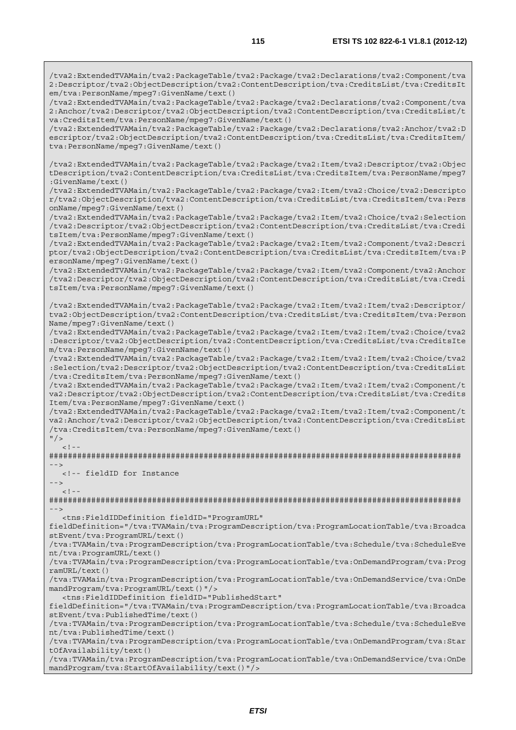```
/tva2:ExtendedTVAMain/tva2:PackageTable/tva2:Package/tva2:Declarations/tva2:Component/tva2:Descriptor/tva2:ObjectDescription/tva2:ContentDescription/tva:CreditsList/tva:CreditsItem/tva:PersonName/mpeg7:GivenName/text()
/tva2:ExtendedTVAMain/tva2:PackageTable/tva2:Package/tva2:Declarations/tva2:Component/tva2:Anchor/tva2:Descriptor/tva2:ObjectDescription/tva2:ContentDescription/tva:CreditsList/tva:CreditsItem/tva:PersonName/mpeg7:GivenName/text()
/tva2:ExtendedTVAMain/tva2:PackageTable/tva2:Package/tva2:Declarations/tva2:Anchor/tva2:Descriptor/tva2:ObjectDescription/tva2:ContentDescription/tva:CreditsList/tva:CreditsItem/tva:PersonName/mpeg7:GivenName/text()

/tva2:ExtendedTVAMain/tva2:PackageTable/tva2:Package/tva2:Item/tva2:Descriptor/tva2:ObjectDescription/tva2:ContentDescription/tva:CreditsList/tva:CreditsItem/tva:PersonName/mpeg7:GivenName/text()
/tva2:ExtendedTVAMain/tva2:PackageTable/tva2:Package/tva2:Item/tva2:Choice/tva2:Descriptor/tva2:ObjectDescription/tva2:ContentDescription/tva:CreditsList/tva:CreditsItem/tva:PersonName/mpeg7:GivenName/text()
/tva2:ExtendedTVAMain/tva2:PackageTable/tva2:Package/tva2:Item/tva2:Choice/tva2:Selection/tva2:Descriptor/tva2:ObjectDescription/tva2:ContentDescription/tva:CreditsList/tva:CreditsItem/tva:PersonName/mpeg7:GivenName/text()
/tva2:ExtendedTVAMain/tva2:PackageTable/tva2:Package/tva2:Item/tva2:Component/tva2:Descriptor/tva2:ObjectDescription/tva2:ContentDescription/tva:CreditsList/tva:CreditsItem/tva:PersonName/mpeg7:GivenName/text()
/tva2:ExtendedTVAMain/tva2:PackageTable/tva2:Package/tva2:Item/tva2:Component/tva2:Anchor/tva2:Descriptor/tva2:ObjectDescription/tva2:ContentDescription/tva:CreditsList/tva:CreditsItem/tva:PersonName/mpeg7:GivenName/text()

/tva2:ExtendedTVAMain/tva2:PackageTable/tva2:Package/tva2:Item/tva2:Item/tva2:Descriptor/tva2:ObjectDescription/tva2:ContentDescription/tva:CreditsList/tva:CreditsItem/tva:PersonName/mpeg7:GivenName/text()
/tva2:ExtendedTVAMain/tva2:PackageTable/tva2:Package/tva2:Item/tva2:Item/tva2:Choice/tva2:Descriptor/tva2:ObjectDescription/tva2:ContentDescription/tva:CreditsList/tva:CreditsItem/tva:PersonName/mpeg7:GivenName/text()
/tva2:ExtendedTVAMain/tva2:PackageTable/tva2:Package/tva2:Item/tva2:Item/tva2:Choice/tva2:Selection/tva2:Descriptor/tva2:ObjectDescription/tva2:ContentDescription/tva:CreditsList/tva:CreditsItem/tva:PersonName/mpeg7:GivenName/text()
/tva2:ExtendedTVAMain/tva2:PackageTable/tva2:Package/tva2:Item/tva2:Item/tva2:Component/tva2:Descriptor/tva2:ObjectDescription/tva2:ContentDescription/tva:CreditsList/tva:CreditsItem/tva:PersonName/mpeg7:GivenName/text()
/tva2:ExtendedTVAMain/tva2:PackageTable/tva2:Package/tva2:Item/tva2:Item/tva2:Component/tva2:Anchor/tva2:Descriptor/tva2:ObjectDescription/tva2:ContentDescription/tva:CreditsList/tva:CreditsItem/tva:PersonName/mpeg7:GivenName/text()
"/>
   <!--
########################################################################################
-->
   <!-- fieldID for Instance
-->
   <!--
########################################################################################
-->
   <tns:FieldIDDefinition fieldID="ProgramURL"
fieldDefinition="/tva:TVAMain/tva:ProgramDescription/tva:ProgramLocationTable/tva:BroadcastEvent/tva:ProgramURL/text()
/tva:TVAMain/tva:ProgramDescription/tva:ProgramLocationTable/tva:Schedule/tva:ScheduleEvent/tva:ProgramURL/text()
/tva:TVAMain/tva:ProgramDescription/tva:ProgramLocationTable/tva:OnDemandProgram/tva:ProgramURL/text()
/tva:TVAMain/tva:ProgramDescription/tva:ProgramLocationTable/tva:OnDemandService/tva:OnDemandProgram/tva:ProgramURL/text()"/>
   <tns:FieldIDDefinition fieldID="PublishedStart"
fieldDefinition="/tva:TVAMain/tva:ProgramDescription/tva:ProgramLocationTable/tva:BroadcastEvent/tva:PublishedTime/text()
/tva:TVAMain/tva:ProgramDescription/tva:ProgramLocationTable/tva:Schedule/tva:ScheduleEvent/tva:PublishedTime/text()
/tva:TVAMain/tva:ProgramDescription/tva:ProgramLocationTable/tva:OnDemandProgram/tva:StartOfAvailability/text()
/tva:TVAMain/tva:ProgramDescription/tva:ProgramLocationTable/tva:OnDemandService/tva:OnDemandProgram/tva:StartOfAvailability/text()"/>
```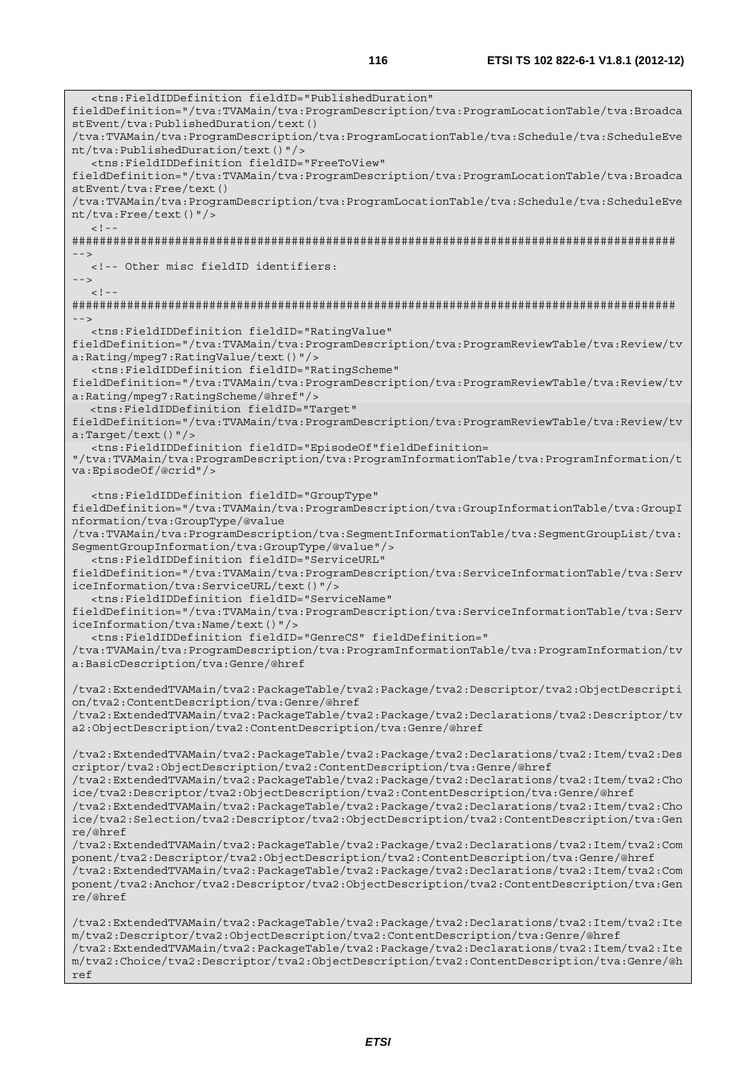```
   <tns:FieldIDDefinition fieldID="PublishedDuration"
fieldDefinition="/tva:TVAMain/tva:ProgramDescription/tva:ProgramLocationTable/tva:BroadcastEvent/tva:PublishedDuration/text()
/tva:TVAMain/tva:ProgramDescription/tva:ProgramLocationTable/tva:Schedule/tva:ScheduleEvent/tva:PublishedDuration/text()"/>
   <tns:FieldIDDefinition fieldID="FreeToView"
fieldDefinition="/tva:TVAMain/tva:ProgramDescription/tva:ProgramLocationTable/tva:BroadcastEvent/tva:Free/text()
/tva:TVAMain/tva:ProgramDescription/tva:ProgramLocationTable/tva:Schedule/tva:ScheduleEvent/tva:Free/text()"/>
   <!--
#####################################################################################
-->
   <!-- Other misc fieldID identifiers:
-->
   <!--
#####################################################################################
-->
   <tns:FieldIDDefinition fieldID="RatingValue"
fieldDefinition="/tva:TVAMain/tva:ProgramDescription/tva:ProgramReviewTable/tva:Review/tva:Rating/mpeg7:RatingValue/text()"/>
   <tns:FieldIDDefinition fieldID="RatingScheme"
fieldDefinition="/tva:TVAMain/tva:ProgramDescription/tva:ProgramReviewTable/tva:Review/tva:Rating/mpeg7:RatingScheme/@href"/>
   <tns:FieldIDDefinition fieldID="Target"
fieldDefinition="/tva:TVAMain/tva:ProgramDescription/tva:ProgramReviewTable/tva:Review/tva:Target/text()"/>
   <tns:FieldIDDefinition fieldID="EpisodeOf"fieldDefinition=
"/tva:TVAMain/tva:ProgramDescription/tva:ProgramInformationTable/tva:ProgramInformation/tva:EpisodeOf/@crid"/>

   <tns:FieldIDDefinition fieldID="GroupType"
fieldDefinition="/tva:TVAMain/tva:ProgramDescription/tva:GroupInformationTable/tva:GroupInformation/tva:GroupType/@value
/tva:TVAMain/tva:ProgramDescription/tva:SegmentInformationTable/tva:SegmentGroupList/tva:SegmentGroupInformation/tva:GroupType/@value"/>
   <tns:FieldIDDefinition fieldID="ServiceURL"
fieldDefinition="/tva:TVAMain/tva:ProgramDescription/tva:ServiceInformationTable/tva:ServiceInformation/tva:ServiceURL/text()"/>
   <tns:FieldIDDefinition fieldID="ServiceName"
fieldDefinition="/tva:TVAMain/tva:ProgramDescription/tva:ServiceInformationTable/tva:ServiceInformation/tva:Name/text()"/>
   <tns:FieldIDDefinition fieldID="GenreCS" fieldDefinition="
/tva:TVAMain/tva:ProgramDescription/tva:ProgramInformationTable/tva:ProgramInformation/tva:BasicDescription/tva:Genre/@href

/tva2:ExtendedTVAMain/tva2:PackageTable/tva2:Package/tva2:Descriptor/tva2:ObjectDescription/tva2:ContentDescription/tva:Genre/@href
/tva2:ExtendedTVAMain/tva2:PackageTable/tva2:Package/tva2:Declarations/tva2:Descriptor/tva2:ObjectDescription/tva2:ContentDescription/tva:Genre/@href

/tva2:ExtendedTVAMain/tva2:PackageTable/tva2:Package/tva2:Declarations/tva2:Item/tva2:Descriptor/tva2:ObjectDescription/tva2:ContentDescription/tva:Genre/@href
/tva2:ExtendedTVAMain/tva2:PackageTable/tva2:Package/tva2:Declarations/tva2:Item/tva2:Choice/tva2:Descriptor/tva2:ObjectDescription/tva2:ContentDescription/tva:Genre/@href
/tva2:ExtendedTVAMain/tva2:PackageTable/tva2:Package/tva2:Declarations/tva2:Item/tva2:Choice/tva2:Selection/tva2:Descriptor/tva2:ObjectDescription/tva2:ContentDescription/tva:Genre/@href
/tva2:ExtendedTVAMain/tva2:PackageTable/tva2:Package/tva2:Declarations/tva2:Item/tva2:Component/tva2:Descriptor/tva2:ObjectDescription/tva2:ContentDescription/tva:Genre/@href
/tva2:ExtendedTVAMain/tva2:PackageTable/tva2:Package/tva2:Declarations/tva2:Item/tva2:Component/tva2:Anchor/tva2:Descriptor/tva2:ObjectDescription/tva2:ContentDescription/tva:Genre/@href

/tva2:ExtendedTVAMain/tva2:PackageTable/tva2:Package/tva2:Declarations/tva2:Item/tva2:Item/tva2:Descriptor/tva2:ObjectDescription/tva2:ContentDescription/tva:Genre/@href
/tva2:ExtendedTVAMain/tva2:PackageTable/tva2:Package/tva2:Declarations/tva2:Item/tva2:Item/tva2:Choice/tva2:Descriptor/tva2:ObjectDescription/tva2:ContentDescription/tva:Genre/@href
```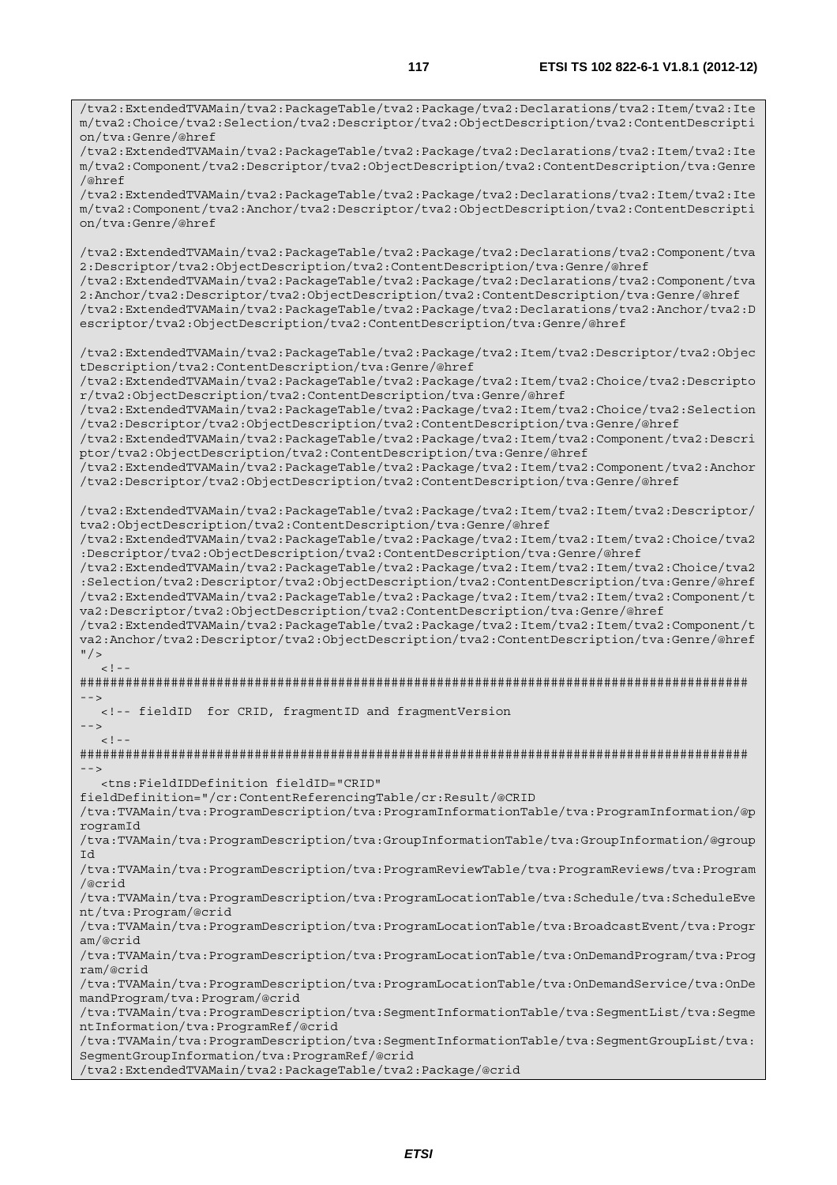```
/tva2:ExtendedTVAMain/tva2:PackageTable/tva2:Package/tva2:Declarations/tva2:Item/tva2:Ite
m/tva2:Choice/tva2:Selection/tva2:Descriptor/tva2:ObjectDescription/tva2:ContentDescripti
on/tva:Genre/@href
/tva2:ExtendedTVAMain/tva2:PackageTable/tva2:Package/tva2:Declarations/tva2:Item/tva2:Ite
m/tva2:Component/tva2:Descriptor/tva2:ObjectDescription/tva2:ContentDescription/tva:Genre
/@href
/tva2:ExtendedTVAMain/tva2:PackageTable/tva2:Package/tva2:Declarations/tva2:Item/tva2:Ite
m/tva2:Component/tva2:Anchor/tva2:Descriptor/tva2:ObjectDescription/tva2:ContentDescripti
on/tva:Genre/@href

/tva2:ExtendedTVAMain/tva2:PackageTable/tva2:Package/tva2:Declarations/tva2:Component/tva
2:Descriptor/tva2:ObjectDescription/tva2:ContentDescription/tva:Genre/@href
/tva2:ExtendedTVAMain/tva2:PackageTable/tva2:Package/tva2:Declarations/tva2:Component/tva
2:Anchor/tva2:Descriptor/tva2:ObjectDescription/tva2:ContentDescription/tva:Genre/@href
/tva2:ExtendedTVAMain/tva2:PackageTable/tva2:Package/tva2:Declarations/tva2:Anchor/tva2:D
escriptor/tva2:ObjectDescription/tva2:ContentDescription/tva:Genre/@href

/tva2:ExtendedTVAMain/tva2:PackageTable/tva2:Package/tva2:Item/tva2:Descriptor/tva2:Objec
tDescription/tva2:ContentDescription/tva:Genre/@href
/tva2:ExtendedTVAMain/tva2:PackageTable/tva2:Package/tva2:Item/tva2:Choice/tva2:Descripto
r/tva2:ObjectDescription/tva2:ContentDescription/tva:Genre/@href
/tva2:ExtendedTVAMain/tva2:PackageTable/tva2:Package/tva2:Item/tva2:Choice/tva2:Selection
/tva2:Descriptor/tva2:ObjectDescription/tva2:ContentDescription/tva:Genre/@href
/tva2:ExtendedTVAMain/tva2:PackageTable/tva2:Package/tva2:Item/tva2:Component/tva2:Descri
ptor/tva2:ObjectDescription/tva2:ContentDescription/tva:Genre/@href
/tva2:ExtendedTVAMain/tva2:PackageTable/tva2:Package/tva2:Item/tva2:Component/tva2:Anchor
/tva2:Descriptor/tva2:ObjectDescription/tva2:ContentDescription/tva:Genre/@href

/tva2:ExtendedTVAMain/tva2:PackageTable/tva2:Package/tva2:Item/tva2:Item/tva2:Descriptor/
tva2:ObjectDescription/tva2:ContentDescription/tva:Genre/@href
/tva2:ExtendedTVAMain/tva2:PackageTable/tva2:Package/tva2:Item/tva2:Item/tva2:Choice/tva2
:Descriptor/tva2:ObjectDescription/tva2:ContentDescription/tva:Genre/@href
/tva2:ExtendedTVAMain/tva2:PackageTable/tva2:Package/tva2:Item/tva2:Item/tva2:Choice/tva2
:Selection/tva2:Descriptor/tva2:ObjectDescription/tva2:ContentDescription/tva:Genre/@href
/tva2:ExtendedTVAMain/tva2:PackageTable/tva2:Package/tva2:Item/tva2:Item/tva2:Component/t
va2:Descriptor/tva2:ObjectDescription/tva2:ContentDescription/tva:Genre/@href
/tva2:ExtendedTVAMain/tva2:PackageTable/tva2:Package/tva2:Item/tva2:Item/tva2:Component/t
va2:Anchor/tva2:Descriptor/tva2:ObjectDescription/tva2:ContentDescription/tva:Genre/@href
"/>
   <!--
########################################################################################
-->
   <!-- fieldID  for CRID, fragmentID and fragmentVersion
-->
   <!--
########################################################################################
-->
   <tns:FieldIDDefinition fieldID="CRID"
fieldDefinition="/cr:ContentReferencingTable/cr:Result/@CRID
/tva:TVAMain/tva:ProgramDescription/tva:ProgramInformationTable/tva:ProgramInformation/@p
rogramId
/tva:TVAMain/tva:ProgramDescription/tva:GroupInformationTable/tva:GroupInformation/@group
Id
/tva:TVAMain/tva:ProgramDescription/tva:ProgramReviewTable/tva:ProgramReviews/tva:Program
/@crid
/tva:TVAMain/tva:ProgramDescription/tva:ProgramLocationTable/tva:Schedule/tva:ScheduleEve
nt/tva:Program/@crid
/tva:TVAMain/tva:ProgramDescription/tva:ProgramLocationTable/tva:BroadcastEvent/tva:Progr
am/@crid
/tva:TVAMain/tva:ProgramDescription/tva:ProgramLocationTable/tva:OnDemandProgram/tva:Prog
ram/@crid
/tva:TVAMain/tva:ProgramDescription/tva:ProgramLocationTable/tva:OnDemandService/tva:OnDe
mandProgram/tva:Program/@crid
/tva:TVAMain/tva:ProgramDescription/tva:SegmentInformationTable/tva:SegmentList/tva:Segme
ntInformation/tva:ProgramRef/@crid
/tva:TVAMain/tva:ProgramDescription/tva:SegmentInformationTable/tva:SegmentGroupList/tva:
SegmentGroupInformation/tva:ProgramRef/@crid
/tva2:ExtendedTVAMain/tva2:PackageTable/tva2:Package/@crid
```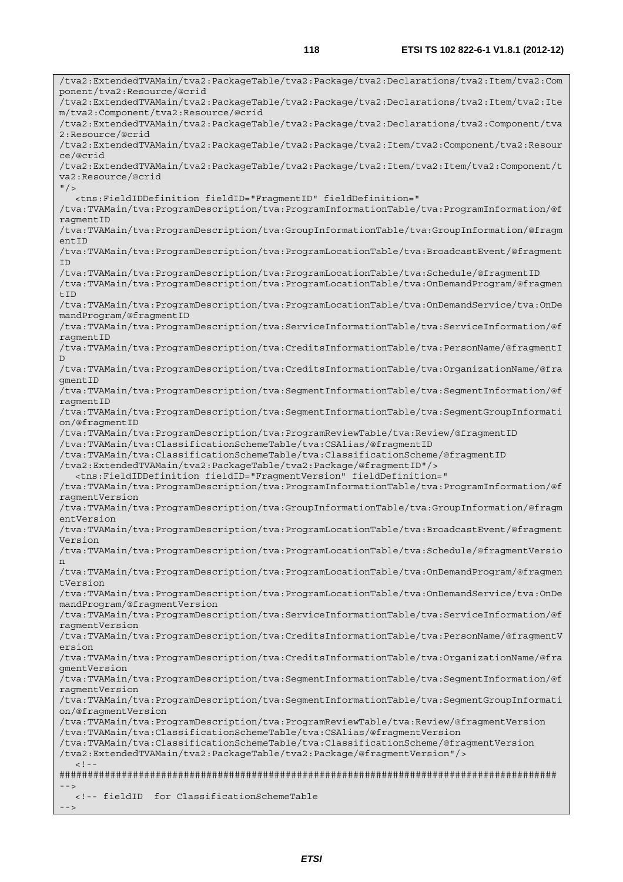```
/tva2:ExtendedTVAMain/tva2:PackageTable/tva2:Package/tva2:Declarations/tva2:Item/tva2:Component/tva2:Resource/@crid
/tva2:ExtendedTVAMain/tva2:PackageTable/tva2:Package/tva2:Declarations/tva2:Item/tva2:Item/tva2:Component/tva2:Resource/@crid
/tva2:ExtendedTVAMain/tva2:PackageTable/tva2:Package/tva2:Declarations/tva2:Component/tva2:Resource/@crid
/tva2:ExtendedTVAMain/tva2:PackageTable/tva2:Package/tva2:Item/tva2:Component/tva2:Resource/@crid
/tva2:ExtendedTVAMain/tva2:PackageTable/tva2:Package/tva2:Item/tva2:Item/tva2:Component/tva2:Resource/@crid
"/>
   <tns:FieldIDDefinition fieldID="FragmentID" fieldDefinition="
/tva:TVAMain/tva:ProgramDescription/tva:ProgramInformationTable/tva:ProgramInformation/@fragmentID
/tva:TVAMain/tva:ProgramDescription/tva:GroupInformationTable/tva:GroupInformation/@fragmentID
/tva:TVAMain/tva:ProgramDescription/tva:ProgramLocationTable/tva:BroadcastEvent/@fragmentID
/tva:TVAMain/tva:ProgramDescription/tva:ProgramLocationTable/tva:Schedule/@fragmentID
/tva:TVAMain/tva:ProgramDescription/tva:ProgramLocationTable/tva:OnDemandProgram/@fragmentID
/tva:TVAMain/tva:ProgramDescription/tva:ProgramLocationTable/tva:OnDemandService/tva:OnDemandProgram/@fragmentID
/tva:TVAMain/tva:ProgramDescription/tva:ServiceInformationTable/tva:ServiceInformation/@fragmentID
/tva:TVAMain/tva:ProgramDescription/tva:CreditsInformationTable/tva:PersonName/@fragmentID
/tva:TVAMain/tva:ProgramDescription/tva:CreditsInformationTable/tva:OrganizationName/@fragmentID
/tva:TVAMain/tva:ProgramDescription/tva:SegmentInformationTable/tva:SegmentInformation/@fragmentID
/tva:TVAMain/tva:ProgramDescription/tva:SegmentInformationTable/tva:SegmentGroupInformation/@fragmentID
/tva:TVAMain/tva:ProgramDescription/tva:ProgramReviewTable/tva:Review/@fragmentID
/tva:TVAMain/tva:ClassificationSchemeTable/tva:CSAlias/@fragmentID
/tva:TVAMain/tva:ClassificationSchemeTable/tva:ClassificationScheme/@fragmentID
/tva2:ExtendedTVAMain/tva2:PackageTable/tva2:Package/@fragmentID"/>
   <tns:FieldIDDefinition fieldID="FragmentVersion" fieldDefinition="
/tva:TVAMain/tva:ProgramDescription/tva:ProgramInformationTable/tva:ProgramInformation/@fragmentVersion
/tva:TVAMain/tva:ProgramDescription/tva:GroupInformationTable/tva:GroupInformation/@fragmentVersion
/tva:TVAMain/tva:ProgramDescription/tva:ProgramLocationTable/tva:BroadcastEvent/@fragmentVersion
/tva:TVAMain/tva:ProgramDescription/tva:ProgramLocationTable/tva:Schedule/@fragmentVersion
/tva:TVAMain/tva:ProgramDescription/tva:ProgramLocationTable/tva:OnDemandProgram/@fragmentVersion
/tva:TVAMain/tva:ProgramDescription/tva:ProgramLocationTable/tva:OnDemandService/tva:OnDemandProgram/@fragmentVersion
/tva:TVAMain/tva:ProgramDescription/tva:ServiceInformationTable/tva:ServiceInformation/@fragmentVersion
/tva:TVAMain/tva:ProgramDescription/tva:CreditsInformationTable/tva:PersonName/@fragmentVersion
/tva:TVAMain/tva:ProgramDescription/tva:CreditsInformationTable/tva:OrganizationName/@fragmentVersion
/tva:TVAMain/tva:ProgramDescription/tva:SegmentInformationTable/tva:SegmentInformation/@fragmentVersion
/tva:TVAMain/tva:ProgramDescription/tva:SegmentInformationTable/tva:SegmentGroupInformation/@fragmentVersion
/tva:TVAMain/tva:ProgramDescription/tva:ProgramReviewTable/tva:Review/@fragmentVersion
/tva:TVAMain/tva:ClassificationSchemeTable/tva:CSAlias/@fragmentVersion
/tva:TVAMain/tva:ClassificationSchemeTable/tva:ClassificationScheme/@fragmentVersion
/tva2:ExtendedTVAMain/tva2:PackageTable/tva2:Package/@fragmentVersion"/>
   <!--
########################################################################################
-->
   <!-- fieldID  for ClassificationSchemeTable
-->
```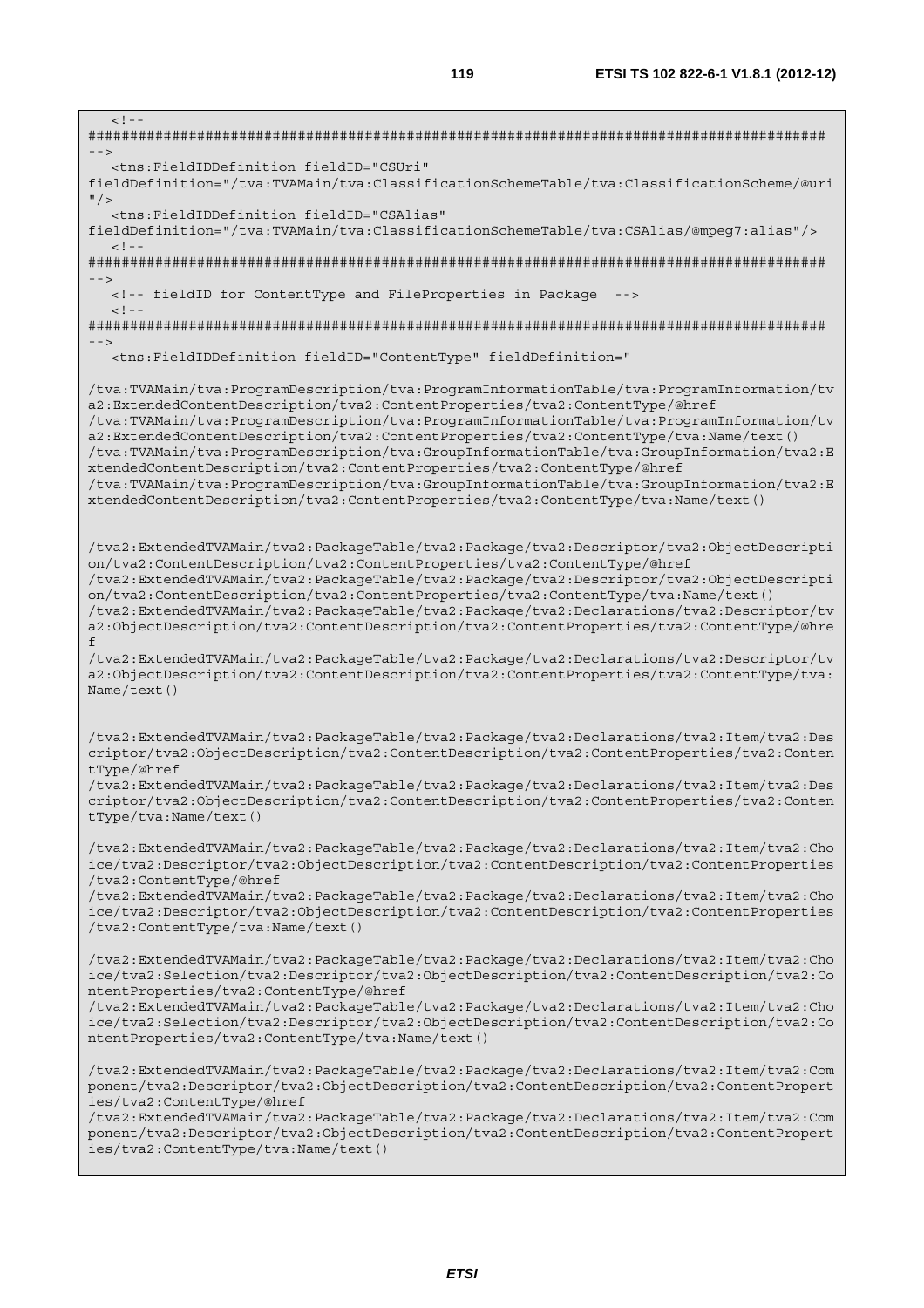```
   <!--
########################################################################################
-->
   <tns:FieldIDDefinition fieldID="CSUri"
fieldDefinition="/tva:TVAMain/tva:ClassificationSchemeTable/tva:ClassificationScheme/@uri
"/>
   <tns:FieldIDDefinition fieldID="CSAlias"
fieldDefinition="/tva:TVAMain/tva:ClassificationSchemeTable/tva:CSAlias/@mpeg7:alias"/>
   <!--
########################################################################################
-->
   <!-- fieldID for ContentType and FileProperties in Package  -->
   <!--
########################################################################################
-->
   <tns:FieldIDDefinition fieldID="ContentType" fieldDefinition="

/tva:TVAMain/tva:ProgramDescription/tva:ProgramInformationTable/tva:ProgramInformation/tv
a2:ExtendedContentDescription/tva2:ContentProperties/tva2:ContentType/@href
/tva:TVAMain/tva:ProgramDescription/tva:ProgramInformationTable/tva:ProgramInformation/tv
a2:ExtendedContentDescription/tva2:ContentProperties/tva2:ContentType/tva:Name/text()
/tva:TVAMain/tva:ProgramDescription/tva:GroupInformationTable/tva:GroupInformation/tva2:E
xtendedContentDescription/tva2:ContentProperties/tva2:ContentType/@href
/tva:TVAMain/tva:ProgramDescription/tva:GroupInformationTable/tva:GroupInformation/tva2:E
xtendedContentDescription/tva2:ContentProperties/tva2:ContentType/tva:Name/text()


/tva2:ExtendedTVAMain/tva2:PackageTable/tva2:Package/tva2:Descriptor/tva2:ObjectDescripti
on/tva2:ContentDescription/tva2:ContentProperties/tva2:ContentType/@href
/tva2:ExtendedTVAMain/tva2:PackageTable/tva2:Package/tva2:Descriptor/tva2:ObjectDescripti
on/tva2:ContentDescription/tva2:ContentProperties/tva2:ContentType/tva:Name/text()
/tva2:ExtendedTVAMain/tva2:PackageTable/tva2:Package/tva2:Declarations/tva2:Descriptor/tv
a2:ObjectDescription/tva2:ContentDescription/tva2:ContentProperties/tva2:ContentType/@hre
f
/tva2:ExtendedTVAMain/tva2:PackageTable/tva2:Package/tva2:Declarations/tva2:Descriptor/tv
a2:ObjectDescription/tva2:ContentDescription/tva2:ContentProperties/tva2:ContentType/tva:
Name/text()


/tva2:ExtendedTVAMain/tva2:PackageTable/tva2:Package/tva2:Declarations/tva2:Item/tva2:Des
criptor/tva2:ObjectDescription/tva2:ContentDescription/tva2:ContentProperties/tva2:Conten
tType/@href
/tva2:ExtendedTVAMain/tva2:PackageTable/tva2:Package/tva2:Declarations/tva2:Item/tva2:Des
criptor/tva2:ObjectDescription/tva2:ContentDescription/tva2:ContentProperties/tva2:Conten
tType/tva:Name/text()

/tva2:ExtendedTVAMain/tva2:PackageTable/tva2:Package/tva2:Declarations/tva2:Item/tva2:Cho
ice/tva2:Descriptor/tva2:ObjectDescription/tva2:ContentDescription/tva2:ContentProperties
/tva2:ContentType/@href
/tva2:ExtendedTVAMain/tva2:PackageTable/tva2:Package/tva2:Declarations/tva2:Item/tva2:Cho
ice/tva2:Descriptor/tva2:ObjectDescription/tva2:ContentDescription/tva2:ContentProperties
/tva2:ContentType/tva:Name/text()

/tva2:ExtendedTVAMain/tva2:PackageTable/tva2:Package/tva2:Declarations/tva2:Item/tva2:Cho
ice/tva2:Selection/tva2:Descriptor/tva2:ObjectDescription/tva2:ContentDescription/tva2:Co
ntentProperties/tva2:ContentType/@href
/tva2:ExtendedTVAMain/tva2:PackageTable/tva2:Package/tva2:Declarations/tva2:Item/tva2:Cho
ice/tva2:Selection/tva2:Descriptor/tva2:ObjectDescription/tva2:ContentDescription/tva2:Co
ntentProperties/tva2:ContentType/tva:Name/text()

/tva2:ExtendedTVAMain/tva2:PackageTable/tva2:Package/tva2:Declarations/tva2:Item/tva2:Com
ponent/tva2:Descriptor/tva2:ObjectDescription/tva2:ContentDescription/tva2:ContentPropert
ies/tva2:ContentType/@href
/tva2:ExtendedTVAMain/tva2:PackageTable/tva2:Package/tva2:Declarations/tva2:Item/tva2:Com
ponent/tva2:Descriptor/tva2:ObjectDescription/tva2:ContentDescription/tva2:ContentPropert
ies/tva2:ContentType/tva:Name/text()
```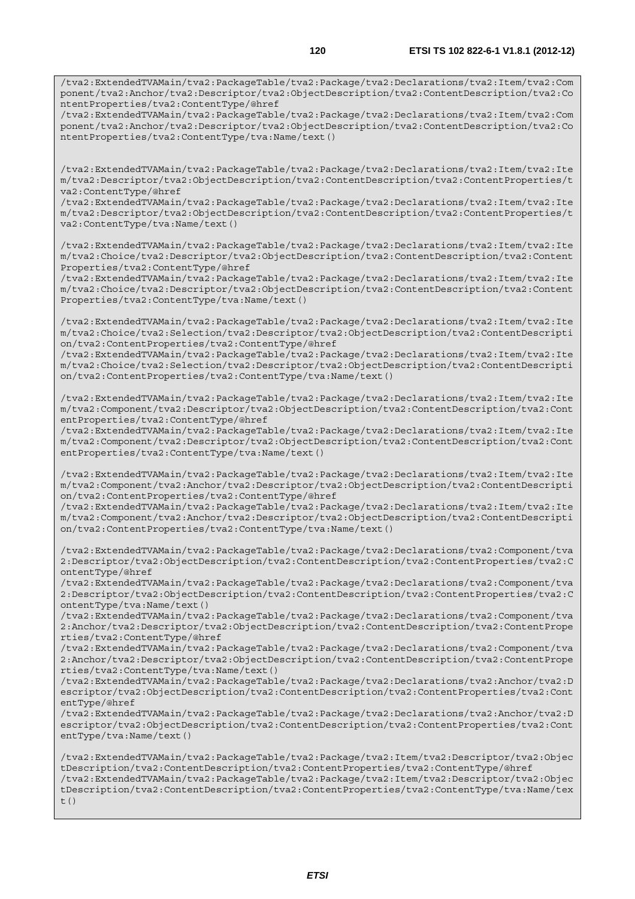```
/tva2:ExtendedTVAMain/tva2:PackageTable/tva2:Package/tva2:Declarations/tva2:Item/tva2:Component/tva2:Anchor/tva2:Descriptor/tva2:ObjectDescription/tva2:ContentDescription/tva2:ContentProperties/tva2:ContentType/@href
/tva2:ExtendedTVAMain/tva2:PackageTable/tva2:Package/tva2:Declarations/tva2:Item/tva2:Component/tva2:Anchor/tva2:Descriptor/tva2:ObjectDescription/tva2:ContentDescription/tva2:ContentProperties/tva2:ContentType/tva:Name/text()


/tva2:ExtendedTVAMain/tva2:PackageTable/tva2:Package/tva2:Declarations/tva2:Item/tva2:Item/tva2:Descriptor/tva2:ObjectDescription/tva2:ContentDescription/tva2:ContentProperties/tva2:ContentType/@href
/tva2:ExtendedTVAMain/tva2:PackageTable/tva2:Package/tva2:Declarations/tva2:Item/tva2:Item/tva2:Descriptor/tva2:ObjectDescription/tva2:ContentDescription/tva2:ContentProperties/tva2:ContentType/tva:Name/text()

/tva2:ExtendedTVAMain/tva2:PackageTable/tva2:Package/tva2:Declarations/tva2:Item/tva2:Item/tva2:Choice/tva2:Descriptor/tva2:ObjectDescription/tva2:ContentDescription/tva2:ContentProperties/tva2:ContentType/@href
/tva2:ExtendedTVAMain/tva2:PackageTable/tva2:Package/tva2:Declarations/tva2:Item/tva2:Item/tva2:Choice/tva2:Descriptor/tva2:ObjectDescription/tva2:ContentDescription/tva2:ContentProperties/tva2:ContentType/tva:Name/text()

/tva2:ExtendedTVAMain/tva2:PackageTable/tva2:Package/tva2:Declarations/tva2:Item/tva2:Item/tva2:Choice/tva2:Selection/tva2:Descriptor/tva2:ObjectDescription/tva2:ContentDescription/tva2:ContentProperties/tva2:ContentType/@href
/tva2:ExtendedTVAMain/tva2:PackageTable/tva2:Package/tva2:Declarations/tva2:Item/tva2:Item/tva2:Choice/tva2:Selection/tva2:Descriptor/tva2:ObjectDescription/tva2:ContentDescription/tva2:ContentProperties/tva2:ContentType/tva:Name/text()

/tva2:ExtendedTVAMain/tva2:PackageTable/tva2:Package/tva2:Declarations/tva2:Item/tva2:Item/tva2:Component/tva2:Descriptor/tva2:ObjectDescription/tva2:ContentDescription/tva2:ContentProperties/tva2:ContentType/@href
/tva2:ExtendedTVAMain/tva2:PackageTable/tva2:Package/tva2:Declarations/tva2:Item/tva2:Item/tva2:Component/tva2:Descriptor/tva2:ObjectDescription/tva2:ContentDescription/tva2:ContentProperties/tva2:ContentType/tva:Name/text()

/tva2:ExtendedTVAMain/tva2:PackageTable/tva2:Package/tva2:Declarations/tva2:Item/tva2:Item/tva2:Component/tva2:Anchor/tva2:Descriptor/tva2:ObjectDescription/tva2:ContentDescription/tva2:ContentProperties/tva2:ContentType/@href
/tva2:ExtendedTVAMain/tva2:PackageTable/tva2:Package/tva2:Declarations/tva2:Item/tva2:Item/tva2:Component/tva2:Anchor/tva2:Descriptor/tva2:ObjectDescription/tva2:ContentDescription/tva2:ContentProperties/tva2:ContentType/tva:Name/text()

/tva2:ExtendedTVAMain/tva2:PackageTable/tva2:Package/tva2:Declarations/tva2:Component/tva2:Descriptor/tva2:ObjectDescription/tva2:ContentDescription/tva2:ContentProperties/tva2:ContentType/@href
/tva2:ExtendedTVAMain/tva2:PackageTable/tva2:Package/tva2:Declarations/tva2:Component/tva2:Descriptor/tva2:ObjectDescription/tva2:ContentDescription/tva2:ContentProperties/tva2:ContentType/tva:Name/text()
/tva2:ExtendedTVAMain/tva2:PackageTable/tva2:Package/tva2:Declarations/tva2:Component/tva2:Anchor/tva2:Descriptor/tva2:ObjectDescription/tva2:ContentDescription/tva2:ContentProperties/tva2:ContentType/@href
/tva2:ExtendedTVAMain/tva2:PackageTable/tva2:Package/tva2:Declarations/tva2:Component/tva2:Anchor/tva2:Descriptor/tva2:ObjectDescription/tva2:ContentDescription/tva2:ContentProperties/tva2:ContentType/tva:Name/text()
/tva2:ExtendedTVAMain/tva2:PackageTable/tva2:Package/tva2:Declarations/tva2:Anchor/tva2:Descriptor/tva2:ObjectDescription/tva2:ContentDescription/tva2:ContentProperties/tva2:ContentType/@href
/tva2:ExtendedTVAMain/tva2:PackageTable/tva2:Package/tva2:Declarations/tva2:Anchor/tva2:Descriptor/tva2:ObjectDescription/tva2:ContentDescription/tva2:ContentProperties/tva2:ContentType/tva:Name/text()

/tva2:ExtendedTVAMain/tva2:PackageTable/tva2:Package/tva2:Item/tva2:Descriptor/tva2:ObjectDescription/tva2:ContentDescription/tva2:ContentProperties/tva2:ContentType/@href
/tva2:ExtendedTVAMain/tva2:PackageTable/tva2:Package/tva2:Item/tva2:Descriptor/tva2:ObjectDescription/tva2:ContentDescription/tva2:ContentProperties/tva2:ContentType/tva:Name/text()
```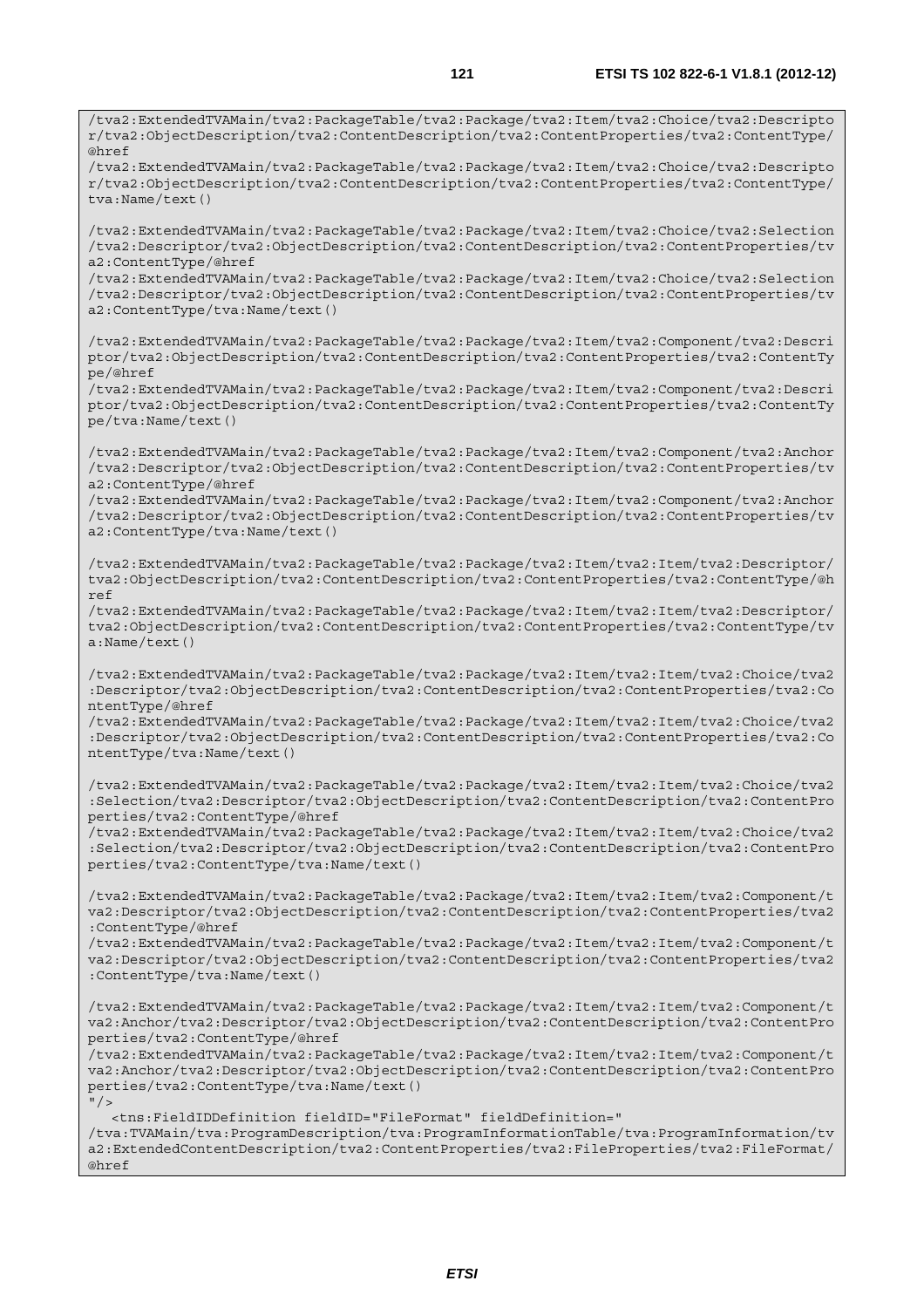```
/tva2:ExtendedTVAMain/tva2:PackageTable/tva2:Package/tva2:Item/tva2:Choice/tva2:Descripto
r/tva2:ObjectDescription/tva2:ContentDescription/tva2:ContentProperties/tva2:ContentType/
@href
/tva2:ExtendedTVAMain/tva2:PackageTable/tva2:Package/tva2:Item/tva2:Choice/tva2:Descripto
r/tva2:ObjectDescription/tva2:ContentDescription/tva2:ContentProperties/tva2:ContentType/
tva:Name/text()

/tva2:ExtendedTVAMain/tva2:PackageTable/tva2:Package/tva2:Item/tva2:Choice/tva2:Selection
/tva2:Descriptor/tva2:ObjectDescription/tva2:ContentDescription/tva2:ContentProperties/tv
a2:ContentType/@href
/tva2:ExtendedTVAMain/tva2:PackageTable/tva2:Package/tva2:Item/tva2:Choice/tva2:Selection
/tva2:Descriptor/tva2:ObjectDescription/tva2:ContentDescription/tva2:ContentProperties/tv
a2:ContentType/tva:Name/text()

/tva2:ExtendedTVAMain/tva2:PackageTable/tva2:Package/tva2:Item/tva2:Component/tva2:Descri
ptor/tva2:ObjectDescription/tva2:ContentDescription/tva2:ContentProperties/tva2:ContentTy
pe/@href
/tva2:ExtendedTVAMain/tva2:PackageTable/tva2:Package/tva2:Item/tva2:Component/tva2:Descri
ptor/tva2:ObjectDescription/tva2:ContentDescription/tva2:ContentProperties/tva2:ContentTy
pe/tva:Name/text()

/tva2:ExtendedTVAMain/tva2:PackageTable/tva2:Package/tva2:Item/tva2:Component/tva2:Anchor
/tva2:Descriptor/tva2:ObjectDescription/tva2:ContentDescription/tva2:ContentProperties/tv
a2:ContentType/@href
/tva2:ExtendedTVAMain/tva2:PackageTable/tva2:Package/tva2:Item/tva2:Component/tva2:Anchor
/tva2:Descriptor/tva2:ObjectDescription/tva2:ContentDescription/tva2:ContentProperties/tv
a2:ContentType/tva:Name/text()

/tva2:ExtendedTVAMain/tva2:PackageTable/tva2:Package/tva2:Item/tva2:Item/tva2:Descriptor/
tva2:ObjectDescription/tva2:ContentDescription/tva2:ContentProperties/tva2:ContentType/@h
ref
/tva2:ExtendedTVAMain/tva2:PackageTable/tva2:Package/tva2:Item/tva2:Item/tva2:Descriptor/
tva2:ObjectDescription/tva2:ContentDescription/tva2:ContentProperties/tva2:ContentType/tv
a:Name/text()

/tva2:ExtendedTVAMain/tva2:PackageTable/tva2:Package/tva2:Item/tva2:Item/tva2:Choice/tva2
:Descriptor/tva2:ObjectDescription/tva2:ContentDescription/tva2:ContentProperties/tva2:Co
ntentType/@href
/tva2:ExtendedTVAMain/tva2:PackageTable/tva2:Package/tva2:Item/tva2:Item/tva2:Choice/tva2
:Descriptor/tva2:ObjectDescription/tva2:ContentDescription/tva2:ContentProperties/tva2:Co
ntentType/tva:Name/text()

/tva2:ExtendedTVAMain/tva2:PackageTable/tva2:Package/tva2:Item/tva2:Item/tva2:Choice/tva2
:Selection/tva2:Descriptor/tva2:ObjectDescription/tva2:ContentDescription/tva2:ContentPro
perties/tva2:ContentType/@href
/tva2:ExtendedTVAMain/tva2:PackageTable/tva2:Package/tva2:Item/tva2:Item/tva2:Choice/tva2
:Selection/tva2:Descriptor/tva2:ObjectDescription/tva2:ContentDescription/tva2:ContentPro
perties/tva2:ContentType/tva:Name/text()

/tva2:ExtendedTVAMain/tva2:PackageTable/tva2:Package/tva2:Item/tva2:Item/tva2:Component/t
va2:Descriptor/tva2:ObjectDescription/tva2:ContentDescription/tva2:ContentProperties/tva2
:ContentType/@href
/tva2:ExtendedTVAMain/tva2:PackageTable/tva2:Package/tva2:Item/tva2:Item/tva2:Component/t
va2:Descriptor/tva2:ObjectDescription/tva2:ContentDescription/tva2:ContentProperties/tva2
:ContentType/tva:Name/text()

/tva2:ExtendedTVAMain/tva2:PackageTable/tva2:Package/tva2:Item/tva2:Item/tva2:Component/t
va2:Anchor/tva2:Descriptor/tva2:ObjectDescription/tva2:ContentDescription/tva2:ContentPro
perties/tva2:ContentType/@href
/tva2:ExtendedTVAMain/tva2:PackageTable/tva2:Package/tva2:Item/tva2:Item/tva2:Component/t
va2:Anchor/tva2:Descriptor/tva2:ObjectDescription/tva2:ContentDescription/tva2:ContentPro
perties/tva2:ContentType/tva:Name/text()
"/>
   <tns:FieldIDDefinition fieldID="FileFormat" fieldDefinition="
/tva:TVAMain/tva:ProgramDescription/tva:ProgramInformationTable/tva:ProgramInformation/tv
a2:ExtendedContentDescription/tva2:ContentProperties/tva2:FileProperties/tva2:FileFormat/
@href
```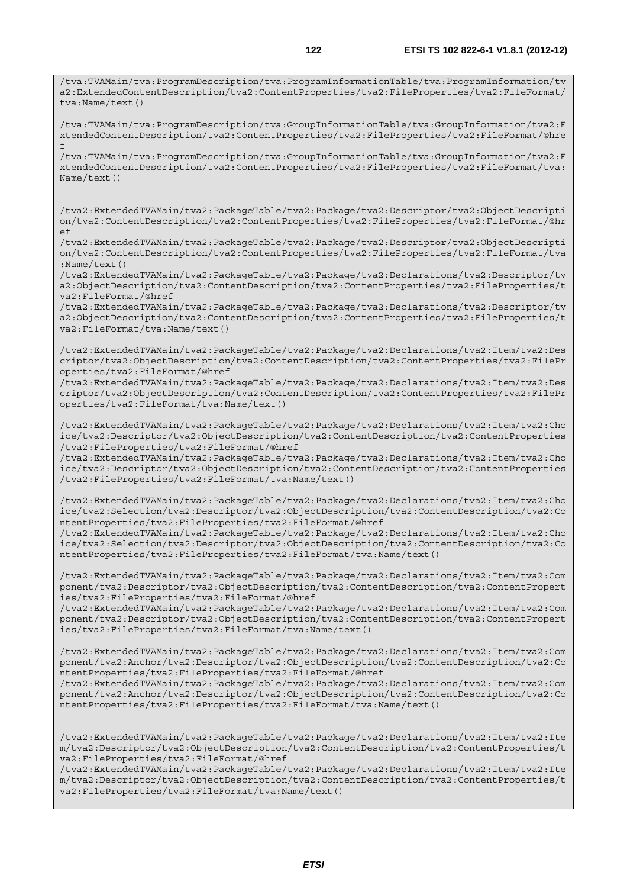```
/tva:TVAMain/tva:ProgramDescription/tva:ProgramInformationTable/tva:ProgramInformation/tva2:ExtendedContentDescription/tva2:ContentProperties/tva2:FileProperties/tva2:FileFormat/tva:Name/text()

/tva:TVAMain/tva:ProgramDescription/tva:GroupInformationTable/tva:GroupInformation/tva2:ExtendedContentDescription/tva2:ContentProperties/tva2:FileProperties/tva2:FileFormat/@href
/tva:TVAMain/tva:ProgramDescription/tva:GroupInformationTable/tva:GroupInformation/tva2:ExtendedContentDescription/tva2:ContentProperties/tva2:FileProperties/tva2:FileFormat/tva:Name/text()


/tva2:ExtendedTVAMain/tva2:PackageTable/tva2:Package/tva2:Descriptor/tva2:ObjectDescription/tva2:ContentDescription/tva2:ContentProperties/tva2:FileProperties/tva2:FileFormat/@href
/tva2:ExtendedTVAMain/tva2:PackageTable/tva2:Package/tva2:Descriptor/tva2:ObjectDescription/tva2:ContentDescription/tva2:ContentProperties/tva2:FileProperties/tva2:FileFormat/tva:Name/text()
/tva2:ExtendedTVAMain/tva2:PackageTable/tva2:Package/tva2:Declarations/tva2:Descriptor/tva2:ObjectDescription/tva2:ContentDescription/tva2:ContentProperties/tva2:FileProperties/tva2:FileFormat/@href
/tva2:ExtendedTVAMain/tva2:PackageTable/tva2:Package/tva2:Declarations/tva2:Descriptor/tva2:ObjectDescription/tva2:ContentDescription/tva2:ContentProperties/tva2:FileProperties/tva2:FileFormat/tva:Name/text()

/tva2:ExtendedTVAMain/tva2:PackageTable/tva2:Package/tva2:Declarations/tva2:Item/tva2:Descriptor/tva2:ObjectDescription/tva2:ContentDescription/tva2:ContentProperties/tva2:FileProperties/tva2:FileFormat/@href
/tva2:ExtendedTVAMain/tva2:PackageTable/tva2:Package/tva2:Declarations/tva2:Item/tva2:Descriptor/tva2:ObjectDescription/tva2:ContentDescription/tva2:ContentProperties/tva2:FileProperties/tva2:FileFormat/tva:Name/text()

/tva2:ExtendedTVAMain/tva2:PackageTable/tva2:Package/tva2:Declarations/tva2:Item/tva2:Choice/tva2:Descriptor/tva2:ObjectDescription/tva2:ContentDescription/tva2:ContentProperties/tva2:FileProperties/tva2:FileFormat/@href
/tva2:ExtendedTVAMain/tva2:PackageTable/tva2:Package/tva2:Declarations/tva2:Item/tva2:Choice/tva2:Descriptor/tva2:ObjectDescription/tva2:ContentDescription/tva2:ContentProperties/tva2:FileProperties/tva2:FileFormat/tva:Name/text()

/tva2:ExtendedTVAMain/tva2:PackageTable/tva2:Package/tva2:Declarations/tva2:Item/tva2:Choice/tva2:Selection/tva2:Descriptor/tva2:ObjectDescription/tva2:ContentDescription/tva2:ContentProperties/tva2:FileProperties/tva2:FileFormat/@href
/tva2:ExtendedTVAMain/tva2:PackageTable/tva2:Package/tva2:Declarations/tva2:Item/tva2:Choice/tva2:Selection/tva2:Descriptor/tva2:ObjectDescription/tva2:ContentDescription/tva2:ContentProperties/tva2:FileProperties/tva2:FileFormat/tva:Name/text()

/tva2:ExtendedTVAMain/tva2:PackageTable/tva2:Package/tva2:Declarations/tva2:Item/tva2:Component/tva2:Descriptor/tva2:ObjectDescription/tva2:ContentDescription/tva2:ContentProperties/tva2:FileProperties/tva2:FileFormat/@href
/tva2:ExtendedTVAMain/tva2:PackageTable/tva2:Package/tva2:Declarations/tva2:Item/tva2:Component/tva2:Descriptor/tva2:ObjectDescription/tva2:ContentDescription/tva2:ContentProperties/tva2:FileProperties/tva2:FileFormat/tva:Name/text()

/tva2:ExtendedTVAMain/tva2:PackageTable/tva2:Package/tva2:Declarations/tva2:Item/tva2:Component/tva2:Anchor/tva2:Descriptor/tva2:ObjectDescription/tva2:ContentDescription/tva2:ContentProperties/tva2:FileProperties/tva2:FileFormat/@href
/tva2:ExtendedTVAMain/tva2:PackageTable/tva2:Package/tva2:Declarations/tva2:Item/tva2:Component/tva2:Anchor/tva2:Descriptor/tva2:ObjectDescription/tva2:ContentDescription/tva2:ContentProperties/tva2:FileProperties/tva2:FileFormat/tva:Name/text()


/tva2:ExtendedTVAMain/tva2:PackageTable/tva2:Package/tva2:Declarations/tva2:Item/tva2:Item/tva2:Descriptor/tva2:ObjectDescription/tva2:ContentDescription/tva2:ContentProperties/tva2:FileProperties/tva2:FileFormat/@href
/tva2:ExtendedTVAMain/tva2:PackageTable/tva2:Package/tva2:Declarations/tva2:Item/tva2:Item/tva2:Descriptor/tva2:ObjectDescription/tva2:ContentDescription/tva2:ContentProperties/tva2:FileProperties/tva2:FileFormat/tva:Name/text()
```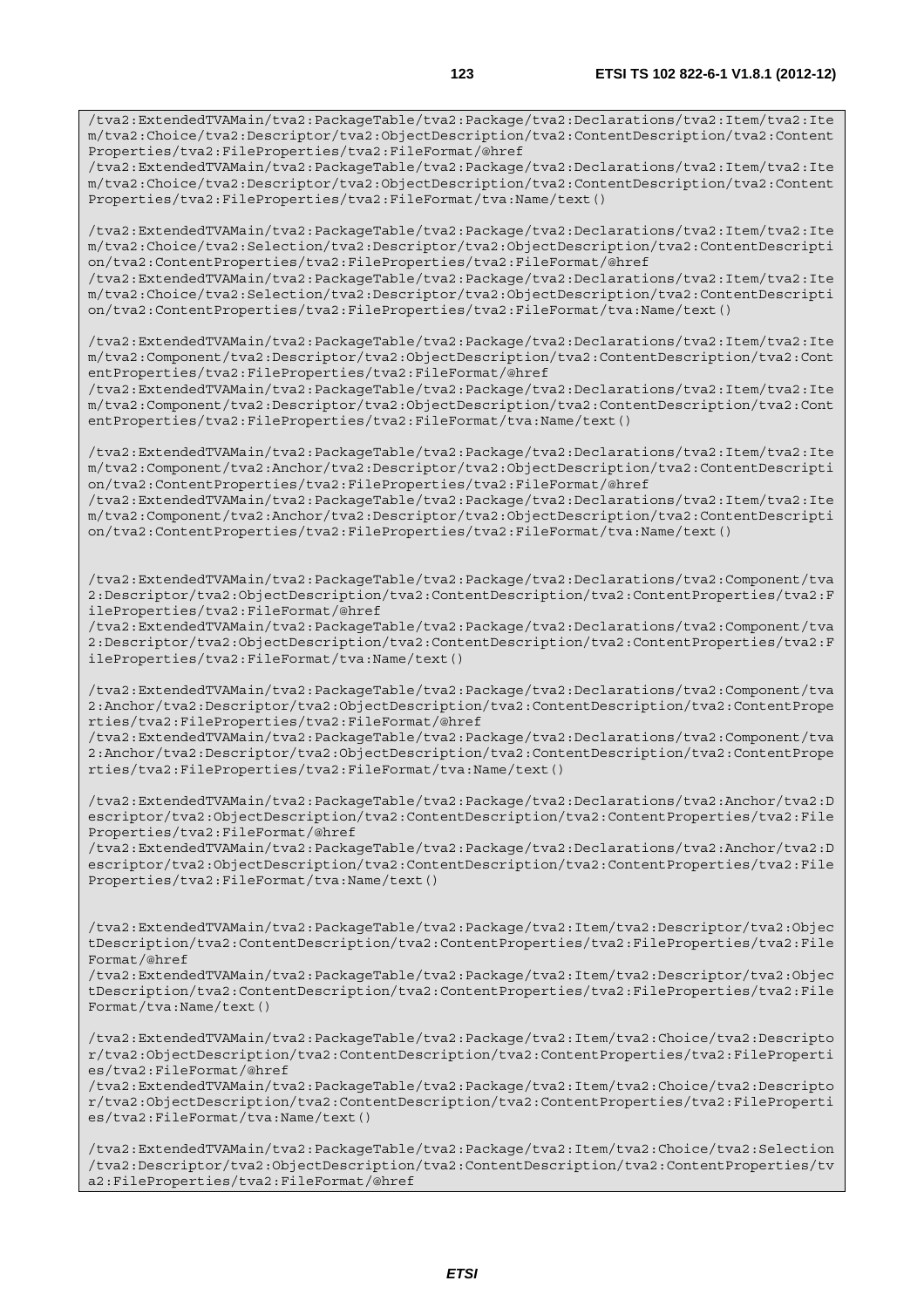```
/tva2:ExtendedTVAMain/tva2:PackageTable/tva2:Package/tva2:Declarations/tva2:Item/tva2:Item/tva2:Choice/tva2:Descriptor/tva2:ObjectDescription/tva2:ContentDescription/tva2:ContentProperties/tva2:FileProperties/tva2:FileFormat/@href
/tva2:ExtendedTVAMain/tva2:PackageTable/tva2:Package/tva2:Declarations/tva2:Item/tva2:Item/tva2:Choice/tva2:Descriptor/tva2:ObjectDescription/tva2:ContentDescription/tva2:ContentProperties/tva2:FileProperties/tva2:FileFormat/tva:Name/text()

/tva2:ExtendedTVAMain/tva2:PackageTable/tva2:Package/tva2:Declarations/tva2:Item/tva2:Item/tva2:Choice/tva2:Selection/tva2:Descriptor/tva2:ObjectDescription/tva2:ContentDescription/tva2:ContentProperties/tva2:FileProperties/tva2:FileFormat/@href
/tva2:ExtendedTVAMain/tva2:PackageTable/tva2:Package/tva2:Declarations/tva2:Item/tva2:Item/tva2:Choice/tva2:Selection/tva2:Descriptor/tva2:ObjectDescription/tva2:ContentDescription/tva2:ContentProperties/tva2:FileProperties/tva2:FileFormat/tva:Name/text()

/tva2:ExtendedTVAMain/tva2:PackageTable/tva2:Package/tva2:Declarations/tva2:Item/tva2:Item/tva2:Component/tva2:Descriptor/tva2:ObjectDescription/tva2:ContentDescription/tva2:ContentProperties/tva2:FileProperties/tva2:FileFormat/@href
/tva2:ExtendedTVAMain/tva2:PackageTable/tva2:Package/tva2:Declarations/tva2:Item/tva2:Item/tva2:Component/tva2:Descriptor/tva2:ObjectDescription/tva2:ContentDescription/tva2:ContentProperties/tva2:FileProperties/tva2:FileFormat/tva:Name/text()

/tva2:ExtendedTVAMain/tva2:PackageTable/tva2:Package/tva2:Declarations/tva2:Item/tva2:Item/tva2:Component/tva2:Anchor/tva2:Descriptor/tva2:ObjectDescription/tva2:ContentDescription/tva2:ContentProperties/tva2:FileProperties/tva2:FileFormat/@href
/tva2:ExtendedTVAMain/tva2:PackageTable/tva2:Package/tva2:Declarations/tva2:Item/tva2:Item/tva2:Component/tva2:Anchor/tva2:Descriptor/tva2:ObjectDescription/tva2:ContentDescription/tva2:ContentProperties/tva2:FileProperties/tva2:FileFormat/tva:Name/text()


/tva2:ExtendedTVAMain/tva2:PackageTable/tva2:Package/tva2:Declarations/tva2:Component/tva2:Descriptor/tva2:ObjectDescription/tva2:ContentDescription/tva2:ContentProperties/tva2:FileProperties/tva2:FileFormat/@href
/tva2:ExtendedTVAMain/tva2:PackageTable/tva2:Package/tva2:Declarations/tva2:Component/tva2:Descriptor/tva2:ObjectDescription/tva2:ContentDescription/tva2:ContentProperties/tva2:FileProperties/tva2:FileFormat/tva:Name/text()

/tva2:ExtendedTVAMain/tva2:PackageTable/tva2:Package/tva2:Declarations/tva2:Component/tva2:Anchor/tva2:Descriptor/tva2:ObjectDescription/tva2:ContentDescription/tva2:ContentProperties/tva2:FileProperties/tva2:FileFormat/@href
/tva2:ExtendedTVAMain/tva2:PackageTable/tva2:Package/tva2:Declarations/tva2:Component/tva2:Anchor/tva2:Descriptor/tva2:ObjectDescription/tva2:ContentDescription/tva2:ContentProperties/tva2:FileProperties/tva2:FileFormat/tva:Name/text()

/tva2:ExtendedTVAMain/tva2:PackageTable/tva2:Package/tva2:Declarations/tva2:Anchor/tva2:Descriptor/tva2:ObjectDescription/tva2:ContentDescription/tva2:ContentProperties/tva2:FileProperties/tva2:FileFormat/@href
/tva2:ExtendedTVAMain/tva2:PackageTable/tva2:Package/tva2:Declarations/tva2:Anchor/tva2:Descriptor/tva2:ObjectDescription/tva2:ContentDescription/tva2:ContentProperties/tva2:FileProperties/tva2:FileFormat/tva:Name/text()


/tva2:ExtendedTVAMain/tva2:PackageTable/tva2:Package/tva2:Item/tva2:Descriptor/tva2:ObjectDescription/tva2:ContentDescription/tva2:ContentProperties/tva2:FileProperties/tva2:FileFormat/@href
/tva2:ExtendedTVAMain/tva2:PackageTable/tva2:Package/tva2:Item/tva2:Descriptor/tva2:ObjectDescription/tva2:ContentDescription/tva2:ContentProperties/tva2:FileProperties/tva2:FileFormat/tva:Name/text()

/tva2:ExtendedTVAMain/tva2:PackageTable/tva2:Package/tva2:Item/tva2:Choice/tva2:Descriptor/tva2:ObjectDescription/tva2:ContentDescription/tva2:ContentProperties/tva2:FileProperties/tva2:FileFormat/@href
/tva2:ExtendedTVAMain/tva2:PackageTable/tva2:Package/tva2:Item/tva2:Choice/tva2:Descriptor/tva2:ObjectDescription/tva2:ContentDescription/tva2:ContentProperties/tva2:FileProperties/tva2:FileFormat/tva:Name/text()

/tva2:ExtendedTVAMain/tva2:PackageTable/tva2:Package/tva2:Item/tva2:Choice/tva2:Selection/tva2:Descriptor/tva2:ObjectDescription/tva2:ContentDescription/tva2:ContentProperties/tva2:FileProperties/tva2:FileFormat/@href
```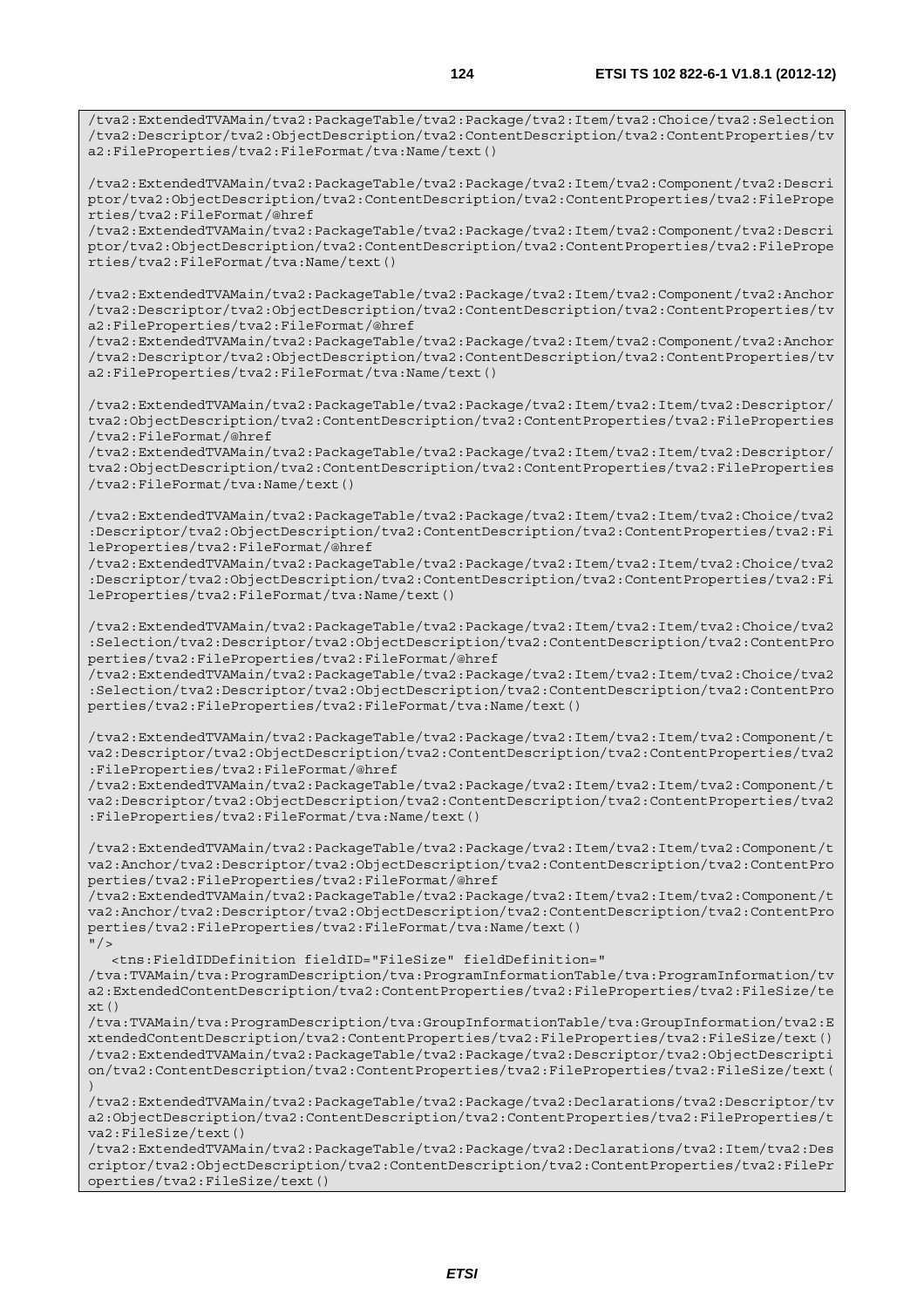```
/tva2:ExtendedTVAMain/tva2:PackageTable/tva2:Package/tva2:Item/tva2:Choice/tva2:Selection
/tva2:Descriptor/tva2:ObjectDescription/tva2:ContentDescription/tva2:ContentProperties/tv
a2:FileProperties/tva2:FileFormat/tva:Name/text()

/tva2:ExtendedTVAMain/tva2:PackageTable/tva2:Package/tva2:Item/tva2:Component/tva2:Descri
ptor/tva2:ObjectDescription/tva2:ContentDescription/tva2:ContentProperties/tva2:FilePrope
rties/tva2:FileFormat/@href
/tva2:ExtendedTVAMain/tva2:PackageTable/tva2:Package/tva2:Item/tva2:Component/tva2:Descri
ptor/tva2:ObjectDescription/tva2:ContentDescription/tva2:ContentProperties/tva2:FilePrope
rties/tva2:FileFormat/tva:Name/text()

/tva2:ExtendedTVAMain/tva2:PackageTable/tva2:Package/tva2:Item/tva2:Component/tva2:Anchor
/tva2:Descriptor/tva2:ObjectDescription/tva2:ContentDescription/tva2:ContentProperties/tv
a2:FileProperties/tva2:FileFormat/@href
/tva2:ExtendedTVAMain/tva2:PackageTable/tva2:Package/tva2:Item/tva2:Component/tva2:Anchor
/tva2:Descriptor/tva2:ObjectDescription/tva2:ContentDescription/tva2:ContentProperties/tv
a2:FileProperties/tva2:FileFormat/tva:Name/text()

/tva2:ExtendedTVAMain/tva2:PackageTable/tva2:Package/tva2:Item/tva2:Item/tva2:Descriptor/
tva2:ObjectDescription/tva2:ContentDescription/tva2:ContentProperties/tva2:FileProperties
/tva2:FileFormat/@href
/tva2:ExtendedTVAMain/tva2:PackageTable/tva2:Package/tva2:Item/tva2:Item/tva2:Descriptor/
tva2:ObjectDescription/tva2:ContentDescription/tva2:ContentProperties/tva2:FileProperties
/tva2:FileFormat/tva:Name/text()

/tva2:ExtendedTVAMain/tva2:PackageTable/tva2:Package/tva2:Item/tva2:Item/tva2:Choice/tva2
:Descriptor/tva2:ObjectDescription/tva2:ContentDescription/tva2:ContentProperties/tva2:Fi
leProperties/tva2:FileFormat/@href
/tva2:ExtendedTVAMain/tva2:PackageTable/tva2:Package/tva2:Item/tva2:Item/tva2:Choice/tva2
:Descriptor/tva2:ObjectDescription/tva2:ContentDescription/tva2:ContentProperties/tva2:Fi
leProperties/tva2:FileFormat/tva:Name/text()

/tva2:ExtendedTVAMain/tva2:PackageTable/tva2:Package/tva2:Item/tva2:Item/tva2:Choice/tva2
:Selection/tva2:Descriptor/tva2:ObjectDescription/tva2:ContentDescription/tva2:ContentPro
perties/tva2:FileProperties/tva2:FileFormat/@href
/tva2:ExtendedTVAMain/tva2:PackageTable/tva2:Package/tva2:Item/tva2:Item/tva2:Choice/tva2
:Selection/tva2:Descriptor/tva2:ObjectDescription/tva2:ContentDescription/tva2:ContentPro
perties/tva2:FileProperties/tva2:FileFormat/tva:Name/text()

/tva2:ExtendedTVAMain/tva2:PackageTable/tva2:Package/tva2:Item/tva2:Item/tva2:Component/t
va2:Descriptor/tva2:ObjectDescription/tva2:ContentDescription/tva2:ContentProperties/tva2
:FileProperties/tva2:FileFormat/@href
/tva2:ExtendedTVAMain/tva2:PackageTable/tva2:Package/tva2:Item/tva2:Item/tva2:Component/t
va2:Descriptor/tva2:ObjectDescription/tva2:ContentDescription/tva2:ContentProperties/tva2
:FileProperties/tva2:FileFormat/tva:Name/text()

/tva2:ExtendedTVAMain/tva2:PackageTable/tva2:Package/tva2:Item/tva2:Item/tva2:Component/t
va2:Anchor/tva2:Descriptor/tva2:ObjectDescription/tva2:ContentDescription/tva2:ContentPro
perties/tva2:FileProperties/tva2:FileFormat/@href
/tva2:ExtendedTVAMain/tva2:PackageTable/tva2:Package/tva2:Item/tva2:Item/tva2:Component/t
va2:Anchor/tva2:Descriptor/tva2:ObjectDescription/tva2:ContentDescription/tva2:ContentPro
perties/tva2:FileProperties/tva2:FileFormat/tva:Name/text()
"/>
   <tns:FieldIDDefinition fieldID="FileSize" fieldDefinition="
/tva:TVAMain/tva:ProgramDescription/tva:ProgramInformationTable/tva:ProgramInformation/tv
a2:ExtendedContentDescription/tva2:ContentProperties/tva2:FileProperties/tva2:FileSize/te
xt()
/tva:TVAMain/tva:ProgramDescription/tva:GroupInformationTable/tva:GroupInformation/tva2:E
xtendedContentDescription/tva2:ContentProperties/tva2:FileProperties/tva2:FileSize/text()
/tva2:ExtendedTVAMain/tva2:PackageTable/tva2:Package/tva2:Descriptor/tva2:ObjectDescripti
on/tva2:ContentDescription/tva2:ContentProperties/tva2:FileProperties/tva2:FileSize/text(
)
/tva2:ExtendedTVAMain/tva2:PackageTable/tva2:Package/tva2:Declarations/tva2:Descriptor/tv
a2:ObjectDescription/tva2:ContentDescription/tva2:ContentProperties/tva2:FileProperties/t
va2:FileSize/text()
/tva2:ExtendedTVAMain/tva2:PackageTable/tva2:Package/tva2:Declarations/tva2:Item/tva2:Des
criptor/tva2:ObjectDescription/tva2:ContentDescription/tva2:ContentProperties/tva2:FilePr
operties/tva2:FileSize/text()
```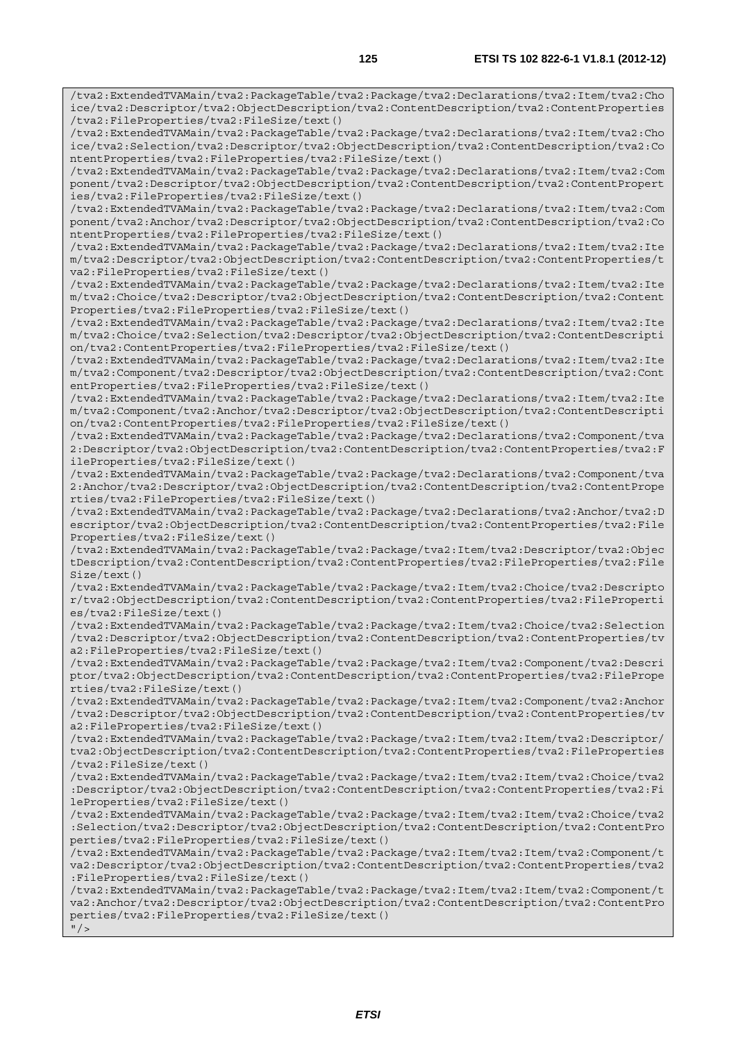```
/tva2:ExtendedTVAMain/tva2:PackageTable/tva2:Package/tva2:Declarations/tva2:Item/tva2:Choice/tva2:Descriptor/tva2:ObjectDescription/tva2:ContentDescription/tva2:ContentProperties/tva2:FileProperties/tva2:FileSize/text()
/tva2:ExtendedTVAMain/tva2:PackageTable/tva2:Package/tva2:Declarations/tva2:Item/tva2:Choice/tva2:Selection/tva2:Descriptor/tva2:ObjectDescription/tva2:ContentDescription/tva2:ContentProperties/tva2:FileProperties/tva2:FileSize/text()
/tva2:ExtendedTVAMain/tva2:PackageTable/tva2:Package/tva2:Declarations/tva2:Item/tva2:Component/tva2:Descriptor/tva2:ObjectDescription/tva2:ContentDescription/tva2:ContentProperties/tva2:FileProperties/tva2:FileSize/text()
/tva2:ExtendedTVAMain/tva2:PackageTable/tva2:Package/tva2:Declarations/tva2:Item/tva2:Component/tva2:Anchor/tva2:Descriptor/tva2:ObjectDescription/tva2:ContentDescription/tva2:ContentProperties/tva2:FileProperties/tva2:FileSize/text()
/tva2:ExtendedTVAMain/tva2:PackageTable/tva2:Package/tva2:Declarations/tva2:Item/tva2:Item/tva2:Descriptor/tva2:ObjectDescription/tva2:ContentDescription/tva2:ContentProperties/tva2:FileProperties/tva2:FileSize/text()
/tva2:ExtendedTVAMain/tva2:PackageTable/tva2:Package/tva2:Declarations/tva2:Item/tva2:Item/tva2:Choice/tva2:Descriptor/tva2:ObjectDescription/tva2:ContentDescription/tva2:ContentProperties/tva2:FileProperties/tva2:FileSize/text()
/tva2:ExtendedTVAMain/tva2:PackageTable/tva2:Package/tva2:Declarations/tva2:Item/tva2:Item/tva2:Choice/tva2:Selection/tva2:Descriptor/tva2:ObjectDescription/tva2:ContentDescription/tva2:ContentProperties/tva2:FileProperties/tva2:FileSize/text()
/tva2:ExtendedTVAMain/tva2:PackageTable/tva2:Package/tva2:Declarations/tva2:Item/tva2:Item/tva2:Component/tva2:Descriptor/tva2:ObjectDescription/tva2:ContentDescription/tva2:ContentProperties/tva2:FileProperties/tva2:FileSize/text()
/tva2:ExtendedTVAMain/tva2:PackageTable/tva2:Package/tva2:Declarations/tva2:Item/tva2:Item/tva2:Component/tva2:Anchor/tva2:Descriptor/tva2:ObjectDescription/tva2:ContentDescription/tva2:ContentProperties/tva2:FileProperties/tva2:FileSize/text()
/tva2:ExtendedTVAMain/tva2:PackageTable/tva2:Package/tva2:Declarations/tva2:Component/tva2:Descriptor/tva2:ObjectDescription/tva2:ContentDescription/tva2:ContentProperties/tva2:FileProperties/tva2:FileSize/text()
/tva2:ExtendedTVAMain/tva2:PackageTable/tva2:Package/tva2:Declarations/tva2:Component/tva2:Anchor/tva2:Descriptor/tva2:ObjectDescription/tva2:ContentDescription/tva2:ContentProperties/tva2:FileProperties/tva2:FileSize/text()
/tva2:ExtendedTVAMain/tva2:PackageTable/tva2:Package/tva2:Declarations/tva2:Anchor/tva2:Descriptor/tva2:ObjectDescription/tva2:ContentDescription/tva2:ContentProperties/tva2:FileProperties/tva2:FileSize/text()
/tva2:ExtendedTVAMain/tva2:PackageTable/tva2:Package/tva2:Item/tva2:Descriptor/tva2:ObjectDescription/tva2:ContentDescription/tva2:ContentProperties/tva2:FileProperties/tva2:FileSize/text()
/tva2:ExtendedTVAMain/tva2:PackageTable/tva2:Package/tva2:Item/tva2:Choice/tva2:Descriptor/tva2:ObjectDescription/tva2:ContentDescription/tva2:ContentProperties/tva2:FileProperties/tva2:FileSize/text()
/tva2:ExtendedTVAMain/tva2:PackageTable/tva2:Package/tva2:Item/tva2:Choice/tva2:Selection/tva2:Descriptor/tva2:ObjectDescription/tva2:ContentDescription/tva2:ContentProperties/tva2:FileProperties/tva2:FileSize/text()
/tva2:ExtendedTVAMain/tva2:PackageTable/tva2:Package/tva2:Item/tva2:Component/tva2:Descriptor/tva2:ObjectDescription/tva2:ContentDescription/tva2:ContentProperties/tva2:FileProperties/tva2:FileSize/text()
/tva2:ExtendedTVAMain/tva2:PackageTable/tva2:Package/tva2:Item/tva2:Component/tva2:Anchor/tva2:Descriptor/tva2:ObjectDescription/tva2:ContentDescription/tva2:ContentProperties/tva2:FileProperties/tva2:FileSize/text()
/tva2:ExtendedTVAMain/tva2:PackageTable/tva2:Package/tva2:Item/tva2:Item/tva2:Descriptor/tva2:ObjectDescription/tva2:ContentDescription/tva2:ContentProperties/tva2:FileProperties/tva2:FileSize/text()
/tva2:ExtendedTVAMain/tva2:PackageTable/tva2:Package/tva2:Item/tva2:Item/tva2:Choice/tva2:Descriptor/tva2:ObjectDescription/tva2:ContentDescription/tva2:ContentProperties/tva2:FileProperties/tva2:FileSize/text()
/tva2:ExtendedTVAMain/tva2:PackageTable/tva2:Package/tva2:Item/tva2:Item/tva2:Choice/tva2:Selection/tva2:Descriptor/tva2:ObjectDescription/tva2:ContentDescription/tva2:ContentProperties/tva2:FileProperties/tva2:FileSize/text()
/tva2:ExtendedTVAMain/tva2:PackageTable/tva2:Package/tva2:Item/tva2:Item/tva2:Component/tva2:Descriptor/tva2:ObjectDescription/tva2:ContentDescription/tva2:ContentProperties/tva2:FileProperties/tva2:FileSize/text()
/tva2:ExtendedTVAMain/tva2:PackageTable/tva2:Package/tva2:Item/tva2:Item/tva2:Component/tva2:Anchor/tva2:Descriptor/tva2:ObjectDescription/tva2:ContentDescription/tva2:ContentProperties/tva2:FileProperties/tva2:FileSize/text()
"/>
```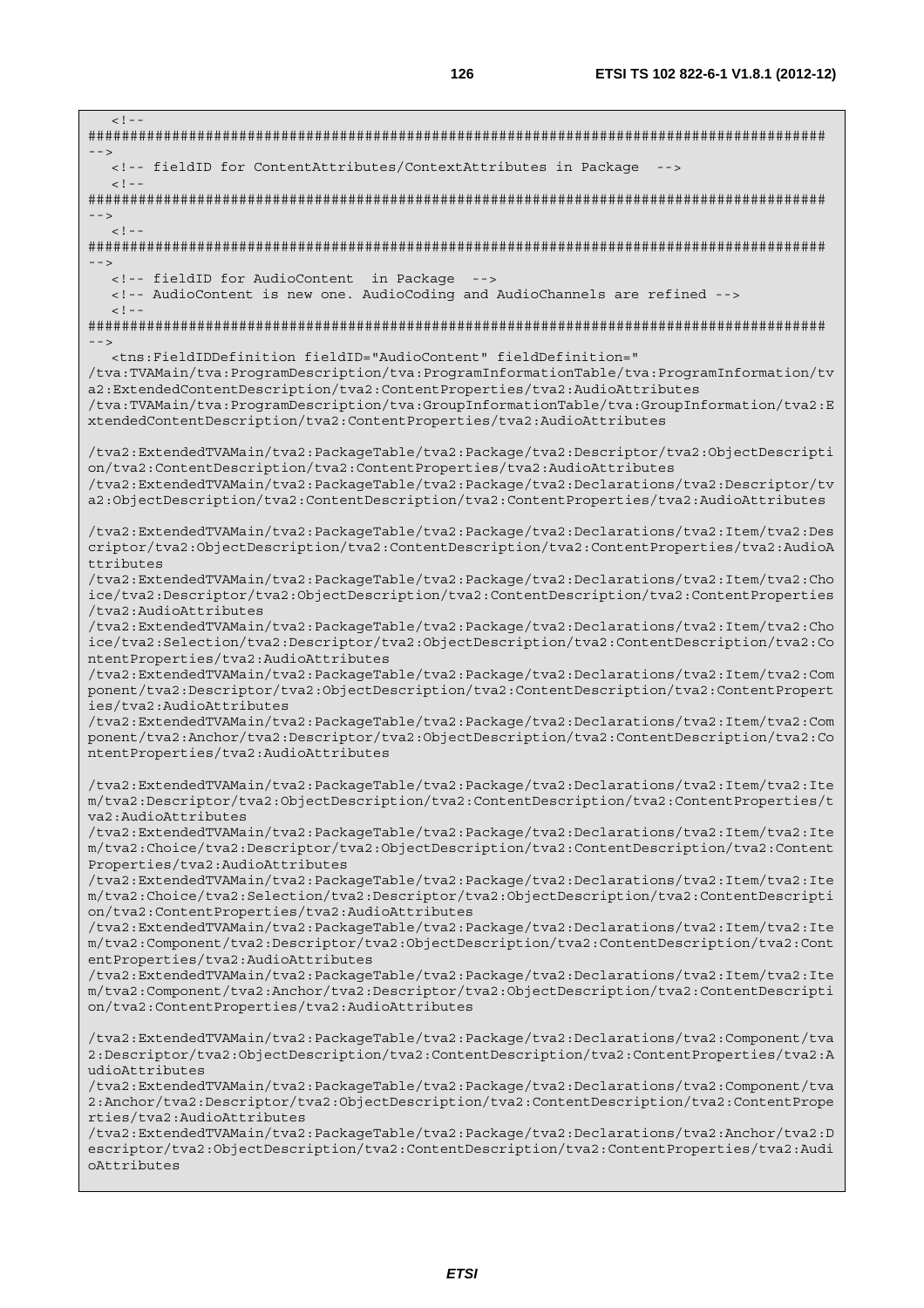```
   <!--
########################################################################################
-->
   <!-- fieldID for ContentAttributes/ContextAttributes in Package  -->
   <!--
########################################################################################
-->
   <!--
########################################################################################
-->
   <!-- fieldID for AudioContent  in Package  -->
   <!-- AudioContent is new one. AudioCoding and AudioChannels are refined -->
   <!--
########################################################################################
-->
   <tns:FieldIDDefinition fieldID="AudioContent" fieldDefinition="
/tva:TVAMain/tva:ProgramDescription/tva:ProgramInformationTable/tva:ProgramInformation/tv
a2:ExtendedContentDescription/tva2:ContentProperties/tva2:AudioAttributes
/tva:TVAMain/tva:ProgramDescription/tva:GroupInformationTable/tva:GroupInformation/tva2:E
xtendedContentDescription/tva2:ContentProperties/tva2:AudioAttributes

/tva2:ExtendedTVAMain/tva2:PackageTable/tva2:Package/tva2:Descriptor/tva2:ObjectDescripti
on/tva2:ContentDescription/tva2:ContentProperties/tva2:AudioAttributes
/tva2:ExtendedTVAMain/tva2:PackageTable/tva2:Package/tva2:Declarations/tva2:Descriptor/tv
a2:ObjectDescription/tva2:ContentDescription/tva2:ContentProperties/tva2:AudioAttributes

/tva2:ExtendedTVAMain/tva2:PackageTable/tva2:Package/tva2:Declarations/tva2:Item/tva2:Des
criptor/tva2:ObjectDescription/tva2:ContentDescription/tva2:ContentProperties/tva2:AudioA
ttributes
/tva2:ExtendedTVAMain/tva2:PackageTable/tva2:Package/tva2:Declarations/tva2:Item/tva2:Cho
ice/tva2:Descriptor/tva2:ObjectDescription/tva2:ContentDescription/tva2:ContentProperties
/tva2:AudioAttributes
/tva2:ExtendedTVAMain/tva2:PackageTable/tva2:Package/tva2:Declarations/tva2:Item/tva2:Cho
ice/tva2:Selection/tva2:Descriptor/tva2:ObjectDescription/tva2:ContentDescription/tva2:Co
ntentProperties/tva2:AudioAttributes
/tva2:ExtendedTVAMain/tva2:PackageTable/tva2:Package/tva2:Declarations/tva2:Item/tva2:Com
ponent/tva2:Descriptor/tva2:ObjectDescription/tva2:ContentDescription/tva2:ContentPropert
ies/tva2:AudioAttributes
/tva2:ExtendedTVAMain/tva2:PackageTable/tva2:Package/tva2:Declarations/tva2:Item/tva2:Com
ponent/tva2:Anchor/tva2:Descriptor/tva2:ObjectDescription/tva2:ContentDescription/tva2:Co
ntentProperties/tva2:AudioAttributes

/tva2:ExtendedTVAMain/tva2:PackageTable/tva2:Package/tva2:Declarations/tva2:Item/tva2:Ite
m/tva2:Descriptor/tva2:ObjectDescription/tva2:ContentDescription/tva2:ContentProperties/t
va2:AudioAttributes
/tva2:ExtendedTVAMain/tva2:PackageTable/tva2:Package/tva2:Declarations/tva2:Item/tva2:Ite
m/tva2:Choice/tva2:Descriptor/tva2:ObjectDescription/tva2:ContentDescription/tva2:Content
Properties/tva2:AudioAttributes
/tva2:ExtendedTVAMain/tva2:PackageTable/tva2:Package/tva2:Declarations/tva2:Item/tva2:Ite
m/tva2:Choice/tva2:Selection/tva2:Descriptor/tva2:ObjectDescription/tva2:ContentDescripti
on/tva2:ContentProperties/tva2:AudioAttributes
/tva2:ExtendedTVAMain/tva2:PackageTable/tva2:Package/tva2:Declarations/tva2:Item/tva2:Ite
m/tva2:Component/tva2:Descriptor/tva2:ObjectDescription/tva2:ContentDescription/tva2:Cont
entProperties/tva2:AudioAttributes
/tva2:ExtendedTVAMain/tva2:PackageTable/tva2:Package/tva2:Declarations/tva2:Item/tva2:Ite
m/tva2:Component/tva2:Anchor/tva2:Descriptor/tva2:ObjectDescription/tva2:ContentDescripti
on/tva2:ContentProperties/tva2:AudioAttributes

/tva2:ExtendedTVAMain/tva2:PackageTable/tva2:Package/tva2:Declarations/tva2:Component/tva
2:Descriptor/tva2:ObjectDescription/tva2:ContentDescription/tva2:ContentProperties/tva2:A
udioAttributes
/tva2:ExtendedTVAMain/tva2:PackageTable/tva2:Package/tva2:Declarations/tva2:Component/tva
2:Anchor/tva2:Descriptor/tva2:ObjectDescription/tva2:ContentDescription/tva2:ContentPrope
rties/tva2:AudioAttributes
/tva2:ExtendedTVAMain/tva2:PackageTable/tva2:Package/tva2:Declarations/tva2:Anchor/tva2:D
escriptor/tva2:ObjectDescription/tva2:ContentDescription/tva2:ContentProperties/tva2:Audi
oAttributes
```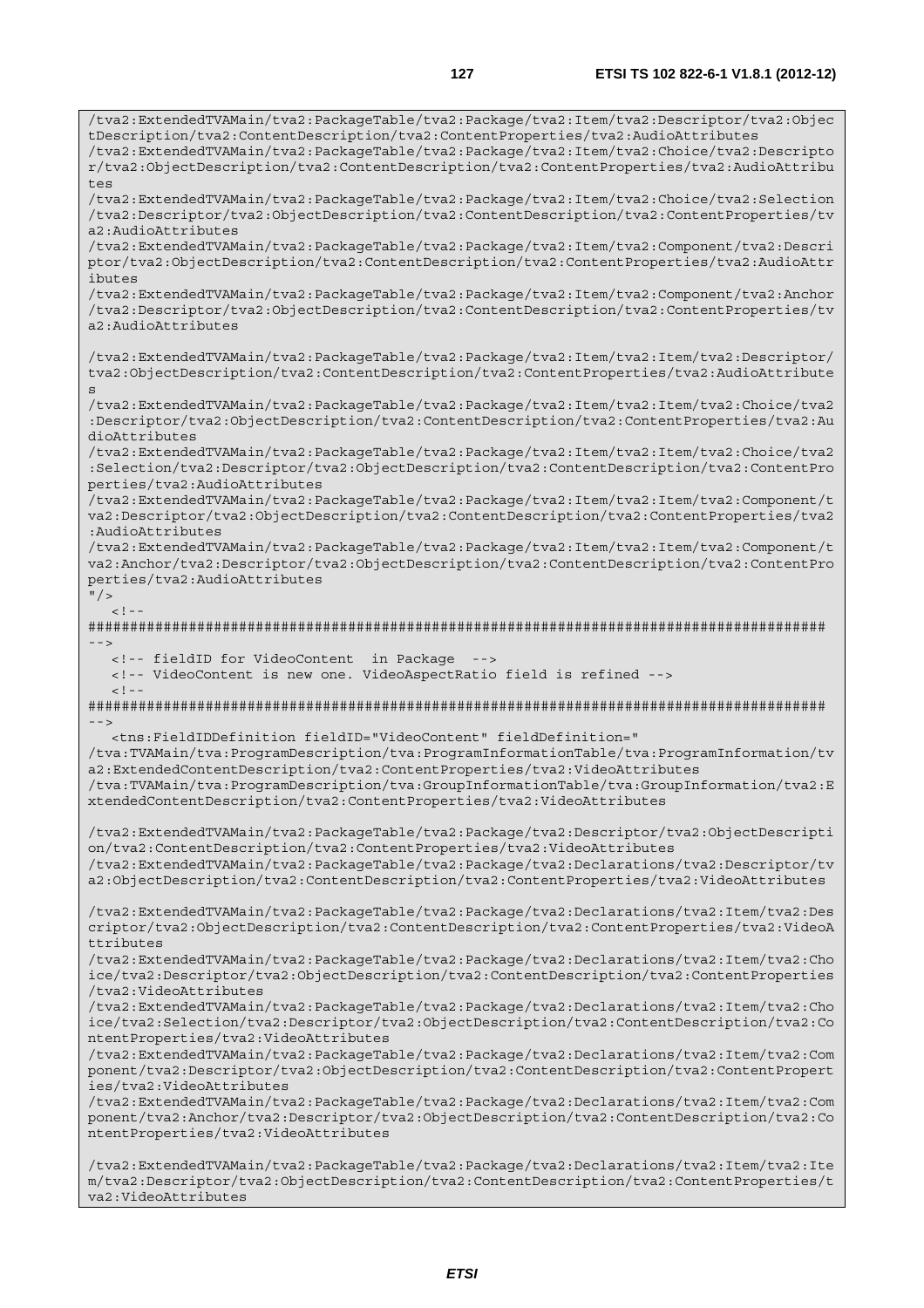```
/tva2:ExtendedTVAMain/tva2:PackageTable/tva2:Package/tva2:Item/tva2:Descriptor/tva2:ObjectDescription/tva2:ContentDescription/tva2:ContentProperties/tva2:AudioAttributes
/tva2:ExtendedTVAMain/tva2:PackageTable/tva2:Package/tva2:Item/tva2:Choice/tva2:Descriptor/tva2:ObjectDescription/tva2:ContentDescription/tva2:ContentProperties/tva2:AudioAttributes
/tva2:ExtendedTVAMain/tva2:PackageTable/tva2:Package/tva2:Item/tva2:Choice/tva2:Selection/tva2:Descriptor/tva2:ObjectDescription/tva2:ContentDescription/tva2:ContentProperties/tva2:AudioAttributes
/tva2:ExtendedTVAMain/tva2:PackageTable/tva2:Package/tva2:Item/tva2:Component/tva2:Descriptor/tva2:ObjectDescription/tva2:ContentDescription/tva2:ContentProperties/tva2:AudioAttributes
/tva2:ExtendedTVAMain/tva2:PackageTable/tva2:Package/tva2:Item/tva2:Component/tva2:Anchor/tva2:Descriptor/tva2:ObjectDescription/tva2:ContentDescription/tva2:ContentProperties/tva2:AudioAttributes

/tva2:ExtendedTVAMain/tva2:PackageTable/tva2:Package/tva2:Item/tva2:Item/tva2:Descriptor/tva2:ObjectDescription/tva2:ContentDescription/tva2:ContentProperties/tva2:AudioAttributes
/tva2:ExtendedTVAMain/tva2:PackageTable/tva2:Package/tva2:Item/tva2:Item/tva2:Choice/tva2:Descriptor/tva2:ObjectDescription/tva2:ContentDescription/tva2:ContentProperties/tva2:AudioAttributes
/tva2:ExtendedTVAMain/tva2:PackageTable/tva2:Package/tva2:Item/tva2:Item/tva2:Choice/tva2:Selection/tva2:Descriptor/tva2:ObjectDescription/tva2:ContentDescription/tva2:ContentProperties/tva2:AudioAttributes
/tva2:ExtendedTVAMain/tva2:PackageTable/tva2:Package/tva2:Item/tva2:Item/tva2:Component/tva2:Descriptor/tva2:ObjectDescription/tva2:ContentDescription/tva2:ContentProperties/tva2:AudioAttributes
/tva2:ExtendedTVAMain/tva2:PackageTable/tva2:Package/tva2:Item/tva2:Item/tva2:Component/tva2:Anchor/tva2:Descriptor/tva2:ObjectDescription/tva2:ContentDescription/tva2:ContentProperties/tva2:AudioAttributes
"/>
   <!--
########################################################################################
-->
   <!-- fieldID for VideoContent  in Package  -->
   <!-- VideoContent is new one. VideoAspectRatio field is refined -->
   <!--
########################################################################################
-->
   <tns:FieldIDDefinition fieldID="VideoContent" fieldDefinition="
/tva:TVAMain/tva:ProgramDescription/tva:ProgramInformationTable/tva:ProgramInformation/tva2:ExtendedContentDescription/tva2:ContentProperties/tva2:VideoAttributes
/tva:TVAMain/tva:ProgramDescription/tva:GroupInformationTable/tva:GroupInformation/tva2:ExtendedContentDescription/tva2:ContentProperties/tva2:VideoAttributes

/tva2:ExtendedTVAMain/tva2:PackageTable/tva2:Package/tva2:Descriptor/tva2:ObjectDescription/tva2:ContentDescription/tva2:ContentProperties/tva2:VideoAttributes
/tva2:ExtendedTVAMain/tva2:PackageTable/tva2:Package/tva2:Declarations/tva2:Descriptor/tva2:ObjectDescription/tva2:ContentDescription/tva2:ContentProperties/tva2:VideoAttributes

/tva2:ExtendedTVAMain/tva2:PackageTable/tva2:Package/tva2:Declarations/tva2:Item/tva2:Descriptor/tva2:ObjectDescription/tva2:ContentDescription/tva2:ContentProperties/tva2:VideoAttributes
/tva2:ExtendedTVAMain/tva2:PackageTable/tva2:Package/tva2:Declarations/tva2:Item/tva2:Choice/tva2:Descriptor/tva2:ObjectDescription/tva2:ContentDescription/tva2:ContentProperties/tva2:VideoAttributes
/tva2:ExtendedTVAMain/tva2:PackageTable/tva2:Package/tva2:Declarations/tva2:Item/tva2:Choice/tva2:Selection/tva2:Descriptor/tva2:ObjectDescription/tva2:ContentDescription/tva2:ContentProperties/tva2:VideoAttributes
/tva2:ExtendedTVAMain/tva2:PackageTable/tva2:Package/tva2:Declarations/tva2:Item/tva2:Component/tva2:Descriptor/tva2:ObjectDescription/tva2:ContentDescription/tva2:ContentProperties/tva2:VideoAttributes
/tva2:ExtendedTVAMain/tva2:PackageTable/tva2:Package/tva2:Declarations/tva2:Item/tva2:Component/tva2:Anchor/tva2:Descriptor/tva2:ObjectDescription/tva2:ContentDescription/tva2:ContentProperties/tva2:VideoAttributes

/tva2:ExtendedTVAMain/tva2:PackageTable/tva2:Package/tva2:Declarations/tva2:Item/tva2:Item/tva2:Descriptor/tva2:ObjectDescription/tva2:ContentDescription/tva2:ContentProperties/tva2:VideoAttributes
```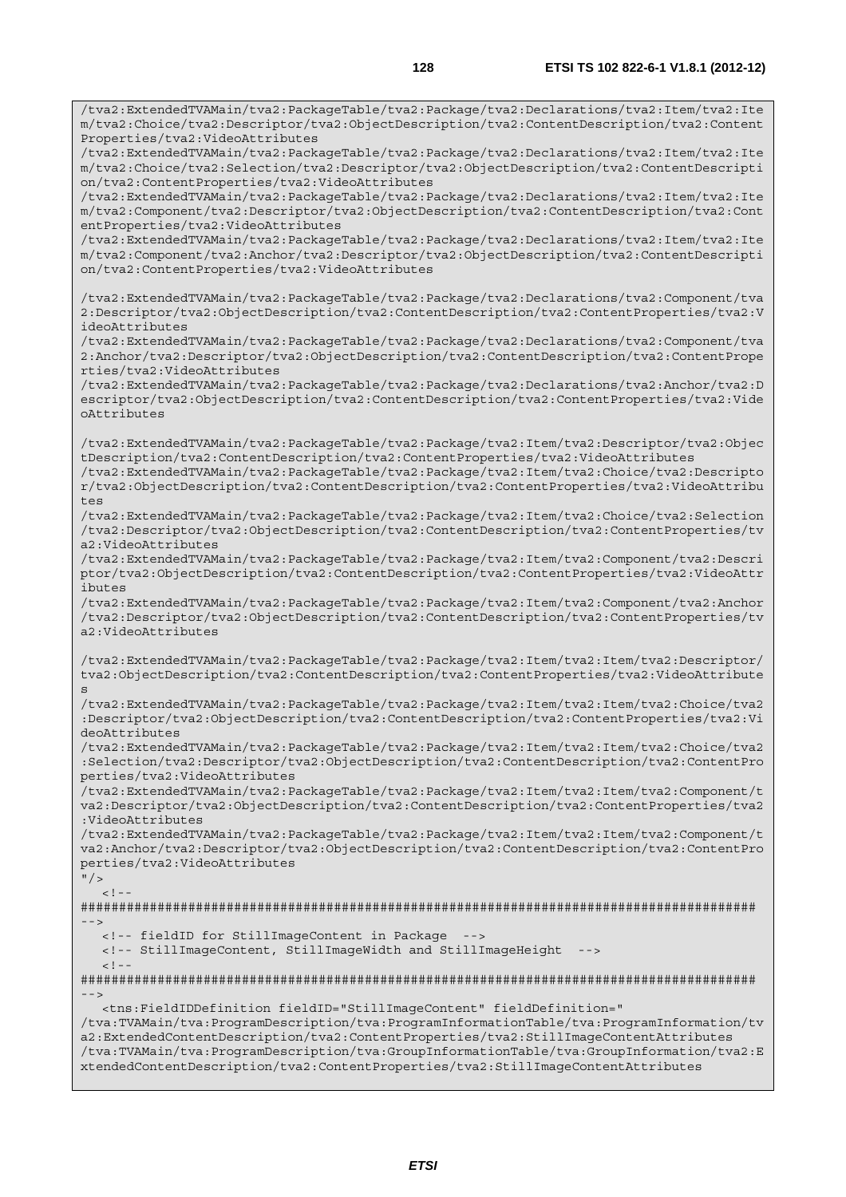```
/tva2:ExtendedTVAMain/tva2:PackageTable/tva2:Package/tva2:Declarations/tva2:Item/tva2:Item/tva2:Choice/tva2:Descriptor/tva2:ObjectDescription/tva2:ContentDescription/tva2:ContentProperties/tva2:VideoAttributes
/tva2:ExtendedTVAMain/tva2:PackageTable/tva2:Package/tva2:Declarations/tva2:Item/tva2:Item/tva2:Choice/tva2:Selection/tva2:Descriptor/tva2:ObjectDescription/tva2:ContentDescription/tva2:ContentProperties/tva2:VideoAttributes
/tva2:ExtendedTVAMain/tva2:PackageTable/tva2:Package/tva2:Declarations/tva2:Item/tva2:Item/tva2:Component/tva2:Descriptor/tva2:ObjectDescription/tva2:ContentDescription/tva2:ContentProperties/tva2:VideoAttributes
/tva2:ExtendedTVAMain/tva2:PackageTable/tva2:Package/tva2:Declarations/tva2:Item/tva2:Item/tva2:Component/tva2:Anchor/tva2:Descriptor/tva2:ObjectDescription/tva2:ContentDescription/tva2:ContentProperties/tva2:VideoAttributes

/tva2:ExtendedTVAMain/tva2:PackageTable/tva2:Package/tva2:Declarations/tva2:Component/tva2:Descriptor/tva2:ObjectDescription/tva2:ContentDescription/tva2:ContentProperties/tva2:VideoAttributes
/tva2:ExtendedTVAMain/tva2:PackageTable/tva2:Package/tva2:Declarations/tva2:Component/tva2:Anchor/tva2:Descriptor/tva2:ObjectDescription/tva2:ContentDescription/tva2:ContentProperties/tva2:VideoAttributes
/tva2:ExtendedTVAMain/tva2:PackageTable/tva2:Package/tva2:Declarations/tva2:Anchor/tva2:Descriptor/tva2:ObjectDescription/tva2:ContentDescription/tva2:ContentProperties/tva2:VideoAttributes

/tva2:ExtendedTVAMain/tva2:PackageTable/tva2:Package/tva2:Item/tva2:Descriptor/tva2:ObjectDescription/tva2:ContentDescription/tva2:ContentProperties/tva2:VideoAttributes
/tva2:ExtendedTVAMain/tva2:PackageTable/tva2:Package/tva2:Item/tva2:Choice/tva2:Descriptor/tva2:ObjectDescription/tva2:ContentDescription/tva2:ContentProperties/tva2:VideoAttributes
/tva2:ExtendedTVAMain/tva2:PackageTable/tva2:Package/tva2:Item/tva2:Choice/tva2:Selection/tva2:Descriptor/tva2:ObjectDescription/tva2:ContentDescription/tva2:ContentProperties/tva2:VideoAttributes
/tva2:ExtendedTVAMain/tva2:PackageTable/tva2:Package/tva2:Item/tva2:Component/tva2:Descriptor/tva2:ObjectDescription/tva2:ContentDescription/tva2:ContentProperties/tva2:VideoAttributes
/tva2:ExtendedTVAMain/tva2:PackageTable/tva2:Package/tva2:Item/tva2:Component/tva2:Anchor/tva2:Descriptor/tva2:ObjectDescription/tva2:ContentDescription/tva2:ContentProperties/tva2:VideoAttributes

/tva2:ExtendedTVAMain/tva2:PackageTable/tva2:Package/tva2:Item/tva2:Item/tva2:Descriptor/tva2:ObjectDescription/tva2:ContentDescription/tva2:ContentProperties/tva2:VideoAttributes
/tva2:ExtendedTVAMain/tva2:PackageTable/tva2:Package/tva2:Item/tva2:Item/tva2:Choice/tva2:Descriptor/tva2:ObjectDescription/tva2:ContentDescription/tva2:ContentProperties/tva2:VideoAttributes
/tva2:ExtendedTVAMain/tva2:PackageTable/tva2:Package/tva2:Item/tva2:Item/tva2:Choice/tva2:Selection/tva2:Descriptor/tva2:ObjectDescription/tva2:ContentDescription/tva2:ContentProperties/tva2:VideoAttributes
/tva2:ExtendedTVAMain/tva2:PackageTable/tva2:Package/tva2:Item/tva2:Item/tva2:Component/tva2:Descriptor/tva2:ObjectDescription/tva2:ContentDescription/tva2:ContentProperties/tva2:VideoAttributes
/tva2:ExtendedTVAMain/tva2:PackageTable/tva2:Package/tva2:Item/tva2:Item/tva2:Component/tva2:Anchor/tva2:Descriptor/tva2:ObjectDescription/tva2:ContentDescription/tva2:ContentProperties/tva2:VideoAttributes
"/>
   <!--
########################################################################################
-->
   <!-- fieldID for StillImageContent in Package  -->
   <!-- StillImageContent, StillImageWidth and StillImageHeight  -->
   <!--
########################################################################################
-->
   <tns:FieldIDDefinition fieldID="StillImageContent" fieldDefinition="
/tva:TVAMain/tva:ProgramDescription/tva:ProgramInformationTable/tva:ProgramInformation/tva2:ExtendedContentDescription/tva2:ContentProperties/tva2:StillImageContentAttributes
/tva:TVAMain/tva:ProgramDescription/tva:GroupInformationTable/tva:GroupInformation/tva2:ExtendedContentDescription/tva2:ContentProperties/tva2:StillImageContentAttributes
```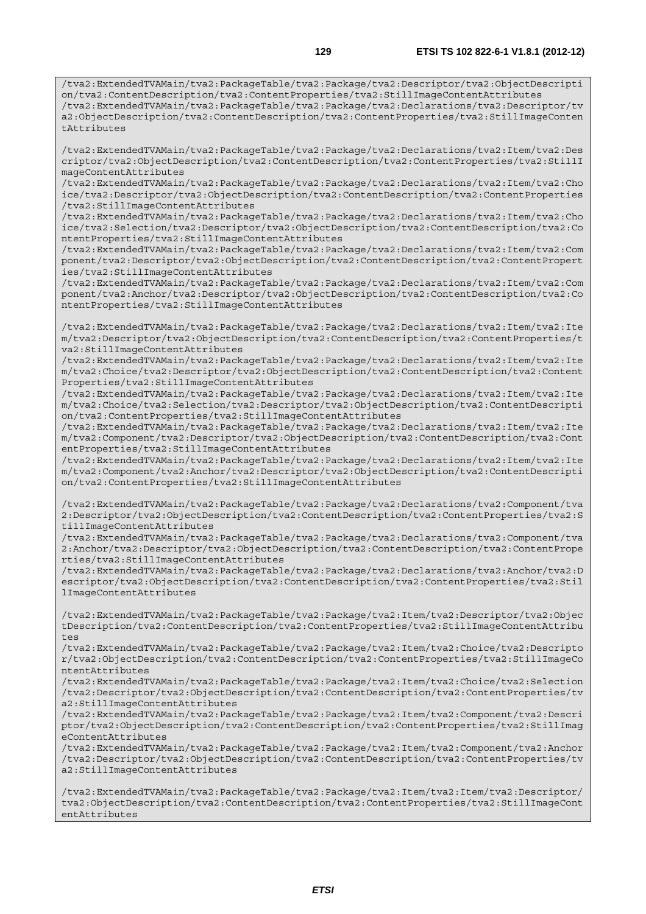```
/tva2:ExtendedTVAMain/tva2:PackageTable/tva2:Package/tva2:Descriptor/tva2:ObjectDescription/tva2:ContentDescription/tva2:ContentProperties/tva2:StillImageContentAttributes
/tva2:ExtendedTVAMain/tva2:PackageTable/tva2:Package/tva2:Declarations/tva2:Descriptor/tva2:ObjectDescription/tva2:ContentDescription/tva2:ContentProperties/tva2:StillImageContentAttributes

/tva2:ExtendedTVAMain/tva2:PackageTable/tva2:Package/tva2:Declarations/tva2:Item/tva2:Descriptor/tva2:ObjectDescription/tva2:ContentDescription/tva2:ContentProperties/tva2:StillImageContentAttributes
/tva2:ExtendedTVAMain/tva2:PackageTable/tva2:Package/tva2:Declarations/tva2:Item/tva2:Choice/tva2:Descriptor/tva2:ObjectDescription/tva2:ContentDescription/tva2:ContentProperties/tva2:StillImageContentAttributes
/tva2:ExtendedTVAMain/tva2:PackageTable/tva2:Package/tva2:Declarations/tva2:Item/tva2:Choice/tva2:Selection/tva2:Descriptor/tva2:ObjectDescription/tva2:ContentDescription/tva2:ContentProperties/tva2:StillImageContentAttributes
/tva2:ExtendedTVAMain/tva2:PackageTable/tva2:Package/tva2:Declarations/tva2:Item/tva2:Component/tva2:Descriptor/tva2:ObjectDescription/tva2:ContentDescription/tva2:ContentProperties/tva2:StillImageContentAttributes
/tva2:ExtendedTVAMain/tva2:PackageTable/tva2:Package/tva2:Declarations/tva2:Item/tva2:Component/tva2:Anchor/tva2:Descriptor/tva2:ObjectDescription/tva2:ContentDescription/tva2:ContentProperties/tva2:StillImageContentAttributes

/tva2:ExtendedTVAMain/tva2:PackageTable/tva2:Package/tva2:Declarations/tva2:Item/tva2:Item/tva2:Descriptor/tva2:ObjectDescription/tva2:ContentDescription/tva2:ContentProperties/tva2:StillImageContentAttributes
/tva2:ExtendedTVAMain/tva2:PackageTable/tva2:Package/tva2:Declarations/tva2:Item/tva2:Item/tva2:Choice/tva2:Descriptor/tva2:ObjectDescription/tva2:ContentDescription/tva2:ContentProperties/tva2:StillImageContentAttributes
/tva2:ExtendedTVAMain/tva2:PackageTable/tva2:Package/tva2:Declarations/tva2:Item/tva2:Item/tva2:Choice/tva2:Selection/tva2:Descriptor/tva2:ObjectDescription/tva2:ContentDescription/tva2:ContentProperties/tva2:StillImageContentAttributes
/tva2:ExtendedTVAMain/tva2:PackageTable/tva2:Package/tva2:Declarations/tva2:Item/tva2:Item/tva2:Component/tva2:Descriptor/tva2:ObjectDescription/tva2:ContentDescription/tva2:ContentProperties/tva2:StillImageContentAttributes
/tva2:ExtendedTVAMain/tva2:PackageTable/tva2:Package/tva2:Declarations/tva2:Item/tva2:Item/tva2:Component/tva2:Anchor/tva2:Descriptor/tva2:ObjectDescription/tva2:ContentDescription/tva2:ContentProperties/tva2:StillImageContentAttributes

/tva2:ExtendedTVAMain/tva2:PackageTable/tva2:Package/tva2:Declarations/tva2:Component/tva2:Descriptor/tva2:ObjectDescription/tva2:ContentDescription/tva2:ContentProperties/tva2:StillImageContentAttributes
/tva2:ExtendedTVAMain/tva2:PackageTable/tva2:Package/tva2:Declarations/tva2:Component/tva2:Anchor/tva2:Descriptor/tva2:ObjectDescription/tva2:ContentDescription/tva2:ContentProperties/tva2:StillImageContentAttributes
/tva2:ExtendedTVAMain/tva2:PackageTable/tva2:Package/tva2:Declarations/tva2:Anchor/tva2:Descriptor/tva2:ObjectDescription/tva2:ContentDescription/tva2:ContentProperties/tva2:StillImageContentAttributes

/tva2:ExtendedTVAMain/tva2:PackageTable/tva2:Package/tva2:Item/tva2:Descriptor/tva2:ObjectDescription/tva2:ContentDescription/tva2:ContentProperties/tva2:StillImageContentAttributes
/tva2:ExtendedTVAMain/tva2:PackageTable/tva2:Package/tva2:Item/tva2:Choice/tva2:Descriptor/tva2:ObjectDescription/tva2:ContentDescription/tva2:ContentProperties/tva2:StillImageContentAttributes
/tva2:ExtendedTVAMain/tva2:PackageTable/tva2:Package/tva2:Item/tva2:Choice/tva2:Selection/tva2:Descriptor/tva2:ObjectDescription/tva2:ContentDescription/tva2:ContentProperties/tva2:StillImageContentAttributes
/tva2:ExtendedTVAMain/tva2:PackageTable/tva2:Package/tva2:Item/tva2:Component/tva2:Descriptor/tva2:ObjectDescription/tva2:ContentDescription/tva2:ContentProperties/tva2:StillImageContentAttributes
/tva2:ExtendedTVAMain/tva2:PackageTable/tva2:Package/tva2:Item/tva2:Component/tva2:Anchor/tva2:Descriptor/tva2:ObjectDescription/tva2:ContentDescription/tva2:ContentProperties/tva2:StillImageContentAttributes

/tva2:ExtendedTVAMain/tva2:PackageTable/tva2:Package/tva2:Item/tva2:Item/tva2:Descriptor/tva2:ObjectDescription/tva2:ContentDescription/tva2:ContentProperties/tva2:StillImageContentAttributes
```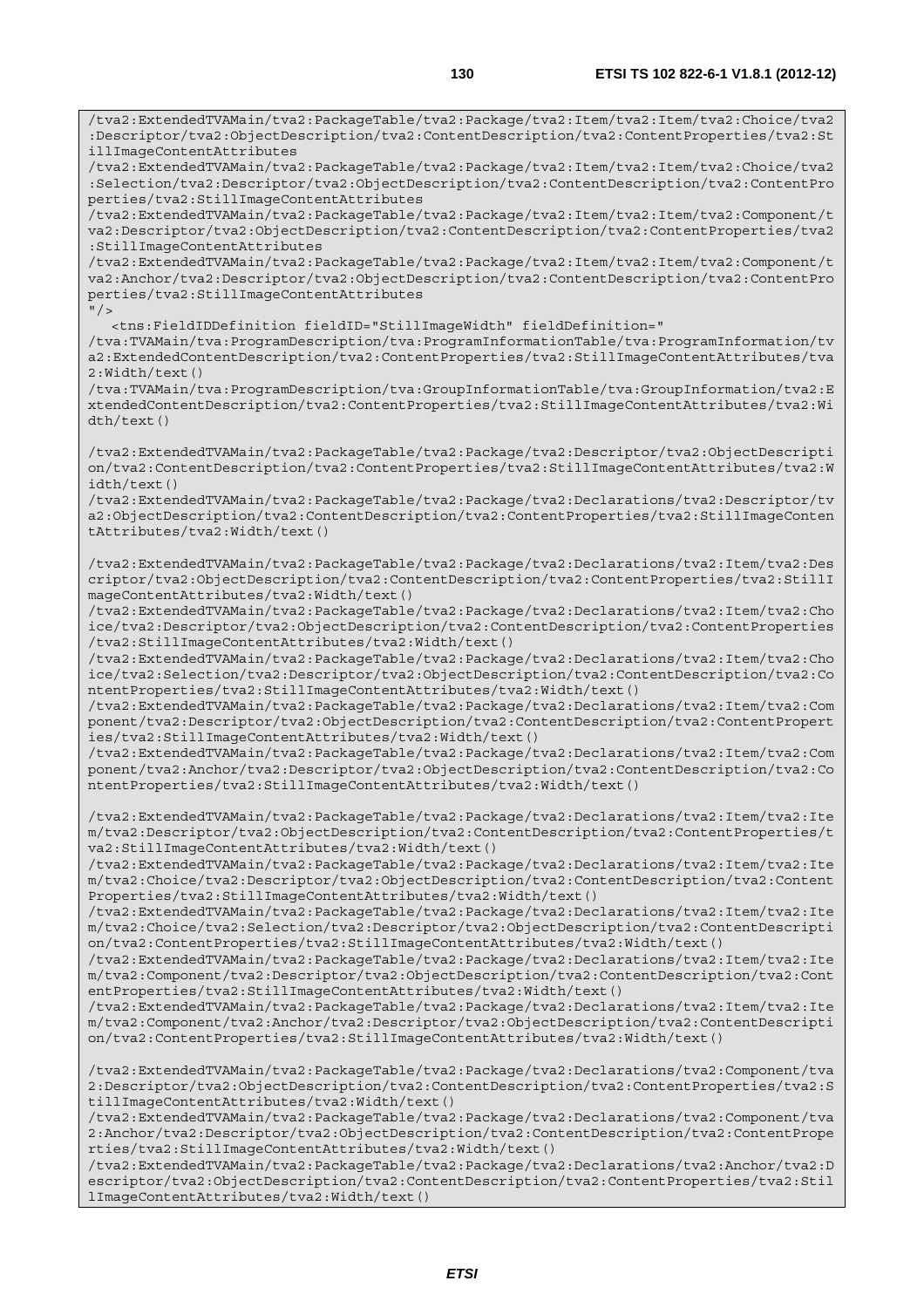```
/tva2:ExtendedTVAMain/tva2:PackageTable/tva2:Package/tva2:Item/tva2:Item/tva2:Choice/tva2:Descriptor/tva2:ObjectDescription/tva2:ContentDescription/tva2:ContentProperties/tva2:StillImageContentAttributes
/tva2:ExtendedTVAMain/tva2:PackageTable/tva2:Package/tva2:Item/tva2:Item/tva2:Choice/tva2:Selection/tva2:Descriptor/tva2:ObjectDescription/tva2:ContentDescription/tva2:ContentProperties/tva2:StillImageContentAttributes
/tva2:ExtendedTVAMain/tva2:PackageTable/tva2:Package/tva2:Item/tva2:Item/tva2:Component/tva2:Descriptor/tva2:ObjectDescription/tva2:ContentDescription/tva2:ContentProperties/tva2:StillImageContentAttributes
/tva2:ExtendedTVAMain/tva2:PackageTable/tva2:Package/tva2:Item/tva2:Item/tva2:Component/tva2:Anchor/tva2:Descriptor/tva2:ObjectDescription/tva2:ContentDescription/tva2:ContentProperties/tva2:StillImageContentAttributes
"/>
   <tns:FieldIDDefinition fieldID="StillImageWidth" fieldDefinition="
/tva:TVAMain/tva:ProgramDescription/tva:ProgramInformationTable/tva:ProgramInformation/tva2:ExtendedContentDescription/tva2:ContentProperties/tva2:StillImageContentAttributes/tva2:Width/text()
/tva:TVAMain/tva:ProgramDescription/tva:GroupInformationTable/tva:GroupInformation/tva2:ExtendedContentDescription/tva2:ContentProperties/tva2:StillImageContentAttributes/tva2:Width/text()

/tva2:ExtendedTVAMain/tva2:PackageTable/tva2:Package/tva2:Descriptor/tva2:ObjectDescription/tva2:ContentDescription/tva2:ContentProperties/tva2:StillImageContentAttributes/tva2:Width/text()
/tva2:ExtendedTVAMain/tva2:PackageTable/tva2:Package/tva2:Declarations/tva2:Descriptor/tva2:ObjectDescription/tva2:ContentDescription/tva2:ContentProperties/tva2:StillImageContentAttributes/tva2:Width/text()

/tva2:ExtendedTVAMain/tva2:PackageTable/tva2:Package/tva2:Declarations/tva2:Item/tva2:Descriptor/tva2:ObjectDescription/tva2:ContentDescription/tva2:ContentProperties/tva2:StillImageContentAttributes/tva2:Width/text()
/tva2:ExtendedTVAMain/tva2:PackageTable/tva2:Package/tva2:Declarations/tva2:Item/tva2:Choice/tva2:Descriptor/tva2:ObjectDescription/tva2:ContentDescription/tva2:ContentProperties/tva2:StillImageContentAttributes/tva2:Width/text()
/tva2:ExtendedTVAMain/tva2:PackageTable/tva2:Package/tva2:Declarations/tva2:Item/tva2:Choice/tva2:Selection/tva2:Descriptor/tva2:ObjectDescription/tva2:ContentDescription/tva2:ContentProperties/tva2:StillImageContentAttributes/tva2:Width/text()
/tva2:ExtendedTVAMain/tva2:PackageTable/tva2:Package/tva2:Declarations/tva2:Item/tva2:Component/tva2:Descriptor/tva2:ObjectDescription/tva2:ContentDescription/tva2:ContentProperties/tva2:StillImageContentAttributes/tva2:Width/text()
/tva2:ExtendedTVAMain/tva2:PackageTable/tva2:Package/tva2:Declarations/tva2:Item/tva2:Component/tva2:Anchor/tva2:Descriptor/tva2:ObjectDescription/tva2:ContentDescription/tva2:ContentProperties/tva2:StillImageContentAttributes/tva2:Width/text()

/tva2:ExtendedTVAMain/tva2:PackageTable/tva2:Package/tva2:Declarations/tva2:Item/tva2:Item/tva2:Descriptor/tva2:ObjectDescription/tva2:ContentDescription/tva2:ContentProperties/tva2:StillImageContentAttributes/tva2:Width/text()
/tva2:ExtendedTVAMain/tva2:PackageTable/tva2:Package/tva2:Declarations/tva2:Item/tva2:Item/tva2:Choice/tva2:Descriptor/tva2:ObjectDescription/tva2:ContentDescription/tva2:ContentProperties/tva2:StillImageContentAttributes/tva2:Width/text()
/tva2:ExtendedTVAMain/tva2:PackageTable/tva2:Package/tva2:Declarations/tva2:Item/tva2:Item/tva2:Choice/tva2:Selection/tva2:Descriptor/tva2:ObjectDescription/tva2:ContentDescription/tva2:ContentProperties/tva2:StillImageContentAttributes/tva2:Width/text()
/tva2:ExtendedTVAMain/tva2:PackageTable/tva2:Package/tva2:Declarations/tva2:Item/tva2:Item/tva2:Component/tva2:Descriptor/tva2:ObjectDescription/tva2:ContentDescription/tva2:ContentProperties/tva2:StillImageContentAttributes/tva2:Width/text()
/tva2:ExtendedTVAMain/tva2:PackageTable/tva2:Package/tva2:Declarations/tva2:Item/tva2:Item/tva2:Component/tva2:Anchor/tva2:Descriptor/tva2:ObjectDescription/tva2:ContentDescription/tva2:ContentProperties/tva2:StillImageContentAttributes/tva2:Width/text()

/tva2:ExtendedTVAMain/tva2:PackageTable/tva2:Package/tva2:Declarations/tva2:Component/tva2:Descriptor/tva2:ObjectDescription/tva2:ContentDescription/tva2:ContentProperties/tva2:StillImageContentAttributes/tva2:Width/text()
/tva2:ExtendedTVAMain/tva2:PackageTable/tva2:Package/tva2:Declarations/tva2:Component/tva2:Anchor/tva2:Descriptor/tva2:ObjectDescription/tva2:ContentDescription/tva2:ContentProperties/tva2:StillImageContentAttributes/tva2:Width/text()
/tva2:ExtendedTVAMain/tva2:PackageTable/tva2:Package/tva2:Declarations/tva2:Anchor/tva2:Descriptor/tva2:ObjectDescription/tva2:ContentDescription/tva2:ContentProperties/tva2:StillImageContentAttributes/tva2:Width/text()
```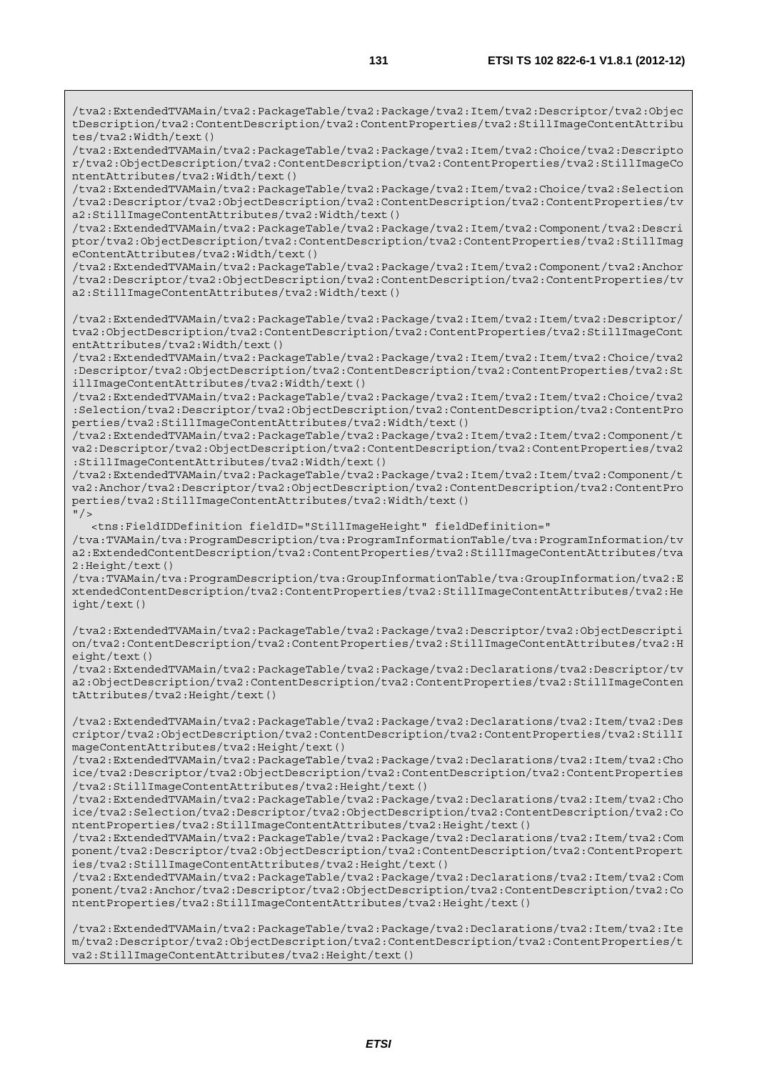```
/tva2:ExtendedTVAMain/tva2:PackageTable/tva2:Package/tva2:Item/tva2:Descriptor/tva2:ObjectDescription/tva2:ContentDescription/tva2:ContentProperties/tva2:StillImageContentAttributes/tva2:Width/text()
/tva2:ExtendedTVAMain/tva2:PackageTable/tva2:Package/tva2:Item/tva2:Choice/tva2:Descriptor/tva2:ObjectDescription/tva2:ContentDescription/tva2:ContentProperties/tva2:StillImageContentAttributes/tva2:Width/text()
/tva2:ExtendedTVAMain/tva2:PackageTable/tva2:Package/tva2:Item/tva2:Choice/tva2:Selection/tva2:Descriptor/tva2:ObjectDescription/tva2:ContentDescription/tva2:ContentProperties/tva2:StillImageContentAttributes/tva2:Width/text()
/tva2:ExtendedTVAMain/tva2:PackageTable/tva2:Package/tva2:Item/tva2:Component/tva2:Descriptor/tva2:ObjectDescription/tva2:ContentDescription/tva2:ContentProperties/tva2:StillImageContentAttributes/tva2:Width/text()
/tva2:ExtendedTVAMain/tva2:PackageTable/tva2:Package/tva2:Item/tva2:Component/tva2:Anchor/tva2:Descriptor/tva2:ObjectDescription/tva2:ContentDescription/tva2:ContentProperties/tva2:StillImageContentAttributes/tva2:Width/text()

/tva2:ExtendedTVAMain/tva2:PackageTable/tva2:Package/tva2:Item/tva2:Item/tva2:Descriptor/tva2:ObjectDescription/tva2:ContentDescription/tva2:ContentProperties/tva2:StillImageContentAttributes/tva2:Width/text()
/tva2:ExtendedTVAMain/tva2:PackageTable/tva2:Package/tva2:Item/tva2:Item/tva2:Choice/tva2:Descriptor/tva2:ObjectDescription/tva2:ContentDescription/tva2:ContentProperties/tva2:StillImageContentAttributes/tva2:Width/text()
/tva2:ExtendedTVAMain/tva2:PackageTable/tva2:Package/tva2:Item/tva2:Item/tva2:Choice/tva2:Selection/tva2:Descriptor/tva2:ObjectDescription/tva2:ContentDescription/tva2:ContentProperties/tva2:StillImageContentAttributes/tva2:Width/text()
/tva2:ExtendedTVAMain/tva2:PackageTable/tva2:Package/tva2:Item/tva2:Item/tva2:Component/tva2:Descriptor/tva2:ObjectDescription/tva2:ContentDescription/tva2:ContentProperties/tva2:StillImageContentAttributes/tva2:Width/text()
/tva2:ExtendedTVAMain/tva2:PackageTable/tva2:Package/tva2:Item/tva2:Item/tva2:Component/tva2:Anchor/tva2:Descriptor/tva2:ObjectDescription/tva2:ContentDescription/tva2:ContentProperties/tva2:StillImageContentAttributes/tva2:Width/text()
"/>
   <tns:FieldIDDefinition fieldID="StillImageHeight" fieldDefinition="
/tva:TVAMain/tva:ProgramDescription/tva:ProgramInformationTable/tva:ProgramInformation/tva2:ExtendedContentDescription/tva2:ContentProperties/tva2:StillImageContentAttributes/tva2:Height/text()
/tva:TVAMain/tva:ProgramDescription/tva:GroupInformationTable/tva:GroupInformation/tva2:ExtendedContentDescription/tva2:ContentProperties/tva2:StillImageContentAttributes/tva2:Height/text()

/tva2:ExtendedTVAMain/tva2:PackageTable/tva2:Package/tva2:Descriptor/tva2:ObjectDescription/tva2:ContentDescription/tva2:ContentProperties/tva2:StillImageContentAttributes/tva2:Height/text()
/tva2:ExtendedTVAMain/tva2:PackageTable/tva2:Package/tva2:Declarations/tva2:Descriptor/tva2:ObjectDescription/tva2:ContentDescription/tva2:ContentProperties/tva2:StillImageContentAttributes/tva2:Height/text()

/tva2:ExtendedTVAMain/tva2:PackageTable/tva2:Package/tva2:Declarations/tva2:Item/tva2:Descriptor/tva2:ObjectDescription/tva2:ContentDescription/tva2:ContentProperties/tva2:StillImageContentAttributes/tva2:Height/text()
/tva2:ExtendedTVAMain/tva2:PackageTable/tva2:Package/tva2:Declarations/tva2:Item/tva2:Choice/tva2:Descriptor/tva2:ObjectDescription/tva2:ContentDescription/tva2:ContentProperties/tva2:StillImageContentAttributes/tva2:Height/text()
/tva2:ExtendedTVAMain/tva2:PackageTable/tva2:Package/tva2:Declarations/tva2:Item/tva2:Choice/tva2:Selection/tva2:Descriptor/tva2:ObjectDescription/tva2:ContentDescription/tva2:ContentProperties/tva2:StillImageContentAttributes/tva2:Height/text()
/tva2:ExtendedTVAMain/tva2:PackageTable/tva2:Package/tva2:Declarations/tva2:Item/tva2:Component/tva2:Descriptor/tva2:ObjectDescription/tva2:ContentDescription/tva2:ContentProperties/tva2:StillImageContentAttributes/tva2:Height/text()
/tva2:ExtendedTVAMain/tva2:PackageTable/tva2:Package/tva2:Declarations/tva2:Item/tva2:Component/tva2:Anchor/tva2:Descriptor/tva2:ObjectDescription/tva2:ContentDescription/tva2:ContentProperties/tva2:StillImageContentAttributes/tva2:Height/text()

/tva2:ExtendedTVAMain/tva2:PackageTable/tva2:Package/tva2:Declarations/tva2:Item/tva2:Item/tva2:Descriptor/tva2:ObjectDescription/tva2:ContentDescription/tva2:ContentProperties/tva2:StillImageContentAttributes/tva2:Height/text()
```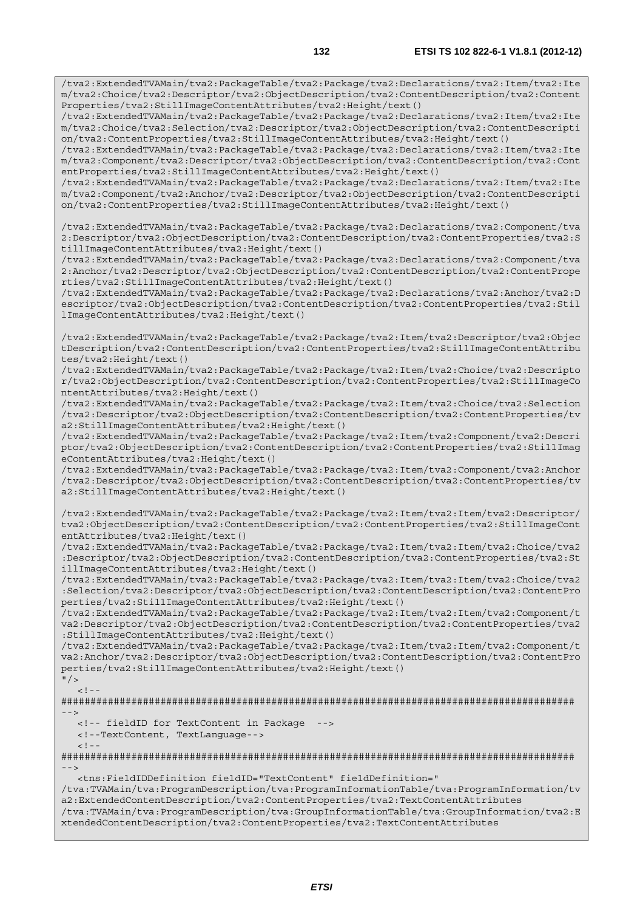```
/tva2:ExtendedTVAMain/tva2:PackageTable/tva2:Package/tva2:Declarations/tva2:Item/tva2:Item/tva2:Choice/tva2:Descriptor/tva2:ObjectDescription/tva2:ContentDescription/tva2:ContentProperties/tva2:StillImageContentAttributes/tva2:Height/text()
/tva2:ExtendedTVAMain/tva2:PackageTable/tva2:Package/tva2:Declarations/tva2:Item/tva2:Item/tva2:Choice/tva2:Selection/tva2:Descriptor/tva2:ObjectDescription/tva2:ContentDescription/tva2:ContentProperties/tva2:StillImageContentAttributes/tva2:Height/text()
/tva2:ExtendedTVAMain/tva2:PackageTable/tva2:Package/tva2:Declarations/tva2:Item/tva2:Item/tva2:Component/tva2:Descriptor/tva2:ObjectDescription/tva2:ContentDescription/tva2:ContentProperties/tva2:StillImageContentAttributes/tva2:Height/text()
/tva2:ExtendedTVAMain/tva2:PackageTable/tva2:Package/tva2:Declarations/tva2:Item/tva2:Item/tva2:Component/tva2:Anchor/tva2:Descriptor/tva2:ObjectDescription/tva2:ContentDescription/tva2:ContentProperties/tva2:StillImageContentAttributes/tva2:Height/text()

/tva2:ExtendedTVAMain/tva2:PackageTable/tva2:Package/tva2:Declarations/tva2:Component/tva2:Descriptor/tva2:ObjectDescription/tva2:ContentDescription/tva2:ContentProperties/tva2:StillImageContentAttributes/tva2:Height/text()
/tva2:ExtendedTVAMain/tva2:PackageTable/tva2:Package/tva2:Declarations/tva2:Component/tva2:Anchor/tva2:Descriptor/tva2:ObjectDescription/tva2:ContentDescription/tva2:ContentProperties/tva2:StillImageContentAttributes/tva2:Height/text()
/tva2:ExtendedTVAMain/tva2:PackageTable/tva2:Package/tva2:Declarations/tva2:Anchor/tva2:Descriptor/tva2:ObjectDescription/tva2:ContentDescription/tva2:ContentProperties/tva2:StillImageContentAttributes/tva2:Height/text()

/tva2:ExtendedTVAMain/tva2:PackageTable/tva2:Package/tva2:Item/tva2:Descriptor/tva2:ObjectDescription/tva2:ContentDescription/tva2:ContentProperties/tva2:StillImageContentAttributes/tva2:Height/text()
/tva2:ExtendedTVAMain/tva2:PackageTable/tva2:Package/tva2:Item/tva2:Choice/tva2:Descriptor/tva2:ObjectDescription/tva2:ContentDescription/tva2:ContentProperties/tva2:StillImageContentAttributes/tva2:Height/text()
/tva2:ExtendedTVAMain/tva2:PackageTable/tva2:Package/tva2:Item/tva2:Choice/tva2:Selection/tva2:Descriptor/tva2:ObjectDescription/tva2:ContentDescription/tva2:ContentProperties/tva2:StillImageContentAttributes/tva2:Height/text()
/tva2:ExtendedTVAMain/tva2:PackageTable/tva2:Package/tva2:Item/tva2:Component/tva2:Descriptor/tva2:ObjectDescription/tva2:ContentDescription/tva2:ContentProperties/tva2:StillImageContentAttributes/tva2:Height/text()
/tva2:ExtendedTVAMain/tva2:PackageTable/tva2:Package/tva2:Item/tva2:Component/tva2:Anchor/tva2:Descriptor/tva2:ObjectDescription/tva2:ContentDescription/tva2:ContentProperties/tva2:StillImageContentAttributes/tva2:Height/text()

/tva2:ExtendedTVAMain/tva2:PackageTable/tva2:Package/tva2:Item/tva2:Item/tva2:Descriptor/tva2:ObjectDescription/tva2:ContentDescription/tva2:ContentProperties/tva2:StillImageContentAttributes/tva2:Height/text()
/tva2:ExtendedTVAMain/tva2:PackageTable/tva2:Package/tva2:Item/tva2:Item/tva2:Choice/tva2:Descriptor/tva2:ObjectDescription/tva2:ContentDescription/tva2:ContentProperties/tva2:StillImageContentAttributes/tva2:Height/text()
/tva2:ExtendedTVAMain/tva2:PackageTable/tva2:Package/tva2:Item/tva2:Item/tva2:Choice/tva2:Selection/tva2:Descriptor/tva2:ObjectDescription/tva2:ContentDescription/tva2:ContentProperties/tva2:StillImageContentAttributes/tva2:Height/text()
/tva2:ExtendedTVAMain/tva2:PackageTable/tva2:Package/tva2:Item/tva2:Item/tva2:Component/tva2:Descriptor/tva2:ObjectDescription/tva2:ContentDescription/tva2:ContentProperties/tva2:StillImageContentAttributes/tva2:Height/text()
/tva2:ExtendedTVAMain/tva2:PackageTable/tva2:Package/tva2:Item/tva2:Item/tva2:Component/tva2:Anchor/tva2:Descriptor/tva2:ObjectDescription/tva2:ContentDescription/tva2:ContentProperties/tva2:StillImageContentAttributes/tva2:Height/text()
"/>
   <!--
########################################################################################
-->
   <!-- fieldID for TextContent in Package  -->
   <!--TextContent, TextLanguage-->
   <!--
########################################################################################
-->
   <tns:FieldIDDefinition fieldID="TextContent" fieldDefinition="
/tva:TVAMain/tva:ProgramDescription/tva:ProgramInformationTable/tva:ProgramInformation/tva2:ExtendedContentDescription/tva2:ContentProperties/tva2:TextContentAttributes
/tva:TVAMain/tva:ProgramDescription/tva:GroupInformationTable/tva:GroupInformation/tva2:ExtendedContentDescription/tva2:ContentProperties/tva2:TextContentAttributes
```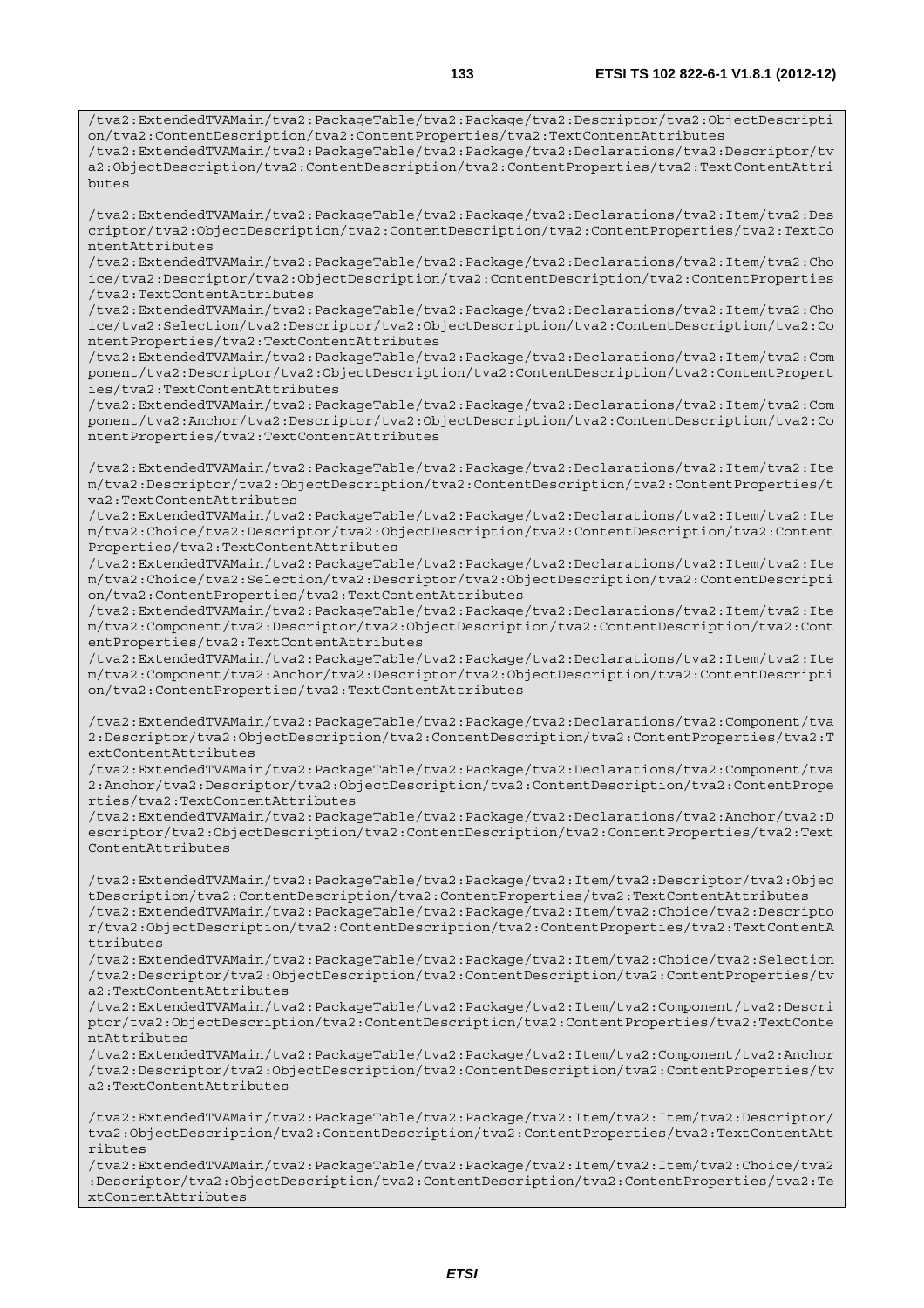```
/tva2:ExtendedTVAMain/tva2:PackageTable/tva2:Package/tva2:Descriptor/tva2:ObjectDescription/tva2:ContentDescription/tva2:ContentProperties/tva2:TextContentAttributes
/tva2:ExtendedTVAMain/tva2:PackageTable/tva2:Package/tva2:Declarations/tva2:Descriptor/tva2:ObjectDescription/tva2:ContentDescription/tva2:ContentProperties/tva2:TextContentAttributes

/tva2:ExtendedTVAMain/tva2:PackageTable/tva2:Package/tva2:Declarations/tva2:Item/tva2:Descriptor/tva2:ObjectDescription/tva2:ContentDescription/tva2:ContentProperties/tva2:TextContentAttributes
/tva2:ExtendedTVAMain/tva2:PackageTable/tva2:Package/tva2:Declarations/tva2:Item/tva2:Choice/tva2:Descriptor/tva2:ObjectDescription/tva2:ContentDescription/tva2:ContentProperties/tva2:TextContentAttributes
/tva2:ExtendedTVAMain/tva2:PackageTable/tva2:Package/tva2:Declarations/tva2:Item/tva2:Choice/tva2:Selection/tva2:Descriptor/tva2:ObjectDescription/tva2:ContentDescription/tva2:ContentProperties/tva2:TextContentAttributes
/tva2:ExtendedTVAMain/tva2:PackageTable/tva2:Package/tva2:Declarations/tva2:Item/tva2:Component/tva2:Descriptor/tva2:ObjectDescription/tva2:ContentDescription/tva2:ContentProperties/tva2:TextContentAttributes
/tva2:ExtendedTVAMain/tva2:PackageTable/tva2:Package/tva2:Declarations/tva2:Item/tva2:Component/tva2:Anchor/tva2:Descriptor/tva2:ObjectDescription/tva2:ContentDescription/tva2:ContentProperties/tva2:TextContentAttributes

/tva2:ExtendedTVAMain/tva2:PackageTable/tva2:Package/tva2:Declarations/tva2:Item/tva2:Item/tva2:Descriptor/tva2:ObjectDescription/tva2:ContentDescription/tva2:ContentProperties/tva2:TextContentAttributes
/tva2:ExtendedTVAMain/tva2:PackageTable/tva2:Package/tva2:Declarations/tva2:Item/tva2:Item/tva2:Choice/tva2:Descriptor/tva2:ObjectDescription/tva2:ContentDescription/tva2:ContentProperties/tva2:TextContentAttributes
/tva2:ExtendedTVAMain/tva2:PackageTable/tva2:Package/tva2:Declarations/tva2:Item/tva2:Item/tva2:Choice/tva2:Selection/tva2:Descriptor/tva2:ObjectDescription/tva2:ContentDescription/tva2:ContentProperties/tva2:TextContentAttributes
/tva2:ExtendedTVAMain/tva2:PackageTable/tva2:Package/tva2:Declarations/tva2:Item/tva2:Item/tva2:Component/tva2:Descriptor/tva2:ObjectDescription/tva2:ContentDescription/tva2:ContentProperties/tva2:TextContentAttributes
/tva2:ExtendedTVAMain/tva2:PackageTable/tva2:Package/tva2:Declarations/tva2:Item/tva2:Item/tva2:Component/tva2:Anchor/tva2:Descriptor/tva2:ObjectDescription/tva2:ContentDescription/tva2:ContentProperties/tva2:TextContentAttributes

/tva2:ExtendedTVAMain/tva2:PackageTable/tva2:Package/tva2:Declarations/tva2:Component/tva2:Descriptor/tva2:ObjectDescription/tva2:ContentDescription/tva2:ContentProperties/tva2:TextContentAttributes
/tva2:ExtendedTVAMain/tva2:PackageTable/tva2:Package/tva2:Declarations/tva2:Component/tva2:Anchor/tva2:Descriptor/tva2:ObjectDescription/tva2:ContentDescription/tva2:ContentProperties/tva2:TextContentAttributes
/tva2:ExtendedTVAMain/tva2:PackageTable/tva2:Package/tva2:Declarations/tva2:Anchor/tva2:Descriptor/tva2:ObjectDescription/tva2:ContentDescription/tva2:ContentProperties/tva2:TextContentAttributes

/tva2:ExtendedTVAMain/tva2:PackageTable/tva2:Package/tva2:Item/tva2:Descriptor/tva2:ObjectDescription/tva2:ContentDescription/tva2:ContentProperties/tva2:TextContentAttributes
/tva2:ExtendedTVAMain/tva2:PackageTable/tva2:Package/tva2:Item/tva2:Choice/tva2:Descriptor/tva2:ObjectDescription/tva2:ContentDescription/tva2:ContentProperties/tva2:TextContentAttributes
/tva2:ExtendedTVAMain/tva2:PackageTable/tva2:Package/tva2:Item/tva2:Choice/tva2:Selection/tva2:Descriptor/tva2:ObjectDescription/tva2:ContentDescription/tva2:ContentProperties/tva2:TextContentAttributes
/tva2:ExtendedTVAMain/tva2:PackageTable/tva2:Package/tva2:Item/tva2:Component/tva2:Descriptor/tva2:ObjectDescription/tva2:ContentDescription/tva2:ContentProperties/tva2:TextContentAttributes
/tva2:ExtendedTVAMain/tva2:PackageTable/tva2:Package/tva2:Item/tva2:Component/tva2:Anchor/tva2:Descriptor/tva2:ObjectDescription/tva2:ContentDescription/tva2:ContentProperties/tva2:TextContentAttributes

/tva2:ExtendedTVAMain/tva2:PackageTable/tva2:Package/tva2:Item/tva2:Item/tva2:Descriptor/tva2:ObjectDescription/tva2:ContentDescription/tva2:ContentProperties/tva2:TextContentAttributes
/tva2:ExtendedTVAMain/tva2:PackageTable/tva2:Package/tva2:Item/tva2:Item/tva2:Choice/tva2:Descriptor/tva2:ObjectDescription/tva2:ContentDescription/tva2:ContentProperties/tva2:TextContentAttributes
```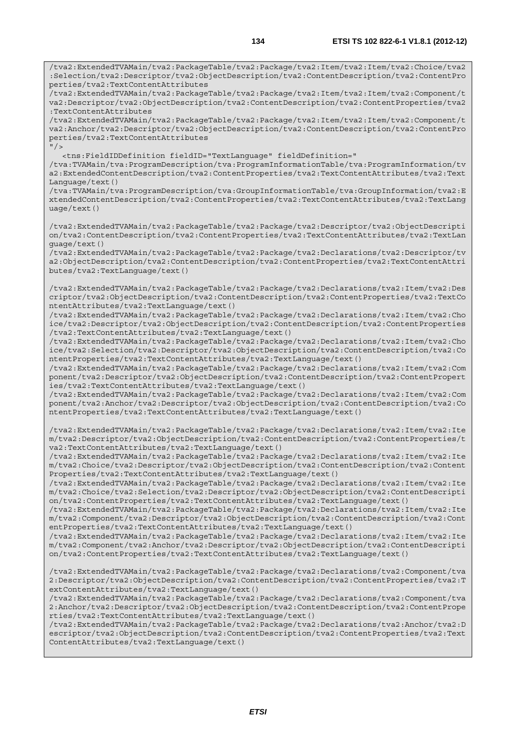```
/tva2:ExtendedTVAMain/tva2:PackageTable/tva2:Package/tva2:Item/tva2:Item/tva2:Choice/tva2
:Selection/tva2:Descriptor/tva2:ObjectDescription/tva2:ContentDescription/tva2:ContentPro
perties/tva2:TextContentAttributes
/tva2:ExtendedTVAMain/tva2:PackageTable/tva2:Package/tva2:Item/tva2:Item/tva2:Component/t
va2:Descriptor/tva2:ObjectDescription/tva2:ContentDescription/tva2:ContentProperties/tva2
:TextContentAttributes
/tva2:ExtendedTVAMain/tva2:PackageTable/tva2:Package/tva2:Item/tva2:Item/tva2:Component/t
va2:Anchor/tva2:Descriptor/tva2:ObjectDescription/tva2:ContentDescription/tva2:ContentPro
perties/tva2:TextContentAttributes
"/>
   <tns:FieldIDDefinition fieldID="TextLanguage" fieldDefinition="
/tva:TVAMain/tva:ProgramDescription/tva:ProgramInformationTable/tva:ProgramInformation/tv
a2:ExtendedContentDescription/tva2:ContentProperties/tva2:TextContentAttributes/tva2:Text
Language/text()
/tva:TVAMain/tva:ProgramDescription/tva:GroupInformationTable/tva:GroupInformation/tva2:E
xtendedContentDescription/tva2:ContentProperties/tva2:TextContentAttributes/tva2:TextLang
uage/text()

/tva2:ExtendedTVAMain/tva2:PackageTable/tva2:Package/tva2:Descriptor/tva2:ObjectDescripti
on/tva2:ContentDescription/tva2:ContentProperties/tva2:TextContentAttributes/tva2:TextLan
guage/text()
/tva2:ExtendedTVAMain/tva2:PackageTable/tva2:Package/tva2:Declarations/tva2:Descriptor/tv
a2:ObjectDescription/tva2:ContentDescription/tva2:ContentProperties/tva2:TextContentAttri
butes/tva2:TextLanguage/text()

/tva2:ExtendedTVAMain/tva2:PackageTable/tva2:Package/tva2:Declarations/tva2:Item/tva2:Des
criptor/tva2:ObjectDescription/tva2:ContentDescription/tva2:ContentProperties/tva2:TextCo
ntentAttributes/tva2:TextLanguage/text()
/tva2:ExtendedTVAMain/tva2:PackageTable/tva2:Package/tva2:Declarations/tva2:Item/tva2:Cho
ice/tva2:Descriptor/tva2:ObjectDescription/tva2:ContentDescription/tva2:ContentProperties
/tva2:TextContentAttributes/tva2:TextLanguage/text()
/tva2:ExtendedTVAMain/tva2:PackageTable/tva2:Package/tva2:Declarations/tva2:Item/tva2:Cho
ice/tva2:Selection/tva2:Descriptor/tva2:ObjectDescription/tva2:ContentDescription/tva2:Co
ntentProperties/tva2:TextContentAttributes/tva2:TextLanguage/text()
/tva2:ExtendedTVAMain/tva2:PackageTable/tva2:Package/tva2:Declarations/tva2:Item/tva2:Com
ponent/tva2:Descriptor/tva2:ObjectDescription/tva2:ContentDescription/tva2:ContentPropert
ies/tva2:TextContentAttributes/tva2:TextLanguage/text()
/tva2:ExtendedTVAMain/tva2:PackageTable/tva2:Package/tva2:Declarations/tva2:Item/tva2:Com
ponent/tva2:Anchor/tva2:Descriptor/tva2:ObjectDescription/tva2:ContentDescription/tva2:Co
ntentProperties/tva2:TextContentAttributes/tva2:TextLanguage/text()

/tva2:ExtendedTVAMain/tva2:PackageTable/tva2:Package/tva2:Declarations/tva2:Item/tva2:Ite
m/tva2:Descriptor/tva2:ObjectDescription/tva2:ContentDescription/tva2:ContentProperties/t
va2:TextContentAttributes/tva2:TextLanguage/text()
/tva2:ExtendedTVAMain/tva2:PackageTable/tva2:Package/tva2:Declarations/tva2:Item/tva2:Ite
m/tva2:Choice/tva2:Descriptor/tva2:ObjectDescription/tva2:ContentDescription/tva2:Content
Properties/tva2:TextContentAttributes/tva2:TextLanguage/text()
/tva2:ExtendedTVAMain/tva2:PackageTable/tva2:Package/tva2:Declarations/tva2:Item/tva2:Ite
m/tva2:Choice/tva2:Selection/tva2:Descriptor/tva2:ObjectDescription/tva2:ContentDescripti
on/tva2:ContentProperties/tva2:TextContentAttributes/tva2:TextLanguage/text()
/tva2:ExtendedTVAMain/tva2:PackageTable/tva2:Package/tva2:Declarations/tva2:Item/tva2:Ite
m/tva2:Component/tva2:Descriptor/tva2:ObjectDescription/tva2:ContentDescription/tva2:Cont
entProperties/tva2:TextContentAttributes/tva2:TextLanguage/text()
/tva2:ExtendedTVAMain/tva2:PackageTable/tva2:Package/tva2:Declarations/tva2:Item/tva2:Ite
m/tva2:Component/tva2:Anchor/tva2:Descriptor/tva2:ObjectDescription/tva2:ContentDescripti
on/tva2:ContentProperties/tva2:TextContentAttributes/tva2:TextLanguage/text()

/tva2:ExtendedTVAMain/tva2:PackageTable/tva2:Package/tva2:Declarations/tva2:Component/tva
2:Descriptor/tva2:ObjectDescription/tva2:ContentDescription/tva2:ContentProperties/tva2:T
extContentAttributes/tva2:TextLanguage/text()
/tva2:ExtendedTVAMain/tva2:PackageTable/tva2:Package/tva2:Declarations/tva2:Component/tva
2:Anchor/tva2:Descriptor/tva2:ObjectDescription/tva2:ContentDescription/tva2:ContentPrope
rties/tva2:TextContentAttributes/tva2:TextLanguage/text()
/tva2:ExtendedTVAMain/tva2:PackageTable/tva2:Package/tva2:Declarations/tva2:Anchor/tva2:D
escriptor/tva2:ObjectDescription/tva2:ContentDescription/tva2:ContentProperties/tva2:Text
ContentAttributes/tva2:TextLanguage/text()
```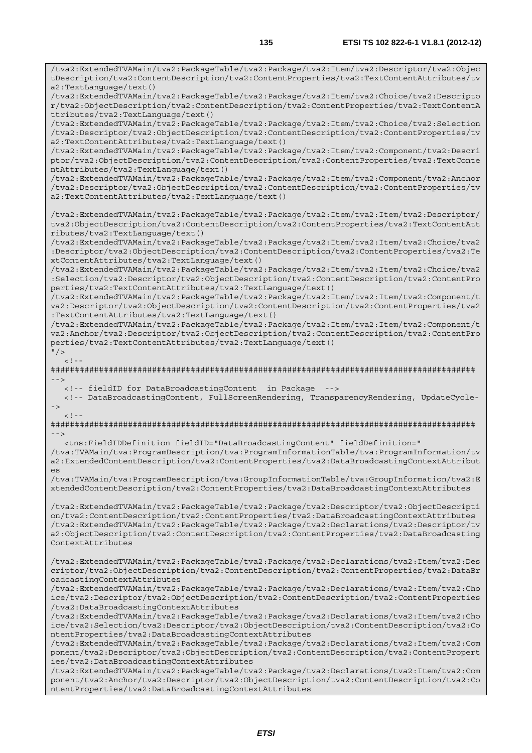```
/tva2:ExtendedTVAMain/tva2:PackageTable/tva2:Package/tva2:Item/tva2:Descriptor/tva2:ObjectDescription/tva2:ContentDescription/tva2:ContentProperties/tva2:TextContentAttributes/tva2:TextLanguage/text()
/tva2:ExtendedTVAMain/tva2:PackageTable/tva2:Package/tva2:Item/tva2:Choice/tva2:Descriptor/tva2:ObjectDescription/tva2:ContentDescription/tva2:ContentProperties/tva2:TextContentAttributes/tva2:TextLanguage/text()
/tva2:ExtendedTVAMain/tva2:PackageTable/tva2:Package/tva2:Item/tva2:Choice/tva2:Selection/tva2:Descriptor/tva2:ObjectDescription/tva2:ContentDescription/tva2:ContentProperties/tva2:TextContentAttributes/tva2:TextLanguage/text()
/tva2:ExtendedTVAMain/tva2:PackageTable/tva2:Package/tva2:Item/tva2:Component/tva2:Descriptor/tva2:ObjectDescription/tva2:ContentDescription/tva2:ContentProperties/tva2:TextContentAttributes/tva2:TextLanguage/text()
/tva2:ExtendedTVAMain/tva2:PackageTable/tva2:Package/tva2:Item/tva2:Component/tva2:Anchor/tva2:Descriptor/tva2:ObjectDescription/tva2:ContentDescription/tva2:ContentProperties/tva2:TextContentAttributes/tva2:TextLanguage/text()

/tva2:ExtendedTVAMain/tva2:PackageTable/tva2:Package/tva2:Item/tva2:Item/tva2:Descriptor/tva2:ObjectDescription/tva2:ContentDescription/tva2:ContentProperties/tva2:TextContentAttributes/tva2:TextLanguage/text()
/tva2:ExtendedTVAMain/tva2:PackageTable/tva2:Package/tva2:Item/tva2:Item/tva2:Choice/tva2:Descriptor/tva2:ObjectDescription/tva2:ContentDescription/tva2:ContentProperties/tva2:TextContentAttributes/tva2:TextLanguage/text()
/tva2:ExtendedTVAMain/tva2:PackageTable/tva2:Package/tva2:Item/tva2:Item/tva2:Choice/tva2:Selection/tva2:Descriptor/tva2:ObjectDescription/tva2:ContentDescription/tva2:ContentProperties/tva2:TextContentAttributes/tva2:TextLanguage/text()
/tva2:ExtendedTVAMain/tva2:PackageTable/tva2:Package/tva2:Item/tva2:Item/tva2:Component/tva2:Descriptor/tva2:ObjectDescription/tva2:ContentDescription/tva2:ContentProperties/tva2:TextContentAttributes/tva2:TextLanguage/text()
/tva2:ExtendedTVAMain/tva2:PackageTable/tva2:Package/tva2:Item/tva2:Item/tva2:Component/tva2:Anchor/tva2:Descriptor/tva2:ObjectDescription/tva2:ContentDescription/tva2:ContentProperties/tva2:TextContentAttributes/tva2:TextLanguage/text()
"/>
   <!--
######################################################################################
-->
   <!-- fieldID for DataBroadcastingContent  in Package  -->
   <!-- DataBroadcastingContent, FullScreenRendering, TransparencyRendering, UpdateCycle-->
   <!--
######################################################################################
-->
   <tns:FieldIDDefinition fieldID="DataBroadcastingContent" fieldDefinition="
/tva:TVAMain/tva:ProgramDescription/tva:ProgramInformationTable/tva:ProgramInformation/tva2:ExtendedContentDescription/tva2:ContentProperties/tva2:DataBroadcastingContextAttributes
/tva:TVAMain/tva:ProgramDescription/tva:GroupInformationTable/tva:GroupInformation/tva2:ExtendedContentDescription/tva2:ContentProperties/tva2:DataBroadcastingContextAttributes

/tva2:ExtendedTVAMain/tva2:PackageTable/tva2:Package/tva2:Descriptor/tva2:ObjectDescription/tva2:ContentDescription/tva2:ContentProperties/tva2:DataBroadcastingContextAttributes
/tva2:ExtendedTVAMain/tva2:PackageTable/tva2:Package/tva2:Declarations/tva2:Descriptor/tva2:ObjectDescription/tva2:ContentDescription/tva2:ContentProperties/tva2:DataBroadcastingContextAttributes

/tva2:ExtendedTVAMain/tva2:PackageTable/tva2:Package/tva2:Declarations/tva2:Item/tva2:Descriptor/tva2:ObjectDescription/tva2:ContentDescription/tva2:ContentProperties/tva2:DataBroadcastingContextAttributes
/tva2:ExtendedTVAMain/tva2:PackageTable/tva2:Package/tva2:Declarations/tva2:Item/tva2:Choice/tva2:Descriptor/tva2:ObjectDescription/tva2:ContentDescription/tva2:ContentProperties/tva2:DataBroadcastingContextAttributes
/tva2:ExtendedTVAMain/tva2:PackageTable/tva2:Package/tva2:Declarations/tva2:Item/tva2:Choice/tva2:Selection/tva2:Descriptor/tva2:ObjectDescription/tva2:ContentDescription/tva2:ContentProperties/tva2:DataBroadcastingContextAttributes
/tva2:ExtendedTVAMain/tva2:PackageTable/tva2:Package/tva2:Declarations/tva2:Item/tva2:Component/tva2:Descriptor/tva2:ObjectDescription/tva2:ContentDescription/tva2:ContentProperties/tva2:DataBroadcastingContextAttributes
/tva2:ExtendedTVAMain/tva2:PackageTable/tva2:Package/tva2:Declarations/tva2:Item/tva2:Component/tva2:Anchor/tva2:Descriptor/tva2:ObjectDescription/tva2:ContentDescription/tva2:ContentProperties/tva2:DataBroadcastingContextAttributes
```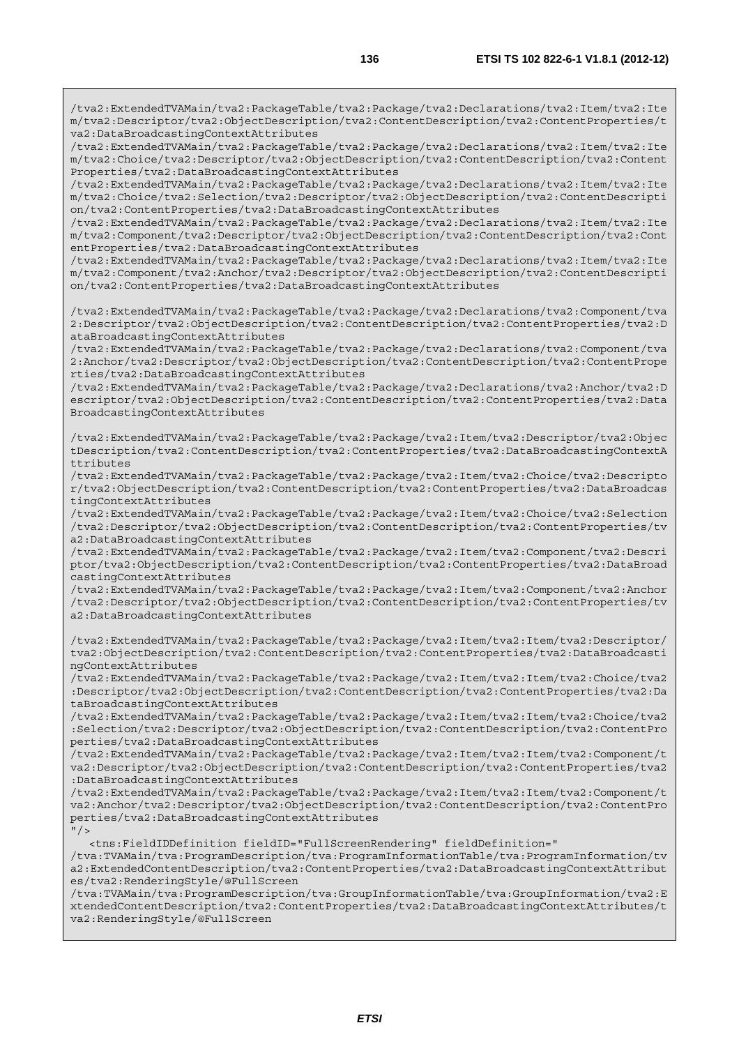```
/tva2:ExtendedTVAMain/tva2:PackageTable/tva2:Package/tva2:Declarations/tva2:Item/tva2:Item/tva2:Descriptor/tva2:ObjectDescription/tva2:ContentDescription/tva2:ContentProperties/tva2:DataBroadcastingContextAttributes
/tva2:ExtendedTVAMain/tva2:PackageTable/tva2:Package/tva2:Declarations/tva2:Item/tva2:Item/tva2:Choice/tva2:Descriptor/tva2:ObjectDescription/tva2:ContentDescription/tva2:ContentProperties/tva2:DataBroadcastingContextAttributes
/tva2:ExtendedTVAMain/tva2:PackageTable/tva2:Package/tva2:Declarations/tva2:Item/tva2:Item/tva2:Choice/tva2:Selection/tva2:Descriptor/tva2:ObjectDescription/tva2:ContentDescription/tva2:ContentProperties/tva2:DataBroadcastingContextAttributes
/tva2:ExtendedTVAMain/tva2:PackageTable/tva2:Package/tva2:Declarations/tva2:Item/tva2:Item/tva2:Component/tva2:Descriptor/tva2:ObjectDescription/tva2:ContentDescription/tva2:ContentProperties/tva2:DataBroadcastingContextAttributes
/tva2:ExtendedTVAMain/tva2:PackageTable/tva2:Package/tva2:Declarations/tva2:Item/tva2:Item/tva2:Component/tva2:Anchor/tva2:Descriptor/tva2:ObjectDescription/tva2:ContentDescription/tva2:ContentProperties/tva2:DataBroadcastingContextAttributes

/tva2:ExtendedTVAMain/tva2:PackageTable/tva2:Package/tva2:Declarations/tva2:Component/tva2:Descriptor/tva2:ObjectDescription/tva2:ContentDescription/tva2:ContentProperties/tva2:DataBroadcastingContextAttributes
/tva2:ExtendedTVAMain/tva2:PackageTable/tva2:Package/tva2:Declarations/tva2:Component/tva2:Anchor/tva2:Descriptor/tva2:ObjectDescription/tva2:ContentDescription/tva2:ContentProperties/tva2:DataBroadcastingContextAttributes
/tva2:ExtendedTVAMain/tva2:PackageTable/tva2:Package/tva2:Declarations/tva2:Anchor/tva2:Descriptor/tva2:ObjectDescription/tva2:ContentDescription/tva2:ContentProperties/tva2:DataBroadcastingContextAttributes

/tva2:ExtendedTVAMain/tva2:PackageTable/tva2:Package/tva2:Item/tva2:Descriptor/tva2:ObjectDescription/tva2:ContentDescription/tva2:ContentProperties/tva2:DataBroadcastingContextAttributes
/tva2:ExtendedTVAMain/tva2:PackageTable/tva2:Package/tva2:Item/tva2:Choice/tva2:Descriptor/tva2:ObjectDescription/tva2:ContentDescription/tva2:ContentProperties/tva2:DataBroadcastingContextAttributes
/tva2:ExtendedTVAMain/tva2:PackageTable/tva2:Package/tva2:Item/tva2:Choice/tva2:Selection/tva2:Descriptor/tva2:ObjectDescription/tva2:ContentDescription/tva2:ContentProperties/tva2:DataBroadcastingContextAttributes
/tva2:ExtendedTVAMain/tva2:PackageTable/tva2:Package/tva2:Item/tva2:Component/tva2:Descriptor/tva2:ObjectDescription/tva2:ContentDescription/tva2:ContentProperties/tva2:DataBroadcastingContextAttributes
/tva2:ExtendedTVAMain/tva2:PackageTable/tva2:Package/tva2:Item/tva2:Component/tva2:Anchor/tva2:Descriptor/tva2:ObjectDescription/tva2:ContentDescription/tva2:ContentProperties/tva2:DataBroadcastingContextAttributes

/tva2:ExtendedTVAMain/tva2:PackageTable/tva2:Package/tva2:Item/tva2:Item/tva2:Descriptor/tva2:ObjectDescription/tva2:ContentDescription/tva2:ContentProperties/tva2:DataBroadcastingContextAttributes
/tva2:ExtendedTVAMain/tva2:PackageTable/tva2:Package/tva2:Item/tva2:Item/tva2:Choice/tva2:Descriptor/tva2:ObjectDescription/tva2:ContentDescription/tva2:ContentProperties/tva2:DataBroadcastingContextAttributes
/tva2:ExtendedTVAMain/tva2:PackageTable/tva2:Package/tva2:Item/tva2:Item/tva2:Choice/tva2:Selection/tva2:Descriptor/tva2:ObjectDescription/tva2:ContentDescription/tva2:ContentProperties/tva2:DataBroadcastingContextAttributes
/tva2:ExtendedTVAMain/tva2:PackageTable/tva2:Package/tva2:Item/tva2:Item/tva2:Component/tva2:Descriptor/tva2:ObjectDescription/tva2:ContentDescription/tva2:ContentProperties/tva2:DataBroadcastingContextAttributes
/tva2:ExtendedTVAMain/tva2:PackageTable/tva2:Package/tva2:Item/tva2:Item/tva2:Component/tva2:Anchor/tva2:Descriptor/tva2:ObjectDescription/tva2:ContentDescription/tva2:ContentProperties/tva2:DataBroadcastingContextAttributes
"/>
   <tns:FieldIDDefinition fieldID="FullScreenRendering" fieldDefinition="
/tva:TVAMain/tva:ProgramDescription/tva:ProgramInformationTable/tva:ProgramInformation/tva2:ExtendedContentDescription/tva2:ContentProperties/tva2:DataBroadcastingContextAttributes/tva2:RenderingStyle/@FullScreen
/tva:TVAMain/tva:ProgramDescription/tva:GroupInformationTable/tva:GroupInformation/tva2:ExtendedContentDescription/tva2:ContentProperties/tva2:DataBroadcastingContextAttributes/tva2:RenderingStyle/@FullScreen
```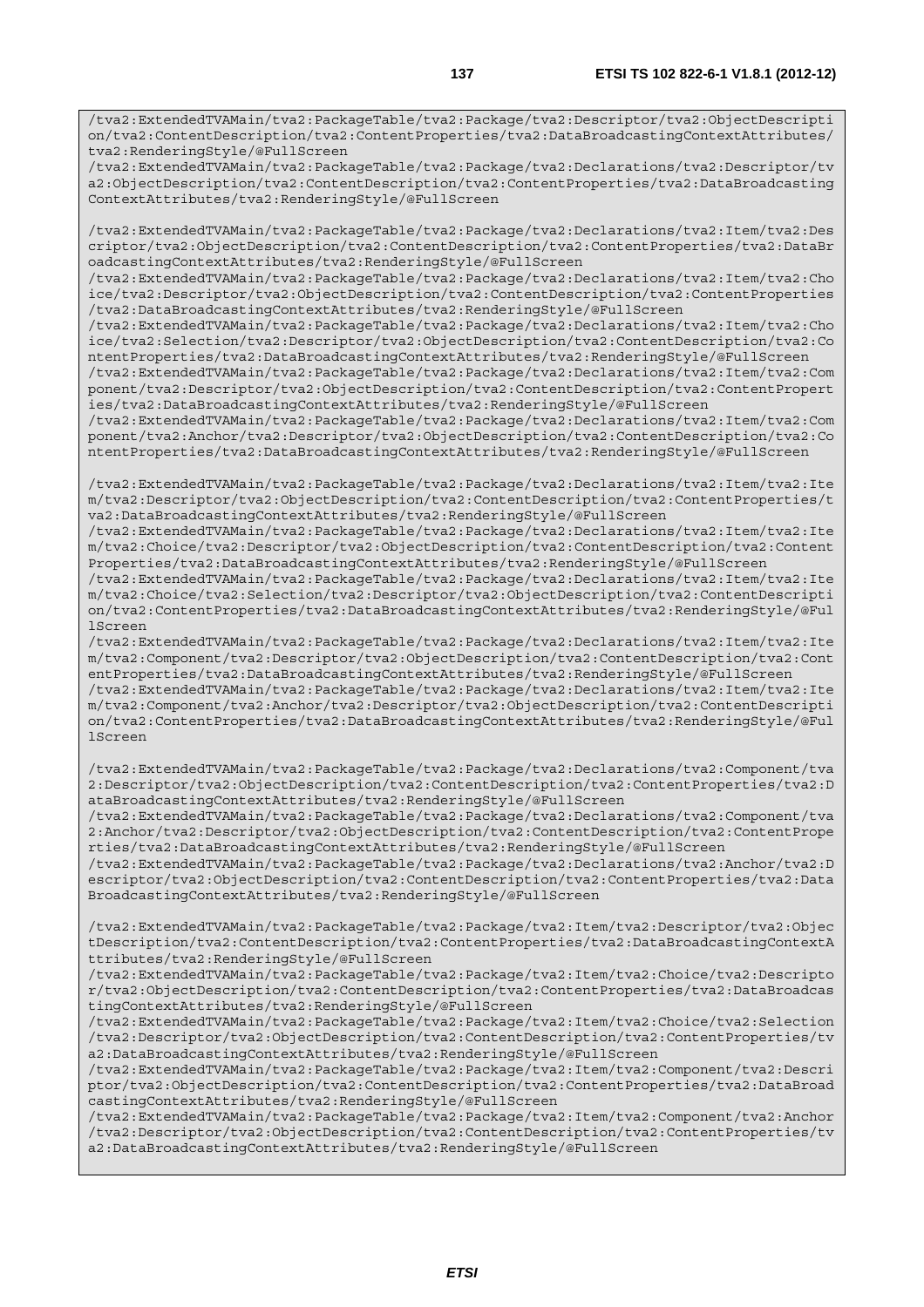```
/tva2:ExtendedTVAMain/tva2:PackageTable/tva2:Package/tva2:Descriptor/tva2:ObjectDescription/tva2:ContentDescription/tva2:ContentProperties/tva2:DataBroadcastingContextAttributes/tva2:RenderingStyle/@FullScreen
/tva2:ExtendedTVAMain/tva2:PackageTable/tva2:Package/tva2:Declarations/tva2:Descriptor/tva2:ObjectDescription/tva2:ContentDescription/tva2:ContentProperties/tva2:DataBroadcastingContextAttributes/tva2:RenderingStyle/@FullScreen

/tva2:ExtendedTVAMain/tva2:PackageTable/tva2:Package/tva2:Declarations/tva2:Item/tva2:Descriptor/tva2:ObjectDescription/tva2:ContentDescription/tva2:ContentProperties/tva2:DataBroadcastingContextAttributes/tva2:RenderingStyle/@FullScreen
/tva2:ExtendedTVAMain/tva2:PackageTable/tva2:Package/tva2:Declarations/tva2:Item/tva2:Choice/tva2:Descriptor/tva2:ObjectDescription/tva2:ContentDescription/tva2:ContentProperties/tva2:DataBroadcastingContextAttributes/tva2:RenderingStyle/@FullScreen
/tva2:ExtendedTVAMain/tva2:PackageTable/tva2:Package/tva2:Declarations/tva2:Item/tva2:Choice/tva2:Selection/tva2:Descriptor/tva2:ObjectDescription/tva2:ContentDescription/tva2:ContentProperties/tva2:DataBroadcastingContextAttributes/tva2:RenderingStyle/@FullScreen
/tva2:ExtendedTVAMain/tva2:PackageTable/tva2:Package/tva2:Declarations/tva2:Item/tva2:Component/tva2:Descriptor/tva2:ObjectDescription/tva2:ContentDescription/tva2:ContentProperties/tva2:DataBroadcastingContextAttributes/tva2:RenderingStyle/@FullScreen
/tva2:ExtendedTVAMain/tva2:PackageTable/tva2:Package/tva2:Declarations/tva2:Item/tva2:Component/tva2:Anchor/tva2:Descriptor/tva2:ObjectDescription/tva2:ContentDescription/tva2:ContentProperties/tva2:DataBroadcastingContextAttributes/tva2:RenderingStyle/@FullScreen

/tva2:ExtendedTVAMain/tva2:PackageTable/tva2:Package/tva2:Declarations/tva2:Item/tva2:Item/tva2:Descriptor/tva2:ObjectDescription/tva2:ContentDescription/tva2:ContentProperties/tva2:DataBroadcastingContextAttributes/tva2:RenderingStyle/@FullScreen
/tva2:ExtendedTVAMain/tva2:PackageTable/tva2:Package/tva2:Declarations/tva2:Item/tva2:Item/tva2:Choice/tva2:Descriptor/tva2:ObjectDescription/tva2:ContentDescription/tva2:ContentProperties/tva2:DataBroadcastingContextAttributes/tva2:RenderingStyle/@FullScreen
/tva2:ExtendedTVAMain/tva2:PackageTable/tva2:Package/tva2:Declarations/tva2:Item/tva2:Item/tva2:Choice/tva2:Selection/tva2:Descriptor/tva2:ObjectDescription/tva2:ContentDescription/tva2:ContentProperties/tva2:DataBroadcastingContextAttributes/tva2:RenderingStyle/@FullScreen
/tva2:ExtendedTVAMain/tva2:PackageTable/tva2:Package/tva2:Declarations/tva2:Item/tva2:Item/tva2:Component/tva2:Descriptor/tva2:ObjectDescription/tva2:ContentDescription/tva2:ContentProperties/tva2:DataBroadcastingContextAttributes/tva2:RenderingStyle/@FullScreen
/tva2:ExtendedTVAMain/tva2:PackageTable/tva2:Package/tva2:Declarations/tva2:Item/tva2:Item/tva2:Component/tva2:Anchor/tva2:Descriptor/tva2:ObjectDescription/tva2:ContentDescription/tva2:ContentProperties/tva2:DataBroadcastingContextAttributes/tva2:RenderingStyle/@FullScreen

/tva2:ExtendedTVAMain/tva2:PackageTable/tva2:Package/tva2:Declarations/tva2:Component/tva2:Descriptor/tva2:ObjectDescription/tva2:ContentDescription/tva2:ContentProperties/tva2:DataBroadcastingContextAttributes/tva2:RenderingStyle/@FullScreen
/tva2:ExtendedTVAMain/tva2:PackageTable/tva2:Package/tva2:Declarations/tva2:Component/tva2:Anchor/tva2:Descriptor/tva2:ObjectDescription/tva2:ContentDescription/tva2:ContentProperties/tva2:DataBroadcastingContextAttributes/tva2:RenderingStyle/@FullScreen
/tva2:ExtendedTVAMain/tva2:PackageTable/tva2:Package/tva2:Declarations/tva2:Anchor/tva2:Descriptor/tva2:ObjectDescription/tva2:ContentDescription/tva2:ContentProperties/tva2:DataBroadcastingContextAttributes/tva2:RenderingStyle/@FullScreen

/tva2:ExtendedTVAMain/tva2:PackageTable/tva2:Package/tva2:Item/tva2:Descriptor/tva2:ObjectDescription/tva2:ContentDescription/tva2:ContentProperties/tva2:DataBroadcastingContextAttributes/tva2:RenderingStyle/@FullScreen
/tva2:ExtendedTVAMain/tva2:PackageTable/tva2:Package/tva2:Item/tva2:Choice/tva2:Descriptor/tva2:ObjectDescription/tva2:ContentDescription/tva2:ContentProperties/tva2:DataBroadcastingContextAttributes/tva2:RenderingStyle/@FullScreen
/tva2:ExtendedTVAMain/tva2:PackageTable/tva2:Package/tva2:Item/tva2:Choice/tva2:Selection/tva2:Descriptor/tva2:ObjectDescription/tva2:ContentDescription/tva2:ContentProperties/tva2:DataBroadcastingContextAttributes/tva2:RenderingStyle/@FullScreen
/tva2:ExtendedTVAMain/tva2:PackageTable/tva2:Package/tva2:Item/tva2:Component/tva2:Descriptor/tva2:ObjectDescription/tva2:ContentDescription/tva2:ContentProperties/tva2:DataBroadcastingContextAttributes/tva2:RenderingStyle/@FullScreen
/tva2:ExtendedTVAMain/tva2:PackageTable/tva2:Package/tva2:Item/tva2:Component/tva2:Anchor/tva2:Descriptor/tva2:ObjectDescription/tva2:ContentDescription/tva2:ContentProperties/tva2:DataBroadcastingContextAttributes/tva2:RenderingStyle/@FullScreen
```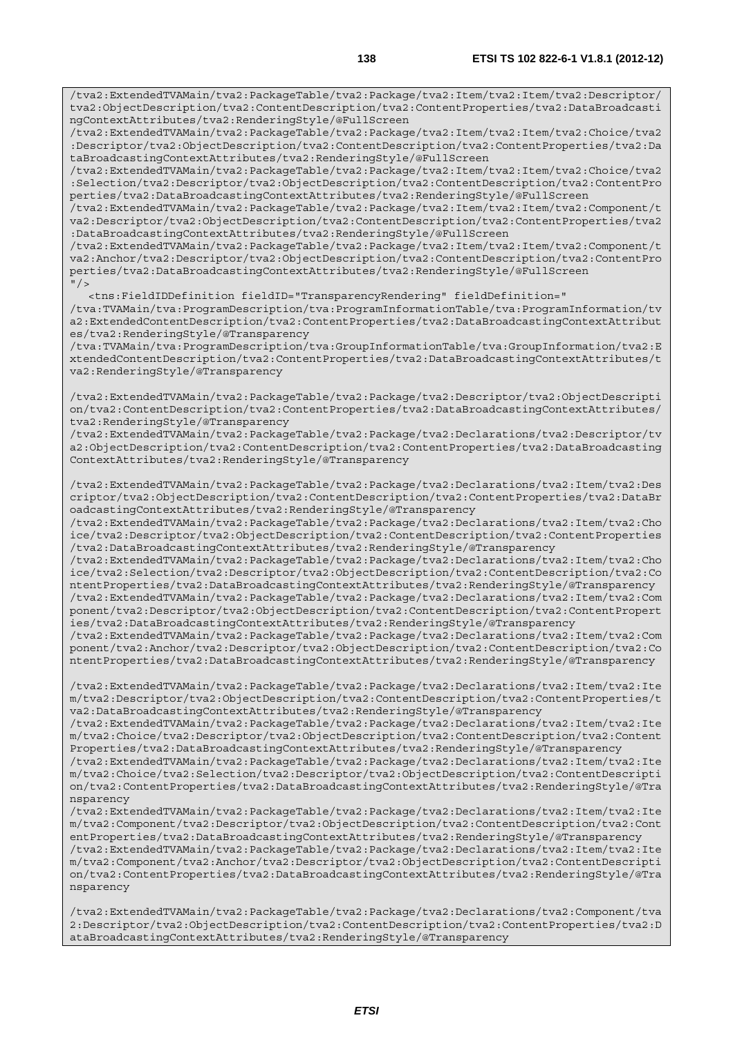```
/tva2:ExtendedTVAMain/tva2:PackageTable/tva2:Package/tva2:Item/tva2:Item/tva2:Descriptor/tva2:ObjectDescription/tva2:ContentDescription/tva2:ContentProperties/tva2:DataBroadcastingContextAttributes/tva2:RenderingStyle/@FullScreen
/tva2:ExtendedTVAMain/tva2:PackageTable/tva2:Package/tva2:Item/tva2:Item/tva2:Choice/tva2:Descriptor/tva2:ObjectDescription/tva2:ContentDescription/tva2:ContentProperties/tva2:DataBroadcastingContextAttributes/tva2:RenderingStyle/@FullScreen
/tva2:ExtendedTVAMain/tva2:PackageTable/tva2:Package/tva2:Item/tva2:Item/tva2:Choice/tva2:Selection/tva2:Descriptor/tva2:ObjectDescription/tva2:ContentDescription/tva2:ContentProperties/tva2:DataBroadcastingContextAttributes/tva2:RenderingStyle/@FullScreen
/tva2:ExtendedTVAMain/tva2:PackageTable/tva2:Package/tva2:Item/tva2:Item/tva2:Component/tva2:Descriptor/tva2:ObjectDescription/tva2:ContentDescription/tva2:ContentProperties/tva2:DataBroadcastingContextAttributes/tva2:RenderingStyle/@FullScreen
/tva2:ExtendedTVAMain/tva2:PackageTable/tva2:Package/tva2:Item/tva2:Item/tva2:Component/tva2:Anchor/tva2:Descriptor/tva2:ObjectDescription/tva2:ContentDescription/tva2:ContentProperties/tva2:DataBroadcastingContextAttributes/tva2:RenderingStyle/@FullScreen
"/>
   <tns:FieldIDDefinition fieldID="TransparencyRendering" fieldDefinition="
/tva:TVAMain/tva:ProgramDescription/tva:ProgramInformationTable/tva:ProgramInformation/tva2:ExtendedContentDescription/tva2:ContentProperties/tva2:DataBroadcastingContextAttributes/tva2:RenderingStyle/@Transparency
/tva:TVAMain/tva:ProgramDescription/tva:GroupInformationTable/tva:GroupInformation/tva2:ExtendedContentDescription/tva2:ContentProperties/tva2:DataBroadcastingContextAttributes/tva2:RenderingStyle/@Transparency

/tva2:ExtendedTVAMain/tva2:PackageTable/tva2:Package/tva2:Descriptor/tva2:ObjectDescription/tva2:ContentDescription/tva2:ContentProperties/tva2:DataBroadcastingContextAttributes/tva2:RenderingStyle/@Transparency
/tva2:ExtendedTVAMain/tva2:PackageTable/tva2:Package/tva2:Declarations/tva2:Descriptor/tva2:ObjectDescription/tva2:ContentDescription/tva2:ContentProperties/tva2:DataBroadcastingContextAttributes/tva2:RenderingStyle/@Transparency

/tva2:ExtendedTVAMain/tva2:PackageTable/tva2:Package/tva2:Declarations/tva2:Item/tva2:Descriptor/tva2:ObjectDescription/tva2:ContentDescription/tva2:ContentProperties/tva2:DataBroadcastingContextAttributes/tva2:RenderingStyle/@Transparency
/tva2:ExtendedTVAMain/tva2:PackageTable/tva2:Package/tva2:Declarations/tva2:Item/tva2:Choice/tva2:Descriptor/tva2:ObjectDescription/tva2:ContentDescription/tva2:ContentProperties/tva2:DataBroadcastingContextAttributes/tva2:RenderingStyle/@Transparency
/tva2:ExtendedTVAMain/tva2:PackageTable/tva2:Package/tva2:Declarations/tva2:Item/tva2:Choice/tva2:Selection/tva2:Descriptor/tva2:ObjectDescription/tva2:ContentDescription/tva2:ContentProperties/tva2:DataBroadcastingContextAttributes/tva2:RenderingStyle/@Transparency
/tva2:ExtendedTVAMain/tva2:PackageTable/tva2:Package/tva2:Declarations/tva2:Item/tva2:Component/tva2:Descriptor/tva2:ObjectDescription/tva2:ContentDescription/tva2:ContentProperties/tva2:DataBroadcastingContextAttributes/tva2:RenderingStyle/@Transparency
/tva2:ExtendedTVAMain/tva2:PackageTable/tva2:Package/tva2:Declarations/tva2:Item/tva2:Component/tva2:Anchor/tva2:Descriptor/tva2:ObjectDescription/tva2:ContentDescription/tva2:ContentProperties/tva2:DataBroadcastingContextAttributes/tva2:RenderingStyle/@Transparency

/tva2:ExtendedTVAMain/tva2:PackageTable/tva2:Package/tva2:Declarations/tva2:Item/tva2:Item/tva2:Descriptor/tva2:ObjectDescription/tva2:ContentDescription/tva2:ContentProperties/tva2:DataBroadcastingContextAttributes/tva2:RenderingStyle/@Transparency
/tva2:ExtendedTVAMain/tva2:PackageTable/tva2:Package/tva2:Declarations/tva2:Item/tva2:Item/tva2:Choice/tva2:Descriptor/tva2:ObjectDescription/tva2:ContentDescription/tva2:ContentProperties/tva2:DataBroadcastingContextAttributes/tva2:RenderingStyle/@Transparency
/tva2:ExtendedTVAMain/tva2:PackageTable/tva2:Package/tva2:Declarations/tva2:Item/tva2:Item/tva2:Choice/tva2:Selection/tva2:Descriptor/tva2:ObjectDescription/tva2:ContentDescription/tva2:ContentProperties/tva2:DataBroadcastingContextAttributes/tva2:RenderingStyle/@Transparency
/tva2:ExtendedTVAMain/tva2:PackageTable/tva2:Package/tva2:Declarations/tva2:Item/tva2:Item/tva2:Component/tva2:Descriptor/tva2:ObjectDescription/tva2:ContentDescription/tva2:ContentProperties/tva2:DataBroadcastingContextAttributes/tva2:RenderingStyle/@Transparency
/tva2:ExtendedTVAMain/tva2:PackageTable/tva2:Package/tva2:Declarations/tva2:Item/tva2:Item/tva2:Component/tva2:Anchor/tva2:Descriptor/tva2:ObjectDescription/tva2:ContentDescription/tva2:ContentProperties/tva2:DataBroadcastingContextAttributes/tva2:RenderingStyle/@Transparency

/tva2:ExtendedTVAMain/tva2:PackageTable/tva2:Package/tva2:Declarations/tva2:Component/tva2:Descriptor/tva2:ObjectDescription/tva2:ContentDescription/tva2:ContentProperties/tva2:DataBroadcastingContextAttributes/tva2:RenderingStyle/@Transparency
```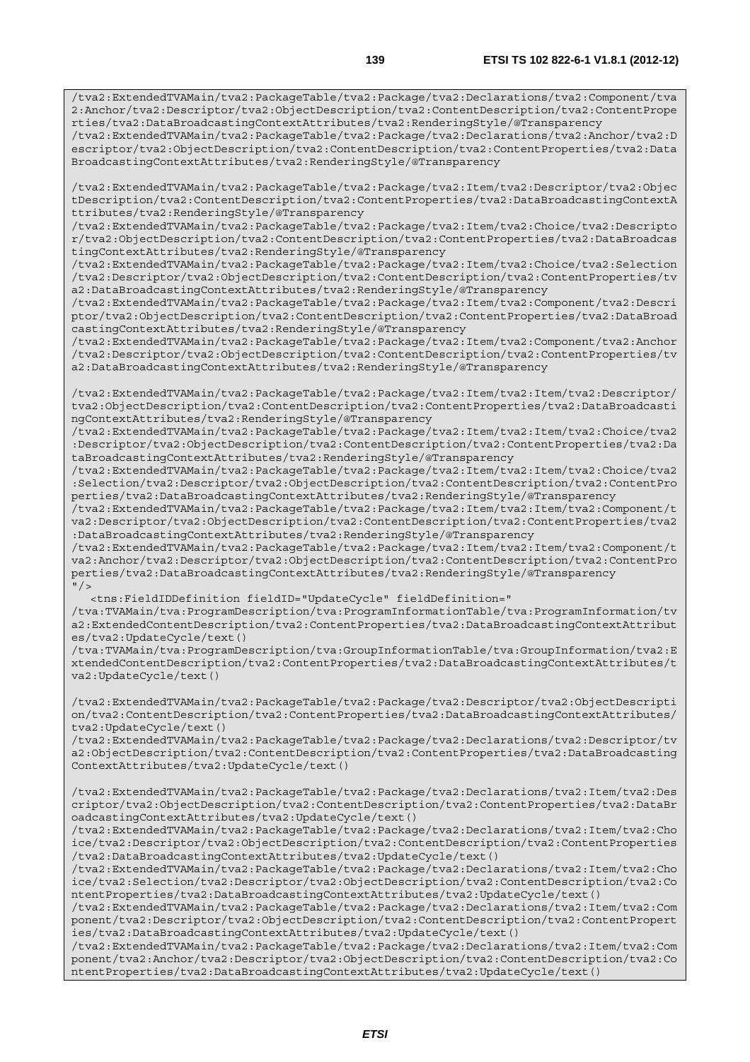```
/tva2:ExtendedTVAMain/tva2:PackageTable/tva2:Package/tva2:Declarations/tva2:Component/tva2:Anchor/tva2:Descriptor/tva2:ObjectDescription/tva2:ContentDescription/tva2:ContentProperties/tva2:DataBroadcastingContextAttributes/tva2:RenderingStyle/@Transparency
/tva2:ExtendedTVAMain/tva2:PackageTable/tva2:Package/tva2:Declarations/tva2:Anchor/tva2:Descriptor/tva2:ObjectDescription/tva2:ContentDescription/tva2:ContentProperties/tva2:DataBroadcastingContextAttributes/tva2:RenderingStyle/@Transparency

/tva2:ExtendedTVAMain/tva2:PackageTable/tva2:Package/tva2:Item/tva2:Descriptor/tva2:ObjectDescription/tva2:ContentDescription/tva2:ContentProperties/tva2:DataBroadcastingContextAttributes/tva2:RenderingStyle/@Transparency
/tva2:ExtendedTVAMain/tva2:PackageTable/tva2:Package/tva2:Item/tva2:Choice/tva2:Descriptor/tva2:ObjectDescription/tva2:ContentDescription/tva2:ContentProperties/tva2:DataBroadcastingContextAttributes/tva2:RenderingStyle/@Transparency
/tva2:ExtendedTVAMain/tva2:PackageTable/tva2:Package/tva2:Item/tva2:Choice/tva2:Selection/tva2:Descriptor/tva2:ObjectDescription/tva2:ContentDescription/tva2:ContentProperties/tva2:DataBroadcastingContextAttributes/tva2:RenderingStyle/@Transparency
/tva2:ExtendedTVAMain/tva2:PackageTable/tva2:Package/tva2:Item/tva2:Component/tva2:Descriptor/tva2:ObjectDescription/tva2:ContentDescription/tva2:ContentProperties/tva2:DataBroadcastingContextAttributes/tva2:RenderingStyle/@Transparency
/tva2:ExtendedTVAMain/tva2:PackageTable/tva2:Package/tva2:Item/tva2:Component/tva2:Anchor/tva2:Descriptor/tva2:ObjectDescription/tva2:ContentDescription/tva2:ContentProperties/tva2:DataBroadcastingContextAttributes/tva2:RenderingStyle/@Transparency

/tva2:ExtendedTVAMain/tva2:PackageTable/tva2:Package/tva2:Item/tva2:Item/tva2:Descriptor/tva2:ObjectDescription/tva2:ContentDescription/tva2:ContentProperties/tva2:DataBroadcastingContextAttributes/tva2:RenderingStyle/@Transparency
/tva2:ExtendedTVAMain/tva2:PackageTable/tva2:Package/tva2:Item/tva2:Item/tva2:Choice/tva2:Descriptor/tva2:ObjectDescription/tva2:ContentDescription/tva2:ContentProperties/tva2:DataBroadcastingContextAttributes/tva2:RenderingStyle/@Transparency
/tva2:ExtendedTVAMain/tva2:PackageTable/tva2:Package/tva2:Item/tva2:Item/tva2:Choice/tva2:Selection/tva2:Descriptor/tva2:ObjectDescription/tva2:ContentDescription/tva2:ContentProperties/tva2:DataBroadcastingContextAttributes/tva2:RenderingStyle/@Transparency
/tva2:ExtendedTVAMain/tva2:PackageTable/tva2:Package/tva2:Item/tva2:Item/tva2:Component/tva2:Descriptor/tva2:ObjectDescription/tva2:ContentDescription/tva2:ContentProperties/tva2:DataBroadcastingContextAttributes/tva2:RenderingStyle/@Transparency
/tva2:ExtendedTVAMain/tva2:PackageTable/tva2:Package/tva2:Item/tva2:Item/tva2:Component/tva2:Anchor/tva2:Descriptor/tva2:ObjectDescription/tva2:ContentDescription/tva2:ContentProperties/tva2:DataBroadcastingContextAttributes/tva2:RenderingStyle/@Transparency
"/>
   <tns:FieldIDDefinition fieldID="UpdateCycle" fieldDefinition="
/tva:TVAMain/tva:ProgramDescription/tva:ProgramInformationTable/tva:ProgramInformation/tva2:ExtendedContentDescription/tva2:ContentProperties/tva2:DataBroadcastingContextAttributes/tva2:UpdateCycle/text()
/tva:TVAMain/tva:ProgramDescription/tva:GroupInformationTable/tva:GroupInformation/tva2:ExtendedContentDescription/tva2:ContentProperties/tva2:DataBroadcastingContextAttributes/tva2:UpdateCycle/text()

/tva2:ExtendedTVAMain/tva2:PackageTable/tva2:Package/tva2:Descriptor/tva2:ObjectDescription/tva2:ContentDescription/tva2:ContentProperties/tva2:DataBroadcastingContextAttributes/tva2:UpdateCycle/text()
/tva2:ExtendedTVAMain/tva2:PackageTable/tva2:Package/tva2:Declarations/tva2:Descriptor/tva2:ObjectDescription/tva2:ContentDescription/tva2:ContentProperties/tva2:DataBroadcastingContextAttributes/tva2:UpdateCycle/text()

/tva2:ExtendedTVAMain/tva2:PackageTable/tva2:Package/tva2:Declarations/tva2:Item/tva2:Descriptor/tva2:ObjectDescription/tva2:ContentDescription/tva2:ContentProperties/tva2:DataBroadcastingContextAttributes/tva2:UpdateCycle/text()
/tva2:ExtendedTVAMain/tva2:PackageTable/tva2:Package/tva2:Declarations/tva2:Item/tva2:Choice/tva2:Descriptor/tva2:ObjectDescription/tva2:ContentDescription/tva2:ContentProperties/tva2:DataBroadcastingContextAttributes/tva2:UpdateCycle/text()
/tva2:ExtendedTVAMain/tva2:PackageTable/tva2:Package/tva2:Declarations/tva2:Item/tva2:Choice/tva2:Selection/tva2:Descriptor/tva2:ObjectDescription/tva2:ContentDescription/tva2:ContentProperties/tva2:DataBroadcastingContextAttributes/tva2:UpdateCycle/text()
/tva2:ExtendedTVAMain/tva2:PackageTable/tva2:Package/tva2:Declarations/tva2:Item/tva2:Component/tva2:Descriptor/tva2:ObjectDescription/tva2:ContentDescription/tva2:ContentProperties/tva2:DataBroadcastingContextAttributes/tva2:UpdateCycle/text()
/tva2:ExtendedTVAMain/tva2:PackageTable/tva2:Package/tva2:Declarations/tva2:Item/tva2:Component/tva2:Anchor/tva2:Descriptor/tva2:ObjectDescription/tva2:ContentDescription/tva2:ContentProperties/tva2:DataBroadcastingContextAttributes/tva2:UpdateCycle/text()
```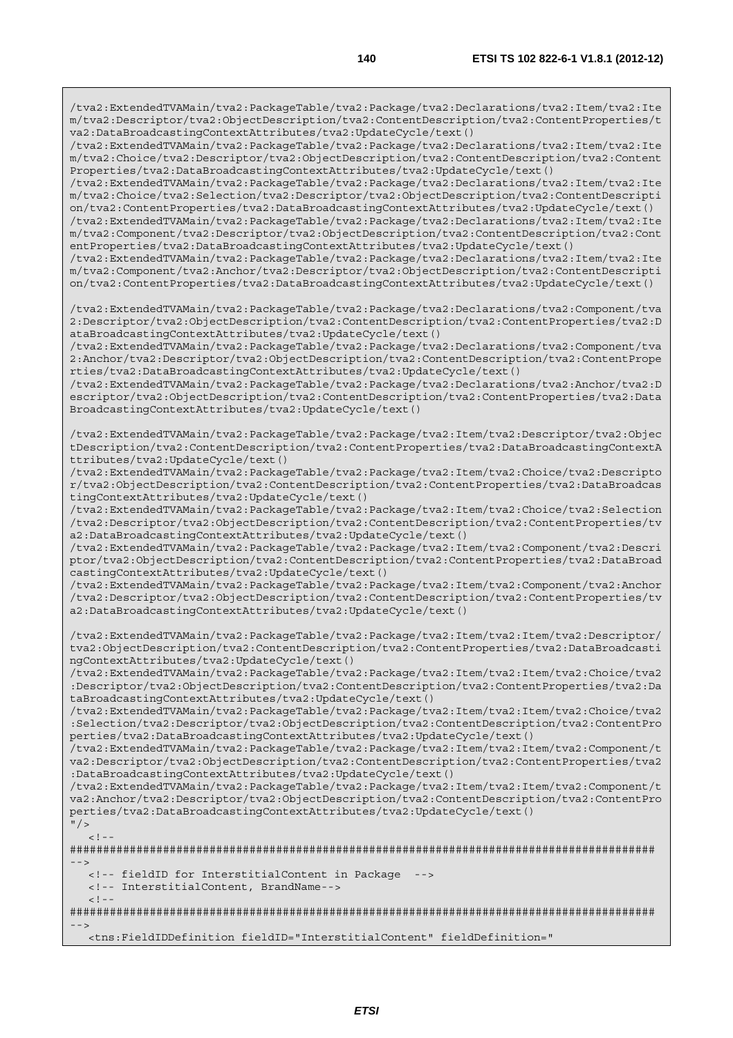```
/tva2:ExtendedTVAMain/tva2:PackageTable/tva2:Package/tva2:Declarations/tva2:Item/tva2:Item/tva2:Descriptor/tva2:ObjectDescription/tva2:ContentDescription/tva2:ContentProperties/tva2:DataBroadcastingContextAttributes/tva2:UpdateCycle/text()
/tva2:ExtendedTVAMain/tva2:PackageTable/tva2:Package/tva2:Declarations/tva2:Item/tva2:Item/tva2:Choice/tva2:Descriptor/tva2:ObjectDescription/tva2:ContentDescription/tva2:ContentProperties/tva2:DataBroadcastingContextAttributes/tva2:UpdateCycle/text()
/tva2:ExtendedTVAMain/tva2:PackageTable/tva2:Package/tva2:Declarations/tva2:Item/tva2:Item/tva2:Choice/tva2:Selection/tva2:Descriptor/tva2:ObjectDescription/tva2:ContentDescription/tva2:ContentProperties/tva2:DataBroadcastingContextAttributes/tva2:UpdateCycle/text()
/tva2:ExtendedTVAMain/tva2:PackageTable/tva2:Package/tva2:Declarations/tva2:Item/tva2:Item/tva2:Component/tva2:Descriptor/tva2:ObjectDescription/tva2:ContentDescription/tva2:ContentProperties/tva2:DataBroadcastingContextAttributes/tva2:UpdateCycle/text()
/tva2:ExtendedTVAMain/tva2:PackageTable/tva2:Package/tva2:Declarations/tva2:Item/tva2:Item/tva2:Component/tva2:Anchor/tva2:Descriptor/tva2:ObjectDescription/tva2:ContentDescription/tva2:ContentProperties/tva2:DataBroadcastingContextAttributes/tva2:UpdateCycle/text()

/tva2:ExtendedTVAMain/tva2:PackageTable/tva2:Package/tva2:Declarations/tva2:Component/tva2:Descriptor/tva2:ObjectDescription/tva2:ContentDescription/tva2:ContentProperties/tva2:DataBroadcastingContextAttributes/tva2:UpdateCycle/text()
/tva2:ExtendedTVAMain/tva2:PackageTable/tva2:Package/tva2:Declarations/tva2:Component/tva2:Anchor/tva2:Descriptor/tva2:ObjectDescription/tva2:ContentDescription/tva2:ContentProperties/tva2:DataBroadcastingContextAttributes/tva2:UpdateCycle/text()
/tva2:ExtendedTVAMain/tva2:PackageTable/tva2:Package/tva2:Declarations/tva2:Anchor/tva2:Descriptor/tva2:ObjectDescription/tva2:ContentDescription/tva2:ContentProperties/tva2:DataBroadcastingContextAttributes/tva2:UpdateCycle/text()

/tva2:ExtendedTVAMain/tva2:PackageTable/tva2:Package/tva2:Item/tva2:Descriptor/tva2:ObjectDescription/tva2:ContentDescription/tva2:ContentProperties/tva2:DataBroadcastingContextAttributes/tva2:UpdateCycle/text()
/tva2:ExtendedTVAMain/tva2:PackageTable/tva2:Package/tva2:Item/tva2:Choice/tva2:Descriptor/tva2:ObjectDescription/tva2:ContentDescription/tva2:ContentProperties/tva2:DataBroadcastingContextAttributes/tva2:UpdateCycle/text()
/tva2:ExtendedTVAMain/tva2:PackageTable/tva2:Package/tva2:Item/tva2:Choice/tva2:Selection/tva2:Descriptor/tva2:ObjectDescription/tva2:ContentDescription/tva2:ContentProperties/tva2:DataBroadcastingContextAttributes/tva2:UpdateCycle/text()
/tva2:ExtendedTVAMain/tva2:PackageTable/tva2:Package/tva2:Item/tva2:Component/tva2:Descriptor/tva2:ObjectDescription/tva2:ContentDescription/tva2:ContentProperties/tva2:DataBroadcastingContextAttributes/tva2:UpdateCycle/text()
/tva2:ExtendedTVAMain/tva2:PackageTable/tva2:Package/tva2:Item/tva2:Component/tva2:Anchor/tva2:Descriptor/tva2:ObjectDescription/tva2:ContentDescription/tva2:ContentProperties/tva2:DataBroadcastingContextAttributes/tva2:UpdateCycle/text()

/tva2:ExtendedTVAMain/tva2:PackageTable/tva2:Package/tva2:Item/tva2:Item/tva2:Descriptor/tva2:ObjectDescription/tva2:ContentDescription/tva2:ContentProperties/tva2:DataBroadcastingContextAttributes/tva2:UpdateCycle/text()
/tva2:ExtendedTVAMain/tva2:PackageTable/tva2:Package/tva2:Item/tva2:Item/tva2:Choice/tva2:Descriptor/tva2:ObjectDescription/tva2:ContentDescription/tva2:ContentProperties/tva2:DataBroadcastingContextAttributes/tva2:UpdateCycle/text()
/tva2:ExtendedTVAMain/tva2:PackageTable/tva2:Package/tva2:Item/tva2:Item/tva2:Choice/tva2:Selection/tva2:Descriptor/tva2:ObjectDescription/tva2:ContentDescription/tva2:ContentProperties/tva2:DataBroadcastingContextAttributes/tva2:UpdateCycle/text()
/tva2:ExtendedTVAMain/tva2:PackageTable/tva2:Package/tva2:Item/tva2:Item/tva2:Component/tva2:Descriptor/tva2:ObjectDescription/tva2:ContentDescription/tva2:ContentProperties/tva2:DataBroadcastingContextAttributes/tva2:UpdateCycle/text()
/tva2:ExtendedTVAMain/tva2:PackageTable/tva2:Package/tva2:Item/tva2:Item/tva2:Component/tva2:Anchor/tva2:Descriptor/tva2:ObjectDescription/tva2:ContentDescription/tva2:ContentProperties/tva2:DataBroadcastingContextAttributes/tva2:UpdateCycle/text()
"/>
   <!--
########################################################################################
-->
   <!-- fieldID for InterstitialContent in Package  -->
   <!-- InterstitialContent, BrandName-->
   <!--
########################################################################################
-->
   <tns:FieldIDDefinition fieldID="InterstitialContent" fieldDefinition="
```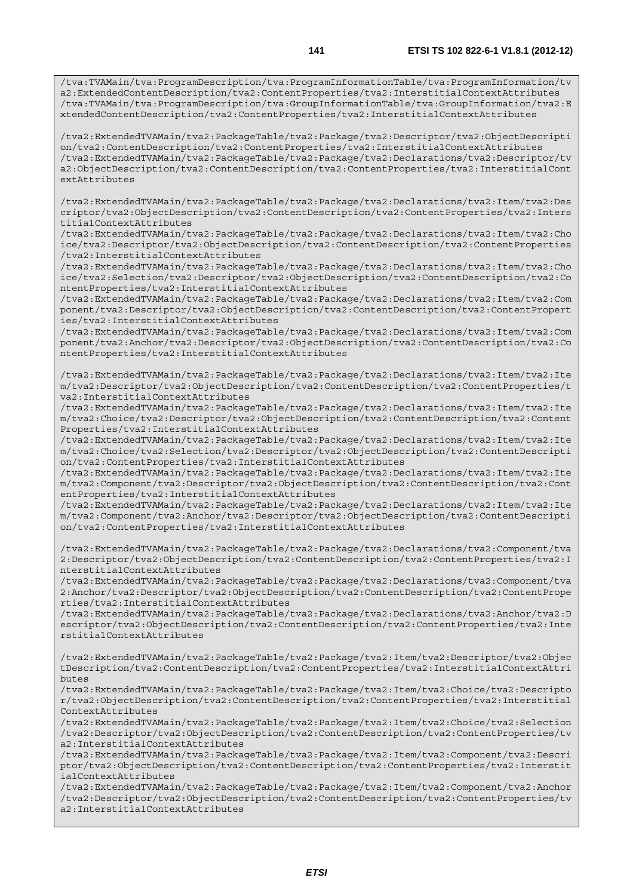```
/tva:TVAMain/tva:ProgramDescription/tva:ProgramInformationTable/tva:ProgramInformation/tva2:ExtendedContentDescription/tva2:ContentProperties/tva2:InterstitialContextAttributes
/tva:TVAMain/tva:ProgramDescription/tva:GroupInformationTable/tva:GroupInformation/tva2:ExtendedContentDescription/tva2:ContentProperties/tva2:InterstitialContextAttributes

/tva2:ExtendedTVAMain/tva2:PackageTable/tva2:Package/tva2:Descriptor/tva2:ObjectDescription/tva2:ContentDescription/tva2:ContentProperties/tva2:InterstitialContextAttributes
/tva2:ExtendedTVAMain/tva2:PackageTable/tva2:Package/tva2:Declarations/tva2:Descriptor/tva2:ObjectDescription/tva2:ContentDescription/tva2:ContentProperties/tva2:InterstitialContextAttributes

/tva2:ExtendedTVAMain/tva2:PackageTable/tva2:Package/tva2:Declarations/tva2:Item/tva2:Descriptor/tva2:ObjectDescription/tva2:ContentDescription/tva2:ContentProperties/tva2:InterstitialContextAttributes
/tva2:ExtendedTVAMain/tva2:PackageTable/tva2:Package/tva2:Declarations/tva2:Item/tva2:Choice/tva2:Descriptor/tva2:ObjectDescription/tva2:ContentDescription/tva2:ContentProperties/tva2:InterstitialContextAttributes
/tva2:ExtendedTVAMain/tva2:PackageTable/tva2:Package/tva2:Declarations/tva2:Item/tva2:Choice/tva2:Selection/tva2:Descriptor/tva2:ObjectDescription/tva2:ContentDescription/tva2:ContentProperties/tva2:InterstitialContextAttributes
/tva2:ExtendedTVAMain/tva2:PackageTable/tva2:Package/tva2:Declarations/tva2:Item/tva2:Component/tva2:Descriptor/tva2:ObjectDescription/tva2:ContentDescription/tva2:ContentProperties/tva2:InterstitialContextAttributes
/tva2:ExtendedTVAMain/tva2:PackageTable/tva2:Package/tva2:Declarations/tva2:Item/tva2:Component/tva2:Anchor/tva2:Descriptor/tva2:ObjectDescription/tva2:ContentDescription/tva2:ContentProperties/tva2:InterstitialContextAttributes

/tva2:ExtendedTVAMain/tva2:PackageTable/tva2:Package/tva2:Declarations/tva2:Item/tva2:Item/tva2:Descriptor/tva2:ObjectDescription/tva2:ContentDescription/tva2:ContentProperties/tva2:InterstitialContextAttributes
/tva2:ExtendedTVAMain/tva2:PackageTable/tva2:Package/tva2:Declarations/tva2:Item/tva2:Item/tva2:Choice/tva2:Descriptor/tva2:ObjectDescription/tva2:ContentDescription/tva2:ContentProperties/tva2:InterstitialContextAttributes
/tva2:ExtendedTVAMain/tva2:PackageTable/tva2:Package/tva2:Declarations/tva2:Item/tva2:Item/tva2:Choice/tva2:Selection/tva2:Descriptor/tva2:ObjectDescription/tva2:ContentDescription/tva2:ContentProperties/tva2:InterstitialContextAttributes
/tva2:ExtendedTVAMain/tva2:PackageTable/tva2:Package/tva2:Declarations/tva2:Item/tva2:Item/tva2:Component/tva2:Descriptor/tva2:ObjectDescription/tva2:ContentDescription/tva2:ContentProperties/tva2:InterstitialContextAttributes
/tva2:ExtendedTVAMain/tva2:PackageTable/tva2:Package/tva2:Declarations/tva2:Item/tva2:Item/tva2:Component/tva2:Anchor/tva2:Descriptor/tva2:ObjectDescription/tva2:ContentDescription/tva2:ContentProperties/tva2:InterstitialContextAttributes

/tva2:ExtendedTVAMain/tva2:PackageTable/tva2:Package/tva2:Declarations/tva2:Component/tva2:Descriptor/tva2:ObjectDescription/tva2:ContentDescription/tva2:ContentProperties/tva2:InterstitialContextAttributes
/tva2:ExtendedTVAMain/tva2:PackageTable/tva2:Package/tva2:Declarations/tva2:Component/tva2:Anchor/tva2:Descriptor/tva2:ObjectDescription/tva2:ContentDescription/tva2:ContentProperties/tva2:InterstitialContextAttributes
/tva2:ExtendedTVAMain/tva2:PackageTable/tva2:Package/tva2:Declarations/tva2:Anchor/tva2:Descriptor/tva2:ObjectDescription/tva2:ContentDescription/tva2:ContentProperties/tva2:InterstitialContextAttributes

/tva2:ExtendedTVAMain/tva2:PackageTable/tva2:Package/tva2:Item/tva2:Descriptor/tva2:ObjectDescription/tva2:ContentDescription/tva2:ContentProperties/tva2:InterstitialContextAttributes
/tva2:ExtendedTVAMain/tva2:PackageTable/tva2:Package/tva2:Item/tva2:Choice/tva2:Descriptor/tva2:ObjectDescription/tva2:ContentDescription/tva2:ContentProperties/tva2:InterstitialContextAttributes
/tva2:ExtendedTVAMain/tva2:PackageTable/tva2:Package/tva2:Item/tva2:Choice/tva2:Selection/tva2:Descriptor/tva2:ObjectDescription/tva2:ContentDescription/tva2:ContentProperties/tva2:InterstitialContextAttributes
/tva2:ExtendedTVAMain/tva2:PackageTable/tva2:Package/tva2:Item/tva2:Component/tva2:Descriptor/tva2:ObjectDescription/tva2:ContentDescription/tva2:ContentProperties/tva2:InterstitialContextAttributes
/tva2:ExtendedTVAMain/tva2:PackageTable/tva2:Package/tva2:Item/tva2:Component/tva2:Anchor/tva2:Descriptor/tva2:ObjectDescription/tva2:ContentDescription/tva2:ContentProperties/tva2:InterstitialContextAttributes
```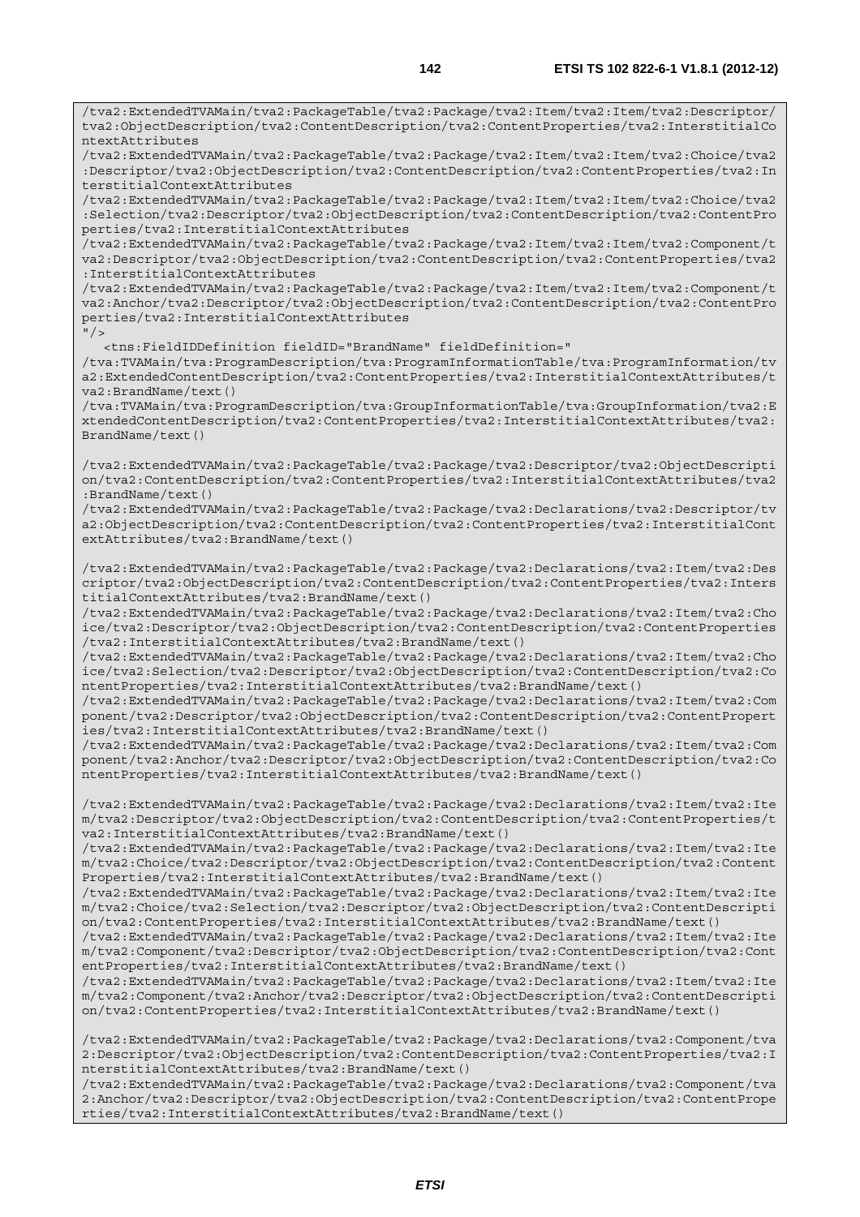```
/tva2:ExtendedTVAMain/tva2:PackageTable/tva2:Package/tva2:Item/tva2:Item/tva2:Descriptor/tva2:ObjectDescription/tva2:ContentDescription/tva2:ContentProperties/tva2:InterstitialContextAttributes
/tva2:ExtendedTVAMain/tva2:PackageTable/tva2:Package/tva2:Item/tva2:Item/tva2:Choice/tva2:Descriptor/tva2:ObjectDescription/tva2:ContentDescription/tva2:ContentProperties/tva2:InterstitialContextAttributes
/tva2:ExtendedTVAMain/tva2:PackageTable/tva2:Package/tva2:Item/tva2:Item/tva2:Choice/tva2:Selection/tva2:Descriptor/tva2:ObjectDescription/tva2:ContentDescription/tva2:ContentProperties/tva2:InterstitialContextAttributes
/tva2:ExtendedTVAMain/tva2:PackageTable/tva2:Package/tva2:Item/tva2:Item/tva2:Component/tva2:Descriptor/tva2:ObjectDescription/tva2:ContentDescription/tva2:ContentProperties/tva2:InterstitialContextAttributes
/tva2:ExtendedTVAMain/tva2:PackageTable/tva2:Package/tva2:Item/tva2:Item/tva2:Component/tva2:Anchor/tva2:Descriptor/tva2:ObjectDescription/tva2:ContentDescription/tva2:ContentProperties/tva2:InterstitialContextAttributes
"/>
   <tns:FieldIDDefinition fieldID="BrandName" fieldDefinition="
/tva:TVAMain/tva:ProgramDescription/tva:ProgramInformationTable/tva:ProgramInformation/tva2:ExtendedContentDescription/tva2:ContentProperties/tva2:InterstitialContextAttributes/tva2:BrandName/text()
/tva:TVAMain/tva:ProgramDescription/tva:GroupInformationTable/tva:GroupInformation/tva2:ExtendedContentDescription/tva2:ContentProperties/tva2:InterstitialContextAttributes/tva2:BrandName/text()

/tva2:ExtendedTVAMain/tva2:PackageTable/tva2:Package/tva2:Descriptor/tva2:ObjectDescription/tva2:ContentDescription/tva2:ContentProperties/tva2:InterstitialContextAttributes/tva2:BrandName/text()
/tva2:ExtendedTVAMain/tva2:PackageTable/tva2:Package/tva2:Declarations/tva2:Descriptor/tva2:ObjectDescription/tva2:ContentDescription/tva2:ContentProperties/tva2:InterstitialContextAttributes/tva2:BrandName/text()

/tva2:ExtendedTVAMain/tva2:PackageTable/tva2:Package/tva2:Declarations/tva2:Item/tva2:Descriptor/tva2:ObjectDescription/tva2:ContentDescription/tva2:ContentProperties/tva2:InterstitialContextAttributes/tva2:BrandName/text()
/tva2:ExtendedTVAMain/tva2:PackageTable/tva2:Package/tva2:Declarations/tva2:Item/tva2:Choice/tva2:Descriptor/tva2:ObjectDescription/tva2:ContentDescription/tva2:ContentProperties/tva2:InterstitialContextAttributes/tva2:BrandName/text()
/tva2:ExtendedTVAMain/tva2:PackageTable/tva2:Package/tva2:Declarations/tva2:Item/tva2:Choice/tva2:Selection/tva2:Descriptor/tva2:ObjectDescription/tva2:ContentDescription/tva2:ContentProperties/tva2:InterstitialContextAttributes/tva2:BrandName/text()
/tva2:ExtendedTVAMain/tva2:PackageTable/tva2:Package/tva2:Declarations/tva2:Item/tva2:Component/tva2:Descriptor/tva2:ObjectDescription/tva2:ContentDescription/tva2:ContentProperties/tva2:InterstitialContextAttributes/tva2:BrandName/text()
/tva2:ExtendedTVAMain/tva2:PackageTable/tva2:Package/tva2:Declarations/tva2:Item/tva2:Component/tva2:Anchor/tva2:Descriptor/tva2:ObjectDescription/tva2:ContentDescription/tva2:ContentProperties/tva2:InterstitialContextAttributes/tva2:BrandName/text()

/tva2:ExtendedTVAMain/tva2:PackageTable/tva2:Package/tva2:Declarations/tva2:Item/tva2:Item/tva2:Descriptor/tva2:ObjectDescription/tva2:ContentDescription/tva2:ContentProperties/tva2:InterstitialContextAttributes/tva2:BrandName/text()
/tva2:ExtendedTVAMain/tva2:PackageTable/tva2:Package/tva2:Declarations/tva2:Item/tva2:Item/tva2:Choice/tva2:Descriptor/tva2:ObjectDescription/tva2:ContentDescription/tva2:ContentProperties/tva2:InterstitialContextAttributes/tva2:BrandName/text()
/tva2:ExtendedTVAMain/tva2:PackageTable/tva2:Package/tva2:Declarations/tva2:Item/tva2:Item/tva2:Choice/tva2:Selection/tva2:Descriptor/tva2:ObjectDescription/tva2:ContentDescription/tva2:ContentProperties/tva2:InterstitialContextAttributes/tva2:BrandName/text()
/tva2:ExtendedTVAMain/tva2:PackageTable/tva2:Package/tva2:Declarations/tva2:Item/tva2:Item/tva2:Component/tva2:Descriptor/tva2:ObjectDescription/tva2:ContentDescription/tva2:ContentProperties/tva2:InterstitialContextAttributes/tva2:BrandName/text()
/tva2:ExtendedTVAMain/tva2:PackageTable/tva2:Package/tva2:Declarations/tva2:Item/tva2:Item/tva2:Component/tva2:Anchor/tva2:Descriptor/tva2:ObjectDescription/tva2:ContentDescription/tva2:ContentProperties/tva2:InterstitialContextAttributes/tva2:BrandName/text()

/tva2:ExtendedTVAMain/tva2:PackageTable/tva2:Package/tva2:Declarations/tva2:Component/tva2:Descriptor/tva2:ObjectDescription/tva2:ContentDescription/tva2:ContentProperties/tva2:InterstitialContextAttributes/tva2:BrandName/text()
/tva2:ExtendedTVAMain/tva2:PackageTable/tva2:Package/tva2:Declarations/tva2:Component/tva2:Anchor/tva2:Descriptor/tva2:ObjectDescription/tva2:ContentDescription/tva2:ContentProperties/tva2:InterstitialContextAttributes/tva2:BrandName/text()
```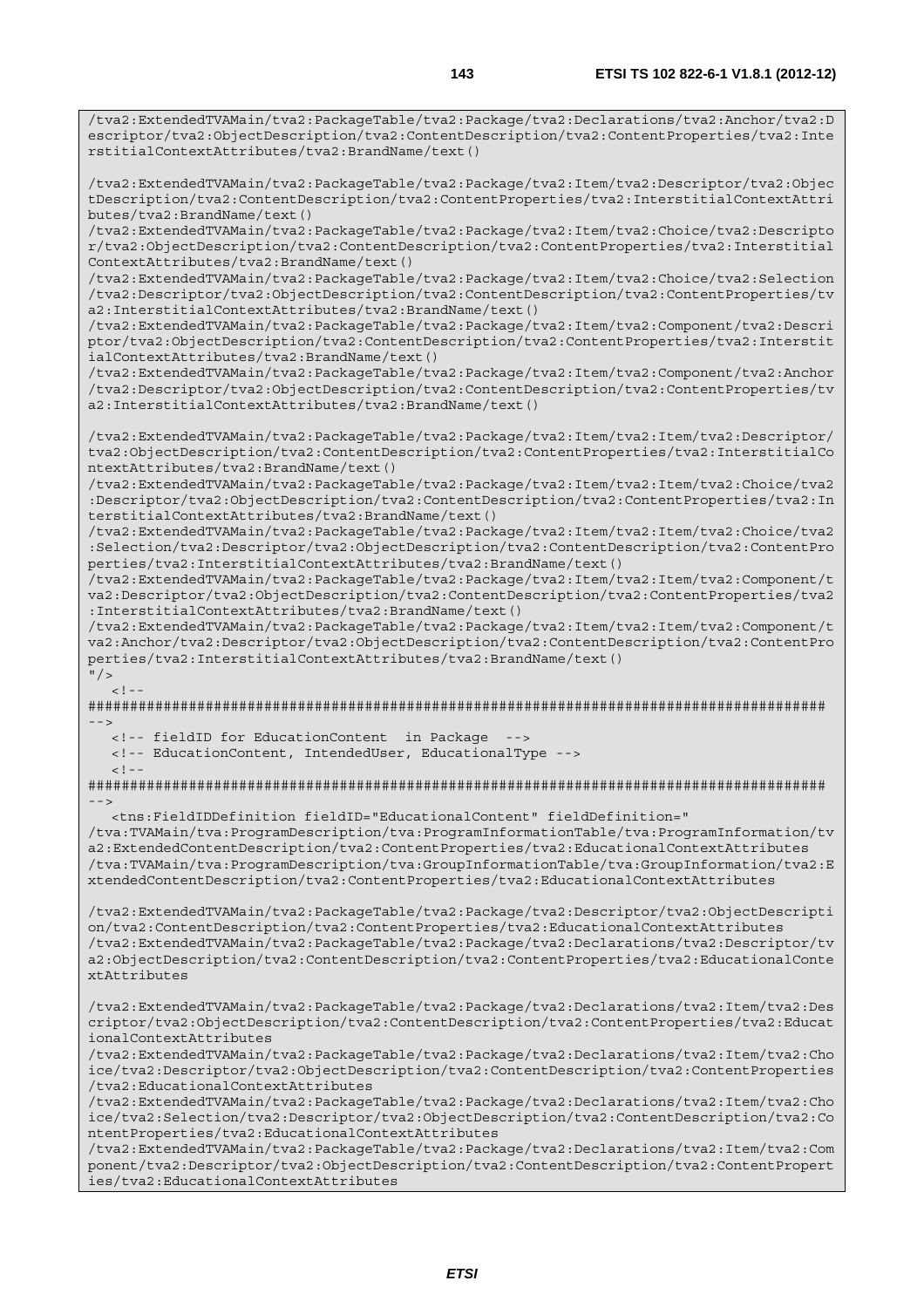```
/tva2:ExtendedTVAMain/tva2:PackageTable/tva2:Package/tva2:Declarations/tva2:Anchor/tva2:Descriptor/tva2:ObjectDescription/tva2:ContentDescription/tva2:ContentProperties/tva2:InterstitialContextAttributes/tva2:BrandName/text()

/tva2:ExtendedTVAMain/tva2:PackageTable/tva2:Package/tva2:Item/tva2:Descriptor/tva2:ObjectDescription/tva2:ContentDescription/tva2:ContentProperties/tva2:InterstitialContextAttributes/tva2:BrandName/text()
/tva2:ExtendedTVAMain/tva2:PackageTable/tva2:Package/tva2:Item/tva2:Choice/tva2:Descriptor/tva2:ObjectDescription/tva2:ContentDescription/tva2:ContentProperties/tva2:InterstitialContextAttributes/tva2:BrandName/text()
/tva2:ExtendedTVAMain/tva2:PackageTable/tva2:Package/tva2:Item/tva2:Choice/tva2:Selection/tva2:Descriptor/tva2:ObjectDescription/tva2:ContentDescription/tva2:ContentProperties/tva2:InterstitialContextAttributes/tva2:BrandName/text()
/tva2:ExtendedTVAMain/tva2:PackageTable/tva2:Package/tva2:Item/tva2:Component/tva2:Descriptor/tva2:ObjectDescription/tva2:ContentDescription/tva2:ContentProperties/tva2:InterstitialContextAttributes/tva2:BrandName/text()
/tva2:ExtendedTVAMain/tva2:PackageTable/tva2:Package/tva2:Item/tva2:Component/tva2:Anchor/tva2:Descriptor/tva2:ObjectDescription/tva2:ContentDescription/tva2:ContentProperties/tva2:InterstitialContextAttributes/tva2:BrandName/text()

/tva2:ExtendedTVAMain/tva2:PackageTable/tva2:Package/tva2:Item/tva2:Item/tva2:Descriptor/tva2:ObjectDescription/tva2:ContentDescription/tva2:ContentProperties/tva2:InterstitialContextAttributes/tva2:BrandName/text()
/tva2:ExtendedTVAMain/tva2:PackageTable/tva2:Package/tva2:Item/tva2:Item/tva2:Choice/tva2:Descriptor/tva2:ObjectDescription/tva2:ContentDescription/tva2:ContentProperties/tva2:InterstitialContextAttributes/tva2:BrandName/text()
/tva2:ExtendedTVAMain/tva2:PackageTable/tva2:Package/tva2:Item/tva2:Item/tva2:Choice/tva2:Selection/tva2:Descriptor/tva2:ObjectDescription/tva2:ContentDescription/tva2:ContentProperties/tva2:InterstitialContextAttributes/tva2:BrandName/text()
/tva2:ExtendedTVAMain/tva2:PackageTable/tva2:Package/tva2:Item/tva2:Item/tva2:Component/tva2:Descriptor/tva2:ObjectDescription/tva2:ContentDescription/tva2:ContentProperties/tva2:InterstitialContextAttributes/tva2:BrandName/text()
/tva2:ExtendedTVAMain/tva2:PackageTable/tva2:Package/tva2:Item/tva2:Item/tva2:Component/tva2:Anchor/tva2:Descriptor/tva2:ObjectDescription/tva2:ContentDescription/tva2:ContentProperties/tva2:InterstitialContextAttributes/tva2:BrandName/text()
"/>
   <!--
########################################################################################
-->
   <!-- fieldID for EducationContent  in Package  -->
   <!-- EducationContent, IntendedUser, EducationalType -->
   <!--
########################################################################################
-->
   <tns:FieldIDDefinition fieldID="EducationalContent" fieldDefinition="
/tva:TVAMain/tva:ProgramDescription/tva:ProgramInformationTable/tva:ProgramInformation/tva2:ExtendedContentDescription/tva2:ContentProperties/tva2:EducationalContextAttributes
/tva:TVAMain/tva:ProgramDescription/tva:GroupInformationTable/tva:GroupInformation/tva2:ExtendedContentDescription/tva2:ContentProperties/tva2:EducationalContextAttributes

/tva2:ExtendedTVAMain/tva2:PackageTable/tva2:Package/tva2:Descriptor/tva2:ObjectDescription/tva2:ContentDescription/tva2:ContentProperties/tva2:EducationalContextAttributes
/tva2:ExtendedTVAMain/tva2:PackageTable/tva2:Package/tva2:Declarations/tva2:Descriptor/tva2:ObjectDescription/tva2:ContentDescription/tva2:ContentProperties/tva2:EducationalContextAttributes

/tva2:ExtendedTVAMain/tva2:PackageTable/tva2:Package/tva2:Declarations/tva2:Item/tva2:Descriptor/tva2:ObjectDescription/tva2:ContentDescription/tva2:ContentProperties/tva2:EducationalContextAttributes
/tva2:ExtendedTVAMain/tva2:PackageTable/tva2:Package/tva2:Declarations/tva2:Item/tva2:Choice/tva2:Descriptor/tva2:ObjectDescription/tva2:ContentDescription/tva2:ContentProperties/tva2:EducationalContextAttributes
/tva2:ExtendedTVAMain/tva2:PackageTable/tva2:Package/tva2:Declarations/tva2:Item/tva2:Choice/tva2:Selection/tva2:Descriptor/tva2:ObjectDescription/tva2:ContentDescription/tva2:ContentProperties/tva2:EducationalContextAttributes
/tva2:ExtendedTVAMain/tva2:PackageTable/tva2:Package/tva2:Declarations/tva2:Item/tva2:Component/tva2:Descriptor/tva2:ObjectDescription/tva2:ContentDescription/tva2:ContentProperties/tva2:EducationalContextAttributes
```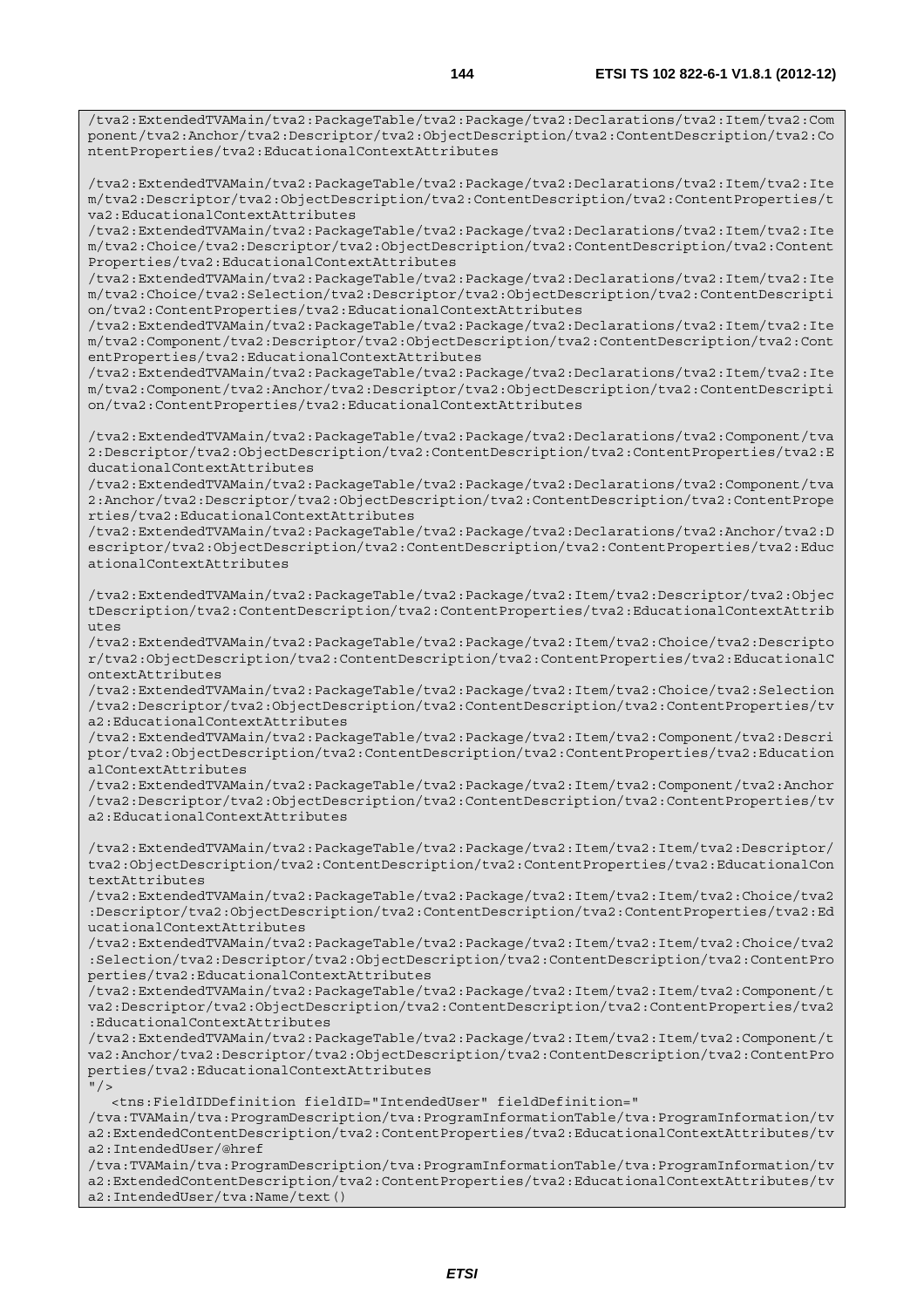```
/tva2:ExtendedTVAMain/tva2:PackageTable/tva2:Package/tva2:Declarations/tva2:Item/tva2:Component/tva2:Anchor/tva2:Descriptor/tva2:ObjectDescription/tva2:ContentDescription/tva2:ContentProperties/tva2:EducationalContextAttributes

/tva2:ExtendedTVAMain/tva2:PackageTable/tva2:Package/tva2:Declarations/tva2:Item/tva2:Item/tva2:Descriptor/tva2:ObjectDescription/tva2:ContentDescription/tva2:ContentProperties/tva2:EducationalContextAttributes
/tva2:ExtendedTVAMain/tva2:PackageTable/tva2:Package/tva2:Declarations/tva2:Item/tva2:Item/tva2:Choice/tva2:Descriptor/tva2:ObjectDescription/tva2:ContentDescription/tva2:ContentProperties/tva2:EducationalContextAttributes
/tva2:ExtendedTVAMain/tva2:PackageTable/tva2:Package/tva2:Declarations/tva2:Item/tva2:Item/tva2:Choice/tva2:Selection/tva2:Descriptor/tva2:ObjectDescription/tva2:ContentDescription/tva2:ContentProperties/tva2:EducationalContextAttributes
/tva2:ExtendedTVAMain/tva2:PackageTable/tva2:Package/tva2:Declarations/tva2:Item/tva2:Item/tva2:Component/tva2:Descriptor/tva2:ObjectDescription/tva2:ContentDescription/tva2:ContentProperties/tva2:EducationalContextAttributes
/tva2:ExtendedTVAMain/tva2:PackageTable/tva2:Package/tva2:Declarations/tva2:Item/tva2:Item/tva2:Component/tva2:Anchor/tva2:Descriptor/tva2:ObjectDescription/tva2:ContentDescription/tva2:ContentProperties/tva2:EducationalContextAttributes

/tva2:ExtendedTVAMain/tva2:PackageTable/tva2:Package/tva2:Declarations/tva2:Component/tva2:Descriptor/tva2:ObjectDescription/tva2:ContentDescription/tva2:ContentProperties/tva2:EducationalContextAttributes
/tva2:ExtendedTVAMain/tva2:PackageTable/tva2:Package/tva2:Declarations/tva2:Component/tva2:Anchor/tva2:Descriptor/tva2:ObjectDescription/tva2:ContentDescription/tva2:ContentProperties/tva2:EducationalContextAttributes
/tva2:ExtendedTVAMain/tva2:PackageTable/tva2:Package/tva2:Declarations/tva2:Anchor/tva2:Descriptor/tva2:ObjectDescription/tva2:ContentDescription/tva2:ContentProperties/tva2:EducationalContextAttributes

/tva2:ExtendedTVAMain/tva2:PackageTable/tva2:Package/tva2:Item/tva2:Descriptor/tva2:ObjectDescription/tva2:ContentDescription/tva2:ContentProperties/tva2:EducationalContextAttributes
/tva2:ExtendedTVAMain/tva2:PackageTable/tva2:Package/tva2:Item/tva2:Choice/tva2:Descriptor/tva2:ObjectDescription/tva2:ContentDescription/tva2:ContentProperties/tva2:EducationalContextAttributes
/tva2:ExtendedTVAMain/tva2:PackageTable/tva2:Package/tva2:Item/tva2:Choice/tva2:Selection/tva2:Descriptor/tva2:ObjectDescription/tva2:ContentDescription/tva2:ContentProperties/tva2:EducationalContextAttributes
/tva2:ExtendedTVAMain/tva2:PackageTable/tva2:Package/tva2:Item/tva2:Component/tva2:Descriptor/tva2:ObjectDescription/tva2:ContentDescription/tva2:ContentProperties/tva2:EducationalContextAttributes
/tva2:ExtendedTVAMain/tva2:PackageTable/tva2:Package/tva2:Item/tva2:Component/tva2:Anchor/tva2:Descriptor/tva2:ObjectDescription/tva2:ContentDescription/tva2:ContentProperties/tva2:EducationalContextAttributes

/tva2:ExtendedTVAMain/tva2:PackageTable/tva2:Package/tva2:Item/tva2:Item/tva2:Descriptor/tva2:ObjectDescription/tva2:ContentDescription/tva2:ContentProperties/tva2:EducationalContextAttributes
/tva2:ExtendedTVAMain/tva2:PackageTable/tva2:Package/tva2:Item/tva2:Item/tva2:Choice/tva2:Descriptor/tva2:ObjectDescription/tva2:ContentDescription/tva2:ContentProperties/tva2:EducationalContextAttributes
/tva2:ExtendedTVAMain/tva2:PackageTable/tva2:Package/tva2:Item/tva2:Item/tva2:Choice/tva2:Selection/tva2:Descriptor/tva2:ObjectDescription/tva2:ContentDescription/tva2:ContentProperties/tva2:EducationalContextAttributes
/tva2:ExtendedTVAMain/tva2:PackageTable/tva2:Package/tva2:Item/tva2:Item/tva2:Component/tva2:Descriptor/tva2:ObjectDescription/tva2:ContentDescription/tva2:ContentProperties/tva2:EducationalContextAttributes
/tva2:ExtendedTVAMain/tva2:PackageTable/tva2:Package/tva2:Item/tva2:Item/tva2:Component/tva2:Anchor/tva2:Descriptor/tva2:ObjectDescription/tva2:ContentDescription/tva2:ContentProperties/tva2:EducationalContextAttributes
"/>
   <tns:FieldIDDefinition fieldID="IntendedUser" fieldDefinition="
/tva:TVAMain/tva:ProgramDescription/tva:ProgramInformationTable/tva:ProgramInformation/tva2:ExtendedContentDescription/tva2:ContentProperties/tva2:EducationalContextAttributes/tva2:IntendedUser/@href
/tva:TVAMain/tva:ProgramDescription/tva:ProgramInformationTable/tva:ProgramInformation/tva2:ExtendedContentDescription/tva2:ContentProperties/tva2:EducationalContextAttributes/tva2:IntendedUser/tva:Name/text()
```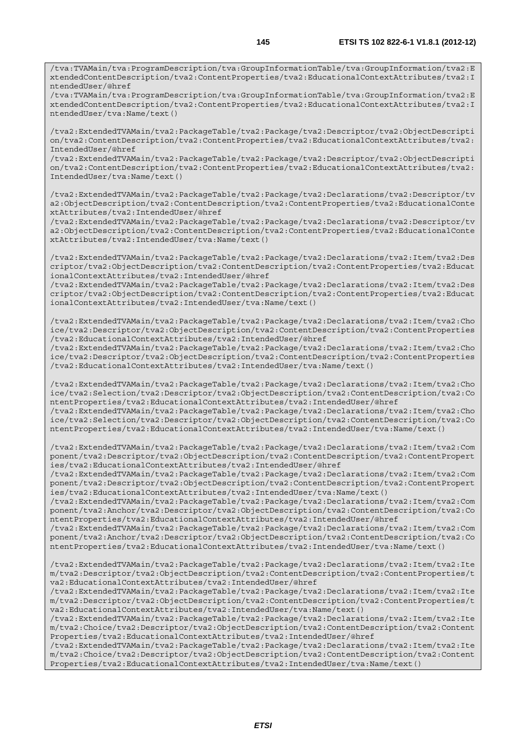```
/tva:TVAMain/tva:ProgramDescription/tva:GroupInformationTable/tva:GroupInformation/tva2:ExtendedContentDescription/tva2:ContentProperties/tva2:EducationalContextAttributes/tva2:IntendedUser/@href
/tva:TVAMain/tva:ProgramDescription/tva:GroupInformationTable/tva:GroupInformation/tva2:ExtendedContentDescription/tva2:ContentProperties/tva2:EducationalContextAttributes/tva2:IntendedUser/tva:Name/text()

/tva2:ExtendedTVAMain/tva2:PackageTable/tva2:Package/tva2:Descriptor/tva2:ObjectDescription/tva2:ContentDescription/tva2:ContentProperties/tva2:EducationalContextAttributes/tva2:IntendedUser/@href
/tva2:ExtendedTVAMain/tva2:PackageTable/tva2:Package/tva2:Descriptor/tva2:ObjectDescription/tva2:ContentDescription/tva2:ContentProperties/tva2:EducationalContextAttributes/tva2:IntendedUser/tva:Name/text()

/tva2:ExtendedTVAMain/tva2:PackageTable/tva2:Package/tva2:Declarations/tva2:Descriptor/tva2:ObjectDescription/tva2:ContentDescription/tva2:ContentProperties/tva2:EducationalContextAttributes/tva2:IntendedUser/@href
/tva2:ExtendedTVAMain/tva2:PackageTable/tva2:Package/tva2:Declarations/tva2:Descriptor/tva2:ObjectDescription/tva2:ContentDescription/tva2:ContentProperties/tva2:EducationalContextAttributes/tva2:IntendedUser/tva:Name/text()

/tva2:ExtendedTVAMain/tva2:PackageTable/tva2:Package/tva2:Declarations/tva2:Item/tva2:Descriptor/tva2:ObjectDescription/tva2:ContentDescription/tva2:ContentProperties/tva2:EducationalContextAttributes/tva2:IntendedUser/@href
/tva2:ExtendedTVAMain/tva2:PackageTable/tva2:Package/tva2:Declarations/tva2:Item/tva2:Descriptor/tva2:ObjectDescription/tva2:ContentDescription/tva2:ContentProperties/tva2:EducationalContextAttributes/tva2:IntendedUser/tva:Name/text()

/tva2:ExtendedTVAMain/tva2:PackageTable/tva2:Package/tva2:Declarations/tva2:Item/tva2:Choice/tva2:Descriptor/tva2:ObjectDescription/tva2:ContentDescription/tva2:ContentProperties/tva2:EducationalContextAttributes/tva2:IntendedUser/@href
/tva2:ExtendedTVAMain/tva2:PackageTable/tva2:Package/tva2:Declarations/tva2:Item/tva2:Choice/tva2:Descriptor/tva2:ObjectDescription/tva2:ContentDescription/tva2:ContentProperties/tva2:EducationalContextAttributes/tva2:IntendedUser/tva:Name/text()

/tva2:ExtendedTVAMain/tva2:PackageTable/tva2:Package/tva2:Declarations/tva2:Item/tva2:Choice/tva2:Selection/tva2:Descriptor/tva2:ObjectDescription/tva2:ContentDescription/tva2:ContentProperties/tva2:EducationalContextAttributes/tva2:IntendedUser/@href
/tva2:ExtendedTVAMain/tva2:PackageTable/tva2:Package/tva2:Declarations/tva2:Item/tva2:Choice/tva2:Selection/tva2:Descriptor/tva2:ObjectDescription/tva2:ContentDescription/tva2:ContentProperties/tva2:EducationalContextAttributes/tva2:IntendedUser/tva:Name/text()

/tva2:ExtendedTVAMain/tva2:PackageTable/tva2:Package/tva2:Declarations/tva2:Item/tva2:Component/tva2:Descriptor/tva2:ObjectDescription/tva2:ContentDescription/tva2:ContentProperties/tva2:EducationalContextAttributes/tva2:IntendedUser/@href
/tva2:ExtendedTVAMain/tva2:PackageTable/tva2:Package/tva2:Declarations/tva2:Item/tva2:Component/tva2:Descriptor/tva2:ObjectDescription/tva2:ContentDescription/tva2:ContentProperties/tva2:EducationalContextAttributes/tva2:IntendedUser/tva:Name/text()
/tva2:ExtendedTVAMain/tva2:PackageTable/tva2:Package/tva2:Declarations/tva2:Item/tva2:Component/tva2:Anchor/tva2:Descriptor/tva2:ObjectDescription/tva2:ContentDescription/tva2:ContentProperties/tva2:EducationalContextAttributes/tva2:IntendedUser/@href
/tva2:ExtendedTVAMain/tva2:PackageTable/tva2:Package/tva2:Declarations/tva2:Item/tva2:Component/tva2:Anchor/tva2:Descriptor/tva2:ObjectDescription/tva2:ContentDescription/tva2:ContentProperties/tva2:EducationalContextAttributes/tva2:IntendedUser/tva:Name/text()

/tva2:ExtendedTVAMain/tva2:PackageTable/tva2:Package/tva2:Declarations/tva2:Item/tva2:Item/tva2:Descriptor/tva2:ObjectDescription/tva2:ContentDescription/tva2:ContentProperties/tva2:EducationalContextAttributes/tva2:IntendedUser/@href
/tva2:ExtendedTVAMain/tva2:PackageTable/tva2:Package/tva2:Declarations/tva2:Item/tva2:Item/tva2:Descriptor/tva2:ObjectDescription/tva2:ContentDescription/tva2:ContentProperties/tva2:EducationalContextAttributes/tva2:IntendedUser/tva:Name/text()
/tva2:ExtendedTVAMain/tva2:PackageTable/tva2:Package/tva2:Declarations/tva2:Item/tva2:Item/tva2:Choice/tva2:Descriptor/tva2:ObjectDescription/tva2:ContentDescription/tva2:ContentProperties/tva2:EducationalContextAttributes/tva2:IntendedUser/@href
/tva2:ExtendedTVAMain/tva2:PackageTable/tva2:Package/tva2:Declarations/tva2:Item/tva2:Item/tva2:Choice/tva2:Descriptor/tva2:ObjectDescription/tva2:ContentDescription/tva2:ContentProperties/tva2:EducationalContextAttributes/tva2:IntendedUser/tva:Name/text()
```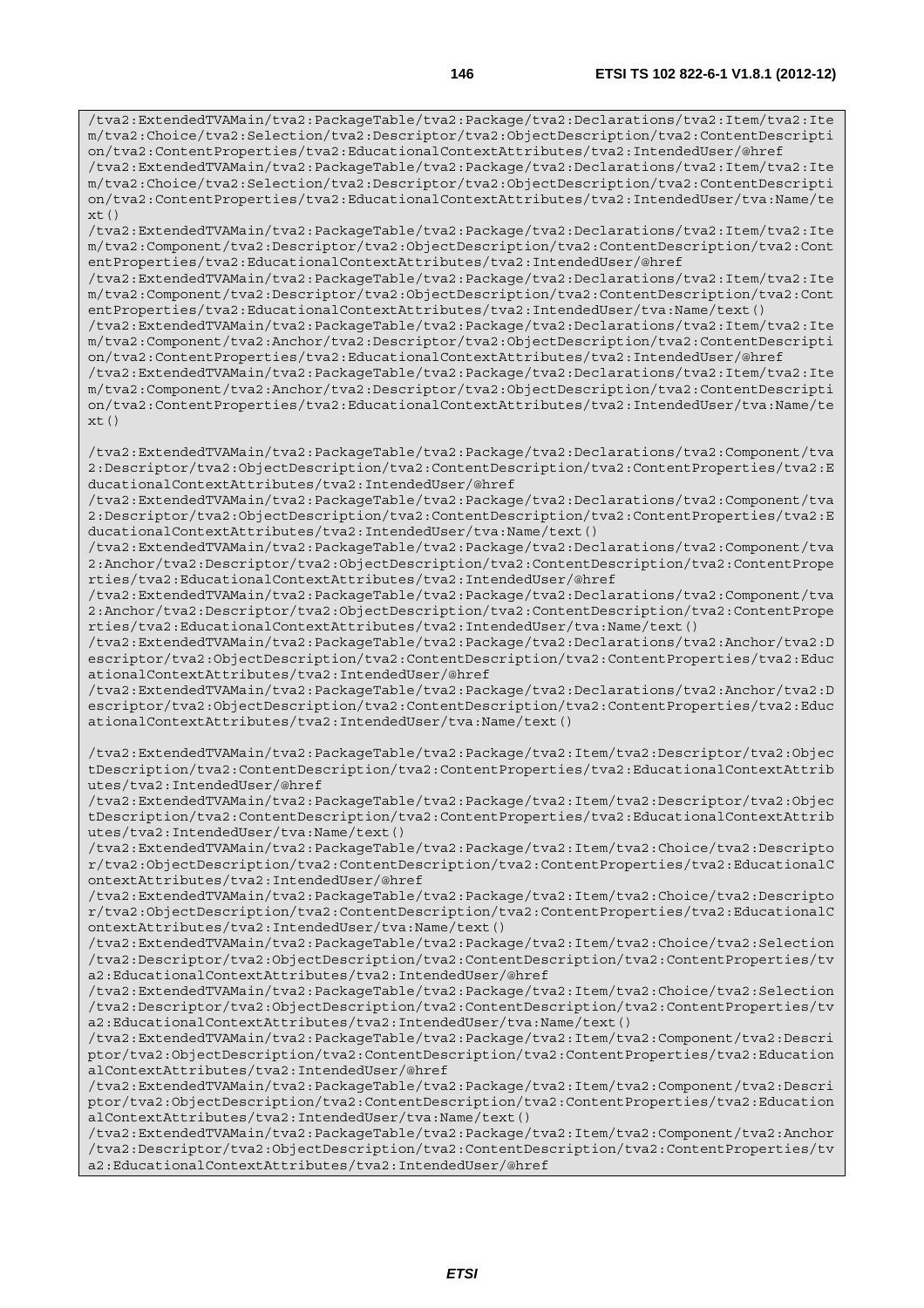```
/tva2:ExtendedTVAMain/tva2:PackageTable/tva2:Package/tva2:Declarations/tva2:Item/tva2:Item/tva2:Choice/tva2:Selection/tva2:Descriptor/tva2:ObjectDescription/tva2:ContentDescription/tva2:ContentProperties/tva2:EducationalContextAttributes/tva2:IntendedUser/@href
/tva2:ExtendedTVAMain/tva2:PackageTable/tva2:Package/tva2:Declarations/tva2:Item/tva2:Item/tva2:Choice/tva2:Selection/tva2:Descriptor/tva2:ObjectDescription/tva2:ContentDescription/tva2:ContentProperties/tva2:EducationalContextAttributes/tva2:IntendedUser/tva:Name/text()
/tva2:ExtendedTVAMain/tva2:PackageTable/tva2:Package/tva2:Declarations/tva2:Item/tva2:Item/tva2:Component/tva2:Descriptor/tva2:ObjectDescription/tva2:ContentDescription/tva2:ContentProperties/tva2:EducationalContextAttributes/tva2:IntendedUser/@href
/tva2:ExtendedTVAMain/tva2:PackageTable/tva2:Package/tva2:Declarations/tva2:Item/tva2:Item/tva2:Component/tva2:Descriptor/tva2:ObjectDescription/tva2:ContentDescription/tva2:ContentProperties/tva2:EducationalContextAttributes/tva2:IntendedUser/tva:Name/text()
/tva2:ExtendedTVAMain/tva2:PackageTable/tva2:Package/tva2:Declarations/tva2:Item/tva2:Item/tva2:Component/tva2:Anchor/tva2:Descriptor/tva2:ObjectDescription/tva2:ContentDescription/tva2:ContentProperties/tva2:EducationalContextAttributes/tva2:IntendedUser/@href
/tva2:ExtendedTVAMain/tva2:PackageTable/tva2:Package/tva2:Declarations/tva2:Item/tva2:Item/tva2:Component/tva2:Anchor/tva2:Descriptor/tva2:ObjectDescription/tva2:ContentDescription/tva2:ContentProperties/tva2:EducationalContextAttributes/tva2:IntendedUser/tva:Name/text()

/tva2:ExtendedTVAMain/tva2:PackageTable/tva2:Package/tva2:Declarations/tva2:Component/tva2:Descriptor/tva2:ObjectDescription/tva2:ContentDescription/tva2:ContentProperties/tva2:EducationalContextAttributes/tva2:IntendedUser/@href
/tva2:ExtendedTVAMain/tva2:PackageTable/tva2:Package/tva2:Declarations/tva2:Component/tva2:Descriptor/tva2:ObjectDescription/tva2:ContentDescription/tva2:ContentProperties/tva2:EducationalContextAttributes/tva2:IntendedUser/tva:Name/text()
/tva2:ExtendedTVAMain/tva2:PackageTable/tva2:Package/tva2:Declarations/tva2:Component/tva2:Anchor/tva2:Descriptor/tva2:ObjectDescription/tva2:ContentDescription/tva2:ContentProperties/tva2:EducationalContextAttributes/tva2:IntendedUser/@href
/tva2:ExtendedTVAMain/tva2:PackageTable/tva2:Package/tva2:Declarations/tva2:Component/tva2:Anchor/tva2:Descriptor/tva2:ObjectDescription/tva2:ContentDescription/tva2:ContentProperties/tva2:EducationalContextAttributes/tva2:IntendedUser/tva:Name/text()
/tva2:ExtendedTVAMain/tva2:PackageTable/tva2:Package/tva2:Declarations/tva2:Anchor/tva2:Descriptor/tva2:ObjectDescription/tva2:ContentDescription/tva2:ContentProperties/tva2:EducationalContextAttributes/tva2:IntendedUser/@href
/tva2:ExtendedTVAMain/tva2:PackageTable/tva2:Package/tva2:Declarations/tva2:Anchor/tva2:Descriptor/tva2:ObjectDescription/tva2:ContentDescription/tva2:ContentProperties/tva2:EducationalContextAttributes/tva2:IntendedUser/tva:Name/text()

/tva2:ExtendedTVAMain/tva2:PackageTable/tva2:Package/tva2:Item/tva2:Descriptor/tva2:ObjectDescription/tva2:ContentDescription/tva2:ContentProperties/tva2:EducationalContextAttributes/tva2:IntendedUser/@href
/tva2:ExtendedTVAMain/tva2:PackageTable/tva2:Package/tva2:Item/tva2:Descriptor/tva2:ObjectDescription/tva2:ContentDescription/tva2:ContentProperties/tva2:EducationalContextAttributes/tva2:IntendedUser/tva:Name/text()
/tva2:ExtendedTVAMain/tva2:PackageTable/tva2:Package/tva2:Item/tva2:Choice/tva2:Descriptor/tva2:ObjectDescription/tva2:ContentDescription/tva2:ContentProperties/tva2:EducationalContextAttributes/tva2:IntendedUser/@href
/tva2:ExtendedTVAMain/tva2:PackageTable/tva2:Package/tva2:Item/tva2:Choice/tva2:Descriptor/tva2:ObjectDescription/tva2:ContentDescription/tva2:ContentProperties/tva2:EducationalContextAttributes/tva2:IntendedUser/tva:Name/text()
/tva2:ExtendedTVAMain/tva2:PackageTable/tva2:Package/tva2:Item/tva2:Choice/tva2:Selection/tva2:Descriptor/tva2:ObjectDescription/tva2:ContentDescription/tva2:ContentProperties/tva2:EducationalContextAttributes/tva2:IntendedUser/@href
/tva2:ExtendedTVAMain/tva2:PackageTable/tva2:Package/tva2:Item/tva2:Choice/tva2:Selection/tva2:Descriptor/tva2:ObjectDescription/tva2:ContentDescription/tva2:ContentProperties/tva2:EducationalContextAttributes/tva2:IntendedUser/tva:Name/text()
/tva2:ExtendedTVAMain/tva2:PackageTable/tva2:Package/tva2:Item/tva2:Component/tva2:Descriptor/tva2:ObjectDescription/tva2:ContentDescription/tva2:ContentProperties/tva2:EducationalContextAttributes/tva2:IntendedUser/@href
/tva2:ExtendedTVAMain/tva2:PackageTable/tva2:Package/tva2:Item/tva2:Component/tva2:Descriptor/tva2:ObjectDescription/tva2:ContentDescription/tva2:ContentProperties/tva2:EducationalContextAttributes/tva2:IntendedUser/tva:Name/text()
/tva2:ExtendedTVAMain/tva2:PackageTable/tva2:Package/tva2:Item/tva2:Component/tva2:Anchor/tva2:Descriptor/tva2:ObjectDescription/tva2:ContentDescription/tva2:ContentProperties/tva2:EducationalContextAttributes/tva2:IntendedUser/@href
```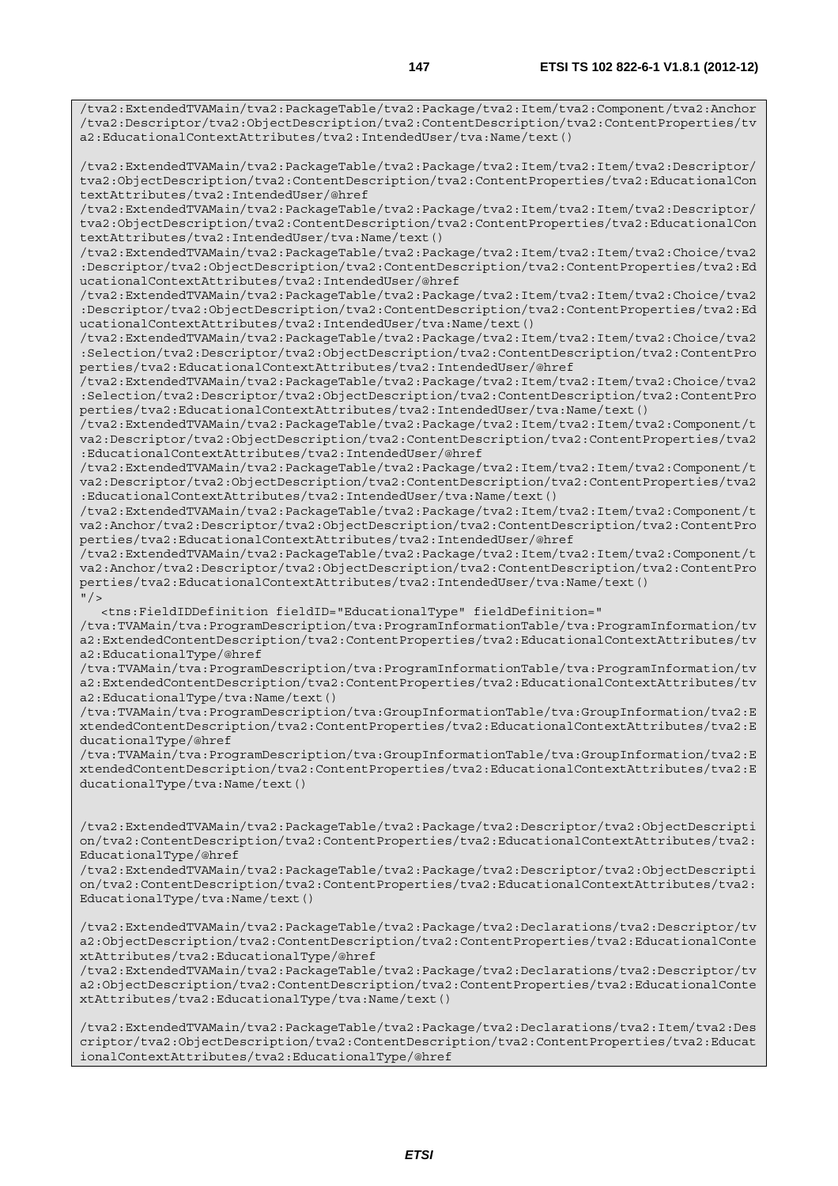```
/tva2:ExtendedTVAMain/tva2:PackageTable/tva2:Package/tva2:Item/tva2:Component/tva2:Anchor
/tva2:Descriptor/tva2:ObjectDescription/tva2:ContentDescription/tva2:ContentProperties/tv
a2:EducationalContextAttributes/tva2:IntendedUser/tva:Name/text()

/tva2:ExtendedTVAMain/tva2:PackageTable/tva2:Package/tva2:Item/tva2:Item/tva2:Descriptor/
tva2:ObjectDescription/tva2:ContentDescription/tva2:ContentProperties/tva2:EducationalCon
textAttributes/tva2:IntendedUser/@href
/tva2:ExtendedTVAMain/tva2:PackageTable/tva2:Package/tva2:Item/tva2:Item/tva2:Descriptor/
tva2:ObjectDescription/tva2:ContentDescription/tva2:ContentProperties/tva2:EducationalCon
textAttributes/tva2:IntendedUser/tva:Name/text()
/tva2:ExtendedTVAMain/tva2:PackageTable/tva2:Package/tva2:Item/tva2:Item/tva2:Choice/tva2
:Descriptor/tva2:ObjectDescription/tva2:ContentDescription/tva2:ContentProperties/tva2:Ed
ucationalContextAttributes/tva2:IntendedUser/@href
/tva2:ExtendedTVAMain/tva2:PackageTable/tva2:Package/tva2:Item/tva2:Item/tva2:Choice/tva2
:Descriptor/tva2:ObjectDescription/tva2:ContentDescription/tva2:ContentProperties/tva2:Ed
ucationalContextAttributes/tva2:IntendedUser/tva:Name/text()
/tva2:ExtendedTVAMain/tva2:PackageTable/tva2:Package/tva2:Item/tva2:Item/tva2:Choice/tva2
:Selection/tva2:Descriptor/tva2:ObjectDescription/tva2:ContentDescription/tva2:ContentPro
perties/tva2:EducationalContextAttributes/tva2:IntendedUser/@href
/tva2:ExtendedTVAMain/tva2:PackageTable/tva2:Package/tva2:Item/tva2:Item/tva2:Choice/tva2
:Selection/tva2:Descriptor/tva2:ObjectDescription/tva2:ContentDescription/tva2:ContentPro
perties/tva2:EducationalContextAttributes/tva2:IntendedUser/tva:Name/text()
/tva2:ExtendedTVAMain/tva2:PackageTable/tva2:Package/tva2:Item/tva2:Item/tva2:Component/t
va2:Descriptor/tva2:ObjectDescription/tva2:ContentDescription/tva2:ContentProperties/tva2
:EducationalContextAttributes/tva2:IntendedUser/@href
/tva2:ExtendedTVAMain/tva2:PackageTable/tva2:Package/tva2:Item/tva2:Item/tva2:Component/t
va2:Descriptor/tva2:ObjectDescription/tva2:ContentDescription/tva2:ContentProperties/tva2
:EducationalContextAttributes/tva2:IntendedUser/tva:Name/text()
/tva2:ExtendedTVAMain/tva2:PackageTable/tva2:Package/tva2:Item/tva2:Item/tva2:Component/t
va2:Anchor/tva2:Descriptor/tva2:ObjectDescription/tva2:ContentDescription/tva2:ContentPro
perties/tva2:EducationalContextAttributes/tva2:IntendedUser/@href
/tva2:ExtendedTVAMain/tva2:PackageTable/tva2:Package/tva2:Item/tva2:Item/tva2:Component/t
va2:Anchor/tva2:Descriptor/tva2:ObjectDescription/tva2:ContentDescription/tva2:ContentPro
perties/tva2:EducationalContextAttributes/tva2:IntendedUser/tva:Name/text()
"/>
   <tns:FieldIDDefinition fieldID="EducationalType" fieldDefinition="
/tva:TVAMain/tva:ProgramDescription/tva:ProgramInformationTable/tva:ProgramInformation/tv
a2:ExtendedContentDescription/tva2:ContentProperties/tva2:EducationalContextAttributes/tv
a2:EducationalType/@href
/tva:TVAMain/tva:ProgramDescription/tva:ProgramInformationTable/tva:ProgramInformation/tv
a2:ExtendedContentDescription/tva2:ContentProperties/tva2:EducationalContextAttributes/tv
a2:EducationalType/tva:Name/text()
/tva:TVAMain/tva:ProgramDescription/tva:GroupInformationTable/tva:GroupInformation/tva2:E
xtendedContentDescription/tva2:ContentProperties/tva2:EducationalContextAttributes/tva2:E
ducationalType/@href
/tva:TVAMain/tva:ProgramDescription/tva:GroupInformationTable/tva:GroupInformation/tva2:E
xtendedContentDescription/tva2:ContentProperties/tva2:EducationalContextAttributes/tva2:E
ducationalType/tva:Name/text()


/tva2:ExtendedTVAMain/tva2:PackageTable/tva2:Package/tva2:Descriptor/tva2:ObjectDescripti
on/tva2:ContentDescription/tva2:ContentProperties/tva2:EducationalContextAttributes/tva2:
EducationalType/@href
/tva2:ExtendedTVAMain/tva2:PackageTable/tva2:Package/tva2:Descriptor/tva2:ObjectDescripti
on/tva2:ContentDescription/tva2:ContentProperties/tva2:EducationalContextAttributes/tva2:
EducationalType/tva:Name/text()

/tva2:ExtendedTVAMain/tva2:PackageTable/tva2:Package/tva2:Declarations/tva2:Descriptor/tv
a2:ObjectDescription/tva2:ContentDescription/tva2:ContentProperties/tva2:EducationalConte
xtAttributes/tva2:EducationalType/@href
/tva2:ExtendedTVAMain/tva2:PackageTable/tva2:Package/tva2:Declarations/tva2:Descriptor/tv
a2:ObjectDescription/tva2:ContentDescription/tva2:ContentProperties/tva2:EducationalConte
xtAttributes/tva2:EducationalType/tva:Name/text()

/tva2:ExtendedTVAMain/tva2:PackageTable/tva2:Package/tva2:Declarations/tva2:Item/tva2:Des
criptor/tva2:ObjectDescription/tva2:ContentDescription/tva2:ContentProperties/tva2:Educat
ionalContextAttributes/tva2:EducationalType/@href
```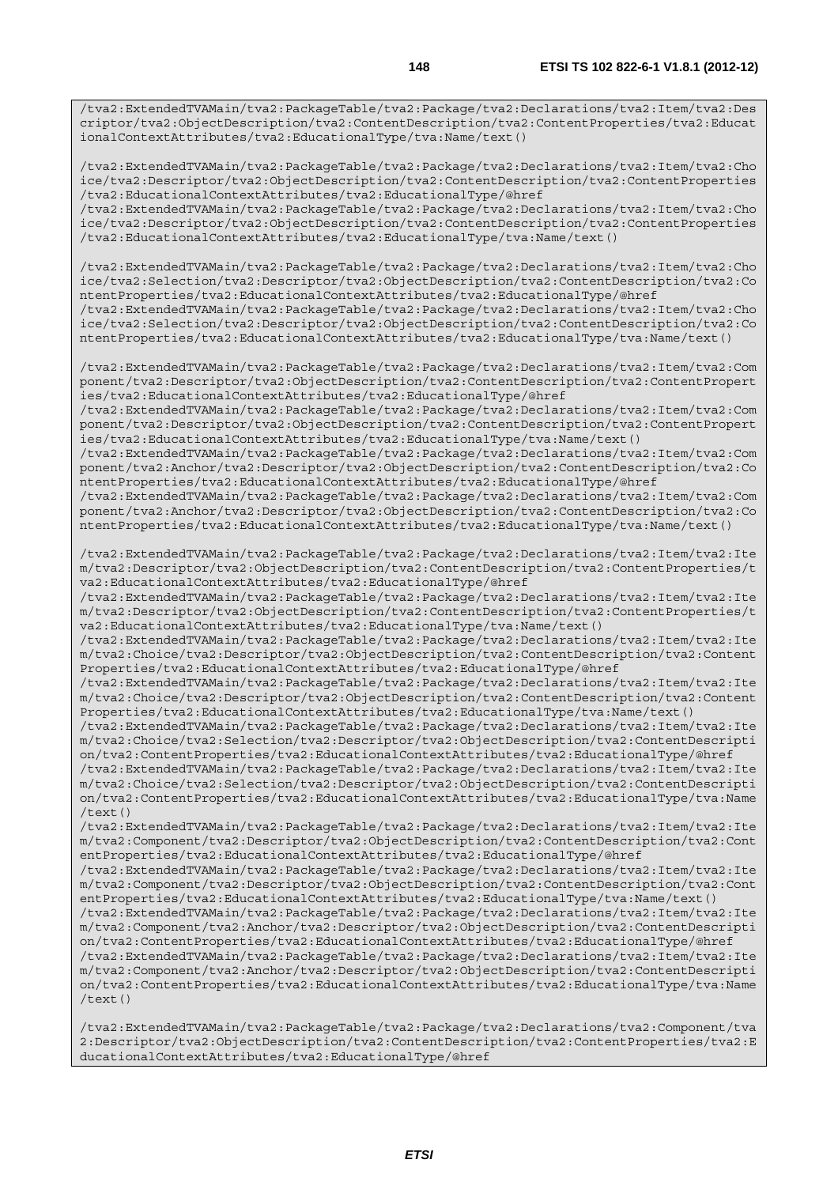```
/tva2:ExtendedTVAMain/tva2:PackageTable/tva2:Package/tva2:Declarations/tva2:Item/tva2:Descriptor/tva2:ObjectDescription/tva2:ContentDescription/tva2:ContentProperties/tva2:EducationalContextAttributes/tva2:EducationalType/tva:Name/text()

/tva2:ExtendedTVAMain/tva2:PackageTable/tva2:Package/tva2:Declarations/tva2:Item/tva2:Choice/tva2:Descriptor/tva2:ObjectDescription/tva2:ContentDescription/tva2:ContentProperties/tva2:EducationalContextAttributes/tva2:EducationalType/@href
/tva2:ExtendedTVAMain/tva2:PackageTable/tva2:Package/tva2:Declarations/tva2:Item/tva2:Choice/tva2:Descriptor/tva2:ObjectDescription/tva2:ContentDescription/tva2:ContentProperties/tva2:EducationalContextAttributes/tva2:EducationalType/tva:Name/text()

/tva2:ExtendedTVAMain/tva2:PackageTable/tva2:Package/tva2:Declarations/tva2:Item/tva2:Choice/tva2:Selection/tva2:Descriptor/tva2:ObjectDescription/tva2:ContentDescription/tva2:ContentProperties/tva2:EducationalContextAttributes/tva2:EducationalType/@href
/tva2:ExtendedTVAMain/tva2:PackageTable/tva2:Package/tva2:Declarations/tva2:Item/tva2:Choice/tva2:Selection/tva2:Descriptor/tva2:ObjectDescription/tva2:ContentDescription/tva2:ContentProperties/tva2:EducationalContextAttributes/tva2:EducationalType/tva:Name/text()

/tva2:ExtendedTVAMain/tva2:PackageTable/tva2:Package/tva2:Declarations/tva2:Item/tva2:Component/tva2:Descriptor/tva2:ObjectDescription/tva2:ContentDescription/tva2:ContentProperties/tva2:EducationalContextAttributes/tva2:EducationalType/@href
/tva2:ExtendedTVAMain/tva2:PackageTable/tva2:Package/tva2:Declarations/tva2:Item/tva2:Component/tva2:Descriptor/tva2:ObjectDescription/tva2:ContentDescription/tva2:ContentProperties/tva2:EducationalContextAttributes/tva2:EducationalType/tva:Name/text()
/tva2:ExtendedTVAMain/tva2:PackageTable/tva2:Package/tva2:Declarations/tva2:Item/tva2:Component/tva2:Anchor/tva2:Descriptor/tva2:ObjectDescription/tva2:ContentDescription/tva2:ContentProperties/tva2:EducationalContextAttributes/tva2:EducationalType/@href
/tva2:ExtendedTVAMain/tva2:PackageTable/tva2:Package/tva2:Declarations/tva2:Item/tva2:Component/tva2:Anchor/tva2:Descriptor/tva2:ObjectDescription/tva2:ContentDescription/tva2:ContentProperties/tva2:EducationalContextAttributes/tva2:EducationalType/tva:Name/text()

/tva2:ExtendedTVAMain/tva2:PackageTable/tva2:Package/tva2:Declarations/tva2:Item/tva2:Item/tva2:Descriptor/tva2:ObjectDescription/tva2:ContentDescription/tva2:ContentProperties/tva2:EducationalContextAttributes/tva2:EducationalType/@href
/tva2:ExtendedTVAMain/tva2:PackageTable/tva2:Package/tva2:Declarations/tva2:Item/tva2:Item/tva2:Descriptor/tva2:ObjectDescription/tva2:ContentDescription/tva2:ContentProperties/tva2:EducationalContextAttributes/tva2:EducationalType/tva:Name/text()
/tva2:ExtendedTVAMain/tva2:PackageTable/tva2:Package/tva2:Declarations/tva2:Item/tva2:Item/tva2:Choice/tva2:Descriptor/tva2:ObjectDescription/tva2:ContentDescription/tva2:ContentProperties/tva2:EducationalContextAttributes/tva2:EducationalType/@href
/tva2:ExtendedTVAMain/tva2:PackageTable/tva2:Package/tva2:Declarations/tva2:Item/tva2:Item/tva2:Choice/tva2:Descriptor/tva2:ObjectDescription/tva2:ContentDescription/tva2:ContentProperties/tva2:EducationalContextAttributes/tva2:EducationalType/tva:Name/text()
/tva2:ExtendedTVAMain/tva2:PackageTable/tva2:Package/tva2:Declarations/tva2:Item/tva2:Item/tva2:Choice/tva2:Selection/tva2:Descriptor/tva2:ObjectDescription/tva2:ContentDescription/tva2:ContentProperties/tva2:EducationalContextAttributes/tva2:EducationalType/@href
/tva2:ExtendedTVAMain/tva2:PackageTable/tva2:Package/tva2:Declarations/tva2:Item/tva2:Item/tva2:Choice/tva2:Selection/tva2:Descriptor/tva2:ObjectDescription/tva2:ContentDescription/tva2:ContentProperties/tva2:EducationalContextAttributes/tva2:EducationalType/tva:Name/text()
/tva2:ExtendedTVAMain/tva2:PackageTable/tva2:Package/tva2:Declarations/tva2:Item/tva2:Item/tva2:Component/tva2:Descriptor/tva2:ObjectDescription/tva2:ContentDescription/tva2:ContentProperties/tva2:EducationalContextAttributes/tva2:EducationalType/@href
/tva2:ExtendedTVAMain/tva2:PackageTable/tva2:Package/tva2:Declarations/tva2:Item/tva2:Item/tva2:Component/tva2:Descriptor/tva2:ObjectDescription/tva2:ContentDescription/tva2:ContentProperties/tva2:EducationalContextAttributes/tva2:EducationalType/tva:Name/text()
/tva2:ExtendedTVAMain/tva2:PackageTable/tva2:Package/tva2:Declarations/tva2:Item/tva2:Item/tva2:Component/tva2:Anchor/tva2:Descriptor/tva2:ObjectDescription/tva2:ContentDescription/tva2:ContentProperties/tva2:EducationalContextAttributes/tva2:EducationalType/@href
/tva2:ExtendedTVAMain/tva2:PackageTable/tva2:Package/tva2:Declarations/tva2:Item/tva2:Item/tva2:Component/tva2:Anchor/tva2:Descriptor/tva2:ObjectDescription/tva2:ContentDescription/tva2:ContentProperties/tva2:EducationalContextAttributes/tva2:EducationalType/tva:Name/text()

/tva2:ExtendedTVAMain/tva2:PackageTable/tva2:Package/tva2:Declarations/tva2:Component/tva2:Descriptor/tva2:ObjectDescription/tva2:ContentDescription/tva2:ContentProperties/tva2:EducationalContextAttributes/tva2:EducationalType/@href
```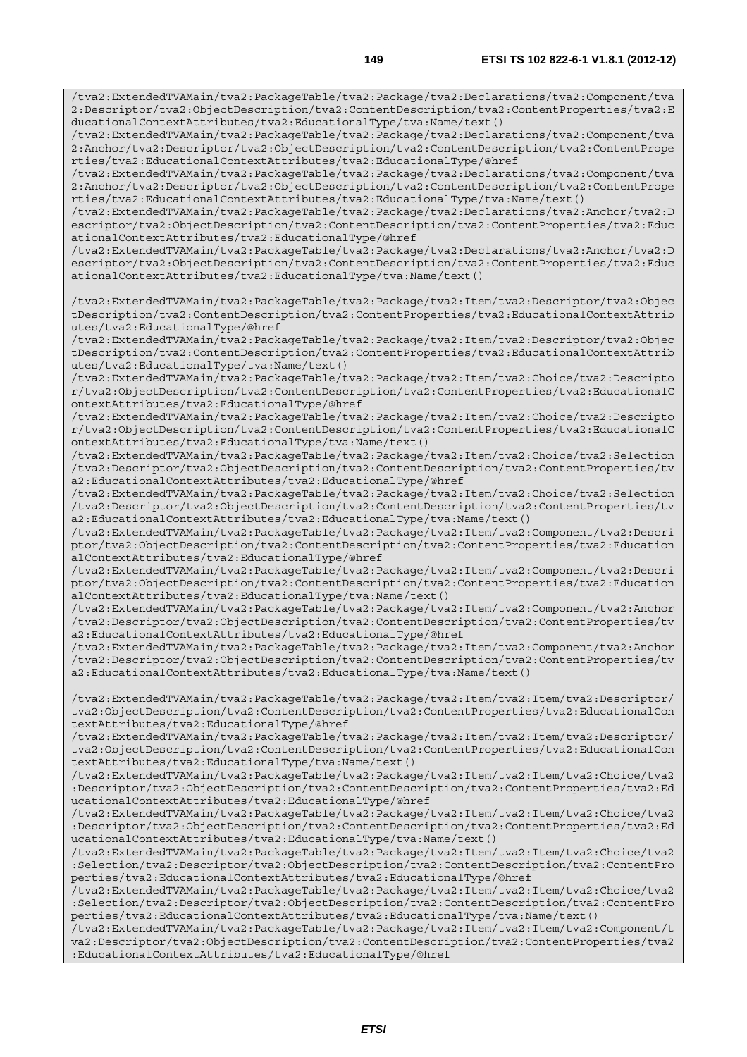```
/tva2:ExtendedTVAMain/tva2:PackageTable/tva2:Package/tva2:Declarations/tva2:Component/tva2:Descriptor/tva2:ObjectDescription/tva2:ContentDescription/tva2:ContentProperties/tva2:EducationalContextAttributes/tva2:EducationalType/tva:Name/text()
/tva2:ExtendedTVAMain/tva2:PackageTable/tva2:Package/tva2:Declarations/tva2:Component/tva2:Anchor/tva2:Descriptor/tva2:ObjectDescription/tva2:ContentDescription/tva2:ContentProperties/tva2:EducationalContextAttributes/tva2:EducationalType/@href
/tva2:ExtendedTVAMain/tva2:PackageTable/tva2:Package/tva2:Declarations/tva2:Component/tva2:Anchor/tva2:Descriptor/tva2:ObjectDescription/tva2:ContentDescription/tva2:ContentProperties/tva2:EducationalContextAttributes/tva2:EducationalType/tva:Name/text()
/tva2:ExtendedTVAMain/tva2:PackageTable/tva2:Package/tva2:Declarations/tva2:Anchor/tva2:Descriptor/tva2:ObjectDescription/tva2:ContentDescription/tva2:ContentProperties/tva2:EducationalContextAttributes/tva2:EducationalType/@href
/tva2:ExtendedTVAMain/tva2:PackageTable/tva2:Package/tva2:Declarations/tva2:Anchor/tva2:Descriptor/tva2:ObjectDescription/tva2:ContentDescription/tva2:ContentProperties/tva2:EducationalContextAttributes/tva2:EducationalType/tva:Name/text()

/tva2:ExtendedTVAMain/tva2:PackageTable/tva2:Package/tva2:Item/tva2:Descriptor/tva2:ObjectDescription/tva2:ContentDescription/tva2:ContentProperties/tva2:EducationalContextAttributes/tva2:EducationalType/@href
/tva2:ExtendedTVAMain/tva2:PackageTable/tva2:Package/tva2:Item/tva2:Descriptor/tva2:ObjectDescription/tva2:ContentDescription/tva2:ContentProperties/tva2:EducationalContextAttributes/tva2:EducationalType/tva:Name/text()
/tva2:ExtendedTVAMain/tva2:PackageTable/tva2:Package/tva2:Item/tva2:Choice/tva2:Descriptor/tva2:ObjectDescription/tva2:ContentDescription/tva2:ContentProperties/tva2:EducationalContextAttributes/tva2:EducationalType/@href
/tva2:ExtendedTVAMain/tva2:PackageTable/tva2:Package/tva2:Item/tva2:Choice/tva2:Descriptor/tva2:ObjectDescription/tva2:ContentDescription/tva2:ContentProperties/tva2:EducationalContextAttributes/tva2:EducationalType/tva:Name/text()
/tva2:ExtendedTVAMain/tva2:PackageTable/tva2:Package/tva2:Item/tva2:Choice/tva2:Selection/tva2:Descriptor/tva2:ObjectDescription/tva2:ContentDescription/tva2:ContentProperties/tva2:EducationalContextAttributes/tva2:EducationalType/@href
/tva2:ExtendedTVAMain/tva2:PackageTable/tva2:Package/tva2:Item/tva2:Choice/tva2:Selection/tva2:Descriptor/tva2:ObjectDescription/tva2:ContentDescription/tva2:ContentProperties/tva2:EducationalContextAttributes/tva2:EducationalType/tva:Name/text()
/tva2:ExtendedTVAMain/tva2:PackageTable/tva2:Package/tva2:Item/tva2:Component/tva2:Descriptor/tva2:ObjectDescription/tva2:ContentDescription/tva2:ContentProperties/tva2:EducationalContextAttributes/tva2:EducationalType/@href
/tva2:ExtendedTVAMain/tva2:PackageTable/tva2:Package/tva2:Item/tva2:Component/tva2:Descriptor/tva2:ObjectDescription/tva2:ContentDescription/tva2:ContentProperties/tva2:EducationalContextAttributes/tva2:EducationalType/tva:Name/text()
/tva2:ExtendedTVAMain/tva2:PackageTable/tva2:Package/tva2:Item/tva2:Component/tva2:Anchor/tva2:Descriptor/tva2:ObjectDescription/tva2:ContentDescription/tva2:ContentProperties/tva2:EducationalContextAttributes/tva2:EducationalType/@href
/tva2:ExtendedTVAMain/tva2:PackageTable/tva2:Package/tva2:Item/tva2:Component/tva2:Anchor/tva2:Descriptor/tva2:ObjectDescription/tva2:ContentDescription/tva2:ContentProperties/tva2:EducationalContextAttributes/tva2:EducationalType/tva:Name/text()

/tva2:ExtendedTVAMain/tva2:PackageTable/tva2:Package/tva2:Item/tva2:Item/tva2:Descriptor/tva2:ObjectDescription/tva2:ContentDescription/tva2:ContentProperties/tva2:EducationalContextAttributes/tva2:EducationalType/@href
/tva2:ExtendedTVAMain/tva2:PackageTable/tva2:Package/tva2:Item/tva2:Item/tva2:Descriptor/tva2:ObjectDescription/tva2:ContentDescription/tva2:ContentProperties/tva2:EducationalContextAttributes/tva2:EducationalType/tva:Name/text()
/tva2:ExtendedTVAMain/tva2:PackageTable/tva2:Package/tva2:Item/tva2:Item/tva2:Choice/tva2:Descriptor/tva2:ObjectDescription/tva2:ContentDescription/tva2:ContentProperties/tva2:EducationalContextAttributes/tva2:EducationalType/@href
/tva2:ExtendedTVAMain/tva2:PackageTable/tva2:Package/tva2:Item/tva2:Item/tva2:Choice/tva2:Descriptor/tva2:ObjectDescription/tva2:ContentDescription/tva2:ContentProperties/tva2:EducationalContextAttributes/tva2:EducationalType/tva:Name/text()
/tva2:ExtendedTVAMain/tva2:PackageTable/tva2:Package/tva2:Item/tva2:Item/tva2:Choice/tva2:Selection/tva2:Descriptor/tva2:ObjectDescription/tva2:ContentDescription/tva2:ContentProperties/tva2:EducationalContextAttributes/tva2:EducationalType/@href
/tva2:ExtendedTVAMain/tva2:PackageTable/tva2:Package/tva2:Item/tva2:Item/tva2:Choice/tva2:Selection/tva2:Descriptor/tva2:ObjectDescription/tva2:ContentDescription/tva2:ContentProperties/tva2:EducationalContextAttributes/tva2:EducationalType/tva:Name/text()
/tva2:ExtendedTVAMain/tva2:PackageTable/tva2:Package/tva2:Item/tva2:Item/tva2:Component/tva2:Descriptor/tva2:ObjectDescription/tva2:ContentDescription/tva2:ContentProperties/tva2:EducationalContextAttributes/tva2:EducationalType/@href
```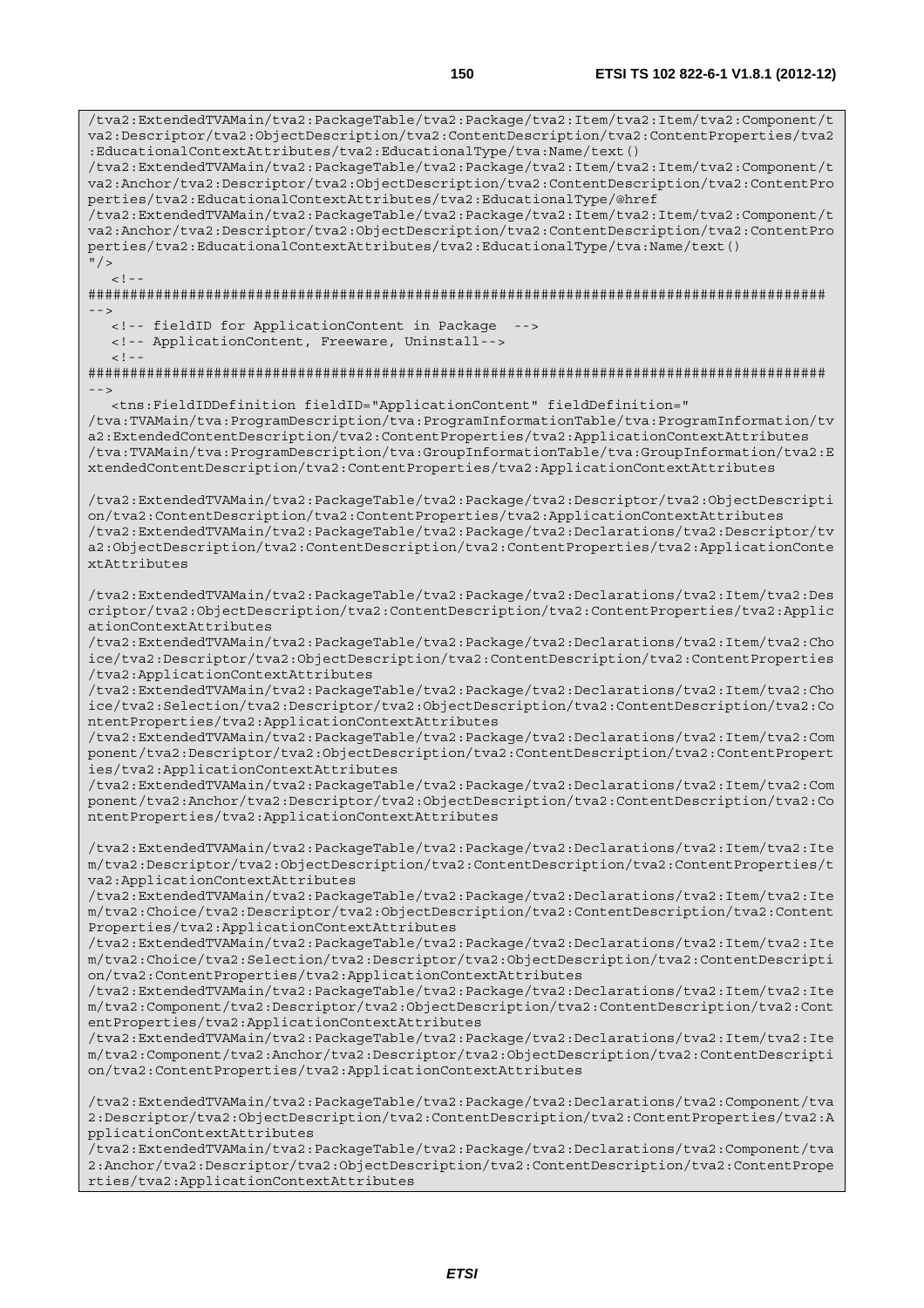```
/tva2:ExtendedTVAMain/tva2:PackageTable/tva2:Package/tva2:Item/tva2:Item/tva2:Component/t
va2:Descriptor/tva2:ObjectDescription/tva2:ContentDescription/tva2:ContentProperties/tva2
:EducationalContextAttributes/tva2:EducationalType/tva:Name/text()
/tva2:ExtendedTVAMain/tva2:PackageTable/tva2:Package/tva2:Item/tva2:Item/tva2:Component/t
va2:Anchor/tva2:Descriptor/tva2:ObjectDescription/tva2:ContentDescription/tva2:ContentPro
perties/tva2:EducationalContextAttributes/tva2:EducationalType/@href
/tva2:ExtendedTVAMain/tva2:PackageTable/tva2:Package/tva2:Item/tva2:Item/tva2:Component/t
va2:Anchor/tva2:Descriptor/tva2:ObjectDescription/tva2:ContentDescription/tva2:ContentPro
perties/tva2:EducationalContextAttributes/tva2:EducationalType/tva:Name/text()
"/>
   <!--
#######################################################################################
-->
   <!-- fieldID for ApplicationContent in Package  -->
   <!-- ApplicationContent, Freeware, Uninstall-->
   <!--
#######################################################################################
-->
   <tns:FieldIDDefinition fieldID="ApplicationContent" fieldDefinition="
/tva:TVAMain/tva:ProgramDescription/tva:ProgramInformationTable/tva:ProgramInformation/tv
a2:ExtendedContentDescription/tva2:ContentProperties/tva2:ApplicationContextAttributes
/tva:TVAMain/tva:ProgramDescription/tva:GroupInformationTable/tva:GroupInformation/tva2:E
xtendedContentDescription/tva2:ContentProperties/tva2:ApplicationContextAttributes

/tva2:ExtendedTVAMain/tva2:PackageTable/tva2:Package/tva2:Descriptor/tva2:ObjectDescripti
on/tva2:ContentDescription/tva2:ContentProperties/tva2:ApplicationContextAttributes
/tva2:ExtendedTVAMain/tva2:PackageTable/tva2:Package/tva2:Declarations/tva2:Descriptor/tv
a2:ObjectDescription/tva2:ContentDescription/tva2:ContentProperties/tva2:ApplicationConte
xtAttributes

/tva2:ExtendedTVAMain/tva2:PackageTable/tva2:Package/tva2:Declarations/tva2:Item/tva2:Des
criptor/tva2:ObjectDescription/tva2:ContentDescription/tva2:ContentProperties/tva2:Applic
ationContextAttributes
/tva2:ExtendedTVAMain/tva2:PackageTable/tva2:Package/tva2:Declarations/tva2:Item/tva2:Cho
ice/tva2:Descriptor/tva2:ObjectDescription/tva2:ContentDescription/tva2:ContentProperties
/tva2:ApplicationContextAttributes
/tva2:ExtendedTVAMain/tva2:PackageTable/tva2:Package/tva2:Declarations/tva2:Item/tva2:Cho
ice/tva2:Selection/tva2:Descriptor/tva2:ObjectDescription/tva2:ContentDescription/tva2:Co
ntentProperties/tva2:ApplicationContextAttributes
/tva2:ExtendedTVAMain/tva2:PackageTable/tva2:Package/tva2:Declarations/tva2:Item/tva2:Com
ponent/tva2:Descriptor/tva2:ObjectDescription/tva2:ContentDescription/tva2:ContentPropert
ies/tva2:ApplicationContextAttributes
/tva2:ExtendedTVAMain/tva2:PackageTable/tva2:Package/tva2:Declarations/tva2:Item/tva2:Com
ponent/tva2:Anchor/tva2:Descriptor/tva2:ObjectDescription/tva2:ContentDescription/tva2:Co
ntentProperties/tva2:ApplicationContextAttributes

/tva2:ExtendedTVAMain/tva2:PackageTable/tva2:Package/tva2:Declarations/tva2:Item/tva2:Ite
m/tva2:Descriptor/tva2:ObjectDescription/tva2:ContentDescription/tva2:ContentProperties/t
va2:ApplicationContextAttributes
/tva2:ExtendedTVAMain/tva2:PackageTable/tva2:Package/tva2:Declarations/tva2:Item/tva2:Ite
m/tva2:Choice/tva2:Descriptor/tva2:ObjectDescription/tva2:ContentDescription/tva2:Content
Properties/tva2:ApplicationContextAttributes
/tva2:ExtendedTVAMain/tva2:PackageTable/tva2:Package/tva2:Declarations/tva2:Item/tva2:Ite
m/tva2:Choice/tva2:Selection/tva2:Descriptor/tva2:ObjectDescription/tva2:ContentDescripti
on/tva2:ContentProperties/tva2:ApplicationContextAttributes
/tva2:ExtendedTVAMain/tva2:PackageTable/tva2:Package/tva2:Declarations/tva2:Item/tva2:Ite
m/tva2:Component/tva2:Descriptor/tva2:ObjectDescription/tva2:ContentDescription/tva2:Cont
entProperties/tva2:ApplicationContextAttributes
/tva2:ExtendedTVAMain/tva2:PackageTable/tva2:Package/tva2:Declarations/tva2:Item/tva2:Ite
m/tva2:Component/tva2:Anchor/tva2:Descriptor/tva2:ObjectDescription/tva2:ContentDescripti
on/tva2:ContentProperties/tva2:ApplicationContextAttributes

/tva2:ExtendedTVAMain/tva2:PackageTable/tva2:Package/tva2:Declarations/tva2:Component/tva
2:Descriptor/tva2:ObjectDescription/tva2:ContentDescription/tva2:ContentProperties/tva2:A
pplicationContextAttributes
/tva2:ExtendedTVAMain/tva2:PackageTable/tva2:Package/tva2:Declarations/tva2:Component/tva
2:Anchor/tva2:Descriptor/tva2:ObjectDescription/tva2:ContentDescription/tva2:ContentPrope
rties/tva2:ApplicationContextAttributes
```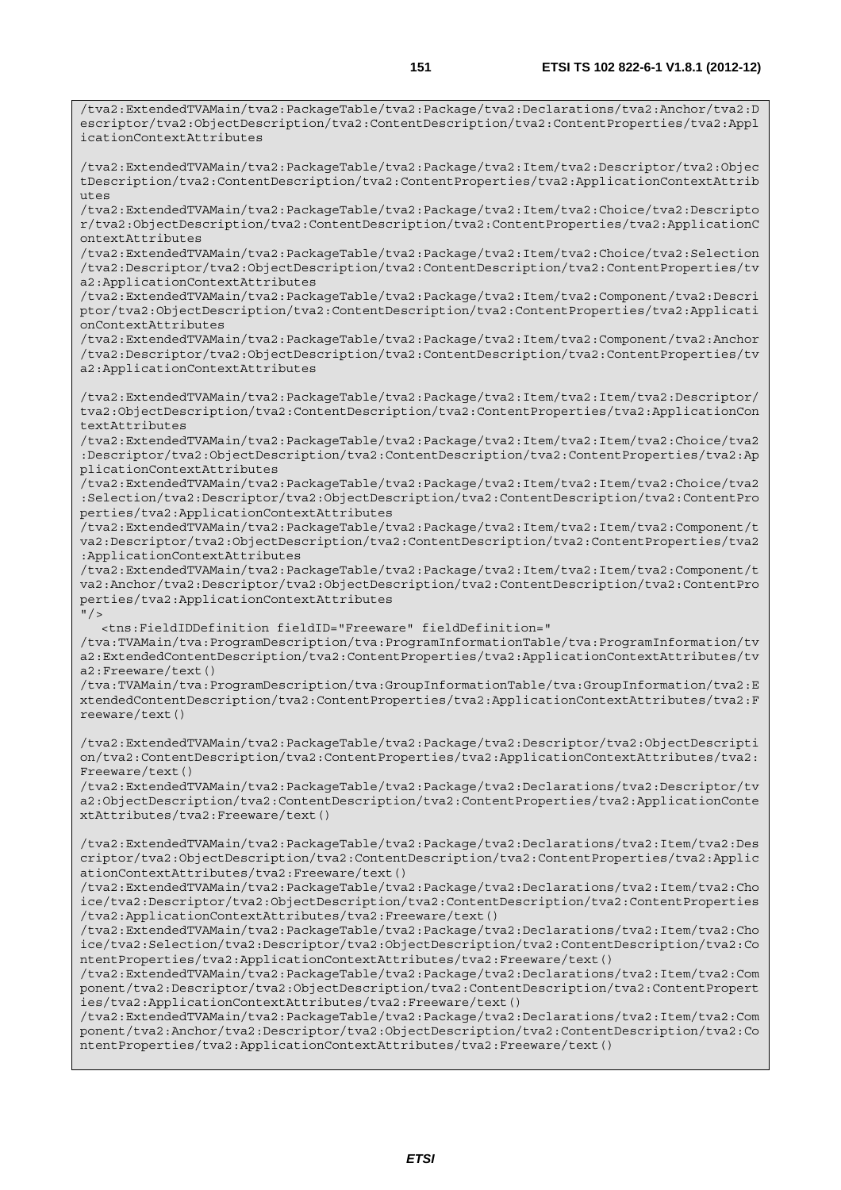```
/tva2:ExtendedTVAMain/tva2:PackageTable/tva2:Package/tva2:Declarations/tva2:Anchor/tva2:Descriptor/tva2:ObjectDescription/tva2:ContentDescription/tva2:ContentProperties/tva2:ApplicationContextAttributes

/tva2:ExtendedTVAMain/tva2:PackageTable/tva2:Package/tva2:Item/tva2:Descriptor/tva2:ObjectDescription/tva2:ContentDescription/tva2:ContentProperties/tva2:ApplicationContextAttributes
/tva2:ExtendedTVAMain/tva2:PackageTable/tva2:Package/tva2:Item/tva2:Choice/tva2:Descriptor/tva2:ObjectDescription/tva2:ContentDescription/tva2:ContentProperties/tva2:ApplicationContextAttributes
/tva2:ExtendedTVAMain/tva2:PackageTable/tva2:Package/tva2:Item/tva2:Choice/tva2:Selection/tva2:Descriptor/tva2:ObjectDescription/tva2:ContentDescription/tva2:ContentProperties/tva2:ApplicationContextAttributes
/tva2:ExtendedTVAMain/tva2:PackageTable/tva2:Package/tva2:Item/tva2:Component/tva2:Descriptor/tva2:ObjectDescription/tva2:ContentDescription/tva2:ContentProperties/tva2:ApplicationContextAttributes
/tva2:ExtendedTVAMain/tva2:PackageTable/tva2:Package/tva2:Item/tva2:Component/tva2:Anchor/tva2:Descriptor/tva2:ObjectDescription/tva2:ContentDescription/tva2:ContentProperties/tva2:ApplicationContextAttributes

/tva2:ExtendedTVAMain/tva2:PackageTable/tva2:Package/tva2:Item/tva2:Item/tva2:Descriptor/tva2:ObjectDescription/tva2:ContentDescription/tva2:ContentProperties/tva2:ApplicationContextAttributes
/tva2:ExtendedTVAMain/tva2:PackageTable/tva2:Package/tva2:Item/tva2:Item/tva2:Choice/tva2:Descriptor/tva2:ObjectDescription/tva2:ContentDescription/tva2:ContentProperties/tva2:ApplicationContextAttributes
/tva2:ExtendedTVAMain/tva2:PackageTable/tva2:Package/tva2:Item/tva2:Item/tva2:Choice/tva2:Selection/tva2:Descriptor/tva2:ObjectDescription/tva2:ContentDescription/tva2:ContentProperties/tva2:ApplicationContextAttributes
/tva2:ExtendedTVAMain/tva2:PackageTable/tva2:Package/tva2:Item/tva2:Item/tva2:Component/tva2:Descriptor/tva2:ObjectDescription/tva2:ContentDescription/tva2:ContentProperties/tva2:ApplicationContextAttributes
/tva2:ExtendedTVAMain/tva2:PackageTable/tva2:Package/tva2:Item/tva2:Item/tva2:Component/tva2:Anchor/tva2:Descriptor/tva2:ObjectDescription/tva2:ContentDescription/tva2:ContentProperties/tva2:ApplicationContextAttributes
"/>
   <tns:FieldIDDefinition fieldID="Freeware" fieldDefinition="
/tva:TVAMain/tva:ProgramDescription/tva:ProgramInformationTable/tva:ProgramInformation/tva2:ExtendedContentDescription/tva2:ContentProperties/tva2:ApplicationContextAttributes/tva2:Freeware/text()
/tva:TVAMain/tva:ProgramDescription/tva:GroupInformationTable/tva:GroupInformation/tva2:ExtendedContentDescription/tva2:ContentProperties/tva2:ApplicationContextAttributes/tva2:Freeware/text()

/tva2:ExtendedTVAMain/tva2:PackageTable/tva2:Package/tva2:Descriptor/tva2:ObjectDescription/tva2:ContentDescription/tva2:ContentProperties/tva2:ApplicationContextAttributes/tva2:Freeware/text()
/tva2:ExtendedTVAMain/tva2:PackageTable/tva2:Package/tva2:Declarations/tva2:Descriptor/tva2:ObjectDescription/tva2:ContentDescription/tva2:ContentProperties/tva2:ApplicationContextAttributes/tva2:Freeware/text()

/tva2:ExtendedTVAMain/tva2:PackageTable/tva2:Package/tva2:Declarations/tva2:Item/tva2:Descriptor/tva2:ObjectDescription/tva2:ContentDescription/tva2:ContentProperties/tva2:ApplicationContextAttributes/tva2:Freeware/text()
/tva2:ExtendedTVAMain/tva2:PackageTable/tva2:Package/tva2:Declarations/tva2:Item/tva2:Choice/tva2:Descriptor/tva2:ObjectDescription/tva2:ContentDescription/tva2:ContentProperties/tva2:ApplicationContextAttributes/tva2:Freeware/text()
/tva2:ExtendedTVAMain/tva2:PackageTable/tva2:Package/tva2:Declarations/tva2:Item/tva2:Choice/tva2:Selection/tva2:Descriptor/tva2:ObjectDescription/tva2:ContentDescription/tva2:ContentProperties/tva2:ApplicationContextAttributes/tva2:Freeware/text()
/tva2:ExtendedTVAMain/tva2:PackageTable/tva2:Package/tva2:Declarations/tva2:Item/tva2:Component/tva2:Descriptor/tva2:ObjectDescription/tva2:ContentDescription/tva2:ContentProperties/tva2:ApplicationContextAttributes/tva2:Freeware/text()
/tva2:ExtendedTVAMain/tva2:PackageTable/tva2:Package/tva2:Declarations/tva2:Item/tva2:Component/tva2:Anchor/tva2:Descriptor/tva2:ObjectDescription/tva2:ContentDescription/tva2:ContentProperties/tva2:ApplicationContextAttributes/tva2:Freeware/text()
```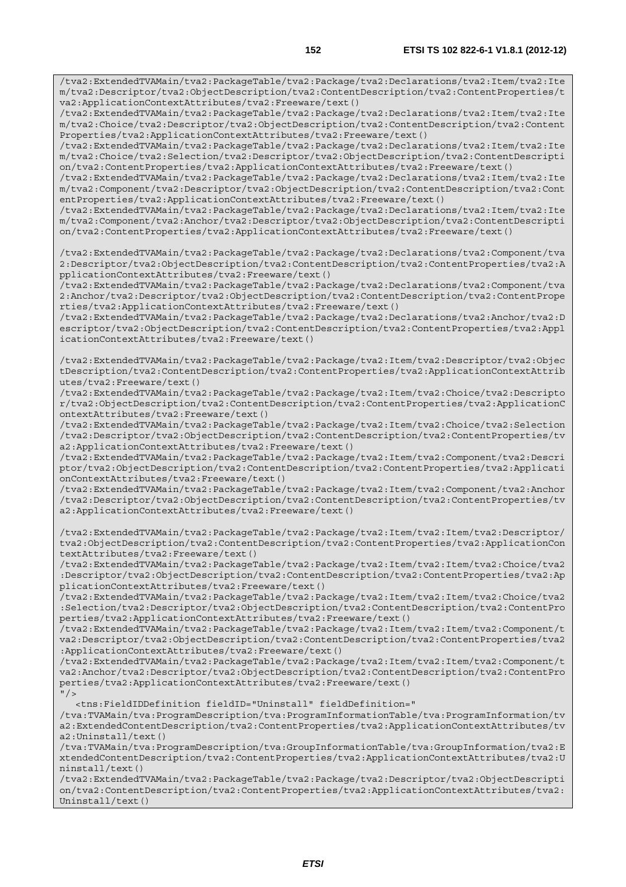```
/tva2:ExtendedTVAMain/tva2:PackageTable/tva2:Package/tva2:Declarations/tva2:Item/tva2:Item/tva2:Descriptor/tva2:ObjectDescription/tva2:ContentDescription/tva2:ContentProperties/tva2:ApplicationContextAttributes/tva2:Freeware/text()
/tva2:ExtendedTVAMain/tva2:PackageTable/tva2:Package/tva2:Declarations/tva2:Item/tva2:Item/tva2:Choice/tva2:Descriptor/tva2:ObjectDescription/tva2:ContentDescription/tva2:ContentProperties/tva2:ApplicationContextAttributes/tva2:Freeware/text()
/tva2:ExtendedTVAMain/tva2:PackageTable/tva2:Package/tva2:Declarations/tva2:Item/tva2:Item/tva2:Choice/tva2:Selection/tva2:Descriptor/tva2:ObjectDescription/tva2:ContentDescription/tva2:ContentProperties/tva2:ApplicationContextAttributes/tva2:Freeware/text()
/tva2:ExtendedTVAMain/tva2:PackageTable/tva2:Package/tva2:Declarations/tva2:Item/tva2:Item/tva2:Component/tva2:Descriptor/tva2:ObjectDescription/tva2:ContentDescription/tva2:ContentProperties/tva2:ApplicationContextAttributes/tva2:Freeware/text()
/tva2:ExtendedTVAMain/tva2:PackageTable/tva2:Package/tva2:Declarations/tva2:Item/tva2:Item/tva2:Component/tva2:Anchor/tva2:Descriptor/tva2:ObjectDescription/tva2:ContentDescription/tva2:ContentProperties/tva2:ApplicationContextAttributes/tva2:Freeware/text()

/tva2:ExtendedTVAMain/tva2:PackageTable/tva2:Package/tva2:Declarations/tva2:Component/tva2:Descriptor/tva2:ObjectDescription/tva2:ContentDescription/tva2:ContentProperties/tva2:ApplicationContextAttributes/tva2:Freeware/text()
/tva2:ExtendedTVAMain/tva2:PackageTable/tva2:Package/tva2:Declarations/tva2:Component/tva2:Anchor/tva2:Descriptor/tva2:ObjectDescription/tva2:ContentDescription/tva2:ContentProperties/tva2:ApplicationContextAttributes/tva2:Freeware/text()
/tva2:ExtendedTVAMain/tva2:PackageTable/tva2:Package/tva2:Declarations/tva2:Anchor/tva2:Descriptor/tva2:ObjectDescription/tva2:ContentDescription/tva2:ContentProperties/tva2:ApplicationContextAttributes/tva2:Freeware/text()

/tva2:ExtendedTVAMain/tva2:PackageTable/tva2:Package/tva2:Item/tva2:Descriptor/tva2:ObjectDescription/tva2:ContentDescription/tva2:ContentProperties/tva2:ApplicationContextAttributes/tva2:Freeware/text()
/tva2:ExtendedTVAMain/tva2:PackageTable/tva2:Package/tva2:Item/tva2:Choice/tva2:Descriptor/tva2:ObjectDescription/tva2:ContentDescription/tva2:ContentProperties/tva2:ApplicationContextAttributes/tva2:Freeware/text()
/tva2:ExtendedTVAMain/tva2:PackageTable/tva2:Package/tva2:Item/tva2:Choice/tva2:Selection/tva2:Descriptor/tva2:ObjectDescription/tva2:ContentDescription/tva2:ContentProperties/tva2:ApplicationContextAttributes/tva2:Freeware/text()
/tva2:ExtendedTVAMain/tva2:PackageTable/tva2:Package/tva2:Item/tva2:Component/tva2:Descriptor/tva2:ObjectDescription/tva2:ContentDescription/tva2:ContentProperties/tva2:ApplicationContextAttributes/tva2:Freeware/text()
/tva2:ExtendedTVAMain/tva2:PackageTable/tva2:Package/tva2:Item/tva2:Component/tva2:Anchor/tva2:Descriptor/tva2:ObjectDescription/tva2:ContentDescription/tva2:ContentProperties/tva2:ApplicationContextAttributes/tva2:Freeware/text()

/tva2:ExtendedTVAMain/tva2:PackageTable/tva2:Package/tva2:Item/tva2:Item/tva2:Descriptor/tva2:ObjectDescription/tva2:ContentDescription/tva2:ContentProperties/tva2:ApplicationContextAttributes/tva2:Freeware/text()
/tva2:ExtendedTVAMain/tva2:PackageTable/tva2:Package/tva2:Item/tva2:Item/tva2:Choice/tva2:Descriptor/tva2:ObjectDescription/tva2:ContentDescription/tva2:ContentProperties/tva2:ApplicationContextAttributes/tva2:Freeware/text()
/tva2:ExtendedTVAMain/tva2:PackageTable/tva2:Package/tva2:Item/tva2:Item/tva2:Choice/tva2:Selection/tva2:Descriptor/tva2:ObjectDescription/tva2:ContentDescription/tva2:ContentProperties/tva2:ApplicationContextAttributes/tva2:Freeware/text()
/tva2:ExtendedTVAMain/tva2:PackageTable/tva2:Package/tva2:Item/tva2:Item/tva2:Component/tva2:Descriptor/tva2:ObjectDescription/tva2:ContentDescription/tva2:ContentProperties/tva2:ApplicationContextAttributes/tva2:Freeware/text()
/tva2:ExtendedTVAMain/tva2:PackageTable/tva2:Package/tva2:Item/tva2:Item/tva2:Component/tva2:Anchor/tva2:Descriptor/tva2:ObjectDescription/tva2:ContentDescription/tva2:ContentProperties/tva2:ApplicationContextAttributes/tva2:Freeware/text()
"/>
   <tns:FieldIDDefinition fieldID="Uninstall" fieldDefinition="
/tva:TVAMain/tva:ProgramDescription/tva:ProgramInformationTable/tva:ProgramInformation/tva2:ExtendedContentDescription/tva2:ContentProperties/tva2:ApplicationContextAttributes/tva2:Uninstall/text()
/tva:TVAMain/tva:ProgramDescription/tva:GroupInformationTable/tva:GroupInformation/tva2:ExtendedContentDescription/tva2:ContentProperties/tva2:ApplicationContextAttributes/tva2:Uninstall/text()
/tva2:ExtendedTVAMain/tva2:PackageTable/tva2:Package/tva2:Descriptor/tva2:ObjectDescription/tva2:ContentDescription/tva2:ContentProperties/tva2:ApplicationContextAttributes/tva2:Uninstall/text()
```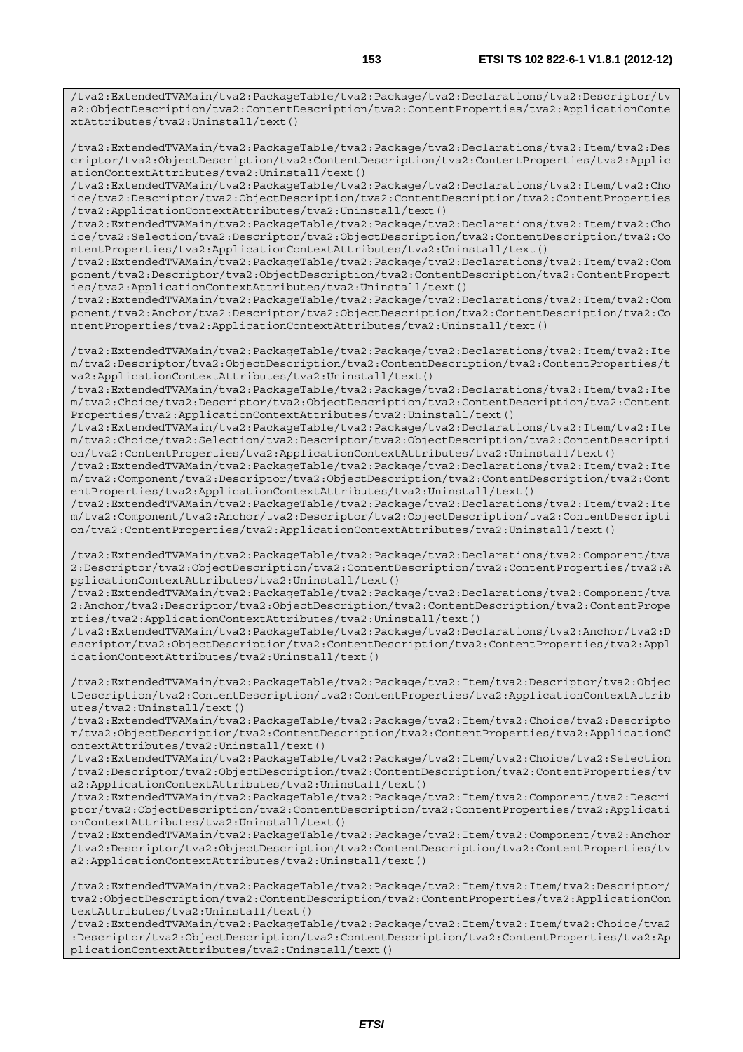```
/tva2:ExtendedTVAMain/tva2:PackageTable/tva2:Package/tva2:Declarations/tva2:Descriptor/tva2:ObjectDescription/tva2:ContentDescription/tva2:ContentProperties/tva2:ApplicationContextAttributes/tva2:Uninstall/text()

/tva2:ExtendedTVAMain/tva2:PackageTable/tva2:Package/tva2:Declarations/tva2:Item/tva2:Descriptor/tva2:ObjectDescription/tva2:ContentDescription/tva2:ContentProperties/tva2:ApplicationContextAttributes/tva2:Uninstall/text()
/tva2:ExtendedTVAMain/tva2:PackageTable/tva2:Package/tva2:Declarations/tva2:Item/tva2:Choice/tva2:Descriptor/tva2:ObjectDescription/tva2:ContentDescription/tva2:ContentProperties/tva2:ApplicationContextAttributes/tva2:Uninstall/text()
/tva2:ExtendedTVAMain/tva2:PackageTable/tva2:Package/tva2:Declarations/tva2:Item/tva2:Choice/tva2:Selection/tva2:Descriptor/tva2:ObjectDescription/tva2:ContentDescription/tva2:ContentProperties/tva2:ApplicationContextAttributes/tva2:Uninstall/text()
/tva2:ExtendedTVAMain/tva2:PackageTable/tva2:Package/tva2:Declarations/tva2:Item/tva2:Component/tva2:Descriptor/tva2:ObjectDescription/tva2:ContentDescription/tva2:ContentProperties/tva2:ApplicationContextAttributes/tva2:Uninstall/text()
/tva2:ExtendedTVAMain/tva2:PackageTable/tva2:Package/tva2:Declarations/tva2:Item/tva2:Component/tva2:Anchor/tva2:Descriptor/tva2:ObjectDescription/tva2:ContentDescription/tva2:ContentProperties/tva2:ApplicationContextAttributes/tva2:Uninstall/text()

/tva2:ExtendedTVAMain/tva2:PackageTable/tva2:Package/tva2:Declarations/tva2:Item/tva2:Item/tva2:Descriptor/tva2:ObjectDescription/tva2:ContentDescription/tva2:ContentProperties/tva2:ApplicationContextAttributes/tva2:Uninstall/text()
/tva2:ExtendedTVAMain/tva2:PackageTable/tva2:Package/tva2:Declarations/tva2:Item/tva2:Item/tva2:Choice/tva2:Descriptor/tva2:ObjectDescription/tva2:ContentDescription/tva2:ContentProperties/tva2:ApplicationContextAttributes/tva2:Uninstall/text()
/tva2:ExtendedTVAMain/tva2:PackageTable/tva2:Package/tva2:Declarations/tva2:Item/tva2:Item/tva2:Choice/tva2:Selection/tva2:Descriptor/tva2:ObjectDescription/tva2:ContentDescription/tva2:ContentProperties/tva2:ApplicationContextAttributes/tva2:Uninstall/text()
/tva2:ExtendedTVAMain/tva2:PackageTable/tva2:Package/tva2:Declarations/tva2:Item/tva2:Item/tva2:Component/tva2:Descriptor/tva2:ObjectDescription/tva2:ContentDescription/tva2:ContentProperties/tva2:ApplicationContextAttributes/tva2:Uninstall/text()
/tva2:ExtendedTVAMain/tva2:PackageTable/tva2:Package/tva2:Declarations/tva2:Item/tva2:Item/tva2:Component/tva2:Anchor/tva2:Descriptor/tva2:ObjectDescription/tva2:ContentDescription/tva2:ContentProperties/tva2:ApplicationContextAttributes/tva2:Uninstall/text()

/tva2:ExtendedTVAMain/tva2:PackageTable/tva2:Package/tva2:Declarations/tva2:Component/tva2:Descriptor/tva2:ObjectDescription/tva2:ContentDescription/tva2:ContentProperties/tva2:ApplicationContextAttributes/tva2:Uninstall/text()
/tva2:ExtendedTVAMain/tva2:PackageTable/tva2:Package/tva2:Declarations/tva2:Component/tva2:Anchor/tva2:Descriptor/tva2:ObjectDescription/tva2:ContentDescription/tva2:ContentProperties/tva2:ApplicationContextAttributes/tva2:Uninstall/text()
/tva2:ExtendedTVAMain/tva2:PackageTable/tva2:Package/tva2:Declarations/tva2:Anchor/tva2:Descriptor/tva2:ObjectDescription/tva2:ContentDescription/tva2:ContentProperties/tva2:ApplicationContextAttributes/tva2:Uninstall/text()

/tva2:ExtendedTVAMain/tva2:PackageTable/tva2:Package/tva2:Item/tva2:Descriptor/tva2:ObjectDescription/tva2:ContentDescription/tva2:ContentProperties/tva2:ApplicationContextAttributes/tva2:Uninstall/text()
/tva2:ExtendedTVAMain/tva2:PackageTable/tva2:Package/tva2:Item/tva2:Choice/tva2:Descriptor/tva2:ObjectDescription/tva2:ContentDescription/tva2:ContentProperties/tva2:ApplicationContextAttributes/tva2:Uninstall/text()
/tva2:ExtendedTVAMain/tva2:PackageTable/tva2:Package/tva2:Item/tva2:Choice/tva2:Selection/tva2:Descriptor/tva2:ObjectDescription/tva2:ContentDescription/tva2:ContentProperties/tva2:ApplicationContextAttributes/tva2:Uninstall/text()
/tva2:ExtendedTVAMain/tva2:PackageTable/tva2:Package/tva2:Item/tva2:Component/tva2:Descriptor/tva2:ObjectDescription/tva2:ContentDescription/tva2:ContentProperties/tva2:ApplicationContextAttributes/tva2:Uninstall/text()
/tva2:ExtendedTVAMain/tva2:PackageTable/tva2:Package/tva2:Item/tva2:Component/tva2:Anchor/tva2:Descriptor/tva2:ObjectDescription/tva2:ContentDescription/tva2:ContentProperties/tva2:ApplicationContextAttributes/tva2:Uninstall/text()

/tva2:ExtendedTVAMain/tva2:PackageTable/tva2:Package/tva2:Item/tva2:Item/tva2:Descriptor/tva2:ObjectDescription/tva2:ContentDescription/tva2:ContentProperties/tva2:ApplicationContextAttributes/tva2:Uninstall/text()
/tva2:ExtendedTVAMain/tva2:PackageTable/tva2:Package/tva2:Item/tva2:Item/tva2:Choice/tva2:Descriptor/tva2:ObjectDescription/tva2:ContentDescription/tva2:ContentProperties/tva2:ApplicationContextAttributes/tva2:Uninstall/text()
```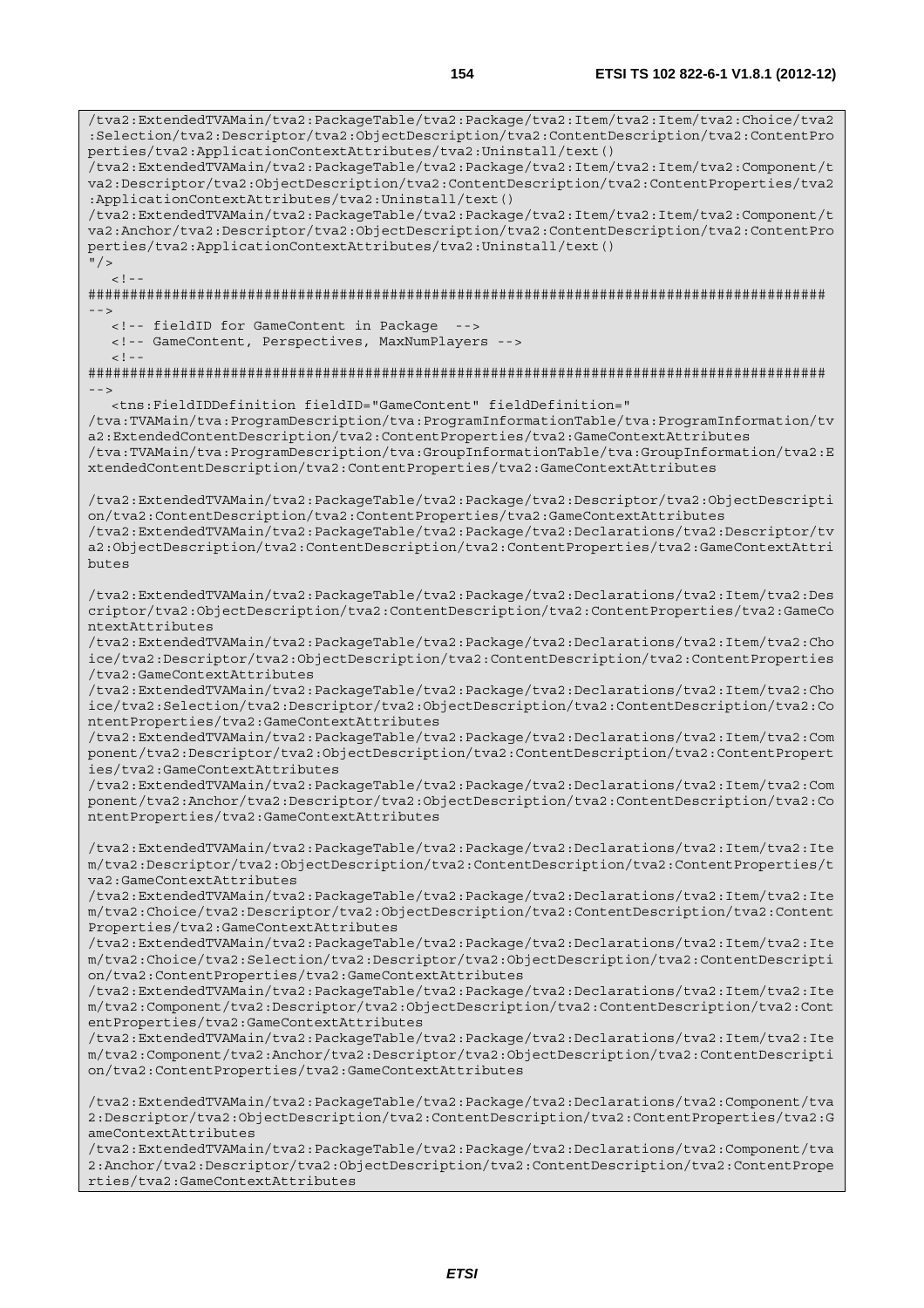```
/tva2:ExtendedTVAMain/tva2:PackageTable/tva2:Package/tva2:Item/tva2:Item/tva2:Choice/tva2
:Selection/tva2:Descriptor/tva2:ObjectDescription/tva2:ContentDescription/tva2:ContentPro
perties/tva2:ApplicationContextAttributes/tva2:Uninstall/text()
/tva2:ExtendedTVAMain/tva2:PackageTable/tva2:Package/tva2:Item/tva2:Item/tva2:Component/t
va2:Descriptor/tva2:ObjectDescription/tva2:ContentDescription/tva2:ContentProperties/tva2
:ApplicationContextAttributes/tva2:Uninstall/text()
/tva2:ExtendedTVAMain/tva2:PackageTable/tva2:Package/tva2:Item/tva2:Item/tva2:Component/t
va2:Anchor/tva2:Descriptor/tva2:ObjectDescription/tva2:ContentDescription/tva2:ContentPro
perties/tva2:ApplicationContextAttributes/tva2:Uninstall/text()
"/>
   <!--
########################################################################################
-->
   <!-- fieldID for GameContent in Package  -->
   <!-- GameContent, Perspectives, MaxNumPlayers -->
   <!--
########################################################################################
-->
   <tns:FieldIDDefinition fieldID="GameContent" fieldDefinition="
/tva:TVAMain/tva:ProgramDescription/tva:ProgramInformationTable/tva:ProgramInformation/tv
a2:ExtendedContentDescription/tva2:ContentProperties/tva2:GameContextAttributes
/tva:TVAMain/tva:ProgramDescription/tva:GroupInformationTable/tva:GroupInformation/tva2:E
xtendedContentDescription/tva2:ContentProperties/tva2:GameContextAttributes

/tva2:ExtendedTVAMain/tva2:PackageTable/tva2:Package/tva2:Descriptor/tva2:ObjectDescripti
on/tva2:ContentDescription/tva2:ContentProperties/tva2:GameContextAttributes
/tva2:ExtendedTVAMain/tva2:PackageTable/tva2:Package/tva2:Declarations/tva2:Descriptor/tv
a2:ObjectDescription/tva2:ContentDescription/tva2:ContentProperties/tva2:GameContextAttri
butes

/tva2:ExtendedTVAMain/tva2:PackageTable/tva2:Package/tva2:Declarations/tva2:Item/tva2:Des
criptor/tva2:ObjectDescription/tva2:ContentDescription/tva2:ContentProperties/tva2:GameCo
ntextAttributes
/tva2:ExtendedTVAMain/tva2:PackageTable/tva2:Package/tva2:Declarations/tva2:Item/tva2:Cho
ice/tva2:Descriptor/tva2:ObjectDescription/tva2:ContentDescription/tva2:ContentProperties
/tva2:GameContextAttributes
/tva2:ExtendedTVAMain/tva2:PackageTable/tva2:Package/tva2:Declarations/tva2:Item/tva2:Cho
ice/tva2:Selection/tva2:Descriptor/tva2:ObjectDescription/tva2:ContentDescription/tva2:Co
ntentProperties/tva2:GameContextAttributes
/tva2:ExtendedTVAMain/tva2:PackageTable/tva2:Package/tva2:Declarations/tva2:Item/tva2:Com
ponent/tva2:Descriptor/tva2:ObjectDescription/tva2:ContentDescription/tva2:ContentPropert
ies/tva2:GameContextAttributes
/tva2:ExtendedTVAMain/tva2:PackageTable/tva2:Package/tva2:Declarations/tva2:Item/tva2:Com
ponent/tva2:Anchor/tva2:Descriptor/tva2:ObjectDescription/tva2:ContentDescription/tva2:Co
ntentProperties/tva2:GameContextAttributes

/tva2:ExtendedTVAMain/tva2:PackageTable/tva2:Package/tva2:Declarations/tva2:Item/tva2:Ite
m/tva2:Descriptor/tva2:ObjectDescription/tva2:ContentDescription/tva2:ContentProperties/t
va2:GameContextAttributes
/tva2:ExtendedTVAMain/tva2:PackageTable/tva2:Package/tva2:Declarations/tva2:Item/tva2:Ite
m/tva2:Choice/tva2:Descriptor/tva2:ObjectDescription/tva2:ContentDescription/tva2:Content
Properties/tva2:GameContextAttributes
/tva2:ExtendedTVAMain/tva2:PackageTable/tva2:Package/tva2:Declarations/tva2:Item/tva2:Ite
m/tva2:Choice/tva2:Selection/tva2:Descriptor/tva2:ObjectDescription/tva2:ContentDescripti
on/tva2:ContentProperties/tva2:GameContextAttributes
/tva2:ExtendedTVAMain/tva2:PackageTable/tva2:Package/tva2:Declarations/tva2:Item/tva2:Ite
m/tva2:Component/tva2:Descriptor/tva2:ObjectDescription/tva2:ContentDescription/tva2:Cont
entProperties/tva2:GameContextAttributes
/tva2:ExtendedTVAMain/tva2:PackageTable/tva2:Package/tva2:Declarations/tva2:Item/tva2:Ite
m/tva2:Component/tva2:Anchor/tva2:Descriptor/tva2:ObjectDescription/tva2:ContentDescripti
on/tva2:ContentProperties/tva2:GameContextAttributes

/tva2:ExtendedTVAMain/tva2:PackageTable/tva2:Package/tva2:Declarations/tva2:Component/tva
2:Descriptor/tva2:ObjectDescription/tva2:ContentDescription/tva2:ContentProperties/tva2:G
ameContextAttributes
/tva2:ExtendedTVAMain/tva2:PackageTable/tva2:Package/tva2:Declarations/tva2:Component/tva
2:Anchor/tva2:Descriptor/tva2:ObjectDescription/tva2:ContentDescription/tva2:ContentPrope
rties/tva2:GameContextAttributes
```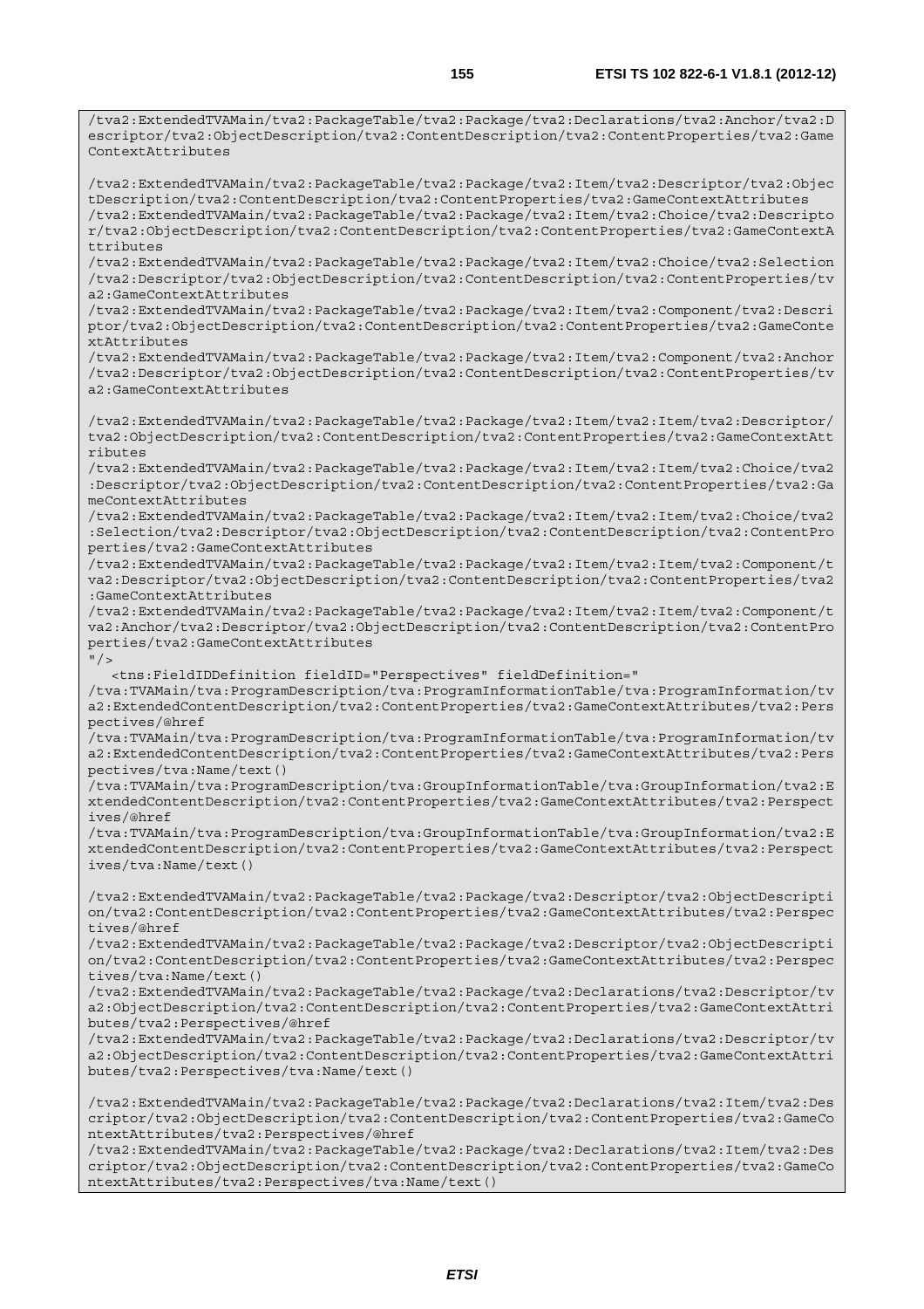```
/tva2:ExtendedTVAMain/tva2:PackageTable/tva2:Package/tva2:Declarations/tva2:Anchor/tva2:Descriptor/tva2:ObjectDescription/tva2:ContentDescription/tva2:ContentProperties/tva2:GameContextAttributes

/tva2:ExtendedTVAMain/tva2:PackageTable/tva2:Package/tva2:Item/tva2:Descriptor/tva2:ObjectDescription/tva2:ContentDescription/tva2:ContentProperties/tva2:GameContextAttributes
/tva2:ExtendedTVAMain/tva2:PackageTable/tva2:Package/tva2:Item/tva2:Choice/tva2:Descriptor/tva2:ObjectDescription/tva2:ContentDescription/tva2:ContentProperties/tva2:GameContextAttributes
/tva2:ExtendedTVAMain/tva2:PackageTable/tva2:Package/tva2:Item/tva2:Choice/tva2:Selection/tva2:Descriptor/tva2:ObjectDescription/tva2:ContentDescription/tva2:ContentProperties/tva2:GameContextAttributes
/tva2:ExtendedTVAMain/tva2:PackageTable/tva2:Package/tva2:Item/tva2:Component/tva2:Descriptor/tva2:ObjectDescription/tva2:ContentDescription/tva2:ContentProperties/tva2:GameContextAttributes
/tva2:ExtendedTVAMain/tva2:PackageTable/tva2:Package/tva2:Item/tva2:Component/tva2:Anchor/tva2:Descriptor/tva2:ObjectDescription/tva2:ContentDescription/tva2:ContentProperties/tva2:GameContextAttributes

/tva2:ExtendedTVAMain/tva2:PackageTable/tva2:Package/tva2:Item/tva2:Item/tva2:Descriptor/tva2:ObjectDescription/tva2:ContentDescription/tva2:ContentProperties/tva2:GameContextAttributes
/tva2:ExtendedTVAMain/tva2:PackageTable/tva2:Package/tva2:Item/tva2:Item/tva2:Choice/tva2:Descriptor/tva2:ObjectDescription/tva2:ContentDescription/tva2:ContentProperties/tva2:GameContextAttributes
/tva2:ExtendedTVAMain/tva2:PackageTable/tva2:Package/tva2:Item/tva2:Item/tva2:Choice/tva2:Selection/tva2:Descriptor/tva2:ObjectDescription/tva2:ContentDescription/tva2:ContentProperties/tva2:GameContextAttributes
/tva2:ExtendedTVAMain/tva2:PackageTable/tva2:Package/tva2:Item/tva2:Item/tva2:Component/tva2:Descriptor/tva2:ObjectDescription/tva2:ContentDescription/tva2:ContentProperties/tva2:GameContextAttributes
/tva2:ExtendedTVAMain/tva2:PackageTable/tva2:Package/tva2:Item/tva2:Item/tva2:Component/tva2:Anchor/tva2:Descriptor/tva2:ObjectDescription/tva2:ContentDescription/tva2:ContentProperties/tva2:GameContextAttributes
"/>
   <tns:FieldIDDefinition fieldID="Perspectives" fieldDefinition="
/tva:TVAMain/tva:ProgramDescription/tva:ProgramInformationTable/tva:ProgramInformation/tva2:ExtendedContentDescription/tva2:ContentProperties/tva2:GameContextAttributes/tva2:Perspectives/@href
/tva:TVAMain/tva:ProgramDescription/tva:ProgramInformationTable/tva:ProgramInformation/tva2:ExtendedContentDescription/tva2:ContentProperties/tva2:GameContextAttributes/tva2:Perspectives/tva:Name/text()
/tva:TVAMain/tva:ProgramDescription/tva:GroupInformationTable/tva:GroupInformation/tva2:ExtendedContentDescription/tva2:ContentProperties/tva2:GameContextAttributes/tva2:Perspectives/@href
/tva:TVAMain/tva:ProgramDescription/tva:GroupInformationTable/tva:GroupInformation/tva2:ExtendedContentDescription/tva2:ContentProperties/tva2:GameContextAttributes/tva2:Perspectives/tva:Name/text()

/tva2:ExtendedTVAMain/tva2:PackageTable/tva2:Package/tva2:Descriptor/tva2:ObjectDescription/tva2:ContentDescription/tva2:ContentProperties/tva2:GameContextAttributes/tva2:Perspectives/@href
/tva2:ExtendedTVAMain/tva2:PackageTable/tva2:Package/tva2:Descriptor/tva2:ObjectDescription/tva2:ContentDescription/tva2:ContentProperties/tva2:GameContextAttributes/tva2:Perspectives/tva:Name/text()
/tva2:ExtendedTVAMain/tva2:PackageTable/tva2:Package/tva2:Declarations/tva2:Descriptor/tva2:ObjectDescription/tva2:ContentDescription/tva2:ContentProperties/tva2:GameContextAttributes/tva2:Perspectives/@href
/tva2:ExtendedTVAMain/tva2:PackageTable/tva2:Package/tva2:Declarations/tva2:Descriptor/tva2:ObjectDescription/tva2:ContentDescription/tva2:ContentProperties/tva2:GameContextAttributes/tva2:Perspectives/tva:Name/text()

/tva2:ExtendedTVAMain/tva2:PackageTable/tva2:Package/tva2:Declarations/tva2:Item/tva2:Descriptor/tva2:ObjectDescription/tva2:ContentDescription/tva2:ContentProperties/tva2:GameContextAttributes/tva2:Perspectives/@href
/tva2:ExtendedTVAMain/tva2:PackageTable/tva2:Package/tva2:Declarations/tva2:Item/tva2:Descriptor/tva2:ObjectDescription/tva2:ContentDescription/tva2:ContentProperties/tva2:GameContextAttributes/tva2:Perspectives/tva:Name/text()
```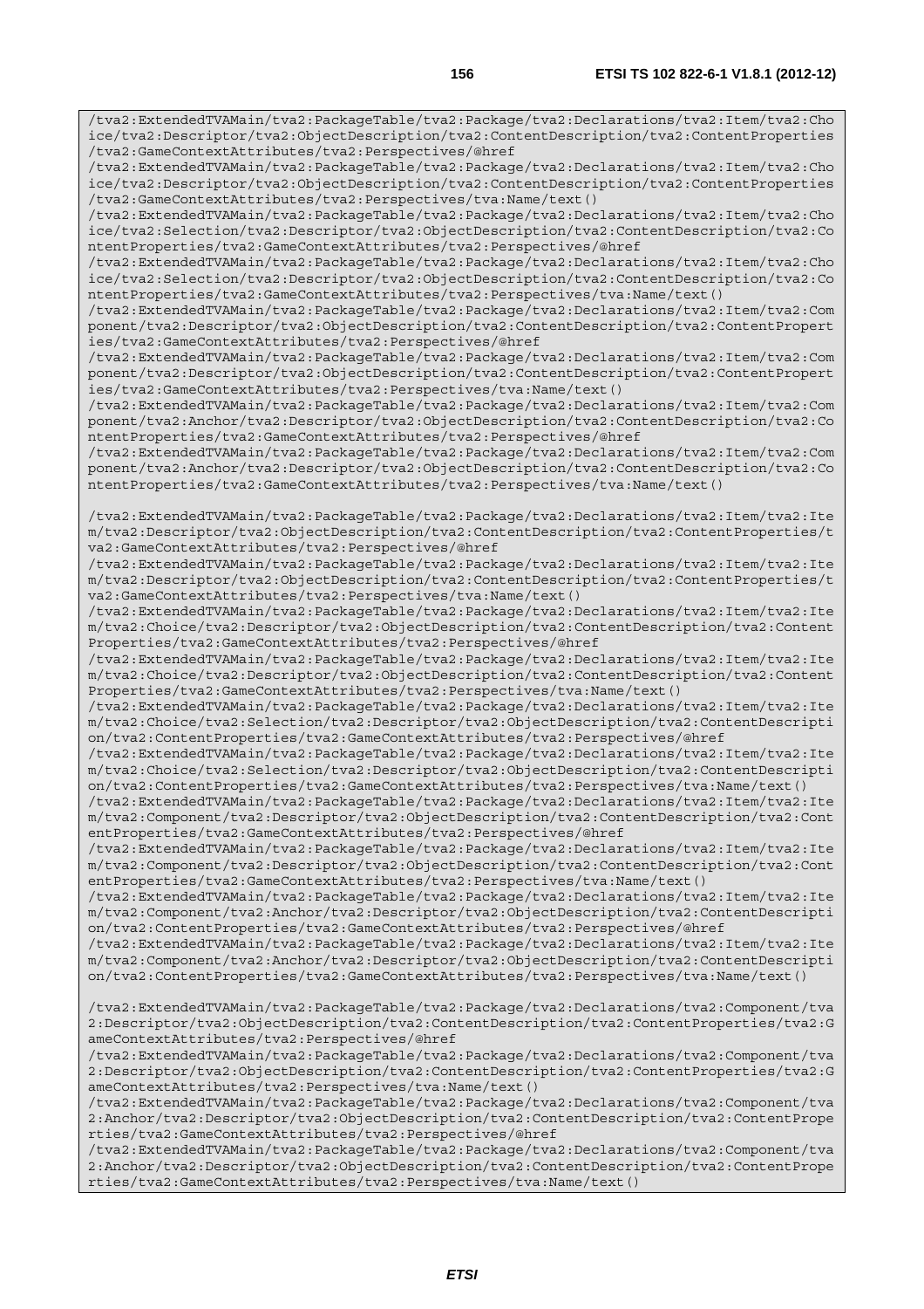```
/tva2:ExtendedTVAMain/tva2:PackageTable/tva2:Package/tva2:Declarations/tva2:Item/tva2:Choice/tva2:Descriptor/tva2:ObjectDescription/tva2:ContentDescription/tva2:ContentProperties/tva2:GameContextAttributes/tva2:Perspectives/@href
/tva2:ExtendedTVAMain/tva2:PackageTable/tva2:Package/tva2:Declarations/tva2:Item/tva2:Choice/tva2:Descriptor/tva2:ObjectDescription/tva2:ContentDescription/tva2:ContentProperties/tva2:GameContextAttributes/tva2:Perspectives/tva:Name/text()
/tva2:ExtendedTVAMain/tva2:PackageTable/tva2:Package/tva2:Declarations/tva2:Item/tva2:Choice/tva2:Selection/tva2:Descriptor/tva2:ObjectDescription/tva2:ContentDescription/tva2:ContentProperties/tva2:GameContextAttributes/tva2:Perspectives/@href
/tva2:ExtendedTVAMain/tva2:PackageTable/tva2:Package/tva2:Declarations/tva2:Item/tva2:Choice/tva2:Selection/tva2:Descriptor/tva2:ObjectDescription/tva2:ContentDescription/tva2:ContentProperties/tva2:GameContextAttributes/tva2:Perspectives/tva:Name/text()
/tva2:ExtendedTVAMain/tva2:PackageTable/tva2:Package/tva2:Declarations/tva2:Item/tva2:Component/tva2:Descriptor/tva2:ObjectDescription/tva2:ContentDescription/tva2:ContentProperties/tva2:GameContextAttributes/tva2:Perspectives/@href
/tva2:ExtendedTVAMain/tva2:PackageTable/tva2:Package/tva2:Declarations/tva2:Item/tva2:Component/tva2:Descriptor/tva2:ObjectDescription/tva2:ContentDescription/tva2:ContentProperties/tva2:GameContextAttributes/tva2:Perspectives/tva:Name/text()
/tva2:ExtendedTVAMain/tva2:PackageTable/tva2:Package/tva2:Declarations/tva2:Item/tva2:Component/tva2:Anchor/tva2:Descriptor/tva2:ObjectDescription/tva2:ContentDescription/tva2:ContentProperties/tva2:GameContextAttributes/tva2:Perspectives/@href
/tva2:ExtendedTVAMain/tva2:PackageTable/tva2:Package/tva2:Declarations/tva2:Item/tva2:Component/tva2:Anchor/tva2:Descriptor/tva2:ObjectDescription/tva2:ContentDescription/tva2:ContentProperties/tva2:GameContextAttributes/tva2:Perspectives/tva:Name/text()

/tva2:ExtendedTVAMain/tva2:PackageTable/tva2:Package/tva2:Declarations/tva2:Item/tva2:Item/tva2:Descriptor/tva2:ObjectDescription/tva2:ContentDescription/tva2:ContentProperties/tva2:GameContextAttributes/tva2:Perspectives/@href
/tva2:ExtendedTVAMain/tva2:PackageTable/tva2:Package/tva2:Declarations/tva2:Item/tva2:Item/tva2:Descriptor/tva2:ObjectDescription/tva2:ContentDescription/tva2:ContentProperties/tva2:GameContextAttributes/tva2:Perspectives/tva:Name/text()
/tva2:ExtendedTVAMain/tva2:PackageTable/tva2:Package/tva2:Declarations/tva2:Item/tva2:Item/tva2:Choice/tva2:Descriptor/tva2:ObjectDescription/tva2:ContentDescription/tva2:ContentProperties/tva2:GameContextAttributes/tva2:Perspectives/@href
/tva2:ExtendedTVAMain/tva2:PackageTable/tva2:Package/tva2:Declarations/tva2:Item/tva2:Item/tva2:Choice/tva2:Descriptor/tva2:ObjectDescription/tva2:ContentDescription/tva2:ContentProperties/tva2:GameContextAttributes/tva2:Perspectives/tva:Name/text()
/tva2:ExtendedTVAMain/tva2:PackageTable/tva2:Package/tva2:Declarations/tva2:Item/tva2:Item/tva2:Choice/tva2:Selection/tva2:Descriptor/tva2:ObjectDescription/tva2:ContentDescription/tva2:ContentProperties/tva2:GameContextAttributes/tva2:Perspectives/@href
/tva2:ExtendedTVAMain/tva2:PackageTable/tva2:Package/tva2:Declarations/tva2:Item/tva2:Item/tva2:Choice/tva2:Selection/tva2:Descriptor/tva2:ObjectDescription/tva2:ContentDescription/tva2:ContentProperties/tva2:GameContextAttributes/tva2:Perspectives/tva:Name/text()
/tva2:ExtendedTVAMain/tva2:PackageTable/tva2:Package/tva2:Declarations/tva2:Item/tva2:Item/tva2:Component/tva2:Descriptor/tva2:ObjectDescription/tva2:ContentDescription/tva2:ContentProperties/tva2:GameContextAttributes/tva2:Perspectives/@href
/tva2:ExtendedTVAMain/tva2:PackageTable/tva2:Package/tva2:Declarations/tva2:Item/tva2:Item/tva2:Component/tva2:Descriptor/tva2:ObjectDescription/tva2:ContentDescription/tva2:ContentProperties/tva2:GameContextAttributes/tva2:Perspectives/tva:Name/text()
/tva2:ExtendedTVAMain/tva2:PackageTable/tva2:Package/tva2:Declarations/tva2:Item/tva2:Item/tva2:Component/tva2:Anchor/tva2:Descriptor/tva2:ObjectDescription/tva2:ContentDescription/tva2:ContentProperties/tva2:GameContextAttributes/tva2:Perspectives/@href
/tva2:ExtendedTVAMain/tva2:PackageTable/tva2:Package/tva2:Declarations/tva2:Item/tva2:Item/tva2:Component/tva2:Anchor/tva2:Descriptor/tva2:ObjectDescription/tva2:ContentDescription/tva2:ContentProperties/tva2:GameContextAttributes/tva2:Perspectives/tva:Name/text()

/tva2:ExtendedTVAMain/tva2:PackageTable/tva2:Package/tva2:Declarations/tva2:Component/tva2:Descriptor/tva2:ObjectDescription/tva2:ContentDescription/tva2:ContentProperties/tva2:GameContextAttributes/tva2:Perspectives/@href
/tva2:ExtendedTVAMain/tva2:PackageTable/tva2:Package/tva2:Declarations/tva2:Component/tva2:Descriptor/tva2:ObjectDescription/tva2:ContentDescription/tva2:ContentProperties/tva2:GameContextAttributes/tva2:Perspectives/tva:Name/text()
/tva2:ExtendedTVAMain/tva2:PackageTable/tva2:Package/tva2:Declarations/tva2:Component/tva2:Anchor/tva2:Descriptor/tva2:ObjectDescription/tva2:ContentDescription/tva2:ContentProperties/tva2:GameContextAttributes/tva2:Perspectives/@href
/tva2:ExtendedTVAMain/tva2:PackageTable/tva2:Package/tva2:Declarations/tva2:Component/tva2:Anchor/tva2:Descriptor/tva2:ObjectDescription/tva2:ContentDescription/tva2:ContentProperties/tva2:GameContextAttributes/tva2:Perspectives/tva:Name/text()
```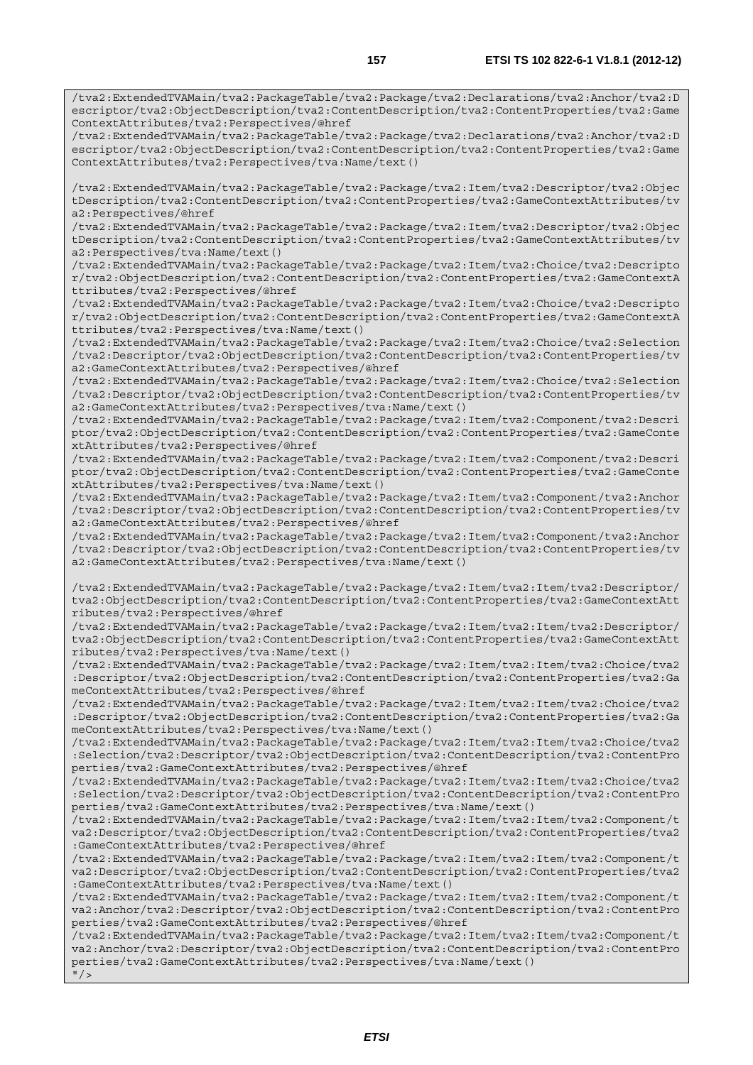```
/tva2:ExtendedTVAMain/tva2:PackageTable/tva2:Package/tva2:Declarations/tva2:Anchor/tva2:Descriptor/tva2:ObjectDescription/tva2:ContentDescription/tva2:ContentProperties/tva2:GameContextAttributes/tva2:Perspectives/@href
/tva2:ExtendedTVAMain/tva2:PackageTable/tva2:Package/tva2:Declarations/tva2:Anchor/tva2:Descriptor/tva2:ObjectDescription/tva2:ContentDescription/tva2:ContentProperties/tva2:GameContextAttributes/tva2:Perspectives/tva:Name/text()

/tva2:ExtendedTVAMain/tva2:PackageTable/tva2:Package/tva2:Item/tva2:Descriptor/tva2:ObjectDescription/tva2:ContentDescription/tva2:ContentProperties/tva2:GameContextAttributes/tva2:Perspectives/@href
/tva2:ExtendedTVAMain/tva2:PackageTable/tva2:Package/tva2:Item/tva2:Descriptor/tva2:ObjectDescription/tva2:ContentDescription/tva2:ContentProperties/tva2:GameContextAttributes/tva2:Perspectives/tva:Name/text()
/tva2:ExtendedTVAMain/tva2:PackageTable/tva2:Package/tva2:Item/tva2:Choice/tva2:Descriptor/tva2:ObjectDescription/tva2:ContentDescription/tva2:ContentProperties/tva2:GameContextAttributes/tva2:Perspectives/@href
/tva2:ExtendedTVAMain/tva2:PackageTable/tva2:Package/tva2:Item/tva2:Choice/tva2:Descriptor/tva2:ObjectDescription/tva2:ContentDescription/tva2:ContentProperties/tva2:GameContextAttributes/tva2:Perspectives/tva:Name/text()
/tva2:ExtendedTVAMain/tva2:PackageTable/tva2:Package/tva2:Item/tva2:Choice/tva2:Selection/tva2:Descriptor/tva2:ObjectDescription/tva2:ContentDescription/tva2:ContentProperties/tva2:GameContextAttributes/tva2:Perspectives/@href
/tva2:ExtendedTVAMain/tva2:PackageTable/tva2:Package/tva2:Item/tva2:Choice/tva2:Selection/tva2:Descriptor/tva2:ObjectDescription/tva2:ContentDescription/tva2:ContentProperties/tva2:GameContextAttributes/tva2:Perspectives/tva:Name/text()
/tva2:ExtendedTVAMain/tva2:PackageTable/tva2:Package/tva2:Item/tva2:Component/tva2:Descriptor/tva2:ObjectDescription/tva2:ContentDescription/tva2:ContentProperties/tva2:GameContextAttributes/tva2:Perspectives/@href
/tva2:ExtendedTVAMain/tva2:PackageTable/tva2:Package/tva2:Item/tva2:Component/tva2:Descriptor/tva2:ObjectDescription/tva2:ContentDescription/tva2:ContentProperties/tva2:GameContextAttributes/tva2:Perspectives/tva:Name/text()
/tva2:ExtendedTVAMain/tva2:PackageTable/tva2:Package/tva2:Item/tva2:Component/tva2:Anchor/tva2:Descriptor/tva2:ObjectDescription/tva2:ContentDescription/tva2:ContentProperties/tva2:GameContextAttributes/tva2:Perspectives/@href
/tva2:ExtendedTVAMain/tva2:PackageTable/tva2:Package/tva2:Item/tva2:Component/tva2:Anchor/tva2:Descriptor/tva2:ObjectDescription/tva2:ContentDescription/tva2:ContentProperties/tva2:GameContextAttributes/tva2:Perspectives/tva:Name/text()

/tva2:ExtendedTVAMain/tva2:PackageTable/tva2:Package/tva2:Item/tva2:Item/tva2:Descriptor/tva2:ObjectDescription/tva2:ContentDescription/tva2:ContentProperties/tva2:GameContextAttributes/tva2:Perspectives/@href
/tva2:ExtendedTVAMain/tva2:PackageTable/tva2:Package/tva2:Item/tva2:Item/tva2:Descriptor/tva2:ObjectDescription/tva2:ContentDescription/tva2:ContentProperties/tva2:GameContextAttributes/tva2:Perspectives/tva:Name/text()
/tva2:ExtendedTVAMain/tva2:PackageTable/tva2:Package/tva2:Item/tva2:Item/tva2:Choice/tva2:Descriptor/tva2:ObjectDescription/tva2:ContentDescription/tva2:ContentProperties/tva2:GameContextAttributes/tva2:Perspectives/@href
/tva2:ExtendedTVAMain/tva2:PackageTable/tva2:Package/tva2:Item/tva2:Item/tva2:Choice/tva2:Descriptor/tva2:ObjectDescription/tva2:ContentDescription/tva2:ContentProperties/tva2:GameContextAttributes/tva2:Perspectives/tva:Name/text()
/tva2:ExtendedTVAMain/tva2:PackageTable/tva2:Package/tva2:Item/tva2:Item/tva2:Choice/tva2:Selection/tva2:Descriptor/tva2:ObjectDescription/tva2:ContentDescription/tva2:ContentProperties/tva2:GameContextAttributes/tva2:Perspectives/@href
/tva2:ExtendedTVAMain/tva2:PackageTable/tva2:Package/tva2:Item/tva2:Item/tva2:Choice/tva2:Selection/tva2:Descriptor/tva2:ObjectDescription/tva2:ContentDescription/tva2:ContentProperties/tva2:GameContextAttributes/tva2:Perspectives/tva:Name/text()
/tva2:ExtendedTVAMain/tva2:PackageTable/tva2:Package/tva2:Item/tva2:Item/tva2:Component/tva2:Descriptor/tva2:ObjectDescription/tva2:ContentDescription/tva2:ContentProperties/tva2:GameContextAttributes/tva2:Perspectives/@href
/tva2:ExtendedTVAMain/tva2:PackageTable/tva2:Package/tva2:Item/tva2:Item/tva2:Component/tva2:Descriptor/tva2:ObjectDescription/tva2:ContentDescription/tva2:ContentProperties/tva2:GameContextAttributes/tva2:Perspectives/tva:Name/text()
/tva2:ExtendedTVAMain/tva2:PackageTable/tva2:Package/tva2:Item/tva2:Item/tva2:Component/tva2:Anchor/tva2:Descriptor/tva2:ObjectDescription/tva2:ContentDescription/tva2:ContentProperties/tva2:GameContextAttributes/tva2:Perspectives/@href
/tva2:ExtendedTVAMain/tva2:PackageTable/tva2:Package/tva2:Item/tva2:Item/tva2:Component/tva2:Anchor/tva2:Descriptor/tva2:ObjectDescription/tva2:ContentDescription/tva2:ContentProperties/tva2:GameContextAttributes/tva2:Perspectives/tva:Name/text()
"/>
```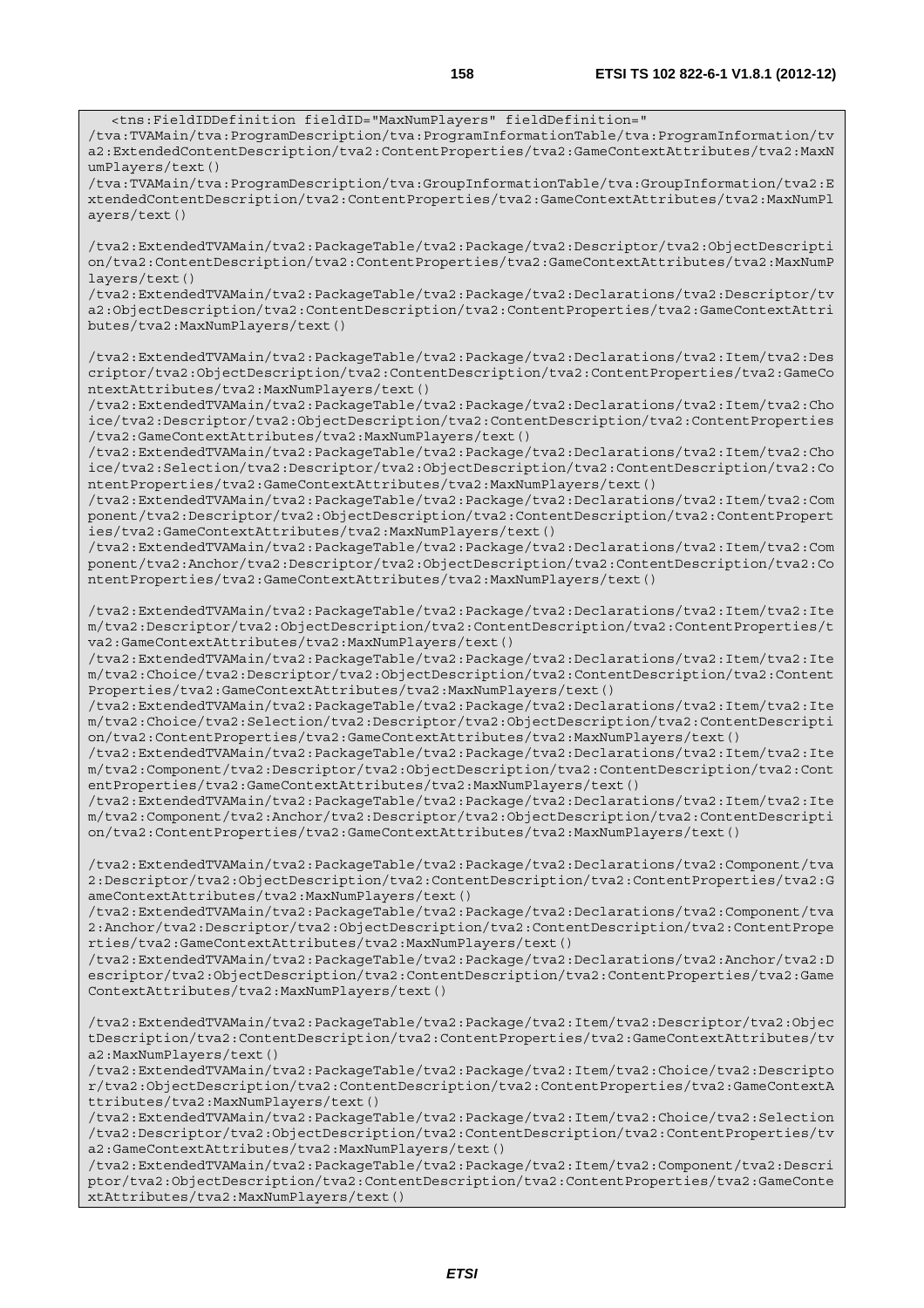```
   <tns:FieldIDDefinition fieldID="MaxNumPlayers" fieldDefinition="
/tva:TVAMain/tva:ProgramDescription/tva:ProgramInformationTable/tva:ProgramInformation/tva2:ExtendedContentDescription/tva2:ContentProperties/tva2:GameContextAttributes/tva2:MaxNumPlayers/text()
/tva:TVAMain/tva:ProgramDescription/tva:GroupInformationTable/tva:GroupInformation/tva2:ExtendedContentDescription/tva2:ContentProperties/tva2:GameContextAttributes/tva2:MaxNumPlayers/text()

/tva2:ExtendedTVAMain/tva2:PackageTable/tva2:Package/tva2:Descriptor/tva2:ObjectDescription/tva2:ContentDescription/tva2:ContentProperties/tva2:GameContextAttributes/tva2:MaxNumPlayers/text()
/tva2:ExtendedTVAMain/tva2:PackageTable/tva2:Package/tva2:Declarations/tva2:Descriptor/tva2:ObjectDescription/tva2:ContentDescription/tva2:ContentProperties/tva2:GameContextAttributes/tva2:MaxNumPlayers/text()

/tva2:ExtendedTVAMain/tva2:PackageTable/tva2:Package/tva2:Declarations/tva2:Item/tva2:Descriptor/tva2:ObjectDescription/tva2:ContentDescription/tva2:ContentProperties/tva2:GameContextAttributes/tva2:MaxNumPlayers/text()
/tva2:ExtendedTVAMain/tva2:PackageTable/tva2:Package/tva2:Declarations/tva2:Item/tva2:Choice/tva2:Descriptor/tva2:ObjectDescription/tva2:ContentDescription/tva2:ContentProperties/tva2:GameContextAttributes/tva2:MaxNumPlayers/text()
/tva2:ExtendedTVAMain/tva2:PackageTable/tva2:Package/tva2:Declarations/tva2:Item/tva2:Choice/tva2:Selection/tva2:Descriptor/tva2:ObjectDescription/tva2:ContentDescription/tva2:ContentProperties/tva2:GameContextAttributes/tva2:MaxNumPlayers/text()
/tva2:ExtendedTVAMain/tva2:PackageTable/tva2:Package/tva2:Declarations/tva2:Item/tva2:Component/tva2:Descriptor/tva2:ObjectDescription/tva2:ContentDescription/tva2:ContentProperties/tva2:GameContextAttributes/tva2:MaxNumPlayers/text()
/tva2:ExtendedTVAMain/tva2:PackageTable/tva2:Package/tva2:Declarations/tva2:Item/tva2:Component/tva2:Anchor/tva2:Descriptor/tva2:ObjectDescription/tva2:ContentDescription/tva2:ContentProperties/tva2:GameContextAttributes/tva2:MaxNumPlayers/text()

/tva2:ExtendedTVAMain/tva2:PackageTable/tva2:Package/tva2:Declarations/tva2:Item/tva2:Item/tva2:Descriptor/tva2:ObjectDescription/tva2:ContentDescription/tva2:ContentProperties/tva2:GameContextAttributes/tva2:MaxNumPlayers/text()
/tva2:ExtendedTVAMain/tva2:PackageTable/tva2:Package/tva2:Declarations/tva2:Item/tva2:Item/tva2:Choice/tva2:Descriptor/tva2:ObjectDescription/tva2:ContentDescription/tva2:ContentProperties/tva2:GameContextAttributes/tva2:MaxNumPlayers/text()
/tva2:ExtendedTVAMain/tva2:PackageTable/tva2:Package/tva2:Declarations/tva2:Item/tva2:Item/tva2:Choice/tva2:Selection/tva2:Descriptor/tva2:ObjectDescription/tva2:ContentDescription/tva2:ContentProperties/tva2:GameContextAttributes/tva2:MaxNumPlayers/text()
/tva2:ExtendedTVAMain/tva2:PackageTable/tva2:Package/tva2:Declarations/tva2:Item/tva2:Item/tva2:Component/tva2:Descriptor/tva2:ObjectDescription/tva2:ContentDescription/tva2:ContentProperties/tva2:GameContextAttributes/tva2:MaxNumPlayers/text()
/tva2:ExtendedTVAMain/tva2:PackageTable/tva2:Package/tva2:Declarations/tva2:Item/tva2:Item/tva2:Component/tva2:Anchor/tva2:Descriptor/tva2:ObjectDescription/tva2:ContentDescription/tva2:ContentProperties/tva2:GameContextAttributes/tva2:MaxNumPlayers/text()

/tva2:ExtendedTVAMain/tva2:PackageTable/tva2:Package/tva2:Declarations/tva2:Component/tva2:Descriptor/tva2:ObjectDescription/tva2:ContentDescription/tva2:ContentProperties/tva2:GameContextAttributes/tva2:MaxNumPlayers/text()
/tva2:ExtendedTVAMain/tva2:PackageTable/tva2:Package/tva2:Declarations/tva2:Component/tva2:Anchor/tva2:Descriptor/tva2:ObjectDescription/tva2:ContentDescription/tva2:ContentProperties/tva2:GameContextAttributes/tva2:MaxNumPlayers/text()
/tva2:ExtendedTVAMain/tva2:PackageTable/tva2:Package/tva2:Declarations/tva2:Anchor/tva2:Descriptor/tva2:ObjectDescription/tva2:ContentDescription/tva2:ContentProperties/tva2:GameContextAttributes/tva2:MaxNumPlayers/text()

/tva2:ExtendedTVAMain/tva2:PackageTable/tva2:Package/tva2:Item/tva2:Descriptor/tva2:ObjectDescription/tva2:ContentDescription/tva2:ContentProperties/tva2:GameContextAttributes/tva2:MaxNumPlayers/text()
/tva2:ExtendedTVAMain/tva2:PackageTable/tva2:Package/tva2:Item/tva2:Choice/tva2:Descriptor/tva2:ObjectDescription/tva2:ContentDescription/tva2:ContentProperties/tva2:GameContextAttributes/tva2:MaxNumPlayers/text()
/tva2:ExtendedTVAMain/tva2:PackageTable/tva2:Package/tva2:Item/tva2:Choice/tva2:Selection/tva2:Descriptor/tva2:ObjectDescription/tva2:ContentDescription/tva2:ContentProperties/tva2:GameContextAttributes/tva2:MaxNumPlayers/text()
/tva2:ExtendedTVAMain/tva2:PackageTable/tva2:Package/tva2:Item/tva2:Component/tva2:Descriptor/tva2:ObjectDescription/tva2:ContentDescription/tva2:ContentProperties/tva2:GameContextAttributes/tva2:MaxNumPlayers/text()
```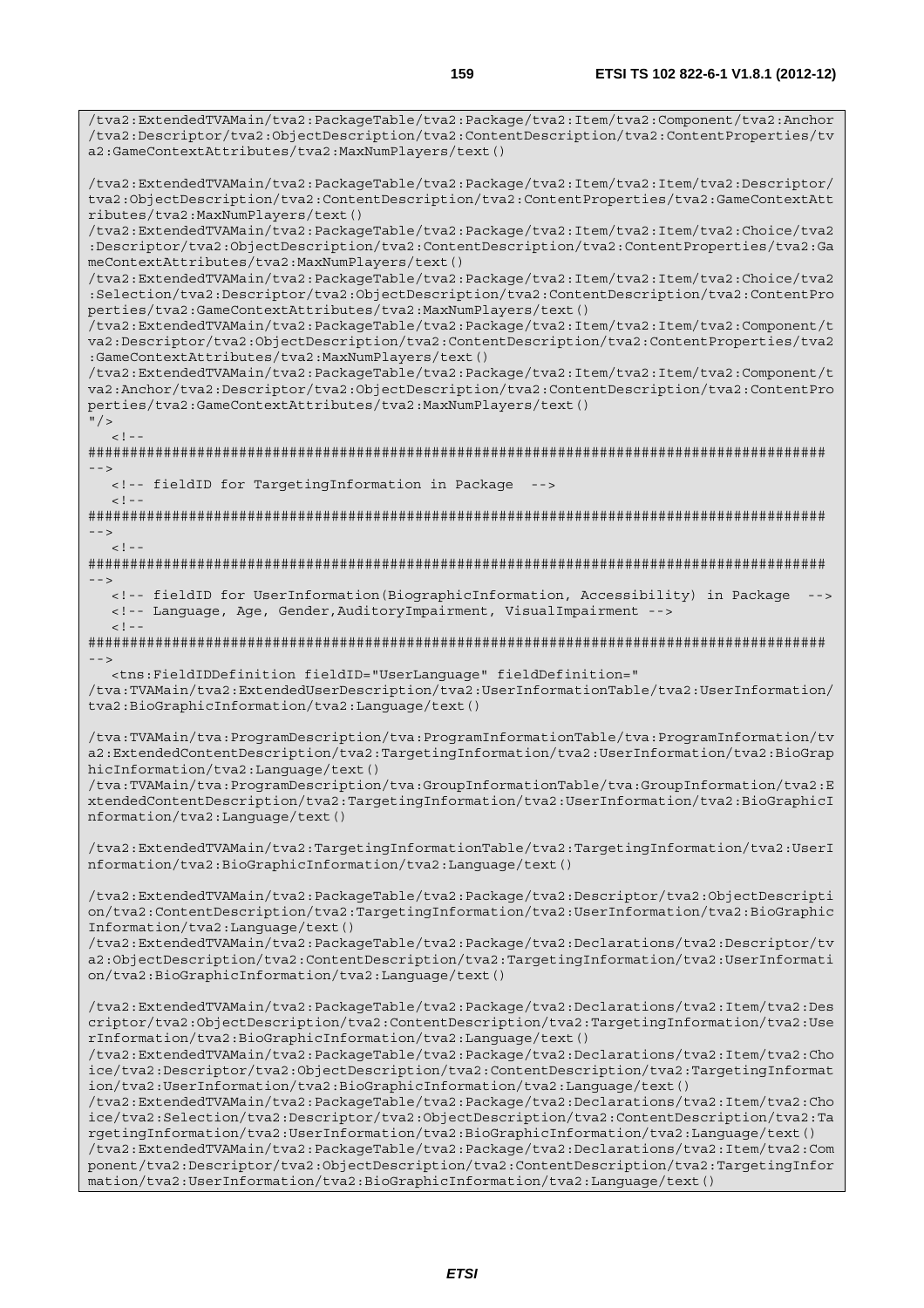```
/tva2:ExtendedTVAMain/tva2:PackageTable/tva2:Package/tva2:Item/tva2:Component/tva2:Anchor
/tva2:Descriptor/tva2:ObjectDescription/tva2:ContentDescription/tva2:ContentProperties/tv
a2:GameContextAttributes/tva2:MaxNumPlayers/text()

/tva2:ExtendedTVAMain/tva2:PackageTable/tva2:Package/tva2:Item/tva2:Item/tva2:Descriptor/
tva2:ObjectDescription/tva2:ContentDescription/tva2:ContentProperties/tva2:GameContextAtt
ributes/tva2:MaxNumPlayers/text()
/tva2:ExtendedTVAMain/tva2:PackageTable/tva2:Package/tva2:Item/tva2:Item/tva2:Choice/tva2
:Descriptor/tva2:ObjectDescription/tva2:ContentDescription/tva2:ContentProperties/tva2:Ga
meContextAttributes/tva2:MaxNumPlayers/text()
/tva2:ExtendedTVAMain/tva2:PackageTable/tva2:Package/tva2:Item/tva2:Item/tva2:Choice/tva2
:Selection/tva2:Descriptor/tva2:ObjectDescription/tva2:ContentDescription/tva2:ContentPro
perties/tva2:GameContextAttributes/tva2:MaxNumPlayers/text()
/tva2:ExtendedTVAMain/tva2:PackageTable/tva2:Package/tva2:Item/tva2:Item/tva2:Component/t
va2:Descriptor/tva2:ObjectDescription/tva2:ContentDescription/tva2:ContentProperties/tva2
:GameContextAttributes/tva2:MaxNumPlayers/text()
/tva2:ExtendedTVAMain/tva2:PackageTable/tva2:Package/tva2:Item/tva2:Item/tva2:Component/t
va2:Anchor/tva2:Descriptor/tva2:ObjectDescription/tva2:ContentDescription/tva2:ContentPro
perties/tva2:GameContextAttributes/tva2:MaxNumPlayers/text()
"/>
   <!--
########################################################################################
-->
   <!-- fieldID for TargetingInformation in Package  -->
   <!--
########################################################################################
-->
   <!--
########################################################################################
-->
   <!-- fieldID for UserInformation(BiographicInformation, Accessibility) in Package  -->
   <!-- Language, Age, Gender,AuditoryImpairment, VisualImpairment -->
   <!--
########################################################################################
-->
   <tns:FieldIDDefinition fieldID="UserLanguage" fieldDefinition="
/tva:TVAMain/tva2:ExtendedUserDescription/tva2:UserInformationTable/tva2:UserInformation/
tva2:BioGraphicInformation/tva2:Language/text()

/tva:TVAMain/tva:ProgramDescription/tva:ProgramInformationTable/tva:ProgramInformation/tv
a2:ExtendedContentDescription/tva2:TargetingInformation/tva2:UserInformation/tva2:BioGrap
hicInformation/tva2:Language/text()
/tva:TVAMain/tva:ProgramDescription/tva:GroupInformationTable/tva:GroupInformation/tva2:E
xtendedContentDescription/tva2:TargetingInformation/tva2:UserInformation/tva2:BioGraphicI
nformation/tva2:Language/text()

/tva2:ExtendedTVAMain/tva2:TargetingInformationTable/tva2:TargetingInformation/tva2:UserI
nformation/tva2:BioGraphicInformation/tva2:Language/text()

/tva2:ExtendedTVAMain/tva2:PackageTable/tva2:Package/tva2:Descriptor/tva2:ObjectDescripti
on/tva2:ContentDescription/tva2:TargetingInformation/tva2:UserInformation/tva2:BioGraphic
Information/tva2:Language/text()
/tva2:ExtendedTVAMain/tva2:PackageTable/tva2:Package/tva2:Declarations/tva2:Descriptor/tv
a2:ObjectDescription/tva2:ContentDescription/tva2:TargetingInformation/tva2:UserInformati
on/tva2:BioGraphicInformation/tva2:Language/text()

/tva2:ExtendedTVAMain/tva2:PackageTable/tva2:Package/tva2:Declarations/tva2:Item/tva2:Des
criptor/tva2:ObjectDescription/tva2:ContentDescription/tva2:TargetingInformation/tva2:Use
rInformation/tva2:BioGraphicInformation/tva2:Language/text()
/tva2:ExtendedTVAMain/tva2:PackageTable/tva2:Package/tva2:Declarations/tva2:Item/tva2:Cho
ice/tva2:Descriptor/tva2:ObjectDescription/tva2:ContentDescription/tva2:TargetingInformat
ion/tva2:UserInformation/tva2:BioGraphicInformation/tva2:Language/text()
/tva2:ExtendedTVAMain/tva2:PackageTable/tva2:Package/tva2:Declarations/tva2:Item/tva2:Cho
ice/tva2:Selection/tva2:Descriptor/tva2:ObjectDescription/tva2:ContentDescription/tva2:Ta
rgetingInformation/tva2:UserInformation/tva2:BioGraphicInformation/tva2:Language/text()
/tva2:ExtendedTVAMain/tva2:PackageTable/tva2:Package/tva2:Declarations/tva2:Item/tva2:Com
ponent/tva2:Descriptor/tva2:ObjectDescription/tva2:ContentDescription/tva2:TargetingInfor
mation/tva2:UserInformation/tva2:BioGraphicInformation/tva2:Language/text()
```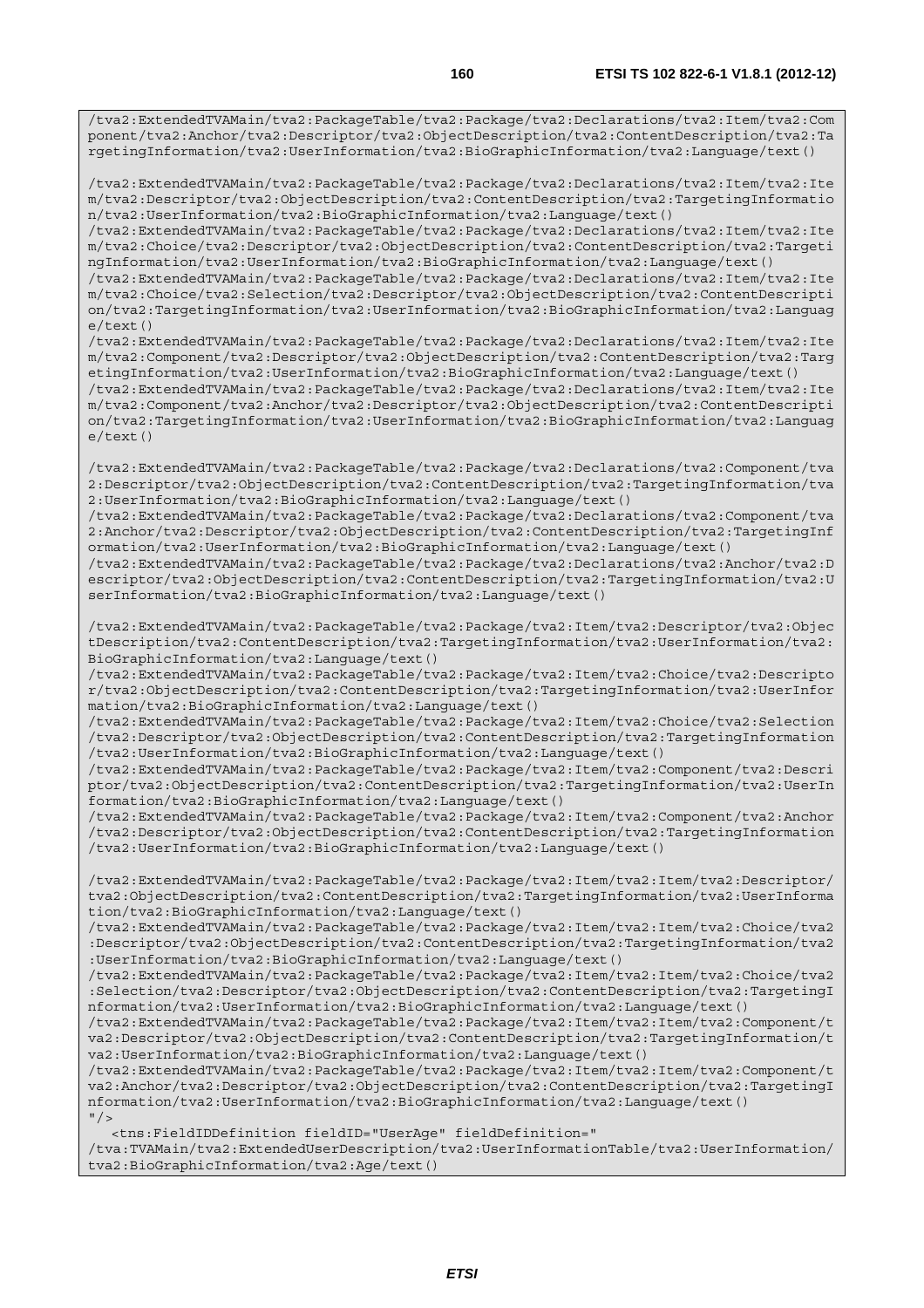```
/tva2:ExtendedTVAMain/tva2:PackageTable/tva2:Package/tva2:Declarations/tva2:Item/tva2:Component/tva2:Anchor/tva2:Descriptor/tva2:ObjectDescription/tva2:ContentDescription/tva2:TargetingInformation/tva2:UserInformation/tva2:BioGraphicInformation/tva2:Language/text()

/tva2:ExtendedTVAMain/tva2:PackageTable/tva2:Package/tva2:Declarations/tva2:Item/tva2:Item/tva2:Descriptor/tva2:ObjectDescription/tva2:ContentDescription/tva2:TargetingInformation/tva2:UserInformation/tva2:BioGraphicInformation/tva2:Language/text()
/tva2:ExtendedTVAMain/tva2:PackageTable/tva2:Package/tva2:Declarations/tva2:Item/tva2:Item/tva2:Choice/tva2:Descriptor/tva2:ObjectDescription/tva2:ContentDescription/tva2:TargetingInformation/tva2:UserInformation/tva2:BioGraphicInformation/tva2:Language/text()
/tva2:ExtendedTVAMain/tva2:PackageTable/tva2:Package/tva2:Declarations/tva2:Item/tva2:Item/tva2:Choice/tva2:Selection/tva2:Descriptor/tva2:ObjectDescription/tva2:ContentDescription/tva2:TargetingInformation/tva2:UserInformation/tva2:BioGraphicInformation/tva2:Language/text()
/tva2:ExtendedTVAMain/tva2:PackageTable/tva2:Package/tva2:Declarations/tva2:Item/tva2:Item/tva2:Component/tva2:Descriptor/tva2:ObjectDescription/tva2:ContentDescription/tva2:TargetingInformation/tva2:UserInformation/tva2:BioGraphicInformation/tva2:Language/text()
/tva2:ExtendedTVAMain/tva2:PackageTable/tva2:Package/tva2:Declarations/tva2:Item/tva2:Item/tva2:Component/tva2:Anchor/tva2:Descriptor/tva2:ObjectDescription/tva2:ContentDescription/tva2:TargetingInformation/tva2:UserInformation/tva2:BioGraphicInformation/tva2:Language/text()

/tva2:ExtendedTVAMain/tva2:PackageTable/tva2:Package/tva2:Declarations/tva2:Component/tva2:Descriptor/tva2:ObjectDescription/tva2:ContentDescription/tva2:TargetingInformation/tva2:UserInformation/tva2:BioGraphicInformation/tva2:Language/text()
/tva2:ExtendedTVAMain/tva2:PackageTable/tva2:Package/tva2:Declarations/tva2:Component/tva2:Anchor/tva2:Descriptor/tva2:ObjectDescription/tva2:ContentDescription/tva2:TargetingInformation/tva2:UserInformation/tva2:BioGraphicInformation/tva2:Language/text()
/tva2:ExtendedTVAMain/tva2:PackageTable/tva2:Package/tva2:Declarations/tva2:Anchor/tva2:Descriptor/tva2:ObjectDescription/tva2:ContentDescription/tva2:TargetingInformation/tva2:UserInformation/tva2:BioGraphicInformation/tva2:Language/text()

/tva2:ExtendedTVAMain/tva2:PackageTable/tva2:Package/tva2:Item/tva2:Descriptor/tva2:ObjectDescription/tva2:ContentDescription/tva2:TargetingInformation/tva2:UserInformation/tva2:BioGraphicInformation/tva2:Language/text()
/tva2:ExtendedTVAMain/tva2:PackageTable/tva2:Package/tva2:Item/tva2:Choice/tva2:Descriptor/tva2:ObjectDescription/tva2:ContentDescription/tva2:TargetingInformation/tva2:UserInformation/tva2:BioGraphicInformation/tva2:Language/text()
/tva2:ExtendedTVAMain/tva2:PackageTable/tva2:Package/tva2:Item/tva2:Choice/tva2:Selection/tva2:Descriptor/tva2:ObjectDescription/tva2:ContentDescription/tva2:TargetingInformation/tva2:UserInformation/tva2:BioGraphicInformation/tva2:Language/text()
/tva2:ExtendedTVAMain/tva2:PackageTable/tva2:Package/tva2:Item/tva2:Component/tva2:Descriptor/tva2:ObjectDescription/tva2:ContentDescription/tva2:TargetingInformation/tva2:UserInformation/tva2:BioGraphicInformation/tva2:Language/text()
/tva2:ExtendedTVAMain/tva2:PackageTable/tva2:Package/tva2:Item/tva2:Component/tva2:Anchor/tva2:Descriptor/tva2:ObjectDescription/tva2:ContentDescription/tva2:TargetingInformation/tva2:UserInformation/tva2:BioGraphicInformation/tva2:Language/text()

/tva2:ExtendedTVAMain/tva2:PackageTable/tva2:Package/tva2:Item/tva2:Item/tva2:Descriptor/tva2:ObjectDescription/tva2:ContentDescription/tva2:TargetingInformation/tva2:UserInformation/tva2:BioGraphicInformation/tva2:Language/text()
/tva2:ExtendedTVAMain/tva2:PackageTable/tva2:Package/tva2:Item/tva2:Item/tva2:Choice/tva2:Descriptor/tva2:ObjectDescription/tva2:ContentDescription/tva2:TargetingInformation/tva2:UserInformation/tva2:BioGraphicInformation/tva2:Language/text()
/tva2:ExtendedTVAMain/tva2:PackageTable/tva2:Package/tva2:Item/tva2:Item/tva2:Choice/tva2:Selection/tva2:Descriptor/tva2:ObjectDescription/tva2:ContentDescription/tva2:TargetingInformation/tva2:UserInformation/tva2:BioGraphicInformation/tva2:Language/text()
/tva2:ExtendedTVAMain/tva2:PackageTable/tva2:Package/tva2:Item/tva2:Item/tva2:Component/tva2:Descriptor/tva2:ObjectDescription/tva2:ContentDescription/tva2:TargetingInformation/tva2:UserInformation/tva2:BioGraphicInformation/tva2:Language/text()
/tva2:ExtendedTVAMain/tva2:PackageTable/tva2:Package/tva2:Item/tva2:Item/tva2:Component/tva2:Anchor/tva2:Descriptor/tva2:ObjectDescription/tva2:ContentDescription/tva2:TargetingInformation/tva2:UserInformation/tva2:BioGraphicInformation/tva2:Language/text()
"/>
   <tns:FieldIDDefinition fieldID="UserAge" fieldDefinition="
/tva:TVAMain/tva2:ExtendedUserDescription/tva2:UserInformationTable/tva2:UserInformation/tva2:BioGraphicInformation/tva2:Age/text()
```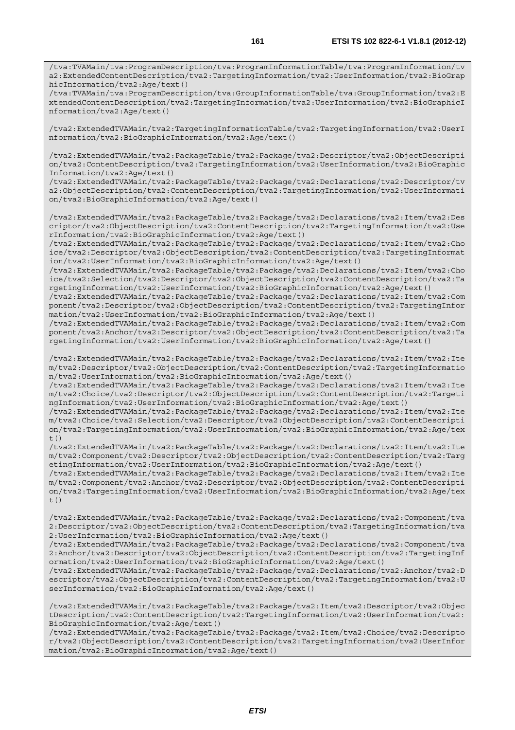```
/tva:TVAMain/tva:ProgramDescription/tva:ProgramInformationTable/tva:ProgramInformation/tva2:ExtendedContentDescription/tva2:TargetingInformation/tva2:UserInformation/tva2:BioGraphicInformation/tva2:Age/text()
/tva:TVAMain/tva:ProgramDescription/tva:GroupInformationTable/tva:GroupInformation/tva2:ExtendedContentDescription/tva2:TargetingInformation/tva2:UserInformation/tva2:BioGraphicInformation/tva2:Age/text()

/tva2:ExtendedTVAMain/tva2:TargetingInformationTable/tva2:TargetingInformation/tva2:UserInformation/tva2:BioGraphicInformation/tva2:Age/text()

/tva2:ExtendedTVAMain/tva2:PackageTable/tva2:Package/tva2:Descriptor/tva2:ObjectDescription/tva2:ContentDescription/tva2:TargetingInformation/tva2:UserInformation/tva2:BioGraphicInformation/tva2:Age/text()
/tva2:ExtendedTVAMain/tva2:PackageTable/tva2:Package/tva2:Declarations/tva2:Descriptor/tva2:ObjectDescription/tva2:ContentDescription/tva2:TargetingInformation/tva2:UserInformation/tva2:BioGraphicInformation/tva2:Age/text()

/tva2:ExtendedTVAMain/tva2:PackageTable/tva2:Package/tva2:Declarations/tva2:Item/tva2:Descriptor/tva2:ObjectDescription/tva2:ContentDescription/tva2:TargetingInformation/tva2:UserInformation/tva2:BioGraphicInformation/tva2:Age/text()
/tva2:ExtendedTVAMain/tva2:PackageTable/tva2:Package/tva2:Declarations/tva2:Item/tva2:Choice/tva2:Descriptor/tva2:ObjectDescription/tva2:ContentDescription/tva2:TargetingInformation/tva2:UserInformation/tva2:BioGraphicInformation/tva2:Age/text()
/tva2:ExtendedTVAMain/tva2:PackageTable/tva2:Package/tva2:Declarations/tva2:Item/tva2:Choice/tva2:Selection/tva2:Descriptor/tva2:ObjectDescription/tva2:ContentDescription/tva2:TargetingInformation/tva2:UserInformation/tva2:BioGraphicInformation/tva2:Age/text()
/tva2:ExtendedTVAMain/tva2:PackageTable/tva2:Package/tva2:Declarations/tva2:Item/tva2:Component/tva2:Descriptor/tva2:ObjectDescription/tva2:ContentDescription/tva2:TargetingInformation/tva2:UserInformation/tva2:BioGraphicInformation/tva2:Age/text()
/tva2:ExtendedTVAMain/tva2:PackageTable/tva2:Package/tva2:Declarations/tva2:Item/tva2:Component/tva2:Anchor/tva2:Descriptor/tva2:ObjectDescription/tva2:ContentDescription/tva2:TargetingInformation/tva2:UserInformation/tva2:BioGraphicInformation/tva2:Age/text()

/tva2:ExtendedTVAMain/tva2:PackageTable/tva2:Package/tva2:Declarations/tva2:Item/tva2:Item/tva2:Descriptor/tva2:ObjectDescription/tva2:ContentDescription/tva2:TargetingInformation/tva2:UserInformation/tva2:BioGraphicInformation/tva2:Age/text()
/tva2:ExtendedTVAMain/tva2:PackageTable/tva2:Package/tva2:Declarations/tva2:Item/tva2:Item/tva2:Choice/tva2:Descriptor/tva2:ObjectDescription/tva2:ContentDescription/tva2:TargetingInformation/tva2:UserInformation/tva2:BioGraphicInformation/tva2:Age/text()
/tva2:ExtendedTVAMain/tva2:PackageTable/tva2:Package/tva2:Declarations/tva2:Item/tva2:Item/tva2:Choice/tva2:Selection/tva2:Descriptor/tva2:ObjectDescription/tva2:ContentDescription/tva2:TargetingInformation/tva2:UserInformation/tva2:BioGraphicInformation/tva2:Age/text()
/tva2:ExtendedTVAMain/tva2:PackageTable/tva2:Package/tva2:Declarations/tva2:Item/tva2:Item/tva2:Component/tva2:Descriptor/tva2:ObjectDescription/tva2:ContentDescription/tva2:TargetingInformation/tva2:UserInformation/tva2:BioGraphicInformation/tva2:Age/text()
/tva2:ExtendedTVAMain/tva2:PackageTable/tva2:Package/tva2:Declarations/tva2:Item/tva2:Item/tva2:Component/tva2:Anchor/tva2:Descriptor/tva2:ObjectDescription/tva2:ContentDescription/tva2:TargetingInformation/tva2:UserInformation/tva2:BioGraphicInformation/tva2:Age/text()

/tva2:ExtendedTVAMain/tva2:PackageTable/tva2:Package/tva2:Declarations/tva2:Component/tva2:Descriptor/tva2:ObjectDescription/tva2:ContentDescription/tva2:TargetingInformation/tva2:UserInformation/tva2:BioGraphicInformation/tva2:Age/text()
/tva2:ExtendedTVAMain/tva2:PackageTable/tva2:Package/tva2:Declarations/tva2:Component/tva2:Anchor/tva2:Descriptor/tva2:ObjectDescription/tva2:ContentDescription/tva2:TargetingInformation/tva2:UserInformation/tva2:BioGraphicInformation/tva2:Age/text()
/tva2:ExtendedTVAMain/tva2:PackageTable/tva2:Package/tva2:Declarations/tva2:Anchor/tva2:Descriptor/tva2:ObjectDescription/tva2:ContentDescription/tva2:TargetingInformation/tva2:UserInformation/tva2:BioGraphicInformation/tva2:Age/text()

/tva2:ExtendedTVAMain/tva2:PackageTable/tva2:Package/tva2:Item/tva2:Descriptor/tva2:ObjectDescription/tva2:ContentDescription/tva2:TargetingInformation/tva2:UserInformation/tva2:BioGraphicInformation/tva2:Age/text()
/tva2:ExtendedTVAMain/tva2:PackageTable/tva2:Package/tva2:Item/tva2:Choice/tva2:Descriptor/tva2:ObjectDescription/tva2:ContentDescription/tva2:TargetingInformation/tva2:UserInformation/tva2:BioGraphicInformation/tva2:Age/text()
```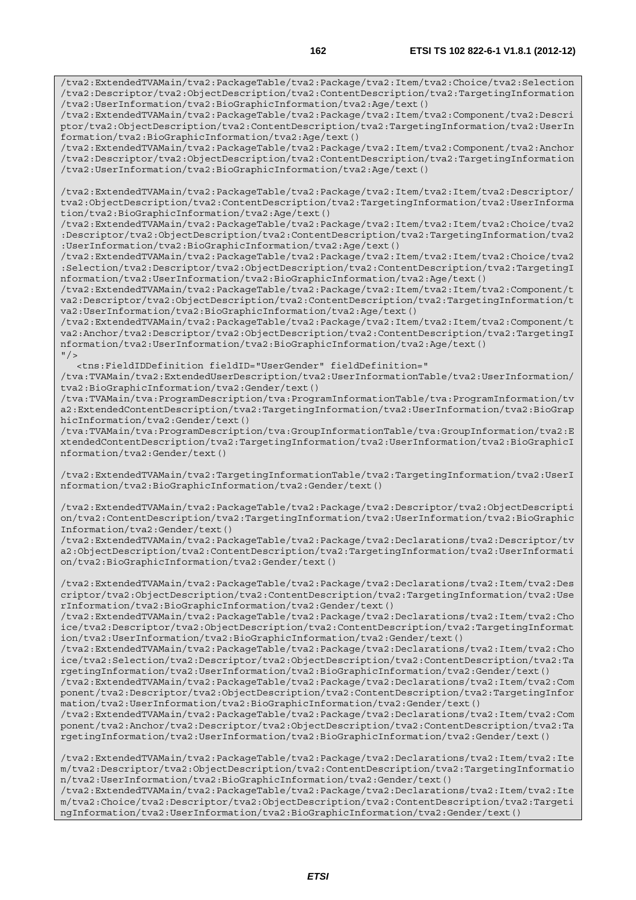```
/tva2:ExtendedTVAMain/tva2:PackageTable/tva2:Package/tva2:Item/tva2:Choice/tva2:Selection
/tva2:Descriptor/tva2:ObjectDescription/tva2:ContentDescription/tva2:TargetingInformation
/tva2:UserInformation/tva2:BioGraphicInformation/tva2:Age/text()
/tva2:ExtendedTVAMain/tva2:PackageTable/tva2:Package/tva2:Item/tva2:Component/tva2:Descri
ptor/tva2:ObjectDescription/tva2:ContentDescription/tva2:TargetingInformation/tva2:UserIn
formation/tva2:BioGraphicInformation/tva2:Age/text()
/tva2:ExtendedTVAMain/tva2:PackageTable/tva2:Package/tva2:Item/tva2:Component/tva2:Anchor
/tva2:Descriptor/tva2:ObjectDescription/tva2:ContentDescription/tva2:TargetingInformation
/tva2:UserInformation/tva2:BioGraphicInformation/tva2:Age/text()

/tva2:ExtendedTVAMain/tva2:PackageTable/tva2:Package/tva2:Item/tva2:Item/tva2:Descriptor/
tva2:ObjectDescription/tva2:ContentDescription/tva2:TargetingInformation/tva2:UserInforma
tion/tva2:BioGraphicInformation/tva2:Age/text()
/tva2:ExtendedTVAMain/tva2:PackageTable/tva2:Package/tva2:Item/tva2:Item/tva2:Choice/tva2
:Descriptor/tva2:ObjectDescription/tva2:ContentDescription/tva2:TargetingInformation/tva2
:UserInformation/tva2:BioGraphicInformation/tva2:Age/text()
/tva2:ExtendedTVAMain/tva2:PackageTable/tva2:Package/tva2:Item/tva2:Item/tva2:Choice/tva2
:Selection/tva2:Descriptor/tva2:ObjectDescription/tva2:ContentDescription/tva2:TargetingI
nformation/tva2:UserInformation/tva2:BioGraphicInformation/tva2:Age/text()
/tva2:ExtendedTVAMain/tva2:PackageTable/tva2:Package/tva2:Item/tva2:Item/tva2:Component/t
va2:Descriptor/tva2:ObjectDescription/tva2:ContentDescription/tva2:TargetingInformation/t
va2:UserInformation/tva2:BioGraphicInformation/tva2:Age/text()
/tva2:ExtendedTVAMain/tva2:PackageTable/tva2:Package/tva2:Item/tva2:Item/tva2:Component/t
va2:Anchor/tva2:Descriptor/tva2:ObjectDescription/tva2:ContentDescription/tva2:TargetingI
nformation/tva2:UserInformation/tva2:BioGraphicInformation/tva2:Age/text()
"/>
   <tns:FieldIDDefinition fieldID="UserGender" fieldDefinition="
/tva:TVAMain/tva2:ExtendedUserDescription/tva2:UserInformationTable/tva2:UserInformation/
tva2:BioGraphicInformation/tva2:Gender/text()
/tva:TVAMain/tva:ProgramDescription/tva:ProgramInformationTable/tva:ProgramInformation/tv
a2:ExtendedContentDescription/tva2:TargetingInformation/tva2:UserInformation/tva2:BioGrap
hicInformation/tva2:Gender/text()
/tva:TVAMain/tva:ProgramDescription/tva:GroupInformationTable/tva:GroupInformation/tva2:E
xtendedContentDescription/tva2:TargetingInformation/tva2:UserInformation/tva2:BioGraphicI
nformation/tva2:Gender/text()

/tva2:ExtendedTVAMain/tva2:TargetingInformationTable/tva2:TargetingInformation/tva2:UserI
nformation/tva2:BioGraphicInformation/tva2:Gender/text()

/tva2:ExtendedTVAMain/tva2:PackageTable/tva2:Package/tva2:Descriptor/tva2:ObjectDescripti
on/tva2:ContentDescription/tva2:TargetingInformation/tva2:UserInformation/tva2:BioGraphic
Information/tva2:Gender/text()
/tva2:ExtendedTVAMain/tva2:PackageTable/tva2:Package/tva2:Declarations/tva2:Descriptor/tv
a2:ObjectDescription/tva2:ContentDescription/tva2:TargetingInformation/tva2:UserInformati
on/tva2:BioGraphicInformation/tva2:Gender/text()

/tva2:ExtendedTVAMain/tva2:PackageTable/tva2:Package/tva2:Declarations/tva2:Item/tva2:Des
criptor/tva2:ObjectDescription/tva2:ContentDescription/tva2:TargetingInformation/tva2:Use
rInformation/tva2:BioGraphicInformation/tva2:Gender/text()
/tva2:ExtendedTVAMain/tva2:PackageTable/tva2:Package/tva2:Declarations/tva2:Item/tva2:Cho
ice/tva2:Descriptor/tva2:ObjectDescription/tva2:ContentDescription/tva2:TargetingInformat
ion/tva2:UserInformation/tva2:BioGraphicInformation/tva2:Gender/text()
/tva2:ExtendedTVAMain/tva2:PackageTable/tva2:Package/tva2:Declarations/tva2:Item/tva2:Cho
ice/tva2:Selection/tva2:Descriptor/tva2:ObjectDescription/tva2:ContentDescription/tva2:Ta
rgetingInformation/tva2:UserInformation/tva2:BioGraphicInformation/tva2:Gender/text()
/tva2:ExtendedTVAMain/tva2:PackageTable/tva2:Package/tva2:Declarations/tva2:Item/tva2:Com
ponent/tva2:Descriptor/tva2:ObjectDescription/tva2:ContentDescription/tva2:TargetingInfor
mation/tva2:UserInformation/tva2:BioGraphicInformation/tva2:Gender/text()
/tva2:ExtendedTVAMain/tva2:PackageTable/tva2:Package/tva2:Declarations/tva2:Item/tva2:Com
ponent/tva2:Anchor/tva2:Descriptor/tva2:ObjectDescription/tva2:ContentDescription/tva2:Ta
rgetingInformation/tva2:UserInformation/tva2:BioGraphicInformation/tva2:Gender/text()

/tva2:ExtendedTVAMain/tva2:PackageTable/tva2:Package/tva2:Declarations/tva2:Item/tva2:Ite
m/tva2:Descriptor/tva2:ObjectDescription/tva2:ContentDescription/tva2:TargetingInformatio
n/tva2:UserInformation/tva2:BioGraphicInformation/tva2:Gender/text()
/tva2:ExtendedTVAMain/tva2:PackageTable/tva2:Package/tva2:Declarations/tva2:Item/tva2:Ite
m/tva2:Choice/tva2:Descriptor/tva2:ObjectDescription/tva2:ContentDescription/tva2:Targeti
ngInformation/tva2:UserInformation/tva2:BioGraphicInformation/tva2:Gender/text()
```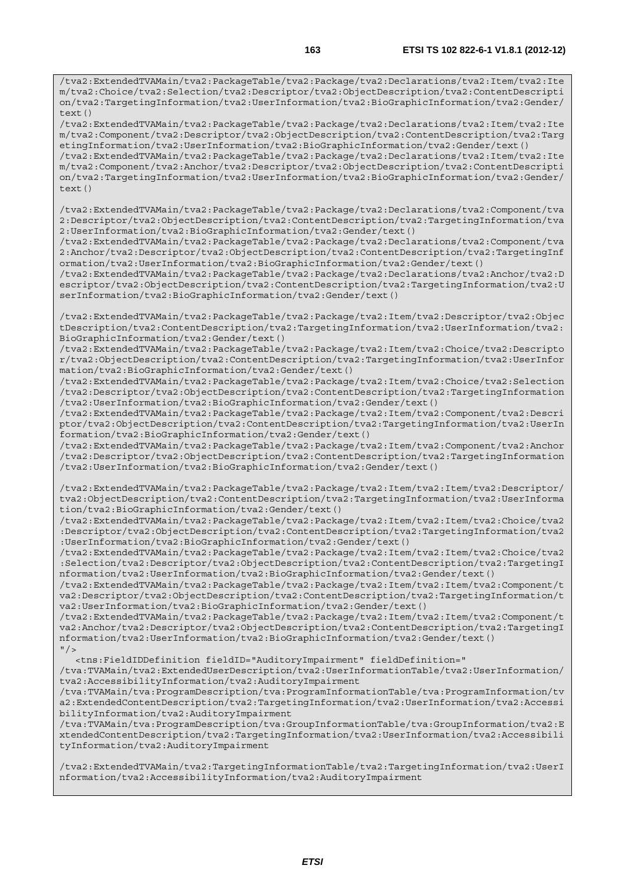```
/tva2:ExtendedTVAMain/tva2:PackageTable/tva2:Package/tva2:Declarations/tva2:Item/tva2:Ite
m/tva2:Choice/tva2:Selection/tva2:Descriptor/tva2:ObjectDescription/tva2:ContentDescripti
on/tva2:TargetingInformation/tva2:UserInformation/tva2:BioGraphicInformation/tva2:Gender/
text()
/tva2:ExtendedTVAMain/tva2:PackageTable/tva2:Package/tva2:Declarations/tva2:Item/tva2:Ite
m/tva2:Component/tva2:Descriptor/tva2:ObjectDescription/tva2:ContentDescription/tva2:Targ
etingInformation/tva2:UserInformation/tva2:BioGraphicInformation/tva2:Gender/text()
/tva2:ExtendedTVAMain/tva2:PackageTable/tva2:Package/tva2:Declarations/tva2:Item/tva2:Ite
m/tva2:Component/tva2:Anchor/tva2:Descriptor/tva2:ObjectDescription/tva2:ContentDescripti
on/tva2:TargetingInformation/tva2:UserInformation/tva2:BioGraphicInformation/tva2:Gender/
text()

/tva2:ExtendedTVAMain/tva2:PackageTable/tva2:Package/tva2:Declarations/tva2:Component/tva
2:Descriptor/tva2:ObjectDescription/tva2:ContentDescription/tva2:TargetingInformation/tva
2:UserInformation/tva2:BioGraphicInformation/tva2:Gender/text()
/tva2:ExtendedTVAMain/tva2:PackageTable/tva2:Package/tva2:Declarations/tva2:Component/tva
2:Anchor/tva2:Descriptor/tva2:ObjectDescription/tva2:ContentDescription/tva2:TargetingInf
ormation/tva2:UserInformation/tva2:BioGraphicInformation/tva2:Gender/text()
/tva2:ExtendedTVAMain/tva2:PackageTable/tva2:Package/tva2:Declarations/tva2:Anchor/tva2:D
escriptor/tva2:ObjectDescription/tva2:ContentDescription/tva2:TargetingInformation/tva2:U
serInformation/tva2:BioGraphicInformation/tva2:Gender/text()

/tva2:ExtendedTVAMain/tva2:PackageTable/tva2:Package/tva2:Item/tva2:Descriptor/tva2:Objec
tDescription/tva2:ContentDescription/tva2:TargetingInformation/tva2:UserInformation/tva2:
BioGraphicInformation/tva2:Gender/text()
/tva2:ExtendedTVAMain/tva2:PackageTable/tva2:Package/tva2:Item/tva2:Choice/tva2:Descripto
r/tva2:ObjectDescription/tva2:ContentDescription/tva2:TargetingInformation/tva2:UserInfor
mation/tva2:BioGraphicInformation/tva2:Gender/text()
/tva2:ExtendedTVAMain/tva2:PackageTable/tva2:Package/tva2:Item/tva2:Choice/tva2:Selection
/tva2:Descriptor/tva2:ObjectDescription/tva2:ContentDescription/tva2:TargetingInformation
/tva2:UserInformation/tva2:BioGraphicInformation/tva2:Gender/text()
/tva2:ExtendedTVAMain/tva2:PackageTable/tva2:Package/tva2:Item/tva2:Component/tva2:Descri
ptor/tva2:ObjectDescription/tva2:ContentDescription/tva2:TargetingInformation/tva2:UserIn
formation/tva2:BioGraphicInformation/tva2:Gender/text()
/tva2:ExtendedTVAMain/tva2:PackageTable/tva2:Package/tva2:Item/tva2:Component/tva2:Anchor
/tva2:Descriptor/tva2:ObjectDescription/tva2:ContentDescription/tva2:TargetingInformation
/tva2:UserInformation/tva2:BioGraphicInformation/tva2:Gender/text()

/tva2:ExtendedTVAMain/tva2:PackageTable/tva2:Package/tva2:Item/tva2:Item/tva2:Descriptor/
tva2:ObjectDescription/tva2:ContentDescription/tva2:TargetingInformation/tva2:UserInforma
tion/tva2:BioGraphicInformation/tva2:Gender/text()
/tva2:ExtendedTVAMain/tva2:PackageTable/tva2:Package/tva2:Item/tva2:Item/tva2:Choice/tva2
:Descriptor/tva2:ObjectDescription/tva2:ContentDescription/tva2:TargetingInformation/tva2
:UserInformation/tva2:BioGraphicInformation/tva2:Gender/text()
/tva2:ExtendedTVAMain/tva2:PackageTable/tva2:Package/tva2:Item/tva2:Item/tva2:Choice/tva2
:Selection/tva2:Descriptor/tva2:ObjectDescription/tva2:ContentDescription/tva2:TargetingI
nformation/tva2:UserInformation/tva2:BioGraphicInformation/tva2:Gender/text()
/tva2:ExtendedTVAMain/tva2:PackageTable/tva2:Package/tva2:Item/tva2:Item/tva2:Component/t
va2:Descriptor/tva2:ObjectDescription/tva2:ContentDescription/tva2:TargetingInformation/t
va2:UserInformation/tva2:BioGraphicInformation/tva2:Gender/text()
/tva2:ExtendedTVAMain/tva2:PackageTable/tva2:Package/tva2:Item/tva2:Item/tva2:Component/t
va2:Anchor/tva2:Descriptor/tva2:ObjectDescription/tva2:ContentDescription/tva2:TargetingI
nformation/tva2:UserInformation/tva2:BioGraphicInformation/tva2:Gender/text()
"/>
   <tns:FieldIDDefinition fieldID="AuditoryImpairment" fieldDefinition="
/tva:TVAMain/tva2:ExtendedUserDescription/tva2:UserInformationTable/tva2:UserInformation/
tva2:AccessibilityInformation/tva2:AuditoryImpairment
/tva:TVAMain/tva:ProgramDescription/tva:ProgramInformationTable/tva:ProgramInformation/tv
a2:ExtendedContentDescription/tva2:TargetingInformation/tva2:UserInformation/tva2:Accessi
bilityInformation/tva2:AuditoryImpairment
/tva:TVAMain/tva:ProgramDescription/tva:GroupInformationTable/tva:GroupInformation/tva2:E
xtendedContentDescription/tva2:TargetingInformation/tva2:UserInformation/tva2:Accessibili
tyInformation/tva2:AuditoryImpairment

/tva2:ExtendedTVAMain/tva2:TargetingInformationTable/tva2:TargetingInformation/tva2:UserI
nformation/tva2:AccessibilityInformation/tva2:AuditoryImpairment
```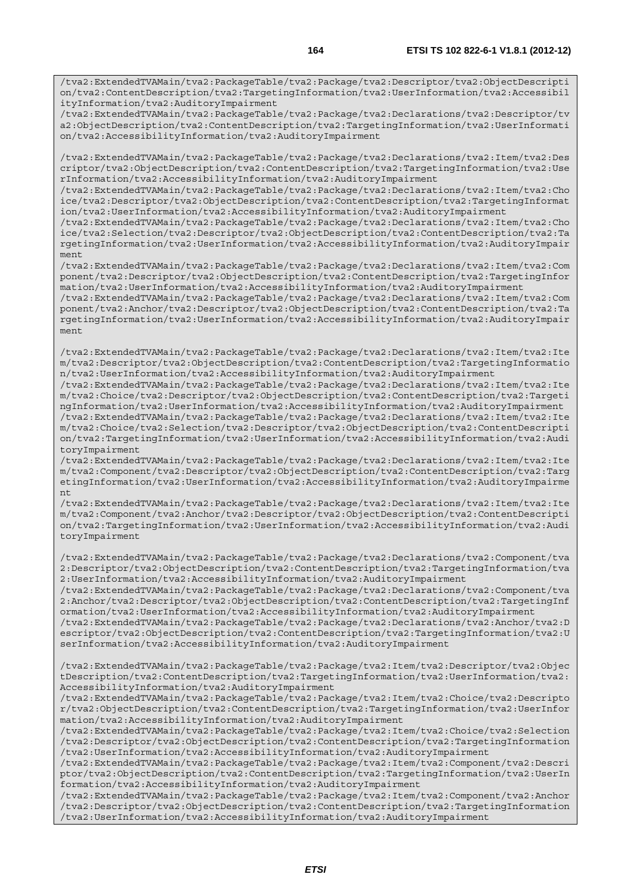```
/tva2:ExtendedTVAMain/tva2:PackageTable/tva2:Package/tva2:Descriptor/tva2:ObjectDescription/tva2:ContentDescription/tva2:TargetingInformation/tva2:UserInformation/tva2:AccessibilityInformation/tva2:AuditoryImpairment
/tva2:ExtendedTVAMain/tva2:PackageTable/tva2:Package/tva2:Declarations/tva2:Descriptor/tva2:ObjectDescription/tva2:ContentDescription/tva2:TargetingInformation/tva2:UserInformation/tva2:AccessibilityInformation/tva2:AuditoryImpairment

/tva2:ExtendedTVAMain/tva2:PackageTable/tva2:Package/tva2:Declarations/tva2:Item/tva2:Descriptor/tva2:ObjectDescription/tva2:ContentDescription/tva2:TargetingInformation/tva2:UserInformation/tva2:AccessibilityInformation/tva2:AuditoryImpairment
/tva2:ExtendedTVAMain/tva2:PackageTable/tva2:Package/tva2:Declarations/tva2:Item/tva2:Choice/tva2:Descriptor/tva2:ObjectDescription/tva2:ContentDescription/tva2:TargetingInformation/tva2:UserInformation/tva2:AccessibilityInformation/tva2:AuditoryImpairment
/tva2:ExtendedTVAMain/tva2:PackageTable/tva2:Package/tva2:Declarations/tva2:Item/tva2:Choice/tva2:Selection/tva2:Descriptor/tva2:ObjectDescription/tva2:ContentDescription/tva2:TargetingInformation/tva2:UserInformation/tva2:AccessibilityInformation/tva2:AuditoryImpairment
/tva2:ExtendedTVAMain/tva2:PackageTable/tva2:Package/tva2:Declarations/tva2:Item/tva2:Component/tva2:Descriptor/tva2:ObjectDescription/tva2:ContentDescription/tva2:TargetingInformation/tva2:UserInformation/tva2:AccessibilityInformation/tva2:AuditoryImpairment
/tva2:ExtendedTVAMain/tva2:PackageTable/tva2:Package/tva2:Declarations/tva2:Item/tva2:Component/tva2:Anchor/tva2:Descriptor/tva2:ObjectDescription/tva2:ContentDescription/tva2:TargetingInformation/tva2:UserInformation/tva2:AccessibilityInformation/tva2:AuditoryImpairment

/tva2:ExtendedTVAMain/tva2:PackageTable/tva2:Package/tva2:Declarations/tva2:Item/tva2:Item/tva2:Descriptor/tva2:ObjectDescription/tva2:ContentDescription/tva2:TargetingInformation/tva2:UserInformation/tva2:AccessibilityInformation/tva2:AuditoryImpairment
/tva2:ExtendedTVAMain/tva2:PackageTable/tva2:Package/tva2:Declarations/tva2:Item/tva2:Item/tva2:Choice/tva2:Descriptor/tva2:ObjectDescription/tva2:ContentDescription/tva2:TargetingInformation/tva2:UserInformation/tva2:AccessibilityInformation/tva2:AuditoryImpairment
/tva2:ExtendedTVAMain/tva2:PackageTable/tva2:Package/tva2:Declarations/tva2:Item/tva2:Item/tva2:Choice/tva2:Selection/tva2:Descriptor/tva2:ObjectDescription/tva2:ContentDescription/tva2:TargetingInformation/tva2:UserInformation/tva2:AccessibilityInformation/tva2:AuditoryImpairment
/tva2:ExtendedTVAMain/tva2:PackageTable/tva2:Package/tva2:Declarations/tva2:Item/tva2:Item/tva2:Component/tva2:Descriptor/tva2:ObjectDescription/tva2:ContentDescription/tva2:TargetingInformation/tva2:UserInformation/tva2:AccessibilityInformation/tva2:AuditoryImpairment
/tva2:ExtendedTVAMain/tva2:PackageTable/tva2:Package/tva2:Declarations/tva2:Item/tva2:Item/tva2:Component/tva2:Anchor/tva2:Descriptor/tva2:ObjectDescription/tva2:ContentDescription/tva2:TargetingInformation/tva2:UserInformation/tva2:AccessibilityInformation/tva2:AuditoryImpairment

/tva2:ExtendedTVAMain/tva2:PackageTable/tva2:Package/tva2:Declarations/tva2:Component/tva2:Descriptor/tva2:ObjectDescription/tva2:ContentDescription/tva2:TargetingInformation/tva2:UserInformation/tva2:AccessibilityInformation/tva2:AuditoryImpairment
/tva2:ExtendedTVAMain/tva2:PackageTable/tva2:Package/tva2:Declarations/tva2:Component/tva2:Anchor/tva2:Descriptor/tva2:ObjectDescription/tva2:ContentDescription/tva2:TargetingInformation/tva2:UserInformation/tva2:AccessibilityInformation/tva2:AuditoryImpairment
/tva2:ExtendedTVAMain/tva2:PackageTable/tva2:Package/tva2:Declarations/tva2:Anchor/tva2:Descriptor/tva2:ObjectDescription/tva2:ContentDescription/tva2:TargetingInformation/tva2:UserInformation/tva2:AccessibilityInformation/tva2:AuditoryImpairment

/tva2:ExtendedTVAMain/tva2:PackageTable/tva2:Package/tva2:Item/tva2:Descriptor/tva2:ObjectDescription/tva2:ContentDescription/tva2:TargetingInformation/tva2:UserInformation/tva2:AccessibilityInformation/tva2:AuditoryImpairment
/tva2:ExtendedTVAMain/tva2:PackageTable/tva2:Package/tva2:Item/tva2:Choice/tva2:Descriptor/tva2:ObjectDescription/tva2:ContentDescription/tva2:TargetingInformation/tva2:UserInformation/tva2:AccessibilityInformation/tva2:AuditoryImpairment
/tva2:ExtendedTVAMain/tva2:PackageTable/tva2:Package/tva2:Item/tva2:Choice/tva2:Selection/tva2:Descriptor/tva2:ObjectDescription/tva2:ContentDescription/tva2:TargetingInformation/tva2:UserInformation/tva2:AccessibilityInformation/tva2:AuditoryImpairment
/tva2:ExtendedTVAMain/tva2:PackageTable/tva2:Package/tva2:Item/tva2:Component/tva2:Descriptor/tva2:ObjectDescription/tva2:ContentDescription/tva2:TargetingInformation/tva2:UserInformation/tva2:AccessibilityInformation/tva2:AuditoryImpairment
/tva2:ExtendedTVAMain/tva2:PackageTable/tva2:Package/tva2:Item/tva2:Component/tva2:Anchor/tva2:Descriptor/tva2:ObjectDescription/tva2:ContentDescription/tva2:TargetingInformation/tva2:UserInformation/tva2:AccessibilityInformation/tva2:AuditoryImpairment
```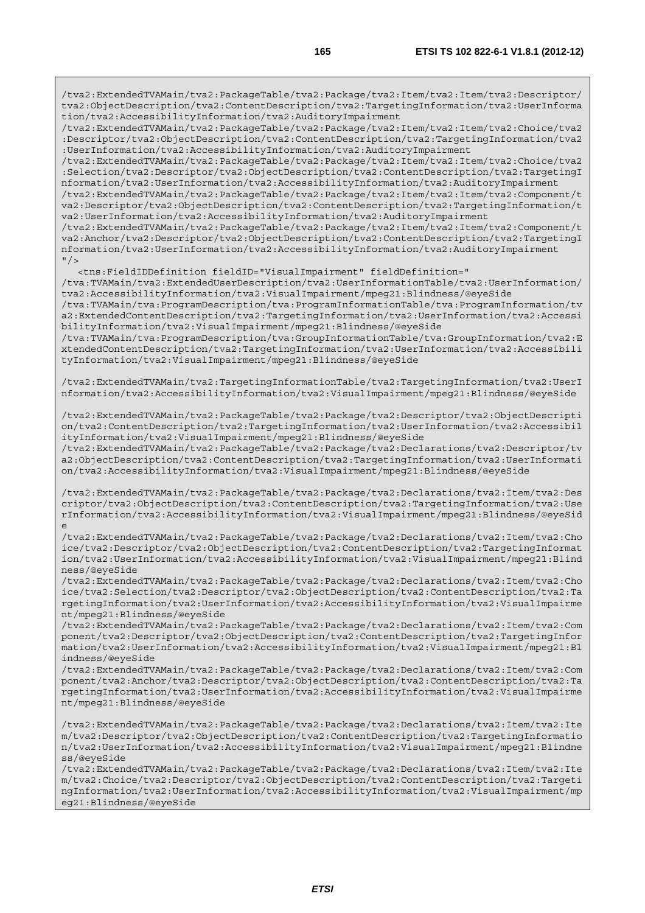```
/tva2:ExtendedTVAMain/tva2:PackageTable/tva2:Package/tva2:Item/tva2:Item/tva2:Descriptor/tva2:ObjectDescription/tva2:ContentDescription/tva2:TargetingInformation/tva2:UserInformation/tva2:AccessibilityInformation/tva2:AuditoryImpairment
/tva2:ExtendedTVAMain/tva2:PackageTable/tva2:Package/tva2:Item/tva2:Item/tva2:Choice/tva2:Descriptor/tva2:ObjectDescription/tva2:ContentDescription/tva2:TargetingInformation/tva2:UserInformation/tva2:AccessibilityInformation/tva2:AuditoryImpairment
/tva2:ExtendedTVAMain/tva2:PackageTable/tva2:Package/tva2:Item/tva2:Item/tva2:Choice/tva2:Selection/tva2:Descriptor/tva2:ObjectDescription/tva2:ContentDescription/tva2:TargetingInformation/tva2:UserInformation/tva2:AccessibilityInformation/tva2:AuditoryImpairment
/tva2:ExtendedTVAMain/tva2:PackageTable/tva2:Package/tva2:Item/tva2:Item/tva2:Component/tva2:Descriptor/tva2:ObjectDescription/tva2:ContentDescription/tva2:TargetingInformation/tva2:UserInformation/tva2:AccessibilityInformation/tva2:AuditoryImpairment
/tva2:ExtendedTVAMain/tva2:PackageTable/tva2:Package/tva2:Item/tva2:Item/tva2:Component/tva2:Anchor/tva2:Descriptor/tva2:ObjectDescription/tva2:ContentDescription/tva2:TargetingInformation/tva2:UserInformation/tva2:AccessibilityInformation/tva2:AuditoryImpairment
"/>
   <tns:FieldIDDefinition fieldID="VisualImpairment" fieldDefinition="
/tva:TVAMain/tva2:ExtendedUserDescription/tva2:UserInformationTable/tva2:UserInformation/tva2:AccessibilityInformation/tva2:VisualImpairment/mpeg21:Blindness/@eyeSide
/tva:TVAMain/tva:ProgramDescription/tva:ProgramInformationTable/tva:ProgramInformation/tva2:ExtendedContentDescription/tva2:TargetingInformation/tva2:UserInformation/tva2:AccessibilityInformation/tva2:VisualImpairment/mpeg21:Blindness/@eyeSide
/tva:TVAMain/tva:ProgramDescription/tva:GroupInformationTable/tva:GroupInformation/tva2:ExtendedContentDescription/tva2:TargetingInformation/tva2:UserInformation/tva2:AccessibilityInformation/tva2:VisualImpairment/mpeg21:Blindness/@eyeSide

/tva2:ExtendedTVAMain/tva2:TargetingInformationTable/tva2:TargetingInformation/tva2:UserInformation/tva2:AccessibilityInformation/tva2:VisualImpairment/mpeg21:Blindness/@eyeSide

/tva2:ExtendedTVAMain/tva2:PackageTable/tva2:Package/tva2:Descriptor/tva2:ObjectDescription/tva2:ContentDescription/tva2:TargetingInformation/tva2:UserInformation/tva2:AccessibilityInformation/tva2:VisualImpairment/mpeg21:Blindness/@eyeSide
/tva2:ExtendedTVAMain/tva2:PackageTable/tva2:Package/tva2:Declarations/tva2:Descriptor/tva2:ObjectDescription/tva2:ContentDescription/tva2:TargetingInformation/tva2:UserInformation/tva2:AccessibilityInformation/tva2:VisualImpairment/mpeg21:Blindness/@eyeSide

/tva2:ExtendedTVAMain/tva2:PackageTable/tva2:Package/tva2:Declarations/tva2:Item/tva2:Descriptor/tva2:ObjectDescription/tva2:ContentDescription/tva2:TargetingInformation/tva2:UserInformation/tva2:AccessibilityInformation/tva2:VisualImpairment/mpeg21:Blindness/@eyeSide
/tva2:ExtendedTVAMain/tva2:PackageTable/tva2:Package/tva2:Declarations/tva2:Item/tva2:Choice/tva2:Descriptor/tva2:ObjectDescription/tva2:ContentDescription/tva2:TargetingInformation/tva2:UserInformation/tva2:AccessibilityInformation/tva2:VisualImpairment/mpeg21:Blindness/@eyeSide
/tva2:ExtendedTVAMain/tva2:PackageTable/tva2:Package/tva2:Declarations/tva2:Item/tva2:Choice/tva2:Selection/tva2:Descriptor/tva2:ObjectDescription/tva2:ContentDescription/tva2:TargetingInformation/tva2:UserInformation/tva2:AccessibilityInformation/tva2:VisualImpairment/mpeg21:Blindness/@eyeSide
/tva2:ExtendedTVAMain/tva2:PackageTable/tva2:Package/tva2:Declarations/tva2:Item/tva2:Component/tva2:Descriptor/tva2:ObjectDescription/tva2:ContentDescription/tva2:TargetingInformation/tva2:UserInformation/tva2:AccessibilityInformation/tva2:VisualImpairment/mpeg21:Blindness/@eyeSide
/tva2:ExtendedTVAMain/tva2:PackageTable/tva2:Package/tva2:Declarations/tva2:Item/tva2:Component/tva2:Anchor/tva2:Descriptor/tva2:ObjectDescription/tva2:ContentDescription/tva2:TargetingInformation/tva2:UserInformation/tva2:AccessibilityInformation/tva2:VisualImpairment/mpeg21:Blindness/@eyeSide

/tva2:ExtendedTVAMain/tva2:PackageTable/tva2:Package/tva2:Declarations/tva2:Item/tva2:Item/tva2:Descriptor/tva2:ObjectDescription/tva2:ContentDescription/tva2:TargetingInformation/tva2:UserInformation/tva2:AccessibilityInformation/tva2:VisualImpairment/mpeg21:Blindness/@eyeSide
/tva2:ExtendedTVAMain/tva2:PackageTable/tva2:Package/tva2:Declarations/tva2:Item/tva2:Item/tva2:Choice/tva2:Descriptor/tva2:ObjectDescription/tva2:ContentDescription/tva2:TargetingInformation/tva2:UserInformation/tva2:AccessibilityInformation/tva2:VisualImpairment/mpeg21:Blindness/@eyeSide
```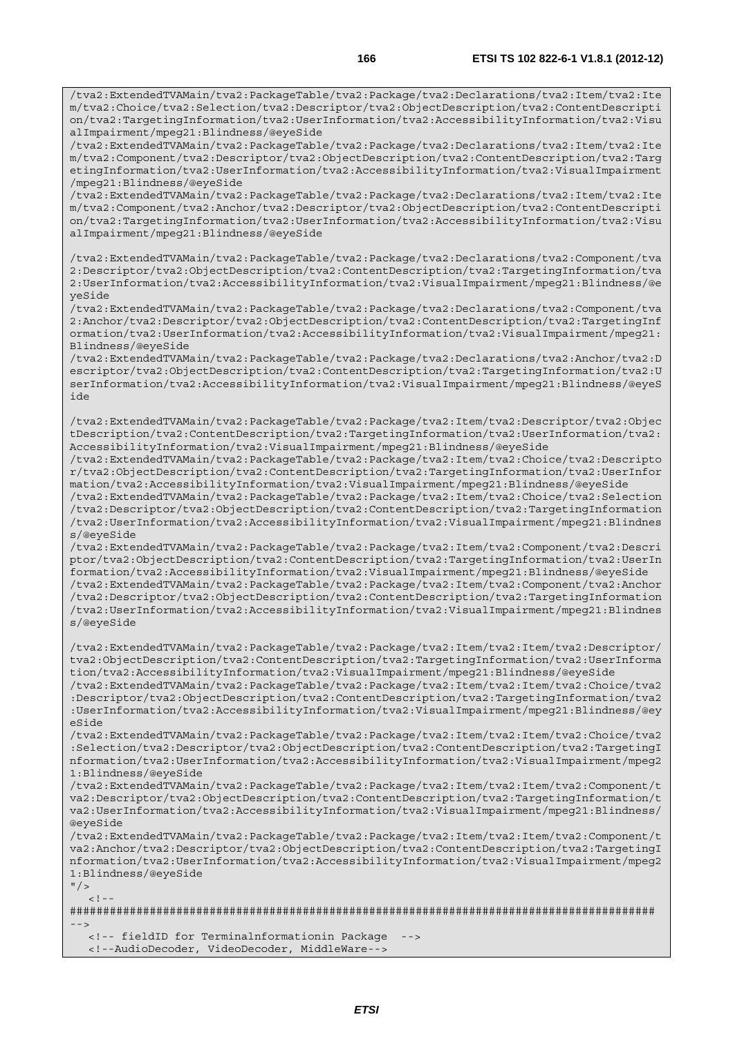```
/tva2:ExtendedTVAMain/tva2:PackageTable/tva2:Package/tva2:Declarations/tva2:Item/tva2:Ite
m/tva2:Choice/tva2:Selection/tva2:Descriptor/tva2:ObjectDescription/tva2:ContentDescripti
on/tva2:TargetingInformation/tva2:UserInformation/tva2:AccessibilityInformation/tva2:Visu
alImpairment/mpeg21:Blindness/@eyeSide
/tva2:ExtendedTVAMain/tva2:PackageTable/tva2:Package/tva2:Declarations/tva2:Item/tva2:Ite
m/tva2:Component/tva2:Descriptor/tva2:ObjectDescription/tva2:ContentDescription/tva2:Targ
etingInformation/tva2:UserInformation/tva2:AccessibilityInformation/tva2:VisualImpairment
/mpeg21:Blindness/@eyeSide
/tva2:ExtendedTVAMain/tva2:PackageTable/tva2:Package/tva2:Declarations/tva2:Item/tva2:Ite
m/tva2:Component/tva2:Anchor/tva2:Descriptor/tva2:ObjectDescription/tva2:ContentDescripti
on/tva2:TargetingInformation/tva2:UserInformation/tva2:AccessibilityInformation/tva2:Visu
alImpairment/mpeg21:Blindness/@eyeSide

/tva2:ExtendedTVAMain/tva2:PackageTable/tva2:Package/tva2:Declarations/tva2:Component/tva
2:Descriptor/tva2:ObjectDescription/tva2:ContentDescription/tva2:TargetingInformation/tva
2:UserInformation/tva2:AccessibilityInformation/tva2:VisualImpairment/mpeg21:Blindness/@e
yeSide
/tva2:ExtendedTVAMain/tva2:PackageTable/tva2:Package/tva2:Declarations/tva2:Component/tva
2:Anchor/tva2:Descriptor/tva2:ObjectDescription/tva2:ContentDescription/tva2:TargetingInf
ormation/tva2:UserInformation/tva2:AccessibilityInformation/tva2:VisualImpairment/mpeg21:
Blindness/@eyeSide
/tva2:ExtendedTVAMain/tva2:PackageTable/tva2:Package/tva2:Declarations/tva2:Anchor/tva2:D
escriptor/tva2:ObjectDescription/tva2:ContentDescription/tva2:TargetingInformation/tva2:U
serInformation/tva2:AccessibilityInformation/tva2:VisualImpairment/mpeg21:Blindness/@eyeS
ide

/tva2:ExtendedTVAMain/tva2:PackageTable/tva2:Package/tva2:Item/tva2:Descriptor/tva2:Objec
tDescription/tva2:ContentDescription/tva2:TargetingInformation/tva2:UserInformation/tva2:
AccessibilityInformation/tva2:VisualImpairment/mpeg21:Blindness/@eyeSide
/tva2:ExtendedTVAMain/tva2:PackageTable/tva2:Package/tva2:Item/tva2:Choice/tva2:Descripto
r/tva2:ObjectDescription/tva2:ContentDescription/tva2:TargetingInformation/tva2:UserInfor
mation/tva2:AccessibilityInformation/tva2:VisualImpairment/mpeg21:Blindness/@eyeSide
/tva2:ExtendedTVAMain/tva2:PackageTable/tva2:Package/tva2:Item/tva2:Choice/tva2:Selection
/tva2:Descriptor/tva2:ObjectDescription/tva2:ContentDescription/tva2:TargetingInformation
/tva2:UserInformation/tva2:AccessibilityInformation/tva2:VisualImpairment/mpeg21:Blindnes
s/@eyeSide
/tva2:ExtendedTVAMain/tva2:PackageTable/tva2:Package/tva2:Item/tva2:Component/tva2:Descri
ptor/tva2:ObjectDescription/tva2:ContentDescription/tva2:TargetingInformation/tva2:UserIn
formation/tva2:AccessibilityInformation/tva2:VisualImpairment/mpeg21:Blindness/@eyeSide
/tva2:ExtendedTVAMain/tva2:PackageTable/tva2:Package/tva2:Item/tva2:Component/tva2:Anchor
/tva2:Descriptor/tva2:ObjectDescription/tva2:ContentDescription/tva2:TargetingInformation
/tva2:UserInformation/tva2:AccessibilityInformation/tva2:VisualImpairment/mpeg21:Blindnes
s/@eyeSide

/tva2:ExtendedTVAMain/tva2:PackageTable/tva2:Package/tva2:Item/tva2:Item/tva2:Descriptor/
tva2:ObjectDescription/tva2:ContentDescription/tva2:TargetingInformation/tva2:UserInforma
tion/tva2:AccessibilityInformation/tva2:VisualImpairment/mpeg21:Blindness/@eyeSide
/tva2:ExtendedTVAMain/tva2:PackageTable/tva2:Package/tva2:Item/tva2:Item/tva2:Choice/tva2
:Descriptor/tva2:ObjectDescription/tva2:ContentDescription/tva2:TargetingInformation/tva2
:UserInformation/tva2:AccessibilityInformation/tva2:VisualImpairment/mpeg21:Blindness/@ey
eSide
/tva2:ExtendedTVAMain/tva2:PackageTable/tva2:Package/tva2:Item/tva2:Item/tva2:Choice/tva2
:Selection/tva2:Descriptor/tva2:ObjectDescription/tva2:ContentDescription/tva2:TargetingI
nformation/tva2:UserInformation/tva2:AccessibilityInformation/tva2:VisualImpairment/mpeg2
1:Blindness/@eyeSide
/tva2:ExtendedTVAMain/tva2:PackageTable/tva2:Package/tva2:Item/tva2:Item/tva2:Component/t
va2:Descriptor/tva2:ObjectDescription/tva2:ContentDescription/tva2:TargetingInformation/t
va2:UserInformation/tva2:AccessibilityInformation/tva2:VisualImpairment/mpeg21:Blindness/
@eyeSide
/tva2:ExtendedTVAMain/tva2:PackageTable/tva2:Package/tva2:Item/tva2:Item/tva2:Component/t
va2:Anchor/tva2:Descriptor/tva2:ObjectDescription/tva2:ContentDescription/tva2:TargetingI
nformation/tva2:UserInformation/tva2:AccessibilityInformation/tva2:VisualImpairment/mpeg2
1:Blindness/@eyeSide
"/>
   <!--
########################################################################################
-->
   <!-- fieldID for Terminalinformationin Package  -->
   <!--AudioDecoder, VideoDecoder, MiddleWare-->
```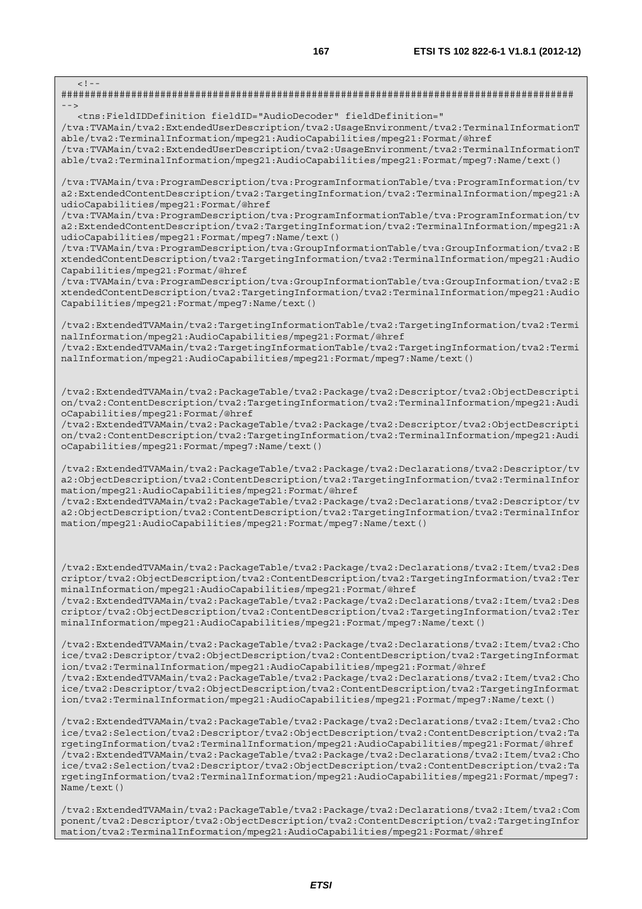```
   <!--
########################################################################################
-->
   <tns:FieldIDDefinition fieldID="AudioDecoder" fieldDefinition="
/tva:TVAMain/tva2:ExtendedUserDescription/tva2:UsageEnvironment/tva2:TerminalInformationT
able/tva2:TerminalInformation/mpeg21:AudioCapabilities/mpeg21:Format/@href
/tva:TVAMain/tva2:ExtendedUserDescription/tva2:UsageEnvironment/tva2:TerminalInformationT
able/tva2:TerminalInformation/mpeg21:AudioCapabilities/mpeg21:Format/mpeg7:Name/text()

/tva:TVAMain/tva:ProgramDescription/tva:ProgramInformationTable/tva:ProgramInformation/tv
a2:ExtendedContentDescription/tva2:TargetingInformation/tva2:TerminalInformation/mpeg21:A
udioCapabilities/mpeg21:Format/@href
/tva:TVAMain/tva:ProgramDescription/tva:ProgramInformationTable/tva:ProgramInformation/tv
a2:ExtendedContentDescription/tva2:TargetingInformation/tva2:TerminalInformation/mpeg21:A
udioCapabilities/mpeg21:Format/mpeg7:Name/text()
/tva:TVAMain/tva:ProgramDescription/tva:GroupInformationTable/tva:GroupInformation/tva2:E
xtendedContentDescription/tva2:TargetingInformation/tva2:TerminalInformation/mpeg21:Audio
Capabilities/mpeg21:Format/@href
/tva:TVAMain/tva:ProgramDescription/tva:GroupInformationTable/tva:GroupInformation/tva2:E
xtendedContentDescription/tva2:TargetingInformation/tva2:TerminalInformation/mpeg21:Audio
Capabilities/mpeg21:Format/mpeg7:Name/text()

/tva2:ExtendedTVAMain/tva2:TargetingInformationTable/tva2:TargetingInformation/tva2:Termi
nalInformation/mpeg21:AudioCapabilities/mpeg21:Format/@href
/tva2:ExtendedTVAMain/tva2:TargetingInformationTable/tva2:TargetingInformation/tva2:Termi
nalInformation/mpeg21:AudioCapabilities/mpeg21:Format/mpeg7:Name/text()


/tva2:ExtendedTVAMain/tva2:PackageTable/tva2:Package/tva2:Descriptor/tva2:ObjectDescripti
on/tva2:ContentDescription/tva2:TargetingInformation/tva2:TerminalInformation/mpeg21:Audi
oCapabilities/mpeg21:Format/@href
/tva2:ExtendedTVAMain/tva2:PackageTable/tva2:Package/tva2:Descriptor/tva2:ObjectDescripti
on/tva2:ContentDescription/tva2:TargetingInformation/tva2:TerminalInformation/mpeg21:Audi
oCapabilities/mpeg21:Format/mpeg7:Name/text()

/tva2:ExtendedTVAMain/tva2:PackageTable/tva2:Package/tva2:Declarations/tva2:Descriptor/tv
a2:ObjectDescription/tva2:ContentDescription/tva2:TargetingInformation/tva2:TerminalInfor
mation/mpeg21:AudioCapabilities/mpeg21:Format/@href
/tva2:ExtendedTVAMain/tva2:PackageTable/tva2:Package/tva2:Declarations/tva2:Descriptor/tv
a2:ObjectDescription/tva2:ContentDescription/tva2:TargetingInformation/tva2:TerminalInfor
mation/mpeg21:AudioCapabilities/mpeg21:Format/mpeg7:Name/text()



/tva2:ExtendedTVAMain/tva2:PackageTable/tva2:Package/tva2:Declarations/tva2:Item/tva2:Des
criptor/tva2:ObjectDescription/tva2:ContentDescription/tva2:TargetingInformation/tva2:Ter
minalInformation/mpeg21:AudioCapabilities/mpeg21:Format/@href
/tva2:ExtendedTVAMain/tva2:PackageTable/tva2:Package/tva2:Declarations/tva2:Item/tva2:Des
criptor/tva2:ObjectDescription/tva2:ContentDescription/tva2:TargetingInformation/tva2:Ter
minalInformation/mpeg21:AudioCapabilities/mpeg21:Format/mpeg7:Name/text()

/tva2:ExtendedTVAMain/tva2:PackageTable/tva2:Package/tva2:Declarations/tva2:Item/tva2:Cho
ice/tva2:Descriptor/tva2:ObjectDescription/tva2:ContentDescription/tva2:TargetingInformat
ion/tva2:TerminalInformation/mpeg21:AudioCapabilities/mpeg21:Format/@href
/tva2:ExtendedTVAMain/tva2:PackageTable/tva2:Package/tva2:Declarations/tva2:Item/tva2:Cho
ice/tva2:Descriptor/tva2:ObjectDescription/tva2:ContentDescription/tva2:TargetingInformat
ion/tva2:TerminalInformation/mpeg21:AudioCapabilities/mpeg21:Format/mpeg7:Name/text()

/tva2:ExtendedTVAMain/tva2:PackageTable/tva2:Package/tva2:Declarations/tva2:Item/tva2:Cho
ice/tva2:Selection/tva2:Descriptor/tva2:ObjectDescription/tva2:ContentDescription/tva2:Ta
rgetingInformation/tva2:TerminalInformation/mpeg21:AudioCapabilities/mpeg21:Format/@href
/tva2:ExtendedTVAMain/tva2:PackageTable/tva2:Package/tva2:Declarations/tva2:Item/tva2:Cho
ice/tva2:Selection/tva2:Descriptor/tva2:ObjectDescription/tva2:ContentDescription/tva2:Ta
rgetingInformation/tva2:TerminalInformation/mpeg21:AudioCapabilities/mpeg21:Format/mpeg7:
Name/text()

/tva2:ExtendedTVAMain/tva2:PackageTable/tva2:Package/tva2:Declarations/tva2:Item/tva2:Com
ponent/tva2:Descriptor/tva2:ObjectDescription/tva2:ContentDescription/tva2:TargetingInfor
mation/tva2:TerminalInformation/mpeg21:AudioCapabilities/mpeg21:Format/@href
```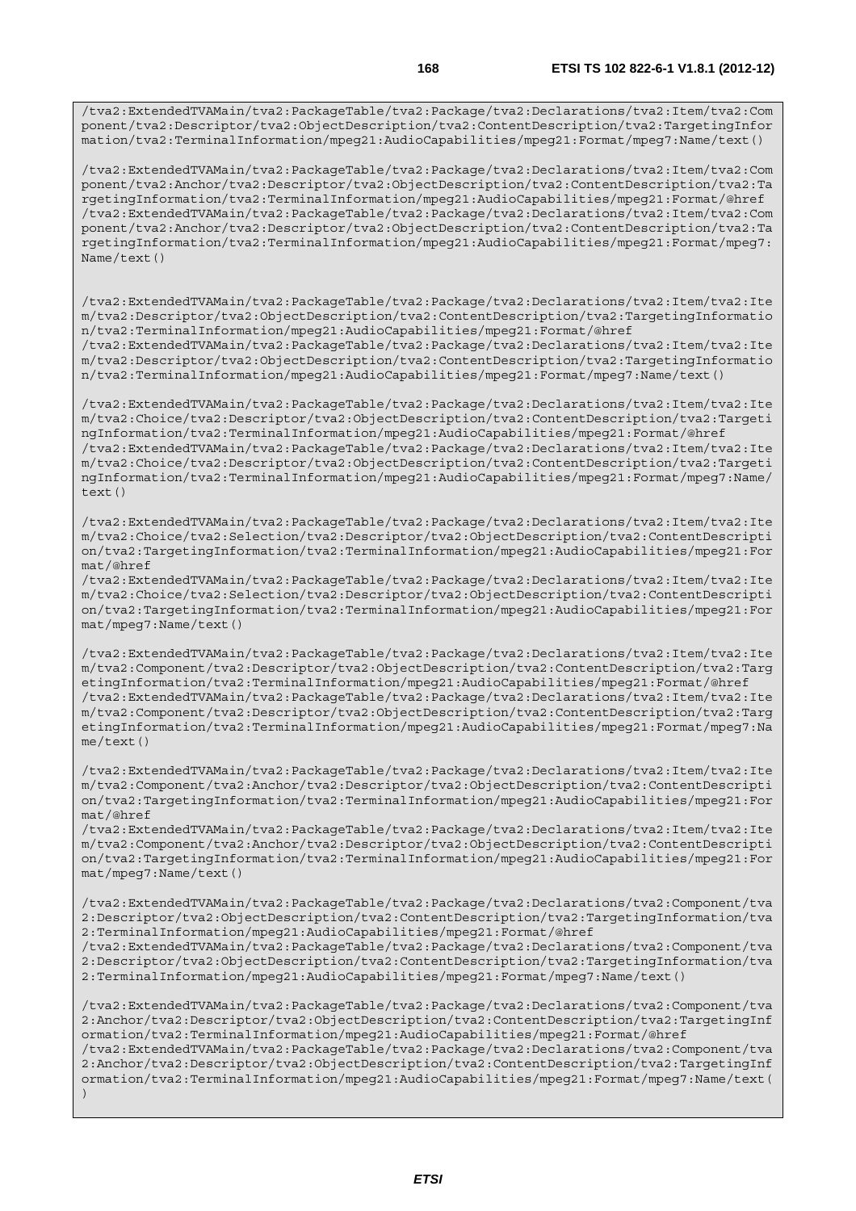```
/tva2:ExtendedTVAMain/tva2:PackageTable/tva2:Package/tva2:Declarations/tva2:Item/tva2:Component/tva2:Descriptor/tva2:ObjectDescription/tva2:ContentDescription/tva2:TargetingInformation/tva2:TerminalInformation/mpeg21:AudioCapabilities/mpeg21:Format/mpeg7:Name/text()

/tva2:ExtendedTVAMain/tva2:PackageTable/tva2:Package/tva2:Declarations/tva2:Item/tva2:Component/tva2:Anchor/tva2:Descriptor/tva2:ObjectDescription/tva2:ContentDescription/tva2:TargetingInformation/tva2:TerminalInformation/mpeg21:AudioCapabilities/mpeg21:Format/@href
/tva2:ExtendedTVAMain/tva2:PackageTable/tva2:Package/tva2:Declarations/tva2:Item/tva2:Component/tva2:Anchor/tva2:Descriptor/tva2:ObjectDescription/tva2:ContentDescription/tva2:TargetingInformation/tva2:TerminalInformation/mpeg21:AudioCapabilities/mpeg21:Format/mpeg7:Name/text()


/tva2:ExtendedTVAMain/tva2:PackageTable/tva2:Package/tva2:Declarations/tva2:Item/tva2:Item/tva2:Descriptor/tva2:ObjectDescription/tva2:ContentDescription/tva2:TargetingInformation/tva2:TerminalInformation/mpeg21:AudioCapabilities/mpeg21:Format/@href
/tva2:ExtendedTVAMain/tva2:PackageTable/tva2:Package/tva2:Declarations/tva2:Item/tva2:Item/tva2:Descriptor/tva2:ObjectDescription/tva2:ContentDescription/tva2:TargetingInformation/tva2:TerminalInformation/mpeg21:AudioCapabilities/mpeg21:Format/mpeg7:Name/text()

/tva2:ExtendedTVAMain/tva2:PackageTable/tva2:Package/tva2:Declarations/tva2:Item/tva2:Item/tva2:Choice/tva2:Descriptor/tva2:ObjectDescription/tva2:ContentDescription/tva2:TargetingInformation/tva2:TerminalInformation/mpeg21:AudioCapabilities/mpeg21:Format/@href
/tva2:ExtendedTVAMain/tva2:PackageTable/tva2:Package/tva2:Declarations/tva2:Item/tva2:Item/tva2:Choice/tva2:Descriptor/tva2:ObjectDescription/tva2:ContentDescription/tva2:TargetingInformation/tva2:TerminalInformation/mpeg21:AudioCapabilities/mpeg21:Format/mpeg7:Name/text()

/tva2:ExtendedTVAMain/tva2:PackageTable/tva2:Package/tva2:Declarations/tva2:Item/tva2:Item/tva2:Choice/tva2:Selection/tva2:Descriptor/tva2:ObjectDescription/tva2:ContentDescription/tva2:TargetingInformation/tva2:TerminalInformation/mpeg21:AudioCapabilities/mpeg21:Format/@href
/tva2:ExtendedTVAMain/tva2:PackageTable/tva2:Package/tva2:Declarations/tva2:Item/tva2:Item/tva2:Choice/tva2:Selection/tva2:Descriptor/tva2:ObjectDescription/tva2:ContentDescription/tva2:TargetingInformation/tva2:TerminalInformation/mpeg21:AudioCapabilities/mpeg21:Format/mpeg7:Name/text()

/tva2:ExtendedTVAMain/tva2:PackageTable/tva2:Package/tva2:Declarations/tva2:Item/tva2:Item/tva2:Component/tva2:Descriptor/tva2:ObjectDescription/tva2:ContentDescription/tva2:TargetingInformation/tva2:TerminalInformation/mpeg21:AudioCapabilities/mpeg21:Format/@href
/tva2:ExtendedTVAMain/tva2:PackageTable/tva2:Package/tva2:Declarations/tva2:Item/tva2:Item/tva2:Component/tva2:Descriptor/tva2:ObjectDescription/tva2:ContentDescription/tva2:TargetingInformation/tva2:TerminalInformation/mpeg21:AudioCapabilities/mpeg21:Format/mpeg7:Name/text()

/tva2:ExtendedTVAMain/tva2:PackageTable/tva2:Package/tva2:Declarations/tva2:Item/tva2:Item/tva2:Component/tva2:Anchor/tva2:Descriptor/tva2:ObjectDescription/tva2:ContentDescription/tva2:TargetingInformation/tva2:TerminalInformation/mpeg21:AudioCapabilities/mpeg21:Format/@href
/tva2:ExtendedTVAMain/tva2:PackageTable/tva2:Package/tva2:Declarations/tva2:Item/tva2:Item/tva2:Component/tva2:Anchor/tva2:Descriptor/tva2:ObjectDescription/tva2:ContentDescription/tva2:TargetingInformation/tva2:TerminalInformation/mpeg21:AudioCapabilities/mpeg21:Format/mpeg7:Name/text()

/tva2:ExtendedTVAMain/tva2:PackageTable/tva2:Package/tva2:Declarations/tva2:Component/tva2:Descriptor/tva2:ObjectDescription/tva2:ContentDescription/tva2:TargetingInformation/tva2:TerminalInformation/mpeg21:AudioCapabilities/mpeg21:Format/@href
/tva2:ExtendedTVAMain/tva2:PackageTable/tva2:Package/tva2:Declarations/tva2:Component/tva2:Descriptor/tva2:ObjectDescription/tva2:ContentDescription/tva2:TargetingInformation/tva2:TerminalInformation/mpeg21:AudioCapabilities/mpeg21:Format/mpeg7:Name/text()

/tva2:ExtendedTVAMain/tva2:PackageTable/tva2:Package/tva2:Declarations/tva2:Component/tva2:Anchor/tva2:Descriptor/tva2:ObjectDescription/tva2:ContentDescription/tva2:TargetingInformation/tva2:TerminalInformation/mpeg21:AudioCapabilities/mpeg21:Format/@href
/tva2:ExtendedTVAMain/tva2:PackageTable/tva2:Package/tva2:Declarations/tva2:Component/tva2:Anchor/tva2:Descriptor/tva2:ObjectDescription/tva2:ContentDescription/tva2:TargetingInformation/tva2:TerminalInformation/mpeg21:AudioCapabilities/mpeg21:Format/mpeg7:Name/text()
```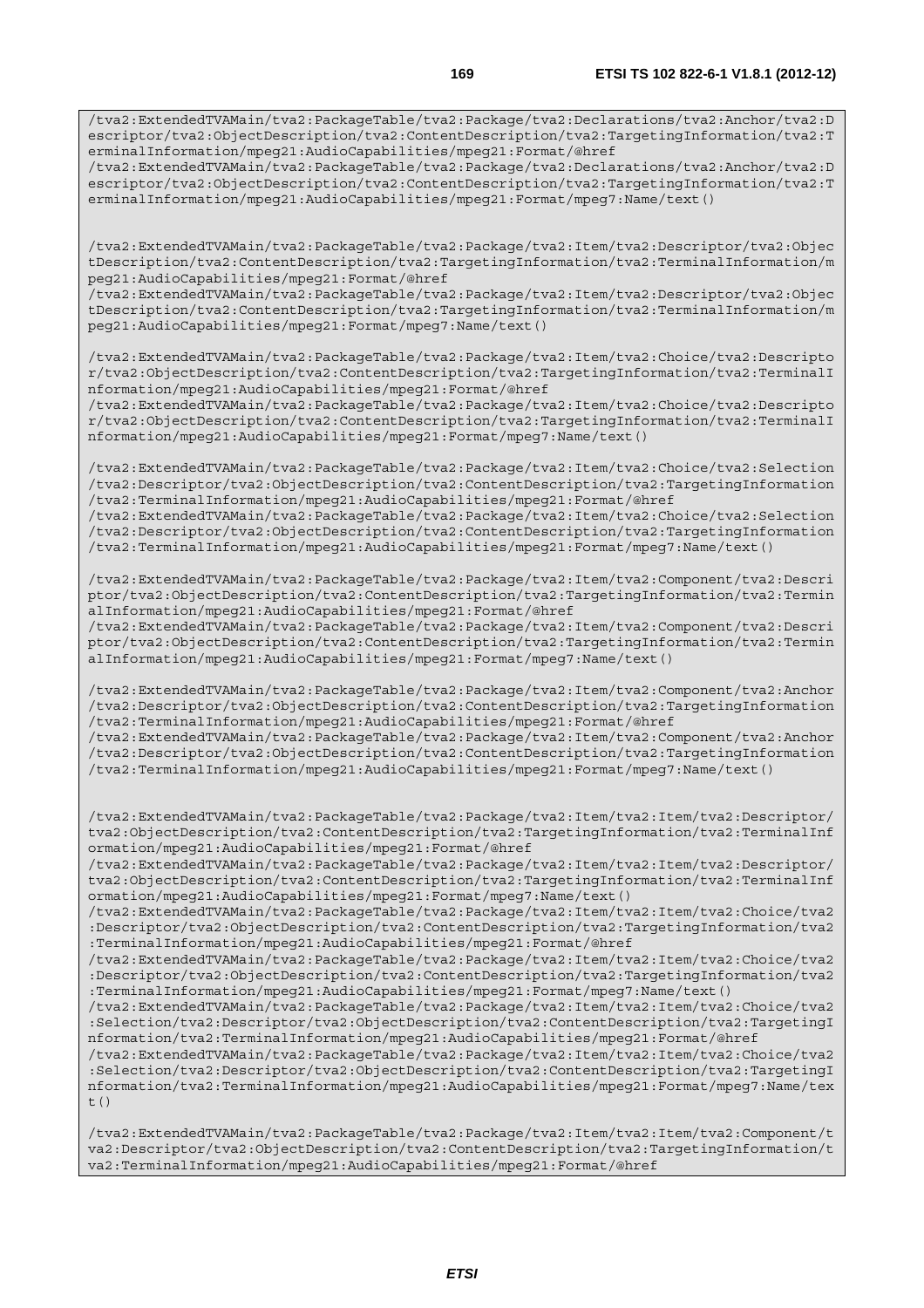```
/tva2:ExtendedTVAMain/tva2:PackageTable/tva2:Package/tva2:Declarations/tva2:Anchor/tva2:Descriptor/tva2:ObjectDescription/tva2:ContentDescription/tva2:TargetingInformation/tva2:TerminalInformation/mpeg21:AudioCapabilities/mpeg21:Format/@href
/tva2:ExtendedTVAMain/tva2:PackageTable/tva2:Package/tva2:Declarations/tva2:Anchor/tva2:Descriptor/tva2:ObjectDescription/tva2:ContentDescription/tva2:TargetingInformation/tva2:TerminalInformation/mpeg21:AudioCapabilities/mpeg21:Format/mpeg7:Name/text()


/tva2:ExtendedTVAMain/tva2:PackageTable/tva2:Package/tva2:Item/tva2:Descriptor/tva2:ObjectDescription/tva2:ContentDescription/tva2:TargetingInformation/tva2:TerminalInformation/mpeg21:AudioCapabilities/mpeg21:Format/@href
/tva2:ExtendedTVAMain/tva2:PackageTable/tva2:Package/tva2:Item/tva2:Descriptor/tva2:ObjectDescription/tva2:ContentDescription/tva2:TargetingInformation/tva2:TerminalInformation/mpeg21:AudioCapabilities/mpeg21:Format/mpeg7:Name/text()

/tva2:ExtendedTVAMain/tva2:PackageTable/tva2:Package/tva2:Item/tva2:Choice/tva2:Descriptor/tva2:ObjectDescription/tva2:ContentDescription/tva2:TargetingInformation/tva2:TerminalInformation/mpeg21:AudioCapabilities/mpeg21:Format/@href
/tva2:ExtendedTVAMain/tva2:PackageTable/tva2:Package/tva2:Item/tva2:Choice/tva2:Descriptor/tva2:ObjectDescription/tva2:ContentDescription/tva2:TargetingInformation/tva2:TerminalInformation/mpeg21:AudioCapabilities/mpeg21:Format/mpeg7:Name/text()

/tva2:ExtendedTVAMain/tva2:PackageTable/tva2:Package/tva2:Item/tva2:Choice/tva2:Selection/tva2:Descriptor/tva2:ObjectDescription/tva2:ContentDescription/tva2:TargetingInformation/tva2:TerminalInformation/mpeg21:AudioCapabilities/mpeg21:Format/@href
/tva2:ExtendedTVAMain/tva2:PackageTable/tva2:Package/tva2:Item/tva2:Choice/tva2:Selection/tva2:Descriptor/tva2:ObjectDescription/tva2:ContentDescription/tva2:TargetingInformation/tva2:TerminalInformation/mpeg21:AudioCapabilities/mpeg21:Format/mpeg7:Name/text()

/tva2:ExtendedTVAMain/tva2:PackageTable/tva2:Package/tva2:Item/tva2:Component/tva2:Descriptor/tva2:ObjectDescription/tva2:ContentDescription/tva2:TargetingInformation/tva2:TerminalInformation/mpeg21:AudioCapabilities/mpeg21:Format/@href
/tva2:ExtendedTVAMain/tva2:PackageTable/tva2:Package/tva2:Item/tva2:Component/tva2:Descriptor/tva2:ObjectDescription/tva2:ContentDescription/tva2:TargetingInformation/tva2:TerminalInformation/mpeg21:AudioCapabilities/mpeg21:Format/mpeg7:Name/text()

/tva2:ExtendedTVAMain/tva2:PackageTable/tva2:Package/tva2:Item/tva2:Component/tva2:Anchor/tva2:Descriptor/tva2:ObjectDescription/tva2:ContentDescription/tva2:TargetingInformation/tva2:TerminalInformation/mpeg21:AudioCapabilities/mpeg21:Format/@href
/tva2:ExtendedTVAMain/tva2:PackageTable/tva2:Package/tva2:Item/tva2:Component/tva2:Anchor/tva2:Descriptor/tva2:ObjectDescription/tva2:ContentDescription/tva2:TargetingInformation/tva2:TerminalInformation/mpeg21:AudioCapabilities/mpeg21:Format/mpeg7:Name/text()


/tva2:ExtendedTVAMain/tva2:PackageTable/tva2:Package/tva2:Item/tva2:Item/tva2:Descriptor/tva2:ObjectDescription/tva2:ContentDescription/tva2:TargetingInformation/tva2:TerminalInformation/mpeg21:AudioCapabilities/mpeg21:Format/@href
/tva2:ExtendedTVAMain/tva2:PackageTable/tva2:Package/tva2:Item/tva2:Item/tva2:Descriptor/tva2:ObjectDescription/tva2:ContentDescription/tva2:TargetingInformation/tva2:TerminalInformation/mpeg21:AudioCapabilities/mpeg21:Format/mpeg7:Name/text()
/tva2:ExtendedTVAMain/tva2:PackageTable/tva2:Package/tva2:Item/tva2:Item/tva2:Choice/tva2:Descriptor/tva2:ObjectDescription/tva2:ContentDescription/tva2:TargetingInformation/tva2:TerminalInformation/mpeg21:AudioCapabilities/mpeg21:Format/@href
/tva2:ExtendedTVAMain/tva2:PackageTable/tva2:Package/tva2:Item/tva2:Item/tva2:Choice/tva2:Descriptor/tva2:ObjectDescription/tva2:ContentDescription/tva2:TargetingInformation/tva2:TerminalInformation/mpeg21:AudioCapabilities/mpeg21:Format/mpeg7:Name/text()
/tva2:ExtendedTVAMain/tva2:PackageTable/tva2:Package/tva2:Item/tva2:Item/tva2:Choice/tva2:Selection/tva2:Descriptor/tva2:ObjectDescription/tva2:ContentDescription/tva2:TargetingInformation/tva2:TerminalInformation/mpeg21:AudioCapabilities/mpeg21:Format/@href
/tva2:ExtendedTVAMain/tva2:PackageTable/tva2:Package/tva2:Item/tva2:Item/tva2:Choice/tva2:Selection/tva2:Descriptor/tva2:ObjectDescription/tva2:ContentDescription/tva2:TargetingInformation/tva2:TerminalInformation/mpeg21:AudioCapabilities/mpeg21:Format/mpeg7:Name/text()

/tva2:ExtendedTVAMain/tva2:PackageTable/tva2:Package/tva2:Item/tva2:Item/tva2:Component/tva2:Descriptor/tva2:ObjectDescription/tva2:ContentDescription/tva2:TargetingInformation/tva2:TerminalInformation/mpeg21:AudioCapabilities/mpeg21:Format/@href
```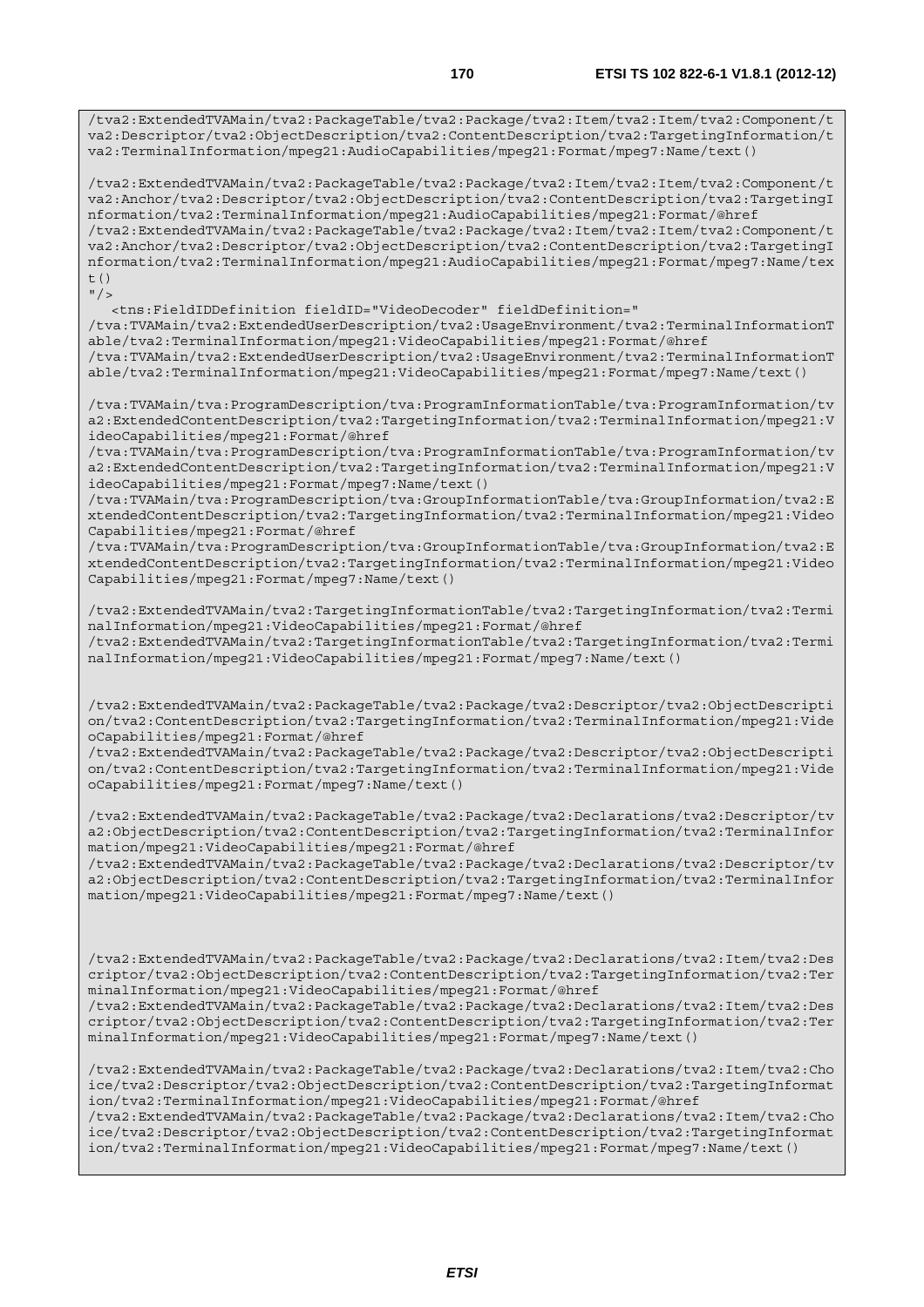```
/tva2:ExtendedTVAMain/tva2:PackageTable/tva2:Package/tva2:Item/tva2:Item/tva2:Component/tva2:Descriptor/tva2:ObjectDescription/tva2:ContentDescription/tva2:TargetingInformation/tva2:TerminalInformation/mpeg21:AudioCapabilities/mpeg21:Format/mpeg7:Name/text()

/tva2:ExtendedTVAMain/tva2:PackageTable/tva2:Package/tva2:Item/tva2:Item/tva2:Component/tva2:Anchor/tva2:Descriptor/tva2:ObjectDescription/tva2:ContentDescription/tva2:TargetingInformation/tva2:TerminalInformation/mpeg21:AudioCapabilities/mpeg21:Format/@href
/tva2:ExtendedTVAMain/tva2:PackageTable/tva2:Package/tva2:Item/tva2:Item/tva2:Component/tva2:Anchor/tva2:Descriptor/tva2:ObjectDescription/tva2:ContentDescription/tva2:TargetingInformation/tva2:TerminalInformation/mpeg21:AudioCapabilities/mpeg21:Format/mpeg7:Name/text()
"/>
   <tns:FieldIDDefinition fieldID="VideoDecoder" fieldDefinition="
/tva:TVAMain/tva2:ExtendedUserDescription/tva2:UsageEnvironment/tva2:TerminalInformationTable/tva2:TerminalInformation/mpeg21:VideoCapabilities/mpeg21:Format/@href
/tva:TVAMain/tva2:ExtendedUserDescription/tva2:UsageEnvironment/tva2:TerminalInformationTable/tva2:TerminalInformation/mpeg21:VideoCapabilities/mpeg21:Format/mpeg7:Name/text()

/tva:TVAMain/tva:ProgramDescription/tva:ProgramInformationTable/tva:ProgramInformation/tva2:ExtendedContentDescription/tva2:TargetingInformation/tva2:TerminalInformation/mpeg21:VideoCapabilities/mpeg21:Format/@href
/tva:TVAMain/tva:ProgramDescription/tva:ProgramInformationTable/tva:ProgramInformation/tva2:ExtendedContentDescription/tva2:TargetingInformation/tva2:TerminalInformation/mpeg21:VideoCapabilities/mpeg21:Format/mpeg7:Name/text()
/tva:TVAMain/tva:ProgramDescription/tva:GroupInformationTable/tva:GroupInformation/tva2:ExtendedContentDescription/tva2:TargetingInformation/tva2:TerminalInformation/mpeg21:VideoCapabilities/mpeg21:Format/@href
/tva:TVAMain/tva:ProgramDescription/tva:GroupInformationTable/tva:GroupInformation/tva2:ExtendedContentDescription/tva2:TargetingInformation/tva2:TerminalInformation/mpeg21:VideoCapabilities/mpeg21:Format/mpeg7:Name/text()

/tva2:ExtendedTVAMain/tva2:TargetingInformationTable/tva2:TargetingInformation/tva2:TerminalInformation/mpeg21:VideoCapabilities/mpeg21:Format/@href
/tva2:ExtendedTVAMain/tva2:TargetingInformationTable/tva2:TargetingInformation/tva2:TerminalInformation/mpeg21:VideoCapabilities/mpeg21:Format/mpeg7:Name/text()


/tva2:ExtendedTVAMain/tva2:PackageTable/tva2:Package/tva2:Descriptor/tva2:ObjectDescription/tva2:ContentDescription/tva2:TargetingInformation/tva2:TerminalInformation/mpeg21:VideoCapabilities/mpeg21:Format/@href
/tva2:ExtendedTVAMain/tva2:PackageTable/tva2:Package/tva2:Descriptor/tva2:ObjectDescription/tva2:ContentDescription/tva2:TargetingInformation/tva2:TerminalInformation/mpeg21:VideoCapabilities/mpeg21:Format/mpeg7:Name/text()

/tva2:ExtendedTVAMain/tva2:PackageTable/tva2:Package/tva2:Declarations/tva2:Descriptor/tva2:ObjectDescription/tva2:ContentDescription/tva2:TargetingInformation/tva2:TerminalInformation/mpeg21:VideoCapabilities/mpeg21:Format/@href
/tva2:ExtendedTVAMain/tva2:PackageTable/tva2:Package/tva2:Declarations/tva2:Descriptor/tva2:ObjectDescription/tva2:ContentDescription/tva2:TargetingInformation/tva2:TerminalInformation/mpeg21:VideoCapabilities/mpeg21:Format/mpeg7:Name/text()



/tva2:ExtendedTVAMain/tva2:PackageTable/tva2:Package/tva2:Declarations/tva2:Item/tva2:Descriptor/tva2:ObjectDescription/tva2:ContentDescription/tva2:TargetingInformation/tva2:TerminalInformation/mpeg21:VideoCapabilities/mpeg21:Format/@href
/tva2:ExtendedTVAMain/tva2:PackageTable/tva2:Package/tva2:Declarations/tva2:Item/tva2:Descriptor/tva2:ObjectDescription/tva2:ContentDescription/tva2:TargetingInformation/tva2:TerminalInformation/mpeg21:VideoCapabilities/mpeg21:Format/mpeg7:Name/text()

/tva2:ExtendedTVAMain/tva2:PackageTable/tva2:Package/tva2:Declarations/tva2:Item/tva2:Choice/tva2:Descriptor/tva2:ObjectDescription/tva2:ContentDescription/tva2:TargetingInformation/tva2:TerminalInformation/mpeg21:VideoCapabilities/mpeg21:Format/@href
/tva2:ExtendedTVAMain/tva2:PackageTable/tva2:Package/tva2:Declarations/tva2:Item/tva2:Choice/tva2:Descriptor/tva2:ObjectDescription/tva2:ContentDescription/tva2:TargetingInformation/tva2:TerminalInformation/mpeg21:VideoCapabilities/mpeg21:Format/mpeg7:Name/text()
```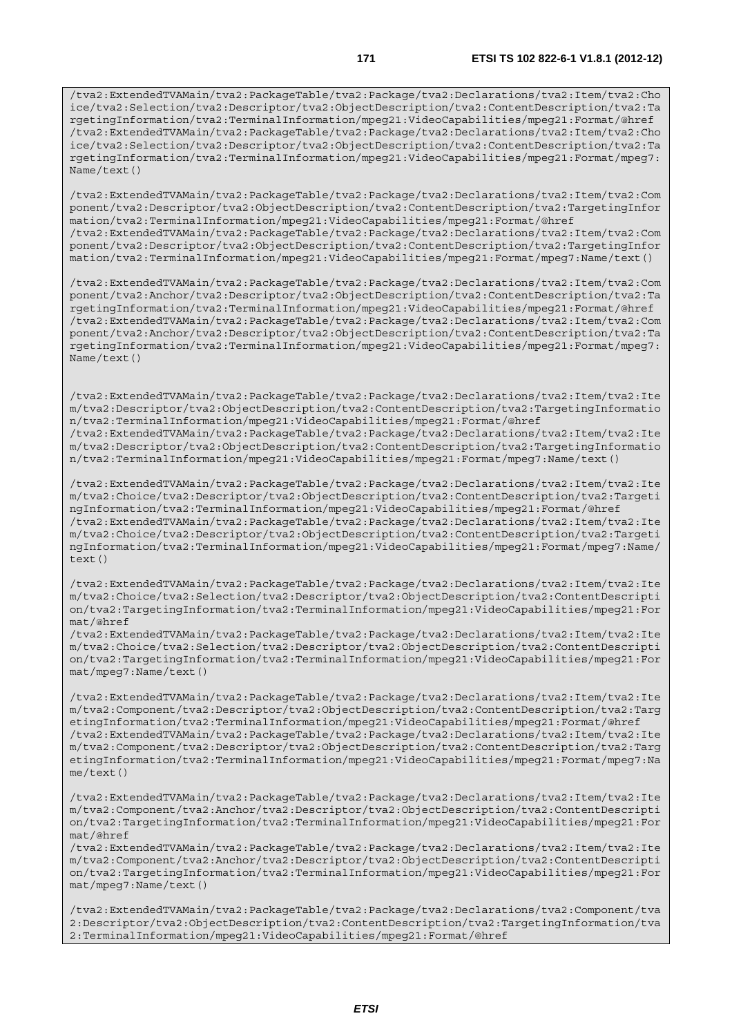```
/tva2:ExtendedTVAMain/tva2:PackageTable/tva2:Package/tva2:Declarations/tva2:Item/tva2:Choice/tva2:Selection/tva2:Descriptor/tva2:ObjectDescription/tva2:ContentDescription/tva2:TargetingInformation/tva2:TerminalInformation/mpeg21:VideoCapabilities/mpeg21:Format/@href
/tva2:ExtendedTVAMain/tva2:PackageTable/tva2:Package/tva2:Declarations/tva2:Item/tva2:Choice/tva2:Selection/tva2:Descriptor/tva2:ObjectDescription/tva2:ContentDescription/tva2:TargetingInformation/tva2:TerminalInformation/mpeg21:VideoCapabilities/mpeg21:Format/mpeg7:Name/text()

/tva2:ExtendedTVAMain/tva2:PackageTable/tva2:Package/tva2:Declarations/tva2:Item/tva2:Component/tva2:Descriptor/tva2:ObjectDescription/tva2:ContentDescription/tva2:TargetingInformation/tva2:TerminalInformation/mpeg21:VideoCapabilities/mpeg21:Format/@href
/tva2:ExtendedTVAMain/tva2:PackageTable/tva2:Package/tva2:Declarations/tva2:Item/tva2:Component/tva2:Descriptor/tva2:ObjectDescription/tva2:ContentDescription/tva2:TargetingInformation/tva2:TerminalInformation/mpeg21:VideoCapabilities/mpeg21:Format/mpeg7:Name/text()

/tva2:ExtendedTVAMain/tva2:PackageTable/tva2:Package/tva2:Declarations/tva2:Item/tva2:Component/tva2:Anchor/tva2:Descriptor/tva2:ObjectDescription/tva2:ContentDescription/tva2:TargetingInformation/tva2:TerminalInformation/mpeg21:VideoCapabilities/mpeg21:Format/@href
/tva2:ExtendedTVAMain/tva2:PackageTable/tva2:Package/tva2:Declarations/tva2:Item/tva2:Component/tva2:Anchor/tva2:Descriptor/tva2:ObjectDescription/tva2:ContentDescription/tva2:TargetingInformation/tva2:TerminalInformation/mpeg21:VideoCapabilities/mpeg21:Format/mpeg7:Name/text()


/tva2:ExtendedTVAMain/tva2:PackageTable/tva2:Package/tva2:Declarations/tva2:Item/tva2:Item/tva2:Descriptor/tva2:ObjectDescription/tva2:ContentDescription/tva2:TargetingInformation/tva2:TerminalInformation/mpeg21:VideoCapabilities/mpeg21:Format/@href
/tva2:ExtendedTVAMain/tva2:PackageTable/tva2:Package/tva2:Declarations/tva2:Item/tva2:Item/tva2:Descriptor/tva2:ObjectDescription/tva2:ContentDescription/tva2:TargetingInformation/tva2:TerminalInformation/mpeg21:VideoCapabilities/mpeg21:Format/mpeg7:Name/text()

/tva2:ExtendedTVAMain/tva2:PackageTable/tva2:Package/tva2:Declarations/tva2:Item/tva2:Item/tva2:Choice/tva2:Descriptor/tva2:ObjectDescription/tva2:ContentDescription/tva2:TargetingInformation/tva2:TerminalInformation/mpeg21:VideoCapabilities/mpeg21:Format/@href
/tva2:ExtendedTVAMain/tva2:PackageTable/tva2:Package/tva2:Declarations/tva2:Item/tva2:Item/tva2:Choice/tva2:Descriptor/tva2:ObjectDescription/tva2:ContentDescription/tva2:TargetingInformation/tva2:TerminalInformation/mpeg21:VideoCapabilities/mpeg21:Format/mpeg7:Name/text()

/tva2:ExtendedTVAMain/tva2:PackageTable/tva2:Package/tva2:Declarations/tva2:Item/tva2:Item/tva2:Choice/tva2:Selection/tva2:Descriptor/tva2:ObjectDescription/tva2:ContentDescription/tva2:TargetingInformation/tva2:TerminalInformation/mpeg21:VideoCapabilities/mpeg21:Format/@href
/tva2:ExtendedTVAMain/tva2:PackageTable/tva2:Package/tva2:Declarations/tva2:Item/tva2:Item/tva2:Choice/tva2:Selection/tva2:Descriptor/tva2:ObjectDescription/tva2:ContentDescription/tva2:TargetingInformation/tva2:TerminalInformation/mpeg21:VideoCapabilities/mpeg21:Format/mpeg7:Name/text()

/tva2:ExtendedTVAMain/tva2:PackageTable/tva2:Package/tva2:Declarations/tva2:Item/tva2:Item/tva2:Component/tva2:Descriptor/tva2:ObjectDescription/tva2:ContentDescription/tva2:TargetingInformation/tva2:TerminalInformation/mpeg21:VideoCapabilities/mpeg21:Format/@href
/tva2:ExtendedTVAMain/tva2:PackageTable/tva2:Package/tva2:Declarations/tva2:Item/tva2:Item/tva2:Component/tva2:Descriptor/tva2:ObjectDescription/tva2:ContentDescription/tva2:TargetingInformation/tva2:TerminalInformation/mpeg21:VideoCapabilities/mpeg21:Format/mpeg7:Name/text()

/tva2:ExtendedTVAMain/tva2:PackageTable/tva2:Package/tva2:Declarations/tva2:Item/tva2:Item/tva2:Component/tva2:Anchor/tva2:Descriptor/tva2:ObjectDescription/tva2:ContentDescription/tva2:TargetingInformation/tva2:TerminalInformation/mpeg21:VideoCapabilities/mpeg21:Format/@href
/tva2:ExtendedTVAMain/tva2:PackageTable/tva2:Package/tva2:Declarations/tva2:Item/tva2:Item/tva2:Component/tva2:Anchor/tva2:Descriptor/tva2:ObjectDescription/tva2:ContentDescription/tva2:TargetingInformation/tva2:TerminalInformation/mpeg21:VideoCapabilities/mpeg21:Format/mpeg7:Name/text()

/tva2:ExtendedTVAMain/tva2:PackageTable/tva2:Package/tva2:Declarations/tva2:Component/tva2:Descriptor/tva2:ObjectDescription/tva2:ContentDescription/tva2:TargetingInformation/tva2:TerminalInformation/mpeg21:VideoCapabilities/mpeg21:Format/@href
```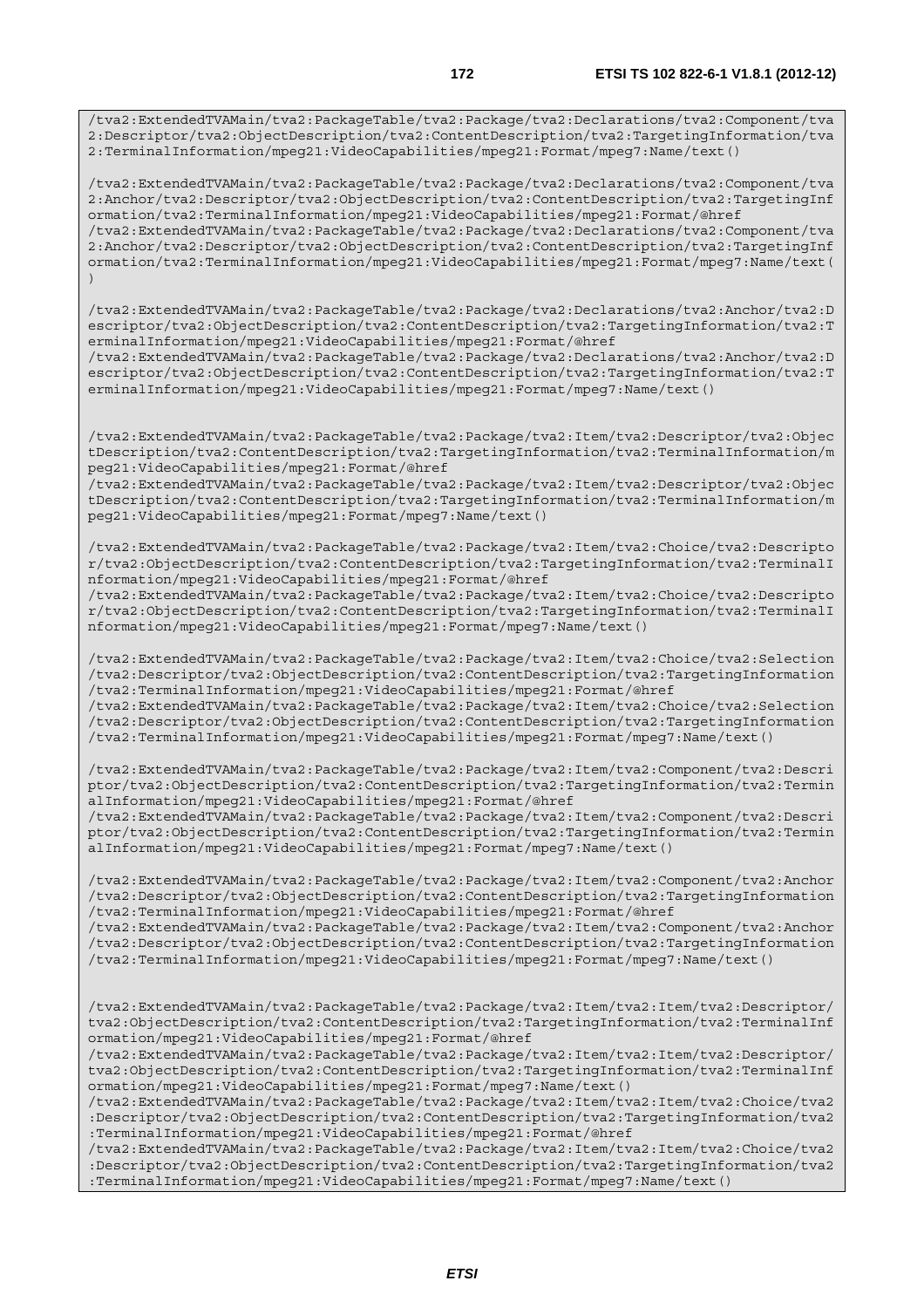```
/tva2:ExtendedTVAMain/tva2:PackageTable/tva2:Package/tva2:Declarations/tva2:Component/tva2:Descriptor/tva2:ObjectDescription/tva2:ContentDescription/tva2:TargetingInformation/tva2:TerminalInformation/mpeg21:VideoCapabilities/mpeg21:Format/mpeg7:Name/text()

/tva2:ExtendedTVAMain/tva2:PackageTable/tva2:Package/tva2:Declarations/tva2:Component/tva2:Anchor/tva2:Descriptor/tva2:ObjectDescription/tva2:ContentDescription/tva2:TargetingInformation/tva2:TerminalInformation/mpeg21:VideoCapabilities/mpeg21:Format/@href
/tva2:ExtendedTVAMain/tva2:PackageTable/tva2:Package/tva2:Declarations/tva2:Component/tva2:Anchor/tva2:Descriptor/tva2:ObjectDescription/tva2:ContentDescription/tva2:TargetingInformation/tva2:TerminalInformation/mpeg21:VideoCapabilities/mpeg21:Format/mpeg7:Name/text()

/tva2:ExtendedTVAMain/tva2:PackageTable/tva2:Package/tva2:Declarations/tva2:Anchor/tva2:Descriptor/tva2:ObjectDescription/tva2:ContentDescription/tva2:TargetingInformation/tva2:TerminalInformation/mpeg21:VideoCapabilities/mpeg21:Format/@href
/tva2:ExtendedTVAMain/tva2:PackageTable/tva2:Package/tva2:Declarations/tva2:Anchor/tva2:Descriptor/tva2:ObjectDescription/tva2:ContentDescription/tva2:TargetingInformation/tva2:TerminalInformation/mpeg21:VideoCapabilities/mpeg21:Format/mpeg7:Name/text()


/tva2:ExtendedTVAMain/tva2:PackageTable/tva2:Package/tva2:Item/tva2:Descriptor/tva2:ObjectDescription/tva2:ContentDescription/tva2:TargetingInformation/tva2:TerminalInformation/mpeg21:VideoCapabilities/mpeg21:Format/@href
/tva2:ExtendedTVAMain/tva2:PackageTable/tva2:Package/tva2:Item/tva2:Descriptor/tva2:ObjectDescription/tva2:ContentDescription/tva2:TargetingInformation/tva2:TerminalInformation/mpeg21:VideoCapabilities/mpeg21:Format/mpeg7:Name/text()

/tva2:ExtendedTVAMain/tva2:PackageTable/tva2:Package/tva2:Item/tva2:Choice/tva2:Descriptor/tva2:ObjectDescription/tva2:ContentDescription/tva2:TargetingInformation/tva2:TerminalInformation/mpeg21:VideoCapabilities/mpeg21:Format/@href
/tva2:ExtendedTVAMain/tva2:PackageTable/tva2:Package/tva2:Item/tva2:Choice/tva2:Descriptor/tva2:ObjectDescription/tva2:ContentDescription/tva2:TargetingInformation/tva2:TerminalInformation/mpeg21:VideoCapabilities/mpeg21:Format/mpeg7:Name/text()

/tva2:ExtendedTVAMain/tva2:PackageTable/tva2:Package/tva2:Item/tva2:Choice/tva2:Selection/tva2:Descriptor/tva2:ObjectDescription/tva2:ContentDescription/tva2:TargetingInformation/tva2:TerminalInformation/mpeg21:VideoCapabilities/mpeg21:Format/@href
/tva2:ExtendedTVAMain/tva2:PackageTable/tva2:Package/tva2:Item/tva2:Choice/tva2:Selection/tva2:Descriptor/tva2:ObjectDescription/tva2:ContentDescription/tva2:TargetingInformation/tva2:TerminalInformation/mpeg21:VideoCapabilities/mpeg21:Format/mpeg7:Name/text()

/tva2:ExtendedTVAMain/tva2:PackageTable/tva2:Package/tva2:Item/tva2:Component/tva2:Descriptor/tva2:ObjectDescription/tva2:ContentDescription/tva2:TargetingInformation/tva2:TerminalInformation/mpeg21:VideoCapabilities/mpeg21:Format/@href
/tva2:ExtendedTVAMain/tva2:PackageTable/tva2:Package/tva2:Item/tva2:Component/tva2:Descriptor/tva2:ObjectDescription/tva2:ContentDescription/tva2:TargetingInformation/tva2:TerminalInformation/mpeg21:VideoCapabilities/mpeg21:Format/mpeg7:Name/text()

/tva2:ExtendedTVAMain/tva2:PackageTable/tva2:Package/tva2:Item/tva2:Component/tva2:Anchor/tva2:Descriptor/tva2:ObjectDescription/tva2:ContentDescription/tva2:TargetingInformation/tva2:TerminalInformation/mpeg21:VideoCapabilities/mpeg21:Format/@href
/tva2:ExtendedTVAMain/tva2:PackageTable/tva2:Package/tva2:Item/tva2:Component/tva2:Anchor/tva2:Descriptor/tva2:ObjectDescription/tva2:ContentDescription/tva2:TargetingInformation/tva2:TerminalInformation/mpeg21:VideoCapabilities/mpeg21:Format/mpeg7:Name/text()


/tva2:ExtendedTVAMain/tva2:PackageTable/tva2:Package/tva2:Item/tva2:Item/tva2:Descriptor/tva2:ObjectDescription/tva2:ContentDescription/tva2:TargetingInformation/tva2:TerminalInformation/mpeg21:VideoCapabilities/mpeg21:Format/@href
/tva2:ExtendedTVAMain/tva2:PackageTable/tva2:Package/tva2:Item/tva2:Item/tva2:Descriptor/tva2:ObjectDescription/tva2:ContentDescription/tva2:TargetingInformation/tva2:TerminalInformation/mpeg21:VideoCapabilities/mpeg21:Format/mpeg7:Name/text()
/tva2:ExtendedTVAMain/tva2:PackageTable/tva2:Package/tva2:Item/tva2:Item/tva2:Choice/tva2:Descriptor/tva2:ObjectDescription/tva2:ContentDescription/tva2:TargetingInformation/tva2:TerminalInformation/mpeg21:VideoCapabilities/mpeg21:Format/@href
/tva2:ExtendedTVAMain/tva2:PackageTable/tva2:Package/tva2:Item/tva2:Item/tva2:Choice/tva2:Descriptor/tva2:ObjectDescription/tva2:ContentDescription/tva2:TargetingInformation/tva2:TerminalInformation/mpeg21:VideoCapabilities/mpeg21:Format/mpeg7:Name/text()
```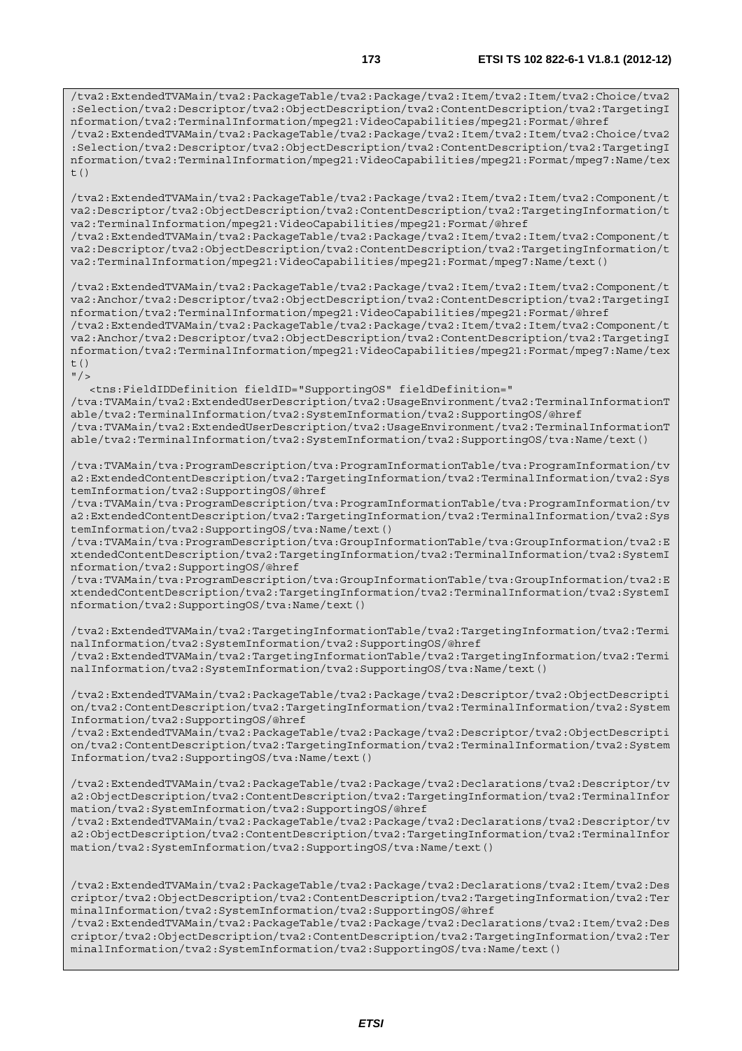```
/tva2:ExtendedTVAMain/tva2:PackageTable/tva2:Package/tva2:Item/tva2:Item/tva2:Choice/tva2:Selection/tva2:Descriptor/tva2:ObjectDescription/tva2:ContentDescription/tva2:TargetingInformation/tva2:TerminalInformation/mpeg21:VideoCapabilities/mpeg21:Format/@href
/tva2:ExtendedTVAMain/tva2:PackageTable/tva2:Package/tva2:Item/tva2:Item/tva2:Choice/tva2:Selection/tva2:Descriptor/tva2:ObjectDescription/tva2:ContentDescription/tva2:TargetingInformation/tva2:TerminalInformation/mpeg21:VideoCapabilities/mpeg21:Format/mpeg7:Name/text()

/tva2:ExtendedTVAMain/tva2:PackageTable/tva2:Package/tva2:Item/tva2:Item/tva2:Component/tva2:Descriptor/tva2:ObjectDescription/tva2:ContentDescription/tva2:TargetingInformation/tva2:TerminalInformation/mpeg21:VideoCapabilities/mpeg21:Format/@href
/tva2:ExtendedTVAMain/tva2:PackageTable/tva2:Package/tva2:Item/tva2:Item/tva2:Component/tva2:Descriptor/tva2:ObjectDescription/tva2:ContentDescription/tva2:TargetingInformation/tva2:TerminalInformation/mpeg21:VideoCapabilities/mpeg21:Format/mpeg7:Name/text()

/tva2:ExtendedTVAMain/tva2:PackageTable/tva2:Package/tva2:Item/tva2:Item/tva2:Component/tva2:Anchor/tva2:Descriptor/tva2:ObjectDescription/tva2:ContentDescription/tva2:TargetingInformation/tva2:TerminalInformation/mpeg21:VideoCapabilities/mpeg21:Format/@href
/tva2:ExtendedTVAMain/tva2:PackageTable/tva2:Package/tva2:Item/tva2:Item/tva2:Component/tva2:Anchor/tva2:Descriptor/tva2:ObjectDescription/tva2:ContentDescription/tva2:TargetingInformation/tva2:TerminalInformation/mpeg21:VideoCapabilities/mpeg21:Format/mpeg7:Name/text()
"/>
   <tns:FieldIDDefinition fieldID="SupportingOS" fieldDefinition="
/tva:TVAMain/tva2:ExtendedUserDescription/tva2:UsageEnvironment/tva2:TerminalInformationTable/tva2:TerminalInformation/tva2:SystemInformation/tva2:SupportingOS/@href
/tva:TVAMain/tva2:ExtendedUserDescription/tva2:UsageEnvironment/tva2:TerminalInformationTable/tva2:TerminalInformation/tva2:SystemInformation/tva2:SupportingOS/tva:Name/text()

/tva:TVAMain/tva:ProgramDescription/tva:ProgramInformationTable/tva:ProgramInformation/tva2:ExtendedContentDescription/tva2:TargetingInformation/tva2:TerminalInformation/tva2:SystemInformation/tva2:SupportingOS/@href
/tva:TVAMain/tva:ProgramDescription/tva:ProgramInformationTable/tva:ProgramInformation/tva2:ExtendedContentDescription/tva2:TargetingInformation/tva2:TerminalInformation/tva2:SystemInformation/tva2:SupportingOS/tva:Name/text()
/tva:TVAMain/tva:ProgramDescription/tva:GroupInformationTable/tva:GroupInformation/tva2:ExtendedContentDescription/tva2:TargetingInformation/tva2:TerminalInformation/tva2:SystemInformation/tva2:SupportingOS/@href
/tva:TVAMain/tva:ProgramDescription/tva:GroupInformationTable/tva:GroupInformation/tva2:ExtendedContentDescription/tva2:TargetingInformation/tva2:TerminalInformation/tva2:SystemInformation/tva2:SupportingOS/tva:Name/text()

/tva2:ExtendedTVAMain/tva2:TargetingInformationTable/tva2:TargetingInformation/tva2:TerminalInformation/tva2:SystemInformation/tva2:SupportingOS/@href
/tva2:ExtendedTVAMain/tva2:TargetingInformationTable/tva2:TargetingInformation/tva2:TerminalInformation/tva2:SystemInformation/tva2:SupportingOS/tva:Name/text()

/tva2:ExtendedTVAMain/tva2:PackageTable/tva2:Package/tva2:Descriptor/tva2:ObjectDescription/tva2:ContentDescription/tva2:TargetingInformation/tva2:TerminalInformation/tva2:SystemInformation/tva2:SupportingOS/@href
/tva2:ExtendedTVAMain/tva2:PackageTable/tva2:Package/tva2:Descriptor/tva2:ObjectDescription/tva2:ContentDescription/tva2:TargetingInformation/tva2:TerminalInformation/tva2:SystemInformation/tva2:SupportingOS/tva:Name/text()

/tva2:ExtendedTVAMain/tva2:PackageTable/tva2:Package/tva2:Declarations/tva2:Descriptor/tva2:ObjectDescription/tva2:ContentDescription/tva2:TargetingInformation/tva2:TerminalInformation/tva2:SystemInformation/tva2:SupportingOS/@href
/tva2:ExtendedTVAMain/tva2:PackageTable/tva2:Package/tva2:Declarations/tva2:Descriptor/tva2:ObjectDescription/tva2:ContentDescription/tva2:TargetingInformation/tva2:TerminalInformation/tva2:SystemInformation/tva2:SupportingOS/tva:Name/text()


/tva2:ExtendedTVAMain/tva2:PackageTable/tva2:Package/tva2:Declarations/tva2:Item/tva2:Descriptor/tva2:ObjectDescription/tva2:ContentDescription/tva2:TargetingInformation/tva2:TerminalInformation/tva2:SystemInformation/tva2:SupportingOS/@href
/tva2:ExtendedTVAMain/tva2:PackageTable/tva2:Package/tva2:Declarations/tva2:Item/tva2:Descriptor/tva2:ObjectDescription/tva2:ContentDescription/tva2:TargetingInformation/tva2:TerminalInformation/tva2:SystemInformation/tva2:SupportingOS/tva:Name/text()
```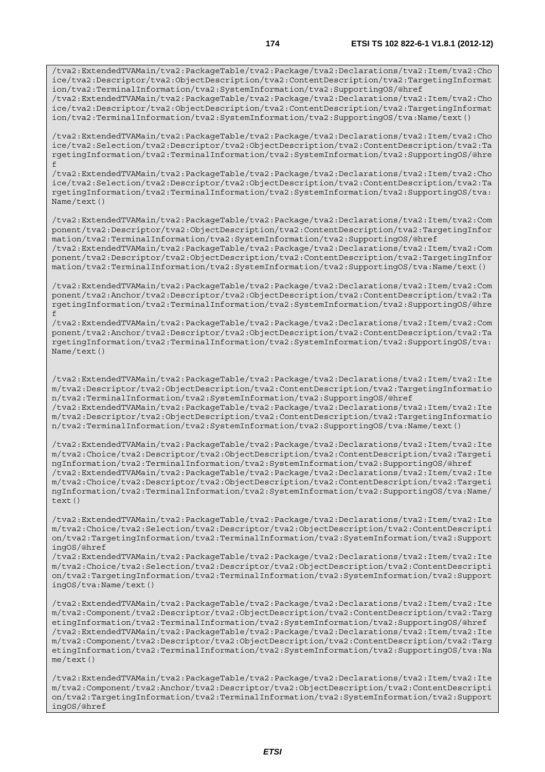```
/tva2:ExtendedTVAMain/tva2:PackageTable/tva2:Package/tva2:Declarations/tva2:Item/tva2:Choice/tva2:Descriptor/tva2:ObjectDescription/tva2:ContentDescription/tva2:TargetingInformation/tva2:TerminalInformation/tva2:SystemInformation/tva2:SupportingOS/@href
/tva2:ExtendedTVAMain/tva2:PackageTable/tva2:Package/tva2:Declarations/tva2:Item/tva2:Choice/tva2:Descriptor/tva2:ObjectDescription/tva2:ContentDescription/tva2:TargetingInformation/tva2:TerminalInformation/tva2:SystemInformation/tva2:SupportingOS/tva:Name/text()

/tva2:ExtendedTVAMain/tva2:PackageTable/tva2:Package/tva2:Declarations/tva2:Item/tva2:Choice/tva2:Selection/tva2:Descriptor/tva2:ObjectDescription/tva2:ContentDescription/tva2:TargetingInformation/tva2:TerminalInformation/tva2:SystemInformation/tva2:SupportingOS/@href
/tva2:ExtendedTVAMain/tva2:PackageTable/tva2:Package/tva2:Declarations/tva2:Item/tva2:Choice/tva2:Selection/tva2:Descriptor/tva2:ObjectDescription/tva2:ContentDescription/tva2:TargetingInformation/tva2:TerminalInformation/tva2:SystemInformation/tva2:SupportingOS/tva:Name/text()

/tva2:ExtendedTVAMain/tva2:PackageTable/tva2:Package/tva2:Declarations/tva2:Item/tva2:Component/tva2:Descriptor/tva2:ObjectDescription/tva2:ContentDescription/tva2:TargetingInformation/tva2:TerminalInformation/tva2:SystemInformation/tva2:SupportingOS/@href
/tva2:ExtendedTVAMain/tva2:PackageTable/tva2:Package/tva2:Declarations/tva2:Item/tva2:Component/tva2:Descriptor/tva2:ObjectDescription/tva2:ContentDescription/tva2:TargetingInformation/tva2:TerminalInformation/tva2:SystemInformation/tva2:SupportingOS/tva:Name/text()

/tva2:ExtendedTVAMain/tva2:PackageTable/tva2:Package/tva2:Declarations/tva2:Item/tva2:Component/tva2:Anchor/tva2:Descriptor/tva2:ObjectDescription/tva2:ContentDescription/tva2:TargetingInformation/tva2:TerminalInformation/tva2:SystemInformation/tva2:SupportingOS/@href
/tva2:ExtendedTVAMain/tva2:PackageTable/tva2:Package/tva2:Declarations/tva2:Item/tva2:Component/tva2:Anchor/tva2:Descriptor/tva2:ObjectDescription/tva2:ContentDescription/tva2:TargetingInformation/tva2:TerminalInformation/tva2:SystemInformation/tva2:SupportingOS/tva:Name/text()


/tva2:ExtendedTVAMain/tva2:PackageTable/tva2:Package/tva2:Declarations/tva2:Item/tva2:Item/tva2:Descriptor/tva2:ObjectDescription/tva2:ContentDescription/tva2:TargetingInformation/tva2:TerminalInformation/tva2:SystemInformation/tva2:SupportingOS/@href
/tva2:ExtendedTVAMain/tva2:PackageTable/tva2:Package/tva2:Declarations/tva2:Item/tva2:Item/tva2:Descriptor/tva2:ObjectDescription/tva2:ContentDescription/tva2:TargetingInformation/tva2:TerminalInformation/tva2:SystemInformation/tva2:SupportingOS/tva:Name/text()

/tva2:ExtendedTVAMain/tva2:PackageTable/tva2:Package/tva2:Declarations/tva2:Item/tva2:Item/tva2:Choice/tva2:Descriptor/tva2:ObjectDescription/tva2:ContentDescription/tva2:TargetingInformation/tva2:TerminalInformation/tva2:SystemInformation/tva2:SupportingOS/@href
/tva2:ExtendedTVAMain/tva2:PackageTable/tva2:Package/tva2:Declarations/tva2:Item/tva2:Item/tva2:Choice/tva2:Descriptor/tva2:ObjectDescription/tva2:ContentDescription/tva2:TargetingInformation/tva2:TerminalInformation/tva2:SystemInformation/tva2:SupportingOS/tva:Name/text()

/tva2:ExtendedTVAMain/tva2:PackageTable/tva2:Package/tva2:Declarations/tva2:Item/tva2:Item/tva2:Choice/tva2:Selection/tva2:Descriptor/tva2:ObjectDescription/tva2:ContentDescription/tva2:TargetingInformation/tva2:TerminalInformation/tva2:SystemInformation/tva2:SupportingOS/@href
/tva2:ExtendedTVAMain/tva2:PackageTable/tva2:Package/tva2:Declarations/tva2:Item/tva2:Item/tva2:Choice/tva2:Selection/tva2:Descriptor/tva2:ObjectDescription/tva2:ContentDescription/tva2:TargetingInformation/tva2:TerminalInformation/tva2:SystemInformation/tva2:SupportingOS/tva:Name/text()

/tva2:ExtendedTVAMain/tva2:PackageTable/tva2:Package/tva2:Declarations/tva2:Item/tva2:Item/tva2:Component/tva2:Descriptor/tva2:ObjectDescription/tva2:ContentDescription/tva2:TargetingInformation/tva2:TerminalInformation/tva2:SystemInformation/tva2:SupportingOS/@href
/tva2:ExtendedTVAMain/tva2:PackageTable/tva2:Package/tva2:Declarations/tva2:Item/tva2:Item/tva2:Component/tva2:Descriptor/tva2:ObjectDescription/tva2:ContentDescription/tva2:TargetingInformation/tva2:TerminalInformation/tva2:SystemInformation/tva2:SupportingOS/tva:Name/text()

/tva2:ExtendedTVAMain/tva2:PackageTable/tva2:Package/tva2:Declarations/tva2:Item/tva2:Item/tva2:Component/tva2:Anchor/tva2:Descriptor/tva2:ObjectDescription/tva2:ContentDescription/tva2:TargetingInformation/tva2:TerminalInformation/tva2:SystemInformation/tva2:SupportingOS/@href
```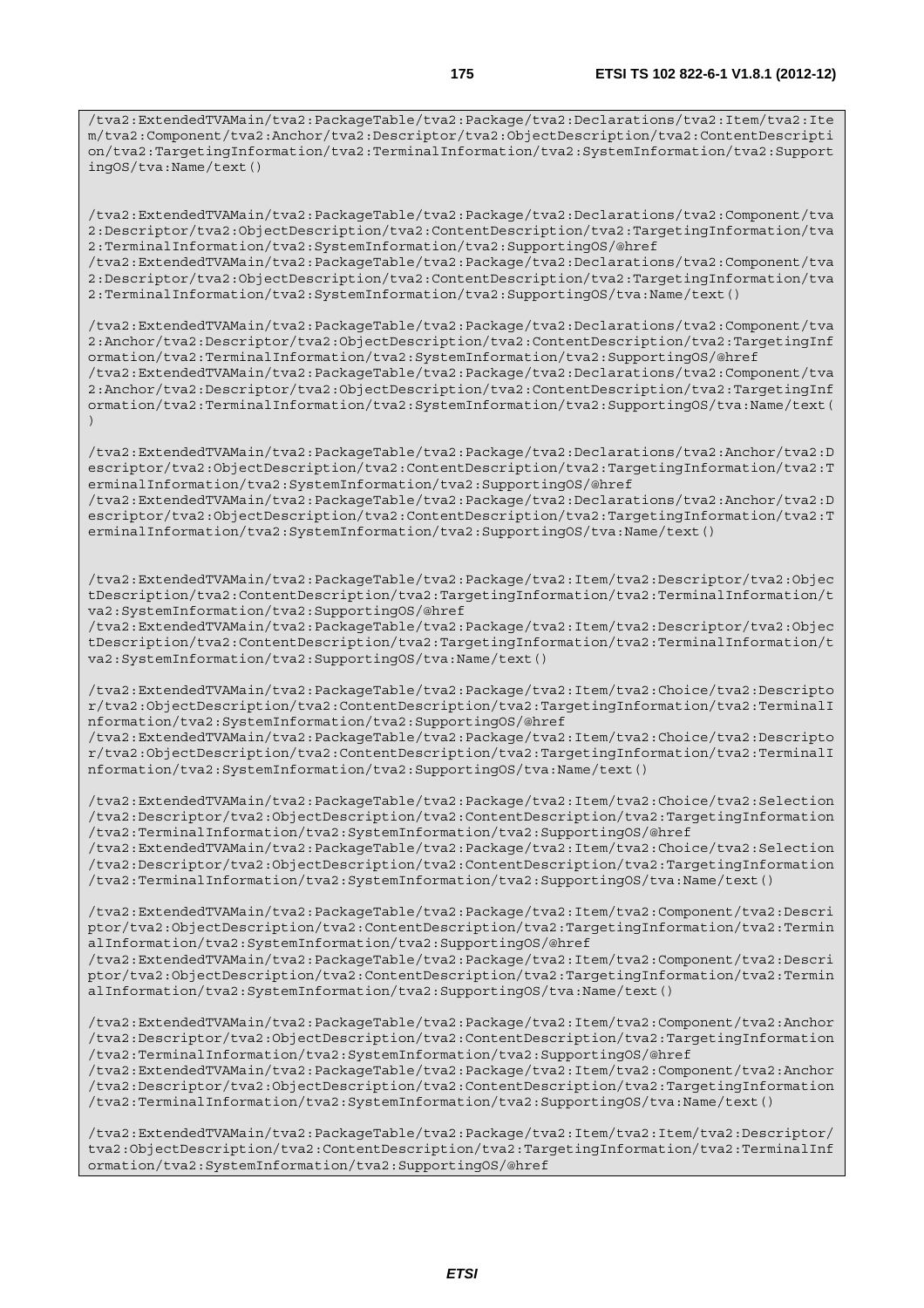```
/tva2:ExtendedTVAMain/tva2:PackageTable/tva2:Package/tva2:Declarations/tva2:Item/tva2:Item/tva2:Component/tva2:Anchor/tva2:Descriptor/tva2:ObjectDescription/tva2:ContentDescription/tva2:TargetingInformation/tva2:TerminalInformation/tva2:SystemInformation/tva2:SupportingOS/tva:Name/text()


/tva2:ExtendedTVAMain/tva2:PackageTable/tva2:Package/tva2:Declarations/tva2:Component/tva2:Descriptor/tva2:ObjectDescription/tva2:ContentDescription/tva2:TargetingInformation/tva2:TerminalInformation/tva2:SystemInformation/tva2:SupportingOS/@href
/tva2:ExtendedTVAMain/tva2:PackageTable/tva2:Package/tva2:Declarations/tva2:Component/tva2:Descriptor/tva2:ObjectDescription/tva2:ContentDescription/tva2:TargetingInformation/tva2:TerminalInformation/tva2:SystemInformation/tva2:SupportingOS/tva:Name/text()

/tva2:ExtendedTVAMain/tva2:PackageTable/tva2:Package/tva2:Declarations/tva2:Component/tva2:Anchor/tva2:Descriptor/tva2:ObjectDescription/tva2:ContentDescription/tva2:TargetingInformation/tva2:TerminalInformation/tva2:SystemInformation/tva2:SupportingOS/@href
/tva2:ExtendedTVAMain/tva2:PackageTable/tva2:Package/tva2:Declarations/tva2:Component/tva2:Anchor/tva2:Descriptor/tva2:ObjectDescription/tva2:ContentDescription/tva2:TargetingInformation/tva2:TerminalInformation/tva2:SystemInformation/tva2:SupportingOS/tva:Name/text()

/tva2:ExtendedTVAMain/tva2:PackageTable/tva2:Package/tva2:Declarations/tva2:Anchor/tva2:Descriptor/tva2:ObjectDescription/tva2:ContentDescription/tva2:TargetingInformation/tva2:TerminalInformation/tva2:SystemInformation/tva2:SupportingOS/@href
/tva2:ExtendedTVAMain/tva2:PackageTable/tva2:Package/tva2:Declarations/tva2:Anchor/tva2:Descriptor/tva2:ObjectDescription/tva2:ContentDescription/tva2:TargetingInformation/tva2:TerminalInformation/tva2:SystemInformation/tva2:SupportingOS/tva:Name/text()


/tva2:ExtendedTVAMain/tva2:PackageTable/tva2:Package/tva2:Item/tva2:Descriptor/tva2:ObjectDescription/tva2:ContentDescription/tva2:TargetingInformation/tva2:TerminalInformation/tva2:SystemInformation/tva2:SupportingOS/@href
/tva2:ExtendedTVAMain/tva2:PackageTable/tva2:Package/tva2:Item/tva2:Descriptor/tva2:ObjectDescription/tva2:ContentDescription/tva2:TargetingInformation/tva2:TerminalInformation/tva2:SystemInformation/tva2:SupportingOS/tva:Name/text()

/tva2:ExtendedTVAMain/tva2:PackageTable/tva2:Package/tva2:Item/tva2:Choice/tva2:Descriptor/tva2:ObjectDescription/tva2:ContentDescription/tva2:TargetingInformation/tva2:TerminalInformation/tva2:SystemInformation/tva2:SupportingOS/@href
/tva2:ExtendedTVAMain/tva2:PackageTable/tva2:Package/tva2:Item/tva2:Choice/tva2:Descriptor/tva2:ObjectDescription/tva2:ContentDescription/tva2:TargetingInformation/tva2:TerminalInformation/tva2:SystemInformation/tva2:SupportingOS/tva:Name/text()

/tva2:ExtendedTVAMain/tva2:PackageTable/tva2:Package/tva2:Item/tva2:Choice/tva2:Selection/tva2:Descriptor/tva2:ObjectDescription/tva2:ContentDescription/tva2:TargetingInformation/tva2:TerminalInformation/tva2:SystemInformation/tva2:SupportingOS/@href
/tva2:ExtendedTVAMain/tva2:PackageTable/tva2:Package/tva2:Item/tva2:Choice/tva2:Selection/tva2:Descriptor/tva2:ObjectDescription/tva2:ContentDescription/tva2:TargetingInformation/tva2:TerminalInformation/tva2:SystemInformation/tva2:SupportingOS/tva:Name/text()

/tva2:ExtendedTVAMain/tva2:PackageTable/tva2:Package/tva2:Item/tva2:Component/tva2:Descriptor/tva2:ObjectDescription/tva2:ContentDescription/tva2:TargetingInformation/tva2:TerminalInformation/tva2:SystemInformation/tva2:SupportingOS/@href
/tva2:ExtendedTVAMain/tva2:PackageTable/tva2:Package/tva2:Item/tva2:Component/tva2:Descriptor/tva2:ObjectDescription/tva2:ContentDescription/tva2:TargetingInformation/tva2:TerminalInformation/tva2:SystemInformation/tva2:SupportingOS/tva:Name/text()

/tva2:ExtendedTVAMain/tva2:PackageTable/tva2:Package/tva2:Item/tva2:Component/tva2:Anchor/tva2:Descriptor/tva2:ObjectDescription/tva2:ContentDescription/tva2:TargetingInformation/tva2:TerminalInformation/tva2:SystemInformation/tva2:SupportingOS/@href
/tva2:ExtendedTVAMain/tva2:PackageTable/tva2:Package/tva2:Item/tva2:Component/tva2:Anchor/tva2:Descriptor/tva2:ObjectDescription/tva2:ContentDescription/tva2:TargetingInformation/tva2:TerminalInformation/tva2:SystemInformation/tva2:SupportingOS/tva:Name/text()

/tva2:ExtendedTVAMain/tva2:PackageTable/tva2:Package/tva2:Item/tva2:Item/tva2:Descriptor/tva2:ObjectDescription/tva2:ContentDescription/tva2:TargetingInformation/tva2:TerminalInformation/tva2:SystemInformation/tva2:SupportingOS/@href
```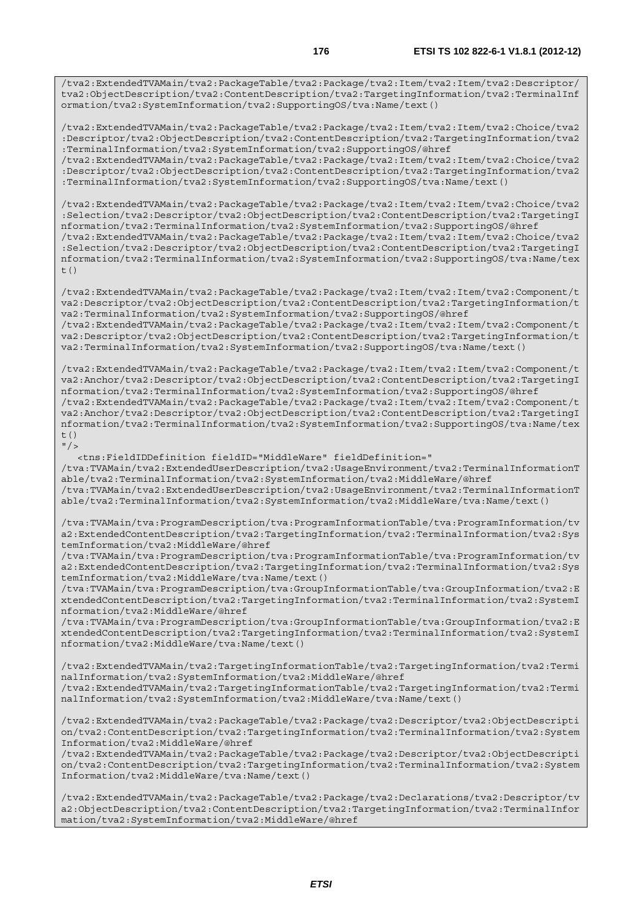```
/tva2:ExtendedTVAMain/tva2:PackageTable/tva2:Package/tva2:Item/tva2:Item/tva2:Descriptor/tva2:ObjectDescription/tva2:ContentDescription/tva2:TargetingInformation/tva2:TerminalInformation/tva2:SystemInformation/tva2:SupportingOS/tva:Name/text()

/tva2:ExtendedTVAMain/tva2:PackageTable/tva2:Package/tva2:Item/tva2:Item/tva2:Choice/tva2:Descriptor/tva2:ObjectDescription/tva2:ContentDescription/tva2:TargetingInformation/tva2:TerminalInformation/tva2:SystemInformation/tva2:SupportingOS/@href
/tva2:ExtendedTVAMain/tva2:PackageTable/tva2:Package/tva2:Item/tva2:Item/tva2:Choice/tva2:Descriptor/tva2:ObjectDescription/tva2:ContentDescription/tva2:TargetingInformation/tva2:TerminalInformation/tva2:SystemInformation/tva2:SupportingOS/tva:Name/text()

/tva2:ExtendedTVAMain/tva2:PackageTable/tva2:Package/tva2:Item/tva2:Item/tva2:Choice/tva2:Selection/tva2:Descriptor/tva2:ObjectDescription/tva2:ContentDescription/tva2:TargetingInformation/tva2:TerminalInformation/tva2:SystemInformation/tva2:SupportingOS/@href
/tva2:ExtendedTVAMain/tva2:PackageTable/tva2:Package/tva2:Item/tva2:Item/tva2:Choice/tva2:Selection/tva2:Descriptor/tva2:ObjectDescription/tva2:ContentDescription/tva2:TargetingInformation/tva2:TerminalInformation/tva2:SystemInformation/tva2:SupportingOS/tva:Name/text()

/tva2:ExtendedTVAMain/tva2:PackageTable/tva2:Package/tva2:Item/tva2:Item/tva2:Component/tva2:Descriptor/tva2:ObjectDescription/tva2:ContentDescription/tva2:TargetingInformation/tva2:TerminalInformation/tva2:SystemInformation/tva2:SupportingOS/@href
/tva2:ExtendedTVAMain/tva2:PackageTable/tva2:Package/tva2:Item/tva2:Item/tva2:Component/tva2:Descriptor/tva2:ObjectDescription/tva2:ContentDescription/tva2:TargetingInformation/tva2:TerminalInformation/tva2:SystemInformation/tva2:SupportingOS/tva:Name/text()

/tva2:ExtendedTVAMain/tva2:PackageTable/tva2:Package/tva2:Item/tva2:Item/tva2:Component/tva2:Anchor/tva2:Descriptor/tva2:ObjectDescription/tva2:ContentDescription/tva2:TargetingInformation/tva2:TerminalInformation/tva2:SystemInformation/tva2:SupportingOS/@href
/tva2:ExtendedTVAMain/tva2:PackageTable/tva2:Package/tva2:Item/tva2:Item/tva2:Component/tva2:Anchor/tva2:Descriptor/tva2:ObjectDescription/tva2:ContentDescription/tva2:TargetingInformation/tva2:TerminalInformation/tva2:SystemInformation/tva2:SupportingOS/tva:Name/text()
"/>
   <tns:FieldIDDefinition fieldID="MiddleWare" fieldDefinition="
/tva:TVAMain/tva2:ExtendedUserDescription/tva2:UsageEnvironment/tva2:TerminalInformationTable/tva2:TerminalInformation/tva2:SystemInformation/tva2:MiddleWare/@href
/tva:TVAMain/tva2:ExtendedUserDescription/tva2:UsageEnvironment/tva2:TerminalInformationTable/tva2:TerminalInformation/tva2:SystemInformation/tva2:MiddleWare/tva:Name/text()

/tva:TVAMain/tva:ProgramDescription/tva:ProgramInformationTable/tva:ProgramInformation/tva2:ExtendedContentDescription/tva2:TargetingInformation/tva2:TerminalInformation/tva2:SystemInformation/tva2:MiddleWare/@href
/tva:TVAMain/tva:ProgramDescription/tva:ProgramInformationTable/tva:ProgramInformation/tva2:ExtendedContentDescription/tva2:TargetingInformation/tva2:TerminalInformation/tva2:SystemInformation/tva2:MiddleWare/tva:Name/text()
/tva:TVAMain/tva:ProgramDescription/tva:GroupInformationTable/tva:GroupInformation/tva2:ExtendedContentDescription/tva2:TargetingInformation/tva2:TerminalInformation/tva2:SystemInformation/tva2:MiddleWare/@href
/tva:TVAMain/tva:ProgramDescription/tva:GroupInformationTable/tva:GroupInformation/tva2:ExtendedContentDescription/tva2:TargetingInformation/tva2:TerminalInformation/tva2:SystemInformation/tva2:MiddleWare/tva:Name/text()

/tva2:ExtendedTVAMain/tva2:TargetingInformationTable/tva2:TargetingInformation/tva2:TerminalInformation/tva2:SystemInformation/tva2:MiddleWare/@href
/tva2:ExtendedTVAMain/tva2:TargetingInformationTable/tva2:TargetingInformation/tva2:TerminalInformation/tva2:SystemInformation/tva2:MiddleWare/tva:Name/text()

/tva2:ExtendedTVAMain/tva2:PackageTable/tva2:Package/tva2:Descriptor/tva2:ObjectDescription/tva2:ContentDescription/tva2:TargetingInformation/tva2:TerminalInformation/tva2:SystemInformation/tva2:MiddleWare/@href
/tva2:ExtendedTVAMain/tva2:PackageTable/tva2:Package/tva2:Descriptor/tva2:ObjectDescription/tva2:ContentDescription/tva2:TargetingInformation/tva2:TerminalInformation/tva2:SystemInformation/tva2:MiddleWare/tva:Name/text()

/tva2:ExtendedTVAMain/tva2:PackageTable/tva2:Package/tva2:Declarations/tva2:Descriptor/tva2:ObjectDescription/tva2:ContentDescription/tva2:TargetingInformation/tva2:TerminalInformation/tva2:SystemInformation/tva2:MiddleWare/@href
```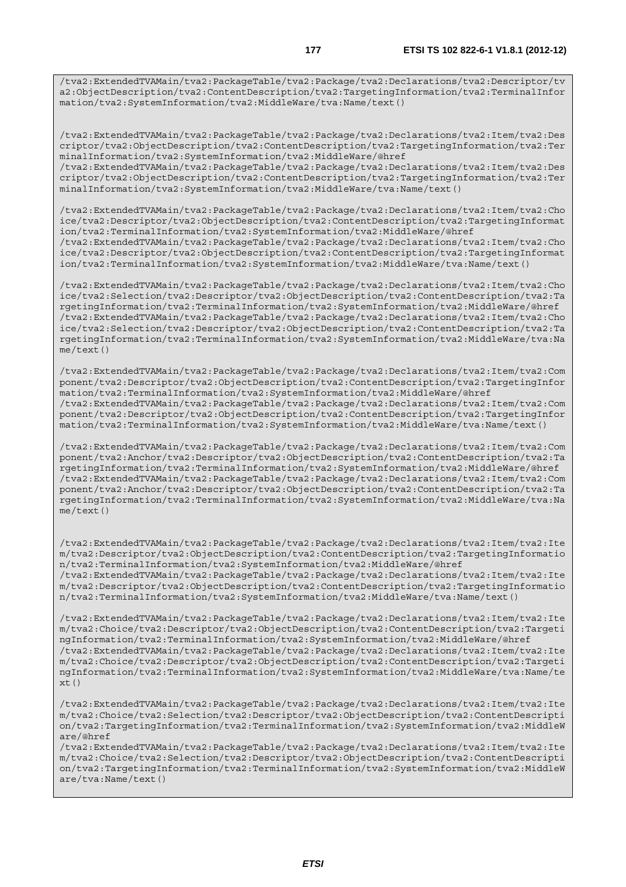```
/tva2:ExtendedTVAMain/tva2:PackageTable/tva2:Package/tva2:Declarations/tva2:Descriptor/tva2:ObjectDescription/tva2:ContentDescription/tva2:TargetingInformation/tva2:TerminalInformation/tva2:SystemInformation/tva2:MiddleWare/tva:Name/text()


/tva2:ExtendedTVAMain/tva2:PackageTable/tva2:Package/tva2:Declarations/tva2:Item/tva2:Descriptor/tva2:ObjectDescription/tva2:ContentDescription/tva2:TargetingInformation/tva2:TerminalInformation/tva2:SystemInformation/tva2:MiddleWare/@href
/tva2:ExtendedTVAMain/tva2:PackageTable/tva2:Package/tva2:Declarations/tva2:Item/tva2:Descriptor/tva2:ObjectDescription/tva2:ContentDescription/tva2:TargetingInformation/tva2:TerminalInformation/tva2:SystemInformation/tva2:MiddleWare/tva:Name/text()

/tva2:ExtendedTVAMain/tva2:PackageTable/tva2:Package/tva2:Declarations/tva2:Item/tva2:Choice/tva2:Descriptor/tva2:ObjectDescription/tva2:ContentDescription/tva2:TargetingInformation/tva2:TerminalInformation/tva2:SystemInformation/tva2:MiddleWare/@href
/tva2:ExtendedTVAMain/tva2:PackageTable/tva2:Package/tva2:Declarations/tva2:Item/tva2:Choice/tva2:Descriptor/tva2:ObjectDescription/tva2:ContentDescription/tva2:TargetingInformation/tva2:TerminalInformation/tva2:SystemInformation/tva2:MiddleWare/tva:Name/text()

/tva2:ExtendedTVAMain/tva2:PackageTable/tva2:Package/tva2:Declarations/tva2:Item/tva2:Choice/tva2:Selection/tva2:Descriptor/tva2:ObjectDescription/tva2:ContentDescription/tva2:TargetingInformation/tva2:TerminalInformation/tva2:SystemInformation/tva2:MiddleWare/@href
/tva2:ExtendedTVAMain/tva2:PackageTable/tva2:Package/tva2:Declarations/tva2:Item/tva2:Choice/tva2:Selection/tva2:Descriptor/tva2:ObjectDescription/tva2:ContentDescription/tva2:TargetingInformation/tva2:TerminalInformation/tva2:SystemInformation/tva2:MiddleWare/tva:Name/text()

/tva2:ExtendedTVAMain/tva2:PackageTable/tva2:Package/tva2:Declarations/tva2:Item/tva2:Component/tva2:Descriptor/tva2:ObjectDescription/tva2:ContentDescription/tva2:TargetingInformation/tva2:TerminalInformation/tva2:SystemInformation/tva2:MiddleWare/@href
/tva2:ExtendedTVAMain/tva2:PackageTable/tva2:Package/tva2:Declarations/tva2:Item/tva2:Component/tva2:Descriptor/tva2:ObjectDescription/tva2:ContentDescription/tva2:TargetingInformation/tva2:TerminalInformation/tva2:SystemInformation/tva2:MiddleWare/tva:Name/text()

/tva2:ExtendedTVAMain/tva2:PackageTable/tva2:Package/tva2:Declarations/tva2:Item/tva2:Component/tva2:Anchor/tva2:Descriptor/tva2:ObjectDescription/tva2:ContentDescription/tva2:TargetingInformation/tva2:TerminalInformation/tva2:SystemInformation/tva2:MiddleWare/@href
/tva2:ExtendedTVAMain/tva2:PackageTable/tva2:Package/tva2:Declarations/tva2:Item/tva2:Component/tva2:Anchor/tva2:Descriptor/tva2:ObjectDescription/tva2:ContentDescription/tva2:TargetingInformation/tva2:TerminalInformation/tva2:SystemInformation/tva2:MiddleWare/tva:Name/text()


/tva2:ExtendedTVAMain/tva2:PackageTable/tva2:Package/tva2:Declarations/tva2:Item/tva2:Item/tva2:Descriptor/tva2:ObjectDescription/tva2:ContentDescription/tva2:TargetingInformation/tva2:TerminalInformation/tva2:SystemInformation/tva2:MiddleWare/@href
/tva2:ExtendedTVAMain/tva2:PackageTable/tva2:Package/tva2:Declarations/tva2:Item/tva2:Item/tva2:Descriptor/tva2:ObjectDescription/tva2:ContentDescription/tva2:TargetingInformation/tva2:TerminalInformation/tva2:SystemInformation/tva2:MiddleWare/tva:Name/text()

/tva2:ExtendedTVAMain/tva2:PackageTable/tva2:Package/tva2:Declarations/tva2:Item/tva2:Item/tva2:Choice/tva2:Descriptor/tva2:ObjectDescription/tva2:ContentDescription/tva2:TargetingInformation/tva2:TerminalInformation/tva2:SystemInformation/tva2:MiddleWare/@href
/tva2:ExtendedTVAMain/tva2:PackageTable/tva2:Package/tva2:Declarations/tva2:Item/tva2:Item/tva2:Choice/tva2:Descriptor/tva2:ObjectDescription/tva2:ContentDescription/tva2:TargetingInformation/tva2:TerminalInformation/tva2:SystemInformation/tva2:MiddleWare/tva:Name/text()

/tva2:ExtendedTVAMain/tva2:PackageTable/tva2:Package/tva2:Declarations/tva2:Item/tva2:Item/tva2:Choice/tva2:Selection/tva2:Descriptor/tva2:ObjectDescription/tva2:ContentDescription/tva2:TargetingInformation/tva2:TerminalInformation/tva2:SystemInformation/tva2:MiddleWare/@href
/tva2:ExtendedTVAMain/tva2:PackageTable/tva2:Package/tva2:Declarations/tva2:Item/tva2:Item/tva2:Choice/tva2:Selection/tva2:Descriptor/tva2:ObjectDescription/tva2:ContentDescription/tva2:TargetingInformation/tva2:TerminalInformation/tva2:SystemInformation/tva2:MiddleWare/tva:Name/text()
```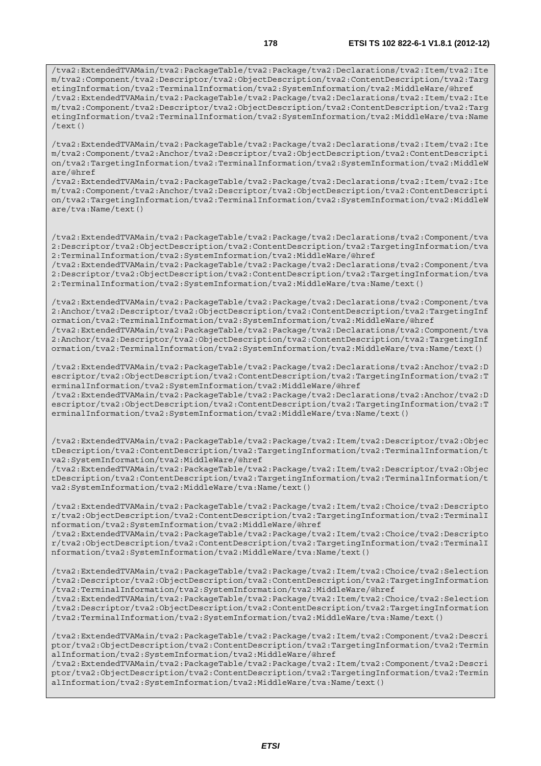```
/tva2:ExtendedTVAMain/tva2:PackageTable/tva2:Package/tva2:Declarations/tva2:Item/tva2:Item/tva2:Component/tva2:Descriptor/tva2:ObjectDescription/tva2:ContentDescription/tva2:TargetingInformation/tva2:TerminalInformation/tva2:SystemInformation/tva2:MiddleWare/@href
/tva2:ExtendedTVAMain/tva2:PackageTable/tva2:Package/tva2:Declarations/tva2:Item/tva2:Item/tva2:Component/tva2:Descriptor/tva2:ObjectDescription/tva2:ContentDescription/tva2:TargetingInformation/tva2:TerminalInformation/tva2:SystemInformation/tva2:MiddleWare/tva:Name/text()

/tva2:ExtendedTVAMain/tva2:PackageTable/tva2:Package/tva2:Declarations/tva2:Item/tva2:Item/tva2:Component/tva2:Anchor/tva2:Descriptor/tva2:ObjectDescription/tva2:ContentDescription/tva2:TargetingInformation/tva2:TerminalInformation/tva2:SystemInformation/tva2:MiddleWare/@href
/tva2:ExtendedTVAMain/tva2:PackageTable/tva2:Package/tva2:Declarations/tva2:Item/tva2:Item/tva2:Component/tva2:Anchor/tva2:Descriptor/tva2:ObjectDescription/tva2:ContentDescription/tva2:TargetingInformation/tva2:TerminalInformation/tva2:SystemInformation/tva2:MiddleWare/tva:Name/text()


/tva2:ExtendedTVAMain/tva2:PackageTable/tva2:Package/tva2:Declarations/tva2:Component/tva2:Descriptor/tva2:ObjectDescription/tva2:ContentDescription/tva2:TargetingInformation/tva2:TerminalInformation/tva2:SystemInformation/tva2:MiddleWare/@href
/tva2:ExtendedTVAMain/tva2:PackageTable/tva2:Package/tva2:Declarations/tva2:Component/tva2:Descriptor/tva2:ObjectDescription/tva2:ContentDescription/tva2:TargetingInformation/tva2:TerminalInformation/tva2:SystemInformation/tva2:MiddleWare/tva:Name/text()

/tva2:ExtendedTVAMain/tva2:PackageTable/tva2:Package/tva2:Declarations/tva2:Component/tva2:Anchor/tva2:Descriptor/tva2:ObjectDescription/tva2:ContentDescription/tva2:TargetingInformation/tva2:TerminalInformation/tva2:SystemInformation/tva2:MiddleWare/@href
/tva2:ExtendedTVAMain/tva2:PackageTable/tva2:Package/tva2:Declarations/tva2:Component/tva2:Anchor/tva2:Descriptor/tva2:ObjectDescription/tva2:ContentDescription/tva2:TargetingInformation/tva2:TerminalInformation/tva2:SystemInformation/tva2:MiddleWare/tva:Name/text()

/tva2:ExtendedTVAMain/tva2:PackageTable/tva2:Package/tva2:Declarations/tva2:Anchor/tva2:Descriptor/tva2:ObjectDescription/tva2:ContentDescription/tva2:TargetingInformation/tva2:TerminalInformation/tva2:SystemInformation/tva2:MiddleWare/@href
/tva2:ExtendedTVAMain/tva2:PackageTable/tva2:Package/tva2:Declarations/tva2:Anchor/tva2:Descriptor/tva2:ObjectDescription/tva2:ContentDescription/tva2:TargetingInformation/tva2:TerminalInformation/tva2:SystemInformation/tva2:MiddleWare/tva:Name/text()


/tva2:ExtendedTVAMain/tva2:PackageTable/tva2:Package/tva2:Item/tva2:Descriptor/tva2:ObjectDescription/tva2:ContentDescription/tva2:TargetingInformation/tva2:TerminalInformation/tva2:SystemInformation/tva2:MiddleWare/@href
/tva2:ExtendedTVAMain/tva2:PackageTable/tva2:Package/tva2:Item/tva2:Descriptor/tva2:ObjectDescription/tva2:ContentDescription/tva2:TargetingInformation/tva2:TerminalInformation/tva2:SystemInformation/tva2:MiddleWare/tva:Name/text()

/tva2:ExtendedTVAMain/tva2:PackageTable/tva2:Package/tva2:Item/tva2:Choice/tva2:Descriptor/tva2:ObjectDescription/tva2:ContentDescription/tva2:TargetingInformation/tva2:TerminalInformation/tva2:SystemInformation/tva2:MiddleWare/@href
/tva2:ExtendedTVAMain/tva2:PackageTable/tva2:Package/tva2:Item/tva2:Choice/tva2:Descriptor/tva2:ObjectDescription/tva2:ContentDescription/tva2:TargetingInformation/tva2:TerminalInformation/tva2:SystemInformation/tva2:MiddleWare/tva:Name/text()

/tva2:ExtendedTVAMain/tva2:PackageTable/tva2:Package/tva2:Item/tva2:Choice/tva2:Selection/tva2:Descriptor/tva2:ObjectDescription/tva2:ContentDescription/tva2:TargetingInformation/tva2:TerminalInformation/tva2:SystemInformation/tva2:MiddleWare/@href
/tva2:ExtendedTVAMain/tva2:PackageTable/tva2:Package/tva2:Item/tva2:Choice/tva2:Selection/tva2:Descriptor/tva2:ObjectDescription/tva2:ContentDescription/tva2:TargetingInformation/tva2:TerminalInformation/tva2:SystemInformation/tva2:MiddleWare/tva:Name/text()

/tva2:ExtendedTVAMain/tva2:PackageTable/tva2:Package/tva2:Item/tva2:Component/tva2:Descriptor/tva2:ObjectDescription/tva2:ContentDescription/tva2:TargetingInformation/tva2:TerminalInformation/tva2:SystemInformation/tva2:MiddleWare/@href
/tva2:ExtendedTVAMain/tva2:PackageTable/tva2:Package/tva2:Item/tva2:Component/tva2:Descriptor/tva2:ObjectDescription/tva2:ContentDescription/tva2:TargetingInformation/tva2:TerminalInformation/tva2:SystemInformation/tva2:MiddleWare/tva:Name/text()
```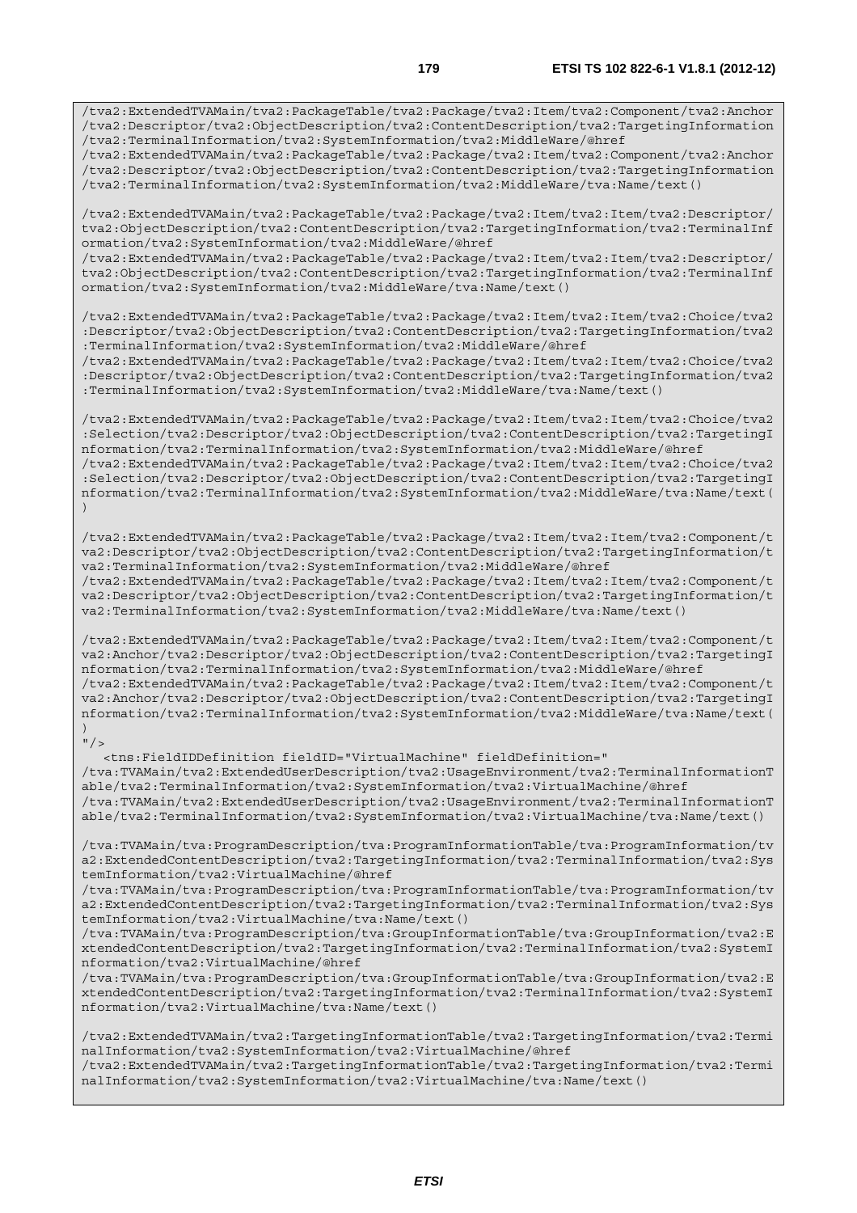```
/tva2:ExtendedTVAMain/tva2:PackageTable/tva2:Package/tva2:Item/tva2:Component/tva2:Anchor
/tva2:Descriptor/tva2:ObjectDescription/tva2:ContentDescription/tva2:TargetingInformation
/tva2:TerminalInformation/tva2:SystemInformation/tva2:MiddleWare/@href
/tva2:ExtendedTVAMain/tva2:PackageTable/tva2:Package/tva2:Item/tva2:Component/tva2:Anchor
/tva2:Descriptor/tva2:ObjectDescription/tva2:ContentDescription/tva2:TargetingInformation
/tva2:TerminalInformation/tva2:SystemInformation/tva2:MiddleWare/tva:Name/text()

/tva2:ExtendedTVAMain/tva2:PackageTable/tva2:Package/tva2:Item/tva2:Item/tva2:Descriptor/
tva2:ObjectDescription/tva2:ContentDescription/tva2:TargetingInformation/tva2:TerminalInf
ormation/tva2:SystemInformation/tva2:MiddleWare/@href
/tva2:ExtendedTVAMain/tva2:PackageTable/tva2:Package/tva2:Item/tva2:Item/tva2:Descriptor/
tva2:ObjectDescription/tva2:ContentDescription/tva2:TargetingInformation/tva2:TerminalInf
ormation/tva2:SystemInformation/tva2:MiddleWare/tva:Name/text()

/tva2:ExtendedTVAMain/tva2:PackageTable/tva2:Package/tva2:Item/tva2:Item/tva2:Choice/tva2
:Descriptor/tva2:ObjectDescription/tva2:ContentDescription/tva2:TargetingInformation/tva2
:TerminalInformation/tva2:SystemInformation/tva2:MiddleWare/@href
/tva2:ExtendedTVAMain/tva2:PackageTable/tva2:Package/tva2:Item/tva2:Item/tva2:Choice/tva2
:Descriptor/tva2:ObjectDescription/tva2:ContentDescription/tva2:TargetingInformation/tva2
:TerminalInformation/tva2:SystemInformation/tva2:MiddleWare/tva:Name/text()

/tva2:ExtendedTVAMain/tva2:PackageTable/tva2:Package/tva2:Item/tva2:Item/tva2:Choice/tva2
:Selection/tva2:Descriptor/tva2:ObjectDescription/tva2:ContentDescription/tva2:TargetingI
nformation/tva2:TerminalInformation/tva2:SystemInformation/tva2:MiddleWare/@href
/tva2:ExtendedTVAMain/tva2:PackageTable/tva2:Package/tva2:Item/tva2:Item/tva2:Choice/tva2
:Selection/tva2:Descriptor/tva2:ObjectDescription/tva2:ContentDescription/tva2:TargetingI
nformation/tva2:TerminalInformation/tva2:SystemInformation/tva2:MiddleWare/tva:Name/text(
)

/tva2:ExtendedTVAMain/tva2:PackageTable/tva2:Package/tva2:Item/tva2:Item/tva2:Component/t
va2:Descriptor/tva2:ObjectDescription/tva2:ContentDescription/tva2:TargetingInformation/t
va2:TerminalInformation/tva2:SystemInformation/tva2:MiddleWare/@href
/tva2:ExtendedTVAMain/tva2:PackageTable/tva2:Package/tva2:Item/tva2:Item/tva2:Component/t
va2:Descriptor/tva2:ObjectDescription/tva2:ContentDescription/tva2:TargetingInformation/t
va2:TerminalInformation/tva2:SystemInformation/tva2:MiddleWare/tva:Name/text()

/tva2:ExtendedTVAMain/tva2:PackageTable/tva2:Package/tva2:Item/tva2:Item/tva2:Component/t
va2:Anchor/tva2:Descriptor/tva2:ObjectDescription/tva2:ContentDescription/tva2:TargetingI
nformation/tva2:TerminalInformation/tva2:SystemInformation/tva2:MiddleWare/@href
/tva2:ExtendedTVAMain/tva2:PackageTable/tva2:Package/tva2:Item/tva2:Item/tva2:Component/t
va2:Anchor/tva2:Descriptor/tva2:ObjectDescription/tva2:ContentDescription/tva2:TargetingI
nformation/tva2:TerminalInformation/tva2:SystemInformation/tva2:MiddleWare/tva:Name/text(
)
"/>
   <tns:FieldIDDefinition fieldID="VirtualMachine" fieldDefinition="
/tva:TVAMain/tva2:ExtendedUserDescription/tva2:UsageEnvironment/tva2:TerminalInformationT
able/tva2:TerminalInformation/tva2:SystemInformation/tva2:VirtualMachine/@href
/tva:TVAMain/tva2:ExtendedUserDescription/tva2:UsageEnvironment/tva2:TerminalInformationT
able/tva2:TerminalInformation/tva2:SystemInformation/tva2:VirtualMachine/tva:Name/text()

/tva:TVAMain/tva:ProgramDescription/tva:ProgramInformationTable/tva:ProgramInformation/tv
a2:ExtendedContentDescription/tva2:TargetingInformation/tva2:TerminalInformation/tva2:Sys
temInformation/tva2:VirtualMachine/@href
/tva:TVAMain/tva:ProgramDescription/tva:ProgramInformationTable/tva:ProgramInformation/tv
a2:ExtendedContentDescription/tva2:TargetingInformation/tva2:TerminalInformation/tva2:Sys
temInformation/tva2:VirtualMachine/tva:Name/text()
/tva:TVAMain/tva:ProgramDescription/tva:GroupInformationTable/tva:GroupInformation/tva2:E
xtendedContentDescription/tva2:TargetingInformation/tva2:TerminalInformation/tva2:SystemI
nformation/tva2:VirtualMachine/@href
/tva:TVAMain/tva:ProgramDescription/tva:GroupInformationTable/tva:GroupInformation/tva2:E
xtendedContentDescription/tva2:TargetingInformation/tva2:TerminalInformation/tva2:SystemI
nformation/tva2:VirtualMachine/tva:Name/text()

/tva2:ExtendedTVAMain/tva2:TargetingInformationTable/tva2:TargetingInformation/tva2:Termi
nalInformation/tva2:SystemInformation/tva2:VirtualMachine/@href
/tva2:ExtendedTVAMain/tva2:TargetingInformationTable/tva2:TargetingInformation/tva2:Termi
nalInformation/tva2:SystemInformation/tva2:VirtualMachine/tva:Name/text()
```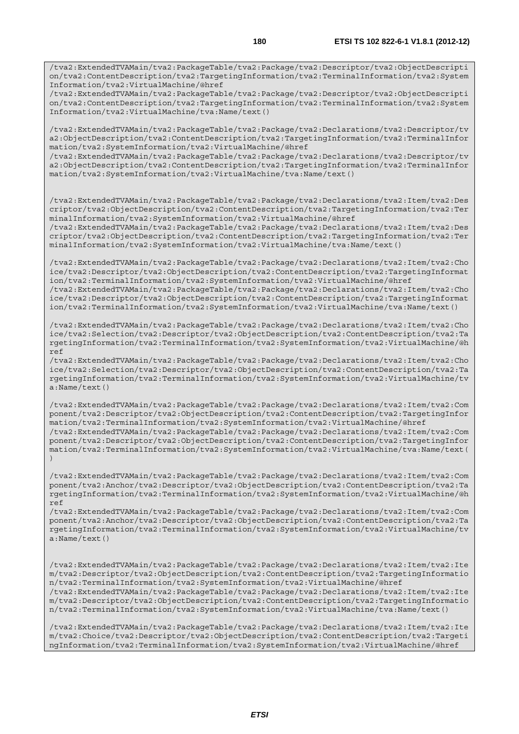```
/tva2:ExtendedTVAMain/tva2:PackageTable/tva2:Package/tva2:Descriptor/tva2:ObjectDescription/tva2:ContentDescription/tva2:TargetingInformation/tva2:TerminalInformation/tva2:SystemInformation/tva2:VirtualMachine/@href
/tva2:ExtendedTVAMain/tva2:PackageTable/tva2:Package/tva2:Descriptor/tva2:ObjectDescription/tva2:ContentDescription/tva2:TargetingInformation/tva2:TerminalInformation/tva2:SystemInformation/tva2:VirtualMachine/tva:Name/text()

/tva2:ExtendedTVAMain/tva2:PackageTable/tva2:Package/tva2:Declarations/tva2:Descriptor/tva2:ObjectDescription/tva2:ContentDescription/tva2:TargetingInformation/tva2:TerminalInformation/tva2:SystemInformation/tva2:VirtualMachine/@href
/tva2:ExtendedTVAMain/tva2:PackageTable/tva2:Package/tva2:Declarations/tva2:Descriptor/tva2:ObjectDescription/tva2:ContentDescription/tva2:TargetingInformation/tva2:TerminalInformation/tva2:SystemInformation/tva2:VirtualMachine/tva:Name/text()


/tva2:ExtendedTVAMain/tva2:PackageTable/tva2:Package/tva2:Declarations/tva2:Item/tva2:Descriptor/tva2:ObjectDescription/tva2:ContentDescription/tva2:TargetingInformation/tva2:TerminalInformation/tva2:SystemInformation/tva2:VirtualMachine/@href
/tva2:ExtendedTVAMain/tva2:PackageTable/tva2:Package/tva2:Declarations/tva2:Item/tva2:Descriptor/tva2:ObjectDescription/tva2:ContentDescription/tva2:TargetingInformation/tva2:TerminalInformation/tva2:SystemInformation/tva2:VirtualMachine/tva:Name/text()

/tva2:ExtendedTVAMain/tva2:PackageTable/tva2:Package/tva2:Declarations/tva2:Item/tva2:Choice/tva2:Descriptor/tva2:ObjectDescription/tva2:ContentDescription/tva2:TargetingInformation/tva2:TerminalInformation/tva2:SystemInformation/tva2:VirtualMachine/@href
/tva2:ExtendedTVAMain/tva2:PackageTable/tva2:Package/tva2:Declarations/tva2:Item/tva2:Choice/tva2:Descriptor/tva2:ObjectDescription/tva2:ContentDescription/tva2:TargetingInformation/tva2:TerminalInformation/tva2:SystemInformation/tva2:VirtualMachine/tva:Name/text()

/tva2:ExtendedTVAMain/tva2:PackageTable/tva2:Package/tva2:Declarations/tva2:Item/tva2:Choice/tva2:Selection/tva2:Descriptor/tva2:ObjectDescription/tva2:ContentDescription/tva2:TargetingInformation/tva2:TerminalInformation/tva2:SystemInformation/tva2:VirtualMachine/@href
/tva2:ExtendedTVAMain/tva2:PackageTable/tva2:Package/tva2:Declarations/tva2:Item/tva2:Choice/tva2:Selection/tva2:Descriptor/tva2:ObjectDescription/tva2:ContentDescription/tva2:TargetingInformation/tva2:TerminalInformation/tva2:SystemInformation/tva2:VirtualMachine/tva:Name/text()

/tva2:ExtendedTVAMain/tva2:PackageTable/tva2:Package/tva2:Declarations/tva2:Item/tva2:Component/tva2:Descriptor/tva2:ObjectDescription/tva2:ContentDescription/tva2:TargetingInformation/tva2:TerminalInformation/tva2:SystemInformation/tva2:VirtualMachine/@href
/tva2:ExtendedTVAMain/tva2:PackageTable/tva2:Package/tva2:Declarations/tva2:Item/tva2:Component/tva2:Descriptor/tva2:ObjectDescription/tva2:ContentDescription/tva2:TargetingInformation/tva2:TerminalInformation/tva2:SystemInformation/tva2:VirtualMachine/tva:Name/text()

/tva2:ExtendedTVAMain/tva2:PackageTable/tva2:Package/tva2:Declarations/tva2:Item/tva2:Component/tva2:Anchor/tva2:Descriptor/tva2:ObjectDescription/tva2:ContentDescription/tva2:TargetingInformation/tva2:TerminalInformation/tva2:SystemInformation/tva2:VirtualMachine/@href
/tva2:ExtendedTVAMain/tva2:PackageTable/tva2:Package/tva2:Declarations/tva2:Item/tva2:Component/tva2:Anchor/tva2:Descriptor/tva2:ObjectDescription/tva2:ContentDescription/tva2:TargetingInformation/tva2:TerminalInformation/tva2:SystemInformation/tva2:VirtualMachine/tva:Name/text()


/tva2:ExtendedTVAMain/tva2:PackageTable/tva2:Package/tva2:Declarations/tva2:Item/tva2:Item/tva2:Descriptor/tva2:ObjectDescription/tva2:ContentDescription/tva2:TargetingInformation/tva2:TerminalInformation/tva2:SystemInformation/tva2:VirtualMachine/@href
/tva2:ExtendedTVAMain/tva2:PackageTable/tva2:Package/tva2:Declarations/tva2:Item/tva2:Item/tva2:Descriptor/tva2:ObjectDescription/tva2:ContentDescription/tva2:TargetingInformation/tva2:TerminalInformation/tva2:SystemInformation/tva2:VirtualMachine/tva:Name/text()

/tva2:ExtendedTVAMain/tva2:PackageTable/tva2:Package/tva2:Declarations/tva2:Item/tva2:Item/tva2:Choice/tva2:Descriptor/tva2:ObjectDescription/tva2:ContentDescription/tva2:TargetingInformation/tva2:TerminalInformation/tva2:SystemInformation/tva2:VirtualMachine/@href
```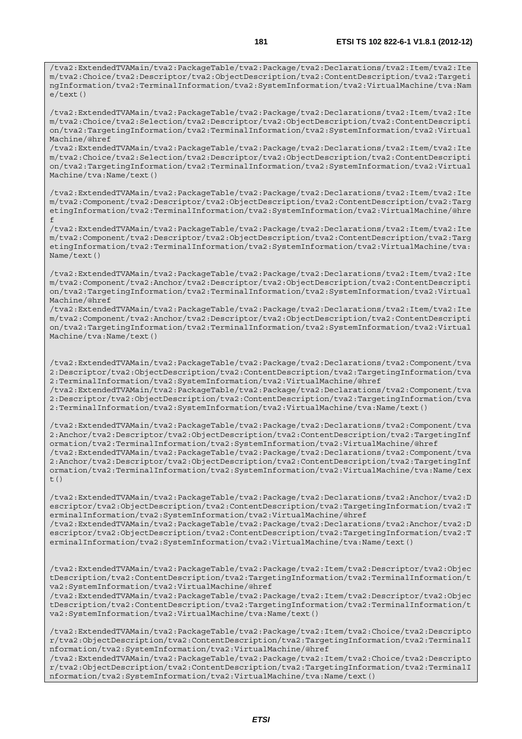```
/tva2:ExtendedTVAMain/tva2:PackageTable/tva2:Package/tva2:Declarations/tva2:Item/tva2:Item/tva2:Choice/tva2:Descriptor/tva2:ObjectDescription/tva2:ContentDescription/tva2:TargetingInformation/tva2:TerminalInformation/tva2:SystemInformation/tva2:VirtualMachine/tva:Name/text()

/tva2:ExtendedTVAMain/tva2:PackageTable/tva2:Package/tva2:Declarations/tva2:Item/tva2:Item/tva2:Choice/tva2:Selection/tva2:Descriptor/tva2:ObjectDescription/tva2:ContentDescription/tva2:TargetingInformation/tva2:TerminalInformation/tva2:SystemInformation/tva2:VirtualMachine/@href
/tva2:ExtendedTVAMain/tva2:PackageTable/tva2:Package/tva2:Declarations/tva2:Item/tva2:Item/tva2:Choice/tva2:Selection/tva2:Descriptor/tva2:ObjectDescription/tva2:ContentDescription/tva2:TargetingInformation/tva2:TerminalInformation/tva2:SystemInformation/tva2:VirtualMachine/tva:Name/text()

/tva2:ExtendedTVAMain/tva2:PackageTable/tva2:Package/tva2:Declarations/tva2:Item/tva2:Item/tva2:Component/tva2:Descriptor/tva2:ObjectDescription/tva2:ContentDescription/tva2:TargetingInformation/tva2:TerminalInformation/tva2:SystemInformation/tva2:VirtualMachine/@href
/tva2:ExtendedTVAMain/tva2:PackageTable/tva2:Package/tva2:Declarations/tva2:Item/tva2:Item/tva2:Component/tva2:Descriptor/tva2:ObjectDescription/tva2:ContentDescription/tva2:TargetingInformation/tva2:TerminalInformation/tva2:SystemInformation/tva2:VirtualMachine/tva:Name/text()

/tva2:ExtendedTVAMain/tva2:PackageTable/tva2:Package/tva2:Declarations/tva2:Item/tva2:Item/tva2:Component/tva2:Anchor/tva2:Descriptor/tva2:ObjectDescription/tva2:ContentDescription/tva2:TargetingInformation/tva2:TerminalInformation/tva2:SystemInformation/tva2:VirtualMachine/@href
/tva2:ExtendedTVAMain/tva2:PackageTable/tva2:Package/tva2:Declarations/tva2:Item/tva2:Item/tva2:Component/tva2:Anchor/tva2:Descriptor/tva2:ObjectDescription/tva2:ContentDescription/tva2:TargetingInformation/tva2:TerminalInformation/tva2:SystemInformation/tva2:VirtualMachine/tva:Name/text()


/tva2:ExtendedTVAMain/tva2:PackageTable/tva2:Package/tva2:Declarations/tva2:Component/tva2:Descriptor/tva2:ObjectDescription/tva2:ContentDescription/tva2:TargetingInformation/tva2:TerminalInformation/tva2:SystemInformation/tva2:VirtualMachine/@href
/tva2:ExtendedTVAMain/tva2:PackageTable/tva2:Package/tva2:Declarations/tva2:Component/tva2:Descriptor/tva2:ObjectDescription/tva2:ContentDescription/tva2:TargetingInformation/tva2:TerminalInformation/tva2:SystemInformation/tva2:VirtualMachine/tva:Name/text()

/tva2:ExtendedTVAMain/tva2:PackageTable/tva2:Package/tva2:Declarations/tva2:Component/tva2:Anchor/tva2:Descriptor/tva2:ObjectDescription/tva2:ContentDescription/tva2:TargetingInformation/tva2:TerminalInformation/tva2:SystemInformation/tva2:VirtualMachine/@href
/tva2:ExtendedTVAMain/tva2:PackageTable/tva2:Package/tva2:Declarations/tva2:Component/tva2:Anchor/tva2:Descriptor/tva2:ObjectDescription/tva2:ContentDescription/tva2:TargetingInformation/tva2:TerminalInformation/tva2:SystemInformation/tva2:VirtualMachine/tva:Name/text()

/tva2:ExtendedTVAMain/tva2:PackageTable/tva2:Package/tva2:Declarations/tva2:Anchor/tva2:Descriptor/tva2:ObjectDescription/tva2:ContentDescription/tva2:TargetingInformation/tva2:TerminalInformation/tva2:SystemInformation/tva2:VirtualMachine/@href
/tva2:ExtendedTVAMain/tva2:PackageTable/tva2:Package/tva2:Declarations/tva2:Anchor/tva2:Descriptor/tva2:ObjectDescription/tva2:ContentDescription/tva2:TargetingInformation/tva2:TerminalInformation/tva2:SystemInformation/tva2:VirtualMachine/tva:Name/text()


/tva2:ExtendedTVAMain/tva2:PackageTable/tva2:Package/tva2:Item/tva2:Descriptor/tva2:ObjectDescription/tva2:ContentDescription/tva2:TargetingInformation/tva2:TerminalInformation/tva2:SystemInformation/tva2:VirtualMachine/@href
/tva2:ExtendedTVAMain/tva2:PackageTable/tva2:Package/tva2:Item/tva2:Descriptor/tva2:ObjectDescription/tva2:ContentDescription/tva2:TargetingInformation/tva2:TerminalInformation/tva2:SystemInformation/tva2:VirtualMachine/tva:Name/text()

/tva2:ExtendedTVAMain/tva2:PackageTable/tva2:Package/tva2:Item/tva2:Choice/tva2:Descriptor/tva2:ObjectDescription/tva2:ContentDescription/tva2:TargetingInformation/tva2:TerminalInformation/tva2:SystemInformation/tva2:VirtualMachine/@href
/tva2:ExtendedTVAMain/tva2:PackageTable/tva2:Package/tva2:Item/tva2:Choice/tva2:Descriptor/tva2:ObjectDescription/tva2:ContentDescription/tva2:TargetingInformation/tva2:TerminalInformation/tva2:SystemInformation/tva2:VirtualMachine/tva:Name/text()
```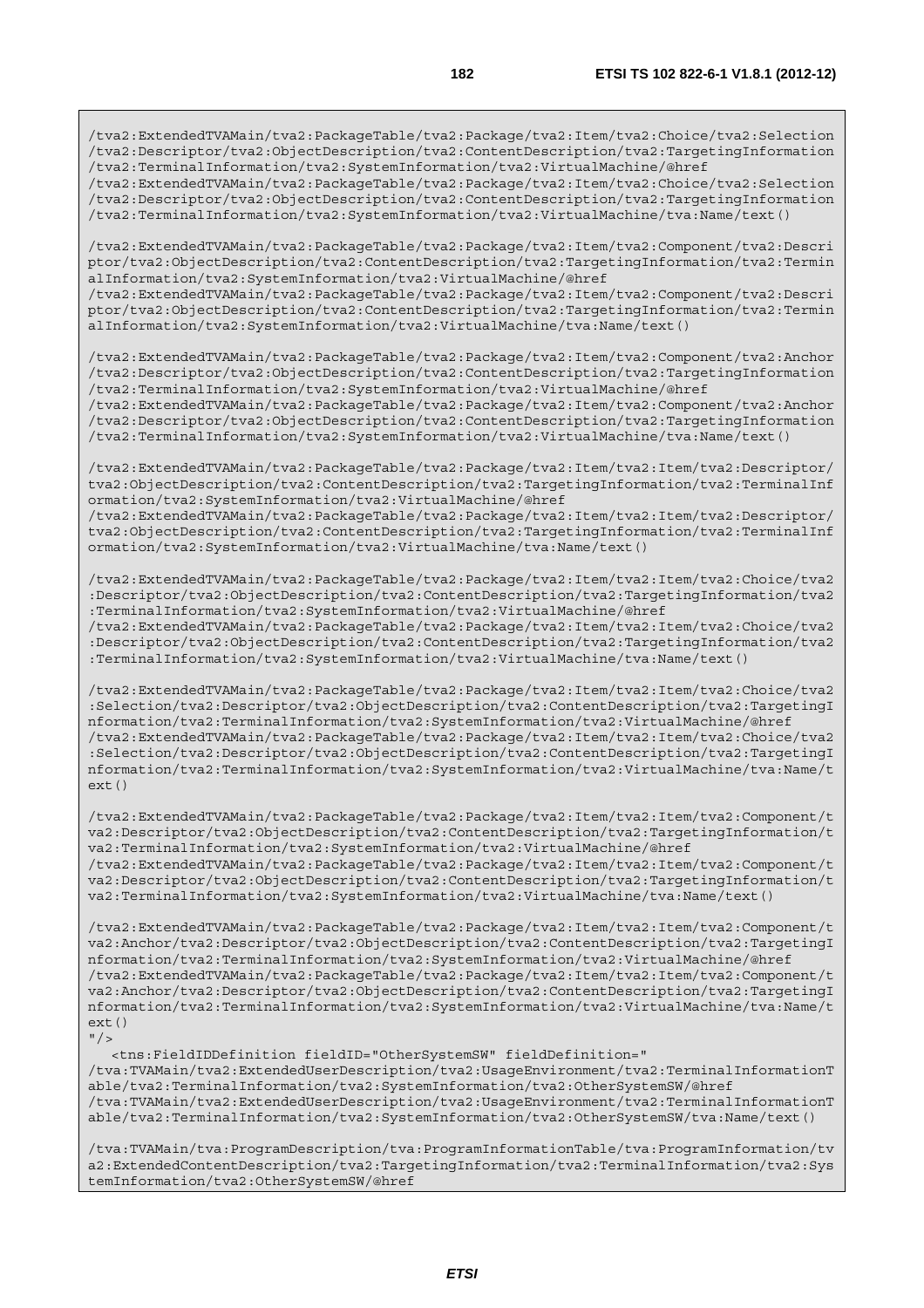```
/tva2:ExtendedTVAMain/tva2:PackageTable/tva2:Package/tva2:Item/tva2:Choice/tva2:Selection
/tva2:Descriptor/tva2:ObjectDescription/tva2:ContentDescription/tva2:TargetingInformation
/tva2:TerminalInformation/tva2:SystemInformation/tva2:VirtualMachine/@href
/tva2:ExtendedTVAMain/tva2:PackageTable/tva2:Package/tva2:Item/tva2:Choice/tva2:Selection
/tva2:Descriptor/tva2:ObjectDescription/tva2:ContentDescription/tva2:TargetingInformation
/tva2:TerminalInformation/tva2:SystemInformation/tva2:VirtualMachine/tva:Name/text()

/tva2:ExtendedTVAMain/tva2:PackageTable/tva2:Package/tva2:Item/tva2:Component/tva2:Descri
ptor/tva2:ObjectDescription/tva2:ContentDescription/tva2:TargetingInformation/tva2:Termin
alInformation/tva2:SystemInformation/tva2:VirtualMachine/@href
/tva2:ExtendedTVAMain/tva2:PackageTable/tva2:Package/tva2:Item/tva2:Component/tva2:Descri
ptor/tva2:ObjectDescription/tva2:ContentDescription/tva2:TargetingInformation/tva2:Termin
alInformation/tva2:SystemInformation/tva2:VirtualMachine/tva:Name/text()

/tva2:ExtendedTVAMain/tva2:PackageTable/tva2:Package/tva2:Item/tva2:Component/tva2:Anchor
/tva2:Descriptor/tva2:ObjectDescription/tva2:ContentDescription/tva2:TargetingInformation
/tva2:TerminalInformation/tva2:SystemInformation/tva2:VirtualMachine/@href
/tva2:ExtendedTVAMain/tva2:PackageTable/tva2:Package/tva2:Item/tva2:Component/tva2:Anchor
/tva2:Descriptor/tva2:ObjectDescription/tva2:ContentDescription/tva2:TargetingInformation
/tva2:TerminalInformation/tva2:SystemInformation/tva2:VirtualMachine/tva:Name/text()

/tva2:ExtendedTVAMain/tva2:PackageTable/tva2:Package/tva2:Item/tva2:Item/tva2:Descriptor/
tva2:ObjectDescription/tva2:ContentDescription/tva2:TargetingInformation/tva2:TerminalInf
ormation/tva2:SystemInformation/tva2:VirtualMachine/@href
/tva2:ExtendedTVAMain/tva2:PackageTable/tva2:Package/tva2:Item/tva2:Item/tva2:Descriptor/
tva2:ObjectDescription/tva2:ContentDescription/tva2:TargetingInformation/tva2:TerminalInf
ormation/tva2:SystemInformation/tva2:VirtualMachine/tva:Name/text()

/tva2:ExtendedTVAMain/tva2:PackageTable/tva2:Package/tva2:Item/tva2:Item/tva2:Choice/tva2
:Descriptor/tva2:ObjectDescription/tva2:ContentDescription/tva2:TargetingInformation/tva2
:TerminalInformation/tva2:SystemInformation/tva2:VirtualMachine/@href
/tva2:ExtendedTVAMain/tva2:PackageTable/tva2:Package/tva2:Item/tva2:Item/tva2:Choice/tva2
:Descriptor/tva2:ObjectDescription/tva2:ContentDescription/tva2:TargetingInformation/tva2
:TerminalInformation/tva2:SystemInformation/tva2:VirtualMachine/tva:Name/text()

/tva2:ExtendedTVAMain/tva2:PackageTable/tva2:Package/tva2:Item/tva2:Item/tva2:Choice/tva2
:Selection/tva2:Descriptor/tva2:ObjectDescription/tva2:ContentDescription/tva2:TargetingI
nformation/tva2:TerminalInformation/tva2:SystemInformation/tva2:VirtualMachine/@href
/tva2:ExtendedTVAMain/tva2:PackageTable/tva2:Package/tva2:Item/tva2:Item/tva2:Choice/tva2
:Selection/tva2:Descriptor/tva2:ObjectDescription/tva2:ContentDescription/tva2:TargetingI
nformation/tva2:TerminalInformation/tva2:SystemInformation/tva2:VirtualMachine/tva:Name/t
ext()

/tva2:ExtendedTVAMain/tva2:PackageTable/tva2:Package/tva2:Item/tva2:Item/tva2:Component/t
va2:Descriptor/tva2:ObjectDescription/tva2:ContentDescription/tva2:TargetingInformation/t
va2:TerminalInformation/tva2:SystemInformation/tva2:VirtualMachine/@href
/tva2:ExtendedTVAMain/tva2:PackageTable/tva2:Package/tva2:Item/tva2:Item/tva2:Component/t
va2:Descriptor/tva2:ObjectDescription/tva2:ContentDescription/tva2:TargetingInformation/t
va2:TerminalInformation/tva2:SystemInformation/tva2:VirtualMachine/tva:Name/text()

/tva2:ExtendedTVAMain/tva2:PackageTable/tva2:Package/tva2:Item/tva2:Item/tva2:Component/t
va2:Anchor/tva2:Descriptor/tva2:ObjectDescription/tva2:ContentDescription/tva2:TargetingI
nformation/tva2:TerminalInformation/tva2:SystemInformation/tva2:VirtualMachine/@href
/tva2:ExtendedTVAMain/tva2:PackageTable/tva2:Package/tva2:Item/tva2:Item/tva2:Component/t
va2:Anchor/tva2:Descriptor/tva2:ObjectDescription/tva2:ContentDescription/tva2:TargetingI
nformation/tva2:TerminalInformation/tva2:SystemInformation/tva2:VirtualMachine/tva:Name/t
ext()
"/>
   <tns:FieldIDDefinition fieldID="OtherSystemSW" fieldDefinition="
/tva:TVAMain/tva2:ExtendedUserDescription/tva2:UsageEnvironment/tva2:TerminalInformationT
able/tva2:TerminalInformation/tva2:SystemInformation/tva2:OtherSystemSW/@href
/tva:TVAMain/tva2:ExtendedUserDescription/tva2:UsageEnvironment/tva2:TerminalInformationT
able/tva2:TerminalInformation/tva2:SystemInformation/tva2:OtherSystemSW/tva:Name/text()

/tva:TVAMain/tva:ProgramDescription/tva:ProgramInformationTable/tva:ProgramInformation/tv
a2:ExtendedContentDescription/tva2:TargetingInformation/tva2:TerminalInformation/tva2:Sys
temInformation/tva2:OtherSystemSW/@href
```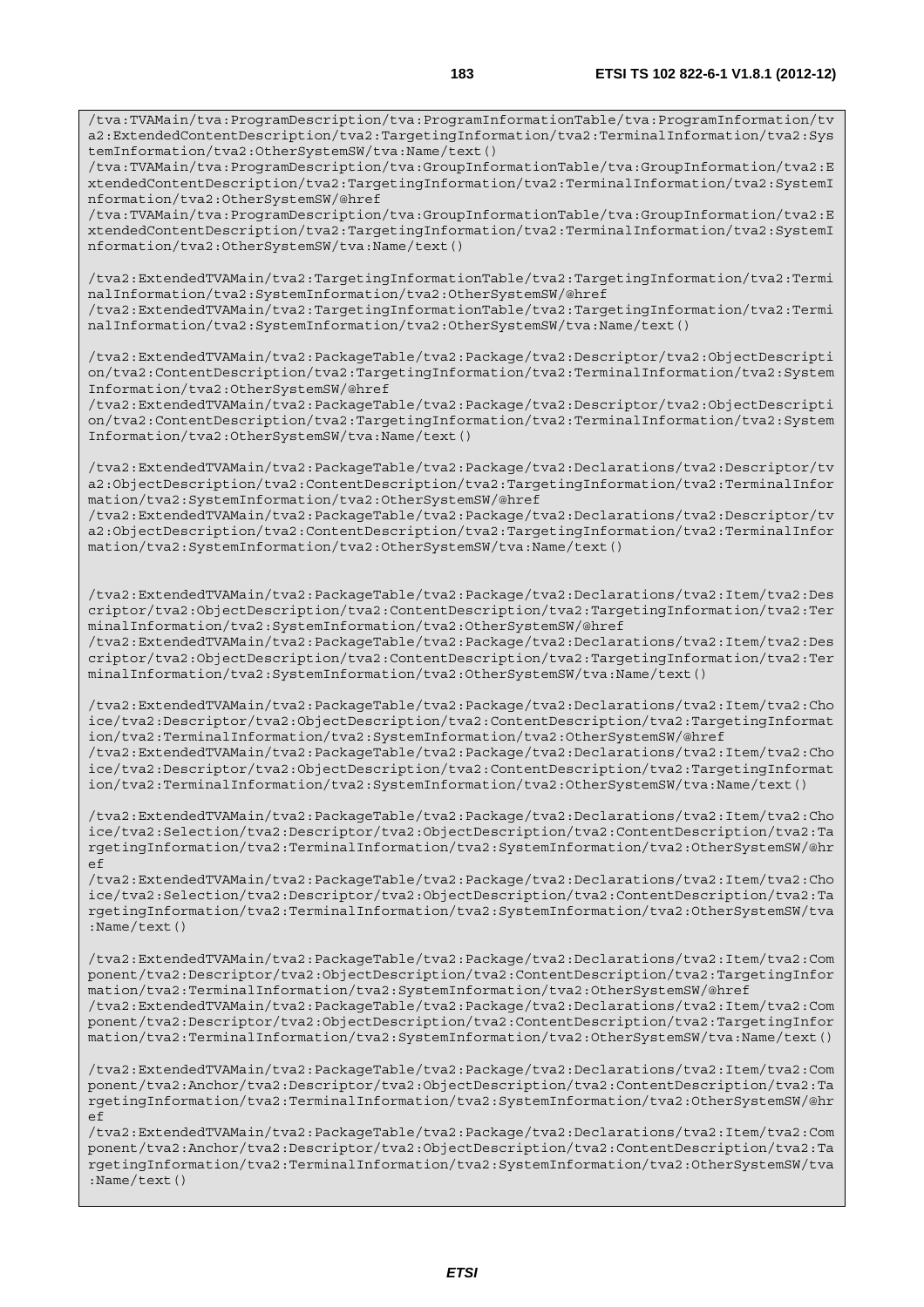```
/tva:TVAMain/tva:ProgramDescription/tva:ProgramInformationTable/tva:ProgramInformation/tva2:ExtendedContentDescription/tva2:TargetingInformation/tva2:TerminalInformation/tva2:SystemInformation/tva2:OtherSystemSW/tva:Name/text()
/tva:TVAMain/tva:ProgramDescription/tva:GroupInformationTable/tva:GroupInformation/tva2:ExtendedContentDescription/tva2:TargetingInformation/tva2:TerminalInformation/tva2:SystemInformation/tva2:OtherSystemSW/@href
/tva:TVAMain/tva:ProgramDescription/tva:GroupInformationTable/tva:GroupInformation/tva2:ExtendedContentDescription/tva2:TargetingInformation/tva2:TerminalInformation/tva2:SystemInformation/tva2:OtherSystemSW/tva:Name/text()

/tva2:ExtendedTVAMain/tva2:TargetingInformationTable/tva2:TargetingInformation/tva2:TerminalInformation/tva2:SystemInformation/tva2:OtherSystemSW/@href
/tva2:ExtendedTVAMain/tva2:TargetingInformationTable/tva2:TargetingInformation/tva2:TerminalInformation/tva2:SystemInformation/tva2:OtherSystemSW/tva:Name/text()

/tva2:ExtendedTVAMain/tva2:PackageTable/tva2:Package/tva2:Descriptor/tva2:ObjectDescription/tva2:ContentDescription/tva2:TargetingInformation/tva2:TerminalInformation/tva2:SystemInformation/tva2:OtherSystemSW/@href
/tva2:ExtendedTVAMain/tva2:PackageTable/tva2:Package/tva2:Descriptor/tva2:ObjectDescription/tva2:ContentDescription/tva2:TargetingInformation/tva2:TerminalInformation/tva2:SystemInformation/tva2:OtherSystemSW/tva:Name/text()

/tva2:ExtendedTVAMain/tva2:PackageTable/tva2:Package/tva2:Declarations/tva2:Descriptor/tva2:ObjectDescription/tva2:ContentDescription/tva2:TargetingInformation/tva2:TerminalInformation/tva2:SystemInformation/tva2:OtherSystemSW/@href
/tva2:ExtendedTVAMain/tva2:PackageTable/tva2:Package/tva2:Declarations/tva2:Descriptor/tva2:ObjectDescription/tva2:ContentDescription/tva2:TargetingInformation/tva2:TerminalInformation/tva2:SystemInformation/tva2:OtherSystemSW/tva:Name/text()


/tva2:ExtendedTVAMain/tva2:PackageTable/tva2:Package/tva2:Declarations/tva2:Item/tva2:Descriptor/tva2:ObjectDescription/tva2:ContentDescription/tva2:TargetingInformation/tva2:TerminalInformation/tva2:SystemInformation/tva2:OtherSystemSW/@href
/tva2:ExtendedTVAMain/tva2:PackageTable/tva2:Package/tva2:Declarations/tva2:Item/tva2:Descriptor/tva2:ObjectDescription/tva2:ContentDescription/tva2:TargetingInformation/tva2:TerminalInformation/tva2:SystemInformation/tva2:OtherSystemSW/tva:Name/text()

/tva2:ExtendedTVAMain/tva2:PackageTable/tva2:Package/tva2:Declarations/tva2:Item/tva2:Choice/tva2:Descriptor/tva2:ObjectDescription/tva2:ContentDescription/tva2:TargetingInformation/tva2:TerminalInformation/tva2:SystemInformation/tva2:OtherSystemSW/@href
/tva2:ExtendedTVAMain/tva2:PackageTable/tva2:Package/tva2:Declarations/tva2:Item/tva2:Choice/tva2:Descriptor/tva2:ObjectDescription/tva2:ContentDescription/tva2:TargetingInformation/tva2:TerminalInformation/tva2:SystemInformation/tva2:OtherSystemSW/tva:Name/text()

/tva2:ExtendedTVAMain/tva2:PackageTable/tva2:Package/tva2:Declarations/tva2:Item/tva2:Choice/tva2:Selection/tva2:Descriptor/tva2:ObjectDescription/tva2:ContentDescription/tva2:TargetingInformation/tva2:TerminalInformation/tva2:SystemInformation/tva2:OtherSystemSW/@href
/tva2:ExtendedTVAMain/tva2:PackageTable/tva2:Package/tva2:Declarations/tva2:Item/tva2:Choice/tva2:Selection/tva2:Descriptor/tva2:ObjectDescription/tva2:ContentDescription/tva2:TargetingInformation/tva2:TerminalInformation/tva2:SystemInformation/tva2:OtherSystemSW/tva:Name/text()

/tva2:ExtendedTVAMain/tva2:PackageTable/tva2:Package/tva2:Declarations/tva2:Item/tva2:Component/tva2:Descriptor/tva2:ObjectDescription/tva2:ContentDescription/tva2:TargetingInformation/tva2:TerminalInformation/tva2:SystemInformation/tva2:OtherSystemSW/@href
/tva2:ExtendedTVAMain/tva2:PackageTable/tva2:Package/tva2:Declarations/tva2:Item/tva2:Component/tva2:Descriptor/tva2:ObjectDescription/tva2:ContentDescription/tva2:TargetingInformation/tva2:TerminalInformation/tva2:SystemInformation/tva2:OtherSystemSW/tva:Name/text()

/tva2:ExtendedTVAMain/tva2:PackageTable/tva2:Package/tva2:Declarations/tva2:Item/tva2:Component/tva2:Anchor/tva2:Descriptor/tva2:ObjectDescription/tva2:ContentDescription/tva2:TargetingInformation/tva2:TerminalInformation/tva2:SystemInformation/tva2:OtherSystemSW/@href
/tva2:ExtendedTVAMain/tva2:PackageTable/tva2:Package/tva2:Declarations/tva2:Item/tva2:Component/tva2:Anchor/tva2:Descriptor/tva2:ObjectDescription/tva2:ContentDescription/tva2:TargetingInformation/tva2:TerminalInformation/tva2:SystemInformation/tva2:OtherSystemSW/tva:Name/text()
```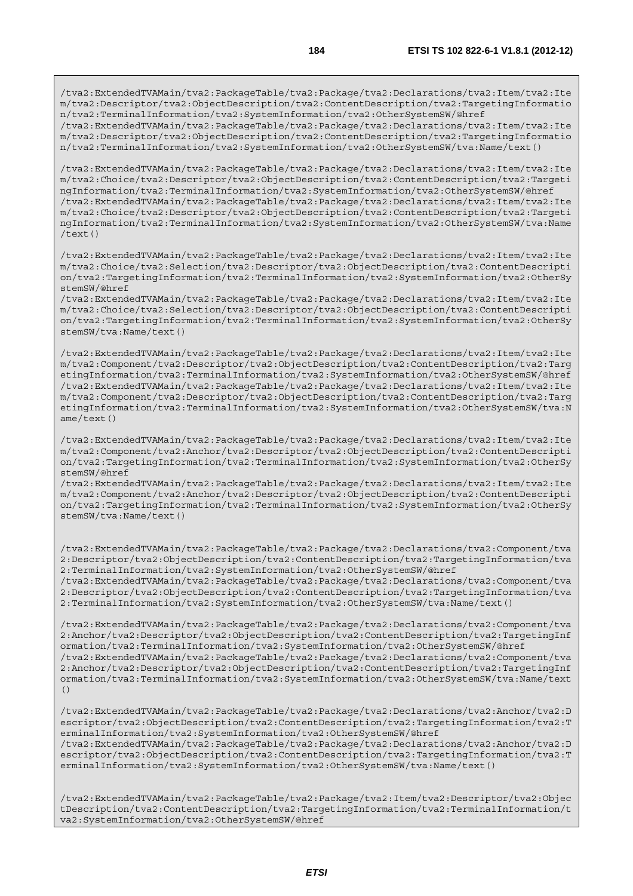```
/tva2:ExtendedTVAMain/tva2:PackageTable/tva2:Package/tva2:Declarations/tva2:Item/tva2:Item/tva2:Descriptor/tva2:ObjectDescription/tva2:ContentDescription/tva2:TargetingInformation/tva2:TerminalInformation/tva2:SystemInformation/tva2:OtherSystemSW/@href
/tva2:ExtendedTVAMain/tva2:PackageTable/tva2:Package/tva2:Declarations/tva2:Item/tva2:Item/tva2:Descriptor/tva2:ObjectDescription/tva2:ContentDescription/tva2:TargetingInformation/tva2:TerminalInformation/tva2:SystemInformation/tva2:OtherSystemSW/tva:Name/text()

/tva2:ExtendedTVAMain/tva2:PackageTable/tva2:Package/tva2:Declarations/tva2:Item/tva2:Item/tva2:Choice/tva2:Descriptor/tva2:ObjectDescription/tva2:ContentDescription/tva2:TargetingInformation/tva2:TerminalInformation/tva2:SystemInformation/tva2:OtherSystemSW/@href
/tva2:ExtendedTVAMain/tva2:PackageTable/tva2:Package/tva2:Declarations/tva2:Item/tva2:Item/tva2:Choice/tva2:Descriptor/tva2:ObjectDescription/tva2:ContentDescription/tva2:TargetingInformation/tva2:TerminalInformation/tva2:SystemInformation/tva2:OtherSystemSW/tva:Name/text()

/tva2:ExtendedTVAMain/tva2:PackageTable/tva2:Package/tva2:Declarations/tva2:Item/tva2:Item/tva2:Choice/tva2:Selection/tva2:Descriptor/tva2:ObjectDescription/tva2:ContentDescription/tva2:TargetingInformation/tva2:TerminalInformation/tva2:SystemInformation/tva2:OtherSystemSW/@href
/tva2:ExtendedTVAMain/tva2:PackageTable/tva2:Package/tva2:Declarations/tva2:Item/tva2:Item/tva2:Choice/tva2:Selection/tva2:Descriptor/tva2:ObjectDescription/tva2:ContentDescription/tva2:TargetingInformation/tva2:TerminalInformation/tva2:SystemInformation/tva2:OtherSystemSW/tva:Name/text()

/tva2:ExtendedTVAMain/tva2:PackageTable/tva2:Package/tva2:Declarations/tva2:Item/tva2:Item/tva2:Component/tva2:Descriptor/tva2:ObjectDescription/tva2:ContentDescription/tva2:TargetingInformation/tva2:TerminalInformation/tva2:SystemInformation/tva2:OtherSystemSW/@href
/tva2:ExtendedTVAMain/tva2:PackageTable/tva2:Package/tva2:Declarations/tva2:Item/tva2:Item/tva2:Component/tva2:Descriptor/tva2:ObjectDescription/tva2:ContentDescription/tva2:TargetingInformation/tva2:TerminalInformation/tva2:SystemInformation/tva2:OtherSystemSW/tva:Name/text()

/tva2:ExtendedTVAMain/tva2:PackageTable/tva2:Package/tva2:Declarations/tva2:Item/tva2:Item/tva2:Component/tva2:Anchor/tva2:Descriptor/tva2:ObjectDescription/tva2:ContentDescription/tva2:TargetingInformation/tva2:TerminalInformation/tva2:SystemInformation/tva2:OtherSystemSW/@href
/tva2:ExtendedTVAMain/tva2:PackageTable/tva2:Package/tva2:Declarations/tva2:Item/tva2:Item/tva2:Component/tva2:Anchor/tva2:Descriptor/tva2:ObjectDescription/tva2:ContentDescription/tva2:TargetingInformation/tva2:TerminalInformation/tva2:SystemInformation/tva2:OtherSystemSW/tva:Name/text()


/tva2:ExtendedTVAMain/tva2:PackageTable/tva2:Package/tva2:Declarations/tva2:Component/tva2:Descriptor/tva2:ObjectDescription/tva2:ContentDescription/tva2:TargetingInformation/tva2:TerminalInformation/tva2:SystemInformation/tva2:OtherSystemSW/@href
/tva2:ExtendedTVAMain/tva2:PackageTable/tva2:Package/tva2:Declarations/tva2:Component/tva2:Descriptor/tva2:ObjectDescription/tva2:ContentDescription/tva2:TargetingInformation/tva2:TerminalInformation/tva2:SystemInformation/tva2:OtherSystemSW/tva:Name/text()

/tva2:ExtendedTVAMain/tva2:PackageTable/tva2:Package/tva2:Declarations/tva2:Component/tva2:Anchor/tva2:Descriptor/tva2:ObjectDescription/tva2:ContentDescription/tva2:TargetingInformation/tva2:TerminalInformation/tva2:SystemInformation/tva2:OtherSystemSW/@href
/tva2:ExtendedTVAMain/tva2:PackageTable/tva2:Package/tva2:Declarations/tva2:Component/tva2:Anchor/tva2:Descriptor/tva2:ObjectDescription/tva2:ContentDescription/tva2:TargetingInformation/tva2:TerminalInformation/tva2:SystemInformation/tva2:OtherSystemSW/tva:Name/text()

/tva2:ExtendedTVAMain/tva2:PackageTable/tva2:Package/tva2:Declarations/tva2:Anchor/tva2:Descriptor/tva2:ObjectDescription/tva2:ContentDescription/tva2:TargetingInformation/tva2:TerminalInformation/tva2:SystemInformation/tva2:OtherSystemSW/@href
/tva2:ExtendedTVAMain/tva2:PackageTable/tva2:Package/tva2:Declarations/tva2:Anchor/tva2:Descriptor/tva2:ObjectDescription/tva2:ContentDescription/tva2:TargetingInformation/tva2:TerminalInformation/tva2:SystemInformation/tva2:OtherSystemSW/tva:Name/text()


/tva2:ExtendedTVAMain/tva2:PackageTable/tva2:Package/tva2:Item/tva2:Descriptor/tva2:ObjectDescription/tva2:ContentDescription/tva2:TargetingInformation/tva2:TerminalInformation/tva2:SystemInformation/tva2:OtherSystemSW/@href
```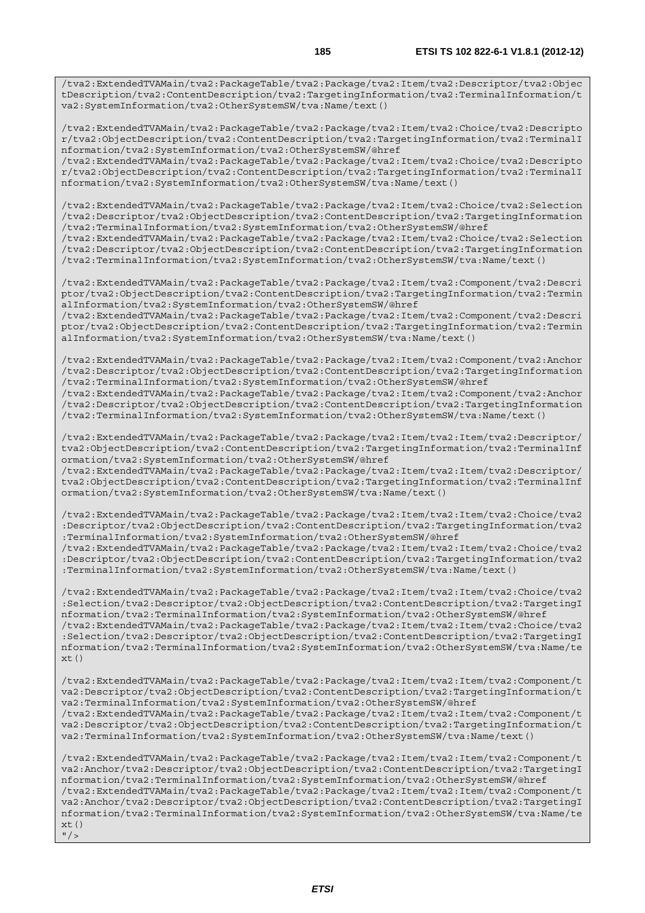```
/tva2:ExtendedTVAMain/tva2:PackageTable/tva2:Package/tva2:Item/tva2:Descriptor/tva2:ObjectDescription/tva2:ContentDescription/tva2:TargetingInformation/tva2:TerminalInformation/tva2:SystemInformation/tva2:OtherSystemSW/tva:Name/text()

/tva2:ExtendedTVAMain/tva2:PackageTable/tva2:Package/tva2:Item/tva2:Choice/tva2:Descriptor/tva2:ObjectDescription/tva2:ContentDescription/tva2:TargetingInformation/tva2:TerminalInformation/tva2:SystemInformation/tva2:OtherSystemSW/@href
/tva2:ExtendedTVAMain/tva2:PackageTable/tva2:Package/tva2:Item/tva2:Choice/tva2:Descriptor/tva2:ObjectDescription/tva2:ContentDescription/tva2:TargetingInformation/tva2:TerminalInformation/tva2:SystemInformation/tva2:OtherSystemSW/tva:Name/text()

/tva2:ExtendedTVAMain/tva2:PackageTable/tva2:Package/tva2:Item/tva2:Choice/tva2:Selection/tva2:Descriptor/tva2:ObjectDescription/tva2:ContentDescription/tva2:TargetingInformation/tva2:TerminalInformation/tva2:SystemInformation/tva2:OtherSystemSW/@href
/tva2:ExtendedTVAMain/tva2:PackageTable/tva2:Package/tva2:Item/tva2:Choice/tva2:Selection/tva2:Descriptor/tva2:ObjectDescription/tva2:ContentDescription/tva2:TargetingInformation/tva2:TerminalInformation/tva2:SystemInformation/tva2:OtherSystemSW/tva:Name/text()

/tva2:ExtendedTVAMain/tva2:PackageTable/tva2:Package/tva2:Item/tva2:Component/tva2:Descriptor/tva2:ObjectDescription/tva2:ContentDescription/tva2:TargetingInformation/tva2:TerminalInformation/tva2:SystemInformation/tva2:OtherSystemSW/@href
/tva2:ExtendedTVAMain/tva2:PackageTable/tva2:Package/tva2:Item/tva2:Component/tva2:Descriptor/tva2:ObjectDescription/tva2:ContentDescription/tva2:TargetingInformation/tva2:TerminalInformation/tva2:SystemInformation/tva2:OtherSystemSW/tva:Name/text()

/tva2:ExtendedTVAMain/tva2:PackageTable/tva2:Package/tva2:Item/tva2:Component/tva2:Anchor/tva2:Descriptor/tva2:ObjectDescription/tva2:ContentDescription/tva2:TargetingInformation/tva2:TerminalInformation/tva2:SystemInformation/tva2:OtherSystemSW/@href
/tva2:ExtendedTVAMain/tva2:PackageTable/tva2:Package/tva2:Item/tva2:Component/tva2:Anchor/tva2:Descriptor/tva2:ObjectDescription/tva2:ContentDescription/tva2:TargetingInformation/tva2:TerminalInformation/tva2:SystemInformation/tva2:OtherSystemSW/tva:Name/text()

/tva2:ExtendedTVAMain/tva2:PackageTable/tva2:Package/tva2:Item/tva2:Item/tva2:Descriptor/tva2:ObjectDescription/tva2:ContentDescription/tva2:TargetingInformation/tva2:TerminalInformation/tva2:SystemInformation/tva2:OtherSystemSW/@href
/tva2:ExtendedTVAMain/tva2:PackageTable/tva2:Package/tva2:Item/tva2:Item/tva2:Descriptor/tva2:ObjectDescription/tva2:ContentDescription/tva2:TargetingInformation/tva2:TerminalInformation/tva2:SystemInformation/tva2:OtherSystemSW/tva:Name/text()

/tva2:ExtendedTVAMain/tva2:PackageTable/tva2:Package/tva2:Item/tva2:Item/tva2:Choice/tva2:Descriptor/tva2:ObjectDescription/tva2:ContentDescription/tva2:TargetingInformation/tva2:TerminalInformation/tva2:SystemInformation/tva2:OtherSystemSW/@href
/tva2:ExtendedTVAMain/tva2:PackageTable/tva2:Package/tva2:Item/tva2:Item/tva2:Choice/tva2:Descriptor/tva2:ObjectDescription/tva2:ContentDescription/tva2:TargetingInformation/tva2:TerminalInformation/tva2:SystemInformation/tva2:OtherSystemSW/tva:Name/text()

/tva2:ExtendedTVAMain/tva2:PackageTable/tva2:Package/tva2:Item/tva2:Item/tva2:Choice/tva2:Selection/tva2:Descriptor/tva2:ObjectDescription/tva2:ContentDescription/tva2:TargetingInformation/tva2:TerminalInformation/tva2:SystemInformation/tva2:OtherSystemSW/@href
/tva2:ExtendedTVAMain/tva2:PackageTable/tva2:Package/tva2:Item/tva2:Item/tva2:Choice/tva2:Selection/tva2:Descriptor/tva2:ObjectDescription/tva2:ContentDescription/tva2:TargetingInformation/tva2:TerminalInformation/tva2:SystemInformation/tva2:OtherSystemSW/tva:Name/text()

/tva2:ExtendedTVAMain/tva2:PackageTable/tva2:Package/tva2:Item/tva2:Item/tva2:Component/tva2:Descriptor/tva2:ObjectDescription/tva2:ContentDescription/tva2:TargetingInformation/tva2:TerminalInformation/tva2:SystemInformation/tva2:OtherSystemSW/@href
/tva2:ExtendedTVAMain/tva2:PackageTable/tva2:Package/tva2:Item/tva2:Item/tva2:Component/tva2:Descriptor/tva2:ObjectDescription/tva2:ContentDescription/tva2:TargetingInformation/tva2:TerminalInformation/tva2:SystemInformation/tva2:OtherSystemSW/tva:Name/text()

/tva2:ExtendedTVAMain/tva2:PackageTable/tva2:Package/tva2:Item/tva2:Item/tva2:Component/tva2:Anchor/tva2:Descriptor/tva2:ObjectDescription/tva2:ContentDescription/tva2:TargetingInformation/tva2:TerminalInformation/tva2:SystemInformation/tva2:OtherSystemSW/@href
/tva2:ExtendedTVAMain/tva2:PackageTable/tva2:Package/tva2:Item/tva2:Item/tva2:Component/tva2:Anchor/tva2:Descriptor/tva2:ObjectDescription/tva2:ContentDescription/tva2:TargetingInformation/tva2:TerminalInformation/tva2:SystemInformation/tva2:OtherSystemSW/tva:Name/text()
"/>
```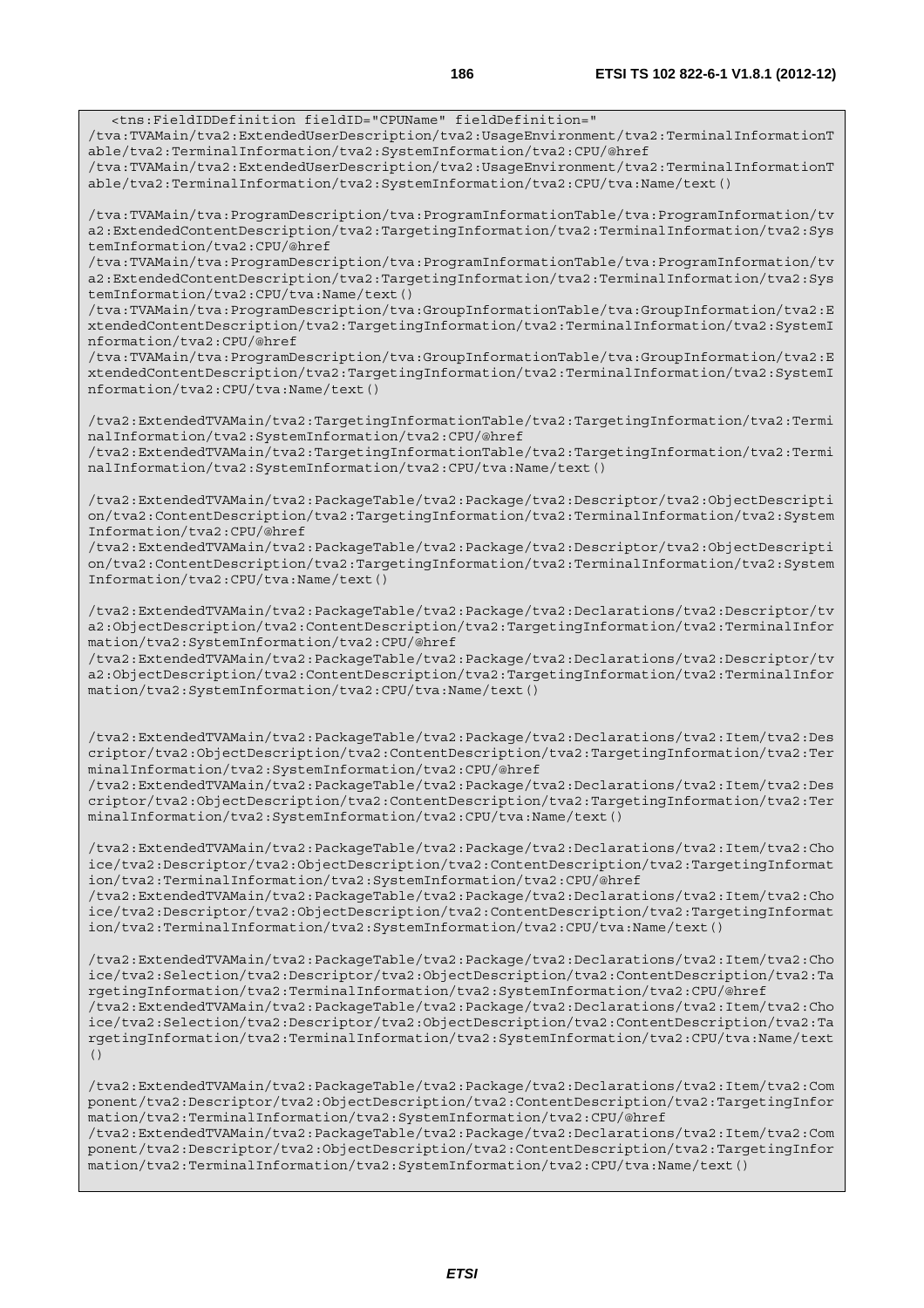```
<tns:FieldIDDefinition fieldID="CPUName" fieldDefinition="
/tva:TVAMain/tva2:ExtendedUserDescription/tva2:UsageEnvironment/tva2:TerminalInformationTable/tva2:TerminalInformation/tva2:SystemInformation/tva2:CPU/@href
/tva:TVAMain/tva2:ExtendedUserDescription/tva2:UsageEnvironment/tva2:TerminalInformationTable/tva2:TerminalInformation/tva2:SystemInformation/tva2:CPU/tva:Name/text()

/tva:TVAMain/tva:ProgramDescription/tva:ProgramInformationTable/tva:ProgramInformation/tva2:ExtendedContentDescription/tva2:TargetingInformation/tva2:TerminalInformation/tva2:SystemInformation/tva2:CPU/@href
/tva:TVAMain/tva:ProgramDescription/tva:ProgramInformationTable/tva:ProgramInformation/tva2:ExtendedContentDescription/tva2:TargetingInformation/tva2:TerminalInformation/tva2:SystemInformation/tva2:CPU/tva:Name/text()
/tva:TVAMain/tva:ProgramDescription/tva:GroupInformationTable/tva:GroupInformation/tva2:ExtendedContentDescription/tva2:TargetingInformation/tva2:TerminalInformation/tva2:SystemInformation/tva2:CPU/@href
/tva:TVAMain/tva:ProgramDescription/tva:GroupInformationTable/tva:GroupInformation/tva2:ExtendedContentDescription/tva2:TargetingInformation/tva2:TerminalInformation/tva2:SystemInformation/tva2:CPU/tva:Name/text()

/tva2:ExtendedTVAMain/tva2:TargetingInformationTable/tva2:TargetingInformation/tva2:TerminalInformation/tva2:SystemInformation/tva2:CPU/@href
/tva2:ExtendedTVAMain/tva2:TargetingInformationTable/tva2:TargetingInformation/tva2:TerminalInformation/tva2:SystemInformation/tva2:CPU/tva:Name/text()

/tva2:ExtendedTVAMain/tva2:PackageTable/tva2:Package/tva2:Descriptor/tva2:ObjectDescription/tva2:ContentDescription/tva2:TargetingInformation/tva2:TerminalInformation/tva2:SystemInformation/tva2:CPU/@href
/tva2:ExtendedTVAMain/tva2:PackageTable/tva2:Package/tva2:Descriptor/tva2:ObjectDescription/tva2:ContentDescription/tva2:TargetingInformation/tva2:TerminalInformation/tva2:SystemInformation/tva2:CPU/tva:Name/text()

/tva2:ExtendedTVAMain/tva2:PackageTable/tva2:Package/tva2:Declarations/tva2:Descriptor/tva2:ObjectDescription/tva2:ContentDescription/tva2:TargetingInformation/tva2:TerminalInformation/tva2:SystemInformation/tva2:CPU/@href
/tva2:ExtendedTVAMain/tva2:PackageTable/tva2:Package/tva2:Declarations/tva2:Descriptor/tva2:ObjectDescription/tva2:ContentDescription/tva2:TargetingInformation/tva2:TerminalInformation/tva2:SystemInformation/tva2:CPU/tva:Name/text()


/tva2:ExtendedTVAMain/tva2:PackageTable/tva2:Package/tva2:Declarations/tva2:Item/tva2:Descriptor/tva2:ObjectDescription/tva2:ContentDescription/tva2:TargetingInformation/tva2:TerminalInformation/tva2:SystemInformation/tva2:CPU/@href
/tva2:ExtendedTVAMain/tva2:PackageTable/tva2:Package/tva2:Declarations/tva2:Item/tva2:Descriptor/tva2:ObjectDescription/tva2:ContentDescription/tva2:TargetingInformation/tva2:TerminalInformation/tva2:SystemInformation/tva2:CPU/tva:Name/text()

/tva2:ExtendedTVAMain/tva2:PackageTable/tva2:Package/tva2:Declarations/tva2:Item/tva2:Choice/tva2:Descriptor/tva2:ObjectDescription/tva2:ContentDescription/tva2:TargetingInformation/tva2:TerminalInformation/tva2:SystemInformation/tva2:CPU/@href
/tva2:ExtendedTVAMain/tva2:PackageTable/tva2:Package/tva2:Declarations/tva2:Item/tva2:Choice/tva2:Descriptor/tva2:ObjectDescription/tva2:ContentDescription/tva2:TargetingInformation/tva2:TerminalInformation/tva2:SystemInformation/tva2:CPU/tva:Name/text()

/tva2:ExtendedTVAMain/tva2:PackageTable/tva2:Package/tva2:Declarations/tva2:Item/tva2:Choice/tva2:Selection/tva2:Descriptor/tva2:ObjectDescription/tva2:ContentDescription/tva2:TargetingInformation/tva2:TerminalInformation/tva2:SystemInformation/tva2:CPU/@href
/tva2:ExtendedTVAMain/tva2:PackageTable/tva2:Package/tva2:Declarations/tva2:Item/tva2:Choice/tva2:Selection/tva2:Descriptor/tva2:ObjectDescription/tva2:ContentDescription/tva2:TargetingInformation/tva2:TerminalInformation/tva2:SystemInformation/tva2:CPU/tva:Name/text()

/tva2:ExtendedTVAMain/tva2:PackageTable/tva2:Package/tva2:Declarations/tva2:Item/tva2:Component/tva2:Descriptor/tva2:ObjectDescription/tva2:ContentDescription/tva2:TargetingInformation/tva2:TerminalInformation/tva2:SystemInformation/tva2:CPU/@href
/tva2:ExtendedTVAMain/tva2:PackageTable/tva2:Package/tva2:Declarations/tva2:Item/tva2:Component/tva2:Descriptor/tva2:ObjectDescription/tva2:ContentDescription/tva2:TargetingInformation/tva2:TerminalInformation/tva2:SystemInformation/tva2:CPU/tva:Name/text()
```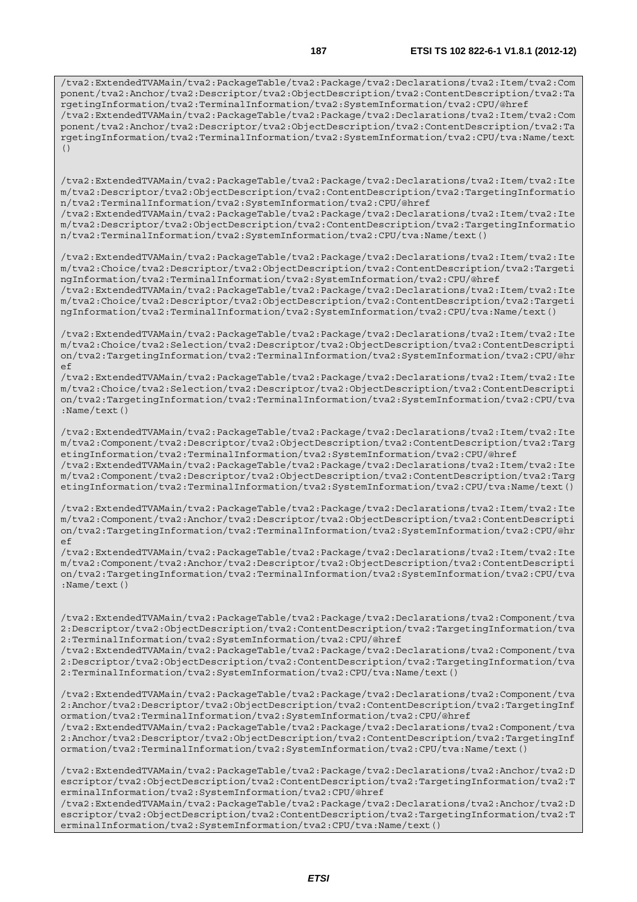```
/tva2:ExtendedTVAMain/tva2:PackageTable/tva2:Package/tva2:Declarations/tva2:Item/tva2:Component/tva2:Anchor/tva2:Descriptor/tva2:ObjectDescription/tva2:ContentDescription/tva2:TargetingInformation/tva2:TerminalInformation/tva2:SystemInformation/tva2:CPU/@href
/tva2:ExtendedTVAMain/tva2:PackageTable/tva2:Package/tva2:Declarations/tva2:Item/tva2:Component/tva2:Anchor/tva2:Descriptor/tva2:ObjectDescription/tva2:ContentDescription/tva2:TargetingInformation/tva2:TerminalInformation/tva2:SystemInformation/tva2:CPU/tva:Name/text()


/tva2:ExtendedTVAMain/tva2:PackageTable/tva2:Package/tva2:Declarations/tva2:Item/tva2:Item/tva2:Descriptor/tva2:ObjectDescription/tva2:ContentDescription/tva2:TargetingInformation/tva2:TerminalInformation/tva2:SystemInformation/tva2:CPU/@href
/tva2:ExtendedTVAMain/tva2:PackageTable/tva2:Package/tva2:Declarations/tva2:Item/tva2:Item/tva2:Descriptor/tva2:ObjectDescription/tva2:ContentDescription/tva2:TargetingInformation/tva2:TerminalInformation/tva2:SystemInformation/tva2:CPU/tva:Name/text()

/tva2:ExtendedTVAMain/tva2:PackageTable/tva2:Package/tva2:Declarations/tva2:Item/tva2:Item/tva2:Choice/tva2:Descriptor/tva2:ObjectDescription/tva2:ContentDescription/tva2:TargetingInformation/tva2:TerminalInformation/tva2:SystemInformation/tva2:CPU/@href
/tva2:ExtendedTVAMain/tva2:PackageTable/tva2:Package/tva2:Declarations/tva2:Item/tva2:Item/tva2:Choice/tva2:Descriptor/tva2:ObjectDescription/tva2:ContentDescription/tva2:TargetingInformation/tva2:TerminalInformation/tva2:SystemInformation/tva2:CPU/tva:Name/text()

/tva2:ExtendedTVAMain/tva2:PackageTable/tva2:Package/tva2:Declarations/tva2:Item/tva2:Item/tva2:Choice/tva2:Selection/tva2:Descriptor/tva2:ObjectDescription/tva2:ContentDescription/tva2:TargetingInformation/tva2:TerminalInformation/tva2:SystemInformation/tva2:CPU/@href
/tva2:ExtendedTVAMain/tva2:PackageTable/tva2:Package/tva2:Declarations/tva2:Item/tva2:Item/tva2:Choice/tva2:Selection/tva2:Descriptor/tva2:ObjectDescription/tva2:ContentDescription/tva2:TargetingInformation/tva2:TerminalInformation/tva2:SystemInformation/tva2:CPU/tva:Name/text()

/tva2:ExtendedTVAMain/tva2:PackageTable/tva2:Package/tva2:Declarations/tva2:Item/tva2:Item/tva2:Component/tva2:Descriptor/tva2:ObjectDescription/tva2:ContentDescription/tva2:TargetingInformation/tva2:TerminalInformation/tva2:SystemInformation/tva2:CPU/@href
/tva2:ExtendedTVAMain/tva2:PackageTable/tva2:Package/tva2:Declarations/tva2:Item/tva2:Item/tva2:Component/tva2:Descriptor/tva2:ObjectDescription/tva2:ContentDescription/tva2:TargetingInformation/tva2:TerminalInformation/tva2:SystemInformation/tva2:CPU/tva:Name/text()

/tva2:ExtendedTVAMain/tva2:PackageTable/tva2:Package/tva2:Declarations/tva2:Item/tva2:Item/tva2:Component/tva2:Anchor/tva2:Descriptor/tva2:ObjectDescription/tva2:ContentDescription/tva2:TargetingInformation/tva2:TerminalInformation/tva2:SystemInformation/tva2:CPU/@href
/tva2:ExtendedTVAMain/tva2:PackageTable/tva2:Package/tva2:Declarations/tva2:Item/tva2:Item/tva2:Component/tva2:Anchor/tva2:Descriptor/tva2:ObjectDescription/tva2:ContentDescription/tva2:TargetingInformation/tva2:TerminalInformation/tva2:SystemInformation/tva2:CPU/tva:Name/text()


/tva2:ExtendedTVAMain/tva2:PackageTable/tva2:Package/tva2:Declarations/tva2:Component/tva2:Descriptor/tva2:ObjectDescription/tva2:ContentDescription/tva2:TargetingInformation/tva2:TerminalInformation/tva2:SystemInformation/tva2:CPU/@href
/tva2:ExtendedTVAMain/tva2:PackageTable/tva2:Package/tva2:Declarations/tva2:Component/tva2:Descriptor/tva2:ObjectDescription/tva2:ContentDescription/tva2:TargetingInformation/tva2:TerminalInformation/tva2:SystemInformation/tva2:CPU/tva:Name/text()

/tva2:ExtendedTVAMain/tva2:PackageTable/tva2:Package/tva2:Declarations/tva2:Component/tva2:Anchor/tva2:Descriptor/tva2:ObjectDescription/tva2:ContentDescription/tva2:TargetingInformation/tva2:TerminalInformation/tva2:SystemInformation/tva2:CPU/@href
/tva2:ExtendedTVAMain/tva2:PackageTable/tva2:Package/tva2:Declarations/tva2:Component/tva2:Anchor/tva2:Descriptor/tva2:ObjectDescription/tva2:ContentDescription/tva2:TargetingInformation/tva2:TerminalInformation/tva2:SystemInformation/tva2:CPU/tva:Name/text()

/tva2:ExtendedTVAMain/tva2:PackageTable/tva2:Package/tva2:Declarations/tva2:Anchor/tva2:Descriptor/tva2:ObjectDescription/tva2:ContentDescription/tva2:TargetingInformation/tva2:TerminalInformation/tva2:SystemInformation/tva2:CPU/@href
/tva2:ExtendedTVAMain/tva2:PackageTable/tva2:Package/tva2:Declarations/tva2:Anchor/tva2:Descriptor/tva2:ObjectDescription/tva2:ContentDescription/tva2:TargetingInformation/tva2:TerminalInformation/tva2:SystemInformation/tva2:CPU/tva:Name/text()
```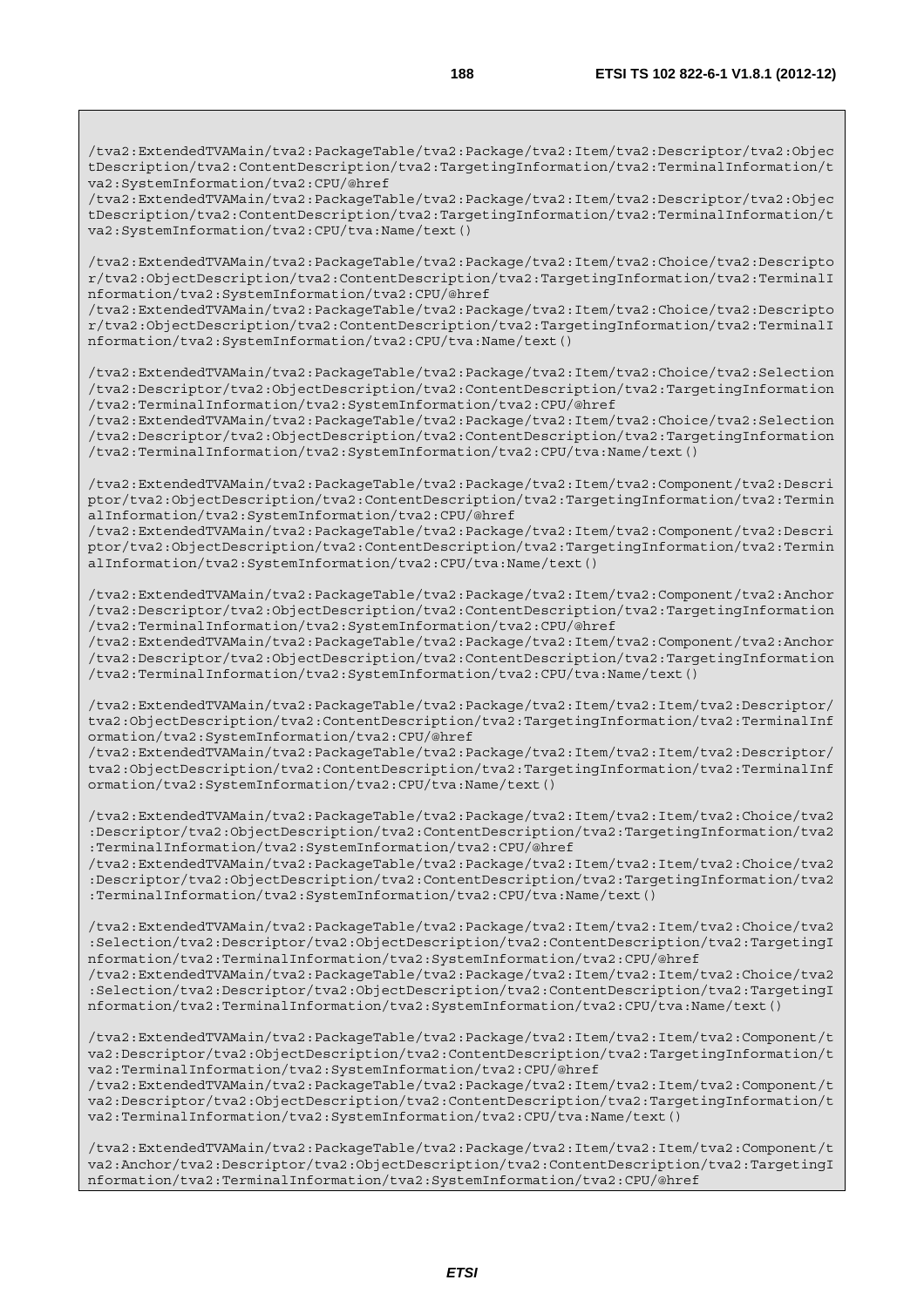```
/tva2:ExtendedTVAMain/tva2:PackageTable/tva2:Package/tva2:Item/tva2:Descriptor/tva2:ObjectDescription/tva2:ContentDescription/tva2:TargetingInformation/tva2:TerminalInformation/tva2:SystemInformation/tva2:CPU/@href
/tva2:ExtendedTVAMain/tva2:PackageTable/tva2:Package/tva2:Item/tva2:Descriptor/tva2:ObjectDescription/tva2:ContentDescription/tva2:TargetingInformation/tva2:TerminalInformation/tva2:SystemInformation/tva2:CPU/tva:Name/text()

/tva2:ExtendedTVAMain/tva2:PackageTable/tva2:Package/tva2:Item/tva2:Choice/tva2:Descriptor/tva2:ObjectDescription/tva2:ContentDescription/tva2:TargetingInformation/tva2:TerminalInformation/tva2:SystemInformation/tva2:CPU/@href
/tva2:ExtendedTVAMain/tva2:PackageTable/tva2:Package/tva2:Item/tva2:Choice/tva2:Descriptor/tva2:ObjectDescription/tva2:ContentDescription/tva2:TargetingInformation/tva2:TerminalInformation/tva2:SystemInformation/tva2:CPU/tva:Name/text()

/tva2:ExtendedTVAMain/tva2:PackageTable/tva2:Package/tva2:Item/tva2:Choice/tva2:Selection/tva2:Descriptor/tva2:ObjectDescription/tva2:ContentDescription/tva2:TargetingInformation/tva2:TerminalInformation/tva2:SystemInformation/tva2:CPU/@href
/tva2:ExtendedTVAMain/tva2:PackageTable/tva2:Package/tva2:Item/tva2:Choice/tva2:Selection/tva2:Descriptor/tva2:ObjectDescription/tva2:ContentDescription/tva2:TargetingInformation/tva2:TerminalInformation/tva2:SystemInformation/tva2:CPU/tva:Name/text()

/tva2:ExtendedTVAMain/tva2:PackageTable/tva2:Package/tva2:Item/tva2:Component/tva2:Descriptor/tva2:ObjectDescription/tva2:ContentDescription/tva2:TargetingInformation/tva2:TerminalInformation/tva2:SystemInformation/tva2:CPU/@href
/tva2:ExtendedTVAMain/tva2:PackageTable/tva2:Package/tva2:Item/tva2:Component/tva2:Descriptor/tva2:ObjectDescription/tva2:ContentDescription/tva2:TargetingInformation/tva2:TerminalInformation/tva2:SystemInformation/tva2:CPU/tva:Name/text()

/tva2:ExtendedTVAMain/tva2:PackageTable/tva2:Package/tva2:Item/tva2:Component/tva2:Anchor/tva2:Descriptor/tva2:ObjectDescription/tva2:ContentDescription/tva2:TargetingInformation/tva2:TerminalInformation/tva2:SystemInformation/tva2:CPU/@href
/tva2:ExtendedTVAMain/tva2:PackageTable/tva2:Package/tva2:Item/tva2:Component/tva2:Anchor/tva2:Descriptor/tva2:ObjectDescription/tva2:ContentDescription/tva2:TargetingInformation/tva2:TerminalInformation/tva2:SystemInformation/tva2:CPU/tva:Name/text()

/tva2:ExtendedTVAMain/tva2:PackageTable/tva2:Package/tva2:Item/tva2:Item/tva2:Descriptor/tva2:ObjectDescription/tva2:ContentDescription/tva2:TargetingInformation/tva2:TerminalInformation/tva2:SystemInformation/tva2:CPU/@href
/tva2:ExtendedTVAMain/tva2:PackageTable/tva2:Package/tva2:Item/tva2:Item/tva2:Descriptor/tva2:ObjectDescription/tva2:ContentDescription/tva2:TargetingInformation/tva2:TerminalInformation/tva2:SystemInformation/tva2:CPU/tva:Name/text()

/tva2:ExtendedTVAMain/tva2:PackageTable/tva2:Package/tva2:Item/tva2:Item/tva2:Choice/tva2:Descriptor/tva2:ObjectDescription/tva2:ContentDescription/tva2:TargetingInformation/tva2:TerminalInformation/tva2:SystemInformation/tva2:CPU/@href
/tva2:ExtendedTVAMain/tva2:PackageTable/tva2:Package/tva2:Item/tva2:Item/tva2:Choice/tva2:Descriptor/tva2:ObjectDescription/tva2:ContentDescription/tva2:TargetingInformation/tva2:TerminalInformation/tva2:SystemInformation/tva2:CPU/tva:Name/text()

/tva2:ExtendedTVAMain/tva2:PackageTable/tva2:Package/tva2:Item/tva2:Item/tva2:Choice/tva2:Selection/tva2:Descriptor/tva2:ObjectDescription/tva2:ContentDescription/tva2:TargetingInformation/tva2:TerminalInformation/tva2:SystemInformation/tva2:CPU/@href
/tva2:ExtendedTVAMain/tva2:PackageTable/tva2:Package/tva2:Item/tva2:Item/tva2:Choice/tva2:Selection/tva2:Descriptor/tva2:ObjectDescription/tva2:ContentDescription/tva2:TargetingInformation/tva2:TerminalInformation/tva2:SystemInformation/tva2:CPU/tva:Name/text()

/tva2:ExtendedTVAMain/tva2:PackageTable/tva2:Package/tva2:Item/tva2:Item/tva2:Component/tva2:Descriptor/tva2:ObjectDescription/tva2:ContentDescription/tva2:TargetingInformation/tva2:TerminalInformation/tva2:SystemInformation/tva2:CPU/@href
/tva2:ExtendedTVAMain/tva2:PackageTable/tva2:Package/tva2:Item/tva2:Item/tva2:Component/tva2:Descriptor/tva2:ObjectDescription/tva2:ContentDescription/tva2:TargetingInformation/tva2:TerminalInformation/tva2:SystemInformation/tva2:CPU/tva:Name/text()

/tva2:ExtendedTVAMain/tva2:PackageTable/tva2:Package/tva2:Item/tva2:Item/tva2:Component/tva2:Anchor/tva2:Descriptor/tva2:ObjectDescription/tva2:ContentDescription/tva2:TargetingInformation/tva2:TerminalInformation/tva2:SystemInformation/tva2:CPU/@href
```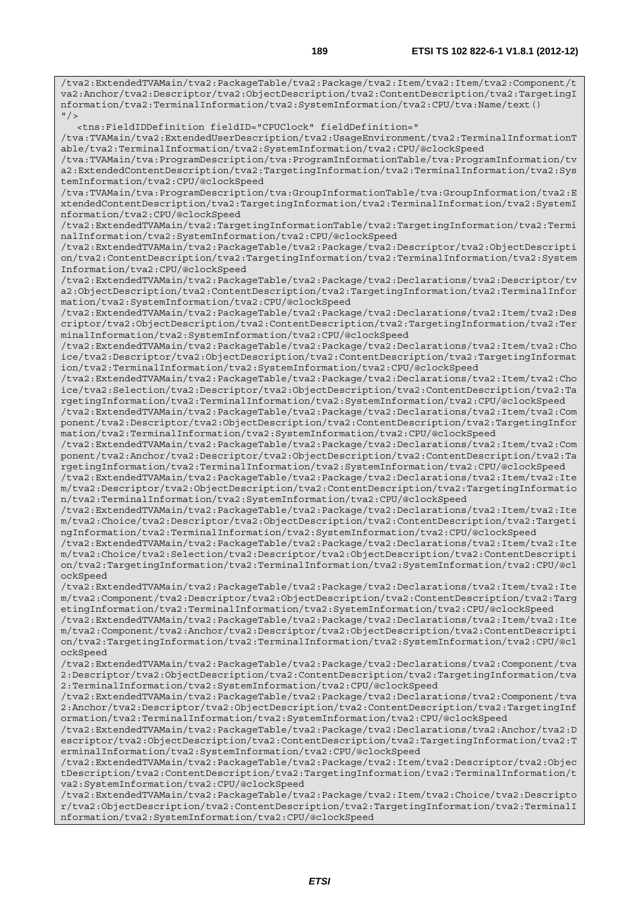```
/tva2:ExtendedTVAMain/tva2:PackageTable/tva2:Package/tva2:Item/tva2:Item/tva2:Component/tva2:Anchor/tva2:Descriptor/tva2:ObjectDescription/tva2:ContentDescription/tva2:TargetingInformation/tva2:TerminalInformation/tva2:SystemInformation/tva2:CPU/tva:Name/text()
"/>
   <tns:FieldIDDefinition fieldID="CPUClock" fieldDefinition="
/tva:TVAMain/tva2:ExtendedUserDescription/tva2:UsageEnvironment/tva2:TerminalInformationTable/tva2:TerminalInformation/tva2:SystemInformation/tva2:CPU/@clockSpeed
/tva:TVAMain/tva:ProgramDescription/tva:ProgramInformationTable/tva:ProgramInformation/tva2:ExtendedContentDescription/tva2:TargetingInformation/tva2:TerminalInformation/tva2:SystemInformation/tva2:CPU/@clockSpeed
/tva:TVAMain/tva:ProgramDescription/tva:GroupInformationTable/tva:GroupInformation/tva2:ExtendedContentDescription/tva2:TargetingInformation/tva2:TerminalInformation/tva2:SystemInformation/tva2:CPU/@clockSpeed
/tva2:ExtendedTVAMain/tva2:TargetingInformationTable/tva2:TargetingInformation/tva2:TerminalInformation/tva2:SystemInformation/tva2:CPU/@clockSpeed
/tva2:ExtendedTVAMain/tva2:PackageTable/tva2:Package/tva2:Descriptor/tva2:ObjectDescription/tva2:ContentDescription/tva2:TargetingInformation/tva2:TerminalInformation/tva2:SystemInformation/tva2:CPU/@clockSpeed
/tva2:ExtendedTVAMain/tva2:PackageTable/tva2:Package/tva2:Declarations/tva2:Descriptor/tva2:ObjectDescription/tva2:ContentDescription/tva2:TargetingInformation/tva2:TerminalInformation/tva2:SystemInformation/tva2:CPU/@clockSpeed
/tva2:ExtendedTVAMain/tva2:PackageTable/tva2:Package/tva2:Declarations/tva2:Item/tva2:Descriptor/tva2:ObjectDescription/tva2:ContentDescription/tva2:TargetingInformation/tva2:TerminalInformation/tva2:SystemInformation/tva2:CPU/@clockSpeed
/tva2:ExtendedTVAMain/tva2:PackageTable/tva2:Package/tva2:Declarations/tva2:Item/tva2:Choice/tva2:Descriptor/tva2:ObjectDescription/tva2:ContentDescription/tva2:TargetingInformation/tva2:TerminalInformation/tva2:SystemInformation/tva2:CPU/@clockSpeed
/tva2:ExtendedTVAMain/tva2:PackageTable/tva2:Package/tva2:Declarations/tva2:Item/tva2:Choice/tva2:Selection/tva2:Descriptor/tva2:ObjectDescription/tva2:ContentDescription/tva2:TargetingInformation/tva2:TerminalInformation/tva2:SystemInformation/tva2:CPU/@clockSpeed
/tva2:ExtendedTVAMain/tva2:PackageTable/tva2:Package/tva2:Declarations/tva2:Item/tva2:Component/tva2:Descriptor/tva2:ObjectDescription/tva2:ContentDescription/tva2:TargetingInformation/tva2:TerminalInformation/tva2:SystemInformation/tva2:CPU/@clockSpeed
/tva2:ExtendedTVAMain/tva2:PackageTable/tva2:Package/tva2:Declarations/tva2:Item/tva2:Component/tva2:Anchor/tva2:Descriptor/tva2:ObjectDescription/tva2:ContentDescription/tva2:TargetingInformation/tva2:TerminalInformation/tva2:SystemInformation/tva2:CPU/@clockSpeed
/tva2:ExtendedTVAMain/tva2:PackageTable/tva2:Package/tva2:Declarations/tva2:Item/tva2:Item/tva2:Descriptor/tva2:ObjectDescription/tva2:ContentDescription/tva2:TargetingInformation/tva2:TerminalInformation/tva2:SystemInformation/tva2:CPU/@clockSpeed
/tva2:ExtendedTVAMain/tva2:PackageTable/tva2:Package/tva2:Declarations/tva2:Item/tva2:Item/tva2:Choice/tva2:Descriptor/tva2:ObjectDescription/tva2:ContentDescription/tva2:TargetingInformation/tva2:TerminalInformation/tva2:SystemInformation/tva2:CPU/@clockSpeed
/tva2:ExtendedTVAMain/tva2:PackageTable/tva2:Package/tva2:Declarations/tva2:Item/tva2:Item/tva2:Choice/tva2:Selection/tva2:Descriptor/tva2:ObjectDescription/tva2:ContentDescription/tva2:TargetingInformation/tva2:TerminalInformation/tva2:SystemInformation/tva2:CPU/@clockSpeed
/tva2:ExtendedTVAMain/tva2:PackageTable/tva2:Package/tva2:Declarations/tva2:Item/tva2:Item/tva2:Component/tva2:Descriptor/tva2:ObjectDescription/tva2:ContentDescription/tva2:TargetingInformation/tva2:TerminalInformation/tva2:SystemInformation/tva2:CPU/@clockSpeed
/tva2:ExtendedTVAMain/tva2:PackageTable/tva2:Package/tva2:Declarations/tva2:Item/tva2:Item/tva2:Component/tva2:Anchor/tva2:Descriptor/tva2:ObjectDescription/tva2:ContentDescription/tva2:TargetingInformation/tva2:TerminalInformation/tva2:SystemInformation/tva2:CPU/@clockSpeed
/tva2:ExtendedTVAMain/tva2:PackageTable/tva2:Package/tva2:Declarations/tva2:Component/tva2:Descriptor/tva2:ObjectDescription/tva2:ContentDescription/tva2:TargetingInformation/tva2:TerminalInformation/tva2:SystemInformation/tva2:CPU/@clockSpeed
/tva2:ExtendedTVAMain/tva2:PackageTable/tva2:Package/tva2:Declarations/tva2:Component/tva2:Anchor/tva2:Descriptor/tva2:ObjectDescription/tva2:ContentDescription/tva2:TargetingInformation/tva2:TerminalInformation/tva2:SystemInformation/tva2:CPU/@clockSpeed
/tva2:ExtendedTVAMain/tva2:PackageTable/tva2:Package/tva2:Declarations/tva2:Anchor/tva2:Descriptor/tva2:ObjectDescription/tva2:ContentDescription/tva2:TargetingInformation/tva2:TerminalInformation/tva2:SystemInformation/tva2:CPU/@clockSpeed
/tva2:ExtendedTVAMain/tva2:PackageTable/tva2:Package/tva2:Item/tva2:Descriptor/tva2:ObjectDescription/tva2:ContentDescription/tva2:TargetingInformation/tva2:TerminalInformation/tva2:SystemInformation/tva2:CPU/@clockSpeed
/tva2:ExtendedTVAMain/tva2:PackageTable/tva2:Package/tva2:Item/tva2:Choice/tva2:Descriptor/tva2:ObjectDescription/tva2:ContentDescription/tva2:TargetingInformation/tva2:TerminalInformation/tva2:SystemInformation/tva2:CPU/@clockSpeed
```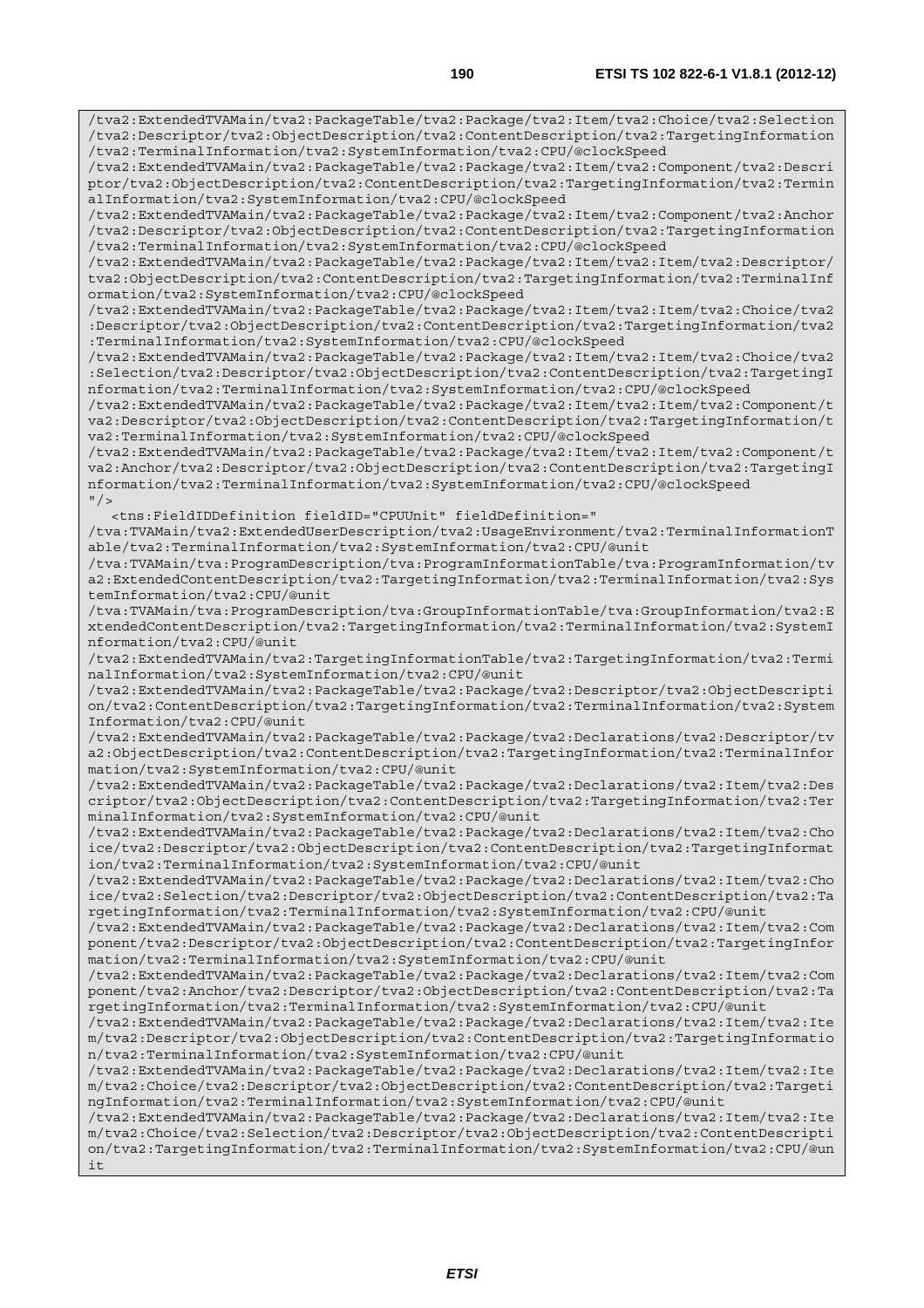```
/tva2:ExtendedTVAMain/tva2:PackageTable/tva2:Package/tva2:Item/tva2:Choice/tva2:Selection
/tva2:Descriptor/tva2:ObjectDescription/tva2:ContentDescription/tva2:TargetingInformation
/tva2:TerminalInformation/tva2:SystemInformation/tva2:CPU/@clockSpeed
/tva2:ExtendedTVAMain/tva2:PackageTable/tva2:Package/tva2:Item/tva2:Component/tva2:Descri
ptor/tva2:ObjectDescription/tva2:ContentDescription/tva2:TargetingInformation/tva2:Termin
alInformation/tva2:SystemInformation/tva2:CPU/@clockSpeed
/tva2:ExtendedTVAMain/tva2:PackageTable/tva2:Package/tva2:Item/tva2:Component/tva2:Anchor
/tva2:Descriptor/tva2:ObjectDescription/tva2:ContentDescription/tva2:TargetingInformation
/tva2:TerminalInformation/tva2:SystemInformation/tva2:CPU/@clockSpeed
/tva2:ExtendedTVAMain/tva2:PackageTable/tva2:Package/tva2:Item/tva2:Item/tva2:Descriptor/
tva2:ObjectDescription/tva2:ContentDescription/tva2:TargetingInformation/tva2:TerminalInf
ormation/tva2:SystemInformation/tva2:CPU/@clockSpeed
/tva2:ExtendedTVAMain/tva2:PackageTable/tva2:Package/tva2:Item/tva2:Item/tva2:Choice/tva2
:Descriptor/tva2:ObjectDescription/tva2:ContentDescription/tva2:TargetingInformation/tva2
:TerminalInformation/tva2:SystemInformation/tva2:CPU/@clockSpeed
/tva2:ExtendedTVAMain/tva2:PackageTable/tva2:Package/tva2:Item/tva2:Item/tva2:Choice/tva2
:Selection/tva2:Descriptor/tva2:ObjectDescription/tva2:ContentDescription/tva2:TargetingI
nformation/tva2:TerminalInformation/tva2:SystemInformation/tva2:CPU/@clockSpeed
/tva2:ExtendedTVAMain/tva2:PackageTable/tva2:Package/tva2:Item/tva2:Item/tva2:Component/t
va2:Descriptor/tva2:ObjectDescription/tva2:ContentDescription/tva2:TargetingInformation/t
va2:TerminalInformation/tva2:SystemInformation/tva2:CPU/@clockSpeed
/tva2:ExtendedTVAMain/tva2:PackageTable/tva2:Package/tva2:Item/tva2:Item/tva2:Component/t
va2:Anchor/tva2:Descriptor/tva2:ObjectDescription/tva2:ContentDescription/tva2:TargetingI
nformation/tva2:TerminalInformation/tva2:SystemInformation/tva2:CPU/@clockSpeed
"/>
   <tns:FieldIDDefinition fieldID="CPUUnit" fieldDefinition="
/tva:TVAMain/tva2:ExtendedUserDescription/tva2:UsageEnvironment/tva2:TerminalInformationT
able/tva2:TerminalInformation/tva2:SystemInformation/tva2:CPU/@unit
/tva:TVAMain/tva:ProgramDescription/tva:ProgramInformationTable/tva:ProgramInformation/tv
a2:ExtendedContentDescription/tva2:TargetingInformation/tva2:TerminalInformation/tva2:Sys
temInformation/tva2:CPU/@unit
/tva:TVAMain/tva:ProgramDescription/tva:GroupInformationTable/tva:GroupInformation/tva2:E
xtendedContentDescription/tva2:TargetingInformation/tva2:TerminalInformation/tva2:SystemI
nformation/tva2:CPU/@unit
/tva2:ExtendedTVAMain/tva2:TargetingInformationTable/tva2:TargetingInformation/tva2:Termi
nalInformation/tva2:SystemInformation/tva2:CPU/@unit
/tva2:ExtendedTVAMain/tva2:PackageTable/tva2:Package/tva2:Descriptor/tva2:ObjectDescripti
on/tva2:ContentDescription/tva2:TargetingInformation/tva2:TerminalInformation/tva2:System
Information/tva2:CPU/@unit
/tva2:ExtendedTVAMain/tva2:PackageTable/tva2:Package/tva2:Declarations/tva2:Descriptor/tv
a2:ObjectDescription/tva2:ContentDescription/tva2:TargetingInformation/tva2:TerminalInfor
mation/tva2:SystemInformation/tva2:CPU/@unit
/tva2:ExtendedTVAMain/tva2:PackageTable/tva2:Package/tva2:Declarations/tva2:Item/tva2:Des
criptor/tva2:ObjectDescription/tva2:ContentDescription/tva2:TargetingInformation/tva2:Ter
minalInformation/tva2:SystemInformation/tva2:CPU/@unit
/tva2:ExtendedTVAMain/tva2:PackageTable/tva2:Package/tva2:Declarations/tva2:Item/tva2:Cho
ice/tva2:Descriptor/tva2:ObjectDescription/tva2:ContentDescription/tva2:TargetingInformat
ion/tva2:TerminalInformation/tva2:SystemInformation/tva2:CPU/@unit
/tva2:ExtendedTVAMain/tva2:PackageTable/tva2:Package/tva2:Declarations/tva2:Item/tva2:Cho
ice/tva2:Selection/tva2:Descriptor/tva2:ObjectDescription/tva2:ContentDescription/tva2:Ta
rgetingInformation/tva2:TerminalInformation/tva2:SystemInformation/tva2:CPU/@unit
/tva2:ExtendedTVAMain/tva2:PackageTable/tva2:Package/tva2:Declarations/tva2:Item/tva2:Com
ponent/tva2:Descriptor/tva2:ObjectDescription/tva2:ContentDescription/tva2:TargetingInfor
mation/tva2:TerminalInformation/tva2:SystemInformation/tva2:CPU/@unit
/tva2:ExtendedTVAMain/tva2:PackageTable/tva2:Package/tva2:Declarations/tva2:Item/tva2:Com
ponent/tva2:Anchor/tva2:Descriptor/tva2:ObjectDescription/tva2:ContentDescription/tva2:Ta
rgetingInformation/tva2:TerminalInformation/tva2:SystemInformation/tva2:CPU/@unit
/tva2:ExtendedTVAMain/tva2:PackageTable/tva2:Package/tva2:Declarations/tva2:Item/tva2:Ite
m/tva2:Descriptor/tva2:ObjectDescription/tva2:ContentDescription/tva2:TargetingInformatio
n/tva2:TerminalInformation/tva2:SystemInformation/tva2:CPU/@unit
/tva2:ExtendedTVAMain/tva2:PackageTable/tva2:Package/tva2:Declarations/tva2:Item/tva2:Ite
m/tva2:Choice/tva2:Descriptor/tva2:ObjectDescription/tva2:ContentDescription/tva2:Targeti
ngInformation/tva2:TerminalInformation/tva2:SystemInformation/tva2:CPU/@unit
/tva2:ExtendedTVAMain/tva2:PackageTable/tva2:Package/tva2:Declarations/tva2:Item/tva2:Ite
m/tva2:Choice/tva2:Selection/tva2:Descriptor/tva2:ObjectDescription/tva2:ContentDescripti
on/tva2:TargetingInformation/tva2:TerminalInformation/tva2:SystemInformation/tva2:CPU/@un
it
```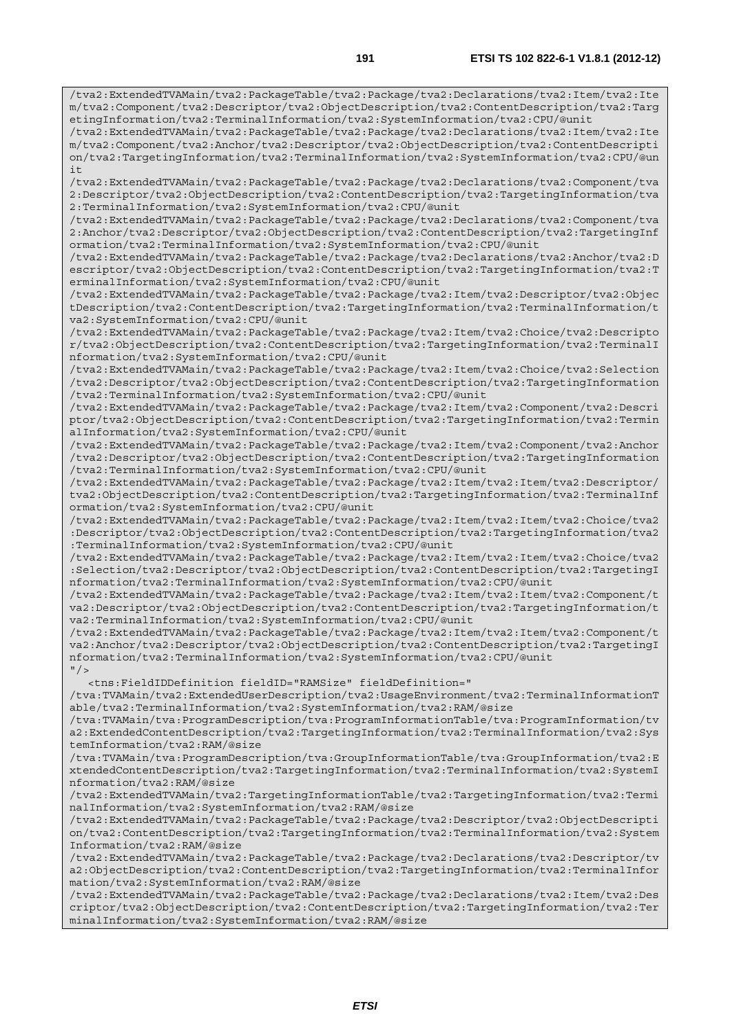```
/tva2:ExtendedTVAMain/tva2:PackageTable/tva2:Package/tva2:Declarations/tva2:Item/tva2:Ite
m/tva2:Component/tva2:Descriptor/tva2:ObjectDescription/tva2:ContentDescription/tva2:Targ
etingInformation/tva2:TerminalInformation/tva2:SystemInformation/tva2:CPU/@unit
/tva2:ExtendedTVAMain/tva2:PackageTable/tva2:Package/tva2:Declarations/tva2:Item/tva2:Ite
m/tva2:Component/tva2:Anchor/tva2:Descriptor/tva2:ObjectDescription/tva2:ContentDescripti
on/tva2:TargetingInformation/tva2:TerminalInformation/tva2:SystemInformation/tva2:CPU/@un
it
/tva2:ExtendedTVAMain/tva2:PackageTable/tva2:Package/tva2:Declarations/tva2:Component/tva
2:Descriptor/tva2:ObjectDescription/tva2:ContentDescription/tva2:TargetingInformation/tva
2:TerminalInformation/tva2:SystemInformation/tva2:CPU/@unit
/tva2:ExtendedTVAMain/tva2:PackageTable/tva2:Package/tva2:Declarations/tva2:Component/tva
2:Anchor/tva2:Descriptor/tva2:ObjectDescription/tva2:ContentDescription/tva2:TargetingInf
ormation/tva2:TerminalInformation/tva2:SystemInformation/tva2:CPU/@unit
/tva2:ExtendedTVAMain/tva2:PackageTable/tva2:Package/tva2:Declarations/tva2:Anchor/tva2:D
escriptor/tva2:ObjectDescription/tva2:ContentDescription/tva2:TargetingInformation/tva2:T
erminalInformation/tva2:SystemInformation/tva2:CPU/@unit
/tva2:ExtendedTVAMain/tva2:PackageTable/tva2:Package/tva2:Item/tva2:Descriptor/tva2:Objec
tDescription/tva2:ContentDescription/tva2:TargetingInformation/tva2:TerminalInformation/t
va2:SystemInformation/tva2:CPU/@unit
/tva2:ExtendedTVAMain/tva2:PackageTable/tva2:Package/tva2:Item/tva2:Choice/tva2:Descripto
r/tva2:ObjectDescription/tva2:ContentDescription/tva2:TargetingInformation/tva2:TerminalI
nformation/tva2:SystemInformation/tva2:CPU/@unit
/tva2:ExtendedTVAMain/tva2:PackageTable/tva2:Package/tva2:Item/tva2:Choice/tva2:Selection
/tva2:Descriptor/tva2:ObjectDescription/tva2:ContentDescription/tva2:TargetingInformation
/tva2:TerminalInformation/tva2:SystemInformation/tva2:CPU/@unit
/tva2:ExtendedTVAMain/tva2:PackageTable/tva2:Package/tva2:Item/tva2:Component/tva2:Descri
ptor/tva2:ObjectDescription/tva2:ContentDescription/tva2:TargetingInformation/tva2:Termin
alInformation/tva2:SystemInformation/tva2:CPU/@unit
/tva2:ExtendedTVAMain/tva2:PackageTable/tva2:Package/tva2:Item/tva2:Component/tva2:Anchor
/tva2:Descriptor/tva2:ObjectDescription/tva2:ContentDescription/tva2:TargetingInformation
/tva2:TerminalInformation/tva2:SystemInformation/tva2:CPU/@unit
/tva2:ExtendedTVAMain/tva2:PackageTable/tva2:Package/tva2:Item/tva2:Item/tva2:Descriptor/
tva2:ObjectDescription/tva2:ContentDescription/tva2:TargetingInformation/tva2:TerminalInf
ormation/tva2:SystemInformation/tva2:CPU/@unit
/tva2:ExtendedTVAMain/tva2:PackageTable/tva2:Package/tva2:Item/tva2:Item/tva2:Choice/tva2
:Descriptor/tva2:ObjectDescription/tva2:ContentDescription/tva2:TargetingInformation/tva2
:TerminalInformation/tva2:SystemInformation/tva2:CPU/@unit
/tva2:ExtendedTVAMain/tva2:PackageTable/tva2:Package/tva2:Item/tva2:Item/tva2:Choice/tva2
:Selection/tva2:Descriptor/tva2:ObjectDescription/tva2:ContentDescription/tva2:TargetingI
nformation/tva2:TerminalInformation/tva2:SystemInformation/tva2:CPU/@unit
/tva2:ExtendedTVAMain/tva2:PackageTable/tva2:Package/tva2:Item/tva2:Item/tva2:Component/t
va2:Descriptor/tva2:ObjectDescription/tva2:ContentDescription/tva2:TargetingInformation/t
va2:TerminalInformation/tva2:SystemInformation/tva2:CPU/@unit
/tva2:ExtendedTVAMain/tva2:PackageTable/tva2:Package/tva2:Item/tva2:Item/tva2:Component/t
va2:Anchor/tva2:Descriptor/tva2:ObjectDescription/tva2:ContentDescription/tva2:TargetingI
nformation/tva2:TerminalInformation/tva2:SystemInformation/tva2:CPU/@unit
"/>
   <tns:FieldIDDefinition fieldID="RAMSize" fieldDefinition="
/tva:TVAMain/tva2:ExtendedUserDescription/tva2:UsageEnvironment/tva2:TerminalInformationT
able/tva2:TerminalInformation/tva2:SystemInformation/tva2:RAM/@size
/tva:TVAMain/tva:ProgramDescription/tva:ProgramInformationTable/tva:ProgramInformation/tv
a2:ExtendedContentDescription/tva2:TargetingInformation/tva2:TerminalInformation/tva2:Sys
temInformation/tva2:RAM/@size
/tva:TVAMain/tva:ProgramDescription/tva:GroupInformationTable/tva:GroupInformation/tva2:E
xtendedContentDescription/tva2:TargetingInformation/tva2:TerminalInformation/tva2:SystemI
nformation/tva2:RAM/@size
/tva2:ExtendedTVAMain/tva2:TargetingInformationTable/tva2:TargetingInformation/tva2:Termi
nalInformation/tva2:SystemInformation/tva2:RAM/@size
/tva2:ExtendedTVAMain/tva2:PackageTable/tva2:Package/tva2:Descriptor/tva2:ObjectDescripti
on/tva2:ContentDescription/tva2:TargetingInformation/tva2:TerminalInformation/tva2:System
Information/tva2:RAM/@size
/tva2:ExtendedTVAMain/tva2:PackageTable/tva2:Package/tva2:Declarations/tva2:Descriptor/tv
a2:ObjectDescription/tva2:ContentDescription/tva2:TargetingInformation/tva2:TerminalInfor
mation/tva2:SystemInformation/tva2:RAM/@size
/tva2:ExtendedTVAMain/tva2:PackageTable/tva2:Package/tva2:Declarations/tva2:Item/tva2:Des
criptor/tva2:ObjectDescription/tva2:ContentDescription/tva2:TargetingInformation/tva2:Ter
minalInformation/tva2:SystemInformation/tva2:RAM/@size
```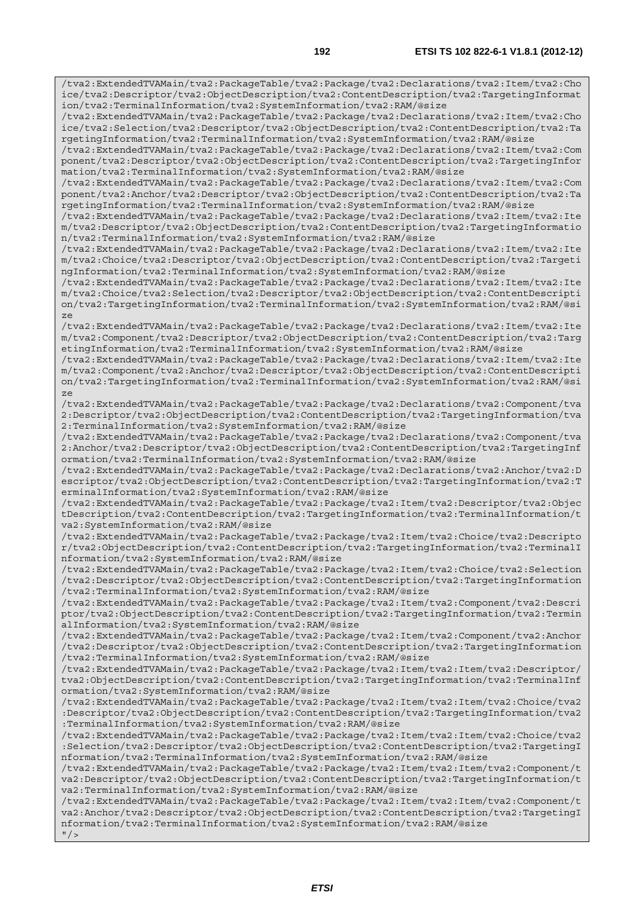```
/tva2:ExtendedTVAMain/tva2:PackageTable/tva2:Package/tva2:Declarations/tva2:Item/tva2:Choice/tva2:Descriptor/tva2:ObjectDescription/tva2:ContentDescription/tva2:TargetingInformation/tva2:TerminalInformation/tva2:SystemInformation/tva2:RAM/@size
/tva2:ExtendedTVAMain/tva2:PackageTable/tva2:Package/tva2:Declarations/tva2:Item/tva2:Choice/tva2:Selection/tva2:Descriptor/tva2:ObjectDescription/tva2:ContentDescription/tva2:TargetingInformation/tva2:TerminalInformation/tva2:SystemInformation/tva2:RAM/@size
/tva2:ExtendedTVAMain/tva2:PackageTable/tva2:Package/tva2:Declarations/tva2:Item/tva2:Component/tva2:Descriptor/tva2:ObjectDescription/tva2:ContentDescription/tva2:TargetingInformation/tva2:TerminalInformation/tva2:SystemInformation/tva2:RAM/@size
/tva2:ExtendedTVAMain/tva2:PackageTable/tva2:Package/tva2:Declarations/tva2:Item/tva2:Component/tva2:Anchor/tva2:Descriptor/tva2:ObjectDescription/tva2:ContentDescription/tva2:TargetingInformation/tva2:TerminalInformation/tva2:SystemInformation/tva2:RAM/@size
/tva2:ExtendedTVAMain/tva2:PackageTable/tva2:Package/tva2:Declarations/tva2:Item/tva2:Item/tva2:Descriptor/tva2:ObjectDescription/tva2:ContentDescription/tva2:TargetingInformation/tva2:TerminalInformation/tva2:SystemInformation/tva2:RAM/@size
/tva2:ExtendedTVAMain/tva2:PackageTable/tva2:Package/tva2:Declarations/tva2:Item/tva2:Item/tva2:Choice/tva2:Descriptor/tva2:ObjectDescription/tva2:ContentDescription/tva2:TargetingInformation/tva2:TerminalInformation/tva2:SystemInformation/tva2:RAM/@size
/tva2:ExtendedTVAMain/tva2:PackageTable/tva2:Package/tva2:Declarations/tva2:Item/tva2:Item/tva2:Choice/tva2:Selection/tva2:Descriptor/tva2:ObjectDescription/tva2:ContentDescription/tva2:TargetingInformation/tva2:TerminalInformation/tva2:SystemInformation/tva2:RAM/@size
/tva2:ExtendedTVAMain/tva2:PackageTable/tva2:Package/tva2:Declarations/tva2:Item/tva2:Item/tva2:Component/tva2:Descriptor/tva2:ObjectDescription/tva2:ContentDescription/tva2:TargetingInformation/tva2:TerminalInformation/tva2:SystemInformation/tva2:RAM/@size
/tva2:ExtendedTVAMain/tva2:PackageTable/tva2:Package/tva2:Declarations/tva2:Item/tva2:Item/tva2:Component/tva2:Anchor/tva2:Descriptor/tva2:ObjectDescription/tva2:ContentDescription/tva2:TargetingInformation/tva2:TerminalInformation/tva2:SystemInformation/tva2:RAM/@size
/tva2:ExtendedTVAMain/tva2:PackageTable/tva2:Package/tva2:Declarations/tva2:Component/tva2:Descriptor/tva2:ObjectDescription/tva2:ContentDescription/tva2:TargetingInformation/tva2:TerminalInformation/tva2:SystemInformation/tva2:RAM/@size
/tva2:ExtendedTVAMain/tva2:PackageTable/tva2:Package/tva2:Declarations/tva2:Component/tva2:Anchor/tva2:Descriptor/tva2:ObjectDescription/tva2:ContentDescription/tva2:TargetingInformation/tva2:TerminalInformation/tva2:SystemInformation/tva2:RAM/@size
/tva2:ExtendedTVAMain/tva2:PackageTable/tva2:Package/tva2:Declarations/tva2:Anchor/tva2:Descriptor/tva2:ObjectDescription/tva2:ContentDescription/tva2:TargetingInformation/tva2:TerminalInformation/tva2:SystemInformation/tva2:RAM/@size
/tva2:ExtendedTVAMain/tva2:PackageTable/tva2:Package/tva2:Item/tva2:Descriptor/tva2:ObjectDescription/tva2:ContentDescription/tva2:TargetingInformation/tva2:TerminalInformation/tva2:SystemInformation/tva2:RAM/@size
/tva2:ExtendedTVAMain/tva2:PackageTable/tva2:Package/tva2:Item/tva2:Choice/tva2:Descriptor/tva2:ObjectDescription/tva2:ContentDescription/tva2:TargetingInformation/tva2:TerminalInformation/tva2:SystemInformation/tva2:RAM/@size
/tva2:ExtendedTVAMain/tva2:PackageTable/tva2:Package/tva2:Item/tva2:Choice/tva2:Selection/tva2:Descriptor/tva2:ObjectDescription/tva2:ContentDescription/tva2:TargetingInformation/tva2:TerminalInformation/tva2:SystemInformation/tva2:RAM/@size
/tva2:ExtendedTVAMain/tva2:PackageTable/tva2:Package/tva2:Item/tva2:Component/tva2:Descriptor/tva2:ObjectDescription/tva2:ContentDescription/tva2:TargetingInformation/tva2:TerminalInformation/tva2:SystemInformation/tva2:RAM/@size
/tva2:ExtendedTVAMain/tva2:PackageTable/tva2:Package/tva2:Item/tva2:Component/tva2:Anchor/tva2:Descriptor/tva2:ObjectDescription/tva2:ContentDescription/tva2:TargetingInformation/tva2:TerminalInformation/tva2:SystemInformation/tva2:RAM/@size
/tva2:ExtendedTVAMain/tva2:PackageTable/tva2:Package/tva2:Item/tva2:Item/tva2:Descriptor/tva2:ObjectDescription/tva2:ContentDescription/tva2:TargetingInformation/tva2:TerminalInformation/tva2:SystemInformation/tva2:RAM/@size
/tva2:ExtendedTVAMain/tva2:PackageTable/tva2:Package/tva2:Item/tva2:Item/tva2:Choice/tva2:Descriptor/tva2:ObjectDescription/tva2:ContentDescription/tva2:TargetingInformation/tva2:TerminalInformation/tva2:SystemInformation/tva2:RAM/@size
/tva2:ExtendedTVAMain/tva2:PackageTable/tva2:Package/tva2:Item/tva2:Item/tva2:Choice/tva2:Selection/tva2:Descriptor/tva2:ObjectDescription/tva2:ContentDescription/tva2:TargetingInformation/tva2:TerminalInformation/tva2:SystemInformation/tva2:RAM/@size
/tva2:ExtendedTVAMain/tva2:PackageTable/tva2:Package/tva2:Item/tva2:Item/tva2:Component/tva2:Descriptor/tva2:ObjectDescription/tva2:ContentDescription/tva2:TargetingInformation/tva2:TerminalInformation/tva2:SystemInformation/tva2:RAM/@size
/tva2:ExtendedTVAMain/tva2:PackageTable/tva2:Package/tva2:Item/tva2:Item/tva2:Component/tva2:Anchor/tva2:Descriptor/tva2:ObjectDescription/tva2:ContentDescription/tva2:TargetingInformation/tva2:TerminalInformation/tva2:SystemInformation/tva2:RAM/@size
"/>
```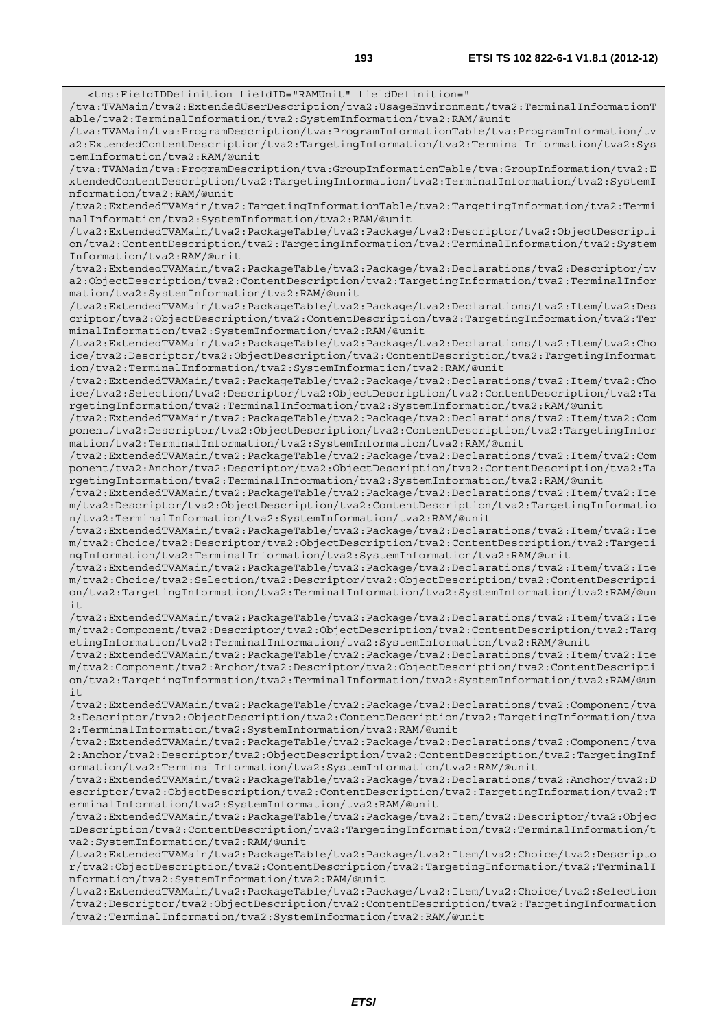```
<tns:FieldIDDefinition fieldID="RAMUnit" fieldDefinition="
/tva:TVAMain/tva2:ExtendedUserDescription/tva2:UsageEnvironment/tva2:TerminalInformationTable/tva2:TerminalInformation/tva2:SystemInformation/tva2:RAM/@unit
/tva:TVAMain/tva:ProgramDescription/tva:ProgramInformationTable/tva:ProgramInformation/tva2:ExtendedContentDescription/tva2:TargetingInformation/tva2:TerminalInformation/tva2:SystemInformation/tva2:RAM/@unit
/tva:TVAMain/tva:ProgramDescription/tva:GroupInformationTable/tva:GroupInformation/tva2:ExtendedContentDescription/tva2:TargetingInformation/tva2:TerminalInformation/tva2:SystemInformation/tva2:RAM/@unit
/tva2:ExtendedTVAMain/tva2:TargetingInformationTable/tva2:TargetingInformation/tva2:TerminalInformation/tva2:SystemInformation/tva2:RAM/@unit
/tva2:ExtendedTVAMain/tva2:PackageTable/tva2:Package/tva2:Descriptor/tva2:ObjectDescription/tva2:ContentDescription/tva2:TargetingInformation/tva2:TerminalInformation/tva2:SystemInformation/tva2:RAM/@unit
/tva2:ExtendedTVAMain/tva2:PackageTable/tva2:Package/tva2:Declarations/tva2:Descriptor/tva2:ObjectDescription/tva2:ContentDescription/tva2:TargetingInformation/tva2:TerminalInformation/tva2:SystemInformation/tva2:RAM/@unit
/tva2:ExtendedTVAMain/tva2:PackageTable/tva2:Package/tva2:Declarations/tva2:Item/tva2:Descriptor/tva2:ObjectDescription/tva2:ContentDescription/tva2:TargetingInformation/tva2:TerminalInformation/tva2:SystemInformation/tva2:RAM/@unit
/tva2:ExtendedTVAMain/tva2:PackageTable/tva2:Package/tva2:Declarations/tva2:Item/tva2:Choice/tva2:Descriptor/tva2:ObjectDescription/tva2:ContentDescription/tva2:TargetingInformation/tva2:TerminalInformation/tva2:SystemInformation/tva2:RAM/@unit
/tva2:ExtendedTVAMain/tva2:PackageTable/tva2:Package/tva2:Declarations/tva2:Item/tva2:Choice/tva2:Selection/tva2:Descriptor/tva2:ObjectDescription/tva2:ContentDescription/tva2:TargetingInformation/tva2:TerminalInformation/tva2:SystemInformation/tva2:RAM/@unit
/tva2:ExtendedTVAMain/tva2:PackageTable/tva2:Package/tva2:Declarations/tva2:Item/tva2:Component/tva2:Descriptor/tva2:ObjectDescription/tva2:ContentDescription/tva2:TargetingInformation/tva2:TerminalInformation/tva2:SystemInformation/tva2:RAM/@unit
/tva2:ExtendedTVAMain/tva2:PackageTable/tva2:Package/tva2:Declarations/tva2:Item/tva2:Component/tva2:Anchor/tva2:Descriptor/tva2:ObjectDescription/tva2:ContentDescription/tva2:TargetingInformation/tva2:TerminalInformation/tva2:SystemInformation/tva2:RAM/@unit
/tva2:ExtendedTVAMain/tva2:PackageTable/tva2:Package/tva2:Declarations/tva2:Item/tva2:Item/tva2:Descriptor/tva2:ObjectDescription/tva2:ContentDescription/tva2:TargetingInformation/tva2:TerminalInformation/tva2:SystemInformation/tva2:RAM/@unit
/tva2:ExtendedTVAMain/tva2:PackageTable/tva2:Package/tva2:Declarations/tva2:Item/tva2:Item/tva2:Choice/tva2:Descriptor/tva2:ObjectDescription/tva2:ContentDescription/tva2:TargetingInformation/tva2:TerminalInformation/tva2:SystemInformation/tva2:RAM/@unit
/tva2:ExtendedTVAMain/tva2:PackageTable/tva2:Package/tva2:Declarations/tva2:Item/tva2:Item/tva2:Choice/tva2:Selection/tva2:Descriptor/tva2:ObjectDescription/tva2:ContentDescription/tva2:TargetingInformation/tva2:TerminalInformation/tva2:SystemInformation/tva2:RAM/@unit
/tva2:ExtendedTVAMain/tva2:PackageTable/tva2:Package/tva2:Declarations/tva2:Item/tva2:Item/tva2:Component/tva2:Descriptor/tva2:ObjectDescription/tva2:ContentDescription/tva2:TargetingInformation/tva2:TerminalInformation/tva2:SystemInformation/tva2:RAM/@unit
/tva2:ExtendedTVAMain/tva2:PackageTable/tva2:Package/tva2:Declarations/tva2:Item/tva2:Item/tva2:Component/tva2:Anchor/tva2:Descriptor/tva2:ObjectDescription/tva2:ContentDescription/tva2:TargetingInformation/tva2:TerminalInformation/tva2:SystemInformation/tva2:RAM/@unit
/tva2:ExtendedTVAMain/tva2:PackageTable/tva2:Package/tva2:Declarations/tva2:Component/tva2:Descriptor/tva2:ObjectDescription/tva2:ContentDescription/tva2:TargetingInformation/tva2:TerminalInformation/tva2:SystemInformation/tva2:RAM/@unit
/tva2:ExtendedTVAMain/tva2:PackageTable/tva2:Package/tva2:Declarations/tva2:Component/tva2:Anchor/tva2:Descriptor/tva2:ObjectDescription/tva2:ContentDescription/tva2:TargetingInformation/tva2:TerminalInformation/tva2:SystemInformation/tva2:RAM/@unit
/tva2:ExtendedTVAMain/tva2:PackageTable/tva2:Package/tva2:Declarations/tva2:Anchor/tva2:Descriptor/tva2:ObjectDescription/tva2:ContentDescription/tva2:TargetingInformation/tva2:TerminalInformation/tva2:SystemInformation/tva2:RAM/@unit
/tva2:ExtendedTVAMain/tva2:PackageTable/tva2:Package/tva2:Item/tva2:Descriptor/tva2:ObjectDescription/tva2:ContentDescription/tva2:TargetingInformation/tva2:TerminalInformation/tva2:SystemInformation/tva2:RAM/@unit
/tva2:ExtendedTVAMain/tva2:PackageTable/tva2:Package/tva2:Item/tva2:Choice/tva2:Descriptor/tva2:ObjectDescription/tva2:ContentDescription/tva2:TargetingInformation/tva2:TerminalInformation/tva2:SystemInformation/tva2:RAM/@unit
/tva2:ExtendedTVAMain/tva2:PackageTable/tva2:Package/tva2:Item/tva2:Choice/tva2:Selection/tva2:Descriptor/tva2:ObjectDescription/tva2:ContentDescription/tva2:TargetingInformation/tva2:TerminalInformation/tva2:SystemInformation/tva2:RAM/@unit
```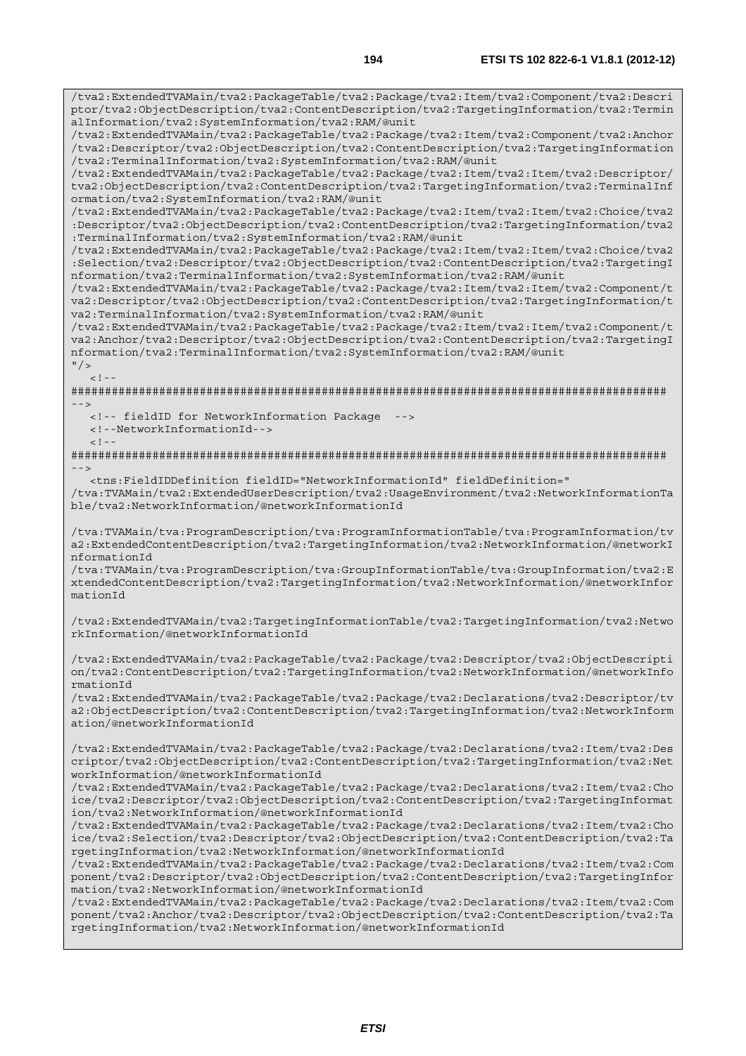```
/tva2:ExtendedTVAMain/tva2:PackageTable/tva2:Package/tva2:Item/tva2:Component/tva2:Descri
ptor/tva2:ObjectDescription/tva2:ContentDescription/tva2:TargetingInformation/tva2:Termin
alInformation/tva2:SystemInformation/tva2:RAM/@unit
/tva2:ExtendedTVAMain/tva2:PackageTable/tva2:Package/tva2:Item/tva2:Component/tva2:Anchor
/tva2:Descriptor/tva2:ObjectDescription/tva2:ContentDescription/tva2:TargetingInformation
/tva2:TerminalInformation/tva2:SystemInformation/tva2:RAM/@unit
/tva2:ExtendedTVAMain/tva2:PackageTable/tva2:Package/tva2:Item/tva2:Item/tva2:Descriptor/
tva2:ObjectDescription/tva2:ContentDescription/tva2:TargetingInformation/tva2:TerminalInf
ormation/tva2:SystemInformation/tva2:RAM/@unit
/tva2:ExtendedTVAMain/tva2:PackageTable/tva2:Package/tva2:Item/tva2:Item/tva2:Choice/tva2
:Descriptor/tva2:ObjectDescription/tva2:ContentDescription/tva2:TargetingInformation/tva2
:TerminalInformation/tva2:SystemInformation/tva2:RAM/@unit
/tva2:ExtendedTVAMain/tva2:PackageTable/tva2:Package/tva2:Item/tva2:Item/tva2:Choice/tva2
:Selection/tva2:Descriptor/tva2:ObjectDescription/tva2:ContentDescription/tva2:TargetingI
nformation/tva2:TerminalInformation/tva2:SystemInformation/tva2:RAM/@unit
/tva2:ExtendedTVAMain/tva2:PackageTable/tva2:Package/tva2:Item/tva2:Item/tva2:Component/t
va2:Descriptor/tva2:ObjectDescription/tva2:ContentDescription/tva2:TargetingInformation/t
va2:TerminalInformation/tva2:SystemInformation/tva2:RAM/@unit
/tva2:ExtendedTVAMain/tva2:PackageTable/tva2:Package/tva2:Item/tva2:Item/tva2:Component/t
va2:Anchor/tva2:Descriptor/tva2:ObjectDescription/tva2:ContentDescription/tva2:TargetingI
nformation/tva2:TerminalInformation/tva2:SystemInformation/tva2:RAM/@unit
"/>
   <!--
########################################################################################
-->
   <!-- fieldID for NetworkInformation Package  -->
   <!--NetworkInformationId-->
   <!--
########################################################################################
-->
   <tns:FieldIDDefinition fieldID="NetworkInformationId" fieldDefinition="
/tva:TVAMain/tva2:ExtendedUserDescription/tva2:UsageEnvironment/tva2:NetworkInformationTa
ble/tva2:NetworkInformation/@networkInformationId

/tva:TVAMain/tva:ProgramDescription/tva:ProgramInformationTable/tva:ProgramInformation/tv
a2:ExtendedContentDescription/tva2:TargetingInformation/tva2:NetworkInformation/@networkI
nformationId
/tva:TVAMain/tva:ProgramDescription/tva:GroupInformationTable/tva:GroupInformation/tva2:E
xtendedContentDescription/tva2:TargetingInformation/tva2:NetworkInformation/@networkInfor
mationId

/tva2:ExtendedTVAMain/tva2:TargetingInformationTable/tva2:TargetingInformation/tva2:Netwo
rkInformation/@networkInformationId

/tva2:ExtendedTVAMain/tva2:PackageTable/tva2:Package/tva2:Descriptor/tva2:ObjectDescripti
on/tva2:ContentDescription/tva2:TargetingInformation/tva2:NetworkInformation/@networkInfo
rmationId
/tva2:ExtendedTVAMain/tva2:PackageTable/tva2:Package/tva2:Declarations/tva2:Descriptor/tv
a2:ObjectDescription/tva2:ContentDescription/tva2:TargetingInformation/tva2:NetworkInform
ation/@networkInformationId

/tva2:ExtendedTVAMain/tva2:PackageTable/tva2:Package/tva2:Declarations/tva2:Item/tva2:Des
criptor/tva2:ObjectDescription/tva2:ContentDescription/tva2:TargetingInformation/tva2:Net
workInformation/@networkInformationId
/tva2:ExtendedTVAMain/tva2:PackageTable/tva2:Package/tva2:Declarations/tva2:Item/tva2:Cho
ice/tva2:Descriptor/tva2:ObjectDescription/tva2:ContentDescription/tva2:TargetingInformat
ion/tva2:NetworkInformation/@networkInformationId
/tva2:ExtendedTVAMain/tva2:PackageTable/tva2:Package/tva2:Declarations/tva2:Item/tva2:Cho
ice/tva2:Selection/tva2:Descriptor/tva2:ObjectDescription/tva2:ContentDescription/tva2:Ta
rgetingInformation/tva2:NetworkInformation/@networkInformationId
/tva2:ExtendedTVAMain/tva2:PackageTable/tva2:Package/tva2:Declarations/tva2:Item/tva2:Com
ponent/tva2:Descriptor/tva2:ObjectDescription/tva2:ContentDescription/tva2:TargetingInfor
mation/tva2:NetworkInformation/@networkInformationId
/tva2:ExtendedTVAMain/tva2:PackageTable/tva2:Package/tva2:Declarations/tva2:Item/tva2:Com
ponent/tva2:Anchor/tva2:Descriptor/tva2:ObjectDescription/tva2:ContentDescription/tva2:Ta
rgetingInformation/tva2:NetworkInformation/@networkInformationId
```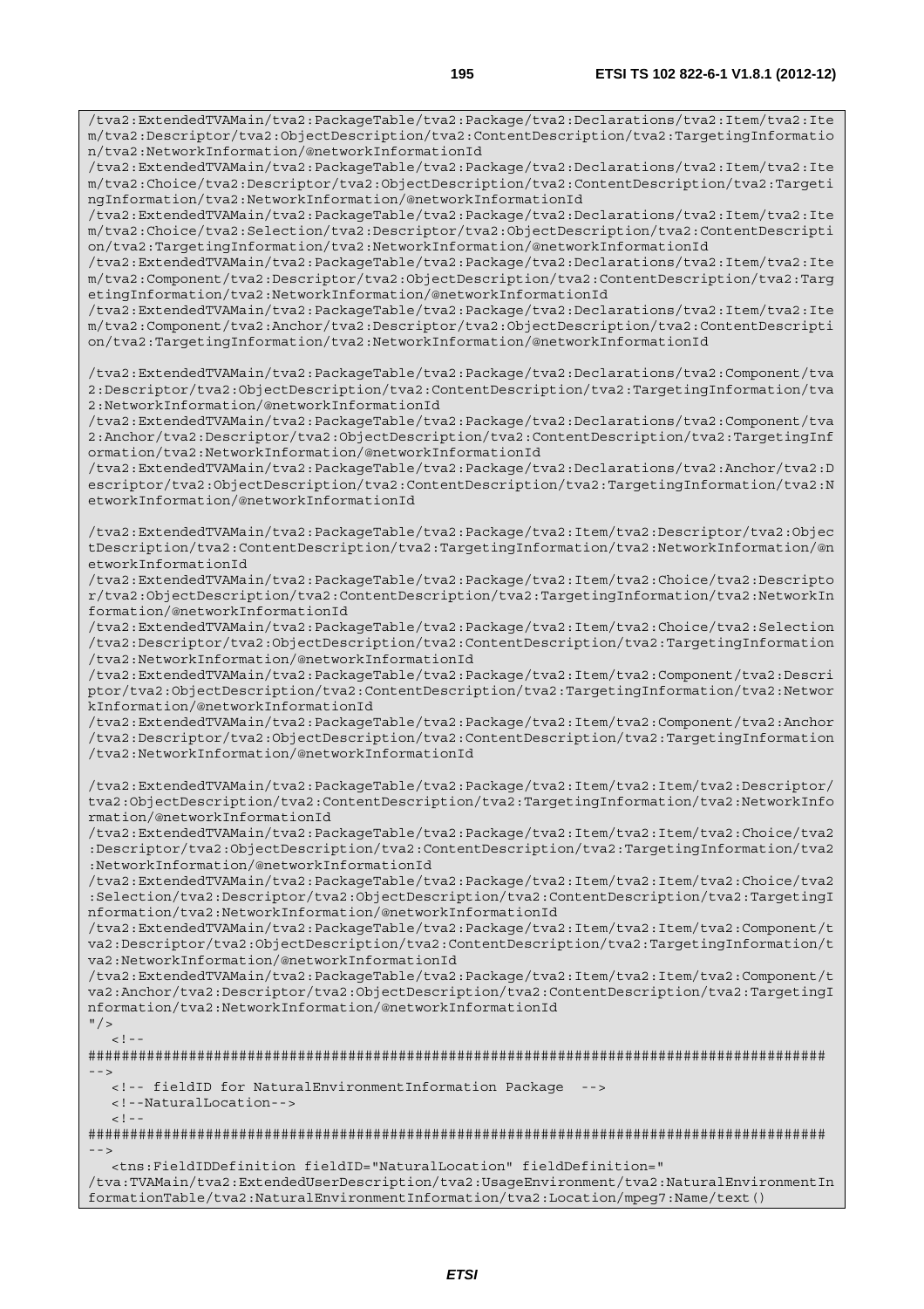```
/tva2:ExtendedTVAMain/tva2:PackageTable/tva2:Package/tva2:Declarations/tva2:Item/tva2:Item/tva2:Descriptor/tva2:ObjectDescription/tva2:ContentDescription/tva2:TargetingInformation/tva2:NetworkInformation/@networkInformationId
/tva2:ExtendedTVAMain/tva2:PackageTable/tva2:Package/tva2:Declarations/tva2:Item/tva2:Item/tva2:Choice/tva2:Descriptor/tva2:ObjectDescription/tva2:ContentDescription/tva2:TargetingInformation/tva2:NetworkInformation/@networkInformationId
/tva2:ExtendedTVAMain/tva2:PackageTable/tva2:Package/tva2:Declarations/tva2:Item/tva2:Item/tva2:Choice/tva2:Selection/tva2:Descriptor/tva2:ObjectDescription/tva2:ContentDescription/tva2:TargetingInformation/tva2:NetworkInformation/@networkInformationId
/tva2:ExtendedTVAMain/tva2:PackageTable/tva2:Package/tva2:Declarations/tva2:Item/tva2:Item/tva2:Component/tva2:Descriptor/tva2:ObjectDescription/tva2:ContentDescription/tva2:TargetingInformation/tva2:NetworkInformation/@networkInformationId
/tva2:ExtendedTVAMain/tva2:PackageTable/tva2:Package/tva2:Declarations/tva2:Item/tva2:Item/tva2:Component/tva2:Anchor/tva2:Descriptor/tva2:ObjectDescription/tva2:ContentDescription/tva2:TargetingInformation/tva2:NetworkInformation/@networkInformationId

/tva2:ExtendedTVAMain/tva2:PackageTable/tva2:Package/tva2:Declarations/tva2:Component/tva2:Descriptor/tva2:ObjectDescription/tva2:ContentDescription/tva2:TargetingInformation/tva2:NetworkInformation/@networkInformationId
/tva2:ExtendedTVAMain/tva2:PackageTable/tva2:Package/tva2:Declarations/tva2:Component/tva2:Anchor/tva2:Descriptor/tva2:ObjectDescription/tva2:ContentDescription/tva2:TargetingInformation/tva2:NetworkInformation/@networkInformationId
/tva2:ExtendedTVAMain/tva2:PackageTable/tva2:Package/tva2:Declarations/tva2:Anchor/tva2:Descriptor/tva2:ObjectDescription/tva2:ContentDescription/tva2:TargetingInformation/tva2:NetworkInformation/@networkInformationId

/tva2:ExtendedTVAMain/tva2:PackageTable/tva2:Package/tva2:Item/tva2:Descriptor/tva2:ObjectDescription/tva2:ContentDescription/tva2:TargetingInformation/tva2:NetworkInformation/@networkInformationId
/tva2:ExtendedTVAMain/tva2:PackageTable/tva2:Package/tva2:Item/tva2:Choice/tva2:Descriptor/tva2:ObjectDescription/tva2:ContentDescription/tva2:TargetingInformation/tva2:NetworkInformation/@networkInformationId
/tva2:ExtendedTVAMain/tva2:PackageTable/tva2:Package/tva2:Item/tva2:Choice/tva2:Selection/tva2:Descriptor/tva2:ObjectDescription/tva2:ContentDescription/tva2:TargetingInformation/tva2:NetworkInformation/@networkInformationId
/tva2:ExtendedTVAMain/tva2:PackageTable/tva2:Package/tva2:Item/tva2:Component/tva2:Descriptor/tva2:ObjectDescription/tva2:ContentDescription/tva2:TargetingInformation/tva2:NetworkInformation/@networkInformationId
/tva2:ExtendedTVAMain/tva2:PackageTable/tva2:Package/tva2:Item/tva2:Component/tva2:Anchor/tva2:Descriptor/tva2:ObjectDescription/tva2:ContentDescription/tva2:TargetingInformation/tva2:NetworkInformation/@networkInformationId

/tva2:ExtendedTVAMain/tva2:PackageTable/tva2:Package/tva2:Item/tva2:Item/tva2:Descriptor/tva2:ObjectDescription/tva2:ContentDescription/tva2:TargetingInformation/tva2:NetworkInformation/@networkInformationId
/tva2:ExtendedTVAMain/tva2:PackageTable/tva2:Package/tva2:Item/tva2:Item/tva2:Choice/tva2:Descriptor/tva2:ObjectDescription/tva2:ContentDescription/tva2:TargetingInformation/tva2:NetworkInformation/@networkInformationId
/tva2:ExtendedTVAMain/tva2:PackageTable/tva2:Package/tva2:Item/tva2:Item/tva2:Choice/tva2:Selection/tva2:Descriptor/tva2:ObjectDescription/tva2:ContentDescription/tva2:TargetingInformation/tva2:NetworkInformation/@networkInformationId
/tva2:ExtendedTVAMain/tva2:PackageTable/tva2:Package/tva2:Item/tva2:Item/tva2:Component/tva2:Descriptor/tva2:ObjectDescription/tva2:ContentDescription/tva2:TargetingInformation/tva2:NetworkInformation/@networkInformationId
/tva2:ExtendedTVAMain/tva2:PackageTable/tva2:Package/tva2:Item/tva2:Item/tva2:Component/tva2:Anchor/tva2:Descriptor/tva2:ObjectDescription/tva2:ContentDescription/tva2:TargetingInformation/tva2:NetworkInformation/@networkInformationId
"/>
   <!--
########################################################################################
-->
   <!-- fieldID for NaturalEnvironmentInformation Package  -->
   <!--NaturalLocation-->
   <!--
########################################################################################
-->
   <tns:FieldIDDefinition fieldID="NaturalLocation" fieldDefinition="
/tva:TVAMain/tva2:ExtendedUserDescription/tva2:UsageEnvironment/tva2:NaturalEnvironmentInformationTable/tva2:NaturalEnvironmentInformation/tva2:Location/mpeg7:Name/text()
```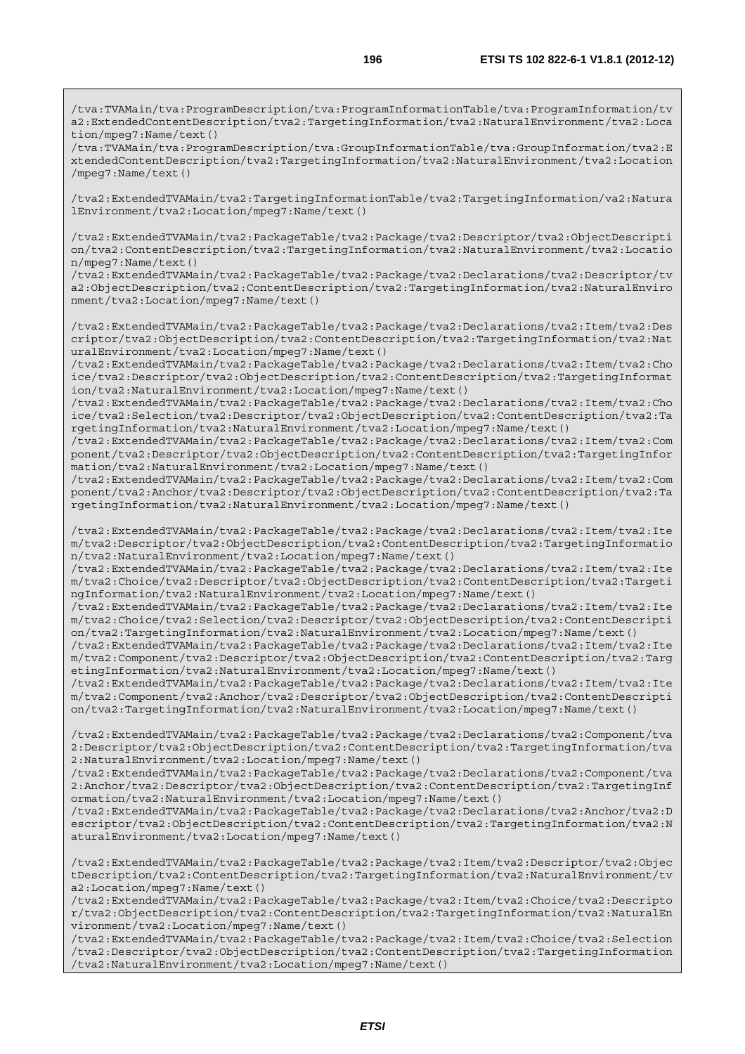```
/tva:TVAMain/tva:ProgramDescription/tva:ProgramInformationTable/tva:ProgramInformation/tva2:ExtendedContentDescription/tva2:TargetingInformation/tva2:NaturalEnvironment/tva2:Location/mpeg7:Name/text()
/tva:TVAMain/tva:ProgramDescription/tva:GroupInformationTable/tva:GroupInformation/tva2:ExtendedContentDescription/tva2:TargetingInformation/tva2:NaturalEnvironment/tva2:Location/mpeg7:Name/text()

/tva2:ExtendedTVAMain/tva2:TargetingInformationTable/tva2:TargetingInformation/va2:NaturalEnvironment/tva2:Location/mpeg7:Name/text()

/tva2:ExtendedTVAMain/tva2:PackageTable/tva2:Package/tva2:Descriptor/tva2:ObjectDescription/tva2:ContentDescription/tva2:TargetingInformation/tva2:NaturalEnvironment/tva2:Location/mpeg7:Name/text()
/tva2:ExtendedTVAMain/tva2:PackageTable/tva2:Package/tva2:Declarations/tva2:Descriptor/tva2:ObjectDescription/tva2:ContentDescription/tva2:TargetingInformation/tva2:NaturalEnvironment/tva2:Location/mpeg7:Name/text()

/tva2:ExtendedTVAMain/tva2:PackageTable/tva2:Package/tva2:Declarations/tva2:Item/tva2:Descriptor/tva2:ObjectDescription/tva2:ContentDescription/tva2:TargetingInformation/tva2:NaturalEnvironment/tva2:Location/mpeg7:Name/text()
/tva2:ExtendedTVAMain/tva2:PackageTable/tva2:Package/tva2:Declarations/tva2:Item/tva2:Choice/tva2:Descriptor/tva2:ObjectDescription/tva2:ContentDescription/tva2:TargetingInformation/tva2:NaturalEnvironment/tva2:Location/mpeg7:Name/text()
/tva2:ExtendedTVAMain/tva2:PackageTable/tva2:Package/tva2:Declarations/tva2:Item/tva2:Choice/tva2:Selection/tva2:Descriptor/tva2:ObjectDescription/tva2:ContentDescription/tva2:TargetingInformation/tva2:NaturalEnvironment/tva2:Location/mpeg7:Name/text()
/tva2:ExtendedTVAMain/tva2:PackageTable/tva2:Package/tva2:Declarations/tva2:Item/tva2:Component/tva2:Descriptor/tva2:ObjectDescription/tva2:ContentDescription/tva2:TargetingInformation/tva2:NaturalEnvironment/tva2:Location/mpeg7:Name/text()
/tva2:ExtendedTVAMain/tva2:PackageTable/tva2:Package/tva2:Declarations/tva2:Item/tva2:Component/tva2:Anchor/tva2:Descriptor/tva2:ObjectDescription/tva2:ContentDescription/tva2:TargetingInformation/tva2:NaturalEnvironment/tva2:Location/mpeg7:Name/text()

/tva2:ExtendedTVAMain/tva2:PackageTable/tva2:Package/tva2:Declarations/tva2:Item/tva2:Item/tva2:Descriptor/tva2:ObjectDescription/tva2:ContentDescription/tva2:TargetingInformation/tva2:NaturalEnvironment/tva2:Location/mpeg7:Name/text()
/tva2:ExtendedTVAMain/tva2:PackageTable/tva2:Package/tva2:Declarations/tva2:Item/tva2:Item/tva2:Choice/tva2:Descriptor/tva2:ObjectDescription/tva2:ContentDescription/tva2:TargetingInformation/tva2:NaturalEnvironment/tva2:Location/mpeg7:Name/text()
/tva2:ExtendedTVAMain/tva2:PackageTable/tva2:Package/tva2:Declarations/tva2:Item/tva2:Item/tva2:Choice/tva2:Selection/tva2:Descriptor/tva2:ObjectDescription/tva2:ContentDescription/tva2:TargetingInformation/tva2:NaturalEnvironment/tva2:Location/mpeg7:Name/text()
/tva2:ExtendedTVAMain/tva2:PackageTable/tva2:Package/tva2:Declarations/tva2:Item/tva2:Item/tva2:Component/tva2:Descriptor/tva2:ObjectDescription/tva2:ContentDescription/tva2:TargetingInformation/tva2:NaturalEnvironment/tva2:Location/mpeg7:Name/text()
/tva2:ExtendedTVAMain/tva2:PackageTable/tva2:Package/tva2:Declarations/tva2:Item/tva2:Item/tva2:Component/tva2:Anchor/tva2:Descriptor/tva2:ObjectDescription/tva2:ContentDescription/tva2:TargetingInformation/tva2:NaturalEnvironment/tva2:Location/mpeg7:Name/text()

/tva2:ExtendedTVAMain/tva2:PackageTable/tva2:Package/tva2:Declarations/tva2:Component/tva2:Descriptor/tva2:ObjectDescription/tva2:ContentDescription/tva2:TargetingInformation/tva2:NaturalEnvironment/tva2:Location/mpeg7:Name/text()
/tva2:ExtendedTVAMain/tva2:PackageTable/tva2:Package/tva2:Declarations/tva2:Component/tva2:Anchor/tva2:Descriptor/tva2:ObjectDescription/tva2:ContentDescription/tva2:TargetingInformation/tva2:NaturalEnvironment/tva2:Location/mpeg7:Name/text()
/tva2:ExtendedTVAMain/tva2:PackageTable/tva2:Package/tva2:Declarations/tva2:Anchor/tva2:Descriptor/tva2:ObjectDescription/tva2:ContentDescription/tva2:TargetingInformation/tva2:NaturalEnvironment/tva2:Location/mpeg7:Name/text()

/tva2:ExtendedTVAMain/tva2:PackageTable/tva2:Package/tva2:Item/tva2:Descriptor/tva2:ObjectDescription/tva2:ContentDescription/tva2:TargetingInformation/tva2:NaturalEnvironment/tva2:Location/mpeg7:Name/text()
/tva2:ExtendedTVAMain/tva2:PackageTable/tva2:Package/tva2:Item/tva2:Choice/tva2:Descriptor/tva2:ObjectDescription/tva2:ContentDescription/tva2:TargetingInformation/tva2:NaturalEnvironment/tva2:Location/mpeg7:Name/text()
/tva2:ExtendedTVAMain/tva2:PackageTable/tva2:Package/tva2:Item/tva2:Choice/tva2:Selection/tva2:Descriptor/tva2:ObjectDescription/tva2:ContentDescription/tva2:TargetingInformation/tva2:NaturalEnvironment/tva2:Location/mpeg7:Name/text()
```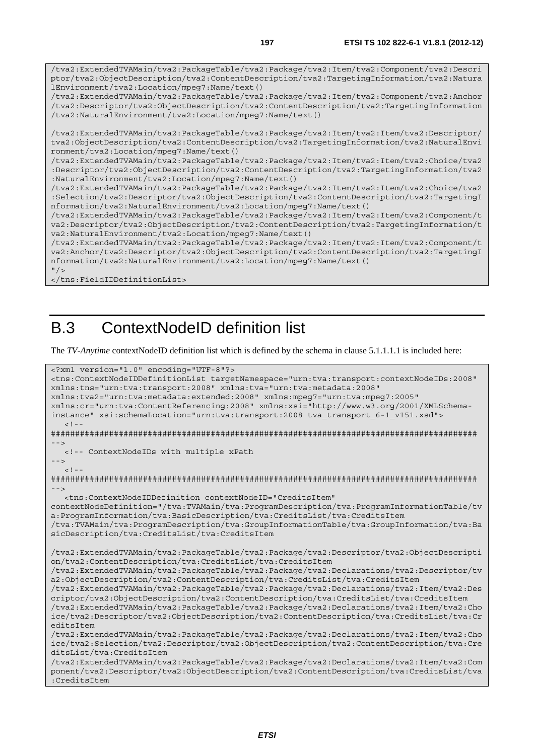```
/tva2:ExtendedTVAMain/tva2:PackageTable/tva2:Package/tva2:Item/tva2:Component/tva2:Descriptor/tva2:ObjectDescription/tva2:ContentDescription/tva2:TargetingInformation/tva2:NaturalEnvironment/tva2:Location/mpeg7:Name/text()
/tva2:ExtendedTVAMain/tva2:PackageTable/tva2:Package/tva2:Item/tva2:Component/tva2:Anchor/tva2:Descriptor/tva2:ObjectDescription/tva2:ContentDescription/tva2:TargetingInformation/tva2:NaturalEnvironment/tva2:Location/mpeg7:Name/text()

/tva2:ExtendedTVAMain/tva2:PackageTable/tva2:Package/tva2:Item/tva2:Item/tva2:Descriptor/tva2:ObjectDescription/tva2:ContentDescription/tva2:TargetingInformation/tva2:NaturalEnvironment/tva2:Location/mpeg7:Name/text()
/tva2:ExtendedTVAMain/tva2:PackageTable/tva2:Package/tva2:Item/tva2:Item/tva2:Choice/tva2:Descriptor/tva2:ObjectDescription/tva2:ContentDescription/tva2:TargetingInformation/tva2:NaturalEnvironment/tva2:Location/mpeg7:Name/text()
/tva2:ExtendedTVAMain/tva2:PackageTable/tva2:Package/tva2:Item/tva2:Item/tva2:Choice/tva2:Selection/tva2:Descriptor/tva2:ObjectDescription/tva2:ContentDescription/tva2:TargetingInformation/tva2:NaturalEnvironment/tva2:Location/mpeg7:Name/text()
/tva2:ExtendedTVAMain/tva2:PackageTable/tva2:Package/tva2:Item/tva2:Item/tva2:Component/tva2:Descriptor/tva2:ObjectDescription/tva2:ContentDescription/tva2:TargetingInformation/tva2:NaturalEnvironment/tva2:Location/mpeg7:Name/text()
/tva2:ExtendedTVAMain/tva2:PackageTable/tva2:Package/tva2:Item/tva2:Item/tva2:Component/tva2:Anchor/tva2:Descriptor/tva2:ObjectDescription/tva2:ContentDescription/tva2:TargetingInformation/tva2:NaturalEnvironment/tva2:Location/mpeg7:Name/text()
"/>
</tns:FieldIDDefinitionList>
```

# B.3 ContextNodeID definition list

The *TV-Anytime* contextNodeID definition list which is defined by the schema in clause 5.1.1.1.1 is included here:

```
<?xml version="1.0" encoding="UTF-8"?>
<tns:ContextNodeIDDefinitionList targetNamespace="urn:tva:transport:contextNodeIDs:2008"
xmlns:tns="urn:tva:transport:2008" xmlns:tva="urn:tva:metadata:2008"
xmlns:tva2="urn:tva:metadata:extended:2008" xmlns:mpeg7="urn:tva:mpeg7:2005"
xmlns:cr="urn:tva:ContentReferencing:2008" xmlns:xsi="http://www.w3.org/2001/XMLSchema-instance" xsi:schemaLocation="urn:tva:transport:2008 tva_transport_6-1_v151.xsd">
   <!--
#########################################################################################
-->
   <!-- ContextNodeIDs with multiple xPath
-->
   <!--
#########################################################################################
-->
   <tns:ContextNodeIDDefinition contextNodeID="CreditsItem"
contextNodeDefinition="/tva:TVAMain/tva:ProgramDescription/tva:ProgramInformationTable/tva:ProgramInformation/tva:BasicDescription/tva:CreditsList/tva:CreditsItem
/tva:TVAMain/tva:ProgramDescription/tva:GroupInformationTable/tva:GroupInformation/tva:BasicDescription/tva:CreditsList/tva:CreditsItem

/tva2:ExtendedTVAMain/tva2:PackageTable/tva2:Package/tva2:Descriptor/tva2:ObjectDescription/tva2:ContentDescription/tva:CreditsList/tva:CreditsItem
/tva2:ExtendedTVAMain/tva2:PackageTable/tva2:Package/tva2:Declarations/tva2:Descriptor/tva2:ObjectDescription/tva2:ContentDescription/tva:CreditsList/tva:CreditsItem
/tva2:ExtendedTVAMain/tva2:PackageTable/tva2:Package/tva2:Declarations/tva2:Item/tva2:Descriptor/tva2:ObjectDescription/tva2:ContentDescription/tva:CreditsList/tva:CreditsItem
/tva2:ExtendedTVAMain/tva2:PackageTable/tva2:Package/tva2:Declarations/tva2:Item/tva2:Choice/tva2:Descriptor/tva2:ObjectDescription/tva2:ContentDescription/tva:CreditsList/tva:CreditsItem
/tva2:ExtendedTVAMain/tva2:PackageTable/tva2:Package/tva2:Declarations/tva2:Item/tva2:Choice/tva2:Selection/tva2:Descriptor/tva2:ObjectDescription/tva2:ContentDescription/tva:CreditsList/tva:CreditsItem
/tva2:ExtendedTVAMain/tva2:PackageTable/tva2:Package/tva2:Declarations/tva2:Item/tva2:Component/tva2:Descriptor/tva2:ObjectDescription/tva2:ContentDescription/tva:CreditsList/tva:CreditsItem
```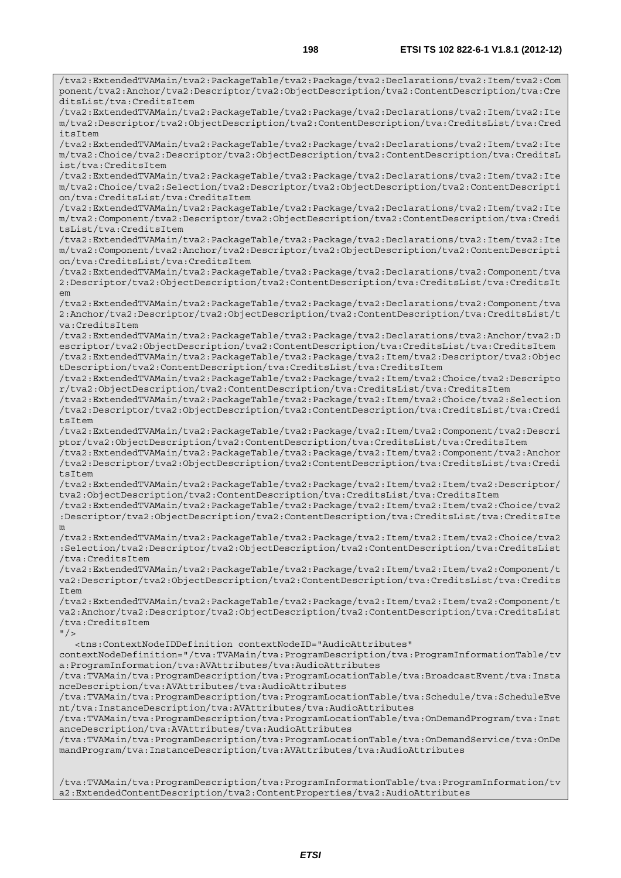```
/tva2:ExtendedTVAMain/tva2:PackageTable/tva2:Package/tva2:Declarations/tva2:Item/tva2:Component/tva2:Anchor/tva2:Descriptor/tva2:ObjectDescription/tva2:ContentDescription/tva:CreditsList/tva:CreditsItem
/tva2:ExtendedTVAMain/tva2:PackageTable/tva2:Package/tva2:Declarations/tva2:Item/tva2:Item/tva2:Descriptor/tva2:ObjectDescription/tva2:ContentDescription/tva:CreditsList/tva:CreditsItem
/tva2:ExtendedTVAMain/tva2:PackageTable/tva2:Package/tva2:Declarations/tva2:Item/tva2:Item/tva2:Choice/tva2:Descriptor/tva2:ObjectDescription/tva2:ContentDescription/tva:CreditsList/tva:CreditsItem
/tva2:ExtendedTVAMain/tva2:PackageTable/tva2:Package/tva2:Declarations/tva2:Item/tva2:Item/tva2:Choice/tva2:Selection/tva2:Descriptor/tva2:ObjectDescription/tva2:ContentDescription/tva:CreditsList/tva:CreditsItem
/tva2:ExtendedTVAMain/tva2:PackageTable/tva2:Package/tva2:Declarations/tva2:Item/tva2:Item/tva2:Component/tva2:Descriptor/tva2:ObjectDescription/tva2:ContentDescription/tva:CreditsList/tva:CreditsItem
/tva2:ExtendedTVAMain/tva2:PackageTable/tva2:Package/tva2:Declarations/tva2:Item/tva2:Item/tva2:Component/tva2:Anchor/tva2:Descriptor/tva2:ObjectDescription/tva2:ContentDescription/tva:CreditsList/tva:CreditsItem
/tva2:ExtendedTVAMain/tva2:PackageTable/tva2:Package/tva2:Declarations/tva2:Component/tva2:Descriptor/tva2:ObjectDescription/tva2:ContentDescription/tva:CreditsList/tva:CreditsItem
/tva2:ExtendedTVAMain/tva2:PackageTable/tva2:Package/tva2:Declarations/tva2:Component/tva2:Anchor/tva2:Descriptor/tva2:ObjectDescription/tva2:ContentDescription/tva:CreditsList/tva:CreditsItem
/tva2:ExtendedTVAMain/tva2:PackageTable/tva2:Package/tva2:Declarations/tva2:Anchor/tva2:Descriptor/tva2:ObjectDescription/tva2:ContentDescription/tva:CreditsList/tva:CreditsItem
/tva2:ExtendedTVAMain/tva2:PackageTable/tva2:Package/tva2:Item/tva2:Descriptor/tva2:ObjectDescription/tva2:ContentDescription/tva:CreditsList/tva:CreditsItem
/tva2:ExtendedTVAMain/tva2:PackageTable/tva2:Package/tva2:Item/tva2:Choice/tva2:Descriptor/tva2:ObjectDescription/tva2:ContentDescription/tva:CreditsList/tva:CreditsItem
/tva2:ExtendedTVAMain/tva2:PackageTable/tva2:Package/tva2:Item/tva2:Choice/tva2:Selection/tva2:Descriptor/tva2:ObjectDescription/tva2:ContentDescription/tva:CreditsList/tva:CreditsItem
/tva2:ExtendedTVAMain/tva2:PackageTable/tva2:Package/tva2:Item/tva2:Component/tva2:Descriptor/tva2:ObjectDescription/tva2:ContentDescription/tva:CreditsList/tva:CreditsItem
/tva2:ExtendedTVAMain/tva2:PackageTable/tva2:Package/tva2:Item/tva2:Component/tva2:Anchor/tva2:Descriptor/tva2:ObjectDescription/tva2:ContentDescription/tva:CreditsList/tva:CreditsItem
/tva2:ExtendedTVAMain/tva2:PackageTable/tva2:Package/tva2:Item/tva2:Item/tva2:Descriptor/tva2:ObjectDescription/tva2:ContentDescription/tva:CreditsList/tva:CreditsItem
/tva2:ExtendedTVAMain/tva2:PackageTable/tva2:Package/tva2:Item/tva2:Item/tva2:Choice/tva2:Descriptor/tva2:ObjectDescription/tva2:ContentDescription/tva:CreditsList/tva:CreditsItem
/tva2:ExtendedTVAMain/tva2:PackageTable/tva2:Package/tva2:Item/tva2:Item/tva2:Choice/tva2:Selection/tva2:Descriptor/tva2:ObjectDescription/tva2:ContentDescription/tva:CreditsList/tva:CreditsItem
/tva2:ExtendedTVAMain/tva2:PackageTable/tva2:Package/tva2:Item/tva2:Item/tva2:Component/tva2:Descriptor/tva2:ObjectDescription/tva2:ContentDescription/tva:CreditsList/tva:CreditsItem
/tva2:ExtendedTVAMain/tva2:PackageTable/tva2:Package/tva2:Item/tva2:Item/tva2:Component/tva2:Anchor/tva2:Descriptor/tva2:ObjectDescription/tva2:ContentDescription/tva:CreditsList/tva:CreditsItem
"/>
   <tns:ContextNodeIDDefinition contextNodeID="AudioAttributes" 
contextNodeDefinition="/tva:TVAMain/tva:ProgramDescription/tva:ProgramInformationTable/tva:ProgramInformation/tva:AVAttributes/tva:AudioAttributes
/tva:TVAMain/tva:ProgramDescription/tva:ProgramLocationTable/tva:BroadcastEvent/tva:InstanceDescription/tva:AVAttributes/tva:AudioAttributes
/tva:TVAMain/tva:ProgramDescription/tva:ProgramLocationTable/tva:Schedule/tva:ScheduleEvent/tva:InstanceDescription/tva:AVAttributes/tva:AudioAttributes
/tva:TVAMain/tva:ProgramDescription/tva:ProgramLocationTable/tva:OnDemandProgram/tva:InstanceDescription/tva:AVAttributes/tva:AudioAttributes
/tva:TVAMain/tva:ProgramDescription/tva:ProgramLocationTable/tva:OnDemandService/tva:OnDemandProgram/tva:InstanceDescription/tva:AVAttributes/tva:AudioAttributes


/tva:TVAMain/tva:ProgramDescription/tva:ProgramInformationTable/tva:ProgramInformation/tva2:ExtendedContentDescription/tva2:ContentProperties/tva2:AudioAttributes
```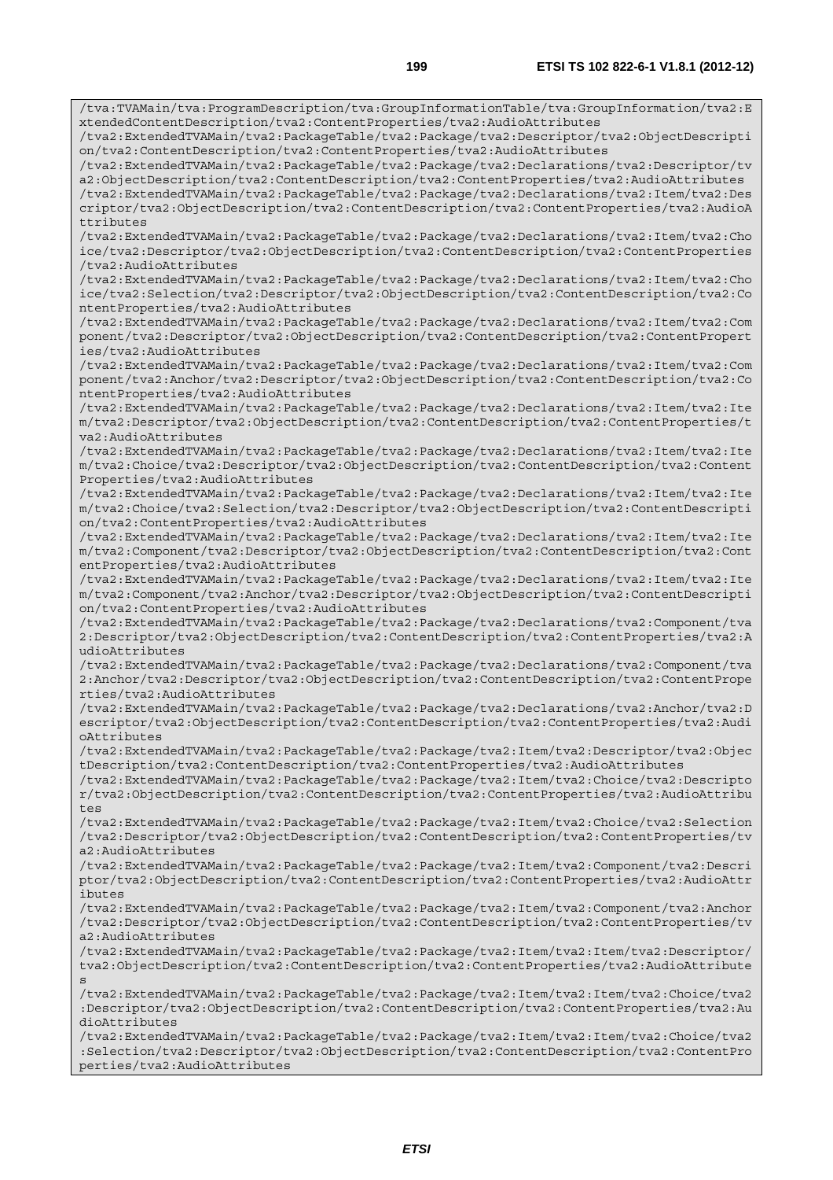```
/tva:TVAMain/tva:ProgramDescription/tva:GroupInformationTable/tva:GroupInformation/tva2:ExtendedContentDescription/tva2:ContentProperties/tva2:AudioAttributes
/tva2:ExtendedTVAMain/tva2:PackageTable/tva2:Package/tva2:Descriptor/tva2:ObjectDescription/tva2:ContentDescription/tva2:ContentProperties/tva2:AudioAttributes
/tva2:ExtendedTVAMain/tva2:PackageTable/tva2:Package/tva2:Declarations/tva2:Descriptor/tva2:ObjectDescription/tva2:ContentDescription/tva2:ContentProperties/tva2:AudioAttributes
/tva2:ExtendedTVAMain/tva2:PackageTable/tva2:Package/tva2:Declarations/tva2:Item/tva2:Descriptor/tva2:ObjectDescription/tva2:ContentDescription/tva2:ContentProperties/tva2:AudioAttributes
/tva2:ExtendedTVAMain/tva2:PackageTable/tva2:Package/tva2:Declarations/tva2:Item/tva2:Choice/tva2:Descriptor/tva2:ObjectDescription/tva2:ContentDescription/tva2:ContentProperties/tva2:AudioAttributes
/tva2:ExtendedTVAMain/tva2:PackageTable/tva2:Package/tva2:Declarations/tva2:Item/tva2:Choice/tva2:Selection/tva2:Descriptor/tva2:ObjectDescription/tva2:ContentDescription/tva2:ContentProperties/tva2:AudioAttributes
/tva2:ExtendedTVAMain/tva2:PackageTable/tva2:Package/tva2:Declarations/tva2:Item/tva2:Component/tva2:Descriptor/tva2:ObjectDescription/tva2:ContentDescription/tva2:ContentProperties/tva2:AudioAttributes
/tva2:ExtendedTVAMain/tva2:PackageTable/tva2:Package/tva2:Declarations/tva2:Item/tva2:Component/tva2:Anchor/tva2:Descriptor/tva2:ObjectDescription/tva2:ContentDescription/tva2:ContentProperties/tva2:AudioAttributes
/tva2:ExtendedTVAMain/tva2:PackageTable/tva2:Package/tva2:Declarations/tva2:Item/tva2:Item/tva2:Descriptor/tva2:ObjectDescription/tva2:ContentDescription/tva2:ContentProperties/tva2:AudioAttributes
/tva2:ExtendedTVAMain/tva2:PackageTable/tva2:Package/tva2:Declarations/tva2:Item/tva2:Item/tva2:Choice/tva2:Descriptor/tva2:ObjectDescription/tva2:ContentDescription/tva2:ContentProperties/tva2:AudioAttributes
/tva2:ExtendedTVAMain/tva2:PackageTable/tva2:Package/tva2:Declarations/tva2:Item/tva2:Item/tva2:Choice/tva2:Selection/tva2:Descriptor/tva2:ObjectDescription/tva2:ContentDescription/tva2:ContentProperties/tva2:AudioAttributes
/tva2:ExtendedTVAMain/tva2:PackageTable/tva2:Package/tva2:Declarations/tva2:Item/tva2:Item/tva2:Component/tva2:Descriptor/tva2:ObjectDescription/tva2:ContentDescription/tva2:ContentProperties/tva2:AudioAttributes
/tva2:ExtendedTVAMain/tva2:PackageTable/tva2:Package/tva2:Declarations/tva2:Item/tva2:Item/tva2:Component/tva2:Anchor/tva2:Descriptor/tva2:ObjectDescription/tva2:ContentDescription/tva2:ContentProperties/tva2:AudioAttributes
/tva2:ExtendedTVAMain/tva2:PackageTable/tva2:Package/tva2:Declarations/tva2:Component/tva2:Descriptor/tva2:ObjectDescription/tva2:ContentDescription/tva2:ContentProperties/tva2:AudioAttributes
/tva2:ExtendedTVAMain/tva2:PackageTable/tva2:Package/tva2:Declarations/tva2:Component/tva2:Anchor/tva2:Descriptor/tva2:ObjectDescription/tva2:ContentDescription/tva2:ContentProperties/tva2:AudioAttributes
/tva2:ExtendedTVAMain/tva2:PackageTable/tva2:Package/tva2:Declarations/tva2:Anchor/tva2:Descriptor/tva2:ObjectDescription/tva2:ContentDescription/tva2:ContentProperties/tva2:AudioAttributes
/tva2:ExtendedTVAMain/tva2:PackageTable/tva2:Package/tva2:Item/tva2:Descriptor/tva2:ObjectDescription/tva2:ContentDescription/tva2:ContentProperties/tva2:AudioAttributes
/tva2:ExtendedTVAMain/tva2:PackageTable/tva2:Package/tva2:Item/tva2:Choice/tva2:Descriptor/tva2:ObjectDescription/tva2:ContentDescription/tva2:ContentProperties/tva2:AudioAttributes
/tva2:ExtendedTVAMain/tva2:PackageTable/tva2:Package/tva2:Item/tva2:Choice/tva2:Selection/tva2:Descriptor/tva2:ObjectDescription/tva2:ContentDescription/tva2:ContentProperties/tva2:AudioAttributes
/tva2:ExtendedTVAMain/tva2:PackageTable/tva2:Package/tva2:Item/tva2:Component/tva2:Descriptor/tva2:ObjectDescription/tva2:ContentDescription/tva2:ContentProperties/tva2:AudioAttributes
/tva2:ExtendedTVAMain/tva2:PackageTable/tva2:Package/tva2:Item/tva2:Component/tva2:Anchor/tva2:Descriptor/tva2:ObjectDescription/tva2:ContentDescription/tva2:ContentProperties/tva2:AudioAttributes
/tva2:ExtendedTVAMain/tva2:PackageTable/tva2:Package/tva2:Item/tva2:Item/tva2:Descriptor/tva2:ObjectDescription/tva2:ContentDescription/tva2:ContentProperties/tva2:AudioAttributes
/tva2:ExtendedTVAMain/tva2:PackageTable/tva2:Package/tva2:Item/tva2:Item/tva2:Choice/tva2:Descriptor/tva2:ObjectDescription/tva2:ContentDescription/tva2:ContentProperties/tva2:AudioAttributes
/tva2:ExtendedTVAMain/tva2:PackageTable/tva2:Package/tva2:Item/tva2:Item/tva2:Choice/tva2:Selection/tva2:Descriptor/tva2:ObjectDescription/tva2:ContentDescription/tva2:ContentProperties/tva2:AudioAttributes
```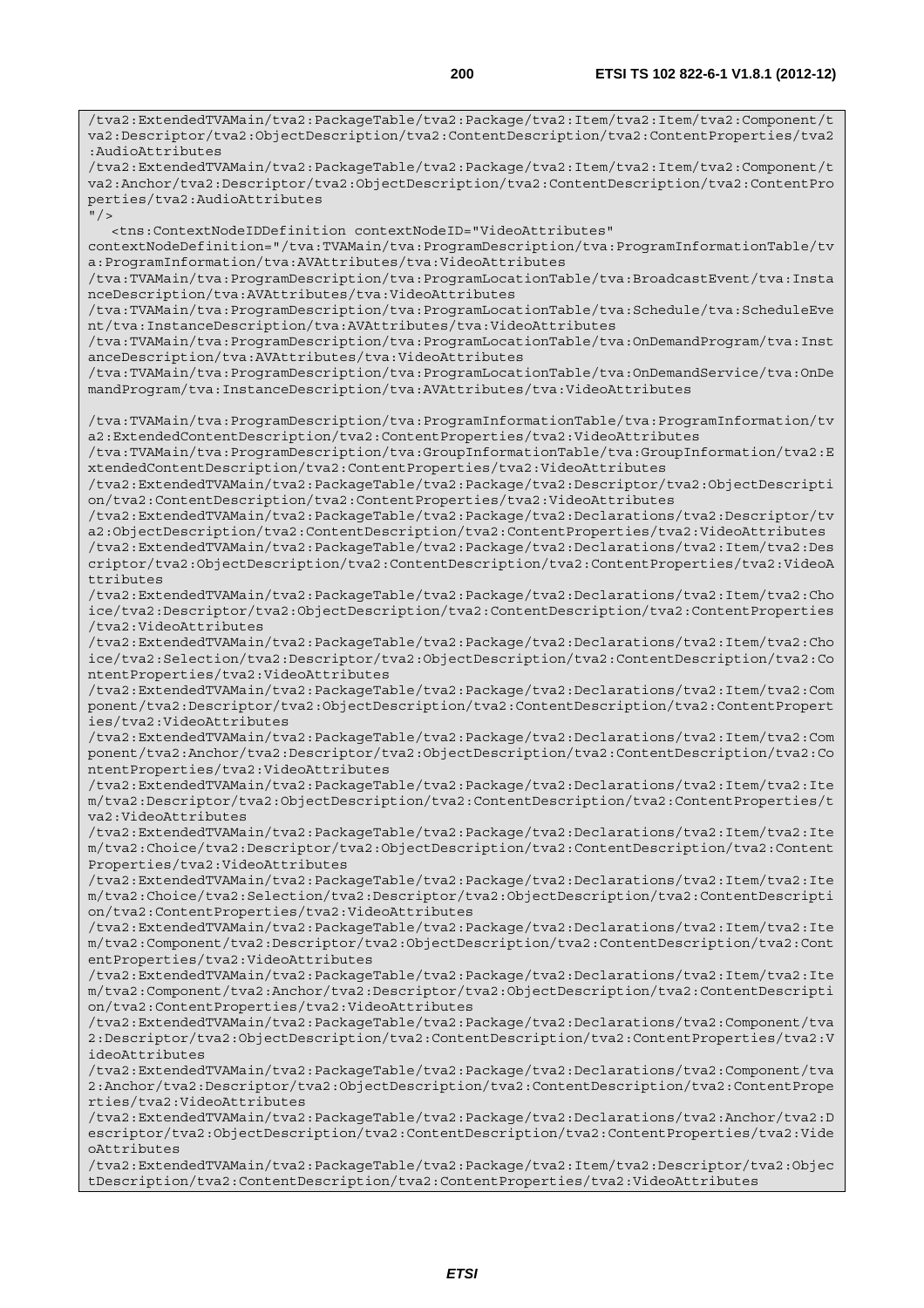```
/tva2:ExtendedTVAMain/tva2:PackageTable/tva2:Package/tva2:Item/tva2:Item/tva2:Component/t
va2:Descriptor/tva2:ObjectDescription/tva2:ContentDescription/tva2:ContentProperties/tva2
:AudioAttributes
/tva2:ExtendedTVAMain/tva2:PackageTable/tva2:Package/tva2:Item/tva2:Item/tva2:Component/t
va2:Anchor/tva2:Descriptor/tva2:ObjectDescription/tva2:ContentDescription/tva2:ContentPro
perties/tva2:AudioAttributes
"/>
   <tns:ContextNodeIDDefinition contextNodeID="VideoAttributes"
contextNodeDefinition="/tva:TVAMain/tva:ProgramDescription/tva:ProgramInformationTable/tv
a:ProgramInformation/tva:AVAttributes/tva:VideoAttributes
/tva:TVAMain/tva:ProgramDescription/tva:ProgramLocationTable/tva:BroadcastEvent/tva:Insta
nceDescription/tva:AVAttributes/tva:VideoAttributes
/tva:TVAMain/tva:ProgramDescription/tva:ProgramLocationTable/tva:Schedule/tva:ScheduleEve
nt/tva:InstanceDescription/tva:AVAttributes/tva:VideoAttributes
/tva:TVAMain/tva:ProgramDescription/tva:ProgramLocationTable/tva:OnDemandProgram/tva:Inst
anceDescription/tva:AVAttributes/tva:VideoAttributes
/tva:TVAMain/tva:ProgramDescription/tva:ProgramLocationTable/tva:OnDemandService/tva:OnDe
mandProgram/tva:InstanceDescription/tva:AVAttributes/tva:VideoAttributes

/tva:TVAMain/tva:ProgramDescription/tva:ProgramInformationTable/tva:ProgramInformation/tv
a2:ExtendedContentDescription/tva2:ContentProperties/tva2:VideoAttributes
/tva:TVAMain/tva:ProgramDescription/tva:GroupInformationTable/tva:GroupInformation/tva2:E
xtendedContentDescription/tva2:ContentProperties/tva2:VideoAttributes
/tva2:ExtendedTVAMain/tva2:PackageTable/tva2:Package/tva2:Descriptor/tva2:ObjectDescripti
on/tva2:ContentDescription/tva2:ContentProperties/tva2:VideoAttributes
/tva2:ExtendedTVAMain/tva2:PackageTable/tva2:Package/tva2:Declarations/tva2:Descriptor/tv
a2:ObjectDescription/tva2:ContentDescription/tva2:ContentProperties/tva2:VideoAttributes
/tva2:ExtendedTVAMain/tva2:PackageTable/tva2:Package/tva2:Declarations/tva2:Item/tva2:Des
criptor/tva2:ObjectDescription/tva2:ContentDescription/tva2:ContentProperties/tva2:VideoA
ttributes
/tva2:ExtendedTVAMain/tva2:PackageTable/tva2:Package/tva2:Declarations/tva2:Item/tva2:Cho
ice/tva2:Descriptor/tva2:ObjectDescription/tva2:ContentDescription/tva2:ContentProperties
/tva2:VideoAttributes
/tva2:ExtendedTVAMain/tva2:PackageTable/tva2:Package/tva2:Declarations/tva2:Item/tva2:Cho
ice/tva2:Selection/tva2:Descriptor/tva2:ObjectDescription/tva2:ContentDescription/tva2:Co
ntentProperties/tva2:VideoAttributes
/tva2:ExtendedTVAMain/tva2:PackageTable/tva2:Package/tva2:Declarations/tva2:Item/tva2:Com
ponent/tva2:Descriptor/tva2:ObjectDescription/tva2:ContentDescription/tva2:ContentPropert
ies/tva2:VideoAttributes
/tva2:ExtendedTVAMain/tva2:PackageTable/tva2:Package/tva2:Declarations/tva2:Item/tva2:Com
ponent/tva2:Anchor/tva2:Descriptor/tva2:ObjectDescription/tva2:ContentDescription/tva2:Co
ntentProperties/tva2:VideoAttributes
/tva2:ExtendedTVAMain/tva2:PackageTable/tva2:Package/tva2:Declarations/tva2:Item/tva2:Ite
m/tva2:Descriptor/tva2:ObjectDescription/tva2:ContentDescription/tva2:ContentProperties/t
va2:VideoAttributes
/tva2:ExtendedTVAMain/tva2:PackageTable/tva2:Package/tva2:Declarations/tva2:Item/tva2:Ite
m/tva2:Choice/tva2:Descriptor/tva2:ObjectDescription/tva2:ContentDescription/tva2:Content
Properties/tva2:VideoAttributes
/tva2:ExtendedTVAMain/tva2:PackageTable/tva2:Package/tva2:Declarations/tva2:Item/tva2:Ite
m/tva2:Choice/tva2:Selection/tva2:Descriptor/tva2:ObjectDescription/tva2:ContentDescripti
on/tva2:ContentProperties/tva2:VideoAttributes
/tva2:ExtendedTVAMain/tva2:PackageTable/tva2:Package/tva2:Declarations/tva2:Item/tva2:Ite
m/tva2:Component/tva2:Descriptor/tva2:ObjectDescription/tva2:ContentDescription/tva2:Cont
entProperties/tva2:VideoAttributes
/tva2:ExtendedTVAMain/tva2:PackageTable/tva2:Package/tva2:Declarations/tva2:Item/tva2:Ite
m/tva2:Component/tva2:Anchor/tva2:Descriptor/tva2:ObjectDescription/tva2:ContentDescripti
on/tva2:ContentProperties/tva2:VideoAttributes
/tva2:ExtendedTVAMain/tva2:PackageTable/tva2:Package/tva2:Declarations/tva2:Component/tva
2:Descriptor/tva2:ObjectDescription/tva2:ContentDescription/tva2:ContentProperties/tva2:V
ideoAttributes
/tva2:ExtendedTVAMain/tva2:PackageTable/tva2:Package/tva2:Declarations/tva2:Component/tva
2:Anchor/tva2:Descriptor/tva2:ObjectDescription/tva2:ContentDescription/tva2:ContentPrope
rties/tva2:VideoAttributes
/tva2:ExtendedTVAMain/tva2:PackageTable/tva2:Package/tva2:Declarations/tva2:Anchor/tva2:D
escriptor/tva2:ObjectDescription/tva2:ContentDescription/tva2:ContentProperties/tva2:Vide
oAttributes
/tva2:ExtendedTVAMain/tva2:PackageTable/tva2:Package/tva2:Item/tva2:Descriptor/tva2:Objec
tDescription/tva2:ContentDescription/tva2:ContentProperties/tva2:VideoAttributes
```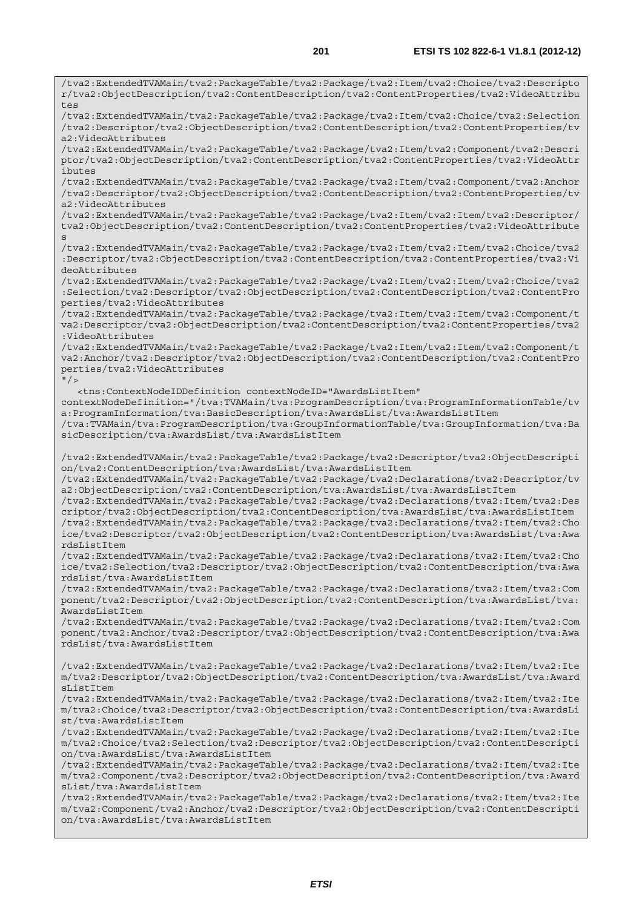```
/tva2:ExtendedTVAMain/tva2:PackageTable/tva2:Package/tva2:Item/tva2:Choice/tva2:Descripto
r/tva2:ObjectDescription/tva2:ContentDescription/tva2:ContentProperties/tva2:VideoAttribu
tes
/tva2:ExtendedTVAMain/tva2:PackageTable/tva2:Package/tva2:Item/tva2:Choice/tva2:Selection
/tva2:Descriptor/tva2:ObjectDescription/tva2:ContentDescription/tva2:ContentProperties/tv
a2:VideoAttributes
/tva2:ExtendedTVAMain/tva2:PackageTable/tva2:Package/tva2:Item/tva2:Component/tva2:Descri
ptor/tva2:ObjectDescription/tva2:ContentDescription/tva2:ContentProperties/tva2:VideoAttr
ibutes
/tva2:ExtendedTVAMain/tva2:PackageTable/tva2:Package/tva2:Item/tva2:Component/tva2:Anchor
/tva2:Descriptor/tva2:ObjectDescription/tva2:ContentDescription/tva2:ContentProperties/tv
a2:VideoAttributes
/tva2:ExtendedTVAMain/tva2:PackageTable/tva2:Package/tva2:Item/tva2:Item/tva2:Descriptor/
tva2:ObjectDescription/tva2:ContentDescription/tva2:ContentProperties/tva2:VideoAttribute
s
/tva2:ExtendedTVAMain/tva2:PackageTable/tva2:Package/tva2:Item/tva2:Item/tva2:Choice/tva2
:Descriptor/tva2:ObjectDescription/tva2:ContentDescription/tva2:ContentProperties/tva2:Vi
deoAttributes
/tva2:ExtendedTVAMain/tva2:PackageTable/tva2:Package/tva2:Item/tva2:Item/tva2:Choice/tva2
:Selection/tva2:Descriptor/tva2:ObjectDescription/tva2:ContentDescription/tva2:ContentPro
perties/tva2:VideoAttributes
/tva2:ExtendedTVAMain/tva2:PackageTable/tva2:Package/tva2:Item/tva2:Item/tva2:Component/t
va2:Descriptor/tva2:ObjectDescription/tva2:ContentDescription/tva2:ContentProperties/tva2
:VideoAttributes
/tva2:ExtendedTVAMain/tva2:PackageTable/tva2:Package/tva2:Item/tva2:Item/tva2:Component/t
va2:Anchor/tva2:Descriptor/tva2:ObjectDescription/tva2:ContentDescription/tva2:ContentPro
perties/tva2:VideoAttributes
"/>
   <tns:ContextNodeIDDefinition contextNodeID="AwardsListItem"
contextNodeDefinition="/tva:TVAMain/tva:ProgramDescription/tva:ProgramInformationTable/tv
a:ProgramInformation/tva:BasicDescription/tva:AwardsList/tva:AwardsListItem
/tva:TVAMain/tva:ProgramDescription/tva:GroupInformationTable/tva:GroupInformation/tva:Ba
sicDescription/tva:AwardsList/tva:AwardsListItem

/tva2:ExtendedTVAMain/tva2:PackageTable/tva2:Package/tva2:Descriptor/tva2:ObjectDescripti
on/tva2:ContentDescription/tva:AwardsList/tva:AwardsListItem
/tva2:ExtendedTVAMain/tva2:PackageTable/tva2:Package/tva2:Declarations/tva2:Descriptor/tv
a2:ObjectDescription/tva2:ContentDescription/tva:AwardsList/tva:AwardsListItem
/tva2:ExtendedTVAMain/tva2:PackageTable/tva2:Package/tva2:Declarations/tva2:Item/tva2:Des
criptor/tva2:ObjectDescription/tva2:ContentDescription/tva:AwardsList/tva:AwardsListItem
/tva2:ExtendedTVAMain/tva2:PackageTable/tva2:Package/tva2:Declarations/tva2:Item/tva2:Cho
ice/tva2:Descriptor/tva2:ObjectDescription/tva2:ContentDescription/tva:AwardsList/tva:Awa
rdsListItem
/tva2:ExtendedTVAMain/tva2:PackageTable/tva2:Package/tva2:Declarations/tva2:Item/tva2:Cho
ice/tva2:Selection/tva2:Descriptor/tva2:ObjectDescription/tva2:ContentDescription/tva:Awa
rdsList/tva:AwardsListItem
/tva2:ExtendedTVAMain/tva2:PackageTable/tva2:Package/tva2:Declarations/tva2:Item/tva2:Com
ponent/tva2:Descriptor/tva2:ObjectDescription/tva2:ContentDescription/tva:AwardsList/tva:
AwardsListItem
/tva2:ExtendedTVAMain/tva2:PackageTable/tva2:Package/tva2:Declarations/tva2:Item/tva2:Com
ponent/tva2:Anchor/tva2:Descriptor/tva2:ObjectDescription/tva2:ContentDescription/tva:Awa
rdsList/tva:AwardsListItem

/tva2:ExtendedTVAMain/tva2:PackageTable/tva2:Package/tva2:Declarations/tva2:Item/tva2:Ite
m/tva2:Descriptor/tva2:ObjectDescription/tva2:ContentDescription/tva:AwardsList/tva:Award
sListItem
/tva2:ExtendedTVAMain/tva2:PackageTable/tva2:Package/tva2:Declarations/tva2:Item/tva2:Ite
m/tva2:Choice/tva2:Descriptor/tva2:ObjectDescription/tva2:ContentDescription/tva:AwardsLi
st/tva:AwardsListItem
/tva2:ExtendedTVAMain/tva2:PackageTable/tva2:Package/tva2:Declarations/tva2:Item/tva2:Ite
m/tva2:Choice/tva2:Selection/tva2:Descriptor/tva2:ObjectDescription/tva2:ContentDescripti
on/tva:AwardsList/tva:AwardsListItem
/tva2:ExtendedTVAMain/tva2:PackageTable/tva2:Package/tva2:Declarations/tva2:Item/tva2:Ite
m/tva2:Component/tva2:Descriptor/tva2:ObjectDescription/tva2:ContentDescription/tva:Award
sList/tva:AwardsListItem
/tva2:ExtendedTVAMain/tva2:PackageTable/tva2:Package/tva2:Declarations/tva2:Item/tva2:Ite
m/tva2:Component/tva2:Anchor/tva2:Descriptor/tva2:ObjectDescription/tva2:ContentDescripti
on/tva:AwardsList/tva:AwardsListItem
```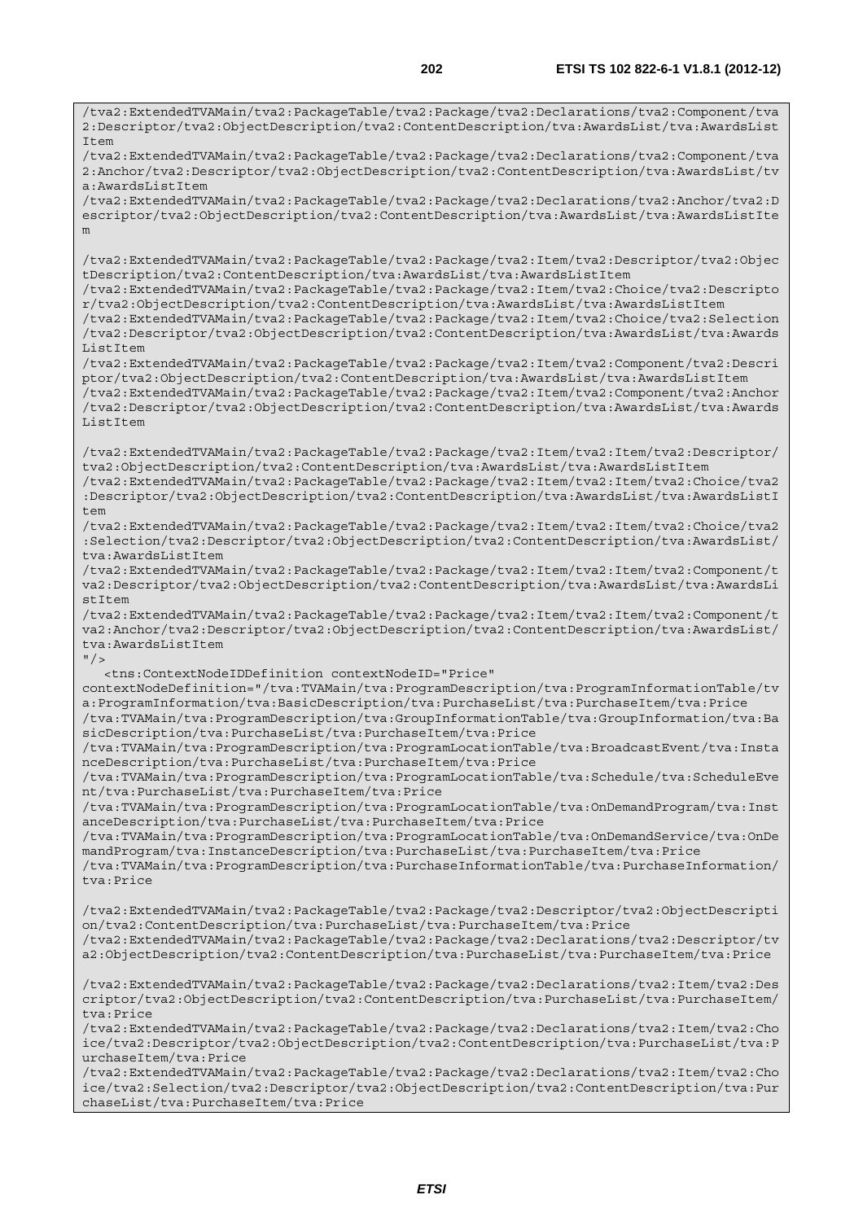```
/tva2:ExtendedTVAMain/tva2:PackageTable/tva2:Package/tva2:Declarations/tva2:Component/tva2:Descriptor/tva2:ObjectDescription/tva2:ContentDescription/tva:AwardsList/tva:AwardsListItem
/tva2:ExtendedTVAMain/tva2:PackageTable/tva2:Package/tva2:Declarations/tva2:Component/tva2:Anchor/tva2:Descriptor/tva2:ObjectDescription/tva2:ContentDescription/tva:AwardsList/tva:AwardsListItem
/tva2:ExtendedTVAMain/tva2:PackageTable/tva2:Package/tva2:Declarations/tva2:Anchor/tva2:Descriptor/tva2:ObjectDescription/tva2:ContentDescription/tva:AwardsList/tva:AwardsListItem

/tva2:ExtendedTVAMain/tva2:PackageTable/tva2:Package/tva2:Item/tva2:Descriptor/tva2:ObjectDescription/tva2:ContentDescription/tva:AwardsList/tva:AwardsListItem
/tva2:ExtendedTVAMain/tva2:PackageTable/tva2:Package/tva2:Item/tva2:Choice/tva2:Descriptor/tva2:ObjectDescription/tva2:ContentDescription/tva:AwardsList/tva:AwardsListItem
/tva2:ExtendedTVAMain/tva2:PackageTable/tva2:Package/tva2:Item/tva2:Choice/tva2:Selection/tva2:Descriptor/tva2:ObjectDescription/tva2:ContentDescription/tva:AwardsList/tva:AwardsListItem
/tva2:ExtendedTVAMain/tva2:PackageTable/tva2:Package/tva2:Item/tva2:Component/tva2:Descriptor/tva2:ObjectDescription/tva2:ContentDescription/tva:AwardsList/tva:AwardsListItem
/tva2:ExtendedTVAMain/tva2:PackageTable/tva2:Package/tva2:Item/tva2:Component/tva2:Anchor/tva2:Descriptor/tva2:ObjectDescription/tva2:ContentDescription/tva:AwardsList/tva:AwardsListItem

/tva2:ExtendedTVAMain/tva2:PackageTable/tva2:Package/tva2:Item/tva2:Item/tva2:Descriptor/tva2:ObjectDescription/tva2:ContentDescription/tva:AwardsList/tva:AwardsListItem
/tva2:ExtendedTVAMain/tva2:PackageTable/tva2:Package/tva2:Item/tva2:Item/tva2:Choice/tva2:Descriptor/tva2:ObjectDescription/tva2:ContentDescription/tva:AwardsList/tva:AwardsListItem
/tva2:ExtendedTVAMain/tva2:PackageTable/tva2:Package/tva2:Item/tva2:Item/tva2:Choice/tva2:Selection/tva2:Descriptor/tva2:ObjectDescription/tva2:ContentDescription/tva:AwardsList/tva:AwardsListItem
/tva2:ExtendedTVAMain/tva2:PackageTable/tva2:Package/tva2:Item/tva2:Item/tva2:Component/tva2:Descriptor/tva2:ObjectDescription/tva2:ContentDescription/tva:AwardsList/tva:AwardsListItem
/tva2:ExtendedTVAMain/tva2:PackageTable/tva2:Package/tva2:Item/tva2:Item/tva2:Component/tva2:Anchor/tva2:Descriptor/tva2:ObjectDescription/tva2:ContentDescription/tva:AwardsList/tva:AwardsListItem
"/>
   <tns:ContextNodeIDDefinition contextNodeID="Price"
contextNodeDefinition="/tva:TVAMain/tva:ProgramDescription/tva:ProgramInformationTable/tva:ProgramInformation/tva:BasicDescription/tva:PurchaseList/tva:PurchaseItem/tva:Price
/tva:TVAMain/tva:ProgramDescription/tva:GroupInformationTable/tva:GroupInformation/tva:BasicDescription/tva:PurchaseList/tva:PurchaseItem/tva:Price
/tva:TVAMain/tva:ProgramDescription/tva:ProgramLocationTable/tva:BroadcastEvent/tva:InstanceDescription/tva:PurchaseList/tva:PurchaseItem/tva:Price
/tva:TVAMain/tva:ProgramDescription/tva:ProgramLocationTable/tva:Schedule/tva:ScheduleEvent/tva:PurchaseList/tva:PurchaseItem/tva:Price
/tva:TVAMain/tva:ProgramDescription/tva:ProgramLocationTable/tva:OnDemandProgram/tva:InstanceDescription/tva:PurchaseList/tva:PurchaseItem/tva:Price
/tva:TVAMain/tva:ProgramDescription/tva:ProgramLocationTable/tva:OnDemandService/tva:OnDemandProgram/tva:InstanceDescription/tva:PurchaseList/tva:PurchaseItem/tva:Price
/tva:TVAMain/tva:ProgramDescription/tva:PurchaseInformationTable/tva:PurchaseInformation/tva:Price

/tva2:ExtendedTVAMain/tva2:PackageTable/tva2:Package/tva2:Descriptor/tva2:ObjectDescription/tva2:ContentDescription/tva:PurchaseList/tva:PurchaseItem/tva:Price
/tva2:ExtendedTVAMain/tva2:PackageTable/tva2:Package/tva2:Declarations/tva2:Descriptor/tva2:ObjectDescription/tva2:ContentDescription/tva:PurchaseList/tva:PurchaseItem/tva:Price

/tva2:ExtendedTVAMain/tva2:PackageTable/tva2:Package/tva2:Declarations/tva2:Item/tva2:Descriptor/tva2:ObjectDescription/tva2:ContentDescription/tva:PurchaseList/tva:PurchaseItem/tva:Price
/tva2:ExtendedTVAMain/tva2:PackageTable/tva2:Package/tva2:Declarations/tva2:Item/tva2:Choice/tva2:Descriptor/tva2:ObjectDescription/tva2:ContentDescription/tva:PurchaseList/tva:PurchaseItem/tva:Price
/tva2:ExtendedTVAMain/tva2:PackageTable/tva2:Package/tva2:Declarations/tva2:Item/tva2:Choice/tva2:Selection/tva2:Descriptor/tva2:ObjectDescription/tva2:ContentDescription/tva:PurchaseList/tva:PurchaseItem/tva:Price
```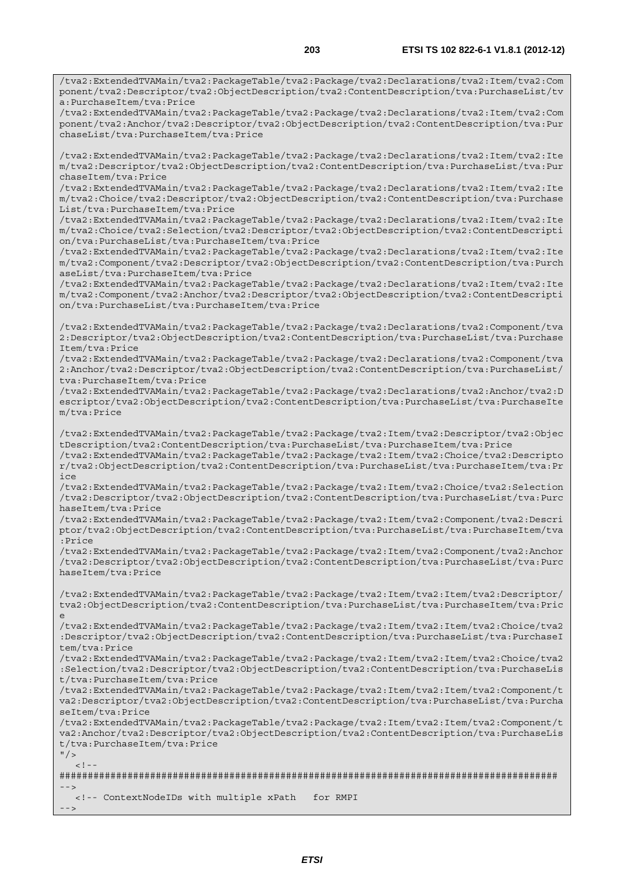```
/tva2:ExtendedTVAMain/tva2:PackageTable/tva2:Package/tva2:Declarations/tva2:Item/tva2:Component/tva2:Descriptor/tva2:ObjectDescription/tva2:ContentDescription/tva:PurchaseList/tva:PurchaseItem/tva:Price
/tva2:ExtendedTVAMain/tva2:PackageTable/tva2:Package/tva2:Declarations/tva2:Item/tva2:Component/tva2:Anchor/tva2:Descriptor/tva2:ObjectDescription/tva2:ContentDescription/tva:PurchaseList/tva:PurchaseItem/tva:Price

/tva2:ExtendedTVAMain/tva2:PackageTable/tva2:Package/tva2:Declarations/tva2:Item/tva2:Item/tva2:Descriptor/tva2:ObjectDescription/tva2:ContentDescription/tva:PurchaseList/tva:PurchaseItem/tva:Price
/tva2:ExtendedTVAMain/tva2:PackageTable/tva2:Package/tva2:Declarations/tva2:Item/tva2:Item/tva2:Choice/tva2:Descriptor/tva2:ObjectDescription/tva2:ContentDescription/tva:PurchaseList/tva:PurchaseItem/tva:Price
/tva2:ExtendedTVAMain/tva2:PackageTable/tva2:Package/tva2:Declarations/tva2:Item/tva2:Item/tva2:Choice/tva2:Selection/tva2:Descriptor/tva2:ObjectDescription/tva2:ContentDescription/tva:PurchaseList/tva:PurchaseItem/tva:Price
/tva2:ExtendedTVAMain/tva2:PackageTable/tva2:Package/tva2:Declarations/tva2:Item/tva2:Item/tva2:Component/tva2:Descriptor/tva2:ObjectDescription/tva2:ContentDescription/tva:PurchaseList/tva:PurchaseItem/tva:Price
/tva2:ExtendedTVAMain/tva2:PackageTable/tva2:Package/tva2:Declarations/tva2:Item/tva2:Item/tva2:Component/tva2:Anchor/tva2:Descriptor/tva2:ObjectDescription/tva2:ContentDescription/tva:PurchaseList/tva:PurchaseItem/tva:Price

/tva2:ExtendedTVAMain/tva2:PackageTable/tva2:Package/tva2:Declarations/tva2:Component/tva2:Descriptor/tva2:ObjectDescription/tva2:ContentDescription/tva:PurchaseList/tva:PurchaseItem/tva:Price
/tva2:ExtendedTVAMain/tva2:PackageTable/tva2:Package/tva2:Declarations/tva2:Component/tva2:Anchor/tva2:Descriptor/tva2:ObjectDescription/tva2:ContentDescription/tva:PurchaseList/tva:PurchaseItem/tva:Price
/tva2:ExtendedTVAMain/tva2:PackageTable/tva2:Package/tva2:Declarations/tva2:Anchor/tva2:Descriptor/tva2:ObjectDescription/tva2:ContentDescription/tva:PurchaseList/tva:PurchaseItem/tva:Price

/tva2:ExtendedTVAMain/tva2:PackageTable/tva2:Package/tva2:Item/tva2:Descriptor/tva2:ObjectDescription/tva2:ContentDescription/tva:PurchaseList/tva:PurchaseItem/tva:Price
/tva2:ExtendedTVAMain/tva2:PackageTable/tva2:Package/tva2:Item/tva2:Choice/tva2:Descriptor/tva2:ObjectDescription/tva2:ContentDescription/tva:PurchaseList/tva:PurchaseItem/tva:Price
/tva2:ExtendedTVAMain/tva2:PackageTable/tva2:Package/tva2:Item/tva2:Choice/tva2:Selection/tva2:Descriptor/tva2:ObjectDescription/tva2:ContentDescription/tva:PurchaseList/tva:PurchaseItem/tva:Price
/tva2:ExtendedTVAMain/tva2:PackageTable/tva2:Package/tva2:Item/tva2:Component/tva2:Descriptor/tva2:ObjectDescription/tva2:ContentDescription/tva:PurchaseList/tva:PurchaseItem/tva:Price
/tva2:ExtendedTVAMain/tva2:PackageTable/tva2:Package/tva2:Item/tva2:Component/tva2:Anchor/tva2:Descriptor/tva2:ObjectDescription/tva2:ContentDescription/tva:PurchaseList/tva:PurchaseItem/tva:Price

/tva2:ExtendedTVAMain/tva2:PackageTable/tva2:Package/tva2:Item/tva2:Item/tva2:Descriptor/tva2:ObjectDescription/tva2:ContentDescription/tva:PurchaseList/tva:PurchaseItem/tva:Price
/tva2:ExtendedTVAMain/tva2:PackageTable/tva2:Package/tva2:Item/tva2:Item/tva2:Choice/tva2:Descriptor/tva2:ObjectDescription/tva2:ContentDescription/tva:PurchaseList/tva:PurchaseItem/tva:Price
/tva2:ExtendedTVAMain/tva2:PackageTable/tva2:Package/tva2:Item/tva2:Item/tva2:Choice/tva2:Selection/tva2:Descriptor/tva2:ObjectDescription/tva2:ContentDescription/tva:PurchaseList/tva:PurchaseItem/tva:Price
/tva2:ExtendedTVAMain/tva2:PackageTable/tva2:Package/tva2:Item/tva2:Item/tva2:Component/tva2:Descriptor/tva2:ObjectDescription/tva2:ContentDescription/tva:PurchaseList/tva:PurchaseItem/tva:Price
/tva2:ExtendedTVAMain/tva2:PackageTable/tva2:Package/tva2:Item/tva2:Item/tva2:Component/tva2:Anchor/tva2:Descriptor/tva2:ObjectDescription/tva2:ContentDescription/tva:PurchaseList/tva:PurchaseItem/tva:Price
"/>
   <!--
######################################################################################
-->
   <!-- ContextNodeIDs with multiple xPath   for RMPI
-->
```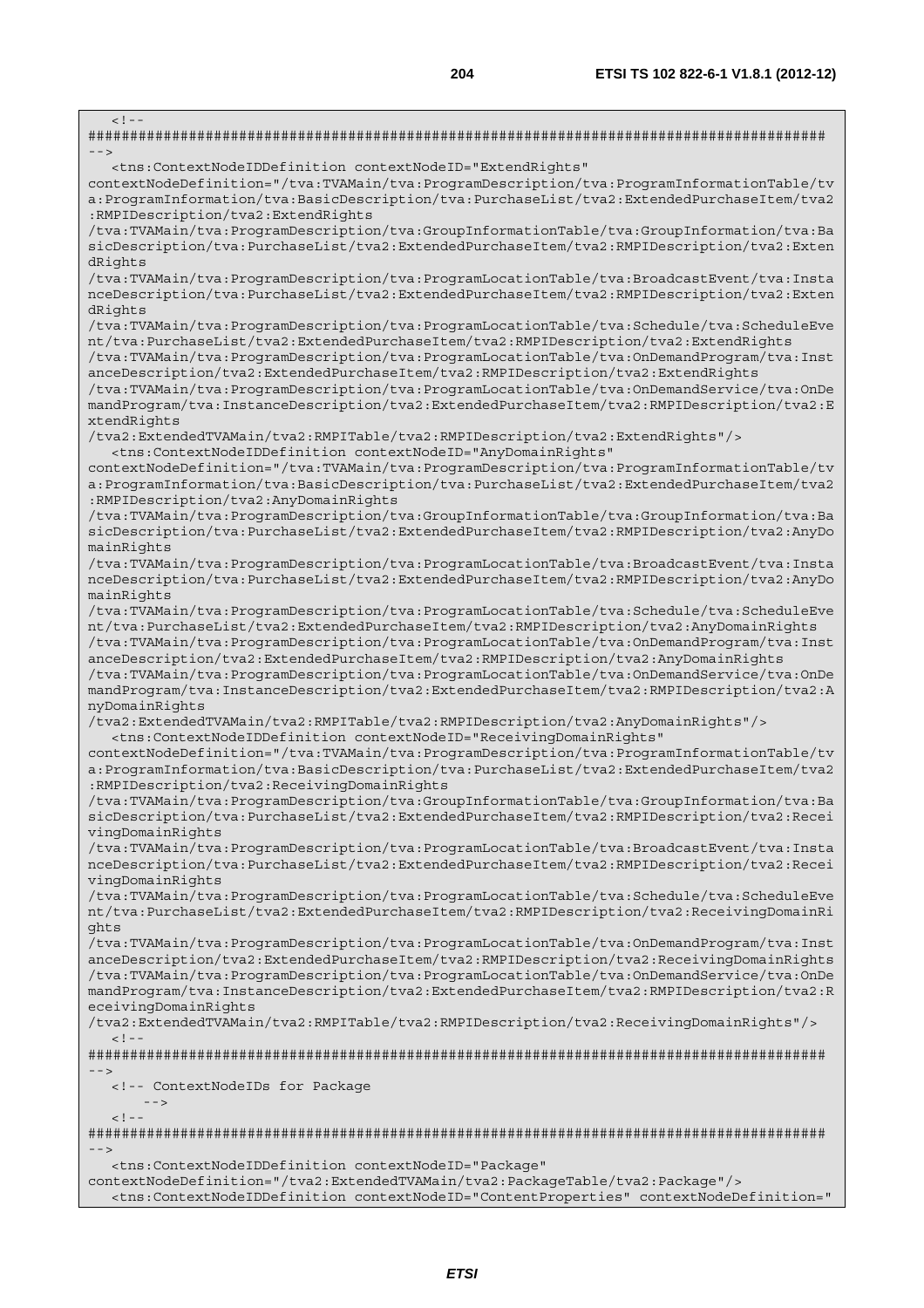```
   <!--
########################################################################################
-->
   <tns:ContextNodeIDDefinition contextNodeID="ExtendRights"
contextNodeDefinition="/tva:TVAMain/tva:ProgramDescription/tva:ProgramInformationTable/tv
a:ProgramInformation/tva:BasicDescription/tva:PurchaseList/tva2:ExtendedPurchaseItem/tva2
:RMPIDescription/tva2:ExtendRights
/tva:TVAMain/tva:ProgramDescription/tva:GroupInformationTable/tva:GroupInformation/tva:Ba
sicDescription/tva:PurchaseList/tva2:ExtendedPurchaseItem/tva2:RMPIDescription/tva2:Exten
dRights
/tva:TVAMain/tva:ProgramDescription/tva:ProgramLocationTable/tva:BroadcastEvent/tva:Insta
nceDescription/tva:PurchaseList/tva2:ExtendedPurchaseItem/tva2:RMPIDescription/tva2:Exten
dRights
/tva:TVAMain/tva:ProgramDescription/tva:ProgramLocationTable/tva:Schedule/tva:ScheduleEve
nt/tva:PurchaseList/tva2:ExtendedPurchaseItem/tva2:RMPIDescription/tva2:ExtendRights
/tva:TVAMain/tva:ProgramDescription/tva:ProgramLocationTable/tva:OnDemandProgram/tva:Inst
anceDescription/tva2:ExtendedPurchaseItem/tva2:RMPIDescription/tva2:ExtendRights
/tva:TVAMain/tva:ProgramDescription/tva:ProgramLocationTable/tva:OnDemandService/tva:OnDe
mandProgram/tva:InstanceDescription/tva2:ExtendedPurchaseItem/tva2:RMPIDescription/tva2:E
xtendRights
/tva2:ExtendedTVAMain/tva2:RMPITable/tva2:RMPIDescription/tva2:ExtendRights"/>
   <tns:ContextNodeIDDefinition contextNodeID="AnyDomainRights"
contextNodeDefinition="/tva:TVAMain/tva:ProgramDescription/tva:ProgramInformationTable/tv
a:ProgramInformation/tva:BasicDescription/tva:PurchaseList/tva2:ExtendedPurchaseItem/tva2
:RMPIDescription/tva2:AnyDomainRights
/tva:TVAMain/tva:ProgramDescription/tva:GroupInformationTable/tva:GroupInformation/tva:Ba
sicDescription/tva:PurchaseList/tva2:ExtendedPurchaseItem/tva2:RMPIDescription/tva2:AnyDo
mainRights
/tva:TVAMain/tva:ProgramDescription/tva:ProgramLocationTable/tva:BroadcastEvent/tva:Insta
nceDescription/tva:PurchaseList/tva2:ExtendedPurchaseItem/tva2:RMPIDescription/tva2:AnyDo
mainRights
/tva:TVAMain/tva:ProgramDescription/tva:ProgramLocationTable/tva:Schedule/tva:ScheduleEve
nt/tva:PurchaseList/tva2:ExtendedPurchaseItem/tva2:RMPIDescription/tva2:AnyDomainRights
/tva:TVAMain/tva:ProgramDescription/tva:ProgramLocationTable/tva:OnDemandProgram/tva:Inst
anceDescription/tva2:ExtendedPurchaseItem/tva2:RMPIDescription/tva2:AnyDomainRights
/tva:TVAMain/tva:ProgramDescription/tva:ProgramLocationTable/tva:OnDemandService/tva:OnDe
mandProgram/tva:InstanceDescription/tva2:ExtendedPurchaseItem/tva2:RMPIDescription/tva2:A
nyDomainRights
/tva2:ExtendedTVAMain/tva2:RMPITable/tva2:RMPIDescription/tva2:AnyDomainRights"/>
   <tns:ContextNodeIDDefinition contextNodeID="ReceivingDomainRights"
contextNodeDefinition="/tva:TVAMain/tva:ProgramDescription/tva:ProgramInformationTable/tv
a:ProgramInformation/tva:BasicDescription/tva:PurchaseList/tva2:ExtendedPurchaseItem/tva2
:RMPIDescription/tva2:ReceivingDomainRights
/tva:TVAMain/tva:ProgramDescription/tva:GroupInformationTable/tva:GroupInformation/tva:Ba
sicDescription/tva:PurchaseList/tva2:ExtendedPurchaseItem/tva2:RMPIDescription/tva2:Recei
vingDomainRights
/tva:TVAMain/tva:ProgramDescription/tva:ProgramLocationTable/tva:BroadcastEvent/tva:Insta
nceDescription/tva:PurchaseList/tva2:ExtendedPurchaseItem/tva2:RMPIDescription/tva2:Recei
vingDomainRights
/tva:TVAMain/tva:ProgramDescription/tva:ProgramLocationTable/tva:Schedule/tva:ScheduleEve
nt/tva:PurchaseList/tva2:ExtendedPurchaseItem/tva2:RMPIDescription/tva2:ReceivingDomainRi
ghts
/tva:TVAMain/tva:ProgramDescription/tva:ProgramLocationTable/tva:OnDemandProgram/tva:Inst
anceDescription/tva2:ExtendedPurchaseItem/tva2:RMPIDescription/tva2:ReceivingDomainRights
/tva:TVAMain/tva:ProgramDescription/tva:ProgramLocationTable/tva:OnDemandService/tva:OnDe
mandProgram/tva:InstanceDescription/tva2:ExtendedPurchaseItem/tva2:RMPIDescription/tva2:R
eceivingDomainRights
/tva2:ExtendedTVAMain/tva2:RMPITable/tva2:RMPIDescription/tva2:ReceivingDomainRights"/>
   <!--
########################################################################################
-->
   <!-- ContextNodeIDs for Package
       -->
   <!--
########################################################################################
-->
   <tns:ContextNodeIDDefinition contextNodeID="Package"
contextNodeDefinition="/tva2:ExtendedTVAMain/tva2:PackageTable/tva2:Package"/>
   <tns:ContextNodeIDDefinition contextNodeID="ContentProperties" contextNodeDefinition="
```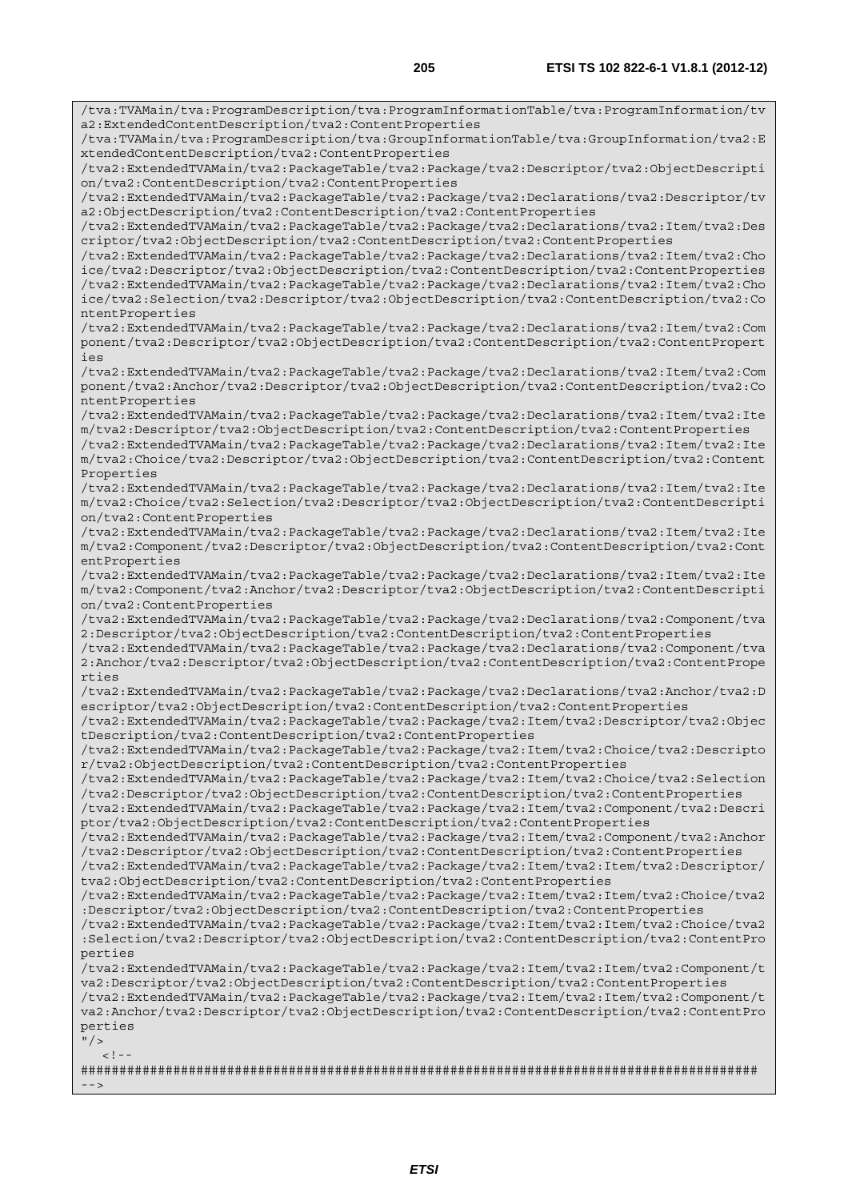```
/tva:TVAMain/tva:ProgramDescription/tva:ProgramInformationTable/tva:ProgramInformation/tv
a2:ExtendedContentDescription/tva2:ContentProperties
/tva:TVAMain/tva:ProgramDescription/tva:GroupInformationTable/tva:GroupInformation/tva2:E
xtendedContentDescription/tva2:ContentProperties
/tva2:ExtendedTVAMain/tva2:PackageTable/tva2:Package/tva2:Descriptor/tva2:ObjectDescripti
on/tva2:ContentDescription/tva2:ContentProperties
/tva2:ExtendedTVAMain/tva2:PackageTable/tva2:Package/tva2:Declarations/tva2:Descriptor/tv
a2:ObjectDescription/tva2:ContentDescription/tva2:ContentProperties
/tva2:ExtendedTVAMain/tva2:PackageTable/tva2:Package/tva2:Declarations/tva2:Item/tva2:Des
criptor/tva2:ObjectDescription/tva2:ContentDescription/tva2:ContentProperties
/tva2:ExtendedTVAMain/tva2:PackageTable/tva2:Package/tva2:Declarations/tva2:Item/tva2:Cho
ice/tva2:Descriptor/tva2:ObjectDescription/tva2:ContentDescription/tva2:ContentProperties
/tva2:ExtendedTVAMain/tva2:PackageTable/tva2:Package/tva2:Declarations/tva2:Item/tva2:Cho
ice/tva2:Selection/tva2:Descriptor/tva2:ObjectDescription/tva2:ContentDescription/tva2:Co
ntentProperties
/tva2:ExtendedTVAMain/tva2:PackageTable/tva2:Package/tva2:Declarations/tva2:Item/tva2:Com
ponent/tva2:Descriptor/tva2:ObjectDescription/tva2:ContentDescription/tva2:ContentPropert
ies
/tva2:ExtendedTVAMain/tva2:PackageTable/tva2:Package/tva2:Declarations/tva2:Item/tva2:Com
ponent/tva2:Anchor/tva2:Descriptor/tva2:ObjectDescription/tva2:ContentDescription/tva2:Co
ntentProperties
/tva2:ExtendedTVAMain/tva2:PackageTable/tva2:Package/tva2:Declarations/tva2:Item/tva2:Ite
m/tva2:Descriptor/tva2:ObjectDescription/tva2:ContentDescription/tva2:ContentProperties
/tva2:ExtendedTVAMain/tva2:PackageTable/tva2:Package/tva2:Declarations/tva2:Item/tva2:Ite
m/tva2:Choice/tva2:Descriptor/tva2:ObjectDescription/tva2:ContentDescription/tva2:Content
Properties
/tva2:ExtendedTVAMain/tva2:PackageTable/tva2:Package/tva2:Declarations/tva2:Item/tva2:Ite
m/tva2:Choice/tva2:Selection/tva2:Descriptor/tva2:ObjectDescription/tva2:ContentDescripti
on/tva2:ContentProperties
/tva2:ExtendedTVAMain/tva2:PackageTable/tva2:Package/tva2:Declarations/tva2:Item/tva2:Ite
m/tva2:Component/tva2:Descriptor/tva2:ObjectDescription/tva2:ContentDescription/tva2:Cont
entProperties
/tva2:ExtendedTVAMain/tva2:PackageTable/tva2:Package/tva2:Declarations/tva2:Item/tva2:Ite
m/tva2:Component/tva2:Anchor/tva2:Descriptor/tva2:ObjectDescription/tva2:ContentDescripti
on/tva2:ContentProperties
/tva2:ExtendedTVAMain/tva2:PackageTable/tva2:Package/tva2:Declarations/tva2:Component/tva
2:Descriptor/tva2:ObjectDescription/tva2:ContentDescription/tva2:ContentProperties
/tva2:ExtendedTVAMain/tva2:PackageTable/tva2:Package/tva2:Declarations/tva2:Component/tva
2:Anchor/tva2:Descriptor/tva2:ObjectDescription/tva2:ContentDescription/tva2:ContentPrope
rties
/tva2:ExtendedTVAMain/tva2:PackageTable/tva2:Package/tva2:Declarations/tva2:Anchor/tva2:D
escriptor/tva2:ObjectDescription/tva2:ContentDescription/tva2:ContentProperties
/tva2:ExtendedTVAMain/tva2:PackageTable/tva2:Package/tva2:Item/tva2:Descriptor/tva2:Objec
tDescription/tva2:ContentDescription/tva2:ContentProperties
/tva2:ExtendedTVAMain/tva2:PackageTable/tva2:Package/tva2:Item/tva2:Choice/tva2:Descripto
r/tva2:ObjectDescription/tva2:ContentDescription/tva2:ContentProperties
/tva2:ExtendedTVAMain/tva2:PackageTable/tva2:Package/tva2:Item/tva2:Choice/tva2:Selection
/tva2:Descriptor/tva2:ObjectDescription/tva2:ContentDescription/tva2:ContentProperties
/tva2:ExtendedTVAMain/tva2:PackageTable/tva2:Package/tva2:Item/tva2:Component/tva2:Descri
ptor/tva2:ObjectDescription/tva2:ContentDescription/tva2:ContentProperties
/tva2:ExtendedTVAMain/tva2:PackageTable/tva2:Package/tva2:Item/tva2:Component/tva2:Anchor
/tva2:Descriptor/tva2:ObjectDescription/tva2:ContentDescription/tva2:ContentProperties
/tva2:ExtendedTVAMain/tva2:PackageTable/tva2:Package/tva2:Item/tva2:Item/tva2:Descriptor/
tva2:ObjectDescription/tva2:ContentDescription/tva2:ContentProperties
/tva2:ExtendedTVAMain/tva2:PackageTable/tva2:Package/tva2:Item/tva2:Item/tva2:Choice/tva2
:Descriptor/tva2:ObjectDescription/tva2:ContentDescription/tva2:ContentProperties
/tva2:ExtendedTVAMain/tva2:PackageTable/tva2:Package/tva2:Item/tva2:Item/tva2:Choice/tva2
:Selection/tva2:Descriptor/tva2:ObjectDescription/tva2:ContentDescription/tva2:ContentPro
perties
/tva2:ExtendedTVAMain/tva2:PackageTable/tva2:Package/tva2:Item/tva2:Item/tva2:Component/t
va2:Descriptor/tva2:ObjectDescription/tva2:ContentDescription/tva2:ContentProperties
/tva2:ExtendedTVAMain/tva2:PackageTable/tva2:Package/tva2:Item/tva2:Item/tva2:Component/t
va2:Anchor/tva2:Descriptor/tva2:ObjectDescription/tva2:ContentDescription/tva2:ContentPro
perties
"/>
   <!--
########################################################################################
-->
```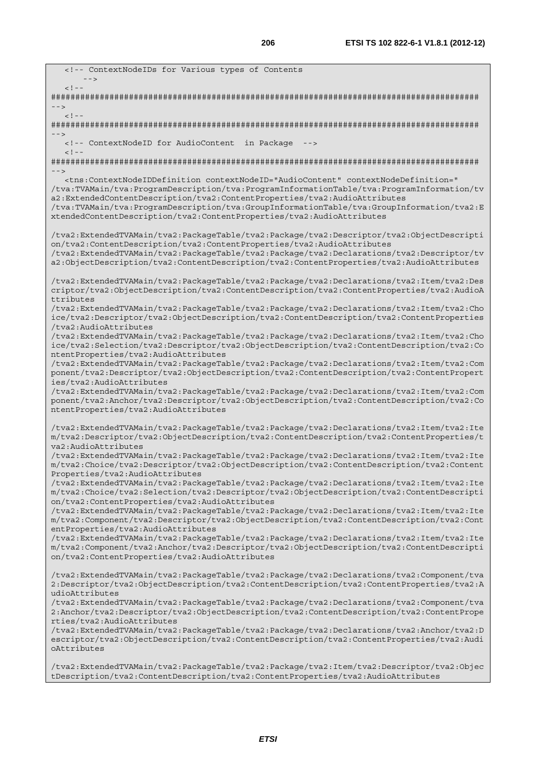```
<!-- ContextNodeIDs for Various types of Contents
      -->
   <!--
########################################################################################
-->
   <!--
########################################################################################
-->
   <!-- ContextNodeID for AudioContent  in Package  -->
   <!--
########################################################################################
-->
   <tns:ContextNodeIDDefinition contextNodeID="AudioContent" contextNodeDefinition="
/tva:TVAMain/tva:ProgramDescription/tva:ProgramInformationTable/tva:ProgramInformation/tva2:ExtendedContentDescription/tva2:ContentProperties/tva2:AudioAttributes
/tva:TVAMain/tva:ProgramDescription/tva:GroupInformationTable/tva:GroupInformation/tva2:ExtendedContentDescription/tva2:ContentProperties/tva2:AudioAttributes

/tva2:ExtendedTVAMain/tva2:PackageTable/tva2:Package/tva2:Descriptor/tva2:ObjectDescription/tva2:ContentDescription/tva2:ContentProperties/tva2:AudioAttributes
/tva2:ExtendedTVAMain/tva2:PackageTable/tva2:Package/tva2:Declarations/tva2:Descriptor/tva2:ObjectDescription/tva2:ContentDescription/tva2:ContentProperties/tva2:AudioAttributes

/tva2:ExtendedTVAMain/tva2:PackageTable/tva2:Package/tva2:Declarations/tva2:Item/tva2:Descriptor/tva2:ObjectDescription/tva2:ContentDescription/tva2:ContentProperties/tva2:AudioAttributes
/tva2:ExtendedTVAMain/tva2:PackageTable/tva2:Package/tva2:Declarations/tva2:Item/tva2:Choice/tva2:Descriptor/tva2:ObjectDescription/tva2:ContentDescription/tva2:ContentProperties/tva2:AudioAttributes
/tva2:ExtendedTVAMain/tva2:PackageTable/tva2:Package/tva2:Declarations/tva2:Item/tva2:Choice/tva2:Selection/tva2:Descriptor/tva2:ObjectDescription/tva2:ContentDescription/tva2:ContentProperties/tva2:AudioAttributes
/tva2:ExtendedTVAMain/tva2:PackageTable/tva2:Package/tva2:Declarations/tva2:Item/tva2:Component/tva2:Descriptor/tva2:ObjectDescription/tva2:ContentDescription/tva2:ContentProperties/tva2:AudioAttributes
/tva2:ExtendedTVAMain/tva2:PackageTable/tva2:Package/tva2:Declarations/tva2:Item/tva2:Component/tva2:Anchor/tva2:Descriptor/tva2:ObjectDescription/tva2:ContentDescription/tva2:ContentProperties/tva2:AudioAttributes

/tva2:ExtendedTVAMain/tva2:PackageTable/tva2:Package/tva2:Declarations/tva2:Item/tva2:Item/tva2:Descriptor/tva2:ObjectDescription/tva2:ContentDescription/tva2:ContentProperties/tva2:AudioAttributes
/tva2:ExtendedTVAMain/tva2:PackageTable/tva2:Package/tva2:Declarations/tva2:Item/tva2:Item/tva2:Choice/tva2:Descriptor/tva2:ObjectDescription/tva2:ContentDescription/tva2:ContentProperties/tva2:AudioAttributes
/tva2:ExtendedTVAMain/tva2:PackageTable/tva2:Package/tva2:Declarations/tva2:Item/tva2:Item/tva2:Choice/tva2:Selection/tva2:Descriptor/tva2:ObjectDescription/tva2:ContentDescription/tva2:ContentProperties/tva2:AudioAttributes
/tva2:ExtendedTVAMain/tva2:PackageTable/tva2:Package/tva2:Declarations/tva2:Item/tva2:Item/tva2:Component/tva2:Descriptor/tva2:ObjectDescription/tva2:ContentDescription/tva2:ContentProperties/tva2:AudioAttributes
/tva2:ExtendedTVAMain/tva2:PackageTable/tva2:Package/tva2:Declarations/tva2:Item/tva2:Item/tva2:Component/tva2:Anchor/tva2:Descriptor/tva2:ObjectDescription/tva2:ContentDescription/tva2:ContentProperties/tva2:AudioAttributes

/tva2:ExtendedTVAMain/tva2:PackageTable/tva2:Package/tva2:Declarations/tva2:Component/tva2:Descriptor/tva2:ObjectDescription/tva2:ContentDescription/tva2:ContentProperties/tva2:AudioAttributes
/tva2:ExtendedTVAMain/tva2:PackageTable/tva2:Package/tva2:Declarations/tva2:Component/tva2:Anchor/tva2:Descriptor/tva2:ObjectDescription/tva2:ContentDescription/tva2:ContentProperties/tva2:AudioAttributes
/tva2:ExtendedTVAMain/tva2:PackageTable/tva2:Package/tva2:Declarations/tva2:Anchor/tva2:Descriptor/tva2:ObjectDescription/tva2:ContentDescription/tva2:ContentProperties/tva2:AudioAttributes

/tva2:ExtendedTVAMain/tva2:PackageTable/tva2:Package/tva2:Item/tva2:Descriptor/tva2:ObjectDescription/tva2:ContentDescription/tva2:ContentProperties/tva2:AudioAttributes
```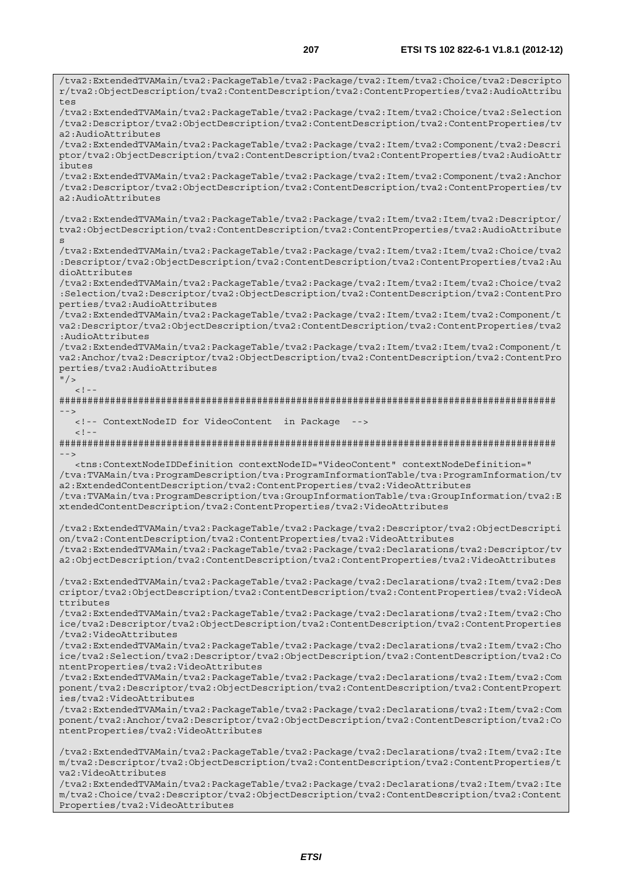```
/tva2:ExtendedTVAMain/tva2:PackageTable/tva2:Package/tva2:Item/tva2:Choice/tva2:Descripto
r/tva2:ObjectDescription/tva2:ContentDescription/tva2:ContentProperties/tva2:AudioAttribu
tes
/tva2:ExtendedTVAMain/tva2:PackageTable/tva2:Package/tva2:Item/tva2:Choice/tva2:Selection
/tva2:Descriptor/tva2:ObjectDescription/tva2:ContentDescription/tva2:ContentProperties/tv
a2:AudioAttributes
/tva2:ExtendedTVAMain/tva2:PackageTable/tva2:Package/tva2:Item/tva2:Component/tva2:Descri
ptor/tva2:ObjectDescription/tva2:ContentDescription/tva2:ContentProperties/tva2:AudioAttr
ibutes
/tva2:ExtendedTVAMain/tva2:PackageTable/tva2:Package/tva2:Item/tva2:Component/tva2:Anchor
/tva2:Descriptor/tva2:ObjectDescription/tva2:ContentDescription/tva2:ContentProperties/tv
a2:AudioAttributes

/tva2:ExtendedTVAMain/tva2:PackageTable/tva2:Package/tva2:Item/tva2:Item/tva2:Descriptor/
tva2:ObjectDescription/tva2:ContentDescription/tva2:ContentProperties/tva2:AudioAttribute
s
/tva2:ExtendedTVAMain/tva2:PackageTable/tva2:Package/tva2:Item/tva2:Item/tva2:Choice/tva2
:Descriptor/tva2:ObjectDescription/tva2:ContentDescription/tva2:ContentProperties/tva2:Au
dioAttributes
/tva2:ExtendedTVAMain/tva2:PackageTable/tva2:Package/tva2:Item/tva2:Item/tva2:Choice/tva2
:Selection/tva2:Descriptor/tva2:ObjectDescription/tva2:ContentDescription/tva2:ContentPro
perties/tva2:AudioAttributes
/tva2:ExtendedTVAMain/tva2:PackageTable/tva2:Package/tva2:Item/tva2:Item/tva2:Component/t
va2:Descriptor/tva2:ObjectDescription/tva2:ContentDescription/tva2:ContentProperties/tva2
:AudioAttributes
/tva2:ExtendedTVAMain/tva2:PackageTable/tva2:Package/tva2:Item/tva2:Item/tva2:Component/t
va2:Anchor/tva2:Descriptor/tva2:ObjectDescription/tva2:ContentDescription/tva2:ContentPro
perties/tva2:AudioAttributes
"/>
   <!--
########################################################################################
-->
   <!-- ContextNodeID for VideoContent  in Package  -->
   <!--
########################################################################################
-->
   <tns:ContextNodeIDDefinition contextNodeID="VideoContent" contextNodeDefinition="
/tva:TVAMain/tva:ProgramDescription/tva:ProgramInformationTable/tva:ProgramInformation/tv
a2:ExtendedContentDescription/tva2:ContentProperties/tva2:VideoAttributes
/tva:TVAMain/tva:ProgramDescription/tva:GroupInformationTable/tva:GroupInformation/tva2:E
xtendedContentDescription/tva2:ContentProperties/tva2:VideoAttributes

/tva2:ExtendedTVAMain/tva2:PackageTable/tva2:Package/tva2:Descriptor/tva2:ObjectDescripti
on/tva2:ContentDescription/tva2:ContentProperties/tva2:VideoAttributes
/tva2:ExtendedTVAMain/tva2:PackageTable/tva2:Package/tva2:Declarations/tva2:Descriptor/tv
a2:ObjectDescription/tva2:ContentDescription/tva2:ContentProperties/tva2:VideoAttributes

/tva2:ExtendedTVAMain/tva2:PackageTable/tva2:Package/tva2:Declarations/tva2:Item/tva2:Des
criptor/tva2:ObjectDescription/tva2:ContentDescription/tva2:ContentProperties/tva2:VideoA
ttributes
/tva2:ExtendedTVAMain/tva2:PackageTable/tva2:Package/tva2:Declarations/tva2:Item/tva2:Cho
ice/tva2:Descriptor/tva2:ObjectDescription/tva2:ContentDescription/tva2:ContentProperties
/tva2:VideoAttributes
/tva2:ExtendedTVAMain/tva2:PackageTable/tva2:Package/tva2:Declarations/tva2:Item/tva2:Cho
ice/tva2:Selection/tva2:Descriptor/tva2:ObjectDescription/tva2:ContentDescription/tva2:Co
ntentProperties/tva2:VideoAttributes
/tva2:ExtendedTVAMain/tva2:PackageTable/tva2:Package/tva2:Declarations/tva2:Item/tva2:Com
ponent/tva2:Descriptor/tva2:ObjectDescription/tva2:ContentDescription/tva2:ContentPropert
ies/tva2:VideoAttributes
/tva2:ExtendedTVAMain/tva2:PackageTable/tva2:Package/tva2:Declarations/tva2:Item/tva2:Com
ponent/tva2:Anchor/tva2:Descriptor/tva2:ObjectDescription/tva2:ContentDescription/tva2:Co
ntentProperties/tva2:VideoAttributes

/tva2:ExtendedTVAMain/tva2:PackageTable/tva2:Package/tva2:Declarations/tva2:Item/tva2:Ite
m/tva2:Descriptor/tva2:ObjectDescription/tva2:ContentDescription/tva2:ContentProperties/t
va2:VideoAttributes
/tva2:ExtendedTVAMain/tva2:PackageTable/tva2:Package/tva2:Declarations/tva2:Item/tva2:Ite
m/tva2:Choice/tva2:Descriptor/tva2:ObjectDescription/tva2:ContentDescription/tva2:Content
Properties/tva2:VideoAttributes
```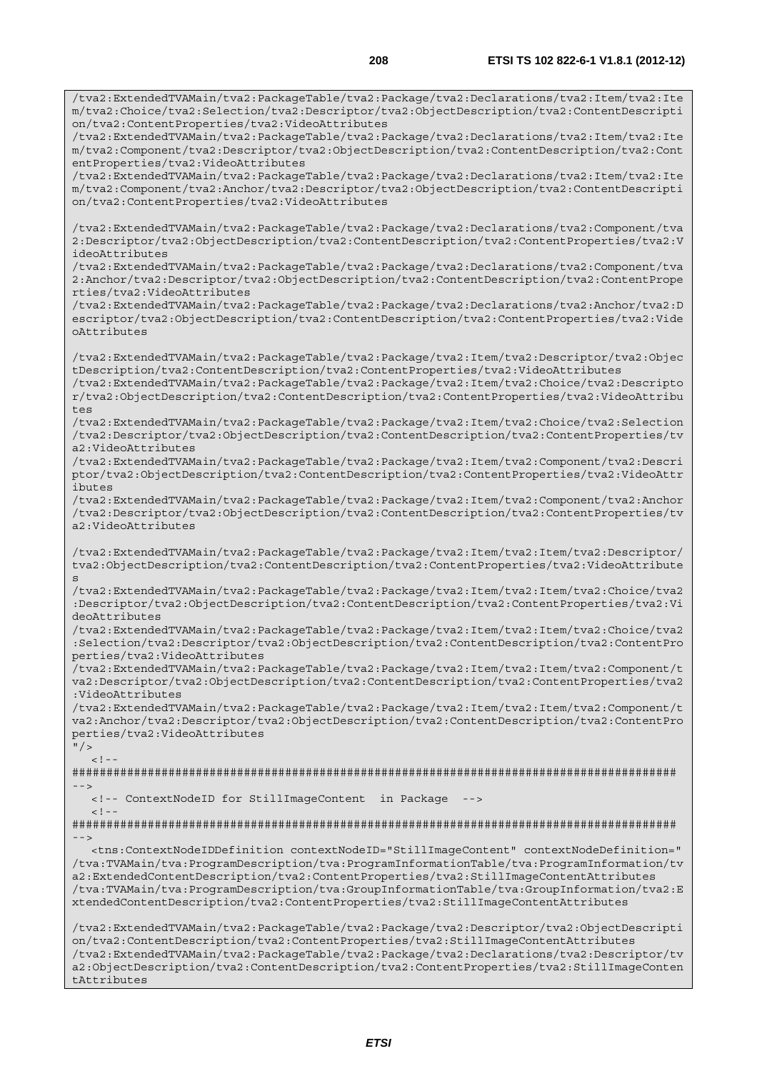```
/tva2:ExtendedTVAMain/tva2:PackageTable/tva2:Package/tva2:Declarations/tva2:Item/tva2:Item/tva2:Choice/tva2:Selection/tva2:Descriptor/tva2:ObjectDescription/tva2:ContentDescription/tva2:ContentProperties/tva2:VideoAttributes
/tva2:ExtendedTVAMain/tva2:PackageTable/tva2:Package/tva2:Declarations/tva2:Item/tva2:Item/tva2:Component/tva2:Descriptor/tva2:ObjectDescription/tva2:ContentDescription/tva2:ContentProperties/tva2:VideoAttributes
/tva2:ExtendedTVAMain/tva2:PackageTable/tva2:Package/tva2:Declarations/tva2:Item/tva2:Item/tva2:Component/tva2:Anchor/tva2:Descriptor/tva2:ObjectDescription/tva2:ContentDescription/tva2:ContentProperties/tva2:VideoAttributes

/tva2:ExtendedTVAMain/tva2:PackageTable/tva2:Package/tva2:Declarations/tva2:Component/tva2:Descriptor/tva2:ObjectDescription/tva2:ContentDescription/tva2:ContentProperties/tva2:VideoAttributes
/tva2:ExtendedTVAMain/tva2:PackageTable/tva2:Package/tva2:Declarations/tva2:Component/tva2:Anchor/tva2:Descriptor/tva2:ObjectDescription/tva2:ContentDescription/tva2:ContentProperties/tva2:VideoAttributes
/tva2:ExtendedTVAMain/tva2:PackageTable/tva2:Package/tva2:Declarations/tva2:Anchor/tva2:Descriptor/tva2:ObjectDescription/tva2:ContentDescription/tva2:ContentProperties/tva2:VideoAttributes

/tva2:ExtendedTVAMain/tva2:PackageTable/tva2:Package/tva2:Item/tva2:Descriptor/tva2:ObjectDescription/tva2:ContentDescription/tva2:ContentProperties/tva2:VideoAttributes
/tva2:ExtendedTVAMain/tva2:PackageTable/tva2:Package/tva2:Item/tva2:Choice/tva2:Descriptor/tva2:ObjectDescription/tva2:ContentDescription/tva2:ContentProperties/tva2:VideoAttributes
/tva2:ExtendedTVAMain/tva2:PackageTable/tva2:Package/tva2:Item/tva2:Choice/tva2:Selection/tva2:Descriptor/tva2:ObjectDescription/tva2:ContentDescription/tva2:ContentProperties/tva2:VideoAttributes
/tva2:ExtendedTVAMain/tva2:PackageTable/tva2:Package/tva2:Item/tva2:Component/tva2:Descriptor/tva2:ObjectDescription/tva2:ContentDescription/tva2:ContentProperties/tva2:VideoAttributes
/tva2:ExtendedTVAMain/tva2:PackageTable/tva2:Package/tva2:Item/tva2:Component/tva2:Anchor/tva2:Descriptor/tva2:ObjectDescription/tva2:ContentDescription/tva2:ContentProperties/tva2:VideoAttributes

/tva2:ExtendedTVAMain/tva2:PackageTable/tva2:Package/tva2:Item/tva2:Item/tva2:Descriptor/tva2:ObjectDescription/tva2:ContentDescription/tva2:ContentProperties/tva2:VideoAttributes
/tva2:ExtendedTVAMain/tva2:PackageTable/tva2:Package/tva2:Item/tva2:Item/tva2:Choice/tva2:Descriptor/tva2:ObjectDescription/tva2:ContentDescription/tva2:ContentProperties/tva2:VideoAttributes
/tva2:ExtendedTVAMain/tva2:PackageTable/tva2:Package/tva2:Item/tva2:Item/tva2:Choice/tva2:Selection/tva2:Descriptor/tva2:ObjectDescription/tva2:ContentDescription/tva2:ContentProperties/tva2:VideoAttributes
/tva2:ExtendedTVAMain/tva2:PackageTable/tva2:Package/tva2:Item/tva2:Item/tva2:Component/tva2:Descriptor/tva2:ObjectDescription/tva2:ContentDescription/tva2:ContentProperties/tva2:VideoAttributes
/tva2:ExtendedTVAMain/tva2:PackageTable/tva2:Package/tva2:Item/tva2:Item/tva2:Component/tva2:Anchor/tva2:Descriptor/tva2:ObjectDescription/tva2:ContentDescription/tva2:ContentProperties/tva2:VideoAttributes
"/>
   <!--
########################################################################################
-->
   <!-- ContextNodeID for StillImageContent  in Package  -->
   <!--
########################################################################################
-->
   <tns:ContextNodeIDDefinition contextNodeID="StillImageContent" contextNodeDefinition="
/tva:TVAMain/tva:ProgramDescription/tva:ProgramInformationTable/tva:ProgramInformation/tva2:ExtendedContentDescription/tva2:ContentProperties/tva2:StillImageContentAttributes
/tva:TVAMain/tva:ProgramDescription/tva:GroupInformationTable/tva:GroupInformation/tva2:ExtendedContentDescription/tva2:ContentProperties/tva2:StillImageContentAttributes

/tva2:ExtendedTVAMain/tva2:PackageTable/tva2:Package/tva2:Descriptor/tva2:ObjectDescription/tva2:ContentDescription/tva2:ContentProperties/tva2:StillImageContentAttributes
/tva2:ExtendedTVAMain/tva2:PackageTable/tva2:Package/tva2:Declarations/tva2:Descriptor/tva2:ObjectDescription/tva2:ContentDescription/tva2:ContentProperties/tva2:StillImageContentAttributes
```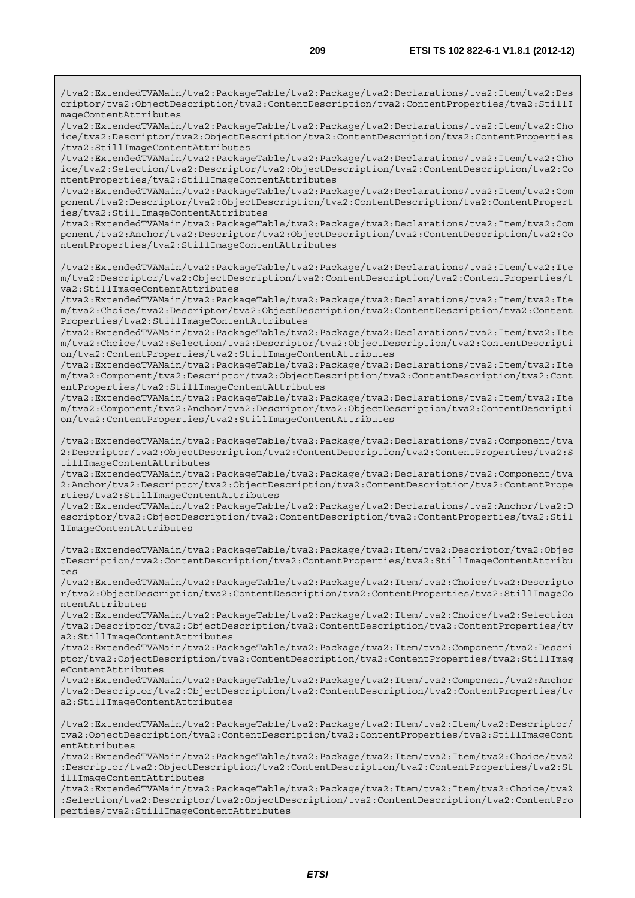```
/tva2:ExtendedTVAMain/tva2:PackageTable/tva2:Package/tva2:Declarations/tva2:Item/tva2:Descriptor/tva2:ObjectDescription/tva2:ContentDescription/tva2:ContentProperties/tva2:StillImageContentAttributes
/tva2:ExtendedTVAMain/tva2:PackageTable/tva2:Package/tva2:Declarations/tva2:Item/tva2:Choice/tva2:Descriptor/tva2:ObjectDescription/tva2:ContentDescription/tva2:ContentProperties/tva2:StillImageContentAttributes
/tva2:ExtendedTVAMain/tva2:PackageTable/tva2:Package/tva2:Declarations/tva2:Item/tva2:Choice/tva2:Selection/tva2:Descriptor/tva2:ObjectDescription/tva2:ContentDescription/tva2:ContentProperties/tva2:StillImageContentAttributes
/tva2:ExtendedTVAMain/tva2:PackageTable/tva2:Package/tva2:Declarations/tva2:Item/tva2:Component/tva2:Descriptor/tva2:ObjectDescription/tva2:ContentDescription/tva2:ContentProperties/tva2:StillImageContentAttributes
/tva2:ExtendedTVAMain/tva2:PackageTable/tva2:Package/tva2:Declarations/tva2:Item/tva2:Component/tva2:Anchor/tva2:Descriptor/tva2:ObjectDescription/tva2:ContentDescription/tva2:ContentProperties/tva2:StillImageContentAttributes

/tva2:ExtendedTVAMain/tva2:PackageTable/tva2:Package/tva2:Declarations/tva2:Item/tva2:Item/tva2:Descriptor/tva2:ObjectDescription/tva2:ContentDescription/tva2:ContentProperties/tva2:StillImageContentAttributes
/tva2:ExtendedTVAMain/tva2:PackageTable/tva2:Package/tva2:Declarations/tva2:Item/tva2:Item/tva2:Choice/tva2:Descriptor/tva2:ObjectDescription/tva2:ContentDescription/tva2:ContentProperties/tva2:StillImageContentAttributes
/tva2:ExtendedTVAMain/tva2:PackageTable/tva2:Package/tva2:Declarations/tva2:Item/tva2:Item/tva2:Choice/tva2:Selection/tva2:Descriptor/tva2:ObjectDescription/tva2:ContentDescription/tva2:ContentProperties/tva2:StillImageContentAttributes
/tva2:ExtendedTVAMain/tva2:PackageTable/tva2:Package/tva2:Declarations/tva2:Item/tva2:Item/tva2:Component/tva2:Descriptor/tva2:ObjectDescription/tva2:ContentDescription/tva2:ContentProperties/tva2:StillImageContentAttributes
/tva2:ExtendedTVAMain/tva2:PackageTable/tva2:Package/tva2:Declarations/tva2:Item/tva2:Item/tva2:Component/tva2:Anchor/tva2:Descriptor/tva2:ObjectDescription/tva2:ContentDescription/tva2:ContentProperties/tva2:StillImageContentAttributes

/tva2:ExtendedTVAMain/tva2:PackageTable/tva2:Package/tva2:Declarations/tva2:Component/tva2:Descriptor/tva2:ObjectDescription/tva2:ContentDescription/tva2:ContentProperties/tva2:StillImageContentAttributes
/tva2:ExtendedTVAMain/tva2:PackageTable/tva2:Package/tva2:Declarations/tva2:Component/tva2:Anchor/tva2:Descriptor/tva2:ObjectDescription/tva2:ContentDescription/tva2:ContentProperties/tva2:StillImageContentAttributes
/tva2:ExtendedTVAMain/tva2:PackageTable/tva2:Package/tva2:Declarations/tva2:Anchor/tva2:Descriptor/tva2:ObjectDescription/tva2:ContentDescription/tva2:ContentProperties/tva2:StillImageContentAttributes

/tva2:ExtendedTVAMain/tva2:PackageTable/tva2:Package/tva2:Item/tva2:Descriptor/tva2:ObjectDescription/tva2:ContentDescription/tva2:ContentProperties/tva2:StillImageContentAttributes
/tva2:ExtendedTVAMain/tva2:PackageTable/tva2:Package/tva2:Item/tva2:Choice/tva2:Descriptor/tva2:ObjectDescription/tva2:ContentDescription/tva2:ContentProperties/tva2:StillImageContentAttributes
/tva2:ExtendedTVAMain/tva2:PackageTable/tva2:Package/tva2:Item/tva2:Choice/tva2:Selection/tva2:Descriptor/tva2:ObjectDescription/tva2:ContentDescription/tva2:ContentProperties/tva2:StillImageContentAttributes
/tva2:ExtendedTVAMain/tva2:PackageTable/tva2:Package/tva2:Item/tva2:Component/tva2:Descriptor/tva2:ObjectDescription/tva2:ContentDescription/tva2:ContentProperties/tva2:StillImageContentAttributes
/tva2:ExtendedTVAMain/tva2:PackageTable/tva2:Package/tva2:Item/tva2:Component/tva2:Anchor/tva2:Descriptor/tva2:ObjectDescription/tva2:ContentDescription/tva2:ContentProperties/tva2:StillImageContentAttributes

/tva2:ExtendedTVAMain/tva2:PackageTable/tva2:Package/tva2:Item/tva2:Item/tva2:Descriptor/tva2:ObjectDescription/tva2:ContentDescription/tva2:ContentProperties/tva2:StillImageContentAttributes
/tva2:ExtendedTVAMain/tva2:PackageTable/tva2:Package/tva2:Item/tva2:Item/tva2:Choice/tva2:Descriptor/tva2:ObjectDescription/tva2:ContentDescription/tva2:ContentProperties/tva2:StillImageContentAttributes
/tva2:ExtendedTVAMain/tva2:PackageTable/tva2:Package/tva2:Item/tva2:Item/tva2:Choice/tva2:Selection/tva2:Descriptor/tva2:ObjectDescription/tva2:ContentDescription/tva2:ContentProperties/tva2:StillImageContentAttributes
```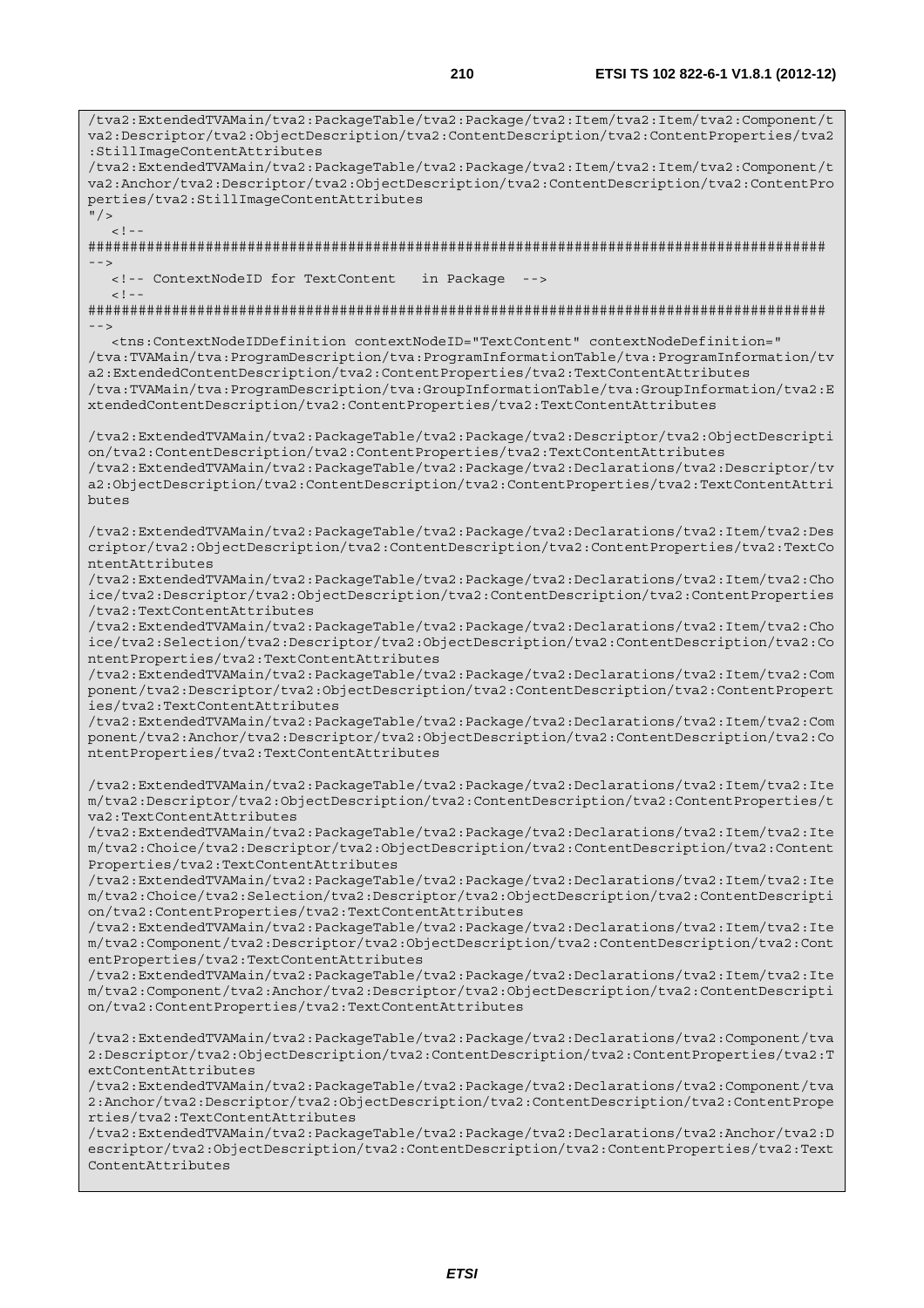```
/tva2:ExtendedTVAMain/tva2:PackageTable/tva2:Package/tva2:Item/tva2:Item/tva2:Component/t
va2:Descriptor/tva2:ObjectDescription/tva2:ContentDescription/tva2:ContentProperties/tva2
:StillImageContentAttributes
/tva2:ExtendedTVAMain/tva2:PackageTable/tva2:Package/tva2:Item/tva2:Item/tva2:Component/t
va2:Anchor/tva2:Descriptor/tva2:ObjectDescription/tva2:ContentDescription/tva2:ContentPro
perties/tva2:StillImageContentAttributes
"/>
   <!--
########################################################################################
-->
   <!-- ContextNodeID for TextContent   in Package  -->
   <!--
########################################################################################
-->
   <tns:ContextNodeIDDefinition contextNodeID="TextContent" contextNodeDefinition="
/tva:TVAMain/tva:ProgramDescription/tva:ProgramInformationTable/tva:ProgramInformation/tv
a2:ExtendedContentDescription/tva2:ContentProperties/tva2:TextContentAttributes
/tva:TVAMain/tva:ProgramDescription/tva:GroupInformationTable/tva:GroupInformation/tva2:E
xtendedContentDescription/tva2:ContentProperties/tva2:TextContentAttributes

/tva2:ExtendedTVAMain/tva2:PackageTable/tva2:Package/tva2:Descriptor/tva2:ObjectDescripti
on/tva2:ContentDescription/tva2:ContentProperties/tva2:TextContentAttributes
/tva2:ExtendedTVAMain/tva2:PackageTable/tva2:Package/tva2:Declarations/tva2:Descriptor/tv
a2:ObjectDescription/tva2:ContentDescription/tva2:ContentProperties/tva2:TextContentAttri
butes

/tva2:ExtendedTVAMain/tva2:PackageTable/tva2:Package/tva2:Declarations/tva2:Item/tva2:Des
criptor/tva2:ObjectDescription/tva2:ContentDescription/tva2:ContentProperties/tva2:TextCo
ntentAttributes
/tva2:ExtendedTVAMain/tva2:PackageTable/tva2:Package/tva2:Declarations/tva2:Item/tva2:Cho
ice/tva2:Descriptor/tva2:ObjectDescription/tva2:ContentDescription/tva2:ContentProperties
/tva2:TextContentAttributes
/tva2:ExtendedTVAMain/tva2:PackageTable/tva2:Package/tva2:Declarations/tva2:Item/tva2:Cho
ice/tva2:Selection/tva2:Descriptor/tva2:ObjectDescription/tva2:ContentDescription/tva2:Co
ntentProperties/tva2:TextContentAttributes
/tva2:ExtendedTVAMain/tva2:PackageTable/tva2:Package/tva2:Declarations/tva2:Item/tva2:Com
ponent/tva2:Descriptor/tva2:ObjectDescription/tva2:ContentDescription/tva2:ContentPropert
ies/tva2:TextContentAttributes
/tva2:ExtendedTVAMain/tva2:PackageTable/tva2:Package/tva2:Declarations/tva2:Item/tva2:Com
ponent/tva2:Anchor/tva2:Descriptor/tva2:ObjectDescription/tva2:ContentDescription/tva2:Co
ntentProperties/tva2:TextContentAttributes

/tva2:ExtendedTVAMain/tva2:PackageTable/tva2:Package/tva2:Declarations/tva2:Item/tva2:Ite
m/tva2:Descriptor/tva2:ObjectDescription/tva2:ContentDescription/tva2:ContentProperties/t
va2:TextContentAttributes
/tva2:ExtendedTVAMain/tva2:PackageTable/tva2:Package/tva2:Declarations/tva2:Item/tva2:Ite
m/tva2:Choice/tva2:Descriptor/tva2:ObjectDescription/tva2:ContentDescription/tva2:Content
Properties/tva2:TextContentAttributes
/tva2:ExtendedTVAMain/tva2:PackageTable/tva2:Package/tva2:Declarations/tva2:Item/tva2:Ite
m/tva2:Choice/tva2:Selection/tva2:Descriptor/tva2:ObjectDescription/tva2:ContentDescripti
on/tva2:ContentProperties/tva2:TextContentAttributes
/tva2:ExtendedTVAMain/tva2:PackageTable/tva2:Package/tva2:Declarations/tva2:Item/tva2:Ite
m/tva2:Component/tva2:Descriptor/tva2:ObjectDescription/tva2:ContentDescription/tva2:Cont
entProperties/tva2:TextContentAttributes
/tva2:ExtendedTVAMain/tva2:PackageTable/tva2:Package/tva2:Declarations/tva2:Item/tva2:Ite
m/tva2:Component/tva2:Anchor/tva2:Descriptor/tva2:ObjectDescription/tva2:ContentDescripti
on/tva2:ContentProperties/tva2:TextContentAttributes

/tva2:ExtendedTVAMain/tva2:PackageTable/tva2:Package/tva2:Declarations/tva2:Component/tva
2:Descriptor/tva2:ObjectDescription/tva2:ContentDescription/tva2:ContentProperties/tva2:T
extContentAttributes
/tva2:ExtendedTVAMain/tva2:PackageTable/tva2:Package/tva2:Declarations/tva2:Component/tva
2:Anchor/tva2:Descriptor/tva2:ObjectDescription/tva2:ContentDescription/tva2:ContentPrope
rties/tva2:TextContentAttributes
/tva2:ExtendedTVAMain/tva2:PackageTable/tva2:Package/tva2:Declarations/tva2:Anchor/tva2:D
escriptor/tva2:ObjectDescription/tva2:ContentDescription/tva2:ContentProperties/tva2:Text
ContentAttributes
```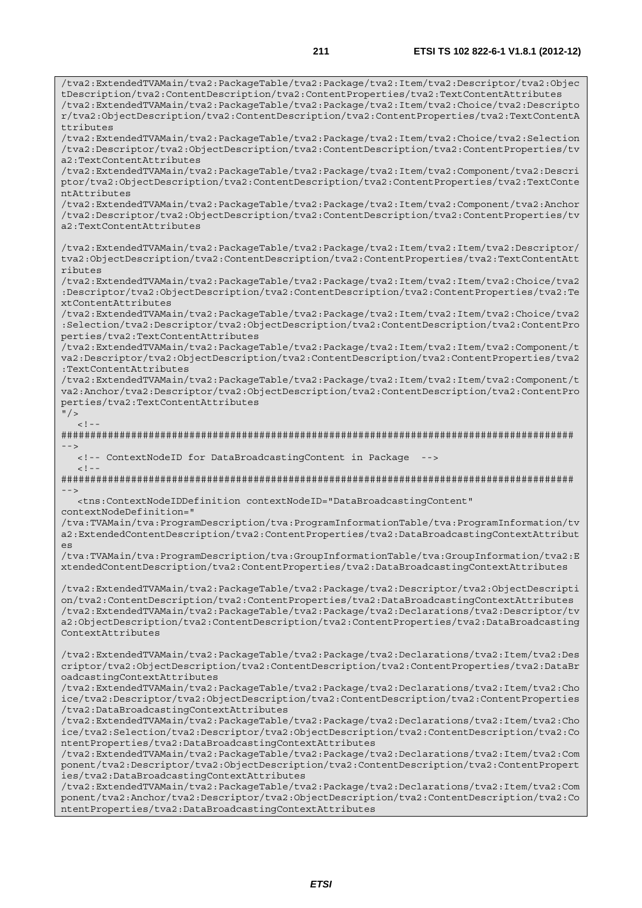```
/tva2:ExtendedTVAMain/tva2:PackageTable/tva2:Package/tva2:Item/tva2:Descriptor/tva2:Objec
tDescription/tva2:ContentDescription/tva2:ContentProperties/tva2:TextContentAttributes
/tva2:ExtendedTVAMain/tva2:PackageTable/tva2:Package/tva2:Item/tva2:Choice/tva2:Descripto
r/tva2:ObjectDescription/tva2:ContentDescription/tva2:ContentProperties/tva2:TextContentA
ttributes
/tva2:ExtendedTVAMain/tva2:PackageTable/tva2:Package/tva2:Item/tva2:Choice/tva2:Selection
/tva2:Descriptor/tva2:ObjectDescription/tva2:ContentDescription/tva2:ContentProperties/tv
a2:TextContentAttributes
/tva2:ExtendedTVAMain/tva2:PackageTable/tva2:Package/tva2:Item/tva2:Component/tva2:Descri
ptor/tva2:ObjectDescription/tva2:ContentDescription/tva2:ContentProperties/tva2:TextConte
ntAttributes
/tva2:ExtendedTVAMain/tva2:PackageTable/tva2:Package/tva2:Item/tva2:Component/tva2:Anchor
/tva2:Descriptor/tva2:ObjectDescription/tva2:ContentDescription/tva2:ContentProperties/tv
a2:TextContentAttributes

/tva2:ExtendedTVAMain/tva2:PackageTable/tva2:Package/tva2:Item/tva2:Item/tva2:Descriptor/
tva2:ObjectDescription/tva2:ContentDescription/tva2:ContentProperties/tva2:TextContentAtt
ributes
/tva2:ExtendedTVAMain/tva2:PackageTable/tva2:Package/tva2:Item/tva2:Item/tva2:Choice/tva2
:Descriptor/tva2:ObjectDescription/tva2:ContentDescription/tva2:ContentProperties/tva2:Te
xtContentAttributes
/tva2:ExtendedTVAMain/tva2:PackageTable/tva2:Package/tva2:Item/tva2:Item/tva2:Choice/tva2
:Selection/tva2:Descriptor/tva2:ObjectDescription/tva2:ContentDescription/tva2:ContentPro
perties/tva2:TextContentAttributes
/tva2:ExtendedTVAMain/tva2:PackageTable/tva2:Package/tva2:Item/tva2:Item/tva2:Component/t
va2:Descriptor/tva2:ObjectDescription/tva2:ContentDescription/tva2:ContentProperties/tva2
:TextContentAttributes
/tva2:ExtendedTVAMain/tva2:PackageTable/tva2:Package/tva2:Item/tva2:Item/tva2:Component/t
va2:Anchor/tva2:Descriptor/tva2:ObjectDescription/tva2:ContentDescription/tva2:ContentPro
perties/tva2:TextContentAttributes
"/>
   <!--
########################################################################################
-->
   <!-- ContextNodeID for DataBroadcastingContent in Package  -->
   <!--
########################################################################################
-->
   <tns:ContextNodeIDDefinition contextNodeID="DataBroadcastingContent"
contextNodeDefinition="
/tva:TVAMain/tva:ProgramDescription/tva:ProgramInformationTable/tva:ProgramInformation/tv
a2:ExtendedContentDescription/tva2:ContentProperties/tva2:DataBroadcastingContextAttribut
es
/tva:TVAMain/tva:ProgramDescription/tva:GroupInformationTable/tva:GroupInformation/tva2:E
xtendedContentDescription/tva2:ContentProperties/tva2:DataBroadcastingContextAttributes

/tva2:ExtendedTVAMain/tva2:PackageTable/tva2:Package/tva2:Descriptor/tva2:ObjectDescripti
on/tva2:ContentDescription/tva2:ContentProperties/tva2:DataBroadcastingContextAttributes
/tva2:ExtendedTVAMain/tva2:PackageTable/tva2:Package/tva2:Declarations/tva2:Descriptor/tv
a2:ObjectDescription/tva2:ContentDescription/tva2:ContentProperties/tva2:DataBroadcasting
ContextAttributes

/tva2:ExtendedTVAMain/tva2:PackageTable/tva2:Package/tva2:Declarations/tva2:Item/tva2:Des
criptor/tva2:ObjectDescription/tva2:ContentDescription/tva2:ContentProperties/tva2:DataBr
oadcastingContextAttributes
/tva2:ExtendedTVAMain/tva2:PackageTable/tva2:Package/tva2:Declarations/tva2:Item/tva2:Cho
ice/tva2:Descriptor/tva2:ObjectDescription/tva2:ContentDescription/tva2:ContentProperties
/tva2:DataBroadcastingContextAttributes
/tva2:ExtendedTVAMain/tva2:PackageTable/tva2:Package/tva2:Declarations/tva2:Item/tva2:Cho
ice/tva2:Selection/tva2:Descriptor/tva2:ObjectDescription/tva2:ContentDescription/tva2:Co
ntentProperties/tva2:DataBroadcastingContextAttributes
/tva2:ExtendedTVAMain/tva2:PackageTable/tva2:Package/tva2:Declarations/tva2:Item/tva2:Com
ponent/tva2:Descriptor/tva2:ObjectDescription/tva2:ContentDescription/tva2:ContentPropert
ies/tva2:DataBroadcastingContextAttributes
/tva2:ExtendedTVAMain/tva2:PackageTable/tva2:Package/tva2:Declarations/tva2:Item/tva2:Com
ponent/tva2:Anchor/tva2:Descriptor/tva2:ObjectDescription/tva2:ContentDescription/tva2:Co
ntentProperties/tva2:DataBroadcastingContextAttributes
```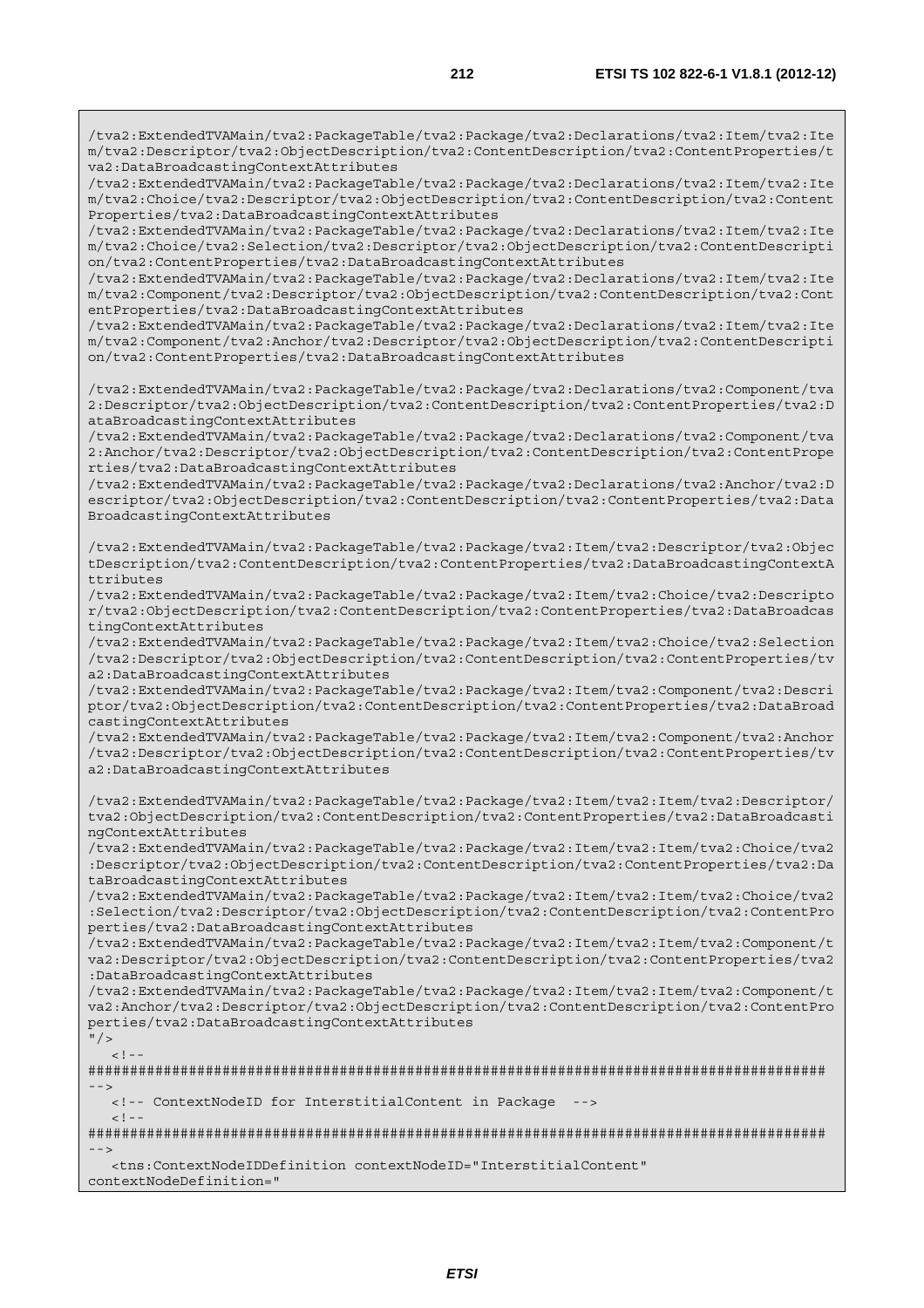```
/tva2:ExtendedTVAMain/tva2:PackageTable/tva2:Package/tva2:Declarations/tva2:Item/tva2:Ite
m/tva2:Descriptor/tva2:ObjectDescription/tva2:ContentDescription/tva2:ContentProperties/t
va2:DataBroadcastingContextAttributes
/tva2:ExtendedTVAMain/tva2:PackageTable/tva2:Package/tva2:Declarations/tva2:Item/tva2:Ite
m/tva2:Choice/tva2:Descriptor/tva2:ObjectDescription/tva2:ContentDescription/tva2:Content
Properties/tva2:DataBroadcastingContextAttributes
/tva2:ExtendedTVAMain/tva2:PackageTable/tva2:Package/tva2:Declarations/tva2:Item/tva2:Ite
m/tva2:Choice/tva2:Selection/tva2:Descriptor/tva2:ObjectDescription/tva2:ContentDescripti
on/tva2:ContentProperties/tva2:DataBroadcastingContextAttributes
/tva2:ExtendedTVAMain/tva2:PackageTable/tva2:Package/tva2:Declarations/tva2:Item/tva2:Ite
m/tva2:Component/tva2:Descriptor/tva2:ObjectDescription/tva2:ContentDescription/tva2:Cont
entProperties/tva2:DataBroadcastingContextAttributes
/tva2:ExtendedTVAMain/tva2:PackageTable/tva2:Package/tva2:Declarations/tva2:Item/tva2:Ite
m/tva2:Component/tva2:Anchor/tva2:Descriptor/tva2:ObjectDescription/tva2:ContentDescripti
on/tva2:ContentProperties/tva2:DataBroadcastingContextAttributes

/tva2:ExtendedTVAMain/tva2:PackageTable/tva2:Package/tva2:Declarations/tva2:Component/tva
2:Descriptor/tva2:ObjectDescription/tva2:ContentDescription/tva2:ContentProperties/tva2:D
ataBroadcastingContextAttributes
/tva2:ExtendedTVAMain/tva2:PackageTable/tva2:Package/tva2:Declarations/tva2:Component/tva
2:Anchor/tva2:Descriptor/tva2:ObjectDescription/tva2:ContentDescription/tva2:ContentPrope
rties/tva2:DataBroadcastingContextAttributes
/tva2:ExtendedTVAMain/tva2:PackageTable/tva2:Package/tva2:Declarations/tva2:Anchor/tva2:D
escriptor/tva2:ObjectDescription/tva2:ContentDescription/tva2:ContentProperties/tva2:Data
BroadcastingContextAttributes

/tva2:ExtendedTVAMain/tva2:PackageTable/tva2:Package/tva2:Item/tva2:Descriptor/tva2:Objec
tDescription/tva2:ContentDescription/tva2:ContentProperties/tva2:DataBroadcastingContextA
ttributes
/tva2:ExtendedTVAMain/tva2:PackageTable/tva2:Package/tva2:Item/tva2:Choice/tva2:Descripto
r/tva2:ObjectDescription/tva2:ContentDescription/tva2:ContentProperties/tva2:DataBroadcas
tingContextAttributes
/tva2:ExtendedTVAMain/tva2:PackageTable/tva2:Package/tva2:Item/tva2:Choice/tva2:Selection
/tva2:Descriptor/tva2:ObjectDescription/tva2:ContentDescription/tva2:ContentProperties/tv
a2:DataBroadcastingContextAttributes
/tva2:ExtendedTVAMain/tva2:PackageTable/tva2:Package/tva2:Item/tva2:Component/tva2:Descri
ptor/tva2:ObjectDescription/tva2:ContentDescription/tva2:ContentProperties/tva2:DataBroad
castingContextAttributes
/tva2:ExtendedTVAMain/tva2:PackageTable/tva2:Package/tva2:Item/tva2:Component/tva2:Anchor
/tva2:Descriptor/tva2:ObjectDescription/tva2:ContentDescription/tva2:ContentProperties/tv
a2:DataBroadcastingContextAttributes

/tva2:ExtendedTVAMain/tva2:PackageTable/tva2:Package/tva2:Item/tva2:Item/tva2:Descriptor/
tva2:ObjectDescription/tva2:ContentDescription/tva2:ContentProperties/tva2:DataBroadcasti
ngContextAttributes
/tva2:ExtendedTVAMain/tva2:PackageTable/tva2:Package/tva2:Item/tva2:Item/tva2:Choice/tva2
:Descriptor/tva2:ObjectDescription/tva2:ContentDescription/tva2:ContentProperties/tva2:Da
taBroadcastingContextAttributes
/tva2:ExtendedTVAMain/tva2:PackageTable/tva2:Package/tva2:Item/tva2:Item/tva2:Choice/tva2
:Selection/tva2:Descriptor/tva2:ObjectDescription/tva2:ContentDescription/tva2:ContentPro
perties/tva2:DataBroadcastingContextAttributes
/tva2:ExtendedTVAMain/tva2:PackageTable/tva2:Package/tva2:Item/tva2:Item/tva2:Component/t
va2:Descriptor/tva2:ObjectDescription/tva2:ContentDescription/tva2:ContentProperties/tva2
:DataBroadcastingContextAttributes
/tva2:ExtendedTVAMain/tva2:PackageTable/tva2:Package/tva2:Item/tva2:Item/tva2:Component/t
va2:Anchor/tva2:Descriptor/tva2:ObjectDescription/tva2:ContentDescription/tva2:ContentPro
perties/tva2:DataBroadcastingContextAttributes
"/>
   <!--
########################################################################################
-->
   <!-- ContextNodeID for InterstitialContent in Package  -->
   <!--
########################################################################################
-->
   <tns:ContextNodeIDDefinition contextNodeID="InterstitialContent"
contextNodeDefinition="
```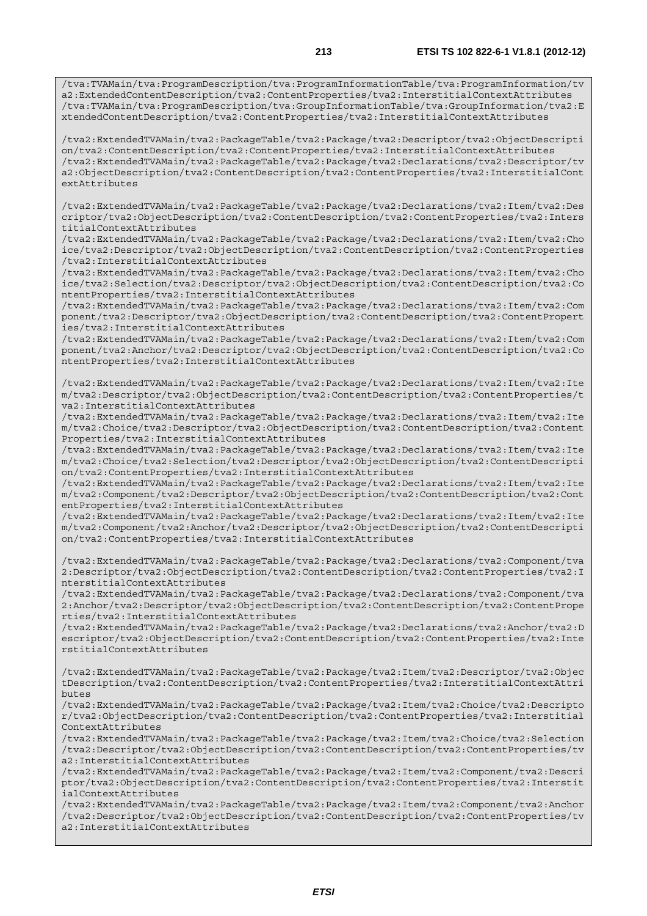```
/tva:TVAMain/tva:ProgramDescription/tva:ProgramInformationTable/tva:ProgramInformation/tv
a2:ExtendedContentDescription/tva2:ContentProperties/tva2:InterstitialContextAttributes
/tva:TVAMain/tva:ProgramDescription/tva:GroupInformationTable/tva:GroupInformation/tva2:E
xtendedContentDescription/tva2:ContentProperties/tva2:InterstitialContextAttributes

/tva2:ExtendedTVAMain/tva2:PackageTable/tva2:Package/tva2:Descriptor/tva2:ObjectDescripti
on/tva2:ContentDescription/tva2:ContentProperties/tva2:InterstitialContextAttributes
/tva2:ExtendedTVAMain/tva2:PackageTable/tva2:Package/tva2:Declarations/tva2:Descriptor/tv
a2:ObjectDescription/tva2:ContentDescription/tva2:ContentProperties/tva2:InterstitialCont
extAttributes

/tva2:ExtendedTVAMain/tva2:PackageTable/tva2:Package/tva2:Declarations/tva2:Item/tva2:Des
criptor/tva2:ObjectDescription/tva2:ContentDescription/tva2:ContentProperties/tva2:Inters
titialContextAttributes
/tva2:ExtendedTVAMain/tva2:PackageTable/tva2:Package/tva2:Declarations/tva2:Item/tva2:Cho
ice/tva2:Descriptor/tva2:ObjectDescription/tva2:ContentDescription/tva2:ContentProperties
/tva2:InterstitialContextAttributes
/tva2:ExtendedTVAMain/tva2:PackageTable/tva2:Package/tva2:Declarations/tva2:Item/tva2:Cho
ice/tva2:Selection/tva2:Descriptor/tva2:ObjectDescription/tva2:ContentDescription/tva2:Co
ntentProperties/tva2:InterstitialContextAttributes
/tva2:ExtendedTVAMain/tva2:PackageTable/tva2:Package/tva2:Declarations/tva2:Item/tva2:Com
ponent/tva2:Descriptor/tva2:ObjectDescription/tva2:ContentDescription/tva2:ContentPropert
ies/tva2:InterstitialContextAttributes
/tva2:ExtendedTVAMain/tva2:PackageTable/tva2:Package/tva2:Declarations/tva2:Item/tva2:Com
ponent/tva2:Anchor/tva2:Descriptor/tva2:ObjectDescription/tva2:ContentDescription/tva2:Co
ntentProperties/tva2:InterstitialContextAttributes

/tva2:ExtendedTVAMain/tva2:PackageTable/tva2:Package/tva2:Declarations/tva2:Item/tva2:Ite
m/tva2:Descriptor/tva2:ObjectDescription/tva2:ContentDescription/tva2:ContentProperties/t
va2:InterstitialContextAttributes
/tva2:ExtendedTVAMain/tva2:PackageTable/tva2:Package/tva2:Declarations/tva2:Item/tva2:Ite
m/tva2:Choice/tva2:Descriptor/tva2:ObjectDescription/tva2:ContentDescription/tva2:Content
Properties/tva2:InterstitialContextAttributes
/tva2:ExtendedTVAMain/tva2:PackageTable/tva2:Package/tva2:Declarations/tva2:Item/tva2:Ite
m/tva2:Choice/tva2:Selection/tva2:Descriptor/tva2:ObjectDescription/tva2:ContentDescripti
on/tva2:ContentProperties/tva2:InterstitialContextAttributes
/tva2:ExtendedTVAMain/tva2:PackageTable/tva2:Package/tva2:Declarations/tva2:Item/tva2:Ite
m/tva2:Component/tva2:Descriptor/tva2:ObjectDescription/tva2:ContentDescription/tva2:Cont
entProperties/tva2:InterstitialContextAttributes
/tva2:ExtendedTVAMain/tva2:PackageTable/tva2:Package/tva2:Declarations/tva2:Item/tva2:Ite
m/tva2:Component/tva2:Anchor/tva2:Descriptor/tva2:ObjectDescription/tva2:ContentDescripti
on/tva2:ContentProperties/tva2:InterstitialContextAttributes

/tva2:ExtendedTVAMain/tva2:PackageTable/tva2:Package/tva2:Declarations/tva2:Component/tva
2:Descriptor/tva2:ObjectDescription/tva2:ContentDescription/tva2:ContentProperties/tva2:I
nterstitialContextAttributes
/tva2:ExtendedTVAMain/tva2:PackageTable/tva2:Package/tva2:Declarations/tva2:Component/tva
2:Anchor/tva2:Descriptor/tva2:ObjectDescription/tva2:ContentDescription/tva2:ContentPrope
rties/tva2:InterstitialContextAttributes
/tva2:ExtendedTVAMain/tva2:PackageTable/tva2:Package/tva2:Declarations/tva2:Anchor/tva2:D
escriptor/tva2:ObjectDescription/tva2:ContentDescription/tva2:ContentProperties/tva2:Inte
rstitialContextAttributes

/tva2:ExtendedTVAMain/tva2:PackageTable/tva2:Package/tva2:Item/tva2:Descriptor/tva2:Objec
tDescription/tva2:ContentDescription/tva2:ContentProperties/tva2:InterstitialContextAttri
butes
/tva2:ExtendedTVAMain/tva2:PackageTable/tva2:Package/tva2:Item/tva2:Choice/tva2:Descripto
r/tva2:ObjectDescription/tva2:ContentDescription/tva2:ContentProperties/tva2:Interstitial
ContextAttributes
/tva2:ExtendedTVAMain/tva2:PackageTable/tva2:Package/tva2:Item/tva2:Choice/tva2:Selection
/tva2:Descriptor/tva2:ObjectDescription/tva2:ContentDescription/tva2:ContentProperties/tv
a2:InterstitialContextAttributes
/tva2:ExtendedTVAMain/tva2:PackageTable/tva2:Package/tva2:Item/tva2:Component/tva2:Descri
ptor/tva2:ObjectDescription/tva2:ContentDescription/tva2:ContentProperties/tva2:Interstit
ialContextAttributes
/tva2:ExtendedTVAMain/tva2:PackageTable/tva2:Package/tva2:Item/tva2:Component/tva2:Anchor
/tva2:Descriptor/tva2:ObjectDescription/tva2:ContentDescription/tva2:ContentProperties/tv
a2:InterstitialContextAttributes
```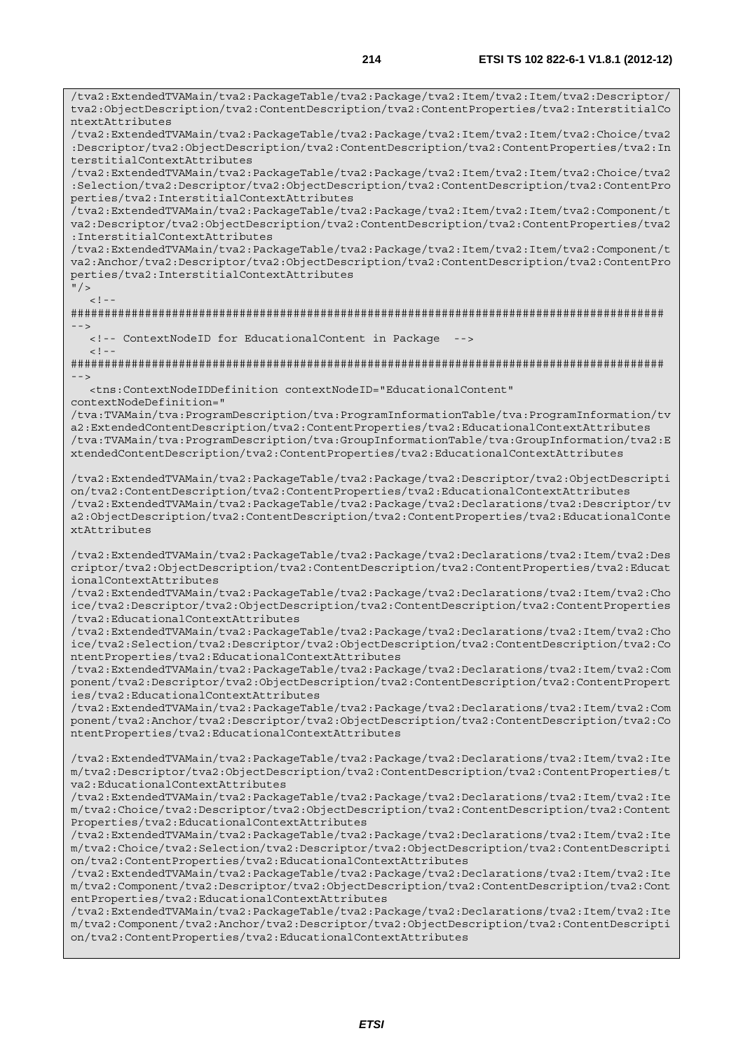```
/tva2:ExtendedTVAMain/tva2:PackageTable/tva2:Package/tva2:Item/tva2:Item/tva2:Descriptor/tva2:ObjectDescription/tva2:ContentDescription/tva2:ContentProperties/tva2:InterstitialContextAttributes
/tva2:ExtendedTVAMain/tva2:PackageTable/tva2:Package/tva2:Item/tva2:Item/tva2:Choice/tva2:Descriptor/tva2:ObjectDescription/tva2:ContentDescription/tva2:ContentProperties/tva2:InterstitialContextAttributes
/tva2:ExtendedTVAMain/tva2:PackageTable/tva2:Package/tva2:Item/tva2:Item/tva2:Choice/tva2:Selection/tva2:Descriptor/tva2:ObjectDescription/tva2:ContentDescription/tva2:ContentProperties/tva2:InterstitialContextAttributes
/tva2:ExtendedTVAMain/tva2:PackageTable/tva2:Package/tva2:Item/tva2:Item/tva2:Component/tva2:Descriptor/tva2:ObjectDescription/tva2:ContentDescription/tva2:ContentProperties/tva2:InterstitialContextAttributes
/tva2:ExtendedTVAMain/tva2:PackageTable/tva2:Package/tva2:Item/tva2:Item/tva2:Component/tva2:Anchor/tva2:Descriptor/tva2:ObjectDescription/tva2:ContentDescription/tva2:ContentProperties/tva2:InterstitialContextAttributes
"/>
   <!--
########################################################################################
-->
   <!-- ContextNodeID for EducationalContent in Package  -->
   <!--
########################################################################################
-->
   <tns:ContextNodeIDDefinition contextNodeID="EducationalContent"
contextNodeDefinition="
/tva:TVAMain/tva:ProgramDescription/tva:ProgramInformationTable/tva:ProgramInformation/tva2:ExtendedContentDescription/tva2:ContentProperties/tva2:EducationalContextAttributes
/tva:TVAMain/tva:ProgramDescription/tva:GroupInformationTable/tva:GroupInformation/tva2:ExtendedContentDescription/tva2:ContentProperties/tva2:EducationalContextAttributes

/tva2:ExtendedTVAMain/tva2:PackageTable/tva2:Package/tva2:Descriptor/tva2:ObjectDescription/tva2:ContentDescription/tva2:ContentProperties/tva2:EducationalContextAttributes
/tva2:ExtendedTVAMain/tva2:PackageTable/tva2:Package/tva2:Declarations/tva2:Descriptor/tva2:ObjectDescription/tva2:ContentDescription/tva2:ContentProperties/tva2:EducationalContextAttributes

/tva2:ExtendedTVAMain/tva2:PackageTable/tva2:Package/tva2:Declarations/tva2:Item/tva2:Descriptor/tva2:ObjectDescription/tva2:ContentDescription/tva2:ContentProperties/tva2:EducationalContextAttributes
/tva2:ExtendedTVAMain/tva2:PackageTable/tva2:Package/tva2:Declarations/tva2:Item/tva2:Choice/tva2:Descriptor/tva2:ObjectDescription/tva2:ContentDescription/tva2:ContentProperties/tva2:EducationalContextAttributes
/tva2:ExtendedTVAMain/tva2:PackageTable/tva2:Package/tva2:Declarations/tva2:Item/tva2:Choice/tva2:Selection/tva2:Descriptor/tva2:ObjectDescription/tva2:ContentDescription/tva2:ContentProperties/tva2:EducationalContextAttributes
/tva2:ExtendedTVAMain/tva2:PackageTable/tva2:Package/tva2:Declarations/tva2:Item/tva2:Component/tva2:Descriptor/tva2:ObjectDescription/tva2:ContentDescription/tva2:ContentProperties/tva2:EducationalContextAttributes
/tva2:ExtendedTVAMain/tva2:PackageTable/tva2:Package/tva2:Declarations/tva2:Item/tva2:Component/tva2:Anchor/tva2:Descriptor/tva2:ObjectDescription/tva2:ContentDescription/tva2:ContentProperties/tva2:EducationalContextAttributes

/tva2:ExtendedTVAMain/tva2:PackageTable/tva2:Package/tva2:Declarations/tva2:Item/tva2:Item/tva2:Descriptor/tva2:ObjectDescription/tva2:ContentDescription/tva2:ContentProperties/tva2:EducationalContextAttributes
/tva2:ExtendedTVAMain/tva2:PackageTable/tva2:Package/tva2:Declarations/tva2:Item/tva2:Item/tva2:Choice/tva2:Descriptor/tva2:ObjectDescription/tva2:ContentDescription/tva2:ContentProperties/tva2:EducationalContextAttributes
/tva2:ExtendedTVAMain/tva2:PackageTable/tva2:Package/tva2:Declarations/tva2:Item/tva2:Item/tva2:Choice/tva2:Selection/tva2:Descriptor/tva2:ObjectDescription/tva2:ContentDescription/tva2:ContentProperties/tva2:EducationalContextAttributes
/tva2:ExtendedTVAMain/tva2:PackageTable/tva2:Package/tva2:Declarations/tva2:Item/tva2:Item/tva2:Component/tva2:Descriptor/tva2:ObjectDescription/tva2:ContentDescription/tva2:ContentProperties/tva2:EducationalContextAttributes
/tva2:ExtendedTVAMain/tva2:PackageTable/tva2:Package/tva2:Declarations/tva2:Item/tva2:Item/tva2:Component/tva2:Anchor/tva2:Descriptor/tva2:ObjectDescription/tva2:ContentDescription/tva2:ContentProperties/tva2:EducationalContextAttributes
```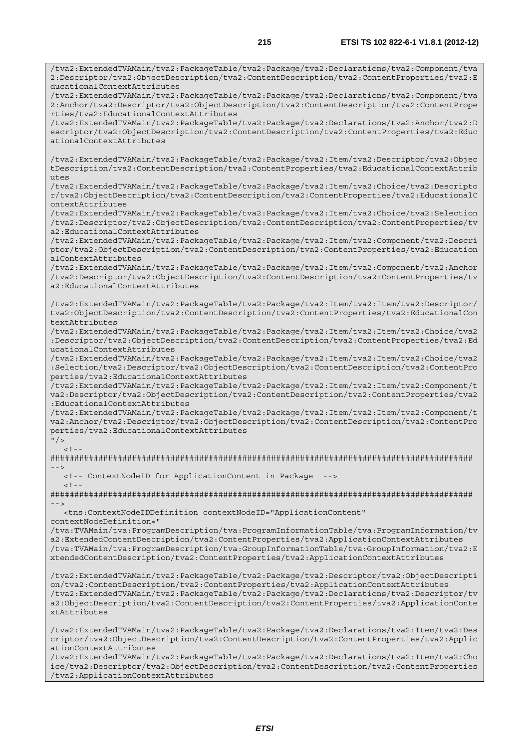```
/tva2:ExtendedTVAMain/tva2:PackageTable/tva2:Package/tva2:Declarations/tva2:Component/tva2:Descriptor/tva2:ObjectDescription/tva2:ContentDescription/tva2:ContentProperties/tva2:EducationalContextAttributes
/tva2:ExtendedTVAMain/tva2:PackageTable/tva2:Package/tva2:Declarations/tva2:Component/tva2:Anchor/tva2:Descriptor/tva2:ObjectDescription/tva2:ContentDescription/tva2:ContentProperties/tva2:EducationalContextAttributes
/tva2:ExtendedTVAMain/tva2:PackageTable/tva2:Package/tva2:Declarations/tva2:Anchor/tva2:Descriptor/tva2:ObjectDescription/tva2:ContentDescription/tva2:ContentProperties/tva2:EducationalContextAttributes

/tva2:ExtendedTVAMain/tva2:PackageTable/tva2:Package/tva2:Item/tva2:Descriptor/tva2:ObjectDescription/tva2:ContentDescription/tva2:ContentProperties/tva2:EducationalContextAttributes
/tva2:ExtendedTVAMain/tva2:PackageTable/tva2:Package/tva2:Item/tva2:Choice/tva2:Descriptor/tva2:ObjectDescription/tva2:ContentDescription/tva2:ContentProperties/tva2:EducationalContextAttributes
/tva2:ExtendedTVAMain/tva2:PackageTable/tva2:Package/tva2:Item/tva2:Choice/tva2:Selection/tva2:Descriptor/tva2:ObjectDescription/tva2:ContentDescription/tva2:ContentProperties/tva2:EducationalContextAttributes
/tva2:ExtendedTVAMain/tva2:PackageTable/tva2:Package/tva2:Item/tva2:Component/tva2:Descriptor/tva2:ObjectDescription/tva2:ContentDescription/tva2:ContentProperties/tva2:EducationalContextAttributes
/tva2:ExtendedTVAMain/tva2:PackageTable/tva2:Package/tva2:Item/tva2:Component/tva2:Anchor/tva2:Descriptor/tva2:ObjectDescription/tva2:ContentDescription/tva2:ContentProperties/tva2:EducationalContextAttributes

/tva2:ExtendedTVAMain/tva2:PackageTable/tva2:Package/tva2:Item/tva2:Item/tva2:Descriptor/tva2:ObjectDescription/tva2:ContentDescription/tva2:ContentProperties/tva2:EducationalContextAttributes
/tva2:ExtendedTVAMain/tva2:PackageTable/tva2:Package/tva2:Item/tva2:Item/tva2:Choice/tva2:Descriptor/tva2:ObjectDescription/tva2:ContentDescription/tva2:ContentProperties/tva2:EducationalContextAttributes
/tva2:ExtendedTVAMain/tva2:PackageTable/tva2:Package/tva2:Item/tva2:Item/tva2:Choice/tva2:Selection/tva2:Descriptor/tva2:ObjectDescription/tva2:ContentDescription/tva2:ContentProperties/tva2:EducationalContextAttributes
/tva2:ExtendedTVAMain/tva2:PackageTable/tva2:Package/tva2:Item/tva2:Item/tva2:Component/tva2:Descriptor/tva2:ObjectDescription/tva2:ContentDescription/tva2:ContentProperties/tva2:EducationalContextAttributes
/tva2:ExtendedTVAMain/tva2:PackageTable/tva2:Package/tva2:Item/tva2:Item/tva2:Component/tva2:Anchor/tva2:Descriptor/tva2:ObjectDescription/tva2:ContentDescription/tva2:ContentProperties/tva2:EducationalContextAttributes
"/>
   <!--
########################################################################################
-->
   <!-- ContextNodeID for ApplicationContent in Package  -->
   <!--
########################################################################################
-->
   <tns:ContextNodeIDDefinition contextNodeID="ApplicationContent"
contextNodeDefinition="
/tva:TVAMain/tva:ProgramDescription/tva:ProgramInformationTable/tva:ProgramInformation/tva2:ExtendedContentDescription/tva2:ContentProperties/tva2:ApplicationContextAttributes
/tva:TVAMain/tva:ProgramDescription/tva:GroupInformationTable/tva:GroupInformation/tva2:ExtendedContentDescription/tva2:ContentProperties/tva2:ApplicationContextAttributes

/tva2:ExtendedTVAMain/tva2:PackageTable/tva2:Package/tva2:Descriptor/tva2:ObjectDescription/tva2:ContentDescription/tva2:ContentProperties/tva2:ApplicationContextAttributes
/tva2:ExtendedTVAMain/tva2:PackageTable/tva2:Package/tva2:Declarations/tva2:Descriptor/tva2:ObjectDescription/tva2:ContentDescription/tva2:ContentProperties/tva2:ApplicationContextAttributes

/tva2:ExtendedTVAMain/tva2:PackageTable/tva2:Package/tva2:Declarations/tva2:Item/tva2:Descriptor/tva2:ObjectDescription/tva2:ContentDescription/tva2:ContentProperties/tva2:ApplicationContextAttributes
/tva2:ExtendedTVAMain/tva2:PackageTable/tva2:Package/tva2:Declarations/tva2:Item/tva2:Choice/tva2:Descriptor/tva2:ObjectDescription/tva2:ContentDescription/tva2:ContentProperties/tva2:ApplicationContextAttributes
```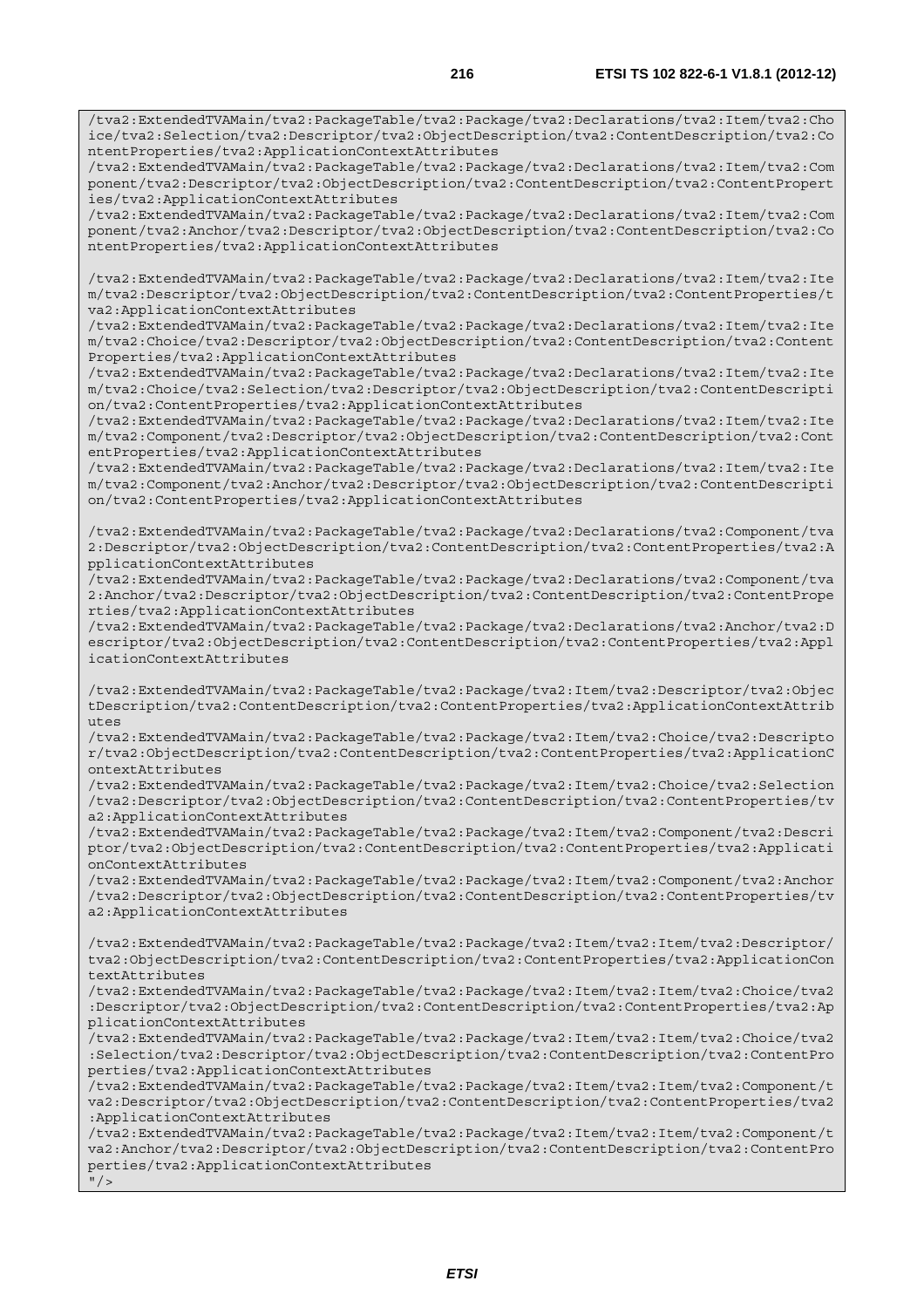```
/tva2:ExtendedTVAMain/tva2:PackageTable/tva2:Package/tva2:Declarations/tva2:Item/tva2:Choice/tva2:Selection/tva2:Descriptor/tva2:ObjectDescription/tva2:ContentDescription/tva2:ContentProperties/tva2:ApplicationContextAttributes
/tva2:ExtendedTVAMain/tva2:PackageTable/tva2:Package/tva2:Declarations/tva2:Item/tva2:Component/tva2:Descriptor/tva2:ObjectDescription/tva2:ContentDescription/tva2:ContentProperties/tva2:ApplicationContextAttributes
/tva2:ExtendedTVAMain/tva2:PackageTable/tva2:Package/tva2:Declarations/tva2:Item/tva2:Component/tva2:Anchor/tva2:Descriptor/tva2:ObjectDescription/tva2:ContentDescription/tva2:ContentProperties/tva2:ApplicationContextAttributes

/tva2:ExtendedTVAMain/tva2:PackageTable/tva2:Package/tva2:Declarations/tva2:Item/tva2:Item/tva2:Descriptor/tva2:ObjectDescription/tva2:ContentDescription/tva2:ContentProperties/tva2:ApplicationContextAttributes
/tva2:ExtendedTVAMain/tva2:PackageTable/tva2:Package/tva2:Declarations/tva2:Item/tva2:Item/tva2:Choice/tva2:Descriptor/tva2:ObjectDescription/tva2:ContentDescription/tva2:ContentProperties/tva2:ApplicationContextAttributes
/tva2:ExtendedTVAMain/tva2:PackageTable/tva2:Package/tva2:Declarations/tva2:Item/tva2:Item/tva2:Choice/tva2:Selection/tva2:Descriptor/tva2:ObjectDescription/tva2:ContentDescription/tva2:ContentProperties/tva2:ApplicationContextAttributes
/tva2:ExtendedTVAMain/tva2:PackageTable/tva2:Package/tva2:Declarations/tva2:Item/tva2:Item/tva2:Component/tva2:Descriptor/tva2:ObjectDescription/tva2:ContentDescription/tva2:ContentProperties/tva2:ApplicationContextAttributes
/tva2:ExtendedTVAMain/tva2:PackageTable/tva2:Package/tva2:Declarations/tva2:Item/tva2:Item/tva2:Component/tva2:Anchor/tva2:Descriptor/tva2:ObjectDescription/tva2:ContentDescription/tva2:ContentProperties/tva2:ApplicationContextAttributes

/tva2:ExtendedTVAMain/tva2:PackageTable/tva2:Package/tva2:Declarations/tva2:Component/tva2:Descriptor/tva2:ObjectDescription/tva2:ContentDescription/tva2:ContentProperties/tva2:ApplicationContextAttributes
/tva2:ExtendedTVAMain/tva2:PackageTable/tva2:Package/tva2:Declarations/tva2:Component/tva2:Anchor/tva2:Descriptor/tva2:ObjectDescription/tva2:ContentDescription/tva2:ContentProperties/tva2:ApplicationContextAttributes
/tva2:ExtendedTVAMain/tva2:PackageTable/tva2:Package/tva2:Declarations/tva2:Anchor/tva2:Descriptor/tva2:ObjectDescription/tva2:ContentDescription/tva2:ContentProperties/tva2:ApplicationContextAttributes

/tva2:ExtendedTVAMain/tva2:PackageTable/tva2:Package/tva2:Item/tva2:Descriptor/tva2:ObjectDescription/tva2:ContentDescription/tva2:ContentProperties/tva2:ApplicationContextAttributes
/tva2:ExtendedTVAMain/tva2:PackageTable/tva2:Package/tva2:Item/tva2:Choice/tva2:Descriptor/tva2:ObjectDescription/tva2:ContentDescription/tva2:ContentProperties/tva2:ApplicationContextAttributes
/tva2:ExtendedTVAMain/tva2:PackageTable/tva2:Package/tva2:Item/tva2:Choice/tva2:Selection/tva2:Descriptor/tva2:ObjectDescription/tva2:ContentDescription/tva2:ContentProperties/tva2:ApplicationContextAttributes
/tva2:ExtendedTVAMain/tva2:PackageTable/tva2:Package/tva2:Item/tva2:Component/tva2:Descriptor/tva2:ObjectDescription/tva2:ContentDescription/tva2:ContentProperties/tva2:ApplicationContextAttributes
/tva2:ExtendedTVAMain/tva2:PackageTable/tva2:Package/tva2:Item/tva2:Component/tva2:Anchor/tva2:Descriptor/tva2:ObjectDescription/tva2:ContentDescription/tva2:ContentProperties/tva2:ApplicationContextAttributes

/tva2:ExtendedTVAMain/tva2:PackageTable/tva2:Package/tva2:Item/tva2:Item/tva2:Descriptor/tva2:ObjectDescription/tva2:ContentDescription/tva2:ContentProperties/tva2:ApplicationContextAttributes
/tva2:ExtendedTVAMain/tva2:PackageTable/tva2:Package/tva2:Item/tva2:Item/tva2:Choice/tva2:Descriptor/tva2:ObjectDescription/tva2:ContentDescription/tva2:ContentProperties/tva2:ApplicationContextAttributes
/tva2:ExtendedTVAMain/tva2:PackageTable/tva2:Package/tva2:Item/tva2:Item/tva2:Choice/tva2:Selection/tva2:Descriptor/tva2:ObjectDescription/tva2:ContentDescription/tva2:ContentProperties/tva2:ApplicationContextAttributes
/tva2:ExtendedTVAMain/tva2:PackageTable/tva2:Package/tva2:Item/tva2:Item/tva2:Component/tva2:Descriptor/tva2:ObjectDescription/tva2:ContentDescription/tva2:ContentProperties/tva2:ApplicationContextAttributes
/tva2:ExtendedTVAMain/tva2:PackageTable/tva2:Package/tva2:Item/tva2:Item/tva2:Component/tva2:Anchor/tva2:Descriptor/tva2:ObjectDescription/tva2:ContentDescription/tva2:ContentProperties/tva2:ApplicationContextAttributes
"/>
```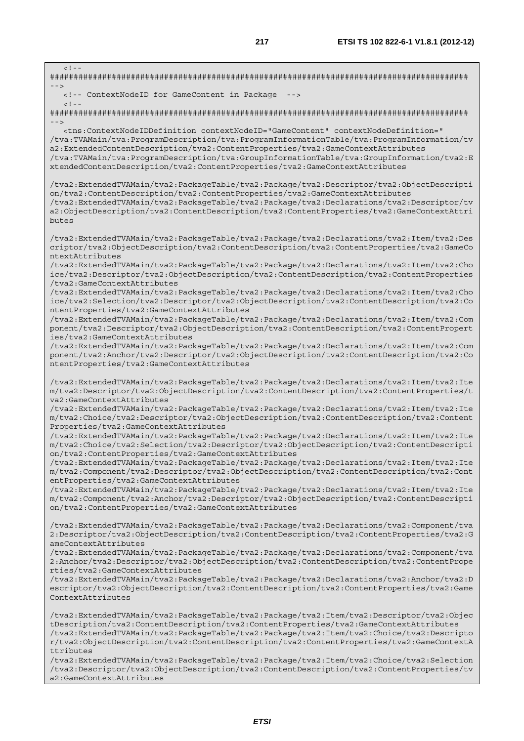```
  <!--
########################################################################################
-->
  <!-- ContextNodeID for GameContent in Package  -->
  <!--
########################################################################################
-->
  <tns:ContextNodeIDDefinition contextNodeID="GameContent" contextNodeDefinition="
/tva:TVAMain/tva:ProgramDescription/tva:ProgramInformationTable/tva:ProgramInformation/tv
a2:ExtendedContentDescription/tva2:ContentProperties/tva2:GameContextAttributes
/tva:TVAMain/tva:ProgramDescription/tva:GroupInformationTable/tva:GroupInformation/tva2:E
xtendedContentDescription/tva2:ContentProperties/tva2:GameContextAttributes

/tva2:ExtendedTVAMain/tva2:PackageTable/tva2:Package/tva2:Descriptor/tva2:ObjectDescripti
on/tva2:ContentDescription/tva2:ContentProperties/tva2:GameContextAttributes
/tva2:ExtendedTVAMain/tva2:PackageTable/tva2:Package/tva2:Declarations/tva2:Descriptor/tv
a2:ObjectDescription/tva2:ContentDescription/tva2:ContentProperties/tva2:GameContextAttri
butes

/tva2:ExtendedTVAMain/tva2:PackageTable/tva2:Package/tva2:Declarations/tva2:Item/tva2:Des
criptor/tva2:ObjectDescription/tva2:ContentDescription/tva2:ContentProperties/tva2:GameCo
ntextAttributes
/tva2:ExtendedTVAMain/tva2:PackageTable/tva2:Package/tva2:Declarations/tva2:Item/tva2:Cho
ice/tva2:Descriptor/tva2:ObjectDescription/tva2:ContentDescription/tva2:ContentProperties
/tva2:GameContextAttributes
/tva2:ExtendedTVAMain/tva2:PackageTable/tva2:Package/tva2:Declarations/tva2:Item/tva2:Cho
ice/tva2:Selection/tva2:Descriptor/tva2:ObjectDescription/tva2:ContentDescription/tva2:Co
ntentProperties/tva2:GameContextAttributes
/tva2:ExtendedTVAMain/tva2:PackageTable/tva2:Package/tva2:Declarations/tva2:Item/tva2:Com
ponent/tva2:Descriptor/tva2:ObjectDescription/tva2:ContentDescription/tva2:ContentPropert
ies/tva2:GameContextAttributes
/tva2:ExtendedTVAMain/tva2:PackageTable/tva2:Package/tva2:Declarations/tva2:Item/tva2:Com
ponent/tva2:Anchor/tva2:Descriptor/tva2:ObjectDescription/tva2:ContentDescription/tva2:Co
ntentProperties/tva2:GameContextAttributes

/tva2:ExtendedTVAMain/tva2:PackageTable/tva2:Package/tva2:Declarations/tva2:Item/tva2:Ite
m/tva2:Descriptor/tva2:ObjectDescription/tva2:ContentDescription/tva2:ContentProperties/t
va2:GameContextAttributes
/tva2:ExtendedTVAMain/tva2:PackageTable/tva2:Package/tva2:Declarations/tva2:Item/tva2:Ite
m/tva2:Choice/tva2:Descriptor/tva2:ObjectDescription/tva2:ContentDescription/tva2:Content
Properties/tva2:GameContextAttributes
/tva2:ExtendedTVAMain/tva2:PackageTable/tva2:Package/tva2:Declarations/tva2:Item/tva2:Ite
m/tva2:Choice/tva2:Selection/tva2:Descriptor/tva2:ObjectDescription/tva2:ContentDescripti
on/tva2:ContentProperties/tva2:GameContextAttributes
/tva2:ExtendedTVAMain/tva2:PackageTable/tva2:Package/tva2:Declarations/tva2:Item/tva2:Ite
m/tva2:Component/tva2:Descriptor/tva2:ObjectDescription/tva2:ContentDescription/tva2:Cont
entProperties/tva2:GameContextAttributes
/tva2:ExtendedTVAMain/tva2:PackageTable/tva2:Package/tva2:Declarations/tva2:Item/tva2:Ite
m/tva2:Component/tva2:Anchor/tva2:Descriptor/tva2:ObjectDescription/tva2:ContentDescripti
on/tva2:ContentProperties/tva2:GameContextAttributes

/tva2:ExtendedTVAMain/tva2:PackageTable/tva2:Package/tva2:Declarations/tva2:Component/tva
2:Descriptor/tva2:ObjectDescription/tva2:ContentDescription/tva2:ContentProperties/tva2:G
ameContextAttributes
/tva2:ExtendedTVAMain/tva2:PackageTable/tva2:Package/tva2:Declarations/tva2:Component/tva
2:Anchor/tva2:Descriptor/tva2:ObjectDescription/tva2:ContentDescription/tva2:ContentPrope
rties/tva2:GameContextAttributes
/tva2:ExtendedTVAMain/tva2:PackageTable/tva2:Package/tva2:Declarations/tva2:Anchor/tva2:D
escriptor/tva2:ObjectDescription/tva2:ContentDescription/tva2:ContentProperties/tva2:Game
ContextAttributes

/tva2:ExtendedTVAMain/tva2:PackageTable/tva2:Package/tva2:Item/tva2:Descriptor/tva2:Objec
tDescription/tva2:ContentDescription/tva2:ContentProperties/tva2:GameContextAttributes
/tva2:ExtendedTVAMain/tva2:PackageTable/tva2:Package/tva2:Item/tva2:Choice/tva2:Descripto
r/tva2:ObjectDescription/tva2:ContentDescription/tva2:ContentProperties/tva2:GameContextA
ttributes
/tva2:ExtendedTVAMain/tva2:PackageTable/tva2:Package/tva2:Item/tva2:Choice/tva2:Selection
/tva2:Descriptor/tva2:ObjectDescription/tva2:ContentDescription/tva2:ContentProperties/tv
a2:GameContextAttributes
```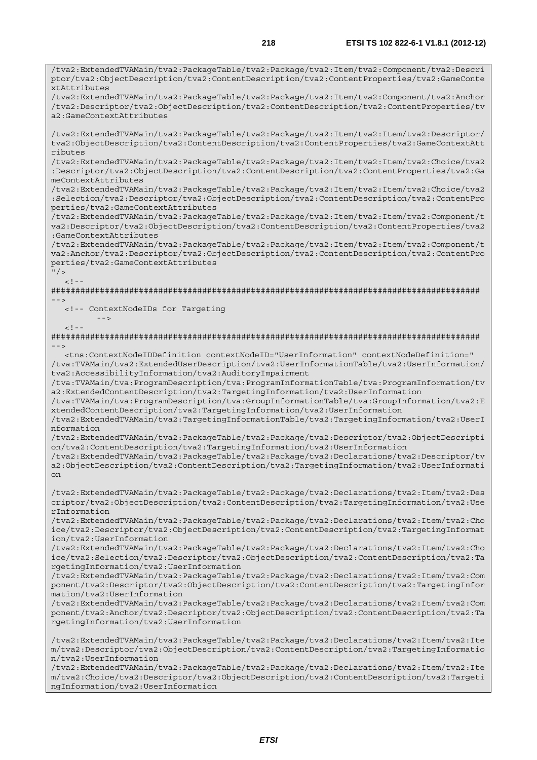```
/tva2:ExtendedTVAMain/tva2:PackageTable/tva2:Package/tva2:Item/tva2:Component/tva2:Descri
ptor/tva2:ObjectDescription/tva2:ContentDescription/tva2:ContentProperties/tva2:GameConte
xtAttributes
/tva2:ExtendedTVAMain/tva2:PackageTable/tva2:Package/tva2:Item/tva2:Component/tva2:Anchor
/tva2:Descriptor/tva2:ObjectDescription/tva2:ContentDescription/tva2:ContentProperties/tv
a2:GameContextAttributes

/tva2:ExtendedTVAMain/tva2:PackageTable/tva2:Package/tva2:Item/tva2:Item/tva2:Descriptor/
tva2:ObjectDescription/tva2:ContentDescription/tva2:ContentProperties/tva2:GameContextAtt
ributes
/tva2:ExtendedTVAMain/tva2:PackageTable/tva2:Package/tva2:Item/tva2:Item/tva2:Choice/tva2
:Descriptor/tva2:ObjectDescription/tva2:ContentDescription/tva2:ContentProperties/tva2:Ga
meContextAttributes
/tva2:ExtendedTVAMain/tva2:PackageTable/tva2:Package/tva2:Item/tva2:Item/tva2:Choice/tva2
:Selection/tva2:Descriptor/tva2:ObjectDescription/tva2:ContentDescription/tva2:ContentPro
perties/tva2:GameContextAttributes
/tva2:ExtendedTVAMain/tva2:PackageTable/tva2:Package/tva2:Item/tva2:Item/tva2:Component/t
va2:Descriptor/tva2:ObjectDescription/tva2:ContentDescription/tva2:ContentProperties/tva2
:GameContextAttributes
/tva2:ExtendedTVAMain/tva2:PackageTable/tva2:Package/tva2:Item/tva2:Item/tva2:Component/t
va2:Anchor/tva2:Descriptor/tva2:ObjectDescription/tva2:ContentDescription/tva2:ContentPro
perties/tva2:GameContextAttributes
"/>
   <!--
########################################################################################
-->
   <!-- ContextNodeIDs for Targeting
         -->
   <!--
########################################################################################
-->
   <tns:ContextNodeIDDefinition contextNodeID="UserInformation" contextNodeDefinition="
/tva:TVAMain/tva2:ExtendedUserDescription/tva2:UserInformationTable/tva2:UserInformation/
tva2:AccessibilityInformation/tva2:AuditoryImpairment
/tva:TVAMain/tva:ProgramDescription/tva:ProgramInformationTable/tva:ProgramInformation/tv
a2:ExtendedContentDescription/tva2:TargetingInformation/tva2:UserInformation
/tva:TVAMain/tva:ProgramDescription/tva:GroupInformationTable/tva:GroupInformation/tva2:E
xtendedContentDescription/tva2:TargetingInformation/tva2:UserInformation
/tva2:ExtendedTVAMain/tva2:TargetingInformationTable/tva2:TargetingInformation/tva2:UserI
nformation
/tva2:ExtendedTVAMain/tva2:PackageTable/tva2:Package/tva2:Descriptor/tva2:ObjectDescripti
on/tva2:ContentDescription/tva2:TargetingInformation/tva2:UserInformation
/tva2:ExtendedTVAMain/tva2:PackageTable/tva2:Package/tva2:Declarations/tva2:Descriptor/tv
a2:ObjectDescription/tva2:ContentDescription/tva2:TargetingInformation/tva2:UserInformati
on

/tva2:ExtendedTVAMain/tva2:PackageTable/tva2:Package/tva2:Declarations/tva2:Item/tva2:Des
criptor/tva2:ObjectDescription/tva2:ContentDescription/tva2:TargetingInformation/tva2:Use
rInformation
/tva2:ExtendedTVAMain/tva2:PackageTable/tva2:Package/tva2:Declarations/tva2:Item/tva2:Cho
ice/tva2:Descriptor/tva2:ObjectDescription/tva2:ContentDescription/tva2:TargetingInformat
ion/tva2:UserInformation
/tva2:ExtendedTVAMain/tva2:PackageTable/tva2:Package/tva2:Declarations/tva2:Item/tva2:Cho
ice/tva2:Selection/tva2:Descriptor/tva2:ObjectDescription/tva2:ContentDescription/tva2:Ta
rgetingInformation/tva2:UserInformation
/tva2:ExtendedTVAMain/tva2:PackageTable/tva2:Package/tva2:Declarations/tva2:Item/tva2:Com
ponent/tva2:Descriptor/tva2:ObjectDescription/tva2:ContentDescription/tva2:TargetingInfor
mation/tva2:UserInformation
/tva2:ExtendedTVAMain/tva2:PackageTable/tva2:Package/tva2:Declarations/tva2:Item/tva2:Com
ponent/tva2:Anchor/tva2:Descriptor/tva2:ObjectDescription/tva2:ContentDescription/tva2:Ta
rgetingInformation/tva2:UserInformation

/tva2:ExtendedTVAMain/tva2:PackageTable/tva2:Package/tva2:Declarations/tva2:Item/tva2:Ite
m/tva2:Descriptor/tva2:ObjectDescription/tva2:ContentDescription/tva2:TargetingInformatio
n/tva2:UserInformation
/tva2:ExtendedTVAMain/tva2:PackageTable/tva2:Package/tva2:Declarations/tva2:Item/tva2:Ite
m/tva2:Choice/tva2:Descriptor/tva2:ObjectDescription/tva2:ContentDescription/tva2:Targeti
ngInformation/tva2:UserInformation
```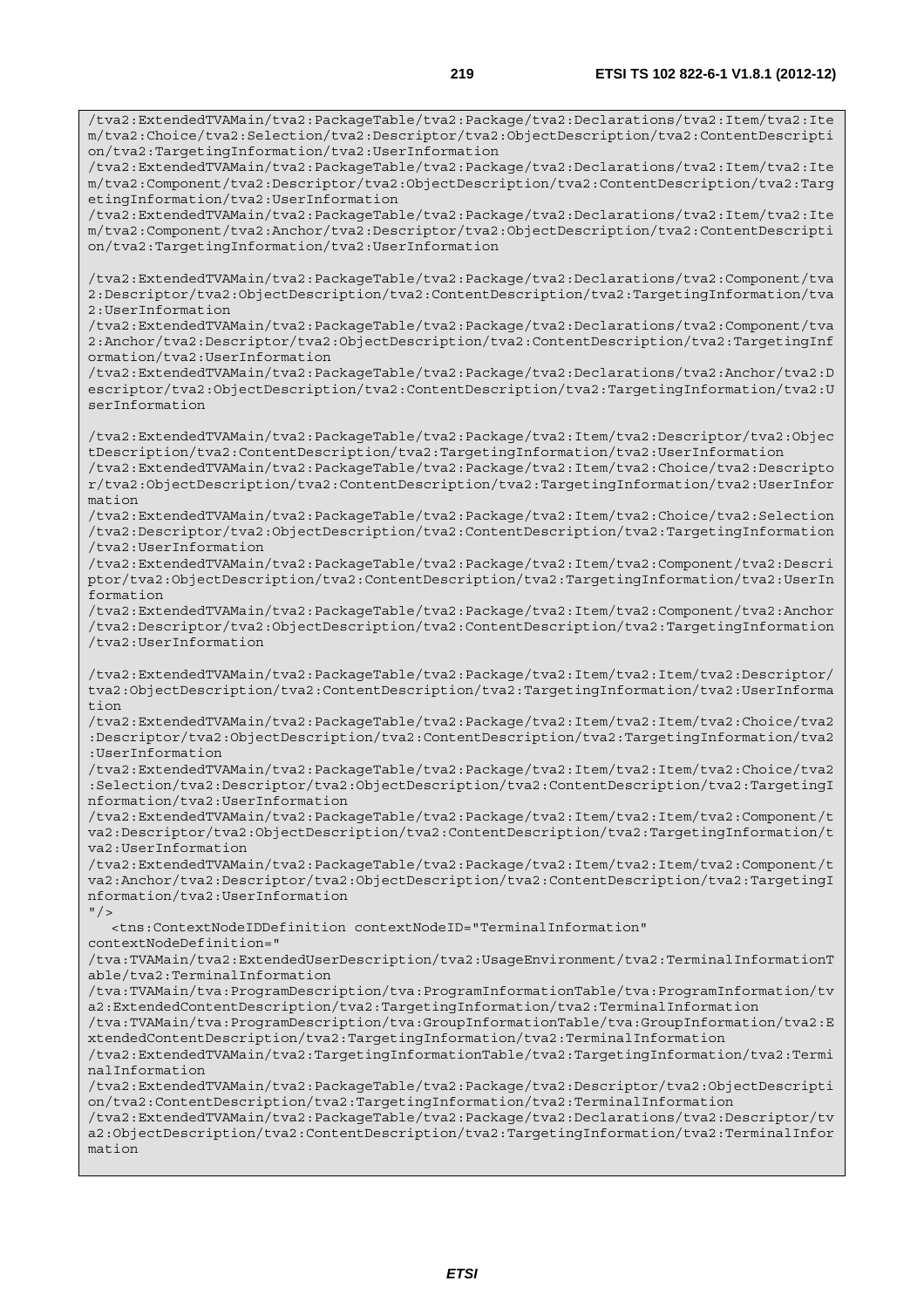```
/tva2:ExtendedTVAMain/tva2:PackageTable/tva2:Package/tva2:Declarations/tva2:Item/tva2:Item/tva2:Choice/tva2:Selection/tva2:Descriptor/tva2:ObjectDescription/tva2:ContentDescription/tva2:TargetingInformation/tva2:UserInformation
/tva2:ExtendedTVAMain/tva2:PackageTable/tva2:Package/tva2:Declarations/tva2:Item/tva2:Item/tva2:Component/tva2:Descriptor/tva2:ObjectDescription/tva2:ContentDescription/tva2:TargetingInformation/tva2:UserInformation
/tva2:ExtendedTVAMain/tva2:PackageTable/tva2:Package/tva2:Declarations/tva2:Item/tva2:Item/tva2:Component/tva2:Anchor/tva2:Descriptor/tva2:ObjectDescription/tva2:ContentDescription/tva2:TargetingInformation/tva2:UserInformation

/tva2:ExtendedTVAMain/tva2:PackageTable/tva2:Package/tva2:Declarations/tva2:Component/tva2:Descriptor/tva2:ObjectDescription/tva2:ContentDescription/tva2:TargetingInformation/tva2:UserInformation
/tva2:ExtendedTVAMain/tva2:PackageTable/tva2:Package/tva2:Declarations/tva2:Component/tva2:Anchor/tva2:Descriptor/tva2:ObjectDescription/tva2:ContentDescription/tva2:TargetingInformation/tva2:UserInformation
/tva2:ExtendedTVAMain/tva2:PackageTable/tva2:Package/tva2:Declarations/tva2:Anchor/tva2:Descriptor/tva2:ObjectDescription/tva2:ContentDescription/tva2:TargetingInformation/tva2:UserInformation

/tva2:ExtendedTVAMain/tva2:PackageTable/tva2:Package/tva2:Item/tva2:Descriptor/tva2:ObjectDescription/tva2:ContentDescription/tva2:TargetingInformation/tva2:UserInformation
/tva2:ExtendedTVAMain/tva2:PackageTable/tva2:Package/tva2:Item/tva2:Choice/tva2:Descriptor/tva2:ObjectDescription/tva2:ContentDescription/tva2:TargetingInformation/tva2:UserInformation
/tva2:ExtendedTVAMain/tva2:PackageTable/tva2:Package/tva2:Item/tva2:Choice/tva2:Selection/tva2:Descriptor/tva2:ObjectDescription/tva2:ContentDescription/tva2:TargetingInformation/tva2:UserInformation
/tva2:ExtendedTVAMain/tva2:PackageTable/tva2:Package/tva2:Item/tva2:Component/tva2:Descriptor/tva2:ObjectDescription/tva2:ContentDescription/tva2:TargetingInformation/tva2:UserInformation
/tva2:ExtendedTVAMain/tva2:PackageTable/tva2:Package/tva2:Item/tva2:Component/tva2:Anchor/tva2:Descriptor/tva2:ObjectDescription/tva2:ContentDescription/tva2:TargetingInformation/tva2:UserInformation

/tva2:ExtendedTVAMain/tva2:PackageTable/tva2:Package/tva2:Item/tva2:Item/tva2:Descriptor/tva2:ObjectDescription/tva2:ContentDescription/tva2:TargetingInformation/tva2:UserInformation
/tva2:ExtendedTVAMain/tva2:PackageTable/tva2:Package/tva2:Item/tva2:Item/tva2:Choice/tva2:Descriptor/tva2:ObjectDescription/tva2:ContentDescription/tva2:TargetingInformation/tva2:UserInformation
/tva2:ExtendedTVAMain/tva2:PackageTable/tva2:Package/tva2:Item/tva2:Item/tva2:Choice/tva2:Selection/tva2:Descriptor/tva2:ObjectDescription/tva2:ContentDescription/tva2:TargetingInformation/tva2:UserInformation
/tva2:ExtendedTVAMain/tva2:PackageTable/tva2:Package/tva2:Item/tva2:Item/tva2:Component/tva2:Descriptor/tva2:ObjectDescription/tva2:ContentDescription/tva2:TargetingInformation/tva2:UserInformation
/tva2:ExtendedTVAMain/tva2:PackageTable/tva2:Package/tva2:Item/tva2:Item/tva2:Component/tva2:Anchor/tva2:Descriptor/tva2:ObjectDescription/tva2:ContentDescription/tva2:TargetingInformation/tva2:UserInformation
"/>
   <tns:ContextNodeIDDefinition contextNodeID="TerminalInformation"
contextNodeDefinition="
/tva:TVAMain/tva2:ExtendedUserDescription/tva2:UsageEnvironment/tva2:TerminalInformationTable/tva2:TerminalInformation
/tva:TVAMain/tva:ProgramDescription/tva:ProgramInformationTable/tva:ProgramInformation/tva2:ExtendedContentDescription/tva2:TargetingInformation/tva2:TerminalInformation
/tva:TVAMain/tva:ProgramDescription/tva:GroupInformationTable/tva:GroupInformation/tva2:ExtendedContentDescription/tva2:TargetingInformation/tva2:TerminalInformation
/tva2:ExtendedTVAMain/tva2:TargetingInformationTable/tva2:TargetingInformation/tva2:TerminalInformation
/tva2:ExtendedTVAMain/tva2:PackageTable/tva2:Package/tva2:Descriptor/tva2:ObjectDescription/tva2:ContentDescription/tva2:TargetingInformation/tva2:TerminalInformation
/tva2:ExtendedTVAMain/tva2:PackageTable/tva2:Package/tva2:Declarations/tva2:Descriptor/tva2:ObjectDescription/tva2:ContentDescription/tva2:TargetingInformation/tva2:TerminalInformation
```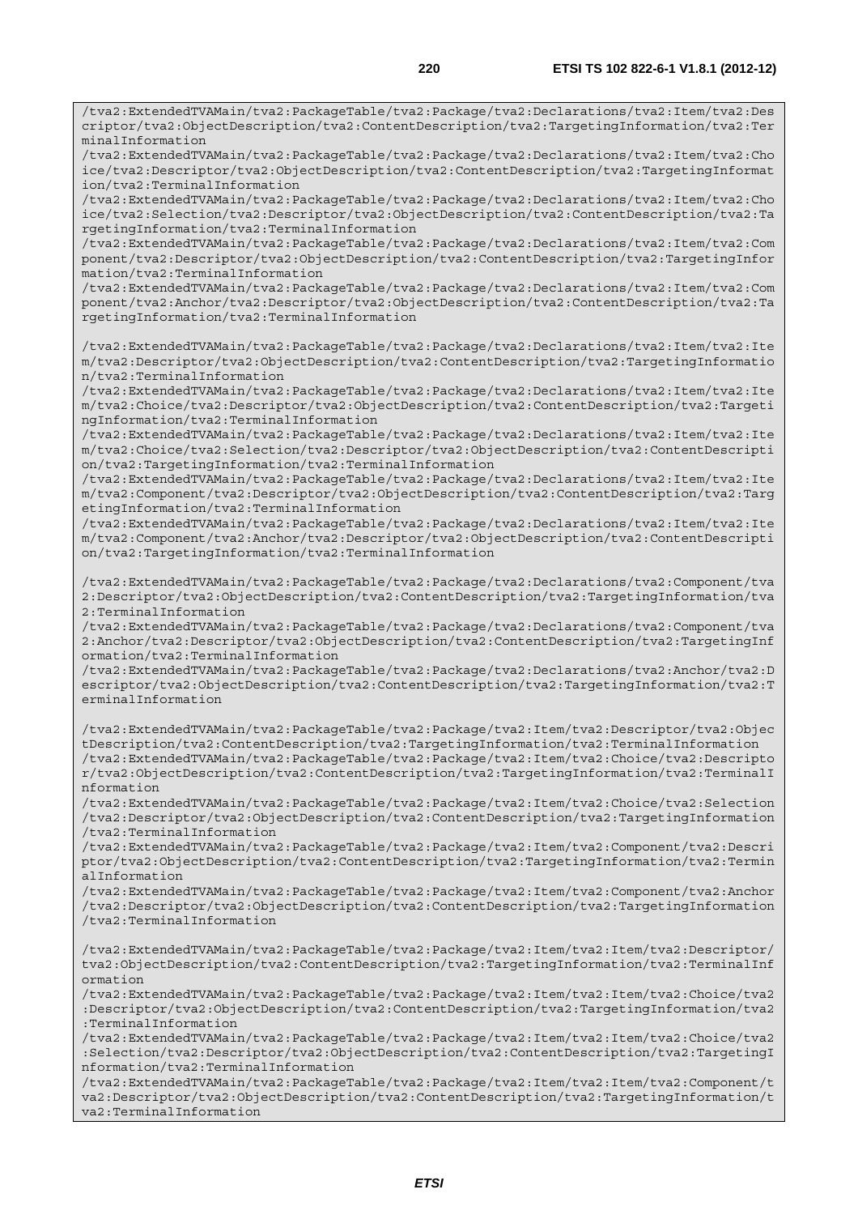```
/tva2:ExtendedTVAMain/tva2:PackageTable/tva2:Package/tva2:Declarations/tva2:Item/tva2:Descriptor/tva2:ObjectDescription/tva2:ContentDescription/tva2:TargetingInformation/tva2:TerminalInformation
/tva2:ExtendedTVAMain/tva2:PackageTable/tva2:Package/tva2:Declarations/tva2:Item/tva2:Choice/tva2:Descriptor/tva2:ObjectDescription/tva2:ContentDescription/tva2:TargetingInformation/tva2:TerminalInformation
/tva2:ExtendedTVAMain/tva2:PackageTable/tva2:Package/tva2:Declarations/tva2:Item/tva2:Choice/tva2:Selection/tva2:Descriptor/tva2:ObjectDescription/tva2:ContentDescription/tva2:TargetingInformation/tva2:TerminalInformation
/tva2:ExtendedTVAMain/tva2:PackageTable/tva2:Package/tva2:Declarations/tva2:Item/tva2:Component/tva2:Descriptor/tva2:ObjectDescription/tva2:ContentDescription/tva2:TargetingInformation/tva2:TerminalInformation
/tva2:ExtendedTVAMain/tva2:PackageTable/tva2:Package/tva2:Declarations/tva2:Item/tva2:Component/tva2:Anchor/tva2:Descriptor/tva2:ObjectDescription/tva2:ContentDescription/tva2:TargetingInformation/tva2:TerminalInformation

/tva2:ExtendedTVAMain/tva2:PackageTable/tva2:Package/tva2:Declarations/tva2:Item/tva2:Item/tva2:Descriptor/tva2:ObjectDescription/tva2:ContentDescription/tva2:TargetingInformation/tva2:TerminalInformation
/tva2:ExtendedTVAMain/tva2:PackageTable/tva2:Package/tva2:Declarations/tva2:Item/tva2:Item/tva2:Choice/tva2:Descriptor/tva2:ObjectDescription/tva2:ContentDescription/tva2:TargetingInformation/tva2:TerminalInformation
/tva2:ExtendedTVAMain/tva2:PackageTable/tva2:Package/tva2:Declarations/tva2:Item/tva2:Item/tva2:Choice/tva2:Selection/tva2:Descriptor/tva2:ObjectDescription/tva2:ContentDescription/tva2:TargetingInformation/tva2:TerminalInformation
/tva2:ExtendedTVAMain/tva2:PackageTable/tva2:Package/tva2:Declarations/tva2:Item/tva2:Item/tva2:Component/tva2:Descriptor/tva2:ObjectDescription/tva2:ContentDescription/tva2:TargetingInformation/tva2:TerminalInformation
/tva2:ExtendedTVAMain/tva2:PackageTable/tva2:Package/tva2:Declarations/tva2:Item/tva2:Item/tva2:Component/tva2:Anchor/tva2:Descriptor/tva2:ObjectDescription/tva2:ContentDescription/tva2:TargetingInformation/tva2:TerminalInformation

/tva2:ExtendedTVAMain/tva2:PackageTable/tva2:Package/tva2:Declarations/tva2:Component/tva2:Descriptor/tva2:ObjectDescription/tva2:ContentDescription/tva2:TargetingInformation/tva2:TerminalInformation
/tva2:ExtendedTVAMain/tva2:PackageTable/tva2:Package/tva2:Declarations/tva2:Component/tva2:Anchor/tva2:Descriptor/tva2:ObjectDescription/tva2:ContentDescription/tva2:TargetingInformation/tva2:TerminalInformation
/tva2:ExtendedTVAMain/tva2:PackageTable/tva2:Package/tva2:Declarations/tva2:Anchor/tva2:Descriptor/tva2:ObjectDescription/tva2:ContentDescription/tva2:TargetingInformation/tva2:TerminalInformation

/tva2:ExtendedTVAMain/tva2:PackageTable/tva2:Package/tva2:Item/tva2:Descriptor/tva2:ObjectDescription/tva2:ContentDescription/tva2:TargetingInformation/tva2:TerminalInformation
/tva2:ExtendedTVAMain/tva2:PackageTable/tva2:Package/tva2:Item/tva2:Choice/tva2:Descriptor/tva2:ObjectDescription/tva2:ContentDescription/tva2:TargetingInformation/tva2:TerminalInformation
/tva2:ExtendedTVAMain/tva2:PackageTable/tva2:Package/tva2:Item/tva2:Choice/tva2:Selection/tva2:Descriptor/tva2:ObjectDescription/tva2:ContentDescription/tva2:TargetingInformation/tva2:TerminalInformation
/tva2:ExtendedTVAMain/tva2:PackageTable/tva2:Package/tva2:Item/tva2:Component/tva2:Descriptor/tva2:ObjectDescription/tva2:ContentDescription/tva2:TargetingInformation/tva2:TerminalInformation
/tva2:ExtendedTVAMain/tva2:PackageTable/tva2:Package/tva2:Item/tva2:Component/tva2:Anchor/tva2:Descriptor/tva2:ObjectDescription/tva2:ContentDescription/tva2:TargetingInformation/tva2:TerminalInformation

/tva2:ExtendedTVAMain/tva2:PackageTable/tva2:Package/tva2:Item/tva2:Item/tva2:Descriptor/tva2:ObjectDescription/tva2:ContentDescription/tva2:TargetingInformation/tva2:TerminalInformation
/tva2:ExtendedTVAMain/tva2:PackageTable/tva2:Package/tva2:Item/tva2:Item/tva2:Choice/tva2:Descriptor/tva2:ObjectDescription/tva2:ContentDescription/tva2:TargetingInformation/tva2:TerminalInformation
/tva2:ExtendedTVAMain/tva2:PackageTable/tva2:Package/tva2:Item/tva2:Item/tva2:Choice/tva2:Selection/tva2:Descriptor/tva2:ObjectDescription/tva2:ContentDescription/tva2:TargetingInformation/tva2:TerminalInformation
/tva2:ExtendedTVAMain/tva2:PackageTable/tva2:Package/tva2:Item/tva2:Item/tva2:Component/tva2:Descriptor/tva2:ObjectDescription/tva2:ContentDescription/tva2:TargetingInformation/tva2:TerminalInformation
```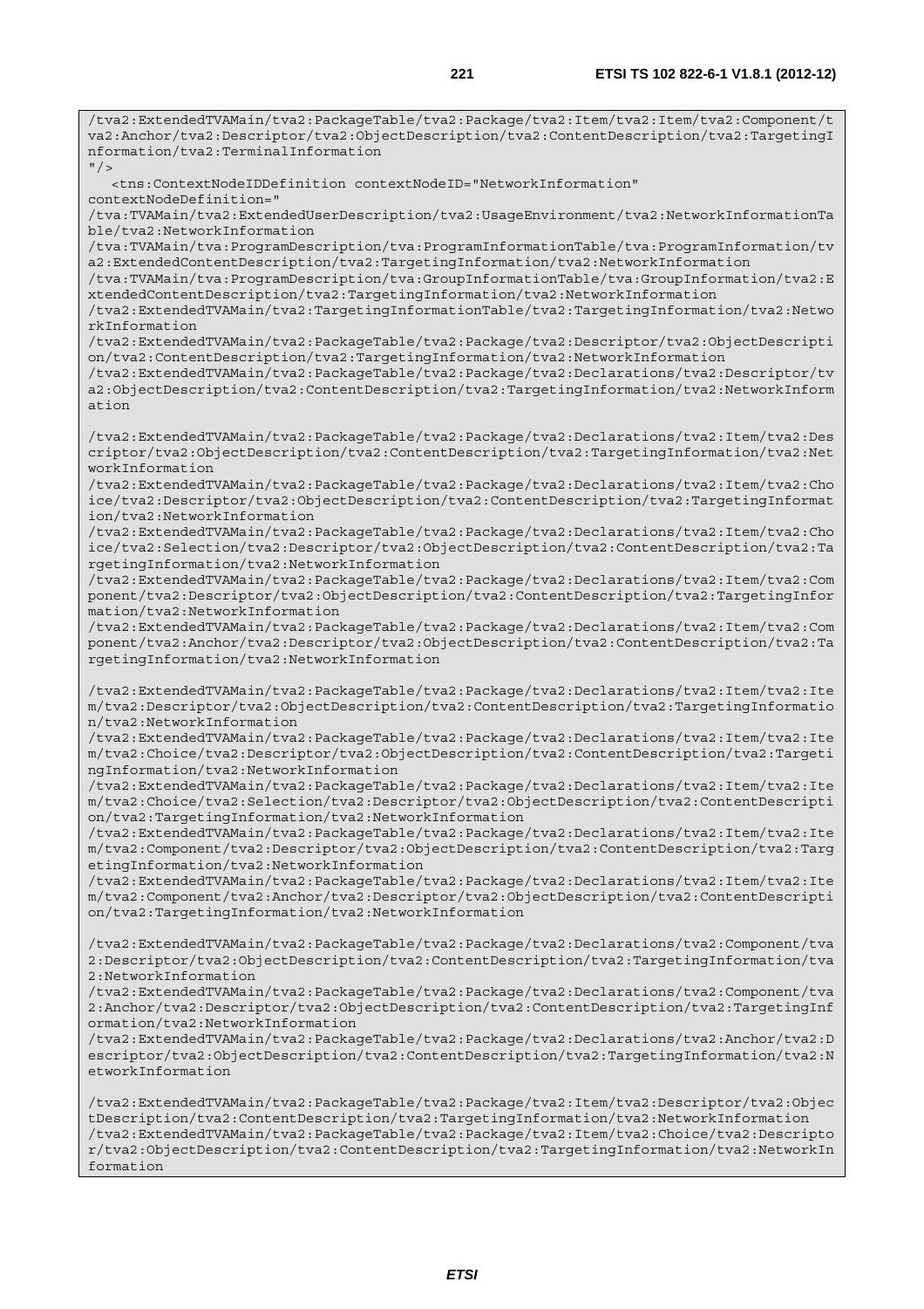```
/tva2:ExtendedTVAMain/tva2:PackageTable/tva2:Package/tva2:Item/tva2:Item/tva2:Component/tva2:Anchor/tva2:Descriptor/tva2:ObjectDescription/tva2:ContentDescription/tva2:TargetingInformation/tva2:TerminalInformation
"/>
   <tns:ContextNodeIDDefinition contextNodeID="NetworkInformation"
contextNodeDefinition="
/tva:TVAMain/tva2:ExtendedUserDescription/tva2:UsageEnvironment/tva2:NetworkInformationTable/tva2:NetworkInformation
/tva:TVAMain/tva:ProgramDescription/tva:ProgramInformationTable/tva:ProgramInformation/tva2:ExtendedContentDescription/tva2:TargetingInformation/tva2:NetworkInformation
/tva:TVAMain/tva:ProgramDescription/tva:GroupInformationTable/tva:GroupInformation/tva2:ExtendedContentDescription/tva2:TargetingInformation/tva2:NetworkInformation
/tva2:ExtendedTVAMain/tva2:TargetingInformationTable/tva2:TargetingInformation/tva2:NetworkInformation
/tva2:ExtendedTVAMain/tva2:PackageTable/tva2:Package/tva2:Descriptor/tva2:ObjectDescription/tva2:ContentDescription/tva2:TargetingInformation/tva2:NetworkInformation
/tva2:ExtendedTVAMain/tva2:PackageTable/tva2:Package/tva2:Declarations/tva2:Descriptor/tva2:ObjectDescription/tva2:ContentDescription/tva2:TargetingInformation/tva2:NetworkInformation

/tva2:ExtendedTVAMain/tva2:PackageTable/tva2:Package/tva2:Declarations/tva2:Item/tva2:Descriptor/tva2:ObjectDescription/tva2:ContentDescription/tva2:TargetingInformation/tva2:NetworkInformation
/tva2:ExtendedTVAMain/tva2:PackageTable/tva2:Package/tva2:Declarations/tva2:Item/tva2:Choice/tva2:Descriptor/tva2:ObjectDescription/tva2:ContentDescription/tva2:TargetingInformation/tva2:NetworkInformation
/tva2:ExtendedTVAMain/tva2:PackageTable/tva2:Package/tva2:Declarations/tva2:Item/tva2:Choice/tva2:Selection/tva2:Descriptor/tva2:ObjectDescription/tva2:ContentDescription/tva2:TargetingInformation/tva2:NetworkInformation
/tva2:ExtendedTVAMain/tva2:PackageTable/tva2:Package/tva2:Declarations/tva2:Item/tva2:Component/tva2:Descriptor/tva2:ObjectDescription/tva2:ContentDescription/tva2:TargetingInformation/tva2:NetworkInformation
/tva2:ExtendedTVAMain/tva2:PackageTable/tva2:Package/tva2:Declarations/tva2:Item/tva2:Component/tva2:Anchor/tva2:Descriptor/tva2:ObjectDescription/tva2:ContentDescription/tva2:TargetingInformation/tva2:NetworkInformation

/tva2:ExtendedTVAMain/tva2:PackageTable/tva2:Package/tva2:Declarations/tva2:Item/tva2:Item/tva2:Descriptor/tva2:ObjectDescription/tva2:ContentDescription/tva2:TargetingInformation/tva2:NetworkInformation
/tva2:ExtendedTVAMain/tva2:PackageTable/tva2:Package/tva2:Declarations/tva2:Item/tva2:Item/tva2:Choice/tva2:Descriptor/tva2:ObjectDescription/tva2:ContentDescription/tva2:TargetingInformation/tva2:NetworkInformation
/tva2:ExtendedTVAMain/tva2:PackageTable/tva2:Package/tva2:Declarations/tva2:Item/tva2:Item/tva2:Choice/tva2:Selection/tva2:Descriptor/tva2:ObjectDescription/tva2:ContentDescription/tva2:TargetingInformation/tva2:NetworkInformation
/tva2:ExtendedTVAMain/tva2:PackageTable/tva2:Package/tva2:Declarations/tva2:Item/tva2:Item/tva2:Component/tva2:Descriptor/tva2:ObjectDescription/tva2:ContentDescription/tva2:TargetingInformation/tva2:NetworkInformation
/tva2:ExtendedTVAMain/tva2:PackageTable/tva2:Package/tva2:Declarations/tva2:Item/tva2:Item/tva2:Component/tva2:Anchor/tva2:Descriptor/tva2:ObjectDescription/tva2:ContentDescription/tva2:TargetingInformation/tva2:NetworkInformation

/tva2:ExtendedTVAMain/tva2:PackageTable/tva2:Package/tva2:Declarations/tva2:Component/tva2:Descriptor/tva2:ObjectDescription/tva2:ContentDescription/tva2:TargetingInformation/tva2:NetworkInformation
/tva2:ExtendedTVAMain/tva2:PackageTable/tva2:Package/tva2:Declarations/tva2:Component/tva2:Anchor/tva2:Descriptor/tva2:ObjectDescription/tva2:ContentDescription/tva2:TargetingInformation/tva2:NetworkInformation
/tva2:ExtendedTVAMain/tva2:PackageTable/tva2:Package/tva2:Declarations/tva2:Anchor/tva2:Descriptor/tva2:ObjectDescription/tva2:ContentDescription/tva2:TargetingInformation/tva2:NetworkInformation

/tva2:ExtendedTVAMain/tva2:PackageTable/tva2:Package/tva2:Item/tva2:Descriptor/tva2:ObjectDescription/tva2:ContentDescription/tva2:TargetingInformation/tva2:NetworkInformation
/tva2:ExtendedTVAMain/tva2:PackageTable/tva2:Package/tva2:Item/tva2:Choice/tva2:Descriptor/tva2:ObjectDescription/tva2:ContentDescription/tva2:TargetingInformation/tva2:NetworkInformation
```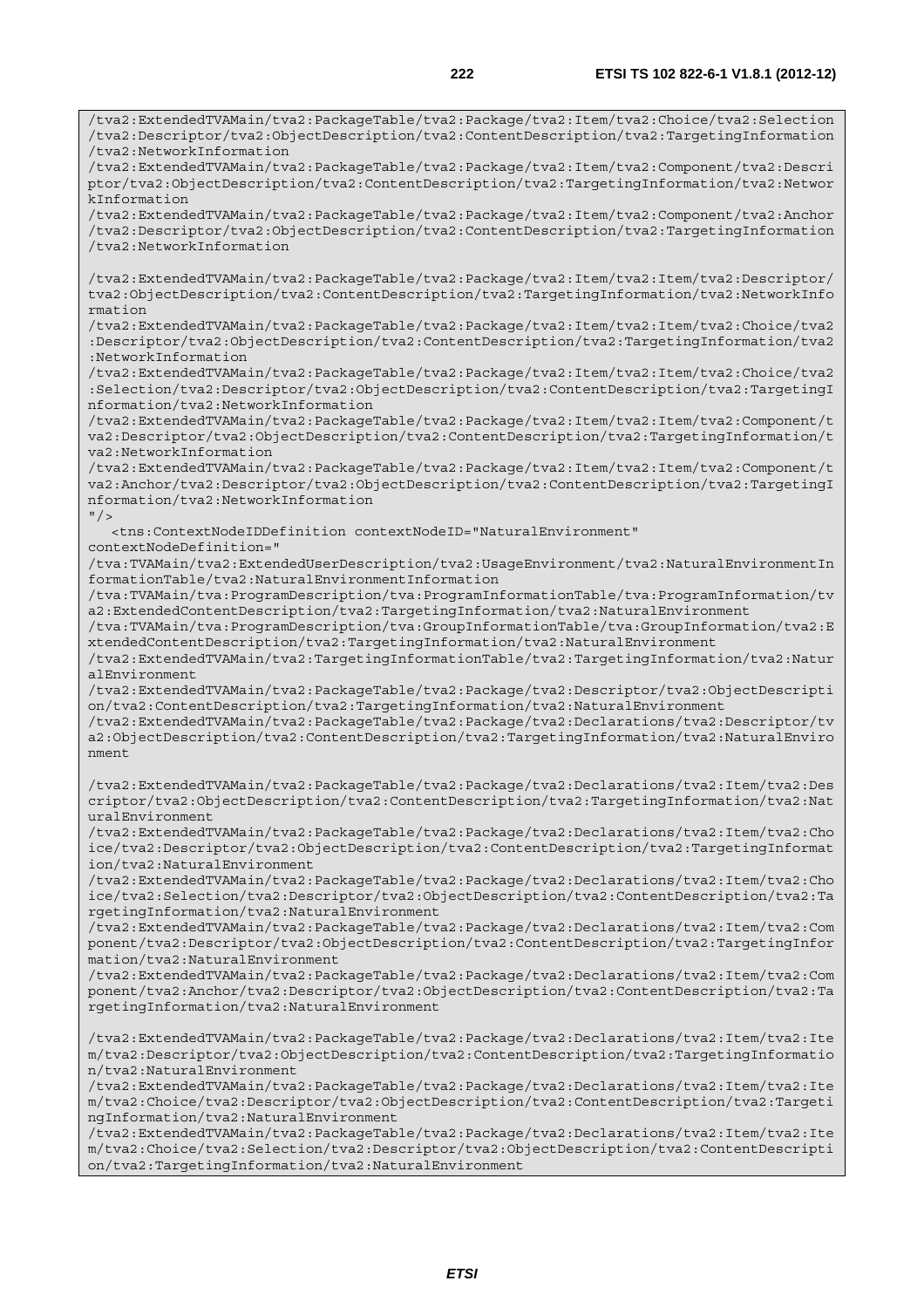```
/tva2:ExtendedTVAMain/tva2:PackageTable/tva2:Package/tva2:Item/tva2:Choice/tva2:Selection
/tva2:Descriptor/tva2:ObjectDescription/tva2:ContentDescription/tva2:TargetingInformation
/tva2:NetworkInformation
/tva2:ExtendedTVAMain/tva2:PackageTable/tva2:Package/tva2:Item/tva2:Component/tva2:Descri
ptor/tva2:ObjectDescription/tva2:ContentDescription/tva2:TargetingInformation/tva2:Networ
kInformation
/tva2:ExtendedTVAMain/tva2:PackageTable/tva2:Package/tva2:Item/tva2:Component/tva2:Anchor
/tva2:Descriptor/tva2:ObjectDescription/tva2:ContentDescription/tva2:TargetingInformation
/tva2:NetworkInformation

/tva2:ExtendedTVAMain/tva2:PackageTable/tva2:Package/tva2:Item/tva2:Item/tva2:Descriptor/
tva2:ObjectDescription/tva2:ContentDescription/tva2:TargetingInformation/tva2:NetworkInfo
rmation
/tva2:ExtendedTVAMain/tva2:PackageTable/tva2:Package/tva2:Item/tva2:Item/tva2:Choice/tva2
:Descriptor/tva2:ObjectDescription/tva2:ContentDescription/tva2:TargetingInformation/tva2
:NetworkInformation
/tva2:ExtendedTVAMain/tva2:PackageTable/tva2:Package/tva2:Item/tva2:Item/tva2:Choice/tva2
:Selection/tva2:Descriptor/tva2:ObjectDescription/tva2:ContentDescription/tva2:TargetingI
nformation/tva2:NetworkInformation
/tva2:ExtendedTVAMain/tva2:PackageTable/tva2:Package/tva2:Item/tva2:Item/tva2:Component/t
va2:Descriptor/tva2:ObjectDescription/tva2:ContentDescription/tva2:TargetingInformation/t
va2:NetworkInformation
/tva2:ExtendedTVAMain/tva2:PackageTable/tva2:Package/tva2:Item/tva2:Item/tva2:Component/t
va2:Anchor/tva2:Descriptor/tva2:ObjectDescription/tva2:ContentDescription/tva2:TargetingI
nformation/tva2:NetworkInformation
"/>
   <tns:ContextNodeIDDefinition contextNodeID="NaturalEnvironment"
contextNodeDefinition="
/tva:TVAMain/tva2:ExtendedUserDescription/tva2:UsageEnvironment/tva2:NaturalEnvironmentIn
formationTable/tva2:NaturalEnvironmentInformation
/tva:TVAMain/tva:ProgramDescription/tva:ProgramInformationTable/tva:ProgramInformation/tv
a2:ExtendedContentDescription/tva2:TargetingInformation/tva2:NaturalEnvironment
/tva:TVAMain/tva:ProgramDescription/tva:GroupInformationTable/tva:GroupInformation/tva2:E
xtendedContentDescription/tva2:TargetingInformation/tva2:NaturalEnvironment
/tva2:ExtendedTVAMain/tva2:TargetingInformationTable/tva2:TargetingInformation/tva2:Natur
alEnvironment
/tva2:ExtendedTVAMain/tva2:PackageTable/tva2:Package/tva2:Descriptor/tva2:ObjectDescripti
on/tva2:ContentDescription/tva2:TargetingInformation/tva2:NaturalEnvironment
/tva2:ExtendedTVAMain/tva2:PackageTable/tva2:Package/tva2:Declarations/tva2:Descriptor/tv
a2:ObjectDescription/tva2:ContentDescription/tva2:TargetingInformation/tva2:NaturalEnviro
nment

/tva2:ExtendedTVAMain/tva2:PackageTable/tva2:Package/tva2:Declarations/tva2:Item/tva2:Des
criptor/tva2:ObjectDescription/tva2:ContentDescription/tva2:TargetingInformation/tva2:Nat
uralEnvironment
/tva2:ExtendedTVAMain/tva2:PackageTable/tva2:Package/tva2:Declarations/tva2:Item/tva2:Cho
ice/tva2:Descriptor/tva2:ObjectDescription/tva2:ContentDescription/tva2:TargetingInformat
ion/tva2:NaturalEnvironment
/tva2:ExtendedTVAMain/tva2:PackageTable/tva2:Package/tva2:Declarations/tva2:Item/tva2:Cho
ice/tva2:Selection/tva2:Descriptor/tva2:ObjectDescription/tva2:ContentDescription/tva2:Ta
rgetingInformation/tva2:NaturalEnvironment
/tva2:ExtendedTVAMain/tva2:PackageTable/tva2:Package/tva2:Declarations/tva2:Item/tva2:Com
ponent/tva2:Descriptor/tva2:ObjectDescription/tva2:ContentDescription/tva2:TargetingInfor
mation/tva2:NaturalEnvironment
/tva2:ExtendedTVAMain/tva2:PackageTable/tva2:Package/tva2:Declarations/tva2:Item/tva2:Com
ponent/tva2:Anchor/tva2:Descriptor/tva2:ObjectDescription/tva2:ContentDescription/tva2:Ta
rgetingInformation/tva2:NaturalEnvironment

/tva2:ExtendedTVAMain/tva2:PackageTable/tva2:Package/tva2:Declarations/tva2:Item/tva2:Ite
m/tva2:Descriptor/tva2:ObjectDescription/tva2:ContentDescription/tva2:TargetingInformatio
n/tva2:NaturalEnvironment
/tva2:ExtendedTVAMain/tva2:PackageTable/tva2:Package/tva2:Declarations/tva2:Item/tva2:Ite
m/tva2:Choice/tva2:Descriptor/tva2:ObjectDescription/tva2:ContentDescription/tva2:Targeti
ngInformation/tva2:NaturalEnvironment
/tva2:ExtendedTVAMain/tva2:PackageTable/tva2:Package/tva2:Declarations/tva2:Item/tva2:Ite
m/tva2:Choice/tva2:Selection/tva2:Descriptor/tva2:ObjectDescription/tva2:ContentDescripti
on/tva2:TargetingInformation/tva2:NaturalEnvironment
```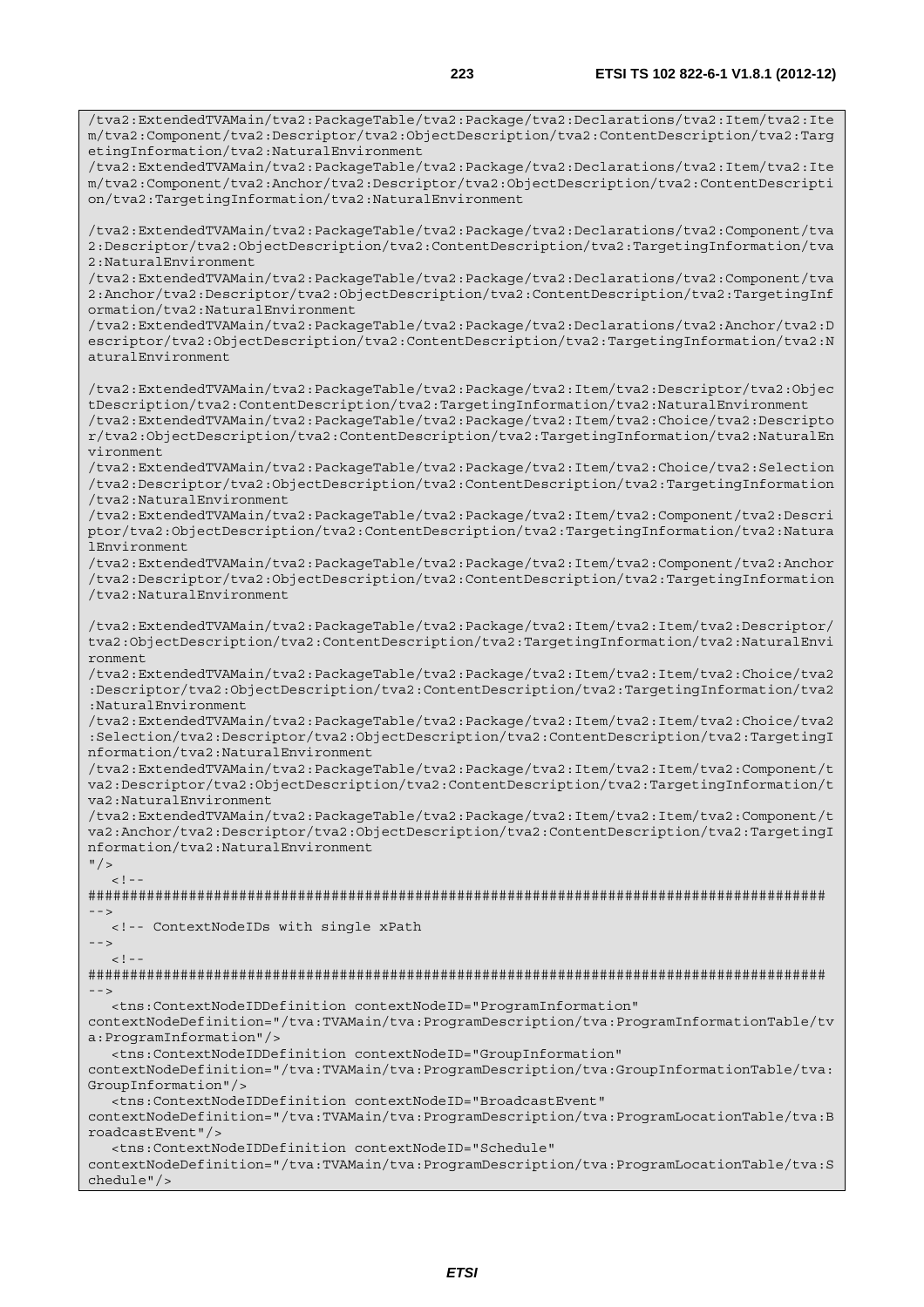```
/tva2:ExtendedTVAMain/tva2:PackageTable/tva2:Package/tva2:Declarations/tva2:Item/tva2:Item/tva2:Component/tva2:Descriptor/tva2:ObjectDescription/tva2:ContentDescription/tva2:TargetingInformation/tva2:NaturalEnvironment
/tva2:ExtendedTVAMain/tva2:PackageTable/tva2:Package/tva2:Declarations/tva2:Item/tva2:Item/tva2:Component/tva2:Anchor/tva2:Descriptor/tva2:ObjectDescription/tva2:ContentDescription/tva2:TargetingInformation/tva2:NaturalEnvironment

/tva2:ExtendedTVAMain/tva2:PackageTable/tva2:Package/tva2:Declarations/tva2:Component/tva2:Descriptor/tva2:ObjectDescription/tva2:ContentDescription/tva2:TargetingInformation/tva2:NaturalEnvironment
/tva2:ExtendedTVAMain/tva2:PackageTable/tva2:Package/tva2:Declarations/tva2:Component/tva2:Anchor/tva2:Descriptor/tva2:ObjectDescription/tva2:ContentDescription/tva2:TargetingInformation/tva2:NaturalEnvironment
/tva2:ExtendedTVAMain/tva2:PackageTable/tva2:Package/tva2:Declarations/tva2:Anchor/tva2:Descriptor/tva2:ObjectDescription/tva2:ContentDescription/tva2:TargetingInformation/tva2:NaturalEnvironment

/tva2:ExtendedTVAMain/tva2:PackageTable/tva2:Package/tva2:Item/tva2:Descriptor/tva2:ObjectDescription/tva2:ContentDescription/tva2:TargetingInformation/tva2:NaturalEnvironment
/tva2:ExtendedTVAMain/tva2:PackageTable/tva2:Package/tva2:Item/tva2:Choice/tva2:Descriptor/tva2:ObjectDescription/tva2:ContentDescription/tva2:TargetingInformation/tva2:NaturalEnvironment
/tva2:ExtendedTVAMain/tva2:PackageTable/tva2:Package/tva2:Item/tva2:Choice/tva2:Selection/tva2:Descriptor/tva2:ObjectDescription/tva2:ContentDescription/tva2:TargetingInformation/tva2:NaturalEnvironment
/tva2:ExtendedTVAMain/tva2:PackageTable/tva2:Package/tva2:Item/tva2:Component/tva2:Descriptor/tva2:ObjectDescription/tva2:ContentDescription/tva2:TargetingInformation/tva2:NaturalEnvironment
/tva2:ExtendedTVAMain/tva2:PackageTable/tva2:Package/tva2:Item/tva2:Component/tva2:Anchor/tva2:Descriptor/tva2:ObjectDescription/tva2:ContentDescription/tva2:TargetingInformation/tva2:NaturalEnvironment

/tva2:ExtendedTVAMain/tva2:PackageTable/tva2:Package/tva2:Item/tva2:Item/tva2:Descriptor/tva2:ObjectDescription/tva2:ContentDescription/tva2:TargetingInformation/tva2:NaturalEnvironment
/tva2:ExtendedTVAMain/tva2:PackageTable/tva2:Package/tva2:Item/tva2:Item/tva2:Choice/tva2:Descriptor/tva2:ObjectDescription/tva2:ContentDescription/tva2:TargetingInformation/tva2:NaturalEnvironment
/tva2:ExtendedTVAMain/tva2:PackageTable/tva2:Package/tva2:Item/tva2:Item/tva2:Choice/tva2:Selection/tva2:Descriptor/tva2:ObjectDescription/tva2:ContentDescription/tva2:TargetingInformation/tva2:NaturalEnvironment
/tva2:ExtendedTVAMain/tva2:PackageTable/tva2:Package/tva2:Item/tva2:Item/tva2:Component/tva2:Descriptor/tva2:ObjectDescription/tva2:ContentDescription/tva2:TargetingInformation/tva2:NaturalEnvironment
/tva2:ExtendedTVAMain/tva2:PackageTable/tva2:Package/tva2:Item/tva2:Item/tva2:Component/tva2:Anchor/tva2:Descriptor/tva2:ObjectDescription/tva2:ContentDescription/tva2:TargetingInformation/tva2:NaturalEnvironment
"/>
   <!--
########################################################################################
-->
   <!-- ContextNodeIDs with single xPath
-->
   <!--
########################################################################################
-->
   <tns:ContextNodeIDDefinition contextNodeID="ProgramInformation"
contextNodeDefinition="/tva:TVAMain/tva:ProgramDescription/tva:ProgramInformationTable/tva:ProgramInformation"/>
   <tns:ContextNodeIDDefinition contextNodeID="GroupInformation"
contextNodeDefinition="/tva:TVAMain/tva:ProgramDescription/tva:GroupInformationTable/tva:GroupInformation"/>
   <tns:ContextNodeIDDefinition contextNodeID="BroadcastEvent"
contextNodeDefinition="/tva:TVAMain/tva:ProgramDescription/tva:ProgramLocationTable/tva:BroadcastEvent"/>
   <tns:ContextNodeIDDefinition contextNodeID="Schedule"
contextNodeDefinition="/tva:TVAMain/tva:ProgramDescription/tva:ProgramLocationTable/tva:Schedule"/>
```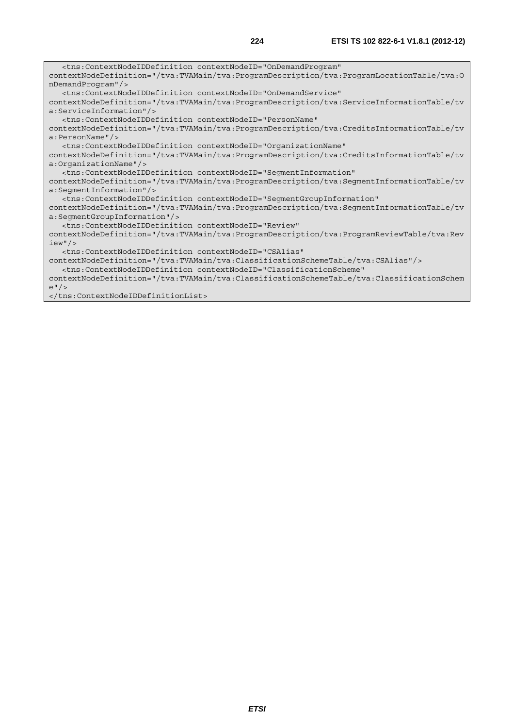```
   <tns:ContextNodeIDDefinition contextNodeID="OnDemandProgram"
contextNodeDefinition="/tva:TVAMain/tva:ProgramDescription/tva:ProgramLocationTable/tva:O
nDemandProgram"/>
   <tns:ContextNodeIDDefinition contextNodeID="OnDemandService"
contextNodeDefinition="/tva:TVAMain/tva:ProgramDescription/tva:ServiceInformationTable/tv
a:ServiceInformation"/>
   <tns:ContextNodeIDDefinition contextNodeID="PersonName"
contextNodeDefinition="/tva:TVAMain/tva:ProgramDescription/tva:CreditsInformationTable/tv
a:PersonName"/>
   <tns:ContextNodeIDDefinition contextNodeID="OrganizationName"
contextNodeDefinition="/tva:TVAMain/tva:ProgramDescription/tva:CreditsInformationTable/tv
a:OrganizationName"/>
   <tns:ContextNodeIDDefinition contextNodeID="SegmentInformation"
contextNodeDefinition="/tva:TVAMain/tva:ProgramDescription/tva:SegmentInformationTable/tv
a:SegmentInformation"/>
   <tns:ContextNodeIDDefinition contextNodeID="SegmentGroupInformation"
contextNodeDefinition="/tva:TVAMain/tva:ProgramDescription/tva:SegmentInformationTable/tv
a:SegmentGroupInformation"/>
   <tns:ContextNodeIDDefinition contextNodeID="Review"
contextNodeDefinition="/tva:TVAMain/tva:ProgramDescription/tva:ProgramReviewTable/tva:Rev
iew"/>
   <tns:ContextNodeIDDefinition contextNodeID="CSAlias"
contextNodeDefinition="/tva:TVAMain/tva:ClassificationSchemeTable/tva:CSAlias"/>
   <tns:ContextNodeIDDefinition contextNodeID="ClassificationScheme"
contextNodeDefinition="/tva:TVAMain/tva:ClassificationSchemeTable/tva:ClassificationSchem
e"/>
</tns:ContextNodeIDDefinitionList>
```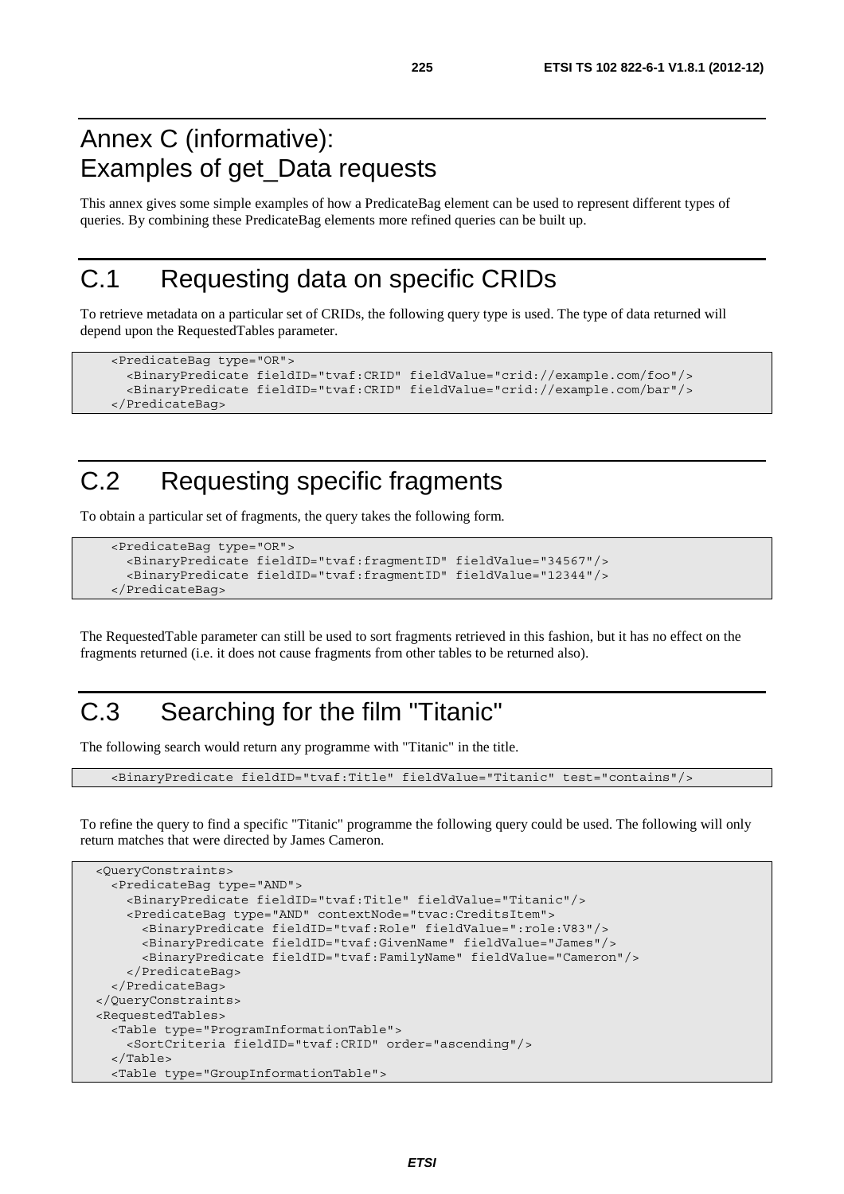# Annex C (informative): Examples of get_Data requests

This annex gives some simple examples of how a PredicateBag element can be used to represent different types of queries. By combining these PredicateBag elements more refined queries can be built up.

# C.1 Requesting data on specific CRIDs

To retrieve metadata on a particular set of CRIDs, the following query type is used. The type of data returned will depend upon the RequestedTables parameter.

```
<PredicateBag type="OR">
  <BinaryPredicate fieldID="tvaf:CRID" fieldValue="crid://example.com/foo"/>
  <BinaryPredicate fieldID="tvaf:CRID" fieldValue="crid://example.com/bar"/>
</PredicateBag>
```

# C.2 Requesting specific fragments

To obtain a particular set of fragments, the query takes the following form.

```
<PredicateBag type="OR">
  <BinaryPredicate fieldID="tvaf:fragmentID" fieldValue="34567"/>
  <BinaryPredicate fieldID="tvaf:fragmentID" fieldValue="12344"/>
</PredicateBag>
```

The RequestedTable parameter can still be used to sort fragments retrieved in this fashion, but it has no effect on the fragments returned (i.e. it does not cause fragments from other tables to be returned also).

# C.3 Searching for the film "Titanic"

The following search would return any programme with "Titanic" in the title.

```
<BinaryPredicate fieldID="tvaf:Title" fieldValue="Titanic" test="contains"/>
```

To refine the query to find a specific "Titanic" programme the following query could be used. The following will only return matches that were directed by James Cameron.

```
<QueryConstraints>
  <PredicateBag type="AND">
    <BinaryPredicate fieldID="tvaf:Title" fieldValue="Titanic"/>
    <PredicateBag type="AND" contextNode="tvac:CreditsItem">
      <BinaryPredicate fieldID="tvaf:Role" fieldValue=":role:V83"/>
      <BinaryPredicate fieldID="tvaf:GivenName" fieldValue="James"/>
      <BinaryPredicate fieldID="tvaf:FamilyName" fieldValue="Cameron"/>
    </PredicateBag>
  </PredicateBag>
</QueryConstraints>
<RequestedTables>
  <Table type="ProgramInformationTable">
    <SortCriteria fieldID="tvaf:CRID" order="ascending"/>
  </Table>
  <Table type="GroupInformationTable">
```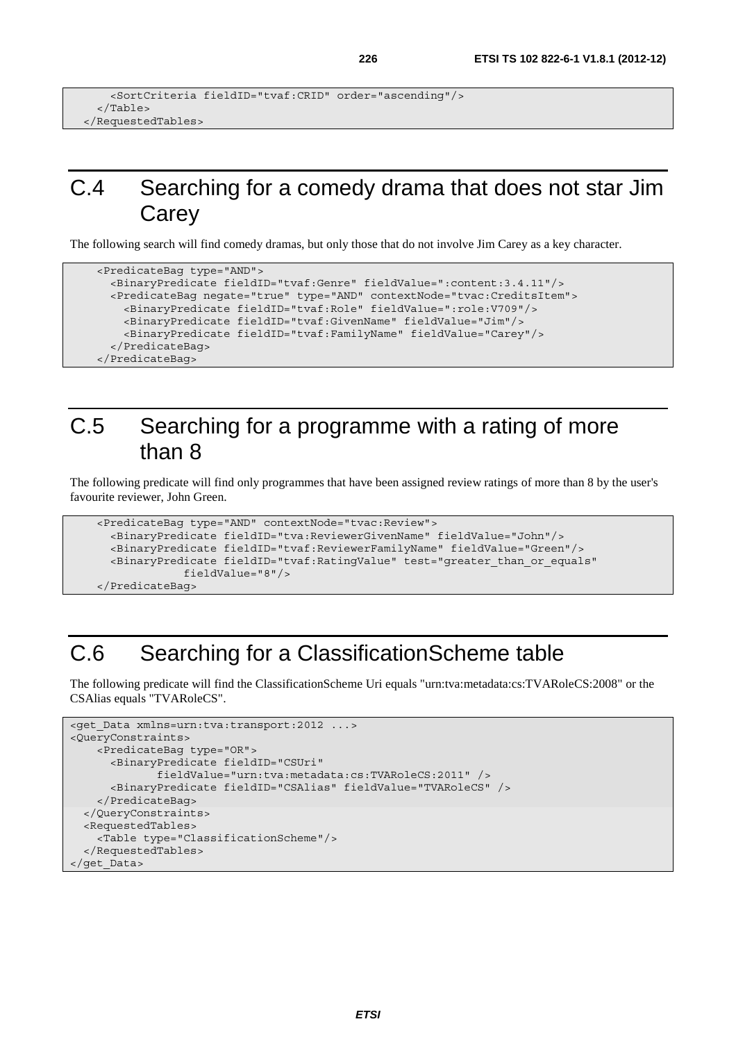```
      <SortCriteria fieldID="tvaf:CRID" order="ascending"/>
    </Table>
  </RequestedTables>
```

# C.4 Searching for a comedy drama that does not star Jim Carey

The following search will find comedy dramas, but only those that do not involve Jim Carey as a key character.

```
    <PredicateBag type="AND">
      <BinaryPredicate fieldID="tvaf:Genre" fieldValue=":content:3.4.11"/>
      <PredicateBag negate="true" type="AND" contextNode="tvac:CreditsItem">
        <BinaryPredicate fieldID="tvaf:Role" fieldValue=":role:V709"/>
        <BinaryPredicate fieldID="tvaf:GivenName" fieldValue="Jim"/>
        <BinaryPredicate fieldID="tvaf:FamilyName" fieldValue="Carey"/>
      </PredicateBag>
    </PredicateBag>
```

# C.5 Searching for a programme with a rating of more than 8

The following predicate will find only programmes that have been assigned review ratings of more than 8 by the user's favourite reviewer, John Green.

```
    <PredicateBag type="AND" contextNode="tvac:Review">
      <BinaryPredicate fieldID="tva:ReviewerGivenName" fieldValue="John"/>
      <BinaryPredicate fieldID="tvaf:ReviewerFamilyName" fieldValue="Green"/>
      <BinaryPredicate fieldID="tvaf:RatingValue" test="greater_than_or_equals"
               fieldValue="8"/>
    </PredicateBag>
```

# C.6 Searching for a ClassificationScheme table

The following predicate will find the ClassificationScheme Uri equals "urn:tva:metadata:cs:TVARoleCS:2008" or the CSAlias equals "TVARoleCS".

```
<get_Data xmlns=urn:tva:transport:2012 ...>
<QueryConstraints>
    <PredicateBag type="OR">
      <BinaryPredicate fieldID="CSUri"
             fieldValue="urn:tva:metadata:cs:TVARoleCS:2011" />
      <BinaryPredicate fieldID="CSAlias" fieldValue="TVARoleCS" />
    </PredicateBag>
  </QueryConstraints>
  <RequestedTables>
    <Table type="ClassificationScheme"/>
  </RequestedTables>
</get_Data>
```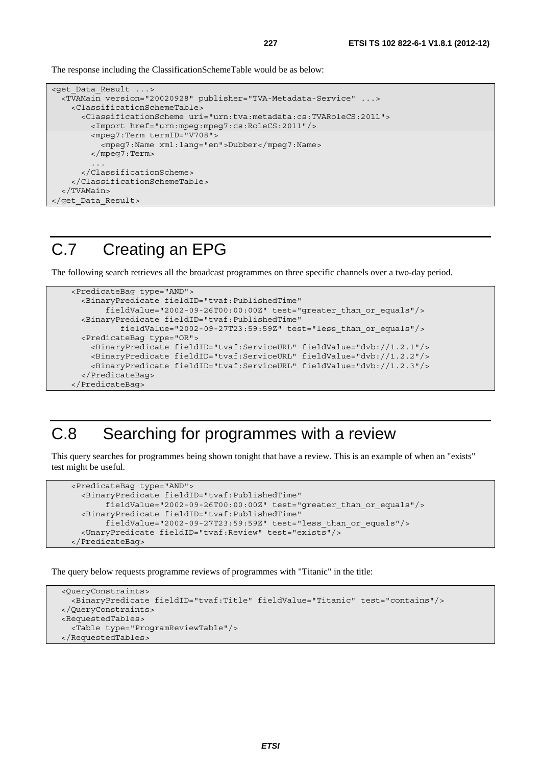The response including the ClassificationSchemeTable would be as below:

```
<get_Data_Result ...>
  <TVAMain version="20020928" publisher="TVA-Metadata-Service" ...>
    <ClassificationSchemeTable>
      <ClassificationScheme uri="urn:tva:metadata:cs:TVARoleCS:2011">
        <Import href="urn:mpeg:mpeg7:cs:RoleCS:2011"/>
        <mpeg7:Term termID="V708">
          <mpeg7:Name xml:lang="en">Dubber</mpeg7:Name>
        </mpeg7:Term>
        ...
      </ClassificationScheme>
    </ClassificationSchemeTable>
  </TVAMain>
</get_Data_Result>
```

# C.7 Creating an EPG

The following search retrieves all the broadcast programmes on three specific channels over a two-day period.

```
    <PredicateBag type="AND">
      <BinaryPredicate fieldID="tvaf:PublishedTime"
          fieldValue="2002-09-26T00:00:00Z" test="greater_than_or_equals"/>
      <BinaryPredicate fieldID="tvaf:PublishedTime"
            fieldValue="2002-09-27T23:59:59Z" test="less_than_or_equals"/>
      <PredicateBag type="OR">
        <BinaryPredicate fieldID="tvaf:ServiceURL" fieldValue="dvb://1.2.1"/>
        <BinaryPredicate fieldID="tvaf:ServiceURL" fieldValue="dvb://1.2.2"/>
        <BinaryPredicate fieldID="tvaf:ServiceURL" fieldValue="dvb://1.2.3"/>
      </PredicateBag>
    </PredicateBag>
```

# C.8 Searching for programmes with a review

This query searches for programmes being shown tonight that have a review. This is an example of when an "exists" test might be useful.

```
    <PredicateBag type="AND">
      <BinaryPredicate fieldID="tvaf:PublishedTime"
          fieldValue="2002-09-26T00:00:00Z" test="greater_than_or_equals"/>
      <BinaryPredicate fieldID="tvaf:PublishedTime"
          fieldValue="2002-09-27T23:59:59Z" test="less_than_or_equals"/>
      <UnaryPredicate fieldID="tvaf:Review" test="exists"/>
    </PredicateBag>
```

The query below requests programme reviews of programmes with "Titanic" in the title:

```
  <QueryConstraints>
    <BinaryPredicate fieldID="tvaf:Title" fieldValue="Titanic" test="contains"/>
  </QueryConstraints>
  <RequestedTables>
    <Table type="ProgramReviewTable"/>
  </RequestedTables>
```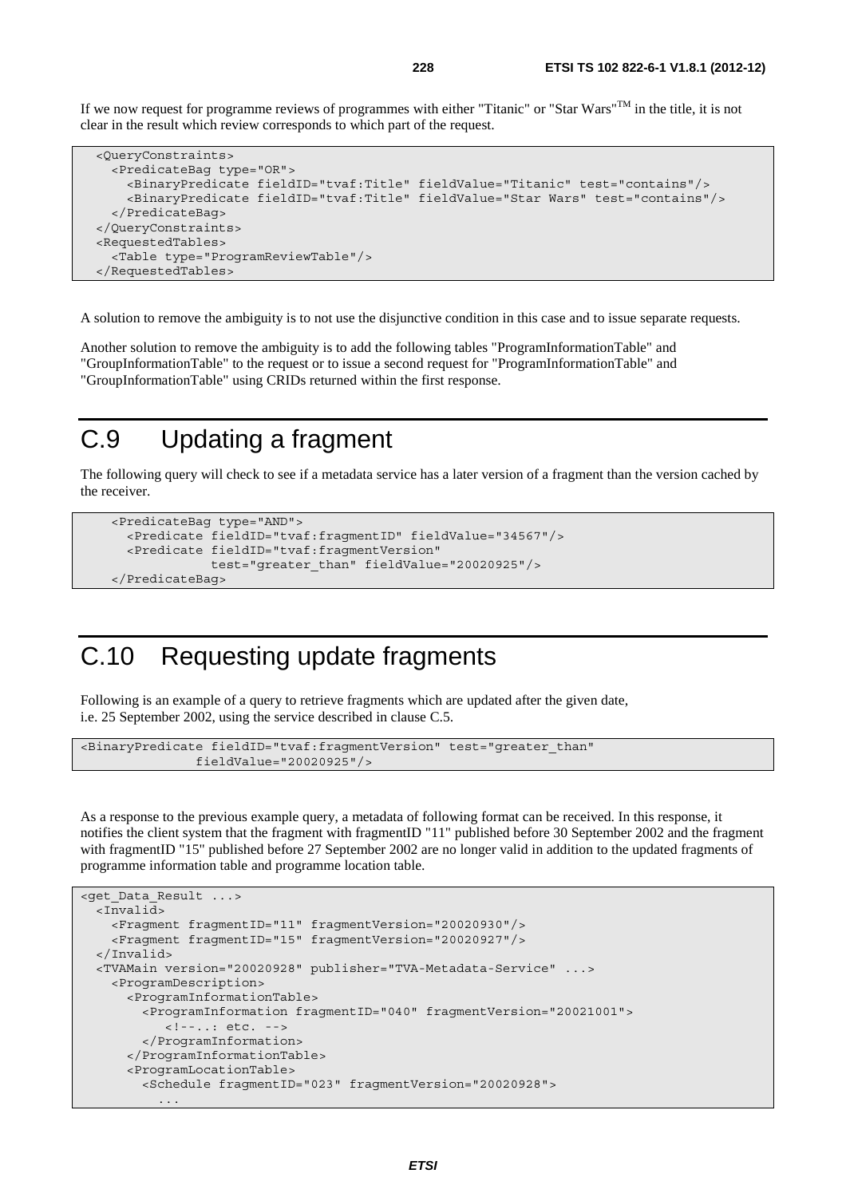If we now request for programme reviews of programmes with either "Titanic" or "Star Wars"™ in the title, it is not clear in the result which review corresponds to which part of the request.

```
<QueryConstraints>
  <PredicateBag type="OR">
    <BinaryPredicate fieldID="tvaf:Title" fieldValue="Titanic" test="contains"/>
    <BinaryPredicate fieldID="tvaf:Title" fieldValue="Star Wars" test="contains"/>
  </PredicateBag>
</QueryConstraints>
<RequestedTables>
  <Table type="ProgramReviewTable"/>
</RequestedTables>
```

A solution to remove the ambiguity is to not use the disjunctive condition in this case and to issue separate requests.

Another solution to remove the ambiguity is to add the following tables "ProgramInformationTable" and "GroupInformationTable" to the request or to issue a second request for "ProgramInformationTable" and "GroupInformationTable" using CRIDs returned within the first response.

# C.9 Updating a fragment

The following query will check to see if a metadata service has a later version of a fragment than the version cached by the receiver.

```
<PredicateBag type="AND">
  <Predicate fieldID="tvaf:fragmentID" fieldValue="34567"/>
  <Predicate fieldID="tvaf:fragmentVersion"
             test="greater_than" fieldValue="20020925"/>
</PredicateBag>
```

# C.10 Requesting update fragments

Following is an example of a query to retrieve fragments which are updated after the given date, i.e. 25 September 2002, using the service described in clause C.5.

```
<BinaryPredicate fieldID="tvaf:fragmentVersion" test="greater_than"
               fieldValue="20020925"/>
```

As a response to the previous example query, a metadata of following format can be received. In this response, it notifies the client system that the fragment with fragmentID "11" published before 30 September 2002 and the fragment with fragmentID "15" published before 27 September 2002 are no longer valid in addition to the updated fragments of programme information table and programme location table.

```
<get_Data_Result ...>
  <Invalid>
    <Fragment fragmentID="11" fragmentVersion="20020930"/>
    <Fragment fragmentID="15" fragmentVersion="20020927"/>
  </Invalid>
  <TVAMain version="20020928" publisher="TVA-Metadata-Service" ...>
    <ProgramDescription>
      <ProgramInformationTable>
        <ProgramInformation fragmentID="040" fragmentVersion="20021001">
          <!--..: etc. -->
        </ProgramInformation>
      </ProgramInformationTable>
      <ProgramLocationTable>
        <Schedule fragmentID="023" fragmentVersion="20020928">
          ...
```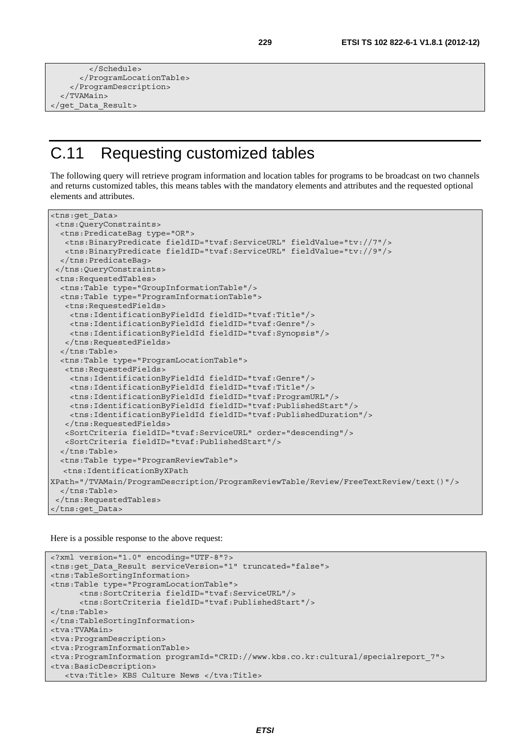```
        </Schedule>
      </ProgramLocationTable>
    </ProgramDescription>
  </TVAMain>
</get_Data_Result>
```

# C.11 Requesting customized tables

The following query will retrieve program information and location tables for programs to be broadcast on two channels and returns customized tables, this means tables with the mandatory elements and attributes and the requested optional elements and attributes.

```
<tns:get_Data>
 <tns:QueryConstraints>
  <tns:PredicateBag type="OR">
   <tns:BinaryPredicate fieldID="tvaf:ServiceURL" fieldValue="tv://7"/>
   <tns:BinaryPredicate fieldID="tvaf:ServiceURL" fieldValue="tv://9"/>
  </tns:PredicateBag>
 </tns:QueryConstraints>
 <tns:RequestedTables>
  <tns:Table type="GroupInformationTable"/>
  <tns:Table type="ProgramInformationTable">
   <tns:RequestedFields>
    <tns:IdentificationByFieldId fieldID="tvaf:Title"/>
    <tns:IdentificationByFieldId fieldID="tvaf:Genre"/>
    <tns:IdentificationByFieldId fieldID="tvaf:Synopsis"/>
   </tns:RequestedFields>
  </tns:Table>
  <tns:Table type="ProgramLocationTable">
   <tns:RequestedFields>
    <tns:IdentificationByFieldId fieldID="tvaf:Genre"/>
    <tns:IdentificationByFieldId fieldID="tvaf:Title"/>
    <tns:IdentificationByFieldId fieldID="tvaf:ProgramURL"/>
    <tns:IdentificationByFieldId fieldID="tvaf:PublishedStart"/>
    <tns:IdentificationByFieldId fieldID="tvaf:PublishedDuration"/>
   </tns:RequestedFields>
   <SortCriteria fieldID="tvaf:ServiceURL" order="descending"/>
   <SortCriteria fieldID="tvaf:PublishedStart"/>
  </tns:Table>
  <tns:Table type="ProgramReviewTable">
   <tns:IdentificationByXPath
XPath="/TVAMain/ProgramDescription/ProgramReviewTable/Review/FreeTextReview/text()"/>
  </tns:Table>
 </tns:RequestedTables>
</tns:get_Data>
```

Here is a possible response to the above request:

```
<?xml version="1.0" encoding="UTF-8"?>
<tns:get_Data_Result serviceVersion="1" truncated="false">
<tns:TableSortingInformation>
<tns:Table type="ProgramLocationTable">
      <tns:SortCriteria fieldID="tvaf:ServiceURL"/>
      <tns:SortCriteria fieldID="tvaf:PublishedStart"/>
</tns:Table>
</tns:TableSortingInformation>
<tva:TVAMain>
<tva:ProgramDescription>
<tva:ProgramInformationTable>
<tva:ProgramInformation programId="CRID://www.kbs.co.kr:cultural/specialreport_7">
<tva:BasicDescription>
   <tva:Title> KBS Culture News </tva:Title>
```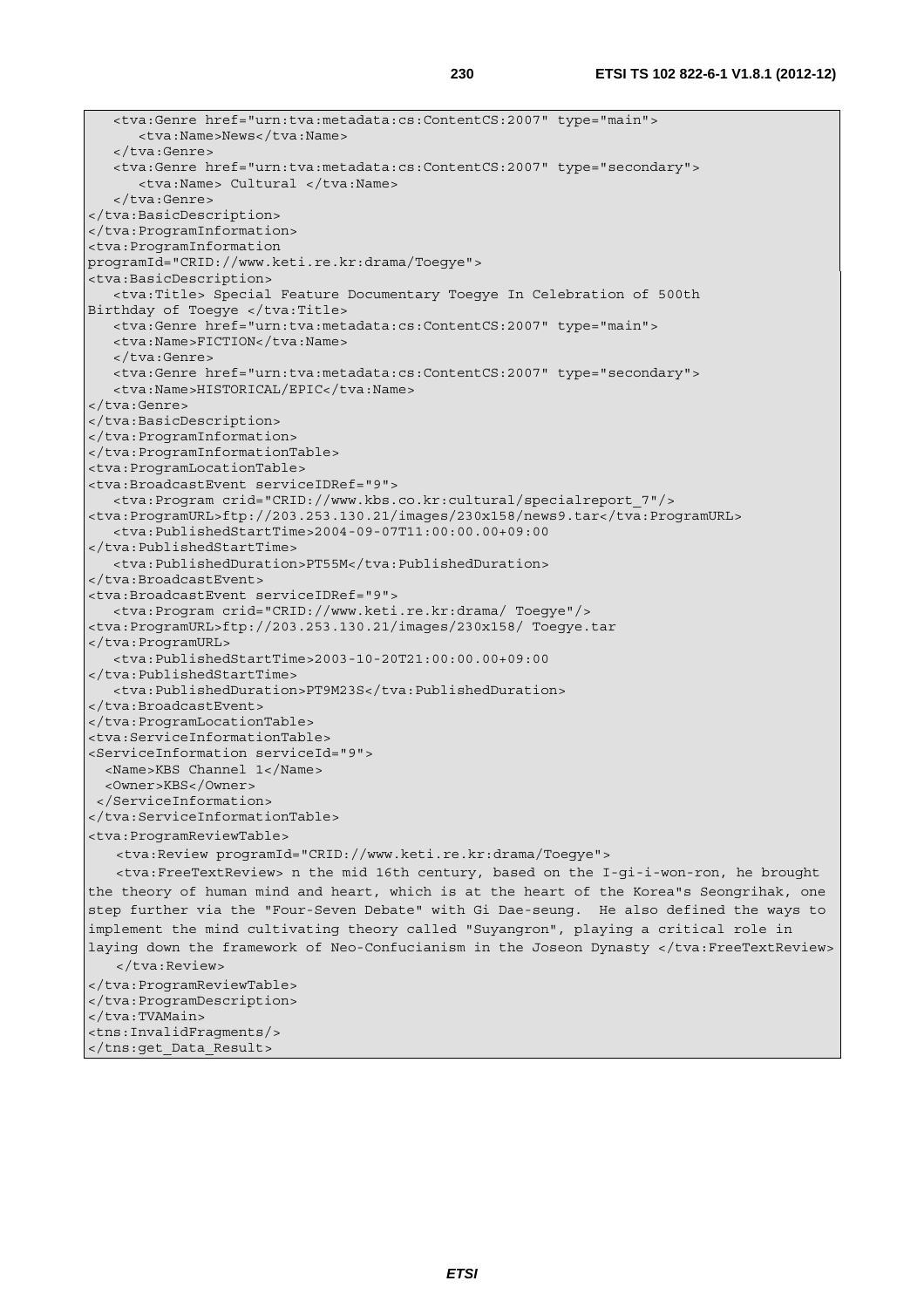```
   <tva:Genre href="urn:tva:metadata:cs:ContentCS:2007" type="main">
      <tva:Name>News</tva:Name>
   </tva:Genre>
   <tva:Genre href="urn:tva:metadata:cs:ContentCS:2007" type="secondary">
      <tva:Name> Cultural </tva:Name>
   </tva:Genre>
</tva:BasicDescription>
</tva:ProgramInformation>
<tva:ProgramInformation
programId="CRID://www.keti.re.kr:drama/Toegye">
<tva:BasicDescription>
   <tva:Title> Special Feature Documentary Toegye In Celebration of 500th
Birthday of Toegye </tva:Title>
   <tva:Genre href="urn:tva:metadata:cs:ContentCS:2007" type="main">
   <tva:Name>FICTION</tva:Name>
   </tva:Genre>
   <tva:Genre href="urn:tva:metadata:cs:ContentCS:2007" type="secondary">
   <tva:Name>HISTORICAL/EPIC</tva:Name>
</tva:Genre>
</tva:BasicDescription>
</tva:ProgramInformation>
</tva:ProgramInformationTable>
<tva:ProgramLocationTable>
<tva:BroadcastEvent serviceIDRef="9">
   <tva:Program crid="CRID://www.kbs.co.kr:cultural/specialreport_7"/>
<tva:ProgramURL>ftp://203.253.130.21/images/230x158/news9.tar</tva:ProgramURL>
   <tva:PublishedStartTime>2004-09-07T11:00:00.00+09:00
</tva:PublishedStartTime>
   <tva:PublishedDuration>PT55M</tva:PublishedDuration>
</tva:BroadcastEvent>
<tva:BroadcastEvent serviceIDRef="9">
   <tva:Program crid="CRID://www.keti.re.kr:drama/ Toegye"/>
<tva:ProgramURL>ftp://203.253.130.21/images/230x158/ Toegye.tar
</tva:ProgramURL>
   <tva:PublishedStartTime>2003-10-20T21:00:00.00+09:00
</tva:PublishedStartTime>
   <tva:PublishedDuration>PT9M23S</tva:PublishedDuration>
</tva:BroadcastEvent>
</tva:ProgramLocationTable>
<tva:ServiceInformationTable>
<ServiceInformation serviceId="9">
  <Name>KBS Channel 1</Name>
  <Owner>KBS</Owner>
 </ServiceInformation>
</tva:ServiceInformationTable>
<tva:ProgramReviewTable>
   <tva:Review programId="CRID://www.keti.re.kr:drama/Toegye">
   <tva:FreeTextReview> n the mid 16th century, based on the I-gi-i-won-ron, he brought
the theory of human mind and heart, which is at the heart of the Korea"s Seongrihak, one
step further via the "Four-Seven Debate" with Gi Dae-seung.  He also defined the ways to
implement the mind cultivating theory called "Suyangron", playing a critical role in
laying down the framework of Neo-Confucianism in the Joseon Dynasty </tva:FreeTextReview>
   </tva:Review>
</tva:ProgramReviewTable>
</tva:ProgramDescription>
</tva:TVAMain>
<tns:InvalidFragments/>
</tns:get_Data_Result>
```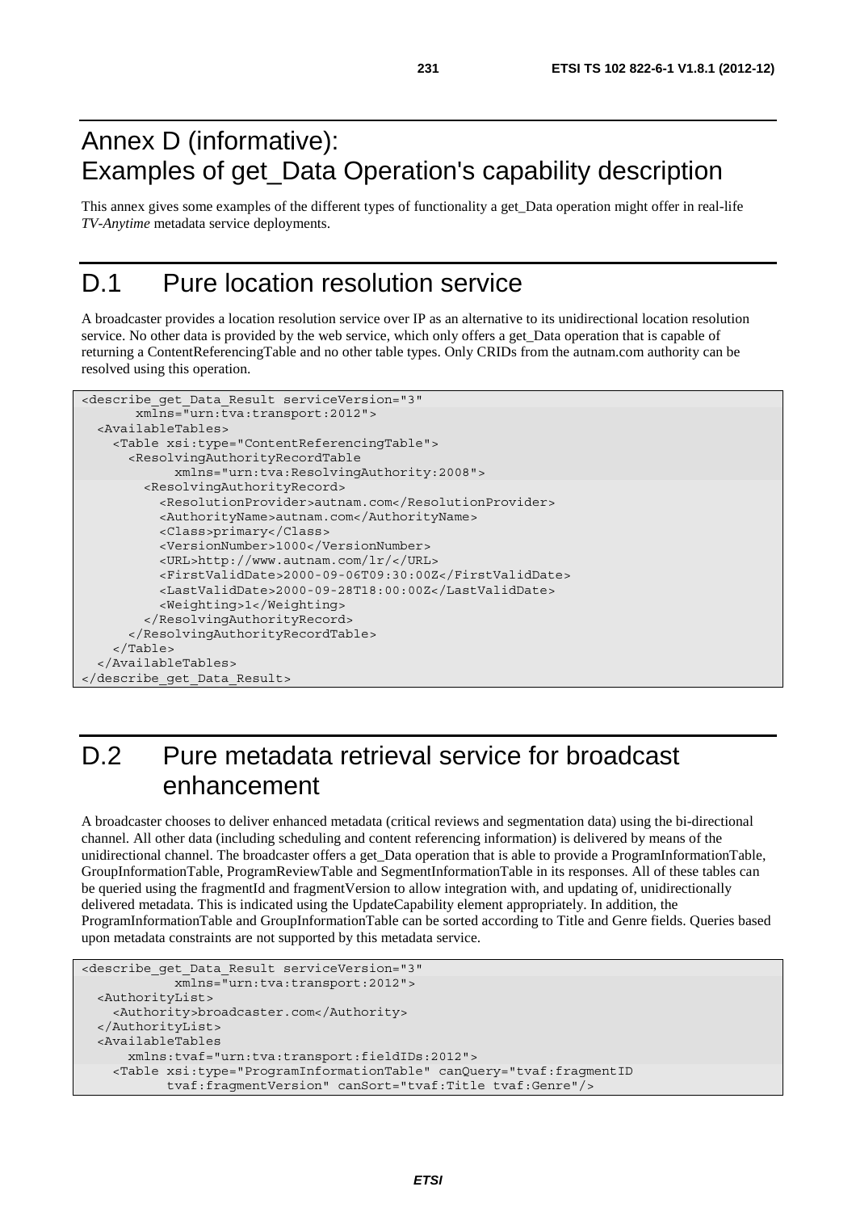# Annex D (informative): Examples of get_Data Operation's capability description

This annex gives some examples of the different types of functionality a get_Data operation might offer in real-life *TV-Anytime* metadata service deployments.

# D.1 Pure location resolution service

A broadcaster provides a location resolution service over IP as an alternative to its unidirectional location resolution service. No other data is provided by the web service, which only offers a get_Data operation that is capable of returning a ContentReferencingTable and no other table types. Only CRIDs from the autnam.com authority can be resolved using this operation.

```
<describe_get_Data_Result serviceVersion="3"
       xmlns="urn:tva:transport:2012">
  <AvailableTables>
    <Table xsi:type="ContentReferencingTable">
      <ResolvingAuthorityRecordTable
            xmlns="urn:tva:ResolvingAuthority:2008">
        <ResolvingAuthorityRecord>
          <ResolutionProvider>autnam.com</ResolutionProvider>
          <AuthorityName>autnam.com</AuthorityName>
          <Class>primary</Class>
          <VersionNumber>1000</VersionNumber>
          <URL>http://www.autnam.com/lr/</URL>
          <FirstValidDate>2000-09-06T09:30:00Z</FirstValidDate>
          <LastValidDate>2000-09-28T18:00:00Z</LastValidDate>
          <Weighting>1</Weighting>
        </ResolvingAuthorityRecord>
      </ResolvingAuthorityRecordTable>
    </Table>
  </AvailableTables>
</describe_get_Data_Result>
```

# D.2 Pure metadata retrieval service for broadcast enhancement

A broadcaster chooses to deliver enhanced metadata (critical reviews and segmentation data) using the bi-directional channel. All other data (including scheduling and content referencing information) is delivered by means of the unidirectional channel. The broadcaster offers a get_Data operation that is able to provide a ProgramInformationTable, GroupInformationTable, ProgramReviewTable and SegmentInformationTable in its responses. All of these tables can be queried using the fragmentId and fragmentVersion to allow integration with, and updating of, unidirectionally delivered metadata. This is indicated using the UpdateCapability element appropriately. In addition, the ProgramInformationTable and GroupInformationTable can be sorted according to Title and Genre fields. Queries based upon metadata constraints are not supported by this metadata service.

```
<describe_get_Data_Result serviceVersion="3"
            xmlns="urn:tva:transport:2012">
  <AuthorityList>
    <Authority>broadcaster.com</Authority>
  </AuthorityList>
  <AvailableTables
      xmlns:tvaf="urn:tva:transport:fieldIDs:2012">
    <Table xsi:type="ProgramInformationTable" canQuery="tvaf:fragmentID
           tvaf:fragmentVersion" canSort="tvaf:Title tvaf:Genre"/>
```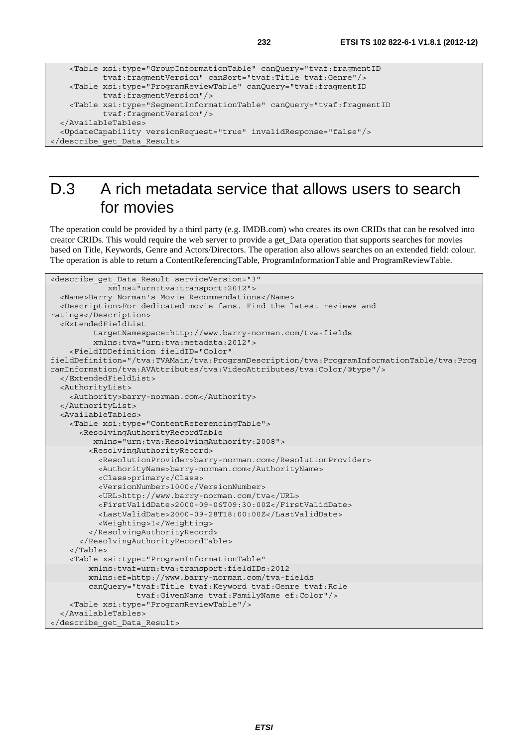```
    <Table xsi:type="GroupInformationTable" canQuery="tvaf:fragmentID
           tvaf:fragmentVersion" canSort="tvaf:Title tvaf:Genre"/>
    <Table xsi:type="ProgramReviewTable" canQuery="tvaf:fragmentID
           tvaf:fragmentVersion"/>
    <Table xsi:type="SegmentInformationTable" canQuery="tvaf:fragmentID
           tvaf:fragmentVersion"/>
  </AvailableTables>
  <UpdateCapability versionRequest="true" invalidResponse="false"/>
</describe_get_Data_Result>
```

# D.3 A rich metadata service that allows users to search for movies

The operation could be provided by a third party (e.g. IMDB.com) who creates its own CRIDs that can be resolved into creator CRIDs. This would require the web server to provide a get_Data operation that supports searches for movies based on Title, Keywords, Genre and Actors/Directors. The operation also allows searches on an extended field: colour. The operation is able to return a ContentReferencingTable, ProgramInformationTable and ProgramReviewTable.

```
<describe_get_Data_Result serviceVersion="3"
            xmlns="urn:tva:transport:2012">
  <Name>Barry Norman's Movie Recommendations</Name>
  <Description>For dedicated movie fans. Find the latest reviews and
ratings</Description>
  <ExtendedFieldList
         targetNamespace=http://www.barry-norman.com/tva-fields
         xmlns:tva="urn:tva:metadata:2012">
    <FieldIDDefinition fieldID="Color"
fieldDefinition="/tva:TVAMain/tva:ProgramDescription/tva:ProgramInformationTable/tva:Prog
ramInformation/tva:AVAttributes/tva:VideoAttributes/tva:Color/@type"/>
  </ExtendedFieldList>
  <AuthorityList>
    <Authority>barry-norman.com</Authority>
  </AuthorityList>
  <AvailableTables>
    <Table xsi:type="ContentReferencingTable">
      <ResolvingAuthorityRecordTable
         xmlns="urn:tva:ResolvingAuthority:2008">
        <ResolvingAuthorityRecord>
          <ResolutionProvider>barry-norman.com</ResolutionProvider>
          <AuthorityName>barry-norman.com</AuthorityName>
          <Class>primary</Class>
          <VersionNumber>1000</VersionNumber>
          <URL>http://www.barry-norman.com/tva</URL>
          <FirstValidDate>2000-09-06T09:30:00Z</FirstValidDate>
          <LastValidDate>2000-09-28T18:00:00Z</LastValidDate>
          <Weighting>1</Weighting>
        </ResolvingAuthorityRecord>
      </ResolvingAuthorityRecordTable>
    </Table>
    <Table xsi:type="ProgramInformationTable"
        xmlns:tvaf=urn:tva:transport:fieldIDs:2012
        xmlns:ef=http://www.barry-norman.com/tva-fields
        canQuery="tvaf:Title tvaf:Keyword tvaf:Genre tvaf:Role
                  tvaf:GivenName tvaf:FamilyName ef:Color"/>
    <Table xsi:type="ProgramReviewTable"/>
  </AvailableTables>
</describe_get_Data_Result>
```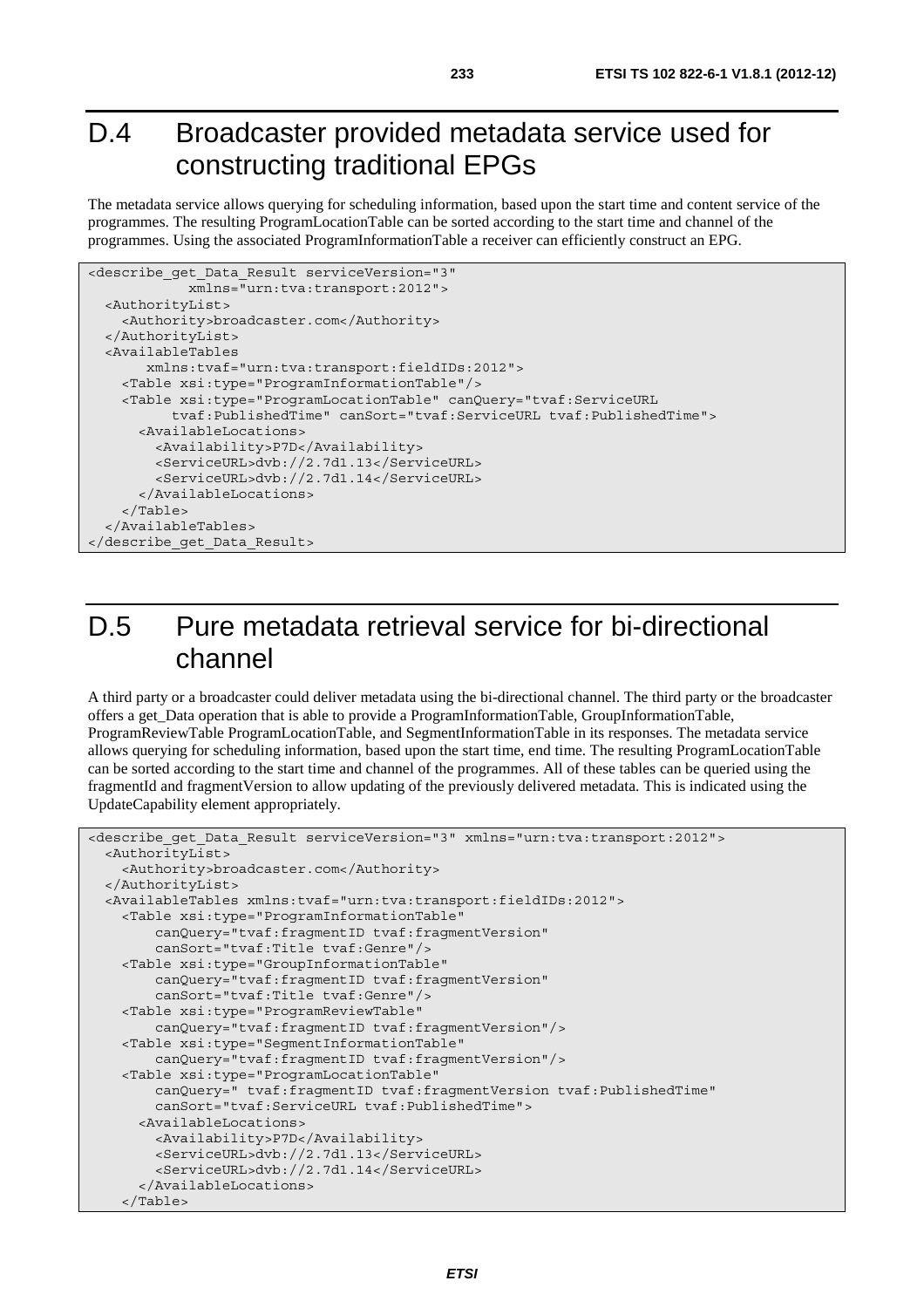# D.4 Broadcaster provided metadata service used for constructing traditional EPGs

The metadata service allows querying for scheduling information, based upon the start time and content service of the programmes. The resulting ProgramLocationTable can be sorted according to the start time and channel of the programmes. Using the associated ProgramInformationTable a receiver can efficiently construct an EPG.

```
<describe_get_Data_Result serviceVersion="3"
           xmlns="urn:tva:transport:2012">
  <AuthorityList>
    <Authority>broadcaster.com</Authority>
  </AuthorityList>
  <AvailableTables
       xmlns:tvaf="urn:tva:transport:fieldIDs:2012">
    <Table xsi:type="ProgramInformationTable"/>
    <Table xsi:type="ProgramLocationTable" canQuery="tvaf:ServiceURL
         tvaf:PublishedTime" canSort="tvaf:ServiceURL tvaf:PublishedTime">
      <AvailableLocations>
        <Availability>P7D</Availability>
        <ServiceURL>dvb://2.7d1.13</ServiceURL>
        <ServiceURL>dvb://2.7d1.14</ServiceURL>
      </AvailableLocations>
    </Table>
  </AvailableTables>
</describe_get_Data_Result>
```

# D.5 Pure metadata retrieval service for bi-directional channel

A third party or a broadcaster could deliver metadata using the bi-directional channel. The third party or the broadcaster offers a get_Data operation that is able to provide a ProgramInformationTable, GroupInformationTable, ProgramReviewTable ProgramLocationTable, and SegmentInformationTable in its responses. The metadata service allows querying for scheduling information, based upon the start time, end time. The resulting ProgramLocationTable can be sorted according to the start time and channel of the programmes. All of these tables can be queried using the fragmentId and fragmentVersion to allow updating of the previously delivered metadata. This is indicated using the UpdateCapability element appropriately.

```
<describe_get_Data_Result serviceVersion="3" xmlns="urn:tva:transport:2012">
  <AuthorityList>
    <Authority>broadcaster.com</Authority>
  </AuthorityList>
  <AvailableTables xmlns:tvaf="urn:tva:transport:fieldIDs:2012">
    <Table xsi:type="ProgramInformationTable"
        canQuery="tvaf:fragmentID tvaf:fragmentVersion"
        canSort="tvaf:Title tvaf:Genre"/>
    <Table xsi:type="GroupInformationTable"
        canQuery="tvaf:fragmentID tvaf:fragmentVersion"
        canSort="tvaf:Title tvaf:Genre"/>
    <Table xsi:type="ProgramReviewTable"
        canQuery="tvaf:fragmentID tvaf:fragmentVersion"/>
    <Table xsi:type="SegmentInformationTable"
        canQuery="tvaf:fragmentID tvaf:fragmentVersion"/>
    <Table xsi:type="ProgramLocationTable"
        canQuery=" tvaf:fragmentID tvaf:fragmentVersion tvaf:PublishedTime"
        canSort="tvaf:ServiceURL tvaf:PublishedTime">
      <AvailableLocations>
        <Availability>P7D</Availability>
        <ServiceURL>dvb://2.7d1.13</ServiceURL>
        <ServiceURL>dvb://2.7d1.14</ServiceURL>
      </AvailableLocations>
    </Table>
```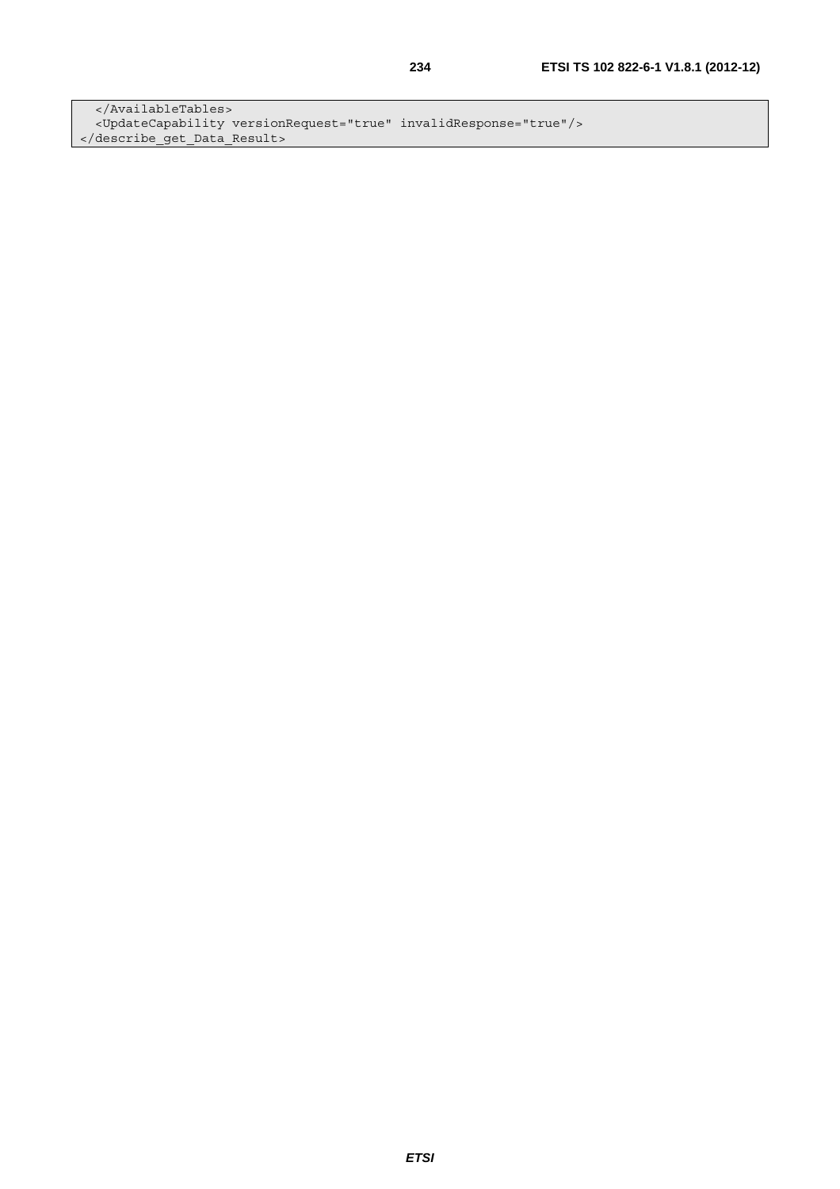```
  </AvailableTables>
  <UpdateCapability versionRequest="true" invalidResponse="true"/>
</describe_get_Data_Result>
```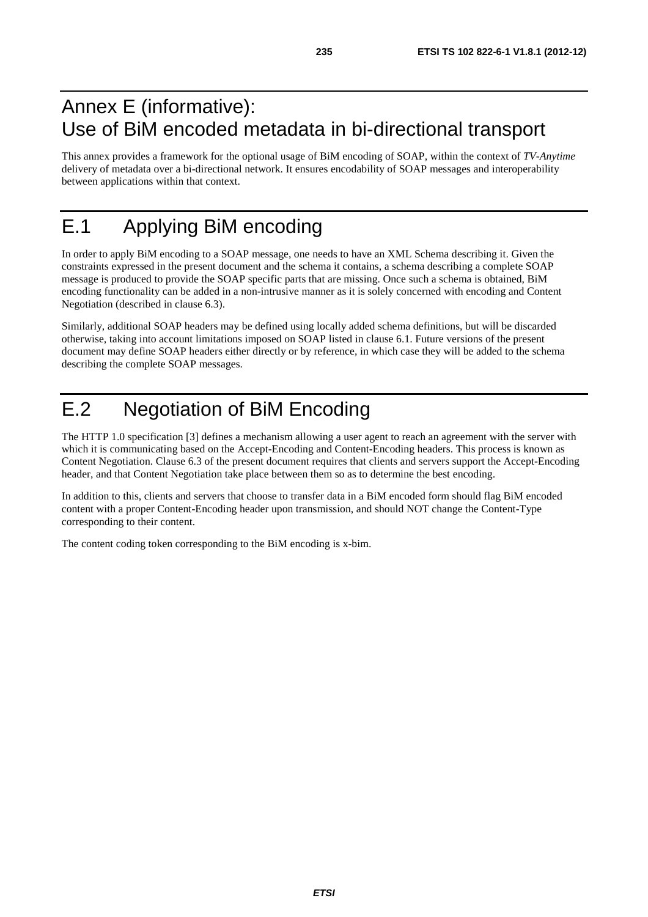# Annex E (informative): Use of BiM encoded metadata in bi-directional transport

This annex provides a framework for the optional usage of BiM encoding of SOAP, within the context of *TV-Anytime* delivery of metadata over a bi-directional network. It ensures encodability of SOAP messages and interoperability between applications within that context.

# E.1 Applying BiM encoding

In order to apply BiM encoding to a SOAP message, one needs to have an XML Schema describing it. Given the constraints expressed in the present document and the schema it contains, a schema describing a complete SOAP message is produced to provide the SOAP specific parts that are missing. Once such a schema is obtained, BiM encoding functionality can be added in a non-intrusive manner as it is solely concerned with encoding and Content Negotiation (described in clause 6.3).

Similarly, additional SOAP headers may be defined using locally added schema definitions, but will be discarded otherwise, taking into account limitations imposed on SOAP listed in clause 6.1. Future versions of the present document may define SOAP headers either directly or by reference, in which case they will be added to the schema describing the complete SOAP messages.

# E.2 Negotiation of BiM Encoding

The HTTP 1.0 specification [3] defines a mechanism allowing a user agent to reach an agreement with the server with which it is communicating based on the Accept-Encoding and Content-Encoding headers. This process is known as Content Negotiation. Clause 6.3 of the present document requires that clients and servers support the Accept-Encoding header, and that Content Negotiation take place between them so as to determine the best encoding.

In addition to this, clients and servers that choose to transfer data in a BiM encoded form should flag BiM encoded content with a proper Content-Encoding header upon transmission, and should NOT change the Content-Type corresponding to their content.

The content coding token corresponding to the BiM encoding is x-bim.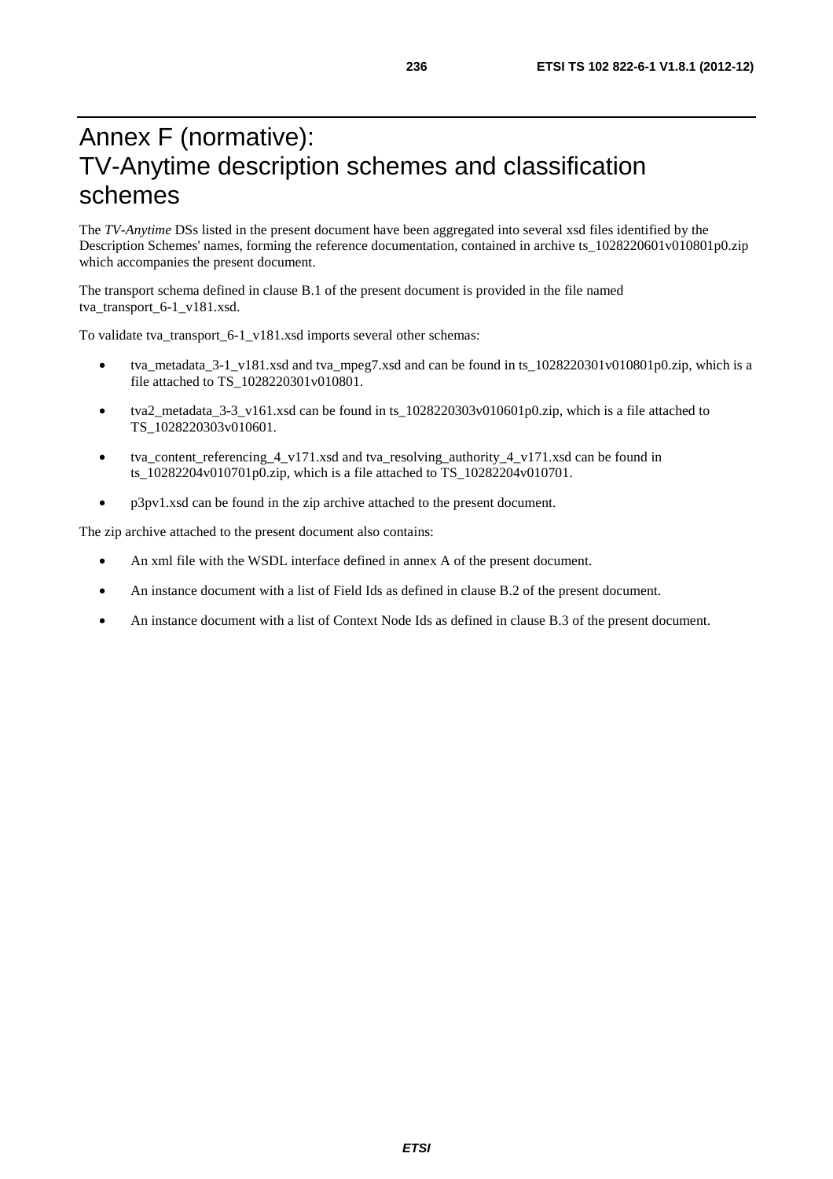# Annex F (normative): TV-Anytime description schemes and classification schemes

The *TV-Anytime* DSs listed in the present document have been aggregated into several xsd files identified by the Description Schemes' names, forming the reference documentation, contained in archive ts_1028220601v010801p0.zip which accompanies the present document.

The transport schema defined in clause B.1 of the present document is provided in the file named tva_transport_6-1_v181.xsd.

To validate tva_transport_6-1_v181.xsd imports several other schemas:

- tva_metadata_3-1_v181.xsd and tva_mpeg7.xsd and can be found in ts_1028220301v010801p0.zip, which is a file attached to TS_1028220301v010801.
- tva2_metadata_3-3_v161.xsd can be found in ts_1028220303v010601p0.zip, which is a file attached to TS_1028220303v010601.
- tva_content_referencing_4_v171.xsd and tva_resolving_authority_4_v171.xsd can be found in ts_10282204v010701p0.zip, which is a file attached to TS_10282204v010701.
- p3pv1.xsd can be found in the zip archive attached to the present document.

The zip archive attached to the present document also contains:

- An xml file with the WSDL interface defined in annex A of the present document.
- An instance document with a list of Field Ids as defined in clause B.2 of the present document.
- An instance document with a list of Context Node Ids as defined in clause B.3 of the present document.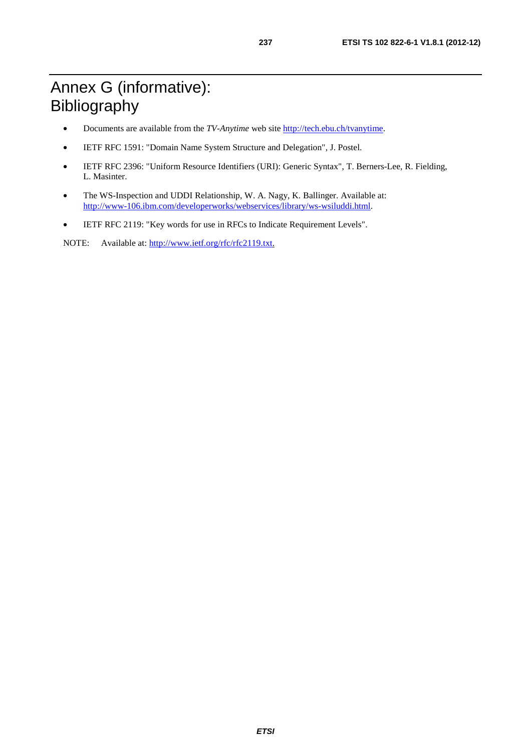# Annex G (informative): Bibliography

- Documents are available from the *TV-Anytime* web site http://tech.ebu.ch/tvanytime.
- IETF RFC 1591: "Domain Name System Structure and Delegation", J. Postel.
- IETF RFC 2396: "Uniform Resource Identifiers (URI): Generic Syntax", T. Berners-Lee, R. Fielding, L. Masinter.
- The WS-Inspection and UDDI Relationship, W. A. Nagy, K. Ballinger. Available at: http://www-106.ibm.com/developerworks/webservices/library/ws-wsiluddi.html.
- IETF RFC 2119: "Key words for use in RFCs to Indicate Requirement Levels".

NOTE: Available at: http://www.ietf.org/rfc/rfc2119.txt.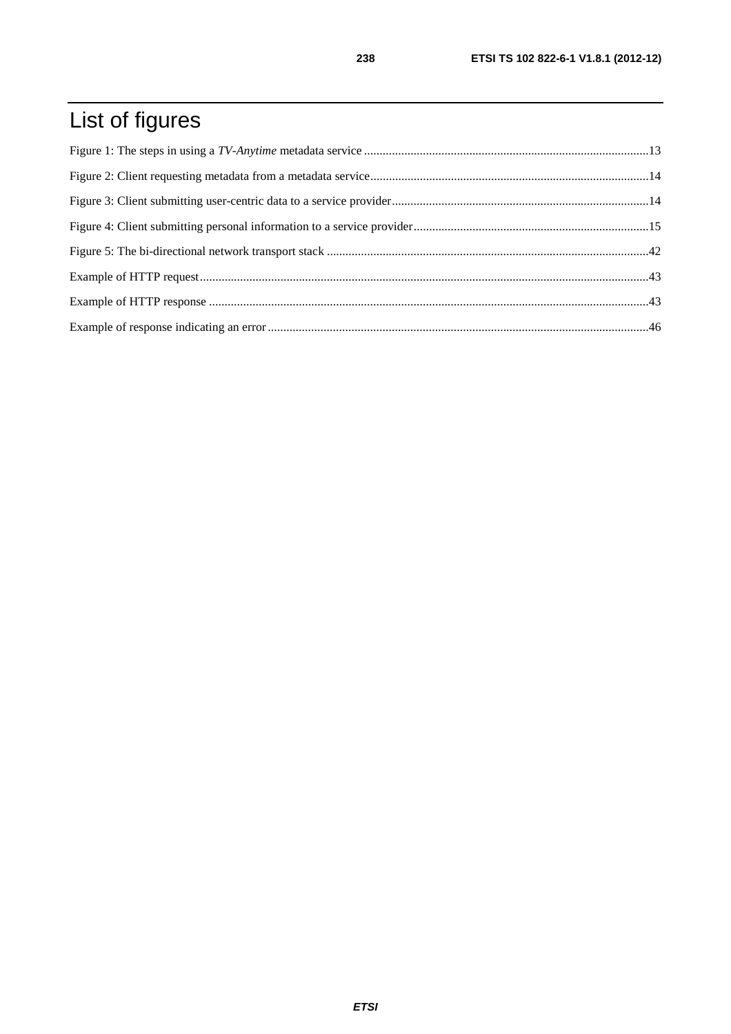# List of figures

Figure 1: The steps in using a *TV-Anytime* metadata service ........................................................................................13

Figure 2: Client requesting metadata from a metadata service........................................................................................14

Figure 3: Client submitting user-centric data to a service provider..................................................................................14

Figure 4: Client submitting personal information to a service provider...........................................................................15

Figure 5: The bi-directional network transport stack ......................................................................................................42

Example of HTTP request...............................................................................................................................................43

Example of HTTP response ............................................................................................................................................43

Example of response indicating an error .........................................................................................................................46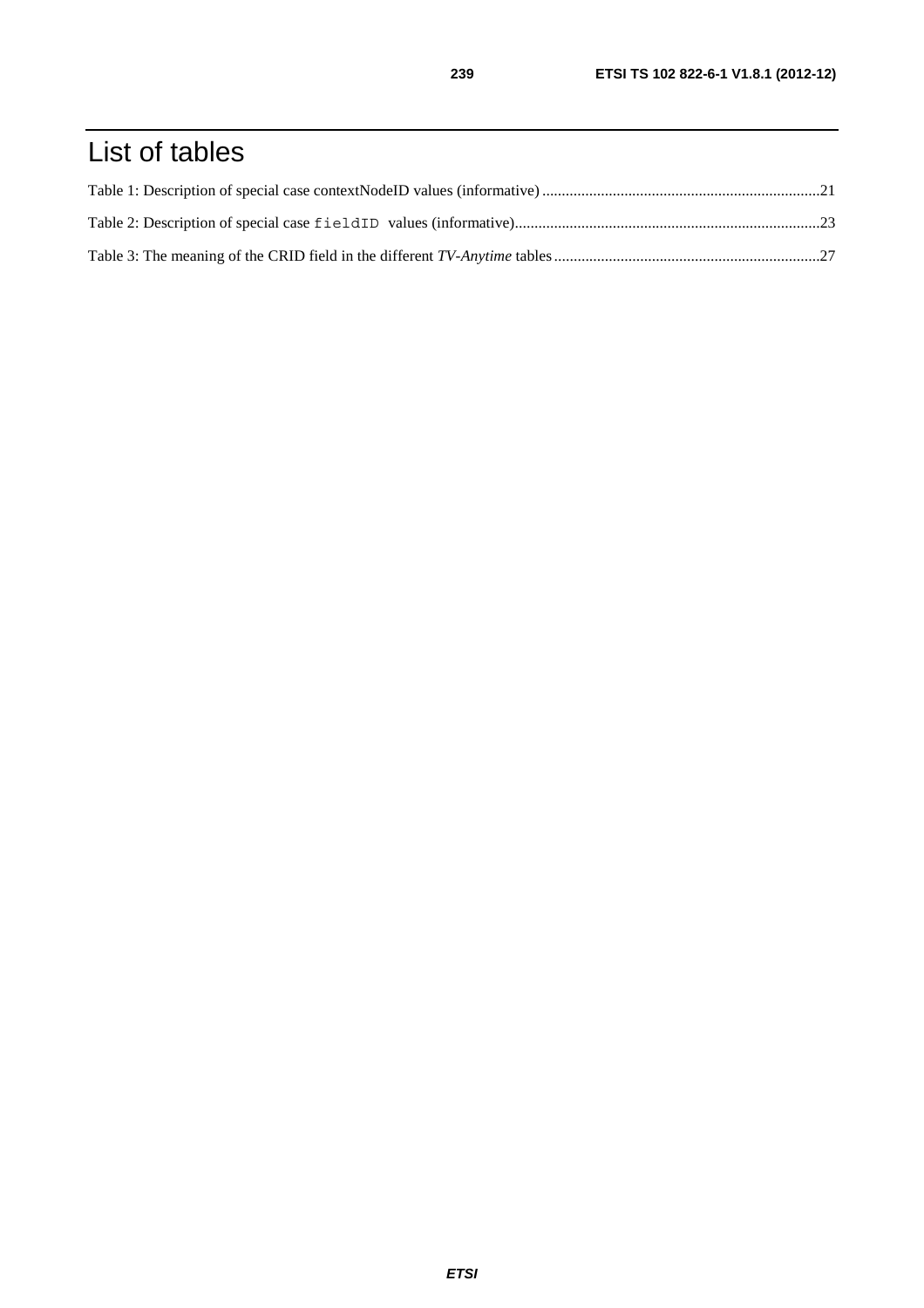# List of tables

Table 1: Description of special case contextNodeID values (informative) .......................................................................21

Table 2: Description of special case `fieldID` values (informative)..............................................................................23

Table 3: The meaning of the CRID field in the different *TV-Anytime* tables ....................................................................27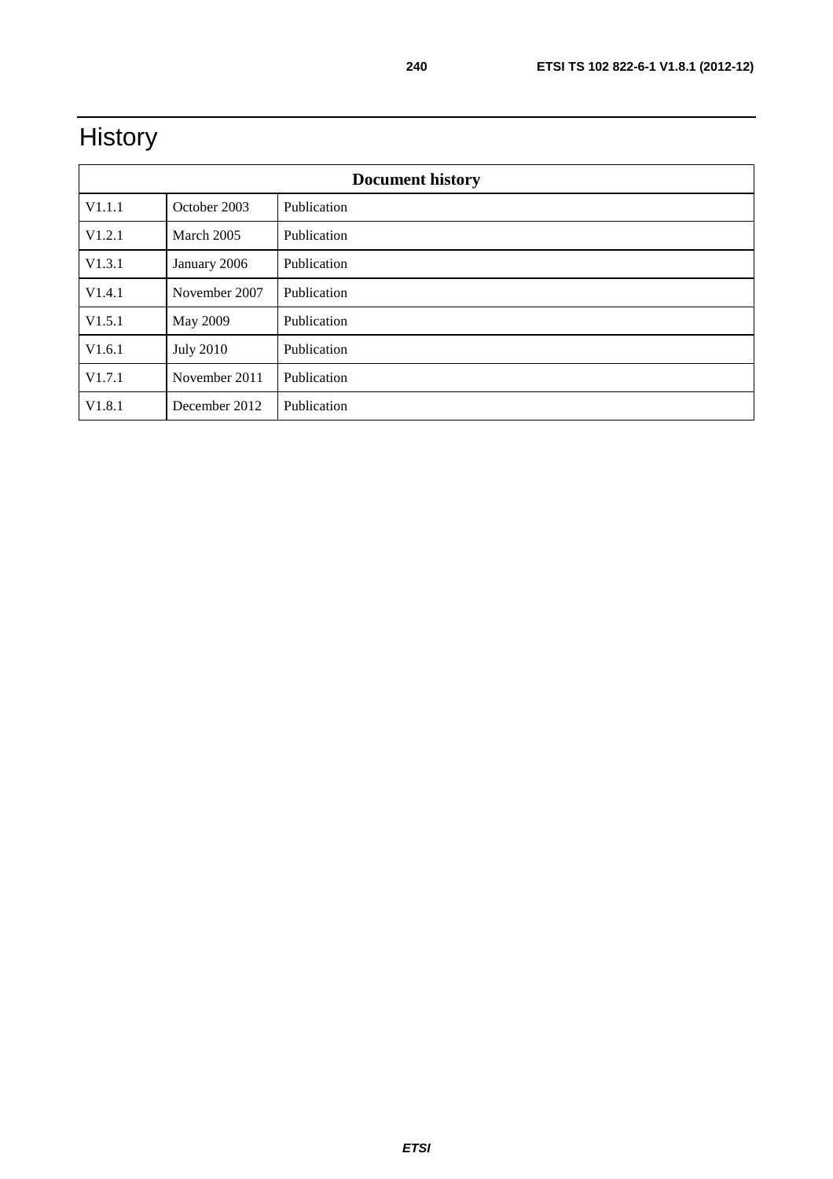# History

| Document history | | |
|---|---|---|
| V1.1.1 | October 2003 | Publication |
| V1.2.1 | March 2005 | Publication |
| V1.3.1 | January 2006 | Publication |
| V1.4.1 | November 2007 | Publication |
| V1.5.1 | May 2009 | Publication |
| V1.6.1 | July 2010 | Publication |
| V1.7.1 | November 2011 | Publication |
| V1.8.1 | December 2012 | Publication |